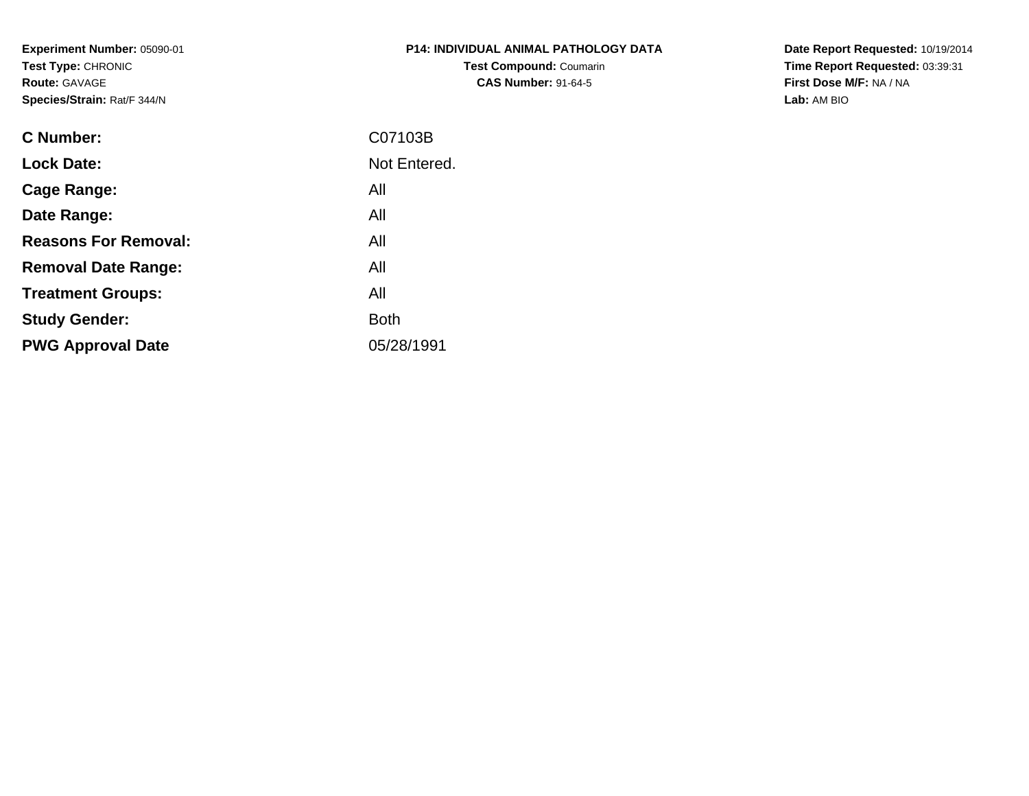**Experiment Number:** 05090-01
**Test Type:** CHRONIC
**Route:** GAVAGE
**Species/Strain:** Rat/F 344/N

**P14: INDIVIDUAL ANIMAL PATHOLOGY DATA**
**Test Compound:** Coumarin
**CAS Number:** 91-64-5

**Date Report Requested:** 10/19/2014
**Time Report Requested:** 03:39:31
**First Dose M/F:** NA / NA
**Lab:** AM BIO

| | |
|---|---|
| **C Number:** | C07103B |
| **Lock Date:** | Not Entered. |
| **Cage Range:** | All |
| **Date Range:** | All |
| **Reasons For Removal:** | All |
| **Removal Date Range:** | All |
| **Treatment Groups:** | All |
| **Study Gender:** | Both |
| **PWG Approval Date** | 05/28/1991 |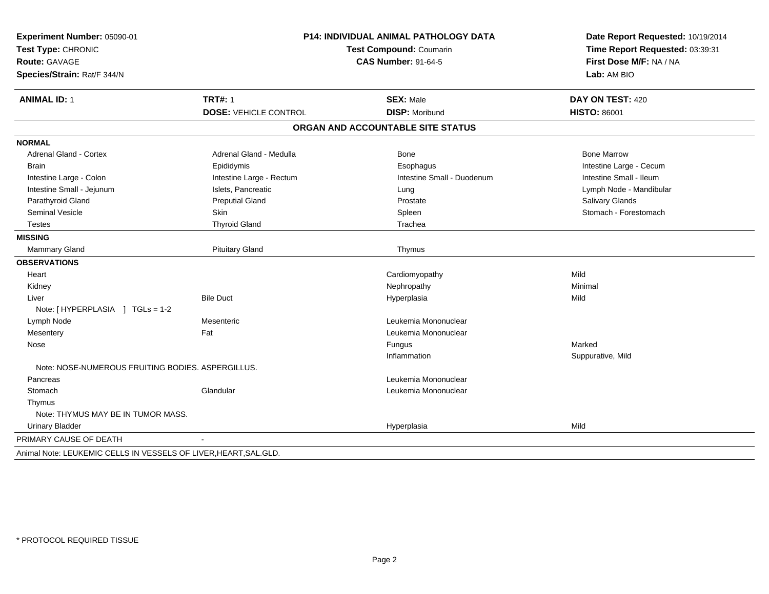**Experiment Number:** 05090-01
**Test Type:** CHRONIC
**Route:** GAVAGE
**Species/Strain:** Rat/F 344/N

**P14: INDIVIDUAL ANIMAL PATHOLOGY DATA**
**Test Compound:** Coumarin
**CAS Number:** 91-64-5

**Date Report Requested:** 10/19/2014
**Time Report Requested:** 03:39:31
**First Dose M/F:** NA / NA
**Lab:** AM BIO

| **ANIMAL ID:** 1 | **TRT#:** 1 | **SEX:** Male | **DAY ON TEST:** 420 |
|---|---|---|---|
| | **DOSE:** VEHICLE CONTROL | **DISP:** Moribund | **HISTO:** 86001 |

## ORGAN AND ACCOUNTABLE SITE STATUS

| | | | |
|---|---|---|---|
| **NORMAL** | | | |
| Adrenal Gland - Cortex | Adrenal Gland - Medulla | Bone | Bone Marrow |
| Brain | Epididymis | Esophagus | Intestine Large - Cecum |
| Intestine Large - Colon | Intestine Large - Rectum | Intestine Small - Duodenum | Intestine Small - Ileum |
| Intestine Small - Jejunum | Islets, Pancreatic | Lung | Lymph Node - Mandibular |
| Parathyroid Gland | Preputial Gland | Prostate | Salivary Glands |
| Seminal Vesicle | Skin | Spleen | Stomach - Forestomach |
| Testes | Thyroid Gland | Trachea | |
| **MISSING** | | | |
| Mammary Gland | Pituitary Gland | Thymus | |
| **OBSERVATIONS** | | | |
| Heart | | Cardiomyopathy | Mild |
| Kidney | | Nephropathy | Minimal |
| Liver | Bile Duct | Hyperplasia | Mild |
| Note: [ HYPERPLASIA ] TGLs = 1-2 | | | |
| Lymph Node | Mesenteric | Leukemia Mononuclear | |
| Mesentery | Fat | Leukemia Mononuclear | |
| Nose | | Fungus | Marked |
| | | Inflammation | Suppurative, Mild |
| Note: NOSE-NUMEROUS FRUITING BODIES. ASPERGILLUS. | | | |
| Pancreas | | Leukemia Mononuclear | |
| Stomach | Glandular | Leukemia Mononuclear | |
| Thymus | | | |
| Note: THYMUS MAY BE IN TUMOR MASS. | | | |
| Urinary Bladder | | Hyperplasia | Mild |
| PRIMARY CAUSE OF DEATH | - | | |

Animal Note: LEUKEMIC CELLS IN VESSELS OF LIVER,HEART,SAL.GLD.

\* PROTOCOL REQUIRED TISSUE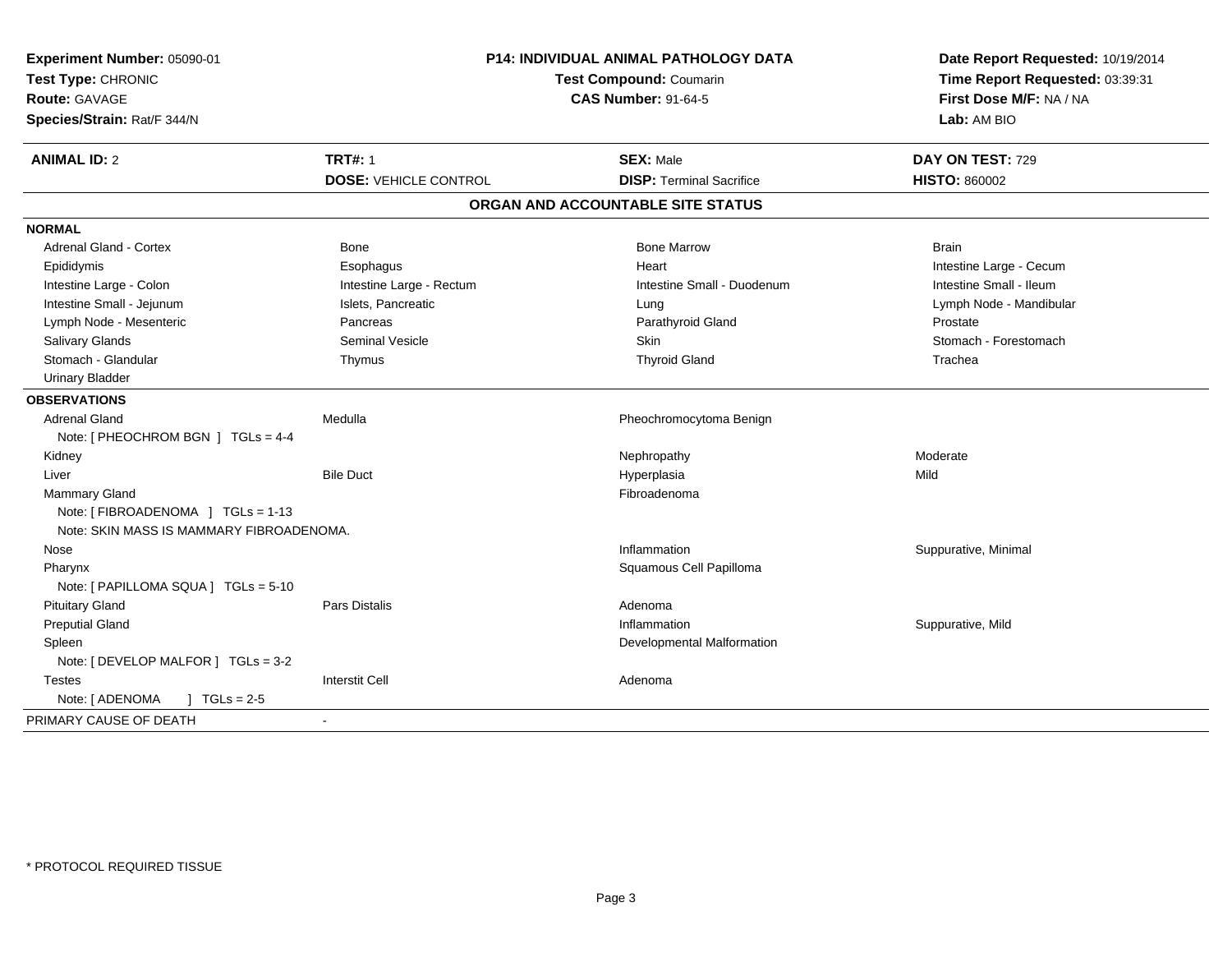**Experiment Number:** 05090-01
**Test Type:** CHRONIC
**Route:** GAVAGE
**Species/Strain:** Rat/F 344/N

**P14: INDIVIDUAL ANIMAL PATHOLOGY DATA**
**Test Compound:** Coumarin
**CAS Number:** 91-64-5

**Date Report Requested:** 10/19/2014
**Time Report Requested:** 03:39:31
**First Dose M/F:** NA / NA
**Lab:** AM BIO

| **ANIMAL ID:** 2 | **TRT#:** 1 | **SEX:** Male | **DAY ON TEST:** 729 |
|---|---|---|---|
| | **DOSE:** VEHICLE CONTROL | **DISP:** Terminal Sacrifice | **HISTO:** 860002 |

## ORGAN AND ACCOUNTABLE SITE STATUS

**NORMAL**

| | | | |
|---|---|---|---|
| Adrenal Gland - Cortex | Bone | Bone Marrow | Brain |
| Epididymis | Esophagus | Heart | Intestine Large - Cecum |
| Intestine Large - Colon | Intestine Large - Rectum | Intestine Small - Duodenum | Intestine Small - Ileum |
| Intestine Small - Jejunum | Islets, Pancreatic | Lung | Lymph Node - Mandibular |
| Lymph Node - Mesenteric | Pancreas | Parathyroid Gland | Prostate |
| Salivary Glands | Seminal Vesicle | Skin | Stomach - Forestomach |
| Stomach - Glandular | Thymus | Thyroid Gland | Trachea |
| Urinary Bladder | | | |

**OBSERVATIONS**

| | | | |
|---|---|---|---|
| Adrenal Gland | Medulla | Pheochromocytoma Benign | |
| Note: [ PHEOCHROM BGN ] TGLs = 4-4 | | | |
| Kidney | | Nephropathy | Moderate |
| Liver | Bile Duct | Hyperplasia | Mild |
| Mammary Gland | | Fibroadenoma | |
| Note: [ FIBROADENOMA ] TGLs = 1-13 | | | |
| Note: SKIN MASS IS MAMMARY FIBROADENOMA. | | | |
| Nose | | Inflammation | Suppurative, Minimal |
| Pharynx | | Squamous Cell Papilloma | |
| Note: [ PAPILLOMA SQUA ] TGLs = 5-10 | | | |
| Pituitary Gland | Pars Distalis | Adenoma | |
| Preputial Gland | | Inflammation | Suppurative, Mild |
| Spleen | | Developmental Malformation | |
| Note: [ DEVELOP MALFOR ] TGLs = 3-2 | | | |
| Testes | Interstit Cell | Adenoma | |
| Note: [ ADENOMA ] TGLs = 2-5 | | | |

PRIMARY CAUSE OF DEATH -

* PROTOCOL REQUIRED TISSUE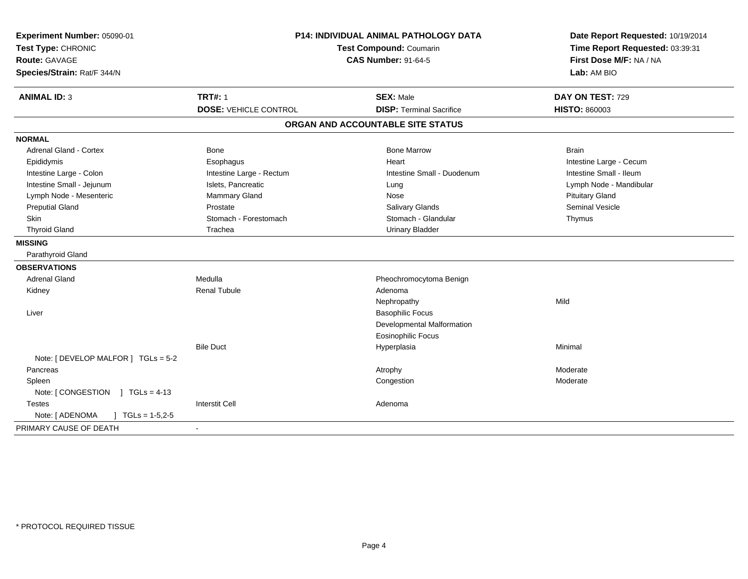**Experiment Number:** 05090-01
**Test Type:** CHRONIC
**Route:** GAVAGE
**Species/Strain:** Rat/F 344/N

**P14: INDIVIDUAL ANIMAL PATHOLOGY DATA**
**Test Compound:** Coumarin
**CAS Number:** 91-64-5

**Date Report Requested:** 10/19/2014
**Time Report Requested:** 03:39:31
**First Dose M/F:** NA / NA
**Lab:** AM BIO

| **ANIMAL ID:** 3 | **TRT#:** 1 | **SEX:** Male | **DAY ON TEST:** 729 |
|---|---|---|---|
| | **DOSE:** VEHICLE CONTROL | **DISP:** Terminal Sacrifice | **HISTO:** 860003 |

## ORGAN AND ACCOUNTABLE SITE STATUS

| | | | |
|---|---|---|---|
| **NORMAL** | | | |
| Adrenal Gland - Cortex | Bone | Bone Marrow | Brain |
| Epididymis | Esophagus | Heart | Intestine Large - Cecum |
| Intestine Large - Colon | Intestine Large - Rectum | Intestine Small - Duodenum | Intestine Small - Ileum |
| Intestine Small - Jejunum | Islets, Pancreatic | Lung | Lymph Node - Mandibular |
| Lymph Node - Mesenteric | Mammary Gland | Nose | Pituitary Gland |
| Preputial Gland | Prostate | Salivary Glands | Seminal Vesicle |
| Skin | Stomach - Forestomach | Stomach - Glandular | Thymus |
| Thyroid Gland | Trachea | Urinary Bladder | |
| **MISSING** | | | |
| Parathyroid Gland | | | |
| **OBSERVATIONS** | | | |
| Adrenal Gland | Medulla | Pheochromocytoma Benign | |
| Kidney | Renal Tubule | Adenoma | |
| | | Nephropathy | Mild |
| Liver | | Basophilic Focus | |
| | | Developmental Malformation | |
| | | Eosinophilic Focus | |
| | Bile Duct | Hyperplasia | Minimal |
| Note: [ DEVELOP MALFOR ] TGLs = 5-2 | | | |
| Pancreas | | Atrophy | Moderate |
| Spleen | | Congestion | Moderate |
| Note: [ CONGESTION ] TGLs = 4-13 | | | |
| Testes | Interstit Cell | Adenoma | |
| Note: [ ADENOMA ] TGLs = 1-5,2-5 | | | |
| PRIMARY CAUSE OF DEATH | - | | |

* PROTOCOL REQUIRED TISSUE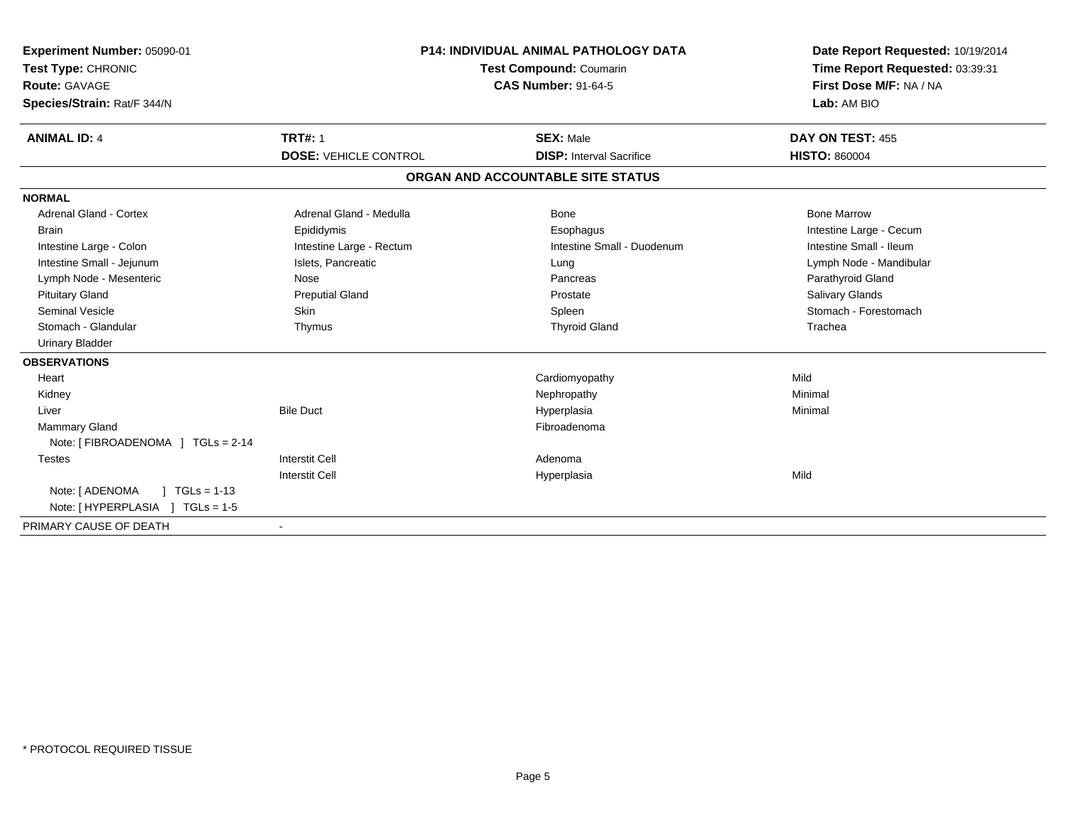**Experiment Number:** 05090-01
**Test Type:** CHRONIC
**Route:** GAVAGE
**Species/Strain:** Rat/F 344/N

**P14: INDIVIDUAL ANIMAL PATHOLOGY DATA**
**Test Compound:** Coumarin
**CAS Number:** 91-64-5

**Date Report Requested:** 10/19/2014
**Time Report Requested:** 03:39:31
**First Dose M/F:** NA / NA
**Lab:** AM BIO

| **ANIMAL ID:** 4 | **TRT#:** 1 | **SEX:** Male | **DAY ON TEST:** 455 |
|---|---|---|---|
| | **DOSE:** VEHICLE CONTROL | **DISP:** Interval Sacrifice | **HISTO:** 860004 |

## ORGAN AND ACCOUNTABLE SITE STATUS

| | | | |
|---|---|---|---|
| **NORMAL** | | | |
| Adrenal Gland - Cortex | Adrenal Gland - Medulla | Bone | Bone Marrow |
| Brain | Epididymis | Esophagus | Intestine Large - Cecum |
| Intestine Large - Colon | Intestine Large - Rectum | Intestine Small - Duodenum | Intestine Small - Ileum |
| Intestine Small - Jejunum | Islets, Pancreatic | Lung | Lymph Node - Mandibular |
| Lymph Node - Mesenteric | Nose | Pancreas | Parathyroid Gland |
| Pituitary Gland | Preputial Gland | Prostate | Salivary Glands |
| Seminal Vesicle | Skin | Spleen | Stomach - Forestomach |
| Stomach - Glandular | Thymus | Thyroid Gland | Trachea |
| Urinary Bladder | | | |
| **OBSERVATIONS** | | | |
| Heart | | Cardiomyopathy | Mild |
| Kidney | | Nephropathy | Minimal |
| Liver | Bile Duct | Hyperplasia | Minimal |
| Mammary Gland | | Fibroadenoma | |
| Note: [ FIBROADENOMA ] TGLs = 2-14 | | | |
| Testes | Interstit Cell | Adenoma | |
| | Interstit Cell | Hyperplasia | Mild |
| Note: [ ADENOMA ] TGLs = 1-13 | | | |
| Note: [ HYPERPLASIA ] TGLs = 1-5 | | | |
| PRIMARY CAUSE OF DEATH | - | | |

* PROTOCOL REQUIRED TISSUE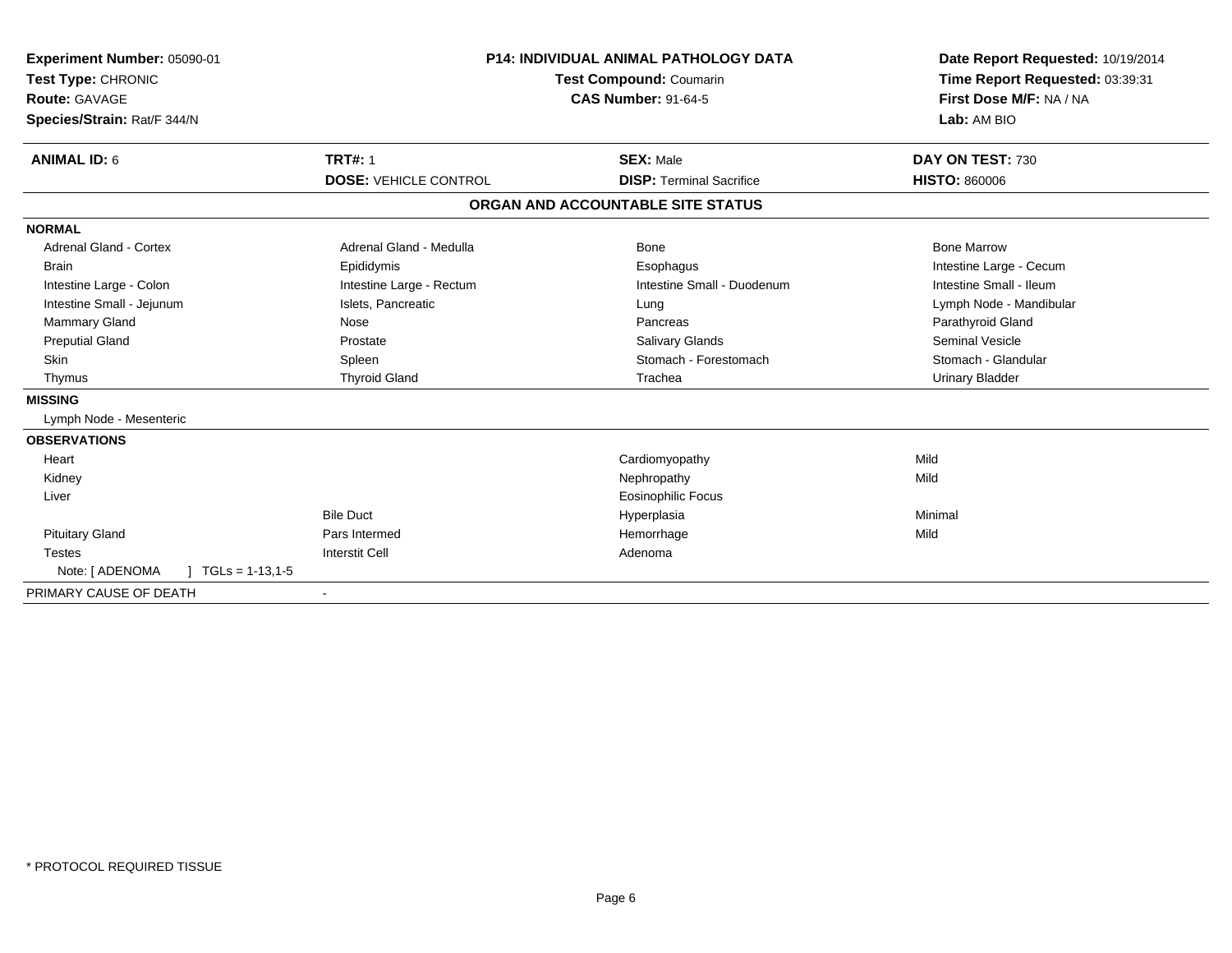**Experiment Number:** 05090-01
**Test Type:** CHRONIC
**Route:** GAVAGE
**Species/Strain:** Rat/F 344/N

**P14: INDIVIDUAL ANIMAL PATHOLOGY DATA**
**Test Compound:** Coumarin
**CAS Number:** 91-64-5

**Date Report Requested:** 10/19/2014
**Time Report Requested:** 03:39:31
**First Dose M/F:** NA / NA
**Lab:** AM BIO

| **ANIMAL ID:** 6 | **TRT#:** 1 | **SEX:** Male | **DAY ON TEST:** 730 |
|---|---|---|---|
| | **DOSE:** VEHICLE CONTROL | **DISP:** Terminal Sacrifice | **HISTO:** 860006 |

## ORGAN AND ACCOUNTABLE SITE STATUS

| | | | |
|---|---|---|---|
| **NORMAL** | | | |
| Adrenal Gland - Cortex | Adrenal Gland - Medulla | Bone | Bone Marrow |
| Brain | Epididymis | Esophagus | Intestine Large - Cecum |
| Intestine Large - Colon | Intestine Large - Rectum | Intestine Small - Duodenum | Intestine Small - Ileum |
| Intestine Small - Jejunum | Islets, Pancreatic | Lung | Lymph Node - Mandibular |
| Mammary Gland | Nose | Pancreas | Parathyroid Gland |
| Preputial Gland | Prostate | Salivary Glands | Seminal Vesicle |
| Skin | Spleen | Stomach - Forestomach | Stomach - Glandular |
| Thymus | Thyroid Gland | Trachea | Urinary Bladder |
| **MISSING** | | | |
| Lymph Node - Mesenteric | | | |
| **OBSERVATIONS** | | | |
| Heart | | Cardiomyopathy | Mild |
| Kidney | | Nephropathy | Mild |
| Liver | | Eosinophilic Focus | |
| | Bile Duct | Hyperplasia | Minimal |
| Pituitary Gland | Pars Intermed | Hemorrhage | Mild |
| Testes | Interstit Cell | Adenoma | |
| Note: [ ADENOMA ] TGLs = 1-13,1-5 | | | |
| PRIMARY CAUSE OF DEATH | - | | |

\* PROTOCOL REQUIRED TISSUE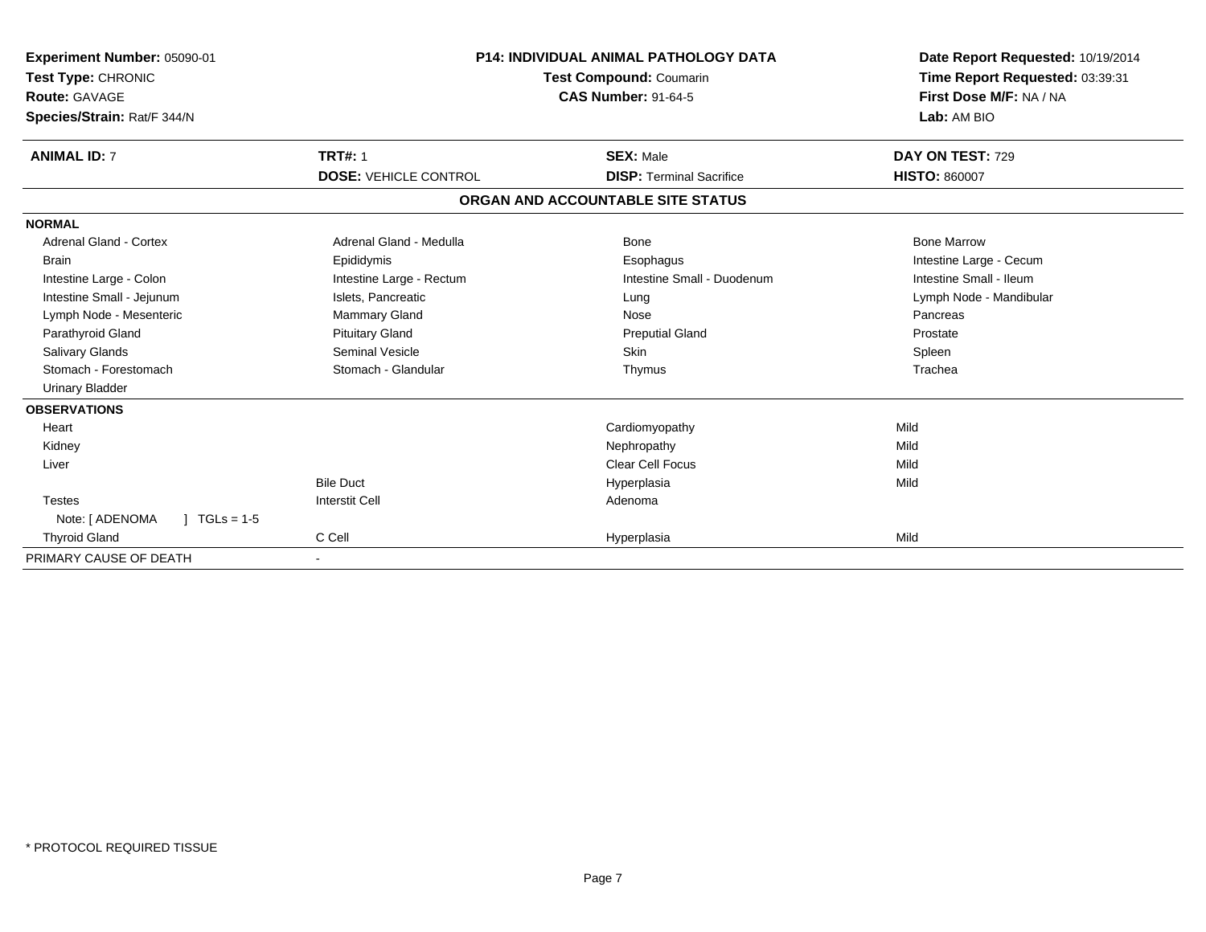**Experiment Number:** 05090-01
**Test Type:** CHRONIC
**Route:** GAVAGE
**Species/Strain:** Rat/F 344/N

**P14: INDIVIDUAL ANIMAL PATHOLOGY DATA**
**Test Compound:** Coumarin
**CAS Number:** 91-64-5

**Date Report Requested:** 10/19/2014
**Time Report Requested:** 03:39:31
**First Dose M/F:** NA / NA
**Lab:** AM BIO

| **ANIMAL ID:** 7 | **TRT#:** 1 | **SEX:** Male | **DAY ON TEST:** 729 |
|---|---|---|---|
| | **DOSE:** VEHICLE CONTROL | **DISP:** Terminal Sacrifice | **HISTO:** 860007 |

## ORGAN AND ACCOUNTABLE SITE STATUS

| | | | |
|---|---|---|---|
| **NORMAL** | | | |
| Adrenal Gland - Cortex | Adrenal Gland - Medulla | Bone | Bone Marrow |
| Brain | Epididymis | Esophagus | Intestine Large - Cecum |
| Intestine Large - Colon | Intestine Large - Rectum | Intestine Small - Duodenum | Intestine Small - Ileum |
| Intestine Small - Jejunum | Islets, Pancreatic | Lung | Lymph Node - Mandibular |
| Lymph Node - Mesenteric | Mammary Gland | Nose | Pancreas |
| Parathyroid Gland | Pituitary Gland | Preputial Gland | Prostate |
| Salivary Glands | Seminal Vesicle | Skin | Spleen |
| Stomach - Forestomach | Stomach - Glandular | Thymus | Trachea |
| Urinary Bladder | | | |
| **OBSERVATIONS** | | | |
| Heart | | Cardiomyopathy | Mild |
| Kidney | | Nephropathy | Mild |
| Liver | | Clear Cell Focus | Mild |
| | Bile Duct | Hyperplasia | Mild |
| Testes | Interstit Cell | Adenoma | |
| Note: [ ADENOMA ] TGLs = 1-5 | | | |
| Thyroid Gland | C Cell | Hyperplasia | Mild |
| PRIMARY CAUSE OF DEATH | - | | |

\* PROTOCOL REQUIRED TISSUE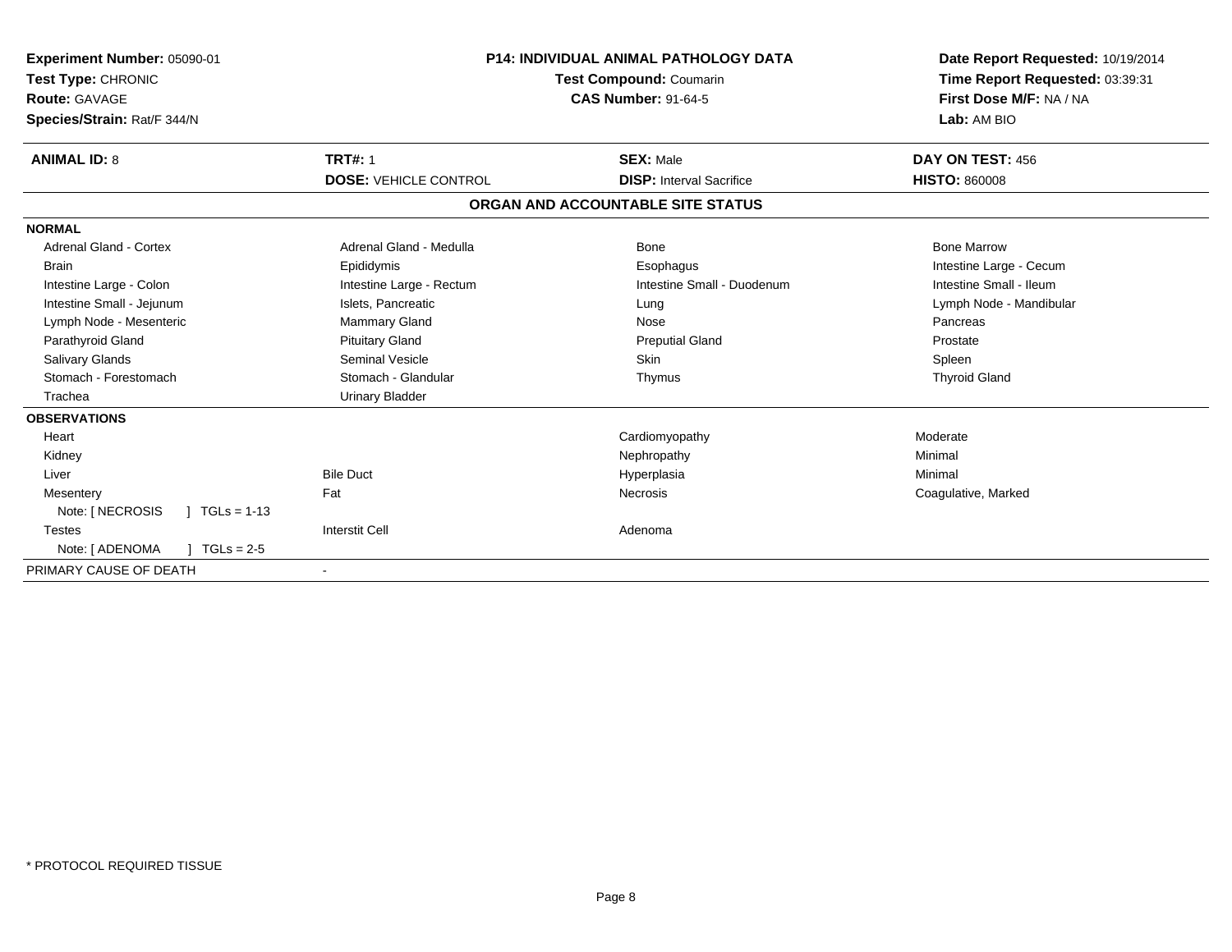**Experiment Number:** 05090-01
**Test Type:** CHRONIC
**Route:** GAVAGE
**Species/Strain:** Rat/F 344/N

**P14: INDIVIDUAL ANIMAL PATHOLOGY DATA**
**Test Compound:** Coumarin
**CAS Number:** 91-64-5

**Date Report Requested:** 10/19/2014
**Time Report Requested:** 03:39:31
**First Dose M/F:** NA / NA
**Lab:** AM BIO

| **ANIMAL ID:** 8 | **TRT#:** 1 | **SEX:** Male | **DAY ON TEST:** 456 |
|---|---|---|---|
| | **DOSE:** VEHICLE CONTROL | **DISP:** Interval Sacrifice | **HISTO:** 860008 |

## ORGAN AND ACCOUNTABLE SITE STATUS

| | | | |
|---|---|---|---|
| **NORMAL** | | | |
| Adrenal Gland - Cortex | Adrenal Gland - Medulla | Bone | Bone Marrow |
| Brain | Epididymis | Esophagus | Intestine Large - Cecum |
| Intestine Large - Colon | Intestine Large - Rectum | Intestine Small - Duodenum | Intestine Small - Ileum |
| Intestine Small - Jejunum | Islets, Pancreatic | Lung | Lymph Node - Mandibular |
| Lymph Node - Mesenteric | Mammary Gland | Nose | Pancreas |
| Parathyroid Gland | Pituitary Gland | Preputial Gland | Prostate |
| Salivary Glands | Seminal Vesicle | Skin | Spleen |
| Stomach - Forestomach | Stomach - Glandular | Thymus | Thyroid Gland |
| Trachea | Urinary Bladder | | |
| **OBSERVATIONS** | | | |
| Heart | | Cardiomyopathy | Moderate |
| Kidney | | Nephropathy | Minimal |
| Liver | Bile Duct | Hyperplasia | Minimal |
| Mesentery | Fat | Necrosis | Coagulative, Marked |
| Note: [ NECROSIS ] TGLs = 1-13 | | | |
| Testes | Interstit Cell | Adenoma | |
| Note: [ ADENOMA ] TGLs = 2-5 | | | |
| PRIMARY CAUSE OF DEATH | - | | |

\* PROTOCOL REQUIRED TISSUE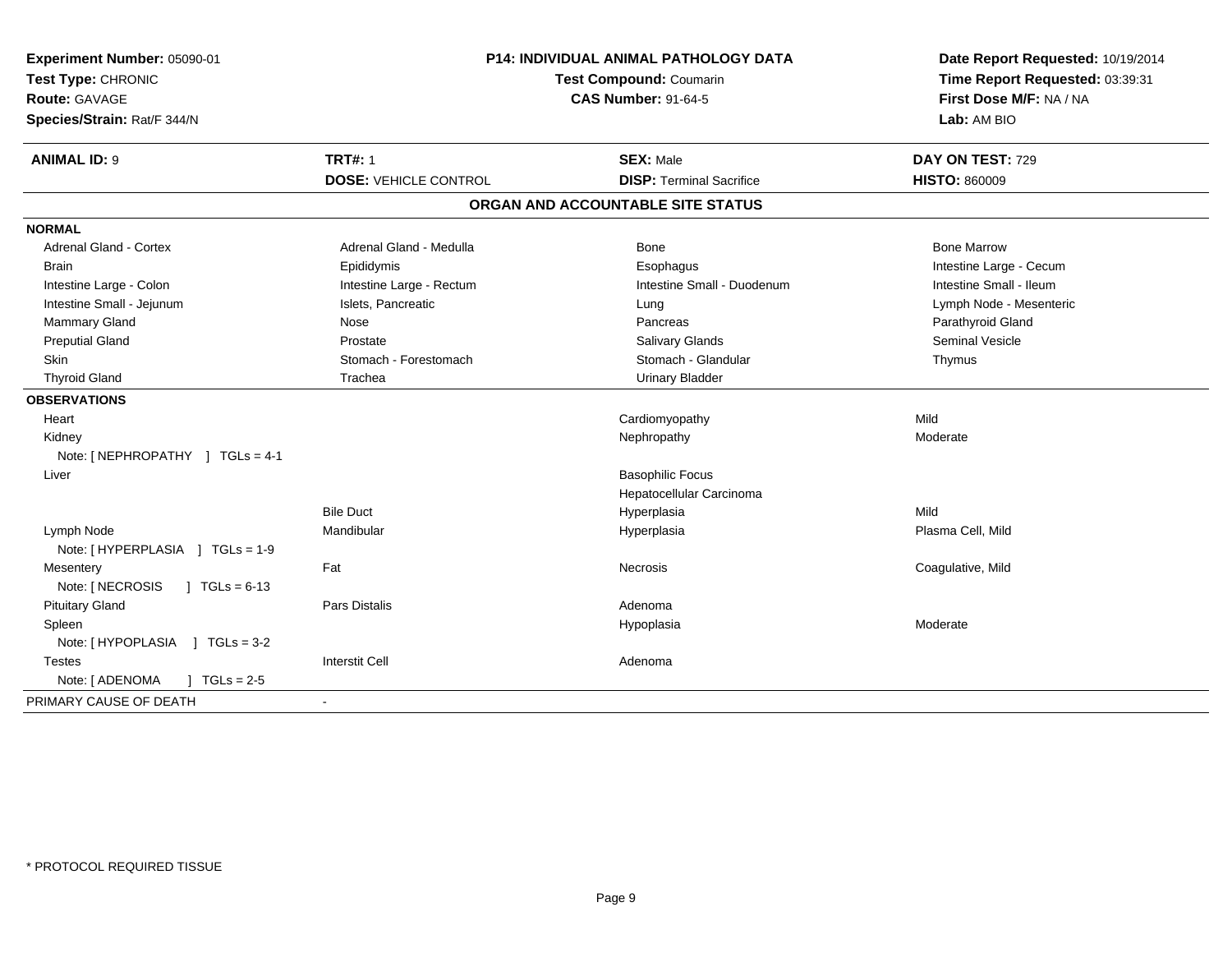**Experiment Number:** 05090-01
**Test Type:** CHRONIC
**Route:** GAVAGE
**Species/Strain:** Rat/F 344/N

**P14: INDIVIDUAL ANIMAL PATHOLOGY DATA**
**Test Compound:** Coumarin
**CAS Number:** 91-64-5

**Date Report Requested:** 10/19/2014
**Time Report Requested:** 03:39:31
**First Dose M/F:** NA / NA
**Lab:** AM BIO

| **ANIMAL ID:** 9 | **TRT#:** 1 | **SEX:** Male | **DAY ON TEST:** 729 |
|---|---|---|---|
| | **DOSE:** VEHICLE CONTROL | **DISP:** Terminal Sacrifice | **HISTO:** 860009 |

## ORGAN AND ACCOUNTABLE SITE STATUS

**NORMAL**

| | | | |
|---|---|---|---|
| Adrenal Gland - Cortex | Adrenal Gland - Medulla | Bone | Bone Marrow |
| Brain | Epididymis | Esophagus | Intestine Large - Cecum |
| Intestine Large - Colon | Intestine Large - Rectum | Intestine Small - Duodenum | Intestine Small - Ileum |
| Intestine Small - Jejunum | Islets, Pancreatic | Lung | Lymph Node - Mesenteric |
| Mammary Gland | Nose | Pancreas | Parathyroid Gland |
| Preputial Gland | Prostate | Salivary Glands | Seminal Vesicle |
| Skin | Stomach - Forestomach | Stomach - Glandular | Thymus |
| Thyroid Gland | Trachea | Urinary Bladder | |

**OBSERVATIONS**

| | | | |
|---|---|---|---|
| Heart | | Cardiomyopathy | Mild |
| Kidney | | Nephropathy | Moderate |
| Note: [ NEPHROPATHY ] TGLs = 4-1 | | | |
| Liver | | Basophilic Focus | |
| | | Hepatocellular Carcinoma | |
| | Bile Duct | Hyperplasia | Mild |
| Lymph Node | Mandibular | Hyperplasia | Plasma Cell, Mild |
| Note: [ HYPERPLASIA ] TGLs = 1-9 | | | |
| Mesentery | Fat | Necrosis | Coagulative, Mild |
| Note: [ NECROSIS ] TGLs = 6-13 | | | |
| Pituitary Gland | Pars Distalis | Adenoma | |
| Spleen | | Hypoplasia | Moderate |
| Note: [ HYPOPLASIA ] TGLs = 3-2 | | | |
| Testes | Interstit Cell | Adenoma | |
| Note: [ ADENOMA ] TGLs = 2-5 | | | |

PRIMARY CAUSE OF DEATH -

* PROTOCOL REQUIRED TISSUE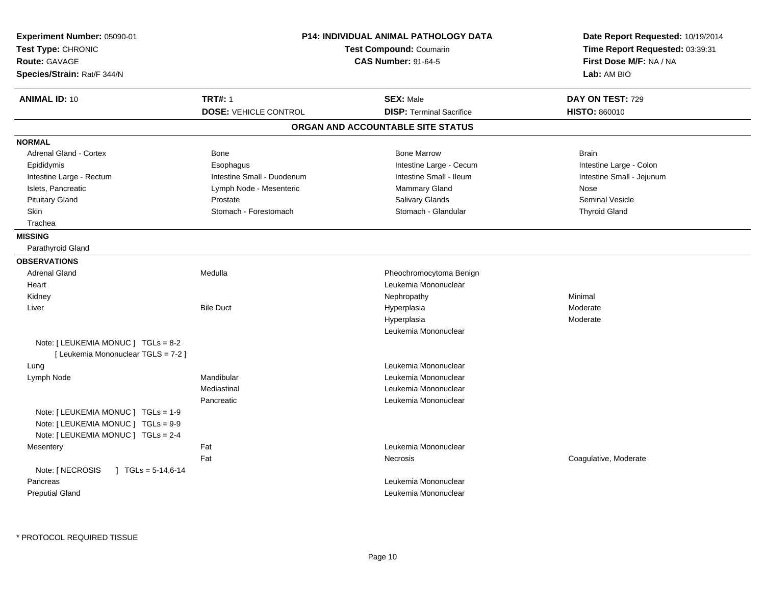**Experiment Number:** 05090-01
**Test Type:** CHRONIC
**Route:** GAVAGE
**Species/Strain:** Rat/F 344/N

**P14: INDIVIDUAL ANIMAL PATHOLOGY DATA**
**Test Compound:** Coumarin
**CAS Number:** 91-64-5

**Date Report Requested:** 10/19/2014
**Time Report Requested:** 03:39:31
**First Dose M/F:** NA / NA
**Lab:** AM BIO

| **ANIMAL ID:** 10 | **TRT#:** 1 | **SEX:** Male | **DAY ON TEST:** 729 |
|---|---|---|---|
| | **DOSE:** VEHICLE CONTROL | **DISP:** Terminal Sacrifice | **HISTO:** 860010 |

## ORGAN AND ACCOUNTABLE SITE STATUS

**NORMAL**

| | | | |
|---|---|---|---|
| Adrenal Gland - Cortex | Bone | Bone Marrow | Brain |
| Epididymis | Esophagus | Intestine Large - Cecum | Intestine Large - Colon |
| Intestine Large - Rectum | Intestine Small - Duodenum | Intestine Small - Ileum | Intestine Small - Jejunum |
| Islets, Pancreatic | Lymph Node - Mesenteric | Mammary Gland | Nose |
| Pituitary Gland | Prostate | Salivary Glands | Seminal Vesicle |
| Skin | Stomach - Forestomach | Stomach - Glandular | Thyroid Gland |
| Trachea | | | |

**MISSING**

Parathyroid Gland

**OBSERVATIONS**

| | | | |
|---|---|---|---|
| Adrenal Gland | Medulla | Pheochromocytoma Benign | |
| Heart | | Leukemia Mononuclear | |
| Kidney | | Nephropathy | Minimal |
| Liver | Bile Duct | Hyperplasia | Moderate |
| | | Hyperplasia | Moderate |
| | | Leukemia Mononuclear | |
| Note: [ LEUKEMIA MONUC ] TGLs = 8-2 [ Leukemia Mononuclear TGLS = 7-2 ] | | | |
| Lung | | Leukemia Mononuclear | |
| Lymph Node | Mandibular | Leukemia Mononuclear | |
| | Mediastinal | Leukemia Mononuclear | |
| | Pancreatic | Leukemia Mononuclear | |
| Note: [ LEUKEMIA MONUC ] TGLs = 1-9 | | | |
| Note: [ LEUKEMIA MONUC ] TGLs = 9-9 | | | |
| Note: [ LEUKEMIA MONUC ] TGLs = 2-4 | | | |
| Mesentery | Fat | Leukemia Mononuclear | |
| | Fat | Necrosis | Coagulative, Moderate |
| Note: [ NECROSIS ] TGLs = 5-14,6-14 | | | |
| Pancreas | | Leukemia Mononuclear | |
| Preputial Gland | | Leukemia Mononuclear | |

* PROTOCOL REQUIRED TISSUE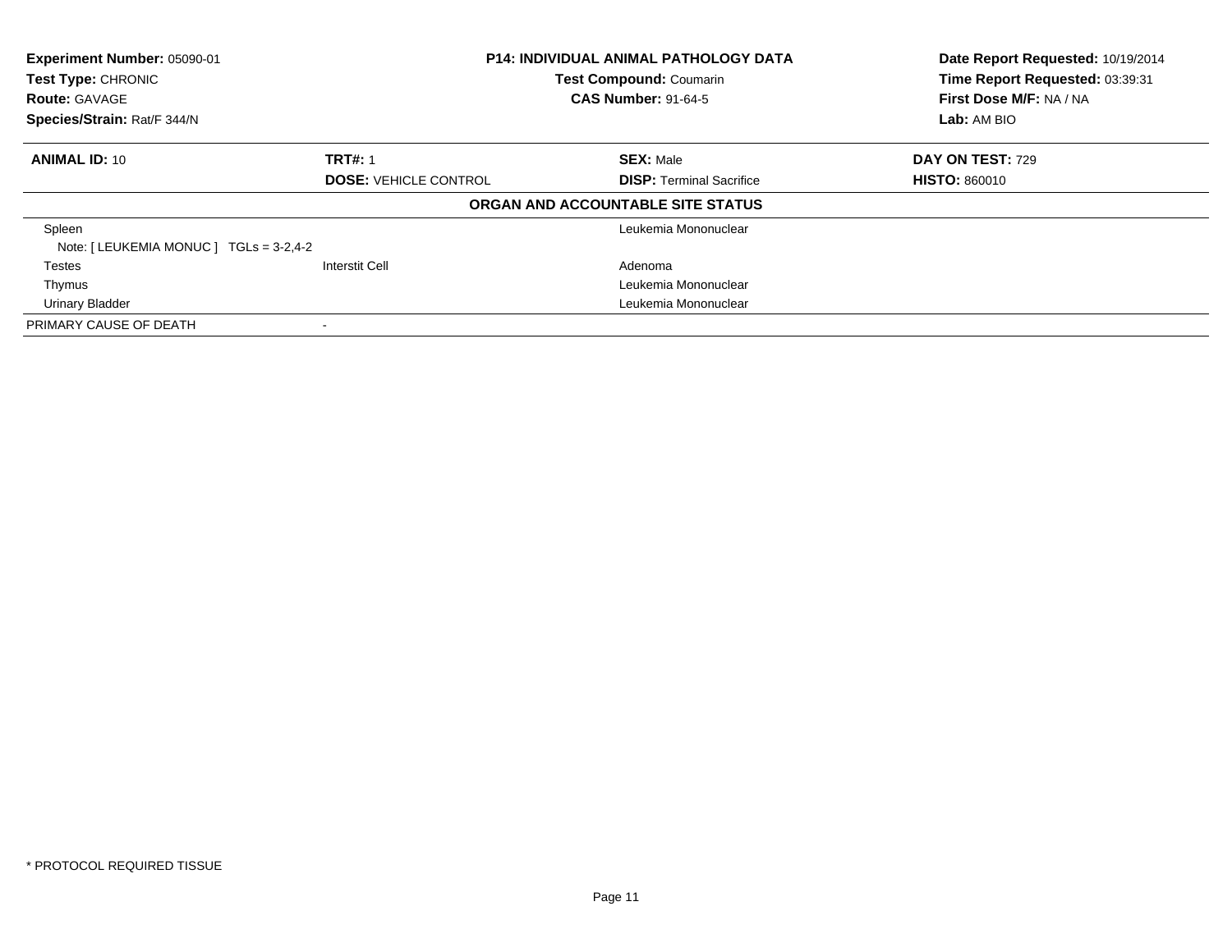**Experiment Number:** 05090-01
**Test Type:** CHRONIC
**Route:** GAVAGE
**Species/Strain:** Rat/F 344/N

**P14: INDIVIDUAL ANIMAL PATHOLOGY DATA**
**Test Compound:** Coumarin
**CAS Number:** 91-64-5

**Date Report Requested:** 10/19/2014
**Time Report Requested:** 03:39:31
**First Dose M/F:** NA / NA
**Lab:** AM BIO

| **ANIMAL ID:** 10 | **TRT#:** 1 | **SEX:** Male | **DAY ON TEST:** 729 |
|---|---|---|---|
| | **DOSE:** VEHICLE CONTROL | **DISP:** Terminal Sacrifice | **HISTO:** 860010 |

**ORGAN AND ACCOUNTABLE SITE STATUS**

| | | | |
|---|---|---|---|
| Spleen | | Leukemia Mononuclear | |
| Note: [ LEUKEMIA MONUC ] TGLs = 3-2,4-2 | | | |
| Testes | Interstit Cell | Adenoma | |
| Thymus | | Leukemia Mononuclear | |
| Urinary Bladder | | Leukemia Mononuclear | |
| PRIMARY CAUSE OF DEATH | - | | |

* PROTOCOL REQUIRED TISSUE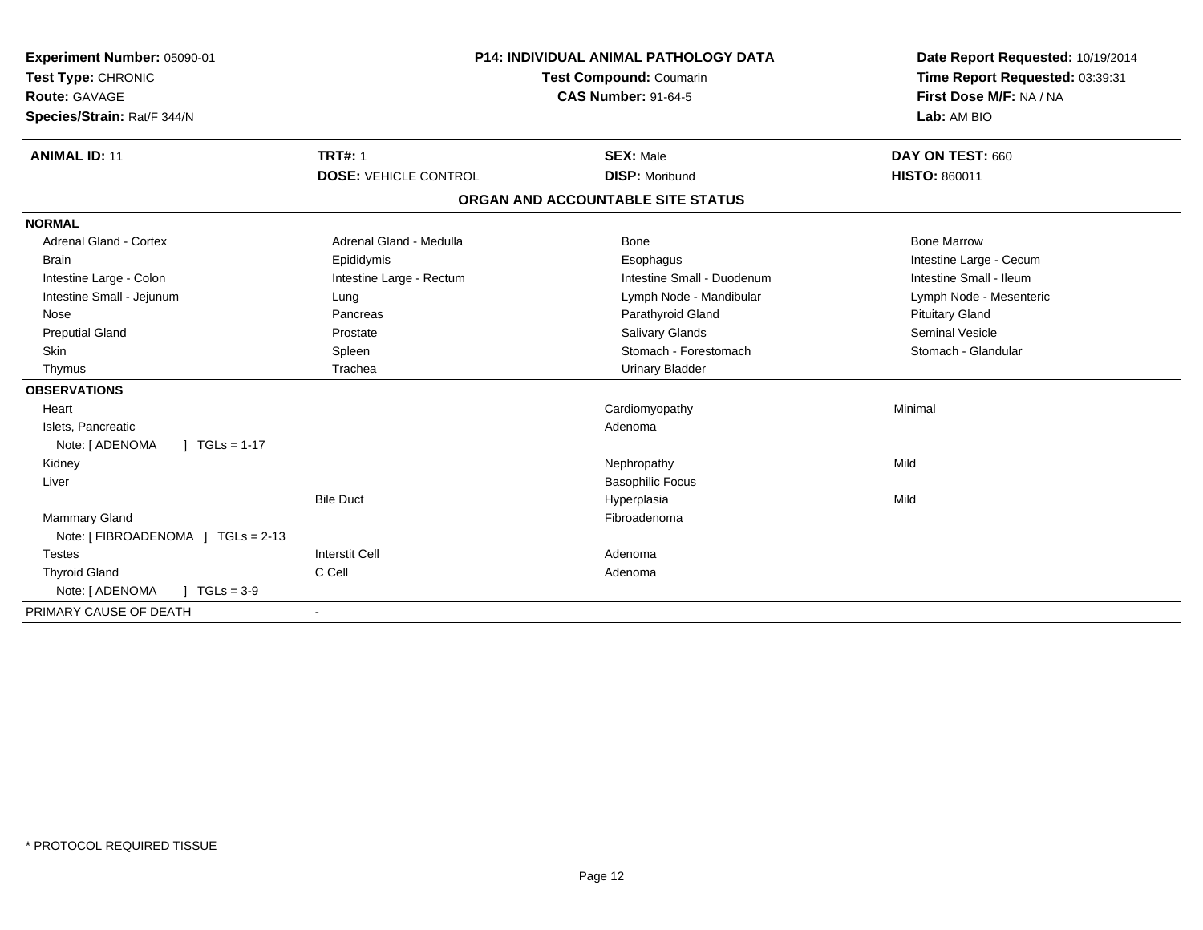**Experiment Number:** 05090-01
**Test Type:** CHRONIC
**Route:** GAVAGE
**Species/Strain:** Rat/F 344/N

**P14: INDIVIDUAL ANIMAL PATHOLOGY DATA**
**Test Compound:** Coumarin
**CAS Number:** 91-64-5

**Date Report Requested:** 10/19/2014
**Time Report Requested:** 03:39:31
**First Dose M/F:** NA / NA
**Lab:** AM BIO

| **ANIMAL ID:** 11 | **TRT#:** 1 | **SEX:** Male | **DAY ON TEST:** 660 |
|---|---|---|---|
| | **DOSE:** VEHICLE CONTROL | **DISP:** Moribund | **HISTO:** 860011 |

**ORGAN AND ACCOUNTABLE SITE STATUS**

**NORMAL**

| | | | |
|---|---|---|---|
| Adrenal Gland - Cortex | Adrenal Gland - Medulla | Bone | Bone Marrow |
| Brain | Epididymis | Esophagus | Intestine Large - Cecum |
| Intestine Large - Colon | Intestine Large - Rectum | Intestine Small - Duodenum | Intestine Small - Ileum |
| Intestine Small - Jejunum | Lung | Lymph Node - Mandibular | Lymph Node - Mesenteric |
| Nose | Pancreas | Parathyroid Gland | Pituitary Gland |
| Preputial Gland | Prostate | Salivary Glands | Seminal Vesicle |
| Skin | Spleen | Stomach - Forestomach | Stomach - Glandular |
| Thymus | Trachea | Urinary Bladder | |

**OBSERVATIONS**

| | | | |
|---|---|---|---|
| Heart | | Cardiomyopathy | Minimal |
| Islets, Pancreatic | | Adenoma | |
| Note: [ ADENOMA ] TGLs = 1-17 | | | |
| Kidney | | Nephropathy | Mild |
| Liver | | Basophilic Focus | |
| | Bile Duct | Hyperplasia | Mild |
| Mammary Gland | | Fibroadenoma | |
| Note: [ FIBROADENOMA ] TGLs = 2-13 | | | |
| Testes | Interstit Cell | Adenoma | |
| Thyroid Gland | C Cell | Adenoma | |
| Note: [ ADENOMA ] TGLs = 3-9 | | | |

PRIMARY CAUSE OF DEATH -

* PROTOCOL REQUIRED TISSUE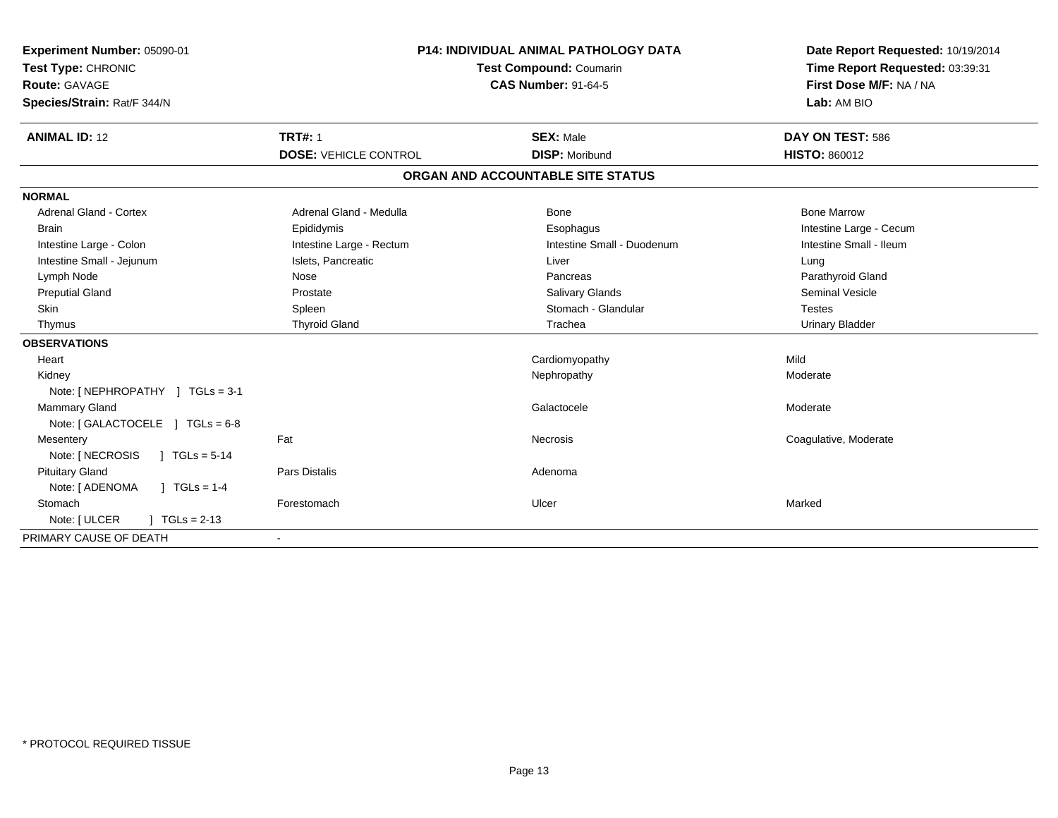**Experiment Number:** 05090-01
**Test Type:** CHRONIC
**Route:** GAVAGE
**Species/Strain:** Rat/F 344/N

**P14: INDIVIDUAL ANIMAL PATHOLOGY DATA**
**Test Compound:** Coumarin
**CAS Number:** 91-64-5

**Date Report Requested:** 10/19/2014
**Time Report Requested:** 03:39:31
**First Dose M/F:** NA / NA
**Lab:** AM BIO

| **ANIMAL ID:** 12 | **TRT#:** 1 | **SEX:** Male | **DAY ON TEST:** 586 |
|---|---|---|---|
| | **DOSE:** VEHICLE CONTROL | **DISP:** Moribund | **HISTO:** 860012 |

## ORGAN AND ACCOUNTABLE SITE STATUS

| | | | |
|---|---|---|---|
| **NORMAL** | | | |
| Adrenal Gland - Cortex | Adrenal Gland - Medulla | Bone | Bone Marrow |
| Brain | Epididymis | Esophagus | Intestine Large - Cecum |
| Intestine Large - Colon | Intestine Large - Rectum | Intestine Small - Duodenum | Intestine Small - Ileum |
| Intestine Small - Jejunum | Islets, Pancreatic | Liver | Lung |
| Lymph Node | Nose | Pancreas | Parathyroid Gland |
| Preputial Gland | Prostate | Salivary Glands | Seminal Vesicle |
| Skin | Spleen | Stomach - Glandular | Testes |
| Thymus | Thyroid Gland | Trachea | Urinary Bladder |
| **OBSERVATIONS** | | | |
| Heart | | Cardiomyopathy | Mild |
| Kidney | | Nephropathy | Moderate |
| Note: [ NEPHROPATHY ] TGLs = 3-1 | | | |
| Mammary Gland | | Galactocele | Moderate |
| Note: [ GALACTOCELE ] TGLs = 6-8 | | | |
| Mesentery | Fat | Necrosis | Coagulative, Moderate |
| Note: [ NECROSIS ] TGLs = 5-14 | | | |
| Pituitary Gland | Pars Distalis | Adenoma | |
| Note: [ ADENOMA ] TGLs = 1-4 | | | |
| Stomach | Forestomach | Ulcer | Marked |
| Note: [ ULCER ] TGLs = 2-13 | | | |
| PRIMARY CAUSE OF DEATH | - | | |

\* PROTOCOL REQUIRED TISSUE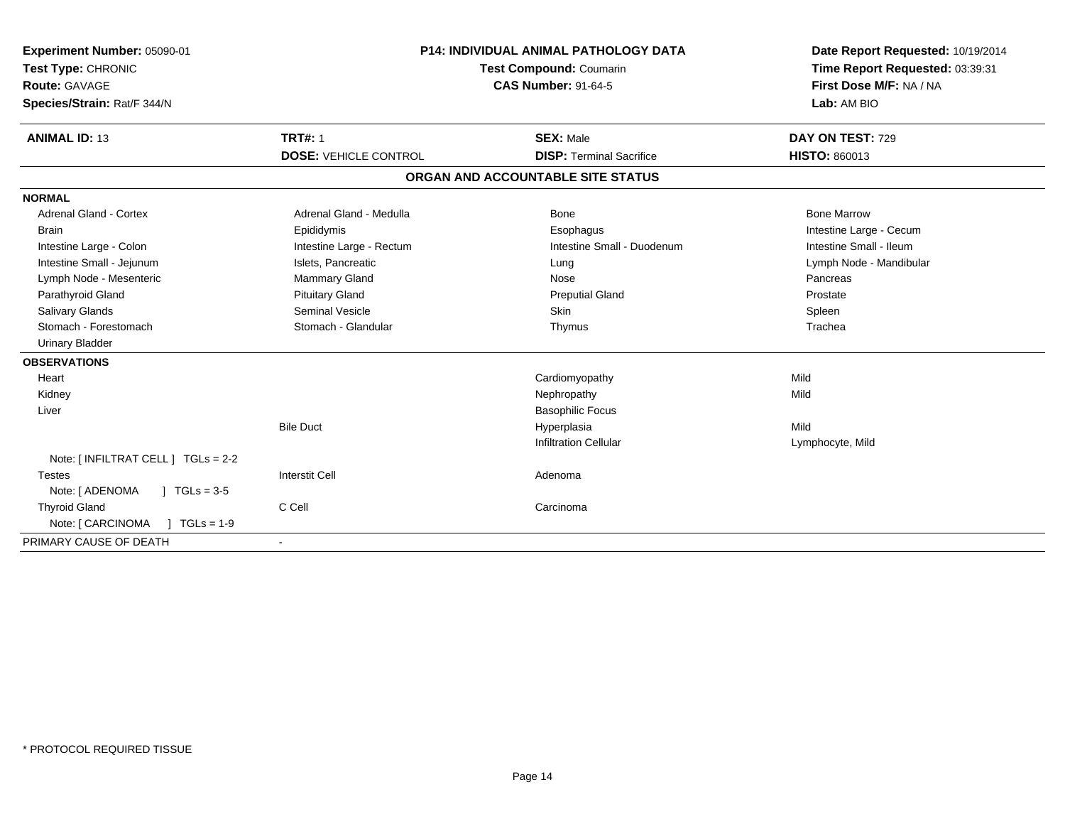**Experiment Number:** 05090-01
**Test Type:** CHRONIC
**Route:** GAVAGE
**Species/Strain:** Rat/F 344/N

**P14: INDIVIDUAL ANIMAL PATHOLOGY DATA**
**Test Compound:** Coumarin
**CAS Number:** 91-64-5

**Date Report Requested:** 10/19/2014
**Time Report Requested:** 03:39:31
**First Dose M/F:** NA / NA
**Lab:** AM BIO

| **ANIMAL ID:** 13 | **TRT#:** 1 | **SEX:** Male | **DAY ON TEST:** 729 |
|---|---|---|---|
| | **DOSE:** VEHICLE CONTROL | **DISP:** Terminal Sacrifice | **HISTO:** 860013 |

## ORGAN AND ACCOUNTABLE SITE STATUS

| | | | |
|---|---|---|---|
| **NORMAL** | | | |
| Adrenal Gland - Cortex | Adrenal Gland - Medulla | Bone | Bone Marrow |
| Brain | Epididymis | Esophagus | Intestine Large - Cecum |
| Intestine Large - Colon | Intestine Large - Rectum | Intestine Small - Duodenum | Intestine Small - Ileum |
| Intestine Small - Jejunum | Islets, Pancreatic | Lung | Lymph Node - Mandibular |
| Lymph Node - Mesenteric | Mammary Gland | Nose | Pancreas |
| Parathyroid Gland | Pituitary Gland | Preputial Gland | Prostate |
| Salivary Glands | Seminal Vesicle | Skin | Spleen |
| Stomach - Forestomach | Stomach - Glandular | Thymus | Trachea |
| Urinary Bladder | | | |
| **OBSERVATIONS** | | | |
| Heart | | Cardiomyopathy | Mild |
| Kidney | | Nephropathy | Mild |
| Liver | | Basophilic Focus | |
| | Bile Duct | Hyperplasia | Mild |
| | | Infiltration Cellular | Lymphocyte, Mild |
| Note: [ INFILTRAT CELL ] TGLs = 2-2 | | | |
| Testes | Interstit Cell | Adenoma | |
| Note: [ ADENOMA ] TGLs = 3-5 | | | |
| Thyroid Gland | C Cell | Carcinoma | |
| Note: [ CARCINOMA ] TGLs = 1-9 | | | |
| PRIMARY CAUSE OF DEATH | - | | |

\* PROTOCOL REQUIRED TISSUE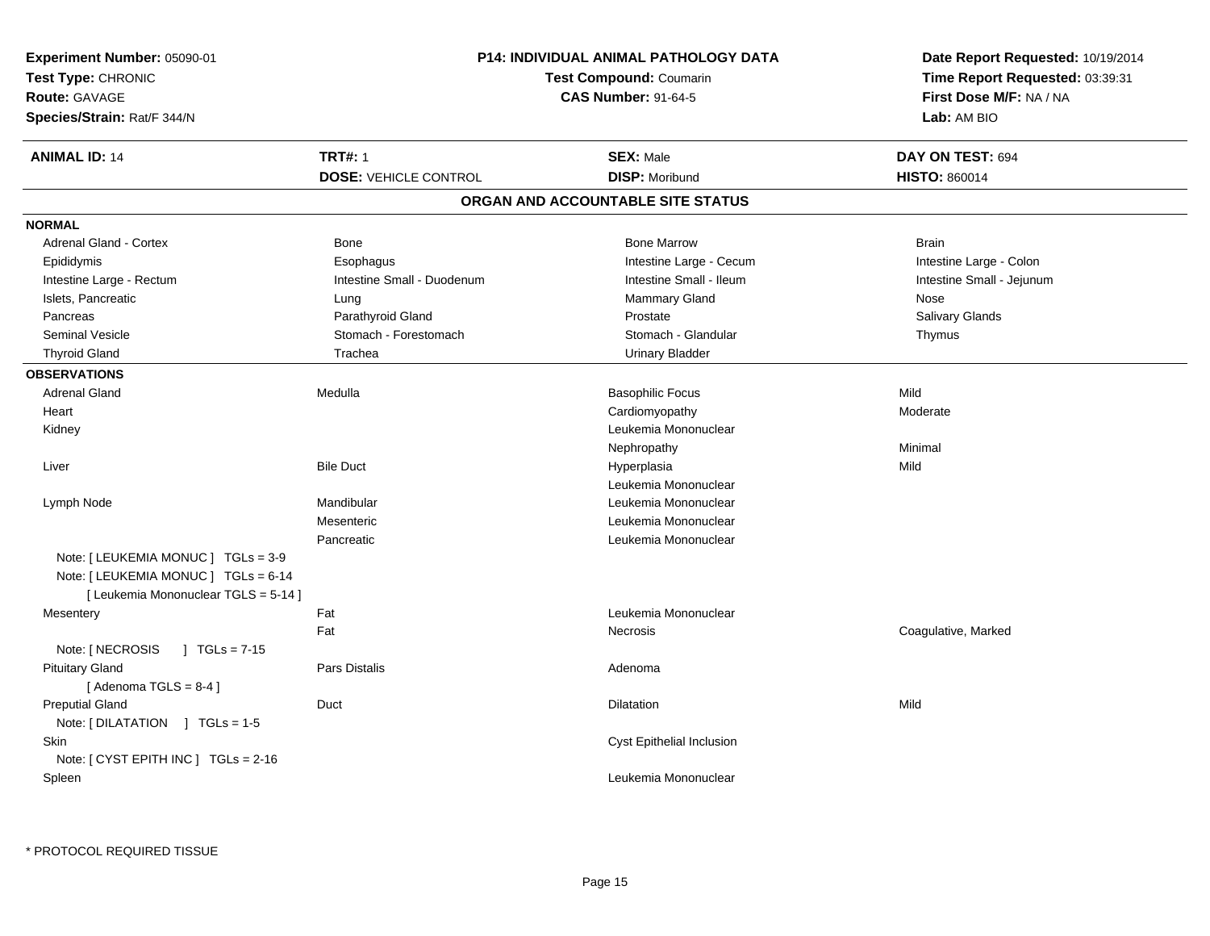**Experiment Number:** 05090-01
**Test Type:** CHRONIC
**Route:** GAVAGE
**Species/Strain:** Rat/F 344/N

**P14: INDIVIDUAL ANIMAL PATHOLOGY DATA**
**Test Compound:** Coumarin
**CAS Number:** 91-64-5

**Date Report Requested:** 10/19/2014
**Time Report Requested:** 03:39:31
**First Dose M/F:** NA / NA
**Lab:** AM BIO

| **ANIMAL ID:** 14 | **TRT#:** 1 | **SEX:** Male | **DAY ON TEST:** 694 |
|---|---|---|---|
| | **DOSE:** VEHICLE CONTROL | **DISP:** Moribund | **HISTO:** 860014 |

## ORGAN AND ACCOUNTABLE SITE STATUS

**NORMAL**

| | | | |
|---|---|---|---|
| Adrenal Gland - Cortex | Bone | Bone Marrow | Brain |
| Epididymis | Esophagus | Intestine Large - Cecum | Intestine Large - Colon |
| Intestine Large - Rectum | Intestine Small - Duodenum | Intestine Small - Ileum | Intestine Small - Jejunum |
| Islets, Pancreatic | Lung | Mammary Gland | Nose |
| Pancreas | Parathyroid Gland | Prostate | Salivary Glands |
| Seminal Vesicle | Stomach - Forestomach | Stomach - Glandular | Thymus |
| Thyroid Gland | Trachea | Urinary Bladder | |

**OBSERVATIONS**

| | | | |
|---|---|---|---|
| Adrenal Gland | Medulla | Basophilic Focus | Mild |
| Heart | | Cardiomyopathy | Moderate |
| Kidney | | Leukemia Mononuclear | |
| | | Nephropathy | Minimal |
| Liver | Bile Duct | Hyperplasia | Mild |
| | | Leukemia Mononuclear | |
| Lymph Node | Mandibular | Leukemia Mononuclear | |
| | Mesenteric | Leukemia Mononuclear | |
| | Pancreatic | Leukemia Mononuclear | |
| Note: [ LEUKEMIA MONUC ] TGLs = 3-9 | | | |
| Note: [ LEUKEMIA MONUC ] TGLs = 6-14 | | | |
| [ Leukemia Mononuclear TGLS = 5-14 ] | | | |
| Mesentery | Fat | Leukemia Mononuclear | |
| | Fat | Necrosis | Coagulative, Marked |
| Note: [ NECROSIS ] TGLs = 7-15 | | | |
| Pituitary Gland | Pars Distalis | Adenoma | |
| [ Adenoma TGLS = 8-4 ] | | | |
| Preputial Gland | Duct | Dilatation | Mild |
| Note: [ DILATATION ] TGLs = 1-5 | | | |
| Skin | | Cyst Epithelial Inclusion | |
| Note: [ CYST EPITH INC ] TGLs = 2-16 | | | |
| Spleen | | Leukemia Mononuclear | |

\* PROTOCOL REQUIRED TISSUE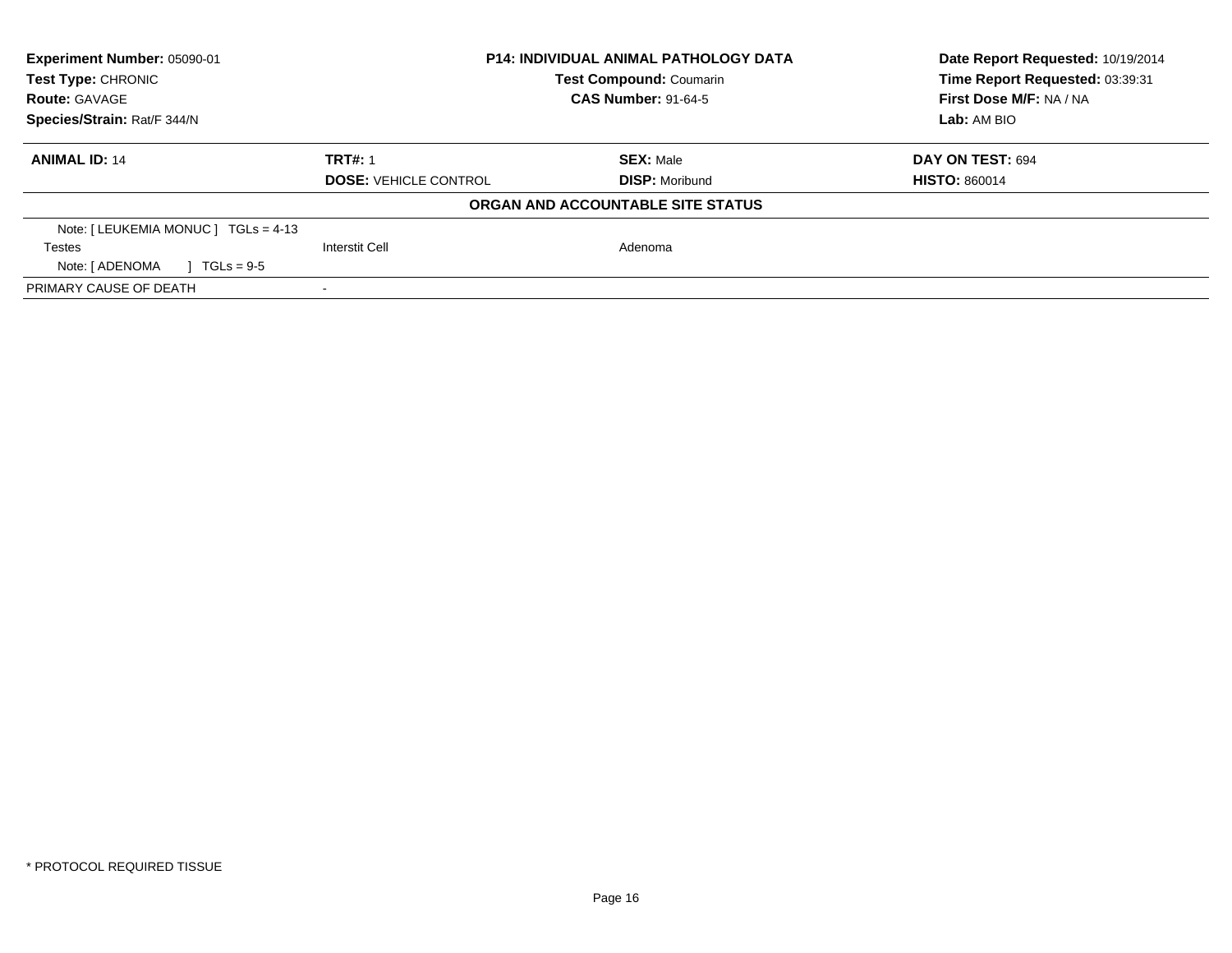| **Experiment Number:** 05090-01 | **P14: INDIVIDUAL ANIMAL PATHOLOGY DATA** | **Date Report Requested:** 10/19/2014 |
|---|---|---|
| **Test Type:** CHRONIC | **Test Compound:** Coumarin | **Time Report Requested:** 03:39:31 |
| **Route:** GAVAGE | **CAS Number:** 91-64-5 | **First Dose M/F:** NA / NA |
| **Species/Strain:** Rat/F 344/N | | **Lab:** AM BIO |

| **ANIMAL ID:** 14 | **TRT#:** 1 | **SEX:** Male | **DAY ON TEST:** 694 |
|---|---|---|---|
| | **DOSE:** VEHICLE CONTROL | **DISP:** Moribund | **HISTO:** 860014 |

**ORGAN AND ACCOUNTABLE SITE STATUS**

| | | | |
|---|---|---|---|
| Note: [ LEUKEMIA MONUC ] TGLs = 4-13 | | | |
| Testes | Interstit Cell | Adenoma | |
| Note: [ ADENOMA ] TGLs = 9-5 | | | |
| PRIMARY CAUSE OF DEATH | - | | |

* PROTOCOL REQUIRED TISSUE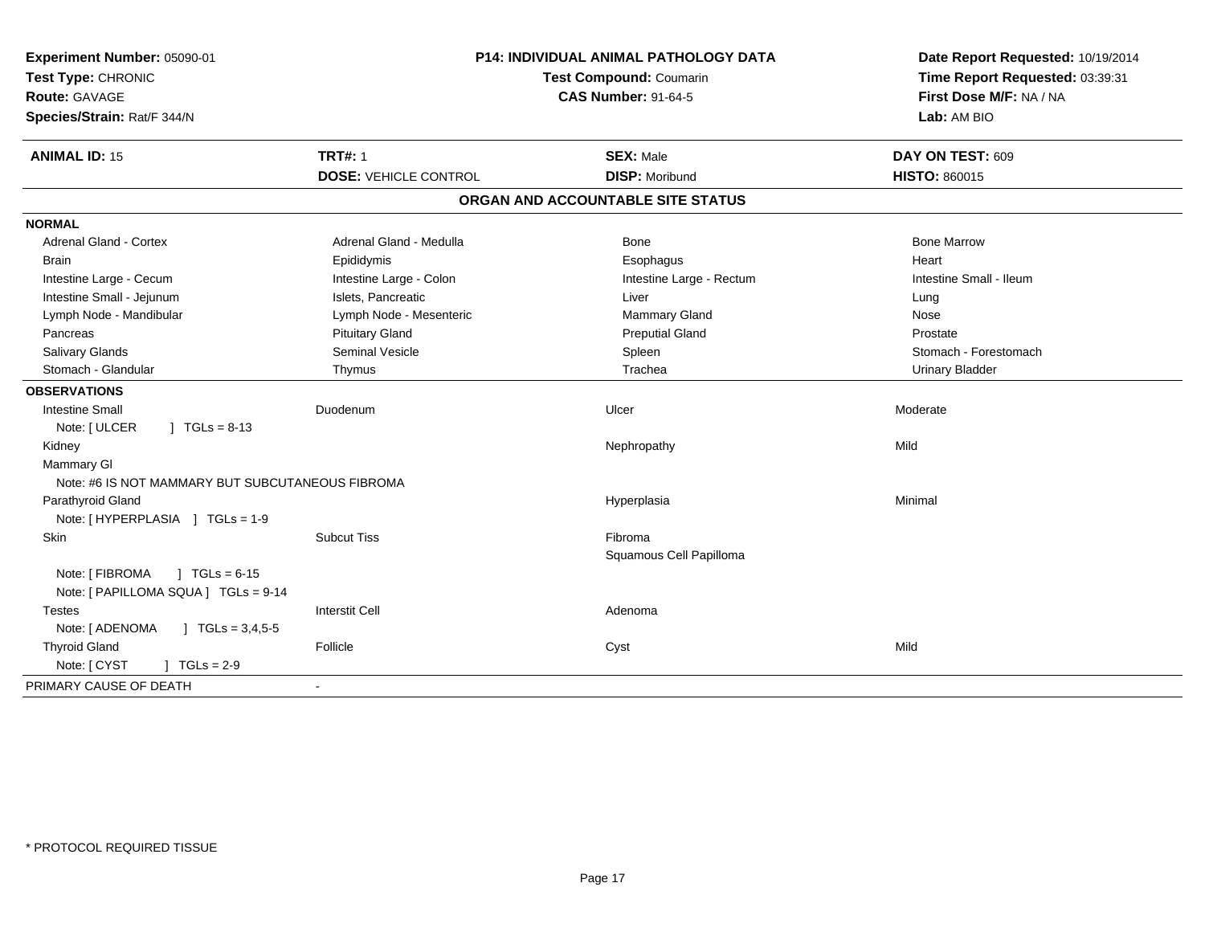**Experiment Number:** 05090-01
**Test Type:** CHRONIC
**Route:** GAVAGE
**Species/Strain:** Rat/F 344/N

**P14: INDIVIDUAL ANIMAL PATHOLOGY DATA**
**Test Compound:** Coumarin
**CAS Number:** 91-64-5

**Date Report Requested:** 10/19/2014
**Time Report Requested:** 03:39:31
**First Dose M/F:** NA / NA
**Lab:** AM BIO

| **ANIMAL ID:** 15 | **TRT#:** 1 | **SEX:** Male | **DAY ON TEST:** 609 |
|---|---|---|---|
| | **DOSE:** VEHICLE CONTROL | **DISP:** Moribund | **HISTO:** 860015 |

## ORGAN AND ACCOUNTABLE SITE STATUS

**NORMAL**

| | | | |
|---|---|---|---|
| Adrenal Gland - Cortex | Adrenal Gland - Medulla | Bone | Bone Marrow |
| Brain | Epididymis | Esophagus | Heart |
| Intestine Large - Cecum | Intestine Large - Colon | Intestine Large - Rectum | Intestine Small - Ileum |
| Intestine Small - Jejunum | Islets, Pancreatic | Liver | Lung |
| Lymph Node - Mandibular | Lymph Node - Mesenteric | Mammary Gland | Nose |
| Pancreas | Pituitary Gland | Preputial Gland | Prostate |
| Salivary Glands | Seminal Vesicle | Spleen | Stomach - Forestomach |
| Stomach - Glandular | Thymus | Trachea | Urinary Bladder |

**OBSERVATIONS**

| | | | |
|---|---|---|---|
| Intestine Small | Duodenum | Ulcer | Moderate |
| Note: [ ULCER ] TGLs = 8-13 | | | |
| Kidney | | Nephropathy | Mild |
| Mammary Gl | | | |
| Note: #6 IS NOT MAMMARY BUT SUBCUTANEOUS FIBROMA | | | |
| Parathyroid Gland | | Hyperplasia | Minimal |
| Note: [ HYPERPLASIA ] TGLs = 1-9 | | | |
| Skin | Subcut Tiss | Fibroma | |
| | | Squamous Cell Papilloma | |
| Note: [ FIBROMA ] TGLs = 6-15 | | | |
| Note: [ PAPILLOMA SQUA ] TGLs = 9-14 | | | |
| Testes | Interstit Cell | Adenoma | |
| Note: [ ADENOMA ] TGLs = 3,4,5-5 | | | |
| Thyroid Gland | Follicle | Cyst | Mild |
| Note: [ CYST ] TGLs = 2-9 | | | |

PRIMARY CAUSE OF DEATH -

* PROTOCOL REQUIRED TISSUE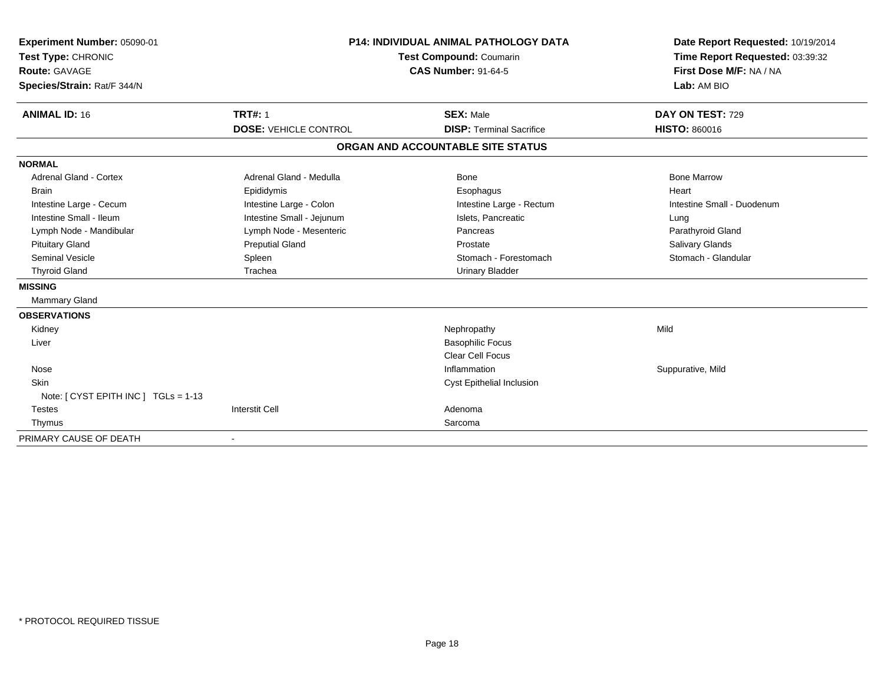**Experiment Number:** 05090-01
**Test Type:** CHRONIC
**Route:** GAVAGE
**Species/Strain:** Rat/F 344/N

**P14: INDIVIDUAL ANIMAL PATHOLOGY DATA**
**Test Compound:** Coumarin
**CAS Number:** 91-64-5

**Date Report Requested:** 10/19/2014
**Time Report Requested:** 03:39:32
**First Dose M/F:** NA / NA
**Lab:** AM BIO

| **ANIMAL ID:** 16 | **TRT#:** 1 | **SEX:** Male | **DAY ON TEST:** 729 |
|---|---|---|---|
| | **DOSE:** VEHICLE CONTROL | **DISP:** Terminal Sacrifice | **HISTO:** 860016 |

## ORGAN AND ACCOUNTABLE SITE STATUS

| | | | |
|---|---|---|---|
| **NORMAL** | | | |
| Adrenal Gland - Cortex | Adrenal Gland - Medulla | Bone | Bone Marrow |
| Brain | Epididymis | Esophagus | Heart |
| Intestine Large - Cecum | Intestine Large - Colon | Intestine Large - Rectum | Intestine Small - Duodenum |
| Intestine Small - Ileum | Intestine Small - Jejunum | Islets, Pancreatic | Lung |
| Lymph Node - Mandibular | Lymph Node - Mesenteric | Pancreas | Parathyroid Gland |
| Pituitary Gland | Preputial Gland | Prostate | Salivary Glands |
| Seminal Vesicle | Spleen | Stomach - Forestomach | Stomach - Glandular |
| Thyroid Gland | Trachea | Urinary Bladder | |
| **MISSING** | | | |
| Mammary Gland | | | |
| **OBSERVATIONS** | | | |
| Kidney | | Nephropathy | Mild |
| Liver | | Basophilic Focus | |
| | | Clear Cell Focus | |
| Nose | | Inflammation | Suppurative, Mild |
| Skin | | Cyst Epithelial Inclusion | |
| Note: [ CYST EPITH INC ] TGLs = 1-13 | | | |
| Testes | Interstit Cell | Adenoma | |
| Thymus | | Sarcoma | |
| PRIMARY CAUSE OF DEATH | - | | |

* PROTOCOL REQUIRED TISSUE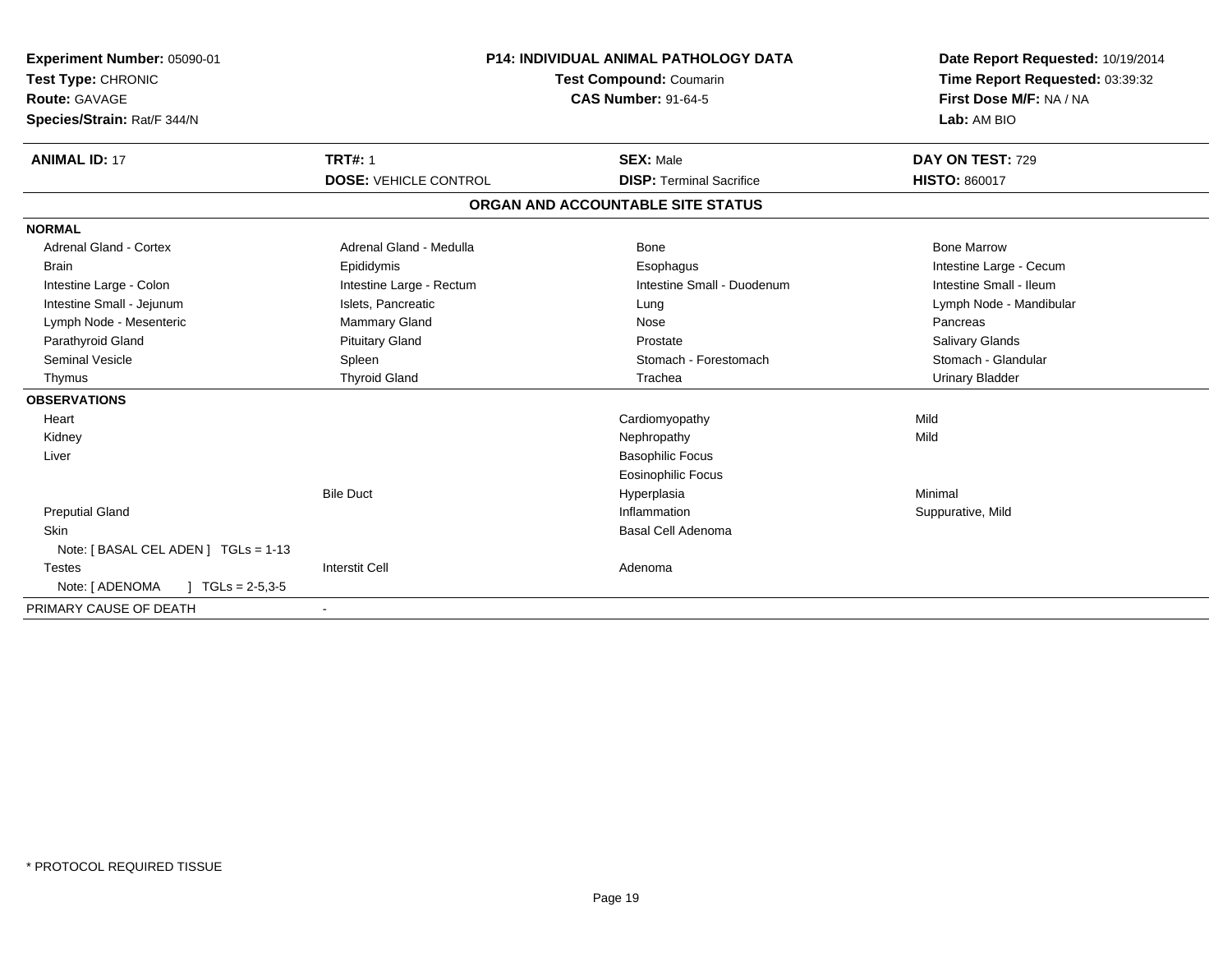**Experiment Number:** 05090-01
**Test Type:** CHRONIC
**Route:** GAVAGE
**Species/Strain:** Rat/F 344/N

**P14: INDIVIDUAL ANIMAL PATHOLOGY DATA**
**Test Compound:** Coumarin
**CAS Number:** 91-64-5

**Date Report Requested:** 10/19/2014
**Time Report Requested:** 03:39:32
**First Dose M/F:** NA / NA
**Lab:** AM BIO

| **ANIMAL ID:** 17 | **TRT#:** 1 | **SEX:** Male | **DAY ON TEST:** 729 |
|---|---|---|---|
| | **DOSE:** VEHICLE CONTROL | **DISP:** Terminal Sacrifice | **HISTO:** 860017 |

## ORGAN AND ACCOUNTABLE SITE STATUS

**NORMAL**

| | | | |
|---|---|---|---|
| Adrenal Gland - Cortex | Adrenal Gland - Medulla | Bone | Bone Marrow |
| Brain | Epididymis | Esophagus | Intestine Large - Cecum |
| Intestine Large - Colon | Intestine Large - Rectum | Intestine Small - Duodenum | Intestine Small - Ileum |
| Intestine Small - Jejunum | Islets, Pancreatic | Lung | Lymph Node - Mandibular |
| Lymph Node - Mesenteric | Mammary Gland | Nose | Pancreas |
| Parathyroid Gland | Pituitary Gland | Prostate | Salivary Glands |
| Seminal Vesicle | Spleen | Stomach - Forestomach | Stomach - Glandular |
| Thymus | Thyroid Gland | Trachea | Urinary Bladder |

**OBSERVATIONS**

| | | | |
|---|---|---|---|
| Heart | | Cardiomyopathy | Mild |
| Kidney | | Nephropathy | Mild |
| Liver | | Basophilic Focus | |
| | | Eosinophilic Focus | |
| | Bile Duct | Hyperplasia | Minimal |
| Preputial Gland | | Inflammation | Suppurative, Mild |
| Skin | | Basal Cell Adenoma | |
| Note: [ BASAL CEL ADEN ] TGLs = 1-13 | | | |
| Testes | Interstit Cell | Adenoma | |
| Note: [ ADENOMA ] TGLs = 2-5,3-5 | | | |

PRIMARY CAUSE OF DEATH -

\* PROTOCOL REQUIRED TISSUE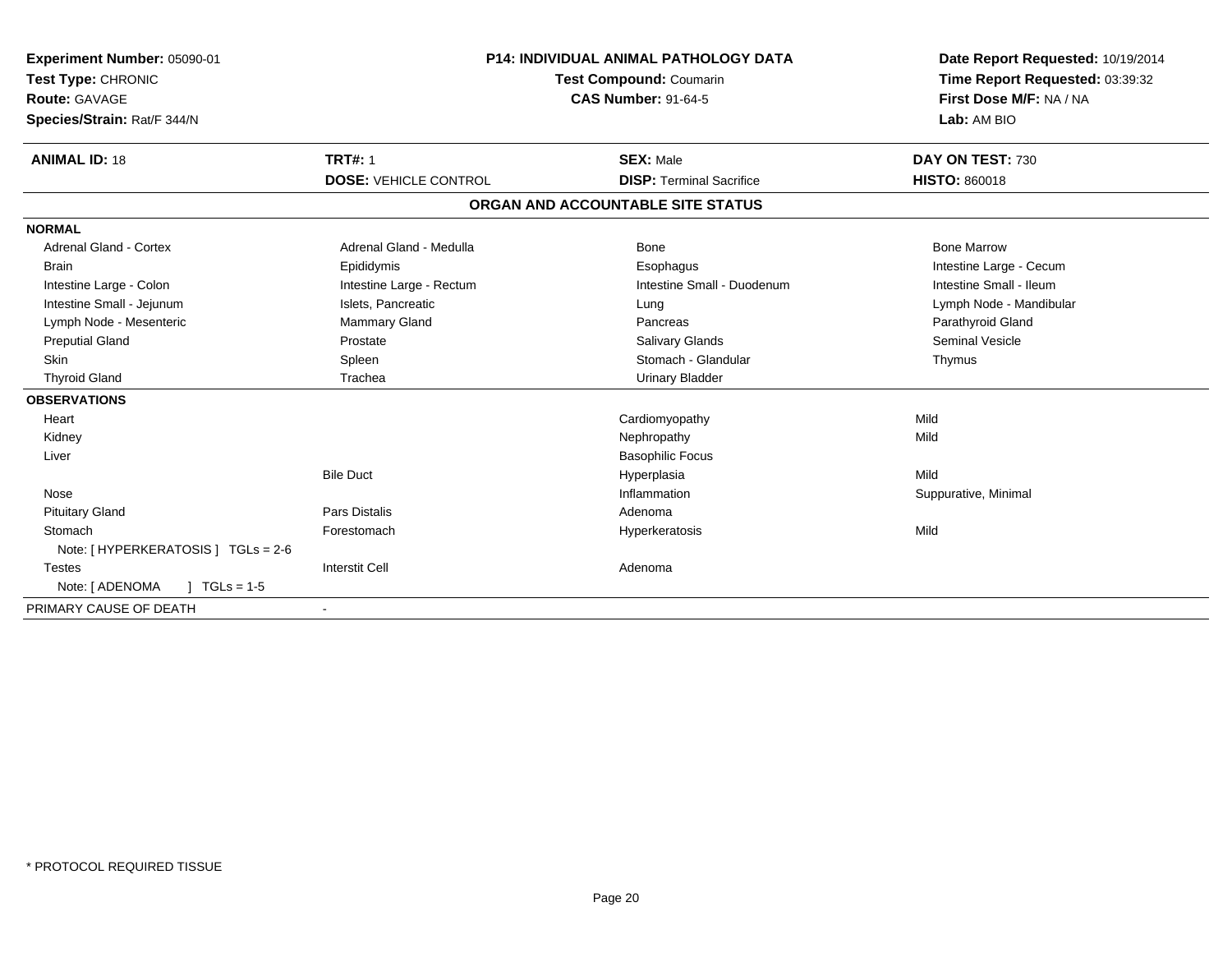**Experiment Number:** 05090-01
**Test Type:** CHRONIC
**Route:** GAVAGE
**Species/Strain:** Rat/F 344/N

**P14: INDIVIDUAL ANIMAL PATHOLOGY DATA**
**Test Compound:** Coumarin
**CAS Number:** 91-64-5

**Date Report Requested:** 10/19/2014
**Time Report Requested:** 03:39:32
**First Dose M/F:** NA / NA
**Lab:** AM BIO

| **ANIMAL ID:** 18 | **TRT#:** 1 | **SEX:** Male | **DAY ON TEST:** 730 |
|---|---|---|---|
| | **DOSE:** VEHICLE CONTROL | **DISP:** Terminal Sacrifice | **HISTO:** 860018 |

## ORGAN AND ACCOUNTABLE SITE STATUS

| | | | |
|---|---|---|---|
| **NORMAL** | | | |
| Adrenal Gland - Cortex | Adrenal Gland - Medulla | Bone | Bone Marrow |
| Brain | Epididymis | Esophagus | Intestine Large - Cecum |
| Intestine Large - Colon | Intestine Large - Rectum | Intestine Small - Duodenum | Intestine Small - Ileum |
| Intestine Small - Jejunum | Islets, Pancreatic | Lung | Lymph Node - Mandibular |
| Lymph Node - Mesenteric | Mammary Gland | Pancreas | Parathyroid Gland |
| Preputial Gland | Prostate | Salivary Glands | Seminal Vesicle |
| Skin | Spleen | Stomach - Glandular | Thymus |
| Thyroid Gland | Trachea | Urinary Bladder | |
| **OBSERVATIONS** | | | |
| Heart | | Cardiomyopathy | Mild |
| Kidney | | Nephropathy | Mild |
| Liver | | Basophilic Focus | |
| | Bile Duct | Hyperplasia | Mild |
| Nose | | Inflammation | Suppurative, Minimal |
| Pituitary Gland | Pars Distalis | Adenoma | |
| Stomach | Forestomach | Hyperkeratosis | Mild |
| Note: [ HYPERKERATOSIS ] TGLs = 2-6 | | | |
| Testes | Interstit Cell | Adenoma | |
| Note: [ ADENOMA ] TGLs = 1-5 | | | |
| PRIMARY CAUSE OF DEATH | - | | |

* PROTOCOL REQUIRED TISSUE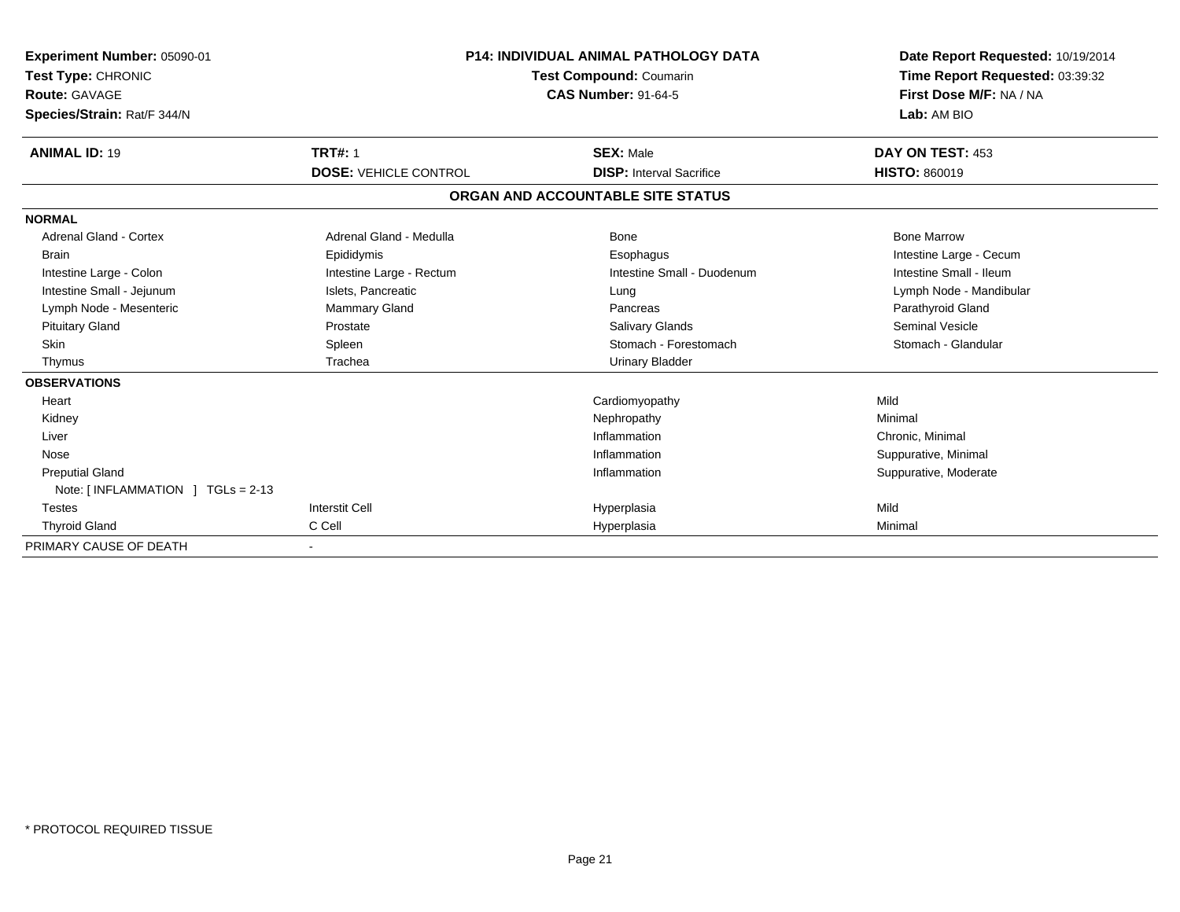**Experiment Number:** 05090-01
**Test Type:** CHRONIC
**Route:** GAVAGE
**Species/Strain:** Rat/F 344/N

**P14: INDIVIDUAL ANIMAL PATHOLOGY DATA**
**Test Compound:** Coumarin
**CAS Number:** 91-64-5

**Date Report Requested:** 10/19/2014
**Time Report Requested:** 03:39:32
**First Dose M/F:** NA / NA
**Lab:** AM BIO

| **ANIMAL ID:** 19 | **TRT#:** 1 | **SEX:** Male | **DAY ON TEST:** 453 |
|---|---|---|---|
| | **DOSE:** VEHICLE CONTROL | **DISP:** Interval Sacrifice | **HISTO:** 860019 |

## ORGAN AND ACCOUNTABLE SITE STATUS

| | | | |
|---|---|---|---|
| **NORMAL** | | | |
| Adrenal Gland - Cortex | Adrenal Gland - Medulla | Bone | Bone Marrow |
| Brain | Epididymis | Esophagus | Intestine Large - Cecum |
| Intestine Large - Colon | Intestine Large - Rectum | Intestine Small - Duodenum | Intestine Small - Ileum |
| Intestine Small - Jejunum | Islets, Pancreatic | Lung | Lymph Node - Mandibular |
| Lymph Node - Mesenteric | Mammary Gland | Pancreas | Parathyroid Gland |
| Pituitary Gland | Prostate | Salivary Glands | Seminal Vesicle |
| Skin | Spleen | Stomach - Forestomach | Stomach - Glandular |
| Thymus | Trachea | Urinary Bladder | |
| **OBSERVATIONS** | | | |
| Heart | | Cardiomyopathy | Mild |
| Kidney | | Nephropathy | Minimal |
| Liver | | Inflammation | Chronic, Minimal |
| Nose | | Inflammation | Suppurative, Minimal |
| Preputial Gland | | Inflammation | Suppurative, Moderate |
| Note: [ INFLAMMATION ] TGLs = 2-13 | | | |
| Testes | Interstit Cell | Hyperplasia | Mild |
| Thyroid Gland | C Cell | Hyperplasia | Minimal |
| PRIMARY CAUSE OF DEATH | - | | |

\* PROTOCOL REQUIRED TISSUE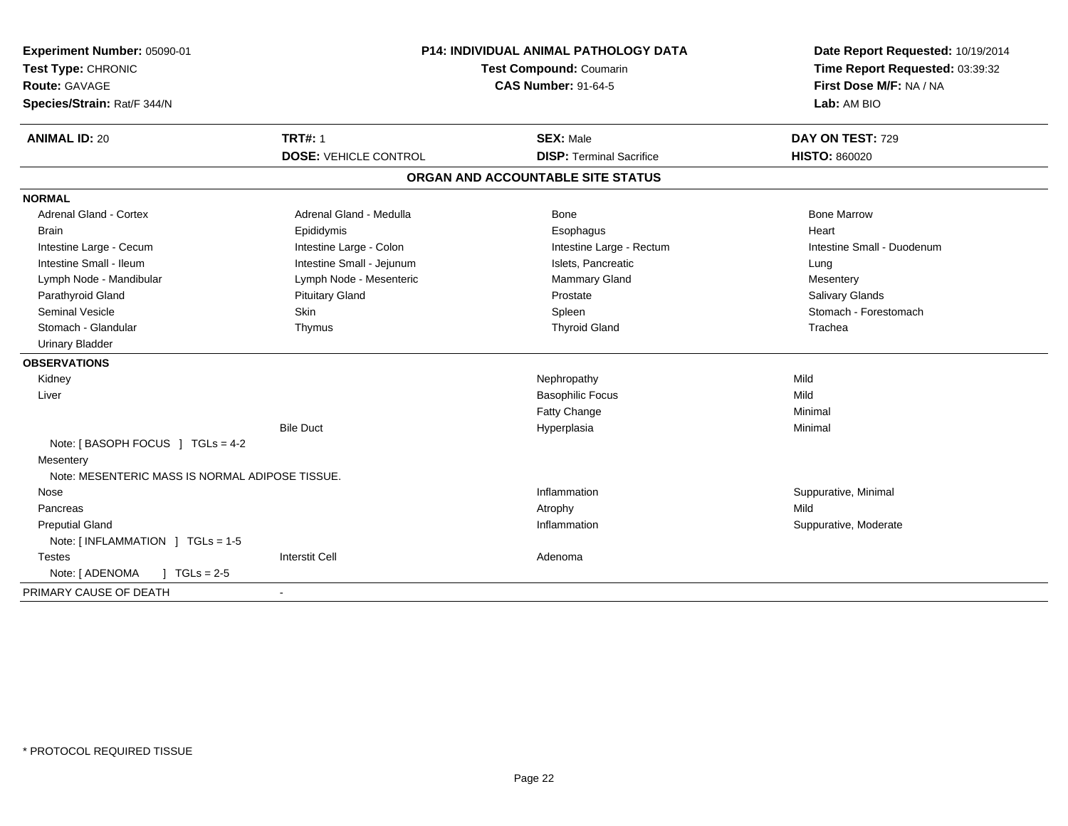**Experiment Number:** 05090-01
**Test Type:** CHRONIC
**Route:** GAVAGE
**Species/Strain:** Rat/F 344/N

**P14: INDIVIDUAL ANIMAL PATHOLOGY DATA**
**Test Compound:** Coumarin
**CAS Number:** 91-64-5

**Date Report Requested:** 10/19/2014
**Time Report Requested:** 03:39:32
**First Dose M/F:** NA / NA
**Lab:** AM BIO

| **ANIMAL ID:** 20 | **TRT#:** 1 | **SEX:** Male | **DAY ON TEST:** 729 |
|---|---|---|---|
| | **DOSE:** VEHICLE CONTROL | **DISP:** Terminal Sacrifice | **HISTO:** 860020 |

## ORGAN AND ACCOUNTABLE SITE STATUS

**NORMAL**

| | | | |
|---|---|---|---|
| Adrenal Gland - Cortex | Adrenal Gland - Medulla | Bone | Bone Marrow |
| Brain | Epididymis | Esophagus | Heart |
| Intestine Large - Cecum | Intestine Large - Colon | Intestine Large - Rectum | Intestine Small - Duodenum |
| Intestine Small - Ileum | Intestine Small - Jejunum | Islets, Pancreatic | Lung |
| Lymph Node - Mandibular | Lymph Node - Mesenteric | Mammary Gland | Mesentery |
| Parathyroid Gland | Pituitary Gland | Prostate | Salivary Glands |
| Seminal Vesicle | Skin | Spleen | Stomach - Forestomach |
| Stomach - Glandular | Thymus | Thyroid Gland | Trachea |
| Urinary Bladder | | | |

**OBSERVATIONS**

| | | | |
|---|---|---|---|
| Kidney | | Nephropathy | Mild |
| Liver | | Basophilic Focus | Mild |
| | | Fatty Change | Minimal |
| | Bile Duct | Hyperplasia | Minimal |
| Note: [ BASOPH FOCUS ] TGLs = 4-2 | | | |
| Mesentery | | | |
| Note: MESENTERIC MASS IS NORMAL ADIPOSE TISSUE. | | | |
| Nose | | Inflammation | Suppurative, Minimal |
| Pancreas | | Atrophy | Mild |
| Preputial Gland | | Inflammation | Suppurative, Moderate |
| Note: [ INFLAMMATION ] TGLs = 1-5 | | | |
| Testes | Interstit Cell | Adenoma | |
| Note: [ ADENOMA ] TGLs = 2-5 | | | |

PRIMARY CAUSE OF DEATH -

* PROTOCOL REQUIRED TISSUE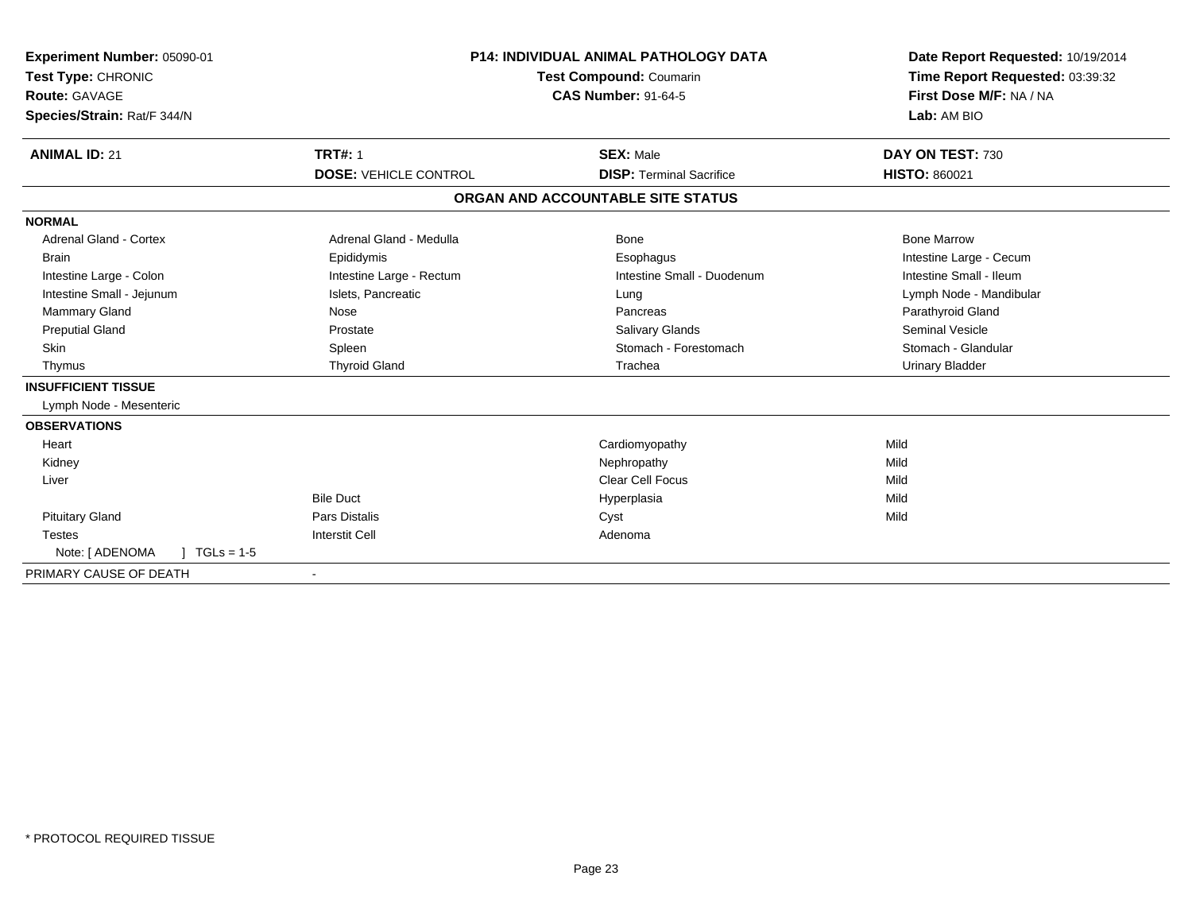**Experiment Number:** 05090-01
**Test Type:** CHRONIC
**Route:** GAVAGE
**Species/Strain:** Rat/F 344/N

**P14: INDIVIDUAL ANIMAL PATHOLOGY DATA**
**Test Compound:** Coumarin
**CAS Number:** 91-64-5

**Date Report Requested:** 10/19/2014
**Time Report Requested:** 03:39:32
**First Dose M/F:** NA / NA
**Lab:** AM BIO

| **ANIMAL ID:** 21 | **TRT#:** 1 | **SEX:** Male | **DAY ON TEST:** 730 |
|---|---|---|---|
| | **DOSE:** VEHICLE CONTROL | **DISP:** Terminal Sacrifice | **HISTO:** 860021 |

**ORGAN AND ACCOUNTABLE SITE STATUS**

| | | | |
|---|---|---|---|
| **NORMAL** | | | |
| Adrenal Gland - Cortex | Adrenal Gland - Medulla | Bone | Bone Marrow |
| Brain | Epididymis | Esophagus | Intestine Large - Cecum |
| Intestine Large - Colon | Intestine Large - Rectum | Intestine Small - Duodenum | Intestine Small - Ileum |
| Intestine Small - Jejunum | Islets, Pancreatic | Lung | Lymph Node - Mandibular |
| Mammary Gland | Nose | Pancreas | Parathyroid Gland |
| Preputial Gland | Prostate | Salivary Glands | Seminal Vesicle |
| Skin | Spleen | Stomach - Forestomach | Stomach - Glandular |
| Thymus | Thyroid Gland | Trachea | Urinary Bladder |
| **INSUFFICIENT TISSUE** | | | |
| Lymph Node - Mesenteric | | | |
| **OBSERVATIONS** | | | |
| Heart | | Cardiomyopathy | Mild |
| Kidney | | Nephropathy | Mild |
| Liver | | Clear Cell Focus | Mild |
| | Bile Duct | Hyperplasia | Mild |
| Pituitary Gland | Pars Distalis | Cyst | Mild |
| Testes | Interstit Cell | Adenoma | |
| Note: [ ADENOMA ] TGLs = 1-5 | | | |
| PRIMARY CAUSE OF DEATH | - | | |

\* PROTOCOL REQUIRED TISSUE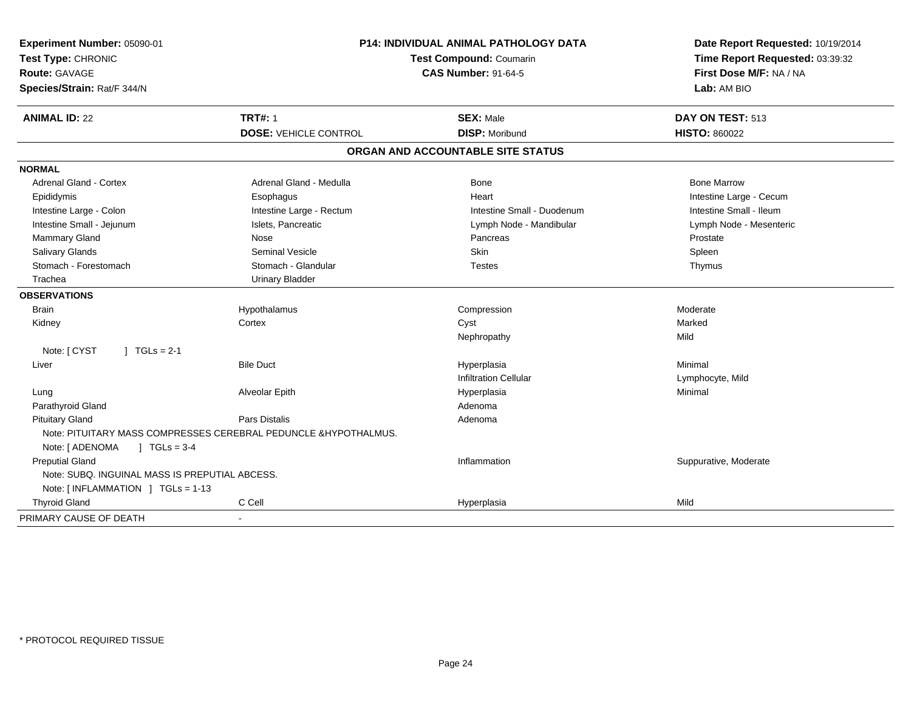**Experiment Number:** 05090-01
**Test Type:** CHRONIC
**Route:** GAVAGE
**Species/Strain:** Rat/F 344/N

**P14: INDIVIDUAL ANIMAL PATHOLOGY DATA**
**Test Compound:** Coumarin
**CAS Number:** 91-64-5

**Date Report Requested:** 10/19/2014
**Time Report Requested:** 03:39:32
**First Dose M/F:** NA / NA
**Lab:** AM BIO

| **ANIMAL ID:** 22 | **TRT#:** 1 | **SEX:** Male | **DAY ON TEST:** 513 |
|---|---|---|---|
| | **DOSE:** VEHICLE CONTROL | **DISP:** Moribund | **HISTO:** 860022 |

## ORGAN AND ACCOUNTABLE SITE STATUS

**NORMAL**

| | | | |
|---|---|---|---|
| Adrenal Gland - Cortex | Adrenal Gland - Medulla | Bone | Bone Marrow |
| Epididymis | Esophagus | Heart | Intestine Large - Cecum |
| Intestine Large - Colon | Intestine Large - Rectum | Intestine Small - Duodenum | Intestine Small - Ileum |
| Intestine Small - Jejunum | Islets, Pancreatic | Lymph Node - Mandibular | Lymph Node - Mesenteric |
| Mammary Gland | Nose | Pancreas | Prostate |
| Salivary Glands | Seminal Vesicle | Skin | Spleen |
| Stomach - Forestomach | Stomach - Glandular | Testes | Thymus |
| Trachea | Urinary Bladder | | |

**OBSERVATIONS**

| | | | |
|---|---|---|---|
| Brain | Hypothalamus | Compression | Moderate |
| Kidney | Cortex | Cyst | Marked |
| | | Nephropathy | Mild |
| Note: [ CYST ] TGLs = 2-1 | | | |
| Liver | Bile Duct | Hyperplasia | Minimal |
| | | Infiltration Cellular | Lymphocyte, Mild |
| Lung | Alveolar Epith | Hyperplasia | Minimal |
| Parathyroid Gland | | Adenoma | |
| Pituitary Gland | Pars Distalis | Adenoma | |
| Note: PITUITARY MASS COMPRESSES CEREBRAL PEDUNCLE &HYPOTHALMUS. | | | |
| Note: [ ADENOMA ] TGLs = 3-4 | | | |
| Preputial Gland | | Inflammation | Suppurative, Moderate |
| Note: SUBQ. INGUINAL MASS IS PREPUTIAL ABCESS. | | | |
| Note: [ INFLAMMATION ] TGLs = 1-13 | | | |
| Thyroid Gland | C Cell | Hyperplasia | Mild |

PRIMARY CAUSE OF DEATH -

* PROTOCOL REQUIRED TISSUE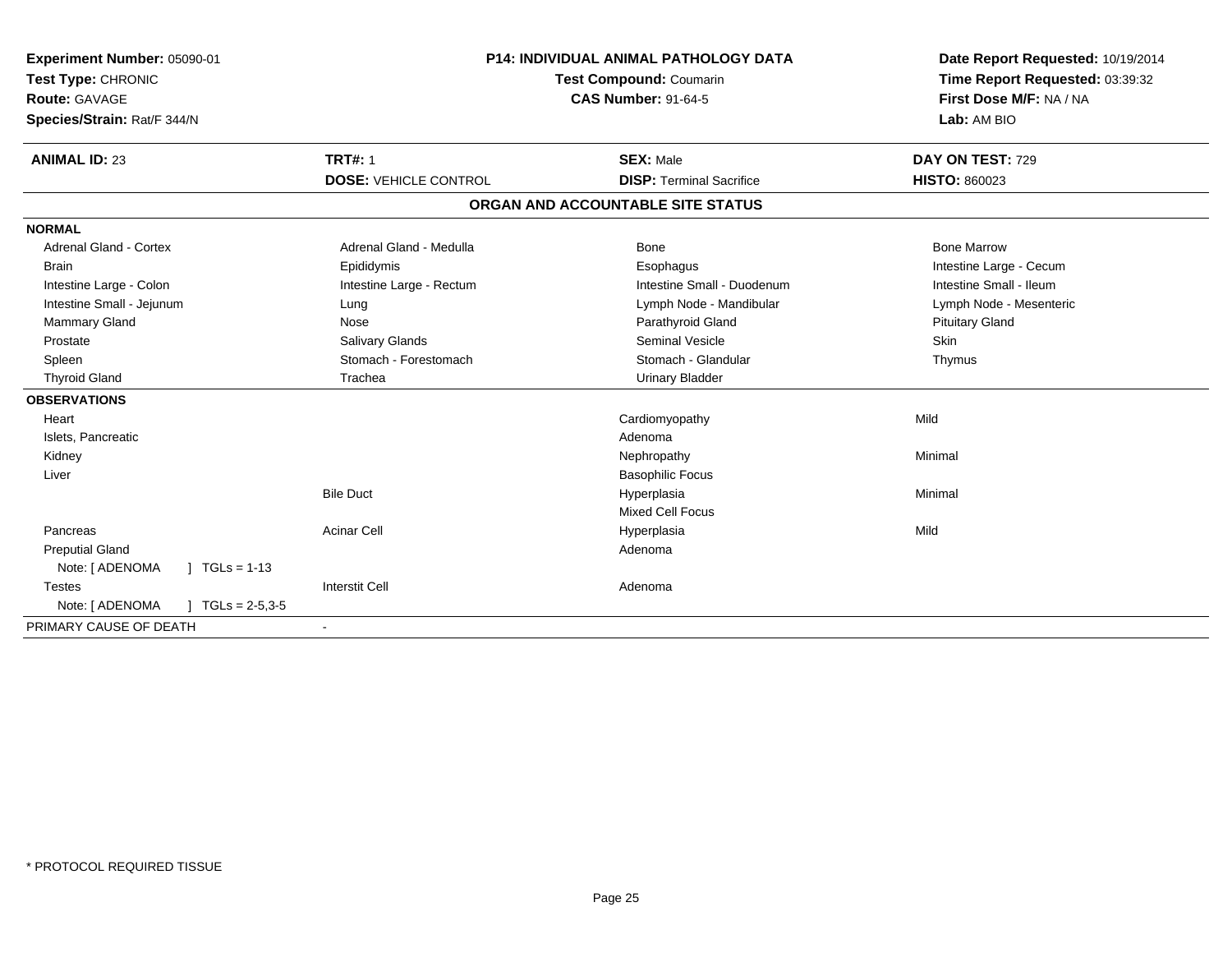**Experiment Number:** 05090-01
**Test Type:** CHRONIC
**Route:** GAVAGE
**Species/Strain:** Rat/F 344/N

**P14: INDIVIDUAL ANIMAL PATHOLOGY DATA**
**Test Compound:** Coumarin
**CAS Number:** 91-64-5

**Date Report Requested:** 10/19/2014
**Time Report Requested:** 03:39:32
**First Dose M/F:** NA / NA
**Lab:** AM BIO

| **ANIMAL ID:** 23 | **TRT#:** 1 | **SEX:** Male | **DAY ON TEST:** 729 |
|---|---|---|---|
| | **DOSE:** VEHICLE CONTROL | **DISP:** Terminal Sacrifice | **HISTO:** 860023 |

**ORGAN AND ACCOUNTABLE SITE STATUS**

| | | | |
|---|---|---|---|
| **NORMAL** | | | |
| Adrenal Gland - Cortex | Adrenal Gland - Medulla | Bone | Bone Marrow |
| Brain | Epididymis | Esophagus | Intestine Large - Cecum |
| Intestine Large - Colon | Intestine Large - Rectum | Intestine Small - Duodenum | Intestine Small - Ileum |
| Intestine Small - Jejunum | Lung | Lymph Node - Mandibular | Lymph Node - Mesenteric |
| Mammary Gland | Nose | Parathyroid Gland | Pituitary Gland |
| Prostate | Salivary Glands | Seminal Vesicle | Skin |
| Spleen | Stomach - Forestomach | Stomach - Glandular | Thymus |
| Thyroid Gland | Trachea | Urinary Bladder | |
| **OBSERVATIONS** | | | |
| Heart | | Cardiomyopathy | Mild |
| Islets, Pancreatic | | Adenoma | |
| Kidney | | Nephropathy | Minimal |
| Liver | | Basophilic Focus | |
| | Bile Duct | Hyperplasia | Minimal |
| | | Mixed Cell Focus | |
| Pancreas | Acinar Cell | Hyperplasia | Mild |
| Preputial Gland | | Adenoma | |
| Note: [ ADENOMA ] TGLs = 1-13 | | | |
| Testes | Interstit Cell | Adenoma | |
| Note: [ ADENOMA ] TGLs = 2-5,3-5 | | | |
| PRIMARY CAUSE OF DEATH | - | | |

* PROTOCOL REQUIRED TISSUE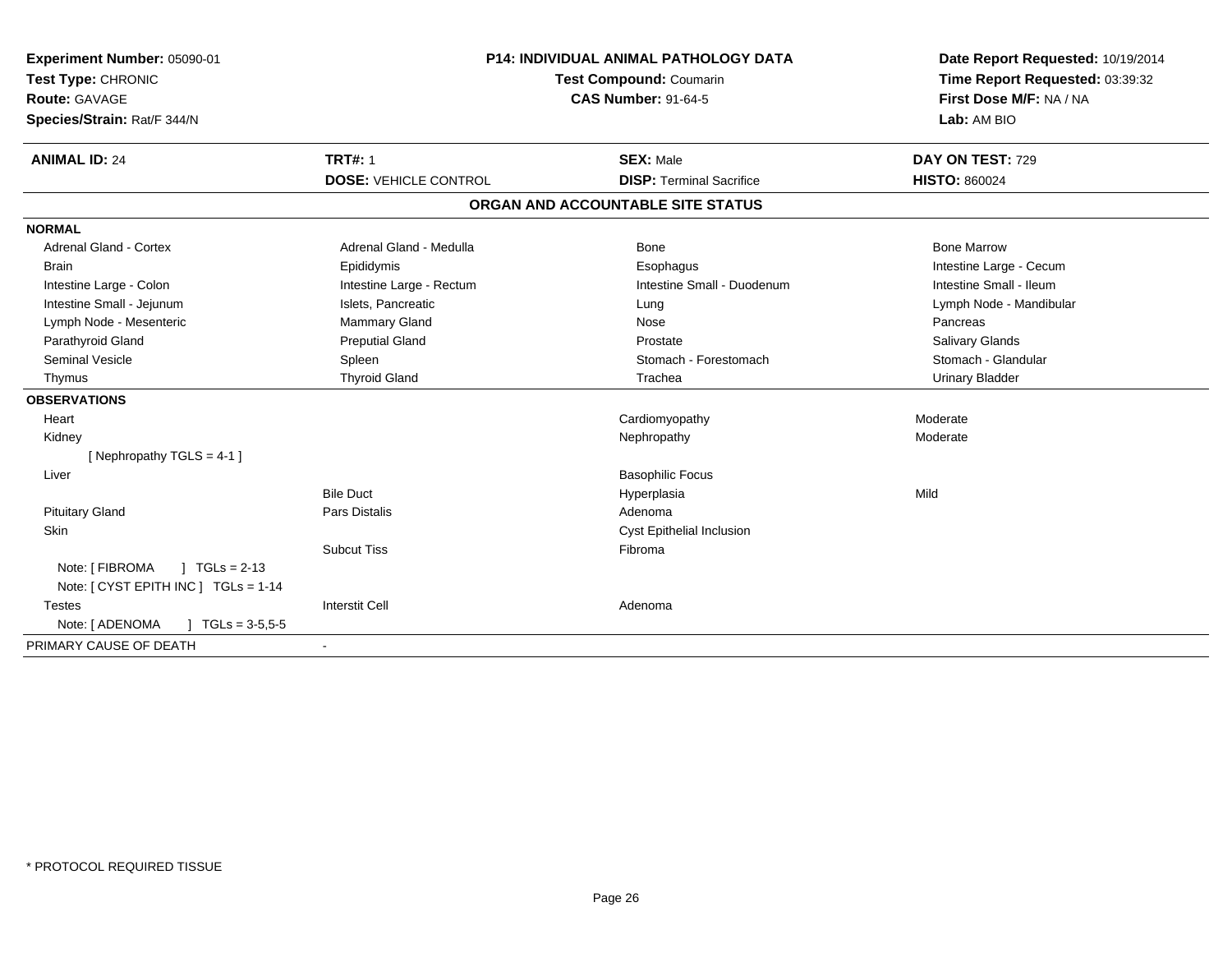**Experiment Number:** 05090-01
**Test Type:** CHRONIC
**Route:** GAVAGE
**Species/Strain:** Rat/F 344/N

**P14: INDIVIDUAL ANIMAL PATHOLOGY DATA**
**Test Compound:** Coumarin
**CAS Number:** 91-64-5

**Date Report Requested:** 10/19/2014
**Time Report Requested:** 03:39:32
**First Dose M/F:** NA / NA
**Lab:** AM BIO

| **ANIMAL ID:** 24 | **TRT#:** 1 | **SEX:** Male | **DAY ON TEST:** 729 |
|---|---|---|---|
| | **DOSE:** VEHICLE CONTROL | **DISP:** Terminal Sacrifice | **HISTO:** 860024 |

## ORGAN AND ACCOUNTABLE SITE STATUS

**NORMAL**

| | | | |
|---|---|---|---|
| Adrenal Gland - Cortex | Adrenal Gland - Medulla | Bone | Bone Marrow |
| Brain | Epididymis | Esophagus | Intestine Large - Cecum |
| Intestine Large - Colon | Intestine Large - Rectum | Intestine Small - Duodenum | Intestine Small - Ileum |
| Intestine Small - Jejunum | Islets, Pancreatic | Lung | Lymph Node - Mandibular |
| Lymph Node - Mesenteric | Mammary Gland | Nose | Pancreas |
| Parathyroid Gland | Preputial Gland | Prostate | Salivary Glands |
| Seminal Vesicle | Spleen | Stomach - Forestomach | Stomach - Glandular |
| Thymus | Thyroid Gland | Trachea | Urinary Bladder |

**OBSERVATIONS**

| | | | |
|---|---|---|---|
| Heart | | Cardiomyopathy | Moderate |
| Kidney | | Nephropathy | Moderate |
| [ Nephropathy TGLS = 4-1 ] | | | |
| Liver | | Basophilic Focus | |
| | Bile Duct | Hyperplasia | Mild |
| Pituitary Gland | Pars Distalis | Adenoma | |
| Skin | | Cyst Epithelial Inclusion | |
| | Subcut Tiss | Fibroma | |
| Note: [ FIBROMA ] TGLs = 2-13 | | | |
| Note: [ CYST EPITH INC ] TGLs = 1-14 | | | |
| Testes | Interstit Cell | Adenoma | |
| Note: [ ADENOMA ] TGLs = 3-5,5-5 | | | |

PRIMARY CAUSE OF DEATH -

* PROTOCOL REQUIRED TISSUE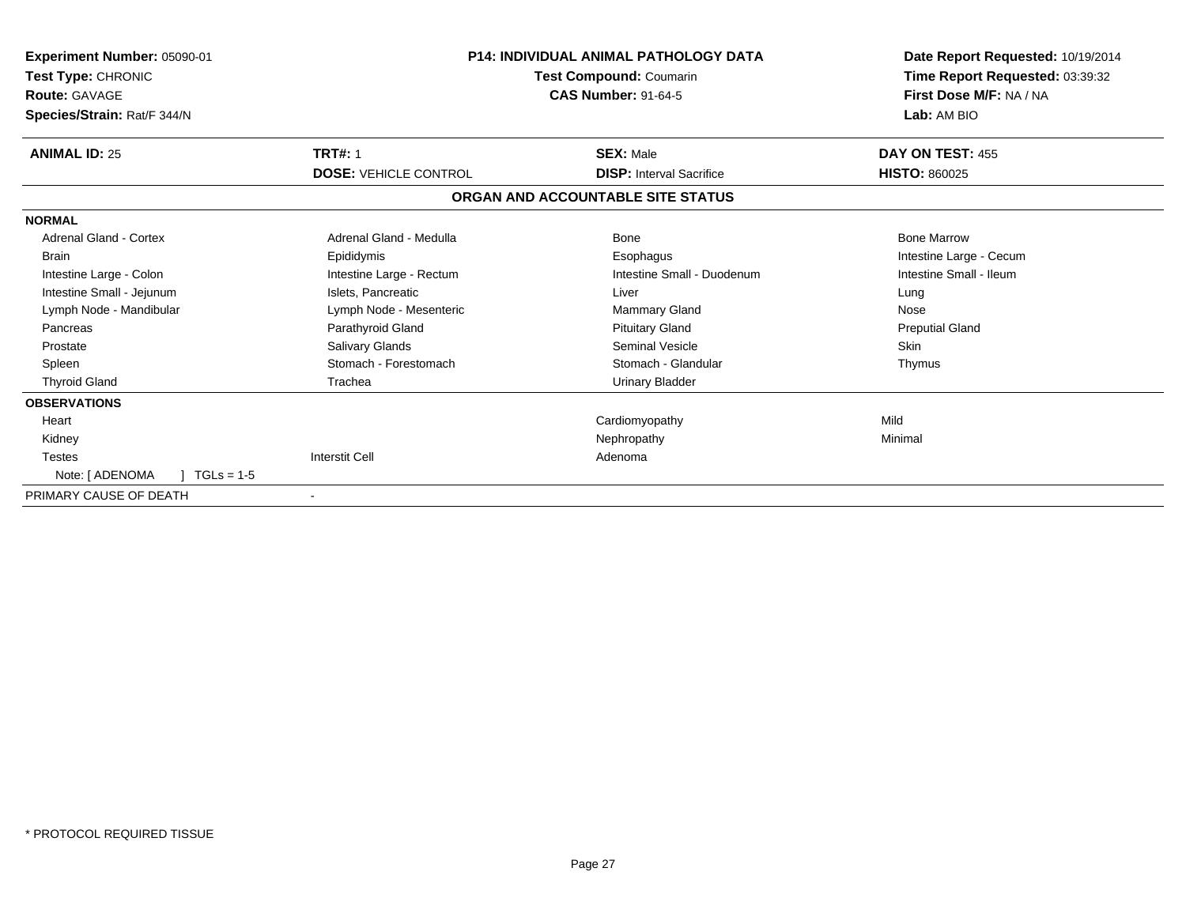**Experiment Number:** 05090-01
**Test Type:** CHRONIC
**Route:** GAVAGE
**Species/Strain:** Rat/F 344/N

**P14: INDIVIDUAL ANIMAL PATHOLOGY DATA**
**Test Compound:** Coumarin
**CAS Number:** 91-64-5

**Date Report Requested:** 10/19/2014
**Time Report Requested:** 03:39:32
**First Dose M/F:** NA / NA
**Lab:** AM BIO

| **ANIMAL ID:** 25 | **TRT#:** 1 | **SEX:** Male | **DAY ON TEST:** 455 |
|---|---|---|---|
| | **DOSE:** VEHICLE CONTROL | **DISP:** Interval Sacrifice | **HISTO:** 860025 |

**ORGAN AND ACCOUNTABLE SITE STATUS**

| | | | |
|---|---|---|---|
| **NORMAL** | | | |
| Adrenal Gland - Cortex | Adrenal Gland - Medulla | Bone | Bone Marrow |
| Brain | Epididymis | Esophagus | Intestine Large - Cecum |
| Intestine Large - Colon | Intestine Large - Rectum | Intestine Small - Duodenum | Intestine Small - Ileum |
| Intestine Small - Jejunum | Islets, Pancreatic | Liver | Lung |
| Lymph Node - Mandibular | Lymph Node - Mesenteric | Mammary Gland | Nose |
| Pancreas | Parathyroid Gland | Pituitary Gland | Preputial Gland |
| Prostate | Salivary Glands | Seminal Vesicle | Skin |
| Spleen | Stomach - Forestomach | Stomach - Glandular | Thymus |
| Thyroid Gland | Trachea | Urinary Bladder | |
| **OBSERVATIONS** | | | |
| Heart | | Cardiomyopathy | Mild |
| Kidney | | Nephropathy | Minimal |
| Testes | Interstit Cell | Adenoma | |
| Note: [ ADENOMA ] TGLs = 1-5 | | | |
| PRIMARY CAUSE OF DEATH | - | | |

* PROTOCOL REQUIRED TISSUE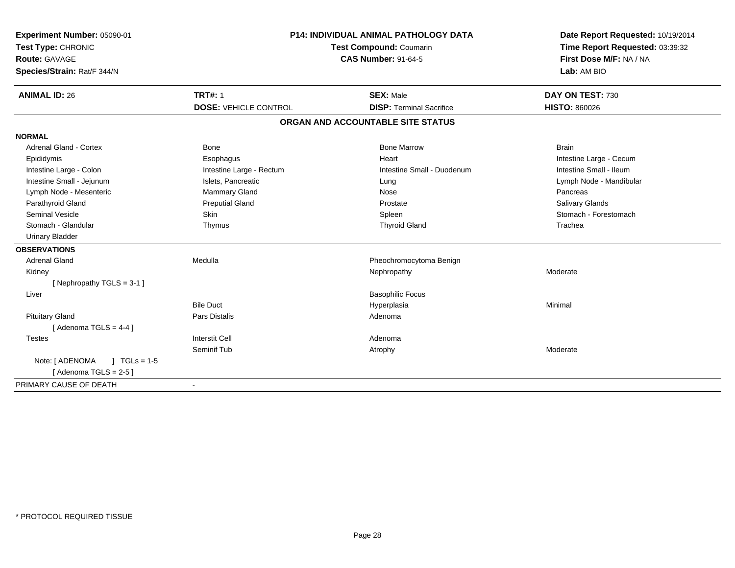**Experiment Number:** 05090-01
**Test Type:** CHRONIC
**Route:** GAVAGE
**Species/Strain:** Rat/F 344/N

**P14: INDIVIDUAL ANIMAL PATHOLOGY DATA**
**Test Compound:** Coumarin
**CAS Number:** 91-64-5

**Date Report Requested:** 10/19/2014
**Time Report Requested:** 03:39:32
**First Dose M/F:** NA / NA
**Lab:** AM BIO

| **ANIMAL ID:** 26 | **TRT#:** 1 | **SEX:** Male | **DAY ON TEST:** 730 |
|---|---|---|---|
| | **DOSE:** VEHICLE CONTROL | **DISP:** Terminal Sacrifice | **HISTO:** 860026 |

## ORGAN AND ACCOUNTABLE SITE STATUS

**NORMAL**

| | | | |
|---|---|---|---|
| Adrenal Gland - Cortex | Bone | Bone Marrow | Brain |
| Epididymis | Esophagus | Heart | Intestine Large - Cecum |
| Intestine Large - Colon | Intestine Large - Rectum | Intestine Small - Duodenum | Intestine Small - Ileum |
| Intestine Small - Jejunum | Islets, Pancreatic | Lung | Lymph Node - Mandibular |
| Lymph Node - Mesenteric | Mammary Gland | Nose | Pancreas |
| Parathyroid Gland | Preputial Gland | Prostate | Salivary Glands |
| Seminal Vesicle | Skin | Spleen | Stomach - Forestomach |
| Stomach - Glandular | Thymus | Thyroid Gland | Trachea |
| Urinary Bladder | | | |

**OBSERVATIONS**

| | | | |
|---|---|---|---|
| Adrenal Gland | Medulla | Pheochromocytoma Benign | |
| Kidney | | Nephropathy | Moderate |
| [ Nephropathy TGLS = 3-1 ] | | | |
| Liver | | Basophilic Focus | |
| | Bile Duct | Hyperplasia | Minimal |
| Pituitary Gland | Pars Distalis | Adenoma | |
| [ Adenoma TGLS = 4-4 ] | | | |
| Testes | Interstit Cell | Adenoma | |
| | Seminif Tub | Atrophy | Moderate |
| Note: [ ADENOMA ] TGLs = 1-5 | | | |
| [ Adenoma TGLS = 2-5 ] | | | |

| | |
|---|---|
| PRIMARY CAUSE OF DEATH | - |

* PROTOCOL REQUIRED TISSUE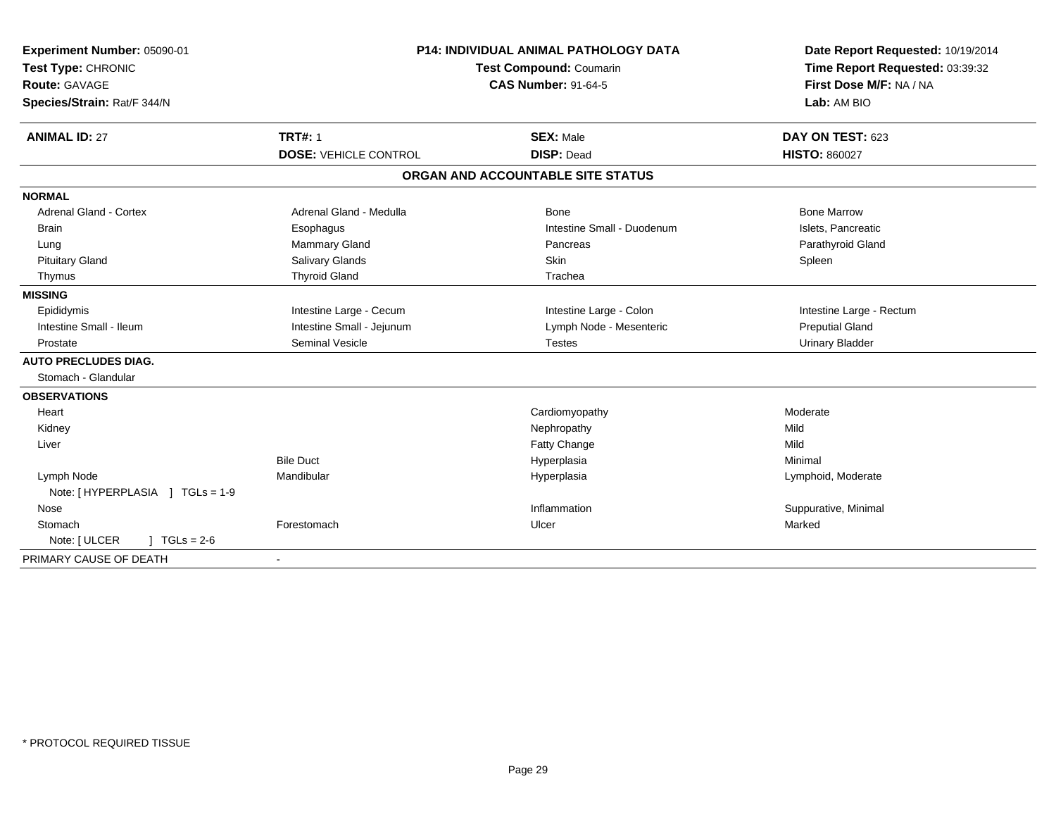**Experiment Number:** 05090-01
**Test Type:** CHRONIC
**Route:** GAVAGE
**Species/Strain:** Rat/F 344/N

**P14: INDIVIDUAL ANIMAL PATHOLOGY DATA**
**Test Compound:** Coumarin
**CAS Number:** 91-64-5

**Date Report Requested:** 10/19/2014
**Time Report Requested:** 03:39:32
**First Dose M/F:** NA / NA
**Lab:** AM BIO

| **ANIMAL ID:** 27 | **TRT#:** 1 | **SEX:** Male | **DAY ON TEST:** 623 |
|---|---|---|---|
| | **DOSE:** VEHICLE CONTROL | **DISP:** Dead | **HISTO:** 860027 |

**ORGAN AND ACCOUNTABLE SITE STATUS**

| | | | |
|---|---|---|---|
| **NORMAL** | | | |
| Adrenal Gland - Cortex | Adrenal Gland - Medulla | Bone | Bone Marrow |
| Brain | Esophagus | Intestine Small - Duodenum | Islets, Pancreatic |
| Lung | Mammary Gland | Pancreas | Parathyroid Gland |
| Pituitary Gland | Salivary Glands | Skin | Spleen |
| Thymus | Thyroid Gland | Trachea | |
| **MISSING** | | | |
| Epididymis | Intestine Large - Cecum | Intestine Large - Colon | Intestine Large - Rectum |
| Intestine Small - Ileum | Intestine Small - Jejunum | Lymph Node - Mesenteric | Preputial Gland |
| Prostate | Seminal Vesicle | Testes | Urinary Bladder |
| **AUTO PRECLUDES DIAG.** | | | |
| Stomach - Glandular | | | |
| **OBSERVATIONS** | | | |
| Heart | | Cardiomyopathy | Moderate |
| Kidney | | Nephropathy | Mild |
| Liver | | Fatty Change | Mild |
| | Bile Duct | Hyperplasia | Minimal |
| Lymph Node | Mandibular | Hyperplasia | Lymphoid, Moderate |
| Note: [ HYPERPLASIA ] TGLs = 1-9 | | | |
| Nose | | Inflammation | Suppurative, Minimal |
| Stomach | Forestomach | Ulcer | Marked |
| Note: [ ULCER ] TGLs = 2-6 | | | |
| PRIMARY CAUSE OF DEATH | - | | |

\* PROTOCOL REQUIRED TISSUE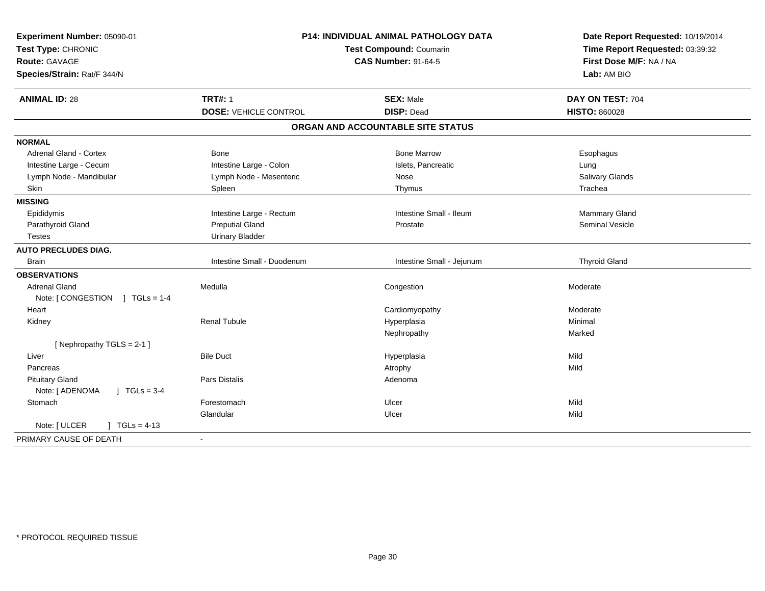**Experiment Number:** 05090-01
**Test Type:** CHRONIC
**Route:** GAVAGE
**Species/Strain:** Rat/F 344/N

**P14: INDIVIDUAL ANIMAL PATHOLOGY DATA**
**Test Compound:** Coumarin
**CAS Number:** 91-64-5

**Date Report Requested:** 10/19/2014
**Time Report Requested:** 03:39:32
**First Dose M/F:** NA / NA
**Lab:** AM BIO

| **ANIMAL ID:** 28 | **TRT#:** 1 | **SEX:** Male | **DAY ON TEST:** 704 |
|---|---|---|---|
| | **DOSE:** VEHICLE CONTROL | **DISP:** Dead | **HISTO:** 860028 |

## ORGAN AND ACCOUNTABLE SITE STATUS

| | | | |
|---|---|---|---|
| **NORMAL** | | | |
| Adrenal Gland - Cortex | Bone | Bone Marrow | Esophagus |
| Intestine Large - Cecum | Intestine Large - Colon | Islets, Pancreatic | Lung |
| Lymph Node - Mandibular | Lymph Node - Mesenteric | Nose | Salivary Glands |
| Skin | Spleen | Thymus | Trachea |
| **MISSING** | | | |
| Epididymis | Intestine Large - Rectum | Intestine Small - Ileum | Mammary Gland |
| Parathyroid Gland | Preputial Gland | Prostate | Seminal Vesicle |
| Testes | Urinary Bladder | | |
| **AUTO PRECLUDES DIAG.** | | | |
| Brain | Intestine Small - Duodenum | Intestine Small - Jejunum | Thyroid Gland |
| **OBSERVATIONS** | | | |
| Adrenal Gland | Medulla | Congestion | Moderate |
| Note: [ CONGESTION ] TGLs = 1-4 | | | |
| Heart | | Cardiomyopathy | Moderate |
| Kidney | Renal Tubule | Hyperplasia | Minimal |
| | | Nephropathy | Marked |
| [ Nephropathy TGLS = 2-1 ] | | | |
| Liver | Bile Duct | Hyperplasia | Mild |
| Pancreas | | Atrophy | Mild |
| Pituitary Gland | Pars Distalis | Adenoma | |
| Note: [ ADENOMA ] TGLs = 3-4 | | | |
| Stomach | Forestomach | Ulcer | Mild |
| | Glandular | Ulcer | Mild |
| Note: [ ULCER ] TGLs = 4-13 | | | |
| PRIMARY CAUSE OF DEATH | - | | |

* PROTOCOL REQUIRED TISSUE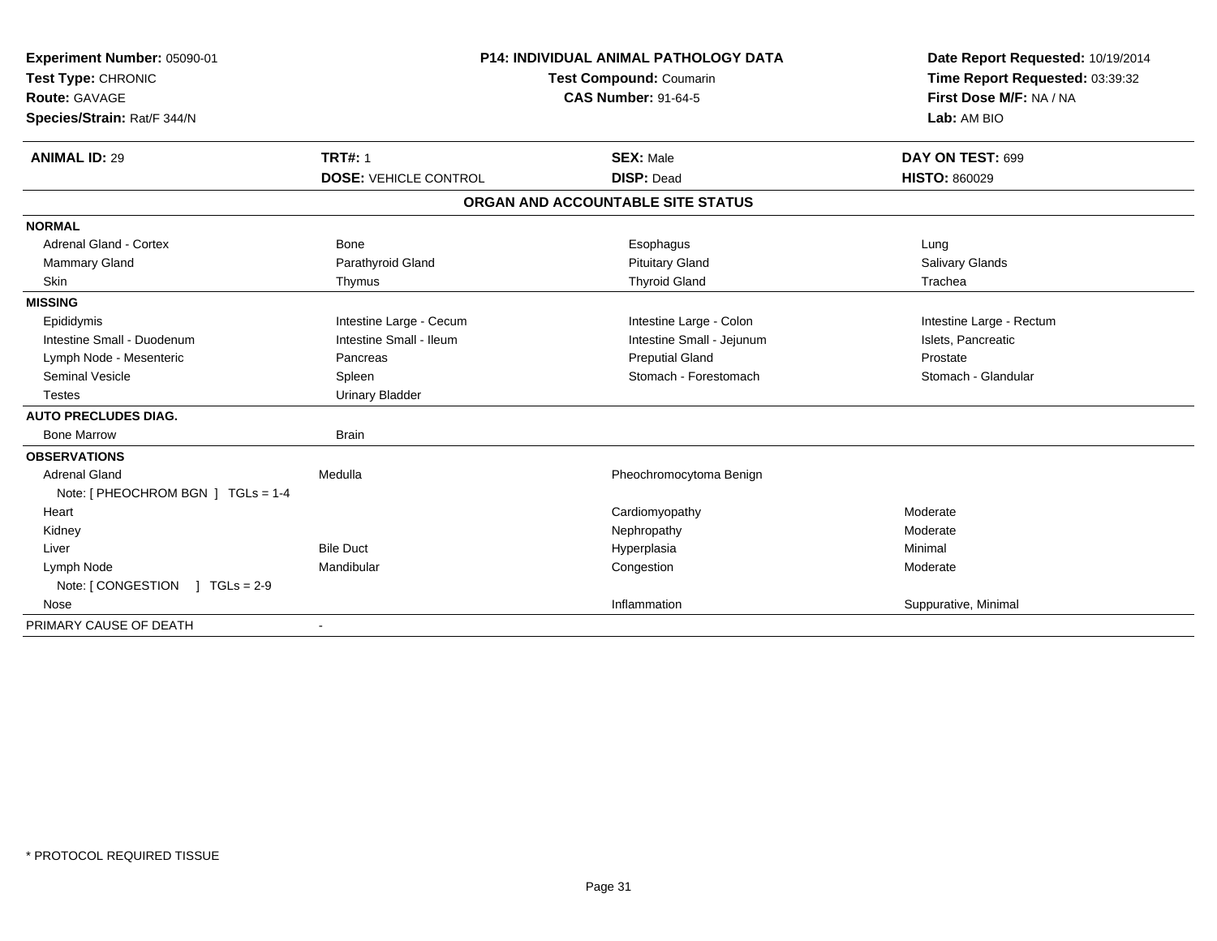**Experiment Number:** 05090-01
**Test Type:** CHRONIC
**Route:** GAVAGE
**Species/Strain:** Rat/F 344/N

**P14: INDIVIDUAL ANIMAL PATHOLOGY DATA**
**Test Compound:** Coumarin
**CAS Number:** 91-64-5

**Date Report Requested:** 10/19/2014
**Time Report Requested:** 03:39:32
**First Dose M/F:** NA / NA
**Lab:** AM BIO

| **ANIMAL ID:** 29 | **TRT#:** 1 | **SEX:** Male | **DAY ON TEST:** 699 |
|---|---|---|---|
| | **DOSE:** VEHICLE CONTROL | **DISP:** Dead | **HISTO:** 860029 |

## ORGAN AND ACCOUNTABLE SITE STATUS

| | | | |
|---|---|---|---|
| **NORMAL** | | | |
| Adrenal Gland - Cortex | Bone | Esophagus | Lung |
| Mammary Gland | Parathyroid Gland | Pituitary Gland | Salivary Glands |
| Skin | Thymus | Thyroid Gland | Trachea |
| **MISSING** | | | |
| Epididymis | Intestine Large - Cecum | Intestine Large - Colon | Intestine Large - Rectum |
| Intestine Small - Duodenum | Intestine Small - Ileum | Intestine Small - Jejunum | Islets, Pancreatic |
| Lymph Node - Mesenteric | Pancreas | Preputial Gland | Prostate |
| Seminal Vesicle | Spleen | Stomach - Forestomach | Stomach - Glandular |
| Testes | Urinary Bladder | | |
| **AUTO PRECLUDES DIAG.** | | | |
| Bone Marrow | Brain | | |
| **OBSERVATIONS** | | | |
| Adrenal Gland | Medulla | Pheochromocytoma Benign | |
| Note: [ PHEOCHROM BGN ] TGLs = 1-4 | | | |
| Heart | | Cardiomyopathy | Moderate |
| Kidney | | Nephropathy | Moderate |
| Liver | Bile Duct | Hyperplasia | Minimal |
| Lymph Node | Mandibular | Congestion | Moderate |
| Note: [ CONGESTION ] TGLs = 2-9 | | | |
| Nose | | Inflammation | Suppurative, Minimal |
| PRIMARY CAUSE OF DEATH | - | | |

* PROTOCOL REQUIRED TISSUE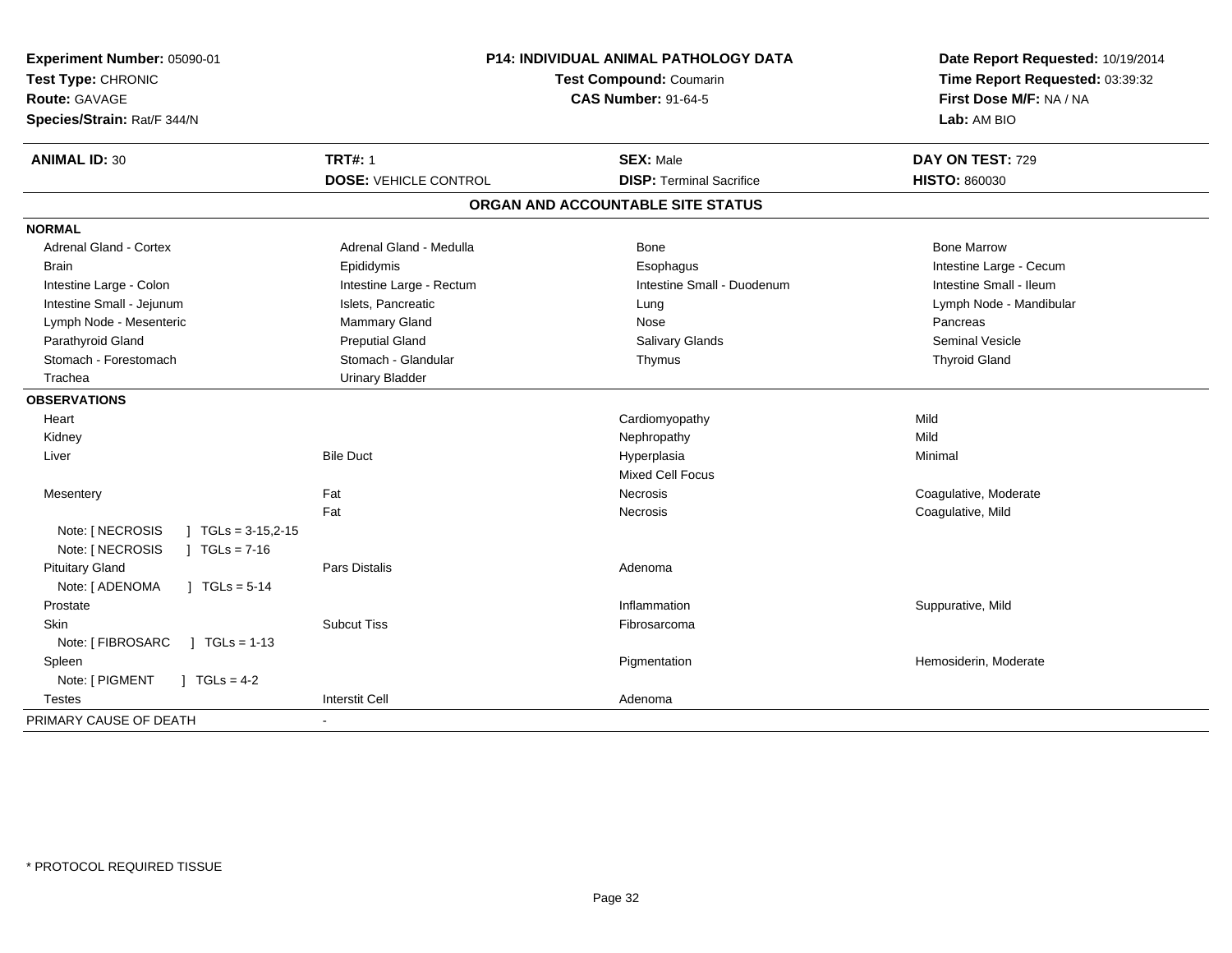**Experiment Number:** 05090-01
**Test Type:** CHRONIC
**Route:** GAVAGE
**Species/Strain:** Rat/F 344/N

**P14: INDIVIDUAL ANIMAL PATHOLOGY DATA**
**Test Compound:** Coumarin
**CAS Number:** 91-64-5

**Date Report Requested:** 10/19/2014
**Time Report Requested:** 03:39:32
**First Dose M/F:** NA / NA
**Lab:** AM BIO

| **ANIMAL ID:** 30 | **TRT#:** 1 | **SEX:** Male | **DAY ON TEST:** 729 |
|---|---|---|---|
| | **DOSE:** VEHICLE CONTROL | **DISP:** Terminal Sacrifice | **HISTO:** 860030 |

## ORGAN AND ACCOUNTABLE SITE STATUS

**NORMAL**

| | | | |
|---|---|---|---|
| Adrenal Gland - Cortex | Adrenal Gland - Medulla | Bone | Bone Marrow |
| Brain | Epididymis | Esophagus | Intestine Large - Cecum |
| Intestine Large - Colon | Intestine Large - Rectum | Intestine Small - Duodenum | Intestine Small - Ileum |
| Intestine Small - Jejunum | Islets, Pancreatic | Lung | Lymph Node - Mandibular |
| Lymph Node - Mesenteric | Mammary Gland | Nose | Pancreas |
| Parathyroid Gland | Preputial Gland | Salivary Glands | Seminal Vesicle |
| Stomach - Forestomach | Stomach - Glandular | Thymus | Thyroid Gland |
| Trachea | Urinary Bladder | | |

**OBSERVATIONS**

| | | | |
|---|---|---|---|
| Heart | | Cardiomyopathy | Mild |
| Kidney | | Nephropathy | Mild |
| Liver | Bile Duct | Hyperplasia | Minimal |
| | | Mixed Cell Focus | |
| Mesentery | Fat | Necrosis | Coagulative, Moderate |
| | Fat | Necrosis | Coagulative, Mild |
| Note: [ NECROSIS ] TGLs = 3-15,2-15 | | | |
| Note: [ NECROSIS ] TGLs = 7-16 | | | |
| Pituitary Gland | Pars Distalis | Adenoma | |
| Note: [ ADENOMA ] TGLs = 5-14 | | | |
| Prostate | | Inflammation | Suppurative, Mild |
| Skin | Subcut Tiss | Fibrosarcoma | |
| Note: [ FIBROSARC ] TGLs = 1-13 | | | |
| Spleen | | Pigmentation | Hemosiderin, Moderate |
| Note: [ PIGMENT ] TGLs = 4-2 | | | |
| Testes | Interstit Cell | Adenoma | |

PRIMARY CAUSE OF DEATH -

* PROTOCOL REQUIRED TISSUE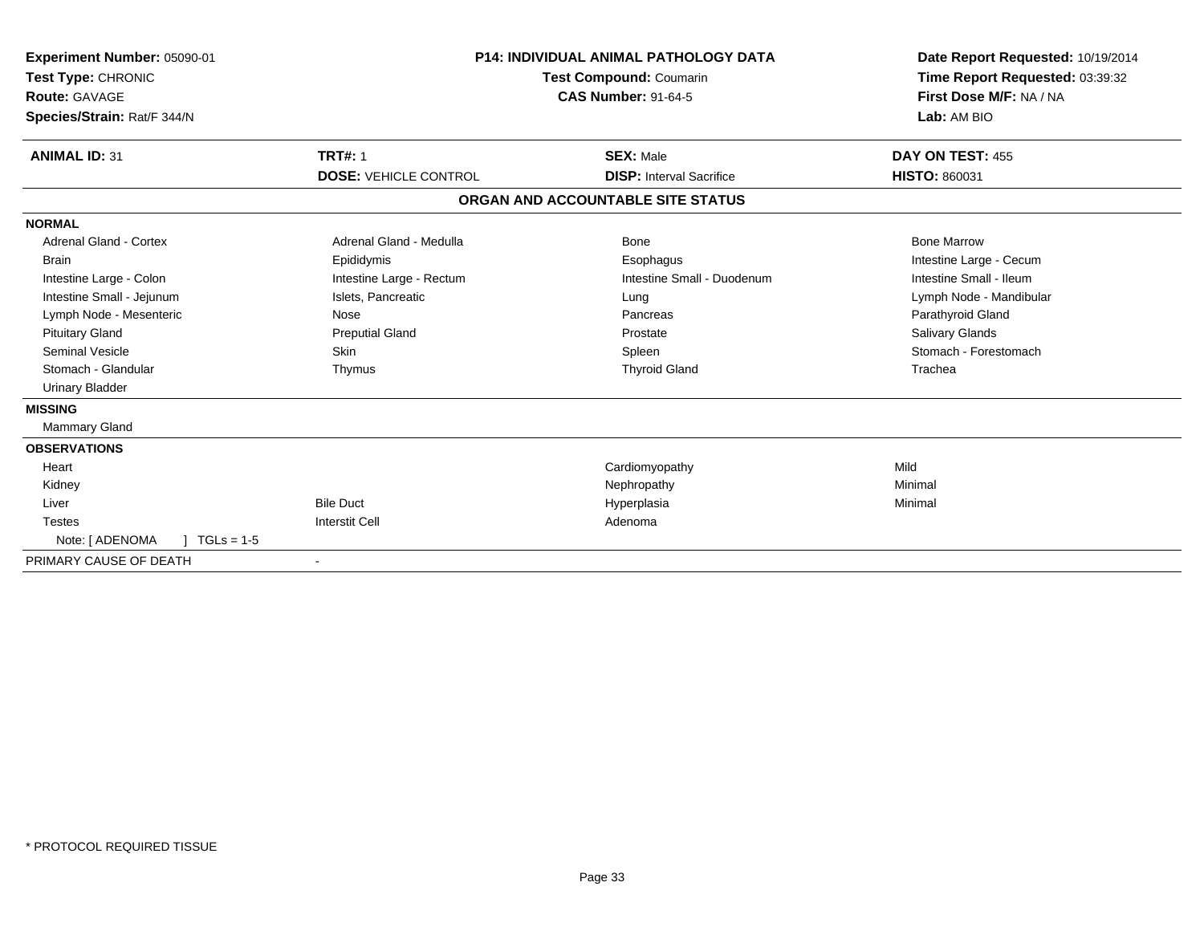**Experiment Number:** 05090-01
**Test Type:** CHRONIC
**Route:** GAVAGE
**Species/Strain:** Rat/F 344/N

**P14: INDIVIDUAL ANIMAL PATHOLOGY DATA**
**Test Compound:** Coumarin
**CAS Number:** 91-64-5

**Date Report Requested:** 10/19/2014
**Time Report Requested:** 03:39:32
**First Dose M/F:** NA / NA
**Lab:** AM BIO

| **ANIMAL ID:** 31 | **TRT#:** 1 | **SEX:** Male | **DAY ON TEST:** 455 |
|---|---|---|---|
| | **DOSE:** VEHICLE CONTROL | **DISP:** Interval Sacrifice | **HISTO:** 860031 |

**ORGAN AND ACCOUNTABLE SITE STATUS**

| | | | |
|---|---|---|---|
| **NORMAL** | | | |
| Adrenal Gland - Cortex | Adrenal Gland - Medulla | Bone | Bone Marrow |
| Brain | Epididymis | Esophagus | Intestine Large - Cecum |
| Intestine Large - Colon | Intestine Large - Rectum | Intestine Small - Duodenum | Intestine Small - Ileum |
| Intestine Small - Jejunum | Islets, Pancreatic | Lung | Lymph Node - Mandibular |
| Lymph Node - Mesenteric | Nose | Pancreas | Parathyroid Gland |
| Pituitary Gland | Preputial Gland | Prostate | Salivary Glands |
| Seminal Vesicle | Skin | Spleen | Stomach - Forestomach |
| Stomach - Glandular | Thymus | Thyroid Gland | Trachea |
| Urinary Bladder | | | |
| **MISSING** | | | |
| Mammary Gland | | | |
| **OBSERVATIONS** | | | |
| Heart | | Cardiomyopathy | Mild |
| Kidney | | Nephropathy | Minimal |
| Liver | Bile Duct | Hyperplasia | Minimal |
| Testes | Interstit Cell | Adenoma | |
| Note: [ ADENOMA ] TGLs = 1-5 | | | |
| PRIMARY CAUSE OF DEATH | - | | |

* PROTOCOL REQUIRED TISSUE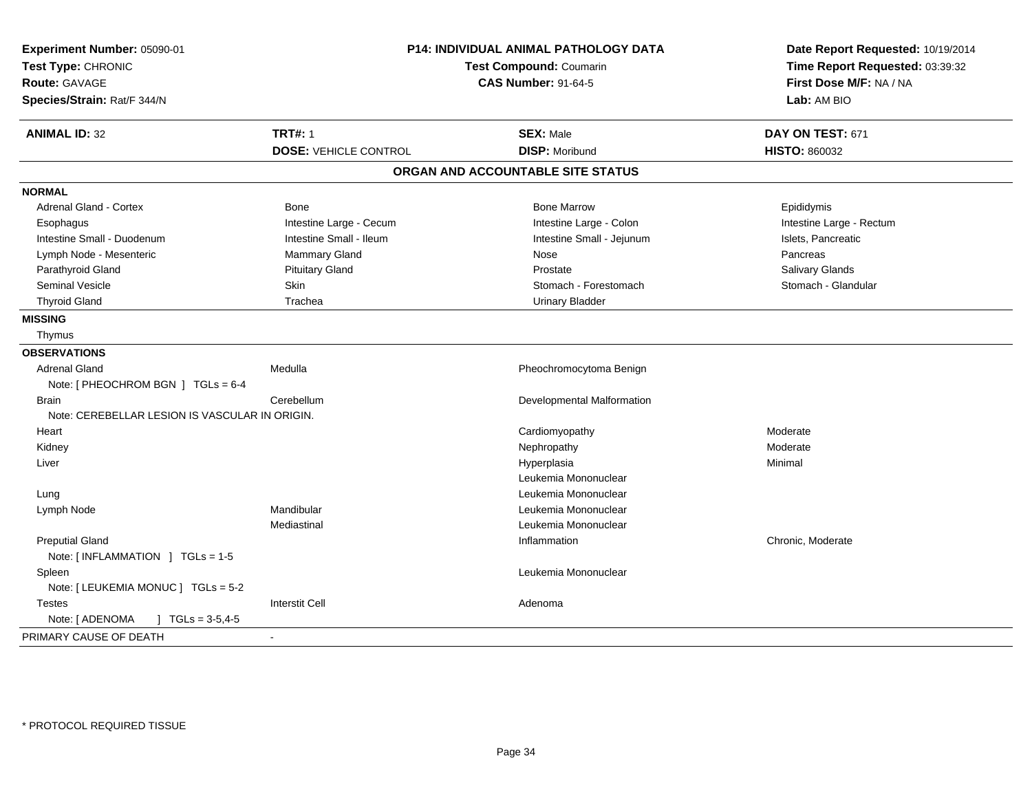**Experiment Number:** 05090-01
**Test Type:** CHRONIC
**Route:** GAVAGE
**Species/Strain:** Rat/F 344/N

**P14: INDIVIDUAL ANIMAL PATHOLOGY DATA**
**Test Compound:** Coumarin
**CAS Number:** 91-64-5

**Date Report Requested:** 10/19/2014
**Time Report Requested:** 03:39:32
**First Dose M/F:** NA / NA
**Lab:** AM BIO

| **ANIMAL ID:** 32 | **TRT#:** 1 | **SEX:** Male | **DAY ON TEST:** 671 |
|---|---|---|---|
| | **DOSE:** VEHICLE CONTROL | **DISP:** Moribund | **HISTO:** 860032 |

## ORGAN AND ACCOUNTABLE SITE STATUS

**NORMAL**

| | | | |
|---|---|---|---|
| Adrenal Gland - Cortex | Bone | Bone Marrow | Epididymis |
| Esophagus | Intestine Large - Cecum | Intestine Large - Colon | Intestine Large - Rectum |
| Intestine Small - Duodenum | Intestine Small - Ileum | Intestine Small - Jejunum | Islets, Pancreatic |
| Lymph Node - Mesenteric | Mammary Gland | Nose | Pancreas |
| Parathyroid Gland | Pituitary Gland | Prostate | Salivary Glands |
| Seminal Vesicle | Skin | Stomach - Forestomach | Stomach - Glandular |
| Thyroid Gland | Trachea | Urinary Bladder | |

**MISSING**

Thymus

**OBSERVATIONS**

| | | | |
|---|---|---|---|
| Adrenal Gland | Medulla | Pheochromocytoma Benign | |
| Note: [ PHEOCHROM BGN ] TGLs = 6-4 | | | |
| Brain | Cerebellum | Developmental Malformation | |
| Note: CEREBELLAR LESION IS VASCULAR IN ORIGIN. | | | |
| Heart | | Cardiomyopathy | Moderate |
| Kidney | | Nephropathy | Moderate |
| Liver | | Hyperplasia | Minimal |
| | | Leukemia Mononuclear | |
| Lung | | Leukemia Mononuclear | |
| Lymph Node | Mandibular | Leukemia Mononuclear | |
| | Mediastinal | Leukemia Mononuclear | |
| Preputial Gland | | Inflammation | Chronic, Moderate |
| Note: [ INFLAMMATION ] TGLs = 1-5 | | | |
| Spleen | | Leukemia Mononuclear | |
| Note: [ LEUKEMIA MONUC ] TGLs = 5-2 | | | |
| Testes | Interstit Cell | Adenoma | |
| Note: [ ADENOMA ] TGLs = 3-5,4-5 | | | |

PRIMARY CAUSE OF DEATH -

* PROTOCOL REQUIRED TISSUE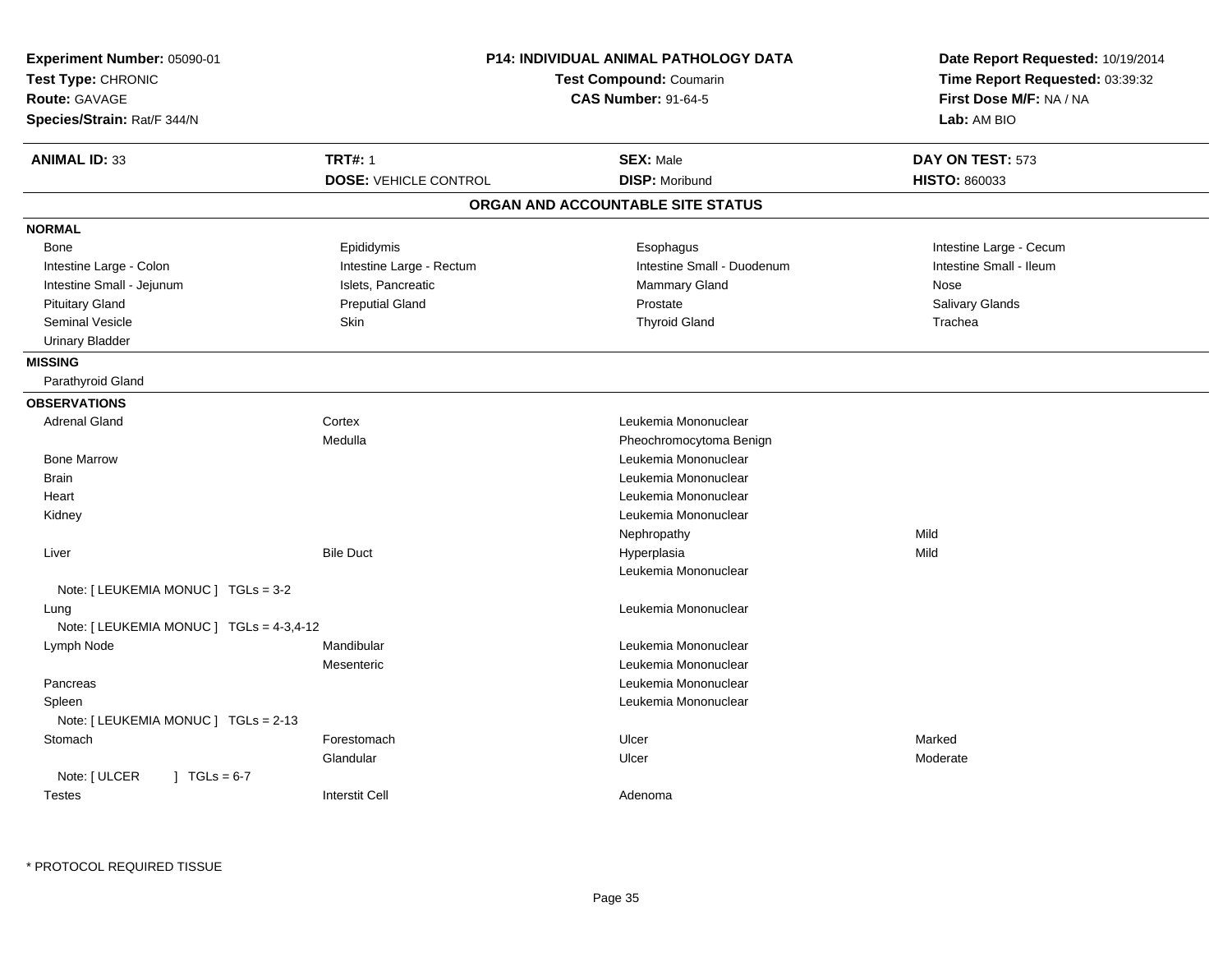**Experiment Number:** 05090-01
**Test Type:** CHRONIC
**Route:** GAVAGE
**Species/Strain:** Rat/F 344/N

**P14: INDIVIDUAL ANIMAL PATHOLOGY DATA**
**Test Compound:** Coumarin
**CAS Number:** 91-64-5

**Date Report Requested:** 10/19/2014
**Time Report Requested:** 03:39:32
**First Dose M/F:** NA / NA
**Lab:** AM BIO

| **ANIMAL ID:** 33 | **TRT#:** 1 | **SEX:** Male | **DAY ON TEST:** 573 |
|---|---|---|---|
| | **DOSE:** VEHICLE CONTROL | **DISP:** Moribund | **HISTO:** 860033 |

## ORGAN AND ACCOUNTABLE SITE STATUS

**NORMAL**

| | | | |
|---|---|---|---|
| Bone | Epididymis | Esophagus | Intestine Large - Cecum |
| Intestine Large - Colon | Intestine Large - Rectum | Intestine Small - Duodenum | Intestine Small - Ileum |
| Intestine Small - Jejunum | Islets, Pancreatic | Mammary Gland | Nose |
| Pituitary Gland | Preputial Gland | Prostate | Salivary Glands |
| Seminal Vesicle | Skin | Thyroid Gland | Trachea |
| Urinary Bladder | | | |

**MISSING**

Parathyroid Gland

**OBSERVATIONS**

| | | | |
|---|---|---|---|
| Adrenal Gland | Cortex | Leukemia Mononuclear | |
| | Medulla | Pheochromocytoma Benign | |
| Bone Marrow | | Leukemia Mononuclear | |
| Brain | | Leukemia Mononuclear | |
| Heart | | Leukemia Mononuclear | |
| Kidney | | Leukemia Mononuclear | |
| | | Nephropathy | Mild |
| Liver | Bile Duct | Hyperplasia | Mild |
| | | Leukemia Mononuclear | |
| Note: [ LEUKEMIA MONUC ] TGLs = 3-2 | | | |
| Lung | | Leukemia Mononuclear | |
| Note: [ LEUKEMIA MONUC ] TGLs = 4-3,4-12 | | | |
| Lymph Node | Mandibular | Leukemia Mononuclear | |
| | Mesenteric | Leukemia Mononuclear | |
| Pancreas | | Leukemia Mononuclear | |
| Spleen | | Leukemia Mononuclear | |
| Note: [ LEUKEMIA MONUC ] TGLs = 2-13 | | | |
| Stomach | Forestomach | Ulcer | Marked |
| | Glandular | Ulcer | Moderate |
| Note: [ ULCER ] TGLs = 6-7 | | | |
| Testes | Interstit Cell | Adenoma | |

* PROTOCOL REQUIRED TISSUE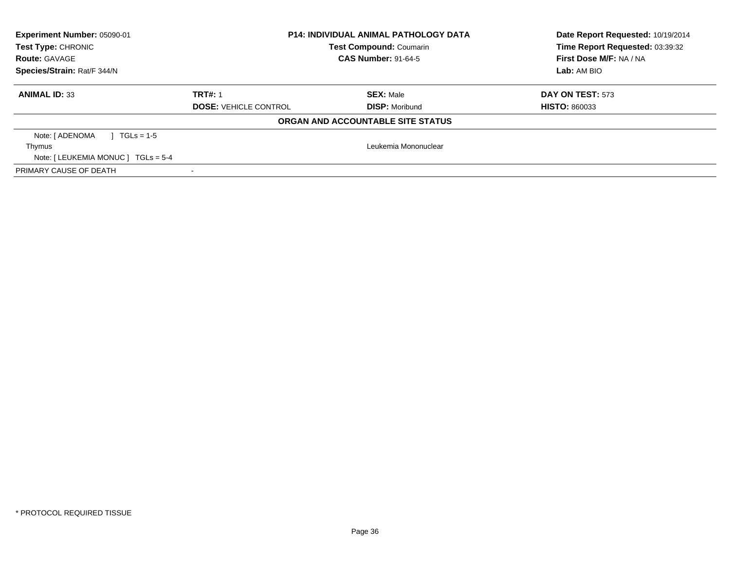**Experiment Number:** 05090-01
**Test Type:** CHRONIC
**Route:** GAVAGE
**Species/Strain:** Rat/F 344/N

**P14: INDIVIDUAL ANIMAL PATHOLOGY DATA**
**Test Compound:** Coumarin
**CAS Number:** 91-64-5

**Date Report Requested:** 10/19/2014
**Time Report Requested:** 03:39:32
**First Dose M/F:** NA / NA
**Lab:** AM BIO

| **ANIMAL ID:** 33 | **TRT#:** 1 | **SEX:** Male | **DAY ON TEST:** 573 |
|---|---|---|---|
| | **DOSE:** VEHICLE CONTROL | **DISP:** Moribund | **HISTO:** 860033 |

**ORGAN AND ACCOUNTABLE SITE STATUS**

| | | |
|---|---|---|
| Note: [ ADENOMA ] TGLs = 1-5 | | |
| Thymus | | Leukemia Mononuclear |
| Note: [ LEUKEMIA MONUC ] TGLs = 5-4 | | |
| PRIMARY CAUSE OF DEATH | - | |

* PROTOCOL REQUIRED TISSUE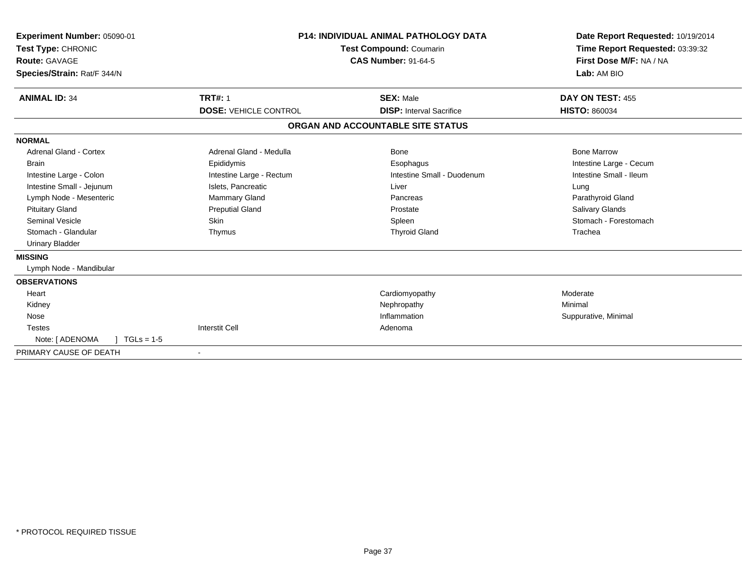**Experiment Number:** 05090-01
**Test Type:** CHRONIC
**Route:** GAVAGE
**Species/Strain:** Rat/F 344/N

**P14: INDIVIDUAL ANIMAL PATHOLOGY DATA**
**Test Compound:** Coumarin
**CAS Number:** 91-64-5

**Date Report Requested:** 10/19/2014
**Time Report Requested:** 03:39:32
**First Dose M/F:** NA / NA
**Lab:** AM BIO

| **ANIMAL ID:** 34 | **TRT#:** 1 | **SEX:** Male | **DAY ON TEST:** 455 |
|---|---|---|---|
| | **DOSE:** VEHICLE CONTROL | **DISP:** Interval Sacrifice | **HISTO:** 860034 |

## ORGAN AND ACCOUNTABLE SITE STATUS

| | | | |
|---|---|---|---|
| **NORMAL** | | | |
| Adrenal Gland - Cortex | Adrenal Gland - Medulla | Bone | Bone Marrow |
| Brain | Epididymis | Esophagus | Intestine Large - Cecum |
| Intestine Large - Colon | Intestine Large - Rectum | Intestine Small - Duodenum | Intestine Small - Ileum |
| Intestine Small - Jejunum | Islets, Pancreatic | Liver | Lung |
| Lymph Node - Mesenteric | Mammary Gland | Pancreas | Parathyroid Gland |
| Pituitary Gland | Preputial Gland | Prostate | Salivary Glands |
| Seminal Vesicle | Skin | Spleen | Stomach - Forestomach |
| Stomach - Glandular | Thymus | Thyroid Gland | Trachea |
| Urinary Bladder | | | |
| **MISSING** | | | |
| Lymph Node - Mandibular | | | |
| **OBSERVATIONS** | | | |
| Heart | | Cardiomyopathy | Moderate |
| Kidney | | Nephropathy | Minimal |
| Nose | | Inflammation | Suppurative, Minimal |
| Testes | Interstit Cell | Adenoma | |
| Note: [ ADENOMA ] TGLs = 1-5 | | | |
| PRIMARY CAUSE OF DEATH | - | | |

* PROTOCOL REQUIRED TISSUE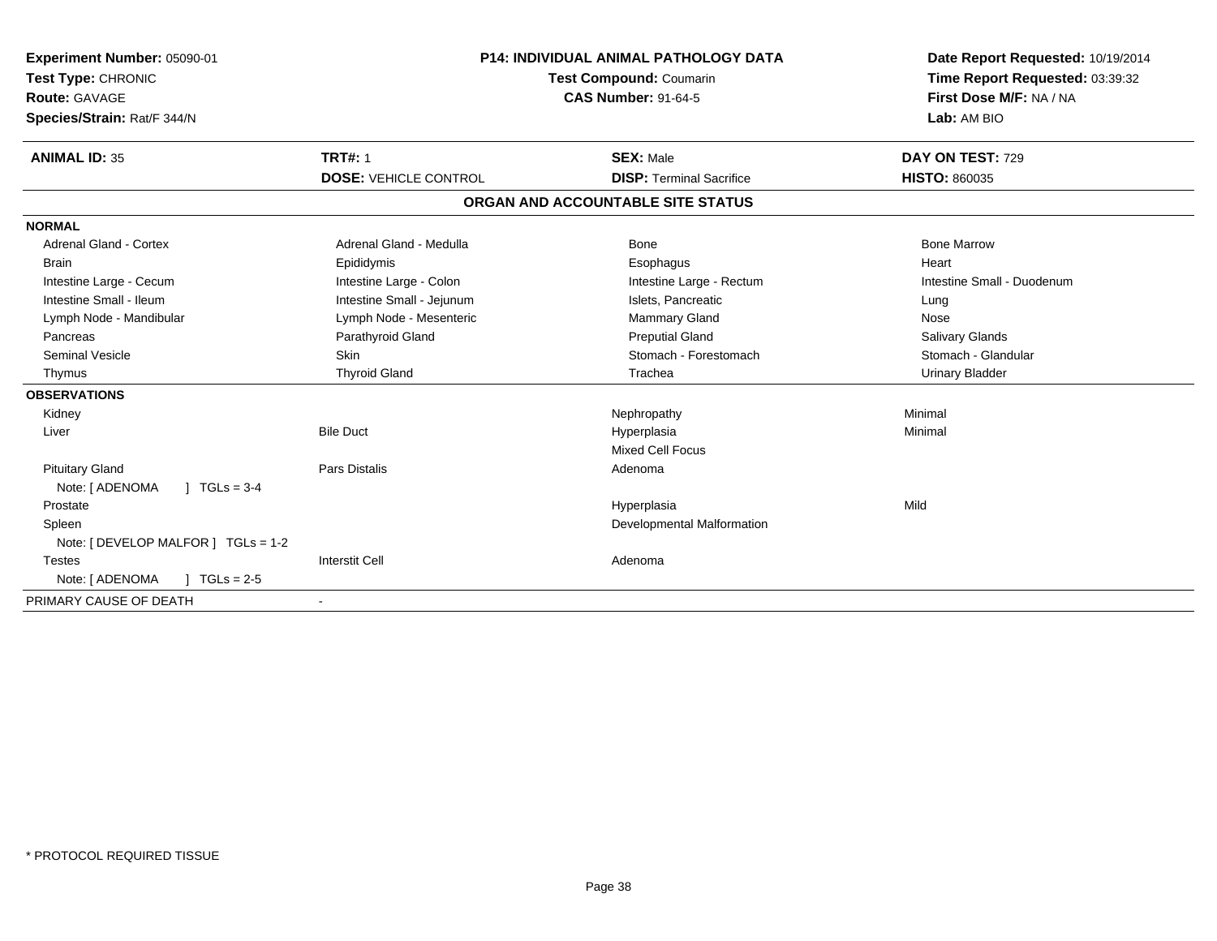**Experiment Number:** 05090-01
**Test Type:** CHRONIC
**Route:** GAVAGE
**Species/Strain:** Rat/F 344/N

**P14: INDIVIDUAL ANIMAL PATHOLOGY DATA**
**Test Compound:** Coumarin
**CAS Number:** 91-64-5

**Date Report Requested:** 10/19/2014
**Time Report Requested:** 03:39:32
**First Dose M/F:** NA / NA
**Lab:** AM BIO

| **ANIMAL ID:** 35 | **TRT#:** 1 | **SEX:** Male | **DAY ON TEST:** 729 |
|---|---|---|---|
| | **DOSE:** VEHICLE CONTROL | **DISP:** Terminal Sacrifice | **HISTO:** 860035 |

**ORGAN AND ACCOUNTABLE SITE STATUS**

| | | | |
|---|---|---|---|
| **NORMAL** | | | |
| Adrenal Gland - Cortex | Adrenal Gland - Medulla | Bone | Bone Marrow |
| Brain | Epididymis | Esophagus | Heart |
| Intestine Large - Cecum | Intestine Large - Colon | Intestine Large - Rectum | Intestine Small - Duodenum |
| Intestine Small - Ileum | Intestine Small - Jejunum | Islets, Pancreatic | Lung |
| Lymph Node - Mandibular | Lymph Node - Mesenteric | Mammary Gland | Nose |
| Pancreas | Parathyroid Gland | Preputial Gland | Salivary Glands |
| Seminal Vesicle | Skin | Stomach - Forestomach | Stomach - Glandular |
| Thymus | Thyroid Gland | Trachea | Urinary Bladder |
| **OBSERVATIONS** | | | |
| Kidney | | Nephropathy | Minimal |
| Liver | Bile Duct | Hyperplasia | Minimal |
| | | Mixed Cell Focus | |
| Pituitary Gland | Pars Distalis | Adenoma | |
| Note: [ ADENOMA ] TGLs = 3-4 | | | |
| Prostate | | Hyperplasia | Mild |
| Spleen | | Developmental Malformation | |
| Note: [ DEVELOP MALFOR ] TGLs = 1-2 | | | |
| Testes | Interstit Cell | Adenoma | |
| Note: [ ADENOMA ] TGLs = 2-5 | | | |
| PRIMARY CAUSE OF DEATH | - | | |

* PROTOCOL REQUIRED TISSUE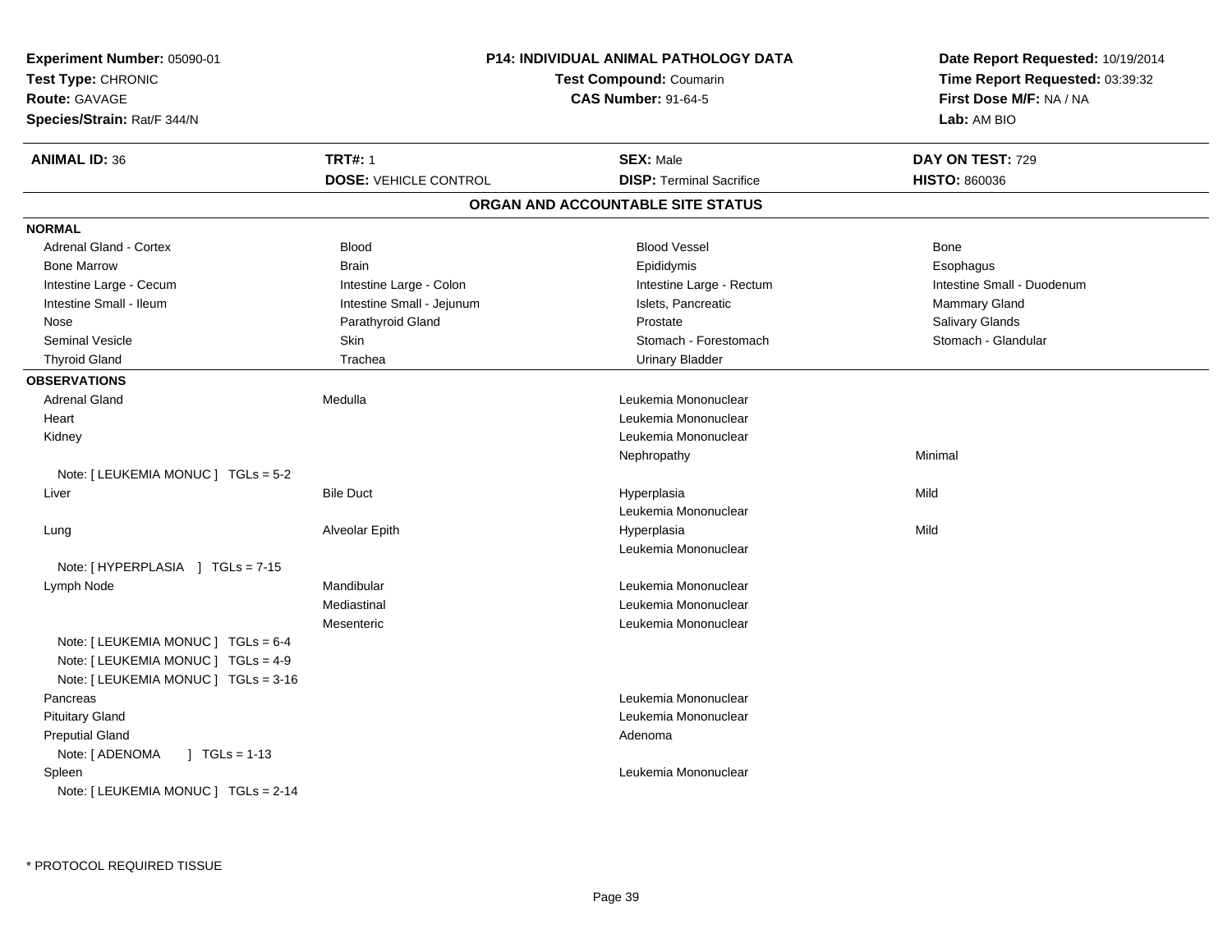**Experiment Number:** 05090-01
**Test Type:** CHRONIC
**Route:** GAVAGE
**Species/Strain:** Rat/F 344/N

**P14: INDIVIDUAL ANIMAL PATHOLOGY DATA**
**Test Compound:** Coumarin
**CAS Number:** 91-64-5

**Date Report Requested:** 10/19/2014
**Time Report Requested:** 03:39:32
**First Dose M/F:** NA / NA
**Lab:** AM BIO

| **ANIMAL ID:** 36 | **TRT#:** 1 | **SEX:** Male | **DAY ON TEST:** 729 |
|---|---|---|---|
| | **DOSE:** VEHICLE CONTROL | **DISP:** Terminal Sacrifice | **HISTO:** 860036 |

## ORGAN AND ACCOUNTABLE SITE STATUS

**NORMAL**

| | | | |
|---|---|---|---|
| Adrenal Gland - Cortex | Blood | Blood Vessel | Bone |
| Bone Marrow | Brain | Epididymis | Esophagus |
| Intestine Large - Cecum | Intestine Large - Colon | Intestine Large - Rectum | Intestine Small - Duodenum |
| Intestine Small - Ileum | Intestine Small - Jejunum | Islets, Pancreatic | Mammary Gland |
| Nose | Parathyroid Gland | Prostate | Salivary Glands |
| Seminal Vesicle | Skin | Stomach - Forestomach | Stomach - Glandular |
| Thyroid Gland | Trachea | Urinary Bladder | |

**OBSERVATIONS**

| | | | |
|---|---|---|---|
| Adrenal Gland | Medulla | Leukemia Mononuclear | |
| Heart | | Leukemia Mononuclear | |
| Kidney | | Leukemia Mononuclear | |
| | | Nephropathy | Minimal |
| Note: [ LEUKEMIA MONUC ] TGLs = 5-2 | | | |
| Liver | Bile Duct | Hyperplasia | Mild |
| | | Leukemia Mononuclear | |
| Lung | Alveolar Epith | Hyperplasia | Mild |
| | | Leukemia Mononuclear | |
| Note: [ HYPERPLASIA ] TGLs = 7-15 | | | |
| Lymph Node | Mandibular | Leukemia Mononuclear | |
| | Mediastinal | Leukemia Mononuclear | |
| | Mesenteric | Leukemia Mononuclear | |
| Note: [ LEUKEMIA MONUC ] TGLs = 6-4 | | | |
| Note: [ LEUKEMIA MONUC ] TGLs = 4-9 | | | |
| Note: [ LEUKEMIA MONUC ] TGLs = 3-16 | | | |
| Pancreas | | Leukemia Mononuclear | |
| Pituitary Gland | | Leukemia Mononuclear | |
| Preputial Gland | | Adenoma | |
| Note: [ ADENOMA ] TGLs = 1-13 | | | |
| Spleen | | Leukemia Mononuclear | |
| Note: [ LEUKEMIA MONUC ] TGLs = 2-14 | | | |

* PROTOCOL REQUIRED TISSUE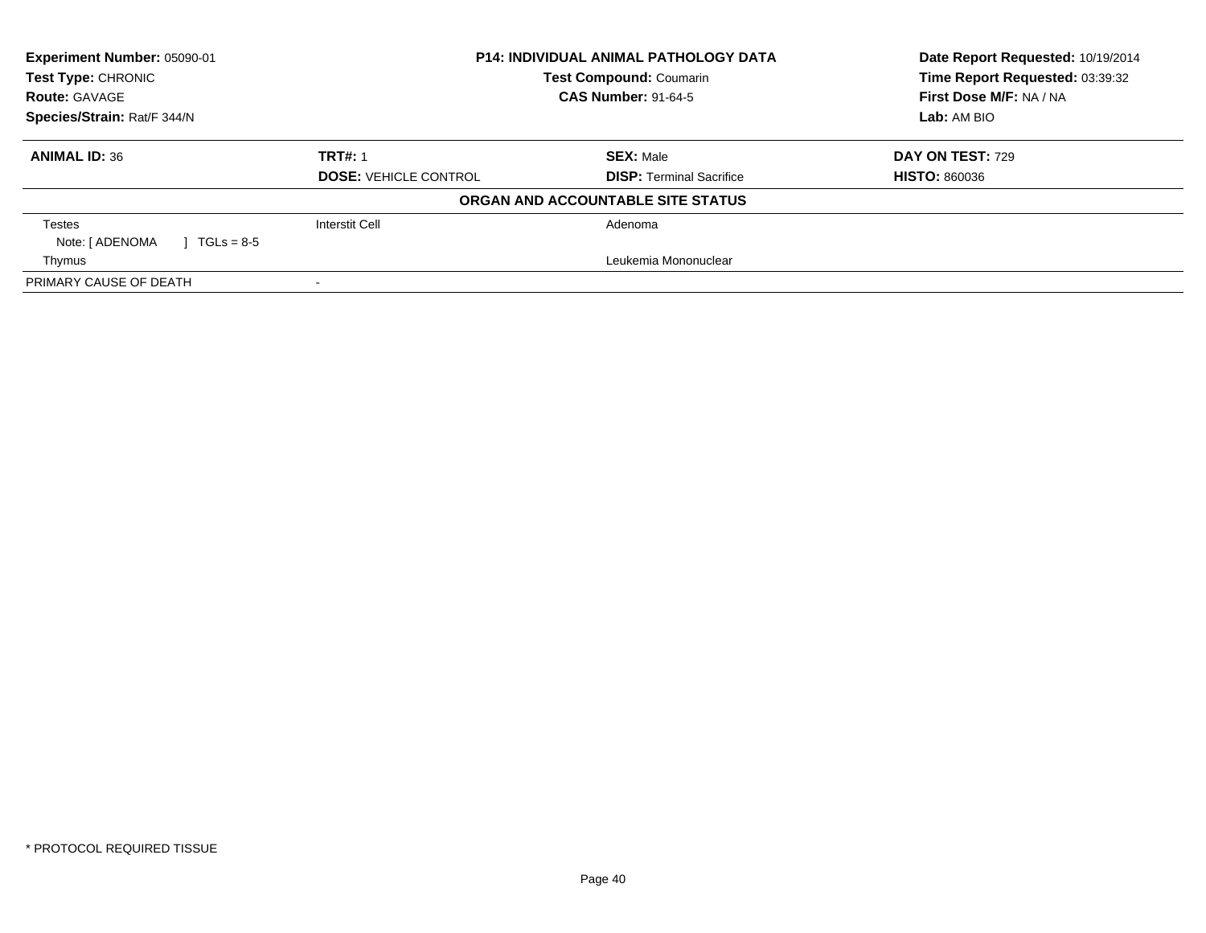**Experiment Number:** 05090-01
**Test Type:** CHRONIC
**Route:** GAVAGE
**Species/Strain:** Rat/F 344/N

**P14: INDIVIDUAL ANIMAL PATHOLOGY DATA**
**Test Compound:** Coumarin
**CAS Number:** 91-64-5

**Date Report Requested:** 10/19/2014
**Time Report Requested:** 03:39:32
**First Dose M/F:** NA / NA
**Lab:** AM BIO

| **ANIMAL ID:** 36 | **TRT#:** 1 | **SEX:** Male | **DAY ON TEST:** 729 |
|---|---|---|---|
| | **DOSE:** VEHICLE CONTROL | **DISP:** Terminal Sacrifice | **HISTO:** 860036 |

**ORGAN AND ACCOUNTABLE SITE STATUS**

| | | | |
|---|---|---|---|
| Testes | Interstit Cell | Adenoma | |
| Note: [ ADENOMA ] TGLs = 8-5 | | | |
| Thymus | | Leukemia Mononuclear | |
| PRIMARY CAUSE OF DEATH | - | | |

\* PROTOCOL REQUIRED TISSUE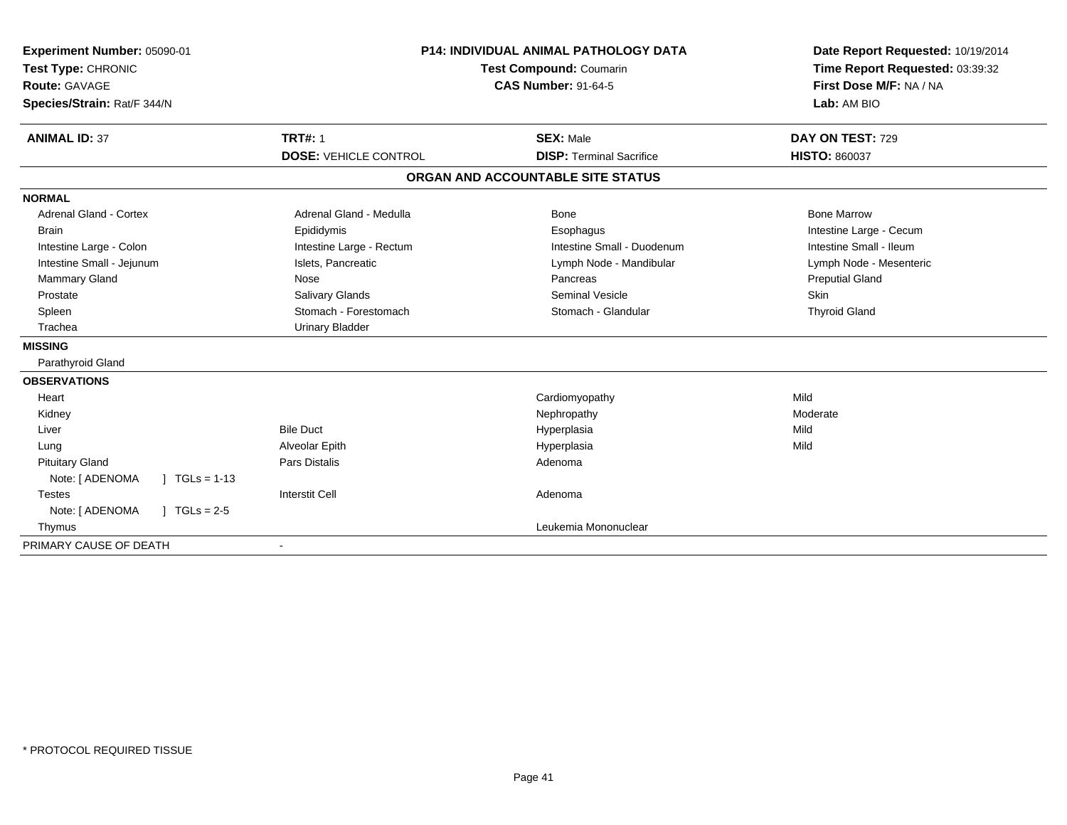**Experiment Number:** 05090-01
**Test Type:** CHRONIC
**Route:** GAVAGE
**Species/Strain:** Rat/F 344/N

**P14: INDIVIDUAL ANIMAL PATHOLOGY DATA**
**Test Compound:** Coumarin
**CAS Number:** 91-64-5

**Date Report Requested:** 10/19/2014
**Time Report Requested:** 03:39:32
**First Dose M/F:** NA / NA
**Lab:** AM BIO

| **ANIMAL ID:** 37 | **TRT#:** 1 | **SEX:** Male | **DAY ON TEST:** 729 |
|---|---|---|---|
| | **DOSE:** VEHICLE CONTROL | **DISP:** Terminal Sacrifice | **HISTO:** 860037 |

## ORGAN AND ACCOUNTABLE SITE STATUS

**NORMAL**

| | | | |
|---|---|---|---|
| Adrenal Gland - Cortex | Adrenal Gland - Medulla | Bone | Bone Marrow |
| Brain | Epididymis | Esophagus | Intestine Large - Cecum |
| Intestine Large - Colon | Intestine Large - Rectum | Intestine Small - Duodenum | Intestine Small - Ileum |
| Intestine Small - Jejunum | Islets, Pancreatic | Lymph Node - Mandibular | Lymph Node - Mesenteric |
| Mammary Gland | Nose | Pancreas | Preputial Gland |
| Prostate | Salivary Glands | Seminal Vesicle | Skin |
| Spleen | Stomach - Forestomach | Stomach - Glandular | Thyroid Gland |
| Trachea | Urinary Bladder | | |

**MISSING**

Parathyroid Gland

**OBSERVATIONS**

| | | | |
|---|---|---|---|
| Heart | | Cardiomyopathy | Mild |
| Kidney | | Nephropathy | Moderate |
| Liver | Bile Duct | Hyperplasia | Mild |
| Lung | Alveolar Epith | Hyperplasia | Mild |
| Pituitary Gland | Pars Distalis | Adenoma | |
| Note: [ ADENOMA ] TGLs = 1-13 | | | |
| Testes | Interstit Cell | Adenoma | |
| Note: [ ADENOMA ] TGLs = 2-5 | | | |
| Thymus | | Leukemia Mononuclear | |

PRIMARY CAUSE OF DEATH -

* PROTOCOL REQUIRED TISSUE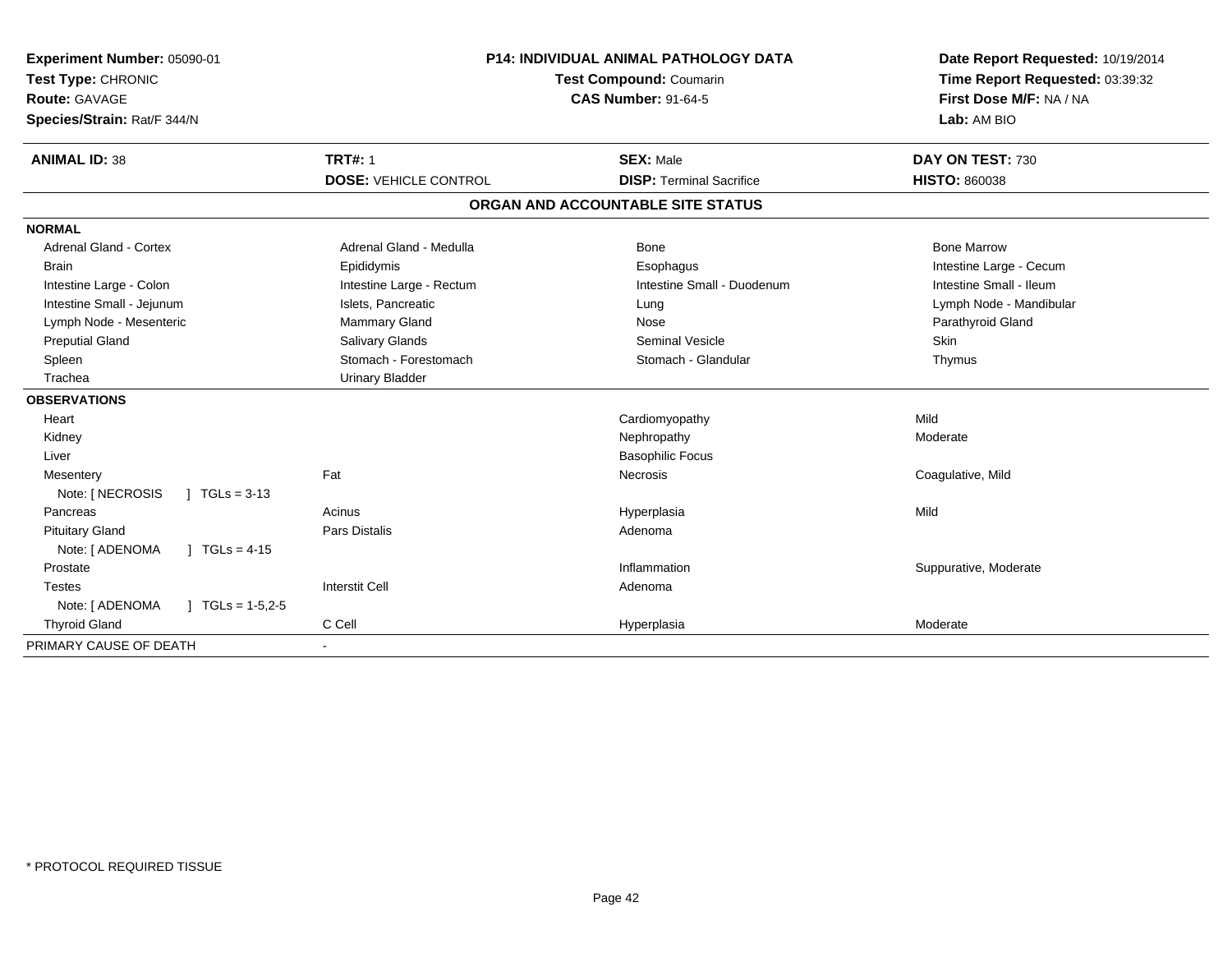**Experiment Number:** 05090-01
**Test Type:** CHRONIC
**Route:** GAVAGE
**Species/Strain:** Rat/F 344/N

**P14: INDIVIDUAL ANIMAL PATHOLOGY DATA**
**Test Compound:** Coumarin
**CAS Number:** 91-64-5

**Date Report Requested:** 10/19/2014
**Time Report Requested:** 03:39:32
**First Dose M/F:** NA / NA
**Lab:** AM BIO

| **ANIMAL ID:** 38 | **TRT#:** 1 | **SEX:** Male | **DAY ON TEST:** 730 |
|---|---|---|---|
| | **DOSE:** VEHICLE CONTROL | **DISP:** Terminal Sacrifice | **HISTO:** 860038 |

## ORGAN AND ACCOUNTABLE SITE STATUS

| | | | |
|---|---|---|---|
| **NORMAL** | | | |
| Adrenal Gland - Cortex | Adrenal Gland - Medulla | Bone | Bone Marrow |
| Brain | Epididymis | Esophagus | Intestine Large - Cecum |
| Intestine Large - Colon | Intestine Large - Rectum | Intestine Small - Duodenum | Intestine Small - Ileum |
| Intestine Small - Jejunum | Islets, Pancreatic | Lung | Lymph Node - Mandibular |
| Lymph Node - Mesenteric | Mammary Gland | Nose | Parathyroid Gland |
| Preputial Gland | Salivary Glands | Seminal Vesicle | Skin |
| Spleen | Stomach - Forestomach | Stomach - Glandular | Thymus |
| Trachea | Urinary Bladder | | |
| **OBSERVATIONS** | | | |
| Heart | | Cardiomyopathy | Mild |
| Kidney | | Nephropathy | Moderate |
| Liver | | Basophilic Focus | |
| Mesentery | Fat | Necrosis | Coagulative, Mild |
| Note: [ NECROSIS ] TGLs = 3-13 | | | |
| Pancreas | Acinus | Hyperplasia | Mild |
| Pituitary Gland | Pars Distalis | Adenoma | |
| Note: [ ADENOMA ] TGLs = 4-15 | | | |
| Prostate | | Inflammation | Suppurative, Moderate |
| Testes | Interstit Cell | Adenoma | |
| Note: [ ADENOMA ] TGLs = 1-5,2-5 | | | |
| Thyroid Gland | C Cell | Hyperplasia | Moderate |
| PRIMARY CAUSE OF DEATH | - | | |

\* PROTOCOL REQUIRED TISSUE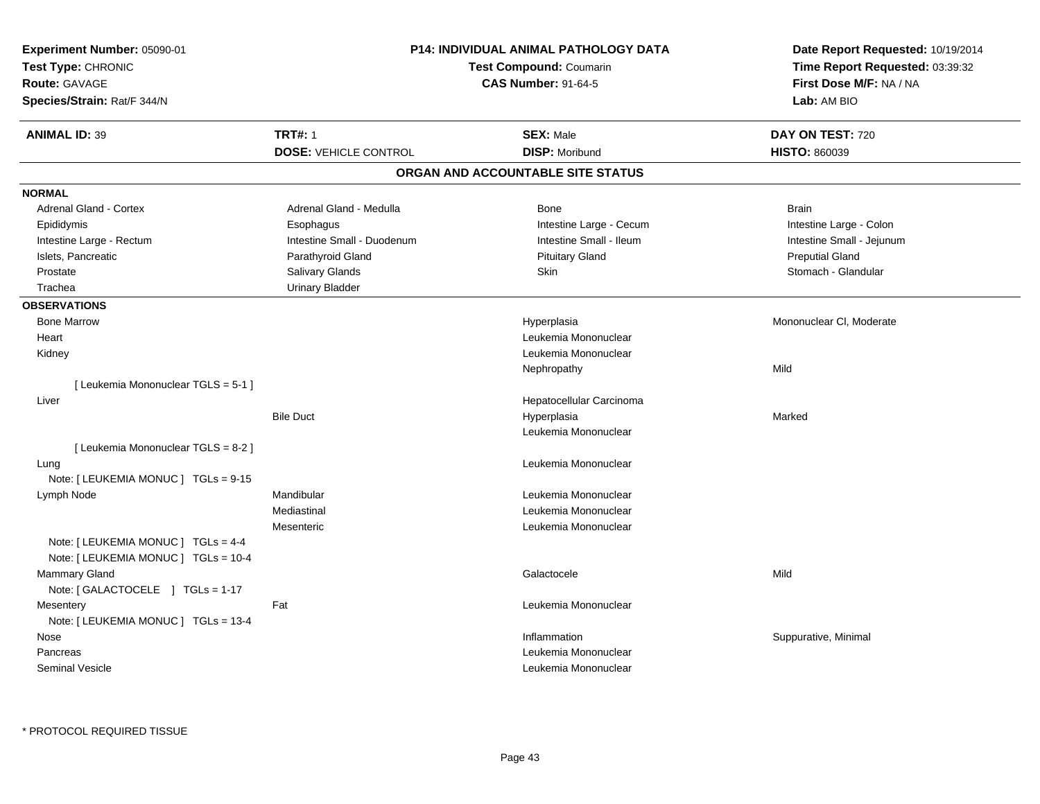**Experiment Number:** 05090-01
**Test Type:** CHRONIC
**Route:** GAVAGE
**Species/Strain:** Rat/F 344/N

**P14: INDIVIDUAL ANIMAL PATHOLOGY DATA**
**Test Compound:** Coumarin
**CAS Number:** 91-64-5

**Date Report Requested:** 10/19/2014
**Time Report Requested:** 03:39:32
**First Dose M/F:** NA / NA
**Lab:** AM BIO

| **ANIMAL ID:** 39 | **TRT#:** 1 | **SEX:** Male | **DAY ON TEST:** 720 |
|---|---|---|---|
| | **DOSE:** VEHICLE CONTROL | **DISP:** Moribund | **HISTO:** 860039 |

## ORGAN AND ACCOUNTABLE SITE STATUS

**NORMAL**

| | | | |
|---|---|---|---|
| Adrenal Gland - Cortex | Adrenal Gland - Medulla | Bone | Brain |
| Epididymis | Esophagus | Intestine Large - Cecum | Intestine Large - Colon |
| Intestine Large - Rectum | Intestine Small - Duodenum | Intestine Small - Ileum | Intestine Small - Jejunum |
| Islets, Pancreatic | Parathyroid Gland | Pituitary Gland | Preputial Gland |
| Prostate | Salivary Glands | Skin | Stomach - Glandular |
| Trachea | Urinary Bladder | | |

**OBSERVATIONS**

| Organ | Site | Observation | Qualifier |
|---|---|---|---|
| Bone Marrow | | Hyperplasia | Mononuclear Cl, Moderate |
| Heart | | Leukemia Mononuclear | |
| Kidney | | Leukemia Mononuclear | |
| | | Nephropathy | Mild |
| [ Leukemia Mononuclear TGLS = 5-1 ] | | | |
| Liver | | Hepatocellular Carcinoma | |
| | Bile Duct | Hyperplasia | Marked |
| | | Leukemia Mononuclear | |
| [ Leukemia Mononuclear TGLS = 8-2 ] | | | |
| Lung | | Leukemia Mononuclear | |
| Note: [ LEUKEMIA MONUC ] TGLs = 9-15 | | | |
| Lymph Node | Mandibular | Leukemia Mononuclear | |
| | Mediastinal | Leukemia Mononuclear | |
| | Mesenteric | Leukemia Mononuclear | |
| Note: [ LEUKEMIA MONUC ] TGLs = 4-4 | | | |
| Note: [ LEUKEMIA MONUC ] TGLs = 10-4 | | | |
| Mammary Gland | | Galactocele | Mild |
| Note: [ GALACTOCELE ] TGLs = 1-17 | | | |
| Mesentery | Fat | Leukemia Mononuclear | |
| Note: [ LEUKEMIA MONUC ] TGLs = 13-4 | | | |
| Nose | | Inflammation | Suppurative, Minimal |
| Pancreas | | Leukemia Mononuclear | |
| Seminal Vesicle | | Leukemia Mononuclear | |

\* PROTOCOL REQUIRED TISSUE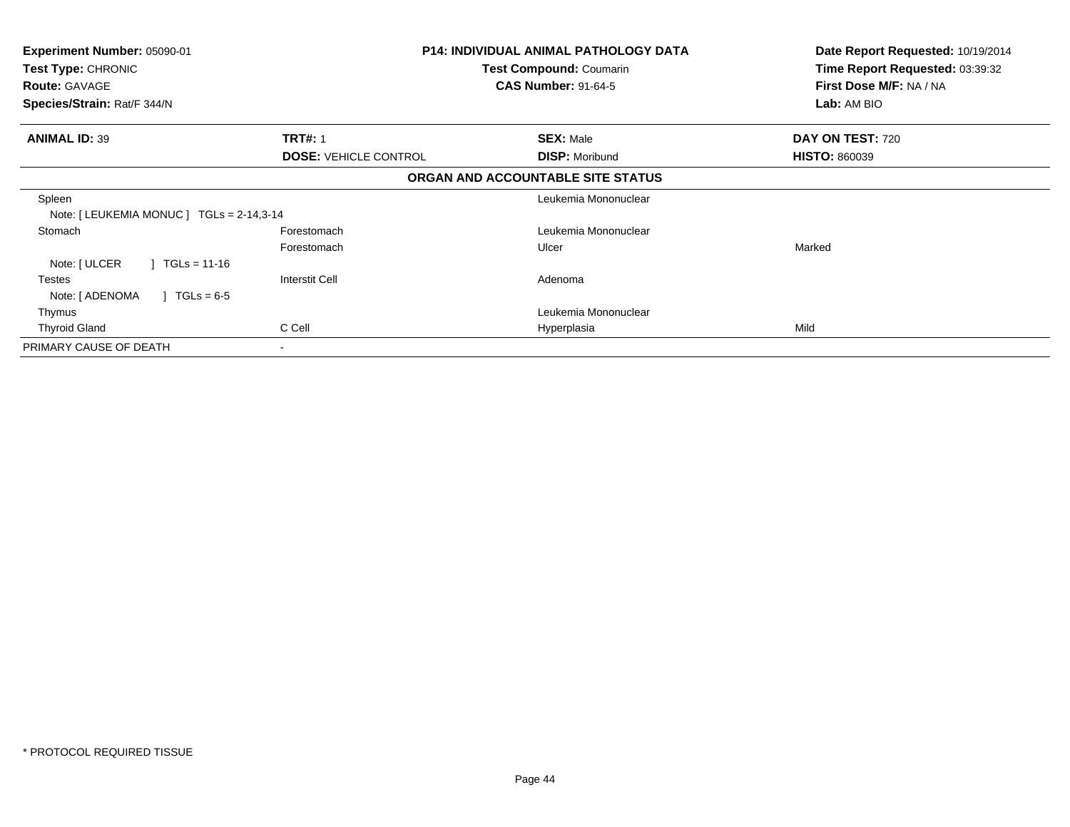| **Experiment Number:** 05090-01 | **P14: INDIVIDUAL ANIMAL PATHOLOGY DATA** | **Date Report Requested:** 10/19/2014 |
|---|---|---|
| **Test Type:** CHRONIC | **Test Compound:** Coumarin | **Time Report Requested:** 03:39:32 |
| **Route:** GAVAGE | **CAS Number:** 91-64-5 | **First Dose M/F:** NA / NA |
| **Species/Strain:** Rat/F 344/N | | **Lab:** AM BIO |

| **ANIMAL ID:** 39 | **TRT#:** 1 | **SEX:** Male | **DAY ON TEST:** 720 |
|---|---|---|---|
| | **DOSE:** VEHICLE CONTROL | **DISP:** Moribund | **HISTO:** 860039 |

**ORGAN AND ACCOUNTABLE SITE STATUS**

| | | | |
|---|---|---|---|
| Spleen | | Leukemia Mononuclear | |
| Note: [ LEUKEMIA MONUC ] TGLs = 2-14,3-14 | | | |
| Stomach | Forestomach | Leukemia Mononuclear | |
| | Forestomach | Ulcer | Marked |
| Note: [ ULCER ] TGLs = 11-16 | | | |
| Testes | Interstit Cell | Adenoma | |
| Note: [ ADENOMA ] TGLs = 6-5 | | | |
| Thymus | | Leukemia Mononuclear | |
| Thyroid Gland | C Cell | Hyperplasia | Mild |
| PRIMARY CAUSE OF DEATH | - | | |

* PROTOCOL REQUIRED TISSUE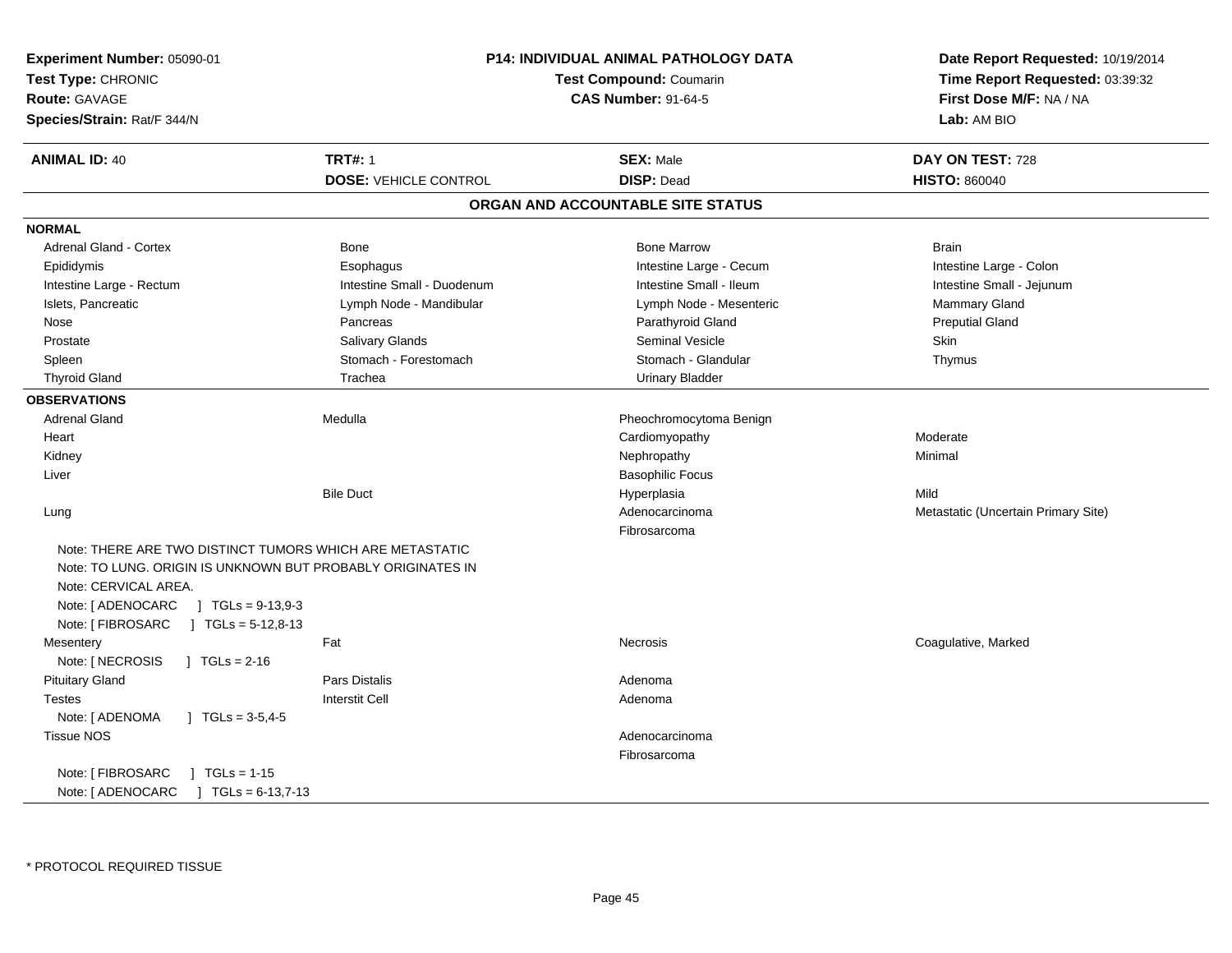**Experiment Number:** 05090-01
**Test Type:** CHRONIC
**Route:** GAVAGE
**Species/Strain:** Rat/F 344/N

**P14: INDIVIDUAL ANIMAL PATHOLOGY DATA**
**Test Compound:** Coumarin
**CAS Number:** 91-64-5

**Date Report Requested:** 10/19/2014
**Time Report Requested:** 03:39:32
**First Dose M/F:** NA / NA
**Lab:** AM BIO

| **ANIMAL ID:** 40 | **TRT#:** 1 | **SEX:** Male | **DAY ON TEST:** 728 |
|---|---|---|---|
| | **DOSE:** VEHICLE CONTROL | **DISP:** Dead | **HISTO:** 860040 |

## ORGAN AND ACCOUNTABLE SITE STATUS

**NORMAL**

| | | | |
|---|---|---|---|
| Adrenal Gland - Cortex | Bone | Bone Marrow | Brain |
| Epididymis | Esophagus | Intestine Large - Cecum | Intestine Large - Colon |
| Intestine Large - Rectum | Intestine Small - Duodenum | Intestine Small - Ileum | Intestine Small - Jejunum |
| Islets, Pancreatic | Lymph Node - Mandibular | Lymph Node - Mesenteric | Mammary Gland |
| Nose | Pancreas | Parathyroid Gland | Preputial Gland |
| Prostate | Salivary Glands | Seminal Vesicle | Skin |
| Spleen | Stomach - Forestomach | Stomach - Glandular | Thymus |
| Thyroid Gland | Trachea | Urinary Bladder | |

**OBSERVATIONS**

| | | | |
|---|---|---|---|
| Adrenal Gland | Medulla | Pheochromocytoma Benign | |
| Heart | | Cardiomyopathy | Moderate |
| Kidney | | Nephropathy | Minimal |
| Liver | | Basophilic Focus | |
| | Bile Duct | Hyperplasia | Mild |
| Lung | | Adenocarcinoma | Metastatic (Uncertain Primary Site) |
| | | Fibrosarcoma | |

Note: THERE ARE TWO DISTINCT TUMORS WHICH ARE METASTATIC
Note: TO LUNG. ORIGIN IS UNKNOWN BUT PROBABLY ORIGINATES IN
Note: CERVICAL AREA.
Note: [ ADENOCARC ] TGLs = 9-13,9-3
Note: [ FIBROSARC ] TGLs = 5-12,8-13

| | | | |
|---|---|---|---|
| Mesentery | Fat | Necrosis | Coagulative, Marked |

Note: [ NECROSIS ] TGLs = 2-16

| | | | |
|---|---|---|---|
| Pituitary Gland | Pars Distalis | Adenoma | |
| Testes | Interstit Cell | Adenoma | |

Note: [ ADENOMA ] TGLs = 3-5,4-5

| | | | |
|---|---|---|---|
| Tissue NOS | | Adenocarcinoma | |
| | | Fibrosarcoma | |

Note: [ FIBROSARC ] TGLs = 1-15
Note: [ ADENOCARC ] TGLs = 6-13,7-13

* PROTOCOL REQUIRED TISSUE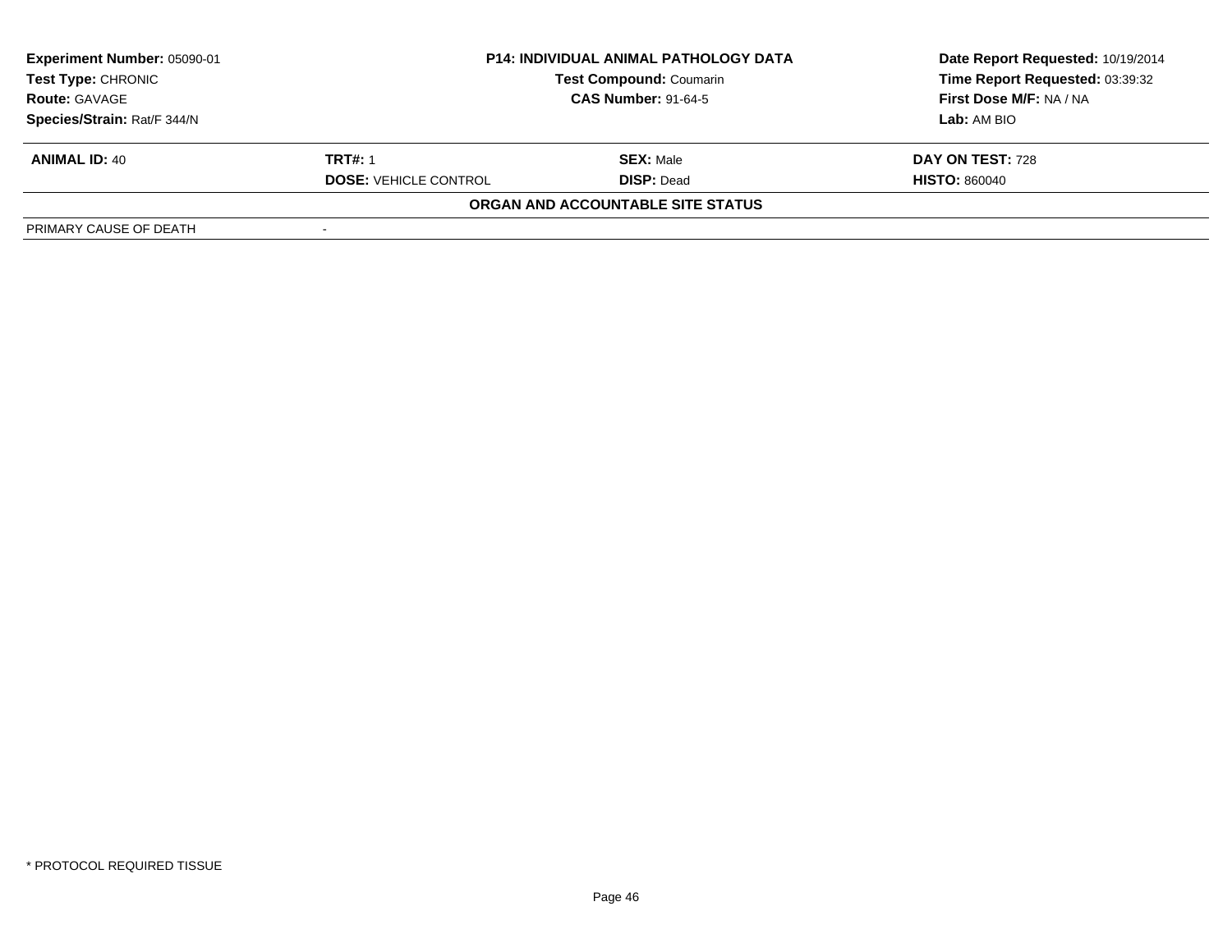| **Experiment Number:** 05090-01 | **P14: INDIVIDUAL ANIMAL PATHOLOGY DATA** | **Date Report Requested:** 10/19/2014 |
|---|---|---|
| **Test Type:** CHRONIC | **Test Compound:** Coumarin | **Time Report Requested:** 03:39:32 |
| **Route:** GAVAGE | **CAS Number:** 91-64-5 | **First Dose M/F:** NA / NA |
| **Species/Strain:** Rat/F 344/N | | **Lab:** AM BIO |

| **ANIMAL ID:** 40 | **TRT#:** 1 | **SEX:** Male | **DAY ON TEST:** 728 |
|---|---|---|---|
| | **DOSE:** VEHICLE CONTROL | **DISP:** Dead | **HISTO:** 860040 |

**ORGAN AND ACCOUNTABLE SITE STATUS**

| | |
|---|---|
| PRIMARY CAUSE OF DEATH | - |

* PROTOCOL REQUIRED TISSUE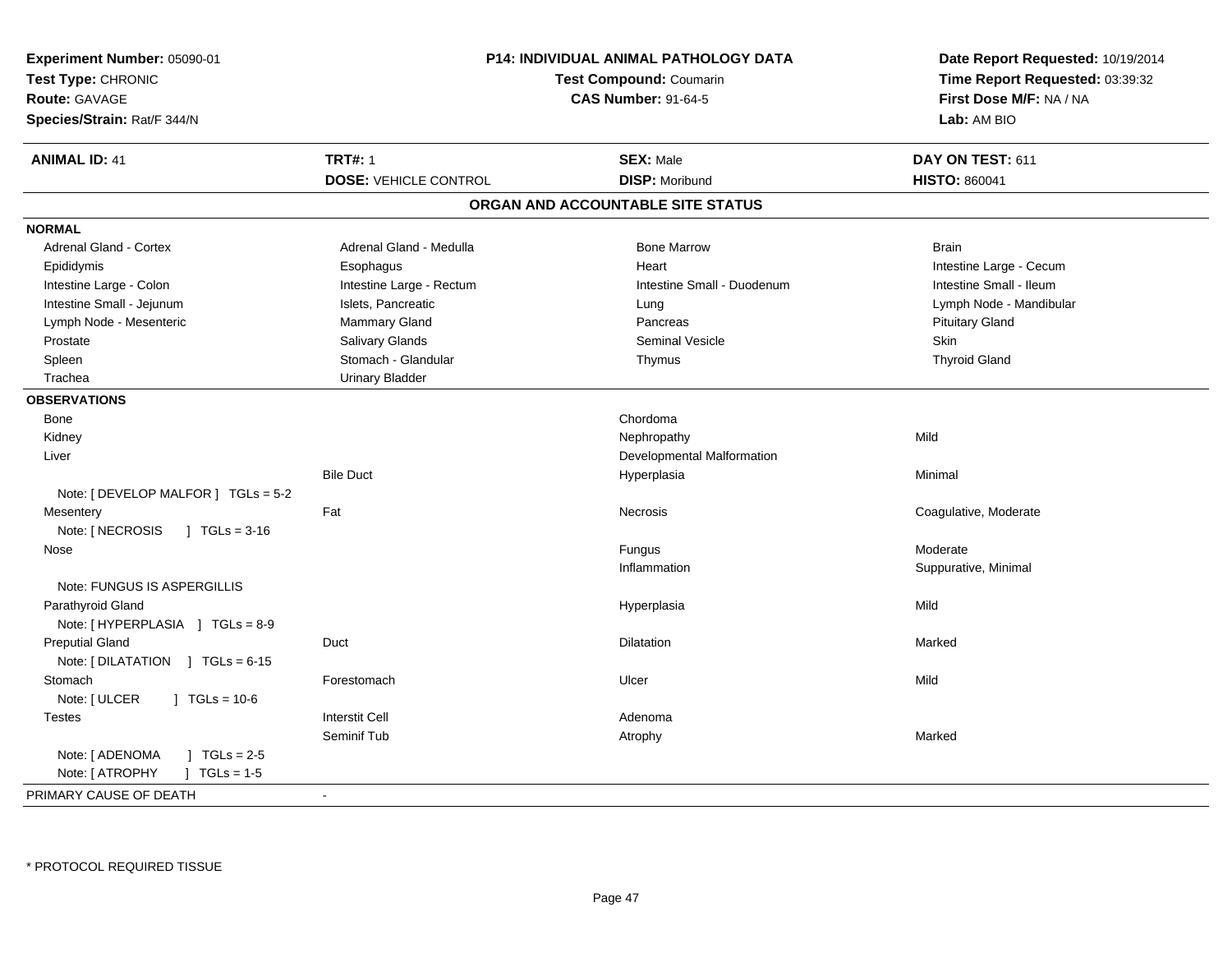**Experiment Number:** 05090-01
**Test Type:** CHRONIC
**Route:** GAVAGE
**Species/Strain:** Rat/F 344/N

**P14: INDIVIDUAL ANIMAL PATHOLOGY DATA**
**Test Compound:** Coumarin
**CAS Number:** 91-64-5

**Date Report Requested:** 10/19/2014
**Time Report Requested:** 03:39:32
**First Dose M/F:** NA / NA
**Lab:** AM BIO

| **ANIMAL ID:** 41 | **TRT#:** 1 | **SEX:** Male | **DAY ON TEST:** 611 |
|---|---|---|---|
| | **DOSE:** VEHICLE CONTROL | **DISP:** Moribund | **HISTO:** 860041 |

## ORGAN AND ACCOUNTABLE SITE STATUS

**NORMAL**

| | | | |
|---|---|---|---|
| Adrenal Gland - Cortex | Adrenal Gland - Medulla | Bone Marrow | Brain |
| Epididymis | Esophagus | Heart | Intestine Large - Cecum |
| Intestine Large - Colon | Intestine Large - Rectum | Intestine Small - Duodenum | Intestine Small - Ileum |
| Intestine Small - Jejunum | Islets, Pancreatic | Lung | Lymph Node - Mandibular |
| Lymph Node - Mesenteric | Mammary Gland | Pancreas | Pituitary Gland |
| Prostate | Salivary Glands | Seminal Vesicle | Skin |
| Spleen | Stomach - Glandular | Thymus | Thyroid Gland |
| Trachea | Urinary Bladder | | |

**OBSERVATIONS**

| | | | |
|---|---|---|---|
| Bone | | Chordoma | |
| Kidney | | Nephropathy | Mild |
| Liver | | Developmental Malformation | |
| | Bile Duct | Hyperplasia | Minimal |
| Note: [ DEVELOP MALFOR ] TGLs = 5-2 | | | |
| Mesentery | Fat | Necrosis | Coagulative, Moderate |
| Note: [ NECROSIS ] TGLs = 3-16 | | | |
| Nose | | Fungus | Moderate |
| | | Inflammation | Suppurative, Minimal |
| Note: FUNGUS IS ASPERGILLIS | | | |
| Parathyroid Gland | | Hyperplasia | Mild |
| Note: [ HYPERPLASIA ] TGLs = 8-9 | | | |
| Preputial Gland | Duct | Dilatation | Marked |
| Note: [ DILATATION ] TGLs = 6-15 | | | |
| Stomach | Forestomach | Ulcer | Mild |
| Note: [ ULCER ] TGLs = 10-6 | | | |
| Testes | Interstit Cell | Adenoma | |
| | Seminif Tub | Atrophy | Marked |
| Note: [ ADENOMA ] TGLs = 2-5 | | | |
| Note: [ ATROPHY ] TGLs = 1-5 | | | |

PRIMARY CAUSE OF DEATH -

\* PROTOCOL REQUIRED TISSUE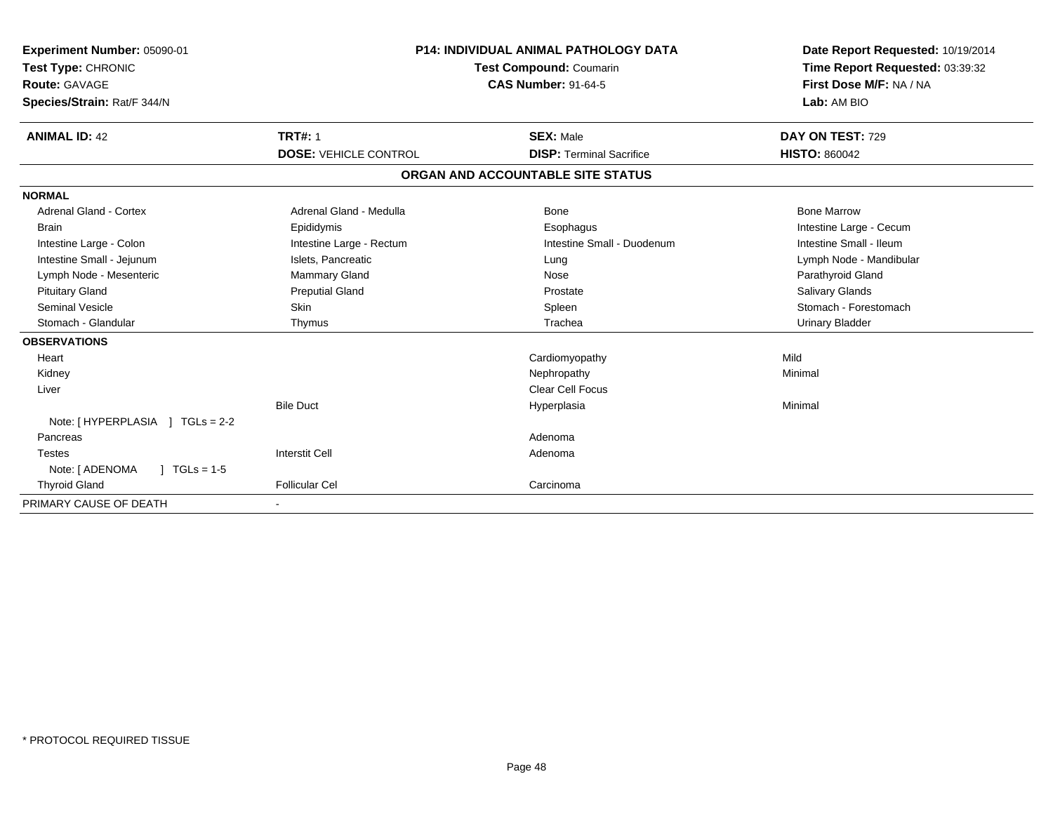**Experiment Number:** 05090-01
**Test Type:** CHRONIC
**Route:** GAVAGE
**Species/Strain:** Rat/F 344/N

**P14: INDIVIDUAL ANIMAL PATHOLOGY DATA**
**Test Compound:** Coumarin
**CAS Number:** 91-64-5

**Date Report Requested:** 10/19/2014
**Time Report Requested:** 03:39:32
**First Dose M/F:** NA / NA
**Lab:** AM BIO

| **ANIMAL ID:** 42 | **TRT#:** 1 | **SEX:** Male | **DAY ON TEST:** 729 |
|---|---|---|---|
| | **DOSE:** VEHICLE CONTROL | **DISP:** Terminal Sacrifice | **HISTO:** 860042 |

**ORGAN AND ACCOUNTABLE SITE STATUS**

| | | | |
|---|---|---|---|
| **NORMAL** | | | |
| Adrenal Gland - Cortex | Adrenal Gland - Medulla | Bone | Bone Marrow |
| Brain | Epididymis | Esophagus | Intestine Large - Cecum |
| Intestine Large - Colon | Intestine Large - Rectum | Intestine Small - Duodenum | Intestine Small - Ileum |
| Intestine Small - Jejunum | Islets, Pancreatic | Lung | Lymph Node - Mandibular |
| Lymph Node - Mesenteric | Mammary Gland | Nose | Parathyroid Gland |
| Pituitary Gland | Preputial Gland | Prostate | Salivary Glands |
| Seminal Vesicle | Skin | Spleen | Stomach - Forestomach |
| Stomach - Glandular | Thymus | Trachea | Urinary Bladder |
| **OBSERVATIONS** | | | |
| Heart | | Cardiomyopathy | Mild |
| Kidney | | Nephropathy | Minimal |
| Liver | | Clear Cell Focus | |
| | Bile Duct | Hyperplasia | Minimal |
| Note: [ HYPERPLASIA ] TGLs = 2-2 | | | |
| Pancreas | | Adenoma | |
| Testes | Interstit Cell | Adenoma | |
| Note: [ ADENOMA ] TGLs = 1-5 | | | |
| Thyroid Gland | Follicular Cel | Carcinoma | |
| PRIMARY CAUSE OF DEATH | - | | |

* PROTOCOL REQUIRED TISSUE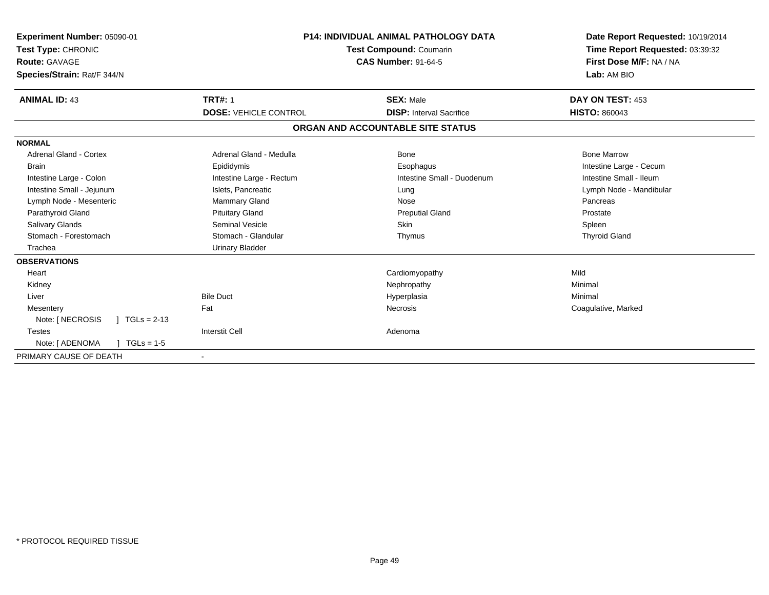**Experiment Number:** 05090-01
**Test Type:** CHRONIC
**Route:** GAVAGE
**Species/Strain:** Rat/F 344/N

**P14: INDIVIDUAL ANIMAL PATHOLOGY DATA**
**Test Compound:** Coumarin
**CAS Number:** 91-64-5

**Date Report Requested:** 10/19/2014
**Time Report Requested:** 03:39:32
**First Dose M/F:** NA / NA
**Lab:** AM BIO

| **ANIMAL ID:** 43 | **TRT#:** 1 | **SEX:** Male | **DAY ON TEST:** 453 |
|---|---|---|---|
| | **DOSE:** VEHICLE CONTROL | **DISP:** Interval Sacrifice | **HISTO:** 860043 |

**ORGAN AND ACCOUNTABLE SITE STATUS**

| | | | |
|---|---|---|---|
| **NORMAL** | | | |
| Adrenal Gland - Cortex | Adrenal Gland - Medulla | Bone | Bone Marrow |
| Brain | Epididymis | Esophagus | Intestine Large - Cecum |
| Intestine Large - Colon | Intestine Large - Rectum | Intestine Small - Duodenum | Intestine Small - Ileum |
| Intestine Small - Jejunum | Islets, Pancreatic | Lung | Lymph Node - Mandibular |
| Lymph Node - Mesenteric | Mammary Gland | Nose | Pancreas |
| Parathyroid Gland | Pituitary Gland | Preputial Gland | Prostate |
| Salivary Glands | Seminal Vesicle | Skin | Spleen |
| Stomach - Forestomach | Stomach - Glandular | Thymus | Thyroid Gland |
| Trachea | Urinary Bladder | | |
| **OBSERVATIONS** | | | |
| Heart | | Cardiomyopathy | Mild |
| Kidney | | Nephropathy | Minimal |
| Liver | Bile Duct | Hyperplasia | Minimal |
| Mesentery | Fat | Necrosis | Coagulative, Marked |
| Note: [ NECROSIS ] TGLs = 2-13 | | | |
| Testes | Interstit Cell | Adenoma | |
| Note: [ ADENOMA ] TGLs = 1-5 | | | |
| PRIMARY CAUSE OF DEATH | - | | |

\* PROTOCOL REQUIRED TISSUE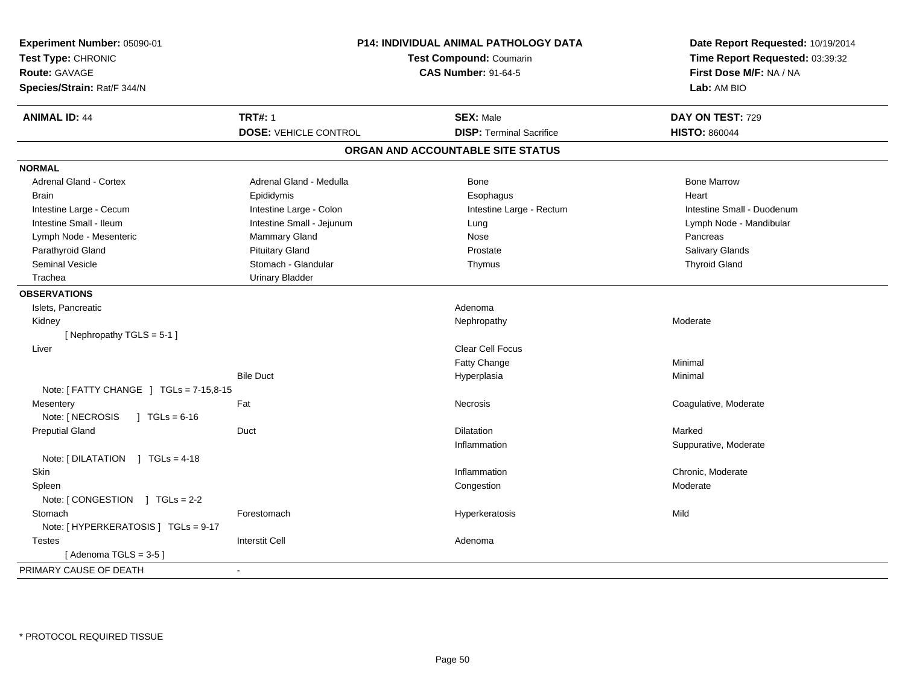**Experiment Number:** 05090-01
**Test Type:** CHRONIC
**Route:** GAVAGE
**Species/Strain:** Rat/F 344/N

**P14: INDIVIDUAL ANIMAL PATHOLOGY DATA**
**Test Compound:** Coumarin
**CAS Number:** 91-64-5

**Date Report Requested:** 10/19/2014
**Time Report Requested:** 03:39:32
**First Dose M/F:** NA / NA
**Lab:** AM BIO

| **ANIMAL ID:** 44 | **TRT#:** 1 | **SEX:** Male | **DAY ON TEST:** 729 |
|---|---|---|---|
| | **DOSE:** VEHICLE CONTROL | **DISP:** Terminal Sacrifice | **HISTO:** 860044 |

## ORGAN AND ACCOUNTABLE SITE STATUS

**NORMAL**

| | | | |
|---|---|---|---|
| Adrenal Gland - Cortex | Adrenal Gland - Medulla | Bone | Bone Marrow |
| Brain | Epididymis | Esophagus | Heart |
| Intestine Large - Cecum | Intestine Large - Colon | Intestine Large - Rectum | Intestine Small - Duodenum |
| Intestine Small - Ileum | Intestine Small - Jejunum | Lung | Lymph Node - Mandibular |
| Lymph Node - Mesenteric | Mammary Gland | Nose | Pancreas |
| Parathyroid Gland | Pituitary Gland | Prostate | Salivary Glands |
| Seminal Vesicle | Stomach - Glandular | Thymus | Thyroid Gland |
| Trachea | Urinary Bladder | | |

**OBSERVATIONS**

| | | | |
|---|---|---|---|
| Islets, Pancreatic | | Adenoma | |
| Kidney | | Nephropathy | Moderate |
| [ Nephropathy TGLS = 5-1 ] | | | |
| Liver | | Clear Cell Focus | |
| | | Fatty Change | Minimal |
| | Bile Duct | Hyperplasia | Minimal |
| Note: [ FATTY CHANGE ] TGLs = 7-15,8-15 | | | |
| Mesentery | Fat | Necrosis | Coagulative, Moderate |
| Note: [ NECROSIS ] TGLs = 6-16 | | | |
| Preputial Gland | Duct | Dilatation | Marked |
| | | Inflammation | Suppurative, Moderate |
| Note: [ DILATATION ] TGLs = 4-18 | | | |
| Skin | | Inflammation | Chronic, Moderate |
| Spleen | | Congestion | Moderate |
| Note: [ CONGESTION ] TGLs = 2-2 | | | |
| Stomach | Forestomach | Hyperkeratosis | Mild |
| Note: [ HYPERKERATOSIS ] TGLs = 9-17 | | | |
| Testes | Interstit Cell | Adenoma | |
| [ Adenoma TGLS = 3-5 ] | | | |

PRIMARY CAUSE OF DEATH -

* PROTOCOL REQUIRED TISSUE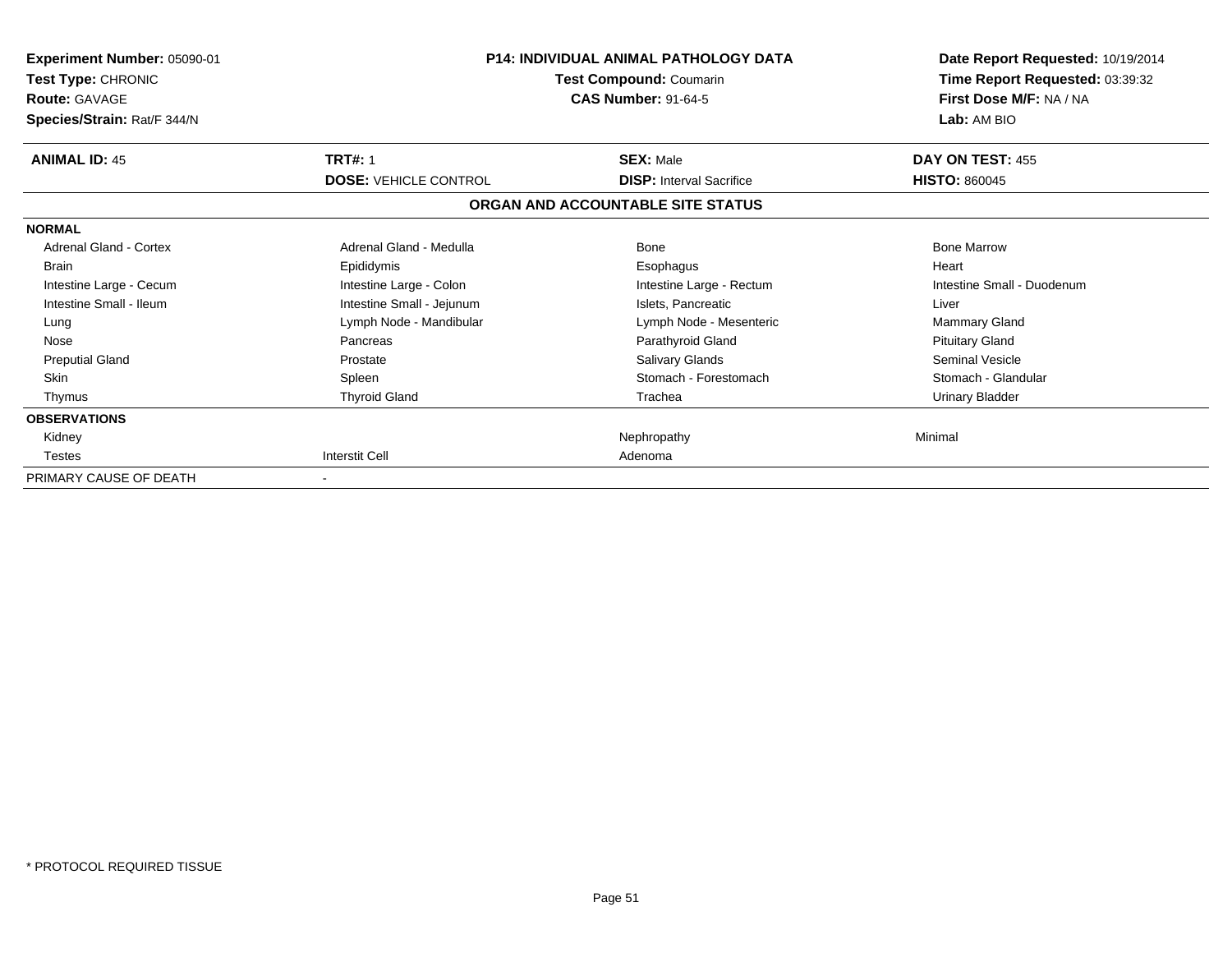**Experiment Number:** 05090-01
**Test Type:** CHRONIC
**Route:** GAVAGE
**Species/Strain:** Rat/F 344/N

**P14: INDIVIDUAL ANIMAL PATHOLOGY DATA**
**Test Compound:** Coumarin
**CAS Number:** 91-64-5

**Date Report Requested:** 10/19/2014
**Time Report Requested:** 03:39:32
**First Dose M/F:** NA / NA
**Lab:** AM BIO

| **ANIMAL ID:** 45 | **TRT#:** 1 | **SEX:** Male | **DAY ON TEST:** 455 |
|---|---|---|---|
| | **DOSE:** VEHICLE CONTROL | **DISP:** Interval Sacrifice | **HISTO:** 860045 |

**ORGAN AND ACCOUNTABLE SITE STATUS**

| | | | |
|---|---|---|---|
| **NORMAL** | | | |
| Adrenal Gland - Cortex | Adrenal Gland - Medulla | Bone | Bone Marrow |
| Brain | Epididymis | Esophagus | Heart |
| Intestine Large - Cecum | Intestine Large - Colon | Intestine Large - Rectum | Intestine Small - Duodenum |
| Intestine Small - Ileum | Intestine Small - Jejunum | Islets, Pancreatic | Liver |
| Lung | Lymph Node - Mandibular | Lymph Node - Mesenteric | Mammary Gland |
| Nose | Pancreas | Parathyroid Gland | Pituitary Gland |
| Preputial Gland | Prostate | Salivary Glands | Seminal Vesicle |
| Skin | Spleen | Stomach - Forestomach | Stomach - Glandular |
| Thymus | Thyroid Gland | Trachea | Urinary Bladder |
| **OBSERVATIONS** | | | |
| Kidney | | Nephropathy | Minimal |
| Testes | Interstit Cell | Adenoma | |
| PRIMARY CAUSE OF DEATH | - | | |

* PROTOCOL REQUIRED TISSUE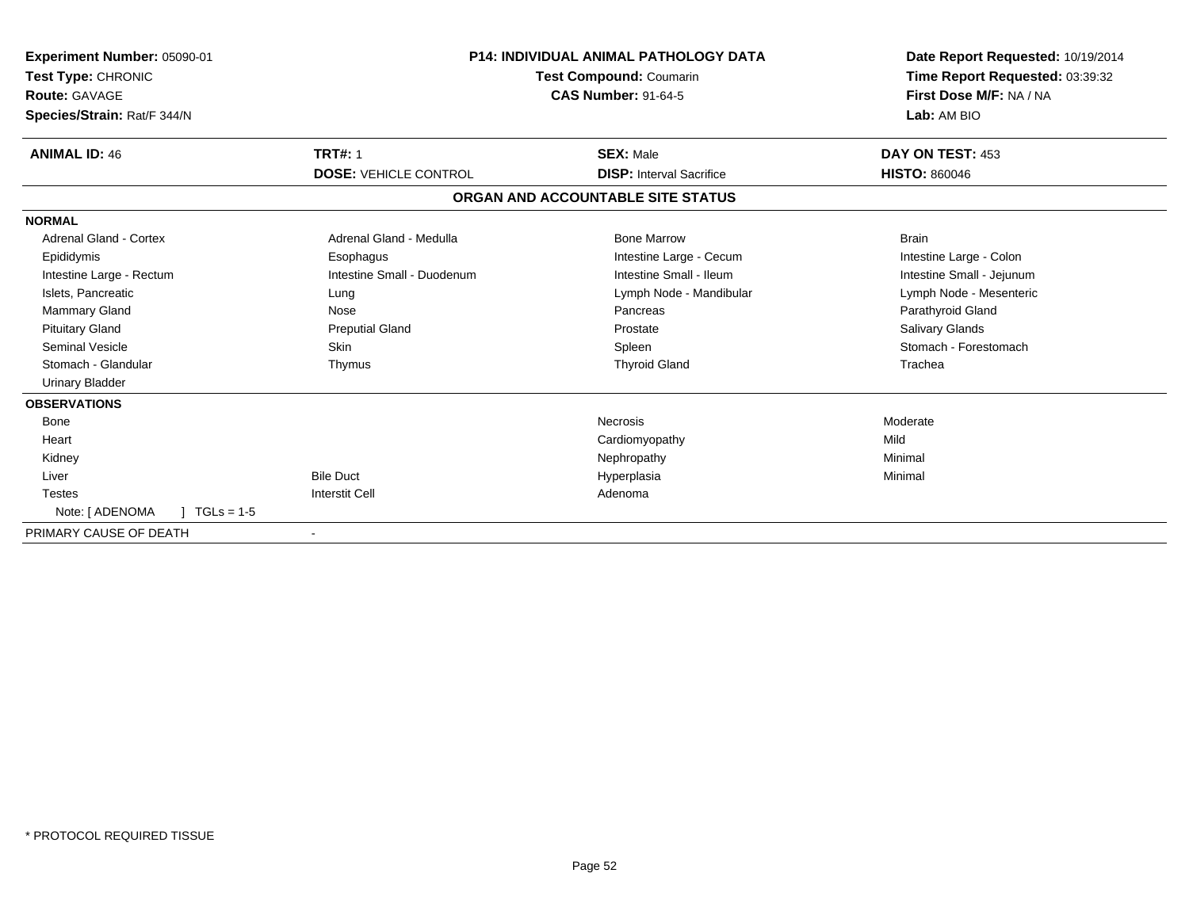**Experiment Number:** 05090-01
**Test Type:** CHRONIC
**Route:** GAVAGE
**Species/Strain:** Rat/F 344/N

**P14: INDIVIDUAL ANIMAL PATHOLOGY DATA**
**Test Compound:** Coumarin
**CAS Number:** 91-64-5

**Date Report Requested:** 10/19/2014
**Time Report Requested:** 03:39:32
**First Dose M/F:** NA / NA
**Lab:** AM BIO

| **ANIMAL ID:** 46 | **TRT#:** 1 | **SEX:** Male | **DAY ON TEST:** 453 |
|---|---|---|---|
| | **DOSE:** VEHICLE CONTROL | **DISP:** Interval Sacrifice | **HISTO:** 860046 |

## ORGAN AND ACCOUNTABLE SITE STATUS

| | | | |
|---|---|---|---|
| **NORMAL** | | | |
| Adrenal Gland - Cortex | Adrenal Gland - Medulla | Bone Marrow | Brain |
| Epididymis | Esophagus | Intestine Large - Cecum | Intestine Large - Colon |
| Intestine Large - Rectum | Intestine Small - Duodenum | Intestine Small - Ileum | Intestine Small - Jejunum |
| Islets, Pancreatic | Lung | Lymph Node - Mandibular | Lymph Node - Mesenteric |
| Mammary Gland | Nose | Pancreas | Parathyroid Gland |
| Pituitary Gland | Preputial Gland | Prostate | Salivary Glands |
| Seminal Vesicle | Skin | Spleen | Stomach - Forestomach |
| Stomach - Glandular | Thymus | Thyroid Gland | Trachea |
| Urinary Bladder | | | |
| **OBSERVATIONS** | | | |
| Bone | | Necrosis | Moderate |
| Heart | | Cardiomyopathy | Mild |
| Kidney | | Nephropathy | Minimal |
| Liver | Bile Duct | Hyperplasia | Minimal |
| Testes | Interstit Cell | Adenoma | |
| Note: [ ADENOMA ] TGLs = 1-5 | | | |
| PRIMARY CAUSE OF DEATH | - | | |

* PROTOCOL REQUIRED TISSUE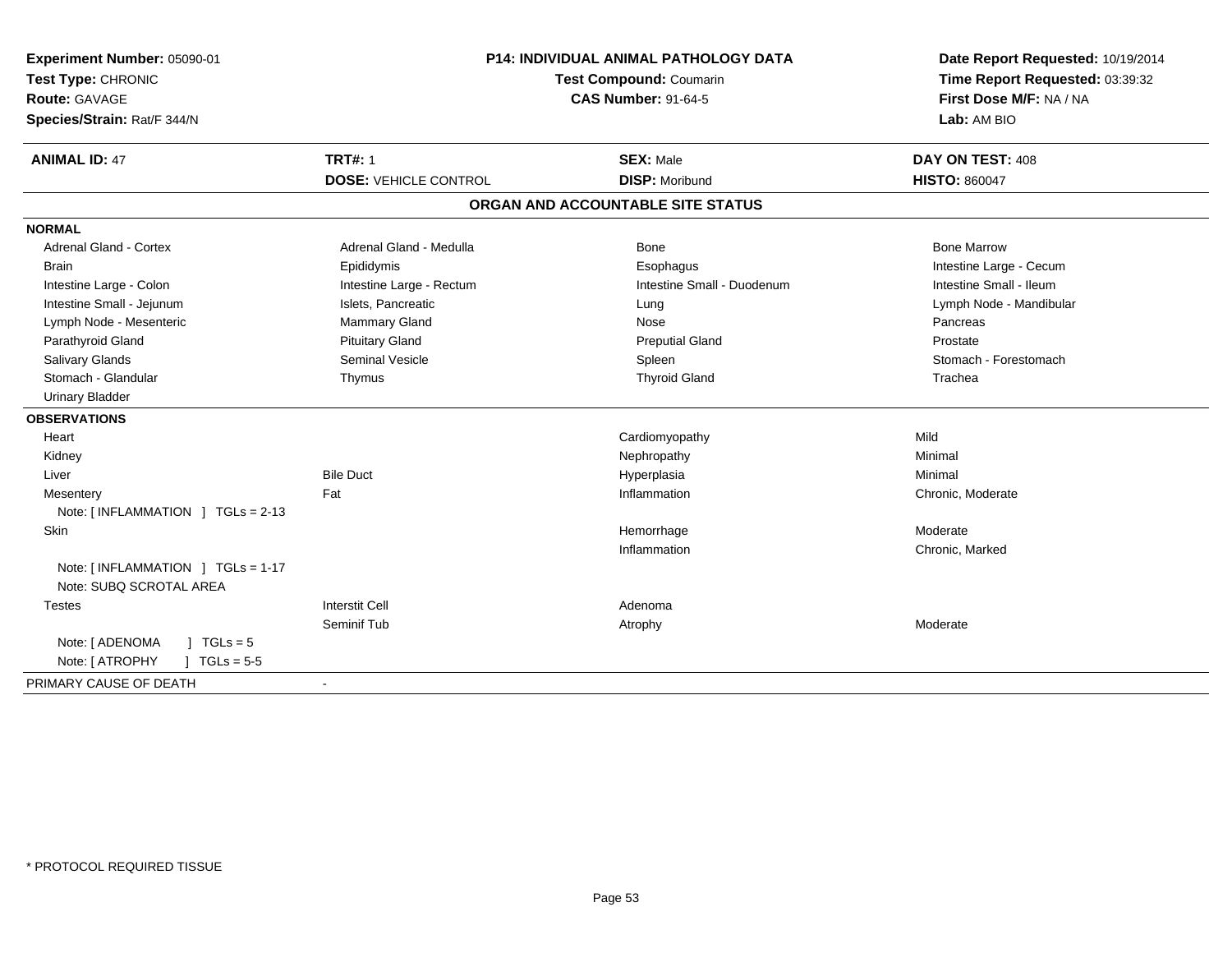**Experiment Number:** 05090-01
**Test Type:** CHRONIC
**Route:** GAVAGE
**Species/Strain:** Rat/F 344/N

**P14: INDIVIDUAL ANIMAL PATHOLOGY DATA**
**Test Compound:** Coumarin
**CAS Number:** 91-64-5

**Date Report Requested:** 10/19/2014
**Time Report Requested:** 03:39:32
**First Dose M/F:** NA / NA
**Lab:** AM BIO

| **ANIMAL ID:** 47 | **TRT#:** 1 | **SEX:** Male | **DAY ON TEST:** 408 |
|---|---|---|---|
| | **DOSE:** VEHICLE CONTROL | **DISP:** Moribund | **HISTO:** 860047 |

**ORGAN AND ACCOUNTABLE SITE STATUS**

**NORMAL**

| | | | |
|---|---|---|---|
| Adrenal Gland - Cortex | Adrenal Gland - Medulla | Bone | Bone Marrow |
| Brain | Epididymis | Esophagus | Intestine Large - Cecum |
| Intestine Large - Colon | Intestine Large - Rectum | Intestine Small - Duodenum | Intestine Small - Ileum |
| Intestine Small - Jejunum | Islets, Pancreatic | Lung | Lymph Node - Mandibular |
| Lymph Node - Mesenteric | Mammary Gland | Nose | Pancreas |
| Parathyroid Gland | Pituitary Gland | Preputial Gland | Prostate |
| Salivary Glands | Seminal Vesicle | Spleen | Stomach - Forestomach |
| Stomach - Glandular | Thymus | Thyroid Gland | Trachea |
| Urinary Bladder | | | |

**OBSERVATIONS**

| | | | |
|---|---|---|---|
| Heart | | Cardiomyopathy | Mild |
| Kidney | | Nephropathy | Minimal |
| Liver | Bile Duct | Hyperplasia | Minimal |
| Mesentery | Fat | Inflammation | Chronic, Moderate |
| Note: [ INFLAMMATION ] TGLs = 2-13 | | | |
| Skin | | Hemorrhage | Moderate |
| | | Inflammation | Chronic, Marked |
| Note: [ INFLAMMATION ] TGLs = 1-17 | | | |
| Note: SUBQ SCROTAL AREA | | | |
| Testes | Interstit Cell | Adenoma | |
| | Seminif Tub | Atrophy | Moderate |
| Note: [ ADENOMA ] TGLs = 5 | | | |
| Note: [ ATROPHY ] TGLs = 5-5 | | | |

PRIMARY CAUSE OF DEATH -

\* PROTOCOL REQUIRED TISSUE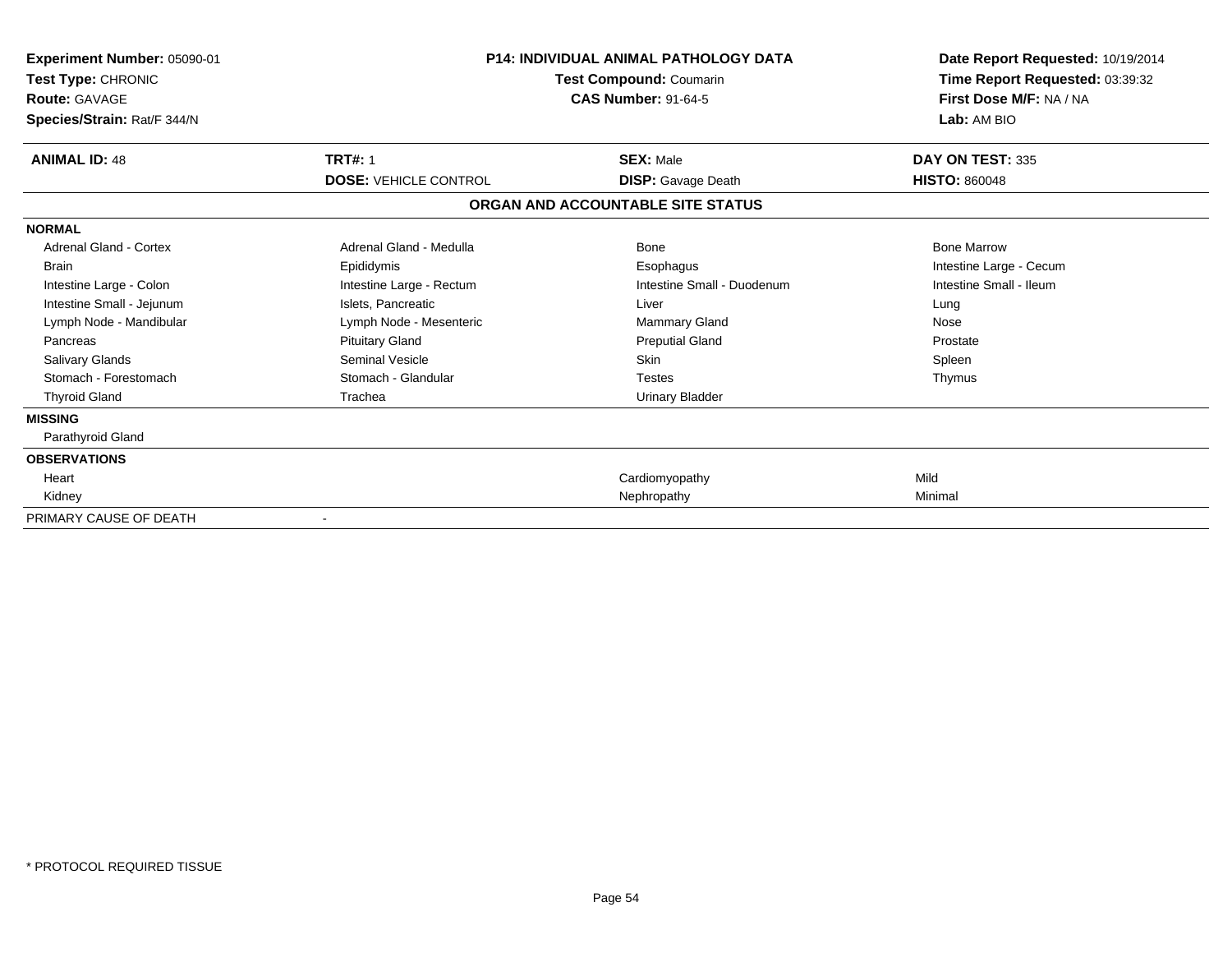**Experiment Number:** 05090-01
**Test Type:** CHRONIC
**Route:** GAVAGE
**Species/Strain:** Rat/F 344/N

**P14: INDIVIDUAL ANIMAL PATHOLOGY DATA**
**Test Compound:** Coumarin
**CAS Number:** 91-64-5

**Date Report Requested:** 10/19/2014
**Time Report Requested:** 03:39:32
**First Dose M/F:** NA / NA
**Lab:** AM BIO

| **ANIMAL ID:** 48 | **TRT#:** 1 | **SEX:** Male | **DAY ON TEST:** 335 |
|---|---|---|---|
| | **DOSE:** VEHICLE CONTROL | **DISP:** Gavage Death | **HISTO:** 860048 |

## ORGAN AND ACCOUNTABLE SITE STATUS

| | | | |
|---|---|---|---|
| **NORMAL** | | | |
| Adrenal Gland - Cortex | Adrenal Gland - Medulla | Bone | Bone Marrow |
| Brain | Epididymis | Esophagus | Intestine Large - Cecum |
| Intestine Large - Colon | Intestine Large - Rectum | Intestine Small - Duodenum | Intestine Small - Ileum |
| Intestine Small - Jejunum | Islets, Pancreatic | Liver | Lung |
| Lymph Node - Mandibular | Lymph Node - Mesenteric | Mammary Gland | Nose |
| Pancreas | Pituitary Gland | Preputial Gland | Prostate |
| Salivary Glands | Seminal Vesicle | Skin | Spleen |
| Stomach - Forestomach | Stomach - Glandular | Testes | Thymus |
| Thyroid Gland | Trachea | Urinary Bladder | |
| **MISSING** | | | |
| Parathyroid Gland | | | |
| **OBSERVATIONS** | | | |
| Heart | | Cardiomyopathy | Mild |
| Kidney | | Nephropathy | Minimal |
| PRIMARY CAUSE OF DEATH | - | | |

\* PROTOCOL REQUIRED TISSUE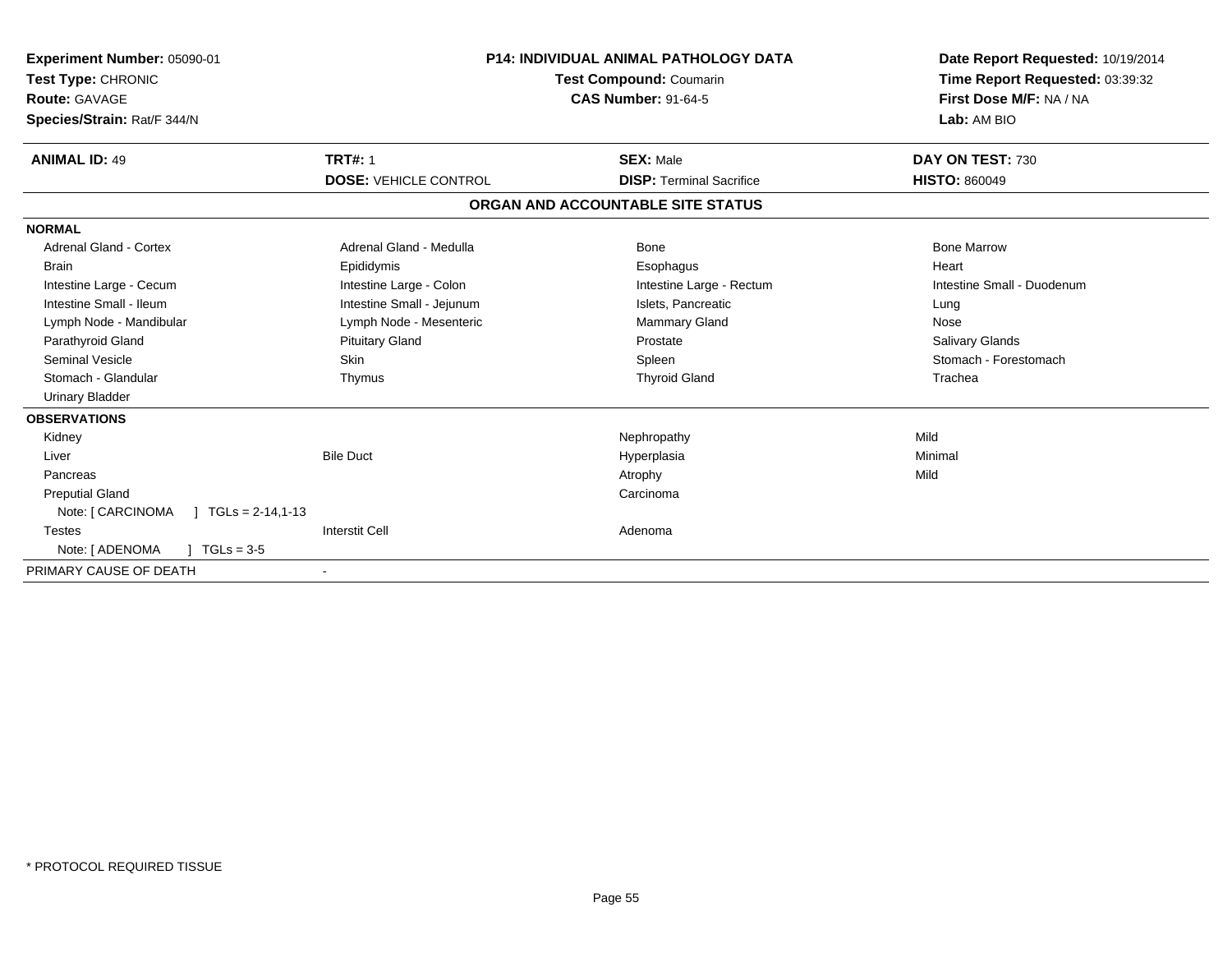**Experiment Number:** 05090-01
**Test Type:** CHRONIC
**Route:** GAVAGE
**Species/Strain:** Rat/F 344/N

**P14: INDIVIDUAL ANIMAL PATHOLOGY DATA**
**Test Compound:** Coumarin
**CAS Number:** 91-64-5

**Date Report Requested:** 10/19/2014
**Time Report Requested:** 03:39:32
**First Dose M/F:** NA / NA
**Lab:** AM BIO

| **ANIMAL ID:** 49 | **TRT#:** 1 | **SEX:** Male | **DAY ON TEST:** 730 |
|---|---|---|---|
| | **DOSE:** VEHICLE CONTROL | **DISP:** Terminal Sacrifice | **HISTO:** 860049 |

**ORGAN AND ACCOUNTABLE SITE STATUS**

| | | | |
|---|---|---|---|
| **NORMAL** | | | |
| Adrenal Gland - Cortex | Adrenal Gland - Medulla | Bone | Bone Marrow |
| Brain | Epididymis | Esophagus | Heart |
| Intestine Large - Cecum | Intestine Large - Colon | Intestine Large - Rectum | Intestine Small - Duodenum |
| Intestine Small - Ileum | Intestine Small - Jejunum | Islets, Pancreatic | Lung |
| Lymph Node - Mandibular | Lymph Node - Mesenteric | Mammary Gland | Nose |
| Parathyroid Gland | Pituitary Gland | Prostate | Salivary Glands |
| Seminal Vesicle | Skin | Spleen | Stomach - Forestomach |
| Stomach - Glandular | Thymus | Thyroid Gland | Trachea |
| Urinary Bladder | | | |
| **OBSERVATIONS** | | | |
| Kidney | | Nephropathy | Mild |
| Liver | Bile Duct | Hyperplasia | Minimal |
| Pancreas | | Atrophy | Mild |
| Preputial Gland | | Carcinoma | |
| Note: [ CARCINOMA ] TGLs = 2-14,1-13 | | | |
| Testes | Interstit Cell | Adenoma | |
| Note: [ ADENOMA ] TGLs = 3-5 | | | |
| PRIMARY CAUSE OF DEATH | - | | |

\* PROTOCOL REQUIRED TISSUE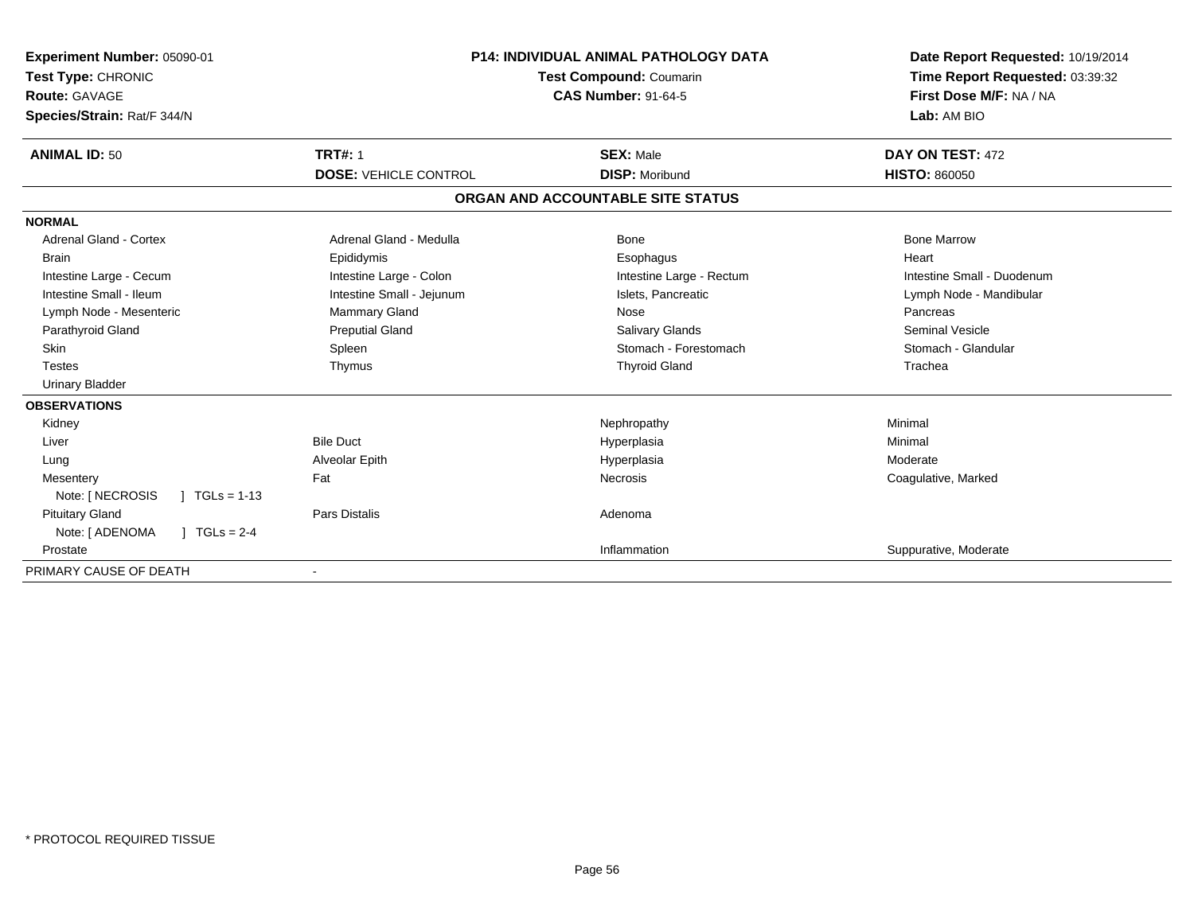**Experiment Number:** 05090-01
**Test Type:** CHRONIC
**Route:** GAVAGE
**Species/Strain:** Rat/F 344/N

**P14: INDIVIDUAL ANIMAL PATHOLOGY DATA**
**Test Compound:** Coumarin
**CAS Number:** 91-64-5

**Date Report Requested:** 10/19/2014
**Time Report Requested:** 03:39:32
**First Dose M/F:** NA / NA
**Lab:** AM BIO

| **ANIMAL ID:** 50 | **TRT#:** 1 | **SEX:** Male | **DAY ON TEST:** 472 |
|---|---|---|---|
| | **DOSE:** VEHICLE CONTROL | **DISP:** Moribund | **HISTO:** 860050 |

**ORGAN AND ACCOUNTABLE SITE STATUS**

| | | | |
|---|---|---|---|
| **NORMAL** | | | |
| Adrenal Gland - Cortex | Adrenal Gland - Medulla | Bone | Bone Marrow |
| Brain | Epididymis | Esophagus | Heart |
| Intestine Large - Cecum | Intestine Large - Colon | Intestine Large - Rectum | Intestine Small - Duodenum |
| Intestine Small - Ileum | Intestine Small - Jejunum | Islets, Pancreatic | Lymph Node - Mandibular |
| Lymph Node - Mesenteric | Mammary Gland | Nose | Pancreas |
| Parathyroid Gland | Preputial Gland | Salivary Glands | Seminal Vesicle |
| Skin | Spleen | Stomach - Forestomach | Stomach - Glandular |
| Testes | Thymus | Thyroid Gland | Trachea |
| Urinary Bladder | | | |
| **OBSERVATIONS** | | | |
| Kidney | | Nephropathy | Minimal |
| Liver | Bile Duct | Hyperplasia | Minimal |
| Lung | Alveolar Epith | Hyperplasia | Moderate |
| Mesentery | Fat | Necrosis | Coagulative, Marked |
| Note: [ NECROSIS ] TGLs = 1-13 | | | |
| Pituitary Gland | Pars Distalis | Adenoma | |
| Note: [ ADENOMA ] TGLs = 2-4 | | | |
| Prostate | | Inflammation | Suppurative, Moderate |
| PRIMARY CAUSE OF DEATH | - | | |

* PROTOCOL REQUIRED TISSUE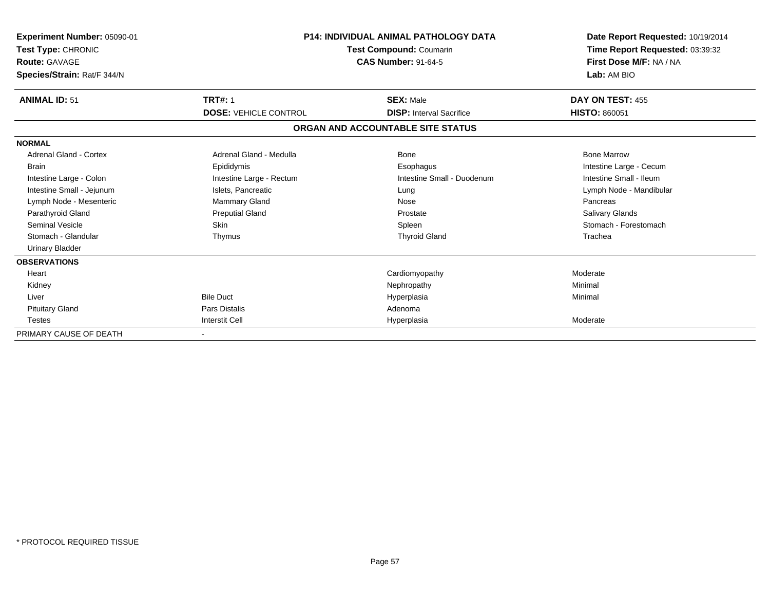**Experiment Number:** 05090-01
**Test Type:** CHRONIC
**Route:** GAVAGE
**Species/Strain:** Rat/F 344/N

**P14: INDIVIDUAL ANIMAL PATHOLOGY DATA**
**Test Compound:** Coumarin
**CAS Number:** 91-64-5

**Date Report Requested:** 10/19/2014
**Time Report Requested:** 03:39:32
**First Dose M/F:** NA / NA
**Lab:** AM BIO

| **ANIMAL ID:** 51 | **TRT#:** 1 | **SEX:** Male | **DAY ON TEST:** 455 |
|---|---|---|---|
| | **DOSE:** VEHICLE CONTROL | **DISP:** Interval Sacrifice | **HISTO:** 860051 |

## ORGAN AND ACCOUNTABLE SITE STATUS

| | | | |
|---|---|---|---|
| **NORMAL** | | | |
| Adrenal Gland - Cortex | Adrenal Gland - Medulla | Bone | Bone Marrow |
| Brain | Epididymis | Esophagus | Intestine Large - Cecum |
| Intestine Large - Colon | Intestine Large - Rectum | Intestine Small - Duodenum | Intestine Small - Ileum |
| Intestine Small - Jejunum | Islets, Pancreatic | Lung | Lymph Node - Mandibular |
| Lymph Node - Mesenteric | Mammary Gland | Nose | Pancreas |
| Parathyroid Gland | Preputial Gland | Prostate | Salivary Glands |
| Seminal Vesicle | Skin | Spleen | Stomach - Forestomach |
| Stomach - Glandular | Thymus | Thyroid Gland | Trachea |
| Urinary Bladder | | | |
| **OBSERVATIONS** | | | |
| Heart | | Cardiomyopathy | Moderate |
| Kidney | | Nephropathy | Minimal |
| Liver | Bile Duct | Hyperplasia | Minimal |
| Pituitary Gland | Pars Distalis | Adenoma | |
| Testes | Interstit Cell | Hyperplasia | Moderate |
| PRIMARY CAUSE OF DEATH | - | | |

\* PROTOCOL REQUIRED TISSUE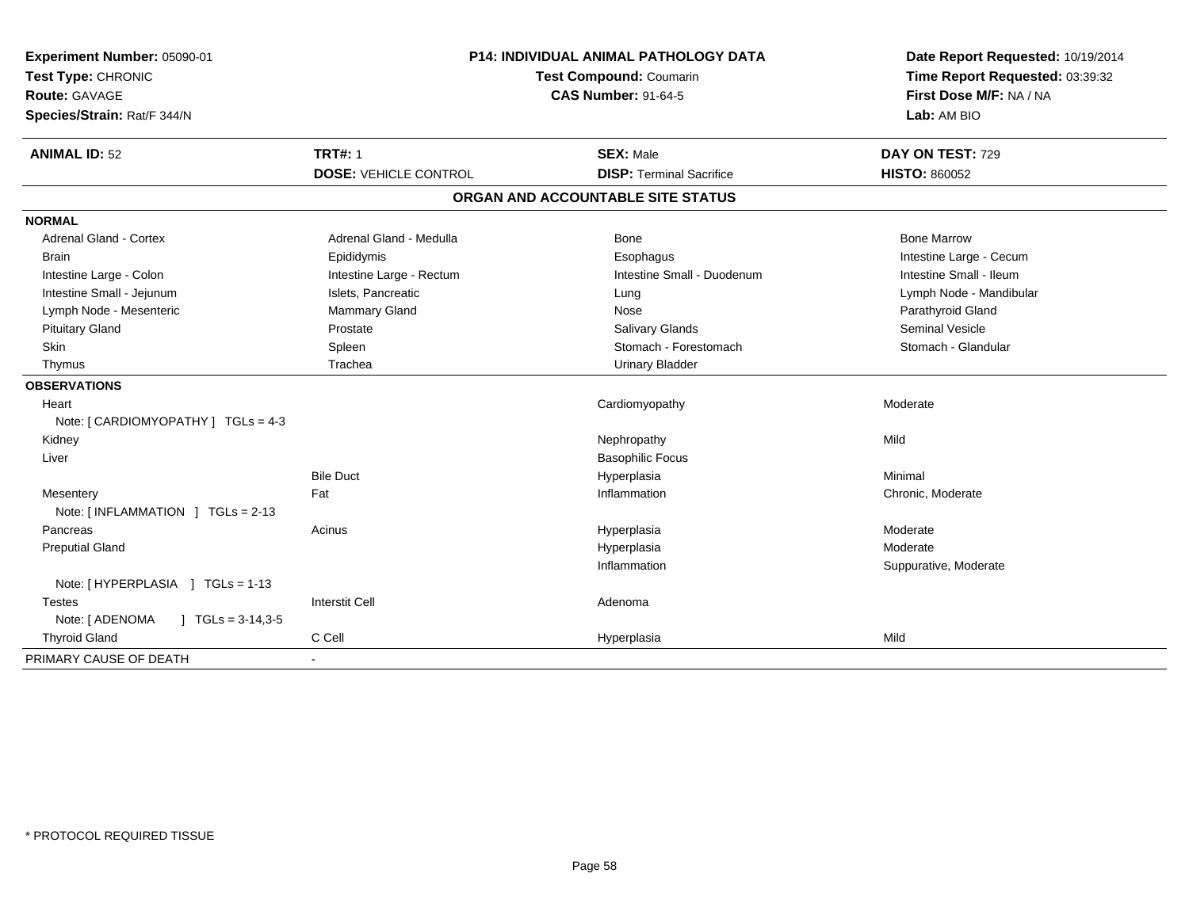**Experiment Number:** 05090-01
**Test Type:** CHRONIC
**Route:** GAVAGE
**Species/Strain:** Rat/F 344/N

**P14: INDIVIDUAL ANIMAL PATHOLOGY DATA**
**Test Compound:** Coumarin
**CAS Number:** 91-64-5

**Date Report Requested:** 10/19/2014
**Time Report Requested:** 03:39:32
**First Dose M/F:** NA / NA
**Lab:** AM BIO

| **ANIMAL ID:** 52 | **TRT#:** 1 | **SEX:** Male | **DAY ON TEST:** 729 |
|---|---|---|---|
| | **DOSE:** VEHICLE CONTROL | **DISP:** Terminal Sacrifice | **HISTO:** 860052 |

## ORGAN AND ACCOUNTABLE SITE STATUS

**NORMAL**

| | | | |
|---|---|---|---|
| Adrenal Gland - Cortex | Adrenal Gland - Medulla | Bone | Bone Marrow |
| Brain | Epididymis | Esophagus | Intestine Large - Cecum |
| Intestine Large - Colon | Intestine Large - Rectum | Intestine Small - Duodenum | Intestine Small - Ileum |
| Intestine Small - Jejunum | Islets, Pancreatic | Lung | Lymph Node - Mandibular |
| Lymph Node - Mesenteric | Mammary Gland | Nose | Parathyroid Gland |
| Pituitary Gland | Prostate | Salivary Glands | Seminal Vesicle |
| Skin | Spleen | Stomach - Forestomach | Stomach - Glandular |
| Thymus | Trachea | Urinary Bladder | |

**OBSERVATIONS**

| | | | |
|---|---|---|---|
| Heart | | Cardiomyopathy | Moderate |
| Note: [ CARDIOMYOPATHY ] TGLs = 4-3 | | | |
| Kidney | | Nephropathy | Mild |
| Liver | | Basophilic Focus | |
| | Bile Duct | Hyperplasia | Minimal |
| Mesentery | Fat | Inflammation | Chronic, Moderate |
| Note: [ INFLAMMATION ] TGLs = 2-13 | | | |
| Pancreas | Acinus | Hyperplasia | Moderate |
| Preputial Gland | | Hyperplasia | Moderate |
| | | Inflammation | Suppurative, Moderate |
| Note: [ HYPERPLASIA ] TGLs = 1-13 | | | |
| Testes | Interstit Cell | Adenoma | |
| Note: [ ADENOMA ] TGLs = 3-14,3-5 | | | |
| Thyroid Gland | C Cell | Hyperplasia | Mild |

PRIMARY CAUSE OF DEATH -

* PROTOCOL REQUIRED TISSUE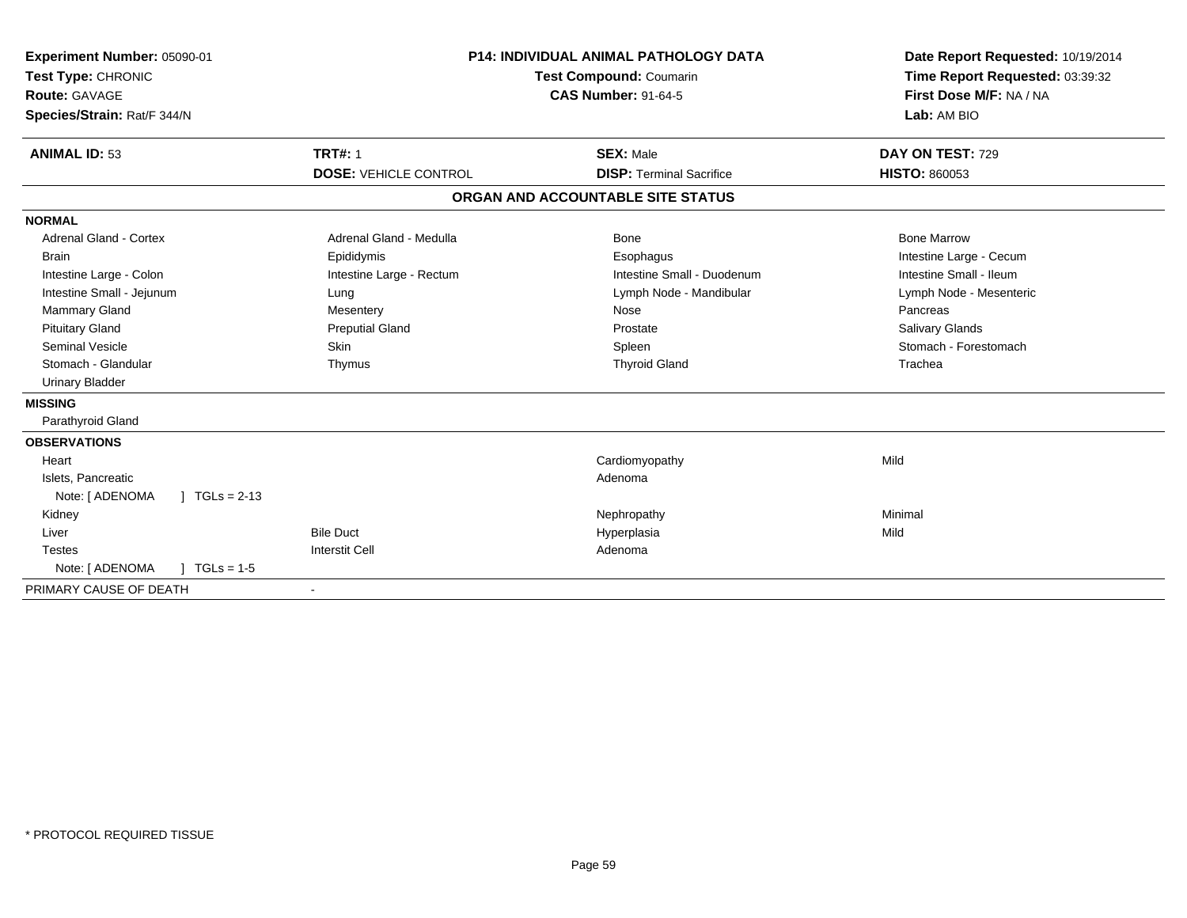**Experiment Number:** 05090-01
**Test Type:** CHRONIC
**Route:** GAVAGE
**Species/Strain:** Rat/F 344/N

**P14: INDIVIDUAL ANIMAL PATHOLOGY DATA**
**Test Compound:** Coumarin
**CAS Number:** 91-64-5

**Date Report Requested:** 10/19/2014
**Time Report Requested:** 03:39:32
**First Dose M/F:** NA / NA
**Lab:** AM BIO

| **ANIMAL ID:** 53 | **TRT#:** 1 | **SEX:** Male | **DAY ON TEST:** 729 |
|---|---|---|---|
| | **DOSE:** VEHICLE CONTROL | **DISP:** Terminal Sacrifice | **HISTO:** 860053 |

## ORGAN AND ACCOUNTABLE SITE STATUS

| | | | |
|---|---|---|---|
| **NORMAL** | | | |
| Adrenal Gland - Cortex | Adrenal Gland - Medulla | Bone | Bone Marrow |
| Brain | Epididymis | Esophagus | Intestine Large - Cecum |
| Intestine Large - Colon | Intestine Large - Rectum | Intestine Small - Duodenum | Intestine Small - Ileum |
| Intestine Small - Jejunum | Lung | Lymph Node - Mandibular | Lymph Node - Mesenteric |
| Mammary Gland | Mesentery | Nose | Pancreas |
| Pituitary Gland | Preputial Gland | Prostate | Salivary Glands |
| Seminal Vesicle | Skin | Spleen | Stomach - Forestomach |
| Stomach - Glandular | Thymus | Thyroid Gland | Trachea |
| Urinary Bladder | | | |
| **MISSING** | | | |
| Parathyroid Gland | | | |
| **OBSERVATIONS** | | | |
| Heart | | Cardiomyopathy | Mild |
| Islets, Pancreatic | | Adenoma | |
| Note: [ ADENOMA ] TGLs = 2-13 | | | |
| Kidney | | Nephropathy | Minimal |
| Liver | Bile Duct | Hyperplasia | Mild |
| Testes | Interstit Cell | Adenoma | |
| Note: [ ADENOMA ] TGLs = 1-5 | | | |
| PRIMARY CAUSE OF DEATH | - | | |

\* PROTOCOL REQUIRED TISSUE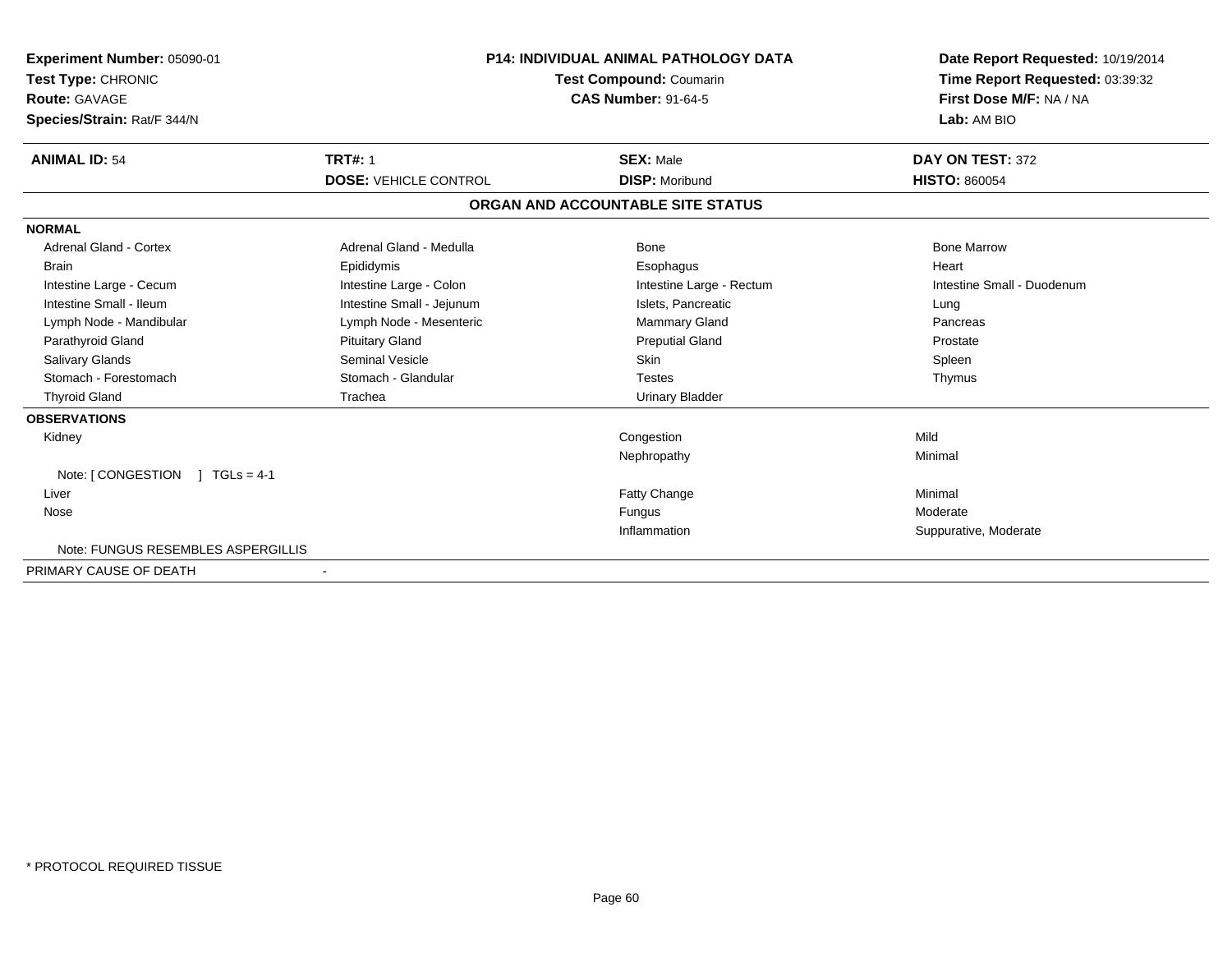**Experiment Number:** 05090-01
**Test Type:** CHRONIC
**Route:** GAVAGE
**Species/Strain:** Rat/F 344/N

**P14: INDIVIDUAL ANIMAL PATHOLOGY DATA**
**Test Compound:** Coumarin
**CAS Number:** 91-64-5

**Date Report Requested:** 10/19/2014
**Time Report Requested:** 03:39:32
**First Dose M/F:** NA / NA
**Lab:** AM BIO

| **ANIMAL ID:** 54 | **TRT#:** 1 | **SEX:** Male | **DAY ON TEST:** 372 |
|---|---|---|---|
| | **DOSE:** VEHICLE CONTROL | **DISP:** Moribund | **HISTO:** 860054 |

## ORGAN AND ACCOUNTABLE SITE STATUS

| | | | |
|---|---|---|---|
| **NORMAL** | | | |
| Adrenal Gland - Cortex | Adrenal Gland - Medulla | Bone | Bone Marrow |
| Brain | Epididymis | Esophagus | Heart |
| Intestine Large - Cecum | Intestine Large - Colon | Intestine Large - Rectum | Intestine Small - Duodenum |
| Intestine Small - Ileum | Intestine Small - Jejunum | Islets, Pancreatic | Lung |
| Lymph Node - Mandibular | Lymph Node - Mesenteric | Mammary Gland | Pancreas |
| Parathyroid Gland | Pituitary Gland | Preputial Gland | Prostate |
| Salivary Glands | Seminal Vesicle | Skin | Spleen |
| Stomach - Forestomach | Stomach - Glandular | Testes | Thymus |
| Thyroid Gland | Trachea | Urinary Bladder | |
| **OBSERVATIONS** | | | |
| Kidney | | Congestion | Mild |
| | | Nephropathy | Minimal |
| Note: [ CONGESTION ] TGLs = 4-1 | | | |
| Liver | | Fatty Change | Minimal |
| Nose | | Fungus | Moderate |
| | | Inflammation | Suppurative, Moderate |
| Note: FUNGUS RESEMBLES ASPERGILLIS | | | |
| PRIMARY CAUSE OF DEATH | - | | |

* PROTOCOL REQUIRED TISSUE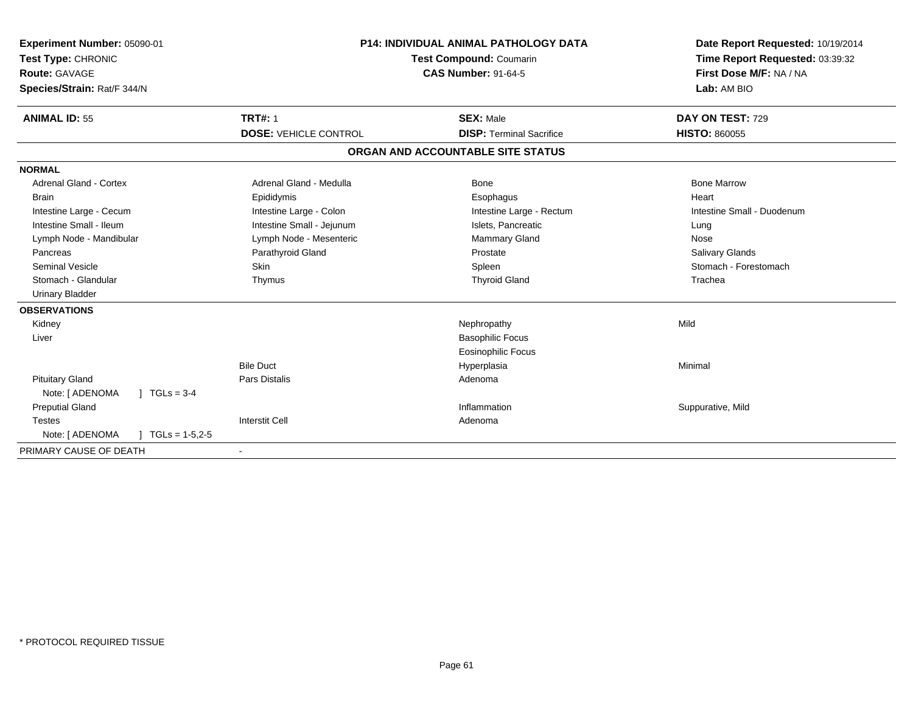**Experiment Number:** 05090-01
**Test Type:** CHRONIC
**Route:** GAVAGE
**Species/Strain:** Rat/F 344/N

**P14: INDIVIDUAL ANIMAL PATHOLOGY DATA**
**Test Compound:** Coumarin
**CAS Number:** 91-64-5

**Date Report Requested:** 10/19/2014
**Time Report Requested:** 03:39:32
**First Dose M/F:** NA / NA
**Lab:** AM BIO

| **ANIMAL ID:** 55 | **TRT#:** 1 | **SEX:** Male | **DAY ON TEST:** 729 |
|---|---|---|---|
| | **DOSE:** VEHICLE CONTROL | **DISP:** Terminal Sacrifice | **HISTO:** 860055 |

## ORGAN AND ACCOUNTABLE SITE STATUS

| | | | |
|---|---|---|---|
| **NORMAL** | | | |
| Adrenal Gland - Cortex | Adrenal Gland - Medulla | Bone | Bone Marrow |
| Brain | Epididymis | Esophagus | Heart |
| Intestine Large - Cecum | Intestine Large - Colon | Intestine Large - Rectum | Intestine Small - Duodenum |
| Intestine Small - Ileum | Intestine Small - Jejunum | Islets, Pancreatic | Lung |
| Lymph Node - Mandibular | Lymph Node - Mesenteric | Mammary Gland | Nose |
| Pancreas | Parathyroid Gland | Prostate | Salivary Glands |
| Seminal Vesicle | Skin | Spleen | Stomach - Forestomach |
| Stomach - Glandular | Thymus | Thyroid Gland | Trachea |
| Urinary Bladder | | | |
| **OBSERVATIONS** | | | |
| Kidney | | Nephropathy | Mild |
| Liver | | Basophilic Focus | |
| | | Eosinophilic Focus | |
| | Bile Duct | Hyperplasia | Minimal |
| Pituitary Gland | Pars Distalis | Adenoma | |
| Note: [ ADENOMA ] TGLs = 3-4 | | | |
| Preputial Gland | | Inflammation | Suppurative, Mild |
| Testes | Interstit Cell | Adenoma | |
| Note: [ ADENOMA ] TGLs = 1-5,2-5 | | | |
| PRIMARY CAUSE OF DEATH | - | | |

* PROTOCOL REQUIRED TISSUE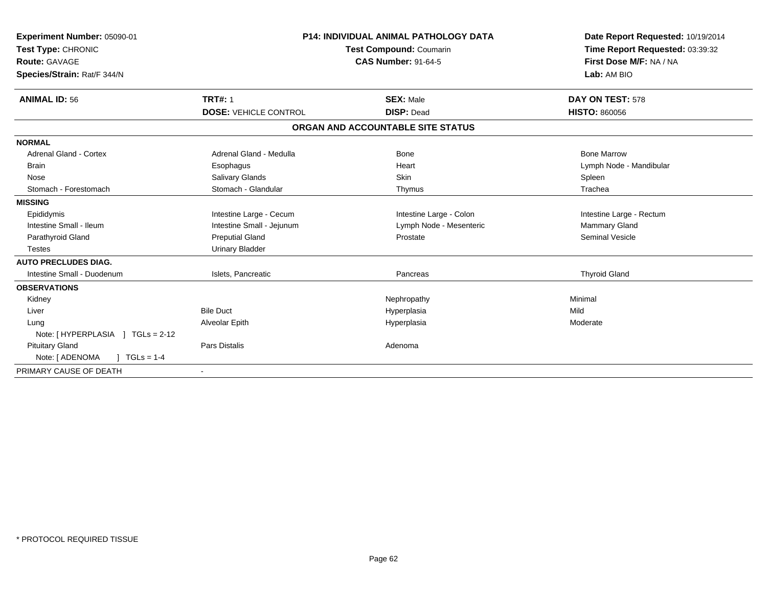**Experiment Number:** 05090-01
**Test Type:** CHRONIC
**Route:** GAVAGE
**Species/Strain:** Rat/F 344/N

**P14: INDIVIDUAL ANIMAL PATHOLOGY DATA**
**Test Compound:** Coumarin
**CAS Number:** 91-64-5

**Date Report Requested:** 10/19/2014
**Time Report Requested:** 03:39:32
**First Dose M/F:** NA / NA
**Lab:** AM BIO

| **ANIMAL ID:** 56 | **TRT#:** 1 | **SEX:** Male | **DAY ON TEST:** 578 |
|---|---|---|---|
| | **DOSE:** VEHICLE CONTROL | **DISP:** Dead | **HISTO:** 860056 |

**ORGAN AND ACCOUNTABLE SITE STATUS**

| | | | |
|---|---|---|---|
| **NORMAL** | | | |
| Adrenal Gland - Cortex | Adrenal Gland - Medulla | Bone | Bone Marrow |
| Brain | Esophagus | Heart | Lymph Node - Mandibular |
| Nose | Salivary Glands | Skin | Spleen |
| Stomach - Forestomach | Stomach - Glandular | Thymus | Trachea |
| **MISSING** | | | |
| Epididymis | Intestine Large - Cecum | Intestine Large - Colon | Intestine Large - Rectum |
| Intestine Small - Ileum | Intestine Small - Jejunum | Lymph Node - Mesenteric | Mammary Gland |
| Parathyroid Gland | Preputial Gland | Prostate | Seminal Vesicle |
| Testes | Urinary Bladder | | |
| **AUTO PRECLUDES DIAG.** | | | |
| Intestine Small - Duodenum | Islets, Pancreatic | Pancreas | Thyroid Gland |
| **OBSERVATIONS** | | | |
| Kidney | | Nephropathy | Minimal |
| Liver | Bile Duct | Hyperplasia | Mild |
| Lung | Alveolar Epith | Hyperplasia | Moderate |
| Note: [ HYPERPLASIA ] TGLs = 2-12 | | | |
| Pituitary Gland | Pars Distalis | Adenoma | |
| Note: [ ADENOMA ] TGLs = 1-4 | | | |
| PRIMARY CAUSE OF DEATH | - | | |

\* PROTOCOL REQUIRED TISSUE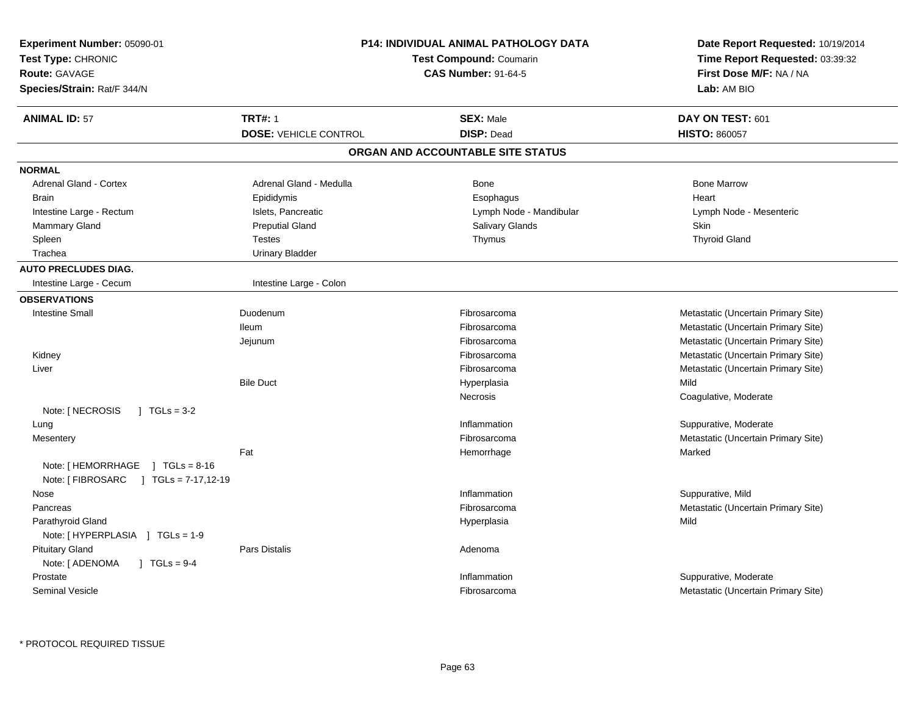**Experiment Number:** 05090-01
**Test Type:** CHRONIC
**Route:** GAVAGE
**Species/Strain:** Rat/F 344/N

**P14: INDIVIDUAL ANIMAL PATHOLOGY DATA**
**Test Compound:** Coumarin
**CAS Number:** 91-64-5

**Date Report Requested:** 10/19/2014
**Time Report Requested:** 03:39:32
**First Dose M/F:** NA / NA
**Lab:** AM BIO

| **ANIMAL ID:** 57 | **TRT#:** 1 | **SEX:** Male | **DAY ON TEST:** 601 |
|---|---|---|---|
| | **DOSE:** VEHICLE CONTROL | **DISP:** Dead | **HISTO:** 860057 |

## ORGAN AND ACCOUNTABLE SITE STATUS

| | | | |
|---|---|---|---|
| **NORMAL** | | | |
| Adrenal Gland - Cortex | Adrenal Gland - Medulla | Bone | Bone Marrow |
| Brain | Epididymis | Esophagus | Heart |
| Intestine Large - Rectum | Islets, Pancreatic | Lymph Node - Mandibular | Lymph Node - Mesenteric |
| Mammary Gland | Preputial Gland | Salivary Glands | Skin |
| Spleen | Testes | Thymus | Thyroid Gland |
| Trachea | Urinary Bladder | | |
| **AUTO PRECLUDES DIAG.** | | | |
| Intestine Large - Cecum | Intestine Large - Colon | | |
| **OBSERVATIONS** | | | |
| Intestine Small | Duodenum | Fibrosarcoma | Metastatic (Uncertain Primary Site) |
| | Ileum | Fibrosarcoma | Metastatic (Uncertain Primary Site) |
| | Jejunum | Fibrosarcoma | Metastatic (Uncertain Primary Site) |
| Kidney | | Fibrosarcoma | Metastatic (Uncertain Primary Site) |
| Liver | | Fibrosarcoma | Metastatic (Uncertain Primary Site) |
| | Bile Duct | Hyperplasia | Mild |
| | | Necrosis | Coagulative, Moderate |
| Note: [ NECROSIS ] TGLs = 3-2 | | | |
| Lung | | Inflammation | Suppurative, Moderate |
| Mesentery | | Fibrosarcoma | Metastatic (Uncertain Primary Site) |
| | Fat | Hemorrhage | Marked |
| Note: [ HEMORRHAGE ] TGLs = 8-16 | | | |
| Note: [ FIBROSARC ] TGLs = 7-17,12-19 | | | |
| Nose | | Inflammation | Suppurative, Mild |
| Pancreas | | Fibrosarcoma | Metastatic (Uncertain Primary Site) |
| Parathyroid Gland | | Hyperplasia | Mild |
| Note: [ HYPERPLASIA ] TGLs = 1-9 | | | |
| Pituitary Gland | Pars Distalis | Adenoma | |
| Note: [ ADENOMA ] TGLs = 9-4 | | | |
| Prostate | | Inflammation | Suppurative, Moderate |
| Seminal Vesicle | | Fibrosarcoma | Metastatic (Uncertain Primary Site) |

* PROTOCOL REQUIRED TISSUE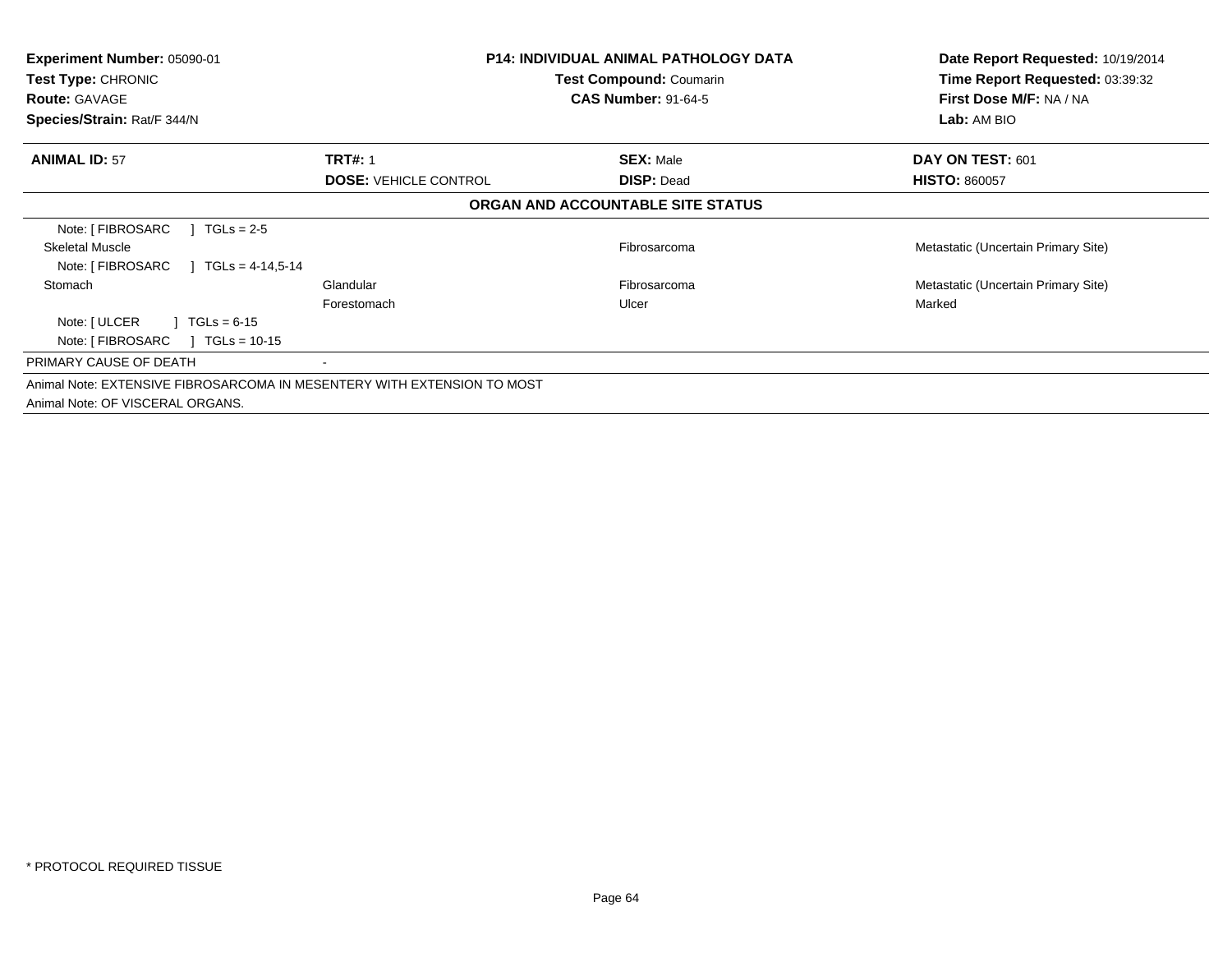**Experiment Number:** 05090-01
**Test Type:** CHRONIC
**Route:** GAVAGE
**Species/Strain:** Rat/F 344/N

**P14: INDIVIDUAL ANIMAL PATHOLOGY DATA**
**Test Compound:** Coumarin
**CAS Number:** 91-64-5

**Date Report Requested:** 10/19/2014
**Time Report Requested:** 03:39:32
**First Dose M/F:** NA / NA
**Lab:** AM BIO

| **ANIMAL ID:** 57 | **TRT#:** 1 | **SEX:** Male | **DAY ON TEST:** 601 |
|---|---|---|---|
| | **DOSE:** VEHICLE CONTROL | **DISP:** Dead | **HISTO:** 860057 |

**ORGAN AND ACCOUNTABLE SITE STATUS**

| | | | |
|---|---|---|---|
| Note: [ FIBROSARC ] TGLs = 2-5 | | | |
| Skeletal Muscle | | Fibrosarcoma | Metastatic (Uncertain Primary Site) |
| Note: [ FIBROSARC ] TGLs = 4-14,5-14 | | | |
| Stomach | Glandular | Fibrosarcoma | Metastatic (Uncertain Primary Site) |
| | Forestomach | Ulcer | Marked |
| Note: [ ULCER ] TGLs = 6-15 | | | |
| Note: [ FIBROSARC ] TGLs = 10-15 | | | |
| PRIMARY CAUSE OF DEATH | - | | |

Animal Note: EXTENSIVE FIBROSARCOMA IN MESENTERY WITH EXTENSION TO MOST
Animal Note: OF VISCERAL ORGANS.

* PROTOCOL REQUIRED TISSUE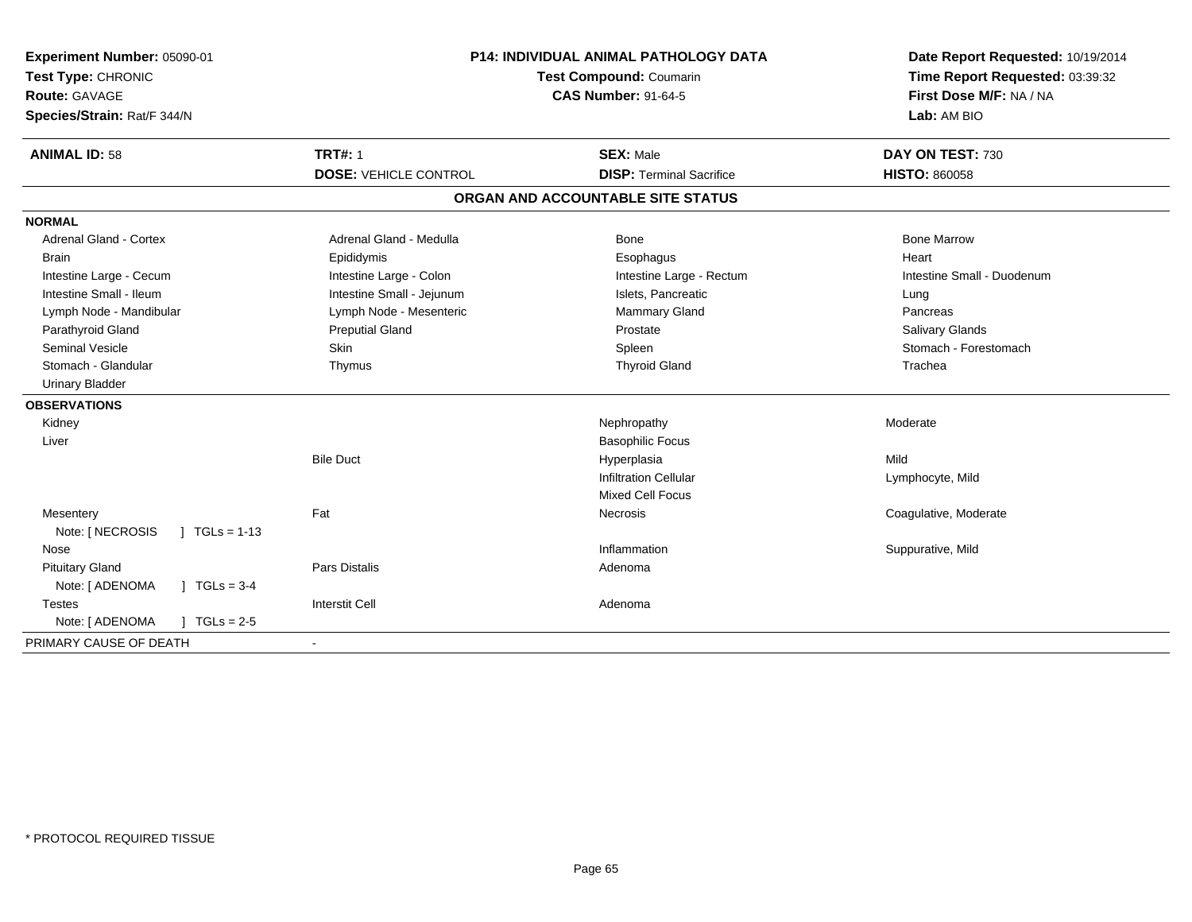**Experiment Number:** 05090-01
**Test Type:** CHRONIC
**Route:** GAVAGE
**Species/Strain:** Rat/F 344/N

**P14: INDIVIDUAL ANIMAL PATHOLOGY DATA**
**Test Compound:** Coumarin
**CAS Number:** 91-64-5

**Date Report Requested:** 10/19/2014
**Time Report Requested:** 03:39:32
**First Dose M/F:** NA / NA
**Lab:** AM BIO

| **ANIMAL ID:** 58 | **TRT#:** 1 | **SEX:** Male | **DAY ON TEST:** 730 |
|---|---|---|---|
| | **DOSE:** VEHICLE CONTROL | **DISP:** Terminal Sacrifice | **HISTO:** 860058 |

## ORGAN AND ACCOUNTABLE SITE STATUS

| | | | |
|---|---|---|---|
| **NORMAL** | | | |
| Adrenal Gland - Cortex | Adrenal Gland - Medulla | Bone | Bone Marrow |
| Brain | Epididymis | Esophagus | Heart |
| Intestine Large - Cecum | Intestine Large - Colon | Intestine Large - Rectum | Intestine Small - Duodenum |
| Intestine Small - Ileum | Intestine Small - Jejunum | Islets, Pancreatic | Lung |
| Lymph Node - Mandibular | Lymph Node - Mesenteric | Mammary Gland | Pancreas |
| Parathyroid Gland | Preputial Gland | Prostate | Salivary Glands |
| Seminal Vesicle | Skin | Spleen | Stomach - Forestomach |
| Stomach - Glandular | Thymus | Thyroid Gland | Trachea |
| Urinary Bladder | | | |
| **OBSERVATIONS** | | | |
| Kidney | | Nephropathy | Moderate |
| Liver | | Basophilic Focus | |
| | Bile Duct | Hyperplasia | Mild |
| | | Infiltration Cellular | Lymphocyte, Mild |
| | | Mixed Cell Focus | |
| Mesentery | Fat | Necrosis | Coagulative, Moderate |
| Note: [ NECROSIS ] TGLs = 1-13 | | | |
| Nose | | Inflammation | Suppurative, Mild |
| Pituitary Gland | Pars Distalis | Adenoma | |
| Note: [ ADENOMA ] TGLs = 3-4 | | | |
| Testes | Interstit Cell | Adenoma | |
| Note: [ ADENOMA ] TGLs = 2-5 | | | |
| PRIMARY CAUSE OF DEATH | - | | |

* PROTOCOL REQUIRED TISSUE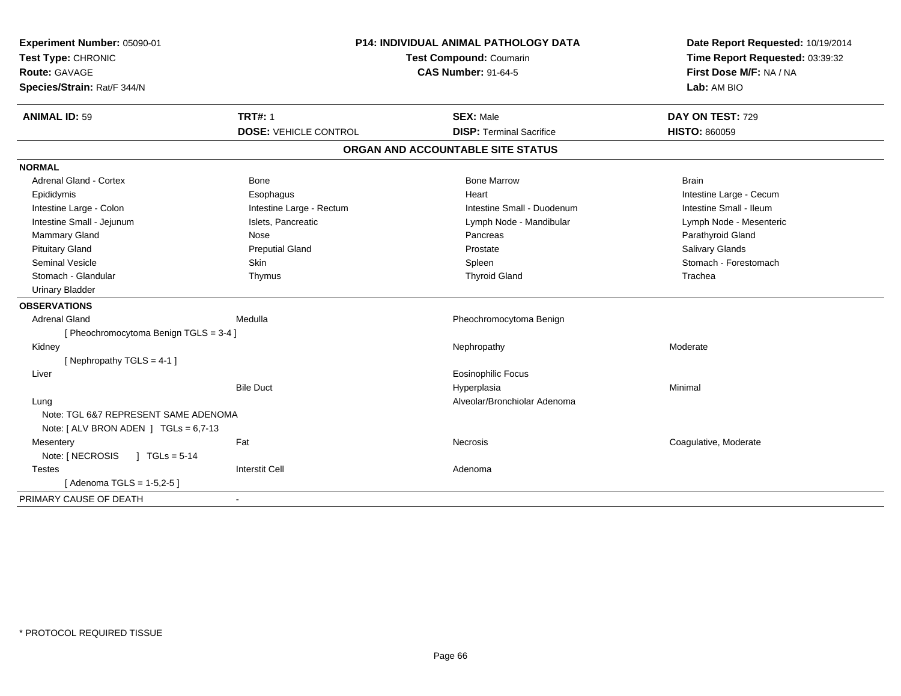**Experiment Number:** 05090-01
**Test Type:** CHRONIC
**Route:** GAVAGE
**Species/Strain:** Rat/F 344/N

**P14: INDIVIDUAL ANIMAL PATHOLOGY DATA**
**Test Compound:** Coumarin
**CAS Number:** 91-64-5

**Date Report Requested:** 10/19/2014
**Time Report Requested:** 03:39:32
**First Dose M/F:** NA / NA
**Lab:** AM BIO

| **ANIMAL ID:** 59 | **TRT#:** 1 | **SEX:** Male | **DAY ON TEST:** 729 |
|---|---|---|---|
| | **DOSE:** VEHICLE CONTROL | **DISP:** Terminal Sacrifice | **HISTO:** 860059 |

## ORGAN AND ACCOUNTABLE SITE STATUS

**NORMAL**

| | | | |
|---|---|---|---|
| Adrenal Gland - Cortex | Bone | Bone Marrow | Brain |
| Epididymis | Esophagus | Heart | Intestine Large - Cecum |
| Intestine Large - Colon | Intestine Large - Rectum | Intestine Small - Duodenum | Intestine Small - Ileum |
| Intestine Small - Jejunum | Islets, Pancreatic | Lymph Node - Mandibular | Lymph Node - Mesenteric |
| Mammary Gland | Nose | Pancreas | Parathyroid Gland |
| Pituitary Gland | Preputial Gland | Prostate | Salivary Glands |
| Seminal Vesicle | Skin | Spleen | Stomach - Forestomach |
| Stomach - Glandular | Thymus | Thyroid Gland | Trachea |
| Urinary Bladder | | | |

**OBSERVATIONS**

| | | | |
|---|---|---|---|
| Adrenal Gland | Medulla | Pheochromocytoma Benign | |
| [ Pheochromocytoma Benign TGLS = 3-4 ] | | | |
| Kidney | | Nephropathy | Moderate |
| [ Nephropathy TGLS = 4-1 ] | | | |
| Liver | | Eosinophilic Focus | |
| | Bile Duct | Hyperplasia | Minimal |
| Lung | | Alveolar/Bronchiolar Adenoma | |
| Note: TGL 6&7 REPRESENT SAME ADENOMA | | | |
| Note: [ ALV BRON ADEN ] TGLs = 6,7-13 | | | |
| Mesentery | Fat | Necrosis | Coagulative, Moderate |
| Note: [ NECROSIS ] TGLs = 5-14 | | | |
| Testes | Interstit Cell | Adenoma | |
| [ Adenoma TGLS = 1-5,2-5 ] | | | |

PRIMARY CAUSE OF DEATH -

\* PROTOCOL REQUIRED TISSUE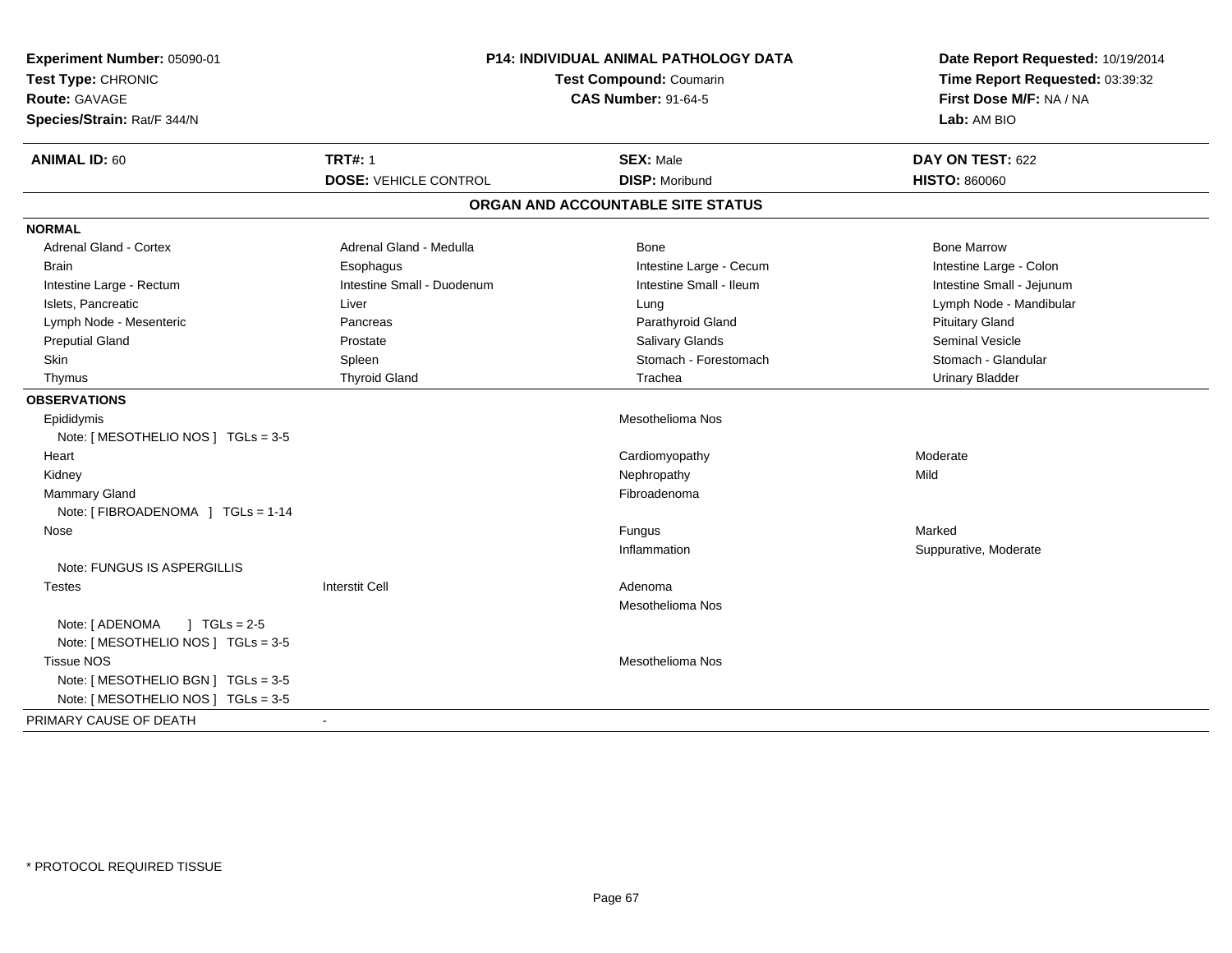**Experiment Number:** 05090-01
**Test Type:** CHRONIC
**Route:** GAVAGE
**Species/Strain:** Rat/F 344/N

**P14: INDIVIDUAL ANIMAL PATHOLOGY DATA**
**Test Compound:** Coumarin
**CAS Number:** 91-64-5

**Date Report Requested:** 10/19/2014
**Time Report Requested:** 03:39:32
**First Dose M/F:** NA / NA
**Lab:** AM BIO

| **ANIMAL ID:** 60 | **TRT#:** 1 | **SEX:** Male | **DAY ON TEST:** 622 |
|---|---|---|---|
| | **DOSE:** VEHICLE CONTROL | **DISP:** Moribund | **HISTO:** 860060 |

## ORGAN AND ACCOUNTABLE SITE STATUS

**NORMAL**

| | | | |
|---|---|---|---|
| Adrenal Gland - Cortex | Adrenal Gland - Medulla | Bone | Bone Marrow |
| Brain | Esophagus | Intestine Large - Cecum | Intestine Large - Colon |
| Intestine Large - Rectum | Intestine Small - Duodenum | Intestine Small - Ileum | Intestine Small - Jejunum |
| Islets, Pancreatic | Liver | Lung | Lymph Node - Mandibular |
| Lymph Node - Mesenteric | Pancreas | Parathyroid Gland | Pituitary Gland |
| Preputial Gland | Prostate | Salivary Glands | Seminal Vesicle |
| Skin | Spleen | Stomach - Forestomach | Stomach - Glandular |
| Thymus | Thyroid Gland | Trachea | Urinary Bladder |

**OBSERVATIONS**

| | | | |
|---|---|---|---|
| Epididymis | | Mesothelioma Nos | |
| Note: [ MESOTHELIO NOS ] TGLs = 3-5 | | | |
| Heart | | Cardiomyopathy | Moderate |
| Kidney | | Nephropathy | Mild |
| Mammary Gland | | Fibroadenoma | |
| Note: [ FIBROADENOMA ] TGLs = 1-14 | | | |
| Nose | | Fungus | Marked |
| | | Inflammation | Suppurative, Moderate |
| Note: FUNGUS IS ASPERGILLIS | | | |
| Testes | Interstit Cell | Adenoma | |
| | | Mesothelioma Nos | |
| Note: [ ADENOMA ] TGLs = 2-5 | | | |
| Note: [ MESOTHELIO NOS ] TGLs = 3-5 | | | |
| Tissue NOS | | Mesothelioma Nos | |
| Note: [ MESOTHELIO BGN ] TGLs = 3-5 | | | |
| Note: [ MESOTHELIO NOS ] TGLs = 3-5 | | | |

PRIMARY CAUSE OF DEATH -

\* PROTOCOL REQUIRED TISSUE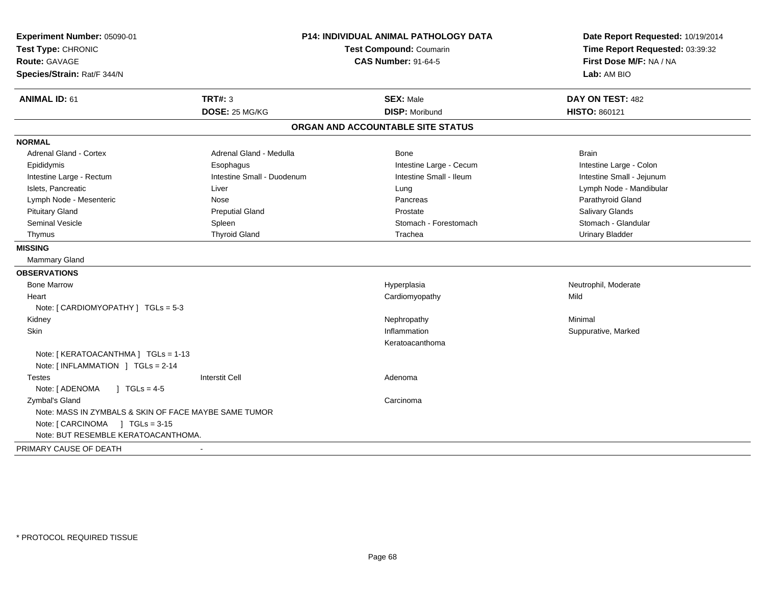**Experiment Number:** 05090-01
**Test Type:** CHRONIC
**Route:** GAVAGE
**Species/Strain:** Rat/F 344/N

**P14: INDIVIDUAL ANIMAL PATHOLOGY DATA**
**Test Compound:** Coumarin
**CAS Number:** 91-64-5

**Date Report Requested:** 10/19/2014
**Time Report Requested:** 03:39:32
**First Dose M/F:** NA / NA
**Lab:** AM BIO

| **ANIMAL ID:** 61 | **TRT#:** 3 | **SEX:** Male | **DAY ON TEST:** 482 |
|---|---|---|---|
| | **DOSE:** 25 MG/KG | **DISP:** Moribund | **HISTO:** 860121 |

## ORGAN AND ACCOUNTABLE SITE STATUS

**NORMAL**

| | | | |
|---|---|---|---|
| Adrenal Gland - Cortex | Adrenal Gland - Medulla | Bone | Brain |
| Epididymis | Esophagus | Intestine Large - Cecum | Intestine Large - Colon |
| Intestine Large - Rectum | Intestine Small - Duodenum | Intestine Small - Ileum | Intestine Small - Jejunum |
| Islets, Pancreatic | Liver | Lung | Lymph Node - Mandibular |
| Lymph Node - Mesenteric | Nose | Pancreas | Parathyroid Gland |
| Pituitary Gland | Preputial Gland | Prostate | Salivary Glands |
| Seminal Vesicle | Spleen | Stomach - Forestomach | Stomach - Glandular |
| Thymus | Thyroid Gland | Trachea | Urinary Bladder |

**MISSING**

Mammary Gland

**OBSERVATIONS**

| | | | |
|---|---|---|---|
| Bone Marrow | | Hyperplasia | Neutrophil, Moderate |
| Heart | | Cardiomyopathy | Mild |
| Note: [ CARDIOMYOPATHY ] TGLs = 5-3 | | | |
| Kidney | | Nephropathy | Minimal |
| Skin | | Inflammation | Suppurative, Marked |
| | | Keratoacanthoma | |
| Note: [ KERATOACANTHMA ] TGLs = 1-13 | | | |
| Note: [ INFLAMMATION ] TGLs = 2-14 | | | |
| Testes | Interstit Cell | Adenoma | |
| Note: [ ADENOMA ] TGLs = 4-5 | | | |
| Zymbal's Gland | | Carcinoma | |
| Note: MASS IN ZYMBALS & SKIN OF FACE MAYBE SAME TUMOR | | | |
| Note: [ CARCINOMA ] TGLs = 3-15 | | | |
| Note: BUT RESEMBLE KERATOACANTHOMA. | | | |

PRIMARY CAUSE OF DEATH -

\* PROTOCOL REQUIRED TISSUE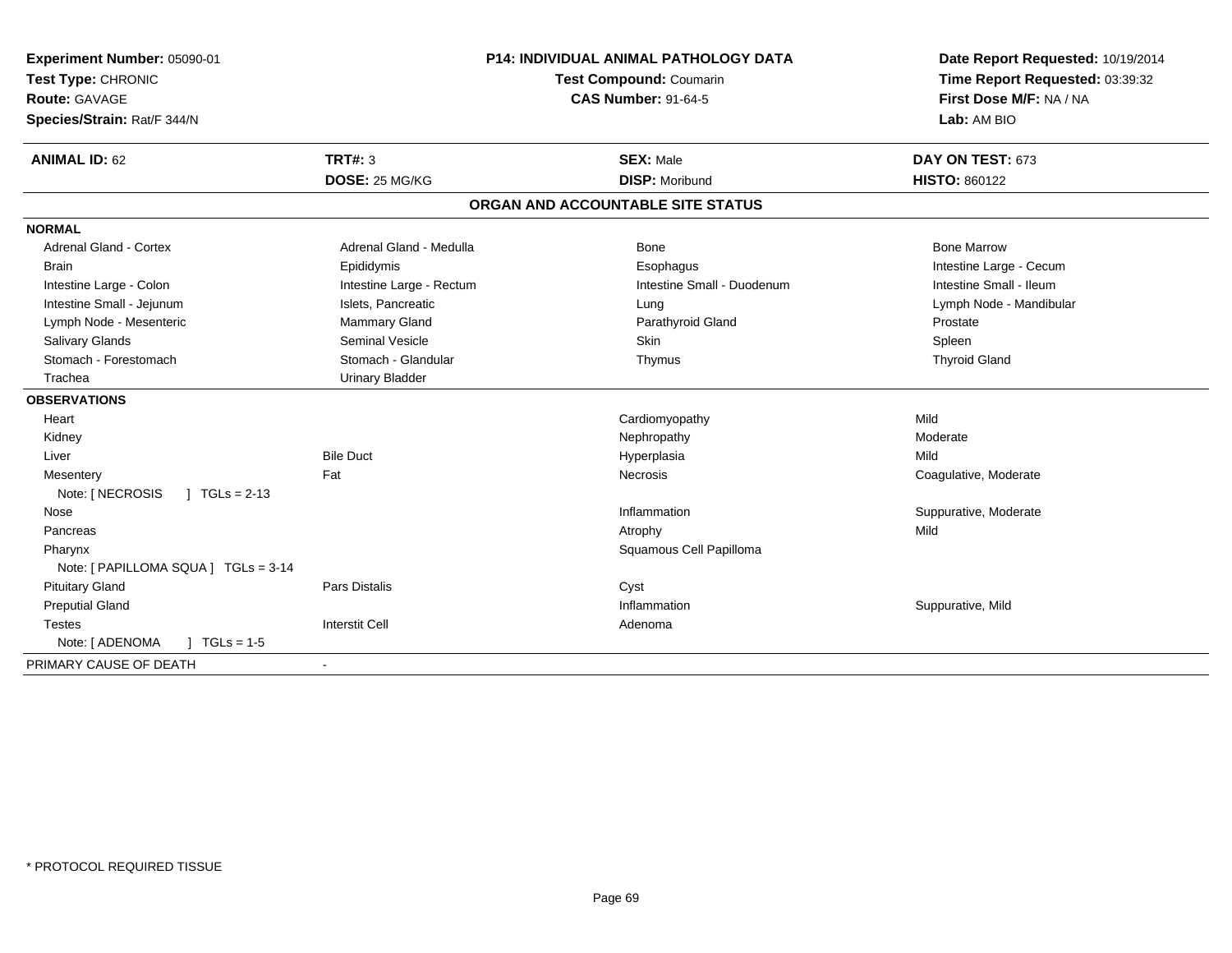**Experiment Number:** 05090-01
**Test Type:** CHRONIC
**Route:** GAVAGE
**Species/Strain:** Rat/F 344/N

**P14: INDIVIDUAL ANIMAL PATHOLOGY DATA**
**Test Compound:** Coumarin
**CAS Number:** 91-64-5

**Date Report Requested:** 10/19/2014
**Time Report Requested:** 03:39:32
**First Dose M/F:** NA / NA
**Lab:** AM BIO

| **ANIMAL ID:** 62 | **TRT#:** 3 | **SEX:** Male | **DAY ON TEST:** 673 |
|---|---|---|---|
| | **DOSE:** 25 MG/KG | **DISP:** Moribund | **HISTO:** 860122 |

## ORGAN AND ACCOUNTABLE SITE STATUS

**NORMAL**

| | | | |
|---|---|---|---|
| Adrenal Gland - Cortex | Adrenal Gland - Medulla | Bone | Bone Marrow |
| Brain | Epididymis | Esophagus | Intestine Large - Cecum |
| Intestine Large - Colon | Intestine Large - Rectum | Intestine Small - Duodenum | Intestine Small - Ileum |
| Intestine Small - Jejunum | Islets, Pancreatic | Lung | Lymph Node - Mandibular |
| Lymph Node - Mesenteric | Mammary Gland | Parathyroid Gland | Prostate |
| Salivary Glands | Seminal Vesicle | Skin | Spleen |
| Stomach - Forestomach | Stomach - Glandular | Thymus | Thyroid Gland |
| Trachea | Urinary Bladder | | |

**OBSERVATIONS**

| | | | |
|---|---|---|---|
| Heart | | Cardiomyopathy | Mild |
| Kidney | | Nephropathy | Moderate |
| Liver | Bile Duct | Hyperplasia | Mild |
| Mesentery | Fat | Necrosis | Coagulative, Moderate |
| Note: [ NECROSIS ] TGLs = 2-13 | | | |
| Nose | | Inflammation | Suppurative, Moderate |
| Pancreas | | Atrophy | Mild |
| Pharynx | | Squamous Cell Papilloma | |
| Note: [ PAPILLOMA SQUA ] TGLs = 3-14 | | | |
| Pituitary Gland | Pars Distalis | Cyst | |
| Preputial Gland | | Inflammation | Suppurative, Mild |
| Testes | Interstit Cell | Adenoma | |
| Note: [ ADENOMA ] TGLs = 1-5 | | | |

PRIMARY CAUSE OF DEATH -

* PROTOCOL REQUIRED TISSUE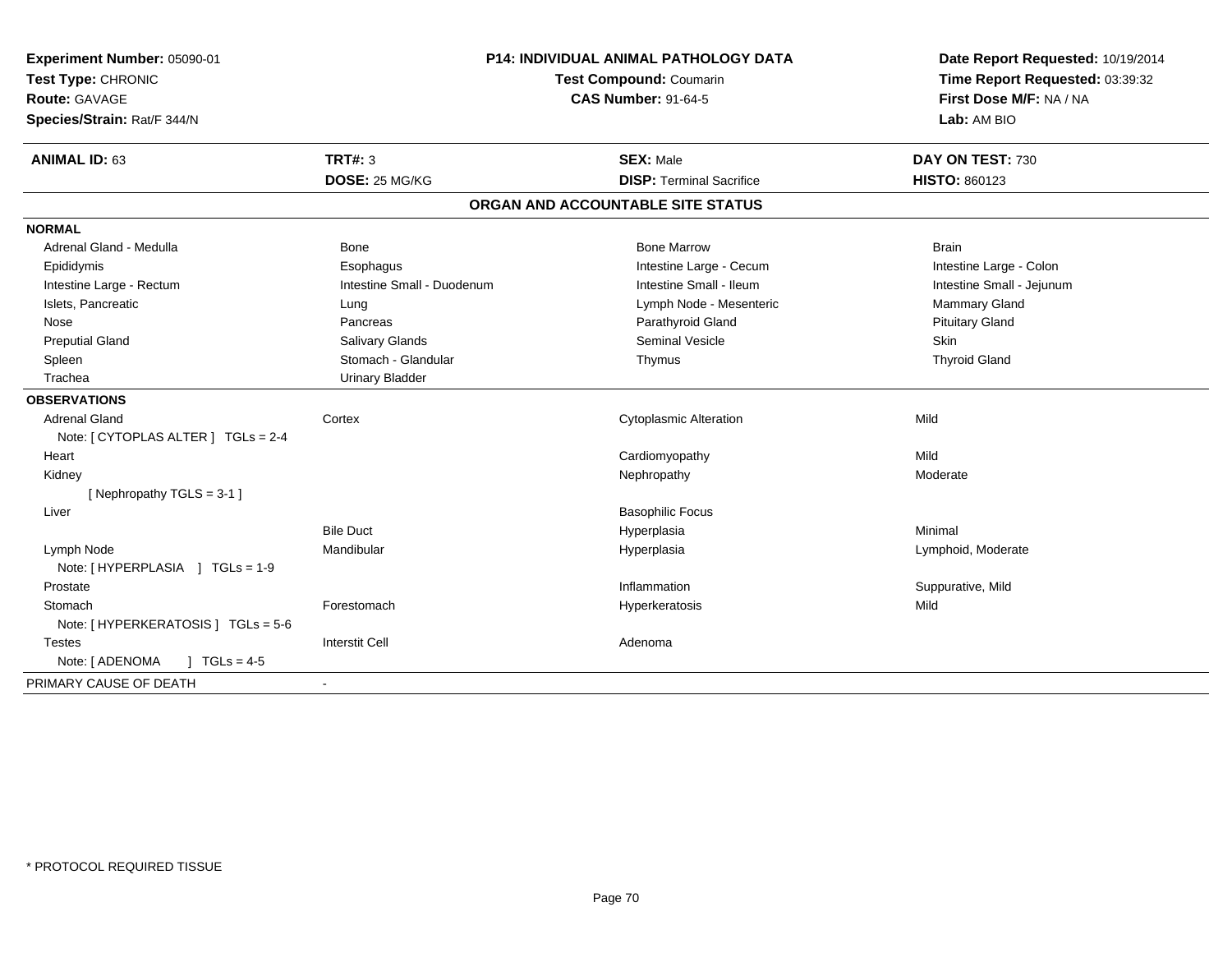**Experiment Number:** 05090-01
**Test Type:** CHRONIC
**Route:** GAVAGE
**Species/Strain:** Rat/F 344/N

**P14: INDIVIDUAL ANIMAL PATHOLOGY DATA**
**Test Compound:** Coumarin
**CAS Number:** 91-64-5

**Date Report Requested:** 10/19/2014
**Time Report Requested:** 03:39:32
**First Dose M/F:** NA / NA
**Lab:** AM BIO

| **ANIMAL ID:** 63 | **TRT#:** 3 | **SEX:** Male | **DAY ON TEST:** 730 |
|---|---|---|---|
| | **DOSE:** 25 MG/KG | **DISP:** Terminal Sacrifice | **HISTO:** 860123 |

## ORGAN AND ACCOUNTABLE SITE STATUS

**NORMAL**

| | | | |
|---|---|---|---|
| Adrenal Gland - Medulla | Bone | Bone Marrow | Brain |
| Epididymis | Esophagus | Intestine Large - Cecum | Intestine Large - Colon |
| Intestine Large - Rectum | Intestine Small - Duodenum | Intestine Small - Ileum | Intestine Small - Jejunum |
| Islets, Pancreatic | Lung | Lymph Node - Mesenteric | Mammary Gland |
| Nose | Pancreas | Parathyroid Gland | Pituitary Gland |
| Preputial Gland | Salivary Glands | Seminal Vesicle | Skin |
| Spleen | Stomach - Glandular | Thymus | Thyroid Gland |
| Trachea | Urinary Bladder | | |

**OBSERVATIONS**

| | | | |
|---|---|---|---|
| Adrenal Gland | Cortex | Cytoplasmic Alteration | Mild |
| Note: [ CYTOPLAS ALTER ] TGLs = 2-4 | | | |
| Heart | | Cardiomyopathy | Mild |
| Kidney | | Nephropathy | Moderate |
| [ Nephropathy TGLS = 3-1 ] | | | |
| Liver | | Basophilic Focus | |
| | Bile Duct | Hyperplasia | Minimal |
| Lymph Node | Mandibular | Hyperplasia | Lymphoid, Moderate |
| Note: [ HYPERPLASIA ] TGLs = 1-9 | | | |
| Prostate | | Inflammation | Suppurative, Mild |
| Stomach | Forestomach | Hyperkeratosis | Mild |
| Note: [ HYPERKERATOSIS ] TGLs = 5-6 | | | |
| Testes | Interstit Cell | Adenoma | |
| Note: [ ADENOMA ] TGLs = 4-5 | | | |

PRIMARY CAUSE OF DEATH -

* PROTOCOL REQUIRED TISSUE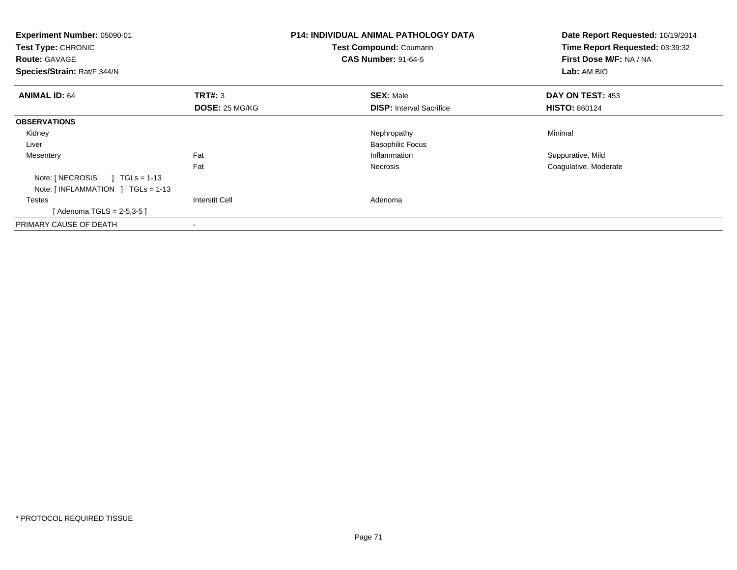**Experiment Number:** 05090-01
**Test Type:** CHRONIC
**Route:** GAVAGE
**Species/Strain:** Rat/F 344/N

**P14: INDIVIDUAL ANIMAL PATHOLOGY DATA**
**Test Compound:** Coumarin
**CAS Number:** 91-64-5

**Date Report Requested:** 10/19/2014
**Time Report Requested:** 03:39:32
**First Dose M/F:** NA / NA
**Lab:** AM BIO

| **ANIMAL ID:** 64 | **TRT#:** 3 | **SEX:** Male | **DAY ON TEST:** 453 |
|---|---|---|---|
| | **DOSE:** 25 MG/KG | **DISP:** Interval Sacrifice | **HISTO:** 860124 |
| **OBSERVATIONS** | | | |
| Kidney | | Nephropathy | Minimal |
| Liver | | Basophilic Focus | |
| Mesentery | Fat | Inflammation | Suppurative, Mild |
| | Fat | Necrosis | Coagulative, Moderate |
| Note: [ NECROSIS ] TGLs = 1-13 | | | |
| Note: [ INFLAMMATION ] TGLs = 1-13 | | | |
| Testes | Interstit Cell | Adenoma | |
| [ Adenoma TGLS = 2-5,3-5 ] | | | |
| PRIMARY CAUSE OF DEATH | - | | |

* PROTOCOL REQUIRED TISSUE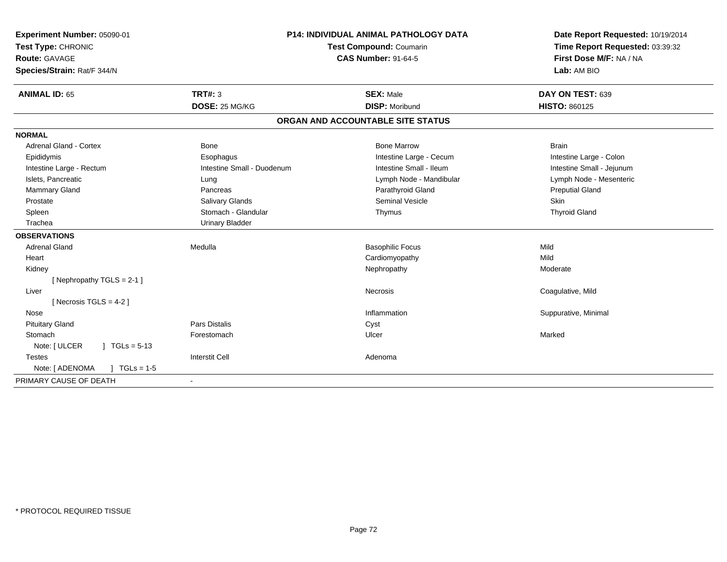**Experiment Number:** 05090-01
**Test Type:** CHRONIC
**Route:** GAVAGE
**Species/Strain:** Rat/F 344/N

**P14: INDIVIDUAL ANIMAL PATHOLOGY DATA**
**Test Compound:** Coumarin
**CAS Number:** 91-64-5

**Date Report Requested:** 10/19/2014
**Time Report Requested:** 03:39:32
**First Dose M/F:** NA / NA
**Lab:** AM BIO

| **ANIMAL ID:** 65 | **TRT#:** 3 | **SEX:** Male | **DAY ON TEST:** 639 |
|---|---|---|---|
| | **DOSE:** 25 MG/KG | **DISP:** Moribund | **HISTO:** 860125 |

## ORGAN AND ACCOUNTABLE SITE STATUS

**NORMAL**

| | | | |
|---|---|---|---|
| Adrenal Gland - Cortex | Bone | Bone Marrow | Brain |
| Epididymis | Esophagus | Intestine Large - Cecum | Intestine Large - Colon |
| Intestine Large - Rectum | Intestine Small - Duodenum | Intestine Small - Ileum | Intestine Small - Jejunum |
| Islets, Pancreatic | Lung | Lymph Node - Mandibular | Lymph Node - Mesenteric |
| Mammary Gland | Pancreas | Parathyroid Gland | Preputial Gland |
| Prostate | Salivary Glands | Seminal Vesicle | Skin |
| Spleen | Stomach - Glandular | Thymus | Thyroid Gland |
| Trachea | Urinary Bladder | | |

**OBSERVATIONS**

| | | | |
|---|---|---|---|
| Adrenal Gland | Medulla | Basophilic Focus | Mild |
| Heart | | Cardiomyopathy | Mild |
| Kidney | | Nephropathy | Moderate |
| [ Nephropathy TGLS = 2-1 ] | | | |
| Liver | | Necrosis | Coagulative, Mild |
| [ Necrosis TGLS = 4-2 ] | | | |
| Nose | | Inflammation | Suppurative, Minimal |
| Pituitary Gland | Pars Distalis | Cyst | |
| Stomach | Forestomach | Ulcer | Marked |
| Note: [ ULCER ] TGLs = 5-13 | | | |
| Testes | Interstit Cell | Adenoma | |
| Note: [ ADENOMA ] TGLs = 1-5 | | | |

PRIMARY CAUSE OF DEATH -

\* PROTOCOL REQUIRED TISSUE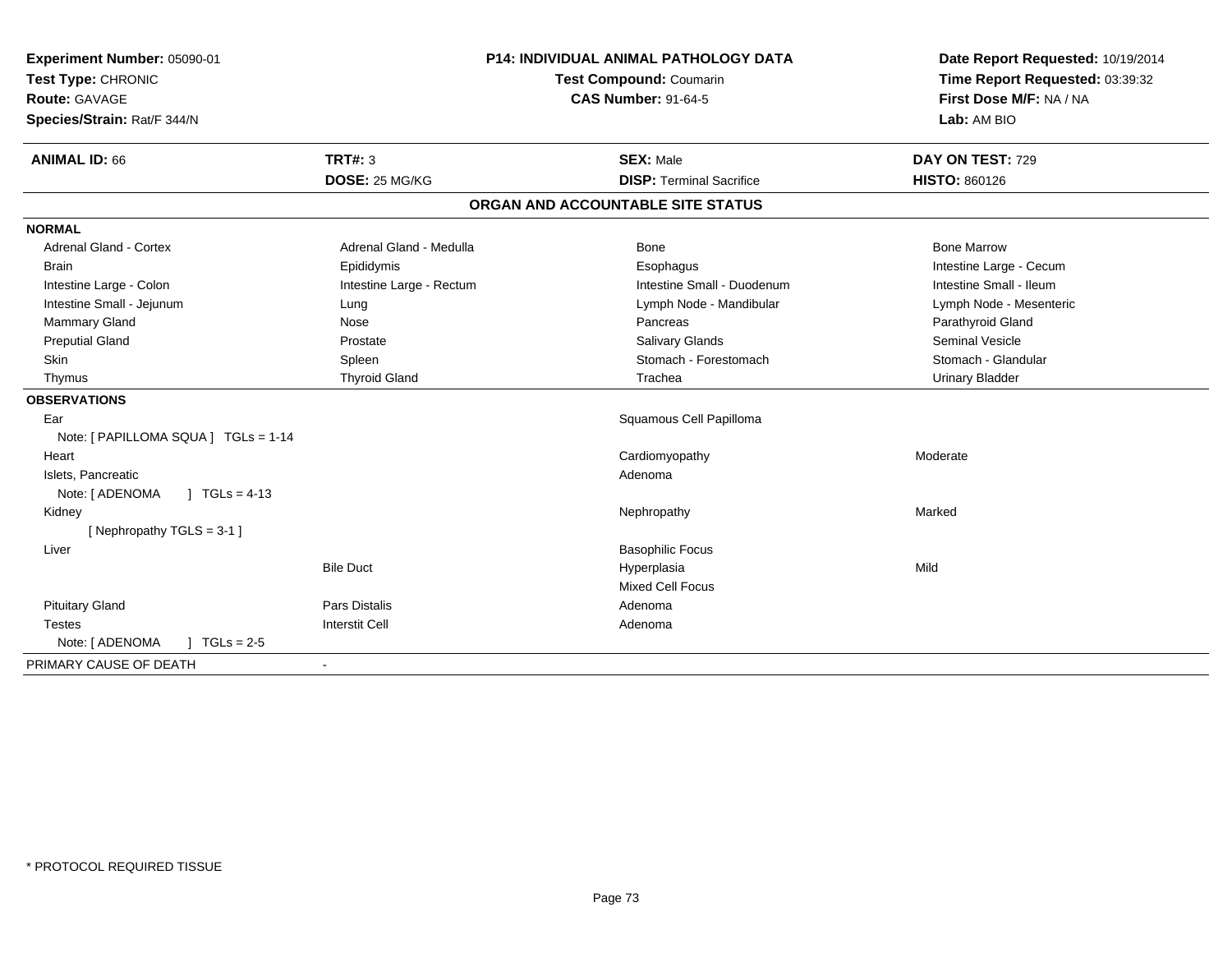**Experiment Number:** 05090-01
**Test Type:** CHRONIC
**Route:** GAVAGE
**Species/Strain:** Rat/F 344/N

**P14: INDIVIDUAL ANIMAL PATHOLOGY DATA**
**Test Compound:** Coumarin
**CAS Number:** 91-64-5

**Date Report Requested:** 10/19/2014
**Time Report Requested:** 03:39:32
**First Dose M/F:** NA / NA
**Lab:** AM BIO

| **ANIMAL ID:** 66 | **TRT#:** 3 | **SEX:** Male | **DAY ON TEST:** 729 |
|---|---|---|---|
| | **DOSE:** 25 MG/KG | **DISP:** Terminal Sacrifice | **HISTO:** 860126 |

## ORGAN AND ACCOUNTABLE SITE STATUS

| | | | |
|---|---|---|---|
| **NORMAL** | | | |
| Adrenal Gland - Cortex | Adrenal Gland - Medulla | Bone | Bone Marrow |
| Brain | Epididymis | Esophagus | Intestine Large - Cecum |
| Intestine Large - Colon | Intestine Large - Rectum | Intestine Small - Duodenum | Intestine Small - Ileum |
| Intestine Small - Jejunum | Lung | Lymph Node - Mandibular | Lymph Node - Mesenteric |
| Mammary Gland | Nose | Pancreas | Parathyroid Gland |
| Preputial Gland | Prostate | Salivary Glands | Seminal Vesicle |
| Skin | Spleen | Stomach - Forestomach | Stomach - Glandular |
| Thymus | Thyroid Gland | Trachea | Urinary Bladder |
| **OBSERVATIONS** | | | |
| Ear | | Squamous Cell Papilloma | |
| Note: [ PAPILLOMA SQUA ] TGLs = 1-14 | | | |
| Heart | | Cardiomyopathy | Moderate |
| Islets, Pancreatic | | Adenoma | |
| Note: [ ADENOMA ] TGLs = 4-13 | | | |
| Kidney | | Nephropathy | Marked |
| [ Nephropathy TGLS = 3-1 ] | | | |
| Liver | | Basophilic Focus | |
| | Bile Duct | Hyperplasia | Mild |
| | | Mixed Cell Focus | |
| Pituitary Gland | Pars Distalis | Adenoma | |
| Testes | Interstit Cell | Adenoma | |
| Note: [ ADENOMA ] TGLs = 2-5 | | | |
| PRIMARY CAUSE OF DEATH | - | | |

* PROTOCOL REQUIRED TISSUE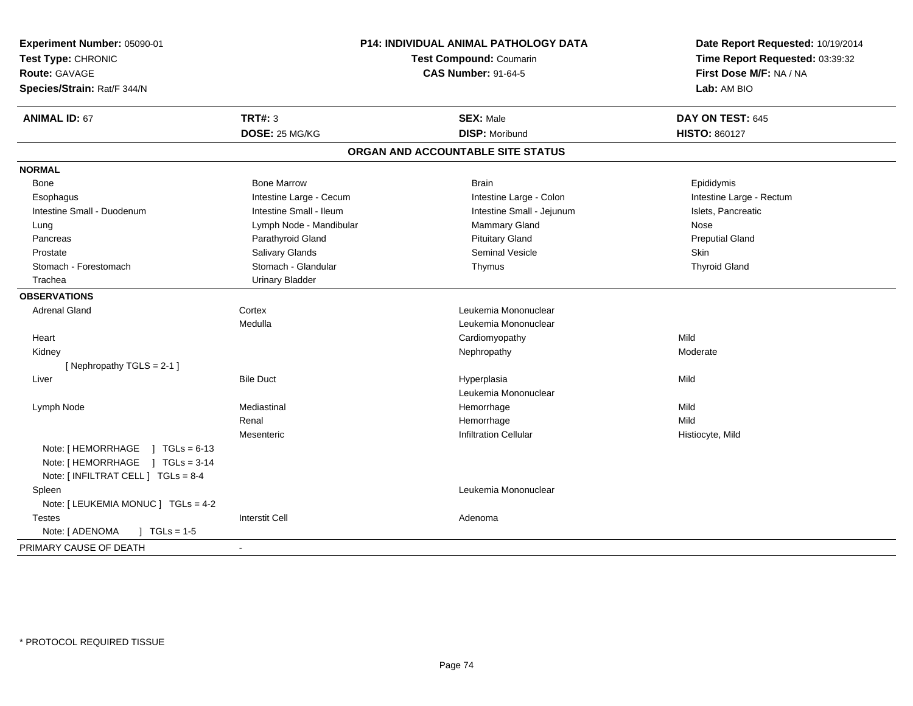**Experiment Number:** 05090-01
**Test Type:** CHRONIC
**Route:** GAVAGE
**Species/Strain:** Rat/F 344/N

**P14: INDIVIDUAL ANIMAL PATHOLOGY DATA**
**Test Compound:** Coumarin
**CAS Number:** 91-64-5

**Date Report Requested:** 10/19/2014
**Time Report Requested:** 03:39:32
**First Dose M/F:** NA / NA
**Lab:** AM BIO

| **ANIMAL ID:** 67 | **TRT#:** 3 | **SEX:** Male | **DAY ON TEST:** 645 |
|---|---|---|---|
| | **DOSE:** 25 MG/KG | **DISP:** Moribund | **HISTO:** 860127 |

## ORGAN AND ACCOUNTABLE SITE STATUS

| | | | |
|---|---|---|---|
| **NORMAL** | | | |
| Bone | Bone Marrow | Brain | Epididymis |
| Esophagus | Intestine Large - Cecum | Intestine Large - Colon | Intestine Large - Rectum |
| Intestine Small - Duodenum | Intestine Small - Ileum | Intestine Small - Jejunum | Islets, Pancreatic |
| Lung | Lymph Node - Mandibular | Mammary Gland | Nose |
| Pancreas | Parathyroid Gland | Pituitary Gland | Preputial Gland |
| Prostate | Salivary Glands | Seminal Vesicle | Skin |
| Stomach - Forestomach | Stomach - Glandular | Thymus | Thyroid Gland |
| Trachea | Urinary Bladder | | |
| **OBSERVATIONS** | | | |
| Adrenal Gland | Cortex | Leukemia Mononuclear | |
| | Medulla | Leukemia Mononuclear | |
| Heart | | Cardiomyopathy | Mild |
| Kidney | | Nephropathy | Moderate |
| [ Nephropathy TGLS = 2-1 ] | | | |
| Liver | Bile Duct | Hyperplasia | Mild |
| | | Leukemia Mononuclear | |
| Lymph Node | Mediastinal | Hemorrhage | Mild |
| | Renal | Hemorrhage | Mild |
| | Mesenteric | Infiltration Cellular | Histiocyte, Mild |
| Note: [ HEMORRHAGE ] TGLs = 6-13 | | | |
| Note: [ HEMORRHAGE ] TGLs = 3-14 | | | |
| Note: [ INFILTRAT CELL ] TGLs = 8-4 | | | |
| Spleen | | Leukemia Mononuclear | |
| Note: [ LEUKEMIA MONUC ] TGLs = 4-2 | | | |
| Testes | Interstit Cell | Adenoma | |
| Note: [ ADENOMA ] TGLs = 1-5 | | | |
| PRIMARY CAUSE OF DEATH | - | | |

\* PROTOCOL REQUIRED TISSUE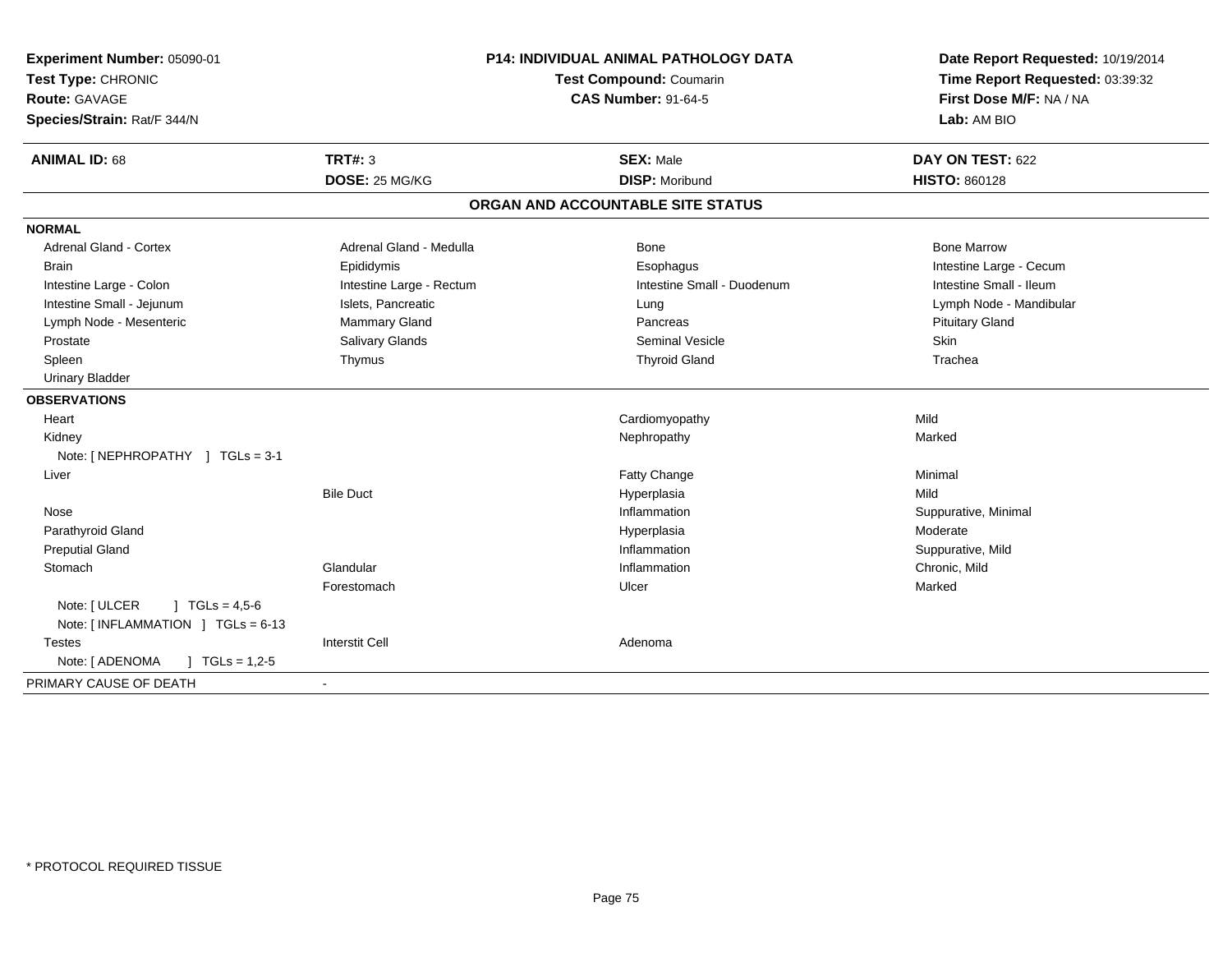**Experiment Number:** 05090-01
**Test Type:** CHRONIC
**Route:** GAVAGE
**Species/Strain:** Rat/F 344/N

**P14: INDIVIDUAL ANIMAL PATHOLOGY DATA**
**Test Compound:** Coumarin
**CAS Number:** 91-64-5

**Date Report Requested:** 10/19/2014
**Time Report Requested:** 03:39:32
**First Dose M/F:** NA / NA
**Lab:** AM BIO

| **ANIMAL ID:** 68 | **TRT#:** 3 | **SEX:** Male | **DAY ON TEST:** 622 |
|---|---|---|---|
| | **DOSE:** 25 MG/KG | **DISP:** Moribund | **HISTO:** 860128 |

## ORGAN AND ACCOUNTABLE SITE STATUS

**NORMAL**

| | | | |
|---|---|---|---|
| Adrenal Gland - Cortex | Adrenal Gland - Medulla | Bone | Bone Marrow |
| Brain | Epididymis | Esophagus | Intestine Large - Cecum |
| Intestine Large - Colon | Intestine Large - Rectum | Intestine Small - Duodenum | Intestine Small - Ileum |
| Intestine Small - Jejunum | Islets, Pancreatic | Lung | Lymph Node - Mandibular |
| Lymph Node - Mesenteric | Mammary Gland | Pancreas | Pituitary Gland |
| Prostate | Salivary Glands | Seminal Vesicle | Skin |
| Spleen | Thymus | Thyroid Gland | Trachea |
| Urinary Bladder | | | |

**OBSERVATIONS**

| | | | |
|---|---|---|---|
| Heart | | Cardiomyopathy | Mild |
| Kidney | | Nephropathy | Marked |
| Note: [ NEPHROPATHY ] TGLs = 3-1 | | | |
| Liver | | Fatty Change | Minimal |
| | Bile Duct | Hyperplasia | Mild |
| Nose | | Inflammation | Suppurative, Minimal |
| Parathyroid Gland | | Hyperplasia | Moderate |
| Preputial Gland | | Inflammation | Suppurative, Mild |
| Stomach | Glandular | Inflammation | Chronic, Mild |
| | Forestomach | Ulcer | Marked |
| Note: [ ULCER ] TGLs = 4,5-6 | | | |
| Note: [ INFLAMMATION ] TGLs = 6-13 | | | |
| Testes | Interstit Cell | Adenoma | |
| Note: [ ADENOMA ] TGLs = 1,2-5 | | | |

PRIMARY CAUSE OF DEATH -

* PROTOCOL REQUIRED TISSUE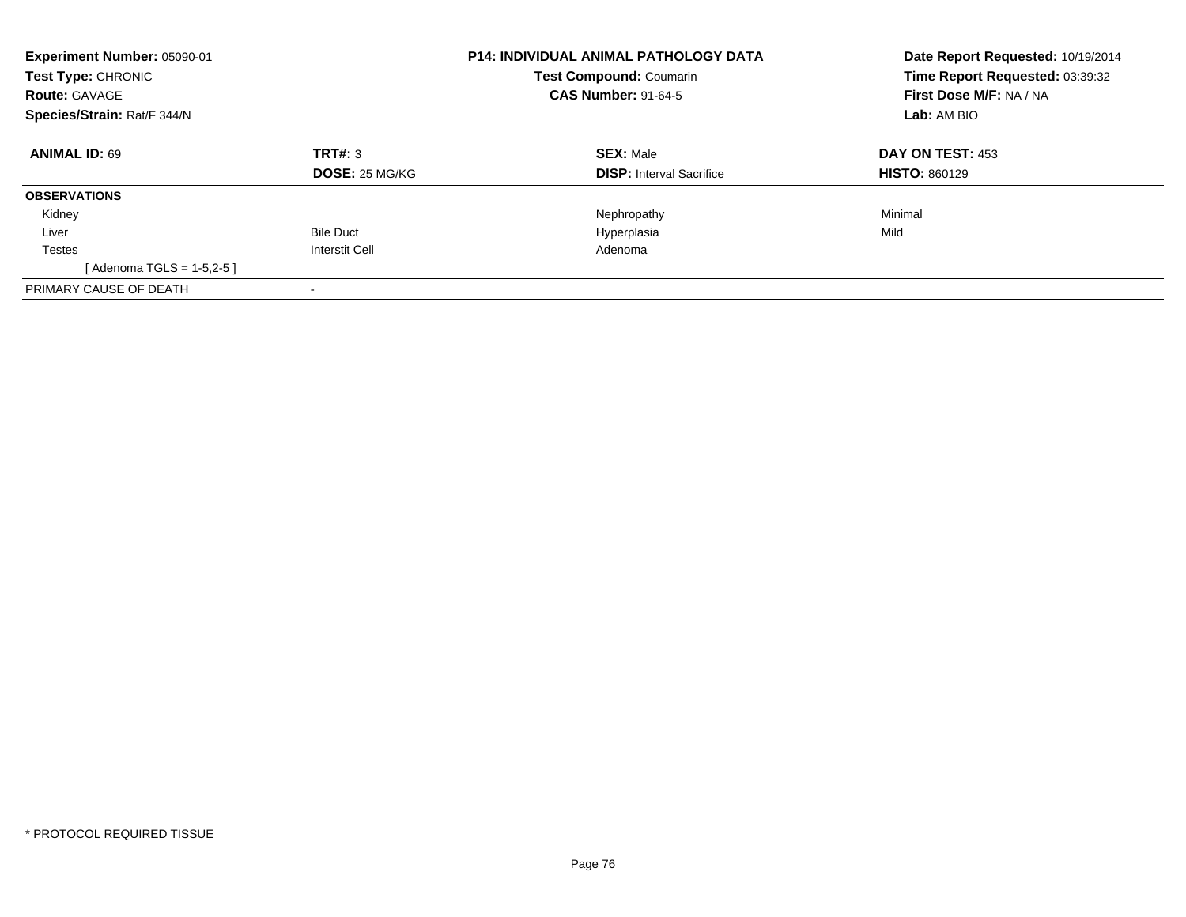**Experiment Number:** 05090-01
**Test Type:** CHRONIC
**Route:** GAVAGE
**Species/Strain:** Rat/F 344/N

**P14: INDIVIDUAL ANIMAL PATHOLOGY DATA**
**Test Compound:** Coumarin
**CAS Number:** 91-64-5

**Date Report Requested:** 10/19/2014
**Time Report Requested:** 03:39:32
**First Dose M/F:** NA / NA
**Lab:** AM BIO

| **ANIMAL ID:** 69 | **TRT#:** 3<br>**DOSE:** 25 MG/KG | **SEX:** Male<br>**DISP:** Interval Sacrifice | **DAY ON TEST:** 453<br>**HISTO:** 860129 |
|---|---|---|---|
| **OBSERVATIONS** | | | |
| Kidney | | Nephropathy | Minimal |
| Liver | Bile Duct | Hyperplasia | Mild |
| Testes | Interstit Cell | Adenoma | |
| [ Adenoma TGLS = 1-5,2-5 ] | | | |
| PRIMARY CAUSE OF DEATH | - | | |

* PROTOCOL REQUIRED TISSUE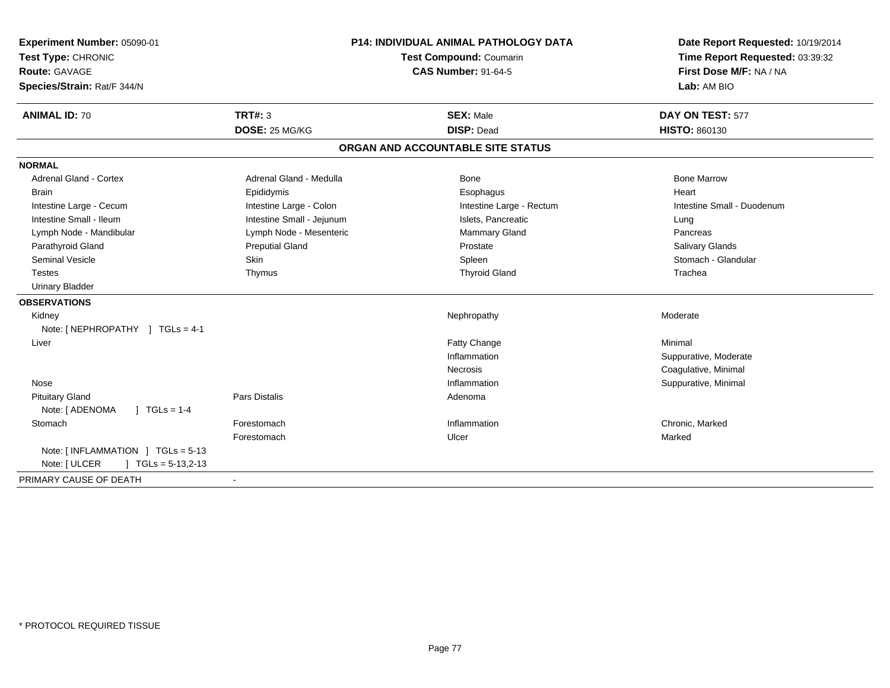**Experiment Number:** 05090-01
**Test Type:** CHRONIC
**Route:** GAVAGE
**Species/Strain:** Rat/F 344/N

**P14: INDIVIDUAL ANIMAL PATHOLOGY DATA**
**Test Compound:** Coumarin
**CAS Number:** 91-64-5

**Date Report Requested:** 10/19/2014
**Time Report Requested:** 03:39:32
**First Dose M/F:** NA / NA
**Lab:** AM BIO

| **ANIMAL ID:** 70 | **TRT#:** 3 | **SEX:** Male | **DAY ON TEST:** 577 |
|---|---|---|---|
| | **DOSE:** 25 MG/KG | **DISP:** Dead | **HISTO:** 860130 |

## ORGAN AND ACCOUNTABLE SITE STATUS

**NORMAL**

| | | | |
|---|---|---|---|
| Adrenal Gland - Cortex | Adrenal Gland - Medulla | Bone | Bone Marrow |
| Brain | Epididymis | Esophagus | Heart |
| Intestine Large - Cecum | Intestine Large - Colon | Intestine Large - Rectum | Intestine Small - Duodenum |
| Intestine Small - Ileum | Intestine Small - Jejunum | Islets, Pancreatic | Lung |
| Lymph Node - Mandibular | Lymph Node - Mesenteric | Mammary Gland | Pancreas |
| Parathyroid Gland | Preputial Gland | Prostate | Salivary Glands |
| Seminal Vesicle | Skin | Spleen | Stomach - Glandular |
| Testes | Thymus | Thyroid Gland | Trachea |
| Urinary Bladder | | | |

**OBSERVATIONS**

| | | | |
|---|---|---|---|
| Kidney | | Nephropathy | Moderate |
| Note: [ NEPHROPATHY ] TGLs = 4-1 | | | |
| Liver | | Fatty Change | Minimal |
| | | Inflammation | Suppurative, Moderate |
| | | Necrosis | Coagulative, Minimal |
| Nose | | Inflammation | Suppurative, Minimal |
| Pituitary Gland | Pars Distalis | Adenoma | |
| Note: [ ADENOMA ] TGLs = 1-4 | | | |
| Stomach | Forestomach | Inflammation | Chronic, Marked |
| | Forestomach | Ulcer | Marked |
| Note: [ INFLAMMATION ] TGLs = 5-13 | | | |
| Note: [ ULCER ] TGLs = 5-13,2-13 | | | |

PRIMARY CAUSE OF DEATH -

* PROTOCOL REQUIRED TISSUE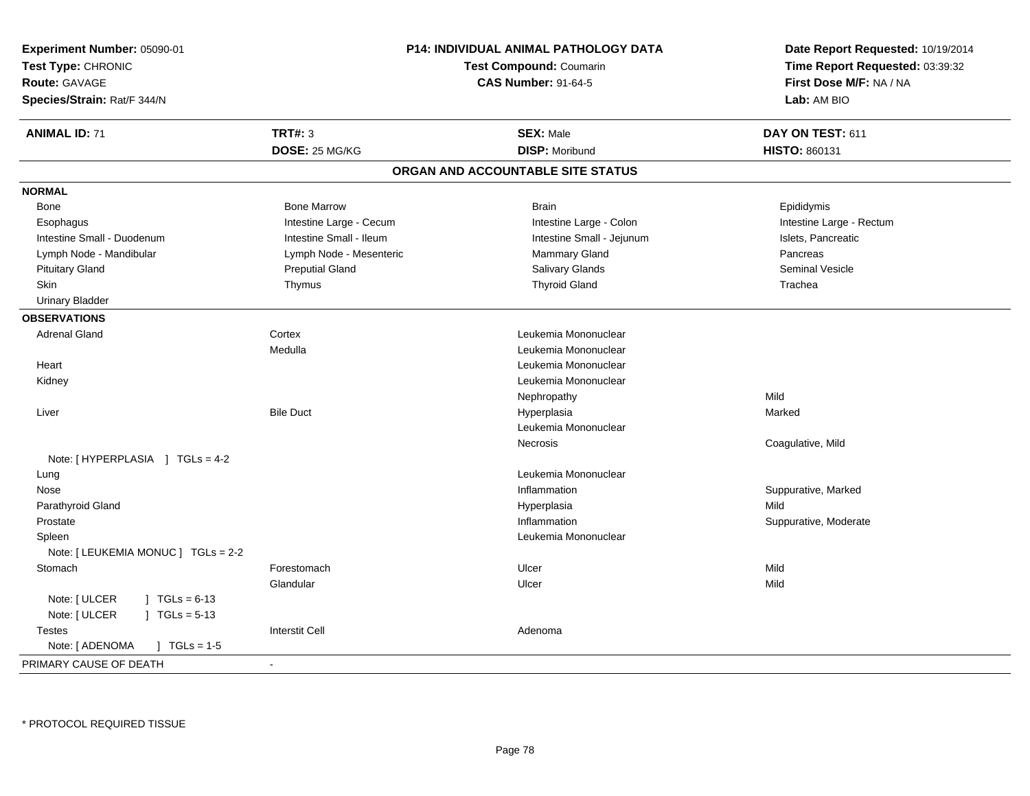**Experiment Number:** 05090-01
**Test Type:** CHRONIC
**Route:** GAVAGE
**Species/Strain:** Rat/F 344/N

**P14: INDIVIDUAL ANIMAL PATHOLOGY DATA**
**Test Compound:** Coumarin
**CAS Number:** 91-64-5

**Date Report Requested:** 10/19/2014
**Time Report Requested:** 03:39:32
**First Dose M/F:** NA / NA
**Lab:** AM BIO

| **ANIMAL ID:** 71 | **TRT#:** 3 | **SEX:** Male | **DAY ON TEST:** 611 |
|---|---|---|---|
| | **DOSE:** 25 MG/KG | **DISP:** Moribund | **HISTO:** 860131 |

## ORGAN AND ACCOUNTABLE SITE STATUS

**NORMAL**

| | | | |
|---|---|---|---|
| Bone | Bone Marrow | Brain | Epididymis |
| Esophagus | Intestine Large - Cecum | Intestine Large - Colon | Intestine Large - Rectum |
| Intestine Small - Duodenum | Intestine Small - Ileum | Intestine Small - Jejunum | Islets, Pancreatic |
| Lymph Node - Mandibular | Lymph Node - Mesenteric | Mammary Gland | Pancreas |
| Pituitary Gland | Preputial Gland | Salivary Glands | Seminal Vesicle |
| Skin | Thymus | Thyroid Gland | Trachea |
| Urinary Bladder | | | |

**OBSERVATIONS**

| | | | |
|---|---|---|---|
| Adrenal Gland | Cortex | Leukemia Mononuclear | |
| | Medulla | Leukemia Mononuclear | |
| Heart | | Leukemia Mononuclear | |
| Kidney | | Leukemia Mononuclear | |
| | | Nephropathy | Mild |
| Liver | Bile Duct | Hyperplasia | Marked |
| | | Leukemia Mononuclear | |
| | | Necrosis | Coagulative, Mild |
| Note: [ HYPERPLASIA ] TGLs = 4-2 | | | |
| Lung | | Leukemia Mononuclear | |
| Nose | | Inflammation | Suppurative, Marked |
| Parathyroid Gland | | Hyperplasia | Mild |
| Prostate | | Inflammation | Suppurative, Moderate |
| Spleen | | Leukemia Mononuclear | |
| Note: [ LEUKEMIA MONUC ] TGLs = 2-2 | | | |
| Stomach | Forestomach | Ulcer | Mild |
| | Glandular | Ulcer | Mild |
| Note: [ ULCER ] TGLs = 6-13 | | | |
| Note: [ ULCER ] TGLs = 5-13 | | | |
| Testes | Interstit Cell | Adenoma | |
| Note: [ ADENOMA ] TGLs = 1-5 | | | |

PRIMARY CAUSE OF DEATH -

* PROTOCOL REQUIRED TISSUE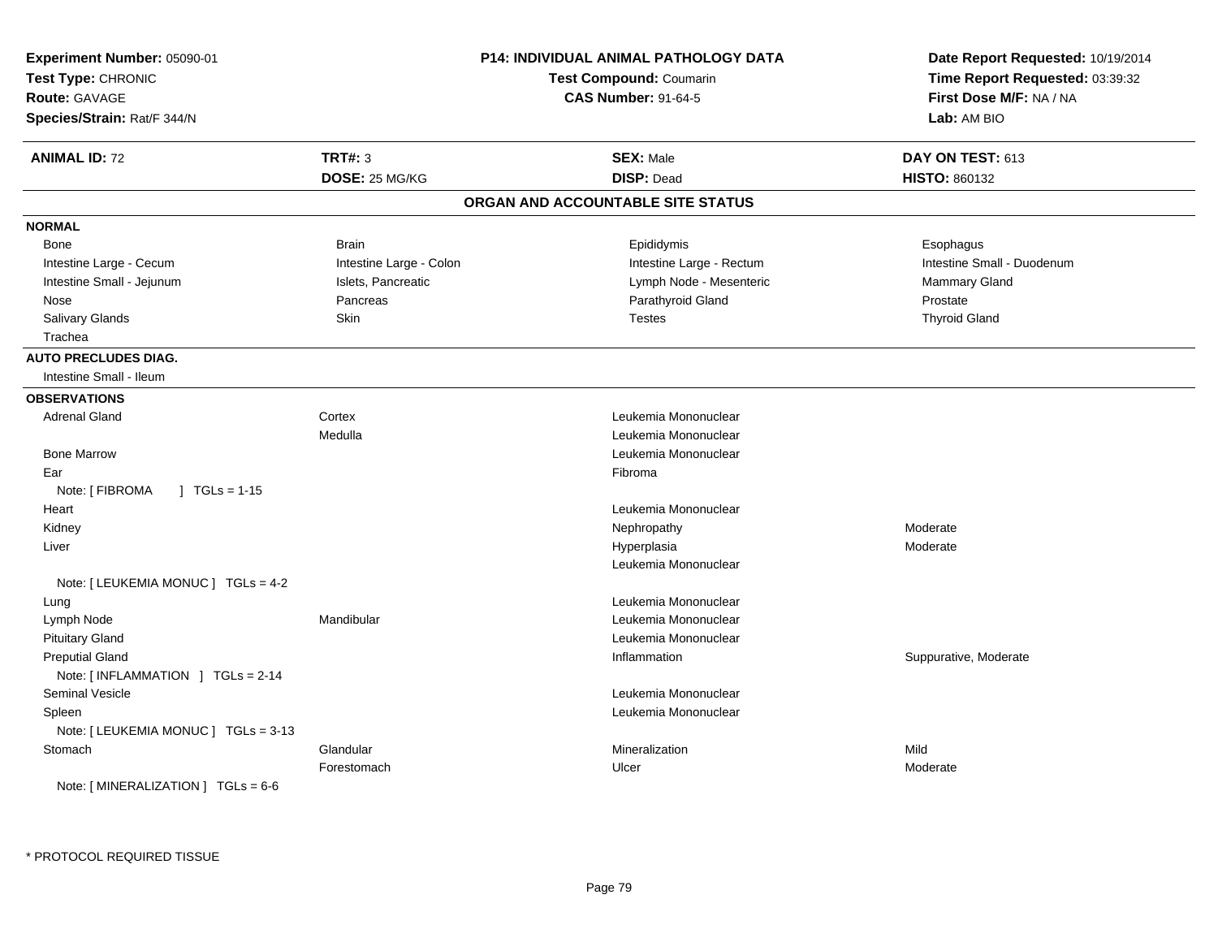**Experiment Number:** 05090-01
**Test Type:** CHRONIC
**Route:** GAVAGE
**Species/Strain:** Rat/F 344/N

**P14: INDIVIDUAL ANIMAL PATHOLOGY DATA**
**Test Compound:** Coumarin
**CAS Number:** 91-64-5

**Date Report Requested:** 10/19/2014
**Time Report Requested:** 03:39:32
**First Dose M/F:** NA / NA
**Lab:** AM BIO

| **ANIMAL ID:** 72 | **TRT#:** 3 | **SEX:** Male | **DAY ON TEST:** 613 |
|---|---|---|---|
| | **DOSE:** 25 MG/KG | **DISP:** Dead | **HISTO:** 860132 |

## ORGAN AND ACCOUNTABLE SITE STATUS

**NORMAL**

| | | | |
|---|---|---|---|
| Bone | Brain | Epididymis | Esophagus |
| Intestine Large - Cecum | Intestine Large - Colon | Intestine Large - Rectum | Intestine Small - Duodenum |
| Intestine Small - Jejunum | Islets, Pancreatic | Lymph Node - Mesenteric | Mammary Gland |
| Nose | Pancreas | Parathyroid Gland | Prostate |
| Salivary Glands | Skin | Testes | Thyroid Gland |
| Trachea | | | |

**AUTO PRECLUDES DIAG.**

Intestine Small - Ileum

**OBSERVATIONS**

| | | | |
|---|---|---|---|
| Adrenal Gland | Cortex | Leukemia Mononuclear | |
| | Medulla | Leukemia Mononuclear | |
| Bone Marrow | | Leukemia Mononuclear | |
| Ear | | Fibroma | |
| Note: [ FIBROMA ] TGLs = 1-15 | | | |
| Heart | | Leukemia Mononuclear | |
| Kidney | | Nephropathy | Moderate |
| Liver | | Hyperplasia | Moderate |
| | | Leukemia Mononuclear | |
| Note: [ LEUKEMIA MONUC ] TGLs = 4-2 | | | |
| Lung | | Leukemia Mononuclear | |
| Lymph Node | Mandibular | Leukemia Mononuclear | |
| Pituitary Gland | | Leukemia Mononuclear | |
| Preputial Gland | | Inflammation | Suppurative, Moderate |
| Note: [ INFLAMMATION ] TGLs = 2-14 | | | |
| Seminal Vesicle | | Leukemia Mononuclear | |
| Spleen | | Leukemia Mononuclear | |
| Note: [ LEUKEMIA MONUC ] TGLs = 3-13 | | | |
| Stomach | Glandular | Mineralization | Mild |
| | Forestomach | Ulcer | Moderate |
| Note: [ MINERALIZATION ] TGLs = 6-6 | | | |

* PROTOCOL REQUIRED TISSUE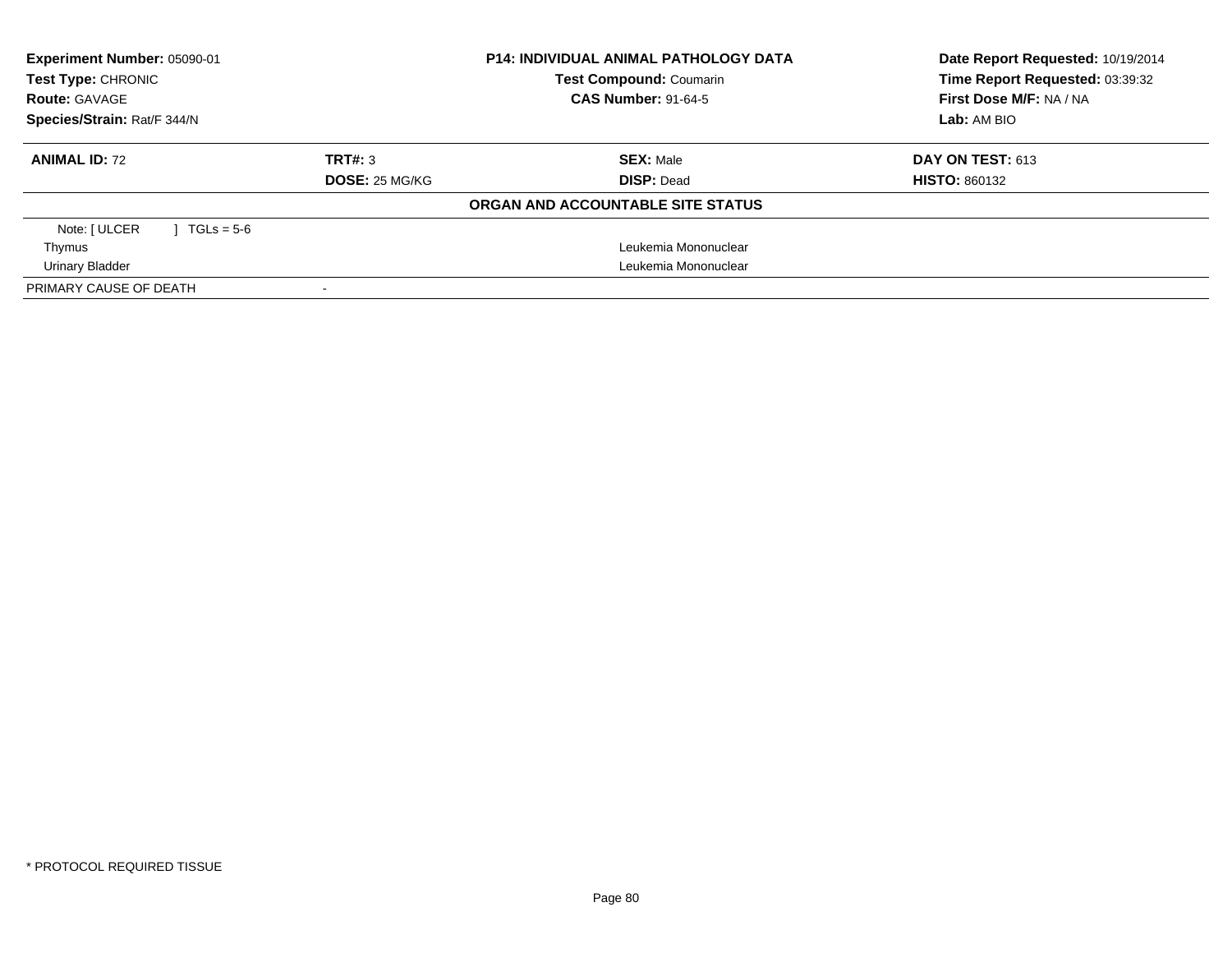**Experiment Number:** 05090-01
**Test Type:** CHRONIC
**Route:** GAVAGE
**Species/Strain:** Rat/F 344/N

**P14: INDIVIDUAL ANIMAL PATHOLOGY DATA**
**Test Compound:** Coumarin
**CAS Number:** 91-64-5

**Date Report Requested:** 10/19/2014
**Time Report Requested:** 03:39:32
**First Dose M/F:** NA / NA
**Lab:** AM BIO

| **ANIMAL ID:** 72 | **TRT#:** 3 | **SEX:** Male | **DAY ON TEST:** 613 |
|---|---|---|---|
| | **DOSE:** 25 MG/KG | **DISP:** Dead | **HISTO:** 860132 |

**ORGAN AND ACCOUNTABLE SITE STATUS**

| | |
|---|---|
| Note: [ ULCER ] TGLs = 5-6 | |
| Thymus | Leukemia Mononuclear |
| Urinary Bladder | Leukemia Mononuclear |
| PRIMARY CAUSE OF DEATH | - |

* PROTOCOL REQUIRED TISSUE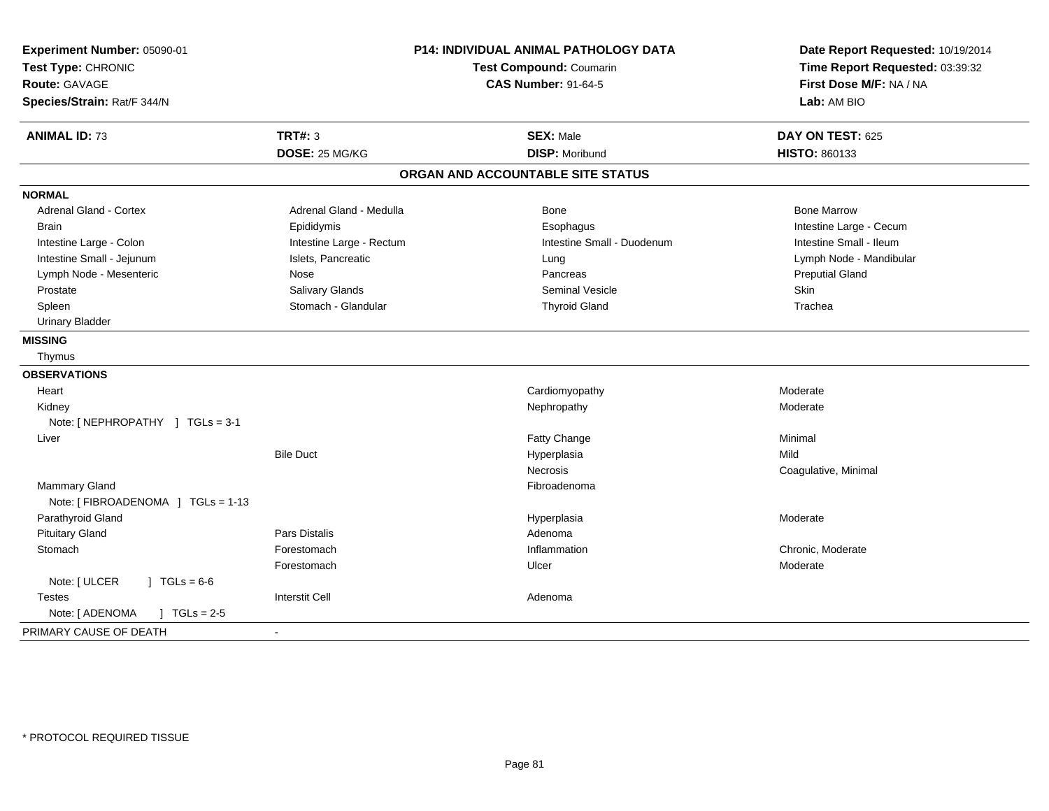**Experiment Number:** 05090-01
**Test Type:** CHRONIC
**Route:** GAVAGE
**Species/Strain:** Rat/F 344/N

**P14: INDIVIDUAL ANIMAL PATHOLOGY DATA**
**Test Compound:** Coumarin
**CAS Number:** 91-64-5

**Date Report Requested:** 10/19/2014
**Time Report Requested:** 03:39:32
**First Dose M/F:** NA / NA
**Lab:** AM BIO

| **ANIMAL ID:** 73 | **TRT#:** 3 | **SEX:** Male | **DAY ON TEST:** 625 |
|---|---|---|---|
| | **DOSE:** 25 MG/KG | **DISP:** Moribund | **HISTO:** 860133 |

## ORGAN AND ACCOUNTABLE SITE STATUS

**NORMAL**

| | | | |
|---|---|---|---|
| Adrenal Gland - Cortex | Adrenal Gland - Medulla | Bone | Bone Marrow |
| Brain | Epididymis | Esophagus | Intestine Large - Cecum |
| Intestine Large - Colon | Intestine Large - Rectum | Intestine Small - Duodenum | Intestine Small - Ileum |
| Intestine Small - Jejunum | Islets, Pancreatic | Lung | Lymph Node - Mandibular |
| Lymph Node - Mesenteric | Nose | Pancreas | Preputial Gland |
| Prostate | Salivary Glands | Seminal Vesicle | Skin |
| Spleen | Stomach - Glandular | Thyroid Gland | Trachea |
| Urinary Bladder | | | |

**MISSING**

Thymus

**OBSERVATIONS**

| Organ | Site | Observation | Severity |
|---|---|---|---|
| Heart | | Cardiomyopathy | Moderate |
| Kidney | | Nephropathy | Moderate |
| Note: [ NEPHROPATHY ] TGLs = 3-1 | | | |
| Liver | | Fatty Change | Minimal |
| | Bile Duct | Hyperplasia | Mild |
| | | Necrosis | Coagulative, Minimal |
| Mammary Gland | | Fibroadenoma | |
| Note: [ FIBROADENOMA ] TGLs = 1-13 | | | |
| Parathyroid Gland | | Hyperplasia | Moderate |
| Pituitary Gland | Pars Distalis | Adenoma | |
| Stomach | Forestomach | Inflammation | Chronic, Moderate |
| | Forestomach | Ulcer | Moderate |
| Note: [ ULCER ] TGLs = 6-6 | | | |
| Testes | Interstit Cell | Adenoma | |
| Note: [ ADENOMA ] TGLs = 2-5 | | | |

PRIMARY CAUSE OF DEATH -

\* PROTOCOL REQUIRED TISSUE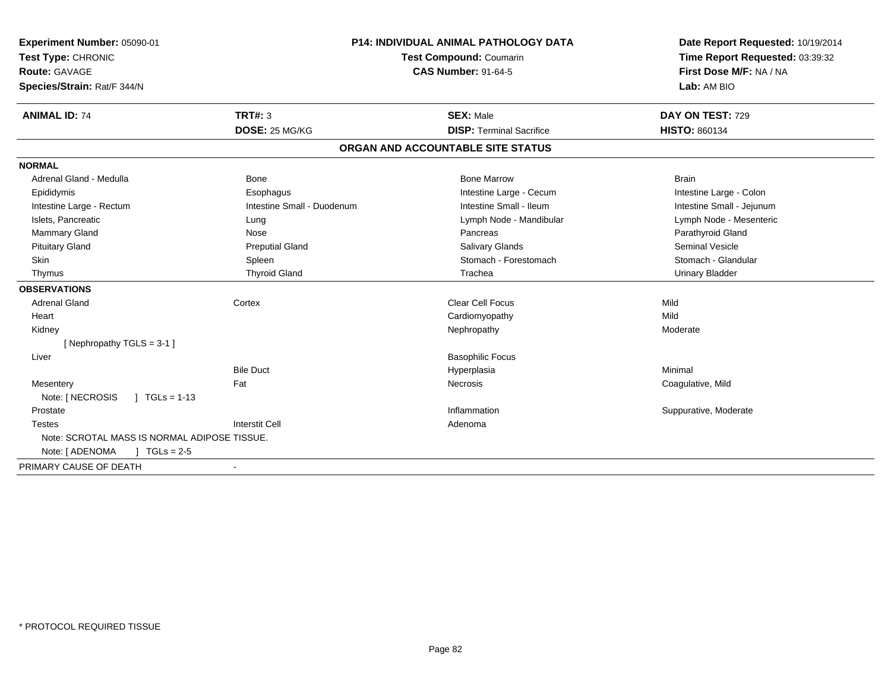**Experiment Number:** 05090-01
**Test Type:** CHRONIC
**Route:** GAVAGE
**Species/Strain:** Rat/F 344/N

**P14: INDIVIDUAL ANIMAL PATHOLOGY DATA**
**Test Compound:** Coumarin
**CAS Number:** 91-64-5

**Date Report Requested:** 10/19/2014
**Time Report Requested:** 03:39:32
**First Dose M/F:** NA / NA
**Lab:** AM BIO

| **ANIMAL ID:** 74 | **TRT#:** 3 | **SEX:** Male | **DAY ON TEST:** 729 |
|---|---|---|---|
| | **DOSE:** 25 MG/KG | **DISP:** Terminal Sacrifice | **HISTO:** 860134 |

**ORGAN AND ACCOUNTABLE SITE STATUS**

**NORMAL**

| | | | |
|---|---|---|---|
| Adrenal Gland - Medulla | Bone | Bone Marrow | Brain |
| Epididymis | Esophagus | Intestine Large - Cecum | Intestine Large - Colon |
| Intestine Large - Rectum | Intestine Small - Duodenum | Intestine Small - Ileum | Intestine Small - Jejunum |
| Islets, Pancreatic | Lung | Lymph Node - Mandibular | Lymph Node - Mesenteric |
| Mammary Gland | Nose | Pancreas | Parathyroid Gland |
| Pituitary Gland | Preputial Gland | Salivary Glands | Seminal Vesicle |
| Skin | Spleen | Stomach - Forestomach | Stomach - Glandular |
| Thymus | Thyroid Gland | Trachea | Urinary Bladder |

**OBSERVATIONS**

| | | | |
|---|---|---|---|
| Adrenal Gland | Cortex | Clear Cell Focus | Mild |
| Heart | | Cardiomyopathy | Mild |
| Kidney | | Nephropathy | Moderate |
| [ Nephropathy TGLS = 3-1 ] | | | |
| Liver | | Basophilic Focus | |
| | Bile Duct | Hyperplasia | Minimal |
| Mesentery | Fat | Necrosis | Coagulative, Mild |
| Note: [ NECROSIS ] TGLs = 1-13 | | | |
| Prostate | | Inflammation | Suppurative, Moderate |
| Testes | Interstit Cell | Adenoma | |
| Note: SCROTAL MASS IS NORMAL ADIPOSE TISSUE. | | | |
| Note: [ ADENOMA ] TGLs = 2-5 | | | |

| PRIMARY CAUSE OF DEATH | - |
|---|---|

* PROTOCOL REQUIRED TISSUE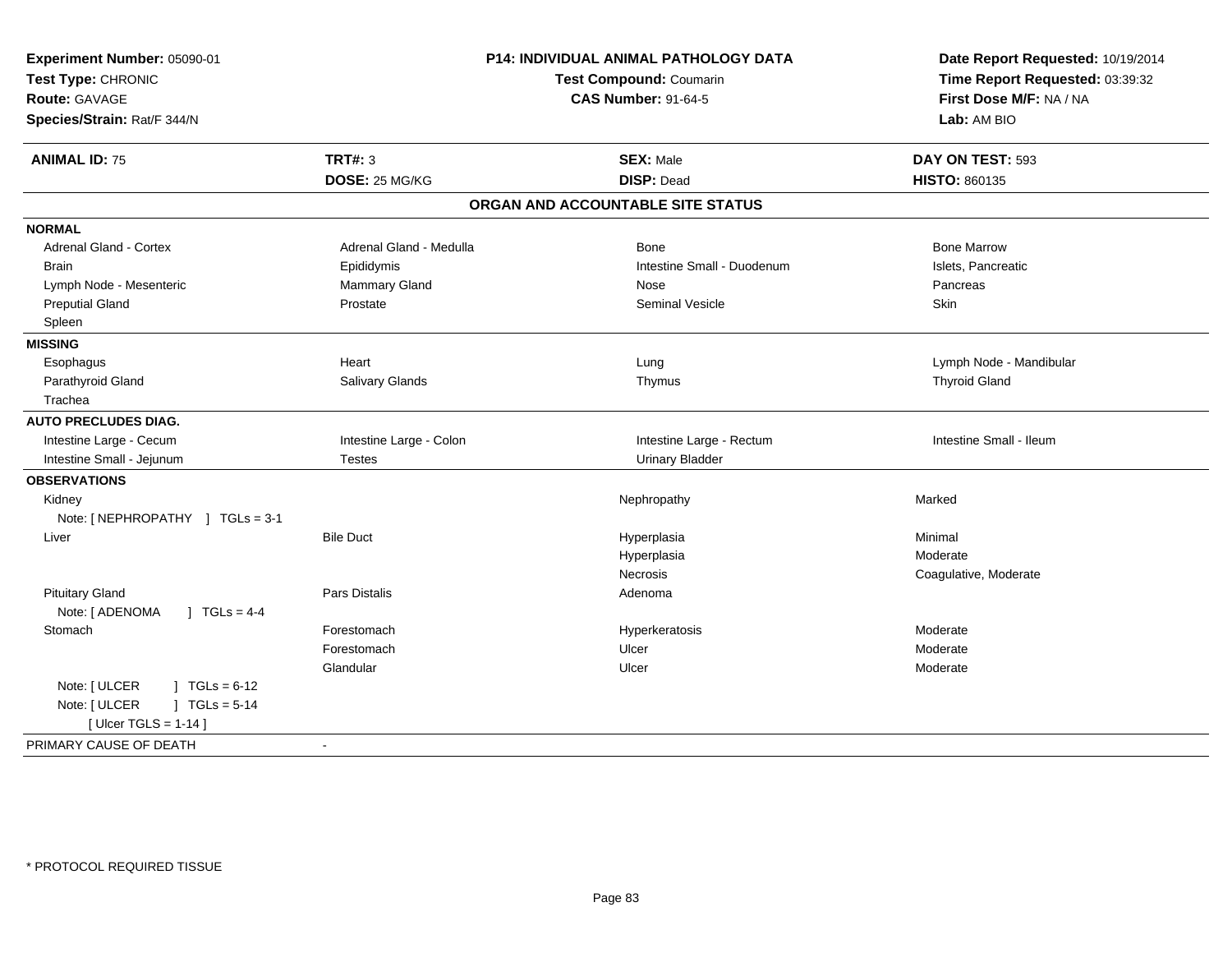**Experiment Number:** 05090-01
**Test Type:** CHRONIC
**Route:** GAVAGE
**Species/Strain:** Rat/F 344/N

**P14: INDIVIDUAL ANIMAL PATHOLOGY DATA**
**Test Compound:** Coumarin
**CAS Number:** 91-64-5

**Date Report Requested:** 10/19/2014
**Time Report Requested:** 03:39:32
**First Dose M/F:** NA / NA
**Lab:** AM BIO

| **ANIMAL ID:** 75 | **TRT#:** 3 | **SEX:** Male | **DAY ON TEST:** 593 |
|---|---|---|---|
| | **DOSE:** 25 MG/KG | **DISP:** Dead | **HISTO:** 860135 |

## ORGAN AND ACCOUNTABLE SITE STATUS

| | | | |
|---|---|---|---|
| **NORMAL** | | | |
| Adrenal Gland - Cortex | Adrenal Gland - Medulla | Bone | Bone Marrow |
| Brain | Epididymis | Intestine Small - Duodenum | Islets, Pancreatic |
| Lymph Node - Mesenteric | Mammary Gland | Nose | Pancreas |
| Preputial Gland | Prostate | Seminal Vesicle | Skin |
| Spleen | | | |
| **MISSING** | | | |
| Esophagus | Heart | Lung | Lymph Node - Mandibular |
| Parathyroid Gland | Salivary Glands | Thymus | Thyroid Gland |
| Trachea | | | |
| **AUTO PRECLUDES DIAG.** | | | |
| Intestine Large - Cecum | Intestine Large - Colon | Intestine Large - Rectum | Intestine Small - Ileum |
| Intestine Small - Jejunum | Testes | Urinary Bladder | |
| **OBSERVATIONS** | | | |
| Kidney | | Nephropathy | Marked |
| Note: [ NEPHROPATHY ] TGLs = 3-1 | | | |
| Liver | Bile Duct | Hyperplasia | Minimal |
| | | Hyperplasia | Moderate |
| | | Necrosis | Coagulative, Moderate |
| Pituitary Gland | Pars Distalis | Adenoma | |
| Note: [ ADENOMA ] TGLs = 4-4 | | | |
| Stomach | Forestomach | Hyperkeratosis | Moderate |
| | Forestomach | Ulcer | Moderate |
| | Glandular | Ulcer | Moderate |
| Note: [ ULCER ] TGLs = 6-12 | | | |
| Note: [ ULCER ] TGLs = 5-14 | | | |
| [ Ulcer TGLS = 1-14 ] | | | |
| PRIMARY CAUSE OF DEATH | - | | |

* PROTOCOL REQUIRED TISSUE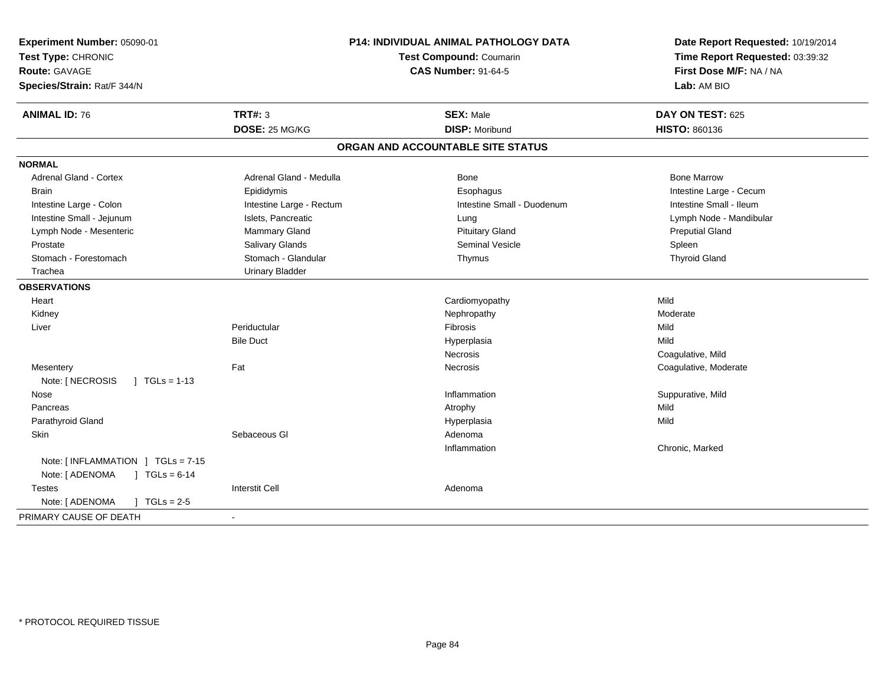**Experiment Number:** 05090-01
**Test Type:** CHRONIC
**Route:** GAVAGE
**Species/Strain:** Rat/F 344/N

**P14: INDIVIDUAL ANIMAL PATHOLOGY DATA**
**Test Compound:** Coumarin
**CAS Number:** 91-64-5

**Date Report Requested:** 10/19/2014
**Time Report Requested:** 03:39:32
**First Dose M/F:** NA / NA
**Lab:** AM BIO

| **ANIMAL ID:** 76 | **TRT#:** 3 | **SEX:** Male | **DAY ON TEST:** 625 |
|---|---|---|---|
| | **DOSE:** 25 MG/KG | **DISP:** Moribund | **HISTO:** 860136 |

## ORGAN AND ACCOUNTABLE SITE STATUS

| | | | |
|---|---|---|---|
| **NORMAL** | | | |
| Adrenal Gland - Cortex | Adrenal Gland - Medulla | Bone | Bone Marrow |
| Brain | Epididymis | Esophagus | Intestine Large - Cecum |
| Intestine Large - Colon | Intestine Large - Rectum | Intestine Small - Duodenum | Intestine Small - Ileum |
| Intestine Small - Jejunum | Islets, Pancreatic | Lung | Lymph Node - Mandibular |
| Lymph Node - Mesenteric | Mammary Gland | Pituitary Gland | Preputial Gland |
| Prostate | Salivary Glands | Seminal Vesicle | Spleen |
| Stomach - Forestomach | Stomach - Glandular | Thymus | Thyroid Gland |
| Trachea | Urinary Bladder | | |
| **OBSERVATIONS** | | | |
| Heart | | Cardiomyopathy | Mild |
| Kidney | | Nephropathy | Moderate |
| Liver | Periductular | Fibrosis | Mild |
| | Bile Duct | Hyperplasia | Mild |
| | | Necrosis | Coagulative, Mild |
| Mesentery | Fat | Necrosis | Coagulative, Moderate |
| Note: [ NECROSIS ] TGLs = 1-13 | | | |
| Nose | | Inflammation | Suppurative, Mild |
| Pancreas | | Atrophy | Mild |
| Parathyroid Gland | | Hyperplasia | Mild |
| Skin | Sebaceous Gl | Adenoma | |
| | | Inflammation | Chronic, Marked |
| Note: [ INFLAMMATION ] TGLs = 7-15 | | | |
| Note: [ ADENOMA ] TGLs = 6-14 | | | |
| Testes | Interstit Cell | Adenoma | |
| Note: [ ADENOMA ] TGLs = 2-5 | | | |
| PRIMARY CAUSE OF DEATH | - | | |

* PROTOCOL REQUIRED TISSUE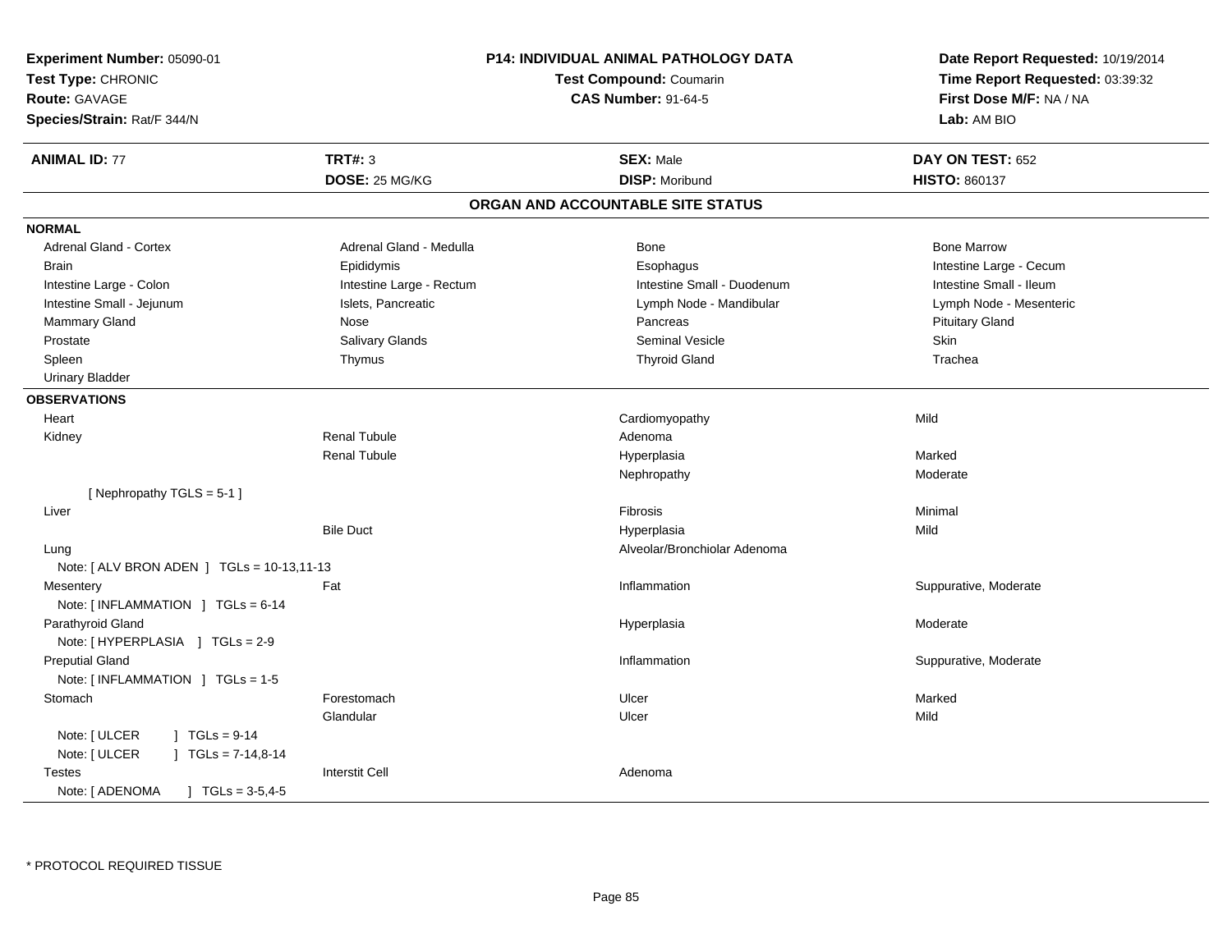**Experiment Number:** 05090-01
**Test Type:** CHRONIC
**Route:** GAVAGE
**Species/Strain:** Rat/F 344/N

**P14: INDIVIDUAL ANIMAL PATHOLOGY DATA**
**Test Compound:** Coumarin
**CAS Number:** 91-64-5

**Date Report Requested:** 10/19/2014
**Time Report Requested:** 03:39:32
**First Dose M/F:** NA / NA
**Lab:** AM BIO

| **ANIMAL ID:** 77 | **TRT#:** 3 | **SEX:** Male | **DAY ON TEST:** 652 |
|---|---|---|---|
| | **DOSE:** 25 MG/KG | **DISP:** Moribund | **HISTO:** 860137 |

## ORGAN AND ACCOUNTABLE SITE STATUS

**NORMAL**

| | | | |
|---|---|---|---|
| Adrenal Gland - Cortex | Adrenal Gland - Medulla | Bone | Bone Marrow |
| Brain | Epididymis | Esophagus | Intestine Large - Cecum |
| Intestine Large - Colon | Intestine Large - Rectum | Intestine Small - Duodenum | Intestine Small - Ileum |
| Intestine Small - Jejunum | Islets, Pancreatic | Lymph Node - Mandibular | Lymph Node - Mesenteric |
| Mammary Gland | Nose | Pancreas | Pituitary Gland |
| Prostate | Salivary Glands | Seminal Vesicle | Skin |
| Spleen | Thymus | Thyroid Gland | Trachea |
| Urinary Bladder | | | |

**OBSERVATIONS**

| | | | |
|---|---|---|---|
| Heart | | Cardiomyopathy | Mild |
| Kidney | Renal Tubule | Adenoma | |
| | Renal Tubule | Hyperplasia | Marked |
| | | Nephropathy | Moderate |
| [ Nephropathy TGLS = 5-1 ] | | | |
| Liver | | Fibrosis | Minimal |
| | Bile Duct | Hyperplasia | Mild |
| Lung | | Alveolar/Bronchiolar Adenoma | |
| Note: [ ALV BRON ADEN ] TGLs = 10-13,11-13 | | | |
| Mesentery | Fat | Inflammation | Suppurative, Moderate |
| Note: [ INFLAMMATION ] TGLs = 6-14 | | | |
| Parathyroid Gland | | Hyperplasia | Moderate |
| Note: [ HYPERPLASIA ] TGLs = 2-9 | | | |
| Preputial Gland | | Inflammation | Suppurative, Moderate |
| Note: [ INFLAMMATION ] TGLs = 1-5 | | | |
| Stomach | Forestomach | Ulcer | Marked |
| | Glandular | Ulcer | Mild |
| Note: [ ULCER ] TGLs = 9-14 | | | |
| Note: [ ULCER ] TGLs = 7-14,8-14 | | | |
| Testes | Interstit Cell | Adenoma | |
| Note: [ ADENOMA ] TGLs = 3-5,4-5 | | | |

\* PROTOCOL REQUIRED TISSUE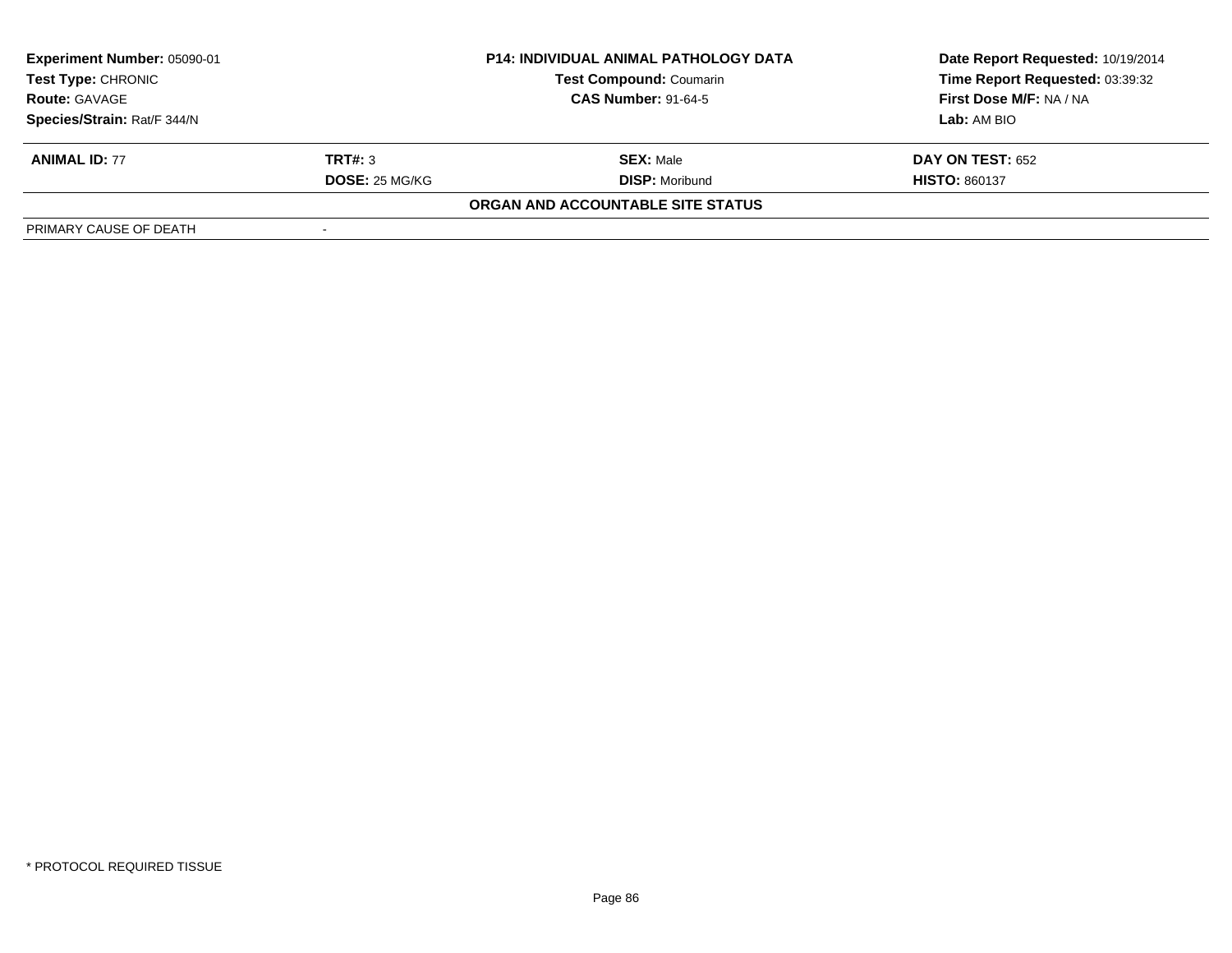| **Experiment Number:** 05090-01 | **P14: INDIVIDUAL ANIMAL PATHOLOGY DATA** | **Date Report Requested:** 10/19/2014 |
|---|---|---|
| **Test Type:** CHRONIC | **Test Compound:** Coumarin | **Time Report Requested:** 03:39:32 |
| **Route:** GAVAGE | **CAS Number:** 91-64-5 | **First Dose M/F:** NA / NA |
| **Species/Strain:** Rat/F 344/N | | **Lab:** AM BIO |

| **ANIMAL ID:** 77 | **TRT#:** 3 | **SEX:** Male | **DAY ON TEST:** 652 |
|---|---|---|---|
| | **DOSE:** 25 MG/KG | **DISP:** Moribund | **HISTO:** 860137 |

**ORGAN AND ACCOUNTABLE SITE STATUS**

| PRIMARY CAUSE OF DEATH | - |
|---|---|

\* PROTOCOL REQUIRED TISSUE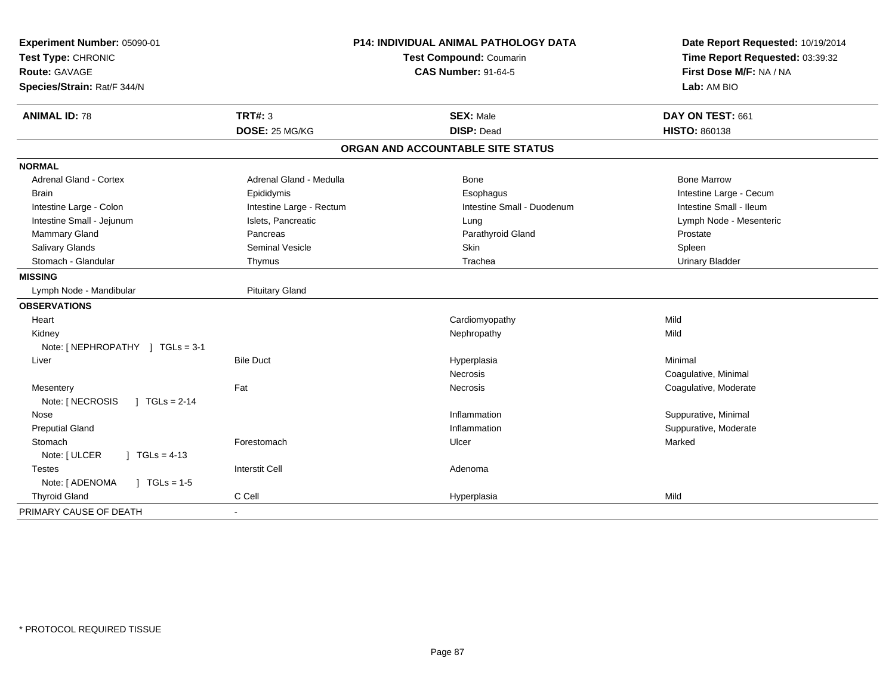**Experiment Number:** 05090-01
**Test Type:** CHRONIC
**Route:** GAVAGE
**Species/Strain:** Rat/F 344/N

**P14: INDIVIDUAL ANIMAL PATHOLOGY DATA**
**Test Compound:** Coumarin
**CAS Number:** 91-64-5

**Date Report Requested:** 10/19/2014
**Time Report Requested:** 03:39:32
**First Dose M/F:** NA / NA
**Lab:** AM BIO

| **ANIMAL ID:** 78 | **TRT#:** 3 | **SEX:** Male | **DAY ON TEST:** 661 |
|---|---|---|---|
| | **DOSE:** 25 MG/KG | **DISP:** Dead | **HISTO:** 860138 |

## ORGAN AND ACCOUNTABLE SITE STATUS

| | | | |
|---|---|---|---|
| **NORMAL** | | | |
| Adrenal Gland - Cortex | Adrenal Gland - Medulla | Bone | Bone Marrow |
| Brain | Epididymis | Esophagus | Intestine Large - Cecum |
| Intestine Large - Colon | Intestine Large - Rectum | Intestine Small - Duodenum | Intestine Small - Ileum |
| Intestine Small - Jejunum | Islets, Pancreatic | Lung | Lymph Node - Mesenteric |
| Mammary Gland | Pancreas | Parathyroid Gland | Prostate |
| Salivary Glands | Seminal Vesicle | Skin | Spleen |
| Stomach - Glandular | Thymus | Trachea | Urinary Bladder |
| **MISSING** | | | |
| Lymph Node - Mandibular | Pituitary Gland | | |
| **OBSERVATIONS** | | | |
| Heart | | Cardiomyopathy | Mild |
| Kidney | | Nephropathy | Mild |
| Note: [ NEPHROPATHY ] TGLs = 3-1 | | | |
| Liver | Bile Duct | Hyperplasia | Minimal |
| | | Necrosis | Coagulative, Minimal |
| Mesentery | Fat | Necrosis | Coagulative, Moderate |
| Note: [ NECROSIS ] TGLs = 2-14 | | | |
| Nose | | Inflammation | Suppurative, Minimal |
| Preputial Gland | | Inflammation | Suppurative, Moderate |
| Stomach | Forestomach | Ulcer | Marked |
| Note: [ ULCER ] TGLs = 4-13 | | | |
| Testes | Interstit Cell | Adenoma | |
| Note: [ ADENOMA ] TGLs = 1-5 | | | |
| Thyroid Gland | C Cell | Hyperplasia | Mild |
| PRIMARY CAUSE OF DEATH | - | | |

\* PROTOCOL REQUIRED TISSUE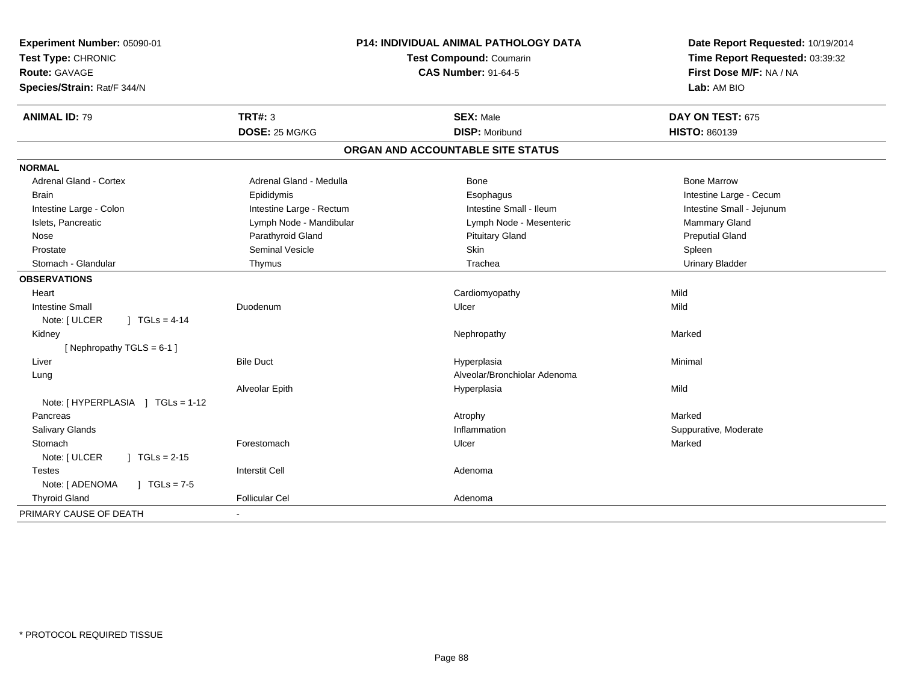**Experiment Number:** 05090-01
**Test Type:** CHRONIC
**Route:** GAVAGE
**Species/Strain:** Rat/F 344/N

**P14: INDIVIDUAL ANIMAL PATHOLOGY DATA**
**Test Compound:** Coumarin
**CAS Number:** 91-64-5

**Date Report Requested:** 10/19/2014
**Time Report Requested:** 03:39:32
**First Dose M/F:** NA / NA
**Lab:** AM BIO

| **ANIMAL ID:** 79 | **TRT#:** 3 | **SEX:** Male | **DAY ON TEST:** 675 |
|---|---|---|---|
| | **DOSE:** 25 MG/KG | **DISP:** Moribund | **HISTO:** 860139 |

## ORGAN AND ACCOUNTABLE SITE STATUS

**NORMAL**

| | | | |
|---|---|---|---|
| Adrenal Gland - Cortex | Adrenal Gland - Medulla | Bone | Bone Marrow |
| Brain | Epididymis | Esophagus | Intestine Large - Cecum |
| Intestine Large - Colon | Intestine Large - Rectum | Intestine Small - Ileum | Intestine Small - Jejunum |
| Islets, Pancreatic | Lymph Node - Mandibular | Lymph Node - Mesenteric | Mammary Gland |
| Nose | Parathyroid Gland | Pituitary Gland | Preputial Gland |
| Prostate | Seminal Vesicle | Skin | Spleen |
| Stomach - Glandular | Thymus | Trachea | Urinary Bladder |

**OBSERVATIONS**

| | | | |
|---|---|---|---|
| Heart | | Cardiomyopathy | Mild |
| Intestine Small | Duodenum | Ulcer | Mild |
| Note: [ ULCER ] TGLs = 4-14 | | | |
| Kidney | | Nephropathy | Marked |
| [ Nephropathy TGLS = 6-1 ] | | | |
| Liver | Bile Duct | Hyperplasia | Minimal |
| Lung | | Alveolar/Bronchiolar Adenoma | |
| | Alveolar Epith | Hyperplasia | Mild |
| Note: [ HYPERPLASIA ] TGLs = 1-12 | | | |
| Pancreas | | Atrophy | Marked |
| Salivary Glands | | Inflammation | Suppurative, Moderate |
| Stomach | Forestomach | Ulcer | Marked |
| Note: [ ULCER ] TGLs = 2-15 | | | |
| Testes | Interstit Cell | Adenoma | |
| Note: [ ADENOMA ] TGLs = 7-5 | | | |
| Thyroid Gland | Follicular Cel | Adenoma | |

PRIMARY CAUSE OF DEATH -

\* PROTOCOL REQUIRED TISSUE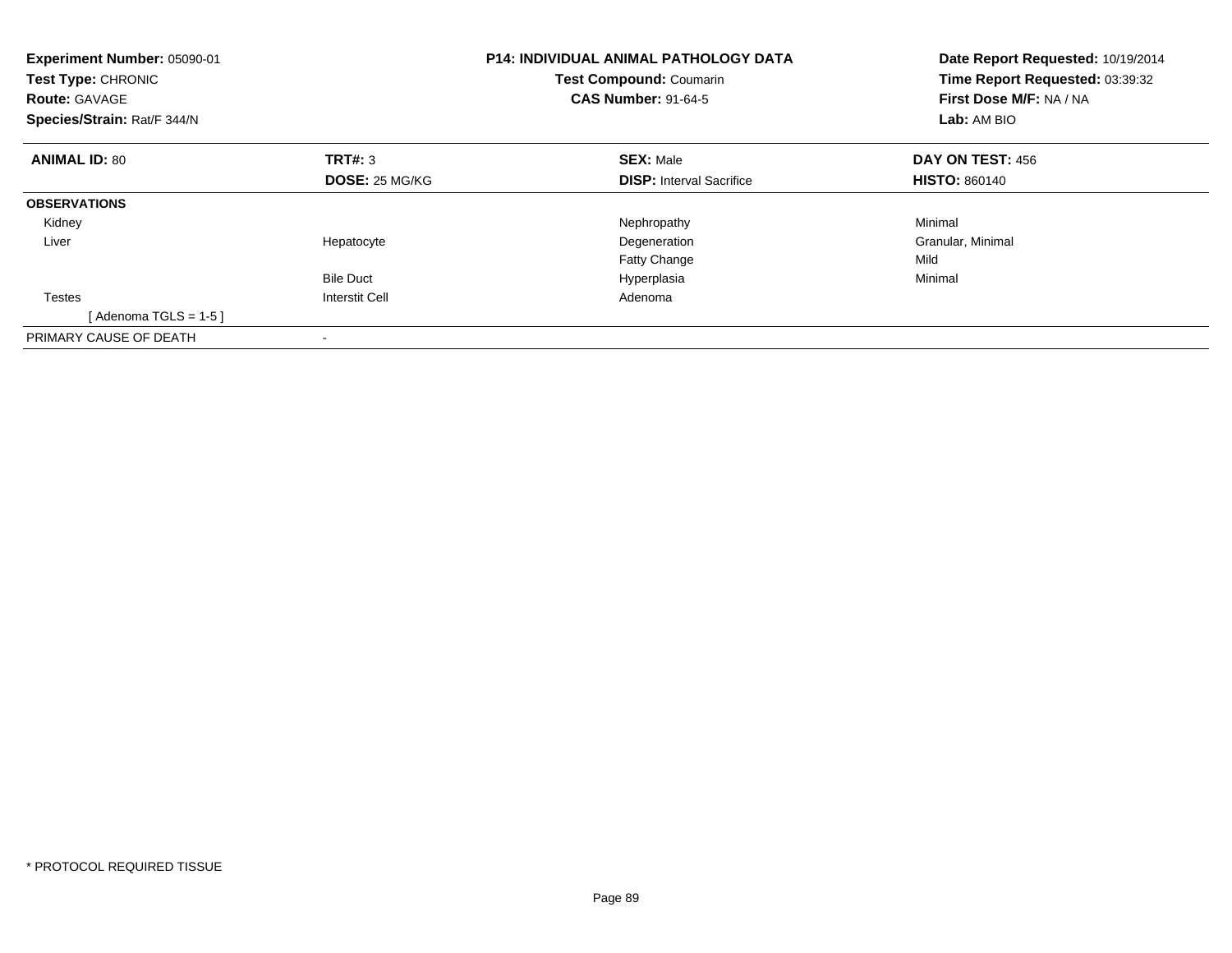**Experiment Number:** 05090-01
**Test Type:** CHRONIC
**Route:** GAVAGE
**Species/Strain:** Rat/F 344/N

**P14: INDIVIDUAL ANIMAL PATHOLOGY DATA**
**Test Compound:** Coumarin
**CAS Number:** 91-64-5

**Date Report Requested:** 10/19/2014
**Time Report Requested:** 03:39:32
**First Dose M/F:** NA / NA
**Lab:** AM BIO

| **ANIMAL ID:** 80 | **TRT#:** 3 | **SEX:** Male | **DAY ON TEST:** 456 |
|---|---|---|---|
| | **DOSE:** 25 MG/KG | **DISP:** Interval Sacrifice | **HISTO:** 860140 |
| **OBSERVATIONS** | | | |
| Kidney | | Nephropathy | Minimal |
| Liver | Hepatocyte | Degeneration | Granular, Minimal |
| | | Fatty Change | Mild |
| | Bile Duct | Hyperplasia | Minimal |
| Testes | Interstit Cell | Adenoma | |
| [ Adenoma TGLS = 1-5 ] | | | |
| PRIMARY CAUSE OF DEATH | - | | |

* PROTOCOL REQUIRED TISSUE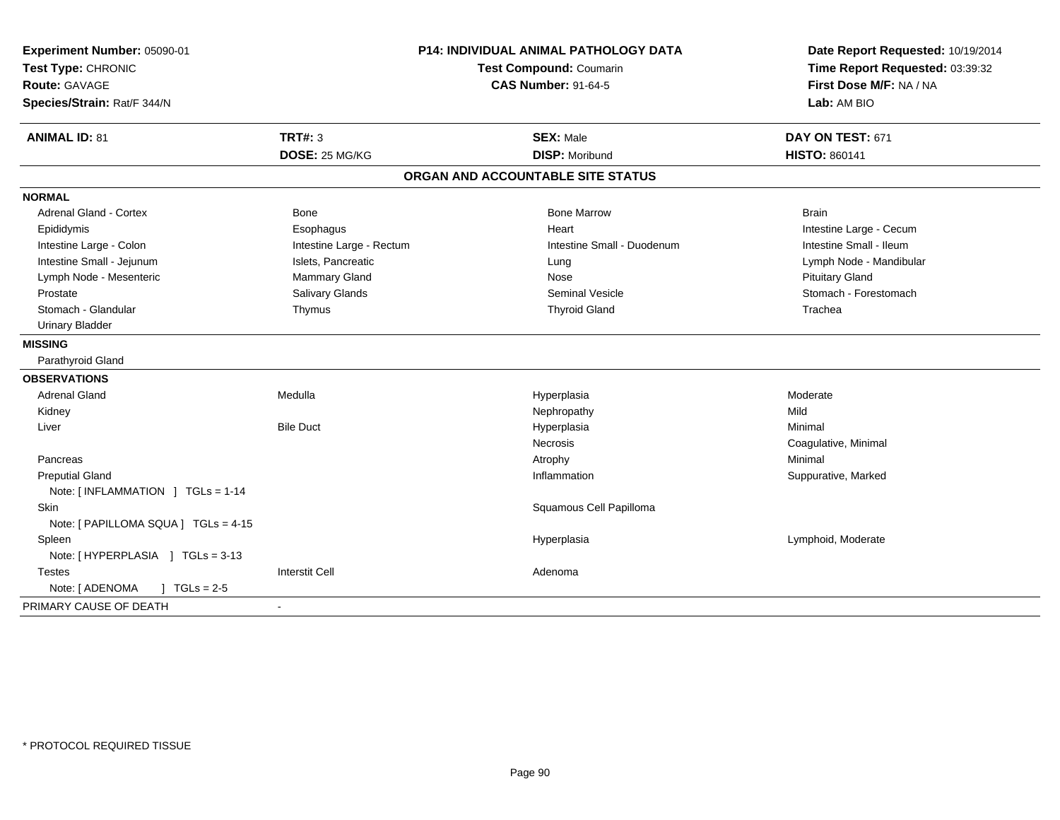**Experiment Number:** 05090-01
**Test Type:** CHRONIC
**Route:** GAVAGE
**Species/Strain:** Rat/F 344/N

**P14: INDIVIDUAL ANIMAL PATHOLOGY DATA**
**Test Compound:** Coumarin
**CAS Number:** 91-64-5

**Date Report Requested:** 10/19/2014
**Time Report Requested:** 03:39:32
**First Dose M/F:** NA / NA
**Lab:** AM BIO

| **ANIMAL ID:** 81 | **TRT#:** 3 | **SEX:** Male | **DAY ON TEST:** 671 |
|---|---|---|---|
| | **DOSE:** 25 MG/KG | **DISP:** Moribund | **HISTO:** 860141 |

## ORGAN AND ACCOUNTABLE SITE STATUS

**NORMAL**

| | | | |
|---|---|---|---|
| Adrenal Gland - Cortex | Bone | Bone Marrow | Brain |
| Epididymis | Esophagus | Heart | Intestine Large - Cecum |
| Intestine Large - Colon | Intestine Large - Rectum | Intestine Small - Duodenum | Intestine Small - Ileum |
| Intestine Small - Jejunum | Islets, Pancreatic | Lung | Lymph Node - Mandibular |
| Lymph Node - Mesenteric | Mammary Gland | Nose | Pituitary Gland |
| Prostate | Salivary Glands | Seminal Vesicle | Stomach - Forestomach |
| Stomach - Glandular | Thymus | Thyroid Gland | Trachea |
| Urinary Bladder | | | |

**MISSING**

Parathyroid Gland

**OBSERVATIONS**

| | | | |
|---|---|---|---|
| Adrenal Gland | Medulla | Hyperplasia | Moderate |
| Kidney | | Nephropathy | Mild |
| Liver | Bile Duct | Hyperplasia | Minimal |
| | | Necrosis | Coagulative, Minimal |
| Pancreas | | Atrophy | Minimal |
| Preputial Gland | | Inflammation | Suppurative, Marked |
| Note: [ INFLAMMATION ] TGLs = 1-14 | | | |
| Skin | | Squamous Cell Papilloma | |
| Note: [ PAPILLOMA SQUA ] TGLs = 4-15 | | | |
| Spleen | | Hyperplasia | Lymphoid, Moderate |
| Note: [ HYPERPLASIA ] TGLs = 3-13 | | | |
| Testes | Interstit Cell | Adenoma | |
| Note: [ ADENOMA ] TGLs = 2-5 | | | |

PRIMARY CAUSE OF DEATH -

\* PROTOCOL REQUIRED TISSUE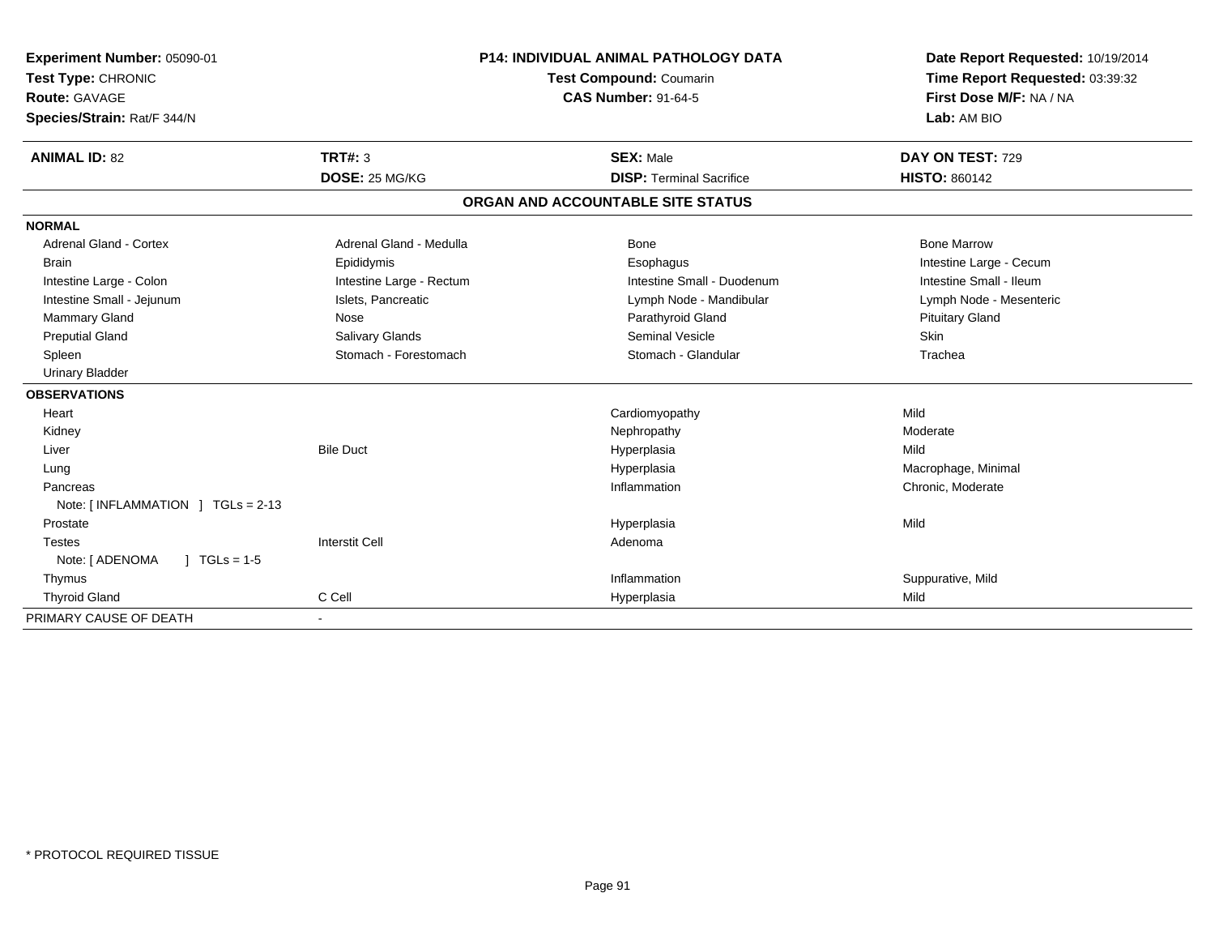**Experiment Number:** 05090-01
**Test Type:** CHRONIC
**Route:** GAVAGE
**Species/Strain:** Rat/F 344/N

**P14: INDIVIDUAL ANIMAL PATHOLOGY DATA**
**Test Compound:** Coumarin
**CAS Number:** 91-64-5

**Date Report Requested:** 10/19/2014
**Time Report Requested:** 03:39:32
**First Dose M/F:** NA / NA
**Lab:** AM BIO

| **ANIMAL ID:** 82 | **TRT#:** 3 | **SEX:** Male | **DAY ON TEST:** 729 |
|---|---|---|---|
| | **DOSE:** 25 MG/KG | **DISP:** Terminal Sacrifice | **HISTO:** 860142 |

## ORGAN AND ACCOUNTABLE SITE STATUS

| | | | |
|---|---|---|---|
| **NORMAL** | | | |
| Adrenal Gland - Cortex | Adrenal Gland - Medulla | Bone | Bone Marrow |
| Brain | Epididymis | Esophagus | Intestine Large - Cecum |
| Intestine Large - Colon | Intestine Large - Rectum | Intestine Small - Duodenum | Intestine Small - Ileum |
| Intestine Small - Jejunum | Islets, Pancreatic | Lymph Node - Mandibular | Lymph Node - Mesenteric |
| Mammary Gland | Nose | Parathyroid Gland | Pituitary Gland |
| Preputial Gland | Salivary Glands | Seminal Vesicle | Skin |
| Spleen | Stomach - Forestomach | Stomach - Glandular | Trachea |
| Urinary Bladder | | | |
| **OBSERVATIONS** | | | |
| Heart | | Cardiomyopathy | Mild |
| Kidney | | Nephropathy | Moderate |
| Liver | Bile Duct | Hyperplasia | Mild |
| Lung | | Hyperplasia | Macrophage, Minimal |
| Pancreas | | Inflammation | Chronic, Moderate |
| Note: [ INFLAMMATION ] TGLs = 2-13 | | | |
| Prostate | | Hyperplasia | Mild |
| Testes | Interstit Cell | Adenoma | |
| Note: [ ADENOMA ] TGLs = 1-5 | | | |
| Thymus | | Inflammation | Suppurative, Mild |
| Thyroid Gland | C Cell | Hyperplasia | Mild |
| PRIMARY CAUSE OF DEATH | - | | |

* PROTOCOL REQUIRED TISSUE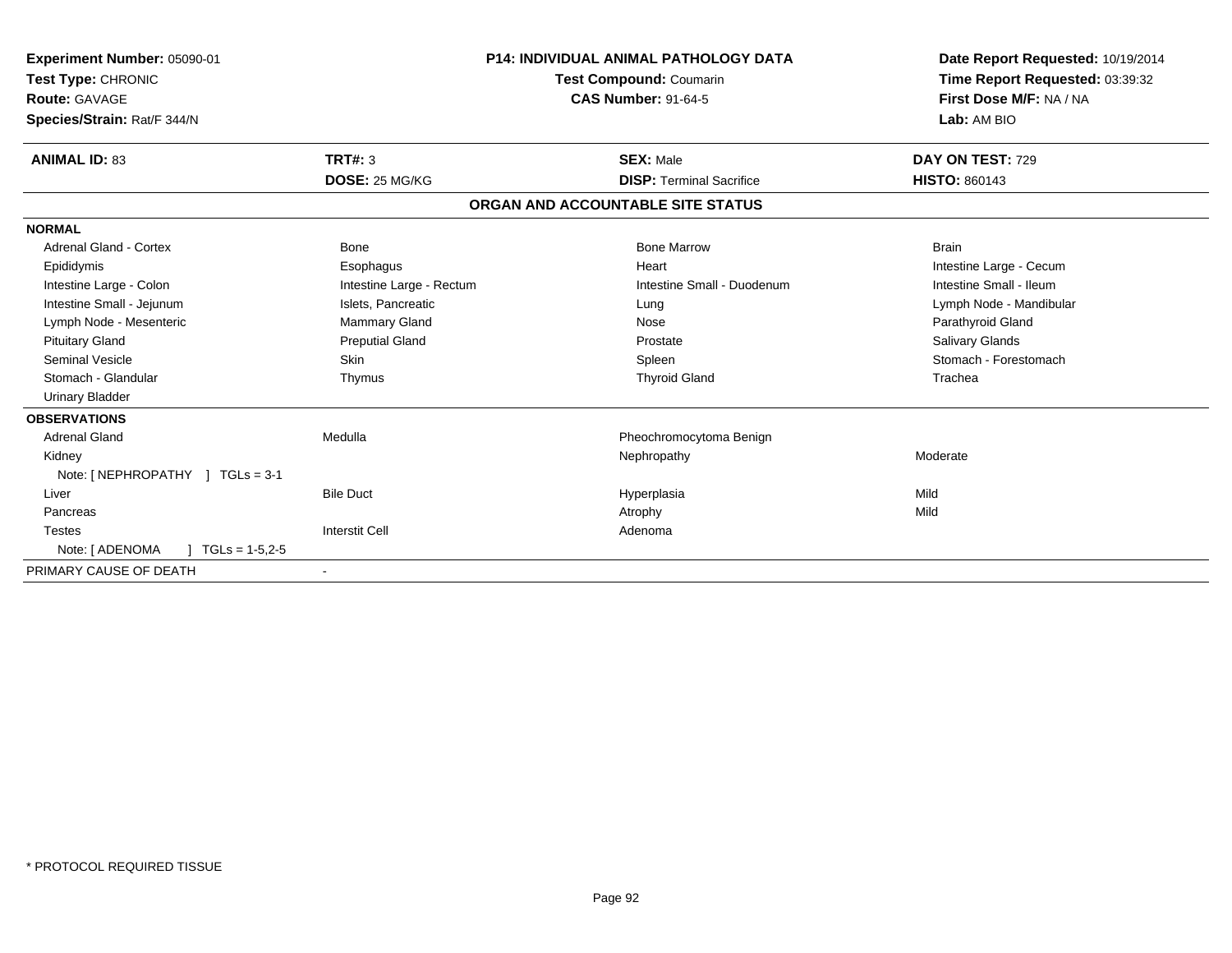**Experiment Number:** 05090-01
**Test Type:** CHRONIC
**Route:** GAVAGE
**Species/Strain:** Rat/F 344/N

**P14: INDIVIDUAL ANIMAL PATHOLOGY DATA**
**Test Compound:** Coumarin
**CAS Number:** 91-64-5

**Date Report Requested:** 10/19/2014
**Time Report Requested:** 03:39:32
**First Dose M/F:** NA / NA
**Lab:** AM BIO

| **ANIMAL ID:** 83 | **TRT#:** 3 | **SEX:** Male | **DAY ON TEST:** 729 |
|---|---|---|---|
| | **DOSE:** 25 MG/KG | **DISP:** Terminal Sacrifice | **HISTO:** 860143 |

## ORGAN AND ACCOUNTABLE SITE STATUS

| | | | |
|---|---|---|---|
| **NORMAL** | | | |
| Adrenal Gland - Cortex | Bone | Bone Marrow | Brain |
| Epididymis | Esophagus | Heart | Intestine Large - Cecum |
| Intestine Large - Colon | Intestine Large - Rectum | Intestine Small - Duodenum | Intestine Small - Ileum |
| Intestine Small - Jejunum | Islets, Pancreatic | Lung | Lymph Node - Mandibular |
| Lymph Node - Mesenteric | Mammary Gland | Nose | Parathyroid Gland |
| Pituitary Gland | Preputial Gland | Prostate | Salivary Glands |
| Seminal Vesicle | Skin | Spleen | Stomach - Forestomach |
| Stomach - Glandular | Thymus | Thyroid Gland | Trachea |
| Urinary Bladder | | | |
| **OBSERVATIONS** | | | |
| Adrenal Gland | Medulla | Pheochromocytoma Benign | |
| Kidney | | Nephropathy | Moderate |
| Note: [ NEPHROPATHY ] TGLs = 3-1 | | | |
| Liver | Bile Duct | Hyperplasia | Mild |
| Pancreas | | Atrophy | Mild |
| Testes | Interstit Cell | Adenoma | |
| Note: [ ADENOMA ] TGLs = 1-5,2-5 | | | |
| PRIMARY CAUSE OF DEATH | - | | |

\* PROTOCOL REQUIRED TISSUE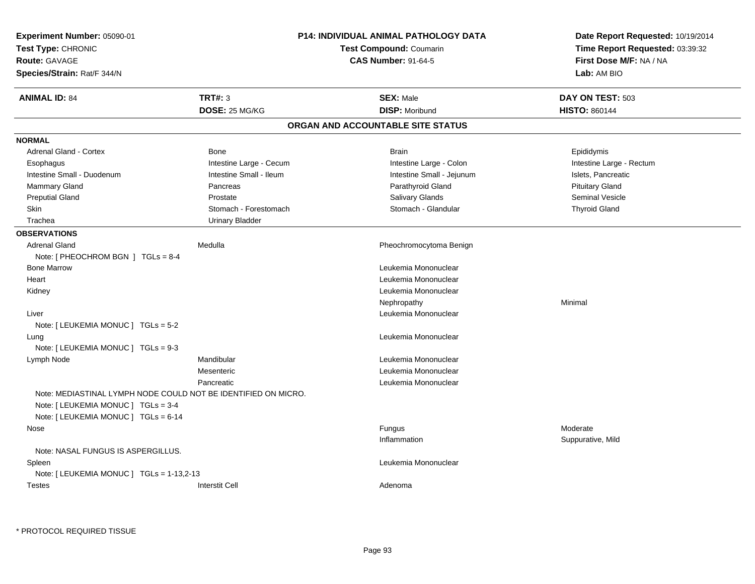**Experiment Number:** 05090-01
**Test Type:** CHRONIC
**Route:** GAVAGE
**Species/Strain:** Rat/F 344/N

**P14: INDIVIDUAL ANIMAL PATHOLOGY DATA**
**Test Compound:** Coumarin
**CAS Number:** 91-64-5

**Date Report Requested:** 10/19/2014
**Time Report Requested:** 03:39:32
**First Dose M/F:** NA / NA
**Lab:** AM BIO

| **ANIMAL ID:** 84 | **TRT#:** 3 | **SEX:** Male | **DAY ON TEST:** 503 |
|---|---|---|---|
| | **DOSE:** 25 MG/KG | **DISP:** Moribund | **HISTO:** 860144 |

## ORGAN AND ACCOUNTABLE SITE STATUS

**NORMAL**

| | | | |
|---|---|---|---|
| Adrenal Gland - Cortex | Bone | Brain | Epididymis |
| Esophagus | Intestine Large - Cecum | Intestine Large - Colon | Intestine Large - Rectum |
| Intestine Small - Duodenum | Intestine Small - Ileum | Intestine Small - Jejunum | Islets, Pancreatic |
| Mammary Gland | Pancreas | Parathyroid Gland | Pituitary Gland |
| Preputial Gland | Prostate | Salivary Glands | Seminal Vesicle |
| Skin | Stomach - Forestomach | Stomach - Glandular | Thyroid Gland |
| Trachea | Urinary Bladder | | |

**OBSERVATIONS**

| Organ | Site | Observation | Severity |
|---|---|---|---|
| Adrenal Gland | Medulla | Pheochromocytoma Benign | |
| Note: [ PHEOCHROM BGN ] TGLs = 8-4 | | | |
| Bone Marrow | | Leukemia Mononuclear | |
| Heart | | Leukemia Mononuclear | |
| Kidney | | Leukemia Mononuclear | |
| | | Nephropathy | Minimal |
| Liver | | Leukemia Mononuclear | |
| Note: [ LEUKEMIA MONUC ] TGLs = 5-2 | | | |
| Lung | | Leukemia Mononuclear | |
| Note: [ LEUKEMIA MONUC ] TGLs = 9-3 | | | |
| Lymph Node | Mandibular | Leukemia Mononuclear | |
| | Mesenteric | Leukemia Mononuclear | |
| | Pancreatic | Leukemia Mononuclear | |
| Note: MEDIASTINAL LYMPH NODE COULD NOT BE IDENTIFIED ON MICRO. | | | |
| Note: [ LEUKEMIA MONUC ] TGLs = 3-4 | | | |
| Note: [ LEUKEMIA MONUC ] TGLs = 6-14 | | | |
| Nose | | Fungus | Moderate |
| | | Inflammation | Suppurative, Mild |
| Note: NASAL FUNGUS IS ASPERGILLUS. | | | |
| Spleen | | Leukemia Mononuclear | |
| Note: [ LEUKEMIA MONUC ] TGLs = 1-13,2-13 | | | |
| Testes | Interstit Cell | Adenoma | |

* PROTOCOL REQUIRED TISSUE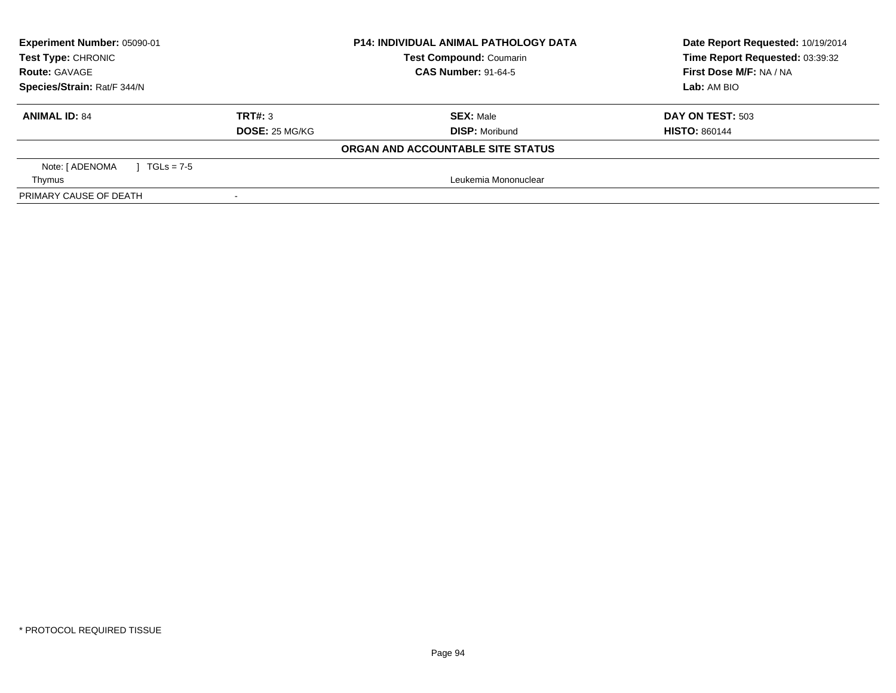**Experiment Number:** 05090-01
**Test Type:** CHRONIC
**Route:** GAVAGE
**Species/Strain:** Rat/F 344/N

**P14: INDIVIDUAL ANIMAL PATHOLOGY DATA**
**Test Compound:** Coumarin
**CAS Number:** 91-64-5

**Date Report Requested:** 10/19/2014
**Time Report Requested:** 03:39:32
**First Dose M/F:** NA / NA
**Lab:** AM BIO

| **ANIMAL ID:** 84 | **TRT#:** 3 | **SEX:** Male | **DAY ON TEST:** 503 |
|---|---|---|---|
| | **DOSE:** 25 MG/KG | **DISP:** Moribund | **HISTO:** 860144 |

**ORGAN AND ACCOUNTABLE SITE STATUS**

| | | |
|---|---|---|
| Note: [ ADENOMA ] TGLs = 7-5 | | |
| Thymus | | Leukemia Mononuclear |
| PRIMARY CAUSE OF DEATH | - | |

* PROTOCOL REQUIRED TISSUE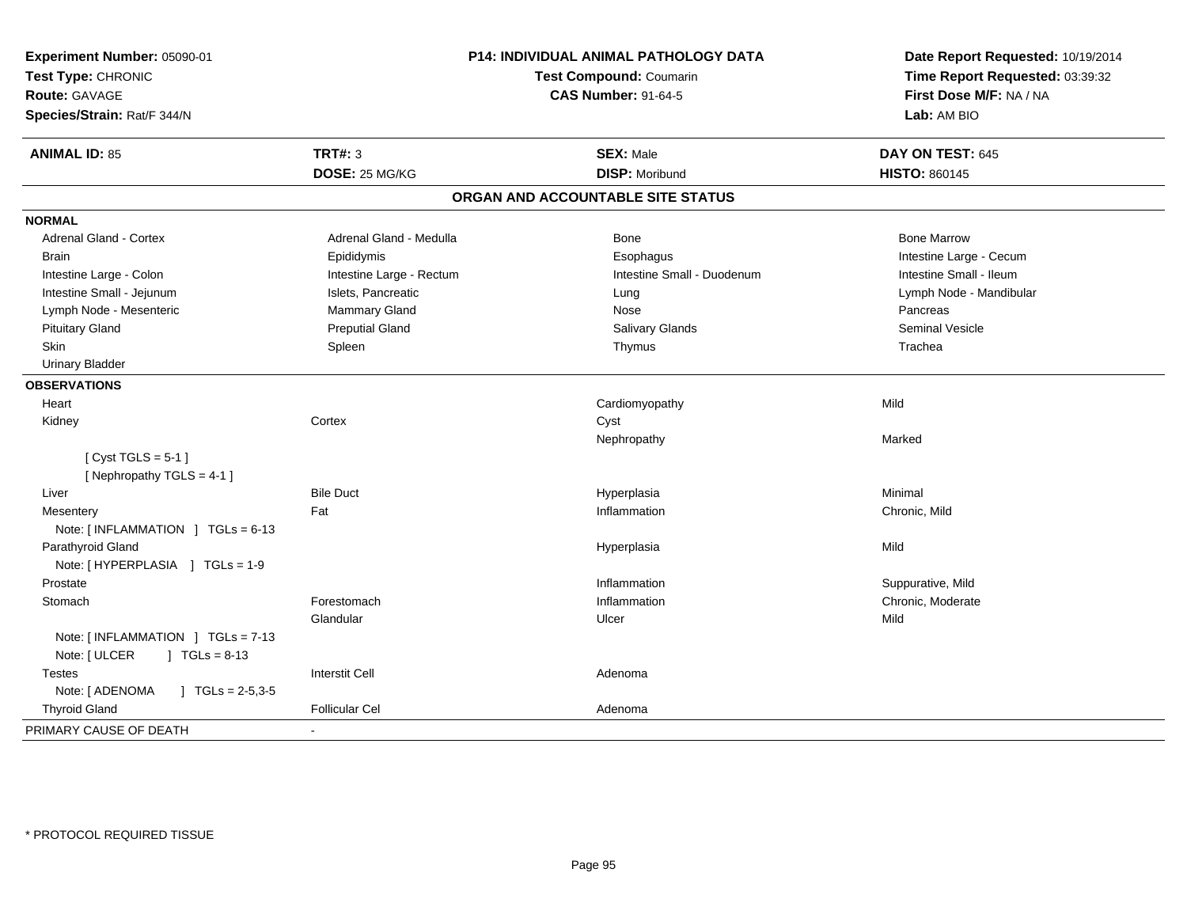**Experiment Number:** 05090-01
**Test Type:** CHRONIC
**Route:** GAVAGE
**Species/Strain:** Rat/F 344/N

**P14: INDIVIDUAL ANIMAL PATHOLOGY DATA**
**Test Compound:** Coumarin
**CAS Number:** 91-64-5

**Date Report Requested:** 10/19/2014
**Time Report Requested:** 03:39:32
**First Dose M/F:** NA / NA
**Lab:** AM BIO

| **ANIMAL ID:** 85 | **TRT#:** 3 | **SEX:** Male | **DAY ON TEST:** 645 |
|---|---|---|---|
| | **DOSE:** 25 MG/KG | **DISP:** Moribund | **HISTO:** 860145 |

## ORGAN AND ACCOUNTABLE SITE STATUS

**NORMAL**

| | | | |
|---|---|---|---|
| Adrenal Gland - Cortex | Adrenal Gland - Medulla | Bone | Bone Marrow |
| Brain | Epididymis | Esophagus | Intestine Large - Cecum |
| Intestine Large - Colon | Intestine Large - Rectum | Intestine Small - Duodenum | Intestine Small - Ileum |
| Intestine Small - Jejunum | Islets, Pancreatic | Lung | Lymph Node - Mandibular |
| Lymph Node - Mesenteric | Mammary Gland | Nose | Pancreas |
| Pituitary Gland | Preputial Gland | Salivary Glands | Seminal Vesicle |
| Skin | Spleen | Thymus | Trachea |
| Urinary Bladder | | | |

**OBSERVATIONS**

| | | | |
|---|---|---|---|
| Heart | | Cardiomyopathy | Mild |
| Kidney | Cortex | Cyst | |
| | | Nephropathy | Marked |
| [ Cyst TGLS = 5-1 ] | | | |
| [ Nephropathy TGLS = 4-1 ] | | | |
| Liver | Bile Duct | Hyperplasia | Minimal |
| Mesentery | Fat | Inflammation | Chronic, Mild |
| Note: [ INFLAMMATION ] TGLs = 6-13 | | | |
| Parathyroid Gland | | Hyperplasia | Mild |
| Note: [ HYPERPLASIA ] TGLs = 1-9 | | | |
| Prostate | | Inflammation | Suppurative, Mild |
| Stomach | Forestomach | Inflammation | Chronic, Moderate |
| | Glandular | Ulcer | Mild |
| Note: [ INFLAMMATION ] TGLs = 7-13 | | | |
| Note: [ ULCER ] TGLs = 8-13 | | | |
| Testes | Interstit Cell | Adenoma | |
| Note: [ ADENOMA ] TGLs = 2-5,3-5 | | | |
| Thyroid Gland | Follicular Cel | Adenoma | |

PRIMARY CAUSE OF DEATH -

* PROTOCOL REQUIRED TISSUE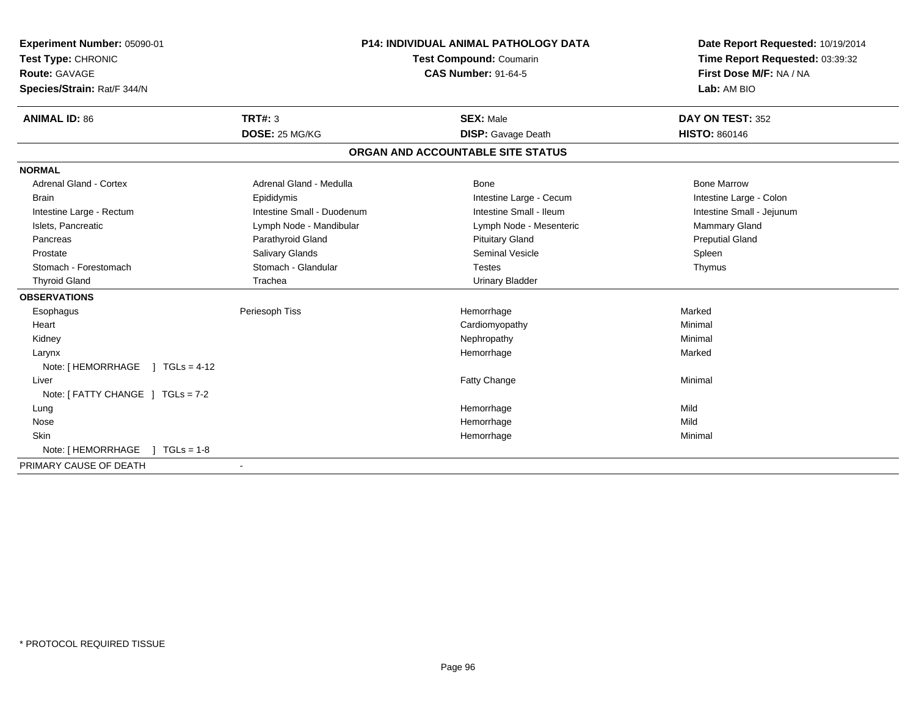**Experiment Number:** 05090-01
**Test Type:** CHRONIC
**Route:** GAVAGE
**Species/Strain:** Rat/F 344/N

**P14: INDIVIDUAL ANIMAL PATHOLOGY DATA**
**Test Compound:** Coumarin
**CAS Number:** 91-64-5

**Date Report Requested:** 10/19/2014
**Time Report Requested:** 03:39:32
**First Dose M/F:** NA / NA
**Lab:** AM BIO

| **ANIMAL ID:** 86 | **TRT#:** 3 | **SEX:** Male | **DAY ON TEST:** 352 |
|---|---|---|---|
| | **DOSE:** 25 MG/KG | **DISP:** Gavage Death | **HISTO:** 860146 |

## ORGAN AND ACCOUNTABLE SITE STATUS

**NORMAL**

| | | | |
|---|---|---|---|
| Adrenal Gland - Cortex | Adrenal Gland - Medulla | Bone | Bone Marrow |
| Brain | Epididymis | Intestine Large - Cecum | Intestine Large - Colon |
| Intestine Large - Rectum | Intestine Small - Duodenum | Intestine Small - Ileum | Intestine Small - Jejunum |
| Islets, Pancreatic | Lymph Node - Mandibular | Lymph Node - Mesenteric | Mammary Gland |
| Pancreas | Parathyroid Gland | Pituitary Gland | Preputial Gland |
| Prostate | Salivary Glands | Seminal Vesicle | Spleen |
| Stomach - Forestomach | Stomach - Glandular | Testes | Thymus |
| Thyroid Gland | Trachea | Urinary Bladder | |

**OBSERVATIONS**

| | | | |
|---|---|---|---|
| Esophagus | Periesoph Tiss | Hemorrhage | Marked |
| Heart | | Cardiomyopathy | Minimal |
| Kidney | | Nephropathy | Minimal |
| Larynx | | Hemorrhage | Marked |
| Note: [ HEMORRHAGE ] TGLs = 4-12 | | | |
| Liver | | Fatty Change | Minimal |
| Note: [ FATTY CHANGE ] TGLs = 7-2 | | | |
| Lung | | Hemorrhage | Mild |
| Nose | | Hemorrhage | Mild |
| Skin | | Hemorrhage | Minimal |
| Note: [ HEMORRHAGE ] TGLs = 1-8 | | | |

PRIMARY CAUSE OF DEATH -

* PROTOCOL REQUIRED TISSUE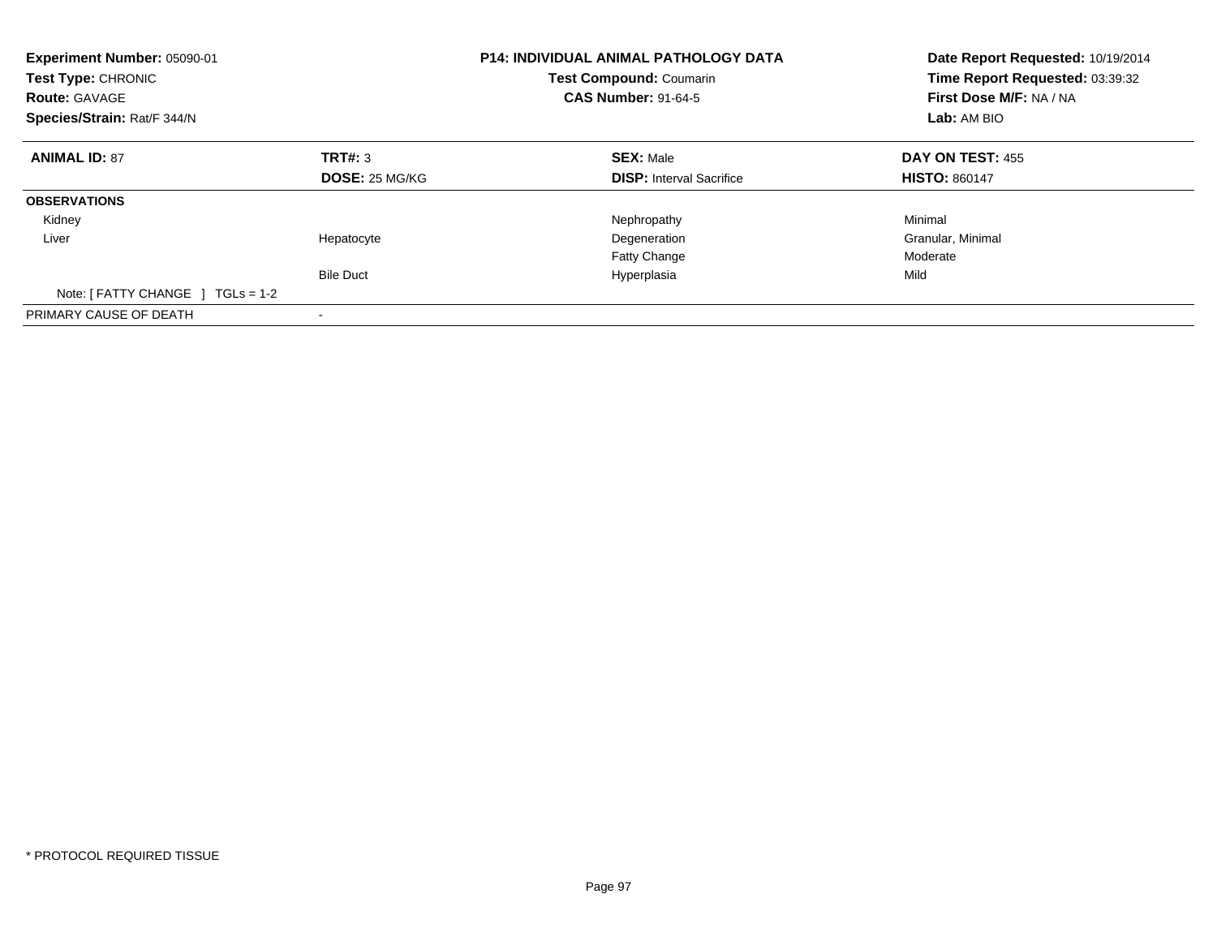**Experiment Number:** 05090-01
**Test Type:** CHRONIC
**Route:** GAVAGE
**Species/Strain:** Rat/F 344/N

**P14: INDIVIDUAL ANIMAL PATHOLOGY DATA**
**Test Compound:** Coumarin
**CAS Number:** 91-64-5

**Date Report Requested:** 10/19/2014
**Time Report Requested:** 03:39:32
**First Dose M/F:** NA / NA
**Lab:** AM BIO

| **ANIMAL ID:** 87 | **TRT#:** 3 | **SEX:** Male | **DAY ON TEST:** 455 |
|---|---|---|---|
| | **DOSE:** 25 MG/KG | **DISP:** Interval Sacrifice | **HISTO:** 860147 |
| **OBSERVATIONS** | | | |
| Kidney | | Nephropathy | Minimal |
| Liver | Hepatocyte | Degeneration | Granular, Minimal |
| | | Fatty Change | Moderate |
| | Bile Duct | Hyperplasia | Mild |
| Note: [ FATTY CHANGE ] TGLs = 1-2 | | | |
| PRIMARY CAUSE OF DEATH | - | | |

* PROTOCOL REQUIRED TISSUE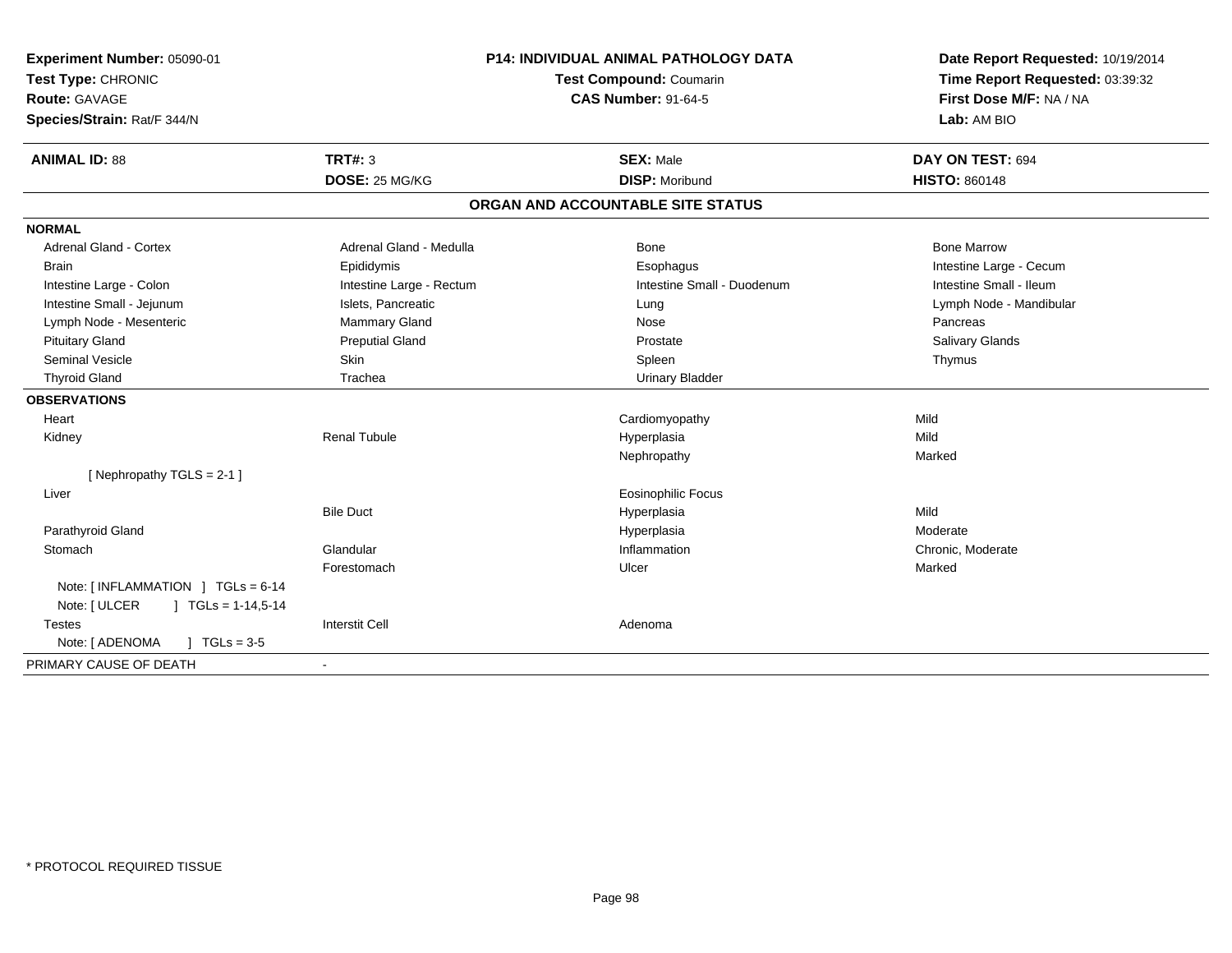**Experiment Number:** 05090-01
**Test Type:** CHRONIC
**Route:** GAVAGE
**Species/Strain:** Rat/F 344/N

**P14: INDIVIDUAL ANIMAL PATHOLOGY DATA**
**Test Compound:** Coumarin
**CAS Number:** 91-64-5

**Date Report Requested:** 10/19/2014
**Time Report Requested:** 03:39:32
**First Dose M/F:** NA / NA
**Lab:** AM BIO

| **ANIMAL ID:** 88 | **TRT#:** 3 | **SEX:** Male | **DAY ON TEST:** 694 |
|---|---|---|---|
| | **DOSE:** 25 MG/KG | **DISP:** Moribund | **HISTO:** 860148 |

## ORGAN AND ACCOUNTABLE SITE STATUS

| | | | |
|---|---|---|---|
| **NORMAL** | | | |
| Adrenal Gland - Cortex | Adrenal Gland - Medulla | Bone | Bone Marrow |
| Brain | Epididymis | Esophagus | Intestine Large - Cecum |
| Intestine Large - Colon | Intestine Large - Rectum | Intestine Small - Duodenum | Intestine Small - Ileum |
| Intestine Small - Jejunum | Islets, Pancreatic | Lung | Lymph Node - Mandibular |
| Lymph Node - Mesenteric | Mammary Gland | Nose | Pancreas |
| Pituitary Gland | Preputial Gland | Prostate | Salivary Glands |
| Seminal Vesicle | Skin | Spleen | Thymus |
| Thyroid Gland | Trachea | Urinary Bladder | |
| **OBSERVATIONS** | | | |
| Heart | | Cardiomyopathy | Mild |
| Kidney | Renal Tubule | Hyperplasia | Mild |
| | | Nephropathy | Marked |
| [ Nephropathy TGLS = 2-1 ] | | | |
| Liver | | Eosinophilic Focus | |
| | Bile Duct | Hyperplasia | Mild |
| Parathyroid Gland | | Hyperplasia | Moderate |
| Stomach | Glandular | Inflammation | Chronic, Moderate |
| | Forestomach | Ulcer | Marked |
| Note: [ INFLAMMATION ] TGLs = 6-14 | | | |
| Note: [ ULCER ] TGLs = 1-14,5-14 | | | |
| Testes | Interstit Cell | Adenoma | |
| Note: [ ADENOMA ] TGLs = 3-5 | | | |
| PRIMARY CAUSE OF DEATH | - | | |

* PROTOCOL REQUIRED TISSUE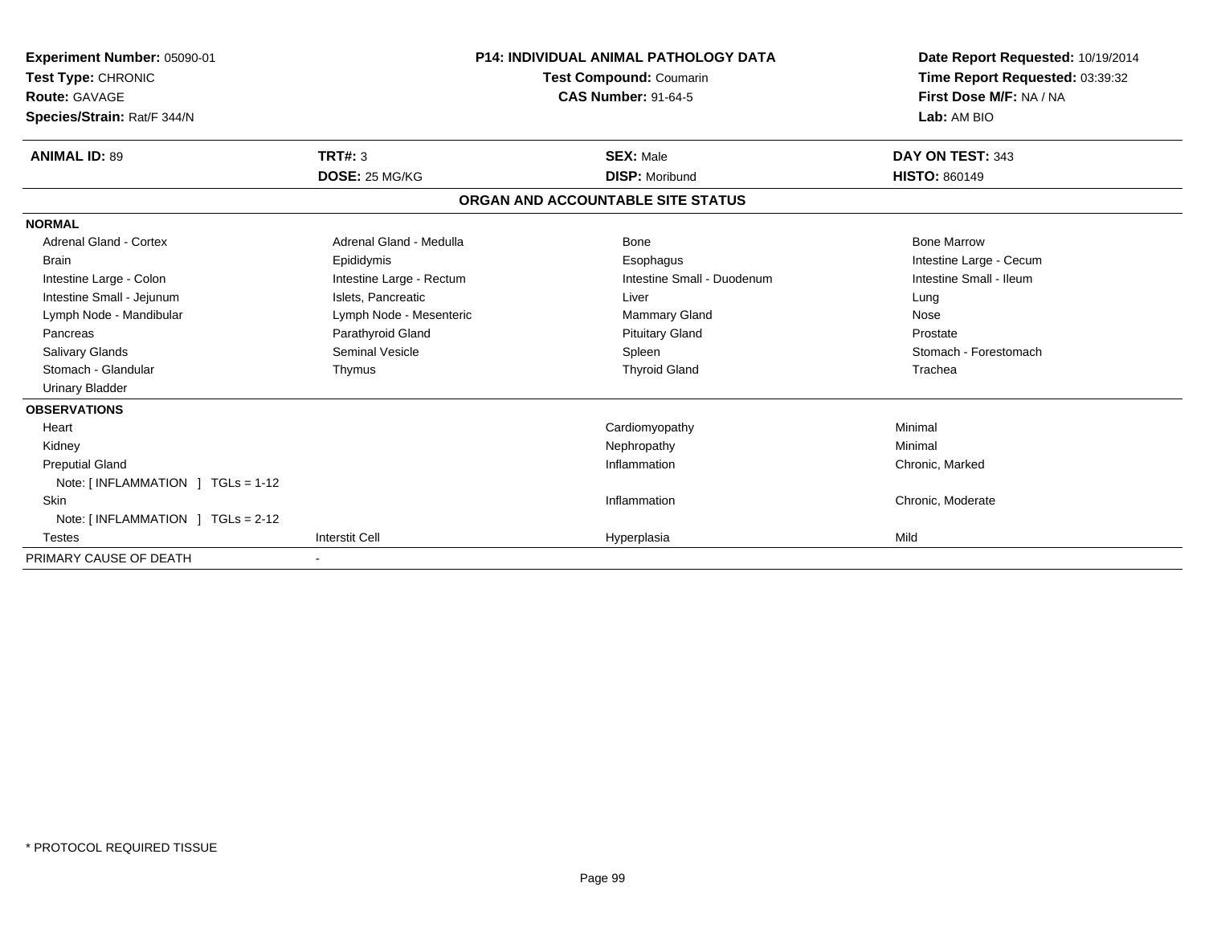**Experiment Number:** 05090-01
**Test Type:** CHRONIC
**Route:** GAVAGE
**Species/Strain:** Rat/F 344/N

**P14: INDIVIDUAL ANIMAL PATHOLOGY DATA**
**Test Compound:** Coumarin
**CAS Number:** 91-64-5

**Date Report Requested:** 10/19/2014
**Time Report Requested:** 03:39:32
**First Dose M/F:** NA / NA
**Lab:** AM BIO

| **ANIMAL ID:** 89 | **TRT#:** 3 | **SEX:** Male | **DAY ON TEST:** 343 |
|---|---|---|---|
| | **DOSE:** 25 MG/KG | **DISP:** Moribund | **HISTO:** 860149 |

**ORGAN AND ACCOUNTABLE SITE STATUS**

**NORMAL**

| | | | |
|---|---|---|---|
| Adrenal Gland - Cortex | Adrenal Gland - Medulla | Bone | Bone Marrow |
| Brain | Epididymis | Esophagus | Intestine Large - Cecum |
| Intestine Large - Colon | Intestine Large - Rectum | Intestine Small - Duodenum | Intestine Small - Ileum |
| Intestine Small - Jejunum | Islets, Pancreatic | Liver | Lung |
| Lymph Node - Mandibular | Lymph Node - Mesenteric | Mammary Gland | Nose |
| Pancreas | Parathyroid Gland | Pituitary Gland | Prostate |
| Salivary Glands | Seminal Vesicle | Spleen | Stomach - Forestomach |
| Stomach - Glandular | Thymus | Thyroid Gland | Trachea |
| Urinary Bladder | | | |

**OBSERVATIONS**

| | | | |
|---|---|---|---|
| Heart | | Cardiomyopathy | Minimal |
| Kidney | | Nephropathy | Minimal |
| Preputial Gland | | Inflammation | Chronic, Marked |
| Note: [ INFLAMMATION ] TGLs = 1-12 | | | |
| Skin | | Inflammation | Chronic, Moderate |
| Note: [ INFLAMMATION ] TGLs = 2-12 | | | |
| Testes | Interstit Cell | Hyperplasia | Mild |

PRIMARY CAUSE OF DEATH -

* PROTOCOL REQUIRED TISSUE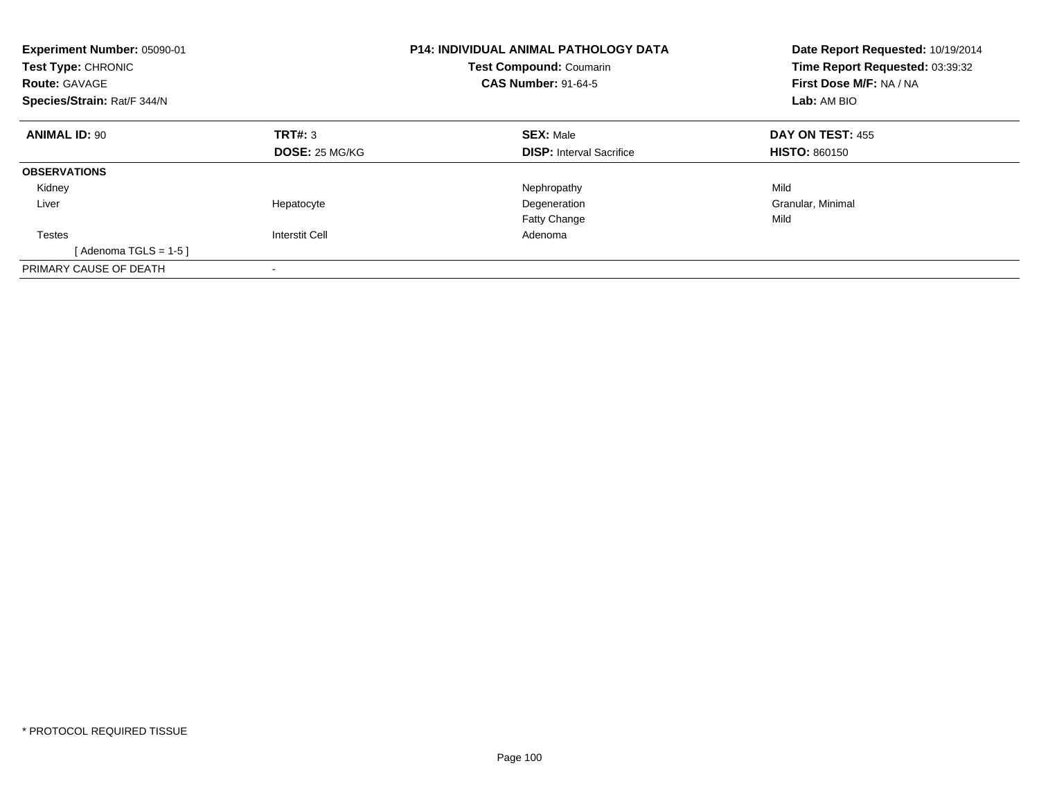**Experiment Number:** 05090-01
**Test Type:** CHRONIC
**Route:** GAVAGE
**Species/Strain:** Rat/F 344/N

**P14: INDIVIDUAL ANIMAL PATHOLOGY DATA**
**Test Compound:** Coumarin
**CAS Number:** 91-64-5

**Date Report Requested:** 10/19/2014
**Time Report Requested:** 03:39:32
**First Dose M/F:** NA / NA
**Lab:** AM BIO

| **ANIMAL ID:** 90 | **TRT#:** 3 | **SEX:** Male | **DAY ON TEST:** 455 |
|---|---|---|---|
| | **DOSE:** 25 MG/KG | **DISP:** Interval Sacrifice | **HISTO:** 860150 |
| **OBSERVATIONS** | | | |
| Kidney | | Nephropathy | Mild |
| Liver | Hepatocyte | Degeneration | Granular, Minimal |
| | | Fatty Change | Mild |
| Testes | Interstit Cell | Adenoma | |
| [ Adenoma TGLS = 1-5 ] | | | |
| PRIMARY CAUSE OF DEATH | - | | |

\* PROTOCOL REQUIRED TISSUE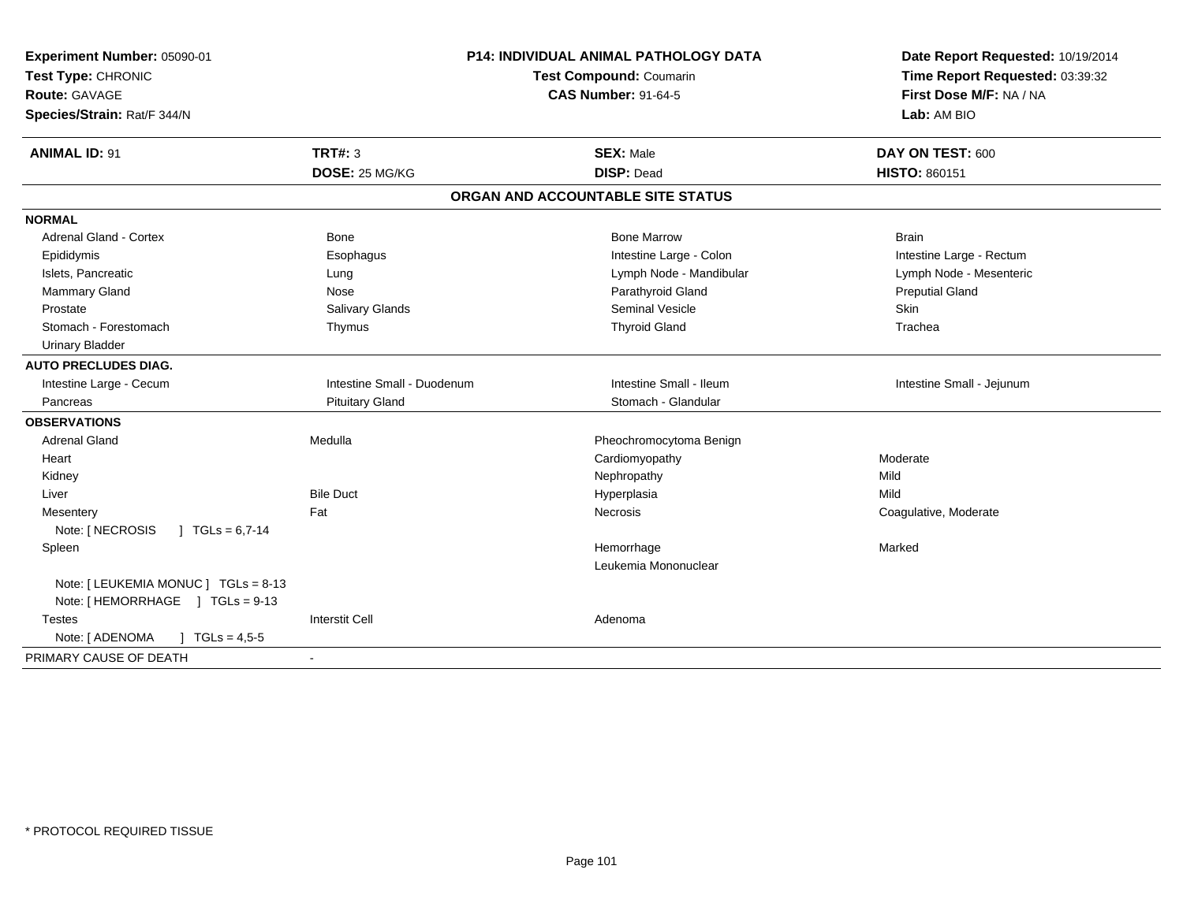**Experiment Number:** 05090-01
**Test Type:** CHRONIC
**Route:** GAVAGE
**Species/Strain:** Rat/F 344/N

**P14: INDIVIDUAL ANIMAL PATHOLOGY DATA**
**Test Compound:** Coumarin
**CAS Number:** 91-64-5

**Date Report Requested:** 10/19/2014
**Time Report Requested:** 03:39:32
**First Dose M/F:** NA / NA
**Lab:** AM BIO

| **ANIMAL ID:** 91 | **TRT#:** 3 | **SEX:** Male | **DAY ON TEST:** 600 |
|---|---|---|---|
| | **DOSE:** 25 MG/KG | **DISP:** Dead | **HISTO:** 860151 |

## ORGAN AND ACCOUNTABLE SITE STATUS

| | | | |
|---|---|---|---|
| **NORMAL** | | | |
| Adrenal Gland - Cortex | Bone | Bone Marrow | Brain |
| Epididymis | Esophagus | Intestine Large - Colon | Intestine Large - Rectum |
| Islets, Pancreatic | Lung | Lymph Node - Mandibular | Lymph Node - Mesenteric |
| Mammary Gland | Nose | Parathyroid Gland | Preputial Gland |
| Prostate | Salivary Glands | Seminal Vesicle | Skin |
| Stomach - Forestomach | Thymus | Thyroid Gland | Trachea |
| Urinary Bladder | | | |
| **AUTO PRECLUDES DIAG.** | | | |
| Intestine Large - Cecum | Intestine Small - Duodenum | Intestine Small - Ileum | Intestine Small - Jejunum |
| Pancreas | Pituitary Gland | Stomach - Glandular | |
| **OBSERVATIONS** | | | |
| Adrenal Gland | Medulla | Pheochromocytoma Benign | |
| Heart | | Cardiomyopathy | Moderate |
| Kidney | | Nephropathy | Mild |
| Liver | Bile Duct | Hyperplasia | Mild |
| Mesentery | Fat | Necrosis | Coagulative, Moderate |
| Note: [ NECROSIS ] TGLs = 6,7-14 | | | |
| Spleen | | Hemorrhage | Marked |
| | | Leukemia Mononuclear | |
| Note: [ LEUKEMIA MONUC ] TGLs = 8-13 | | | |
| Note: [ HEMORRHAGE ] TGLs = 9-13 | | | |
| Testes | Interstit Cell | Adenoma | |
| Note: [ ADENOMA ] TGLs = 4,5-5 | | | |
| PRIMARY CAUSE OF DEATH | - | | |

* PROTOCOL REQUIRED TISSUE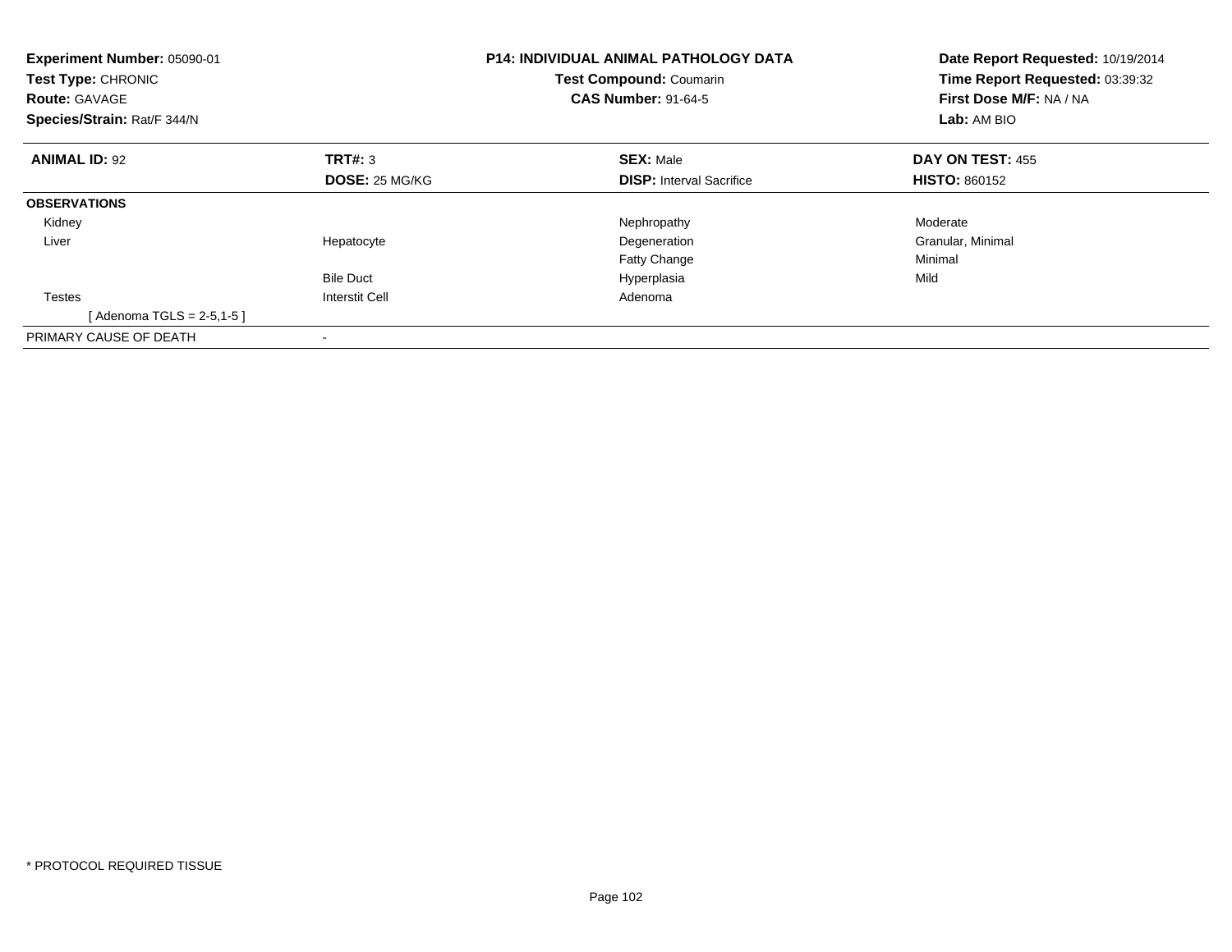**Experiment Number:** 05090-01
**Test Type:** CHRONIC
**Route:** GAVAGE
**Species/Strain:** Rat/F 344/N

**P14: INDIVIDUAL ANIMAL PATHOLOGY DATA**
**Test Compound:** Coumarin
**CAS Number:** 91-64-5

**Date Report Requested:** 10/19/2014
**Time Report Requested:** 03:39:32
**First Dose M/F:** NA / NA
**Lab:** AM BIO

| **ANIMAL ID:** 92 | **TRT#:** 3 | **SEX:** Male | **DAY ON TEST:** 455 |
|---|---|---|---|
| | **DOSE:** 25 MG/KG | **DISP:** Interval Sacrifice | **HISTO:** 860152 |
| **OBSERVATIONS** | | | |
| Kidney | | Nephropathy | Moderate |
| Liver | Hepatocyte | Degeneration | Granular, Minimal |
| | | Fatty Change | Minimal |
| | Bile Duct | Hyperplasia | Mild |
| Testes | Interstit Cell | Adenoma | |
| [ Adenoma TGLS = 2-5,1-5 ] | | | |
| PRIMARY CAUSE OF DEATH | - | | |

\* PROTOCOL REQUIRED TISSUE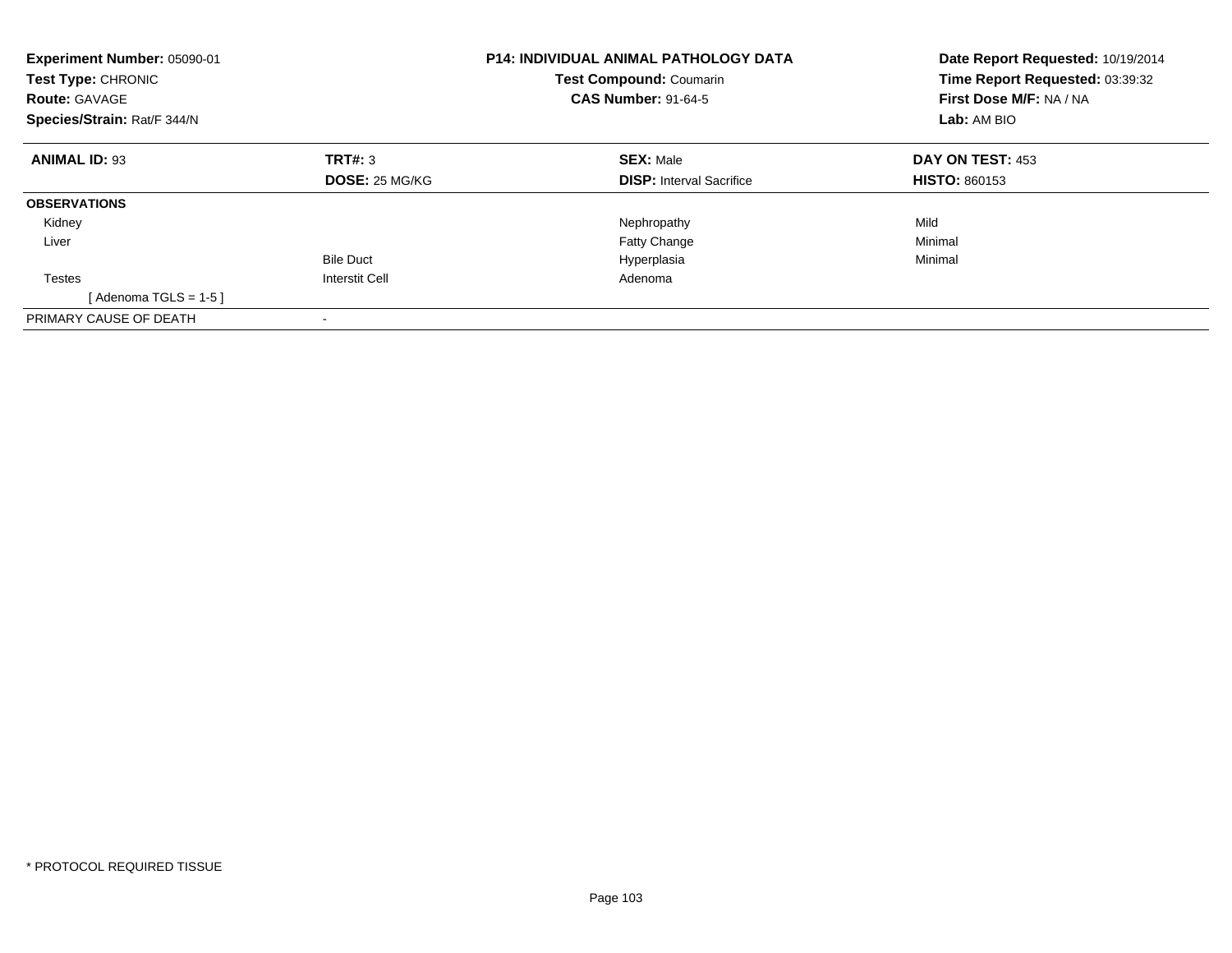**Experiment Number:** 05090-01
**Test Type:** CHRONIC
**Route:** GAVAGE
**Species/Strain:** Rat/F 344/N

**P14: INDIVIDUAL ANIMAL PATHOLOGY DATA**
**Test Compound:** Coumarin
**CAS Number:** 91-64-5

**Date Report Requested:** 10/19/2014
**Time Report Requested:** 03:39:32
**First Dose M/F:** NA / NA
**Lab:** AM BIO

| **ANIMAL ID:** 93 | **TRT#:** 3 | **SEX:** Male | **DAY ON TEST:** 453 |
|---|---|---|---|
| | **DOSE:** 25 MG/KG | **DISP:** Interval Sacrifice | **HISTO:** 860153 |
| **OBSERVATIONS** | | | |
| Kidney | | Nephropathy | Mild |
| Liver | | Fatty Change | Minimal |
| | Bile Duct | Hyperplasia | Minimal |
| Testes | Interstit Cell | Adenoma | |
| [ Adenoma TGLS = 1-5 ] | | | |
| PRIMARY CAUSE OF DEATH | - | | |

* PROTOCOL REQUIRED TISSUE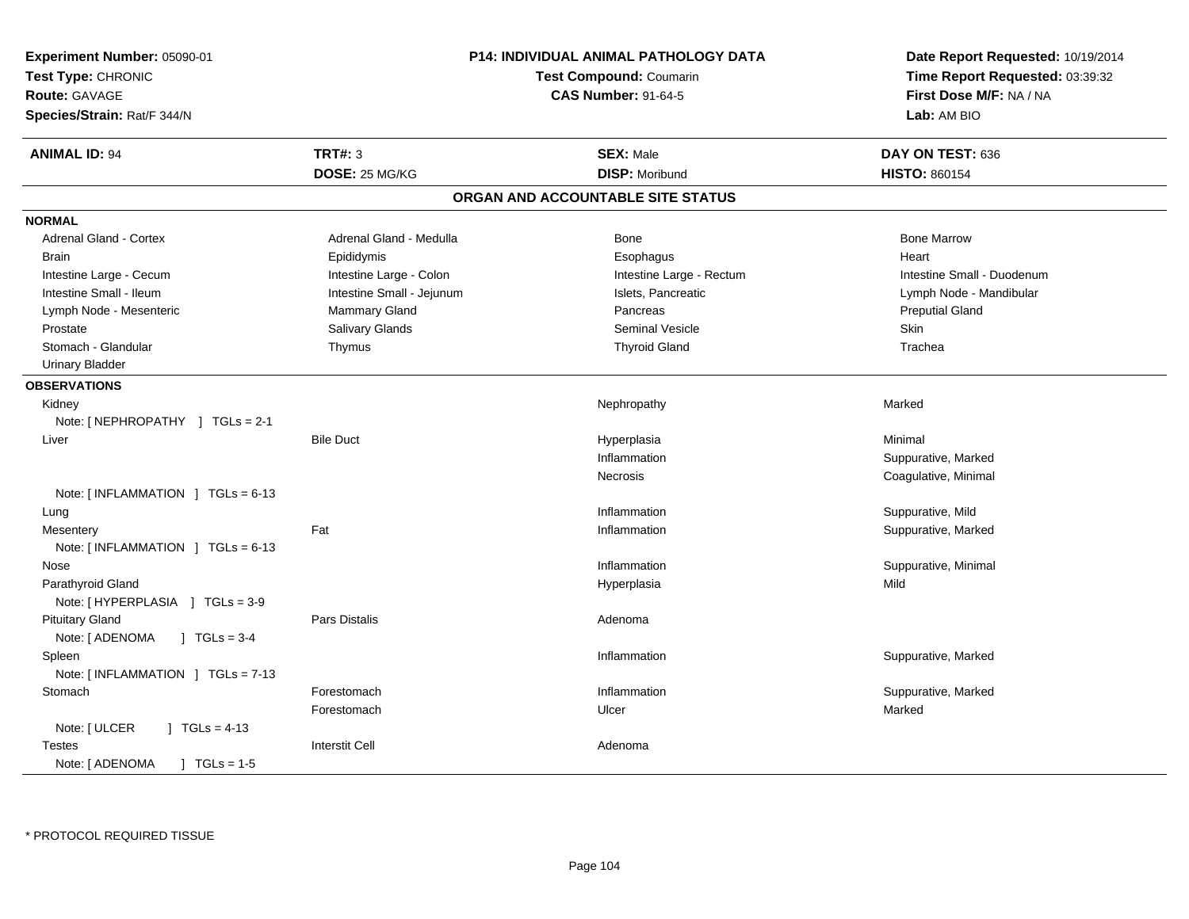**Experiment Number:** 05090-01
**Test Type:** CHRONIC
**Route:** GAVAGE
**Species/Strain:** Rat/F 344/N

**P14: INDIVIDUAL ANIMAL PATHOLOGY DATA**
**Test Compound:** Coumarin
**CAS Number:** 91-64-5

**Date Report Requested:** 10/19/2014
**Time Report Requested:** 03:39:32
**First Dose M/F:** NA / NA
**Lab:** AM BIO

| **ANIMAL ID:** 94 | **TRT#:** 3 | **SEX:** Male | **DAY ON TEST:** 636 |
|---|---|---|---|
| | **DOSE:** 25 MG/KG | **DISP:** Moribund | **HISTO:** 860154 |

## ORGAN AND ACCOUNTABLE SITE STATUS

**NORMAL**

| | | | |
|---|---|---|---|
| Adrenal Gland - Cortex | Adrenal Gland - Medulla | Bone | Bone Marrow |
| Brain | Epididymis | Esophagus | Heart |
| Intestine Large - Cecum | Intestine Large - Colon | Intestine Large - Rectum | Intestine Small - Duodenum |
| Intestine Small - Ileum | Intestine Small - Jejunum | Islets, Pancreatic | Lymph Node - Mandibular |
| Lymph Node - Mesenteric | Mammary Gland | Pancreas | Preputial Gland |
| Prostate | Salivary Glands | Seminal Vesicle | Skin |
| Stomach - Glandular | Thymus | Thyroid Gland | Trachea |
| Urinary Bladder | | | |

**OBSERVATIONS**

| | | | |
|---|---|---|---|
| Kidney | | Nephropathy | Marked |
| Note: [ NEPHROPATHY ] TGLs = 2-1 | | | |
| Liver | Bile Duct | Hyperplasia | Minimal |
| | | Inflammation | Suppurative, Marked |
| | | Necrosis | Coagulative, Minimal |
| Note: [ INFLAMMATION ] TGLs = 6-13 | | | |
| Lung | | Inflammation | Suppurative, Mild |
| Mesentery | Fat | Inflammation | Suppurative, Marked |
| Note: [ INFLAMMATION ] TGLs = 6-13 | | | |
| Nose | | Inflammation | Suppurative, Minimal |
| Parathyroid Gland | | Hyperplasia | Mild |
| Note: [ HYPERPLASIA ] TGLs = 3-9 | | | |
| Pituitary Gland | Pars Distalis | Adenoma | |
| Note: [ ADENOMA ] TGLs = 3-4 | | | |
| Spleen | | Inflammation | Suppurative, Marked |
| Note: [ INFLAMMATION ] TGLs = 7-13 | | | |
| Stomach | Forestomach | Inflammation | Suppurative, Marked |
| | Forestomach | Ulcer | Marked |
| Note: [ ULCER ] TGLs = 4-13 | | | |
| Testes | Interstit Cell | Adenoma | |
| Note: [ ADENOMA ] TGLs = 1-5 | | | |

\* PROTOCOL REQUIRED TISSUE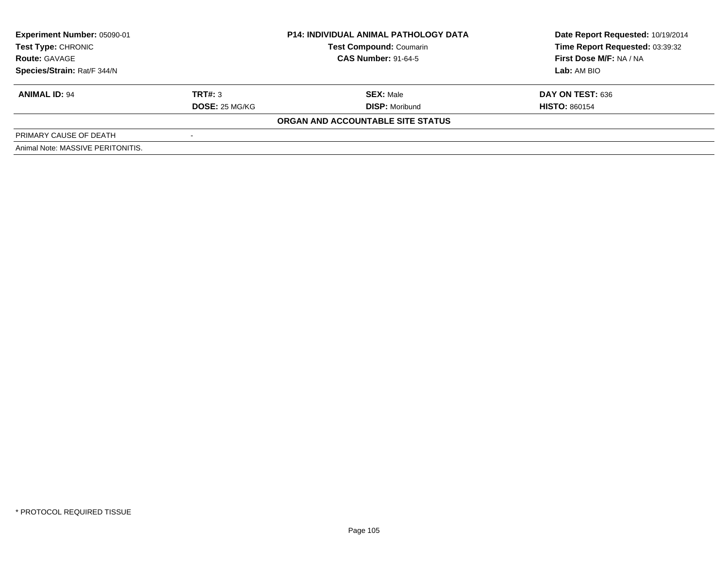| Experiment Number: 05090-01 | P14: INDIVIDUAL ANIMAL PATHOLOGY DATA | Date Report Requested: 10/19/2014 |
|---|---|---|
| Test Type: CHRONIC | Test Compound: Coumarin | Time Report Requested: 03:39:32 |
| Route: GAVAGE | CAS Number: 91-64-5 | First Dose M/F: NA / NA |
| Species/Strain: Rat/F 344/N | | Lab: AM BIO |

| ANIMAL ID: 94 | TRT#: 3 | SEX: Male | DAY ON TEST: 636 |
|---|---|---|---|
| | DOSE: 25 MG/KG | DISP: Moribund | HISTO: 860154 |

**ORGAN AND ACCOUNTABLE SITE STATUS**

| PRIMARY CAUSE OF DEATH | - |
|---|---|

Animal Note: MASSIVE PERITONITIS.

* PROTOCOL REQUIRED TISSUE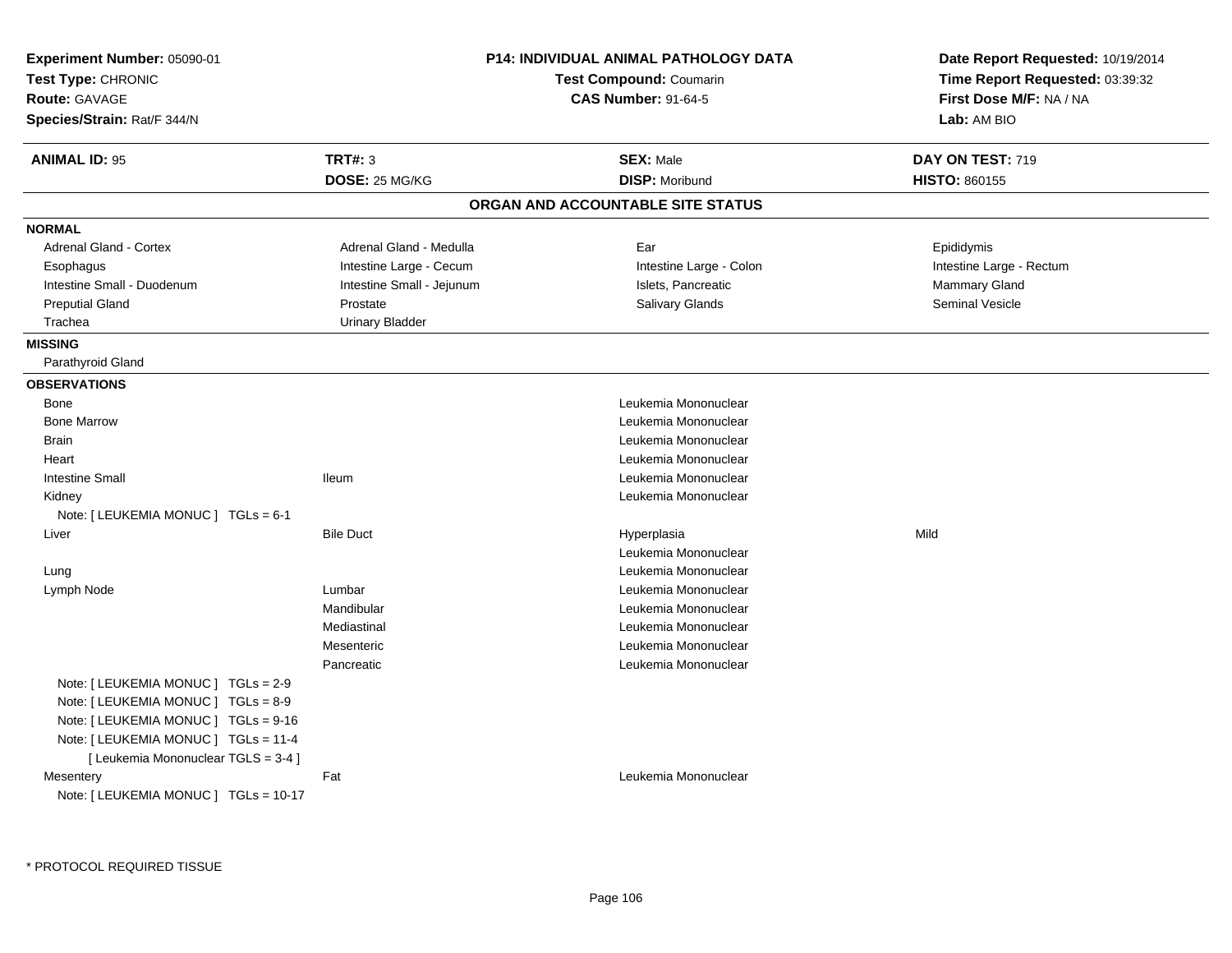**Experiment Number:** 05090-01
**Test Type:** CHRONIC
**Route:** GAVAGE
**Species/Strain:** Rat/F 344/N

**P14: INDIVIDUAL ANIMAL PATHOLOGY DATA**
**Test Compound:** Coumarin
**CAS Number:** 91-64-5

**Date Report Requested:** 10/19/2014
**Time Report Requested:** 03:39:32
**First Dose M/F:** NA / NA
**Lab:** AM BIO

| **ANIMAL ID:** 95 | **TRT#:** 3 | **SEX:** Male | **DAY ON TEST:** 719 |
|---|---|---|---|
| | **DOSE:** 25 MG/KG | **DISP:** Moribund | **HISTO:** 860155 |

## ORGAN AND ACCOUNTABLE SITE STATUS

**NORMAL**

| | | | |
|---|---|---|---|
| Adrenal Gland - Cortex | Adrenal Gland - Medulla | Ear | Epididymis |
| Esophagus | Intestine Large - Cecum | Intestine Large - Colon | Intestine Large - Rectum |
| Intestine Small - Duodenum | Intestine Small - Jejunum | Islets, Pancreatic | Mammary Gland |
| Preputial Gland | Prostate | Salivary Glands | Seminal Vesicle |
| Trachea | Urinary Bladder | | |

**MISSING**

Parathyroid Gland

**OBSERVATIONS**

| | | | |
|---|---|---|---|
| Bone | | Leukemia Mononuclear | |
| Bone Marrow | | Leukemia Mononuclear | |
| Brain | | Leukemia Mononuclear | |
| Heart | | Leukemia Mononuclear | |
| Intestine Small | Ileum | Leukemia Mononuclear | |
| Kidney | | Leukemia Mononuclear | |
| Note: [ LEUKEMIA MONUC ] TGLs = 6-1 | | | |
| Liver | Bile Duct | Hyperplasia | Mild |
| | | Leukemia Mononuclear | |
| Lung | | Leukemia Mononuclear | |
| Lymph Node | Lumbar | Leukemia Mononuclear | |
| | Mandibular | Leukemia Mononuclear | |
| | Mediastinal | Leukemia Mononuclear | |
| | Mesenteric | Leukemia Mononuclear | |
| | Pancreatic | Leukemia Mononuclear | |
| Note: [ LEUKEMIA MONUC ] TGLs = 2-9 | | | |
| Note: [ LEUKEMIA MONUC ] TGLs = 8-9 | | | |
| Note: [ LEUKEMIA MONUC ] TGLs = 9-16 | | | |
| Note: [ LEUKEMIA MONUC ] TGLs = 11-4 | | | |
| [ Leukemia Mononuclear TGLS = 3-4 ] | | | |
| Mesentery | Fat | Leukemia Mononuclear | |
| Note: [ LEUKEMIA MONUC ] TGLs = 10-17 | | | |

\* PROTOCOL REQUIRED TISSUE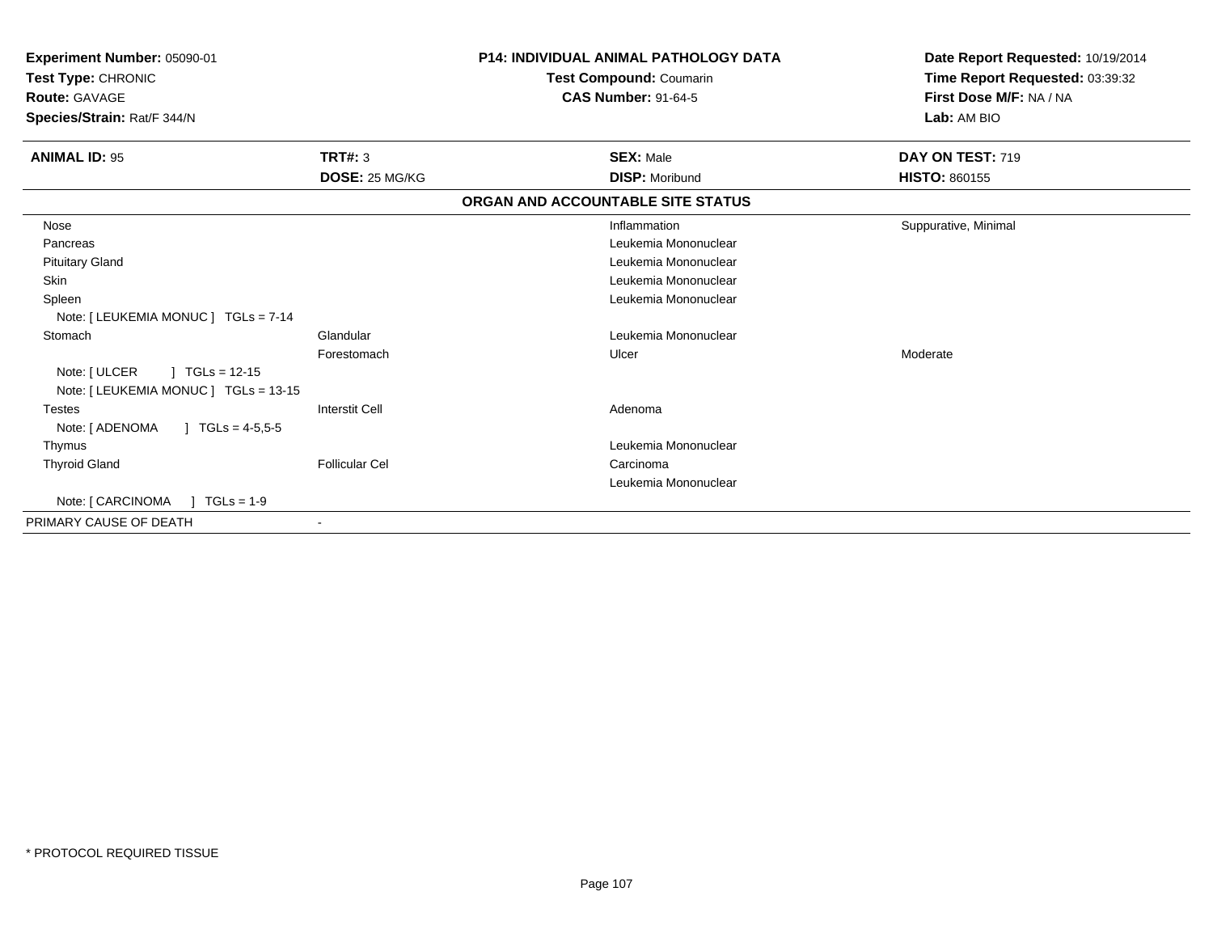**Experiment Number:** 05090-01
**Test Type:** CHRONIC
**Route:** GAVAGE
**Species/Strain:** Rat/F 344/N

**P14: INDIVIDUAL ANIMAL PATHOLOGY DATA**
**Test Compound:** Coumarin
**CAS Number:** 91-64-5

**Date Report Requested:** 10/19/2014
**Time Report Requested:** 03:39:32
**First Dose M/F:** NA / NA
**Lab:** AM BIO

| **ANIMAL ID:** 95 | **TRT#:** 3 | **SEX:** Male | **DAY ON TEST:** 719 |
|---|---|---|---|
| | **DOSE:** 25 MG/KG | **DISP:** Moribund | **HISTO:** 860155 |

**ORGAN AND ACCOUNTABLE SITE STATUS**

| | | | |
|---|---|---|---|
| Nose | | Inflammation | Suppurative, Minimal |
| Pancreas | | Leukemia Mononuclear | |
| Pituitary Gland | | Leukemia Mononuclear | |
| Skin | | Leukemia Mononuclear | |
| Spleen | | Leukemia Mononuclear | |
| Note: [ LEUKEMIA MONUC ] TGLs = 7-14 | | | |
| Stomach | Glandular | Leukemia Mononuclear | |
| | Forestomach | Ulcer | Moderate |
| Note: [ ULCER ] TGLs = 12-15 | | | |
| Note: [ LEUKEMIA MONUC ] TGLs = 13-15 | | | |
| Testes | Interstit Cell | Adenoma | |
| Note: [ ADENOMA ] TGLs = 4-5,5-5 | | | |
| Thymus | | Leukemia Mononuclear | |
| Thyroid Gland | Follicular Cel | Carcinoma | |
| | | Leukemia Mononuclear | |
| Note: [ CARCINOMA ] TGLs = 1-9 | | | |
| PRIMARY CAUSE OF DEATH | - | | |

* PROTOCOL REQUIRED TISSUE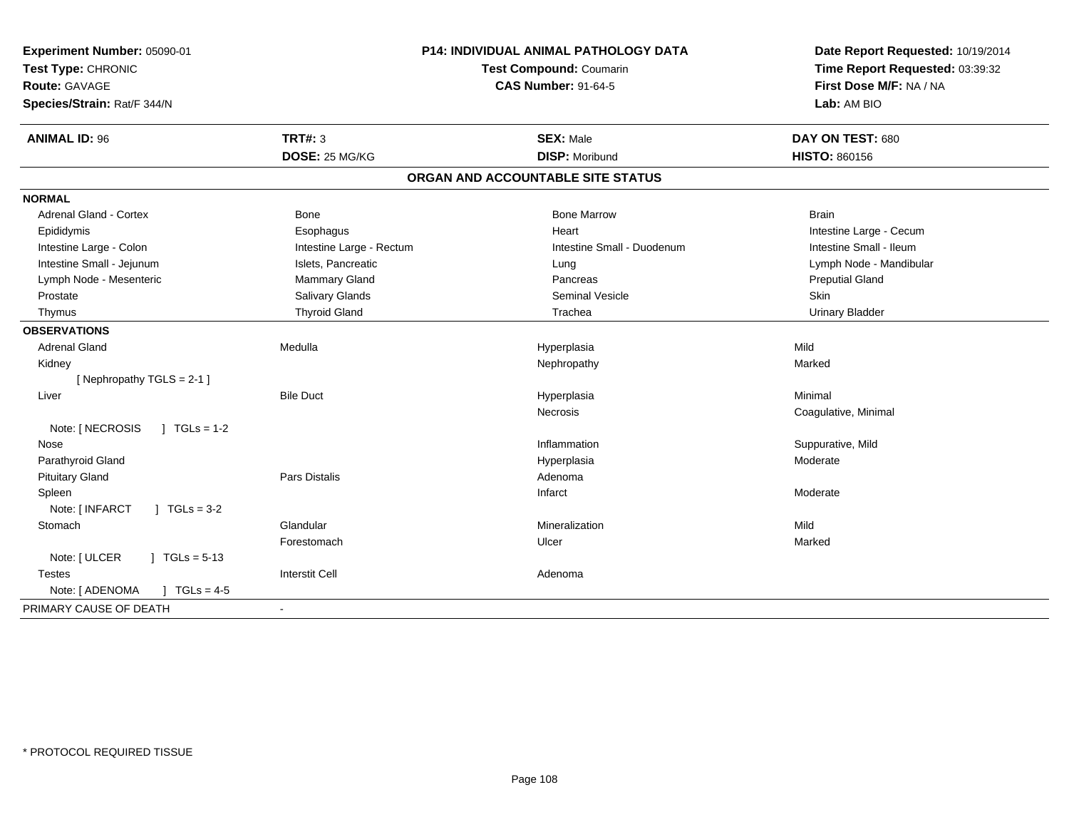**Experiment Number:** 05090-01
**Test Type:** CHRONIC
**Route:** GAVAGE
**Species/Strain:** Rat/F 344/N

**P14: INDIVIDUAL ANIMAL PATHOLOGY DATA**
**Test Compound:** Coumarin
**CAS Number:** 91-64-5

**Date Report Requested:** 10/19/2014
**Time Report Requested:** 03:39:32
**First Dose M/F:** NA / NA
**Lab:** AM BIO

| **ANIMAL ID:** 96 | **TRT#:** 3 | **SEX:** Male | **DAY ON TEST:** 680 |
|---|---|---|---|
| | **DOSE:** 25 MG/KG | **DISP:** Moribund | **HISTO:** 860156 |

## ORGAN AND ACCOUNTABLE SITE STATUS

| | | | |
|---|---|---|---|
| **NORMAL** | | | |
| Adrenal Gland - Cortex | Bone | Bone Marrow | Brain |
| Epididymis | Esophagus | Heart | Intestine Large - Cecum |
| Intestine Large - Colon | Intestine Large - Rectum | Intestine Small - Duodenum | Intestine Small - Ileum |
| Intestine Small - Jejunum | Islets, Pancreatic | Lung | Lymph Node - Mandibular |
| Lymph Node - Mesenteric | Mammary Gland | Pancreas | Preputial Gland |
| Prostate | Salivary Glands | Seminal Vesicle | Skin |
| Thymus | Thyroid Gland | Trachea | Urinary Bladder |
| **OBSERVATIONS** | | | |
| Adrenal Gland | Medulla | Hyperplasia | Mild |
| Kidney | | Nephropathy | Marked |
| [ Nephropathy TGLS = 2-1 ] | | | |
| Liver | Bile Duct | Hyperplasia | Minimal |
| | | Necrosis | Coagulative, Minimal |
| Note: [ NECROSIS ] TGLs = 1-2 | | | |
| Nose | | Inflammation | Suppurative, Mild |
| Parathyroid Gland | | Hyperplasia | Moderate |
| Pituitary Gland | Pars Distalis | Adenoma | |
| Spleen | | Infarct | Moderate |
| Note: [ INFARCT ] TGLs = 3-2 | | | |
| Stomach | Glandular | Mineralization | Mild |
| | Forestomach | Ulcer | Marked |
| Note: [ ULCER ] TGLs = 5-13 | | | |
| Testes | Interstit Cell | Adenoma | |
| Note: [ ADENOMA ] TGLs = 4-5 | | | |
| PRIMARY CAUSE OF DEATH | - | | |

* PROTOCOL REQUIRED TISSUE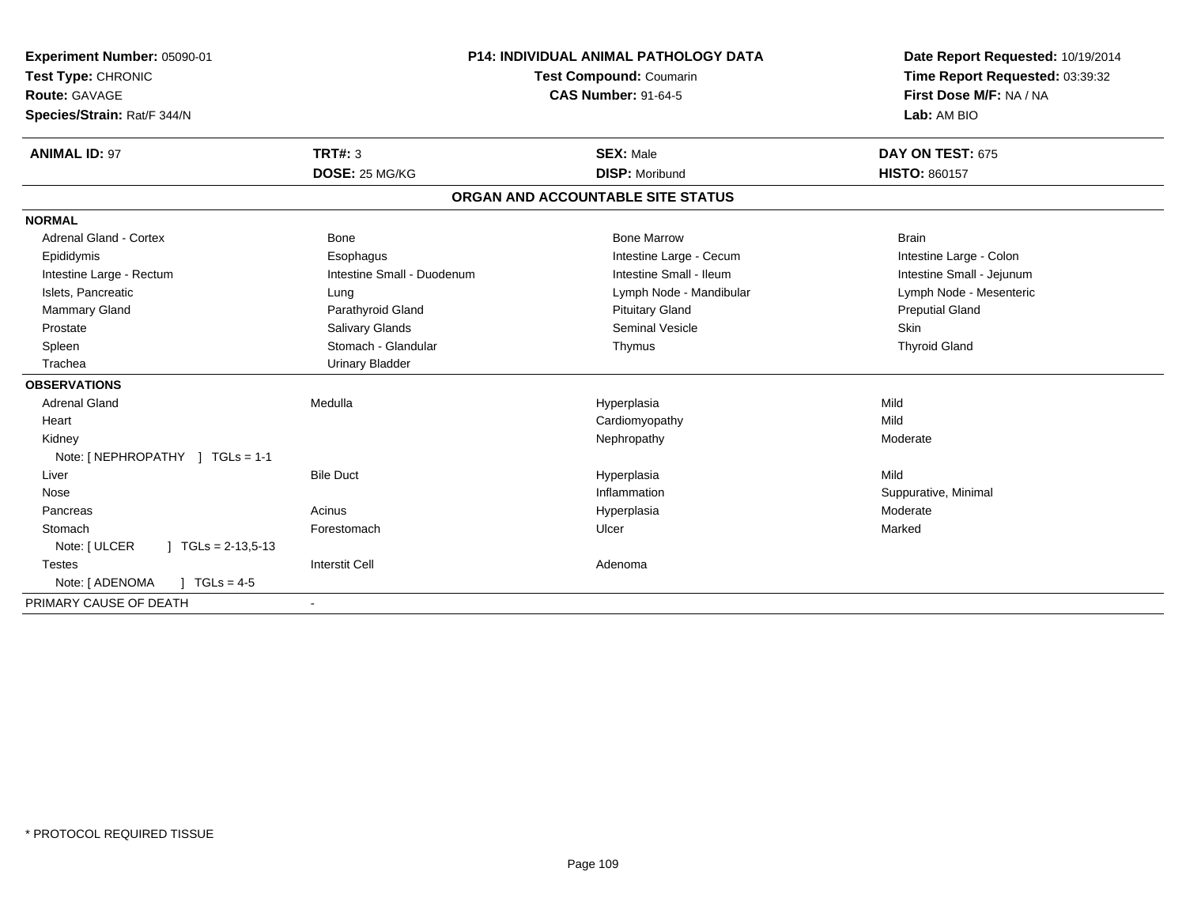**Experiment Number:** 05090-01
**Test Type:** CHRONIC
**Route:** GAVAGE
**Species/Strain:** Rat/F 344/N

**P14: INDIVIDUAL ANIMAL PATHOLOGY DATA**
**Test Compound:** Coumarin
**CAS Number:** 91-64-5

**Date Report Requested:** 10/19/2014
**Time Report Requested:** 03:39:32
**First Dose M/F:** NA / NA
**Lab:** AM BIO

| **ANIMAL ID:** 97 | **TRT#:** 3 | **SEX:** Male | **DAY ON TEST:** 675 |
|---|---|---|---|
| | **DOSE:** 25 MG/KG | **DISP:** Moribund | **HISTO:** 860157 |

## ORGAN AND ACCOUNTABLE SITE STATUS

| | | | |
|---|---|---|---|
| **NORMAL** | | | |
| Adrenal Gland - Cortex | Bone | Bone Marrow | Brain |
| Epididymis | Esophagus | Intestine Large - Cecum | Intestine Large - Colon |
| Intestine Large - Rectum | Intestine Small - Duodenum | Intestine Small - Ileum | Intestine Small - Jejunum |
| Islets, Pancreatic | Lung | Lymph Node - Mandibular | Lymph Node - Mesenteric |
| Mammary Gland | Parathyroid Gland | Pituitary Gland | Preputial Gland |
| Prostate | Salivary Glands | Seminal Vesicle | Skin |
| Spleen | Stomach - Glandular | Thymus | Thyroid Gland |
| Trachea | Urinary Bladder | | |
| **OBSERVATIONS** | | | |
| Adrenal Gland | Medulla | Hyperplasia | Mild |
| Heart | | Cardiomyopathy | Mild |
| Kidney | | Nephropathy | Moderate |
| Note: [ NEPHROPATHY ] TGLs = 1-1 | | | |
| Liver | Bile Duct | Hyperplasia | Mild |
| Nose | | Inflammation | Suppurative, Minimal |
| Pancreas | Acinus | Hyperplasia | Moderate |
| Stomach | Forestomach | Ulcer | Marked |
| Note: [ ULCER ] TGLs = 2-13,5-13 | | | |
| Testes | Interstit Cell | Adenoma | |
| Note: [ ADENOMA ] TGLs = 4-5 | | | |
| PRIMARY CAUSE OF DEATH | - | | |

\* PROTOCOL REQUIRED TISSUE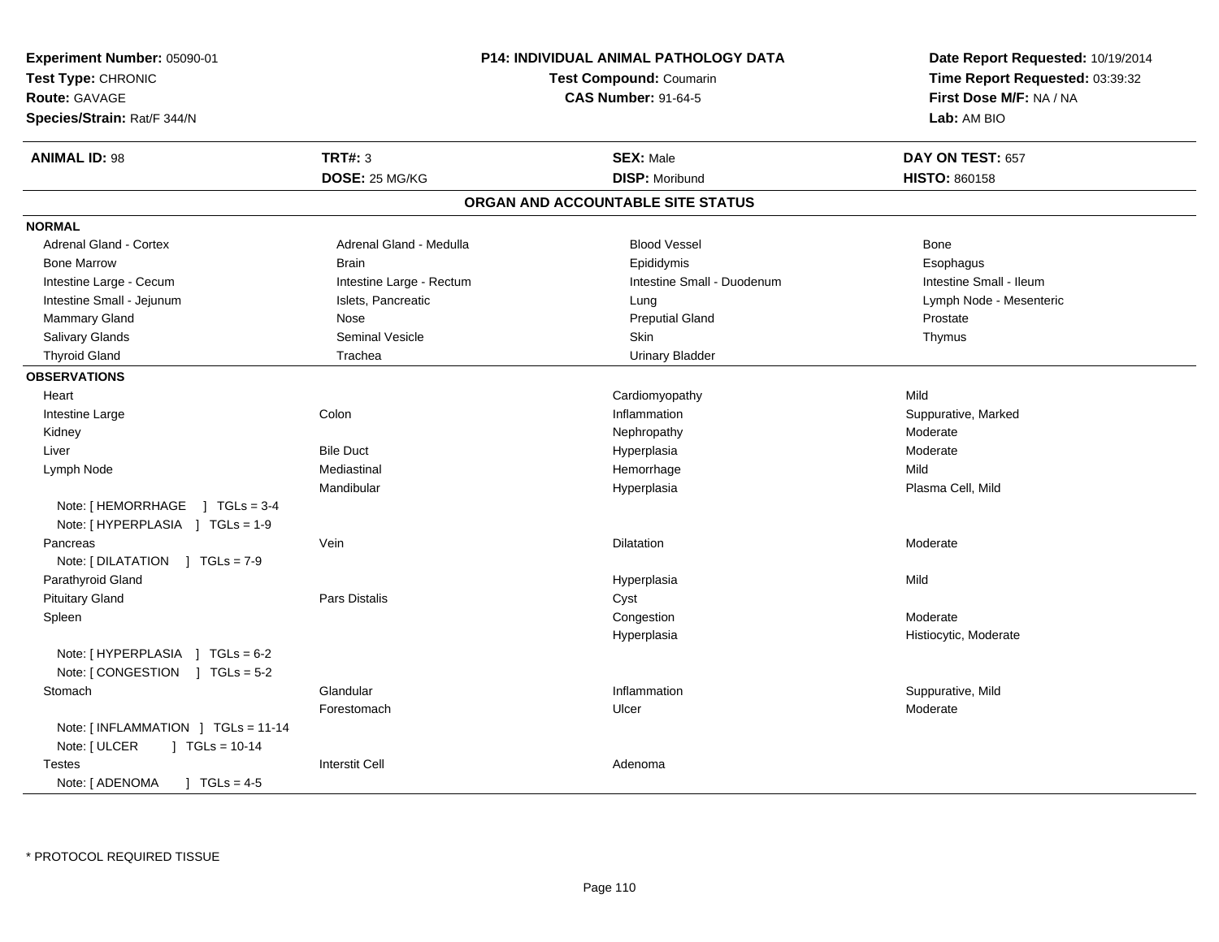**Experiment Number:** 05090-01
**Test Type:** CHRONIC
**Route:** GAVAGE
**Species/Strain:** Rat/F 344/N

**P14: INDIVIDUAL ANIMAL PATHOLOGY DATA**
**Test Compound:** Coumarin
**CAS Number:** 91-64-5

**Date Report Requested:** 10/19/2014
**Time Report Requested:** 03:39:32
**First Dose M/F:** NA / NA
**Lab:** AM BIO

| **ANIMAL ID:** 98 | **TRT#:** 3 | **SEX:** Male | **DAY ON TEST:** 657 |
|---|---|---|---|
| | **DOSE:** 25 MG/KG | **DISP:** Moribund | **HISTO:** 860158 |

## ORGAN AND ACCOUNTABLE SITE STATUS

**NORMAL**

| | | | |
|---|---|---|---|
| Adrenal Gland - Cortex | Adrenal Gland - Medulla | Blood Vessel | Bone |
| Bone Marrow | Brain | Epididymis | Esophagus |
| Intestine Large - Cecum | Intestine Large - Rectum | Intestine Small - Duodenum | Intestine Small - Ileum |
| Intestine Small - Jejunum | Islets, Pancreatic | Lung | Lymph Node - Mesenteric |
| Mammary Gland | Nose | Preputial Gland | Prostate |
| Salivary Glands | Seminal Vesicle | Skin | Thymus |
| Thyroid Gland | Trachea | Urinary Bladder | |

**OBSERVATIONS**

| | | | |
|---|---|---|---|
| Heart | | Cardiomyopathy | Mild |
| Intestine Large | Colon | Inflammation | Suppurative, Marked |
| Kidney | | Nephropathy | Moderate |
| Liver | Bile Duct | Hyperplasia | Moderate |
| Lymph Node | Mediastinal | Hemorrhage | Mild |
| | Mandibular | Hyperplasia | Plasma Cell, Mild |
| Note: [ HEMORRHAGE ] TGLs = 3-4 | | | |
| Note: [ HYPERPLASIA ] TGLs = 1-9 | | | |
| Pancreas | Vein | Dilatation | Moderate |
| Note: [ DILATATION ] TGLs = 7-9 | | | |
| Parathyroid Gland | | Hyperplasia | Mild |
| Pituitary Gland | Pars Distalis | Cyst | |
| Spleen | | Congestion | Moderate |
| | | Hyperplasia | Histiocytic, Moderate |
| Note: [ HYPERPLASIA ] TGLs = 6-2 | | | |
| Note: [ CONGESTION ] TGLs = 5-2 | | | |
| Stomach | Glandular | Inflammation | Suppurative, Mild |
| | Forestomach | Ulcer | Moderate |
| Note: [ INFLAMMATION ] TGLs = 11-14 | | | |
| Note: [ ULCER ] TGLs = 10-14 | | | |
| Testes | Interstit Cell | Adenoma | |
| Note: [ ADENOMA ] TGLs = 4-5 | | | |

* PROTOCOL REQUIRED TISSUE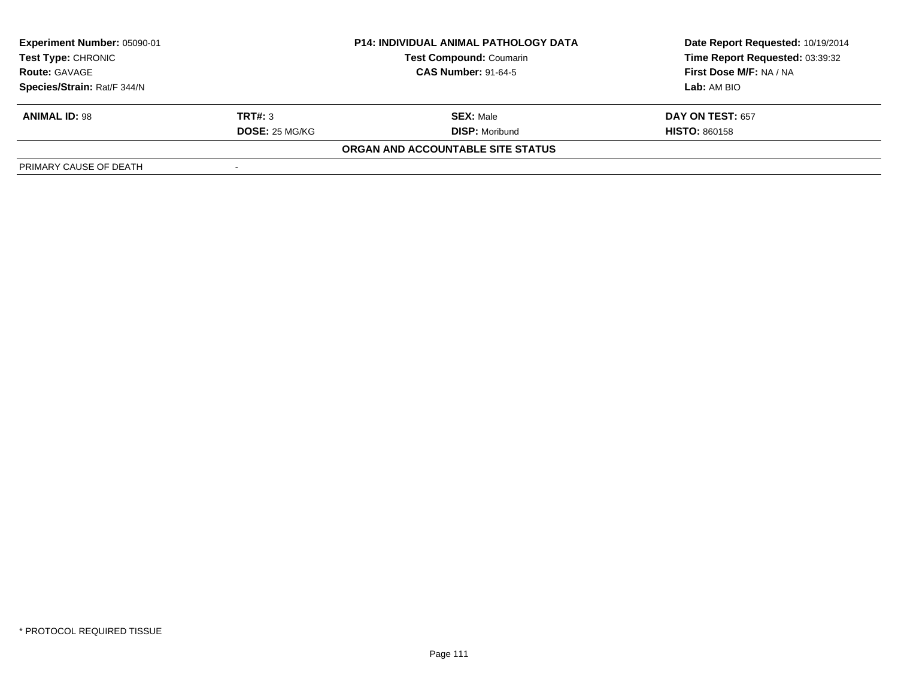| **Experiment Number:** 05090-01 | **P14: INDIVIDUAL ANIMAL PATHOLOGY DATA** | **Date Report Requested:** 10/19/2014 |
|---|---|---|
| **Test Type:** CHRONIC | **Test Compound:** Coumarin | **Time Report Requested:** 03:39:32 |
| **Route:** GAVAGE | **CAS Number:** 91-64-5 | **First Dose M/F:** NA / NA |
| **Species/Strain:** Rat/F 344/N | | **Lab:** AM BIO |

| **ANIMAL ID:** 98 | **TRT#:** 3 | **SEX:** Male | **DAY ON TEST:** 657 |
|---|---|---|---|
| | **DOSE:** 25 MG/KG | **DISP:** Moribund | **HISTO:** 860158 |

**ORGAN AND ACCOUNTABLE SITE STATUS**

| PRIMARY CAUSE OF DEATH | - |
|---|---|

\* PROTOCOL REQUIRED TISSUE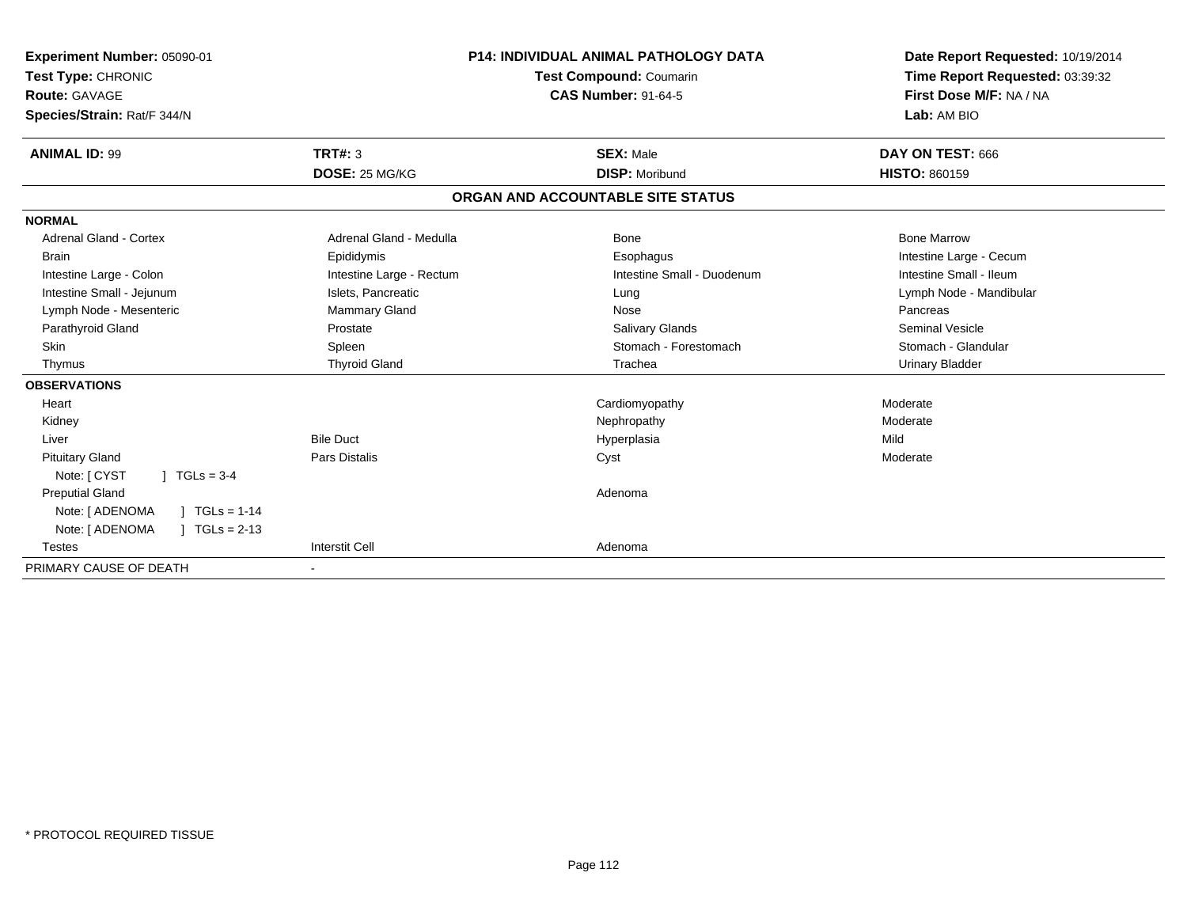**Experiment Number:** 05090-01
**Test Type:** CHRONIC
**Route:** GAVAGE
**Species/Strain:** Rat/F 344/N

**P14: INDIVIDUAL ANIMAL PATHOLOGY DATA**
**Test Compound:** Coumarin
**CAS Number:** 91-64-5

**Date Report Requested:** 10/19/2014
**Time Report Requested:** 03:39:32
**First Dose M/F:** NA / NA
**Lab:** AM BIO

| **ANIMAL ID:** 99 | **TRT#:** 3 | **SEX:** Male | **DAY ON TEST:** 666 |
|---|---|---|---|
| | **DOSE:** 25 MG/KG | **DISP:** Moribund | **HISTO:** 860159 |

## ORGAN AND ACCOUNTABLE SITE STATUS

| | | | |
|---|---|---|---|
| **NORMAL** | | | |
| Adrenal Gland - Cortex | Adrenal Gland - Medulla | Bone | Bone Marrow |
| Brain | Epididymis | Esophagus | Intestine Large - Cecum |
| Intestine Large - Colon | Intestine Large - Rectum | Intestine Small - Duodenum | Intestine Small - Ileum |
| Intestine Small - Jejunum | Islets, Pancreatic | Lung | Lymph Node - Mandibular |
| Lymph Node - Mesenteric | Mammary Gland | Nose | Pancreas |
| Parathyroid Gland | Prostate | Salivary Glands | Seminal Vesicle |
| Skin | Spleen | Stomach - Forestomach | Stomach - Glandular |
| Thymus | Thyroid Gland | Trachea | Urinary Bladder |
| **OBSERVATIONS** | | | |
| Heart | | Cardiomyopathy | Moderate |
| Kidney | | Nephropathy | Moderate |
| Liver | Bile Duct | Hyperplasia | Mild |
| Pituitary Gland | Pars Distalis | Cyst | Moderate |
| Note: [ CYST ] TGLs = 3-4 | | | |
| Preputial Gland | | Adenoma | |
| Note: [ ADENOMA ] TGLs = 1-14 | | | |
| Note: [ ADENOMA ] TGLs = 2-13 | | | |
| Testes | Interstit Cell | Adenoma | |
| PRIMARY CAUSE OF DEATH | - | | |

* PROTOCOL REQUIRED TISSUE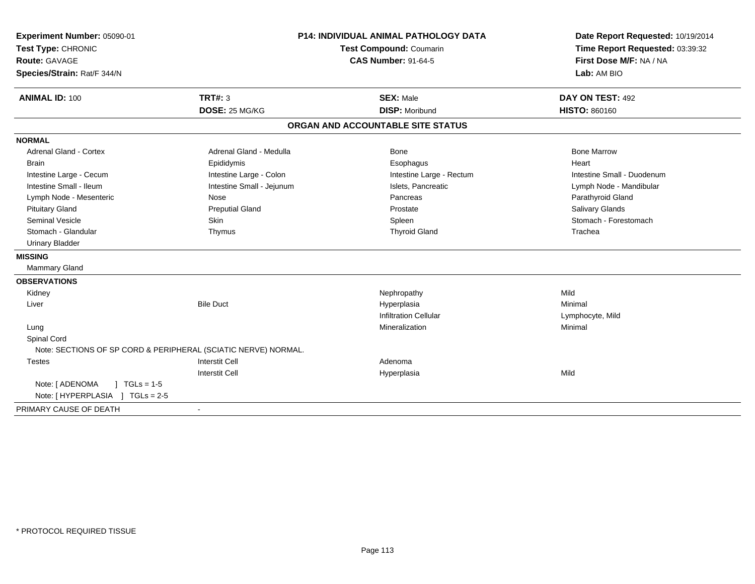**Experiment Number:** 05090-01
**Test Type:** CHRONIC
**Route:** GAVAGE
**Species/Strain:** Rat/F 344/N

**P14: INDIVIDUAL ANIMAL PATHOLOGY DATA**
**Test Compound:** Coumarin
**CAS Number:** 91-64-5

**Date Report Requested:** 10/19/2014
**Time Report Requested:** 03:39:32
**First Dose M/F:** NA / NA
**Lab:** AM BIO

| **ANIMAL ID:** 100 | **TRT#:** 3 | **SEX:** Male | **DAY ON TEST:** 492 |
|---|---|---|---|
| | **DOSE:** 25 MG/KG | **DISP:** Moribund | **HISTO:** 860160 |

## ORGAN AND ACCOUNTABLE SITE STATUS

**NORMAL**

| | | | |
|---|---|---|---|
| Adrenal Gland - Cortex | Adrenal Gland - Medulla | Bone | Bone Marrow |
| Brain | Epididymis | Esophagus | Heart |
| Intestine Large - Cecum | Intestine Large - Colon | Intestine Large - Rectum | Intestine Small - Duodenum |
| Intestine Small - Ileum | Intestine Small - Jejunum | Islets, Pancreatic | Lymph Node - Mandibular |
| Lymph Node - Mesenteric | Nose | Pancreas | Parathyroid Gland |
| Pituitary Gland | Preputial Gland | Prostate | Salivary Glands |
| Seminal Vesicle | Skin | Spleen | Stomach - Forestomach |
| Stomach - Glandular | Thymus | Thyroid Gland | Trachea |
| Urinary Bladder | | | |

**MISSING**

Mammary Gland

**OBSERVATIONS**

| | | | |
|---|---|---|---|
| Kidney | | Nephropathy | Mild |
| Liver | Bile Duct | Hyperplasia | Minimal |
| | | Infiltration Cellular | Lymphocyte, Mild |
| Lung | | Mineralization | Minimal |
| Spinal Cord | | | |

Note: SECTIONS OF SP CORD & PERIPHERAL (SCIATIC NERVE) NORMAL.

| | | | |
|---|---|---|---|
| Testes | Interstit Cell | Adenoma | |
| | Interstit Cell | Hyperplasia | Mild |

Note: [ ADENOMA ] TGLs = 1-5
Note: [ HYPERPLASIA ] TGLs = 2-5

PRIMARY CAUSE OF DEATH -

\* PROTOCOL REQUIRED TISSUE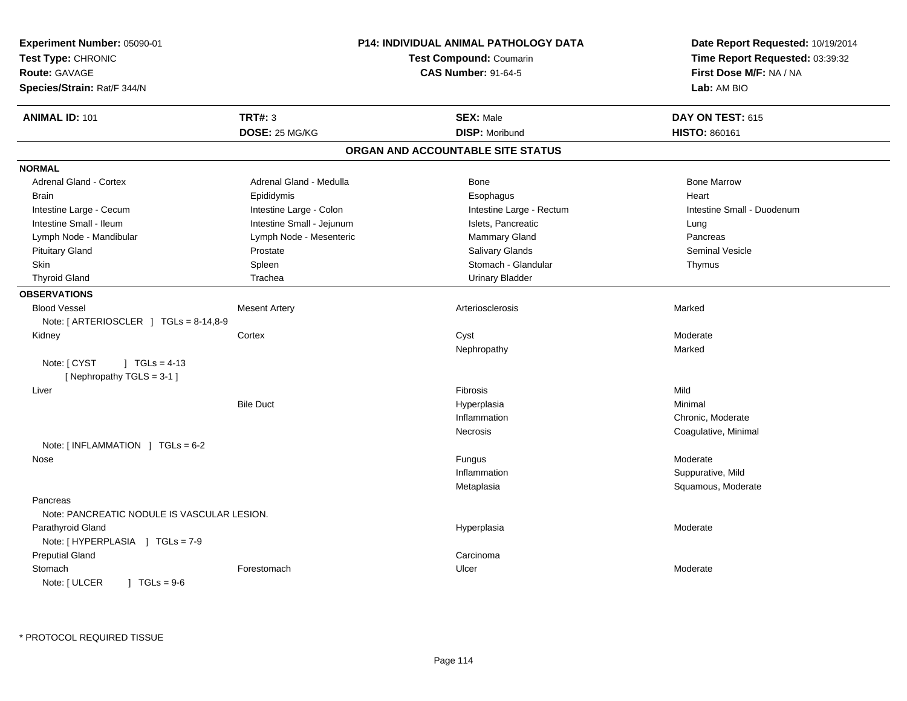**Experiment Number:** 05090-01
**Test Type:** CHRONIC
**Route:** GAVAGE
**Species/Strain:** Rat/F 344/N

**P14: INDIVIDUAL ANIMAL PATHOLOGY DATA**
**Test Compound:** Coumarin
**CAS Number:** 91-64-5

**Date Report Requested:** 10/19/2014
**Time Report Requested:** 03:39:32
**First Dose M/F:** NA / NA
**Lab:** AM BIO

| **ANIMAL ID:** 101 | **TRT#:** 3 | **SEX:** Male | **DAY ON TEST:** 615 |
|---|---|---|---|
| | **DOSE:** 25 MG/KG | **DISP:** Moribund | **HISTO:** 860161 |

## ORGAN AND ACCOUNTABLE SITE STATUS

**NORMAL**

| | | | |
|---|---|---|---|
| Adrenal Gland - Cortex | Adrenal Gland - Medulla | Bone | Bone Marrow |
| Brain | Epididymis | Esophagus | Heart |
| Intestine Large - Cecum | Intestine Large - Colon | Intestine Large - Rectum | Intestine Small - Duodenum |
| Intestine Small - Ileum | Intestine Small - Jejunum | Islets, Pancreatic | Lung |
| Lymph Node - Mandibular | Lymph Node - Mesenteric | Mammary Gland | Pancreas |
| Pituitary Gland | Prostate | Salivary Glands | Seminal Vesicle |
| Skin | Spleen | Stomach - Glandular | Thymus |
| Thyroid Gland | Trachea | Urinary Bladder | |

**OBSERVATIONS**

| | | | |
|---|---|---|---|
| Blood Vessel | Mesent Artery | Arteriosclerosis | Marked |
| Note: [ ARTERIOSCLER ] TGLs = 8-14,8-9 | | | |
| Kidney | Cortex | Cyst | Moderate |
| | | Nephropathy | Marked |
| Note: [ CYST ] TGLs = 4-13 [ Nephropathy TGLS = 3-1 ] | | | |
| Liver | | Fibrosis | Mild |
| | Bile Duct | Hyperplasia | Minimal |
| | | Inflammation | Chronic, Moderate |
| | | Necrosis | Coagulative, Minimal |
| Note: [ INFLAMMATION ] TGLs = 6-2 | | | |
| Nose | | Fungus | Moderate |
| | | Inflammation | Suppurative, Mild |
| | | Metaplasia | Squamous, Moderate |
| Pancreas | | | |
| Note: PANCREATIC NODULE IS VASCULAR LESION. | | | |
| Parathyroid Gland | | Hyperplasia | Moderate |
| Note: [ HYPERPLASIA ] TGLs = 7-9 | | | |
| Preputial Gland | | Carcinoma | |
| Stomach | Forestomach | Ulcer | Moderate |
| Note: [ ULCER ] TGLs = 9-6 | | | |

* PROTOCOL REQUIRED TISSUE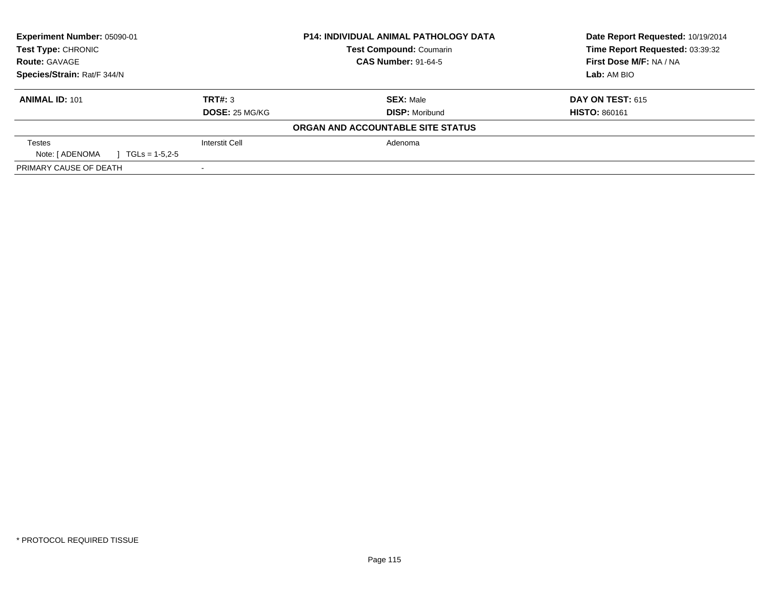**Experiment Number:** 05090-01
**Test Type:** CHRONIC
**Route:** GAVAGE
**Species/Strain:** Rat/F 344/N

**P14: INDIVIDUAL ANIMAL PATHOLOGY DATA**
**Test Compound:** Coumarin
**CAS Number:** 91-64-5

**Date Report Requested:** 10/19/2014
**Time Report Requested:** 03:39:32
**First Dose M/F:** NA / NA
**Lab:** AM BIO

| **ANIMAL ID:** 101 | **TRT#:** 3 | **SEX:** Male | **DAY ON TEST:** 615 |
|---|---|---|---|
| | **DOSE:** 25 MG/KG | **DISP:** Moribund | **HISTO:** 860161 |

**ORGAN AND ACCOUNTABLE SITE STATUS**

| | | | |
|---|---|---|---|
| Testes | Interstit Cell | Adenoma | |
| Note: [ ADENOMA ] TGLs = 1-5,2-5 | | | |
| PRIMARY CAUSE OF DEATH | - | | |

* PROTOCOL REQUIRED TISSUE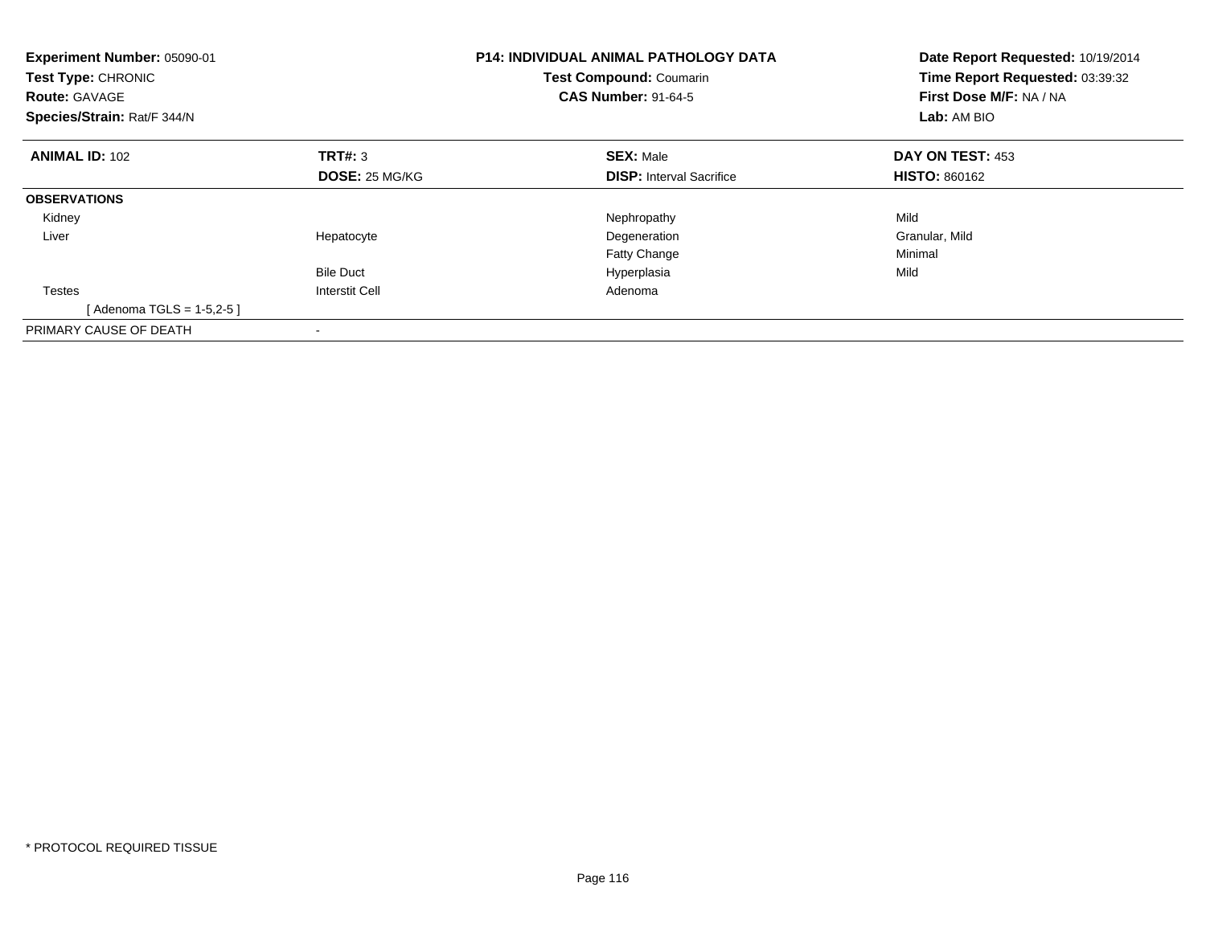**Experiment Number:** 05090-01
**Test Type:** CHRONIC
**Route:** GAVAGE
**Species/Strain:** Rat/F 344/N

**P14: INDIVIDUAL ANIMAL PATHOLOGY DATA**
**Test Compound:** Coumarin
**CAS Number:** 91-64-5

**Date Report Requested:** 10/19/2014
**Time Report Requested:** 03:39:32
**First Dose M/F:** NA / NA
**Lab:** AM BIO

| **ANIMAL ID:** 102 | **TRT#:** 3 | **SEX:** Male | **DAY ON TEST:** 453 |
|---|---|---|---|
| | **DOSE:** 25 MG/KG | **DISP:** Interval Sacrifice | **HISTO:** 860162 |
| **OBSERVATIONS** | | | |
| Kidney | | Nephropathy | Mild |
| Liver | Hepatocyte | Degeneration | Granular, Mild |
| | | Fatty Change | Minimal |
| | Bile Duct | Hyperplasia | Mild |
| Testes | Interstit Cell | Adenoma | |
| [ Adenoma TGLS = 1-5,2-5 ] | | | |
| PRIMARY CAUSE OF DEATH | - | | |

* PROTOCOL REQUIRED TISSUE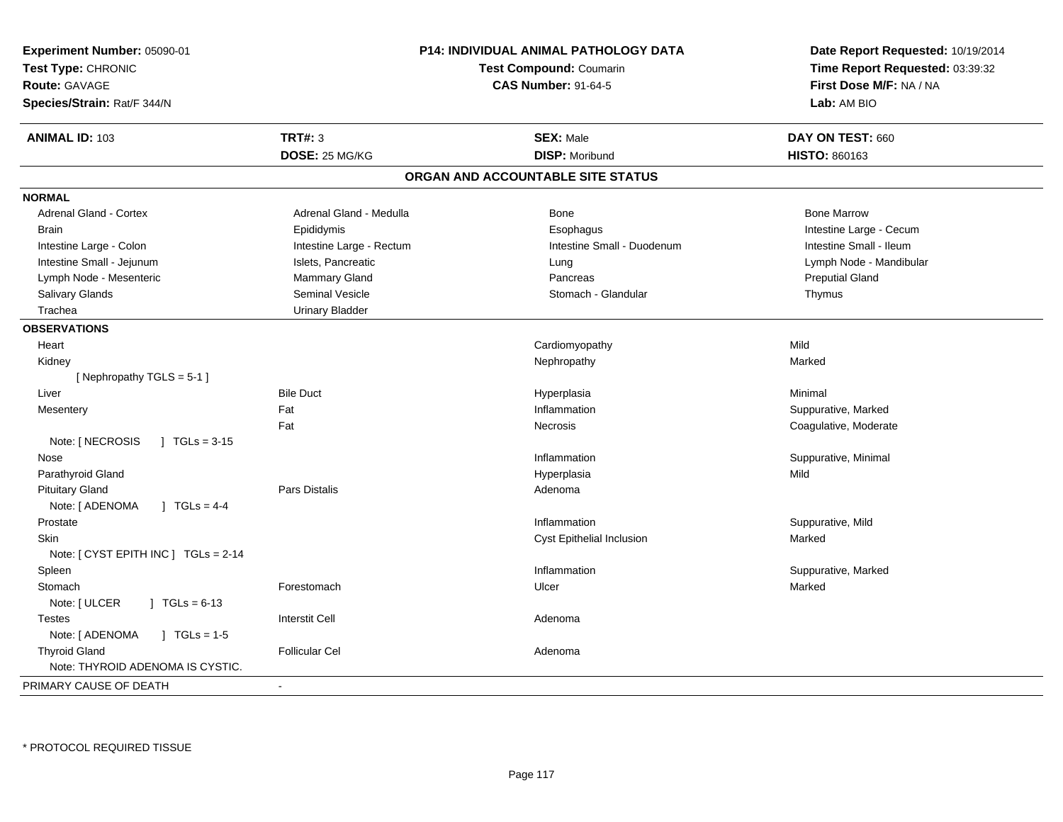**Experiment Number:** 05090-01
**Test Type:** CHRONIC
**Route:** GAVAGE
**Species/Strain:** Rat/F 344/N

**P14: INDIVIDUAL ANIMAL PATHOLOGY DATA**
**Test Compound:** Coumarin
**CAS Number:** 91-64-5

**Date Report Requested:** 10/19/2014
**Time Report Requested:** 03:39:32
**First Dose M/F:** NA / NA
**Lab:** AM BIO

| **ANIMAL ID:** 103 | **TRT#:** 3 | **SEX:** Male | **DAY ON TEST:** 660 |
|---|---|---|---|
| | **DOSE:** 25 MG/KG | **DISP:** Moribund | **HISTO:** 860163 |

## ORGAN AND ACCOUNTABLE SITE STATUS

**NORMAL**

| | | | |
|---|---|---|---|
| Adrenal Gland - Cortex | Adrenal Gland - Medulla | Bone | Bone Marrow |
| Brain | Epididymis | Esophagus | Intestine Large - Cecum |
| Intestine Large - Colon | Intestine Large - Rectum | Intestine Small - Duodenum | Intestine Small - Ileum |
| Intestine Small - Jejunum | Islets, Pancreatic | Lung | Lymph Node - Mandibular |
| Lymph Node - Mesenteric | Mammary Gland | Pancreas | Preputial Gland |
| Salivary Glands | Seminal Vesicle | Stomach - Glandular | Thymus |
| Trachea | Urinary Bladder | | |

**OBSERVATIONS**

| | | | |
|---|---|---|---|
| Heart | | Cardiomyopathy | Mild |
| Kidney | | Nephropathy | Marked |
| [ Nephropathy TGLS = 5-1 ] | | | |
| Liver | Bile Duct | Hyperplasia | Minimal |
| Mesentery | Fat | Inflammation | Suppurative, Marked |
| | Fat | Necrosis | Coagulative, Moderate |
| Note: [ NECROSIS ] TGLs = 3-15 | | | |
| Nose | | Inflammation | Suppurative, Minimal |
| Parathyroid Gland | | Hyperplasia | Mild |
| Pituitary Gland | Pars Distalis | Adenoma | |
| Note: [ ADENOMA ] TGLs = 4-4 | | | |
| Prostate | | Inflammation | Suppurative, Mild |
| Skin | | Cyst Epithelial Inclusion | Marked |
| Note: [ CYST EPITH INC ] TGLs = 2-14 | | | |
| Spleen | | Inflammation | Suppurative, Marked |
| Stomach | Forestomach | Ulcer | Marked |
| Note: [ ULCER ] TGLs = 6-13 | | | |
| Testes | Interstit Cell | Adenoma | |
| Note: [ ADENOMA ] TGLs = 1-5 | | | |
| Thyroid Gland | Follicular Cel | Adenoma | |
| Note: THYROID ADENOMA IS CYSTIC. | | | |

PRIMARY CAUSE OF DEATH -

\* PROTOCOL REQUIRED TISSUE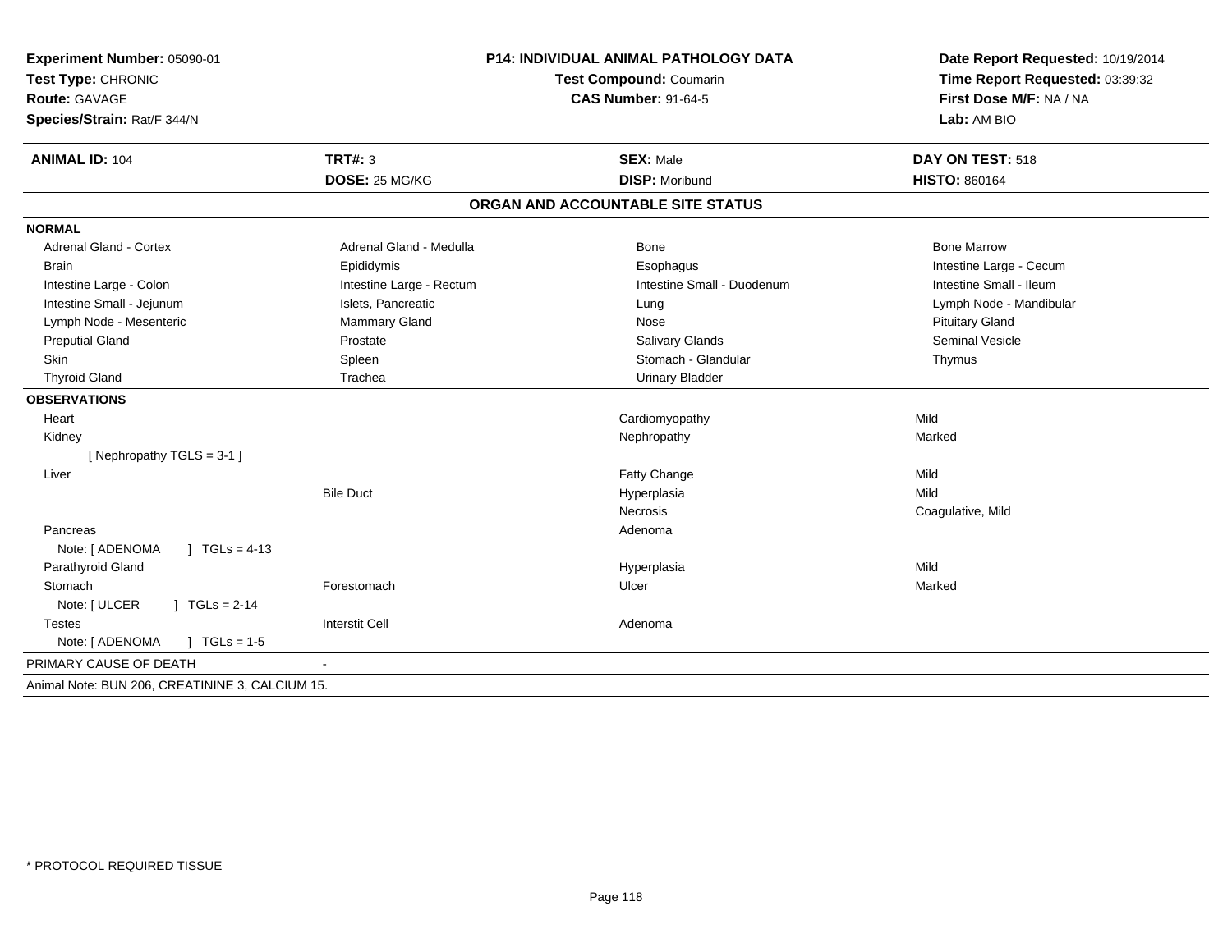**Experiment Number:** 05090-01
**Test Type:** CHRONIC
**Route:** GAVAGE
**Species/Strain:** Rat/F 344/N

**P14: INDIVIDUAL ANIMAL PATHOLOGY DATA**
**Test Compound:** Coumarin
**CAS Number:** 91-64-5

**Date Report Requested:** 10/19/2014
**Time Report Requested:** 03:39:32
**First Dose M/F:** NA / NA
**Lab:** AM BIO

| **ANIMAL ID:** 104 | **TRT#:** 3 | **SEX:** Male | **DAY ON TEST:** 518 |
|---|---|---|---|
| | **DOSE:** 25 MG/KG | **DISP:** Moribund | **HISTO:** 860164 |

## ORGAN AND ACCOUNTABLE SITE STATUS

| | | | |
|---|---|---|---|
| **NORMAL** | | | |
| Adrenal Gland - Cortex | Adrenal Gland - Medulla | Bone | Bone Marrow |
| Brain | Epididymis | Esophagus | Intestine Large - Cecum |
| Intestine Large - Colon | Intestine Large - Rectum | Intestine Small - Duodenum | Intestine Small - Ileum |
| Intestine Small - Jejunum | Islets, Pancreatic | Lung | Lymph Node - Mandibular |
| Lymph Node - Mesenteric | Mammary Gland | Nose | Pituitary Gland |
| Preputial Gland | Prostate | Salivary Glands | Seminal Vesicle |
| Skin | Spleen | Stomach - Glandular | Thymus |
| Thyroid Gland | Trachea | Urinary Bladder | |
| **OBSERVATIONS** | | | |
| Heart | | Cardiomyopathy | Mild |
| Kidney | | Nephropathy | Marked |
| [ Nephropathy TGLS = 3-1 ] | | | |
| Liver | | Fatty Change | Mild |
| | Bile Duct | Hyperplasia | Mild |
| | | Necrosis | Coagulative, Mild |
| Pancreas | | Adenoma | |
| Note: [ ADENOMA ] TGLs = 4-13 | | | |
| Parathyroid Gland | | Hyperplasia | Mild |
| Stomach | Forestomach | Ulcer | Marked |
| Note: [ ULCER ] TGLs = 2-14 | | | |
| Testes | Interstit Cell | Adenoma | |
| Note: [ ADENOMA ] TGLs = 1-5 | | | |
| PRIMARY CAUSE OF DEATH | - | | |

Animal Note: BUN 206, CREATININE 3, CALCIUM 15.

* PROTOCOL REQUIRED TISSUE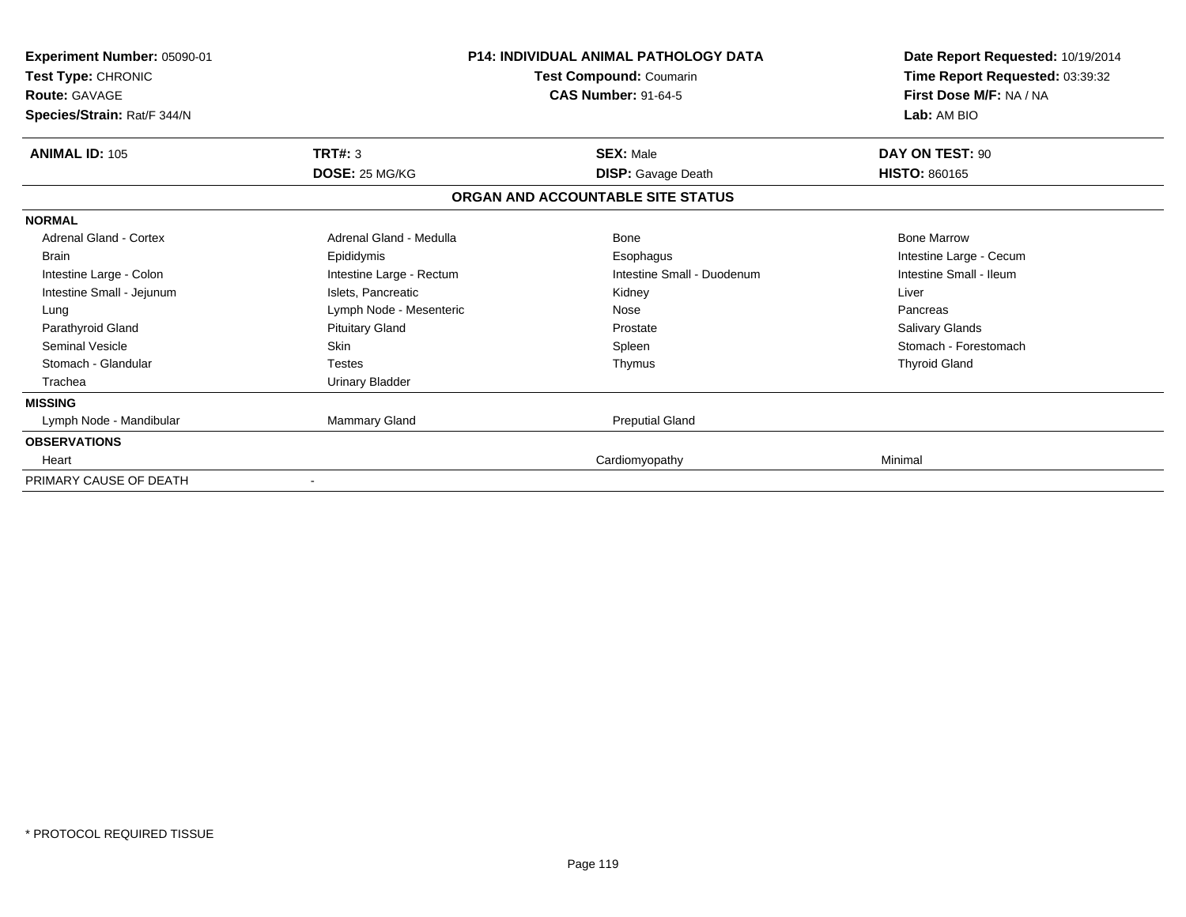**Experiment Number:** 05090-01
**Test Type:** CHRONIC
**Route:** GAVAGE
**Species/Strain:** Rat/F 344/N

**P14: INDIVIDUAL ANIMAL PATHOLOGY DATA**
**Test Compound:** Coumarin
**CAS Number:** 91-64-5

**Date Report Requested:** 10/19/2014
**Time Report Requested:** 03:39:32
**First Dose M/F:** NA / NA
**Lab:** AM BIO

| **ANIMAL ID:** 105 | **TRT#:** 3 | **SEX:** Male | **DAY ON TEST:** 90 |
|---|---|---|---|
| | **DOSE:** 25 MG/KG | **DISP:** Gavage Death | **HISTO:** 860165 |

**ORGAN AND ACCOUNTABLE SITE STATUS**

| | | | |
|---|---|---|---|
| **NORMAL** | | | |
| Adrenal Gland - Cortex | Adrenal Gland - Medulla | Bone | Bone Marrow |
| Brain | Epididymis | Esophagus | Intestine Large - Cecum |
| Intestine Large - Colon | Intestine Large - Rectum | Intestine Small - Duodenum | Intestine Small - Ileum |
| Intestine Small - Jejunum | Islets, Pancreatic | Kidney | Liver |
| Lung | Lymph Node - Mesenteric | Nose | Pancreas |
| Parathyroid Gland | Pituitary Gland | Prostate | Salivary Glands |
| Seminal Vesicle | Skin | Spleen | Stomach - Forestomach |
| Stomach - Glandular | Testes | Thymus | Thyroid Gland |
| Trachea | Urinary Bladder | | |
| **MISSING** | | | |
| Lymph Node - Mandibular | Mammary Gland | Preputial Gland | |
| **OBSERVATIONS** | | | |
| Heart | | Cardiomyopathy | Minimal |
| PRIMARY CAUSE OF DEATH | - | | |

\* PROTOCOL REQUIRED TISSUE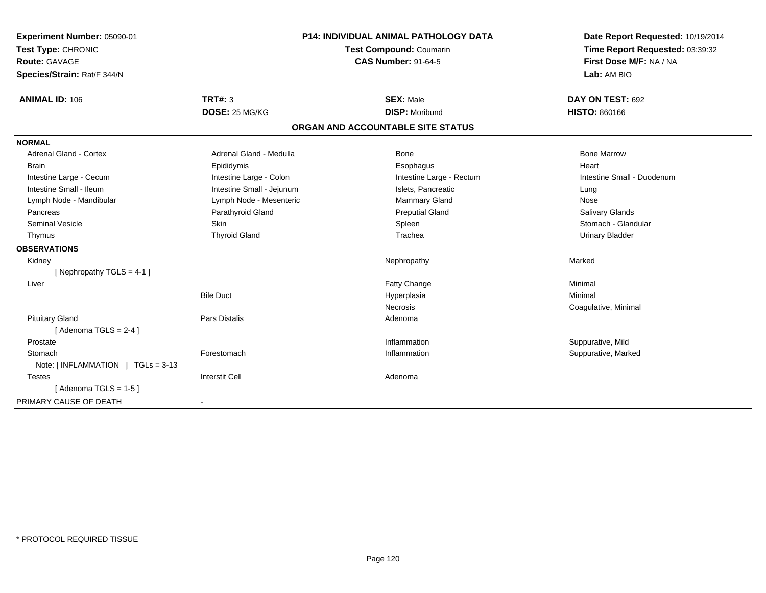**Experiment Number:** 05090-01
**Test Type:** CHRONIC
**Route:** GAVAGE
**Species/Strain:** Rat/F 344/N

**P14: INDIVIDUAL ANIMAL PATHOLOGY DATA**
**Test Compound:** Coumarin
**CAS Number:** 91-64-5

**Date Report Requested:** 10/19/2014
**Time Report Requested:** 03:39:32
**First Dose M/F:** NA / NA
**Lab:** AM BIO

| **ANIMAL ID:** 106 | **TRT#:** 3 | **SEX:** Male | **DAY ON TEST:** 692 |
|---|---|---|---|
| | **DOSE:** 25 MG/KG | **DISP:** Moribund | **HISTO:** 860166 |

## ORGAN AND ACCOUNTABLE SITE STATUS

| | | | |
|---|---|---|---|
| **NORMAL** | | | |
| Adrenal Gland - Cortex | Adrenal Gland - Medulla | Bone | Bone Marrow |
| Brain | Epididymis | Esophagus | Heart |
| Intestine Large - Cecum | Intestine Large - Colon | Intestine Large - Rectum | Intestine Small - Duodenum |
| Intestine Small - Ileum | Intestine Small - Jejunum | Islets, Pancreatic | Lung |
| Lymph Node - Mandibular | Lymph Node - Mesenteric | Mammary Gland | Nose |
| Pancreas | Parathyroid Gland | Preputial Gland | Salivary Glands |
| Seminal Vesicle | Skin | Spleen | Stomach - Glandular |
| Thymus | Thyroid Gland | Trachea | Urinary Bladder |
| **OBSERVATIONS** | | | |
| Kidney | | Nephropathy | Marked |
| [ Nephropathy TGLS = 4-1 ] | | | |
| Liver | | Fatty Change | Minimal |
| | Bile Duct | Hyperplasia | Minimal |
| | | Necrosis | Coagulative, Minimal |
| Pituitary Gland | Pars Distalis | Adenoma | |
| [ Adenoma TGLS = 2-4 ] | | | |
| Prostate | | Inflammation | Suppurative, Mild |
| Stomach | Forestomach | Inflammation | Suppurative, Marked |
| Note: [ INFLAMMATION ] TGLs = 3-13 | | | |
| Testes | Interstit Cell | Adenoma | |
| [ Adenoma TGLS = 1-5 ] | | | |
| PRIMARY CAUSE OF DEATH | - | | |

\* PROTOCOL REQUIRED TISSUE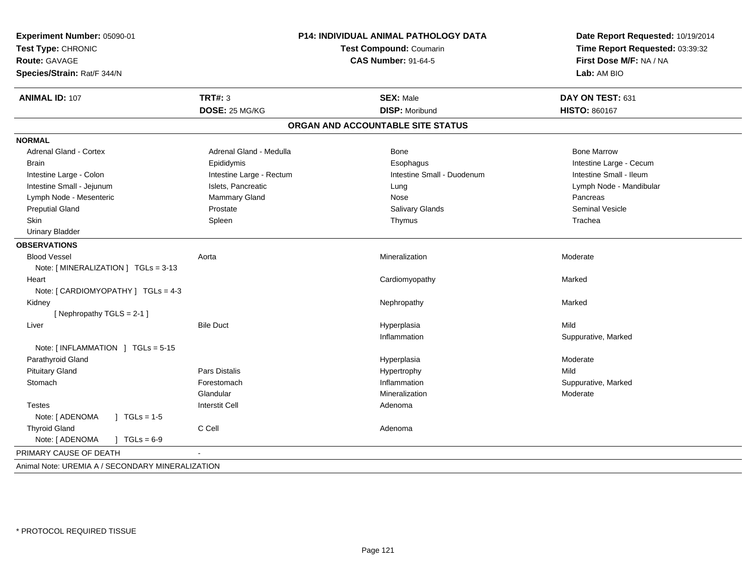**Experiment Number:** 05090-01
**Test Type:** CHRONIC
**Route:** GAVAGE
**Species/Strain:** Rat/F 344/N

**P14: INDIVIDUAL ANIMAL PATHOLOGY DATA**
**Test Compound:** Coumarin
**CAS Number:** 91-64-5

**Date Report Requested:** 10/19/2014
**Time Report Requested:** 03:39:32
**First Dose M/F:** NA / NA
**Lab:** AM BIO

| **ANIMAL ID:** 107 | **TRT#:** 3 | **SEX:** Male | **DAY ON TEST:** 631 |
|---|---|---|---|
| | **DOSE:** 25 MG/KG | **DISP:** Moribund | **HISTO:** 860167 |

## ORGAN AND ACCOUNTABLE SITE STATUS

**NORMAL**

| | | | |
|---|---|---|---|
| Adrenal Gland - Cortex | Adrenal Gland - Medulla | Bone | Bone Marrow |
| Brain | Epididymis | Esophagus | Intestine Large - Cecum |
| Intestine Large - Colon | Intestine Large - Rectum | Intestine Small - Duodenum | Intestine Small - Ileum |
| Intestine Small - Jejunum | Islets, Pancreatic | Lung | Lymph Node - Mandibular |
| Lymph Node - Mesenteric | Mammary Gland | Nose | Pancreas |
| Preputial Gland | Prostate | Salivary Glands | Seminal Vesicle |
| Skin | Spleen | Thymus | Trachea |
| Urinary Bladder | | | |

**OBSERVATIONS**

| | | | |
|---|---|---|---|
| Blood Vessel | Aorta | Mineralization | Moderate |
| Note: [ MINERALIZATION ] TGLs = 3-13 | | | |
| Heart | | Cardiomyopathy | Marked |
| Note: [ CARDIOMYOPATHY ] TGLs = 4-3 | | | |
| Kidney | | Nephropathy | Marked |
| [ Nephropathy TGLS = 2-1 ] | | | |
| Liver | Bile Duct | Hyperplasia | Mild |
| | | Inflammation | Suppurative, Marked |
| Note: [ INFLAMMATION ] TGLs = 5-15 | | | |
| Parathyroid Gland | | Hyperplasia | Moderate |
| Pituitary Gland | Pars Distalis | Hypertrophy | Mild |
| Stomach | Forestomach | Inflammation | Suppurative, Marked |
| | Glandular | Mineralization | Moderate |
| Testes | Interstit Cell | Adenoma | |
| Note: [ ADENOMA ] TGLs = 1-5 | | | |
| Thyroid Gland | C Cell | Adenoma | |
| Note: [ ADENOMA ] TGLs = 6-9 | | | |

PRIMARY CAUSE OF DEATH -

Animal Note: UREMIA A / SECONDARY MINERALIZATION

* PROTOCOL REQUIRED TISSUE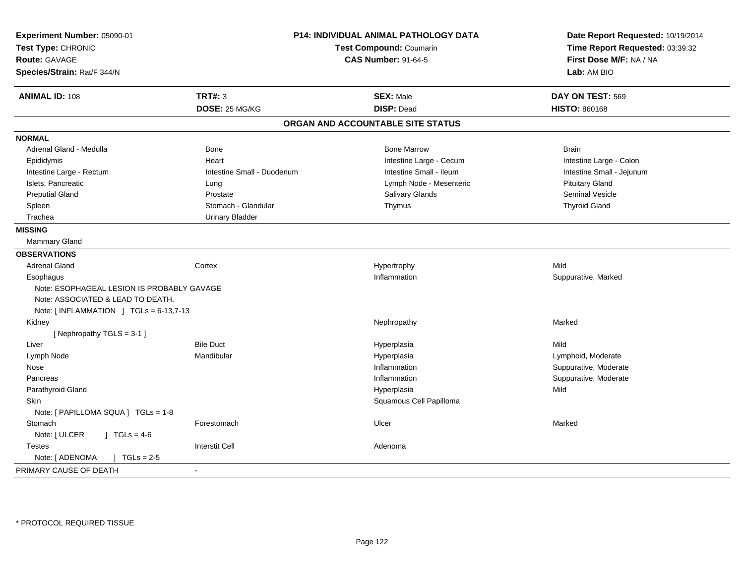**Experiment Number:** 05090-01
**Test Type:** CHRONIC
**Route:** GAVAGE
**Species/Strain:** Rat/F 344/N

**P14: INDIVIDUAL ANIMAL PATHOLOGY DATA**
**Test Compound:** Coumarin
**CAS Number:** 91-64-5

**Date Report Requested:** 10/19/2014
**Time Report Requested:** 03:39:32
**First Dose M/F:** NA / NA
**Lab:** AM BIO

| **ANIMAL ID:** 108 | **TRT#:** 3 | **SEX:** Male | **DAY ON TEST:** 569 |
|---|---|---|---|
| | **DOSE:** 25 MG/KG | **DISP:** Dead | **HISTO:** 860168 |

## ORGAN AND ACCOUNTABLE SITE STATUS

**NORMAL**

| | | | |
|---|---|---|---|
| Adrenal Gland - Medulla | Bone | Bone Marrow | Brain |
| Epididymis | Heart | Intestine Large - Cecum | Intestine Large - Colon |
| Intestine Large - Rectum | Intestine Small - Duodenum | Intestine Small - Ileum | Intestine Small - Jejunum |
| Islets, Pancreatic | Lung | Lymph Node - Mesenteric | Pituitary Gland |
| Preputial Gland | Prostate | Salivary Glands | Seminal Vesicle |
| Spleen | Stomach - Glandular | Thymus | Thyroid Gland |
| Trachea | Urinary Bladder | | |

**MISSING**

Mammary Gland

**OBSERVATIONS**

| | | | |
|---|---|---|---|
| Adrenal Gland | Cortex | Hypertrophy | Mild |
| Esophagus | | Inflammation | Suppurative, Marked |
| Note: ESOPHAGEAL LESION IS PROBABLY GAVAGE | | | |
| Note: ASSOCIATED & LEAD TO DEATH. | | | |
| Note: [ INFLAMMATION ] TGLs = 6-13,7-13 | | | |
| Kidney | | Nephropathy | Marked |
| [ Nephropathy TGLS = 3-1 ] | | | |
| Liver | Bile Duct | Hyperplasia | Mild |
| Lymph Node | Mandibular | Hyperplasia | Lymphoid, Moderate |
| Nose | | Inflammation | Suppurative, Moderate |
| Pancreas | | Inflammation | Suppurative, Moderate |
| Parathyroid Gland | | Hyperplasia | Mild |
| Skin | | Squamous Cell Papilloma | |
| Note: [ PAPILLOMA SQUA ] TGLs = 1-8 | | | |
| Stomach | Forestomach | Ulcer | Marked |
| Note: [ ULCER ] TGLs = 4-6 | | | |
| Testes | Interstit Cell | Adenoma | |
| Note: [ ADENOMA ] TGLs = 2-5 | | | |

PRIMARY CAUSE OF DEATH -

\* PROTOCOL REQUIRED TISSUE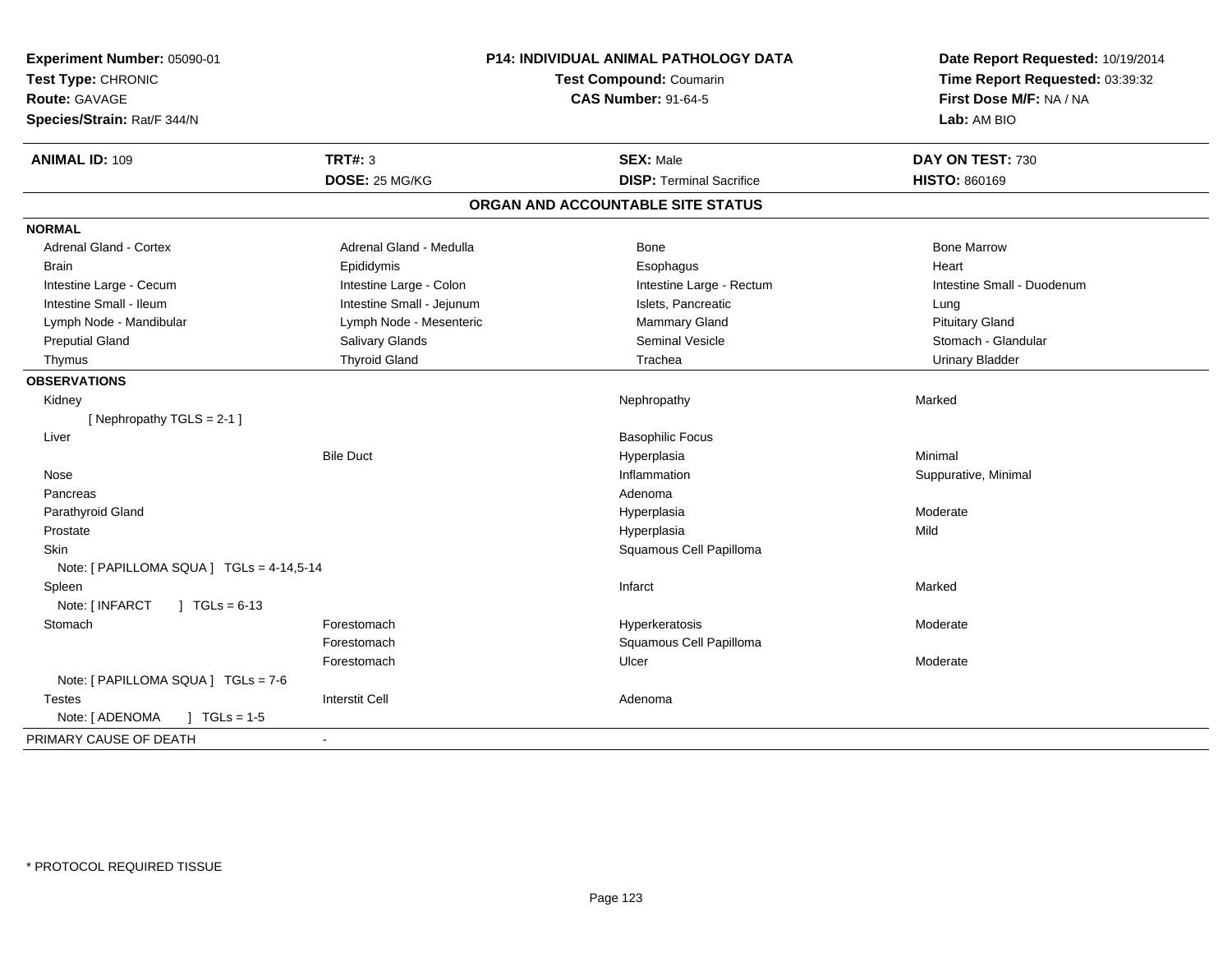**Experiment Number:** 05090-01
**Test Type:** CHRONIC
**Route:** GAVAGE
**Species/Strain:** Rat/F 344/N

**P14: INDIVIDUAL ANIMAL PATHOLOGY DATA**
**Test Compound:** Coumarin
**CAS Number:** 91-64-5

**Date Report Requested:** 10/19/2014
**Time Report Requested:** 03:39:32
**First Dose M/F:** NA / NA
**Lab:** AM BIO

| **ANIMAL ID:** 109 | **TRT#:** 3 | **SEX:** Male | **DAY ON TEST:** 730 |
|---|---|---|---|
| | **DOSE:** 25 MG/KG | **DISP:** Terminal Sacrifice | **HISTO:** 860169 |

## ORGAN AND ACCOUNTABLE SITE STATUS

**NORMAL**

| | | | |
|---|---|---|---|
| Adrenal Gland - Cortex | Adrenal Gland - Medulla | Bone | Bone Marrow |
| Brain | Epididymis | Esophagus | Heart |
| Intestine Large - Cecum | Intestine Large - Colon | Intestine Large - Rectum | Intestine Small - Duodenum |
| Intestine Small - Ileum | Intestine Small - Jejunum | Islets, Pancreatic | Lung |
| Lymph Node - Mandibular | Lymph Node - Mesenteric | Mammary Gland | Pituitary Gland |
| Preputial Gland | Salivary Glands | Seminal Vesicle | Stomach - Glandular |
| Thymus | Thyroid Gland | Trachea | Urinary Bladder |

**OBSERVATIONS**

| | | | |
|---|---|---|---|
| Kidney | | Nephropathy | Marked |
| [ Nephropathy TGLS = 2-1 ] | | | |
| Liver | | Basophilic Focus | |
| | Bile Duct | Hyperplasia | Minimal |
| Nose | | Inflammation | Suppurative, Minimal |
| Pancreas | | Adenoma | |
| Parathyroid Gland | | Hyperplasia | Moderate |
| Prostate | | Hyperplasia | Mild |
| Skin | | Squamous Cell Papilloma | |
| Note: [ PAPILLOMA SQUA ] TGLs = 4-14,5-14 | | | |
| Spleen | | Infarct | Marked |
| Note: [ INFARCT ] TGLs = 6-13 | | | |
| Stomach | Forestomach | Hyperkeratosis | Moderate |
| | Forestomach | Squamous Cell Papilloma | |
| | Forestomach | Ulcer | Moderate |
| Note: [ PAPILLOMA SQUA ] TGLs = 7-6 | | | |
| Testes | Interstit Cell | Adenoma | |
| Note: [ ADENOMA ] TGLs = 1-5 | | | |

PRIMARY CAUSE OF DEATH -

* PROTOCOL REQUIRED TISSUE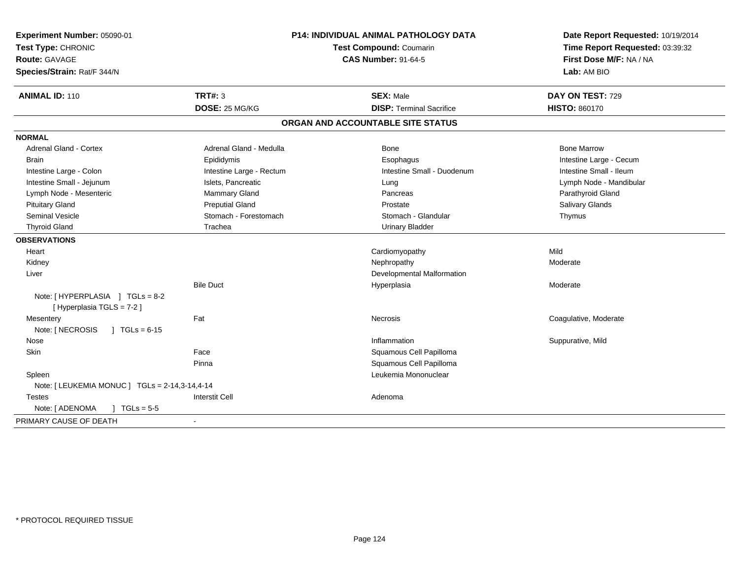**Experiment Number:** 05090-01
**Test Type:** CHRONIC
**Route:** GAVAGE
**Species/Strain:** Rat/F 344/N

**P14: INDIVIDUAL ANIMAL PATHOLOGY DATA**
**Test Compound:** Coumarin
**CAS Number:** 91-64-5

**Date Report Requested:** 10/19/2014
**Time Report Requested:** 03:39:32
**First Dose M/F:** NA / NA
**Lab:** AM BIO

| **ANIMAL ID:** 110 | **TRT#:** 3 | **SEX:** Male | **DAY ON TEST:** 729 |
|---|---|---|---|
| | **DOSE:** 25 MG/KG | **DISP:** Terminal Sacrifice | **HISTO:** 860170 |

## ORGAN AND ACCOUNTABLE SITE STATUS

**NORMAL**

| | | | |
|---|---|---|---|
| Adrenal Gland - Cortex | Adrenal Gland - Medulla | Bone | Bone Marrow |
| Brain | Epididymis | Esophagus | Intestine Large - Cecum |
| Intestine Large - Colon | Intestine Large - Rectum | Intestine Small - Duodenum | Intestine Small - Ileum |
| Intestine Small - Jejunum | Islets, Pancreatic | Lung | Lymph Node - Mandibular |
| Lymph Node - Mesenteric | Mammary Gland | Pancreas | Parathyroid Gland |
| Pituitary Gland | Preputial Gland | Prostate | Salivary Glands |
| Seminal Vesicle | Stomach - Forestomach | Stomach - Glandular | Thymus |
| Thyroid Gland | Trachea | Urinary Bladder | |

**OBSERVATIONS**

| | | | |
|---|---|---|---|
| Heart | | Cardiomyopathy | Mild |
| Kidney | | Nephropathy | Moderate |
| Liver | | Developmental Malformation | |
| | Bile Duct | Hyperplasia | Moderate |
| Note: [ HYPERPLASIA ] TGLs = 8-2 [ Hyperplasia TGLS = 7-2 ] | | | |
| Mesentery | Fat | Necrosis | Coagulative, Moderate |
| Note: [ NECROSIS ] TGLs = 6-15 | | | |
| Nose | | Inflammation | Suppurative, Mild |
| Skin | Face | Squamous Cell Papilloma | |
| | Pinna | Squamous Cell Papilloma | |
| Spleen | | Leukemia Mononuclear | |
| Note: [ LEUKEMIA MONUC ] TGLs = 2-14,3-14,4-14 | | | |
| Testes | Interstit Cell | Adenoma | |
| Note: [ ADENOMA ] TGLs = 5-5 | | | |

PRIMARY CAUSE OF DEATH -

\* PROTOCOL REQUIRED TISSUE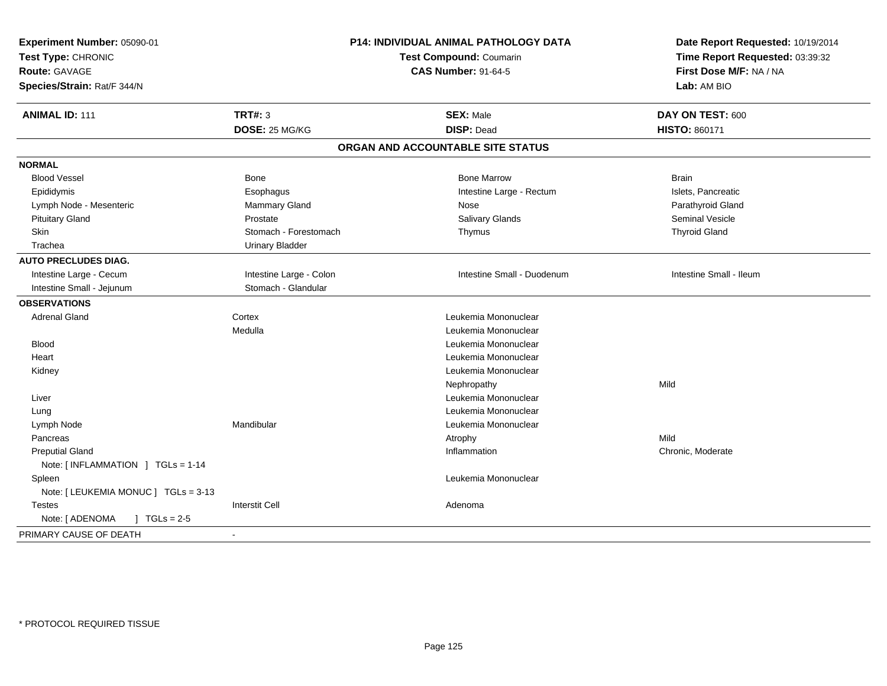**Experiment Number:** 05090-01
**Test Type:** CHRONIC
**Route:** GAVAGE
**Species/Strain:** Rat/F 344/N

**P14: INDIVIDUAL ANIMAL PATHOLOGY DATA**
**Test Compound:** Coumarin
**CAS Number:** 91-64-5

**Date Report Requested:** 10/19/2014
**Time Report Requested:** 03:39:32
**First Dose M/F:** NA / NA
**Lab:** AM BIO

| **ANIMAL ID:** 111 | **TRT#:** 3 | **SEX:** Male | **DAY ON TEST:** 600 |
|---|---|---|---|
| | **DOSE:** 25 MG/KG | **DISP:** Dead | **HISTO:** 860171 |

## ORGAN AND ACCOUNTABLE SITE STATUS

**NORMAL**

| | | | |
|---|---|---|---|
| Blood Vessel | Bone | Bone Marrow | Brain |
| Epididymis | Esophagus | Intestine Large - Rectum | Islets, Pancreatic |
| Lymph Node - Mesenteric | Mammary Gland | Nose | Parathyroid Gland |
| Pituitary Gland | Prostate | Salivary Glands | Seminal Vesicle |
| Skin | Stomach - Forestomach | Thymus | Thyroid Gland |
| Trachea | Urinary Bladder | | |

**AUTO PRECLUDES DIAG.**

| | | | |
|---|---|---|---|
| Intestine Large - Cecum | Intestine Large - Colon | Intestine Small - Duodenum | Intestine Small - Ileum |
| Intestine Small - Jejunum | Stomach - Glandular | | |

**OBSERVATIONS**

| | | | |
|---|---|---|---|
| Adrenal Gland | Cortex | Leukemia Mononuclear | |
| | Medulla | Leukemia Mononuclear | |
| Blood | | Leukemia Mononuclear | |
| Heart | | Leukemia Mononuclear | |
| Kidney | | Leukemia Mononuclear | |
| | | Nephropathy | Mild |
| Liver | | Leukemia Mononuclear | |
| Lung | | Leukemia Mononuclear | |
| Lymph Node | Mandibular | Leukemia Mononuclear | |
| Pancreas | | Atrophy | Mild |
| Preputial Gland | | Inflammation | Chronic, Moderate |
| Note: [ INFLAMMATION ] TGLs = 1-14 | | | |
| Spleen | | Leukemia Mononuclear | |
| Note: [ LEUKEMIA MONUC ] TGLs = 3-13 | | | |
| Testes | Interstit Cell | Adenoma | |
| Note: [ ADENOMA ] TGLs = 2-5 | | | |

PRIMARY CAUSE OF DEATH -

* PROTOCOL REQUIRED TISSUE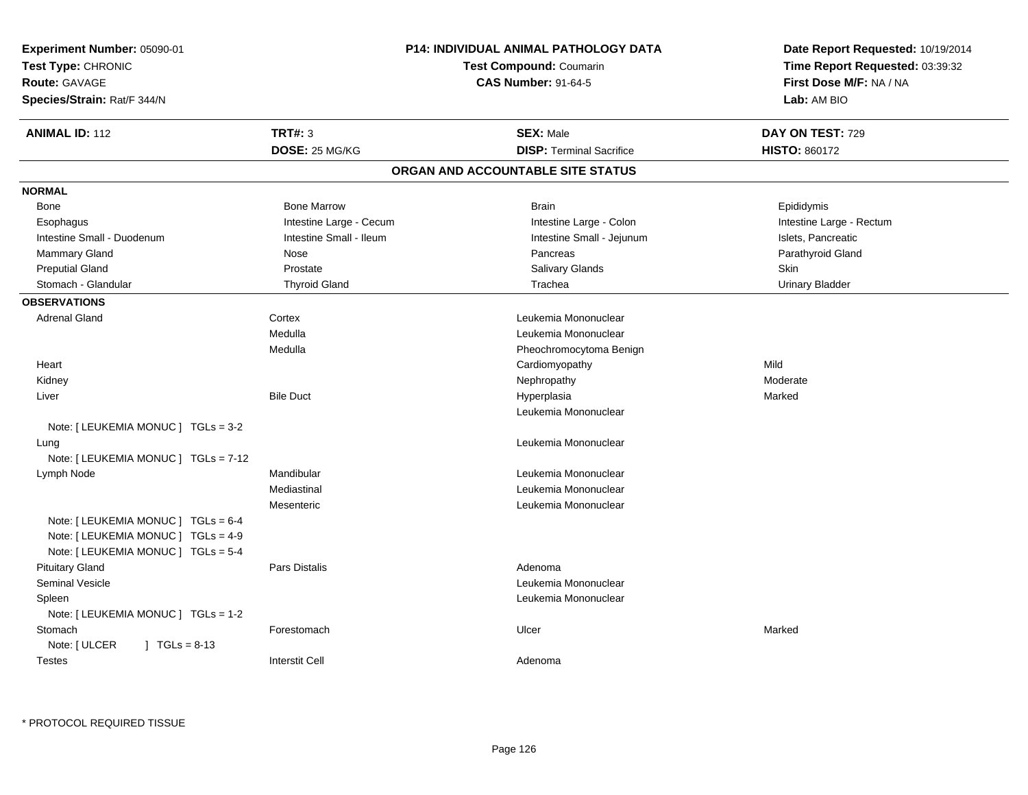**Experiment Number:** 05090-01
**Test Type:** CHRONIC
**Route:** GAVAGE
**Species/Strain:** Rat/F 344/N

**P14: INDIVIDUAL ANIMAL PATHOLOGY DATA**
**Test Compound:** Coumarin
**CAS Number:** 91-64-5

**Date Report Requested:** 10/19/2014
**Time Report Requested:** 03:39:32
**First Dose M/F:** NA / NA
**Lab:** AM BIO

| **ANIMAL ID:** 112 | **TRT#:** 3 | **SEX:** Male | **DAY ON TEST:** 729 |
|---|---|---|---|
| | **DOSE:** 25 MG/KG | **DISP:** Terminal Sacrifice | **HISTO:** 860172 |

## ORGAN AND ACCOUNTABLE SITE STATUS

**NORMAL**

| | | | |
|---|---|---|---|
| Bone | Bone Marrow | Brain | Epididymis |
| Esophagus | Intestine Large - Cecum | Intestine Large - Colon | Intestine Large - Rectum |
| Intestine Small - Duodenum | Intestine Small - Ileum | Intestine Small - Jejunum | Islets, Pancreatic |
| Mammary Gland | Nose | Pancreas | Parathyroid Gland |
| Preputial Gland | Prostate | Salivary Glands | Skin |
| Stomach - Glandular | Thyroid Gland | Trachea | Urinary Bladder |

**OBSERVATIONS**

| | | | |
|---|---|---|---|
| Adrenal Gland | Cortex | Leukemia Mononuclear | |
| | Medulla | Leukemia Mononuclear | |
| | Medulla | Pheochromocytoma Benign | |
| Heart | | Cardiomyopathy | Mild |
| Kidney | | Nephropathy | Moderate |
| Liver | Bile Duct | Hyperplasia | Marked |
| | | Leukemia Mononuclear | |
| Note: [ LEUKEMIA MONUC ] TGLs = 3-2 | | | |
| Lung | | Leukemia Mononuclear | |
| Note: [ LEUKEMIA MONUC ] TGLs = 7-12 | | | |
| Lymph Node | Mandibular | Leukemia Mononuclear | |
| | Mediastinal | Leukemia Mononuclear | |
| | Mesenteric | Leukemia Mononuclear | |
| Note: [ LEUKEMIA MONUC ] TGLs = 6-4 | | | |
| Note: [ LEUKEMIA MONUC ] TGLs = 4-9 | | | |
| Note: [ LEUKEMIA MONUC ] TGLs = 5-4 | | | |
| Pituitary Gland | Pars Distalis | Adenoma | |
| Seminal Vesicle | | Leukemia Mononuclear | |
| Spleen | | Leukemia Mononuclear | |
| Note: [ LEUKEMIA MONUC ] TGLs = 1-2 | | | |
| Stomach | Forestomach | Ulcer | Marked |
| Note: [ ULCER ] TGLs = 8-13 | | | |
| Testes | Interstit Cell | Adenoma | |

\* PROTOCOL REQUIRED TISSUE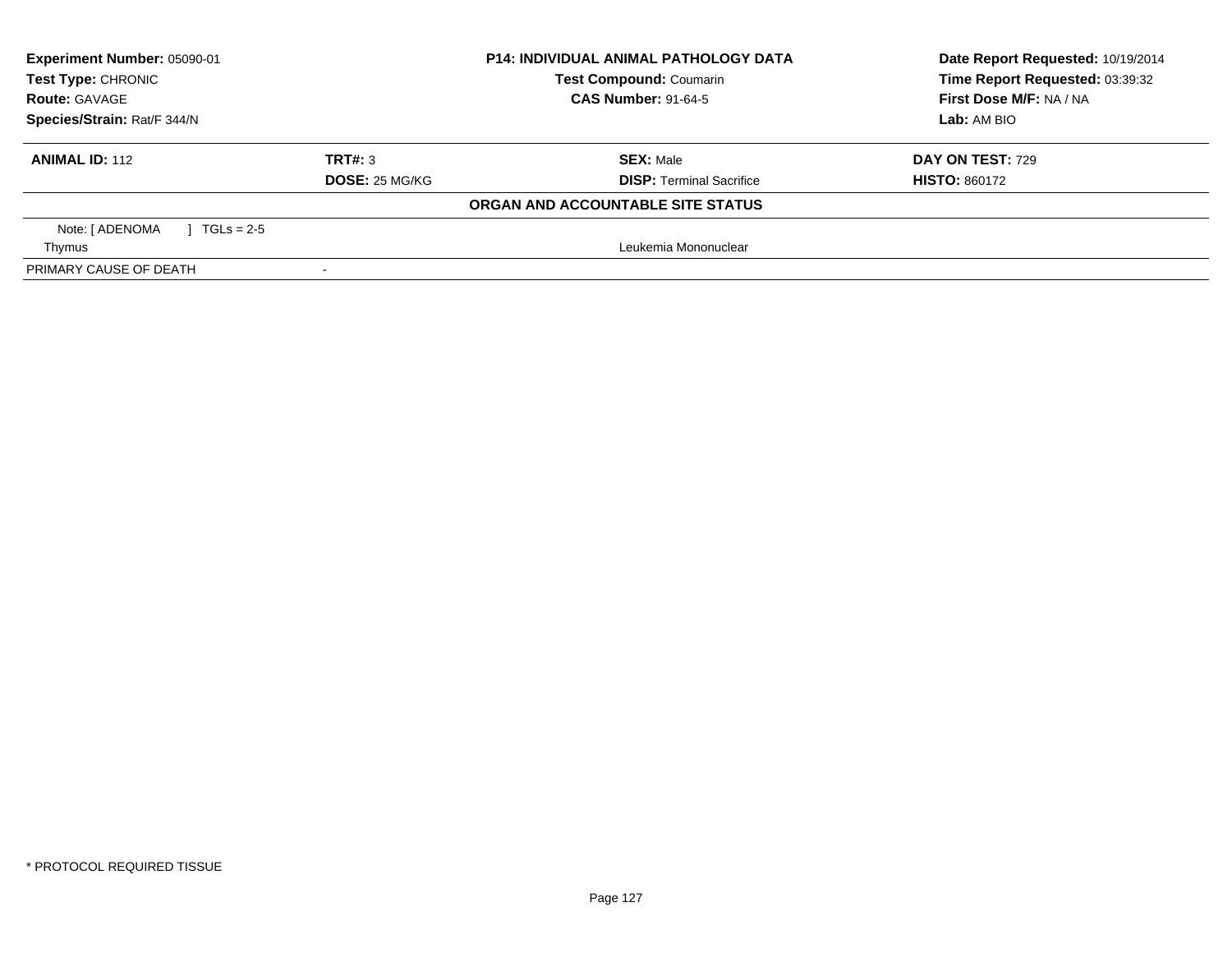| **Experiment Number:** 05090-01 | **P14: INDIVIDUAL ANIMAL PATHOLOGY DATA** | **Date Report Requested:** 10/19/2014 |
|---|---|---|
| **Test Type:** CHRONIC | **Test Compound:** Coumarin | **Time Report Requested:** 03:39:32 |
| **Route:** GAVAGE | **CAS Number:** 91-64-5 | **First Dose M/F:** NA / NA |
| **Species/Strain:** Rat/F 344/N | | **Lab:** AM BIO |

| **ANIMAL ID:** 112 | **TRT#:** 3 | **SEX:** Male | **DAY ON TEST:** 729 |
|---|---|---|---|
| | **DOSE:** 25 MG/KG | **DISP:** Terminal Sacrifice | **HISTO:** 860172 |

**ORGAN AND ACCOUNTABLE SITE STATUS**

| | | | |
|---|---|---|---|
| Note: [ ADENOMA ] TGLs = 2-5 | | | |
| Thymus | | Leukemia Mononuclear | |
| PRIMARY CAUSE OF DEATH | - | | |

\* PROTOCOL REQUIRED TISSUE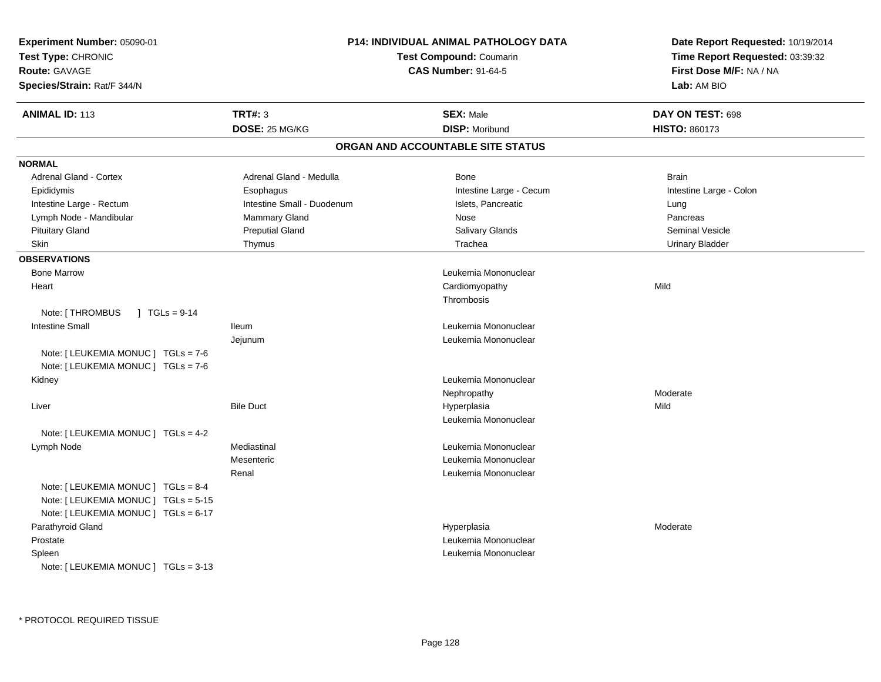**Experiment Number:** 05090-01
**Test Type:** CHRONIC
**Route:** GAVAGE
**Species/Strain:** Rat/F 344/N

**P14: INDIVIDUAL ANIMAL PATHOLOGY DATA**
**Test Compound:** Coumarin
**CAS Number:** 91-64-5

**Date Report Requested:** 10/19/2014
**Time Report Requested:** 03:39:32
**First Dose M/F:** NA / NA
**Lab:** AM BIO

| **ANIMAL ID:** 113 | **TRT#:** 3 | **SEX:** Male | **DAY ON TEST:** 698 |
|---|---|---|---|
| | **DOSE:** 25 MG/KG | **DISP:** Moribund | **HISTO:** 860173 |

## ORGAN AND ACCOUNTABLE SITE STATUS

**NORMAL**

| | | | |
|---|---|---|---|
| Adrenal Gland - Cortex | Adrenal Gland - Medulla | Bone | Brain |
| Epididymis | Esophagus | Intestine Large - Cecum | Intestine Large - Colon |
| Intestine Large - Rectum | Intestine Small - Duodenum | Islets, Pancreatic | Lung |
| Lymph Node - Mandibular | Mammary Gland | Nose | Pancreas |
| Pituitary Gland | Preputial Gland | Salivary Glands | Seminal Vesicle |
| Skin | Thymus | Trachea | Urinary Bladder |

**OBSERVATIONS**

| | | | |
|---|---|---|---|
| Bone Marrow | | Leukemia Mononuclear | |
| Heart | | Cardiomyopathy | Mild |
| | | Thrombosis | |
| Note: [ THROMBUS ] TGLs = 9-14 | | | |
| Intestine Small | Ileum | Leukemia Mononuclear | |
| | Jejunum | Leukemia Mononuclear | |
| Note: [ LEUKEMIA MONUC ] TGLs = 7-6 | | | |
| Note: [ LEUKEMIA MONUC ] TGLs = 7-6 | | | |
| Kidney | | Leukemia Mononuclear | |
| | | Nephropathy | Moderate |
| Liver | Bile Duct | Hyperplasia | Mild |
| | | Leukemia Mononuclear | |
| Note: [ LEUKEMIA MONUC ] TGLs = 4-2 | | | |
| Lymph Node | Mediastinal | Leukemia Mononuclear | |
| | Mesenteric | Leukemia Mononuclear | |
| | Renal | Leukemia Mononuclear | |
| Note: [ LEUKEMIA MONUC ] TGLs = 8-4 | | | |
| Note: [ LEUKEMIA MONUC ] TGLs = 5-15 | | | |
| Note: [ LEUKEMIA MONUC ] TGLs = 6-17 | | | |
| Parathyroid Gland | | Hyperplasia | Moderate |
| Prostate | | Leukemia Mononuclear | |
| Spleen | | Leukemia Mononuclear | |
| Note: [ LEUKEMIA MONUC ] TGLs = 3-13 | | | |

* PROTOCOL REQUIRED TISSUE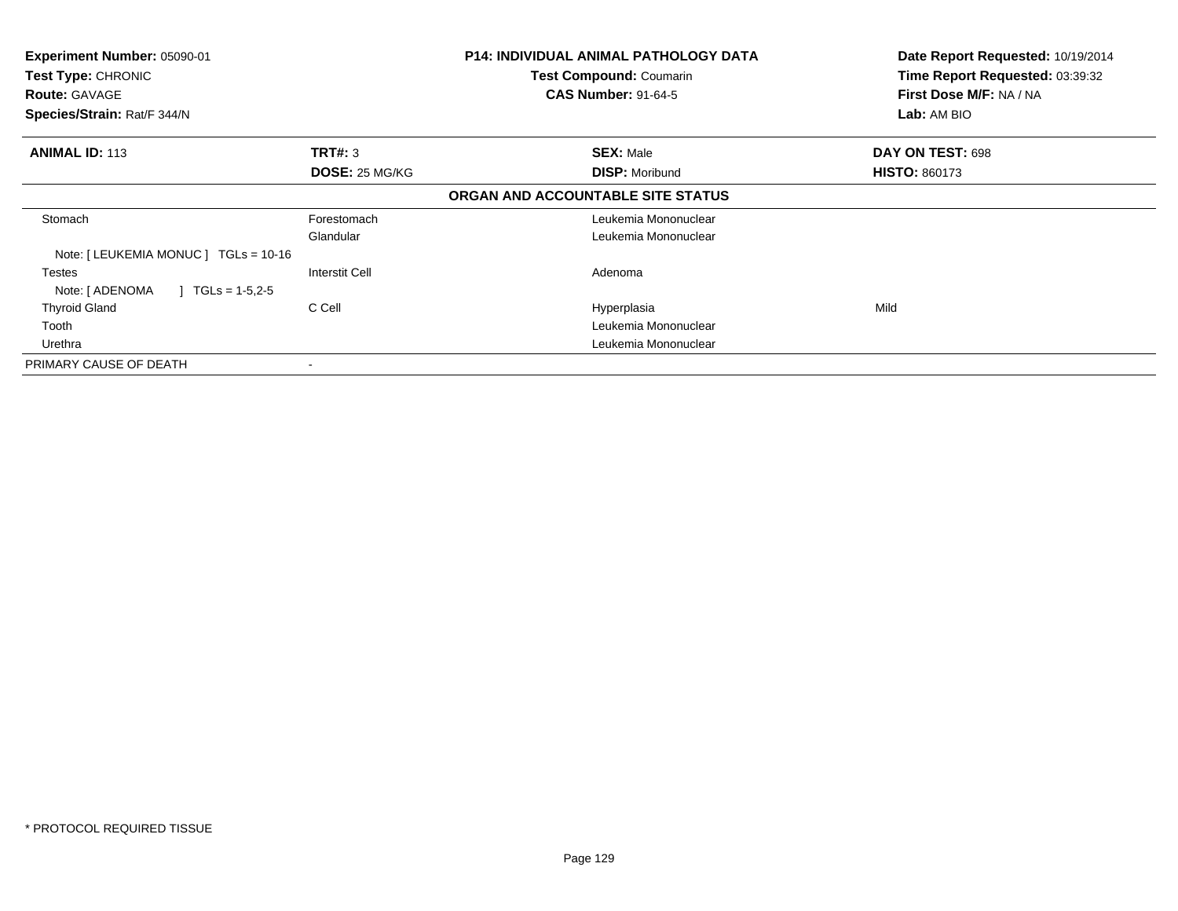| **Experiment Number:** 05090-01 | **P14: INDIVIDUAL ANIMAL PATHOLOGY DATA** | **Date Report Requested:** 10/19/2014 |
|---|---|---|
| **Test Type:** CHRONIC | **Test Compound:** Coumarin | **Time Report Requested:** 03:39:32 |
| **Route:** GAVAGE | **CAS Number:** 91-64-5 | **First Dose M/F:** NA / NA |
| **Species/Strain:** Rat/F 344/N | | **Lab:** AM BIO |

| **ANIMAL ID:** 113 | **TRT#:** 3 | **SEX:** Male | **DAY ON TEST:** 698 |
|---|---|---|---|
| | **DOSE:** 25 MG/KG | **DISP:** Moribund | **HISTO:** 860173 |

**ORGAN AND ACCOUNTABLE SITE STATUS**

| | | | |
|---|---|---|---|
| Stomach | Forestomach | Leukemia Mononuclear | |
| | Glandular | Leukemia Mononuclear | |
| Note: [ LEUKEMIA MONUC ] TGLs = 10-16 | | | |
| Testes | Interstit Cell | Adenoma | |
| Note: [ ADENOMA ] TGLs = 1-5,2-5 | | | |
| Thyroid Gland | C Cell | Hyperplasia | Mild |
| Tooth | | Leukemia Mononuclear | |
| Urethra | | Leukemia Mononuclear | |
| PRIMARY CAUSE OF DEATH | - | | |

\* PROTOCOL REQUIRED TISSUE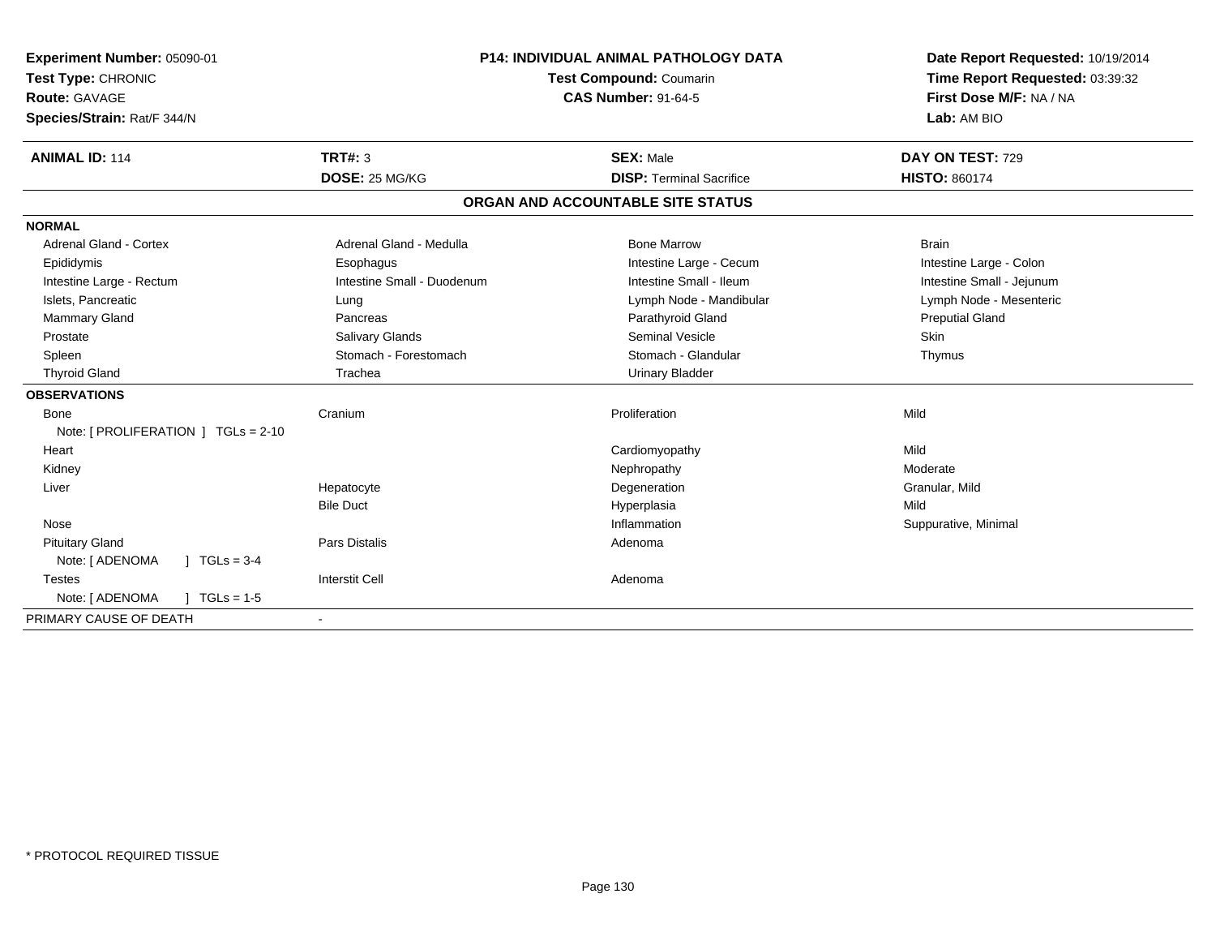**Experiment Number:** 05090-01
**Test Type:** CHRONIC
**Route:** GAVAGE
**Species/Strain:** Rat/F 344/N

**P14: INDIVIDUAL ANIMAL PATHOLOGY DATA**
**Test Compound:** Coumarin
**CAS Number:** 91-64-5

**Date Report Requested:** 10/19/2014
**Time Report Requested:** 03:39:32
**First Dose M/F:** NA / NA
**Lab:** AM BIO

| **ANIMAL ID:** 114 | **TRT#:** 3 | **SEX:** Male | **DAY ON TEST:** 729 |
|---|---|---|---|
| | **DOSE:** 25 MG/KG | **DISP:** Terminal Sacrifice | **HISTO:** 860174 |

## ORGAN AND ACCOUNTABLE SITE STATUS

| | | | |
|---|---|---|---|
| **NORMAL** | | | |
| Adrenal Gland - Cortex | Adrenal Gland - Medulla | Bone Marrow | Brain |
| Epididymis | Esophagus | Intestine Large - Cecum | Intestine Large - Colon |
| Intestine Large - Rectum | Intestine Small - Duodenum | Intestine Small - Ileum | Intestine Small - Jejunum |
| Islets, Pancreatic | Lung | Lymph Node - Mandibular | Lymph Node - Mesenteric |
| Mammary Gland | Pancreas | Parathyroid Gland | Preputial Gland |
| Prostate | Salivary Glands | Seminal Vesicle | Skin |
| Spleen | Stomach - Forestomach | Stomach - Glandular | Thymus |
| Thyroid Gland | Trachea | Urinary Bladder | |
| **OBSERVATIONS** | | | |
| Bone | Cranium | Proliferation | Mild |
| Note: [ PROLIFERATION ] TGLs = 2-10 | | | |
| Heart | | Cardiomyopathy | Mild |
| Kidney | | Nephropathy | Moderate |
| Liver | Hepatocyte | Degeneration | Granular, Mild |
| | Bile Duct | Hyperplasia | Mild |
| Nose | | Inflammation | Suppurative, Minimal |
| Pituitary Gland | Pars Distalis | Adenoma | |
| Note: [ ADENOMA ] TGLs = 3-4 | | | |
| Testes | Interstit Cell | Adenoma | |
| Note: [ ADENOMA ] TGLs = 1-5 | | | |
| PRIMARY CAUSE OF DEATH | - | | |

* PROTOCOL REQUIRED TISSUE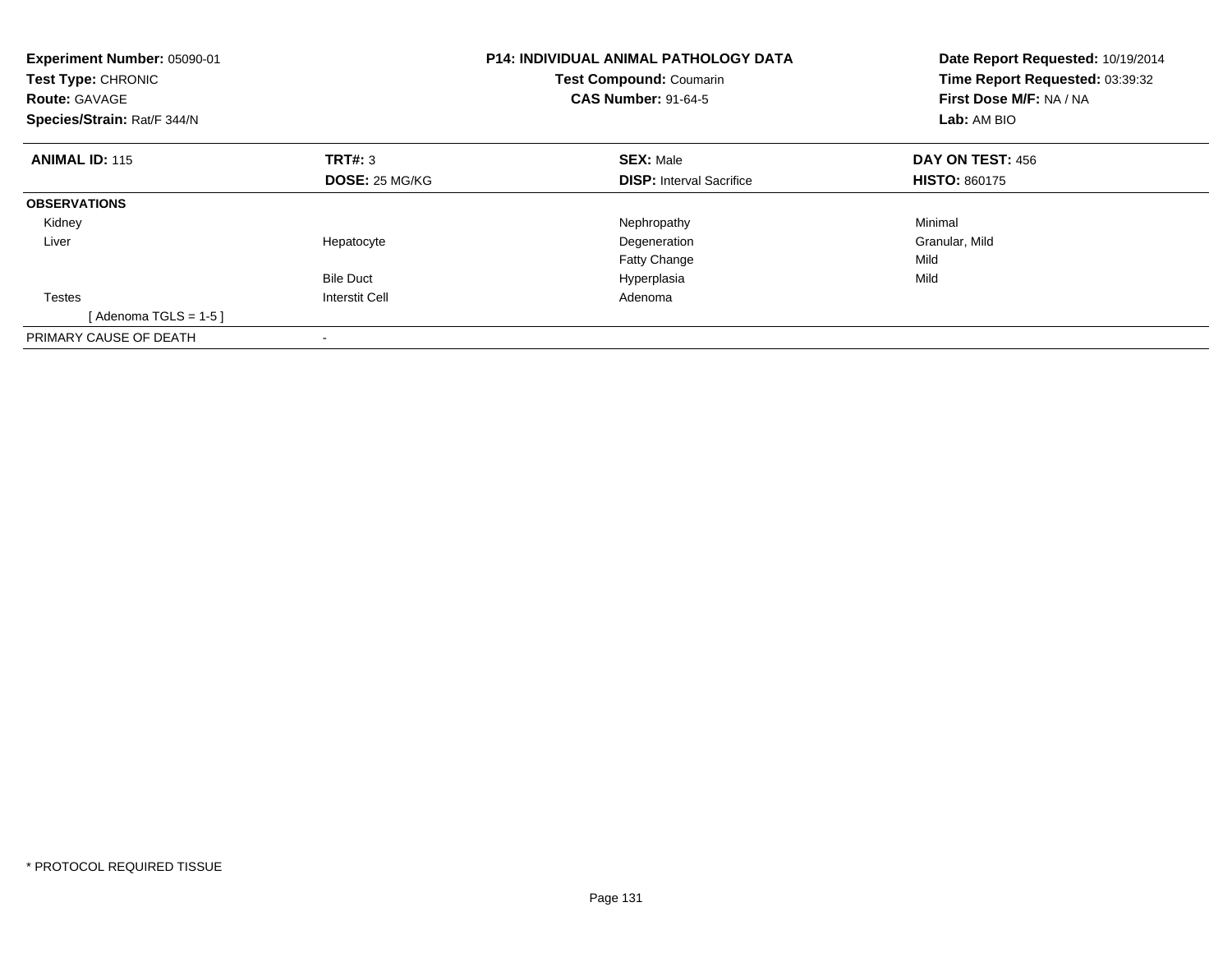**Experiment Number:** 05090-01
**Test Type:** CHRONIC
**Route:** GAVAGE
**Species/Strain:** Rat/F 344/N

**P14: INDIVIDUAL ANIMAL PATHOLOGY DATA**
**Test Compound:** Coumarin
**CAS Number:** 91-64-5

**Date Report Requested:** 10/19/2014
**Time Report Requested:** 03:39:32
**First Dose M/F:** NA / NA
**Lab:** AM BIO

| **ANIMAL ID:** 115 | **TRT#:** 3 | **SEX:** Male | **DAY ON TEST:** 456 |
|---|---|---|---|
| | **DOSE:** 25 MG/KG | **DISP:** Interval Sacrifice | **HISTO:** 860175 |
| **OBSERVATIONS** | | | |
| Kidney | | Nephropathy | Minimal |
| Liver | Hepatocyte | Degeneration | Granular, Mild |
| | | Fatty Change | Mild |
| | Bile Duct | Hyperplasia | Mild |
| Testes | Interstit Cell | Adenoma | |
| [ Adenoma TGLS = 1-5 ] | | | |
| PRIMARY CAUSE OF DEATH | - | | |

* PROTOCOL REQUIRED TISSUE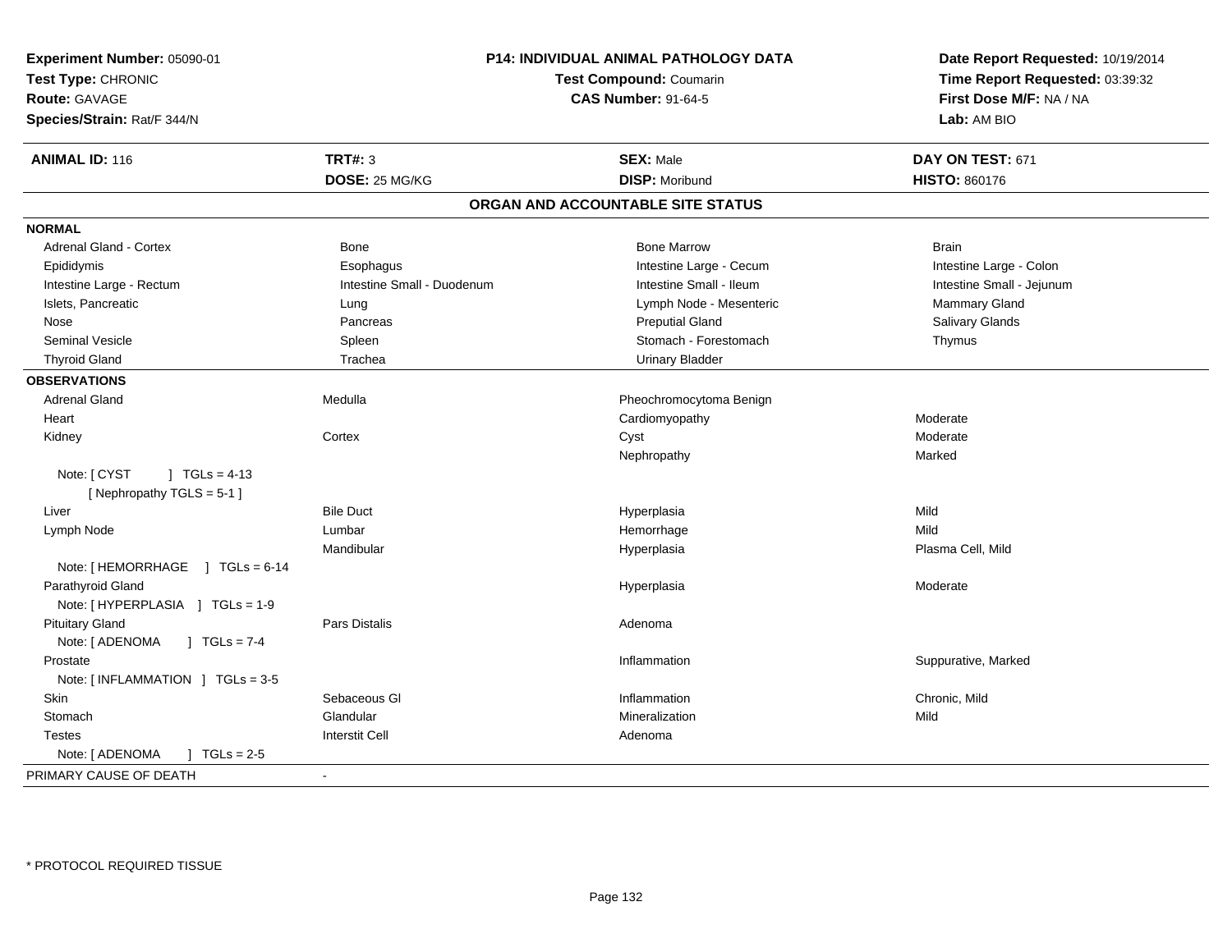**Experiment Number:** 05090-01
**Test Type:** CHRONIC
**Route:** GAVAGE
**Species/Strain:** Rat/F 344/N

**P14: INDIVIDUAL ANIMAL PATHOLOGY DATA**
**Test Compound:** Coumarin
**CAS Number:** 91-64-5

**Date Report Requested:** 10/19/2014
**Time Report Requested:** 03:39:32
**First Dose M/F:** NA / NA
**Lab:** AM BIO

| **ANIMAL ID:** 116 | **TRT#:** 3 | **SEX:** Male | **DAY ON TEST:** 671 |
|---|---|---|---|
| | **DOSE:** 25 MG/KG | **DISP:** Moribund | **HISTO:** 860176 |

## ORGAN AND ACCOUNTABLE SITE STATUS

**NORMAL**

| | | | |
|---|---|---|---|
| Adrenal Gland - Cortex | Bone | Bone Marrow | Brain |
| Epididymis | Esophagus | Intestine Large - Cecum | Intestine Large - Colon |
| Intestine Large - Rectum | Intestine Small - Duodenum | Intestine Small - Ileum | Intestine Small - Jejunum |
| Islets, Pancreatic | Lung | Lymph Node - Mesenteric | Mammary Gland |
| Nose | Pancreas | Preputial Gland | Salivary Glands |
| Seminal Vesicle | Spleen | Stomach - Forestomach | Thymus |
| Thyroid Gland | Trachea | Urinary Bladder | |

**OBSERVATIONS**

| | | | |
|---|---|---|---|
| Adrenal Gland | Medulla | Pheochromocytoma Benign | |
| Heart | | Cardiomyopathy | Moderate |
| Kidney | Cortex | Cyst | Moderate |
| | | Nephropathy | Marked |
| Note: [ CYST ] TGLs = 4-13 <br> [ Nephropathy TGLS = 5-1 ] | | | |
| Liver | Bile Duct | Hyperplasia | Mild |
| Lymph Node | Lumbar | Hemorrhage | Mild |
| | Mandibular | Hyperplasia | Plasma Cell, Mild |
| Note: [ HEMORRHAGE ] TGLs = 6-14 | | | |
| Parathyroid Gland | | Hyperplasia | Moderate |
| Note: [ HYPERPLASIA ] TGLs = 1-9 | | | |
| Pituitary Gland | Pars Distalis | Adenoma | |
| Note: [ ADENOMA ] TGLs = 7-4 | | | |
| Prostate | | Inflammation | Suppurative, Marked |
| Note: [ INFLAMMATION ] TGLs = 3-5 | | | |
| Skin | Sebaceous Gl | Inflammation | Chronic, Mild |
| Stomach | Glandular | Mineralization | Mild |
| Testes | Interstit Cell | Adenoma | |
| Note: [ ADENOMA ] TGLs = 2-5 | | | |

PRIMARY CAUSE OF DEATH -

\* PROTOCOL REQUIRED TISSUE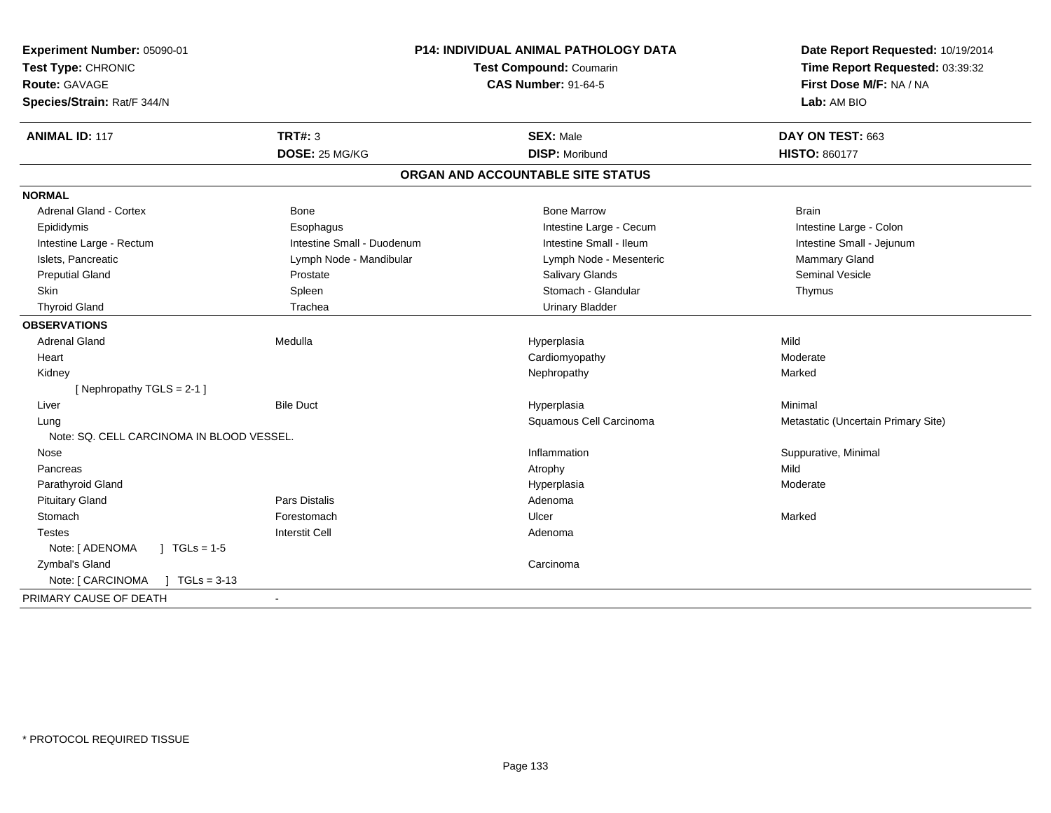**Experiment Number:** 05090-01
**Test Type:** CHRONIC
**Route:** GAVAGE
**Species/Strain:** Rat/F 344/N

**P14: INDIVIDUAL ANIMAL PATHOLOGY DATA**
**Test Compound:** Coumarin
**CAS Number:** 91-64-5

**Date Report Requested:** 10/19/2014
**Time Report Requested:** 03:39:32
**First Dose M/F:** NA / NA
**Lab:** AM BIO

| **ANIMAL ID:** 117 | **TRT#:** 3 | **SEX:** Male | **DAY ON TEST:** 663 |
|---|---|---|---|
| | **DOSE:** 25 MG/KG | **DISP:** Moribund | **HISTO:** 860177 |

## ORGAN AND ACCOUNTABLE SITE STATUS

| | | | |
|---|---|---|---|
| **NORMAL** | | | |
| Adrenal Gland - Cortex | Bone | Bone Marrow | Brain |
| Epididymis | Esophagus | Intestine Large - Cecum | Intestine Large - Colon |
| Intestine Large - Rectum | Intestine Small - Duodenum | Intestine Small - Ileum | Intestine Small - Jejunum |
| Islets, Pancreatic | Lymph Node - Mandibular | Lymph Node - Mesenteric | Mammary Gland |
| Preputial Gland | Prostate | Salivary Glands | Seminal Vesicle |
| Skin | Spleen | Stomach - Glandular | Thymus |
| Thyroid Gland | Trachea | Urinary Bladder | |
| **OBSERVATIONS** | | | |
| Adrenal Gland | Medulla | Hyperplasia | Mild |
| Heart | | Cardiomyopathy | Moderate |
| Kidney | | Nephropathy | Marked |
| [ Nephropathy TGLS = 2-1 ] | | | |
| Liver | Bile Duct | Hyperplasia | Minimal |
| Lung | | Squamous Cell Carcinoma | Metastatic (Uncertain Primary Site) |
| Note: SQ. CELL CARCINOMA IN BLOOD VESSEL. | | | |
| Nose | | Inflammation | Suppurative, Minimal |
| Pancreas | | Atrophy | Mild |
| Parathyroid Gland | | Hyperplasia | Moderate |
| Pituitary Gland | Pars Distalis | Adenoma | |
| Stomach | Forestomach | Ulcer | Marked |
| Testes | Interstit Cell | Adenoma | |
| Note: [ ADENOMA ] TGLs = 1-5 | | | |
| Zymbal's Gland | | Carcinoma | |
| Note: [ CARCINOMA ] TGLs = 3-13 | | | |
| PRIMARY CAUSE OF DEATH | - | | |

\* PROTOCOL REQUIRED TISSUE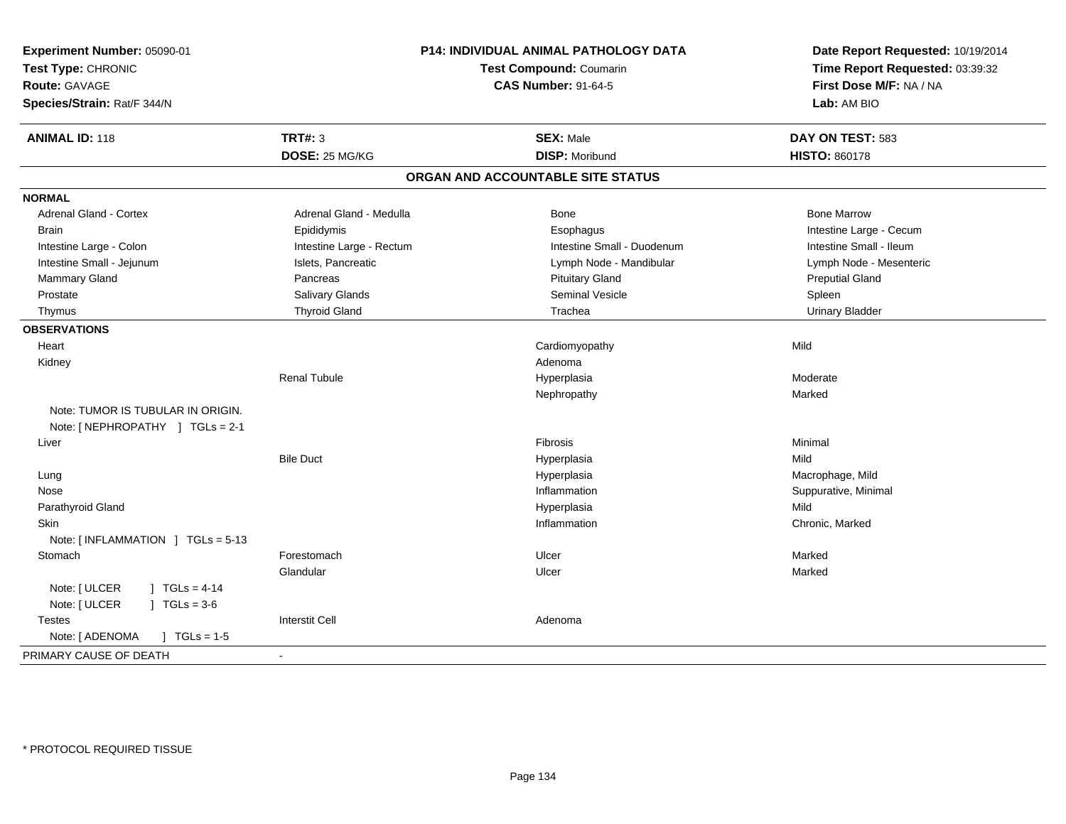**Experiment Number:** 05090-01
**Test Type:** CHRONIC
**Route:** GAVAGE
**Species/Strain:** Rat/F 344/N

**P14: INDIVIDUAL ANIMAL PATHOLOGY DATA**
**Test Compound:** Coumarin
**CAS Number:** 91-64-5

**Date Report Requested:** 10/19/2014
**Time Report Requested:** 03:39:32
**First Dose M/F:** NA / NA
**Lab:** AM BIO

| **ANIMAL ID:** 118 | **TRT#:** 3 | **SEX:** Male | **DAY ON TEST:** 583 |
|---|---|---|---|
| | **DOSE:** 25 MG/KG | **DISP:** Moribund | **HISTO:** 860178 |

## ORGAN AND ACCOUNTABLE SITE STATUS

| | | | |
|---|---|---|---|
| **NORMAL** | | | |
| Adrenal Gland - Cortex | Adrenal Gland - Medulla | Bone | Bone Marrow |
| Brain | Epididymis | Esophagus | Intestine Large - Cecum |
| Intestine Large - Colon | Intestine Large - Rectum | Intestine Small - Duodenum | Intestine Small - Ileum |
| Intestine Small - Jejunum | Islets, Pancreatic | Lymph Node - Mandibular | Lymph Node - Mesenteric |
| Mammary Gland | Pancreas | Pituitary Gland | Preputial Gland |
| Prostate | Salivary Glands | Seminal Vesicle | Spleen |
| Thymus | Thyroid Gland | Trachea | Urinary Bladder |
| **OBSERVATIONS** | | | |
| Heart | | Cardiomyopathy | Mild |
| Kidney | | Adenoma | |
| | Renal Tubule | Hyperplasia | Moderate |
| | | Nephropathy | Marked |
| Note: TUMOR IS TUBULAR IN ORIGIN. | | | |
| Note: [ NEPHROPATHY ] TGLs = 2-1 | | | |
| Liver | | Fibrosis | Minimal |
| | Bile Duct | Hyperplasia | Mild |
| Lung | | Hyperplasia | Macrophage, Mild |
| Nose | | Inflammation | Suppurative, Minimal |
| Parathyroid Gland | | Hyperplasia | Mild |
| Skin | | Inflammation | Chronic, Marked |
| Note: [ INFLAMMATION ] TGLs = 5-13 | | | |
| Stomach | Forestomach | Ulcer | Marked |
| | Glandular | Ulcer | Marked |
| Note: [ ULCER ] TGLs = 4-14 | | | |
| Note: [ ULCER ] TGLs = 3-6 | | | |
| Testes | Interstit Cell | Adenoma | |
| Note: [ ADENOMA ] TGLs = 1-5 | | | |
| PRIMARY CAUSE OF DEATH | - | | |

* PROTOCOL REQUIRED TISSUE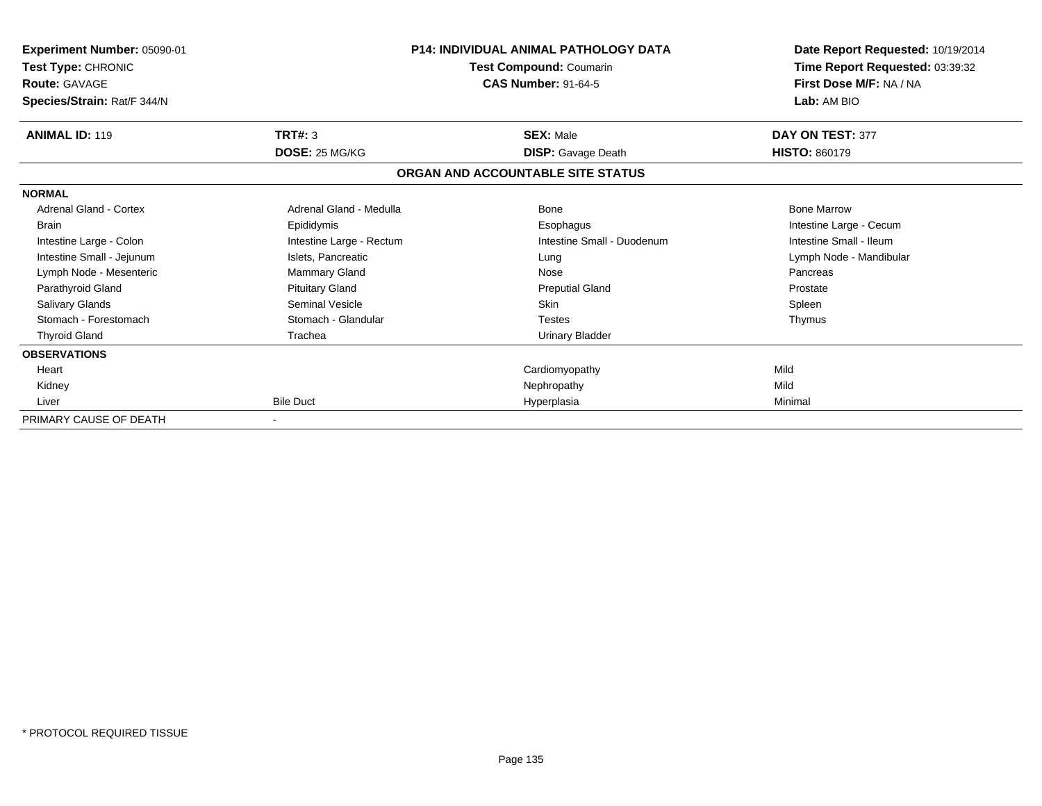**Experiment Number:** 05090-01
**Test Type:** CHRONIC
**Route:** GAVAGE
**Species/Strain:** Rat/F 344/N

**P14: INDIVIDUAL ANIMAL PATHOLOGY DATA**
**Test Compound:** Coumarin
**CAS Number:** 91-64-5

**Date Report Requested:** 10/19/2014
**Time Report Requested:** 03:39:32
**First Dose M/F:** NA / NA
**Lab:** AM BIO

| **ANIMAL ID:** 119 | **TRT#:** 3 | **SEX:** Male | **DAY ON TEST:** 377 |
|---|---|---|---|
| | **DOSE:** 25 MG/KG | **DISP:** Gavage Death | **HISTO:** 860179 |

## ORGAN AND ACCOUNTABLE SITE STATUS

| | | | |
|---|---|---|---|
| **NORMAL** | | | |
| Adrenal Gland - Cortex | Adrenal Gland - Medulla | Bone | Bone Marrow |
| Brain | Epididymis | Esophagus | Intestine Large - Cecum |
| Intestine Large - Colon | Intestine Large - Rectum | Intestine Small - Duodenum | Intestine Small - Ileum |
| Intestine Small - Jejunum | Islets, Pancreatic | Lung | Lymph Node - Mandibular |
| Lymph Node - Mesenteric | Mammary Gland | Nose | Pancreas |
| Parathyroid Gland | Pituitary Gland | Preputial Gland | Prostate |
| Salivary Glands | Seminal Vesicle | Skin | Spleen |
| Stomach - Forestomach | Stomach - Glandular | Testes | Thymus |
| Thyroid Gland | Trachea | Urinary Bladder | |
| **OBSERVATIONS** | | | |
| Heart | | Cardiomyopathy | Mild |
| Kidney | | Nephropathy | Mild |
| Liver | Bile Duct | Hyperplasia | Minimal |
| PRIMARY CAUSE OF DEATH | - | | |

* PROTOCOL REQUIRED TISSUE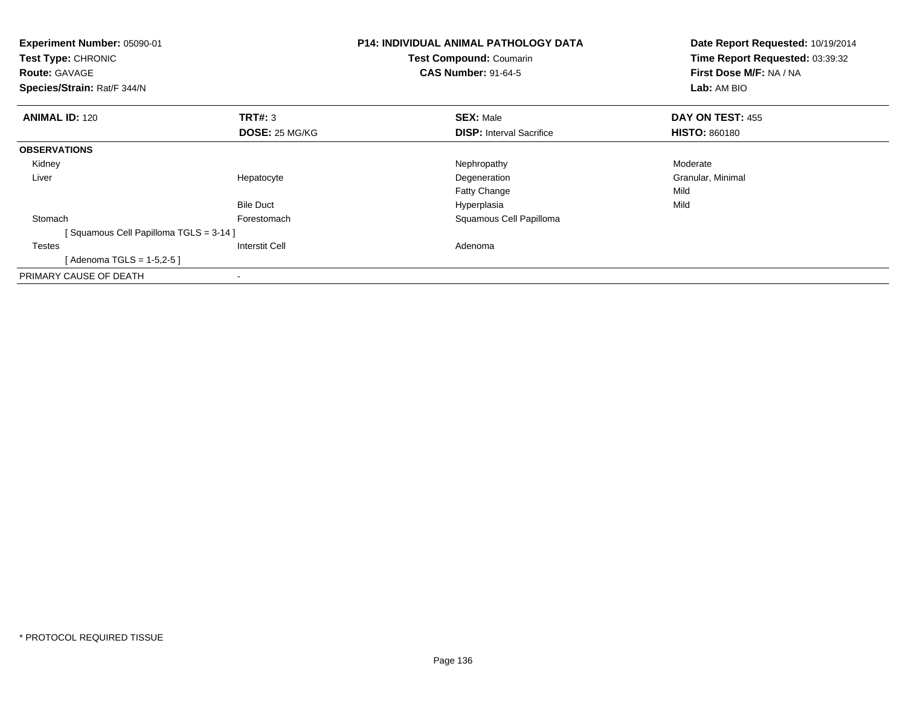**Experiment Number:** 05090-01
**Test Type:** CHRONIC
**Route:** GAVAGE
**Species/Strain:** Rat/F 344/N

**P14: INDIVIDUAL ANIMAL PATHOLOGY DATA**
**Test Compound:** Coumarin
**CAS Number:** 91-64-5

**Date Report Requested:** 10/19/2014
**Time Report Requested:** 03:39:32
**First Dose M/F:** NA / NA
**Lab:** AM BIO

| **ANIMAL ID:** 120 | **TRT#:** 3 | **SEX:** Male | **DAY ON TEST:** 455 |
|---|---|---|---|
| | **DOSE:** 25 MG/KG | **DISP:** Interval Sacrifice | **HISTO:** 860180 |
| **OBSERVATIONS** | | | |
| Kidney | | Nephropathy | Moderate |
| Liver | Hepatocyte | Degeneration | Granular, Minimal |
| | | Fatty Change | Mild |
| | Bile Duct | Hyperplasia | Mild |
| Stomach | Forestomach | Squamous Cell Papilloma | |
| [ Squamous Cell Papilloma TGLS = 3-14 ] | | | |
| Testes | Interstit Cell | Adenoma | |
| [ Adenoma TGLS = 1-5,2-5 ] | | | |
| PRIMARY CAUSE OF DEATH | - | | |

\* PROTOCOL REQUIRED TISSUE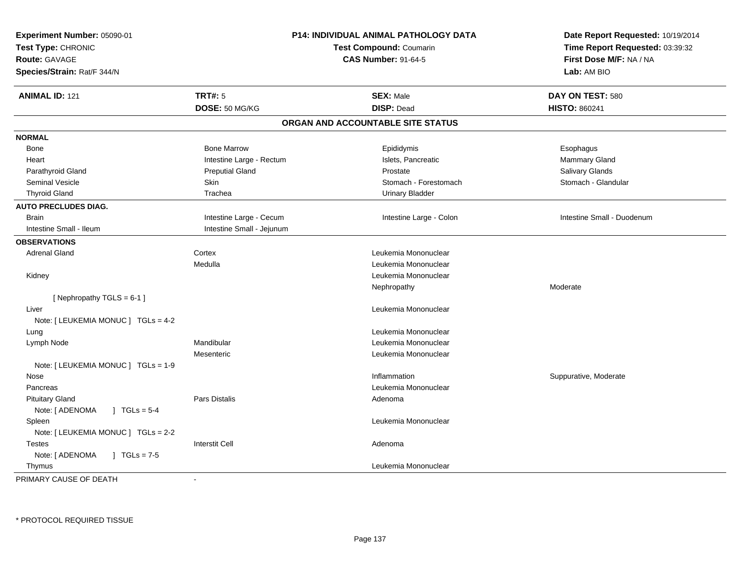**Experiment Number:** 05090-01
**Test Type:** CHRONIC
**Route:** GAVAGE
**Species/Strain:** Rat/F 344/N

**P14: INDIVIDUAL ANIMAL PATHOLOGY DATA**
**Test Compound:** Coumarin
**CAS Number:** 91-64-5

**Date Report Requested:** 10/19/2014
**Time Report Requested:** 03:39:32
**First Dose M/F:** NA / NA
**Lab:** AM BIO

| **ANIMAL ID:** 121 | **TRT#:** 5 | **SEX:** Male | **DAY ON TEST:** 580 |
|---|---|---|---|
| | **DOSE:** 50 MG/KG | **DISP:** Dead | **HISTO:** 860241 |

## ORGAN AND ACCOUNTABLE SITE STATUS

**NORMAL**

| | | | |
|---|---|---|---|
| Bone | Bone Marrow | Epididymis | Esophagus |
| Heart | Intestine Large - Rectum | Islets, Pancreatic | Mammary Gland |
| Parathyroid Gland | Preputial Gland | Prostate | Salivary Glands |
| Seminal Vesicle | Skin | Stomach - Forestomach | Stomach - Glandular |
| Thyroid Gland | Trachea | Urinary Bladder | |

**AUTO PRECLUDES DIAG.**

| | | | |
|---|---|---|---|
| Brain | Intestine Large - Cecum | Intestine Large - Colon | Intestine Small - Duodenum |
| Intestine Small - Ileum | Intestine Small - Jejunum | | |

**OBSERVATIONS**

| | | | |
|---|---|---|---|
| Adrenal Gland | Cortex | Leukemia Mononuclear | |
| | Medulla | Leukemia Mononuclear | |
| Kidney | | Leukemia Mononuclear | |
| | | Nephropathy | Moderate |
| [ Nephropathy TGLS = 6-1 ] | | | |
| Liver | | Leukemia Mononuclear | |
| Note: [ LEUKEMIA MONUC ] TGLs = 4-2 | | | |
| Lung | | Leukemia Mononuclear | |
| Lymph Node | Mandibular | Leukemia Mononuclear | |
| | Mesenteric | Leukemia Mononuclear | |
| Note: [ LEUKEMIA MONUC ] TGLs = 1-9 | | | |
| Nose | | Inflammation | Suppurative, Moderate |
| Pancreas | | Leukemia Mononuclear | |
| Pituitary Gland | Pars Distalis | Adenoma | |
| Note: [ ADENOMA ] TGLs = 5-4 | | | |
| Spleen | | Leukemia Mononuclear | |
| Note: [ LEUKEMIA MONUC ] TGLs = 2-2 | | | |
| Testes | Interstit Cell | Adenoma | |
| Note: [ ADENOMA ] TGLs = 7-5 | | | |
| Thymus | | Leukemia Mononuclear | |

PRIMARY CAUSE OF DEATH -

* PROTOCOL REQUIRED TISSUE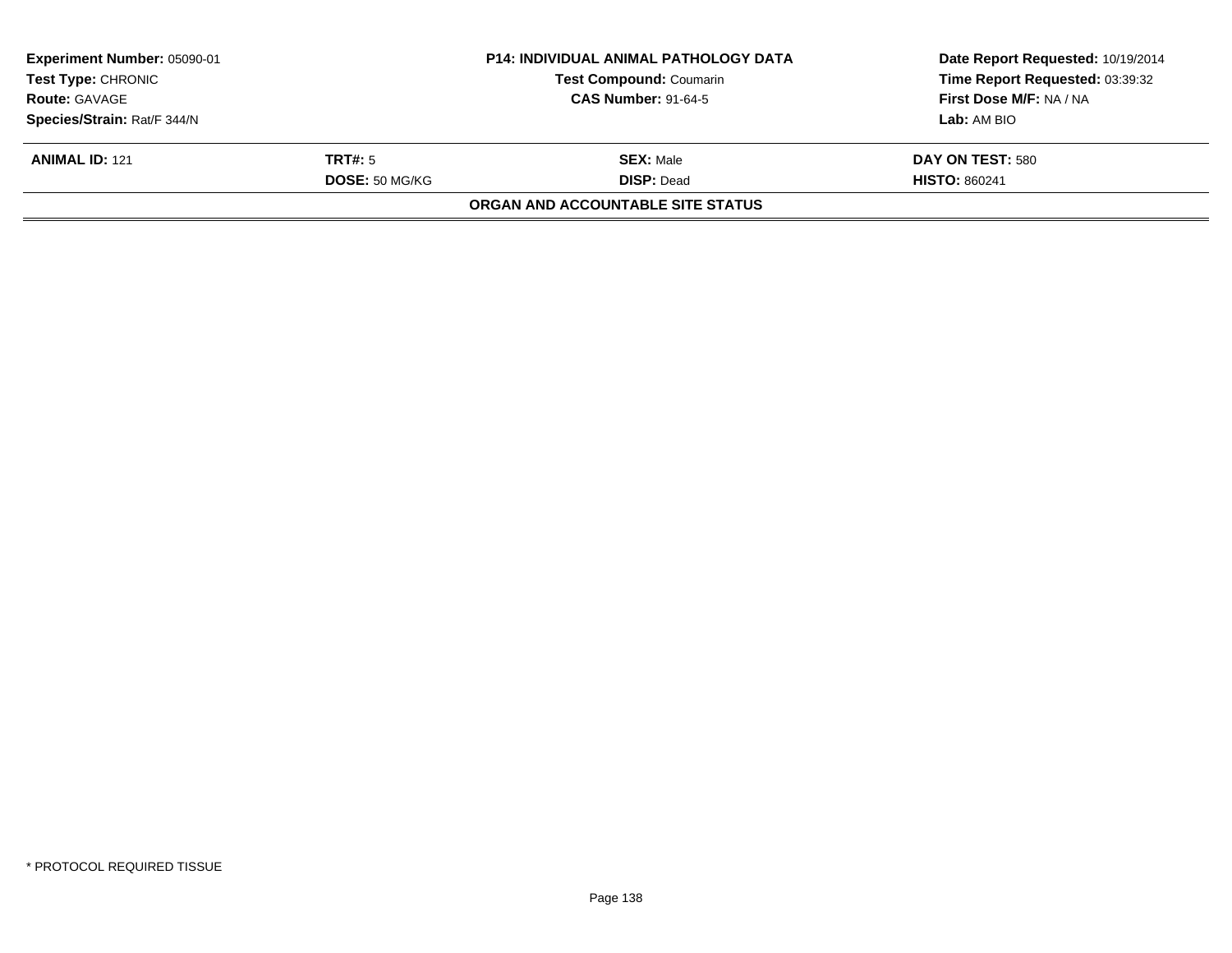| **Experiment Number:** 05090-01 | **P14: INDIVIDUAL ANIMAL PATHOLOGY DATA** | **Date Report Requested:** 10/19/2014 |
|---|---|---|
| **Test Type:** CHRONIC | **Test Compound:** Coumarin | **Time Report Requested:** 03:39:32 |
| **Route:** GAVAGE | **CAS Number:** 91-64-5 | **First Dose M/F:** NA / NA |
| **Species/Strain:** Rat/F 344/N | | **Lab:** AM BIO |

| **ANIMAL ID:** 121 | **TRT#:** 5 | **SEX:** Male | **DAY ON TEST:** 580 |
|---|---|---|---|
| | **DOSE:** 50 MG/KG | **DISP:** Dead | **HISTO:** 860241 |

**ORGAN AND ACCOUNTABLE SITE STATUS**

* PROTOCOL REQUIRED TISSUE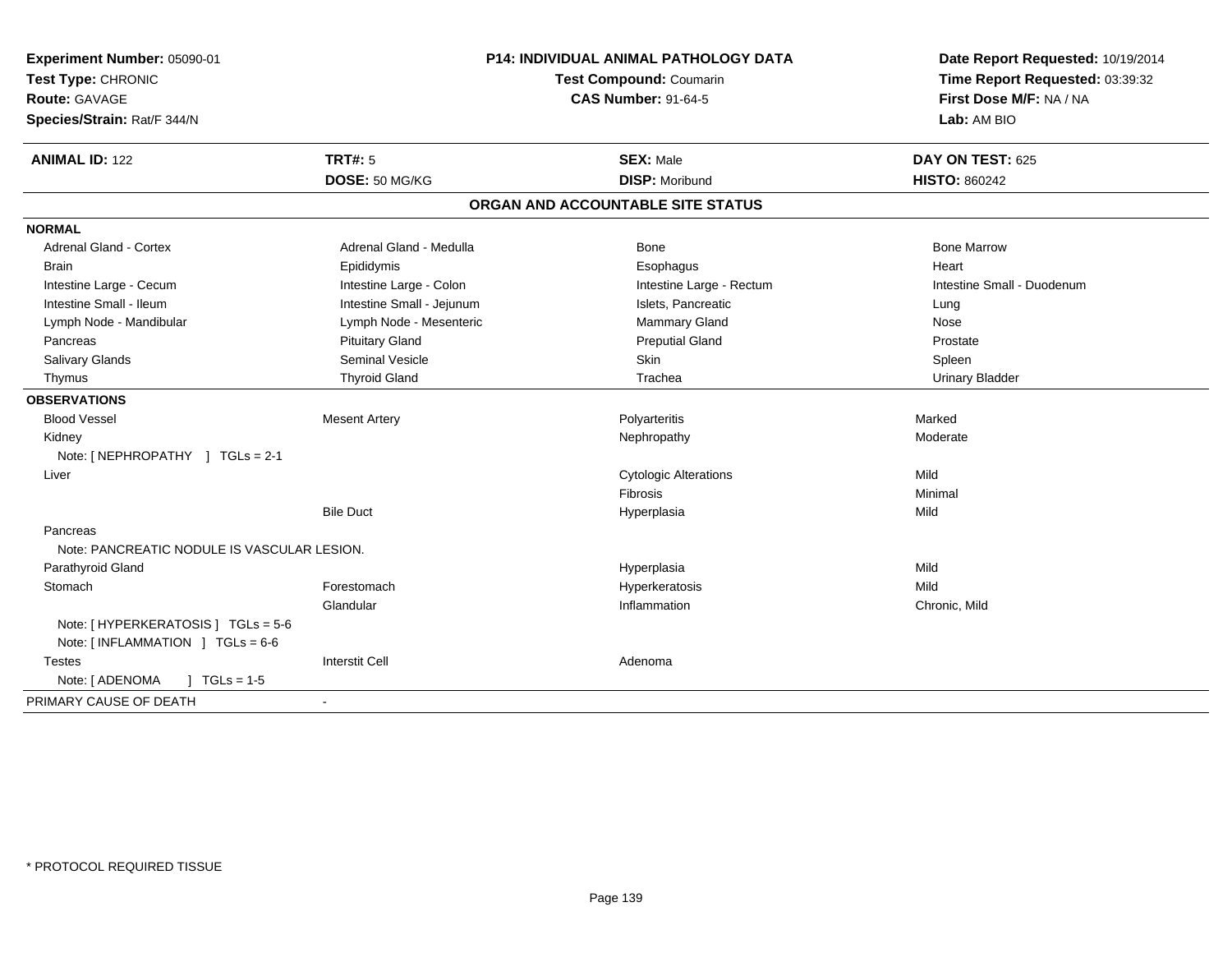**Experiment Number:** 05090-01
**Test Type:** CHRONIC
**Route:** GAVAGE
**Species/Strain:** Rat/F 344/N

**P14: INDIVIDUAL ANIMAL PATHOLOGY DATA**
**Test Compound:** Coumarin
**CAS Number:** 91-64-5

**Date Report Requested:** 10/19/2014
**Time Report Requested:** 03:39:32
**First Dose M/F:** NA / NA
**Lab:** AM BIO

| **ANIMAL ID:** 122 | **TRT#:** 5 | **SEX:** Male | **DAY ON TEST:** 625 |
|---|---|---|---|
| | **DOSE:** 50 MG/KG | **DISP:** Moribund | **HISTO:** 860242 |

## ORGAN AND ACCOUNTABLE SITE STATUS

**NORMAL**

| | | | |
|---|---|---|---|
| Adrenal Gland - Cortex | Adrenal Gland - Medulla | Bone | Bone Marrow |
| Brain | Epididymis | Esophagus | Heart |
| Intestine Large - Cecum | Intestine Large - Colon | Intestine Large - Rectum | Intestine Small - Duodenum |
| Intestine Small - Ileum | Intestine Small - Jejunum | Islets, Pancreatic | Lung |
| Lymph Node - Mandibular | Lymph Node - Mesenteric | Mammary Gland | Nose |
| Pancreas | Pituitary Gland | Preputial Gland | Prostate |
| Salivary Glands | Seminal Vesicle | Skin | Spleen |
| Thymus | Thyroid Gland | Trachea | Urinary Bladder |

**OBSERVATIONS**

| | | | |
|---|---|---|---|
| Blood Vessel | Mesent Artery | Polyarteritis | Marked |
| Kidney | | Nephropathy | Moderate |
| Note: [ NEPHROPATHY ] TGLs = 2-1 | | | |
| Liver | | Cytologic Alterations | Mild |
| | | Fibrosis | Minimal |
| | Bile Duct | Hyperplasia | Mild |
| Pancreas | | | |
| Note: PANCREATIC NODULE IS VASCULAR LESION. | | | |
| Parathyroid Gland | | Hyperplasia | Mild |
| Stomach | Forestomach | Hyperkeratosis | Mild |
| | Glandular | Inflammation | Chronic, Mild |
| Note: [ HYPERKERATOSIS ] TGLs = 5-6 | | | |
| Note: [ INFLAMMATION ] TGLs = 6-6 | | | |
| Testes | Interstit Cell | Adenoma | |
| Note: [ ADENOMA ] TGLs = 1-5 | | | |

PRIMARY CAUSE OF DEATH -

\* PROTOCOL REQUIRED TISSUE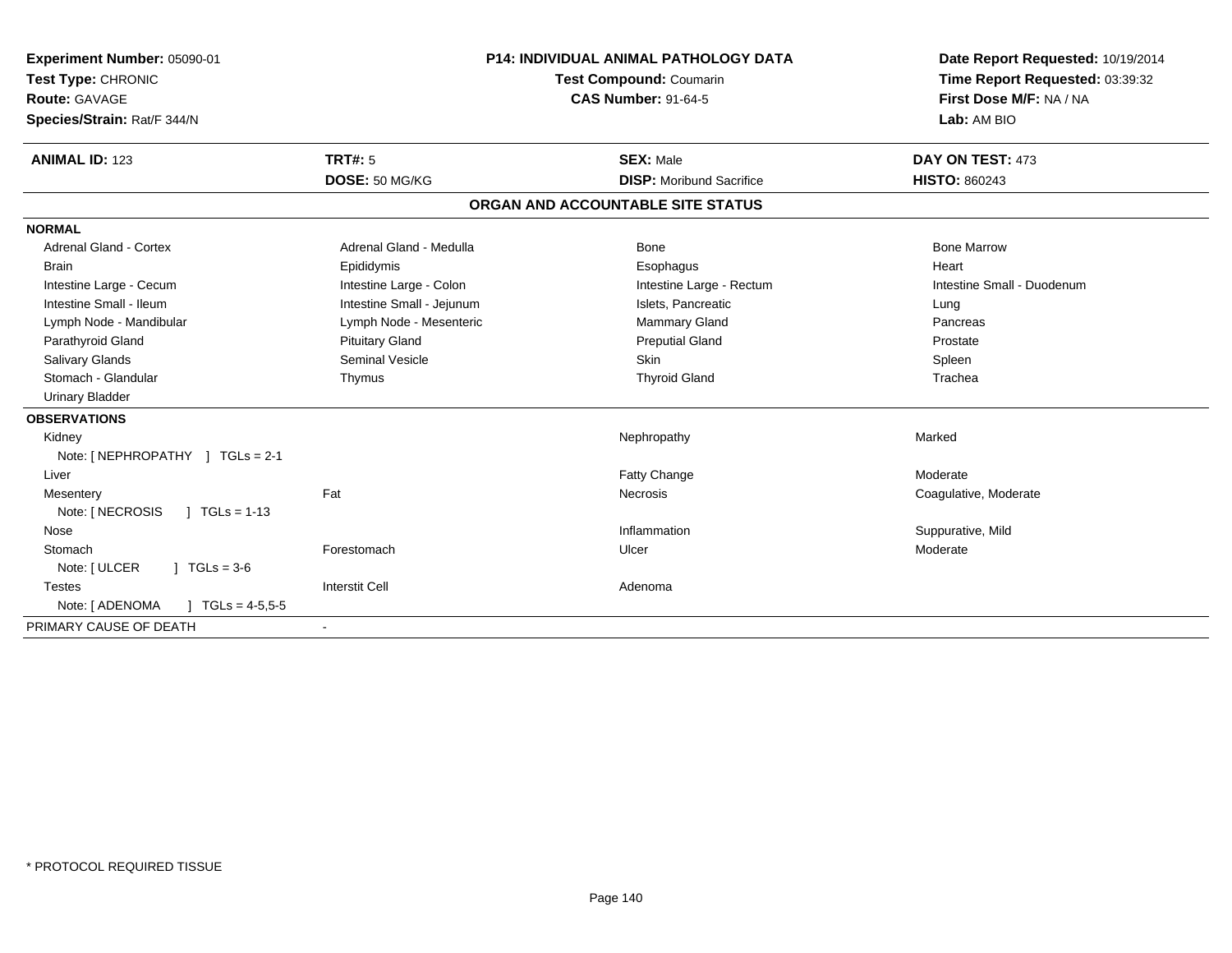**Experiment Number:** 05090-01
**Test Type:** CHRONIC
**Route:** GAVAGE
**Species/Strain:** Rat/F 344/N

**P14: INDIVIDUAL ANIMAL PATHOLOGY DATA**
**Test Compound:** Coumarin
**CAS Number:** 91-64-5

**Date Report Requested:** 10/19/2014
**Time Report Requested:** 03:39:32
**First Dose M/F:** NA / NA
**Lab:** AM BIO

| **ANIMAL ID:** 123 | **TRT#:** 5 | **SEX:** Male | **DAY ON TEST:** 473 |
|---|---|---|---|
| | **DOSE:** 50 MG/KG | **DISP:** Moribund Sacrifice | **HISTO:** 860243 |

## ORGAN AND ACCOUNTABLE SITE STATUS

| | | | |
|---|---|---|---|
| **NORMAL** | | | |
| Adrenal Gland - Cortex | Adrenal Gland - Medulla | Bone | Bone Marrow |
| Brain | Epididymis | Esophagus | Heart |
| Intestine Large - Cecum | Intestine Large - Colon | Intestine Large - Rectum | Intestine Small - Duodenum |
| Intestine Small - Ileum | Intestine Small - Jejunum | Islets, Pancreatic | Lung |
| Lymph Node - Mandibular | Lymph Node - Mesenteric | Mammary Gland | Pancreas |
| Parathyroid Gland | Pituitary Gland | Preputial Gland | Prostate |
| Salivary Glands | Seminal Vesicle | Skin | Spleen |
| Stomach - Glandular | Thymus | Thyroid Gland | Trachea |
| Urinary Bladder | | | |
| **OBSERVATIONS** | | | |
| Kidney | | Nephropathy | Marked |
| Note: [ NEPHROPATHY ] TGLs = 2-1 | | | |
| Liver | | Fatty Change | Moderate |
| Mesentery | Fat | Necrosis | Coagulative, Moderate |
| Note: [ NECROSIS ] TGLs = 1-13 | | | |
| Nose | | Inflammation | Suppurative, Mild |
| Stomach | Forestomach | Ulcer | Moderate |
| Note: [ ULCER ] TGLs = 3-6 | | | |
| Testes | Interstit Cell | Adenoma | |
| Note: [ ADENOMA ] TGLs = 4-5,5-5 | | | |
| PRIMARY CAUSE OF DEATH | - | | |

* PROTOCOL REQUIRED TISSUE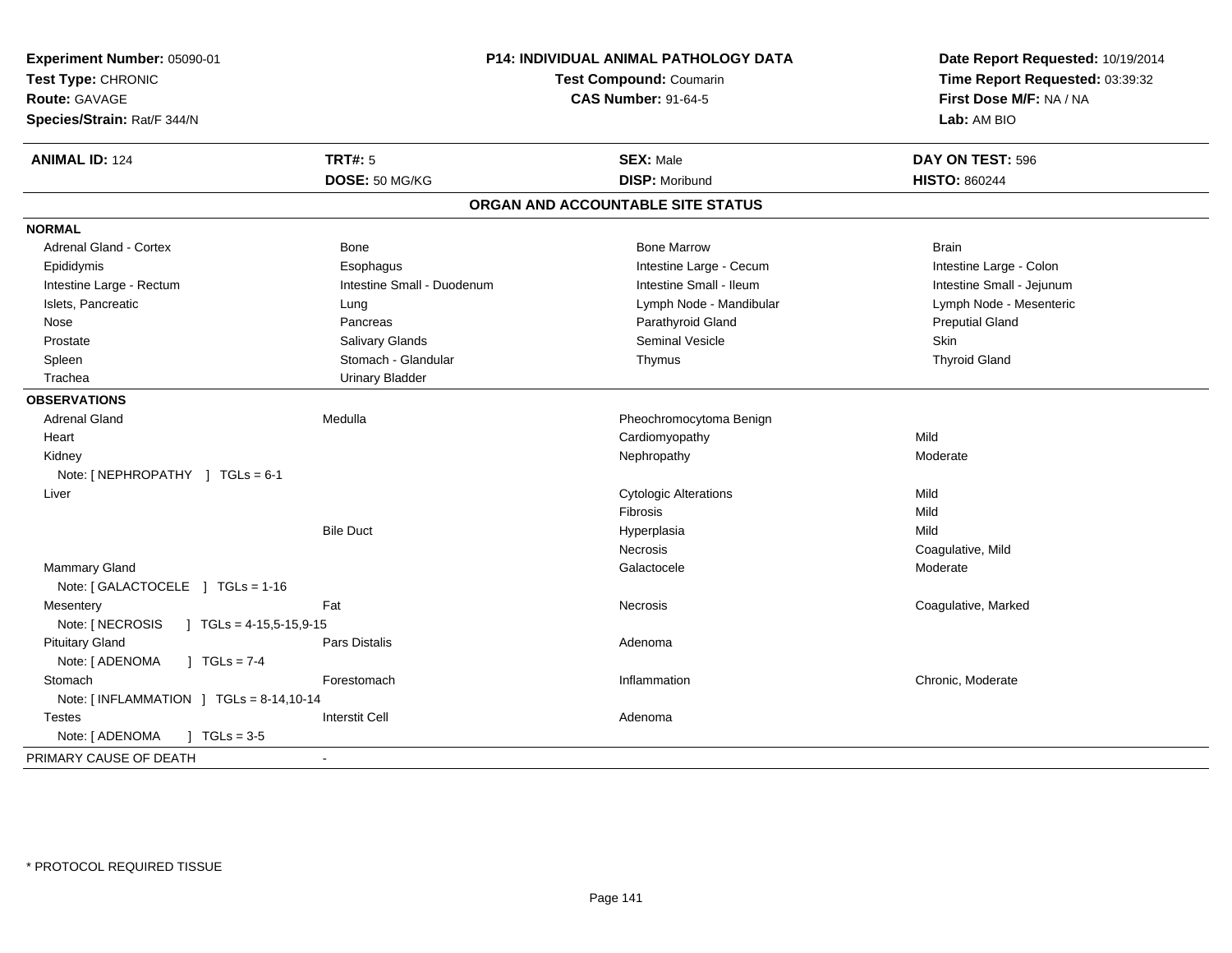**Experiment Number:** 05090-01
**Test Type:** CHRONIC
**Route:** GAVAGE
**Species/Strain:** Rat/F 344/N

**P14: INDIVIDUAL ANIMAL PATHOLOGY DATA**
**Test Compound:** Coumarin
**CAS Number:** 91-64-5

**Date Report Requested:** 10/19/2014
**Time Report Requested:** 03:39:32
**First Dose M/F:** NA / NA
**Lab:** AM BIO

| **ANIMAL ID:** 124 | **TRT#:** 5 | **SEX:** Male | **DAY ON TEST:** 596 |
|---|---|---|---|
| | **DOSE:** 50 MG/KG | **DISP:** Moribund | **HISTO:** 860244 |

**ORGAN AND ACCOUNTABLE SITE STATUS**

**NORMAL**

| | | | |
|---|---|---|---|
| Adrenal Gland - Cortex | Bone | Bone Marrow | Brain |
| Epididymis | Esophagus | Intestine Large - Cecum | Intestine Large - Colon |
| Intestine Large - Rectum | Intestine Small - Duodenum | Intestine Small - Ileum | Intestine Small - Jejunum |
| Islets, Pancreatic | Lung | Lymph Node - Mandibular | Lymph Node - Mesenteric |
| Nose | Pancreas | Parathyroid Gland | Preputial Gland |
| Prostate | Salivary Glands | Seminal Vesicle | Skin |
| Spleen | Stomach - Glandular | Thymus | Thyroid Gland |
| Trachea | Urinary Bladder | | |

**OBSERVATIONS**

| | | | |
|---|---|---|---|
| Adrenal Gland | Medulla | Pheochromocytoma Benign | |
| Heart | | Cardiomyopathy | Mild |
| Kidney | | Nephropathy | Moderate |
| Note: [ NEPHROPATHY ] TGLs = 6-1 | | | |
| Liver | | Cytologic Alterations | Mild |
| | | Fibrosis | Mild |
| | Bile Duct | Hyperplasia | Mild |
| | | Necrosis | Coagulative, Mild |
| Mammary Gland | | Galactocele | Moderate |
| Note: [ GALACTOCELE ] TGLs = 1-16 | | | |
| Mesentery | Fat | Necrosis | Coagulative, Marked |
| Note: [ NECROSIS ] TGLs = 4-15,5-15,9-15 | | | |
| Pituitary Gland | Pars Distalis | Adenoma | |
| Note: [ ADENOMA ] TGLs = 7-4 | | | |
| Stomach | Forestomach | Inflammation | Chronic, Moderate |
| Note: [ INFLAMMATION ] TGLs = 8-14,10-14 | | | |
| Testes | Interstit Cell | Adenoma | |
| Note: [ ADENOMA ] TGLs = 3-5 | | | |

PRIMARY CAUSE OF DEATH -

* PROTOCOL REQUIRED TISSUE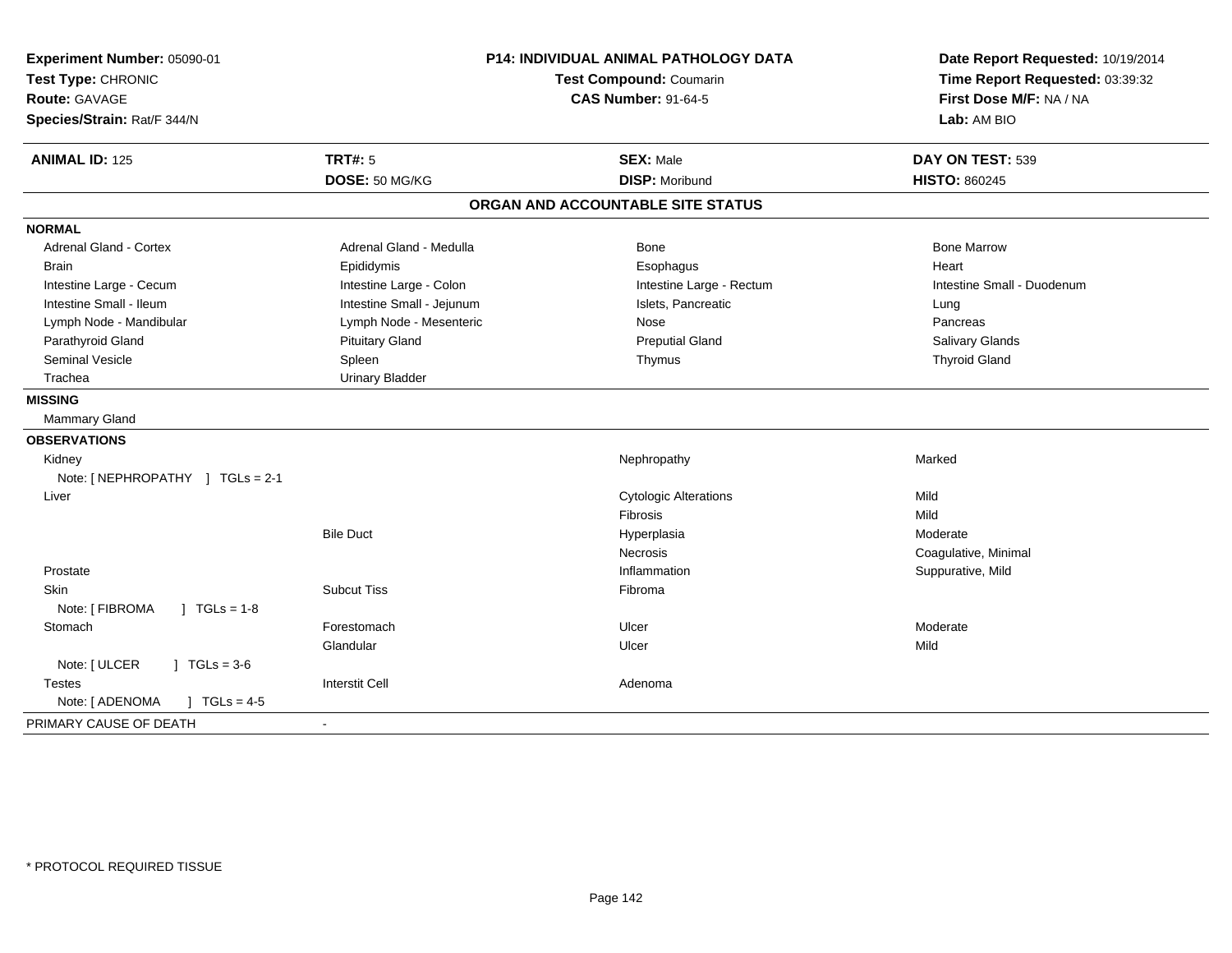**Experiment Number:** 05090-01
**Test Type:** CHRONIC
**Route:** GAVAGE
**Species/Strain:** Rat/F 344/N

**P14: INDIVIDUAL ANIMAL PATHOLOGY DATA**
**Test Compound:** Coumarin
**CAS Number:** 91-64-5

**Date Report Requested:** 10/19/2014
**Time Report Requested:** 03:39:32
**First Dose M/F:** NA / NA
**Lab:** AM BIO

| **ANIMAL ID:** 125 | **TRT#:** 5 | **SEX:** Male | **DAY ON TEST:** 539 |
|---|---|---|---|
| | **DOSE:** 50 MG/KG | **DISP:** Moribund | **HISTO:** 860245 |

## ORGAN AND ACCOUNTABLE SITE STATUS

**NORMAL**

| | | | |
|---|---|---|---|
| Adrenal Gland - Cortex | Adrenal Gland - Medulla | Bone | Bone Marrow |
| Brain | Epididymis | Esophagus | Heart |
| Intestine Large - Cecum | Intestine Large - Colon | Intestine Large - Rectum | Intestine Small - Duodenum |
| Intestine Small - Ileum | Intestine Small - Jejunum | Islets, Pancreatic | Lung |
| Lymph Node - Mandibular | Lymph Node - Mesenteric | Nose | Pancreas |
| Parathyroid Gland | Pituitary Gland | Preputial Gland | Salivary Glands |
| Seminal Vesicle | Spleen | Thymus | Thyroid Gland |
| Trachea | Urinary Bladder | | |

**MISSING**

Mammary Gland

**OBSERVATIONS**

| | | | |
|---|---|---|---|
| Kidney | | Nephropathy | Marked |
| Note: [ NEPHROPATHY ] TGLs = 2-1 | | | |
| Liver | | Cytologic Alterations | Mild |
| | | Fibrosis | Mild |
| | Bile Duct | Hyperplasia | Moderate |
| | | Necrosis | Coagulative, Minimal |
| Prostate | | Inflammation | Suppurative, Mild |
| Skin | Subcut Tiss | Fibroma | |
| Note: [ FIBROMA ] TGLs = 1-8 | | | |
| Stomach | Forestomach | Ulcer | Moderate |
| | Glandular | Ulcer | Mild |
| Note: [ ULCER ] TGLs = 3-6 | | | |
| Testes | Interstit Cell | Adenoma | |
| Note: [ ADENOMA ] TGLs = 4-5 | | | |

PRIMARY CAUSE OF DEATH -

* PROTOCOL REQUIRED TISSUE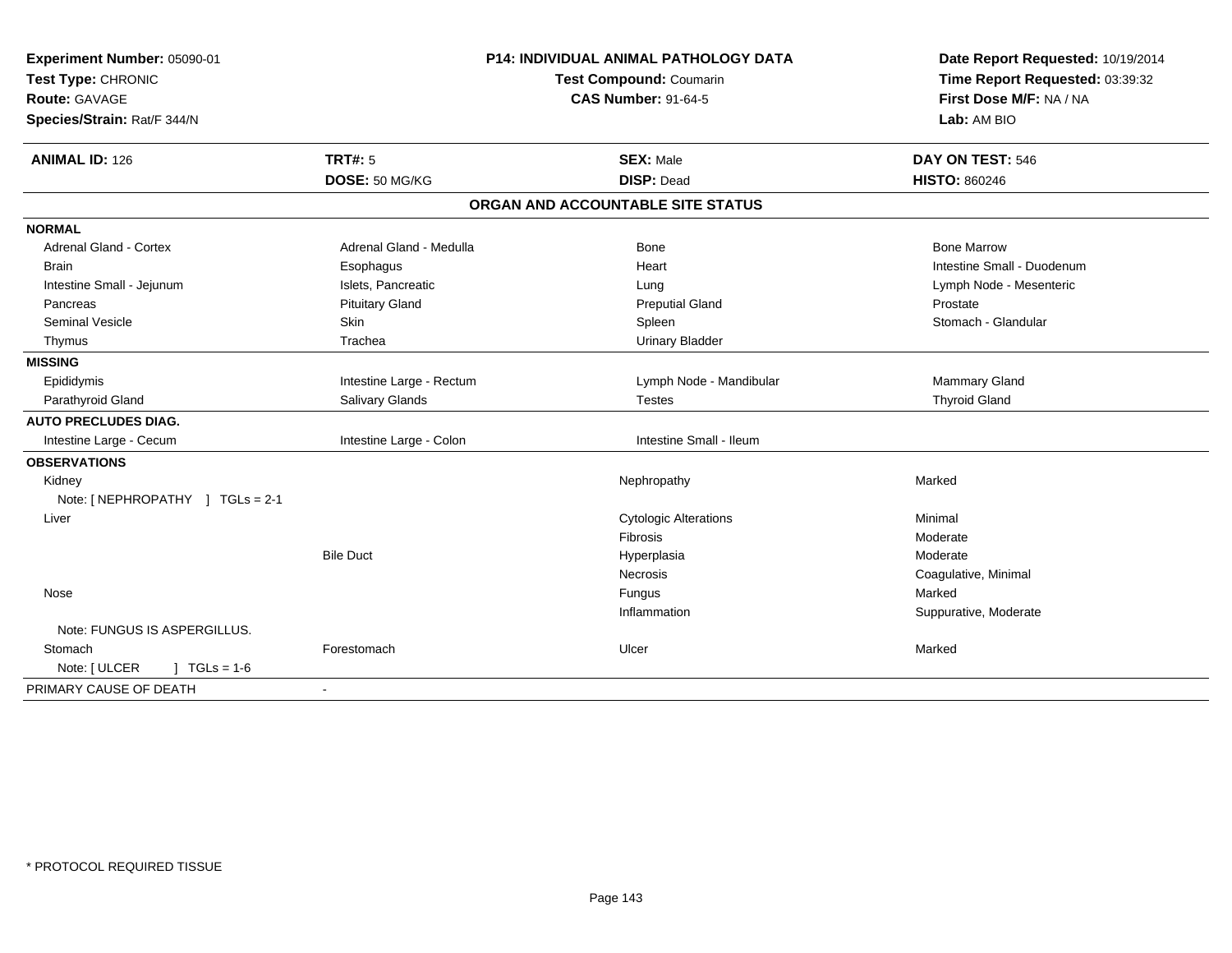**Experiment Number:** 05090-01
**Test Type:** CHRONIC
**Route:** GAVAGE
**Species/Strain:** Rat/F 344/N

**P14: INDIVIDUAL ANIMAL PATHOLOGY DATA**
**Test Compound:** Coumarin
**CAS Number:** 91-64-5

**Date Report Requested:** 10/19/2014
**Time Report Requested:** 03:39:32
**First Dose M/F:** NA / NA
**Lab:** AM BIO

| **ANIMAL ID:** 126 | **TRT#:** 5 | **SEX:** Male | **DAY ON TEST:** 546 |
|---|---|---|---|
| | **DOSE:** 50 MG/KG | **DISP:** Dead | **HISTO:** 860246 |

## ORGAN AND ACCOUNTABLE SITE STATUS

| | | | |
|---|---|---|---|
| **NORMAL** | | | |
| Adrenal Gland - Cortex | Adrenal Gland - Medulla | Bone | Bone Marrow |
| Brain | Esophagus | Heart | Intestine Small - Duodenum |
| Intestine Small - Jejunum | Islets, Pancreatic | Lung | Lymph Node - Mesenteric |
| Pancreas | Pituitary Gland | Preputial Gland | Prostate |
| Seminal Vesicle | Skin | Spleen | Stomach - Glandular |
| Thymus | Trachea | Urinary Bladder | |
| **MISSING** | | | |
| Epididymis | Intestine Large - Rectum | Lymph Node - Mandibular | Mammary Gland |
| Parathyroid Gland | Salivary Glands | Testes | Thyroid Gland |
| **AUTO PRECLUDES DIAG.** | | | |
| Intestine Large - Cecum | Intestine Large - Colon | Intestine Small - Ileum | |
| **OBSERVATIONS** | | | |
| Kidney | | Nephropathy | Marked |
| Note: [ NEPHROPATHY ] TGLs = 2-1 | | | |
| Liver | | Cytologic Alterations | Minimal |
| | | Fibrosis | Moderate |
| | Bile Duct | Hyperplasia | Moderate |
| | | Necrosis | Coagulative, Minimal |
| Nose | | Fungus | Marked |
| | | Inflammation | Suppurative, Moderate |
| Note: FUNGUS IS ASPERGILLUS. | | | |
| Stomach | Forestomach | Ulcer | Marked |
| Note: [ ULCER ] TGLs = 1-6 | | | |
| PRIMARY CAUSE OF DEATH | - | | |

* PROTOCOL REQUIRED TISSUE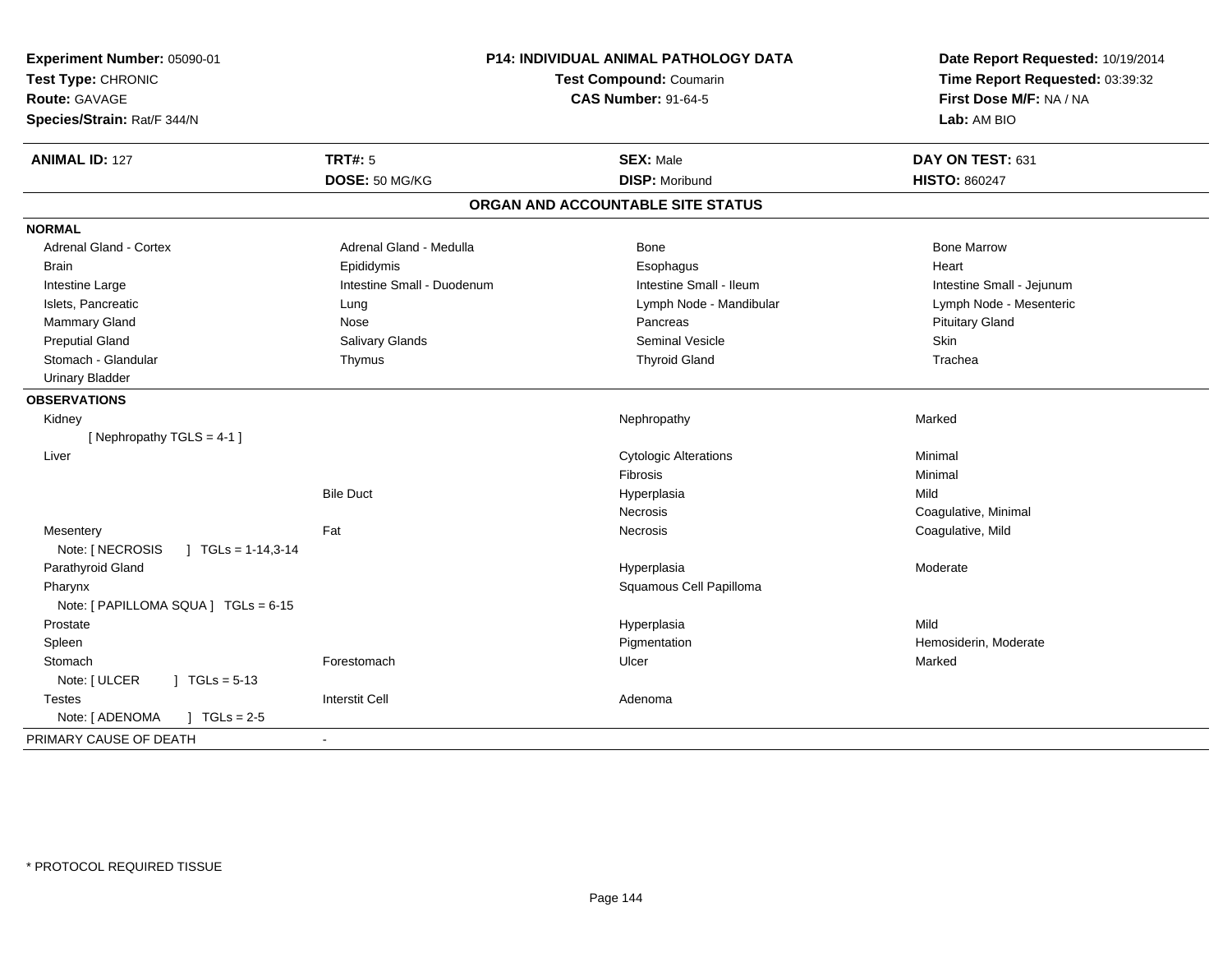**Experiment Number:** 05090-01
**Test Type:** CHRONIC
**Route:** GAVAGE
**Species/Strain:** Rat/F 344/N

**P14: INDIVIDUAL ANIMAL PATHOLOGY DATA**
**Test Compound:** Coumarin
**CAS Number:** 91-64-5

**Date Report Requested:** 10/19/2014
**Time Report Requested:** 03:39:32
**First Dose M/F:** NA / NA
**Lab:** AM BIO

| **ANIMAL ID:** 127 | **TRT#:** 5 | **SEX:** Male | **DAY ON TEST:** 631 |
|---|---|---|---|
| | **DOSE:** 50 MG/KG | **DISP:** Moribund | **HISTO:** 860247 |

## ORGAN AND ACCOUNTABLE SITE STATUS

**NORMAL**

| | | | |
|---|---|---|---|
| Adrenal Gland - Cortex | Adrenal Gland - Medulla | Bone | Bone Marrow |
| Brain | Epididymis | Esophagus | Heart |
| Intestine Large | Intestine Small - Duodenum | Intestine Small - Ileum | Intestine Small - Jejunum |
| Islets, Pancreatic | Lung | Lymph Node - Mandibular | Lymph Node - Mesenteric |
| Mammary Gland | Nose | Pancreas | Pituitary Gland |
| Preputial Gland | Salivary Glands | Seminal Vesicle | Skin |
| Stomach - Glandular | Thymus | Thyroid Gland | Trachea |
| Urinary Bladder | | | |

**OBSERVATIONS**

| | | | |
|---|---|---|---|
| Kidney | | Nephropathy | Marked |
| [ Nephropathy TGLS = 4-1 ] | | | |
| Liver | | Cytologic Alterations | Minimal |
| | | Fibrosis | Minimal |
| | Bile Duct | Hyperplasia | Mild |
| | | Necrosis | Coagulative, Minimal |
| Mesentery | Fat | Necrosis | Coagulative, Mild |
| Note: [ NECROSIS ] TGLs = 1-14,3-14 | | | |
| Parathyroid Gland | | Hyperplasia | Moderate |
| Pharynx | | Squamous Cell Papilloma | |
| Note: [ PAPILLOMA SQUA ] TGLs = 6-15 | | | |
| Prostate | | Hyperplasia | Mild |
| Spleen | | Pigmentation | Hemosiderin, Moderate |
| Stomach | Forestomach | Ulcer | Marked |
| Note: [ ULCER ] TGLs = 5-13 | | | |
| Testes | Interstit Cell | Adenoma | |
| Note: [ ADENOMA ] TGLs = 2-5 | | | |

PRIMARY CAUSE OF DEATH -

* PROTOCOL REQUIRED TISSUE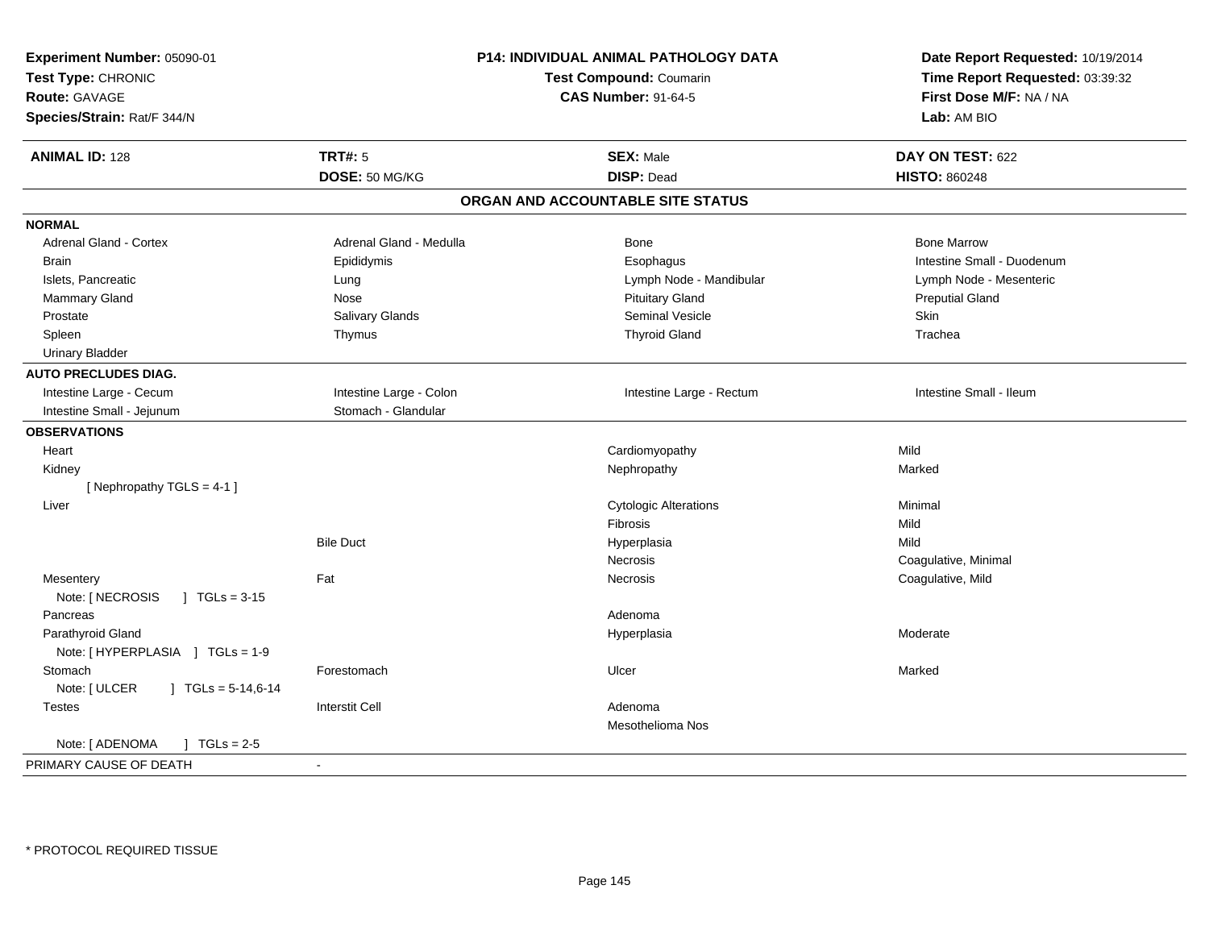**Experiment Number:** 05090-01
**Test Type:** CHRONIC
**Route:** GAVAGE
**Species/Strain:** Rat/F 344/N

**P14: INDIVIDUAL ANIMAL PATHOLOGY DATA**
**Test Compound:** Coumarin
**CAS Number:** 91-64-5

**Date Report Requested:** 10/19/2014
**Time Report Requested:** 03:39:32
**First Dose M/F:** NA / NA
**Lab:** AM BIO

| **ANIMAL ID:** 128 | **TRT#:** 5 | **SEX:** Male | **DAY ON TEST:** 622 |
|---|---|---|---|
| | **DOSE:** 50 MG/KG | **DISP:** Dead | **HISTO:** 860248 |

## ORGAN AND ACCOUNTABLE SITE STATUS

| | | | |
|---|---|---|---|
| **NORMAL** | | | |
| Adrenal Gland - Cortex | Adrenal Gland - Medulla | Bone | Bone Marrow |
| Brain | Epididymis | Esophagus | Intestine Small - Duodenum |
| Islets, Pancreatic | Lung | Lymph Node - Mandibular | Lymph Node - Mesenteric |
| Mammary Gland | Nose | Pituitary Gland | Preputial Gland |
| Prostate | Salivary Glands | Seminal Vesicle | Skin |
| Spleen | Thymus | Thyroid Gland | Trachea |
| Urinary Bladder | | | |
| **AUTO PRECLUDES DIAG.** | | | |
| Intestine Large - Cecum | Intestine Large - Colon | Intestine Large - Rectum | Intestine Small - Ileum |
| Intestine Small - Jejunum | Stomach - Glandular | | |
| **OBSERVATIONS** | | | |
| Heart | | Cardiomyopathy | Mild |
| Kidney | | Nephropathy | Marked |
| [ Nephropathy TGLS = 4-1 ] | | | |
| Liver | | Cytologic Alterations | Minimal |
| | | Fibrosis | Mild |
| | Bile Duct | Hyperplasia | Mild |
| | | Necrosis | Coagulative, Minimal |
| Mesentery | Fat | Necrosis | Coagulative, Mild |
| Note: [ NECROSIS ] TGLs = 3-15 | | | |
| Pancreas | | Adenoma | |
| Parathyroid Gland | | Hyperplasia | Moderate |
| Note: [ HYPERPLASIA ] TGLs = 1-9 | | | |
| Stomach | Forestomach | Ulcer | Marked |
| Note: [ ULCER ] TGLs = 5-14,6-14 | | | |
| Testes | Interstit Cell | Adenoma | |
| | | Mesothelioma Nos | |
| Note: [ ADENOMA ] TGLs = 2-5 | | | |
| PRIMARY CAUSE OF DEATH | - | | |

* PROTOCOL REQUIRED TISSUE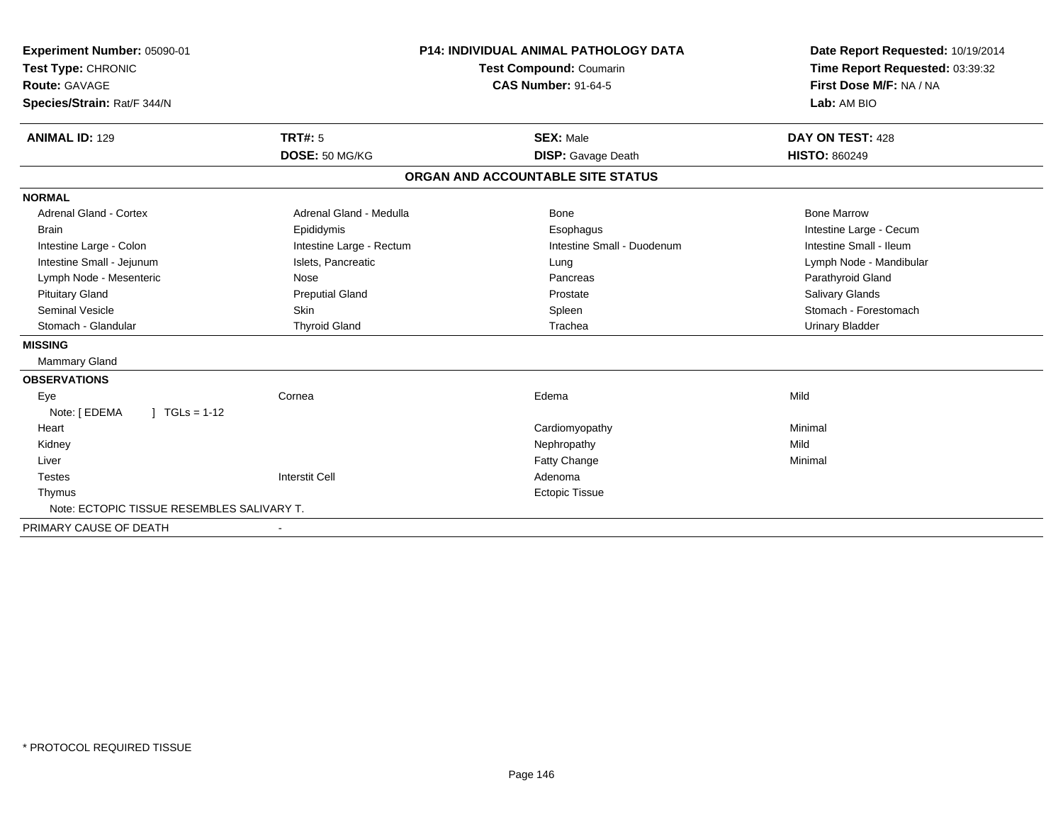**Experiment Number:** 05090-01
**Test Type:** CHRONIC
**Route:** GAVAGE
**Species/Strain:** Rat/F 344/N

**P14: INDIVIDUAL ANIMAL PATHOLOGY DATA**
**Test Compound:** Coumarin
**CAS Number:** 91-64-5

**Date Report Requested:** 10/19/2014
**Time Report Requested:** 03:39:32
**First Dose M/F:** NA / NA
**Lab:** AM BIO

| **ANIMAL ID:** 129 | **TRT#:** 5 | **SEX:** Male | **DAY ON TEST:** 428 |
|---|---|---|---|
| | **DOSE:** 50 MG/KG | **DISP:** Gavage Death | **HISTO:** 860249 |

## ORGAN AND ACCOUNTABLE SITE STATUS

| | | | |
|---|---|---|---|
| **NORMAL** | | | |
| Adrenal Gland - Cortex | Adrenal Gland - Medulla | Bone | Bone Marrow |
| Brain | Epididymis | Esophagus | Intestine Large - Cecum |
| Intestine Large - Colon | Intestine Large - Rectum | Intestine Small - Duodenum | Intestine Small - Ileum |
| Intestine Small - Jejunum | Islets, Pancreatic | Lung | Lymph Node - Mandibular |
| Lymph Node - Mesenteric | Nose | Pancreas | Parathyroid Gland |
| Pituitary Gland | Preputial Gland | Prostate | Salivary Glands |
| Seminal Vesicle | Skin | Spleen | Stomach - Forestomach |
| Stomach - Glandular | Thyroid Gland | Trachea | Urinary Bladder |
| **MISSING** | | | |
| Mammary Gland | | | |
| **OBSERVATIONS** | | | |
| Eye | Cornea | Edema | Mild |
| Note: [ EDEMA ] TGLs = 1-12 | | | |
| Heart | | Cardiomyopathy | Minimal |
| Kidney | | Nephropathy | Mild |
| Liver | | Fatty Change | Minimal |
| Testes | Interstit Cell | Adenoma | |
| Thymus | | Ectopic Tissue | |
| Note: ECTOPIC TISSUE RESEMBLES SALIVARY T. | | | |
| PRIMARY CAUSE OF DEATH | - | | |

\* PROTOCOL REQUIRED TISSUE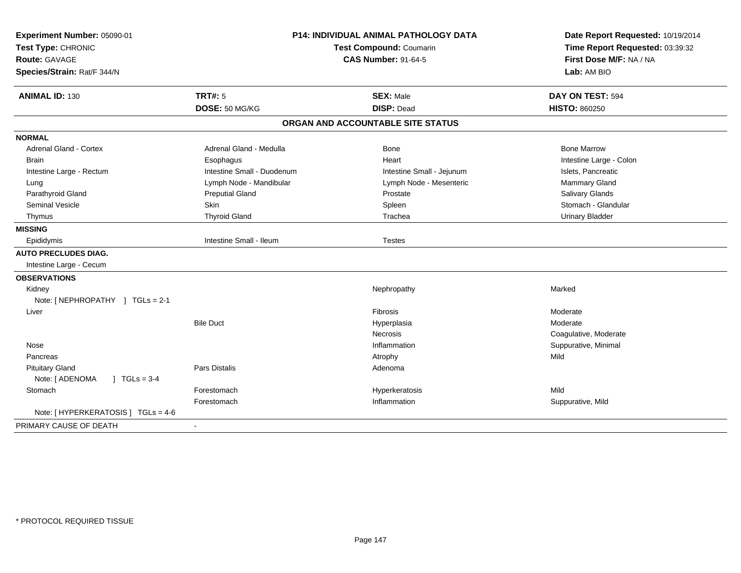**Experiment Number:** 05090-01
**Test Type:** CHRONIC
**Route:** GAVAGE
**Species/Strain:** Rat/F 344/N

**P14: INDIVIDUAL ANIMAL PATHOLOGY DATA**
**Test Compound:** Coumarin
**CAS Number:** 91-64-5

**Date Report Requested:** 10/19/2014
**Time Report Requested:** 03:39:32
**First Dose M/F:** NA / NA
**Lab:** AM BIO

| **ANIMAL ID:** 130 | **TRT#:** 5 | **SEX:** Male | **DAY ON TEST:** 594 |
|---|---|---|---|
| | **DOSE:** 50 MG/KG | **DISP:** Dead | **HISTO:** 860250 |

## ORGAN AND ACCOUNTABLE SITE STATUS

| | | | |
|---|---|---|---|
| **NORMAL** | | | |
| Adrenal Gland - Cortex | Adrenal Gland - Medulla | Bone | Bone Marrow |
| Brain | Esophagus | Heart | Intestine Large - Colon |
| Intestine Large - Rectum | Intestine Small - Duodenum | Intestine Small - Jejunum | Islets, Pancreatic |
| Lung | Lymph Node - Mandibular | Lymph Node - Mesenteric | Mammary Gland |
| Parathyroid Gland | Preputial Gland | Prostate | Salivary Glands |
| Seminal Vesicle | Skin | Spleen | Stomach - Glandular |
| Thymus | Thyroid Gland | Trachea | Urinary Bladder |
| **MISSING** | | | |
| Epididymis | Intestine Small - Ileum | Testes | |
| **AUTO PRECLUDES DIAG.** | | | |
| Intestine Large - Cecum | | | |
| **OBSERVATIONS** | | | |
| Kidney | | Nephropathy | Marked |
| Note: [ NEPHROPATHY ] TGLs = 2-1 | | | |
| Liver | | Fibrosis | Moderate |
| | Bile Duct | Hyperplasia | Moderate |
| | | Necrosis | Coagulative, Moderate |
| Nose | | Inflammation | Suppurative, Minimal |
| Pancreas | | Atrophy | Mild |
| Pituitary Gland | Pars Distalis | Adenoma | |
| Note: [ ADENOMA ] TGLs = 3-4 | | | |
| Stomach | Forestomach | Hyperkeratosis | Mild |
| | Forestomach | Inflammation | Suppurative, Mild |
| Note: [ HYPERKERATOSIS ] TGLs = 4-6 | | | |
| PRIMARY CAUSE OF DEATH | - | | |

* PROTOCOL REQUIRED TISSUE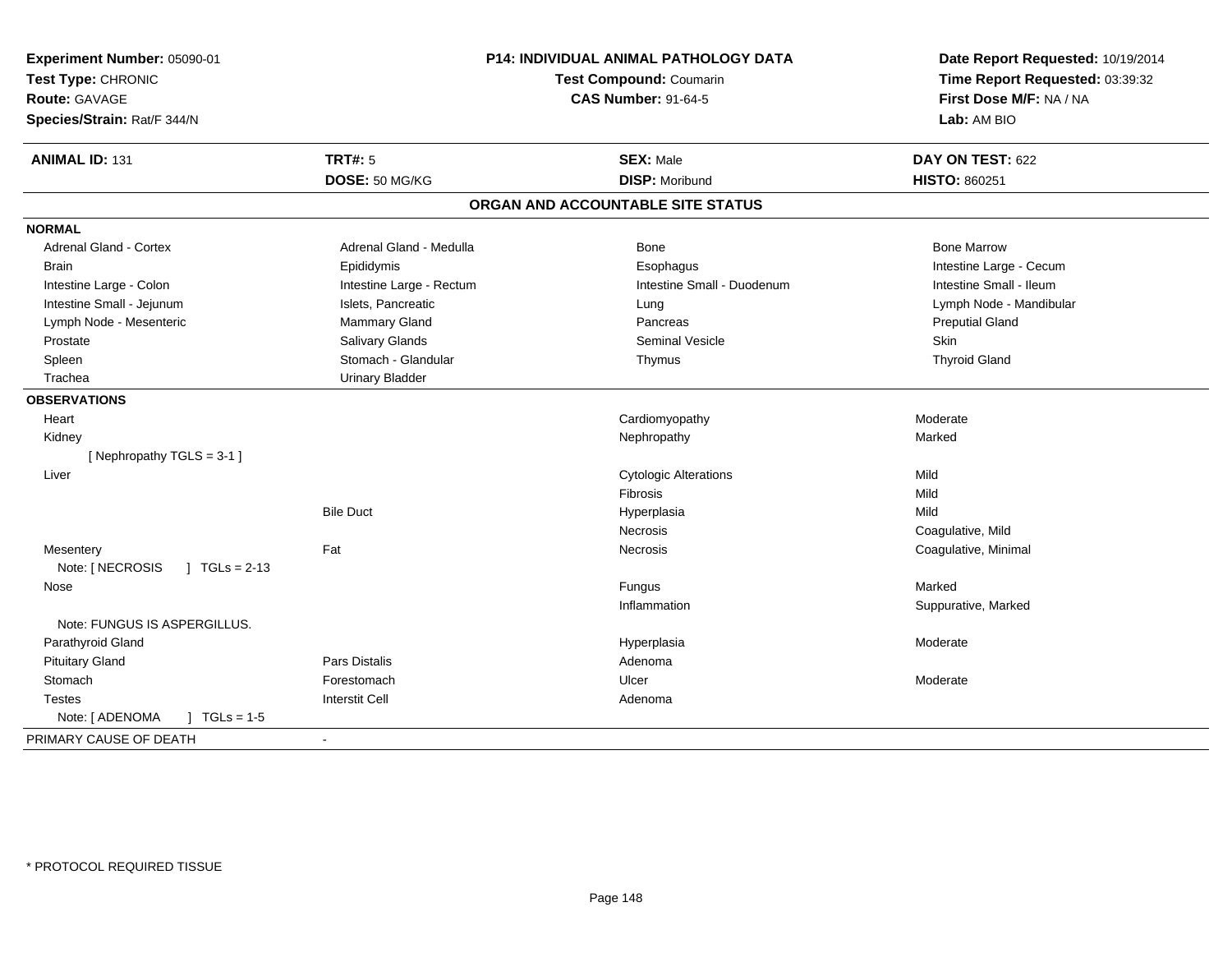**Experiment Number:** 05090-01
**Test Type:** CHRONIC
**Route:** GAVAGE
**Species/Strain:** Rat/F 344/N

**P14: INDIVIDUAL ANIMAL PATHOLOGY DATA**
**Test Compound:** Coumarin
**CAS Number:** 91-64-5

**Date Report Requested:** 10/19/2014
**Time Report Requested:** 03:39:32
**First Dose M/F:** NA / NA
**Lab:** AM BIO

| **ANIMAL ID:** 131 | **TRT#:** 5 | **SEX:** Male | **DAY ON TEST:** 622 |
|---|---|---|---|
| | **DOSE:** 50 MG/KG | **DISP:** Moribund | **HISTO:** 860251 |

## ORGAN AND ACCOUNTABLE SITE STATUS

**NORMAL**

| | | | |
|---|---|---|---|
| Adrenal Gland - Cortex | Adrenal Gland - Medulla | Bone | Bone Marrow |
| Brain | Epididymis | Esophagus | Intestine Large - Cecum |
| Intestine Large - Colon | Intestine Large - Rectum | Intestine Small - Duodenum | Intestine Small - Ileum |
| Intestine Small - Jejunum | Islets, Pancreatic | Lung | Lymph Node - Mandibular |
| Lymph Node - Mesenteric | Mammary Gland | Pancreas | Preputial Gland |
| Prostate | Salivary Glands | Seminal Vesicle | Skin |
| Spleen | Stomach - Glandular | Thymus | Thyroid Gland |
| Trachea | Urinary Bladder | | |

**OBSERVATIONS**

| | | | |
|---|---|---|---|
| Heart | | Cardiomyopathy | Moderate |
| Kidney | | Nephropathy | Marked |
| [ Nephropathy TGLS = 3-1 ] | | | |
| Liver | | Cytologic Alterations | Mild |
| | | Fibrosis | Mild |
| | Bile Duct | Hyperplasia | Mild |
| | | Necrosis | Coagulative, Mild |
| Mesentery | Fat | Necrosis | Coagulative, Minimal |
| Note: [ NECROSIS ] TGLs = 2-13 | | | |
| Nose | | Fungus | Marked |
| | | Inflammation | Suppurative, Marked |
| Note: FUNGUS IS ASPERGILLUS. | | | |
| Parathyroid Gland | | Hyperplasia | Moderate |
| Pituitary Gland | Pars Distalis | Adenoma | |
| Stomach | Forestomach | Ulcer | Moderate |
| Testes | Interstit Cell | Adenoma | |
| Note: [ ADENOMA ] TGLs = 1-5 | | | |

PRIMARY CAUSE OF DEATH -

\* PROTOCOL REQUIRED TISSUE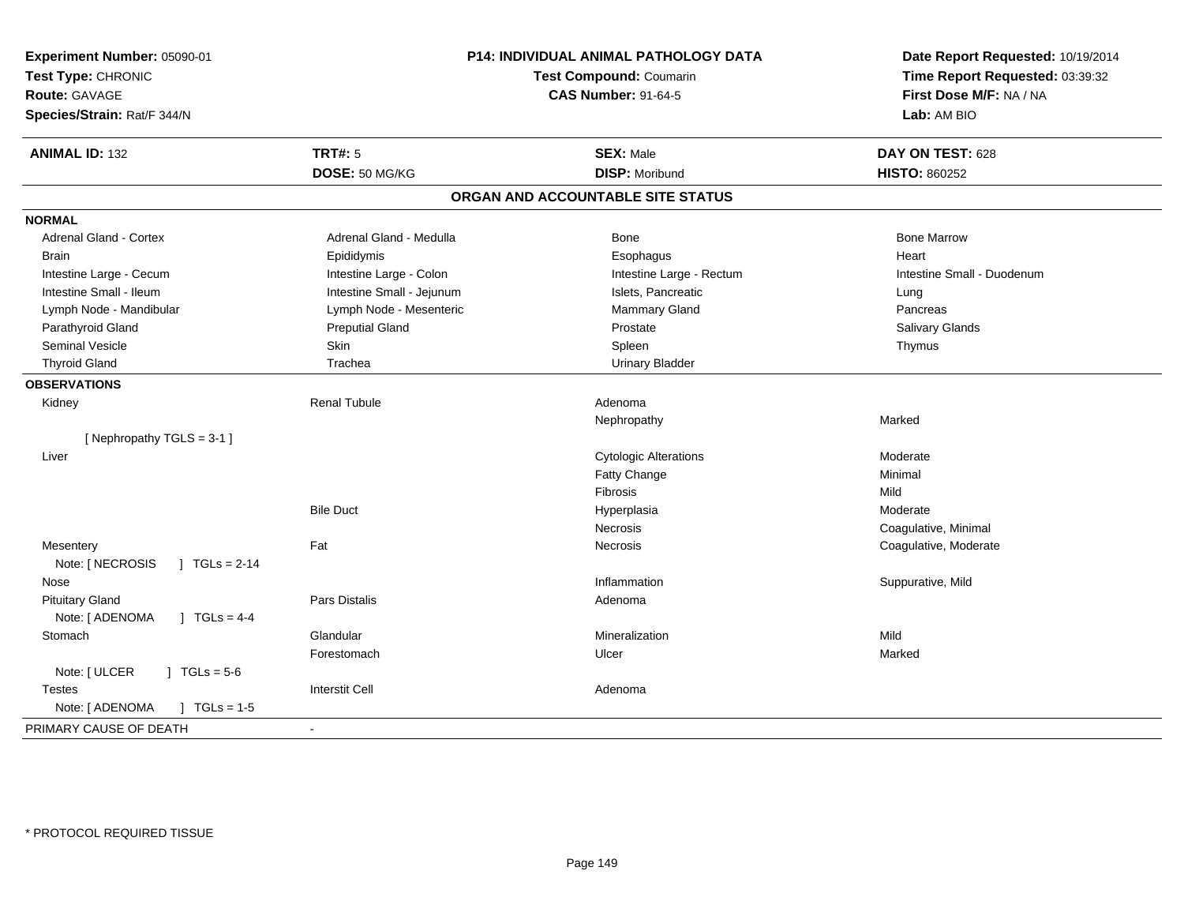**Experiment Number:** 05090-01
**Test Type:** CHRONIC
**Route:** GAVAGE
**Species/Strain:** Rat/F 344/N

**P14: INDIVIDUAL ANIMAL PATHOLOGY DATA**
**Test Compound:** Coumarin
**CAS Number:** 91-64-5

**Date Report Requested:** 10/19/2014
**Time Report Requested:** 03:39:32
**First Dose M/F:** NA / NA
**Lab:** AM BIO

| **ANIMAL ID:** 132 | **TRT#:** 5 | **SEX:** Male | **DAY ON TEST:** 628 |
|---|---|---|---|
| | **DOSE:** 50 MG/KG | **DISP:** Moribund | **HISTO:** 860252 |

## ORGAN AND ACCOUNTABLE SITE STATUS

**NORMAL**

| | | | |
|---|---|---|---|
| Adrenal Gland - Cortex | Adrenal Gland - Medulla | Bone | Bone Marrow |
| Brain | Epididymis | Esophagus | Heart |
| Intestine Large - Cecum | Intestine Large - Colon | Intestine Large - Rectum | Intestine Small - Duodenum |
| Intestine Small - Ileum | Intestine Small - Jejunum | Islets, Pancreatic | Lung |
| Lymph Node - Mandibular | Lymph Node - Mesenteric | Mammary Gland | Pancreas |
| Parathyroid Gland | Preputial Gland | Prostate | Salivary Glands |
| Seminal Vesicle | Skin | Spleen | Thymus |
| Thyroid Gland | Trachea | Urinary Bladder | |

**OBSERVATIONS**

| | | | |
|---|---|---|---|
| Kidney | Renal Tubule | Adenoma | |
| | | Nephropathy | Marked |
| [ Nephropathy TGLS = 3-1 ] | | | |
| Liver | | Cytologic Alterations | Moderate |
| | | Fatty Change | Minimal |
| | | Fibrosis | Mild |
| | Bile Duct | Hyperplasia | Moderate |
| | | Necrosis | Coagulative, Minimal |
| Mesentery | Fat | Necrosis | Coagulative, Moderate |
| Note: [ NECROSIS ] TGLs = 2-14 | | | |
| Nose | | Inflammation | Suppurative, Mild |
| Pituitary Gland | Pars Distalis | Adenoma | |
| Note: [ ADENOMA ] TGLs = 4-4 | | | |
| Stomach | Glandular | Mineralization | Mild |
| | Forestomach | Ulcer | Marked |
| Note: [ ULCER ] TGLs = 5-6 | | | |
| Testes | Interstit Cell | Adenoma | |
| Note: [ ADENOMA ] TGLs = 1-5 | | | |

PRIMARY CAUSE OF DEATH -

\* PROTOCOL REQUIRED TISSUE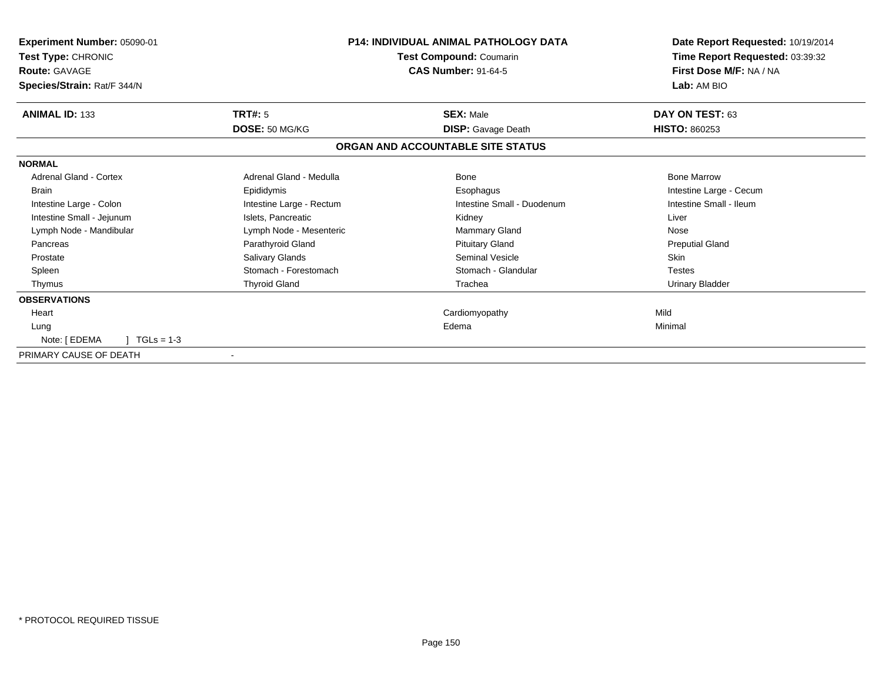**Experiment Number:** 05090-01
**Test Type:** CHRONIC
**Route:** GAVAGE
**Species/Strain:** Rat/F 344/N

**P14: INDIVIDUAL ANIMAL PATHOLOGY DATA**
**Test Compound:** Coumarin
**CAS Number:** 91-64-5

**Date Report Requested:** 10/19/2014
**Time Report Requested:** 03:39:32
**First Dose M/F:** NA / NA
**Lab:** AM BIO

| **ANIMAL ID:** 133 | **TRT#:** 5 | **SEX:** Male | **DAY ON TEST:** 63 |
|---|---|---|---|
| | **DOSE:** 50 MG/KG | **DISP:** Gavage Death | **HISTO:** 860253 |

**ORGAN AND ACCOUNTABLE SITE STATUS**

**NORMAL**

| | | | |
|---|---|---|---|
| Adrenal Gland - Cortex | Adrenal Gland - Medulla | Bone | Bone Marrow |
| Brain | Epididymis | Esophagus | Intestine Large - Cecum |
| Intestine Large - Colon | Intestine Large - Rectum | Intestine Small - Duodenum | Intestine Small - Ileum |
| Intestine Small - Jejunum | Islets, Pancreatic | Kidney | Liver |
| Lymph Node - Mandibular | Lymph Node - Mesenteric | Mammary Gland | Nose |
| Pancreas | Parathyroid Gland | Pituitary Gland | Preputial Gland |
| Prostate | Salivary Glands | Seminal Vesicle | Skin |
| Spleen | Stomach - Forestomach | Stomach - Glandular | Testes |
| Thymus | Thyroid Gland | Trachea | Urinary Bladder |

**OBSERVATIONS**

| | | | |
|---|---|---|---|
| Heart | | Cardiomyopathy | Mild |
| Lung | | Edema | Minimal |
| Note: [ EDEMA ] TGLs = 1-3 | | | |

PRIMARY CAUSE OF DEATH -

* PROTOCOL REQUIRED TISSUE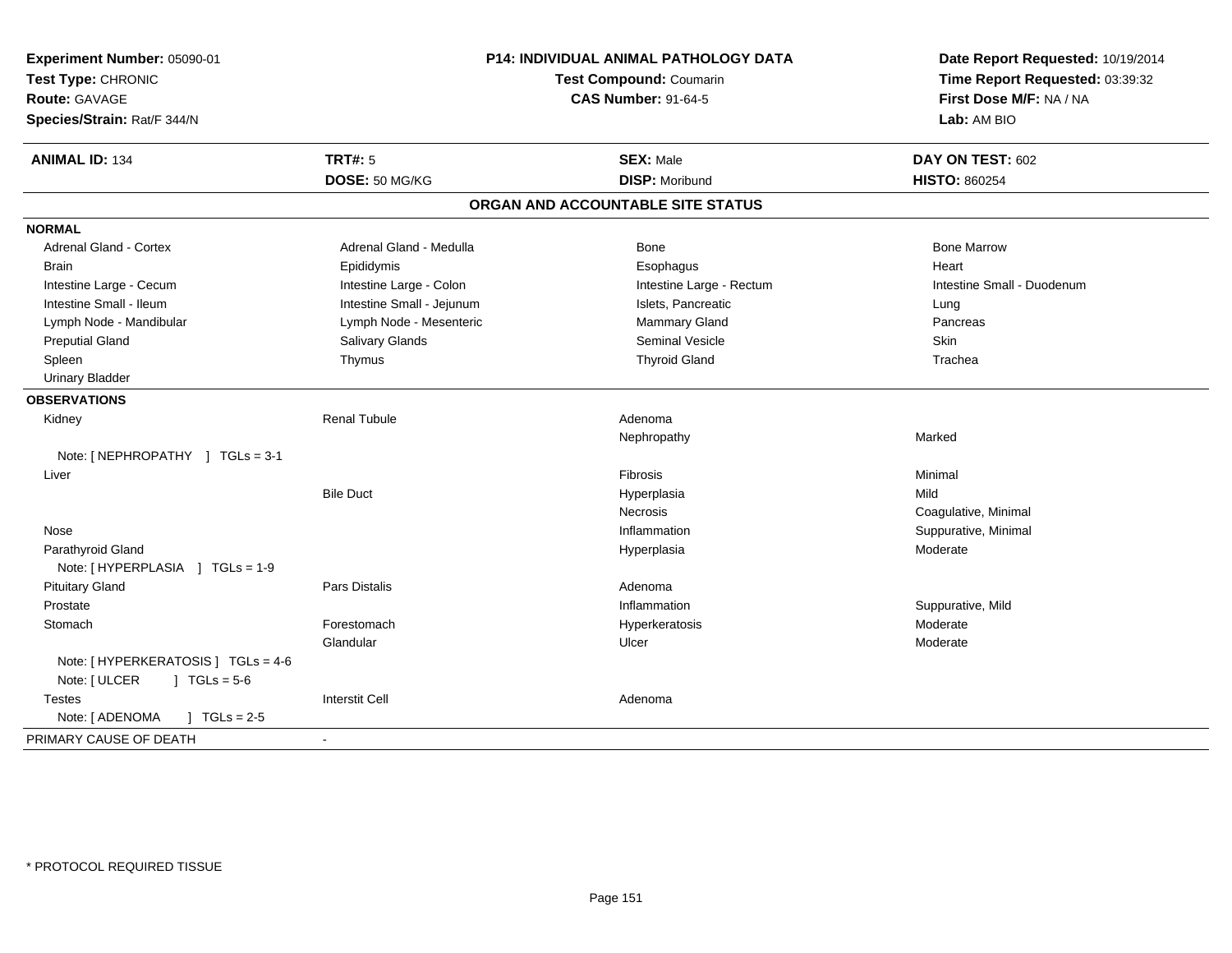**Experiment Number:** 05090-01
**Test Type:** CHRONIC
**Route:** GAVAGE
**Species/Strain:** Rat/F 344/N

**P14: INDIVIDUAL ANIMAL PATHOLOGY DATA**
**Test Compound:** Coumarin
**CAS Number:** 91-64-5

**Date Report Requested:** 10/19/2014
**Time Report Requested:** 03:39:32
**First Dose M/F:** NA / NA
**Lab:** AM BIO

| **ANIMAL ID:** 134 | **TRT#:** 5 | **SEX:** Male | **DAY ON TEST:** 602 |
|---|---|---|---|
| | **DOSE:** 50 MG/KG | **DISP:** Moribund | **HISTO:** 860254 |

## ORGAN AND ACCOUNTABLE SITE STATUS

**NORMAL**

| | | | |
|---|---|---|---|
| Adrenal Gland - Cortex | Adrenal Gland - Medulla | Bone | Bone Marrow |
| Brain | Epididymis | Esophagus | Heart |
| Intestine Large - Cecum | Intestine Large - Colon | Intestine Large - Rectum | Intestine Small - Duodenum |
| Intestine Small - Ileum | Intestine Small - Jejunum | Islets, Pancreatic | Lung |
| Lymph Node - Mandibular | Lymph Node - Mesenteric | Mammary Gland | Pancreas |
| Preputial Gland | Salivary Glands | Seminal Vesicle | Skin |
| Spleen | Thymus | Thyroid Gland | Trachea |
| Urinary Bladder | | | |

**OBSERVATIONS**

| | | | |
|---|---|---|---|
| Kidney | Renal Tubule | Adenoma | |
| | | Nephropathy | Marked |
| Note: [ NEPHROPATHY ] TGLs = 3-1 | | | |
| Liver | | Fibrosis | Minimal |
| | Bile Duct | Hyperplasia | Mild |
| | | Necrosis | Coagulative, Minimal |
| Nose | | Inflammation | Suppurative, Minimal |
| Parathyroid Gland | | Hyperplasia | Moderate |
| Note: [ HYPERPLASIA ] TGLs = 1-9 | | | |
| Pituitary Gland | Pars Distalis | Adenoma | |
| Prostate | | Inflammation | Suppurative, Mild |
| Stomach | Forestomach | Hyperkeratosis | Moderate |
| | Glandular | Ulcer | Moderate |
| Note: [ HYPERKERATOSIS ] TGLs = 4-6 | | | |
| Note: [ ULCER ] TGLs = 5-6 | | | |
| Testes | Interstit Cell | Adenoma | |
| Note: [ ADENOMA ] TGLs = 2-5 | | | |

PRIMARY CAUSE OF DEATH -

\* PROTOCOL REQUIRED TISSUE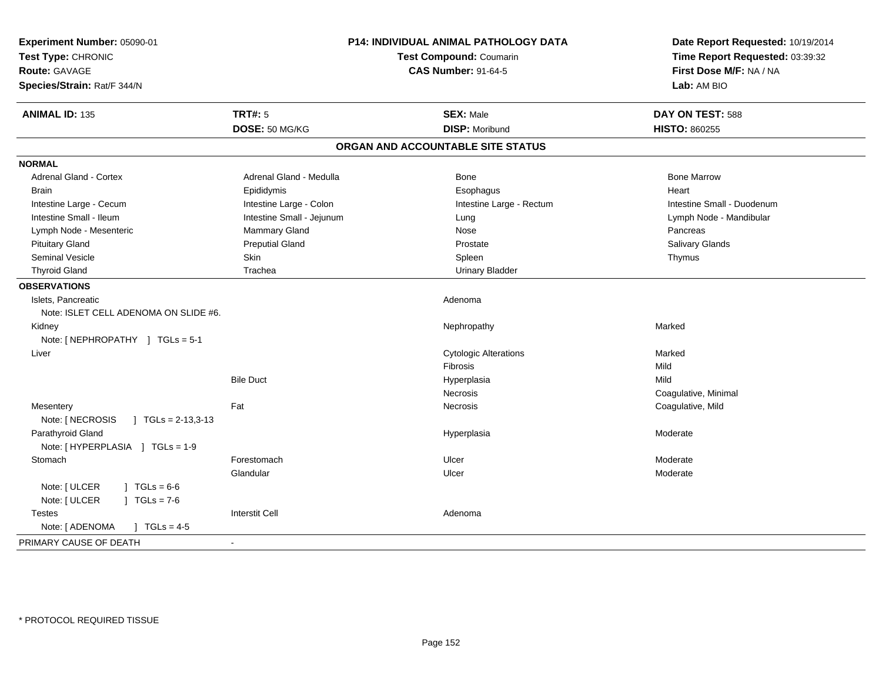**Experiment Number:** 05090-01
**Test Type:** CHRONIC
**Route:** GAVAGE
**Species/Strain:** Rat/F 344/N

**P14: INDIVIDUAL ANIMAL PATHOLOGY DATA**
**Test Compound:** Coumarin
**CAS Number:** 91-64-5

**Date Report Requested:** 10/19/2014
**Time Report Requested:** 03:39:32
**First Dose M/F:** NA / NA
**Lab:** AM BIO

| **ANIMAL ID:** 135 | **TRT#:** 5 | **SEX:** Male | **DAY ON TEST:** 588 |
|---|---|---|---|
| | **DOSE:** 50 MG/KG | **DISP:** Moribund | **HISTO:** 860255 |

## ORGAN AND ACCOUNTABLE SITE STATUS

**NORMAL**

| | | | |
|---|---|---|---|
| Adrenal Gland - Cortex | Adrenal Gland - Medulla | Bone | Bone Marrow |
| Brain | Epididymis | Esophagus | Heart |
| Intestine Large - Cecum | Intestine Large - Colon | Intestine Large - Rectum | Intestine Small - Duodenum |
| Intestine Small - Ileum | Intestine Small - Jejunum | Lung | Lymph Node - Mandibular |
| Lymph Node - Mesenteric | Mammary Gland | Nose | Pancreas |
| Pituitary Gland | Preputial Gland | Prostate | Salivary Glands |
| Seminal Vesicle | Skin | Spleen | Thymus |
| Thyroid Gland | Trachea | Urinary Bladder | |

**OBSERVATIONS**

| | | | |
|---|---|---|---|
| Islets, Pancreatic | | Adenoma | |
| Note: ISLET CELL ADENOMA ON SLIDE #6. | | | |
| Kidney | | Nephropathy | Marked |
| Note: [ NEPHROPATHY ] TGLs = 5-1 | | | |
| Liver | | Cytologic Alterations | Marked |
| | | Fibrosis | Mild |
| | Bile Duct | Hyperplasia | Mild |
| | | Necrosis | Coagulative, Minimal |
| Mesentery | Fat | Necrosis | Coagulative, Mild |
| Note: [ NECROSIS ] TGLs = 2-13,3-13 | | | |
| Parathyroid Gland | | Hyperplasia | Moderate |
| Note: [ HYPERPLASIA ] TGLs = 1-9 | | | |
| Stomach | Forestomach | Ulcer | Moderate |
| | Glandular | Ulcer | Moderate |
| Note: [ ULCER ] TGLs = 6-6 | | | |
| Note: [ ULCER ] TGLs = 7-6 | | | |
| Testes | Interstit Cell | Adenoma | |
| Note: [ ADENOMA ] TGLs = 4-5 | | | |

PRIMARY CAUSE OF DEATH -

\* PROTOCOL REQUIRED TISSUE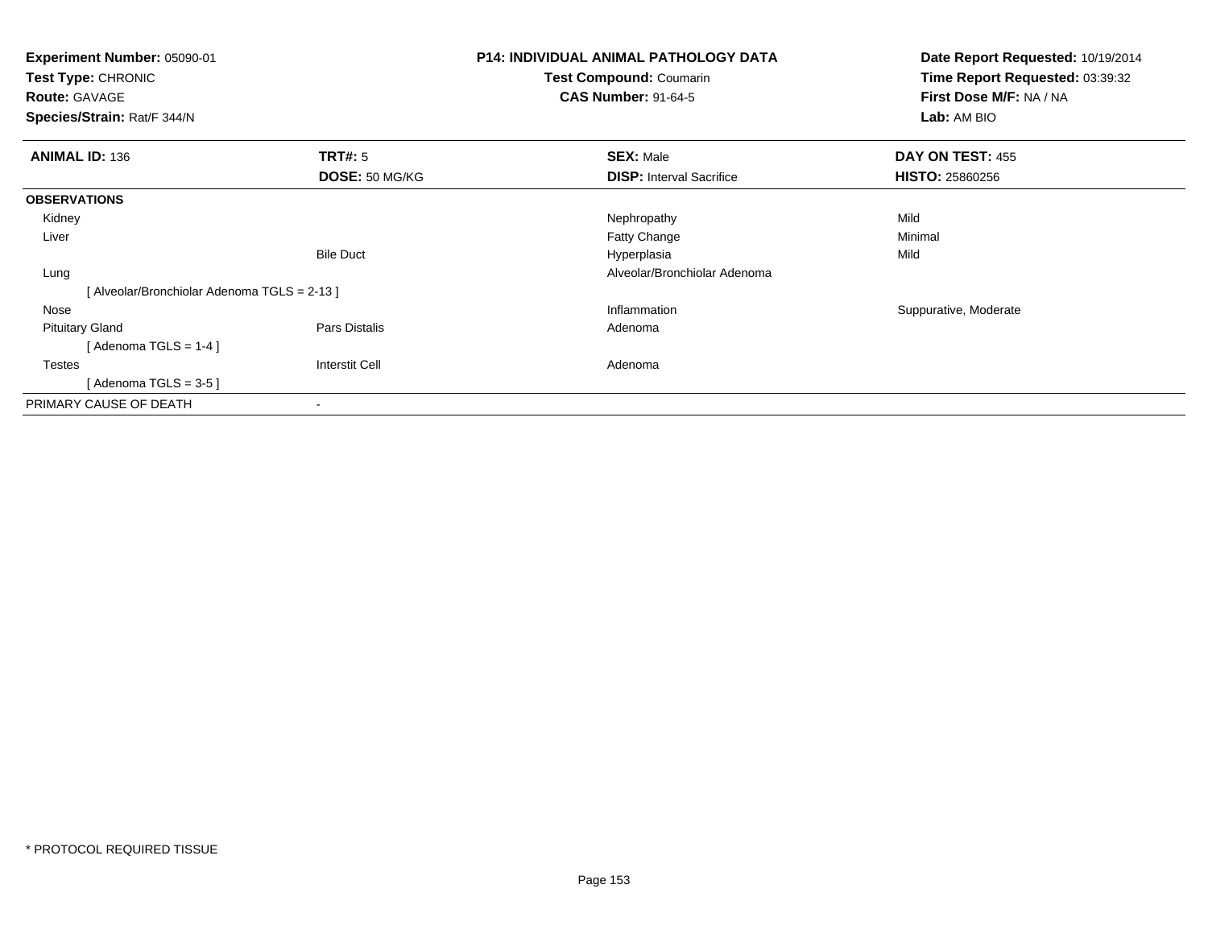**Experiment Number:** 05090-01
**Test Type:** CHRONIC
**Route:** GAVAGE
**Species/Strain:** Rat/F 344/N

**P14: INDIVIDUAL ANIMAL PATHOLOGY DATA**
**Test Compound:** Coumarin
**CAS Number:** 91-64-5

**Date Report Requested:** 10/19/2014
**Time Report Requested:** 03:39:32
**First Dose M/F:** NA / NA
**Lab:** AM BIO

| **ANIMAL ID:** 136 | **TRT#:** 5 | **SEX:** Male | **DAY ON TEST:** 455 |
|---|---|---|---|
| | **DOSE:** 50 MG/KG | **DISP:** Interval Sacrifice | **HISTO:** 25860256 |
| **OBSERVATIONS** | | | |
| Kidney | | Nephropathy | Mild |
| Liver | | Fatty Change | Minimal |
| | Bile Duct | Hyperplasia | Mild |
| Lung | | Alveolar/Bronchiolar Adenoma | |
| [ Alveolar/Bronchiolar Adenoma TGLS = 2-13 ] | | | |
| Nose | | Inflammation | Suppurative, Moderate |
| Pituitary Gland | Pars Distalis | Adenoma | |
| [ Adenoma TGLS = 1-4 ] | | | |
| Testes | Interstit Cell | Adenoma | |
| [ Adenoma TGLS = 3-5 ] | | | |
| PRIMARY CAUSE OF DEATH | - | | |

* PROTOCOL REQUIRED TISSUE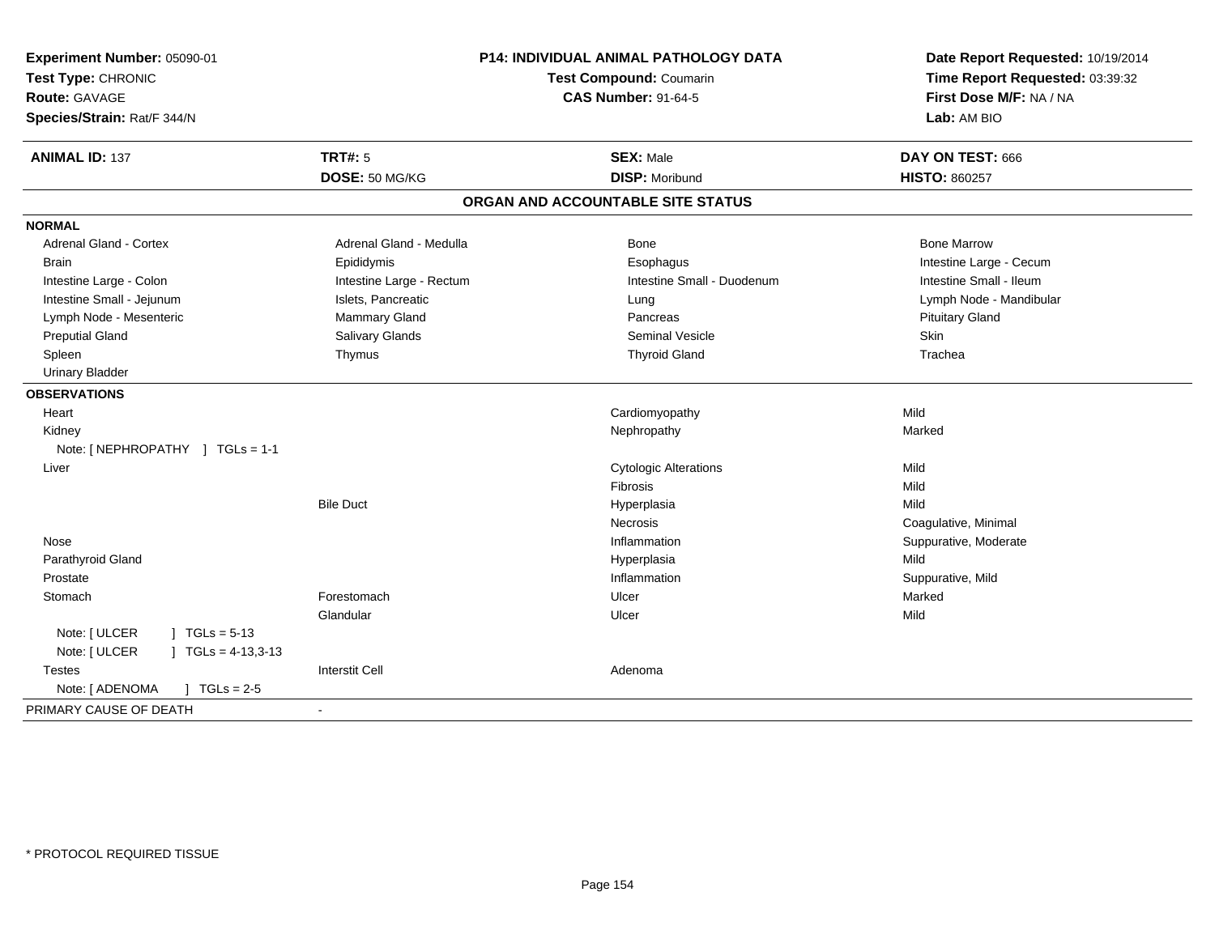**Experiment Number:** 05090-01
**Test Type:** CHRONIC
**Route:** GAVAGE
**Species/Strain:** Rat/F 344/N

**P14: INDIVIDUAL ANIMAL PATHOLOGY DATA**
**Test Compound:** Coumarin
**CAS Number:** 91-64-5

**Date Report Requested:** 10/19/2014
**Time Report Requested:** 03:39:32
**First Dose M/F:** NA / NA
**Lab:** AM BIO

| **ANIMAL ID:** 137 | **TRT#:** 5 | **SEX:** Male | **DAY ON TEST:** 666 |
|---|---|---|---|
| | **DOSE:** 50 MG/KG | **DISP:** Moribund | **HISTO:** 860257 |

## ORGAN AND ACCOUNTABLE SITE STATUS

**NORMAL**

| | | | |
|---|---|---|---|
| Adrenal Gland - Cortex | Adrenal Gland - Medulla | Bone | Bone Marrow |
| Brain | Epididymis | Esophagus | Intestine Large - Cecum |
| Intestine Large - Colon | Intestine Large - Rectum | Intestine Small - Duodenum | Intestine Small - Ileum |
| Intestine Small - Jejunum | Islets, Pancreatic | Lung | Lymph Node - Mandibular |
| Lymph Node - Mesenteric | Mammary Gland | Pancreas | Pituitary Gland |
| Preputial Gland | Salivary Glands | Seminal Vesicle | Skin |
| Spleen | Thymus | Thyroid Gland | Trachea |
| Urinary Bladder | | | |

**OBSERVATIONS**

| | | | |
|---|---|---|---|
| Heart | | Cardiomyopathy | Mild |
| Kidney | | Nephropathy | Marked |
| Note: [ NEPHROPATHY ] TGLs = 1-1 | | | |
| Liver | | Cytologic Alterations | Mild |
| | | Fibrosis | Mild |
| | Bile Duct | Hyperplasia | Mild |
| | | Necrosis | Coagulative, Minimal |
| Nose | | Inflammation | Suppurative, Moderate |
| Parathyroid Gland | | Hyperplasia | Mild |
| Prostate | | Inflammation | Suppurative, Mild |
| Stomach | Forestomach | Ulcer | Marked |
| | Glandular | Ulcer | Mild |
| Note: [ ULCER ] TGLs = 5-13 | | | |
| Note: [ ULCER ] TGLs = 4-13,3-13 | | | |
| Testes | Interstit Cell | Adenoma | |
| Note: [ ADENOMA ] TGLs = 2-5 | | | |

| | |
|---|---|
| PRIMARY CAUSE OF DEATH | - |

* PROTOCOL REQUIRED TISSUE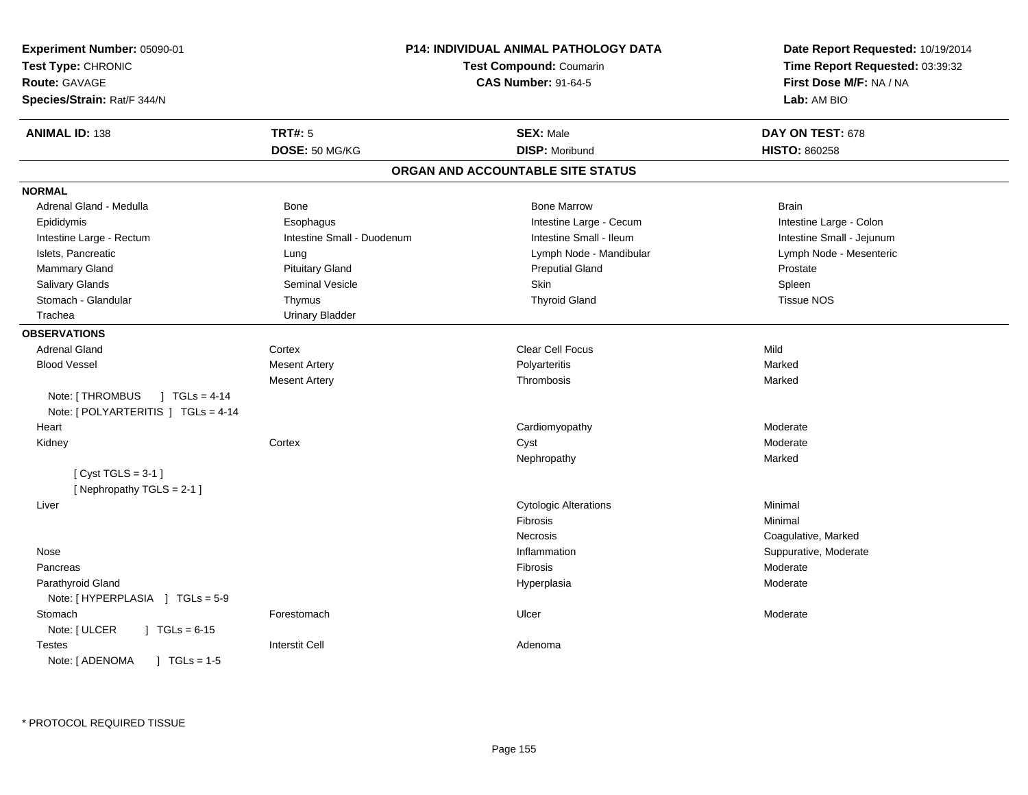**Experiment Number:** 05090-01
**Test Type:** CHRONIC
**Route:** GAVAGE
**Species/Strain:** Rat/F 344/N

**P14: INDIVIDUAL ANIMAL PATHOLOGY DATA**
**Test Compound:** Coumarin
**CAS Number:** 91-64-5

**Date Report Requested:** 10/19/2014
**Time Report Requested:** 03:39:32
**First Dose M/F:** NA / NA
**Lab:** AM BIO

| **ANIMAL ID:** 138 | **TRT#:** 5 | **SEX:** Male | **DAY ON TEST:** 678 |
|---|---|---|---|
| | **DOSE:** 50 MG/KG | **DISP:** Moribund | **HISTO:** 860258 |

## ORGAN AND ACCOUNTABLE SITE STATUS

**NORMAL**

| | | | |
|---|---|---|---|
| Adrenal Gland - Medulla | Bone | Bone Marrow | Brain |
| Epididymis | Esophagus | Intestine Large - Cecum | Intestine Large - Colon |
| Intestine Large - Rectum | Intestine Small - Duodenum | Intestine Small - Ileum | Intestine Small - Jejunum |
| Islets, Pancreatic | Lung | Lymph Node - Mandibular | Lymph Node - Mesenteric |
| Mammary Gland | Pituitary Gland | Preputial Gland | Prostate |
| Salivary Glands | Seminal Vesicle | Skin | Spleen |
| Stomach - Glandular | Thymus | Thyroid Gland | Tissue NOS |
| Trachea | Urinary Bladder | | |

**OBSERVATIONS**

| | | | |
|---|---|---|---|
| Adrenal Gland | Cortex | Clear Cell Focus | Mild |
| Blood Vessel | Mesent Artery | Polyarteritis | Marked |
| | Mesent Artery | Thrombosis | Marked |
| Note: [ THROMBUS ] TGLs = 4-14 | | | |
| Note: [ POLYARTERITIS ] TGLs = 4-14 | | | |
| Heart | | Cardiomyopathy | Moderate |
| Kidney | Cortex | Cyst | Moderate |
| | | Nephropathy | Marked |
| [ Cyst TGLS = 3-1 ] | | | |
| [ Nephropathy TGLS = 2-1 ] | | | |
| Liver | | Cytologic Alterations | Minimal |
| | | Fibrosis | Minimal |
| | | Necrosis | Coagulative, Marked |
| Nose | | Inflammation | Suppurative, Moderate |
| Pancreas | | Fibrosis | Moderate |
| Parathyroid Gland | | Hyperplasia | Moderate |
| Note: [ HYPERPLASIA ] TGLs = 5-9 | | | |
| Stomach | Forestomach | Ulcer | Moderate |
| Note: [ ULCER ] TGLs = 6-15 | | | |
| Testes | Interstit Cell | Adenoma | |
| Note: [ ADENOMA ] TGLs = 1-5 | | | |

* PROTOCOL REQUIRED TISSUE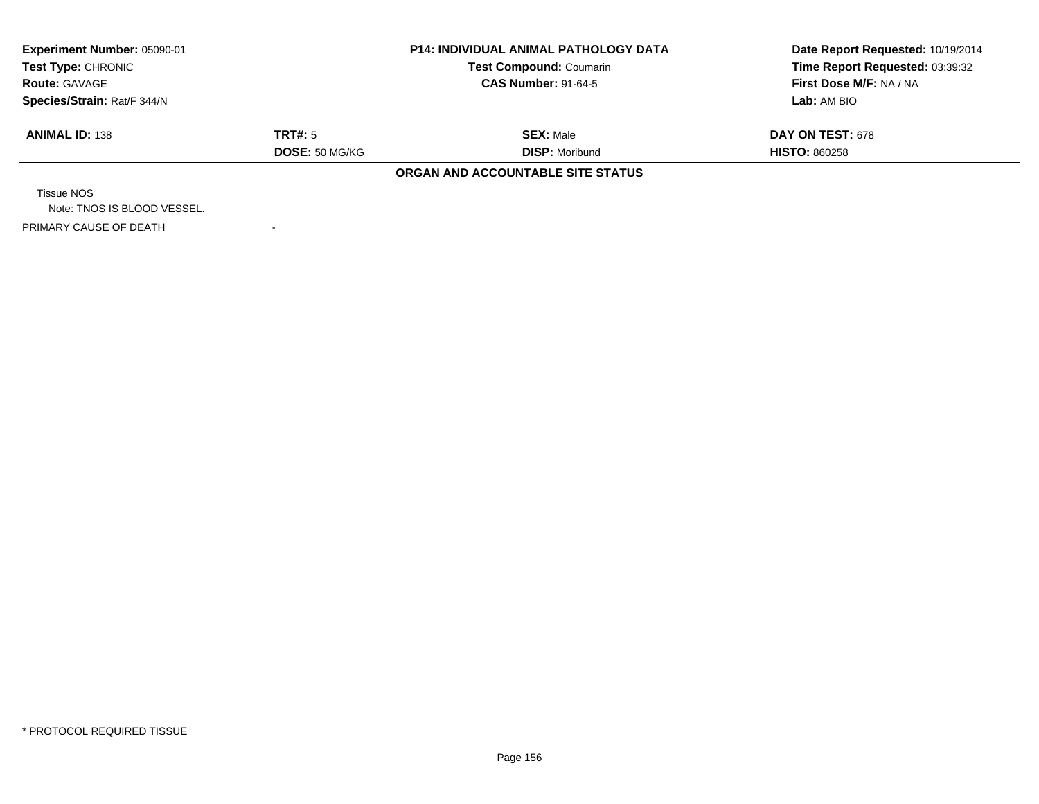| **Experiment Number:** 05090-01 | **P14: INDIVIDUAL ANIMAL PATHOLOGY DATA** | **Date Report Requested:** 10/19/2014 |
|---|---|---|
| **Test Type:** CHRONIC | **Test Compound:** Coumarin | **Time Report Requested:** 03:39:32 |
| **Route:** GAVAGE | **CAS Number:** 91-64-5 | **First Dose M/F:** NA / NA |
| **Species/Strain:** Rat/F 344/N | | **Lab:** AM BIO |

| **ANIMAL ID:** 138 | **TRT#:** 5 | **SEX:** Male | **DAY ON TEST:** 678 |
|---|---|---|---|
| | **DOSE:** 50 MG/KG | **DISP:** Moribund | **HISTO:** 860258 |

**ORGAN AND ACCOUNTABLE SITE STATUS**

Tissue NOS
Note: TNOS IS BLOOD VESSEL.

| PRIMARY CAUSE OF DEATH | - |
|---|---|

\* PROTOCOL REQUIRED TISSUE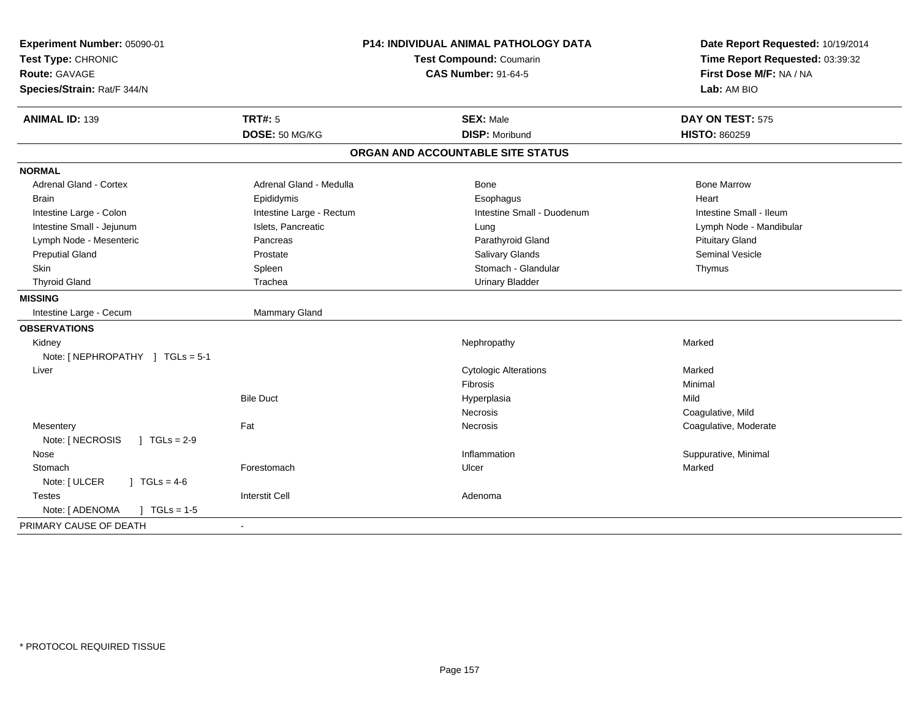**Experiment Number:** 05090-01
**Test Type:** CHRONIC
**Route:** GAVAGE
**Species/Strain:** Rat/F 344/N

**P14: INDIVIDUAL ANIMAL PATHOLOGY DATA**
**Test Compound:** Coumarin
**CAS Number:** 91-64-5

**Date Report Requested:** 10/19/2014
**Time Report Requested:** 03:39:32
**First Dose M/F:** NA / NA
**Lab:** AM BIO

| **ANIMAL ID:** 139 | **TRT#:** 5 | **SEX:** Male | **DAY ON TEST:** 575 |
|---|---|---|---|
| | **DOSE:** 50 MG/KG | **DISP:** Moribund | **HISTO:** 860259 |

## ORGAN AND ACCOUNTABLE SITE STATUS

| | | | |
|---|---|---|---|
| **NORMAL** | | | |
| Adrenal Gland - Cortex | Adrenal Gland - Medulla | Bone | Bone Marrow |
| Brain | Epididymis | Esophagus | Heart |
| Intestine Large - Colon | Intestine Large - Rectum | Intestine Small - Duodenum | Intestine Small - Ileum |
| Intestine Small - Jejunum | Islets, Pancreatic | Lung | Lymph Node - Mandibular |
| Lymph Node - Mesenteric | Pancreas | Parathyroid Gland | Pituitary Gland |
| Preputial Gland | Prostate | Salivary Glands | Seminal Vesicle |
| Skin | Spleen | Stomach - Glandular | Thymus |
| Thyroid Gland | Trachea | Urinary Bladder | |
| **MISSING** | | | |
| Intestine Large - Cecum | Mammary Gland | | |
| **OBSERVATIONS** | | | |
| Kidney | | Nephropathy | Marked |
| Note: [ NEPHROPATHY ] TGLs = 5-1 | | | |
| Liver | | Cytologic Alterations | Marked |
| | | Fibrosis | Minimal |
| | Bile Duct | Hyperplasia | Mild |
| | | Necrosis | Coagulative, Mild |
| Mesentery | Fat | Necrosis | Coagulative, Moderate |
| Note: [ NECROSIS ] TGLs = 2-9 | | | |
| Nose | | Inflammation | Suppurative, Minimal |
| Stomach | Forestomach | Ulcer | Marked |
| Note: [ ULCER ] TGLs = 4-6 | | | |
| Testes | Interstit Cell | Adenoma | |
| Note: [ ADENOMA ] TGLs = 1-5 | | | |
| PRIMARY CAUSE OF DEATH | - | | |

\* PROTOCOL REQUIRED TISSUE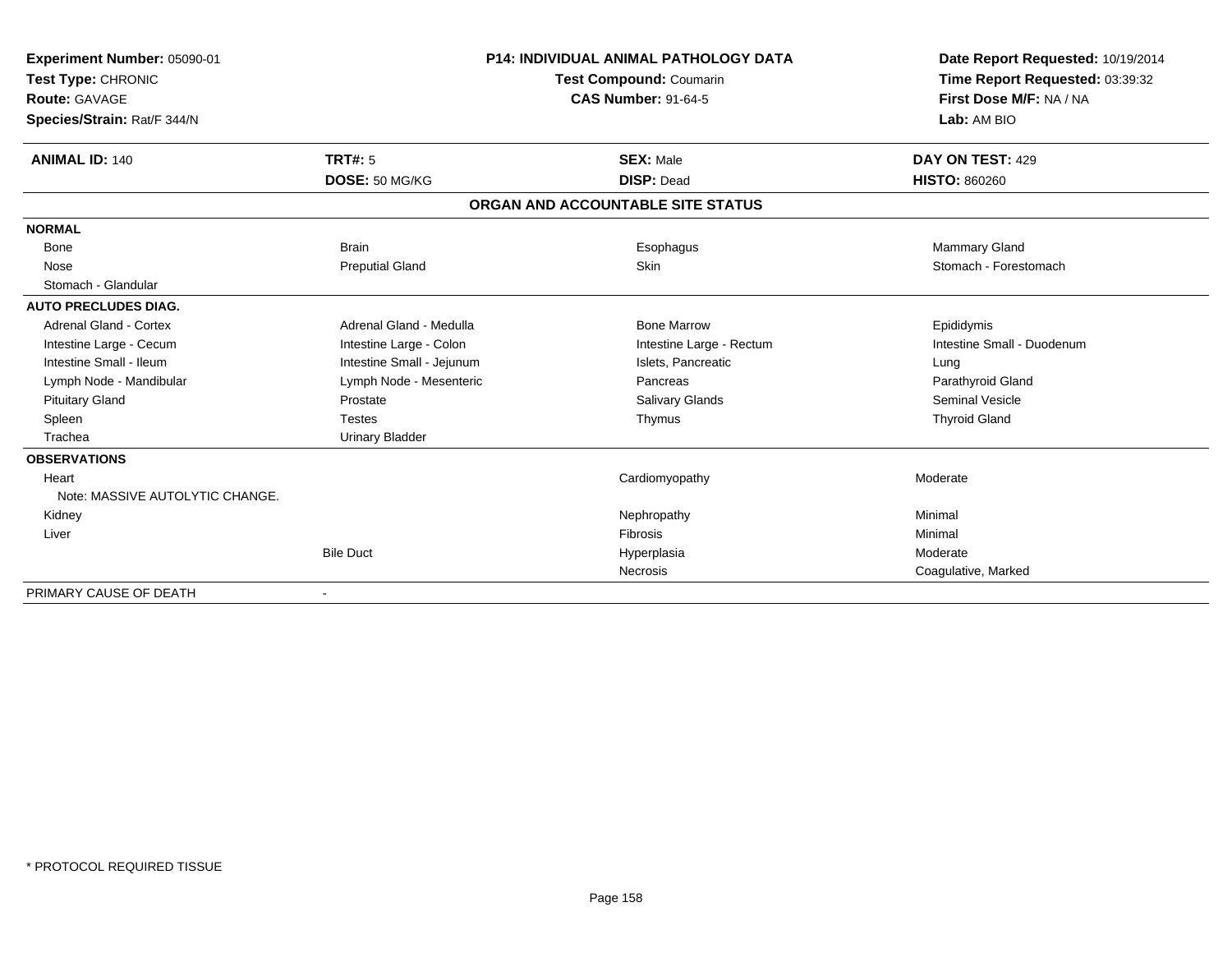**Experiment Number:** 05090-01
**Test Type:** CHRONIC
**Route:** GAVAGE
**Species/Strain:** Rat/F 344/N

**P14: INDIVIDUAL ANIMAL PATHOLOGY DATA**
**Test Compound:** Coumarin
**CAS Number:** 91-64-5

**Date Report Requested:** 10/19/2014
**Time Report Requested:** 03:39:32
**First Dose M/F:** NA / NA
**Lab:** AM BIO

| **ANIMAL ID:** 140 | **TRT#:** 5 | **SEX:** Male | **DAY ON TEST:** 429 |
|---|---|---|---|
| | **DOSE:** 50 MG/KG | **DISP:** Dead | **HISTO:** 860260 |

**ORGAN AND ACCOUNTABLE SITE STATUS**

| | | | |
|---|---|---|---|
| **NORMAL** | | | |
| Bone | Brain | Esophagus | Mammary Gland |
| Nose | Preputial Gland | Skin | Stomach - Forestomach |
| Stomach - Glandular | | | |
| **AUTO PRECLUDES DIAG.** | | | |
| Adrenal Gland - Cortex | Adrenal Gland - Medulla | Bone Marrow | Epididymis |
| Intestine Large - Cecum | Intestine Large - Colon | Intestine Large - Rectum | Intestine Small - Duodenum |
| Intestine Small - Ileum | Intestine Small - Jejunum | Islets, Pancreatic | Lung |
| Lymph Node - Mandibular | Lymph Node - Mesenteric | Pancreas | Parathyroid Gland |
| Pituitary Gland | Prostate | Salivary Glands | Seminal Vesicle |
| Spleen | Testes | Thymus | Thyroid Gland |
| Trachea | Urinary Bladder | | |
| **OBSERVATIONS** | | | |
| Heart | | Cardiomyopathy | Moderate |
| Note: MASSIVE AUTOLYTIC CHANGE. | | | |
| Kidney | | Nephropathy | Minimal |
| Liver | | Fibrosis | Minimal |
| | Bile Duct | Hyperplasia | Moderate |
| | | Necrosis | Coagulative, Marked |
| PRIMARY CAUSE OF DEATH | - | | |

\* PROTOCOL REQUIRED TISSUE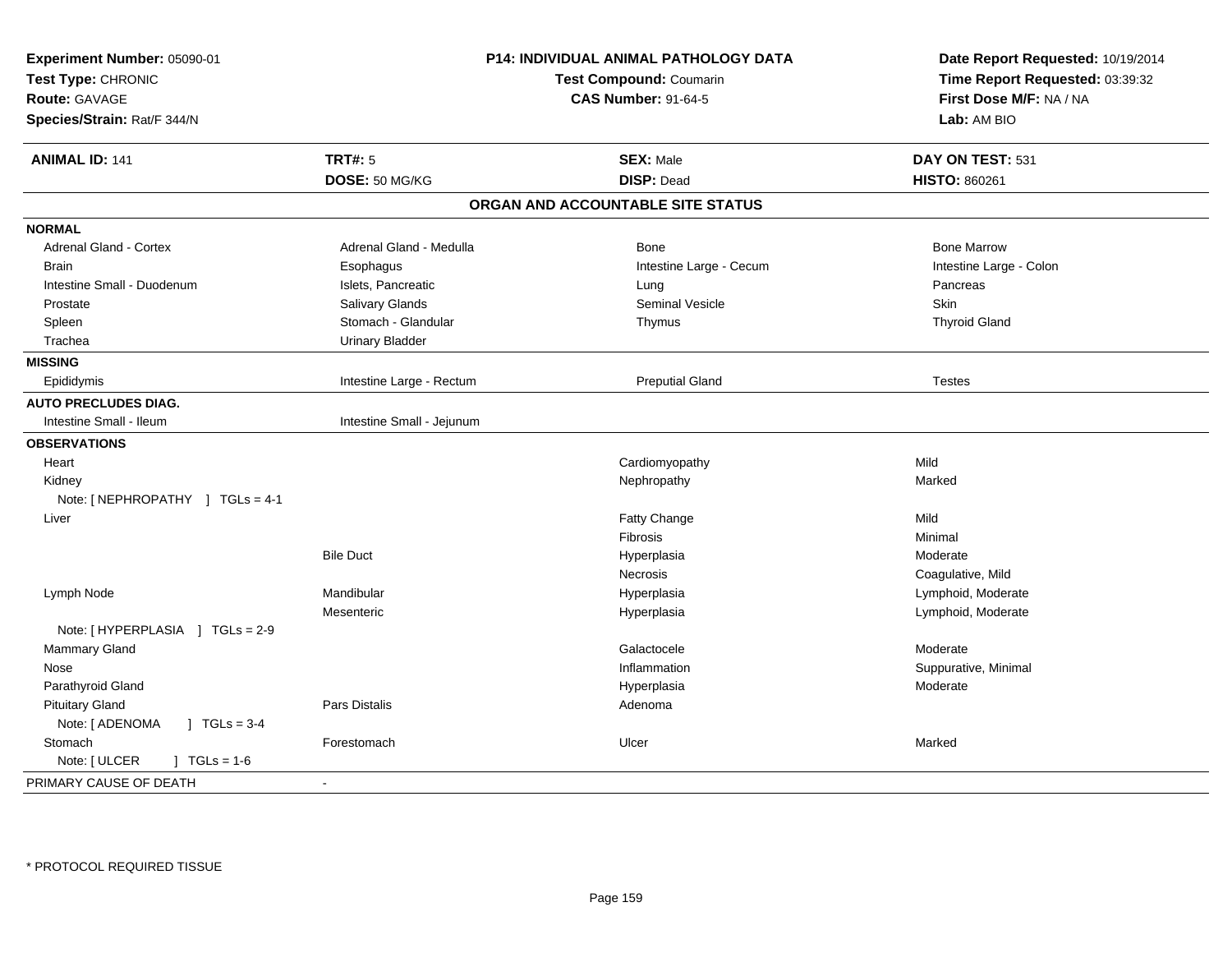**Experiment Number:** 05090-01
**Test Type:** CHRONIC
**Route:** GAVAGE
**Species/Strain:** Rat/F 344/N

**P14: INDIVIDUAL ANIMAL PATHOLOGY DATA**
**Test Compound:** Coumarin
**CAS Number:** 91-64-5

**Date Report Requested:** 10/19/2014
**Time Report Requested:** 03:39:32
**First Dose M/F:** NA / NA
**Lab:** AM BIO

| **ANIMAL ID:** 141 | **TRT#:** 5 | **SEX:** Male | **DAY ON TEST:** 531 |
|---|---|---|---|
| | **DOSE:** 50 MG/KG | **DISP:** Dead | **HISTO:** 860261 |

## ORGAN AND ACCOUNTABLE SITE STATUS

| | | | |
|---|---|---|---|
| **NORMAL** | | | |
| Adrenal Gland - Cortex | Adrenal Gland - Medulla | Bone | Bone Marrow |
| Brain | Esophagus | Intestine Large - Cecum | Intestine Large - Colon |
| Intestine Small - Duodenum | Islets, Pancreatic | Lung | Pancreas |
| Prostate | Salivary Glands | Seminal Vesicle | Skin |
| Spleen | Stomach - Glandular | Thymus | Thyroid Gland |
| Trachea | Urinary Bladder | | |
| **MISSING** | | | |
| Epididymis | Intestine Large - Rectum | Preputial Gland | Testes |
| **AUTO PRECLUDES DIAG.** | | | |
| Intestine Small - Ileum | Intestine Small - Jejunum | | |
| **OBSERVATIONS** | | | |
| Heart | | Cardiomyopathy | Mild |
| Kidney | | Nephropathy | Marked |
| Note: [ NEPHROPATHY ] TGLs = 4-1 | | | |
| Liver | | Fatty Change | Mild |
| | | Fibrosis | Minimal |
| | Bile Duct | Hyperplasia | Moderate |
| | | Necrosis | Coagulative, Mild |
| Lymph Node | Mandibular | Hyperplasia | Lymphoid, Moderate |
| | Mesenteric | Hyperplasia | Lymphoid, Moderate |
| Note: [ HYPERPLASIA ] TGLs = 2-9 | | | |
| Mammary Gland | | Galactocele | Moderate |
| Nose | | Inflammation | Suppurative, Minimal |
| Parathyroid Gland | | Hyperplasia | Moderate |
| Pituitary Gland | Pars Distalis | Adenoma | |
| Note: [ ADENOMA ] TGLs = 3-4 | | | |
| Stomach | Forestomach | Ulcer | Marked |
| Note: [ ULCER ] TGLs = 1-6 | | | |
| PRIMARY CAUSE OF DEATH | - | | |

\* PROTOCOL REQUIRED TISSUE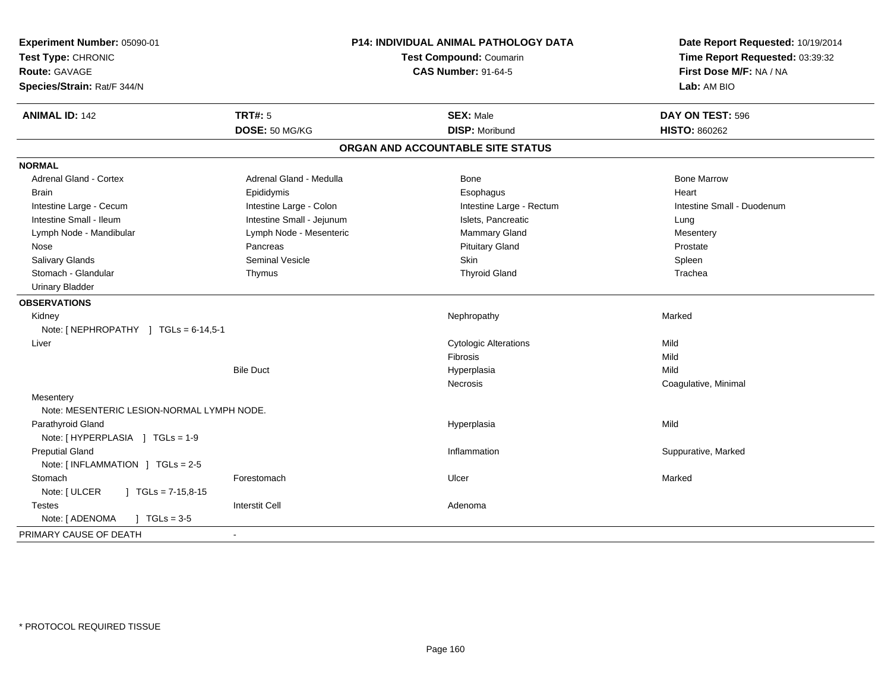**Experiment Number:** 05090-01
**Test Type:** CHRONIC
**Route:** GAVAGE
**Species/Strain:** Rat/F 344/N

**P14: INDIVIDUAL ANIMAL PATHOLOGY DATA**
**Test Compound:** Coumarin
**CAS Number:** 91-64-5

**Date Report Requested:** 10/19/2014
**Time Report Requested:** 03:39:32
**First Dose M/F:** NA / NA
**Lab:** AM BIO

| **ANIMAL ID:** 142 | **TRT#:** 5 | **SEX:** Male | **DAY ON TEST:** 596 |
|---|---|---|---|
| | **DOSE:** 50 MG/KG | **DISP:** Moribund | **HISTO:** 860262 |

## ORGAN AND ACCOUNTABLE SITE STATUS

**NORMAL**

| | | | |
|---|---|---|---|
| Adrenal Gland - Cortex | Adrenal Gland - Medulla | Bone | Bone Marrow |
| Brain | Epididymis | Esophagus | Heart |
| Intestine Large - Cecum | Intestine Large - Colon | Intestine Large - Rectum | Intestine Small - Duodenum |
| Intestine Small - Ileum | Intestine Small - Jejunum | Islets, Pancreatic | Lung |
| Lymph Node - Mandibular | Lymph Node - Mesenteric | Mammary Gland | Mesentery |
| Nose | Pancreas | Pituitary Gland | Prostate |
| Salivary Glands | Seminal Vesicle | Skin | Spleen |
| Stomach - Glandular | Thymus | Thyroid Gland | Trachea |
| Urinary Bladder | | | |

**OBSERVATIONS**

| | | | |
|---|---|---|---|
| Kidney | | Nephropathy | Marked |
| Note: [ NEPHROPATHY ] TGLs = 6-14,5-1 | | | |
| Liver | | Cytologic Alterations | Mild |
| | | Fibrosis | Mild |
| | Bile Duct | Hyperplasia | Mild |
| | | Necrosis | Coagulative, Minimal |
| Mesentery | | | |
| Note: MESENTERIC LESION-NORMAL LYMPH NODE. | | | |
| Parathyroid Gland | | Hyperplasia | Mild |
| Note: [ HYPERPLASIA ] TGLs = 1-9 | | | |
| Preputial Gland | | Inflammation | Suppurative, Marked |
| Note: [ INFLAMMATION ] TGLs = 2-5 | | | |
| Stomach | Forestomach | Ulcer | Marked |
| Note: [ ULCER ] TGLs = 7-15,8-15 | | | |
| Testes | Interstit Cell | Adenoma | |
| Note: [ ADENOMA ] TGLs = 3-5 | | | |

PRIMARY CAUSE OF DEATH -

* PROTOCOL REQUIRED TISSUE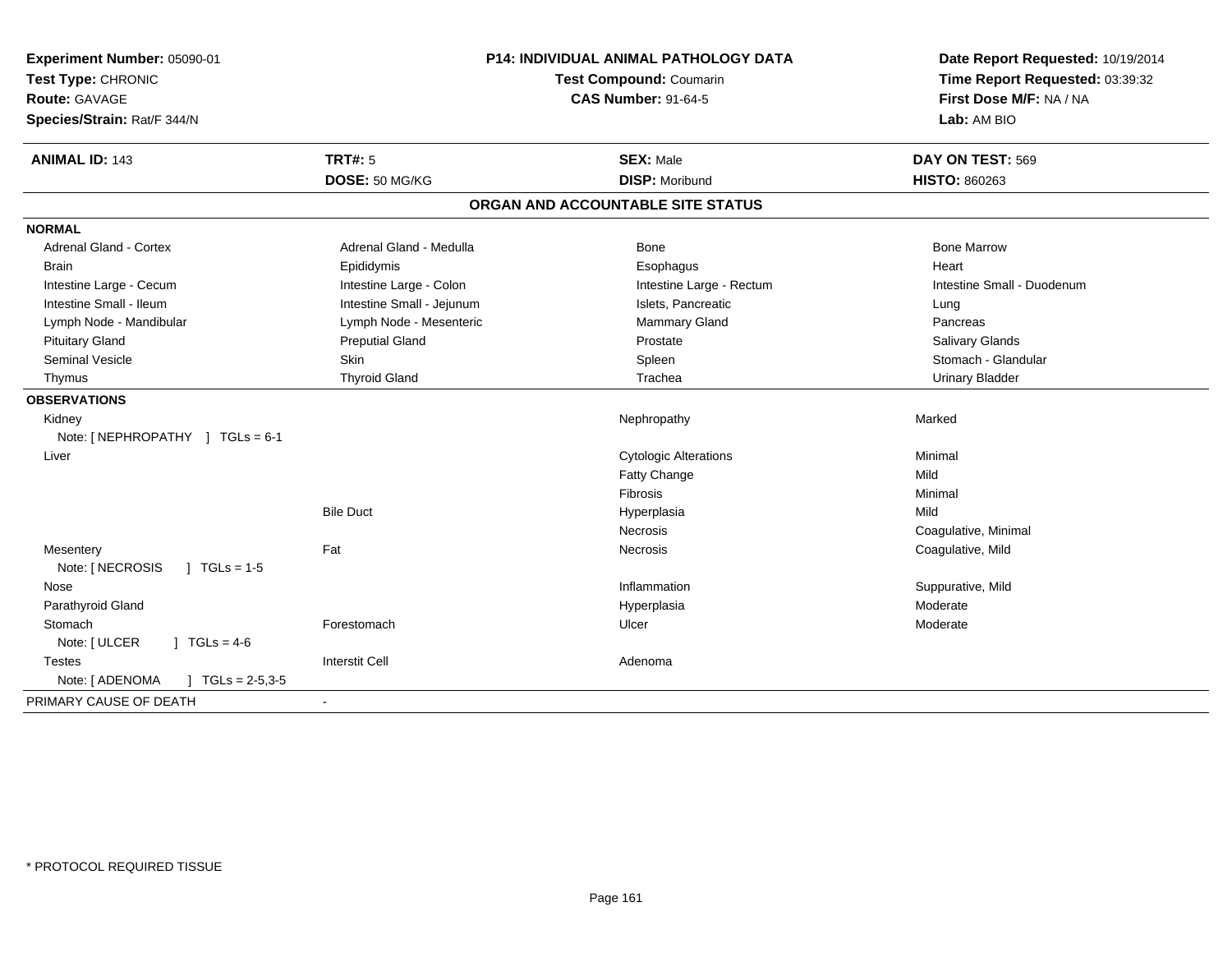**Experiment Number:** 05090-01
**Test Type:** CHRONIC
**Route:** GAVAGE
**Species/Strain:** Rat/F 344/N

**P14: INDIVIDUAL ANIMAL PATHOLOGY DATA**
**Test Compound:** Coumarin
**CAS Number:** 91-64-5

**Date Report Requested:** 10/19/2014
**Time Report Requested:** 03:39:32
**First Dose M/F:** NA / NA
**Lab:** AM BIO

| **ANIMAL ID:** 143 | **TRT#:** 5 | **SEX:** Male | **DAY ON TEST:** 569 |
|---|---|---|---|
| | **DOSE:** 50 MG/KG | **DISP:** Moribund | **HISTO:** 860263 |

## ORGAN AND ACCOUNTABLE SITE STATUS

**NORMAL**

| | | | |
|---|---|---|---|
| Adrenal Gland - Cortex | Adrenal Gland - Medulla | Bone | Bone Marrow |
| Brain | Epididymis | Esophagus | Heart |
| Intestine Large - Cecum | Intestine Large - Colon | Intestine Large - Rectum | Intestine Small - Duodenum |
| Intestine Small - Ileum | Intestine Small - Jejunum | Islets, Pancreatic | Lung |
| Lymph Node - Mandibular | Lymph Node - Mesenteric | Mammary Gland | Pancreas |
| Pituitary Gland | Preputial Gland | Prostate | Salivary Glands |
| Seminal Vesicle | Skin | Spleen | Stomach - Glandular |
| Thymus | Thyroid Gland | Trachea | Urinary Bladder |

**OBSERVATIONS**

| Organ | Site | Observation | Severity |
|---|---|---|---|
| Kidney | | Nephropathy | Marked |
| Note: [ NEPHROPATHY ] TGLs = 6-1 | | | |
| Liver | | Cytologic Alterations | Minimal |
| | | Fatty Change | Mild |
| | | Fibrosis | Minimal |
| | Bile Duct | Hyperplasia | Mild |
| | | Necrosis | Coagulative, Minimal |
| Mesentery | Fat | Necrosis | Coagulative, Mild |
| Note: [ NECROSIS ] TGLs = 1-5 | | | |
| Nose | | Inflammation | Suppurative, Mild |
| Parathyroid Gland | | Hyperplasia | Moderate |
| Stomach | Forestomach | Ulcer | Moderate |
| Note: [ ULCER ] TGLs = 4-6 | | | |
| Testes | Interstit Cell | Adenoma | |
| Note: [ ADENOMA ] TGLs = 2-5,3-5 | | | |

PRIMARY CAUSE OF DEATH -

* PROTOCOL REQUIRED TISSUE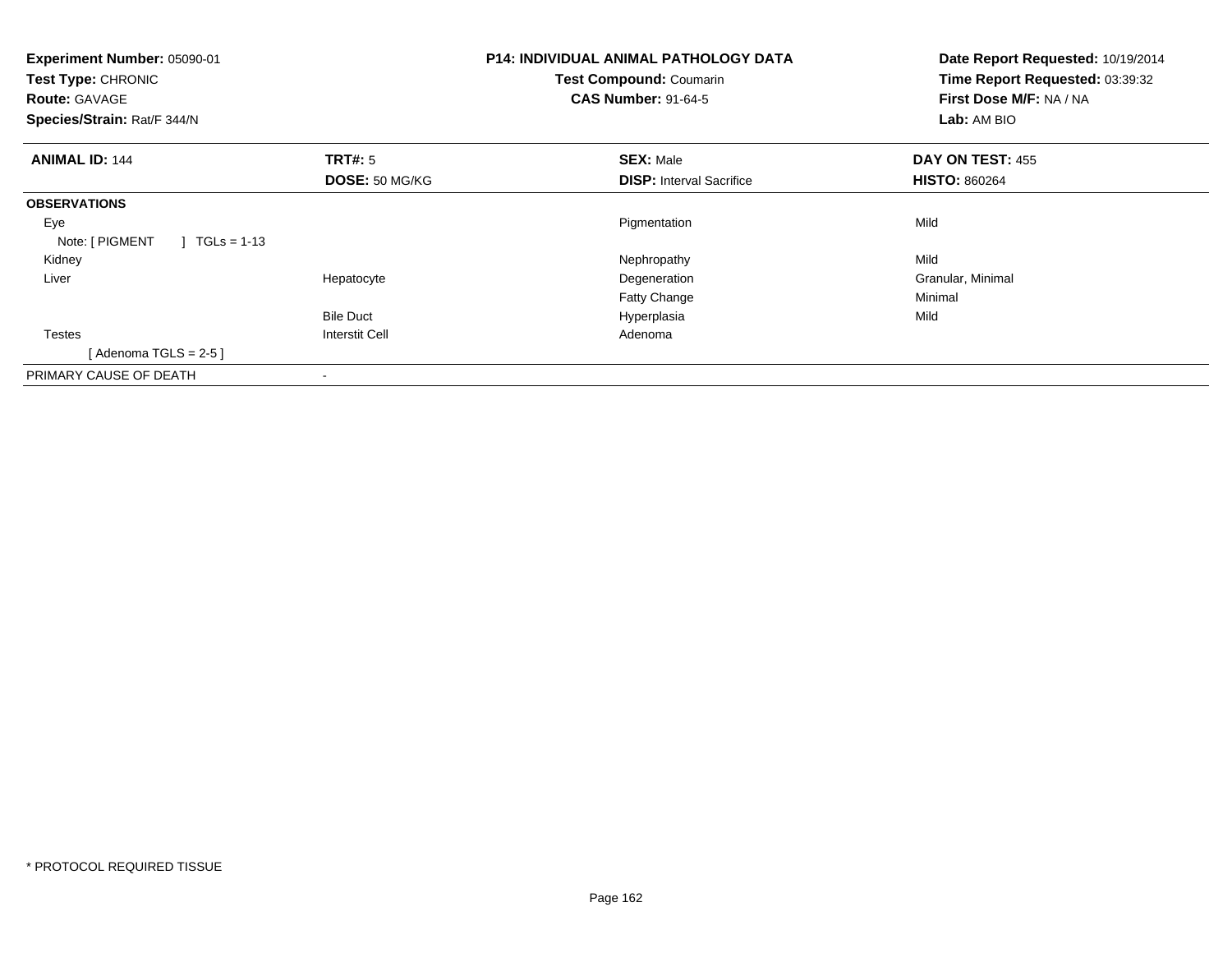**Experiment Number:** 05090-01
**Test Type:** CHRONIC
**Route:** GAVAGE
**Species/Strain:** Rat/F 344/N

**P14: INDIVIDUAL ANIMAL PATHOLOGY DATA**
**Test Compound:** Coumarin
**CAS Number:** 91-64-5

**Date Report Requested:** 10/19/2014
**Time Report Requested:** 03:39:32
**First Dose M/F:** NA / NA
**Lab:** AM BIO

| **ANIMAL ID:** 144 | **TRT#:** 5 | **SEX:** Male | **DAY ON TEST:** 455 |
|---|---|---|---|
| | **DOSE:** 50 MG/KG | **DISP:** Interval Sacrifice | **HISTO:** 860264 |
| **OBSERVATIONS** | | | |
| Eye | | Pigmentation | Mild |
| Note: [ PIGMENT ] TGLs = 1-13 | | | |
| Kidney | | Nephropathy | Mild |
| Liver | Hepatocyte | Degeneration | Granular, Minimal |
| | | Fatty Change | Minimal |
| | Bile Duct | Hyperplasia | Mild |
| Testes | Interstit Cell | Adenoma | |
| [ Adenoma TGLS = 2-5 ] | | | |
| PRIMARY CAUSE OF DEATH | - | | |

* PROTOCOL REQUIRED TISSUE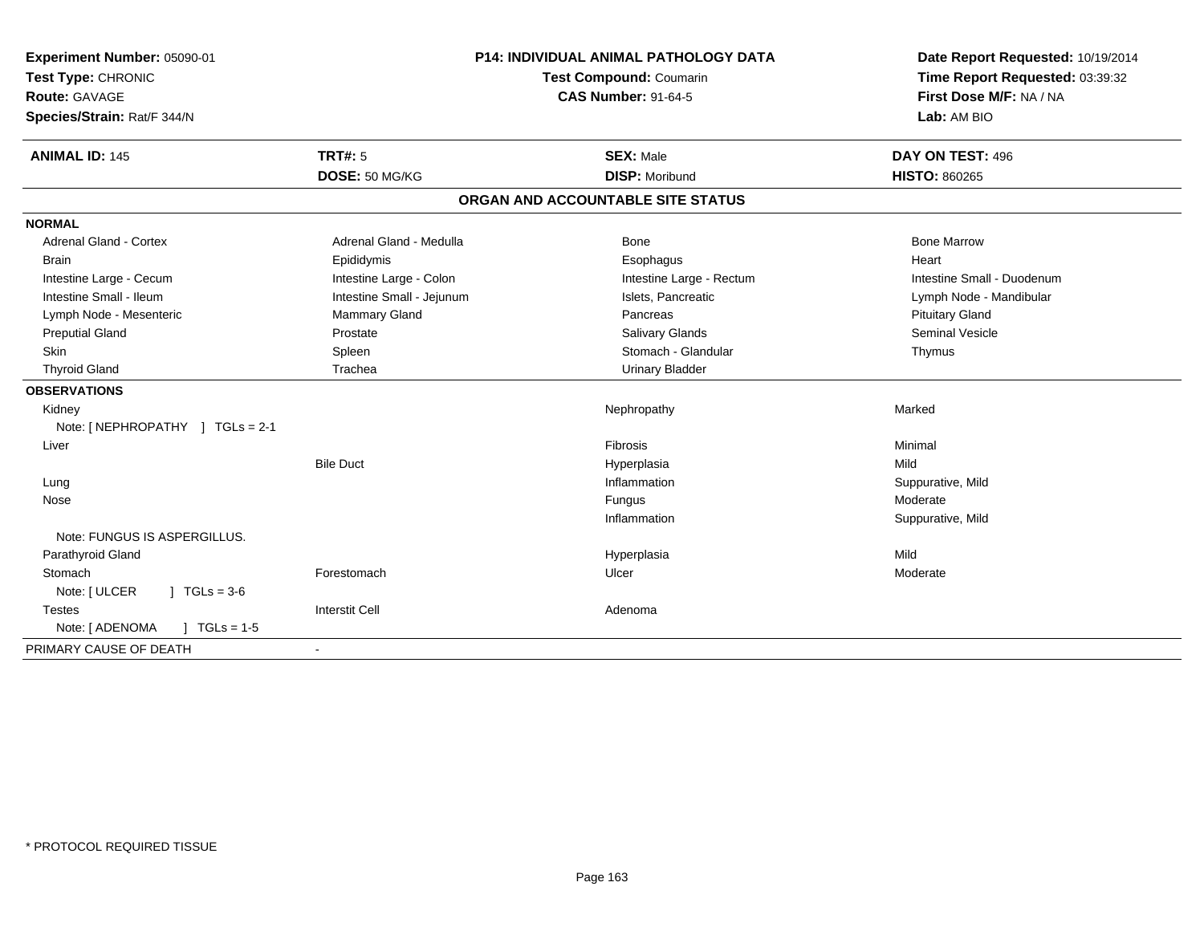**Experiment Number:** 05090-01
**Test Type:** CHRONIC
**Route:** GAVAGE
**Species/Strain:** Rat/F 344/N

**P14: INDIVIDUAL ANIMAL PATHOLOGY DATA**
**Test Compound:** Coumarin
**CAS Number:** 91-64-5

**Date Report Requested:** 10/19/2014
**Time Report Requested:** 03:39:32
**First Dose M/F:** NA / NA
**Lab:** AM BIO

| **ANIMAL ID:** 145 | **TRT#:** 5 | **SEX:** Male | **DAY ON TEST:** 496 |
|---|---|---|---|
| | **DOSE:** 50 MG/KG | **DISP:** Moribund | **HISTO:** 860265 |

## ORGAN AND ACCOUNTABLE SITE STATUS

**NORMAL**

| | | | |
|---|---|---|---|
| Adrenal Gland - Cortex | Adrenal Gland - Medulla | Bone | Bone Marrow |
| Brain | Epididymis | Esophagus | Heart |
| Intestine Large - Cecum | Intestine Large - Colon | Intestine Large - Rectum | Intestine Small - Duodenum |
| Intestine Small - Ileum | Intestine Small - Jejunum | Islets, Pancreatic | Lymph Node - Mandibular |
| Lymph Node - Mesenteric | Mammary Gland | Pancreas | Pituitary Gland |
| Preputial Gland | Prostate | Salivary Glands | Seminal Vesicle |
| Skin | Spleen | Stomach - Glandular | Thymus |
| Thyroid Gland | Trachea | Urinary Bladder | |

**OBSERVATIONS**

| | | | |
|---|---|---|---|
| Kidney | | Nephropathy | Marked |
| Note: [ NEPHROPATHY ] TGLs = 2-1 | | | |
| Liver | | Fibrosis | Minimal |
| | Bile Duct | Hyperplasia | Mild |
| Lung | | Inflammation | Suppurative, Mild |
| Nose | | Fungus | Moderate |
| | | Inflammation | Suppurative, Mild |
| Note: FUNGUS IS ASPERGILLUS. | | | |
| Parathyroid Gland | | Hyperplasia | Mild |
| Stomach | Forestomach | Ulcer | Moderate |
| Note: [ ULCER ] TGLs = 3-6 | | | |
| Testes | Interstit Cell | Adenoma | |
| Note: [ ADENOMA ] TGLs = 1-5 | | | |

PRIMARY CAUSE OF DEATH -

* PROTOCOL REQUIRED TISSUE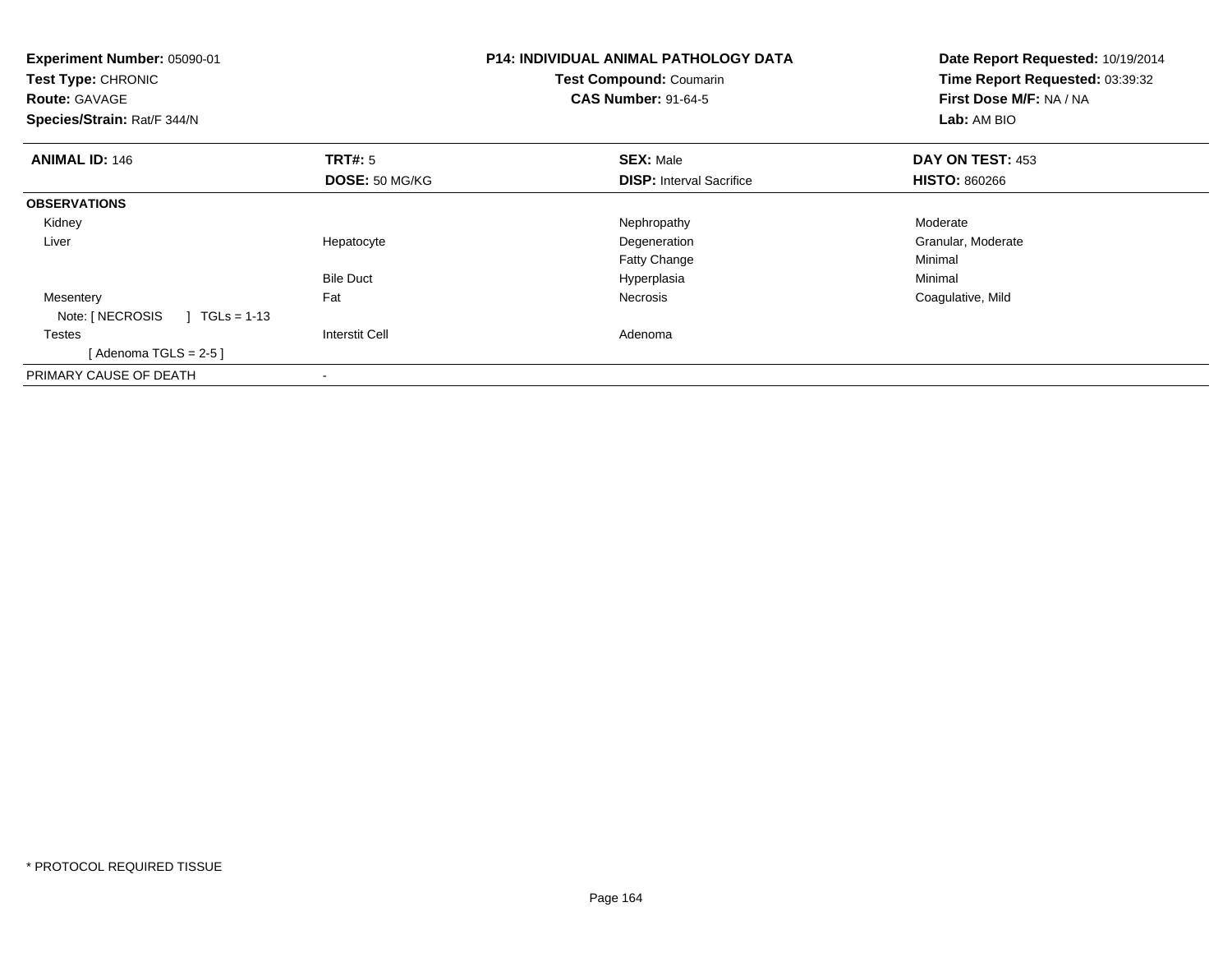**Experiment Number:** 05090-01
**Test Type:** CHRONIC
**Route:** GAVAGE
**Species/Strain:** Rat/F 344/N

**P14: INDIVIDUAL ANIMAL PATHOLOGY DATA**
**Test Compound:** Coumarin
**CAS Number:** 91-64-5

**Date Report Requested:** 10/19/2014
**Time Report Requested:** 03:39:32
**First Dose M/F:** NA / NA
**Lab:** AM BIO

| **ANIMAL ID:** 146 | **TRT#:** 5 | **SEX:** Male | **DAY ON TEST:** 453 |
|---|---|---|---|
| | **DOSE:** 50 MG/KG | **DISP:** Interval Sacrifice | **HISTO:** 860266 |
| **OBSERVATIONS** | | | |
| Kidney | | Nephropathy | Moderate |
| Liver | Hepatocyte | Degeneration | Granular, Moderate |
| | | Fatty Change | Minimal |
| | Bile Duct | Hyperplasia | Minimal |
| Mesentery | Fat | Necrosis | Coagulative, Mild |
| Note: [ NECROSIS ] TGLs = 1-13 | | | |
| Testes | Interstit Cell | Adenoma | |
| [ Adenoma TGLS = 2-5 ] | | | |
| PRIMARY CAUSE OF DEATH | - | | |

* PROTOCOL REQUIRED TISSUE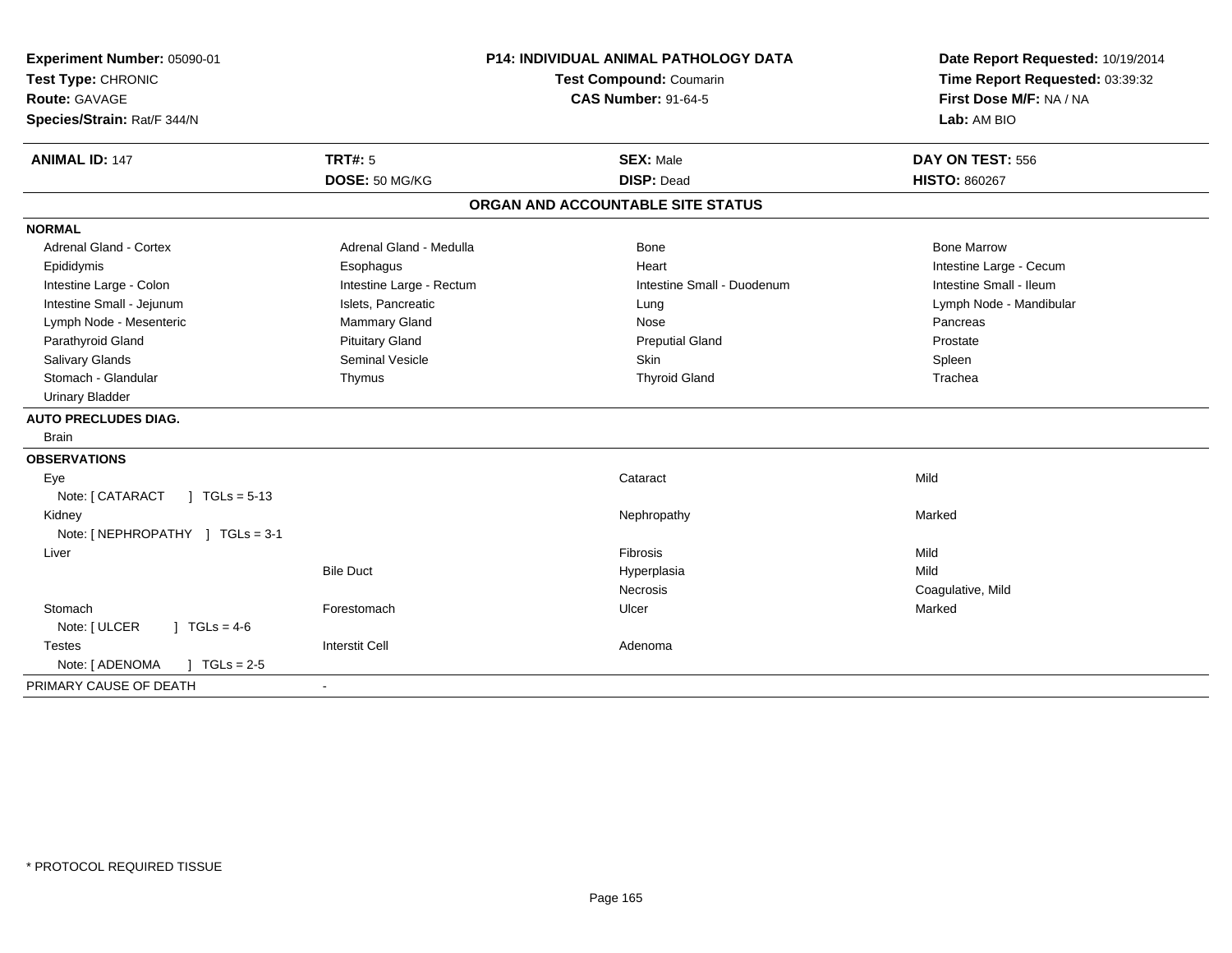**Experiment Number:** 05090-01
**Test Type:** CHRONIC
**Route:** GAVAGE
**Species/Strain:** Rat/F 344/N

**P14: INDIVIDUAL ANIMAL PATHOLOGY DATA**
**Test Compound:** Coumarin
**CAS Number:** 91-64-5

**Date Report Requested:** 10/19/2014
**Time Report Requested:** 03:39:32
**First Dose M/F:** NA / NA
**Lab:** AM BIO

| **ANIMAL ID:** 147 | **TRT#:** 5 | **SEX:** Male | **DAY ON TEST:** 556 |
|---|---|---|---|
| | **DOSE:** 50 MG/KG | **DISP:** Dead | **HISTO:** 860267 |

## ORGAN AND ACCOUNTABLE SITE STATUS

**NORMAL**

| | | | |
|---|---|---|---|
| Adrenal Gland - Cortex | Adrenal Gland - Medulla | Bone | Bone Marrow |
| Epididymis | Esophagus | Heart | Intestine Large - Cecum |
| Intestine Large - Colon | Intestine Large - Rectum | Intestine Small - Duodenum | Intestine Small - Ileum |
| Intestine Small - Jejunum | Islets, Pancreatic | Lung | Lymph Node - Mandibular |
| Lymph Node - Mesenteric | Mammary Gland | Nose | Pancreas |
| Parathyroid Gland | Pituitary Gland | Preputial Gland | Prostate |
| Salivary Glands | Seminal Vesicle | Skin | Spleen |
| Stomach - Glandular | Thymus | Thyroid Gland | Trachea |
| Urinary Bladder | | | |

**AUTO PRECLUDES DIAG.**

Brain

**OBSERVATIONS**

| | | | |
|---|---|---|---|
| Eye | | Cataract | Mild |
| Note: [ CATARACT ] TGLs = 5-13 | | | |
| Kidney | | Nephropathy | Marked |
| Note: [ NEPHROPATHY ] TGLs = 3-1 | | | |
| Liver | | Fibrosis | Mild |
| | Bile Duct | Hyperplasia | Mild |
| | | Necrosis | Coagulative, Mild |
| Stomach | Forestomach | Ulcer | Marked |
| Note: [ ULCER ] TGLs = 4-6 | | | |
| Testes | Interstit Cell | Adenoma | |
| Note: [ ADENOMA ] TGLs = 2-5 | | | |

PRIMARY CAUSE OF DEATH -

* PROTOCOL REQUIRED TISSUE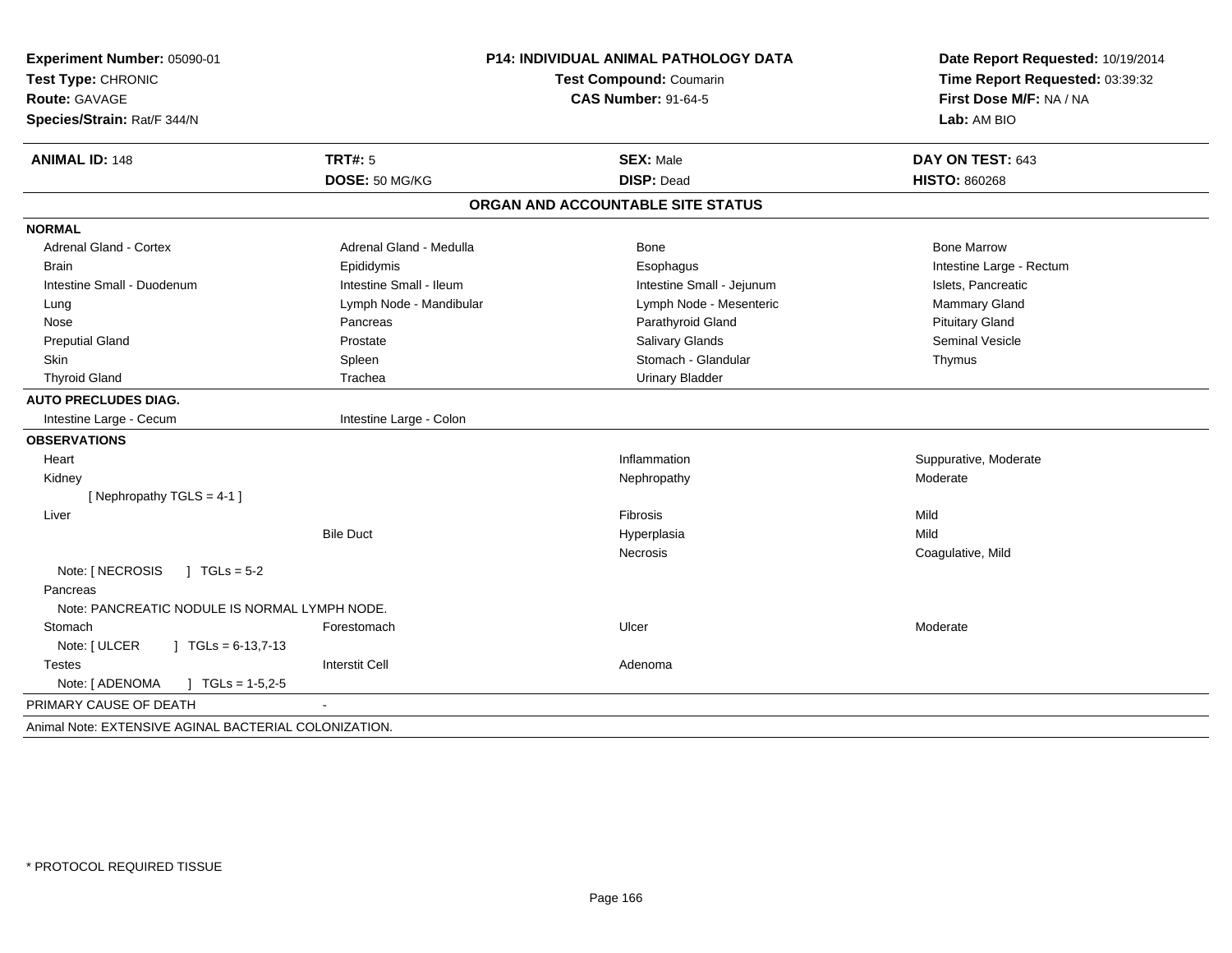**Experiment Number:** 05090-01
**Test Type:** CHRONIC
**Route:** GAVAGE
**Species/Strain:** Rat/F 344/N

**P14: INDIVIDUAL ANIMAL PATHOLOGY DATA**
**Test Compound:** Coumarin
**CAS Number:** 91-64-5

**Date Report Requested:** 10/19/2014
**Time Report Requested:** 03:39:32
**First Dose M/F:** NA / NA
**Lab:** AM BIO

| **ANIMAL ID:** 148 | **TRT#:** 5 | **SEX:** Male | **DAY ON TEST:** 643 |
|---|---|---|---|
| | **DOSE:** 50 MG/KG | **DISP:** Dead | **HISTO:** 860268 |

## ORGAN AND ACCOUNTABLE SITE STATUS

**NORMAL**

| | | | |
|---|---|---|---|
| Adrenal Gland - Cortex | Adrenal Gland - Medulla | Bone | Bone Marrow |
| Brain | Epididymis | Esophagus | Intestine Large - Rectum |
| Intestine Small - Duodenum | Intestine Small - Ileum | Intestine Small - Jejunum | Islets, Pancreatic |
| Lung | Lymph Node - Mandibular | Lymph Node - Mesenteric | Mammary Gland |
| Nose | Pancreas | Parathyroid Gland | Pituitary Gland |
| Preputial Gland | Prostate | Salivary Glands | Seminal Vesicle |
| Skin | Spleen | Stomach - Glandular | Thymus |
| Thyroid Gland | Trachea | Urinary Bladder | |

**AUTO PRECLUDES DIAG.**

| | |
|---|---|
| Intestine Large - Cecum | Intestine Large - Colon |

**OBSERVATIONS**

| | | | |
|---|---|---|---|
| Heart | | Inflammation | Suppurative, Moderate |
| Kidney | | Nephropathy | Moderate |
| [ Nephropathy TGLS = 4-1 ] | | | |
| Liver | | Fibrosis | Mild |
| | Bile Duct | Hyperplasia | Mild |
| | | Necrosis | Coagulative, Mild |
| Note: [ NECROSIS ] TGLs = 5-2 | | | |
| Pancreas | | | |
| Note: PANCREATIC NODULE IS NORMAL LYMPH NODE. | | | |
| Stomach | Forestomach | Ulcer | Moderate |
| Note: [ ULCER ] TGLs = 6-13,7-13 | | | |
| Testes | Interstit Cell | Adenoma | |
| Note: [ ADENOMA ] TGLs = 1-5,2-5 | | | |

PRIMARY CAUSE OF DEATH -

Animal Note: EXTENSIVE AGINAL BACTERIAL COLONIZATION.

* PROTOCOL REQUIRED TISSUE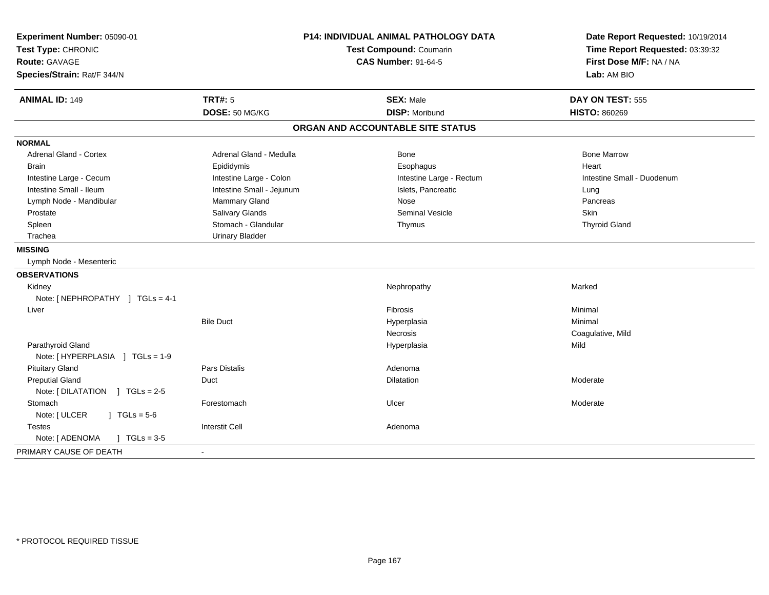**Experiment Number:** 05090-01
**Test Type:** CHRONIC
**Route:** GAVAGE
**Species/Strain:** Rat/F 344/N

**P14: INDIVIDUAL ANIMAL PATHOLOGY DATA**
**Test Compound:** Coumarin
**CAS Number:** 91-64-5

**Date Report Requested:** 10/19/2014
**Time Report Requested:** 03:39:32
**First Dose M/F:** NA / NA
**Lab:** AM BIO

| **ANIMAL ID:** 149 | **TRT#:** 5 | **SEX:** Male | **DAY ON TEST:** 555 |
|---|---|---|---|
| | **DOSE:** 50 MG/KG | **DISP:** Moribund | **HISTO:** 860269 |

## ORGAN AND ACCOUNTABLE SITE STATUS

**NORMAL**

| | | | |
|---|---|---|---|
| Adrenal Gland - Cortex | Adrenal Gland - Medulla | Bone | Bone Marrow |
| Brain | Epididymis | Esophagus | Heart |
| Intestine Large - Cecum | Intestine Large - Colon | Intestine Large - Rectum | Intestine Small - Duodenum |
| Intestine Small - Ileum | Intestine Small - Jejunum | Islets, Pancreatic | Lung |
| Lymph Node - Mandibular | Mammary Gland | Nose | Pancreas |
| Prostate | Salivary Glands | Seminal Vesicle | Skin |
| Spleen | Stomach - Glandular | Thymus | Thyroid Gland |
| Trachea | Urinary Bladder | | |

**MISSING**

Lymph Node - Mesenteric

**OBSERVATIONS**

| | | | |
|---|---|---|---|
| Kidney | | Nephropathy | Marked |
| Note: [ NEPHROPATHY ] TGLs = 4-1 | | | |
| Liver | | Fibrosis | Minimal |
| | Bile Duct | Hyperplasia | Minimal |
| | | Necrosis | Coagulative, Mild |
| Parathyroid Gland | | Hyperplasia | Mild |
| Note: [ HYPERPLASIA ] TGLs = 1-9 | | | |
| Pituitary Gland | Pars Distalis | Adenoma | |
| Preputial Gland | Duct | Dilatation | Moderate |
| Note: [ DILATATION ] TGLs = 2-5 | | | |
| Stomach | Forestomach | Ulcer | Moderate |
| Note: [ ULCER ] TGLs = 5-6 | | | |
| Testes | Interstit Cell | Adenoma | |
| Note: [ ADENOMA ] TGLs = 3-5 | | | |

PRIMARY CAUSE OF DEATH -

* PROTOCOL REQUIRED TISSUE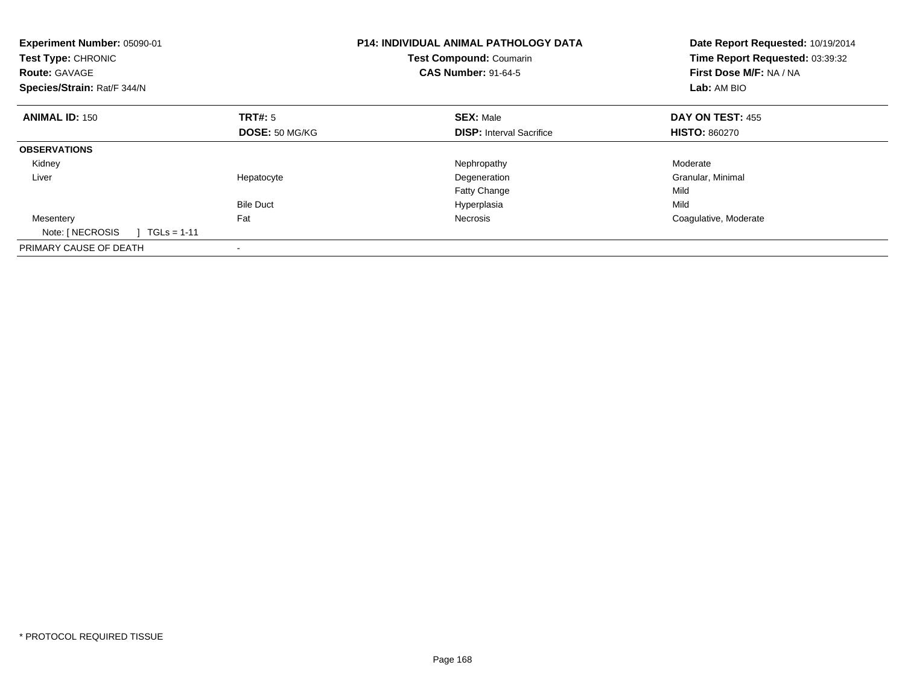**Experiment Number:** 05090-01
**Test Type:** CHRONIC
**Route:** GAVAGE
**Species/Strain:** Rat/F 344/N

**P14: INDIVIDUAL ANIMAL PATHOLOGY DATA**
**Test Compound:** Coumarin
**CAS Number:** 91-64-5

**Date Report Requested:** 10/19/2014
**Time Report Requested:** 03:39:32
**First Dose M/F:** NA / NA
**Lab:** AM BIO

| **ANIMAL ID:** 150 | **TRT#:** 5 | **SEX:** Male | **DAY ON TEST:** 455 |
|---|---|---|---|
| | **DOSE:** 50 MG/KG | **DISP:** Interval Sacrifice | **HISTO:** 860270 |
| **OBSERVATIONS** | | | |
| Kidney | | Nephropathy | Moderate |
| Liver | Hepatocyte | Degeneration | Granular, Minimal |
| | | Fatty Change | Mild |
| | Bile Duct | Hyperplasia | Mild |
| Mesentery | Fat | Necrosis | Coagulative, Moderate |
| Note: [ NECROSIS ] TGLs = 1-11 | | | |
| PRIMARY CAUSE OF DEATH | - | | |

\* PROTOCOL REQUIRED TISSUE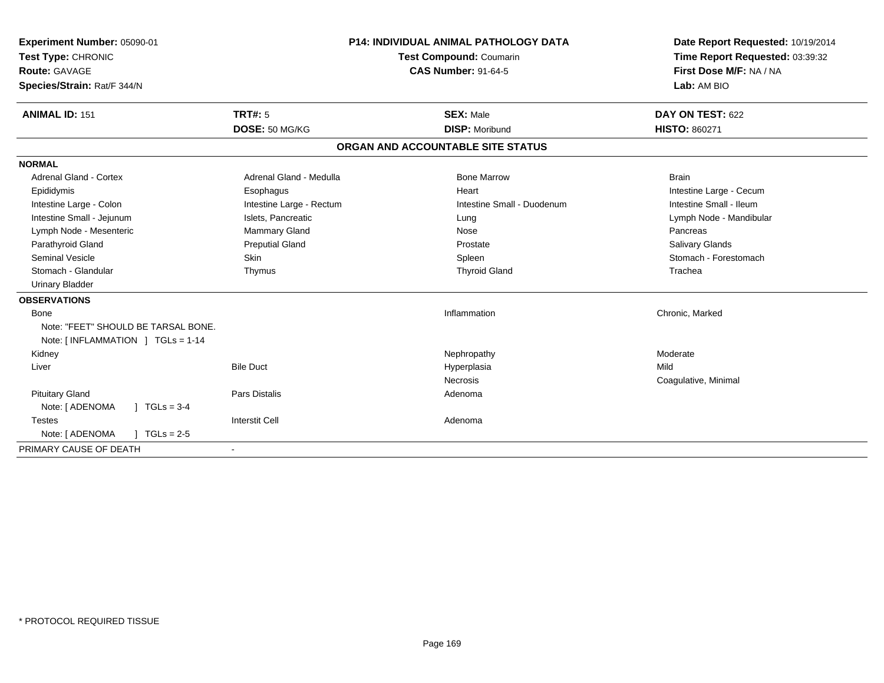**Experiment Number:** 05090-01
**Test Type:** CHRONIC
**Route:** GAVAGE
**Species/Strain:** Rat/F 344/N

**P14: INDIVIDUAL ANIMAL PATHOLOGY DATA**
**Test Compound:** Coumarin
**CAS Number:** 91-64-5

**Date Report Requested:** 10/19/2014
**Time Report Requested:** 03:39:32
**First Dose M/F:** NA / NA
**Lab:** AM BIO

| **ANIMAL ID:** 151 | **TRT#:** 5 | **SEX:** Male | **DAY ON TEST:** 622 |
|---|---|---|---|
| | **DOSE:** 50 MG/KG | **DISP:** Moribund | **HISTO:** 860271 |

## ORGAN AND ACCOUNTABLE SITE STATUS

**NORMAL**

| | | | |
|---|---|---|---|
| Adrenal Gland - Cortex | Adrenal Gland - Medulla | Bone Marrow | Brain |
| Epididymis | Esophagus | Heart | Intestine Large - Cecum |
| Intestine Large - Colon | Intestine Large - Rectum | Intestine Small - Duodenum | Intestine Small - Ileum |
| Intestine Small - Jejunum | Islets, Pancreatic | Lung | Lymph Node - Mandibular |
| Lymph Node - Mesenteric | Mammary Gland | Nose | Pancreas |
| Parathyroid Gland | Preputial Gland | Prostate | Salivary Glands |
| Seminal Vesicle | Skin | Spleen | Stomach - Forestomach |
| Stomach - Glandular | Thymus | Thyroid Gland | Trachea |
| Urinary Bladder | | | |

**OBSERVATIONS**

| | | | |
|---|---|---|---|
| Bone | | Inflammation | Chronic, Marked |
| Note: "FEET" SHOULD BE TARSAL BONE. | | | |
| Note: [ INFLAMMATION ] TGLs = 1-14 | | | |
| Kidney | | Nephropathy | Moderate |
| Liver | Bile Duct | Hyperplasia | Mild |
| | | Necrosis | Coagulative, Minimal |
| Pituitary Gland | Pars Distalis | Adenoma | |
| Note: [ ADENOMA ] TGLs = 3-4 | | | |
| Testes | Interstit Cell | Adenoma | |
| Note: [ ADENOMA ] TGLs = 2-5 | | | |

PRIMARY CAUSE OF DEATH -

* PROTOCOL REQUIRED TISSUE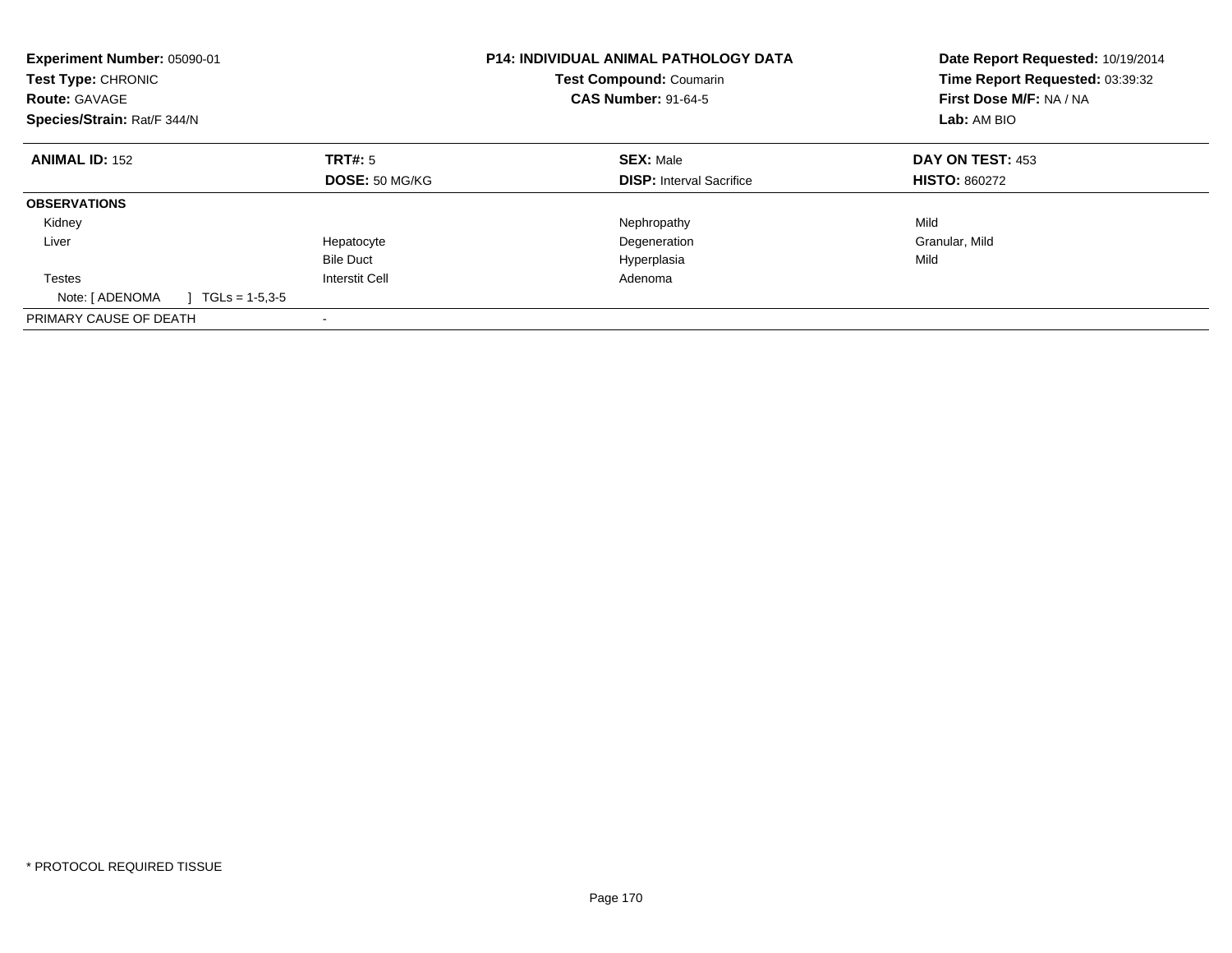**Experiment Number:** 05090-01
**Test Type:** CHRONIC
**Route:** GAVAGE
**Species/Strain:** Rat/F 344/N

**P14: INDIVIDUAL ANIMAL PATHOLOGY DATA**
**Test Compound:** Coumarin
**CAS Number:** 91-64-5

**Date Report Requested:** 10/19/2014
**Time Report Requested:** 03:39:32
**First Dose M/F:** NA / NA
**Lab:** AM BIO

| **ANIMAL ID:** 152 | **TRT#:** 5 | **SEX:** Male | **DAY ON TEST:** 453 |
|---|---|---|---|
| | **DOSE:** 50 MG/KG | **DISP:** Interval Sacrifice | **HISTO:** 860272 |
| **OBSERVATIONS** | | | |
| Kidney | | Nephropathy | Mild |
| Liver | Hepatocyte | Degeneration | Granular, Mild |
| | Bile Duct | Hyperplasia | Mild |
| Testes | Interstit Cell | Adenoma | |
| Note: [ ADENOMA ] TGLs = 1-5,3-5 | | | |
| PRIMARY CAUSE OF DEATH | - | | |

* PROTOCOL REQUIRED TISSUE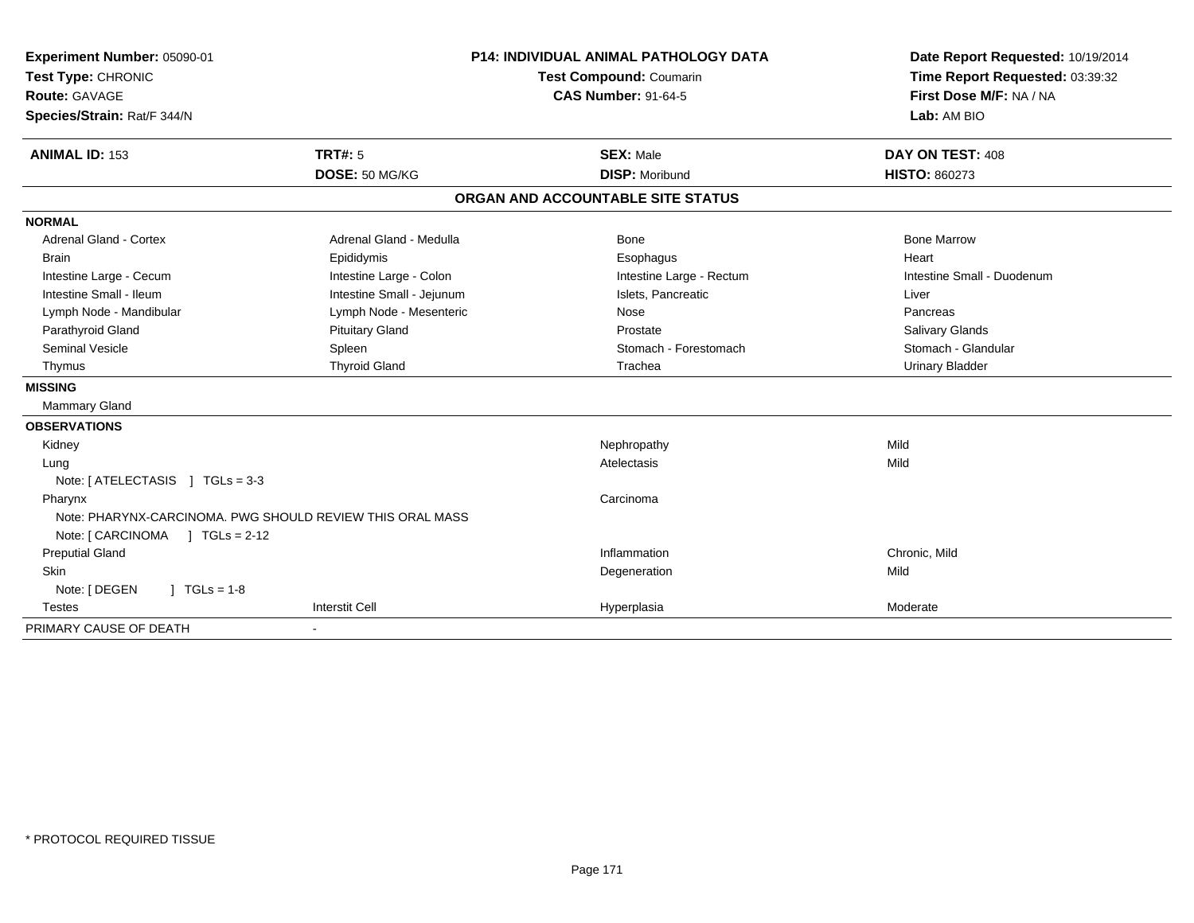**Experiment Number:** 05090-01
**Test Type:** CHRONIC
**Route:** GAVAGE
**Species/Strain:** Rat/F 344/N

**P14: INDIVIDUAL ANIMAL PATHOLOGY DATA**
**Test Compound:** Coumarin
**CAS Number:** 91-64-5

**Date Report Requested:** 10/19/2014
**Time Report Requested:** 03:39:32
**First Dose M/F:** NA / NA
**Lab:** AM BIO

| **ANIMAL ID:** 153 | **TRT#:** 5 | **SEX:** Male | **DAY ON TEST:** 408 |
|---|---|---|---|
| | **DOSE:** 50 MG/KG | **DISP:** Moribund | **HISTO:** 860273 |

**ORGAN AND ACCOUNTABLE SITE STATUS**

**NORMAL**

| | | | |
|---|---|---|---|
| Adrenal Gland - Cortex | Adrenal Gland - Medulla | Bone | Bone Marrow |
| Brain | Epididymis | Esophagus | Heart |
| Intestine Large - Cecum | Intestine Large - Colon | Intestine Large - Rectum | Intestine Small - Duodenum |
| Intestine Small - Ileum | Intestine Small - Jejunum | Islets, Pancreatic | Liver |
| Lymph Node - Mandibular | Lymph Node - Mesenteric | Nose | Pancreas |
| Parathyroid Gland | Pituitary Gland | Prostate | Salivary Glands |
| Seminal Vesicle | Spleen | Stomach - Forestomach | Stomach - Glandular |
| Thymus | Thyroid Gland | Trachea | Urinary Bladder |

**MISSING**

Mammary Gland

**OBSERVATIONS**

| | | | |
|---|---|---|---|
| Kidney | | Nephropathy | Mild |
| Lung | | Atelectasis | Mild |
| Note: [ ATELECTASIS ] TGLs = 3-3 | | | |
| Pharynx | | Carcinoma | |
| Note: PHARYNX-CARCINOMA. PWG SHOULD REVIEW THIS ORAL MASS | | | |
| Note: [ CARCINOMA ] TGLs = 2-12 | | | |
| Preputial Gland | | Inflammation | Chronic, Mild |
| Skin | | Degeneration | Mild |
| Note: [ DEGEN ] TGLs = 1-8 | | | |
| Testes | Interstit Cell | Hyperplasia | Moderate |

PRIMARY CAUSE OF DEATH -

\* PROTOCOL REQUIRED TISSUE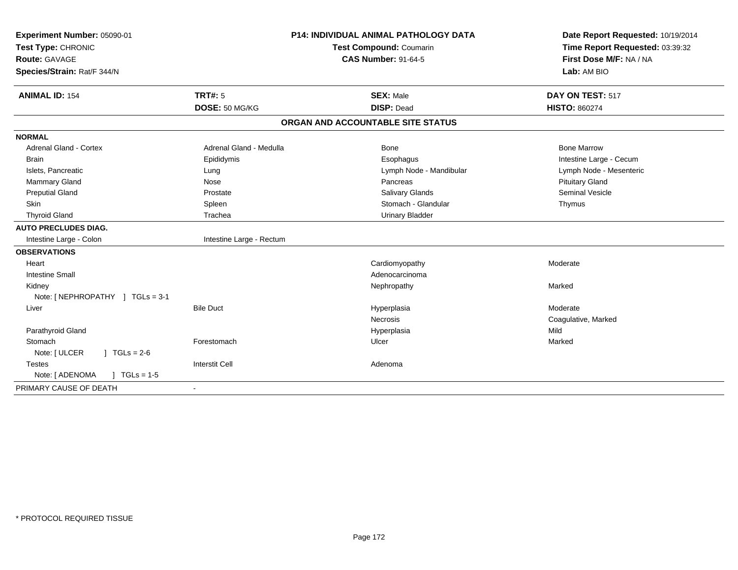**Experiment Number:** 05090-01
**Test Type:** CHRONIC
**Route:** GAVAGE
**Species/Strain:** Rat/F 344/N

**P14: INDIVIDUAL ANIMAL PATHOLOGY DATA**
**Test Compound:** Coumarin
**CAS Number:** 91-64-5

**Date Report Requested:** 10/19/2014
**Time Report Requested:** 03:39:32
**First Dose M/F:** NA / NA
**Lab:** AM BIO

| **ANIMAL ID:** 154 | **TRT#:** 5 | **SEX:** Male | **DAY ON TEST:** 517 |
|---|---|---|---|
| | **DOSE:** 50 MG/KG | **DISP:** Dead | **HISTO:** 860274 |

## ORGAN AND ACCOUNTABLE SITE STATUS

| | | | |
|---|---|---|---|
| **NORMAL** | | | |
| Adrenal Gland - Cortex | Adrenal Gland - Medulla | Bone | Bone Marrow |
| Brain | Epididymis | Esophagus | Intestine Large - Cecum |
| Islets, Pancreatic | Lung | Lymph Node - Mandibular | Lymph Node - Mesenteric |
| Mammary Gland | Nose | Pancreas | Pituitary Gland |
| Preputial Gland | Prostate | Salivary Glands | Seminal Vesicle |
| Skin | Spleen | Stomach - Glandular | Thymus |
| Thyroid Gland | Trachea | Urinary Bladder | |
| **AUTO PRECLUDES DIAG.** | | | |
| Intestine Large - Colon | Intestine Large - Rectum | | |
| **OBSERVATIONS** | | | |
| Heart | | Cardiomyopathy | Moderate |
| Intestine Small | | Adenocarcinoma | |
| Kidney | | Nephropathy | Marked |
| Note: [ NEPHROPATHY ] TGLs = 3-1 | | | |
| Liver | Bile Duct | Hyperplasia | Moderate |
| | | Necrosis | Coagulative, Marked |
| Parathyroid Gland | | Hyperplasia | Mild |
| Stomach | Forestomach | Ulcer | Marked |
| Note: [ ULCER ] TGLs = 2-6 | | | |
| Testes | Interstit Cell | Adenoma | |
| Note: [ ADENOMA ] TGLs = 1-5 | | | |
| PRIMARY CAUSE OF DEATH | - | | |

* PROTOCOL REQUIRED TISSUE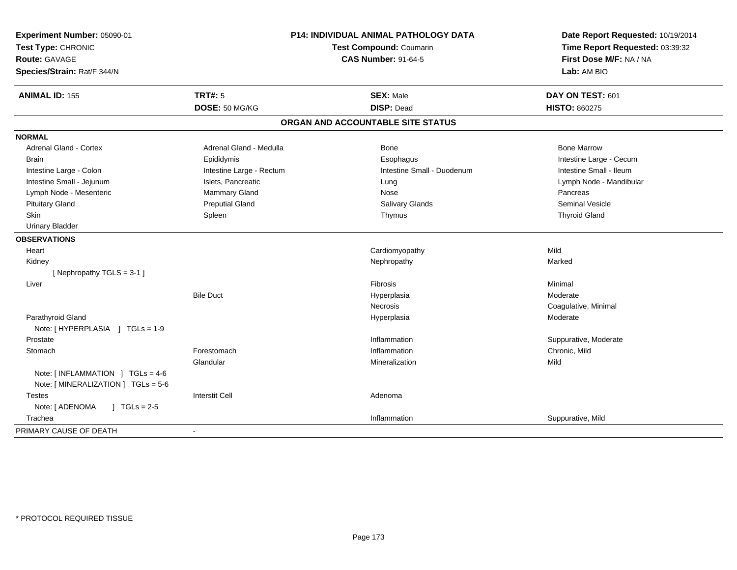**Experiment Number:** 05090-01
**Test Type:** CHRONIC
**Route:** GAVAGE
**Species/Strain:** Rat/F 344/N

**P14: INDIVIDUAL ANIMAL PATHOLOGY DATA**
**Test Compound:** Coumarin
**CAS Number:** 91-64-5

**Date Report Requested:** 10/19/2014
**Time Report Requested:** 03:39:32
**First Dose M/F:** NA / NA
**Lab:** AM BIO

| **ANIMAL ID:** 155 | **TRT#:** 5 | **SEX:** Male | **DAY ON TEST:** 601 |
|---|---|---|---|
| | **DOSE:** 50 MG/KG | **DISP:** Dead | **HISTO:** 860275 |

## ORGAN AND ACCOUNTABLE SITE STATUS

**NORMAL**

| | | | |
|---|---|---|---|
| Adrenal Gland - Cortex | Adrenal Gland - Medulla | Bone | Bone Marrow |
| Brain | Epididymis | Esophagus | Intestine Large - Cecum |
| Intestine Large - Colon | Intestine Large - Rectum | Intestine Small - Duodenum | Intestine Small - Ileum |
| Intestine Small - Jejunum | Islets, Pancreatic | Lung | Lymph Node - Mandibular |
| Lymph Node - Mesenteric | Mammary Gland | Nose | Pancreas |
| Pituitary Gland | Preputial Gland | Salivary Glands | Seminal Vesicle |
| Skin | Spleen | Thymus | Thyroid Gland |
| Urinary Bladder | | | |

**OBSERVATIONS**

| | | | |
|---|---|---|---|
| Heart | | Cardiomyopathy | Mild |
| Kidney | | Nephropathy | Marked |
| [ Nephropathy TGLS = 3-1 ] | | | |
| Liver | | Fibrosis | Minimal |
| | Bile Duct | Hyperplasia | Moderate |
| | | Necrosis | Coagulative, Minimal |
| Parathyroid Gland | | Hyperplasia | Moderate |
| Note: [ HYPERPLASIA ] TGLs = 1-9 | | | |
| Prostate | | Inflammation | Suppurative, Moderate |
| Stomach | Forestomach | Inflammation | Chronic, Mild |
| | Glandular | Mineralization | Mild |
| Note: [ INFLAMMATION ] TGLs = 4-6 | | | |
| Note: [ MINERALIZATION ] TGLs = 5-6 | | | |
| Testes | Interstit Cell | Adenoma | |
| Note: [ ADENOMA ] TGLs = 2-5 | | | |
| Trachea | | Inflammation | Suppurative, Mild |

PRIMARY CAUSE OF DEATH -

* PROTOCOL REQUIRED TISSUE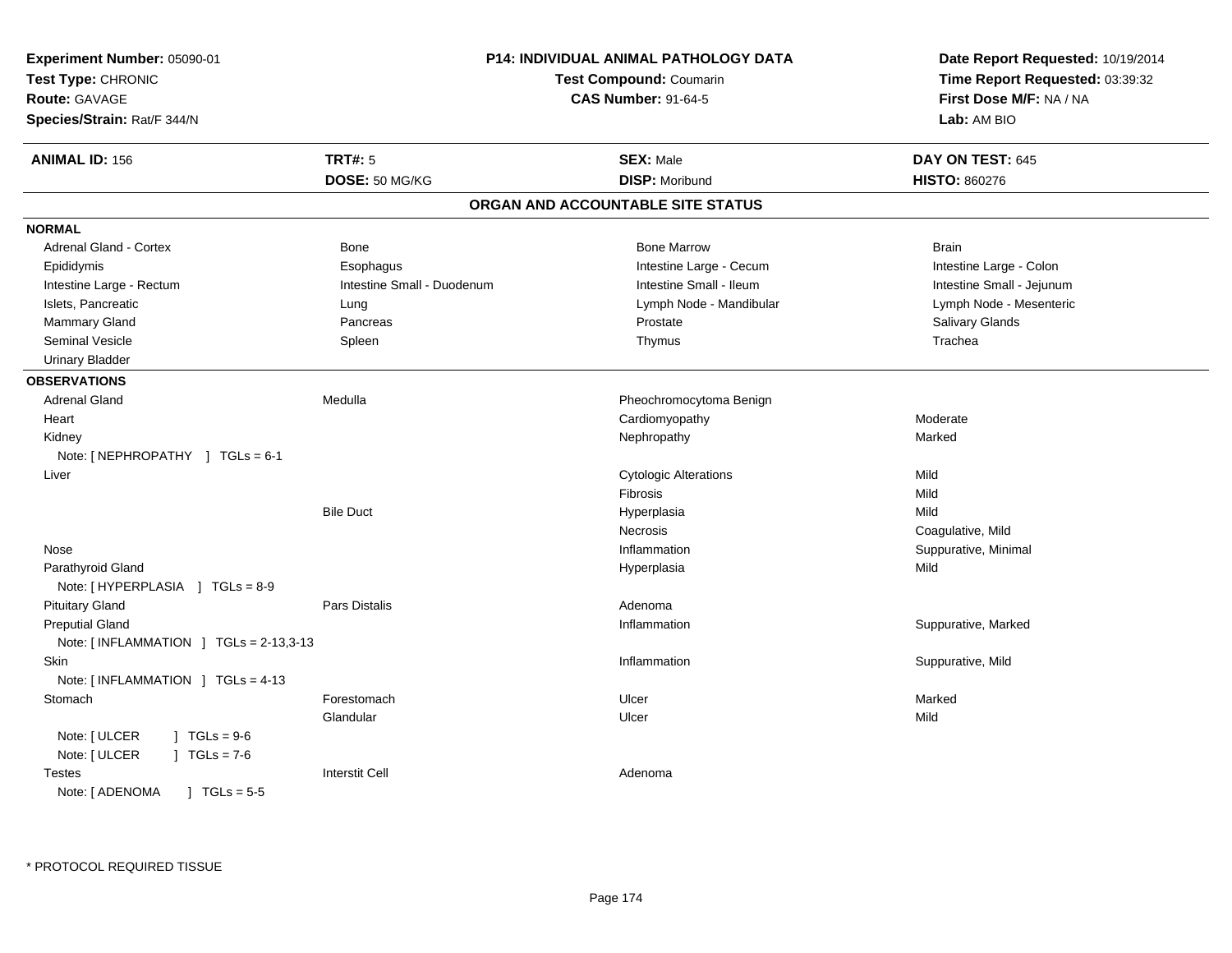**Experiment Number:** 05090-01
**Test Type:** CHRONIC
**Route:** GAVAGE
**Species/Strain:** Rat/F 344/N

**P14: INDIVIDUAL ANIMAL PATHOLOGY DATA**
**Test Compound:** Coumarin
**CAS Number:** 91-64-5

**Date Report Requested:** 10/19/2014
**Time Report Requested:** 03:39:32
**First Dose M/F:** NA / NA
**Lab:** AM BIO

| **ANIMAL ID:** 156 | **TRT#:** 5 | **SEX:** Male | **DAY ON TEST:** 645 |
|---|---|---|---|
| | **DOSE:** 50 MG/KG | **DISP:** Moribund | **HISTO:** 860276 |

## ORGAN AND ACCOUNTABLE SITE STATUS

**NORMAL**

| | | | |
|---|---|---|---|
| Adrenal Gland - Cortex | Bone | Bone Marrow | Brain |
| Epididymis | Esophagus | Intestine Large - Cecum | Intestine Large - Colon |
| Intestine Large - Rectum | Intestine Small - Duodenum | Intestine Small - Ileum | Intestine Small - Jejunum |
| Islets, Pancreatic | Lung | Lymph Node - Mandibular | Lymph Node - Mesenteric |
| Mammary Gland | Pancreas | Prostate | Salivary Glands |
| Seminal Vesicle | Spleen | Thymus | Trachea |
| Urinary Bladder | | | |

**OBSERVATIONS**

| | | | |
|---|---|---|---|
| Adrenal Gland | Medulla | Pheochromocytoma Benign | |
| Heart | | Cardiomyopathy | Moderate |
| Kidney | | Nephropathy | Marked |
| Note: [ NEPHROPATHY ] TGLs = 6-1 | | | |
| Liver | | Cytologic Alterations | Mild |
| | | Fibrosis | Mild |
| | Bile Duct | Hyperplasia | Mild |
| | | Necrosis | Coagulative, Mild |
| Nose | | Inflammation | Suppurative, Minimal |
| Parathyroid Gland | | Hyperplasia | Mild |
| Note: [ HYPERPLASIA ] TGLs = 8-9 | | | |
| Pituitary Gland | Pars Distalis | Adenoma | |
| Preputial Gland | | Inflammation | Suppurative, Marked |
| Note: [ INFLAMMATION ] TGLs = 2-13,3-13 | | | |
| Skin | | Inflammation | Suppurative, Mild |
| Note: [ INFLAMMATION ] TGLs = 4-13 | | | |
| Stomach | Forestomach | Ulcer | Marked |
| | Glandular | Ulcer | Mild |
| Note: [ ULCER ] TGLs = 9-6 | | | |
| Note: [ ULCER ] TGLs = 7-6 | | | |
| Testes | Interstit Cell | Adenoma | |
| Note: [ ADENOMA ] TGLs = 5-5 | | | |

* PROTOCOL REQUIRED TISSUE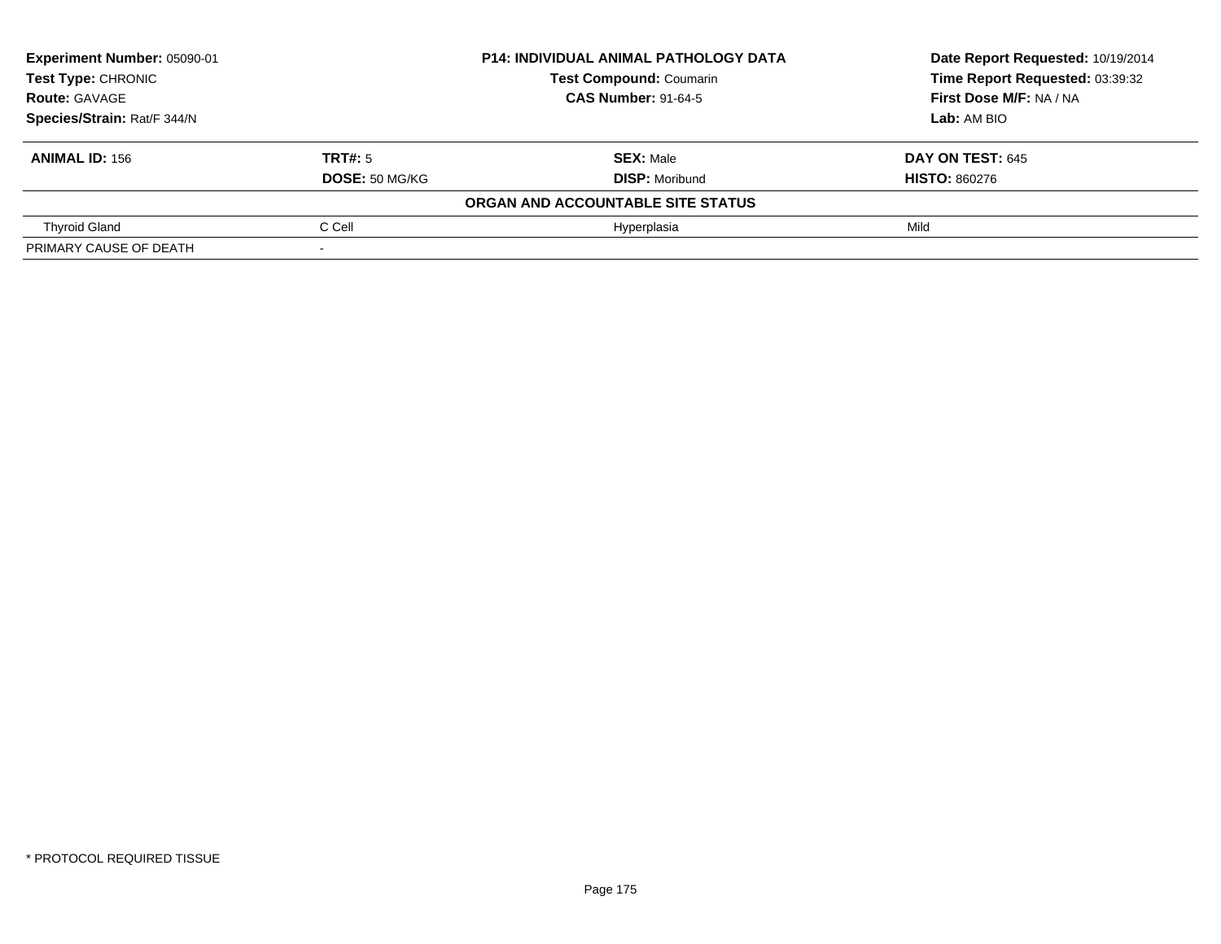| **Experiment Number:** 05090-01 | **P14: INDIVIDUAL ANIMAL PATHOLOGY DATA** | **Date Report Requested:** 10/19/2014 |
|---|---|---|
| **Test Type:** CHRONIC | **Test Compound:** Coumarin | **Time Report Requested:** 03:39:32 |
| **Route:** GAVAGE | **CAS Number:** 91-64-5 | **First Dose M/F:** NA / NA |
| **Species/Strain:** Rat/F 344/N | | **Lab:** AM BIO |

| **ANIMAL ID:** 156 | **TRT#:** 5 | **SEX:** Male | **DAY ON TEST:** 645 |
|---|---|---|---|
| | **DOSE:** 50 MG/KG | **DISP:** Moribund | **HISTO:** 860276 |
| | | **ORGAN AND ACCOUNTABLE SITE STATUS** | |
| Thyroid Gland | C Cell | Hyperplasia | Mild |
| PRIMARY CAUSE OF DEATH | - | | |

* PROTOCOL REQUIRED TISSUE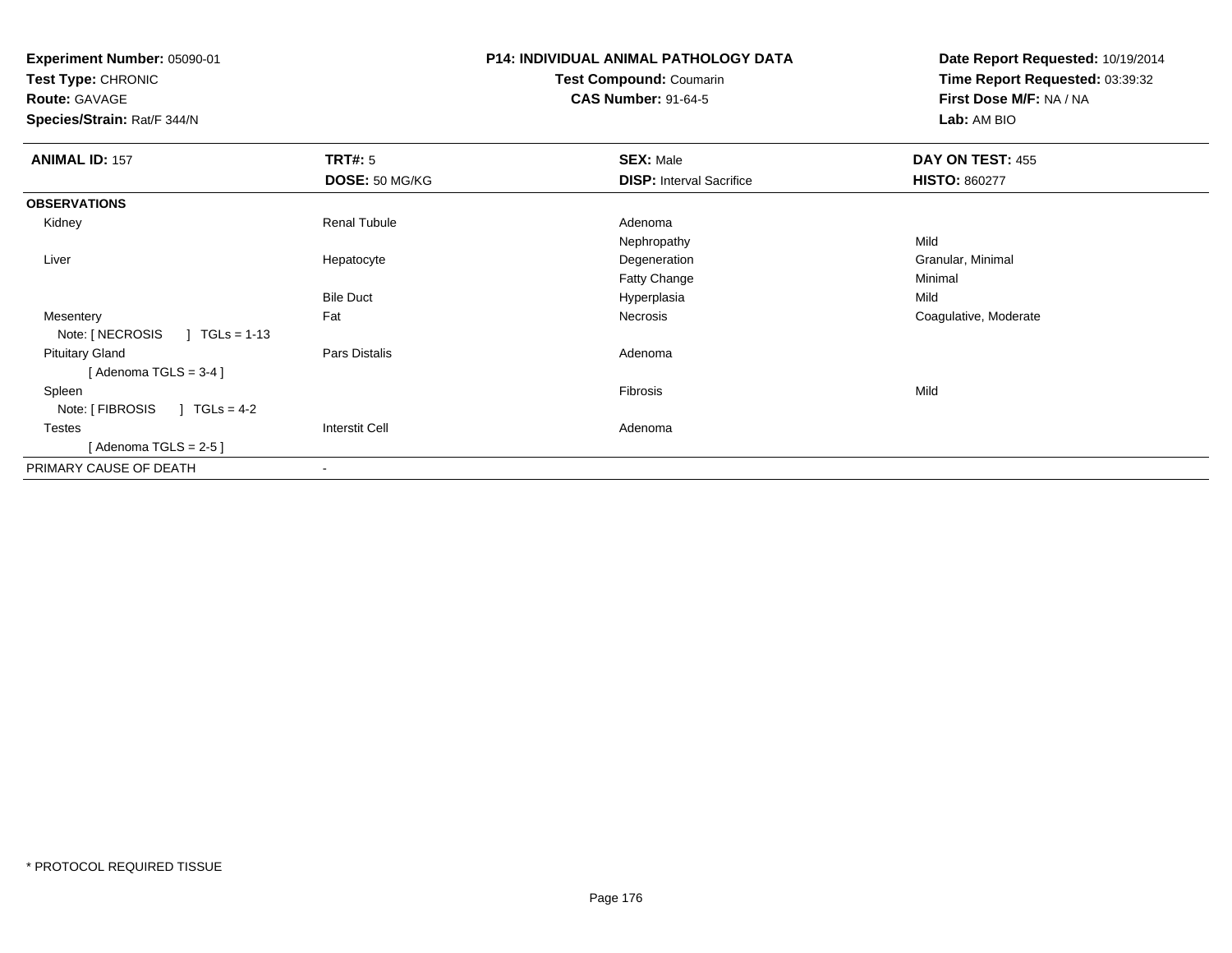**Experiment Number:** 05090-01
**Test Type:** CHRONIC
**Route:** GAVAGE
**Species/Strain:** Rat/F 344/N

**P14: INDIVIDUAL ANIMAL PATHOLOGY DATA**
**Test Compound:** Coumarin
**CAS Number:** 91-64-5

**Date Report Requested:** 10/19/2014
**Time Report Requested:** 03:39:32
**First Dose M/F:** NA / NA
**Lab:** AM BIO

| **ANIMAL ID:** 157 | **TRT#:** 5 | **SEX:** Male | **DAY ON TEST:** 455 |
|---|---|---|---|
| | **DOSE:** 50 MG/KG | **DISP:** Interval Sacrifice | **HISTO:** 860277 |
| **OBSERVATIONS** | | | |
| Kidney | Renal Tubule | Adenoma | |
| | | Nephropathy | Mild |
| Liver | Hepatocyte | Degeneration | Granular, Minimal |
| | | Fatty Change | Minimal |
| | Bile Duct | Hyperplasia | Mild |
| Mesentery | Fat | Necrosis | Coagulative, Moderate |
| Note: [ NECROSIS ] TGLs = 1-13 | | | |
| Pituitary Gland | Pars Distalis | Adenoma | |
| [ Adenoma TGLS = 3-4 ] | | | |
| Spleen | | Fibrosis | Mild |
| Note: [ FIBROSIS ] TGLs = 4-2 | | | |
| Testes | Interstit Cell | Adenoma | |
| [ Adenoma TGLS = 2-5 ] | | | |
| PRIMARY CAUSE OF DEATH | - | | |

* PROTOCOL REQUIRED TISSUE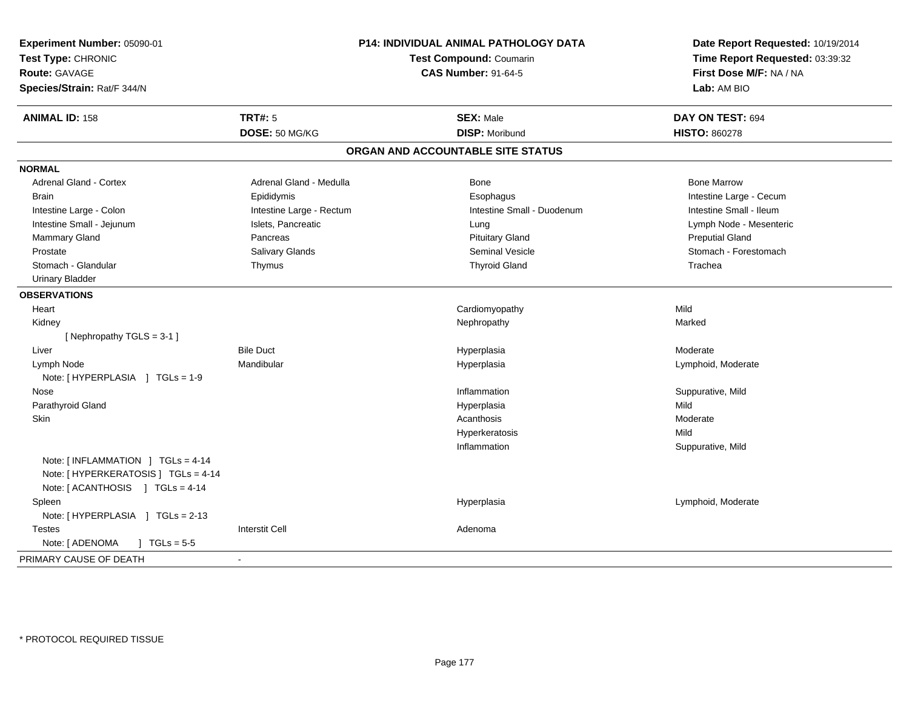**Experiment Number:** 05090-01
**Test Type:** CHRONIC
**Route:** GAVAGE
**Species/Strain:** Rat/F 344/N

**P14: INDIVIDUAL ANIMAL PATHOLOGY DATA**
**Test Compound:** Coumarin
**CAS Number:** 91-64-5

**Date Report Requested:** 10/19/2014
**Time Report Requested:** 03:39:32
**First Dose M/F:** NA / NA
**Lab:** AM BIO

| **ANIMAL ID:** 158 | **TRT#:** 5 | **SEX:** Male | **DAY ON TEST:** 694 |
|---|---|---|---|
| | **DOSE:** 50 MG/KG | **DISP:** Moribund | **HISTO:** 860278 |

## ORGAN AND ACCOUNTABLE SITE STATUS

**NORMAL**

| | | | |
|---|---|---|---|
| Adrenal Gland - Cortex | Adrenal Gland - Medulla | Bone | Bone Marrow |
| Brain | Epididymis | Esophagus | Intestine Large - Cecum |
| Intestine Large - Colon | Intestine Large - Rectum | Intestine Small - Duodenum | Intestine Small - Ileum |
| Intestine Small - Jejunum | Islets, Pancreatic | Lung | Lymph Node - Mesenteric |
| Mammary Gland | Pancreas | Pituitary Gland | Preputial Gland |
| Prostate | Salivary Glands | Seminal Vesicle | Stomach - Forestomach |
| Stomach - Glandular | Thymus | Thyroid Gland | Trachea |
| Urinary Bladder | | | |

**OBSERVATIONS**

| | | | |
|---|---|---|---|
| Heart | | Cardiomyopathy | Mild |
| Kidney | | Nephropathy | Marked |
| [ Nephropathy TGLS = 3-1 ] | | | |
| Liver | Bile Duct | Hyperplasia | Moderate |
| Lymph Node | Mandibular | Hyperplasia | Lymphoid, Moderate |
| Note: [ HYPERPLASIA ] TGLs = 1-9 | | | |
| Nose | | Inflammation | Suppurative, Mild |
| Parathyroid Gland | | Hyperplasia | Mild |
| Skin | | Acanthosis | Moderate |
| | | Hyperkeratosis | Mild |
| | | Inflammation | Suppurative, Mild |
| Note: [ INFLAMMATION ] TGLs = 4-14 | | | |
| Note: [ HYPERKERATOSIS ] TGLs = 4-14 | | | |
| Note: [ ACANTHOSIS ] TGLs = 4-14 | | | |
| Spleen | | Hyperplasia | Lymphoid, Moderate |
| Note: [ HYPERPLASIA ] TGLs = 2-13 | | | |
| Testes | Interstit Cell | Adenoma | |
| Note: [ ADENOMA ] TGLs = 5-5 | | | |

PRIMARY CAUSE OF DEATH -

* PROTOCOL REQUIRED TISSUE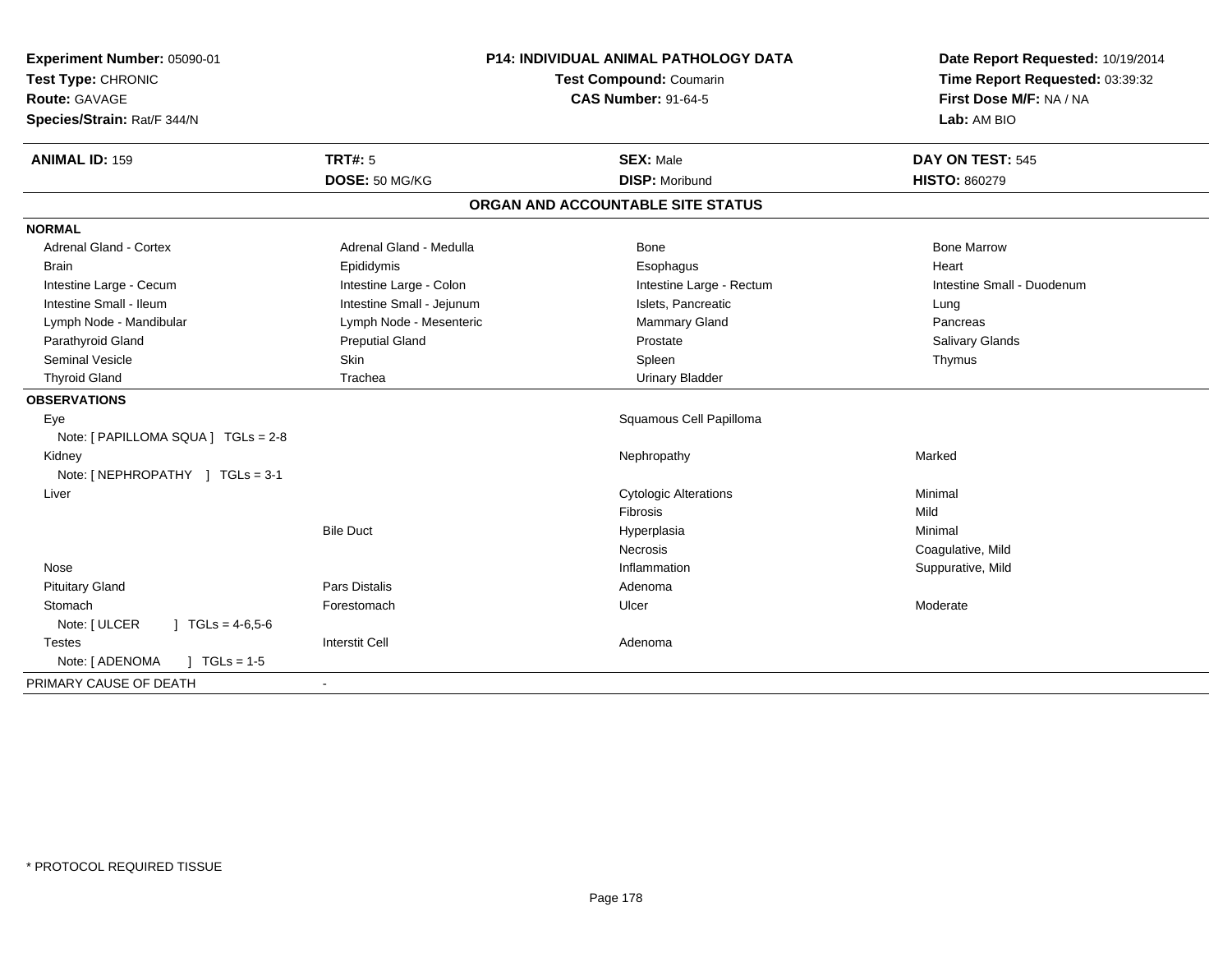**Experiment Number:** 05090-01
**Test Type:** CHRONIC
**Route:** GAVAGE
**Species/Strain:** Rat/F 344/N

**P14: INDIVIDUAL ANIMAL PATHOLOGY DATA**
**Test Compound:** Coumarin
**CAS Number:** 91-64-5

**Date Report Requested:** 10/19/2014
**Time Report Requested:** 03:39:32
**First Dose M/F:** NA / NA
**Lab:** AM BIO

| **ANIMAL ID:** 159 | **TRT#:** 5 | **SEX:** Male | **DAY ON TEST:** 545 |
|---|---|---|---|
| | **DOSE:** 50 MG/KG | **DISP:** Moribund | **HISTO:** 860279 |

## ORGAN AND ACCOUNTABLE SITE STATUS

| | | | |
|---|---|---|---|
| **NORMAL** | | | |
| Adrenal Gland - Cortex | Adrenal Gland - Medulla | Bone | Bone Marrow |
| Brain | Epididymis | Esophagus | Heart |
| Intestine Large - Cecum | Intestine Large - Colon | Intestine Large - Rectum | Intestine Small - Duodenum |
| Intestine Small - Ileum | Intestine Small - Jejunum | Islets, Pancreatic | Lung |
| Lymph Node - Mandibular | Lymph Node - Mesenteric | Mammary Gland | Pancreas |
| Parathyroid Gland | Preputial Gland | Prostate | Salivary Glands |
| Seminal Vesicle | Skin | Spleen | Thymus |
| Thyroid Gland | Trachea | Urinary Bladder | |
| **OBSERVATIONS** | | | |
| Eye | | Squamous Cell Papilloma | |
| Note: [ PAPILLOMA SQUA ] TGLs = 2-8 | | | |
| Kidney | | Nephropathy | Marked |
| Note: [ NEPHROPATHY ] TGLs = 3-1 | | | |
| Liver | | Cytologic Alterations | Minimal |
| | | Fibrosis | Mild |
| | Bile Duct | Hyperplasia | Minimal |
| | | Necrosis | Coagulative, Mild |
| Nose | | Inflammation | Suppurative, Mild |
| Pituitary Gland | Pars Distalis | Adenoma | |
| Stomach | Forestomach | Ulcer | Moderate |
| Note: [ ULCER ] TGLs = 4-6,5-6 | | | |
| Testes | Interstit Cell | Adenoma | |
| Note: [ ADENOMA ] TGLs = 1-5 | | | |
| PRIMARY CAUSE OF DEATH | - | | |

* PROTOCOL REQUIRED TISSUE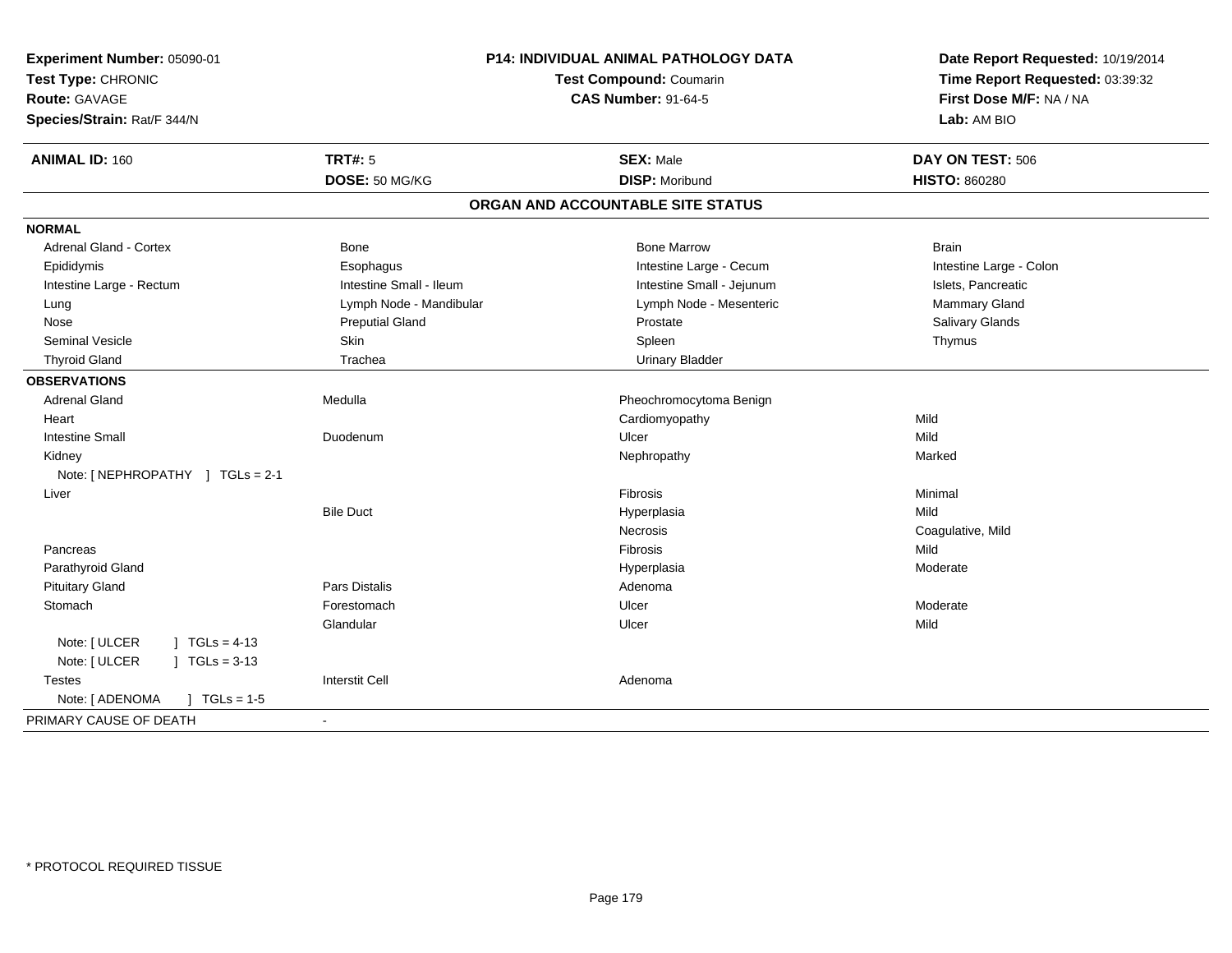**Experiment Number:** 05090-01
**Test Type:** CHRONIC
**Route:** GAVAGE
**Species/Strain:** Rat/F 344/N

**P14: INDIVIDUAL ANIMAL PATHOLOGY DATA**
**Test Compound:** Coumarin
**CAS Number:** 91-64-5

**Date Report Requested:** 10/19/2014
**Time Report Requested:** 03:39:32
**First Dose M/F:** NA / NA
**Lab:** AM BIO

| **ANIMAL ID:** 160 | **TRT#:** 5 | **SEX:** Male | **DAY ON TEST:** 506 |
|---|---|---|---|
| | **DOSE:** 50 MG/KG | **DISP:** Moribund | **HISTO:** 860280 |

## ORGAN AND ACCOUNTABLE SITE STATUS

| | | | |
|---|---|---|---|
| **NORMAL** | | | |
| Adrenal Gland - Cortex | Bone | Bone Marrow | Brain |
| Epididymis | Esophagus | Intestine Large - Cecum | Intestine Large - Colon |
| Intestine Large - Rectum | Intestine Small - Ileum | Intestine Small - Jejunum | Islets, Pancreatic |
| Lung | Lymph Node - Mandibular | Lymph Node - Mesenteric | Mammary Gland |
| Nose | Preputial Gland | Prostate | Salivary Glands |
| Seminal Vesicle | Skin | Spleen | Thymus |
| Thyroid Gland | Trachea | Urinary Bladder | |
| **OBSERVATIONS** | | | |
| Adrenal Gland | Medulla | Pheochromocytoma Benign | |
| Heart | | Cardiomyopathy | Mild |
| Intestine Small | Duodenum | Ulcer | Mild |
| Kidney | | Nephropathy | Marked |
| Note: [ NEPHROPATHY ] TGLs = 2-1 | | | |
| Liver | | Fibrosis | Minimal |
| | Bile Duct | Hyperplasia | Mild |
| | | Necrosis | Coagulative, Mild |
| Pancreas | | Fibrosis | Mild |
| Parathyroid Gland | | Hyperplasia | Moderate |
| Pituitary Gland | Pars Distalis | Adenoma | |
| Stomach | Forestomach | Ulcer | Moderate |
| | Glandular | Ulcer | Mild |
| Note: [ ULCER ] TGLs = 4-13 | | | |
| Note: [ ULCER ] TGLs = 3-13 | | | |
| Testes | Interstit Cell | Adenoma | |
| Note: [ ADENOMA ] TGLs = 1-5 | | | |
| PRIMARY CAUSE OF DEATH | - | | |

* PROTOCOL REQUIRED TISSUE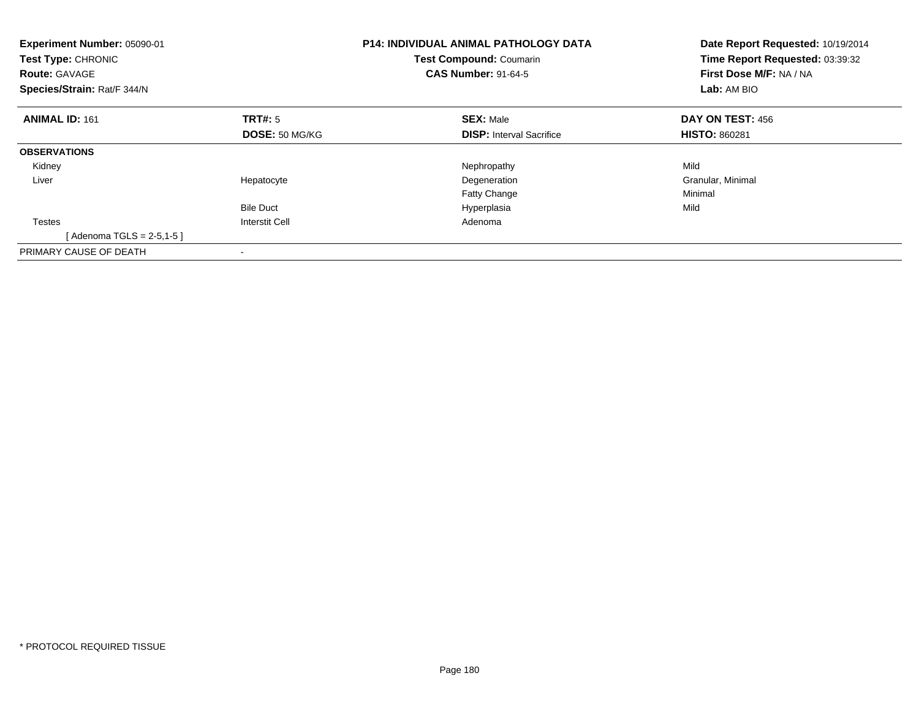**Experiment Number:** 05090-01
**Test Type:** CHRONIC
**Route:** GAVAGE
**Species/Strain:** Rat/F 344/N

**P14: INDIVIDUAL ANIMAL PATHOLOGY DATA**
**Test Compound:** Coumarin
**CAS Number:** 91-64-5

**Date Report Requested:** 10/19/2014
**Time Report Requested:** 03:39:32
**First Dose M/F:** NA / NA
**Lab:** AM BIO

| **ANIMAL ID:** 161 | **TRT#:** 5 | **SEX:** Male | **DAY ON TEST:** 456 |
|---|---|---|---|
| | **DOSE:** 50 MG/KG | **DISP:** Interval Sacrifice | **HISTO:** 860281 |
| **OBSERVATIONS** | | | |
| Kidney | | Nephropathy | Mild |
| Liver | Hepatocyte | Degeneration | Granular, Minimal |
| | | Fatty Change | Minimal |
| | Bile Duct | Hyperplasia | Mild |
| Testes | Interstit Cell | Adenoma | |
| [ Adenoma TGLS = 2-5,1-5 ] | | | |
| PRIMARY CAUSE OF DEATH | - | | |

* PROTOCOL REQUIRED TISSUE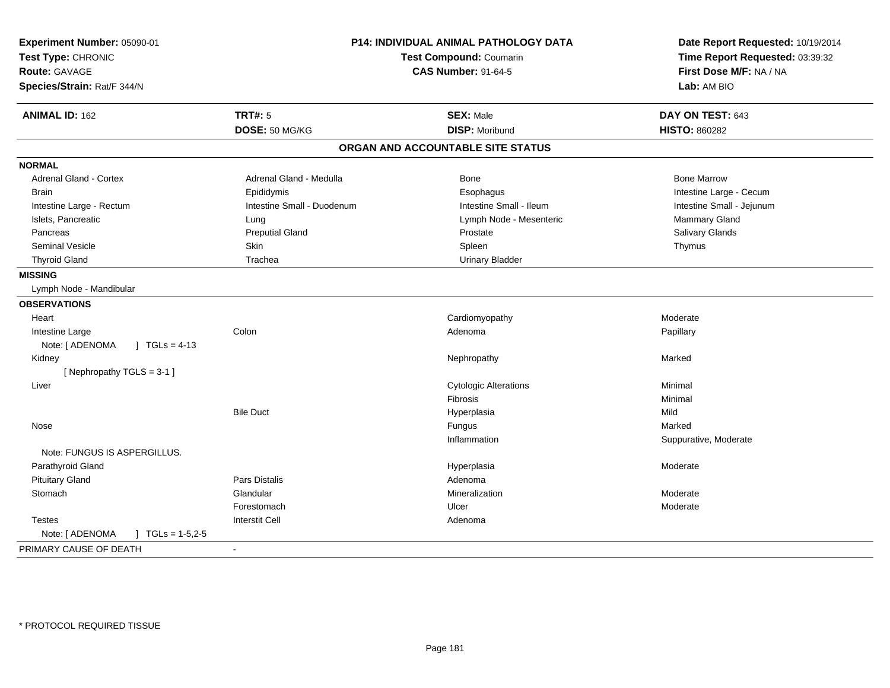**Experiment Number:** 05090-01
**Test Type:** CHRONIC
**Route:** GAVAGE
**Species/Strain:** Rat/F 344/N

**P14: INDIVIDUAL ANIMAL PATHOLOGY DATA**
**Test Compound:** Coumarin
**CAS Number:** 91-64-5

**Date Report Requested:** 10/19/2014
**Time Report Requested:** 03:39:32
**First Dose M/F:** NA / NA
**Lab:** AM BIO

| **ANIMAL ID:** 162 | **TRT#:** 5 | **SEX:** Male | **DAY ON TEST:** 643 |
|---|---|---|---|
| | **DOSE:** 50 MG/KG | **DISP:** Moribund | **HISTO:** 860282 |

## ORGAN AND ACCOUNTABLE SITE STATUS

| | | | |
|---|---|---|---|
| **NORMAL** | | | |
| Adrenal Gland - Cortex | Adrenal Gland - Medulla | Bone | Bone Marrow |
| Brain | Epididymis | Esophagus | Intestine Large - Cecum |
| Intestine Large - Rectum | Intestine Small - Duodenum | Intestine Small - Ileum | Intestine Small - Jejunum |
| Islets, Pancreatic | Lung | Lymph Node - Mesenteric | Mammary Gland |
| Pancreas | Preputial Gland | Prostate | Salivary Glands |
| Seminal Vesicle | Skin | Spleen | Thymus |
| Thyroid Gland | Trachea | Urinary Bladder | |
| **MISSING** | | | |
| Lymph Node - Mandibular | | | |
| **OBSERVATIONS** | | | |
| Heart | | Cardiomyopathy | Moderate |
| Intestine Large | Colon | Adenoma | Papillary |
| Note: [ ADENOMA ] TGLs = 4-13 | | | |
| Kidney | | Nephropathy | Marked |
| [ Nephropathy TGLS = 3-1 ] | | | |
| Liver | | Cytologic Alterations | Minimal |
| | | Fibrosis | Minimal |
| | Bile Duct | Hyperplasia | Mild |
| Nose | | Fungus | Marked |
| | | Inflammation | Suppurative, Moderate |
| Note: FUNGUS IS ASPERGILLUS. | | | |
| Parathyroid Gland | | Hyperplasia | Moderate |
| Pituitary Gland | Pars Distalis | Adenoma | |
| Stomach | Glandular | Mineralization | Moderate |
| | Forestomach | Ulcer | Moderate |
| Testes | Interstit Cell | Adenoma | |
| Note: [ ADENOMA ] TGLs = 1-5,2-5 | | | |
| PRIMARY CAUSE OF DEATH | - | | |

* PROTOCOL REQUIRED TISSUE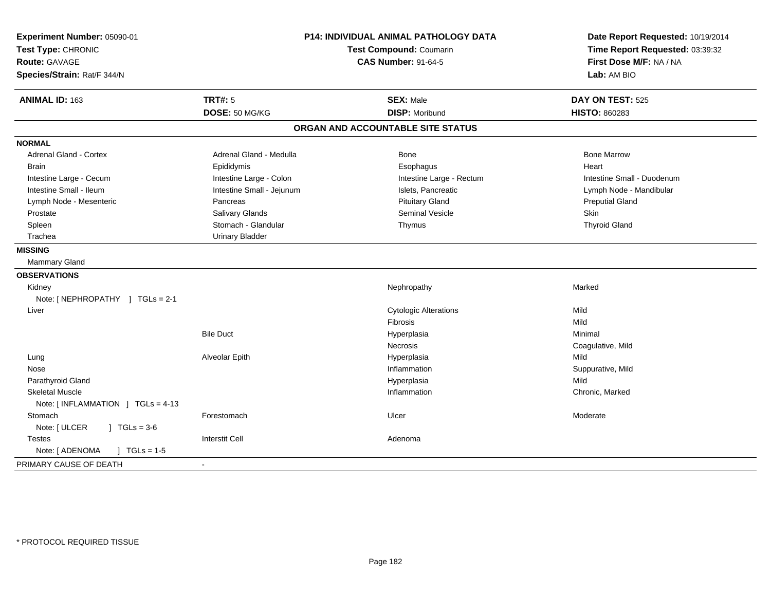**Experiment Number:** 05090-01
**Test Type:** CHRONIC
**Route:** GAVAGE
**Species/Strain:** Rat/F 344/N

**P14: INDIVIDUAL ANIMAL PATHOLOGY DATA**
**Test Compound:** Coumarin
**CAS Number:** 91-64-5

**Date Report Requested:** 10/19/2014
**Time Report Requested:** 03:39:32
**First Dose M/F:** NA / NA
**Lab:** AM BIO

| **ANIMAL ID:** 163 | **TRT#:** 5 | **SEX:** Male | **DAY ON TEST:** 525 |
|---|---|---|---|
| | **DOSE:** 50 MG/KG | **DISP:** Moribund | **HISTO:** 860283 |

## ORGAN AND ACCOUNTABLE SITE STATUS

**NORMAL**

| | | | |
|---|---|---|---|
| Adrenal Gland - Cortex | Adrenal Gland - Medulla | Bone | Bone Marrow |
| Brain | Epididymis | Esophagus | Heart |
| Intestine Large - Cecum | Intestine Large - Colon | Intestine Large - Rectum | Intestine Small - Duodenum |
| Intestine Small - Ileum | Intestine Small - Jejunum | Islets, Pancreatic | Lymph Node - Mandibular |
| Lymph Node - Mesenteric | Pancreas | Pituitary Gland | Preputial Gland |
| Prostate | Salivary Glands | Seminal Vesicle | Skin |
| Spleen | Stomach - Glandular | Thymus | Thyroid Gland |
| Trachea | Urinary Bladder | | |

**MISSING**

Mammary Gland

**OBSERVATIONS**

| Organ | Site | Observation | Severity |
|---|---|---|---|
| Kidney | | Nephropathy | Marked |
| Note: [ NEPHROPATHY ] TGLs = 2-1 | | | |
| Liver | | Cytologic Alterations | Mild |
| | | Fibrosis | Mild |
| | Bile Duct | Hyperplasia | Minimal |
| | | Necrosis | Coagulative, Mild |
| Lung | Alveolar Epith | Hyperplasia | Mild |
| Nose | | Inflammation | Suppurative, Mild |
| Parathyroid Gland | | Hyperplasia | Mild |
| Skeletal Muscle | | Inflammation | Chronic, Marked |
| Note: [ INFLAMMATION ] TGLs = 4-13 | | | |
| Stomach | Forestomach | Ulcer | Moderate |
| Note: [ ULCER ] TGLs = 3-6 | | | |
| Testes | Interstit Cell | Adenoma | |
| Note: [ ADENOMA ] TGLs = 1-5 | | | |

PRIMARY CAUSE OF DEATH -

* PROTOCOL REQUIRED TISSUE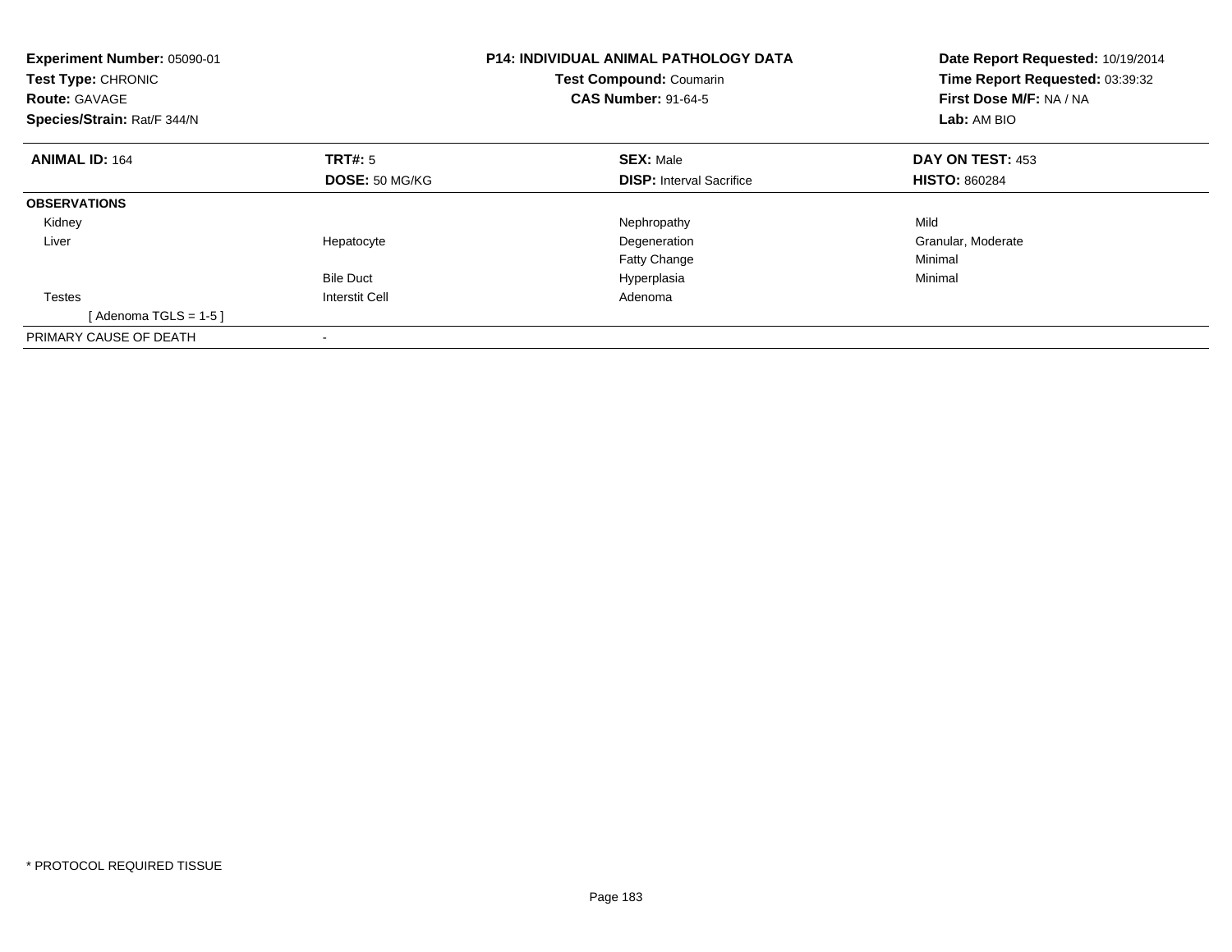**Experiment Number:** 05090-01
**Test Type:** CHRONIC
**Route:** GAVAGE
**Species/Strain:** Rat/F 344/N

**P14: INDIVIDUAL ANIMAL PATHOLOGY DATA**
**Test Compound:** Coumarin
**CAS Number:** 91-64-5

**Date Report Requested:** 10/19/2014
**Time Report Requested:** 03:39:32
**First Dose M/F:** NA / NA
**Lab:** AM BIO

| **ANIMAL ID:** 164 | **TRT#:** 5 | **SEX:** Male | **DAY ON TEST:** 453 |
|---|---|---|---|
| | **DOSE:** 50 MG/KG | **DISP:** Interval Sacrifice | **HISTO:** 860284 |
| **OBSERVATIONS** | | | |
| Kidney | | Nephropathy | Mild |
| Liver | Hepatocyte | Degeneration | Granular, Moderate |
| | | Fatty Change | Minimal |
| | Bile Duct | Hyperplasia | Minimal |
| Testes | Interstit Cell | Adenoma | |
| [ Adenoma TGLS = 1-5 ] | | | |
| PRIMARY CAUSE OF DEATH | - | | |

* PROTOCOL REQUIRED TISSUE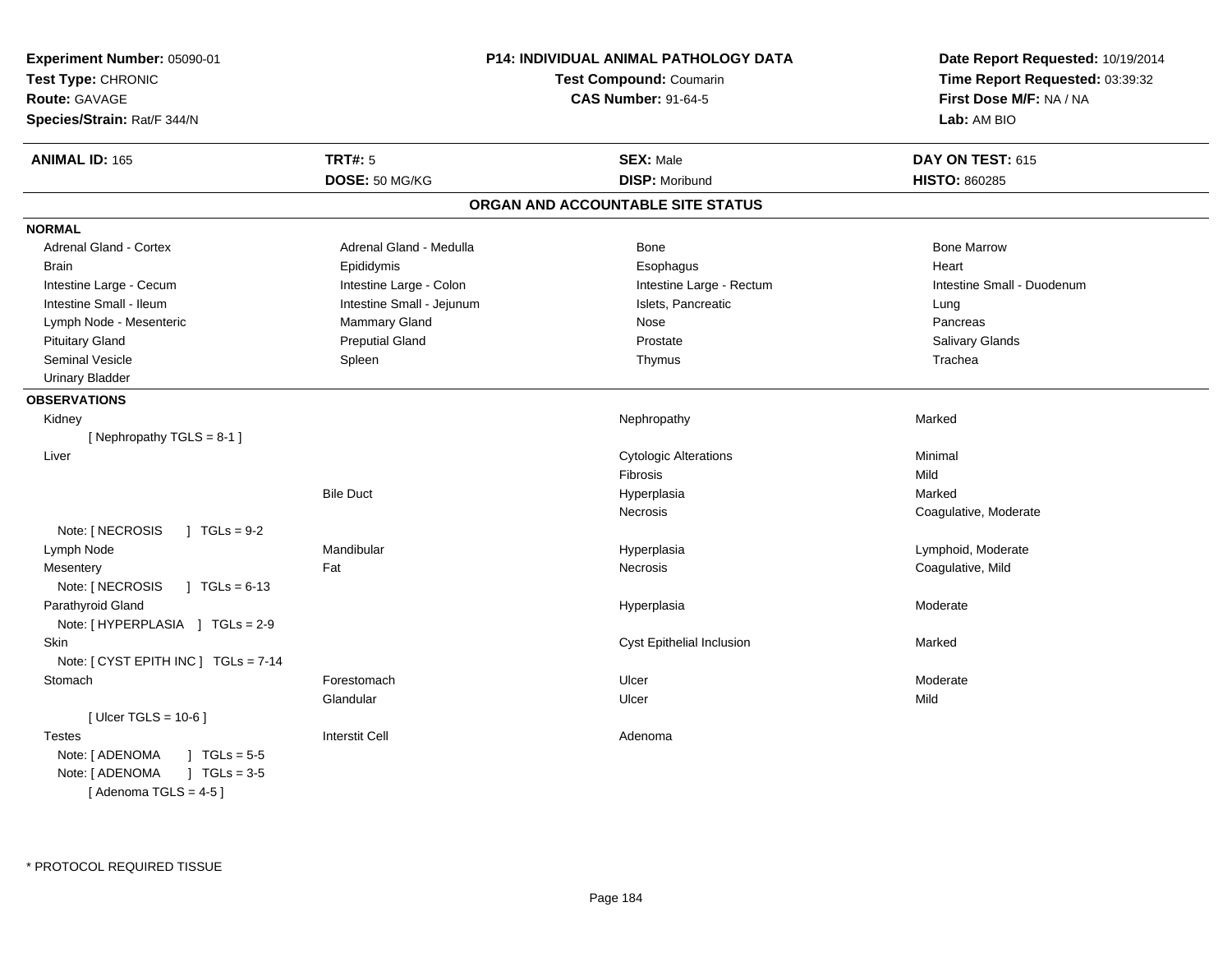**Experiment Number:** 05090-01
**Test Type:** CHRONIC
**Route:** GAVAGE
**Species/Strain:** Rat/F 344/N

**P14: INDIVIDUAL ANIMAL PATHOLOGY DATA**
**Test Compound:** Coumarin
**CAS Number:** 91-64-5

**Date Report Requested:** 10/19/2014
**Time Report Requested:** 03:39:32
**First Dose M/F:** NA / NA
**Lab:** AM BIO

| **ANIMAL ID:** 165 | **TRT#:** 5 | **SEX:** Male | **DAY ON TEST:** 615 |
|---|---|---|---|
| | **DOSE:** 50 MG/KG | **DISP:** Moribund | **HISTO:** 860285 |

## ORGAN AND ACCOUNTABLE SITE STATUS

**NORMAL**

| | | | |
|---|---|---|---|
| Adrenal Gland - Cortex | Adrenal Gland - Medulla | Bone | Bone Marrow |
| Brain | Epididymis | Esophagus | Heart |
| Intestine Large - Cecum | Intestine Large - Colon | Intestine Large - Rectum | Intestine Small - Duodenum |
| Intestine Small - Ileum | Intestine Small - Jejunum | Islets, Pancreatic | Lung |
| Lymph Node - Mesenteric | Mammary Gland | Nose | Pancreas |
| Pituitary Gland | Preputial Gland | Prostate | Salivary Glands |
| Seminal Vesicle | Spleen | Thymus | Trachea |
| Urinary Bladder | | | |

**OBSERVATIONS**

| Organ | Site | Observation | Severity |
|---|---|---|---|
| Kidney | | Nephropathy | Marked |
| [ Nephropathy TGLS = 8-1 ] | | | |
| Liver | | Cytologic Alterations | Minimal |
| | | Fibrosis | Mild |
| | Bile Duct | Hyperplasia | Marked |
| | | Necrosis | Coagulative, Moderate |
| Note: [ NECROSIS ] TGLs = 9-2 | | | |
| Lymph Node | Mandibular | Hyperplasia | Lymphoid, Moderate |
| Mesentery | Fat | Necrosis | Coagulative, Mild |
| Note: [ NECROSIS ] TGLs = 6-13 | | | |
| Parathyroid Gland | | Hyperplasia | Moderate |
| Note: [ HYPERPLASIA ] TGLs = 2-9 | | | |
| Skin | | Cyst Epithelial Inclusion | Marked |
| Note: [ CYST EPITH INC ] TGLs = 7-14 | | | |
| Stomach | Forestomach | Ulcer | Moderate |
| | Glandular | Ulcer | Mild |
| [ Ulcer TGLS = 10-6 ] | | | |
| Testes | Interstit Cell | Adenoma | |
| Note: [ ADENOMA ] TGLs = 5-5 | | | |
| Note: [ ADENOMA ] TGLs = 3-5 | | | |
| [ Adenoma TGLS = 4-5 ] | | | |

* PROTOCOL REQUIRED TISSUE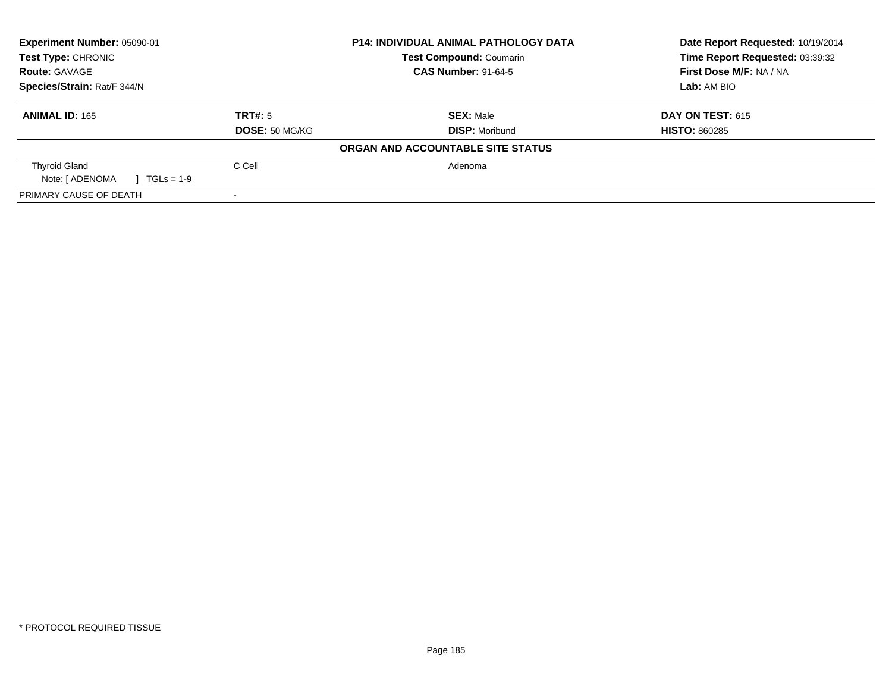| Experiment Number: 05090-01 | P14: INDIVIDUAL ANIMAL PATHOLOGY DATA | Date Report Requested: 10/19/2014 |
|---|---|---|
| Test Type: CHRONIC | Test Compound: Coumarin | Time Report Requested: 03:39:32 |
| Route: GAVAGE | CAS Number: 91-64-5 | First Dose M/F: NA / NA |
| Species/Strain: Rat/F 344/N | | Lab: AM BIO |

| ANIMAL ID: 165 | TRT#: 5 | SEX: Male | DAY ON TEST: 615 |
|---|---|---|---|
| | DOSE: 50 MG/KG | DISP: Moribund | HISTO: 860285 |

**ORGAN AND ACCOUNTABLE SITE STATUS**

| | | | |
|---|---|---|---|
| Thyroid Gland | C Cell | Adenoma | |
| Note: [ ADENOMA ] TGLs = 1-9 | | | |
| PRIMARY CAUSE OF DEATH | - | | |

* PROTOCOL REQUIRED TISSUE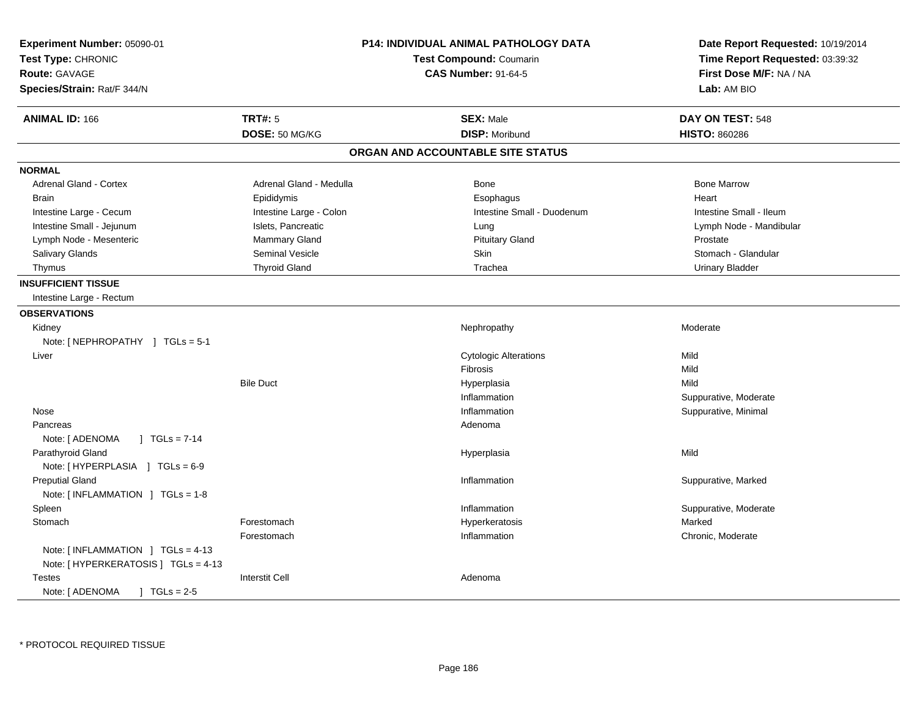**Experiment Number:** 05090-01
**Test Type:** CHRONIC
**Route:** GAVAGE
**Species/Strain:** Rat/F 344/N

**P14: INDIVIDUAL ANIMAL PATHOLOGY DATA**
**Test Compound:** Coumarin
**CAS Number:** 91-64-5

**Date Report Requested:** 10/19/2014
**Time Report Requested:** 03:39:32
**First Dose M/F:** NA / NA
**Lab:** AM BIO

| **ANIMAL ID:** 166 | **TRT#:** 5 | **SEX:** Male | **DAY ON TEST:** 548 |
|---|---|---|---|
| | **DOSE:** 50 MG/KG | **DISP:** Moribund | **HISTO:** 860286 |

## ORGAN AND ACCOUNTABLE SITE STATUS

**NORMAL**

| | | | |
|---|---|---|---|
| Adrenal Gland - Cortex | Adrenal Gland - Medulla | Bone | Bone Marrow |
| Brain | Epididymis | Esophagus | Heart |
| Intestine Large - Cecum | Intestine Large - Colon | Intestine Small - Duodenum | Intestine Small - Ileum |
| Intestine Small - Jejunum | Islets, Pancreatic | Lung | Lymph Node - Mandibular |
| Lymph Node - Mesenteric | Mammary Gland | Pituitary Gland | Prostate |
| Salivary Glands | Seminal Vesicle | Skin | Stomach - Glandular |
| Thymus | Thyroid Gland | Trachea | Urinary Bladder |

**INSUFFICIENT TISSUE**

Intestine Large - Rectum

**OBSERVATIONS**

| Organ | Site | Observation | Severity |
|---|---|---|---|
| Kidney | | Nephropathy | Moderate |
| Note: [ NEPHROPATHY ] TGLs = 5-1 | | | |
| Liver | | Cytologic Alterations | Mild |
| | | Fibrosis | Mild |
| | Bile Duct | Hyperplasia | Mild |
| | | Inflammation | Suppurative, Moderate |
| Nose | | Inflammation | Suppurative, Minimal |
| Pancreas | | Adenoma | |
| Note: [ ADENOMA ] TGLs = 7-14 | | | |
| Parathyroid Gland | | Hyperplasia | Mild |
| Note: [ HYPERPLASIA ] TGLs = 6-9 | | | |
| Preputial Gland | | Inflammation | Suppurative, Marked |
| Note: [ INFLAMMATION ] TGLs = 1-8 | | | |
| Spleen | | Inflammation | Suppurative, Moderate |
| Stomach | Forestomach | Hyperkeratosis | Marked |
| | Forestomach | Inflammation | Chronic, Moderate |
| Note: [ INFLAMMATION ] TGLs = 4-13 | | | |
| Note: [ HYPERKERATOSIS ] TGLs = 4-13 | | | |
| Testes | Interstit Cell | Adenoma | |
| Note: [ ADENOMA ] TGLs = 2-5 | | | |

* PROTOCOL REQUIRED TISSUE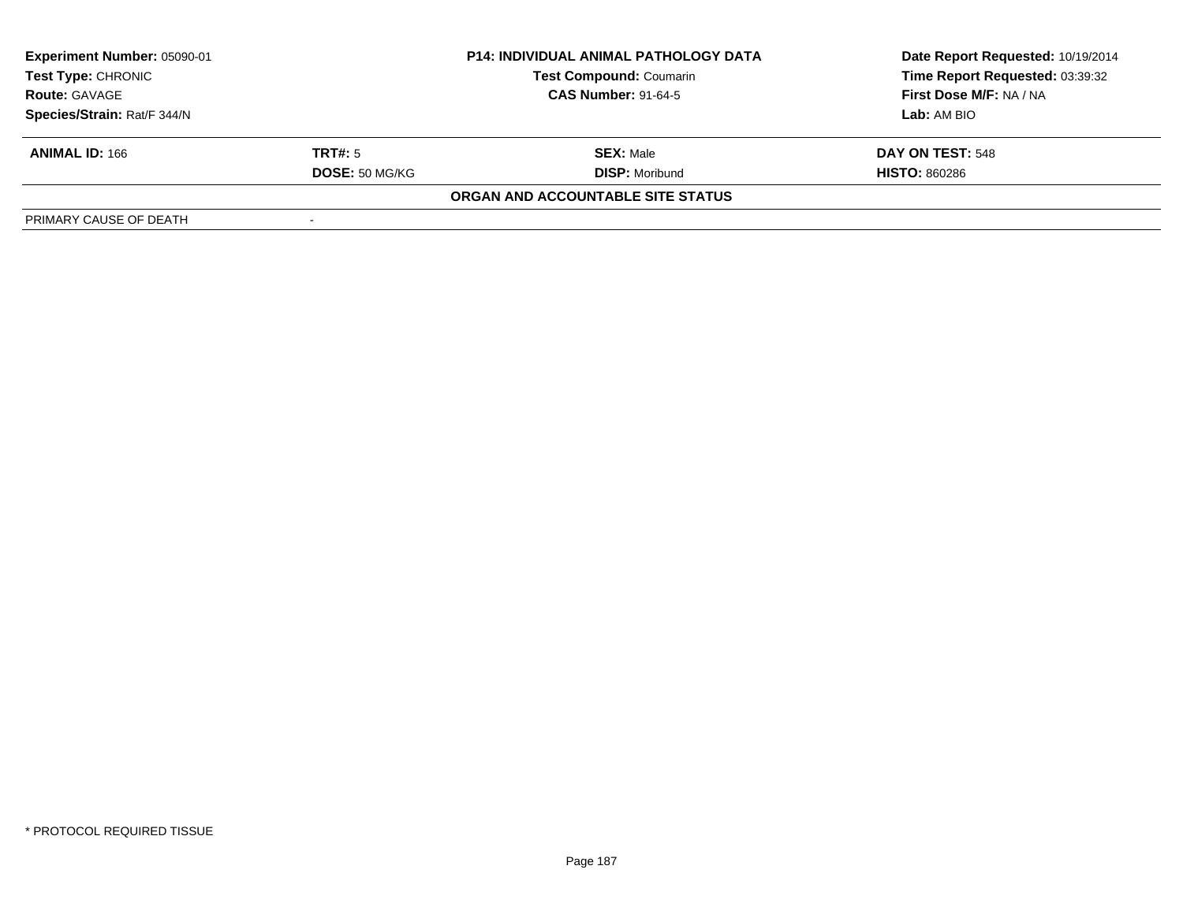| **Experiment Number:** 05090-01 | **P14: INDIVIDUAL ANIMAL PATHOLOGY DATA** | **Date Report Requested:** 10/19/2014 |
|---|---|---|
| **Test Type:** CHRONIC | **Test Compound:** Coumarin | **Time Report Requested:** 03:39:32 |
| **Route:** GAVAGE | **CAS Number:** 91-64-5 | **First Dose M/F:** NA / NA |
| **Species/Strain:** Rat/F 344/N | | **Lab:** AM BIO |

| **ANIMAL ID:** 166 | **TRT#:** 5 | **SEX:** Male | **DAY ON TEST:** 548 |
|---|---|---|---|
| | **DOSE:** 50 MG/KG | **DISP:** Moribund | **HISTO:** 860286 |

**ORGAN AND ACCOUNTABLE SITE STATUS**

| | |
|---|---|
| PRIMARY CAUSE OF DEATH | - |

* PROTOCOL REQUIRED TISSUE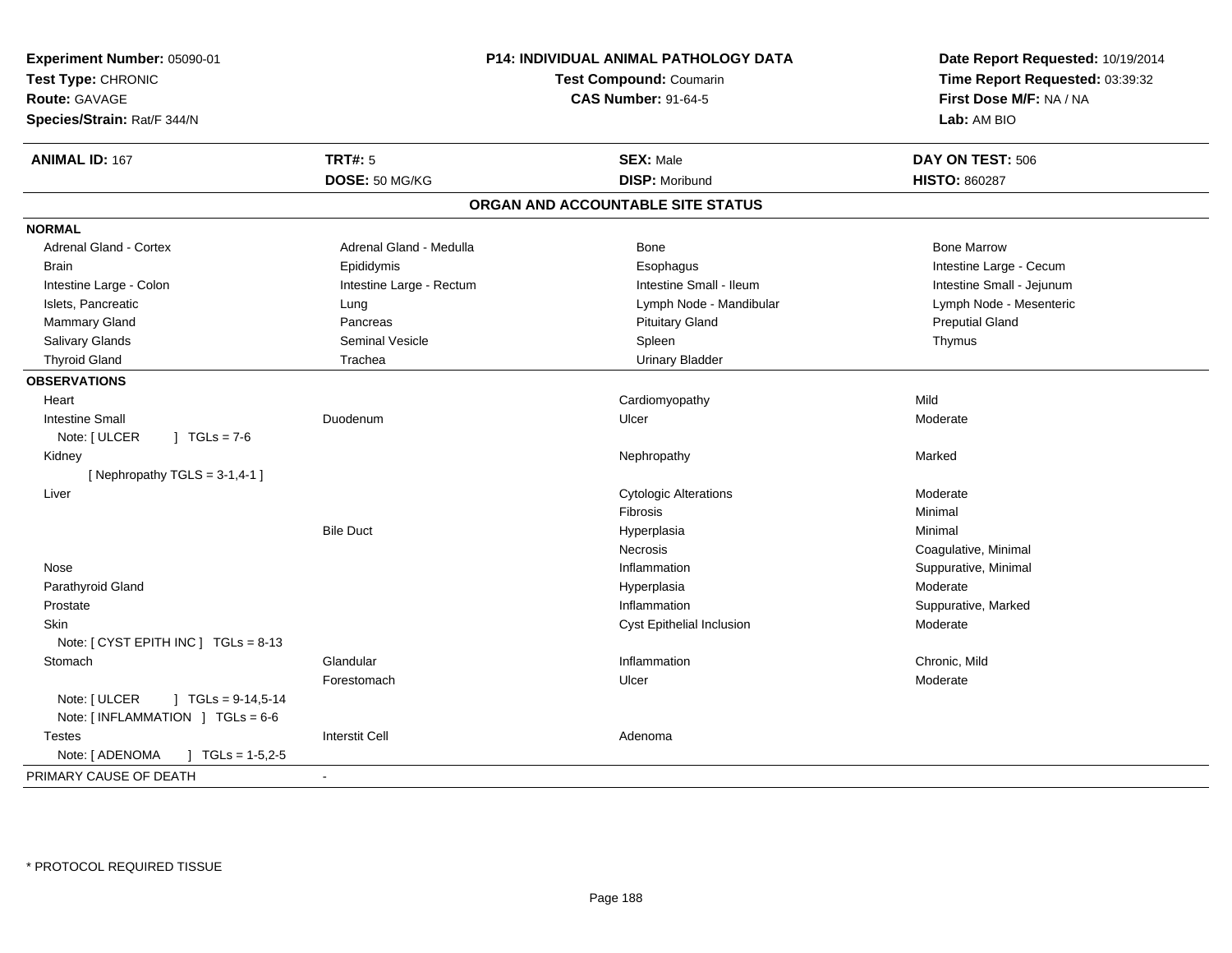**Experiment Number:** 05090-01
**Test Type:** CHRONIC
**Route:** GAVAGE
**Species/Strain:** Rat/F 344/N

**P14: INDIVIDUAL ANIMAL PATHOLOGY DATA**
**Test Compound:** Coumarin
**CAS Number:** 91-64-5

**Date Report Requested:** 10/19/2014
**Time Report Requested:** 03:39:32
**First Dose M/F:** NA / NA
**Lab:** AM BIO

| **ANIMAL ID:** 167 | **TRT#:** 5 | **SEX:** Male | **DAY ON TEST:** 506 |
|---|---|---|---|
| | **DOSE:** 50 MG/KG | **DISP:** Moribund | **HISTO:** 860287 |

## ORGAN AND ACCOUNTABLE SITE STATUS

| | | | |
|---|---|---|---|
| **NORMAL** | | | |
| Adrenal Gland - Cortex | Adrenal Gland - Medulla | Bone | Bone Marrow |
| Brain | Epididymis | Esophagus | Intestine Large - Cecum |
| Intestine Large - Colon | Intestine Large - Rectum | Intestine Small - Ileum | Intestine Small - Jejunum |
| Islets, Pancreatic | Lung | Lymph Node - Mandibular | Lymph Node - Mesenteric |
| Mammary Gland | Pancreas | Pituitary Gland | Preputial Gland |
| Salivary Glands | Seminal Vesicle | Spleen | Thymus |
| Thyroid Gland | Trachea | Urinary Bladder | |
| **OBSERVATIONS** | | | |
| Heart | | Cardiomyopathy | Mild |
| Intestine Small | Duodenum | Ulcer | Moderate |
| Note: [ ULCER ] TGLs = 7-6 | | | |
| Kidney | | Nephropathy | Marked |
| [ Nephropathy TGLS = 3-1,4-1 ] | | | |
| Liver | | Cytologic Alterations | Moderate |
| | | Fibrosis | Minimal |
| | Bile Duct | Hyperplasia | Minimal |
| | | Necrosis | Coagulative, Minimal |
| Nose | | Inflammation | Suppurative, Minimal |
| Parathyroid Gland | | Hyperplasia | Moderate |
| Prostate | | Inflammation | Suppurative, Marked |
| Skin | | Cyst Epithelial Inclusion | Moderate |
| Note: [ CYST EPITH INC ] TGLs = 8-13 | | | |
| Stomach | Glandular | Inflammation | Chronic, Mild |
| | Forestomach | Ulcer | Moderate |
| Note: [ ULCER ] TGLs = 9-14,5-14 | | | |
| Note: [ INFLAMMATION ] TGLs = 6-6 | | | |
| Testes | Interstit Cell | Adenoma | |
| Note: [ ADENOMA ] TGLs = 1-5,2-5 | | | |
| PRIMARY CAUSE OF DEATH | - | | |

\* PROTOCOL REQUIRED TISSUE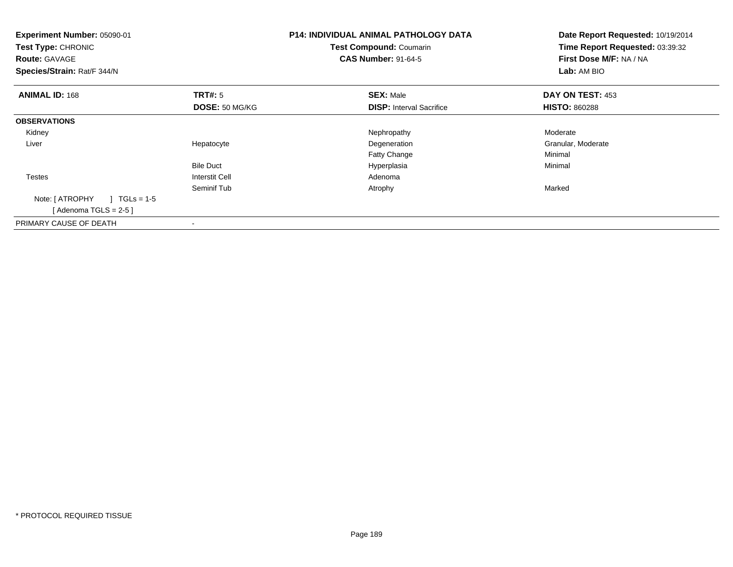**Experiment Number:** 05090-01
**Test Type:** CHRONIC
**Route:** GAVAGE
**Species/Strain:** Rat/F 344/N

**P14: INDIVIDUAL ANIMAL PATHOLOGY DATA**
**Test Compound:** Coumarin
**CAS Number:** 91-64-5

**Date Report Requested:** 10/19/2014
**Time Report Requested:** 03:39:32
**First Dose M/F:** NA / NA
**Lab:** AM BIO

| **ANIMAL ID:** 168 | **TRT#:** 5 | **SEX:** Male | **DAY ON TEST:** 453 |
|---|---|---|---|
| | **DOSE:** 50 MG/KG | **DISP:** Interval Sacrifice | **HISTO:** 860288 |
| **OBSERVATIONS** | | | |
| Kidney | | Nephropathy | Moderate |
| Liver | Hepatocyte | Degeneration | Granular, Moderate |
| | | Fatty Change | Minimal |
| | Bile Duct | Hyperplasia | Minimal |
| Testes | Interstit Cell | Adenoma | |
| | Seminif Tub | Atrophy | Marked |
| Note: [ ATROPHY ] TGLs = 1-5 | | | |
| [ Adenoma TGLS = 2-5 ] | | | |
| PRIMARY CAUSE OF DEATH | - | | |

\* PROTOCOL REQUIRED TISSUE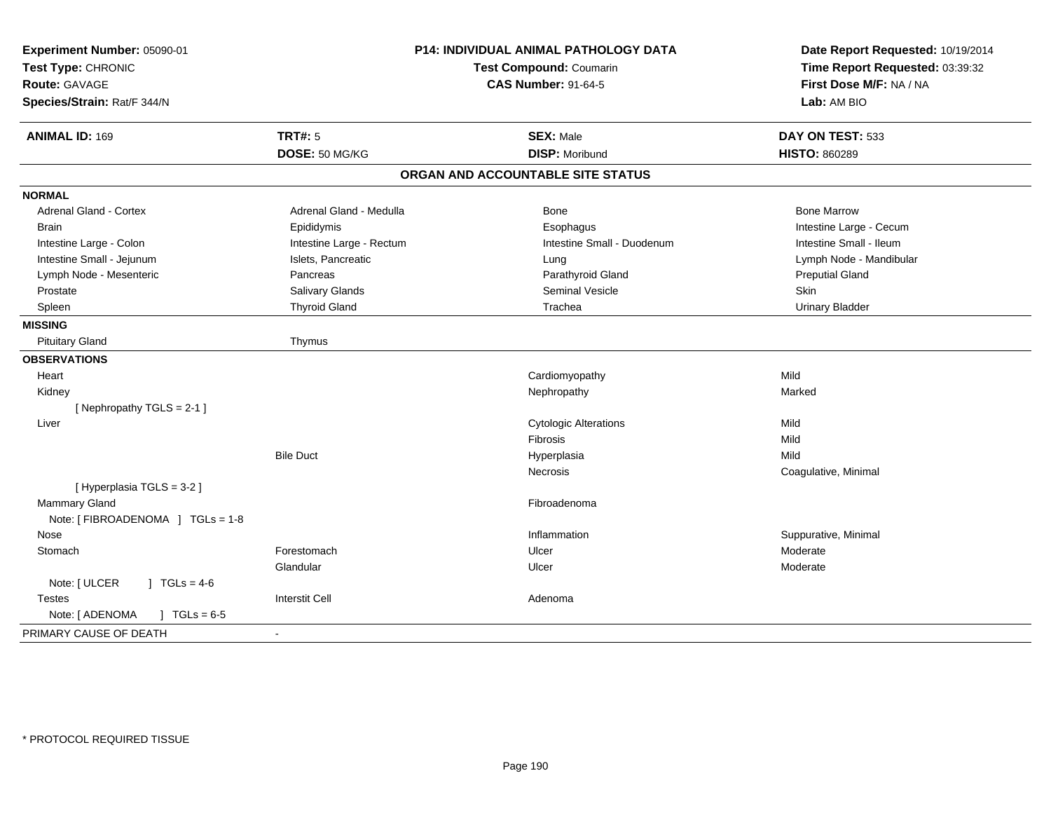**Experiment Number:** 05090-01
**Test Type:** CHRONIC
**Route:** GAVAGE
**Species/Strain:** Rat/F 344/N

**P14: INDIVIDUAL ANIMAL PATHOLOGY DATA**
**Test Compound:** Coumarin
**CAS Number:** 91-64-5

**Date Report Requested:** 10/19/2014
**Time Report Requested:** 03:39:32
**First Dose M/F:** NA / NA
**Lab:** AM BIO

| **ANIMAL ID:** 169 | **TRT#:** 5 | **SEX:** Male | **DAY ON TEST:** 533 |
|---|---|---|---|
| | **DOSE:** 50 MG/KG | **DISP:** Moribund | **HISTO:** 860289 |

## ORGAN AND ACCOUNTABLE SITE STATUS

| | | | |
|---|---|---|---|
| **NORMAL** | | | |
| Adrenal Gland - Cortex | Adrenal Gland - Medulla | Bone | Bone Marrow |
| Brain | Epididymis | Esophagus | Intestine Large - Cecum |
| Intestine Large - Colon | Intestine Large - Rectum | Intestine Small - Duodenum | Intestine Small - Ileum |
| Intestine Small - Jejunum | Islets, Pancreatic | Lung | Lymph Node - Mandibular |
| Lymph Node - Mesenteric | Pancreas | Parathyroid Gland | Preputial Gland |
| Prostate | Salivary Glands | Seminal Vesicle | Skin |
| Spleen | Thyroid Gland | Trachea | Urinary Bladder |
| **MISSING** | | | |
| Pituitary Gland | Thymus | | |
| **OBSERVATIONS** | | | |
| Heart | | Cardiomyopathy | Mild |
| Kidney | | Nephropathy | Marked |
| [ Nephropathy TGLS = 2-1 ] | | | |
| Liver | | Cytologic Alterations | Mild |
| | | Fibrosis | Mild |
| | Bile Duct | Hyperplasia | Mild |
| | | Necrosis | Coagulative, Minimal |
| [ Hyperplasia TGLS = 3-2 ] | | | |
| Mammary Gland | | Fibroadenoma | |
| Note: [ FIBROADENOMA ] TGLs = 1-8 | | | |
| Nose | | Inflammation | Suppurative, Minimal |
| Stomach | Forestomach | Ulcer | Moderate |
| | Glandular | Ulcer | Moderate |
| Note: [ ULCER ] TGLs = 4-6 | | | |
| Testes | Interstit Cell | Adenoma | |
| Note: [ ADENOMA ] TGLs = 6-5 | | | |
| PRIMARY CAUSE OF DEATH | - | | |

\* PROTOCOL REQUIRED TISSUE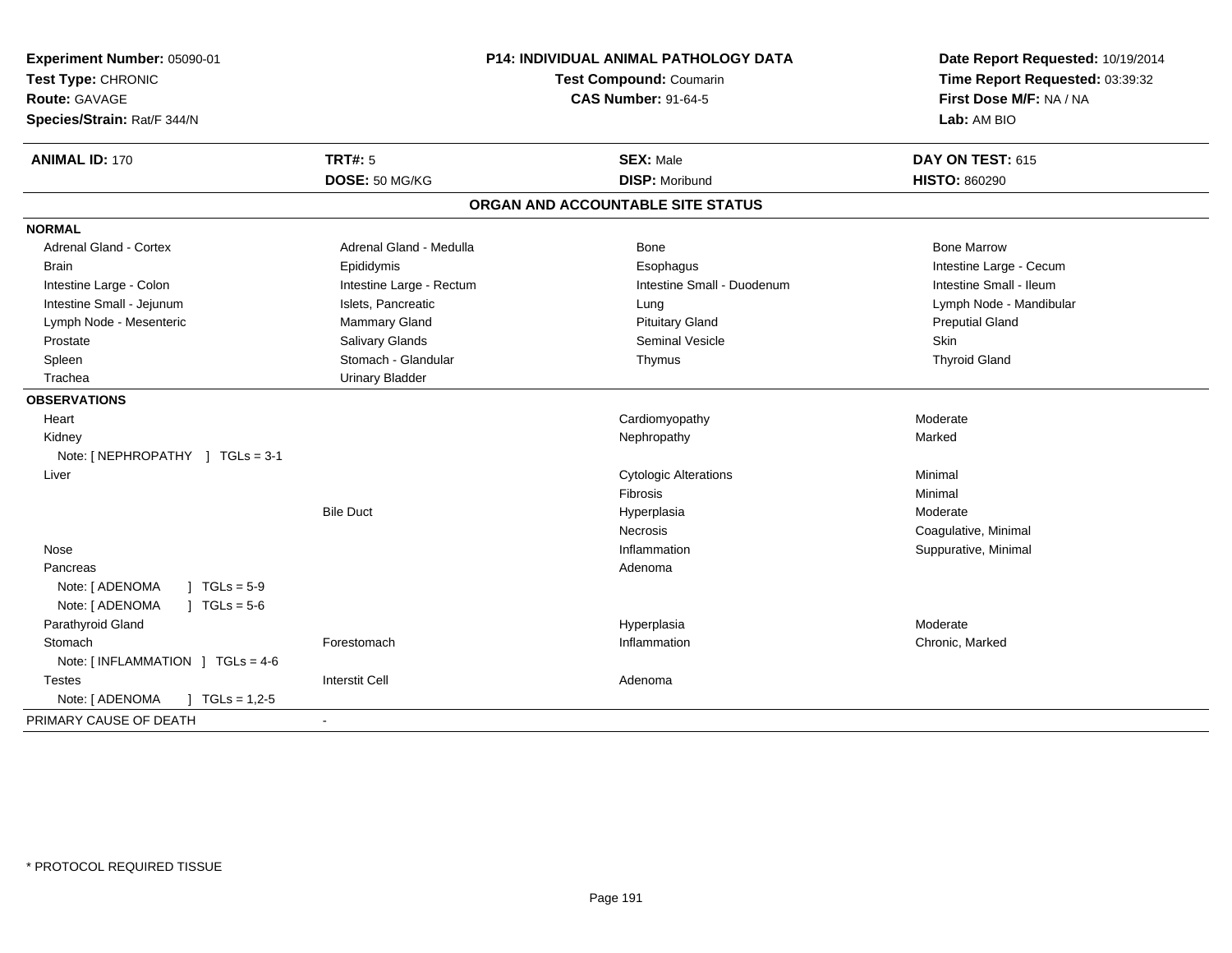**Experiment Number:** 05090-01
**Test Type:** CHRONIC
**Route:** GAVAGE
**Species/Strain:** Rat/F 344/N

**P14: INDIVIDUAL ANIMAL PATHOLOGY DATA**
**Test Compound:** Coumarin
**CAS Number:** 91-64-5

**Date Report Requested:** 10/19/2014
**Time Report Requested:** 03:39:32
**First Dose M/F:** NA / NA
**Lab:** AM BIO

| **ANIMAL ID:** 170 | **TRT#:** 5 | **SEX:** Male | **DAY ON TEST:** 615 |
|---|---|---|---|
| | **DOSE:** 50 MG/KG | **DISP:** Moribund | **HISTO:** 860290 |

## ORGAN AND ACCOUNTABLE SITE STATUS

**NORMAL**

| | | | |
|---|---|---|---|
| Adrenal Gland - Cortex | Adrenal Gland - Medulla | Bone | Bone Marrow |
| Brain | Epididymis | Esophagus | Intestine Large - Cecum |
| Intestine Large - Colon | Intestine Large - Rectum | Intestine Small - Duodenum | Intestine Small - Ileum |
| Intestine Small - Jejunum | Islets, Pancreatic | Lung | Lymph Node - Mandibular |
| Lymph Node - Mesenteric | Mammary Gland | Pituitary Gland | Preputial Gland |
| Prostate | Salivary Glands | Seminal Vesicle | Skin |
| Spleen | Stomach - Glandular | Thymus | Thyroid Gland |
| Trachea | Urinary Bladder | | |

**OBSERVATIONS**

| | | | |
|---|---|---|---|
| Heart | | Cardiomyopathy | Moderate |
| Kidney | | Nephropathy | Marked |
| Note: [ NEPHROPATHY ] TGLs = 3-1 | | | |
| Liver | | Cytologic Alterations | Minimal |
| | | Fibrosis | Minimal |
| | Bile Duct | Hyperplasia | Moderate |
| | | Necrosis | Coagulative, Minimal |
| Nose | | Inflammation | Suppurative, Minimal |
| Pancreas | | Adenoma | |
| Note: [ ADENOMA ] TGLs = 5-9 | | | |
| Note: [ ADENOMA ] TGLs = 5-6 | | | |
| Parathyroid Gland | | Hyperplasia | Moderate |
| Stomach | Forestomach | Inflammation | Chronic, Marked |
| Note: [ INFLAMMATION ] TGLs = 4-6 | | | |
| Testes | Interstit Cell | Adenoma | |
| Note: [ ADENOMA ] TGLs = 1,2-5 | | | |

PRIMARY CAUSE OF DEATH -

* PROTOCOL REQUIRED TISSUE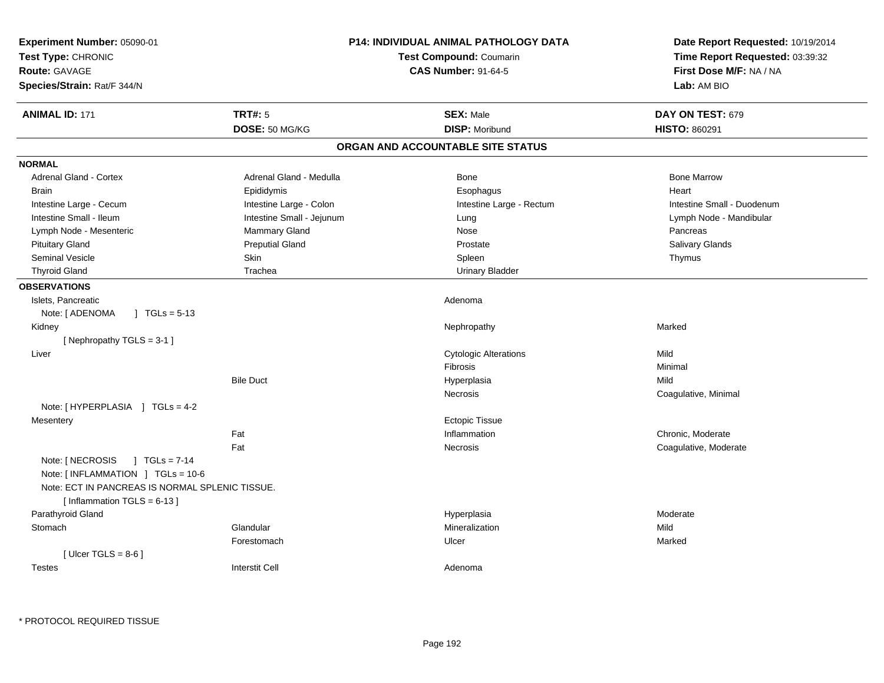**Experiment Number:** 05090-01
**Test Type:** CHRONIC
**Route:** GAVAGE
**Species/Strain:** Rat/F 344/N

**P14: INDIVIDUAL ANIMAL PATHOLOGY DATA**
**Test Compound:** Coumarin
**CAS Number:** 91-64-5

**Date Report Requested:** 10/19/2014
**Time Report Requested:** 03:39:32
**First Dose M/F:** NA / NA
**Lab:** AM BIO

| **ANIMAL ID:** 171 | **TRT#:** 5 | **SEX:** Male | **DAY ON TEST:** 679 |
|---|---|---|---|
| | **DOSE:** 50 MG/KG | **DISP:** Moribund | **HISTO:** 860291 |

## ORGAN AND ACCOUNTABLE SITE STATUS

**NORMAL**

| | | | |
|---|---|---|---|
| Adrenal Gland - Cortex | Adrenal Gland - Medulla | Bone | Bone Marrow |
| Brain | Epididymis | Esophagus | Heart |
| Intestine Large - Cecum | Intestine Large - Colon | Intestine Large - Rectum | Intestine Small - Duodenum |
| Intestine Small - Ileum | Intestine Small - Jejunum | Lung | Lymph Node - Mandibular |
| Lymph Node - Mesenteric | Mammary Gland | Nose | Pancreas |
| Pituitary Gland | Preputial Gland | Prostate | Salivary Glands |
| Seminal Vesicle | Skin | Spleen | Thymus |
| Thyroid Gland | Trachea | Urinary Bladder | |

**OBSERVATIONS**

| Organ | Site | Observation | Severity |
|---|---|---|---|
| Islets, Pancreatic | | Adenoma | |
| Note: [ ADENOMA ] TGLs = 5-13 | | | |
| Kidney | | Nephropathy | Marked |
| [ Nephropathy TGLS = 3-1 ] | | | |
| Liver | | Cytologic Alterations | Mild |
| | | Fibrosis | Minimal |
| | Bile Duct | Hyperplasia | Mild |
| | | Necrosis | Coagulative, Minimal |
| Note: [ HYPERPLASIA ] TGLs = 4-2 | | | |
| Mesentery | | Ectopic Tissue | |
| | Fat | Inflammation | Chronic, Moderate |
| | Fat | Necrosis | Coagulative, Moderate |
| Note: [ NECROSIS ] TGLs = 7-14 | | | |
| Note: [ INFLAMMATION ] TGLs = 10-6 | | | |
| Note: ECT IN PANCREAS IS NORMAL SPLENIC TISSUE. | | | |
| [ Inflammation TGLS = 6-13 ] | | | |
| Parathyroid Gland | | Hyperplasia | Moderate |
| Stomach | Glandular | Mineralization | Mild |
| | Forestomach | Ulcer | Marked |
| [ Ulcer TGLS = 8-6 ] | | | |
| Testes | Interstit Cell | Adenoma | |

* PROTOCOL REQUIRED TISSUE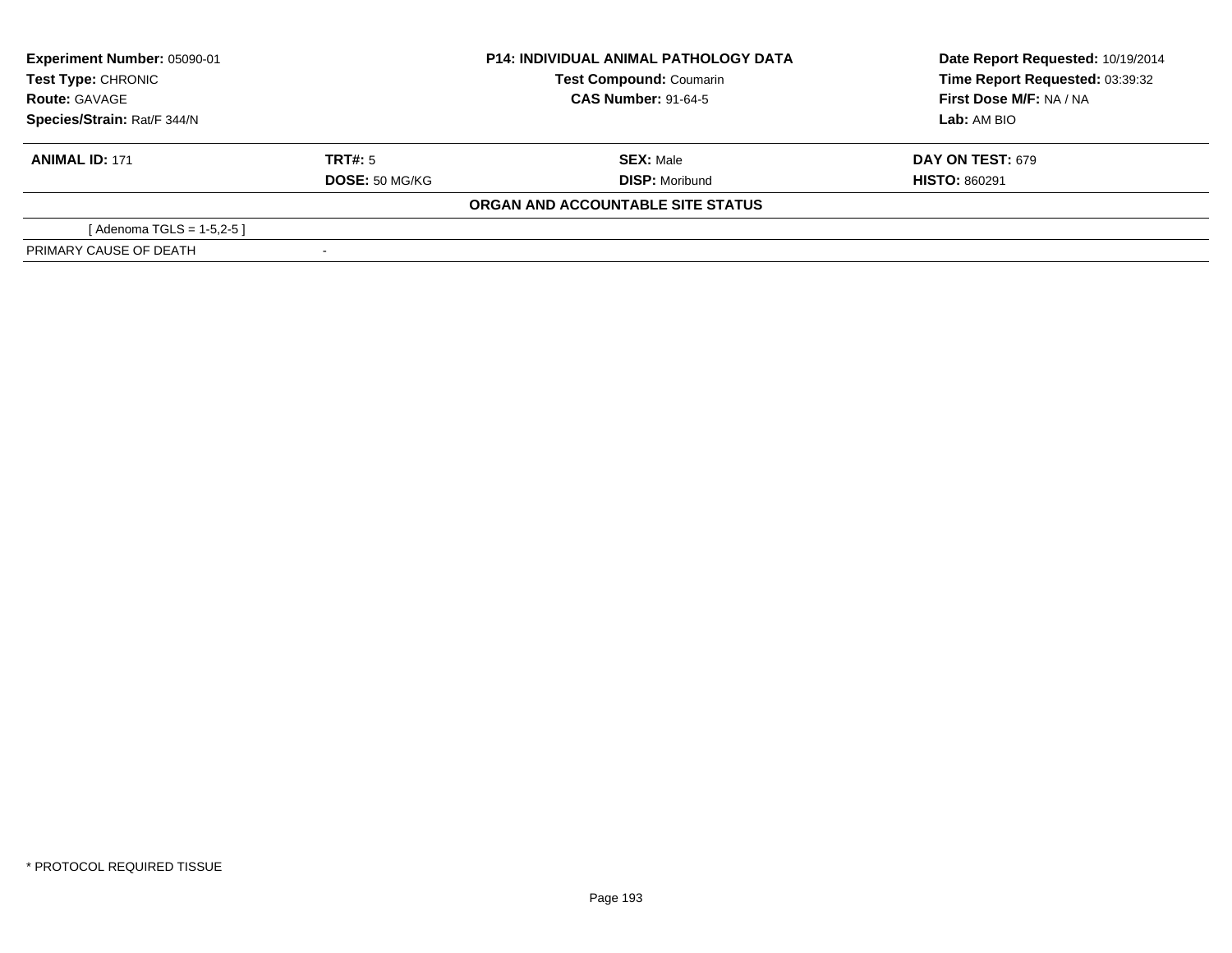**Experiment Number:** 05090-01
**Test Type:** CHRONIC
**Route:** GAVAGE
**Species/Strain:** Rat/F 344/N

**P14: INDIVIDUAL ANIMAL PATHOLOGY DATA**
**Test Compound:** Coumarin
**CAS Number:** 91-64-5

**Date Report Requested:** 10/19/2014
**Time Report Requested:** 03:39:32
**First Dose M/F:** NA / NA
**Lab:** AM BIO

| **ANIMAL ID:** 171 | **TRT#:** 5 | **SEX:** Male | **DAY ON TEST:** 679 |
|---|---|---|---|
| | **DOSE:** 50 MG/KG | **DISP:** Moribund | **HISTO:** 860291 |

**ORGAN AND ACCOUNTABLE SITE STATUS**

| | |
|---|---|
| [ Adenoma TGLS = 1-5,2-5 ] | |
| PRIMARY CAUSE OF DEATH | - |

* PROTOCOL REQUIRED TISSUE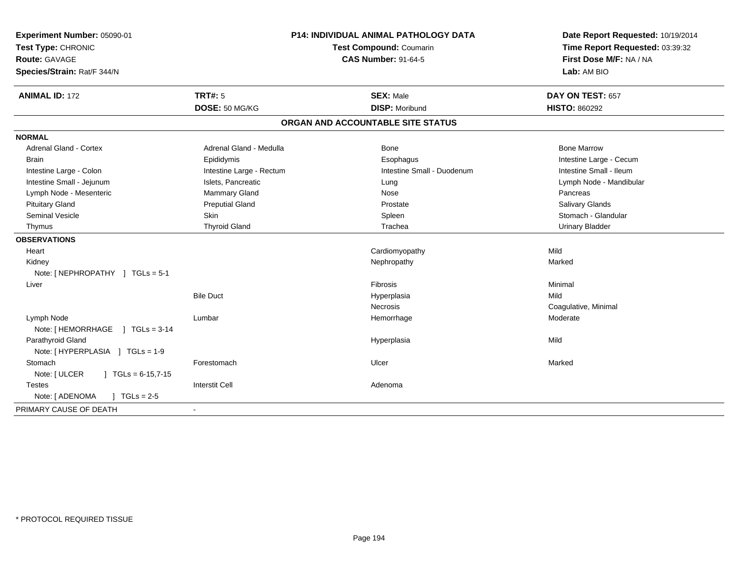**Experiment Number:** 05090-01
**Test Type:** CHRONIC
**Route:** GAVAGE
**Species/Strain:** Rat/F 344/N

**P14: INDIVIDUAL ANIMAL PATHOLOGY DATA**
**Test Compound:** Coumarin
**CAS Number:** 91-64-5

**Date Report Requested:** 10/19/2014
**Time Report Requested:** 03:39:32
**First Dose M/F:** NA / NA
**Lab:** AM BIO

| **ANIMAL ID:** 172 | **TRT#:** 5 | **SEX:** Male | **DAY ON TEST:** 657 |
|---|---|---|---|
| | **DOSE:** 50 MG/KG | **DISP:** Moribund | **HISTO:** 860292 |

## ORGAN AND ACCOUNTABLE SITE STATUS

**NORMAL**

| | | | |
|---|---|---|---|
| Adrenal Gland - Cortex | Adrenal Gland - Medulla | Bone | Bone Marrow |
| Brain | Epididymis | Esophagus | Intestine Large - Cecum |
| Intestine Large - Colon | Intestine Large - Rectum | Intestine Small - Duodenum | Intestine Small - Ileum |
| Intestine Small - Jejunum | Islets, Pancreatic | Lung | Lymph Node - Mandibular |
| Lymph Node - Mesenteric | Mammary Gland | Nose | Pancreas |
| Pituitary Gland | Preputial Gland | Prostate | Salivary Glands |
| Seminal Vesicle | Skin | Spleen | Stomach - Glandular |
| Thymus | Thyroid Gland | Trachea | Urinary Bladder |

**OBSERVATIONS**

| | | | |
|---|---|---|---|
| Heart | | Cardiomyopathy | Mild |
| Kidney | | Nephropathy | Marked |
| Note: [ NEPHROPATHY ] TGLs = 5-1 | | | |
| Liver | | Fibrosis | Minimal |
| | Bile Duct | Hyperplasia | Mild |
| | | Necrosis | Coagulative, Minimal |
| Lymph Node | Lumbar | Hemorrhage | Moderate |
| Note: [ HEMORRHAGE ] TGLs = 3-14 | | | |
| Parathyroid Gland | | Hyperplasia | Mild |
| Note: [ HYPERPLASIA ] TGLs = 1-9 | | | |
| Stomach | Forestomach | Ulcer | Marked |
| Note: [ ULCER ] TGLs = 6-15,7-15 | | | |
| Testes | Interstit Cell | Adenoma | |
| Note: [ ADENOMA ] TGLs = 2-5 | | | |

PRIMARY CAUSE OF DEATH -

* PROTOCOL REQUIRED TISSUE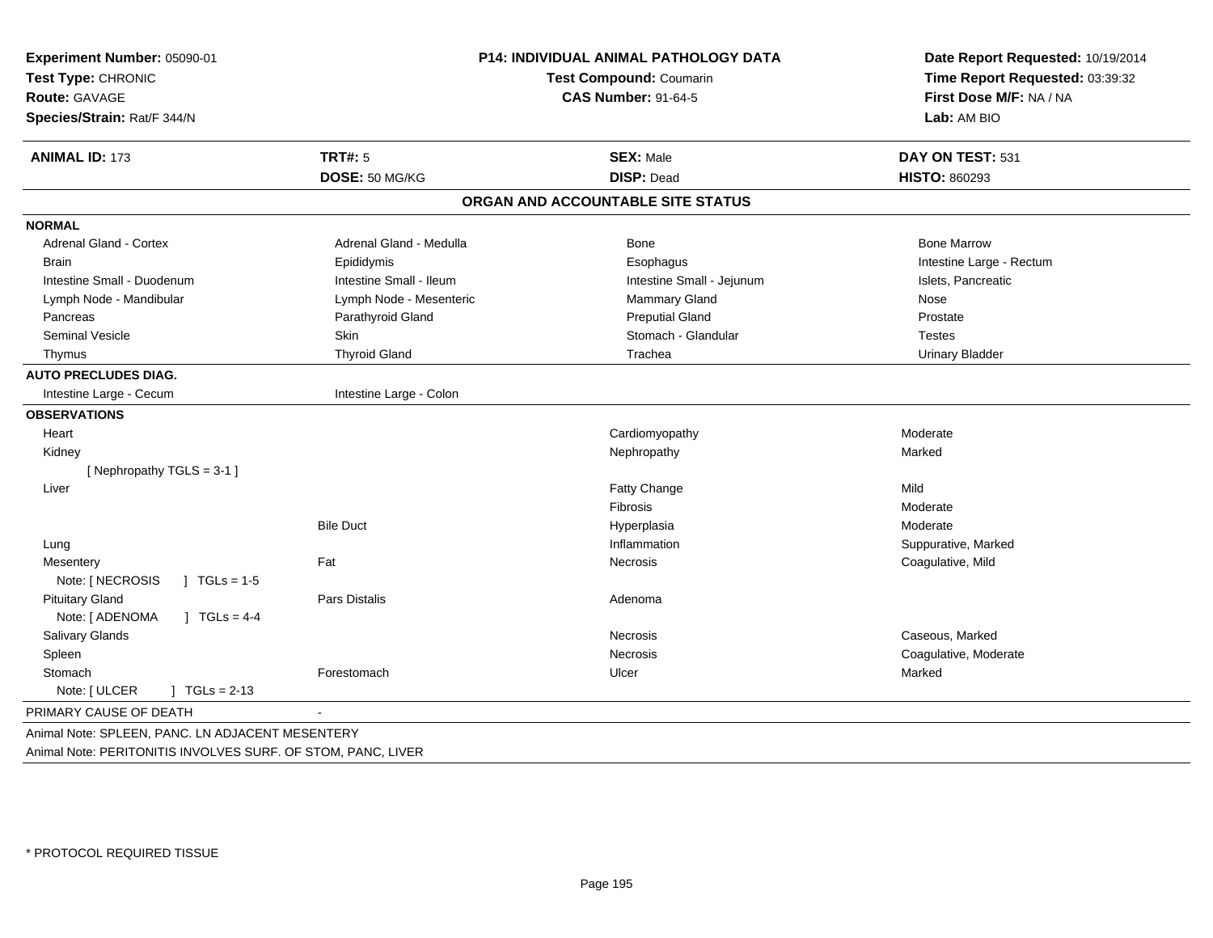**Experiment Number:** 05090-01
**Test Type:** CHRONIC
**Route:** GAVAGE
**Species/Strain:** Rat/F 344/N

**P14: INDIVIDUAL ANIMAL PATHOLOGY DATA**
**Test Compound:** Coumarin
**CAS Number:** 91-64-5

**Date Report Requested:** 10/19/2014
**Time Report Requested:** 03:39:32
**First Dose M/F:** NA / NA
**Lab:** AM BIO

| **ANIMAL ID:** 173 | **TRT#:** 5 | **SEX:** Male | **DAY ON TEST:** 531 |
|---|---|---|---|
| | **DOSE:** 50 MG/KG | **DISP:** Dead | **HISTO:** 860293 |

## ORGAN AND ACCOUNTABLE SITE STATUS

| | | | |
|---|---|---|---|
| **NORMAL** | | | |
| Adrenal Gland - Cortex | Adrenal Gland - Medulla | Bone | Bone Marrow |
| Brain | Epididymis | Esophagus | Intestine Large - Rectum |
| Intestine Small - Duodenum | Intestine Small - Ileum | Intestine Small - Jejunum | Islets, Pancreatic |
| Lymph Node - Mandibular | Lymph Node - Mesenteric | Mammary Gland | Nose |
| Pancreas | Parathyroid Gland | Preputial Gland | Prostate |
| Seminal Vesicle | Skin | Stomach - Glandular | Testes |
| Thymus | Thyroid Gland | Trachea | Urinary Bladder |
| **AUTO PRECLUDES DIAG.** | | | |
| Intestine Large - Cecum | Intestine Large - Colon | | |
| **OBSERVATIONS** | | | |
| Heart | | Cardiomyopathy | Moderate |
| Kidney | | Nephropathy | Marked |
| [ Nephropathy TGLS = 3-1 ] | | | |
| Liver | | Fatty Change | Mild |
| | | Fibrosis | Moderate |
| | Bile Duct | Hyperplasia | Moderate |
| Lung | | Inflammation | Suppurative, Marked |
| Mesentery | Fat | Necrosis | Coagulative, Mild |
| Note: [ NECROSIS ] TGLs = 1-5 | | | |
| Pituitary Gland | Pars Distalis | Adenoma | |
| Note: [ ADENOMA ] TGLs = 4-4 | | | |
| Salivary Glands | | Necrosis | Caseous, Marked |
| Spleen | | Necrosis | Coagulative, Moderate |
| Stomach | Forestomach | Ulcer | Marked |
| Note: [ ULCER ] TGLs = 2-13 | | | |
| PRIMARY CAUSE OF DEATH | - | | |

Animal Note: SPLEEN, PANC. LN ADJACENT MESENTERY

Animal Note: PERITONITIS INVOLVES SURF. OF STOM, PANC, LIVER

* PROTOCOL REQUIRED TISSUE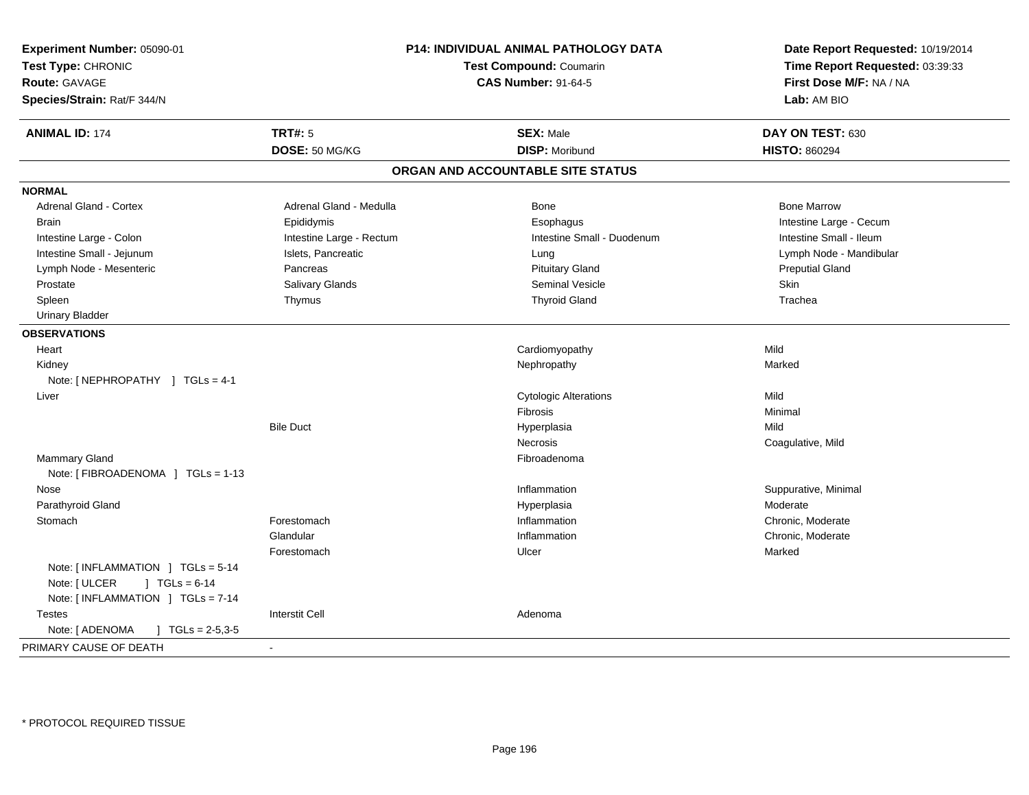**Experiment Number:** 05090-01
**Test Type:** CHRONIC
**Route:** GAVAGE
**Species/Strain:** Rat/F 344/N

**P14: INDIVIDUAL ANIMAL PATHOLOGY DATA**
**Test Compound:** Coumarin
**CAS Number:** 91-64-5

**Date Report Requested:** 10/19/2014
**Time Report Requested:** 03:39:33
**First Dose M/F:** NA / NA
**Lab:** AM BIO

| **ANIMAL ID:** 174 | **TRT#:** 5 | **SEX:** Male | **DAY ON TEST:** 630 |
|---|---|---|---|
| | **DOSE:** 50 MG/KG | **DISP:** Moribund | **HISTO:** 860294 |

## ORGAN AND ACCOUNTABLE SITE STATUS

**NORMAL**

| | | | |
|---|---|---|---|
| Adrenal Gland - Cortex | Adrenal Gland - Medulla | Bone | Bone Marrow |
| Brain | Epididymis | Esophagus | Intestine Large - Cecum |
| Intestine Large - Colon | Intestine Large - Rectum | Intestine Small - Duodenum | Intestine Small - Ileum |
| Intestine Small - Jejunum | Islets, Pancreatic | Lung | Lymph Node - Mandibular |
| Lymph Node - Mesenteric | Pancreas | Pituitary Gland | Preputial Gland |
| Prostate | Salivary Glands | Seminal Vesicle | Skin |
| Spleen | Thymus | Thyroid Gland | Trachea |
| Urinary Bladder | | | |

**OBSERVATIONS**

| | | | |
|---|---|---|---|
| Heart | | Cardiomyopathy | Mild |
| Kidney | | Nephropathy | Marked |
| Note: [ NEPHROPATHY ] TGLs = 4-1 | | | |
| Liver | | Cytologic Alterations | Mild |
| | | Fibrosis | Minimal |
| | Bile Duct | Hyperplasia | Mild |
| | | Necrosis | Coagulative, Mild |
| Mammary Gland | | Fibroadenoma | |
| Note: [ FIBROADENOMA ] TGLs = 1-13 | | | |
| Nose | | Inflammation | Suppurative, Minimal |
| Parathyroid Gland | | Hyperplasia | Moderate |
| Stomach | Forestomach | Inflammation | Chronic, Moderate |
| | Glandular | Inflammation | Chronic, Moderate |
| | Forestomach | Ulcer | Marked |
| Note: [ INFLAMMATION ] TGLs = 5-14 | | | |
| Note: [ ULCER ] TGLs = 6-14 | | | |
| Note: [ INFLAMMATION ] TGLs = 7-14 | | | |
| Testes | Interstit Cell | Adenoma | |
| Note: [ ADENOMA ] TGLs = 2-5,3-5 | | | |

PRIMARY CAUSE OF DEATH -

* PROTOCOL REQUIRED TISSUE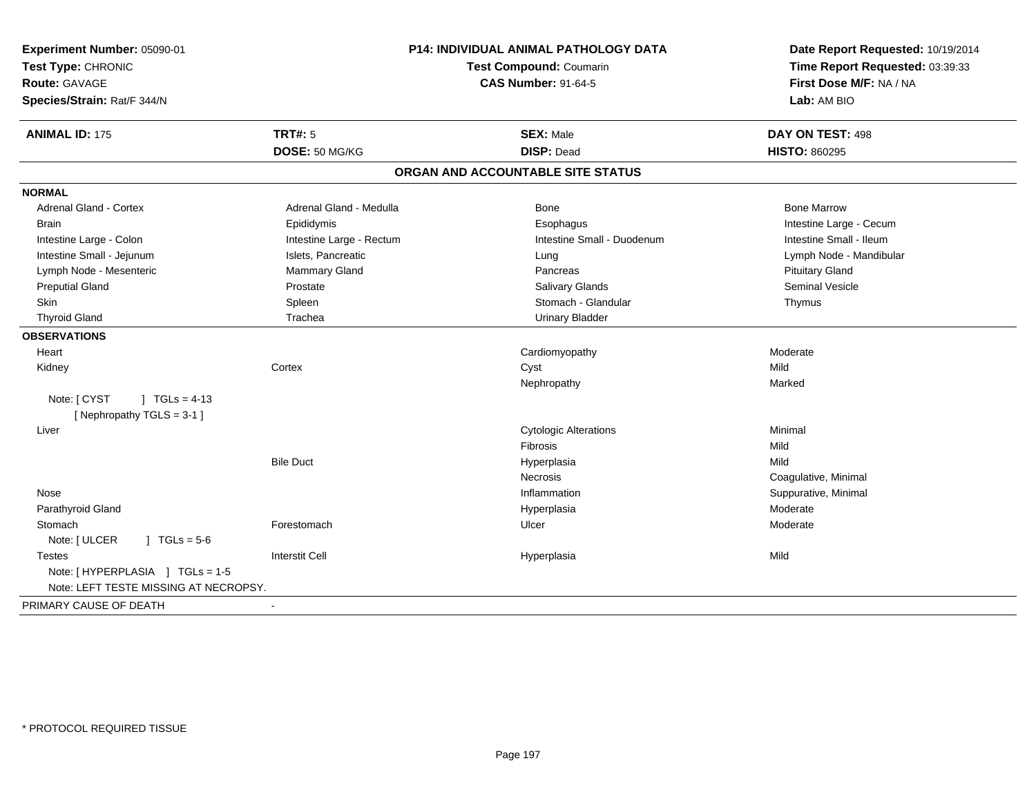**Experiment Number:** 05090-01
**Test Type:** CHRONIC
**Route:** GAVAGE
**Species/Strain:** Rat/F 344/N

**P14: INDIVIDUAL ANIMAL PATHOLOGY DATA**
**Test Compound:** Coumarin
**CAS Number:** 91-64-5

**Date Report Requested:** 10/19/2014
**Time Report Requested:** 03:39:33
**First Dose M/F:** NA / NA
**Lab:** AM BIO

| **ANIMAL ID:** 175 | **TRT#:** 5 | **SEX:** Male | **DAY ON TEST:** 498 |
|---|---|---|---|
| | **DOSE:** 50 MG/KG | **DISP:** Dead | **HISTO:** 860295 |

## ORGAN AND ACCOUNTABLE SITE STATUS

**NORMAL**

| | | | |
|---|---|---|---|
| Adrenal Gland - Cortex | Adrenal Gland - Medulla | Bone | Bone Marrow |
| Brain | Epididymis | Esophagus | Intestine Large - Cecum |
| Intestine Large - Colon | Intestine Large - Rectum | Intestine Small - Duodenum | Intestine Small - Ileum |
| Intestine Small - Jejunum | Islets, Pancreatic | Lung | Lymph Node - Mandibular |
| Lymph Node - Mesenteric | Mammary Gland | Pancreas | Pituitary Gland |
| Preputial Gland | Prostate | Salivary Glands | Seminal Vesicle |
| Skin | Spleen | Stomach - Glandular | Thymus |
| Thyroid Gland | Trachea | Urinary Bladder | |

**OBSERVATIONS**

| | | | |
|---|---|---|---|
| Heart | | Cardiomyopathy | Moderate |
| Kidney | Cortex | Cyst | Mild |
| | | Nephropathy | Marked |
| Note: [ CYST ] TGLs = 4-13 | | | |
| [ Nephropathy TGLS = 3-1 ] | | | |
| Liver | | Cytologic Alterations | Minimal |
| | | Fibrosis | Mild |
| | Bile Duct | Hyperplasia | Mild |
| | | Necrosis | Coagulative, Minimal |
| Nose | | Inflammation | Suppurative, Minimal |
| Parathyroid Gland | | Hyperplasia | Moderate |
| Stomach | Forestomach | Ulcer | Moderate |
| Note: [ ULCER ] TGLs = 5-6 | | | |
| Testes | Interstit Cell | Hyperplasia | Mild |
| Note: [ HYPERPLASIA ] TGLs = 1-5 | | | |
| Note: LEFT TESTE MISSING AT NECROPSY. | | | |

PRIMARY CAUSE OF DEATH -

\* PROTOCOL REQUIRED TISSUE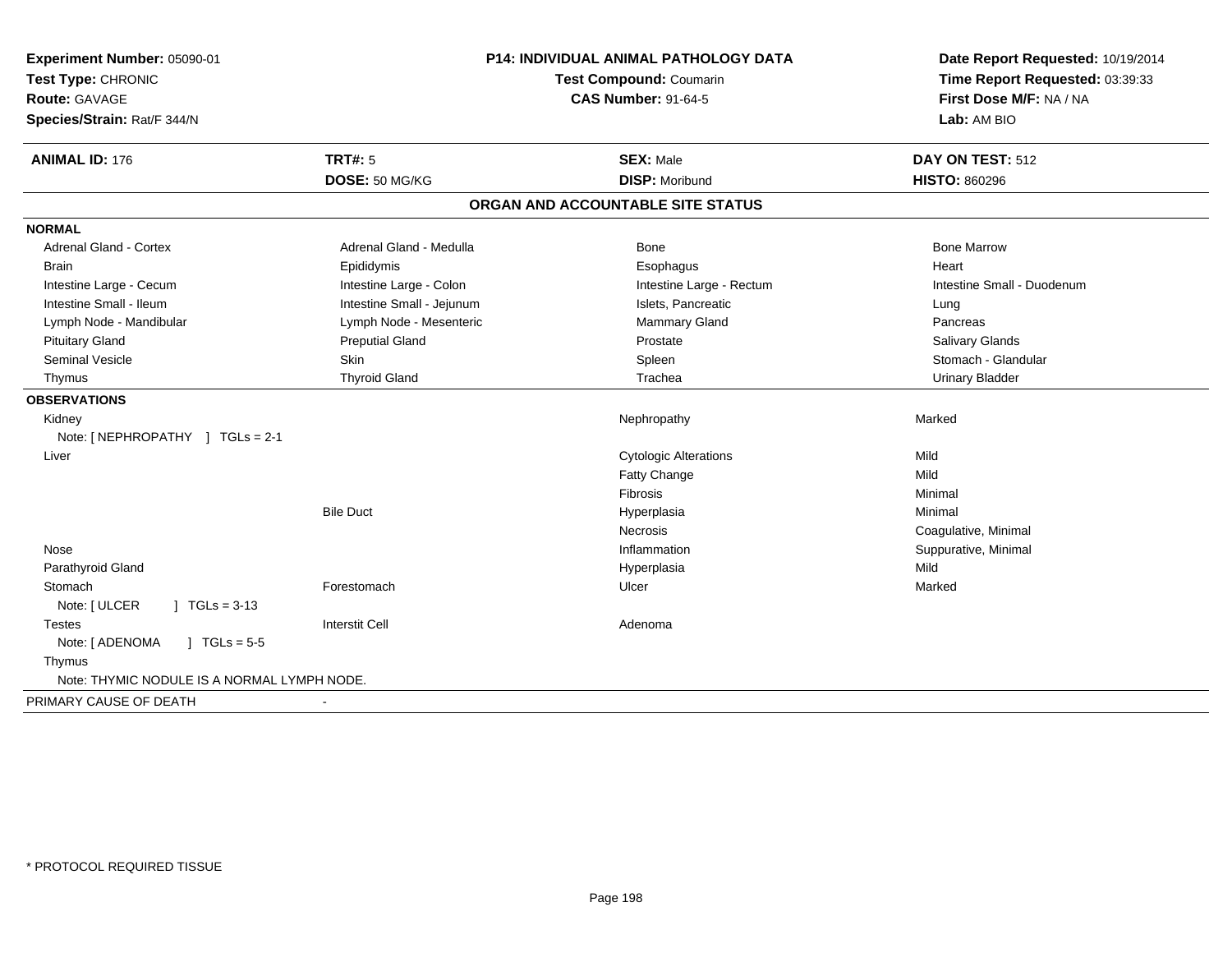**Experiment Number:** 05090-01
**Test Type:** CHRONIC
**Route:** GAVAGE
**Species/Strain:** Rat/F 344/N

**P14: INDIVIDUAL ANIMAL PATHOLOGY DATA**
**Test Compound:** Coumarin
**CAS Number:** 91-64-5

**Date Report Requested:** 10/19/2014
**Time Report Requested:** 03:39:33
**First Dose M/F:** NA / NA
**Lab:** AM BIO

| **ANIMAL ID:** 176 | **TRT#:** 5 | **SEX:** Male | **DAY ON TEST:** 512 |
|---|---|---|---|
| | **DOSE:** 50 MG/KG | **DISP:** Moribund | **HISTO:** 860296 |

## ORGAN AND ACCOUNTABLE SITE STATUS

**NORMAL**

| | | | |
|---|---|---|---|
| Adrenal Gland - Cortex | Adrenal Gland - Medulla | Bone | Bone Marrow |
| Brain | Epididymis | Esophagus | Heart |
| Intestine Large - Cecum | Intestine Large - Colon | Intestine Large - Rectum | Intestine Small - Duodenum |
| Intestine Small - Ileum | Intestine Small - Jejunum | Islets, Pancreatic | Lung |
| Lymph Node - Mandibular | Lymph Node - Mesenteric | Mammary Gland | Pancreas |
| Pituitary Gland | Preputial Gland | Prostate | Salivary Glands |
| Seminal Vesicle | Skin | Spleen | Stomach - Glandular |
| Thymus | Thyroid Gland | Trachea | Urinary Bladder |

**OBSERVATIONS**

| | | | |
|---|---|---|---|
| Kidney | | Nephropathy | Marked |
| Note: [ NEPHROPATHY ] TGLs = 2-1 | | | |
| Liver | | Cytologic Alterations | Mild |
| | | Fatty Change | Mild |
| | | Fibrosis | Minimal |
| | Bile Duct | Hyperplasia | Minimal |
| | | Necrosis | Coagulative, Minimal |
| Nose | | Inflammation | Suppurative, Minimal |
| Parathyroid Gland | | Hyperplasia | Mild |
| Stomach | Forestomach | Ulcer | Marked |
| Note: [ ULCER ] TGLs = 3-13 | | | |
| Testes | Interstit Cell | Adenoma | |
| Note: [ ADENOMA ] TGLs = 5-5 | | | |
| Thymus | | | |
| Note: THYMIC NODULE IS A NORMAL LYMPH NODE. | | | |

PRIMARY CAUSE OF DEATH -

* PROTOCOL REQUIRED TISSUE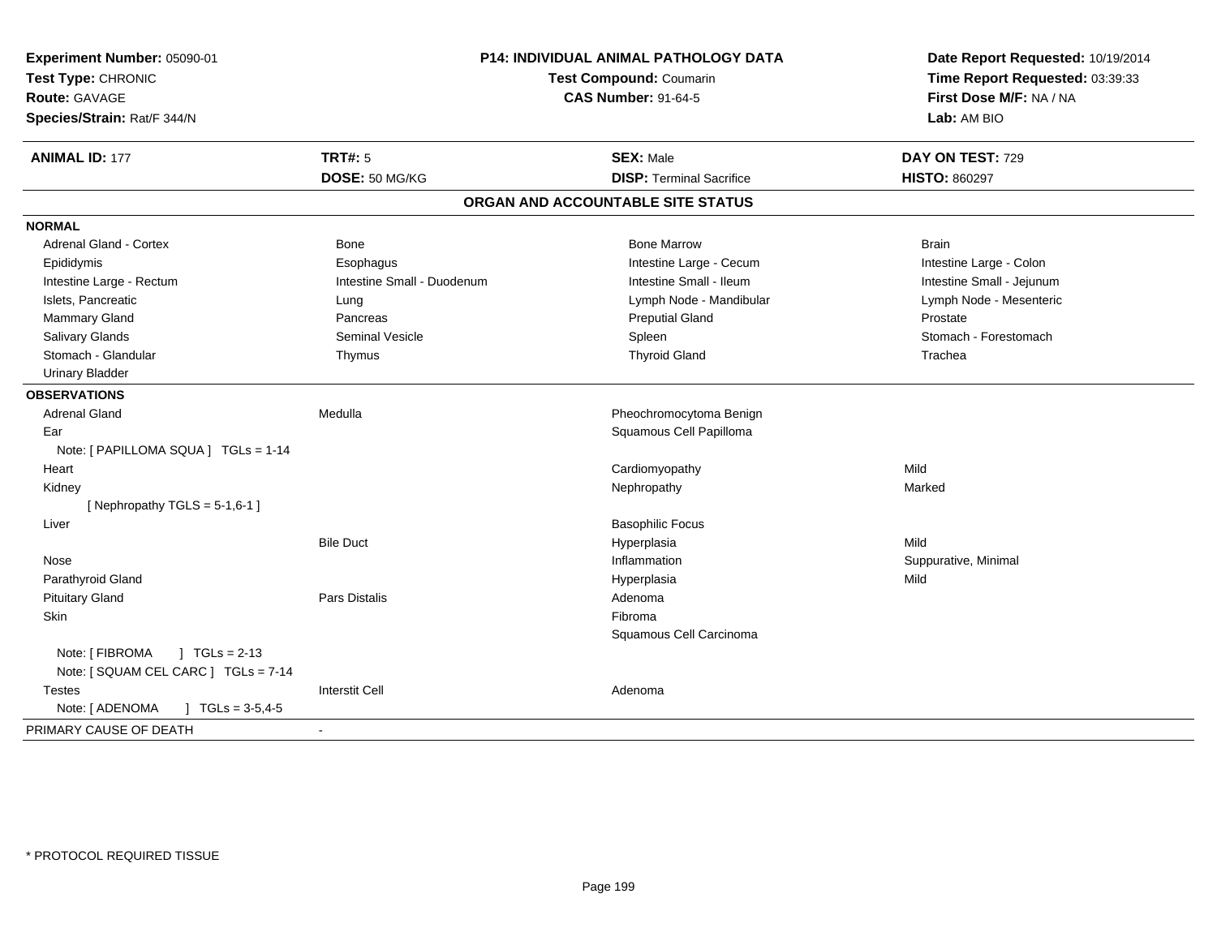**Experiment Number:** 05090-01
**Test Type:** CHRONIC
**Route:** GAVAGE
**Species/Strain:** Rat/F 344/N

**P14: INDIVIDUAL ANIMAL PATHOLOGY DATA**
**Test Compound:** Coumarin
**CAS Number:** 91-64-5

**Date Report Requested:** 10/19/2014
**Time Report Requested:** 03:39:33
**First Dose M/F:** NA / NA
**Lab:** AM BIO

| **ANIMAL ID:** 177 | **TRT#:** 5 | **SEX:** Male | **DAY ON TEST:** 729 |
|---|---|---|---|
| | **DOSE:** 50 MG/KG | **DISP:** Terminal Sacrifice | **HISTO:** 860297 |

## ORGAN AND ACCOUNTABLE SITE STATUS

**NORMAL**

| | | | |
|---|---|---|---|
| Adrenal Gland - Cortex | Bone | Bone Marrow | Brain |
| Epididymis | Esophagus | Intestine Large - Cecum | Intestine Large - Colon |
| Intestine Large - Rectum | Intestine Small - Duodenum | Intestine Small - Ileum | Intestine Small - Jejunum |
| Islets, Pancreatic | Lung | Lymph Node - Mandibular | Lymph Node - Mesenteric |
| Mammary Gland | Pancreas | Preputial Gland | Prostate |
| Salivary Glands | Seminal Vesicle | Spleen | Stomach - Forestomach |
| Stomach - Glandular | Thymus | Thyroid Gland | Trachea |
| Urinary Bladder | | | |

**OBSERVATIONS**

| | | | |
|---|---|---|---|
| Adrenal Gland | Medulla | Pheochromocytoma Benign | |
| Ear | | Squamous Cell Papilloma | |
| Note: [ PAPILLOMA SQUA ] TGLs = 1-14 | | | |
| Heart | | Cardiomyopathy | Mild |
| Kidney | | Nephropathy | Marked |
| [ Nephropathy TGLS = 5-1,6-1 ] | | | |
| Liver | | Basophilic Focus | |
| | Bile Duct | Hyperplasia | Mild |
| Nose | | Inflammation | Suppurative, Minimal |
| Parathyroid Gland | | Hyperplasia | Mild |
| Pituitary Gland | Pars Distalis | Adenoma | |
| Skin | | Fibroma | |
| | | Squamous Cell Carcinoma | |
| Note: [ FIBROMA ] TGLs = 2-13 | | | |
| Note: [ SQUAM CEL CARC ] TGLs = 7-14 | | | |
| Testes | Interstit Cell | Adenoma | |
| Note: [ ADENOMA ] TGLs = 3-5,4-5 | | | |

PRIMARY CAUSE OF DEATH -

\* PROTOCOL REQUIRED TISSUE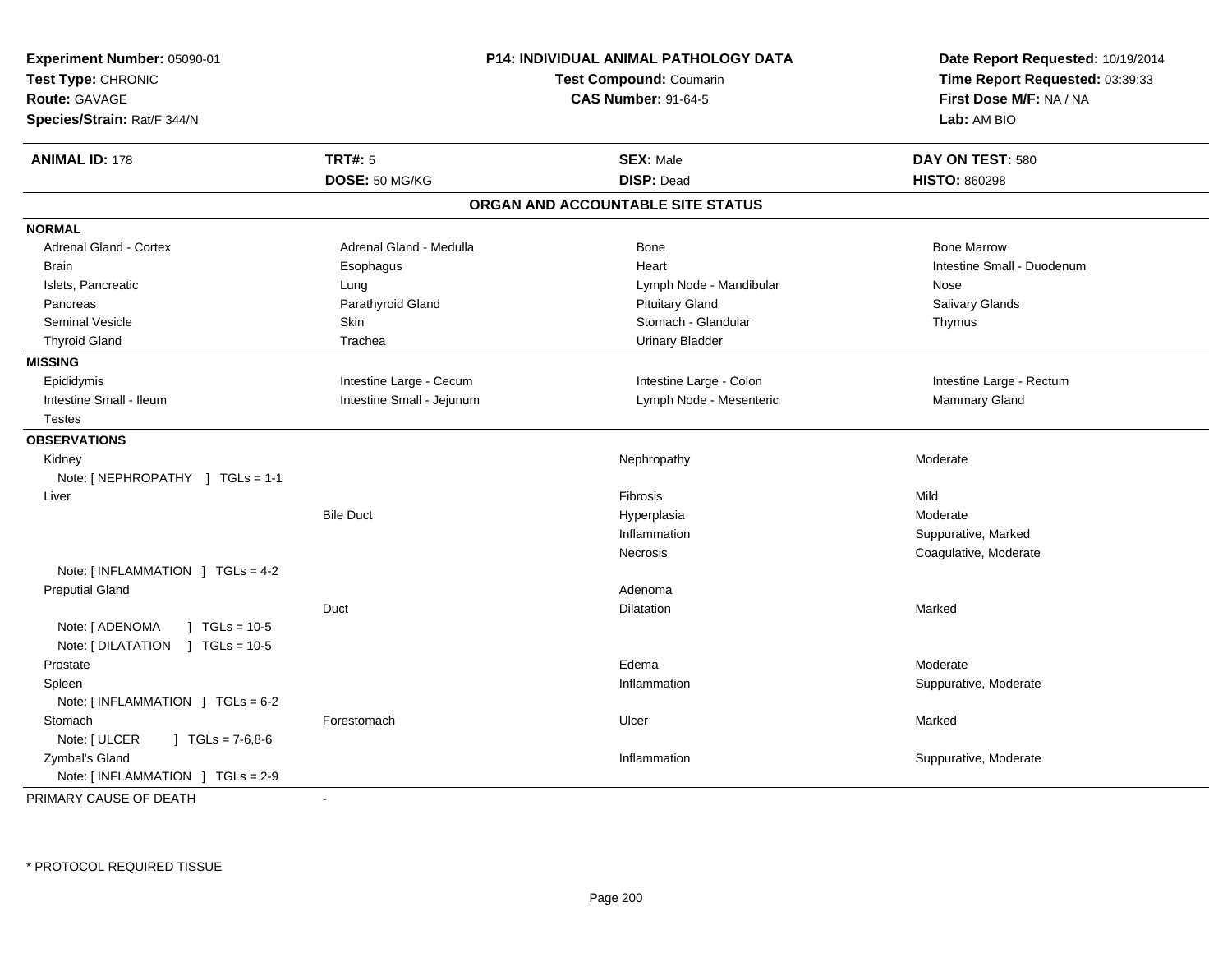**Experiment Number:** 05090-01
**Test Type:** CHRONIC
**Route:** GAVAGE
**Species/Strain:** Rat/F 344/N

**P14: INDIVIDUAL ANIMAL PATHOLOGY DATA**
**Test Compound:** Coumarin
**CAS Number:** 91-64-5

**Date Report Requested:** 10/19/2014
**Time Report Requested:** 03:39:33
**First Dose M/F:** NA / NA
**Lab:** AM BIO

| **ANIMAL ID:** 178 | **TRT#:** 5 | **SEX:** Male | **DAY ON TEST:** 580 |
|---|---|---|---|
| | **DOSE:** 50 MG/KG | **DISP:** Dead | **HISTO:** 860298 |

## ORGAN AND ACCOUNTABLE SITE STATUS

**NORMAL**

| | | | |
|---|---|---|---|
| Adrenal Gland - Cortex | Adrenal Gland - Medulla | Bone | Bone Marrow |
| Brain | Esophagus | Heart | Intestine Small - Duodenum |
| Islets, Pancreatic | Lung | Lymph Node - Mandibular | Nose |
| Pancreas | Parathyroid Gland | Pituitary Gland | Salivary Glands |
| Seminal Vesicle | Skin | Stomach - Glandular | Thymus |
| Thyroid Gland | Trachea | Urinary Bladder | |

**MISSING**

| | | | |
|---|---|---|---|
| Epididymis | Intestine Large - Cecum | Intestine Large - Colon | Intestine Large - Rectum |
| Intestine Small - Ileum | Intestine Small - Jejunum | Lymph Node - Mesenteric | Mammary Gland |
| Testes | | | |

**OBSERVATIONS**

| Organ | Site | Observation | Severity |
|---|---|---|---|
| Kidney | | Nephropathy | Moderate |
| Note: [ NEPHROPATHY ] TGLs = 1-1 | | | |
| Liver | | Fibrosis | Mild |
| | Bile Duct | Hyperplasia | Moderate |
| | | Inflammation | Suppurative, Marked |
| | | Necrosis | Coagulative, Moderate |
| Note: [ INFLAMMATION ] TGLs = 4-2 | | | |
| Preputial Gland | | Adenoma | |
| | Duct | Dilatation | Marked |
| Note: [ ADENOMA ] TGLs = 10-5 | | | |
| Note: [ DILATATION ] TGLs = 10-5 | | | |
| Prostate | | Edema | Moderate |
| Spleen | | Inflammation | Suppurative, Moderate |
| Note: [ INFLAMMATION ] TGLs = 6-2 | | | |
| Stomach | Forestomach | Ulcer | Marked |
| Note: [ ULCER ] TGLs = 7-6,8-6 | | | |
| Zymbal's Gland | | Inflammation | Suppurative, Moderate |
| Note: [ INFLAMMATION ] TGLs = 2-9 | | | |

PRIMARY CAUSE OF DEATH -

\* PROTOCOL REQUIRED TISSUE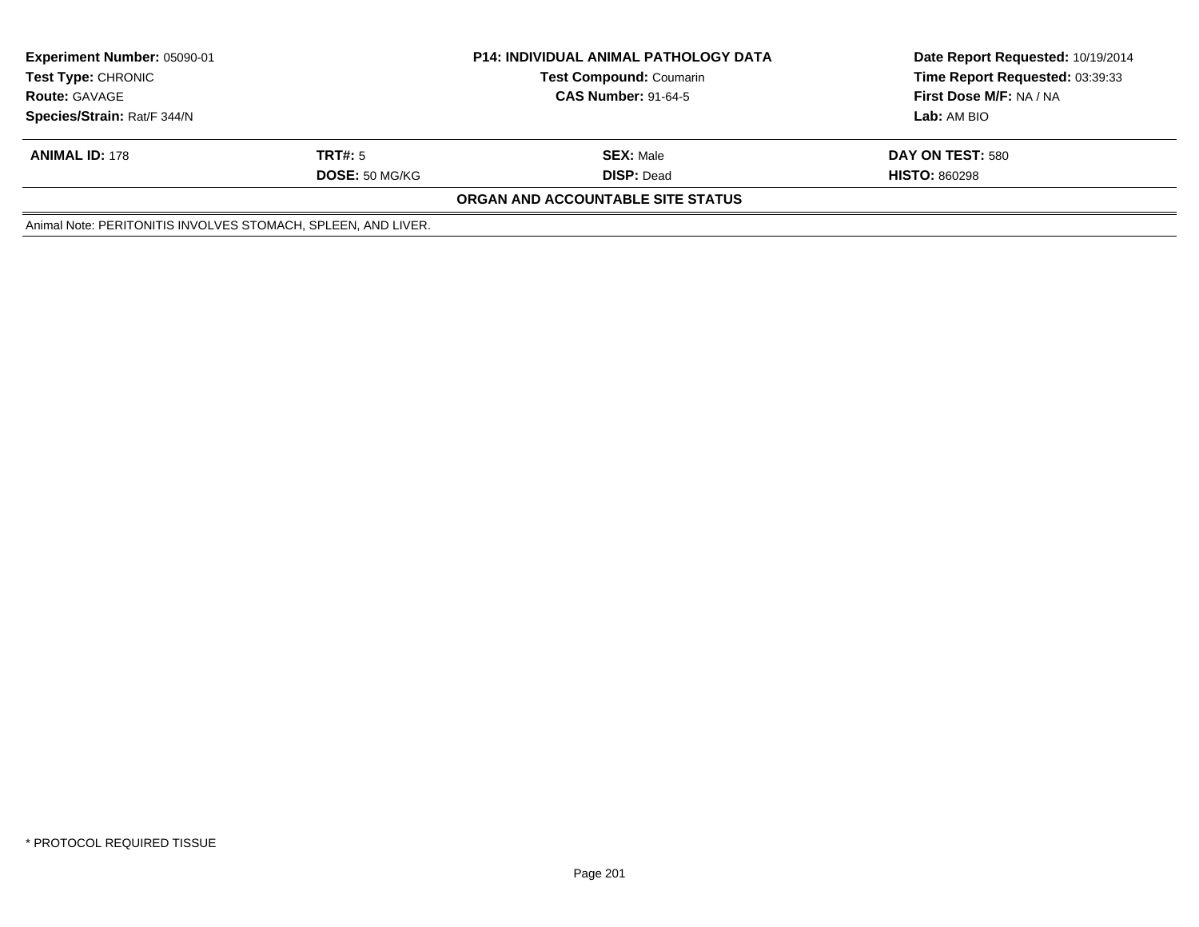| **Experiment Number:** 05090-01 | **P14: INDIVIDUAL ANIMAL PATHOLOGY DATA** | **Date Report Requested:** 10/19/2014 |
|---|---|---|
| **Test Type:** CHRONIC | **Test Compound:** Coumarin | **Time Report Requested:** 03:39:33 |
| **Route:** GAVAGE | **CAS Number:** 91-64-5 | **First Dose M/F:** NA / NA |
| **Species/Strain:** Rat/F 344/N | | **Lab:** AM BIO |

| **ANIMAL ID:** 178 | **TRT#:** 5 | **SEX:** Male | **DAY ON TEST:** 580 |
|---|---|---|---|
| | **DOSE:** 50 MG/KG | **DISP:** Dead | **HISTO:** 860298 |

**ORGAN AND ACCOUNTABLE SITE STATUS**

Animal Note: PERITONITIS INVOLVES STOMACH, SPLEEN, AND LIVER.

* PROTOCOL REQUIRED TISSUE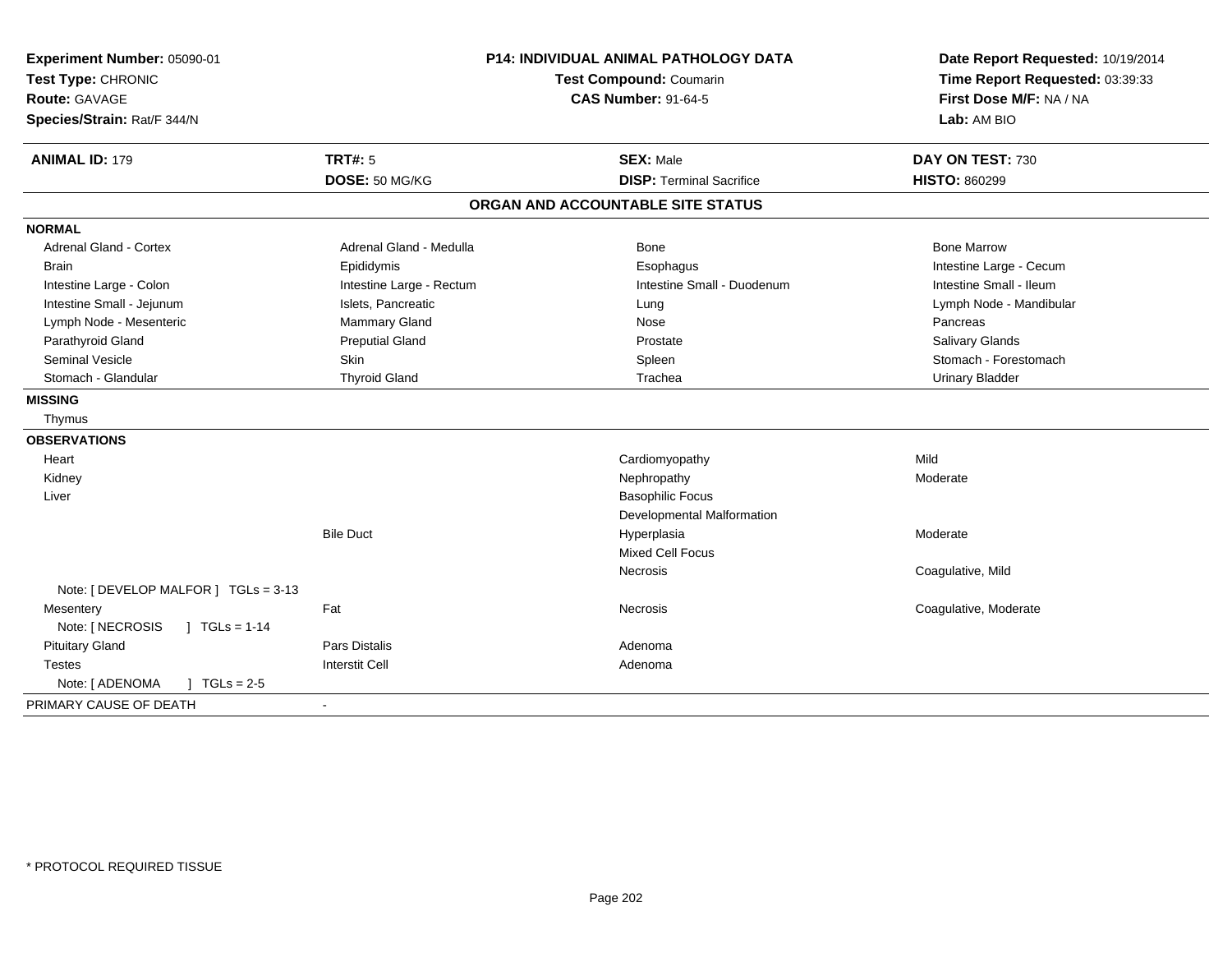**Experiment Number:** 05090-01
**Test Type:** CHRONIC
**Route:** GAVAGE
**Species/Strain:** Rat/F 344/N

**P14: INDIVIDUAL ANIMAL PATHOLOGY DATA**
**Test Compound:** Coumarin
**CAS Number:** 91-64-5

**Date Report Requested:** 10/19/2014
**Time Report Requested:** 03:39:33
**First Dose M/F:** NA / NA
**Lab:** AM BIO

| **ANIMAL ID:** 179 | **TRT#:** 5 | **SEX:** Male | **DAY ON TEST:** 730 |
|---|---|---|---|
| | **DOSE:** 50 MG/KG | **DISP:** Terminal Sacrifice | **HISTO:** 860299 |

## ORGAN AND ACCOUNTABLE SITE STATUS

| | | | |
|---|---|---|---|
| **NORMAL** | | | |
| Adrenal Gland - Cortex | Adrenal Gland - Medulla | Bone | Bone Marrow |
| Brain | Epididymis | Esophagus | Intestine Large - Cecum |
| Intestine Large - Colon | Intestine Large - Rectum | Intestine Small - Duodenum | Intestine Small - Ileum |
| Intestine Small - Jejunum | Islets, Pancreatic | Lung | Lymph Node - Mandibular |
| Lymph Node - Mesenteric | Mammary Gland | Nose | Pancreas |
| Parathyroid Gland | Preputial Gland | Prostate | Salivary Glands |
| Seminal Vesicle | Skin | Spleen | Stomach - Forestomach |
| Stomach - Glandular | Thyroid Gland | Trachea | Urinary Bladder |
| **MISSING** | | | |
| Thymus | | | |
| **OBSERVATIONS** | | | |
| Heart | | Cardiomyopathy | Mild |
| Kidney | | Nephropathy | Moderate |
| Liver | | Basophilic Focus | |
| | | Developmental Malformation | |
| | Bile Duct | Hyperplasia | Moderate |
| | | Mixed Cell Focus | |
| | | Necrosis | Coagulative, Mild |
| Note: [ DEVELOP MALFOR ] TGLs = 3-13 | | | |
| Mesentery | Fat | Necrosis | Coagulative, Moderate |
| Note: [ NECROSIS ] TGLs = 1-14 | | | |
| Pituitary Gland | Pars Distalis | Adenoma | |
| Testes | Interstit Cell | Adenoma | |
| Note: [ ADENOMA ] TGLs = 2-5 | | | |
| PRIMARY CAUSE OF DEATH | - | | |

\* PROTOCOL REQUIRED TISSUE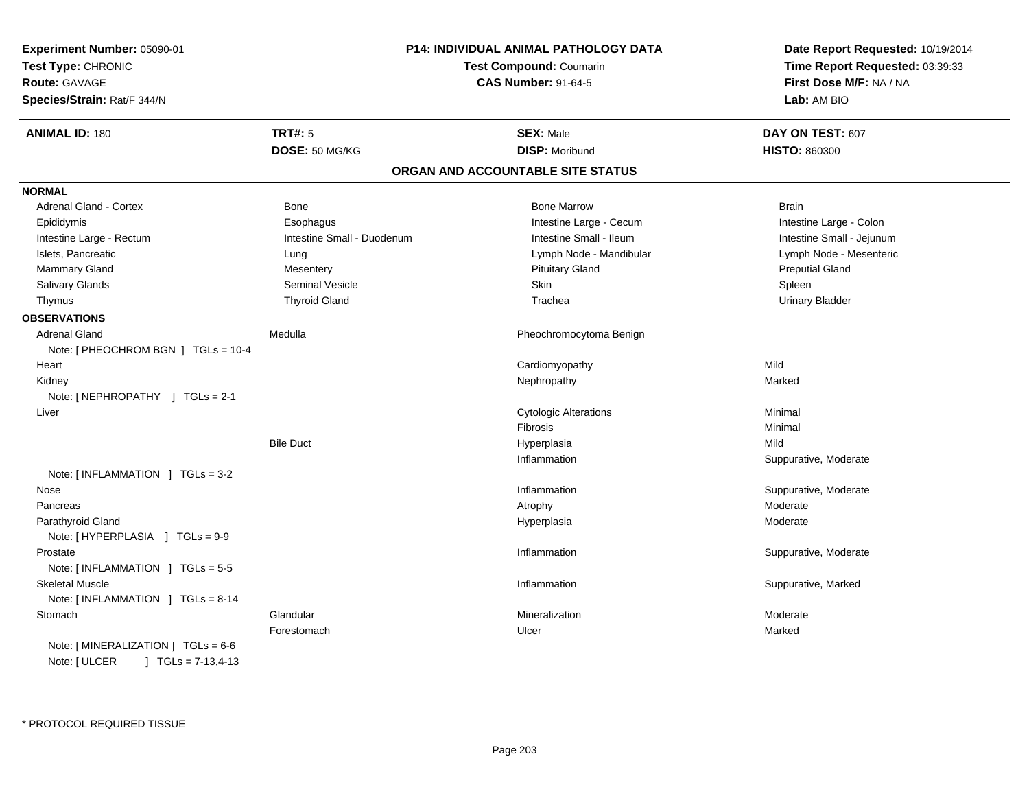**Experiment Number:** 05090-01
**Test Type:** CHRONIC
**Route:** GAVAGE
**Species/Strain:** Rat/F 344/N

**P14: INDIVIDUAL ANIMAL PATHOLOGY DATA**
**Test Compound:** Coumarin
**CAS Number:** 91-64-5

**Date Report Requested:** 10/19/2014
**Time Report Requested:** 03:39:33
**First Dose M/F:** NA / NA
**Lab:** AM BIO

| **ANIMAL ID:** 180 | **TRT#:** 5 | **SEX:** Male | **DAY ON TEST:** 607 |
|---|---|---|---|
| | **DOSE:** 50 MG/KG | **DISP:** Moribund | **HISTO:** 860300 |

## ORGAN AND ACCOUNTABLE SITE STATUS

**NORMAL**

| | | | |
|---|---|---|---|
| Adrenal Gland - Cortex | Bone | Bone Marrow | Brain |
| Epididymis | Esophagus | Intestine Large - Cecum | Intestine Large - Colon |
| Intestine Large - Rectum | Intestine Small - Duodenum | Intestine Small - Ileum | Intestine Small - Jejunum |
| Islets, Pancreatic | Lung | Lymph Node - Mandibular | Lymph Node - Mesenteric |
| Mammary Gland | Mesentery | Pituitary Gland | Preputial Gland |
| Salivary Glands | Seminal Vesicle | Skin | Spleen |
| Thymus | Thyroid Gland | Trachea | Urinary Bladder |

**OBSERVATIONS**

| | | | |
|---|---|---|---|
| Adrenal Gland | Medulla | Pheochromocytoma Benign | |
| Note: [ PHEOCHROM BGN ] TGLs = 10-4 | | | |
| Heart | | Cardiomyopathy | Mild |
| Kidney | | Nephropathy | Marked |
| Note: [ NEPHROPATHY ] TGLs = 2-1 | | | |
| Liver | | Cytologic Alterations | Minimal |
| | | Fibrosis | Minimal |
| | Bile Duct | Hyperplasia | Mild |
| | | Inflammation | Suppurative, Moderate |
| Note: [ INFLAMMATION ] TGLs = 3-2 | | | |
| Nose | | Inflammation | Suppurative, Moderate |
| Pancreas | | Atrophy | Moderate |
| Parathyroid Gland | | Hyperplasia | Moderate |
| Note: [ HYPERPLASIA ] TGLs = 9-9 | | | |
| Prostate | | Inflammation | Suppurative, Moderate |
| Note: [ INFLAMMATION ] TGLs = 5-5 | | | |
| Skeletal Muscle | | Inflammation | Suppurative, Marked |
| Note: [ INFLAMMATION ] TGLs = 8-14 | | | |
| Stomach | Glandular | Mineralization | Moderate |
| | Forestomach | Ulcer | Marked |
| Note: [ MINERALIZATION ] TGLs = 6-6 | | | |
| Note: [ ULCER ] TGLs = 7-13,4-13 | | | |

* PROTOCOL REQUIRED TISSUE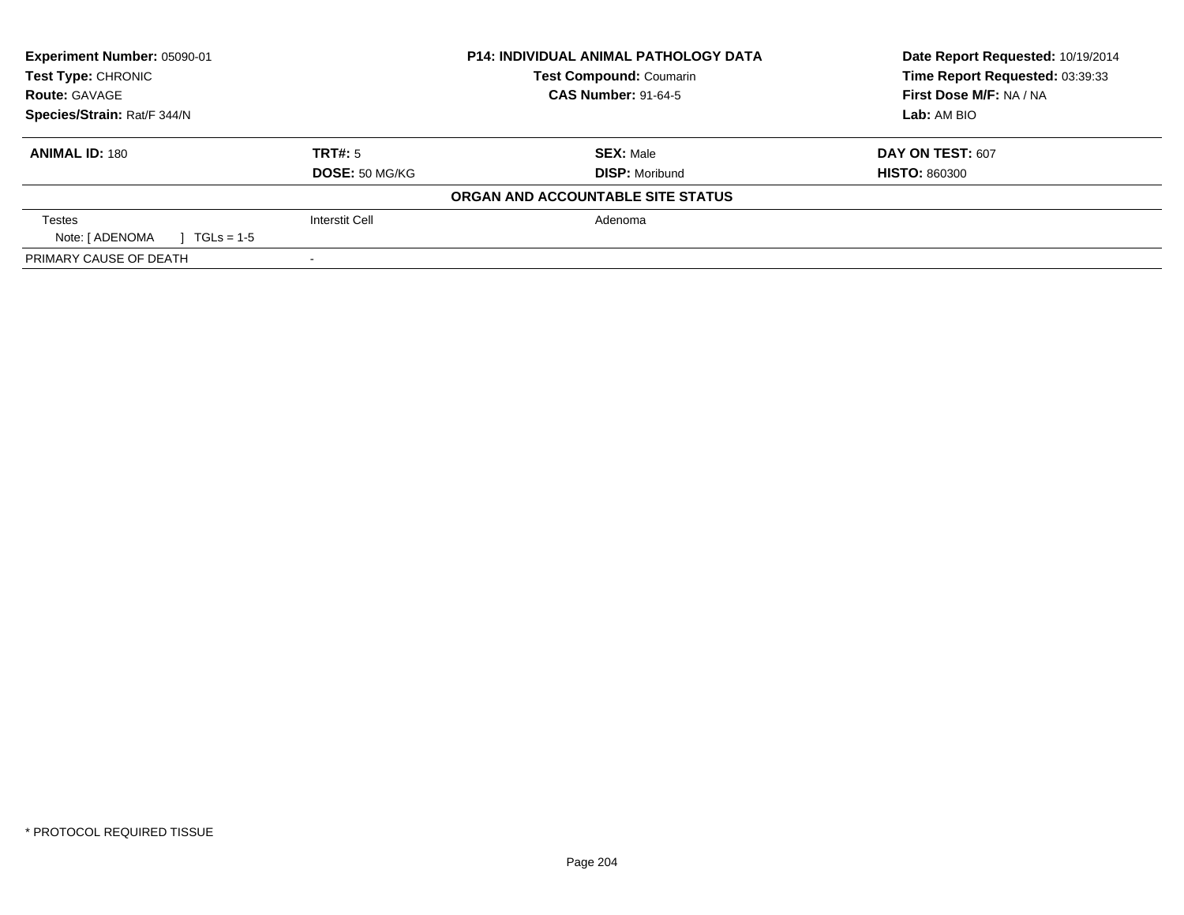**Experiment Number:** 05090-01
**Test Type:** CHRONIC
**Route:** GAVAGE
**Species/Strain:** Rat/F 344/N

**P14: INDIVIDUAL ANIMAL PATHOLOGY DATA**
**Test Compound:** Coumarin
**CAS Number:** 91-64-5

**Date Report Requested:** 10/19/2014
**Time Report Requested:** 03:39:33
**First Dose M/F:** NA / NA
**Lab:** AM BIO

| **ANIMAL ID:** 180 | **TRT#:** 5 | **SEX:** Male | **DAY ON TEST:** 607 |
|---|---|---|---|
| | **DOSE:** 50 MG/KG | **DISP:** Moribund | **HISTO:** 860300 |

**ORGAN AND ACCOUNTABLE SITE STATUS**

| | | |
|---|---|---|
| Testes | Interstit Cell | Adenoma |
| Note: [ ADENOMA ] TGLs = 1-5 | | |
| PRIMARY CAUSE OF DEATH | - | |

* PROTOCOL REQUIRED TISSUE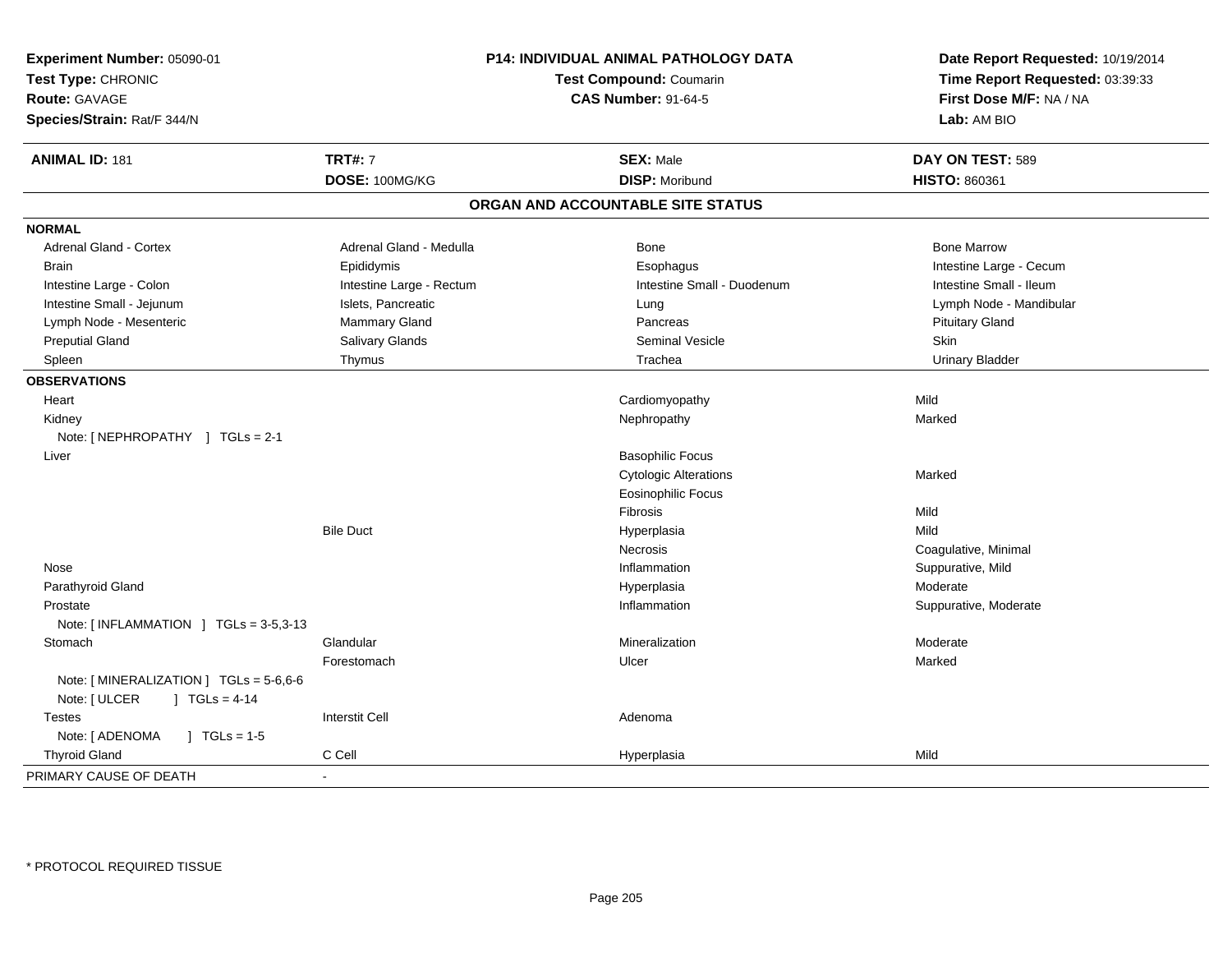**Experiment Number:** 05090-01
**Test Type:** CHRONIC
**Route:** GAVAGE
**Species/Strain:** Rat/F 344/N

**P14: INDIVIDUAL ANIMAL PATHOLOGY DATA**
**Test Compound:** Coumarin
**CAS Number:** 91-64-5

**Date Report Requested:** 10/19/2014
**Time Report Requested:** 03:39:33
**First Dose M/F:** NA / NA
**Lab:** AM BIO

| **ANIMAL ID:** 181 | **TRT#:** 7 | **SEX:** Male | **DAY ON TEST:** 589 |
|---|---|---|---|
| | **DOSE:** 100MG/KG | **DISP:** Moribund | **HISTO:** 860361 |

**ORGAN AND ACCOUNTABLE SITE STATUS**

| | | | |
|---|---|---|---|
| **NORMAL** | | | |
| Adrenal Gland - Cortex | Adrenal Gland - Medulla | Bone | Bone Marrow |
| Brain | Epididymis | Esophagus | Intestine Large - Cecum |
| Intestine Large - Colon | Intestine Large - Rectum | Intestine Small - Duodenum | Intestine Small - Ileum |
| Intestine Small - Jejunum | Islets, Pancreatic | Lung | Lymph Node - Mandibular |
| Lymph Node - Mesenteric | Mammary Gland | Pancreas | Pituitary Gland |
| Preputial Gland | Salivary Glands | Seminal Vesicle | Skin |
| Spleen | Thymus | Trachea | Urinary Bladder |
| **OBSERVATIONS** | | | |
| Heart | | Cardiomyopathy | Mild |
| Kidney | | Nephropathy | Marked |
| Note: [ NEPHROPATHY ] TGLs = 2-1 | | | |
| Liver | | Basophilic Focus | |
| | | Cytologic Alterations | Marked |
| | | Eosinophilic Focus | |
| | | Fibrosis | Mild |
| | Bile Duct | Hyperplasia | Mild |
| | | Necrosis | Coagulative, Minimal |
| Nose | | Inflammation | Suppurative, Mild |
| Parathyroid Gland | | Hyperplasia | Moderate |
| Prostate | | Inflammation | Suppurative, Moderate |
| Note: [ INFLAMMATION ] TGLs = 3-5,3-13 | | | |
| Stomach | Glandular | Mineralization | Moderate |
| | Forestomach | Ulcer | Marked |
| Note: [ MINERALIZATION ] TGLs = 5-6,6-6 | | | |
| Note: [ ULCER ] TGLs = 4-14 | | | |
| Testes | Interstit Cell | Adenoma | |
| Note: [ ADENOMA ] TGLs = 1-5 | | | |
| Thyroid Gland | C Cell | Hyperplasia | Mild |
| PRIMARY CAUSE OF DEATH | - | | |

* PROTOCOL REQUIRED TISSUE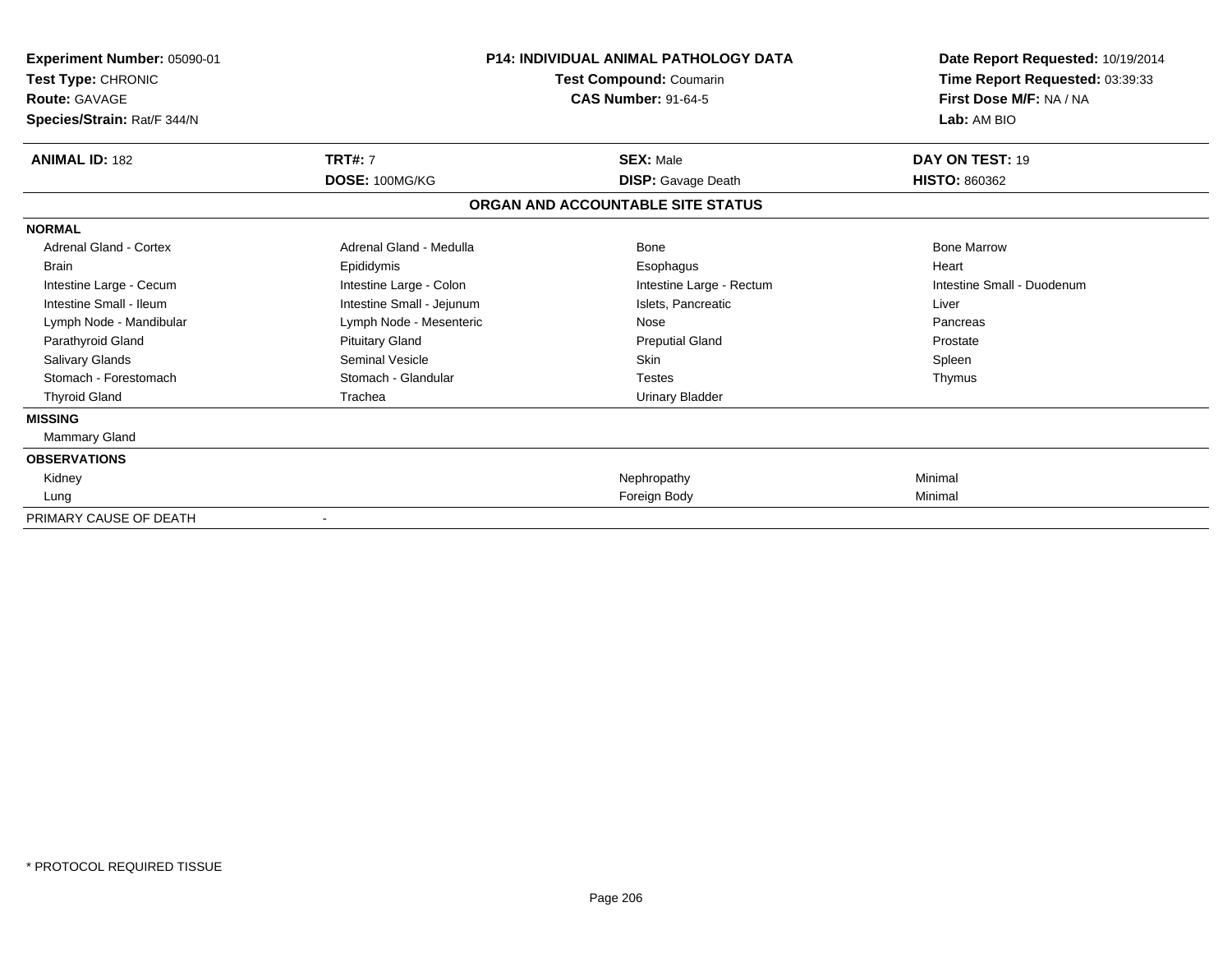**Experiment Number:** 05090-01
**Test Type:** CHRONIC
**Route:** GAVAGE
**Species/Strain:** Rat/F 344/N

**P14: INDIVIDUAL ANIMAL PATHOLOGY DATA**
**Test Compound:** Coumarin
**CAS Number:** 91-64-5

**Date Report Requested:** 10/19/2014
**Time Report Requested:** 03:39:33
**First Dose M/F:** NA / NA
**Lab:** AM BIO

| **ANIMAL ID:** 182 | **TRT#:** 7 | **SEX:** Male | **DAY ON TEST:** 19 |
|---|---|---|---|
| | **DOSE:** 100MG/KG | **DISP:** Gavage Death | **HISTO:** 860362 |

**ORGAN AND ACCOUNTABLE SITE STATUS**

| | | | |
|---|---|---|---|
| **NORMAL** | | | |
| Adrenal Gland - Cortex | Adrenal Gland - Medulla | Bone | Bone Marrow |
| Brain | Epididymis | Esophagus | Heart |
| Intestine Large - Cecum | Intestine Large - Colon | Intestine Large - Rectum | Intestine Small - Duodenum |
| Intestine Small - Ileum | Intestine Small - Jejunum | Islets, Pancreatic | Liver |
| Lymph Node - Mandibular | Lymph Node - Mesenteric | Nose | Pancreas |
| Parathyroid Gland | Pituitary Gland | Preputial Gland | Prostate |
| Salivary Glands | Seminal Vesicle | Skin | Spleen |
| Stomach - Forestomach | Stomach - Glandular | Testes | Thymus |
| Thyroid Gland | Trachea | Urinary Bladder | |
| **MISSING** | | | |
| Mammary Gland | | | |
| **OBSERVATIONS** | | | |
| Kidney | | Nephropathy | Minimal |
| Lung | | Foreign Body | Minimal |
| PRIMARY CAUSE OF DEATH | - | | |

\* PROTOCOL REQUIRED TISSUE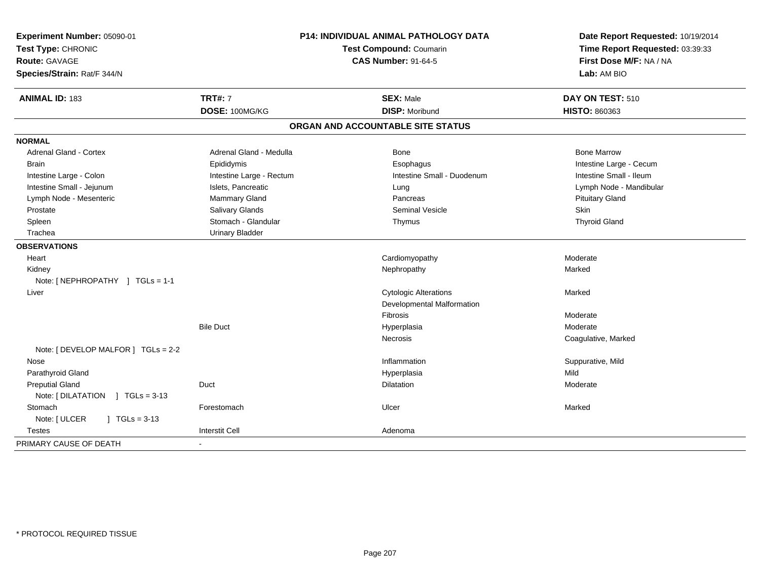| Experiment Number: 05090-01 | P14: INDIVIDUAL ANIMAL PATHOLOGY DATA | Date Report Requested: 10/19/2014 |
|---|---|---|
| Test Type: CHRONIC | Test Compound: Coumarin | Time Report Requested: 03:39:33 |
| Route: GAVAGE | CAS Number: 91-64-5 | First Dose M/F: NA / NA |
| Species/Strain: Rat/F 344/N | | Lab: AM BIO |

| ANIMAL ID: 183 | TRT#: 7 | SEX: Male | DAY ON TEST: 510 |
|---|---|---|---|
| | DOSE: 100MG/KG | DISP: Moribund | HISTO: 860363 |

## ORGAN AND ACCOUNTABLE SITE STATUS

| | | | |
|---|---|---|---|
| **NORMAL** | | | |
| Adrenal Gland - Cortex | Adrenal Gland - Medulla | Bone | Bone Marrow |
| Brain | Epididymis | Esophagus | Intestine Large - Cecum |
| Intestine Large - Colon | Intestine Large - Rectum | Intestine Small - Duodenum | Intestine Small - Ileum |
| Intestine Small - Jejunum | Islets, Pancreatic | Lung | Lymph Node - Mandibular |
| Lymph Node - Mesenteric | Mammary Gland | Pancreas | Pituitary Gland |
| Prostate | Salivary Glands | Seminal Vesicle | Skin |
| Spleen | Stomach - Glandular | Thymus | Thyroid Gland |
| Trachea | Urinary Bladder | | |
| **OBSERVATIONS** | | | |
| Heart | | Cardiomyopathy | Moderate |
| Kidney | | Nephropathy | Marked |
| Note: [ NEPHROPATHY ] TGLs = 1-1 | | | |
| Liver | | Cytologic Alterations | Marked |
| | | Developmental Malformation | |
| | | Fibrosis | Moderate |
| | Bile Duct | Hyperplasia | Moderate |
| | | Necrosis | Coagulative, Marked |
| Note: [ DEVELOP MALFOR ] TGLs = 2-2 | | | |
| Nose | | Inflammation | Suppurative, Mild |
| Parathyroid Gland | | Hyperplasia | Mild |
| Preputial Gland | Duct | Dilatation | Moderate |
| Note: [ DILATATION ] TGLs = 3-13 | | | |
| Stomach | Forestomach | Ulcer | Marked |
| Note: [ ULCER ] TGLs = 3-13 | | | |
| Testes | Interstit Cell | Adenoma | |
| PRIMARY CAUSE OF DEATH | - | | |

* PROTOCOL REQUIRED TISSUE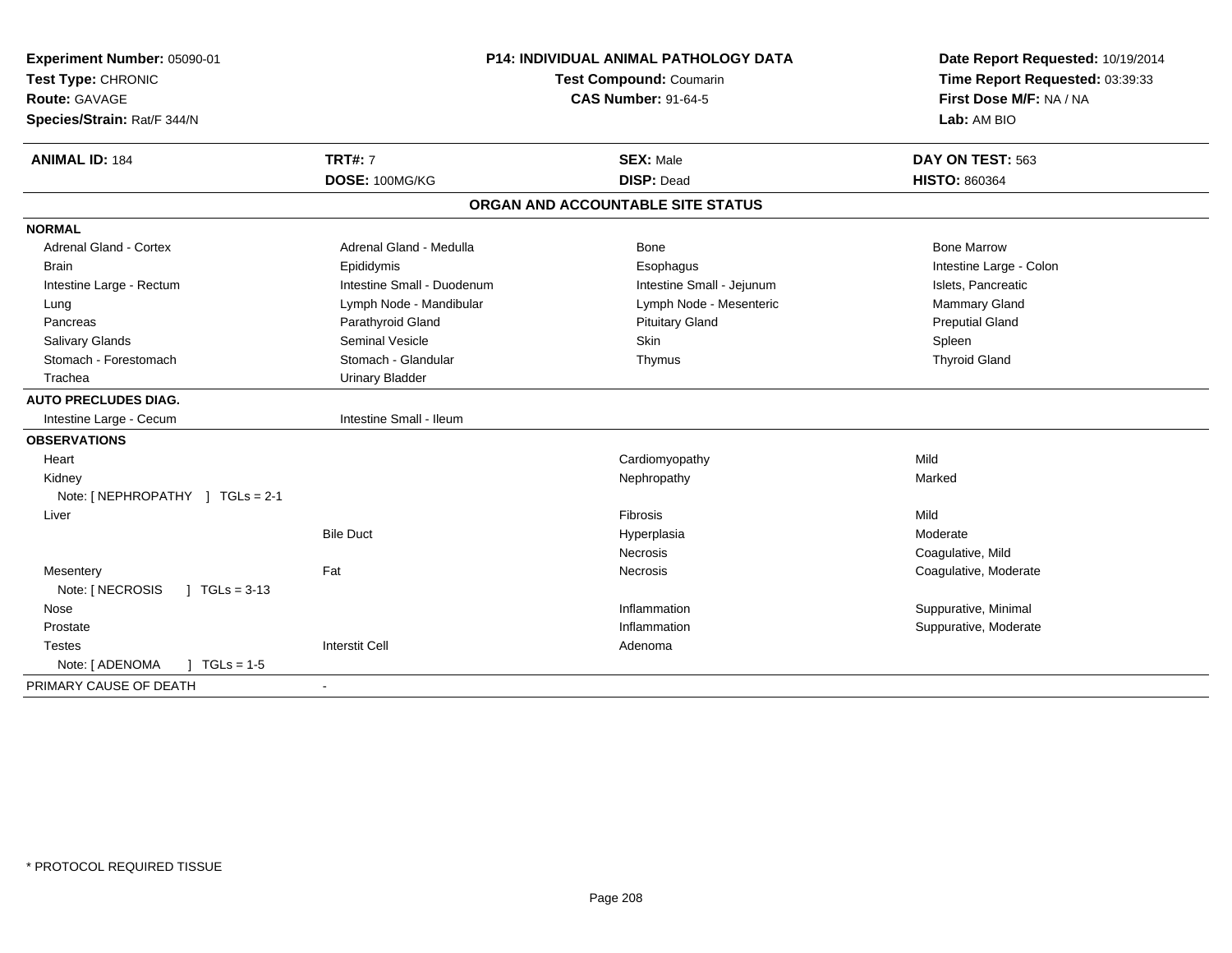**Experiment Number:** 05090-01
**Test Type:** CHRONIC
**Route:** GAVAGE
**Species/Strain:** Rat/F 344/N

**P14: INDIVIDUAL ANIMAL PATHOLOGY DATA**
**Test Compound:** Coumarin
**CAS Number:** 91-64-5

**Date Report Requested:** 10/19/2014
**Time Report Requested:** 03:39:33
**First Dose M/F:** NA / NA
**Lab:** AM BIO

| **ANIMAL ID:** 184 | **TRT#:** 7 | **SEX:** Male | **DAY ON TEST:** 563 |
|---|---|---|---|
| | **DOSE:** 100MG/KG | **DISP:** Dead | **HISTO:** 860364 |

## ORGAN AND ACCOUNTABLE SITE STATUS

| | | | |
|---|---|---|---|
| **NORMAL** | | | |
| Adrenal Gland - Cortex | Adrenal Gland - Medulla | Bone | Bone Marrow |
| Brain | Epididymis | Esophagus | Intestine Large - Colon |
| Intestine Large - Rectum | Intestine Small - Duodenum | Intestine Small - Jejunum | Islets, Pancreatic |
| Lung | Lymph Node - Mandibular | Lymph Node - Mesenteric | Mammary Gland |
| Pancreas | Parathyroid Gland | Pituitary Gland | Preputial Gland |
| Salivary Glands | Seminal Vesicle | Skin | Spleen |
| Stomach - Forestomach | Stomach - Glandular | Thymus | Thyroid Gland |
| Trachea | Urinary Bladder | | |
| **AUTO PRECLUDES DIAG.** | | | |
| Intestine Large - Cecum | Intestine Small - Ileum | | |
| **OBSERVATIONS** | | | |
| Heart | | Cardiomyopathy | Mild |
| Kidney | | Nephropathy | Marked |
| Note: [ NEPHROPATHY ] TGLs = 2-1 | | | |
| Liver | | Fibrosis | Mild |
| | Bile Duct | Hyperplasia | Moderate |
| | | Necrosis | Coagulative, Mild |
| Mesentery | Fat | Necrosis | Coagulative, Moderate |
| Note: [ NECROSIS ] TGLs = 3-13 | | | |
| Nose | | Inflammation | Suppurative, Minimal |
| Prostate | | Inflammation | Suppurative, Moderate |
| Testes | Interstit Cell | Adenoma | |
| Note: [ ADENOMA ] TGLs = 1-5 | | | |
| PRIMARY CAUSE OF DEATH | - | | |

* PROTOCOL REQUIRED TISSUE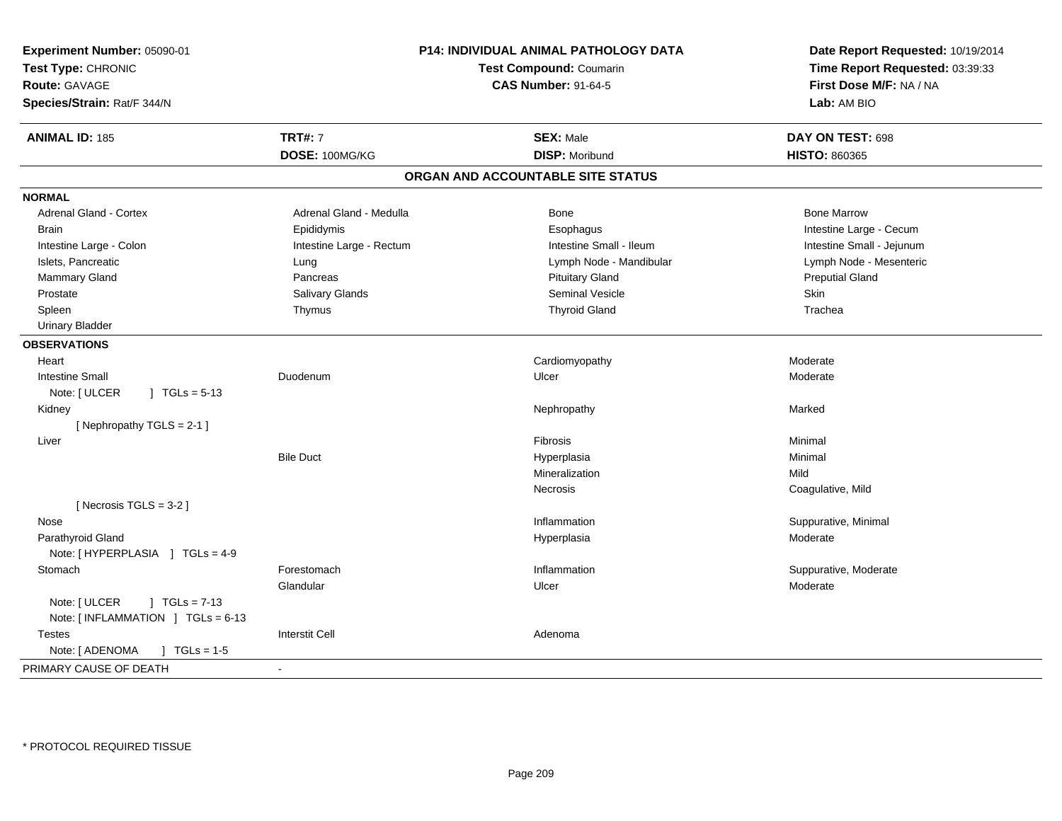**Experiment Number:** 05090-01
**Test Type:** CHRONIC
**Route:** GAVAGE
**Species/Strain:** Rat/F 344/N

**P14: INDIVIDUAL ANIMAL PATHOLOGY DATA**
**Test Compound:** Coumarin
**CAS Number:** 91-64-5

**Date Report Requested:** 10/19/2014
**Time Report Requested:** 03:39:33
**First Dose M/F:** NA / NA
**Lab:** AM BIO

| **ANIMAL ID:** 185 | **TRT#:** 7 | **SEX:** Male | **DAY ON TEST:** 698 |
|---|---|---|---|
| | **DOSE:** 100MG/KG | **DISP:** Moribund | **HISTO:** 860365 |

## ORGAN AND ACCOUNTABLE SITE STATUS

**NORMAL**

| | | | |
|---|---|---|---|
| Adrenal Gland - Cortex | Adrenal Gland - Medulla | Bone | Bone Marrow |
| Brain | Epididymis | Esophagus | Intestine Large - Cecum |
| Intestine Large - Colon | Intestine Large - Rectum | Intestine Small - Ileum | Intestine Small - Jejunum |
| Islets, Pancreatic | Lung | Lymph Node - Mandibular | Lymph Node - Mesenteric |
| Mammary Gland | Pancreas | Pituitary Gland | Preputial Gland |
| Prostate | Salivary Glands | Seminal Vesicle | Skin |
| Spleen | Thymus | Thyroid Gland | Trachea |
| Urinary Bladder | | | |

**OBSERVATIONS**

| | | | |
|---|---|---|---|
| Heart | | Cardiomyopathy | Moderate |
| Intestine Small | Duodenum | Ulcer | Moderate |
| Note: [ ULCER ] TGLs = 5-13 | | | |
| Kidney | | Nephropathy | Marked |
| [ Nephropathy TGLS = 2-1 ] | | | |
| Liver | | Fibrosis | Minimal |
| | Bile Duct | Hyperplasia | Minimal |
| | | Mineralization | Mild |
| | | Necrosis | Coagulative, Mild |
| [ Necrosis TGLS = 3-2 ] | | | |
| Nose | | Inflammation | Suppurative, Minimal |
| Parathyroid Gland | | Hyperplasia | Moderate |
| Note: [ HYPERPLASIA ] TGLs = 4-9 | | | |
| Stomach | Forestomach | Inflammation | Suppurative, Moderate |
| | Glandular | Ulcer | Moderate |
| Note: [ ULCER ] TGLs = 7-13 | | | |
| Note: [ INFLAMMATION ] TGLs = 6-13 | | | |
| Testes | Interstit Cell | Adenoma | |
| Note: [ ADENOMA ] TGLs = 1-5 | | | |

PRIMARY CAUSE OF DEATH -

* PROTOCOL REQUIRED TISSUE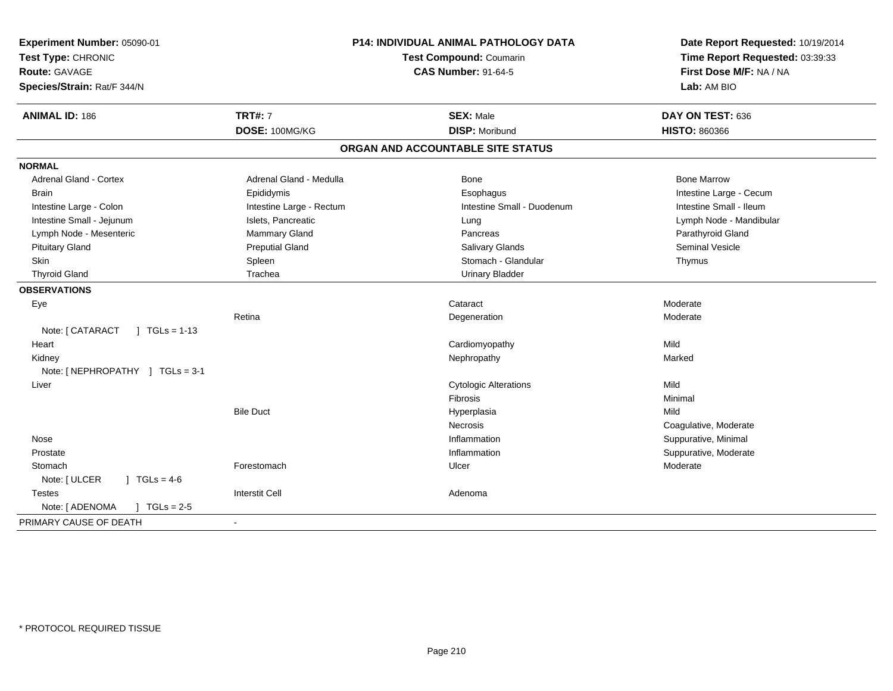**Experiment Number:** 05090-01
**Test Type:** CHRONIC
**Route:** GAVAGE
**Species/Strain:** Rat/F 344/N

**P14: INDIVIDUAL ANIMAL PATHOLOGY DATA**
**Test Compound:** Coumarin
**CAS Number:** 91-64-5

**Date Report Requested:** 10/19/2014
**Time Report Requested:** 03:39:33
**First Dose M/F:** NA / NA
**Lab:** AM BIO

| **ANIMAL ID:** 186 | **TRT#:** 7 | **SEX:** Male | **DAY ON TEST:** 636 |
|---|---|---|---|
| | **DOSE:** 100MG/KG | **DISP:** Moribund | **HISTO:** 860366 |

## ORGAN AND ACCOUNTABLE SITE STATUS

**NORMAL**

| | | | |
|---|---|---|---|
| Adrenal Gland - Cortex | Adrenal Gland - Medulla | Bone | Bone Marrow |
| Brain | Epididymis | Esophagus | Intestine Large - Cecum |
| Intestine Large - Colon | Intestine Large - Rectum | Intestine Small - Duodenum | Intestine Small - Ileum |
| Intestine Small - Jejunum | Islets, Pancreatic | Lung | Lymph Node - Mandibular |
| Lymph Node - Mesenteric | Mammary Gland | Pancreas | Parathyroid Gland |
| Pituitary Gland | Preputial Gland | Salivary Glands | Seminal Vesicle |
| Skin | Spleen | Stomach - Glandular | Thymus |
| Thyroid Gland | Trachea | Urinary Bladder | |

**OBSERVATIONS**

| | | | |
|---|---|---|---|
| Eye | | Cataract | Moderate |
| | Retina | Degeneration | Moderate |
| Note: [ CATARACT ] TGLs = 1-13 | | | |
| Heart | | Cardiomyopathy | Mild |
| Kidney | | Nephropathy | Marked |
| Note: [ NEPHROPATHY ] TGLs = 3-1 | | | |
| Liver | | Cytologic Alterations | Mild |
| | | Fibrosis | Minimal |
| | Bile Duct | Hyperplasia | Mild |
| | | Necrosis | Coagulative, Moderate |
| Nose | | Inflammation | Suppurative, Minimal |
| Prostate | | Inflammation | Suppurative, Moderate |
| Stomach | Forestomach | Ulcer | Moderate |
| Note: [ ULCER ] TGLs = 4-6 | | | |
| Testes | Interstit Cell | Adenoma | |
| Note: [ ADENOMA ] TGLs = 2-5 | | | |

PRIMARY CAUSE OF DEATH -

* PROTOCOL REQUIRED TISSUE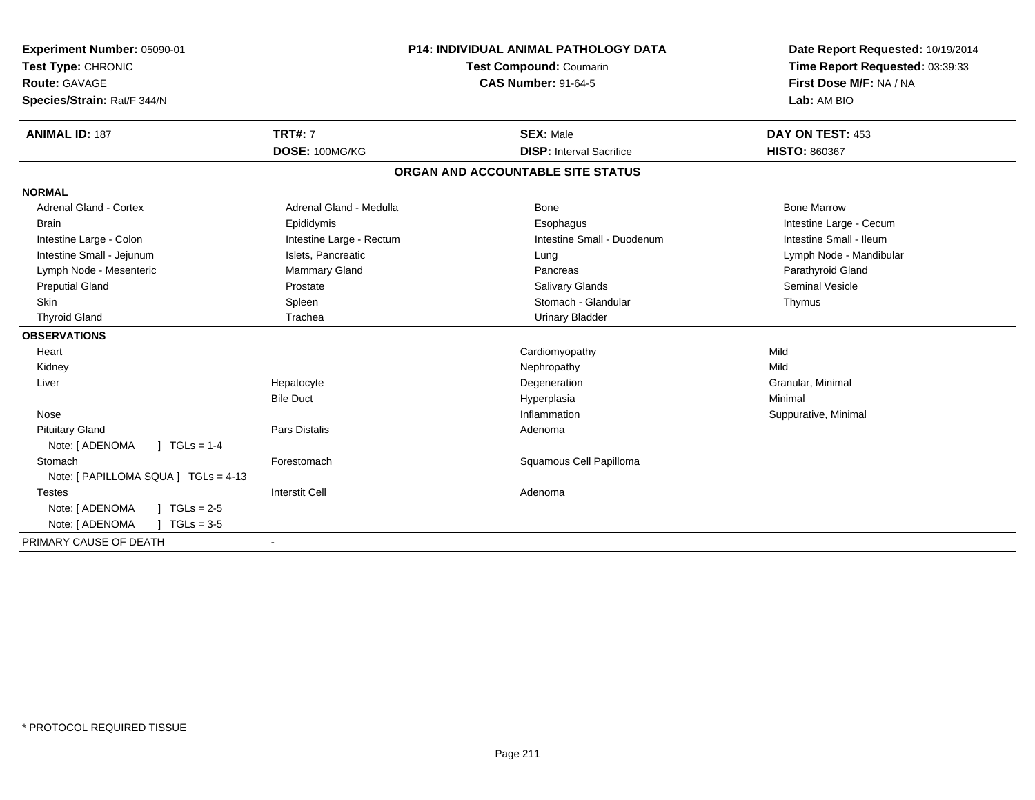**Experiment Number:** 05090-01
**Test Type:** CHRONIC
**Route:** GAVAGE
**Species/Strain:** Rat/F 344/N

**P14: INDIVIDUAL ANIMAL PATHOLOGY DATA**
**Test Compound:** Coumarin
**CAS Number:** 91-64-5

**Date Report Requested:** 10/19/2014
**Time Report Requested:** 03:39:33
**First Dose M/F:** NA / NA
**Lab:** AM BIO

| **ANIMAL ID:** 187 | **TRT#:** 7 | **SEX:** Male | **DAY ON TEST:** 453 |
|---|---|---|---|
| | **DOSE:** 100MG/KG | **DISP:** Interval Sacrifice | **HISTO:** 860367 |

## ORGAN AND ACCOUNTABLE SITE STATUS

| | | | |
|---|---|---|---|
| **NORMAL** | | | |
| Adrenal Gland - Cortex | Adrenal Gland - Medulla | Bone | Bone Marrow |
| Brain | Epididymis | Esophagus | Intestine Large - Cecum |
| Intestine Large - Colon | Intestine Large - Rectum | Intestine Small - Duodenum | Intestine Small - Ileum |
| Intestine Small - Jejunum | Islets, Pancreatic | Lung | Lymph Node - Mandibular |
| Lymph Node - Mesenteric | Mammary Gland | Pancreas | Parathyroid Gland |
| Preputial Gland | Prostate | Salivary Glands | Seminal Vesicle |
| Skin | Spleen | Stomach - Glandular | Thymus |
| Thyroid Gland | Trachea | Urinary Bladder | |
| **OBSERVATIONS** | | | |
| Heart | | Cardiomyopathy | Mild |
| Kidney | | Nephropathy | Mild |
| Liver | Hepatocyte | Degeneration | Granular, Minimal |
| | Bile Duct | Hyperplasia | Minimal |
| Nose | | Inflammation | Suppurative, Minimal |
| Pituitary Gland | Pars Distalis | Adenoma | |
| Note: [ ADENOMA ] TGLs = 1-4 | | | |
| Stomach | Forestomach | Squamous Cell Papilloma | |
| Note: [ PAPILLOMA SQUA ] TGLs = 4-13 | | | |
| Testes | Interstit Cell | Adenoma | |
| Note: [ ADENOMA ] TGLs = 2-5 | | | |
| Note: [ ADENOMA ] TGLs = 3-5 | | | |
| PRIMARY CAUSE OF DEATH | - | | |

* PROTOCOL REQUIRED TISSUE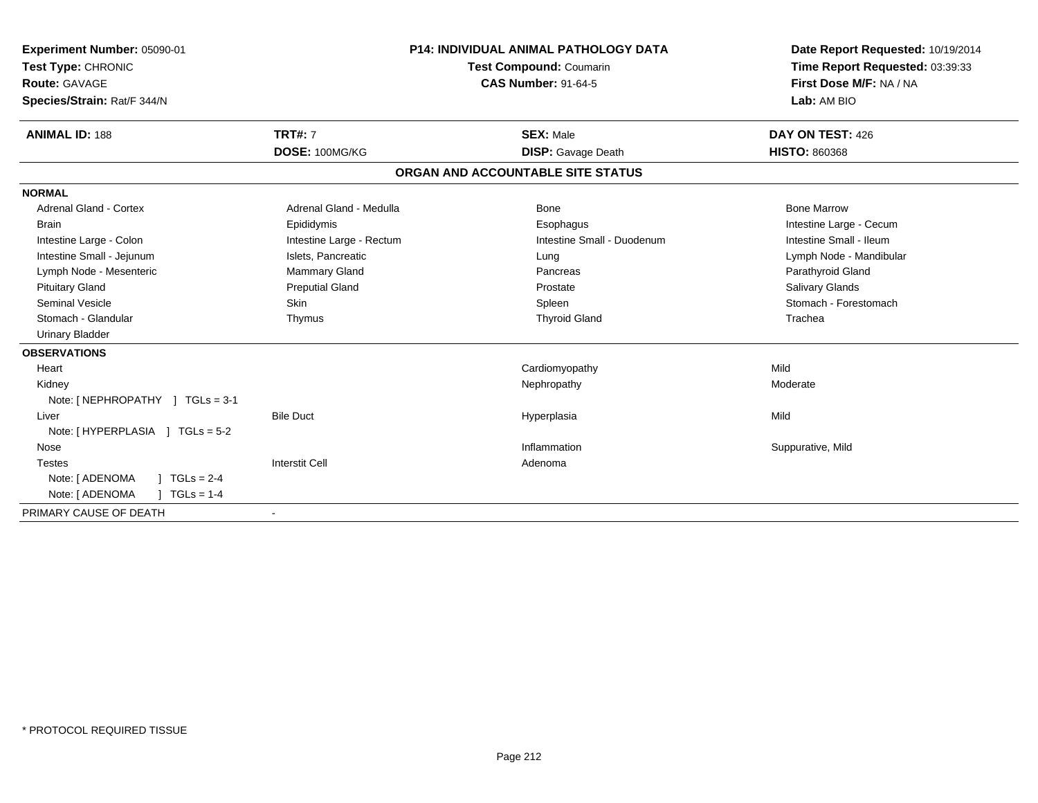**Experiment Number:** 05090-01
**Test Type:** CHRONIC
**Route:** GAVAGE
**Species/Strain:** Rat/F 344/N

**P14: INDIVIDUAL ANIMAL PATHOLOGY DATA**
**Test Compound:** Coumarin
**CAS Number:** 91-64-5

**Date Report Requested:** 10/19/2014
**Time Report Requested:** 03:39:33
**First Dose M/F:** NA / NA
**Lab:** AM BIO

| **ANIMAL ID:** 188 | **TRT#:** 7 | **SEX:** Male | **DAY ON TEST:** 426 |
|---|---|---|---|
| | **DOSE:** 100MG/KG | **DISP:** Gavage Death | **HISTO:** 860368 |

## ORGAN AND ACCOUNTABLE SITE STATUS

**NORMAL**

| | | | |
|---|---|---|---|
| Adrenal Gland - Cortex | Adrenal Gland - Medulla | Bone | Bone Marrow |
| Brain | Epididymis | Esophagus | Intestine Large - Cecum |
| Intestine Large - Colon | Intestine Large - Rectum | Intestine Small - Duodenum | Intestine Small - Ileum |
| Intestine Small - Jejunum | Islets, Pancreatic | Lung | Lymph Node - Mandibular |
| Lymph Node - Mesenteric | Mammary Gland | Pancreas | Parathyroid Gland |
| Pituitary Gland | Preputial Gland | Prostate | Salivary Glands |
| Seminal Vesicle | Skin | Spleen | Stomach - Forestomach |
| Stomach - Glandular | Thymus | Thyroid Gland | Trachea |
| Urinary Bladder | | | |

**OBSERVATIONS**

| | | | |
|---|---|---|---|
| Heart | | Cardiomyopathy | Mild |
| Kidney | | Nephropathy | Moderate |
| Note: [ NEPHROPATHY ] TGLs = 3-1 | | | |
| Liver | Bile Duct | Hyperplasia | Mild |
| Note: [ HYPERPLASIA ] TGLs = 5-2 | | | |
| Nose | | Inflammation | Suppurative, Mild |
| Testes | Interstit Cell | Adenoma | |
| Note: [ ADENOMA ] TGLs = 2-4 | | | |
| Note: [ ADENOMA ] TGLs = 1-4 | | | |

PRIMARY CAUSE OF DEATH -

\* PROTOCOL REQUIRED TISSUE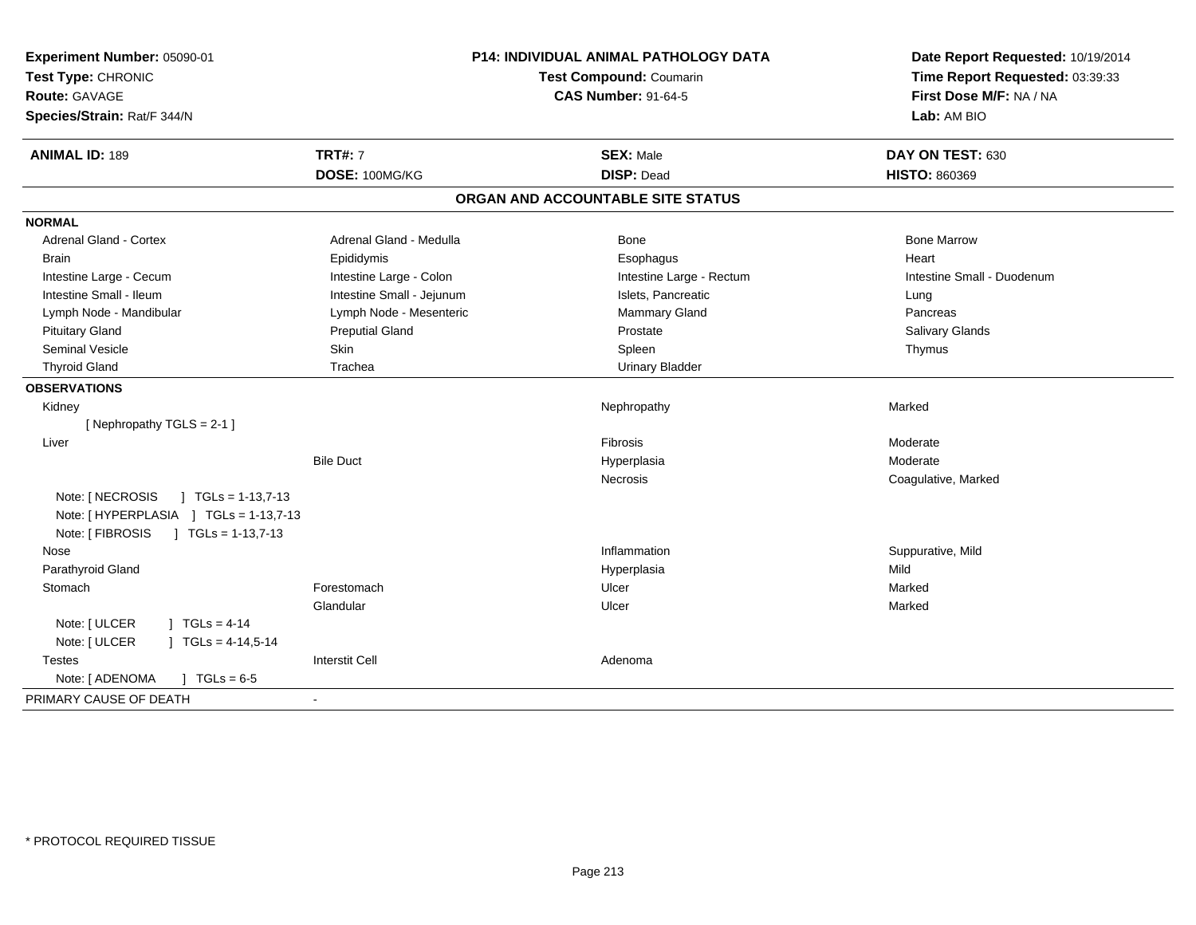**Experiment Number:** 05090-01
**Test Type:** CHRONIC
**Route:** GAVAGE
**Species/Strain:** Rat/F 344/N

**P14: INDIVIDUAL ANIMAL PATHOLOGY DATA**
**Test Compound:** Coumarin
**CAS Number:** 91-64-5

**Date Report Requested:** 10/19/2014
**Time Report Requested:** 03:39:33
**First Dose M/F:** NA / NA
**Lab:** AM BIO

| **ANIMAL ID:** 189 | **TRT#:** 7 | **SEX:** Male | **DAY ON TEST:** 630 |
|---|---|---|---|
| | **DOSE:** 100MG/KG | **DISP:** Dead | **HISTO:** 860369 |

## ORGAN AND ACCOUNTABLE SITE STATUS

**NORMAL**

| | | | |
|---|---|---|---|
| Adrenal Gland - Cortex | Adrenal Gland - Medulla | Bone | Bone Marrow |
| Brain | Epididymis | Esophagus | Heart |
| Intestine Large - Cecum | Intestine Large - Colon | Intestine Large - Rectum | Intestine Small - Duodenum |
| Intestine Small - Ileum | Intestine Small - Jejunum | Islets, Pancreatic | Lung |
| Lymph Node - Mandibular | Lymph Node - Mesenteric | Mammary Gland | Pancreas |
| Pituitary Gland | Preputial Gland | Prostate | Salivary Glands |
| Seminal Vesicle | Skin | Spleen | Thymus |
| Thyroid Gland | Trachea | Urinary Bladder | |

**OBSERVATIONS**

| | | | |
|---|---|---|---|
| Kidney | | Nephropathy | Marked |
| [ Nephropathy TGLS = 2-1 ] | | | |
| Liver | | Fibrosis | Moderate |
| | Bile Duct | Hyperplasia | Moderate |
| | | Necrosis | Coagulative, Marked |
| Note: [ NECROSIS ] TGLs = 1-13,7-13 | | | |
| Note: [ HYPERPLASIA ] TGLs = 1-13,7-13 | | | |
| Note: [ FIBROSIS ] TGLs = 1-13,7-13 | | | |
| Nose | | Inflammation | Suppurative, Mild |
| Parathyroid Gland | | Hyperplasia | Mild |
| Stomach | Forestomach | Ulcer | Marked |
| | Glandular | Ulcer | Marked |
| Note: [ ULCER ] TGLs = 4-14 | | | |
| Note: [ ULCER ] TGLs = 4-14,5-14 | | | |
| Testes | Interstit Cell | Adenoma | |
| Note: [ ADENOMA ] TGLs = 6-5 | | | |

PRIMARY CAUSE OF DEATH -

* PROTOCOL REQUIRED TISSUE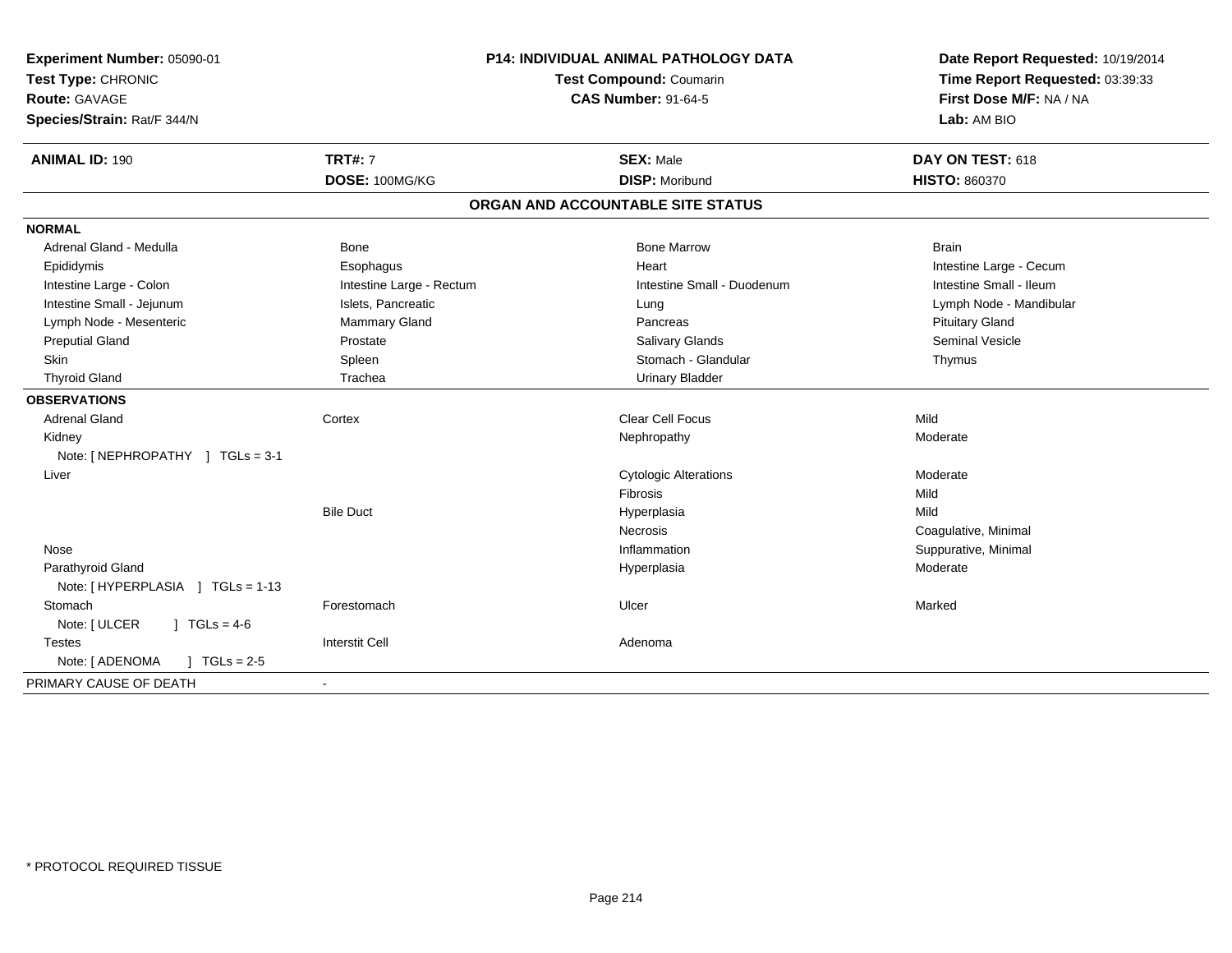**Experiment Number:** 05090-01
**Test Type:** CHRONIC
**Route:** GAVAGE
**Species/Strain:** Rat/F 344/N

**P14: INDIVIDUAL ANIMAL PATHOLOGY DATA**
**Test Compound:** Coumarin
**CAS Number:** 91-64-5

**Date Report Requested:** 10/19/2014
**Time Report Requested:** 03:39:33
**First Dose M/F:** NA / NA
**Lab:** AM BIO

| **ANIMAL ID:** 190 | **TRT#:** 7 | **SEX:** Male | **DAY ON TEST:** 618 |
|---|---|---|---|
| | **DOSE:** 100MG/KG | **DISP:** Moribund | **HISTO:** 860370 |

**ORGAN AND ACCOUNTABLE SITE STATUS**

| | | | |
|---|---|---|---|
| **NORMAL** | | | |
| Adrenal Gland - Medulla | Bone | Bone Marrow | Brain |
| Epididymis | Esophagus | Heart | Intestine Large - Cecum |
| Intestine Large - Colon | Intestine Large - Rectum | Intestine Small - Duodenum | Intestine Small - Ileum |
| Intestine Small - Jejunum | Islets, Pancreatic | Lung | Lymph Node - Mandibular |
| Lymph Node - Mesenteric | Mammary Gland | Pancreas | Pituitary Gland |
| Preputial Gland | Prostate | Salivary Glands | Seminal Vesicle |
| Skin | Spleen | Stomach - Glandular | Thymus |
| Thyroid Gland | Trachea | Urinary Bladder | |
| **OBSERVATIONS** | | | |
| Adrenal Gland | Cortex | Clear Cell Focus | Mild |
| Kidney | | Nephropathy | Moderate |
| Note: [ NEPHROPATHY ] TGLs = 3-1 | | | |
| Liver | | Cytologic Alterations | Moderate |
| | | Fibrosis | Mild |
| | Bile Duct | Hyperplasia | Mild |
| | | Necrosis | Coagulative, Minimal |
| Nose | | Inflammation | Suppurative, Minimal |
| Parathyroid Gland | | Hyperplasia | Moderate |
| Note: [ HYPERPLASIA ] TGLs = 1-13 | | | |
| Stomach | Forestomach | Ulcer | Marked |
| Note: [ ULCER ] TGLs = 4-6 | | | |
| Testes | Interstit Cell | Adenoma | |
| Note: [ ADENOMA ] TGLs = 2-5 | | | |
| PRIMARY CAUSE OF DEATH | - | | |

* PROTOCOL REQUIRED TISSUE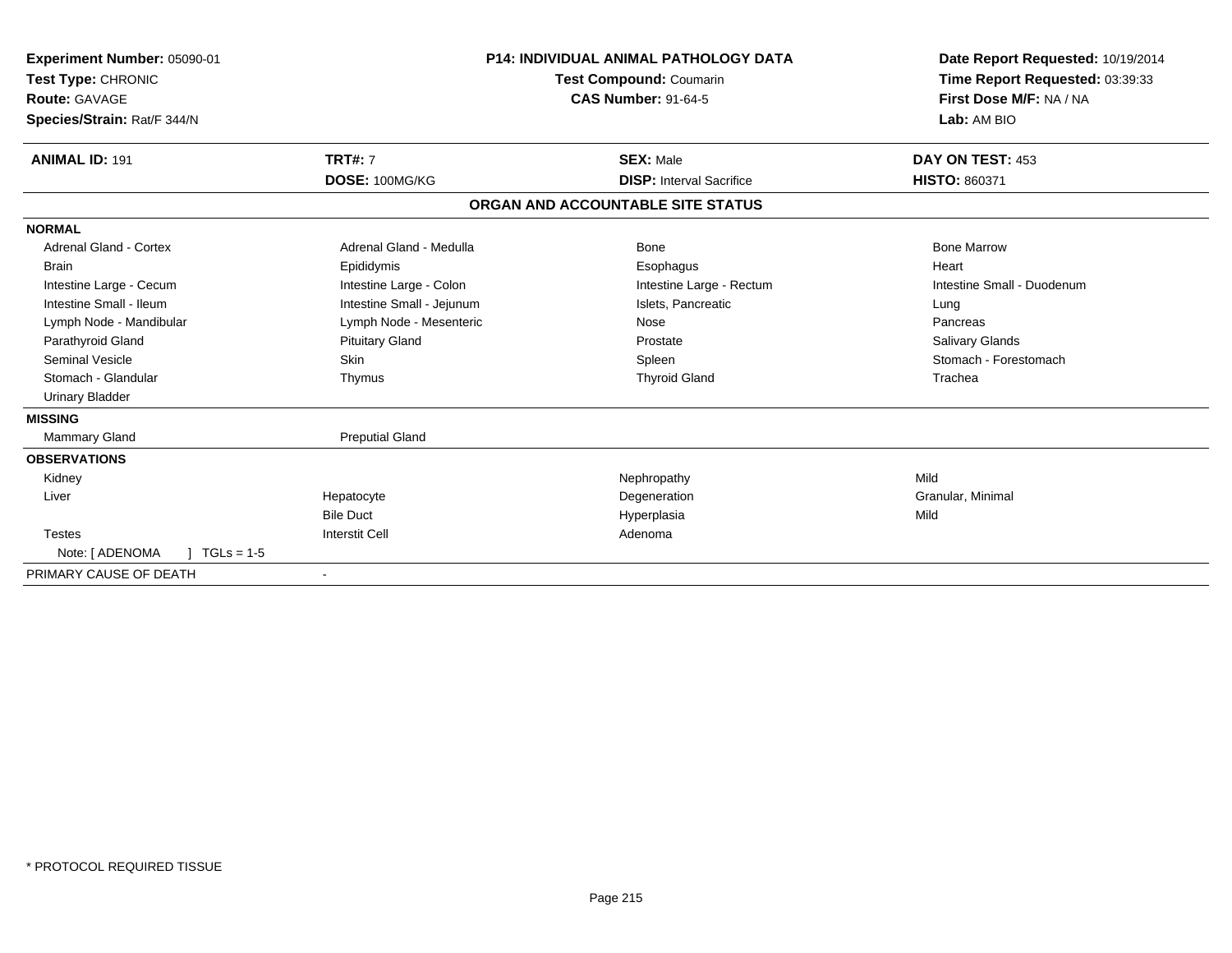| **Experiment Number:** 05090-01 | **P14: INDIVIDUAL ANIMAL PATHOLOGY DATA** | **Date Report Requested:** 10/19/2014 |
|---|---|---|
| **Test Type:** CHRONIC | **Test Compound:** Coumarin | **Time Report Requested:** 03:39:33 |
| **Route:** GAVAGE | **CAS Number:** 91-64-5 | **First Dose M/F:** NA / NA |
| **Species/Strain:** Rat/F 344/N | | **Lab:** AM BIO |

| **ANIMAL ID:** 191 | **TRT#:** 7 | **SEX:** Male | **DAY ON TEST:** 453 |
|---|---|---|---|
| | **DOSE:** 100MG/KG | **DISP:** Interval Sacrifice | **HISTO:** 860371 |

**ORGAN AND ACCOUNTABLE SITE STATUS**

| | | | |
|---|---|---|---|
| **NORMAL** | | | |
| Adrenal Gland - Cortex | Adrenal Gland - Medulla | Bone | Bone Marrow |
| Brain | Epididymis | Esophagus | Heart |
| Intestine Large - Cecum | Intestine Large - Colon | Intestine Large - Rectum | Intestine Small - Duodenum |
| Intestine Small - Ileum | Intestine Small - Jejunum | Islets, Pancreatic | Lung |
| Lymph Node - Mandibular | Lymph Node - Mesenteric | Nose | Pancreas |
| Parathyroid Gland | Pituitary Gland | Prostate | Salivary Glands |
| Seminal Vesicle | Skin | Spleen | Stomach - Forestomach |
| Stomach - Glandular | Thymus | Thyroid Gland | Trachea |
| Urinary Bladder | | | |
| **MISSING** | | | |
| Mammary Gland | Preputial Gland | | |
| **OBSERVATIONS** | | | |
| Kidney | | Nephropathy | Mild |
| Liver | Hepatocyte | Degeneration | Granular, Minimal |
| | Bile Duct | Hyperplasia | Mild |
| Testes | Interstit Cell | Adenoma | |
| Note: [ ADENOMA ] TGLs = 1-5 | | | |
| PRIMARY CAUSE OF DEATH | - | | |

* PROTOCOL REQUIRED TISSUE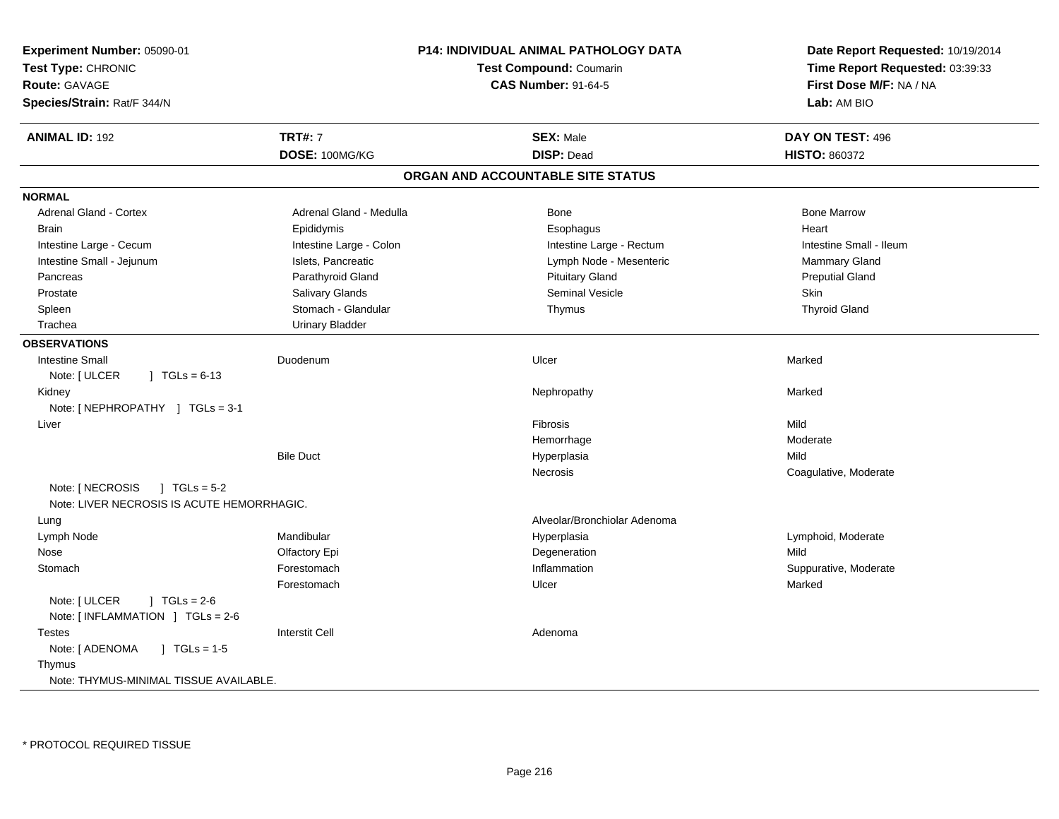**Experiment Number:** 05090-01
**Test Type:** CHRONIC
**Route:** GAVAGE
**Species/Strain:** Rat/F 344/N

**P14: INDIVIDUAL ANIMAL PATHOLOGY DATA**
**Test Compound:** Coumarin
**CAS Number:** 91-64-5

**Date Report Requested:** 10/19/2014
**Time Report Requested:** 03:39:33
**First Dose M/F:** NA / NA
**Lab:** AM BIO

| **ANIMAL ID:** 192 | **TRT#:** 7 | **SEX:** Male | **DAY ON TEST:** 496 |
|---|---|---|---|
| | **DOSE:** 100MG/KG | **DISP:** Dead | **HISTO:** 860372 |

## ORGAN AND ACCOUNTABLE SITE STATUS

**NORMAL**

| | | | |
|---|---|---|---|
| Adrenal Gland - Cortex | Adrenal Gland - Medulla | Bone | Bone Marrow |
| Brain | Epididymis | Esophagus | Heart |
| Intestine Large - Cecum | Intestine Large - Colon | Intestine Large - Rectum | Intestine Small - Ileum |
| Intestine Small - Jejunum | Islets, Pancreatic | Lymph Node - Mesenteric | Mammary Gland |
| Pancreas | Parathyroid Gland | Pituitary Gland | Preputial Gland |
| Prostate | Salivary Glands | Seminal Vesicle | Skin |
| Spleen | Stomach - Glandular | Thymus | Thyroid Gland |
| Trachea | Urinary Bladder | | |

**OBSERVATIONS**

| | | | |
|---|---|---|---|
| Intestine Small | Duodenum | Ulcer | Marked |
| Note: [ ULCER ] TGLs = 6-13 | | | |
| Kidney | | Nephropathy | Marked |
| Note: [ NEPHROPATHY ] TGLs = 3-1 | | | |
| Liver | | Fibrosis | Mild |
| | | Hemorrhage | Moderate |
| | Bile Duct | Hyperplasia | Mild |
| | | Necrosis | Coagulative, Moderate |
| Note: [ NECROSIS ] TGLs = 5-2 | | | |
| Note: LIVER NECROSIS IS ACUTE HEMORRHAGIC. | | | |
| Lung | | Alveolar/Bronchiolar Adenoma | |
| Lymph Node | Mandibular | Hyperplasia | Lymphoid, Moderate |
| Nose | Olfactory Epi | Degeneration | Mild |
| Stomach | Forestomach | Inflammation | Suppurative, Moderate |
| | Forestomach | Ulcer | Marked |
| Note: [ ULCER ] TGLs = 2-6 | | | |
| Note: [ INFLAMMATION ] TGLs = 2-6 | | | |
| Testes | Interstit Cell | Adenoma | |
| Note: [ ADENOMA ] TGLs = 1-5 | | | |
| Thymus | | | |
| Note: THYMUS-MINIMAL TISSUE AVAILABLE. | | | |

* PROTOCOL REQUIRED TISSUE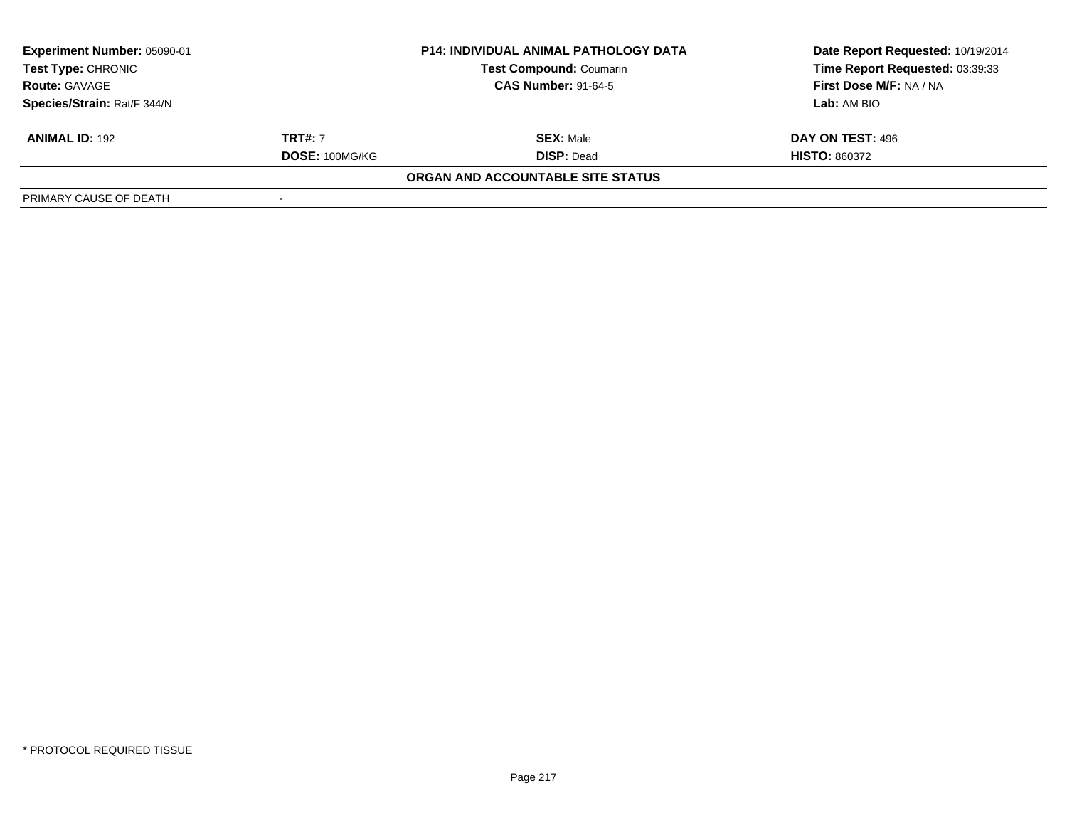| Experiment Number: 05090-01 | P14: INDIVIDUAL ANIMAL PATHOLOGY DATA | Date Report Requested: 10/19/2014 |
|---|---|---|
| Test Type: CHRONIC | Test Compound: Coumarin | Time Report Requested: 03:39:33 |
| Route: GAVAGE | CAS Number: 91-64-5 | First Dose M/F: NA / NA |
| Species/Strain: Rat/F 344/N | | Lab: AM BIO |

| ANIMAL ID: 192 | TRT#: 7 | SEX: Male | DAY ON TEST: 496 |
|---|---|---|---|
| | DOSE: 100MG/KG | DISP: Dead | HISTO: 860372 |

**ORGAN AND ACCOUNTABLE SITE STATUS**

| PRIMARY CAUSE OF DEATH | - |
|---|---|

* PROTOCOL REQUIRED TISSUE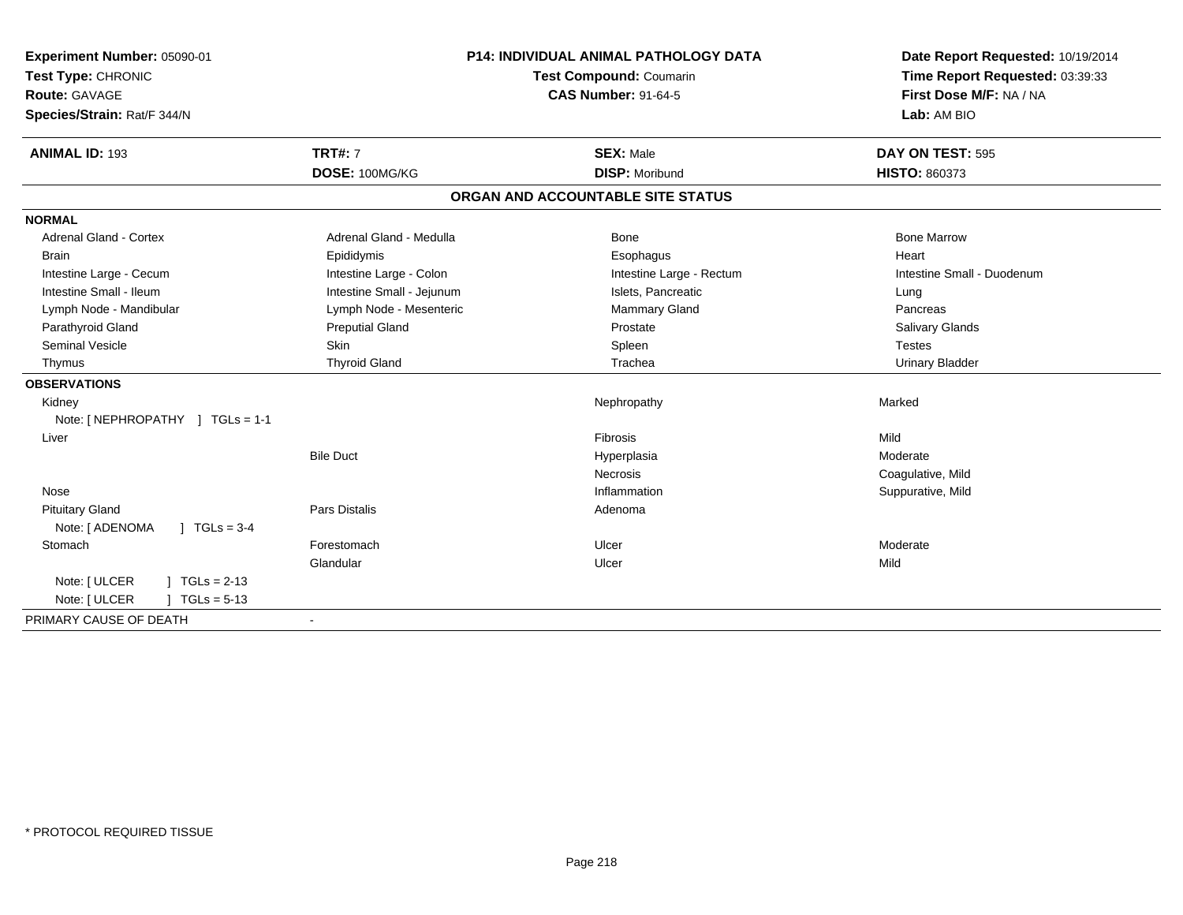**Experiment Number:** 05090-01
**Test Type:** CHRONIC
**Route:** GAVAGE
**Species/Strain:** Rat/F 344/N

**P14: INDIVIDUAL ANIMAL PATHOLOGY DATA**
**Test Compound:** Coumarin
**CAS Number:** 91-64-5

**Date Report Requested:** 10/19/2014
**Time Report Requested:** 03:39:33
**First Dose M/F:** NA / NA
**Lab:** AM BIO

| **ANIMAL ID:** 193 | **TRT#:** 7 | **SEX:** Male | **DAY ON TEST:** 595 |
|---|---|---|---|
| | **DOSE:** 100MG/KG | **DISP:** Moribund | **HISTO:** 860373 |

## ORGAN AND ACCOUNTABLE SITE STATUS

**NORMAL**

| | | | |
|---|---|---|---|
| Adrenal Gland - Cortex | Adrenal Gland - Medulla | Bone | Bone Marrow |
| Brain | Epididymis | Esophagus | Heart |
| Intestine Large - Cecum | Intestine Large - Colon | Intestine Large - Rectum | Intestine Small - Duodenum |
| Intestine Small - Ileum | Intestine Small - Jejunum | Islets, Pancreatic | Lung |
| Lymph Node - Mandibular | Lymph Node - Mesenteric | Mammary Gland | Pancreas |
| Parathyroid Gland | Preputial Gland | Prostate | Salivary Glands |
| Seminal Vesicle | Skin | Spleen | Testes |
| Thymus | Thyroid Gland | Trachea | Urinary Bladder |

**OBSERVATIONS**

| | | | |
|---|---|---|---|
| Kidney | | Nephropathy | Marked |
| Note: [ NEPHROPATHY ] TGLs = 1-1 | | | |
| Liver | | Fibrosis | Mild |
| | Bile Duct | Hyperplasia | Moderate |
| | | Necrosis | Coagulative, Mild |
| Nose | | Inflammation | Suppurative, Mild |
| Pituitary Gland | Pars Distalis | Adenoma | |
| Note: [ ADENOMA ] TGLs = 3-4 | | | |
| Stomach | Forestomach | Ulcer | Moderate |
| | Glandular | Ulcer | Mild |
| Note: [ ULCER ] TGLs = 2-13 | | | |
| Note: [ ULCER ] TGLs = 5-13 | | | |

PRIMARY CAUSE OF DEATH -

* PROTOCOL REQUIRED TISSUE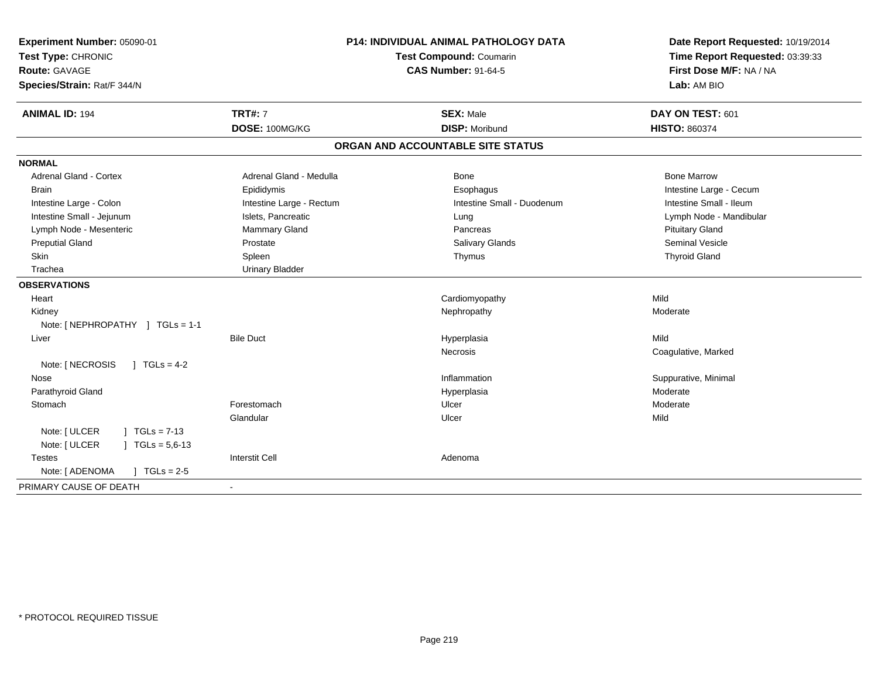**Experiment Number:** 05090-01
**Test Type:** CHRONIC
**Route:** GAVAGE
**Species/Strain:** Rat/F 344/N

**P14: INDIVIDUAL ANIMAL PATHOLOGY DATA**
**Test Compound:** Coumarin
**CAS Number:** 91-64-5

**Date Report Requested:** 10/19/2014
**Time Report Requested:** 03:39:33
**First Dose M/F:** NA / NA
**Lab:** AM BIO

| **ANIMAL ID:** 194 | **TRT#:** 7 | **SEX:** Male | **DAY ON TEST:** 601 |
|---|---|---|---|
| | **DOSE:** 100MG/KG | **DISP:** Moribund | **HISTO:** 860374 |

## ORGAN AND ACCOUNTABLE SITE STATUS

**NORMAL**

| | | | |
|---|---|---|---|
| Adrenal Gland - Cortex | Adrenal Gland - Medulla | Bone | Bone Marrow |
| Brain | Epididymis | Esophagus | Intestine Large - Cecum |
| Intestine Large - Colon | Intestine Large - Rectum | Intestine Small - Duodenum | Intestine Small - Ileum |
| Intestine Small - Jejunum | Islets, Pancreatic | Lung | Lymph Node - Mandibular |
| Lymph Node - Mesenteric | Mammary Gland | Pancreas | Pituitary Gland |
| Preputial Gland | Prostate | Salivary Glands | Seminal Vesicle |
| Skin | Spleen | Thymus | Thyroid Gland |
| Trachea | Urinary Bladder | | |

**OBSERVATIONS**

| | | | |
|---|---|---|---|
| Heart | | Cardiomyopathy | Mild |
| Kidney | | Nephropathy | Moderate |
| Note: [ NEPHROPATHY ] TGLs = 1-1 | | | |
| Liver | Bile Duct | Hyperplasia | Mild |
| | | Necrosis | Coagulative, Marked |
| Note: [ NECROSIS ] TGLs = 4-2 | | | |
| Nose | | Inflammation | Suppurative, Minimal |
| Parathyroid Gland | | Hyperplasia | Moderate |
| Stomach | Forestomach | Ulcer | Moderate |
| | Glandular | Ulcer | Mild |
| Note: [ ULCER ] TGLs = 7-13 | | | |
| Note: [ ULCER ] TGLs = 5,6-13 | | | |
| Testes | Interstit Cell | Adenoma | |
| Note: [ ADENOMA ] TGLs = 2-5 | | | |

| | |
|---|---|
| PRIMARY CAUSE OF DEATH | - |

* PROTOCOL REQUIRED TISSUE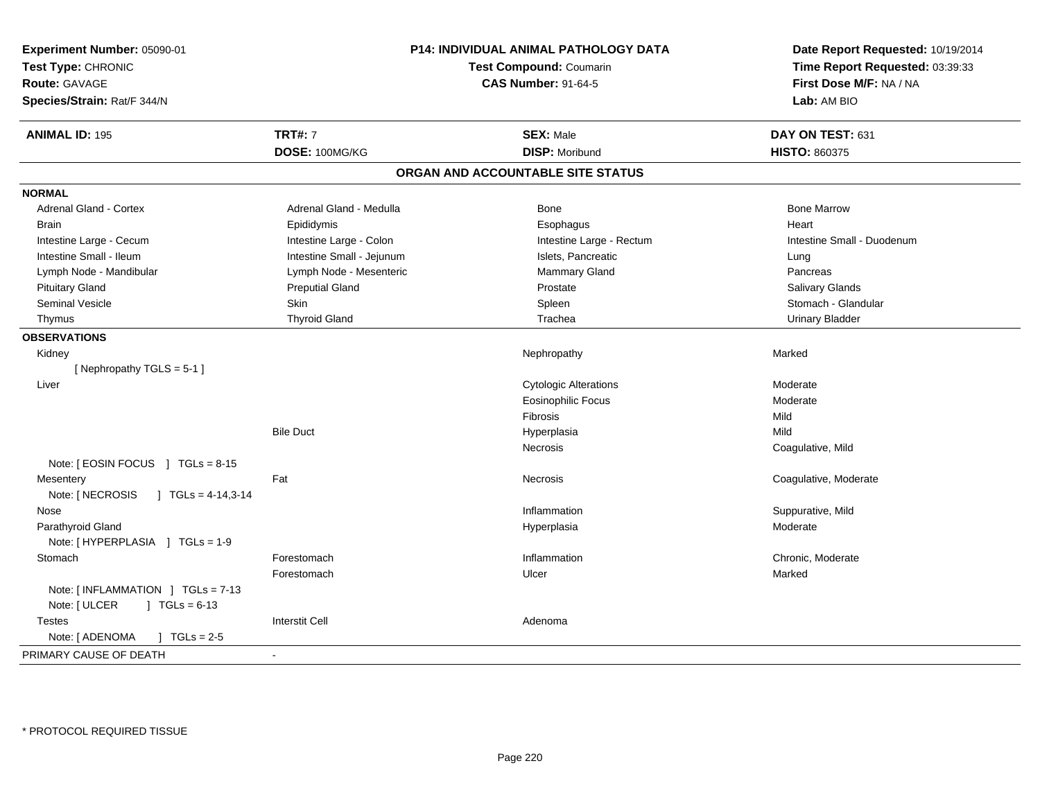| **Experiment Number:** 05090-01 | **P14: INDIVIDUAL ANIMAL PATHOLOGY DATA** | **Date Report Requested:** 10/19/2014 |
|---|---|---|
| **Test Type:** CHRONIC | **Test Compound:** Coumarin | **Time Report Requested:** 03:39:33 |
| **Route:** GAVAGE | **CAS Number:** 91-64-5 | **First Dose M/F:** NA / NA |
| **Species/Strain:** Rat/F 344/N | | **Lab:** AM BIO |

| **ANIMAL ID:** 195 | **TRT#:** 7 | **SEX:** Male | **DAY ON TEST:** 631 |
|---|---|---|---|
| | **DOSE:** 100MG/KG | **DISP:** Moribund | **HISTO:** 860375 |

## ORGAN AND ACCOUNTABLE SITE STATUS

**NORMAL**

| | | | |
|---|---|---|---|
| Adrenal Gland - Cortex | Adrenal Gland - Medulla | Bone | Bone Marrow |
| Brain | Epididymis | Esophagus | Heart |
| Intestine Large - Cecum | Intestine Large - Colon | Intestine Large - Rectum | Intestine Small - Duodenum |
| Intestine Small - Ileum | Intestine Small - Jejunum | Islets, Pancreatic | Lung |
| Lymph Node - Mandibular | Lymph Node - Mesenteric | Mammary Gland | Pancreas |
| Pituitary Gland | Preputial Gland | Prostate | Salivary Glands |
| Seminal Vesicle | Skin | Spleen | Stomach - Glandular |
| Thymus | Thyroid Gland | Trachea | Urinary Bladder |

**OBSERVATIONS**

| | | | |
|---|---|---|---|
| Kidney | | Nephropathy | Marked |
| [ Nephropathy TGLS = 5-1 ] | | | |
| Liver | | Cytologic Alterations | Moderate |
| | | Eosinophilic Focus | Moderate |
| | | Fibrosis | Mild |
| | Bile Duct | Hyperplasia | Mild |
| | | Necrosis | Coagulative, Mild |
| Note: [ EOSIN FOCUS ] TGLs = 8-15 | | | |
| Mesentery | Fat | Necrosis | Coagulative, Moderate |
| Note: [ NECROSIS ] TGLs = 4-14,3-14 | | | |
| Nose | | Inflammation | Suppurative, Mild |
| Parathyroid Gland | | Hyperplasia | Moderate |
| Note: [ HYPERPLASIA ] TGLs = 1-9 | | | |
| Stomach | Forestomach | Inflammation | Chronic, Moderate |
| | Forestomach | Ulcer | Marked |
| Note: [ INFLAMMATION ] TGLs = 7-13 | | | |
| Note: [ ULCER ] TGLs = 6-13 | | | |
| Testes | Interstit Cell | Adenoma | |
| Note: [ ADENOMA ] TGLs = 2-5 | | | |

PRIMARY CAUSE OF DEATH -

* PROTOCOL REQUIRED TISSUE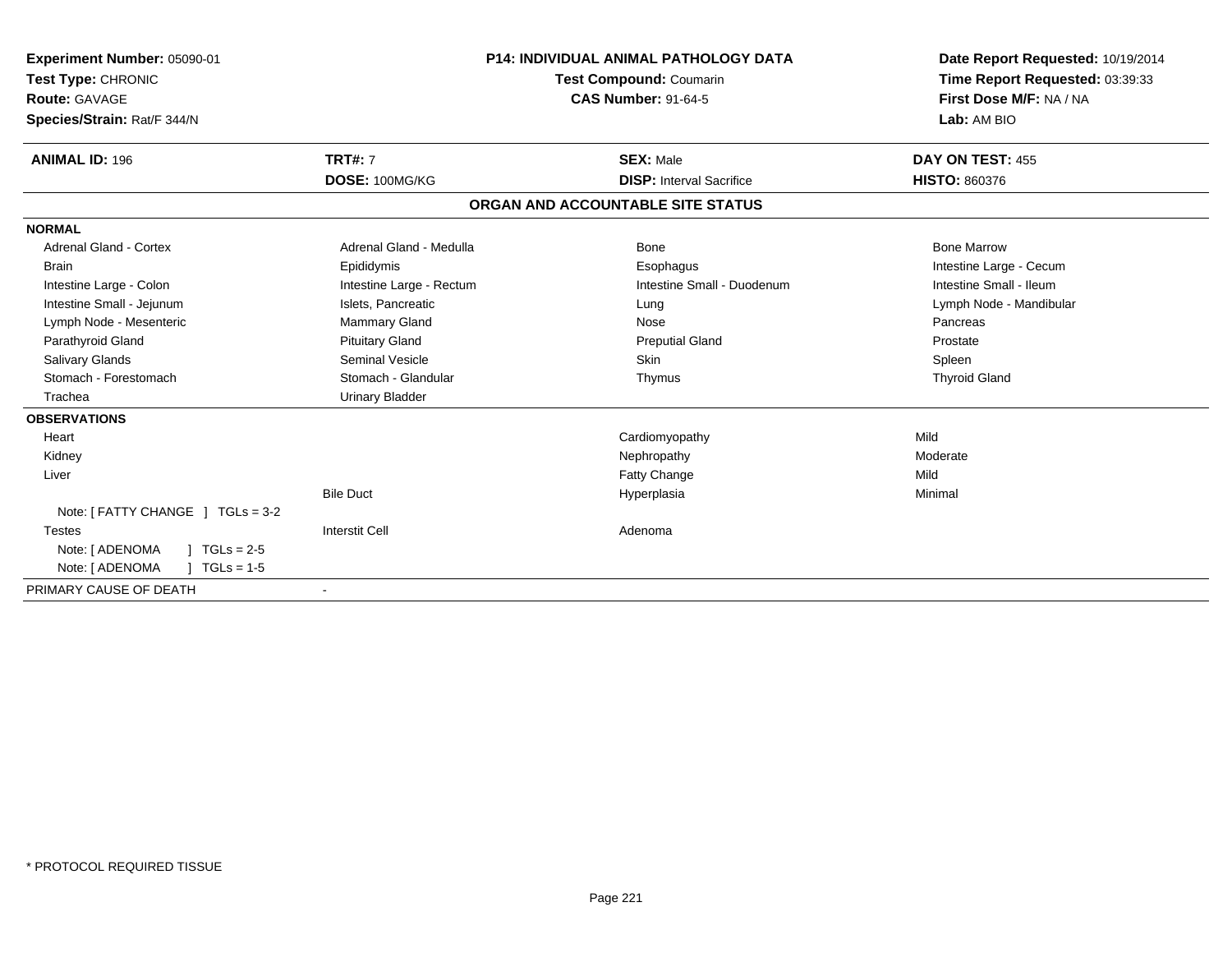**Experiment Number:** 05090-01
**Test Type:** CHRONIC
**Route:** GAVAGE
**Species/Strain:** Rat/F 344/N

**P14: INDIVIDUAL ANIMAL PATHOLOGY DATA**
**Test Compound:** Coumarin
**CAS Number:** 91-64-5

**Date Report Requested:** 10/19/2014
**Time Report Requested:** 03:39:33
**First Dose M/F:** NA / NA
**Lab:** AM BIO

| **ANIMAL ID:** 196 | **TRT#:** 7 | **SEX:** Male | **DAY ON TEST:** 455 |
|---|---|---|---|
| | **DOSE:** 100MG/KG | **DISP:** Interval Sacrifice | **HISTO:** 860376 |

## ORGAN AND ACCOUNTABLE SITE STATUS

**NORMAL**

| | | | |
|---|---|---|---|
| Adrenal Gland - Cortex | Adrenal Gland - Medulla | Bone | Bone Marrow |
| Brain | Epididymis | Esophagus | Intestine Large - Cecum |
| Intestine Large - Colon | Intestine Large - Rectum | Intestine Small - Duodenum | Intestine Small - Ileum |
| Intestine Small - Jejunum | Islets, Pancreatic | Lung | Lymph Node - Mandibular |
| Lymph Node - Mesenteric | Mammary Gland | Nose | Pancreas |
| Parathyroid Gland | Pituitary Gland | Preputial Gland | Prostate |
| Salivary Glands | Seminal Vesicle | Skin | Spleen |
| Stomach - Forestomach | Stomach - Glandular | Thymus | Thyroid Gland |
| Trachea | Urinary Bladder | | |

**OBSERVATIONS**

| | | | |
|---|---|---|---|
| Heart | | Cardiomyopathy | Mild |
| Kidney | | Nephropathy | Moderate |
| Liver | | Fatty Change | Mild |
| | Bile Duct | Hyperplasia | Minimal |
| Note: [ FATTY CHANGE ] TGLs = 3-2 | | | |
| Testes | Interstit Cell | Adenoma | |
| Note: [ ADENOMA ] TGLs = 2-5 | | | |
| Note: [ ADENOMA ] TGLs = 1-5 | | | |

PRIMARY CAUSE OF DEATH -

\* PROTOCOL REQUIRED TISSUE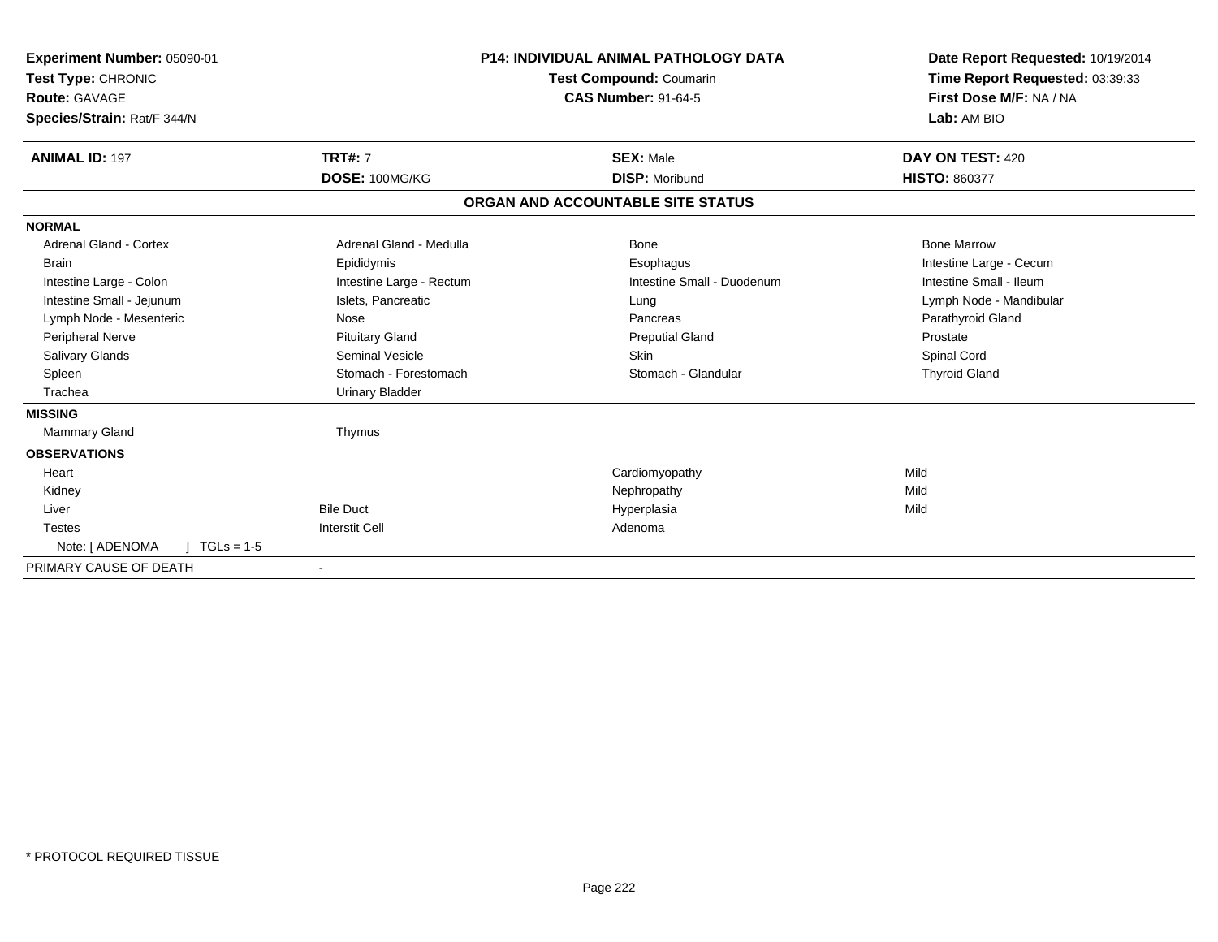**Experiment Number:** 05090-01
**Test Type:** CHRONIC
**Route:** GAVAGE
**Species/Strain:** Rat/F 344/N

**P14: INDIVIDUAL ANIMAL PATHOLOGY DATA**
**Test Compound:** Coumarin
**CAS Number:** 91-64-5

**Date Report Requested:** 10/19/2014
**Time Report Requested:** 03:39:33
**First Dose M/F:** NA / NA
**Lab:** AM BIO

| **ANIMAL ID:** 197 | **TRT#:** 7 | **SEX:** Male | **DAY ON TEST:** 420 |
|---|---|---|---|
| | **DOSE:** 100MG/KG | **DISP:** Moribund | **HISTO:** 860377 |

**ORGAN AND ACCOUNTABLE SITE STATUS**

| | | | |
|---|---|---|---|
| **NORMAL** | | | |
| Adrenal Gland - Cortex | Adrenal Gland - Medulla | Bone | Bone Marrow |
| Brain | Epididymis | Esophagus | Intestine Large - Cecum |
| Intestine Large - Colon | Intestine Large - Rectum | Intestine Small - Duodenum | Intestine Small - Ileum |
| Intestine Small - Jejunum | Islets, Pancreatic | Lung | Lymph Node - Mandibular |
| Lymph Node - Mesenteric | Nose | Pancreas | Parathyroid Gland |
| Peripheral Nerve | Pituitary Gland | Preputial Gland | Prostate |
| Salivary Glands | Seminal Vesicle | Skin | Spinal Cord |
| Spleen | Stomach - Forestomach | Stomach - Glandular | Thyroid Gland |
| Trachea | Urinary Bladder | | |
| **MISSING** | | | |
| Mammary Gland | Thymus | | |
| **OBSERVATIONS** | | | |
| Heart | | Cardiomyopathy | Mild |
| Kidney | | Nephropathy | Mild |
| Liver | Bile Duct | Hyperplasia | Mild |
| Testes | Interstit Cell | Adenoma | |
| Note: [ ADENOMA ] TGLs = 1-5 | | | |
| PRIMARY CAUSE OF DEATH | - | | |

\* PROTOCOL REQUIRED TISSUE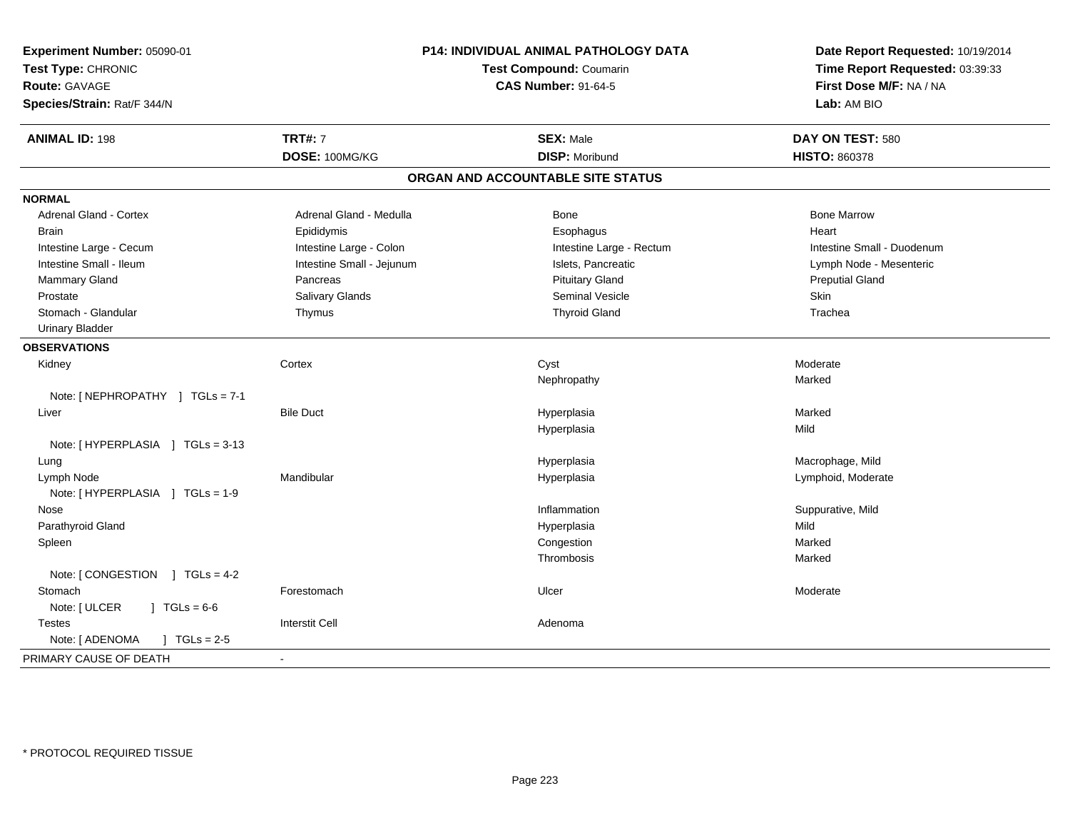**Experiment Number:** 05090-01
**Test Type:** CHRONIC
**Route:** GAVAGE
**Species/Strain:** Rat/F 344/N

**P14: INDIVIDUAL ANIMAL PATHOLOGY DATA**
**Test Compound:** Coumarin
**CAS Number:** 91-64-5

**Date Report Requested:** 10/19/2014
**Time Report Requested:** 03:39:33
**First Dose M/F:** NA / NA
**Lab:** AM BIO

| **ANIMAL ID:** 198 | **TRT#:** 7 | **SEX:** Male | **DAY ON TEST:** 580 |
|---|---|---|---|
| | **DOSE:** 100MG/KG | **DISP:** Moribund | **HISTO:** 860378 |

## ORGAN AND ACCOUNTABLE SITE STATUS

**NORMAL**

| | | | |
|---|---|---|---|
| Adrenal Gland - Cortex | Adrenal Gland - Medulla | Bone | Bone Marrow |
| Brain | Epididymis | Esophagus | Heart |
| Intestine Large - Cecum | Intestine Large - Colon | Intestine Large - Rectum | Intestine Small - Duodenum |
| Intestine Small - Ileum | Intestine Small - Jejunum | Islets, Pancreatic | Lymph Node - Mesenteric |
| Mammary Gland | Pancreas | Pituitary Gland | Preputial Gland |
| Prostate | Salivary Glands | Seminal Vesicle | Skin |
| Stomach - Glandular | Thymus | Thyroid Gland | Trachea |
| Urinary Bladder | | | |

**OBSERVATIONS**

| | | | |
|---|---|---|---|
| Kidney | Cortex | Cyst | Moderate |
| | | Nephropathy | Marked |
| Note: [ NEPHROPATHY ] TGLs = 7-1 | | | |
| Liver | Bile Duct | Hyperplasia | Marked |
| | | Hyperplasia | Mild |
| Note: [ HYPERPLASIA ] TGLs = 3-13 | | | |
| Lung | | Hyperplasia | Macrophage, Mild |
| Lymph Node | Mandibular | Hyperplasia | Lymphoid, Moderate |
| Note: [ HYPERPLASIA ] TGLs = 1-9 | | | |
| Nose | | Inflammation | Suppurative, Mild |
| Parathyroid Gland | | Hyperplasia | Mild |
| Spleen | | Congestion | Marked |
| | | Thrombosis | Marked |
| Note: [ CONGESTION ] TGLs = 4-2 | | | |
| Stomach | Forestomach | Ulcer | Moderate |
| Note: [ ULCER ] TGLs = 6-6 | | | |
| Testes | Interstit Cell | Adenoma | |
| Note: [ ADENOMA ] TGLs = 2-5 | | | |

PRIMARY CAUSE OF DEATH -

* PROTOCOL REQUIRED TISSUE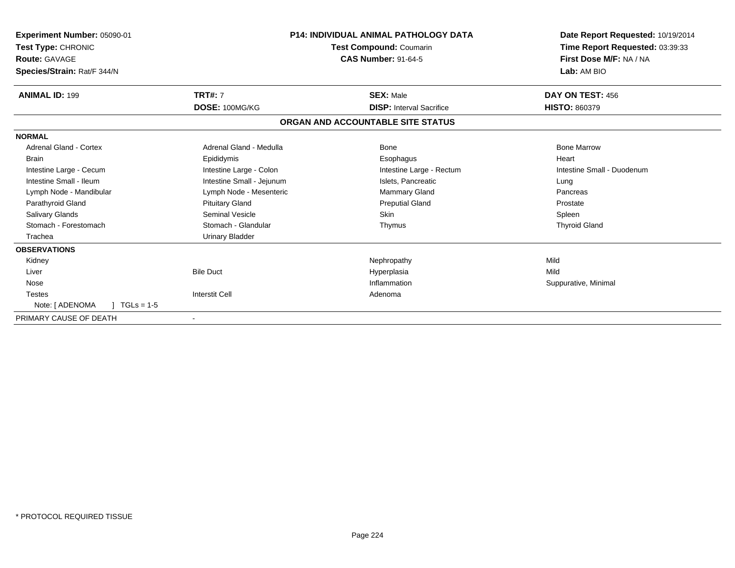**Experiment Number:** 05090-01
**Test Type:** CHRONIC
**Route:** GAVAGE
**Species/Strain:** Rat/F 344/N

**P14: INDIVIDUAL ANIMAL PATHOLOGY DATA**
**Test Compound:** Coumarin
**CAS Number:** 91-64-5

**Date Report Requested:** 10/19/2014
**Time Report Requested:** 03:39:33
**First Dose M/F:** NA / NA
**Lab:** AM BIO

| **ANIMAL ID:** 199 | **TRT#:** 7 | **SEX:** Male | **DAY ON TEST:** 456 |
|---|---|---|---|
| | **DOSE:** 100MG/KG | **DISP:** Interval Sacrifice | **HISTO:** 860379 |

## ORGAN AND ACCOUNTABLE SITE STATUS

| | | | |
|---|---|---|---|
| **NORMAL** | | | |
| Adrenal Gland - Cortex | Adrenal Gland - Medulla | Bone | Bone Marrow |
| Brain | Epididymis | Esophagus | Heart |
| Intestine Large - Cecum | Intestine Large - Colon | Intestine Large - Rectum | Intestine Small - Duodenum |
| Intestine Small - Ileum | Intestine Small - Jejunum | Islets, Pancreatic | Lung |
| Lymph Node - Mandibular | Lymph Node - Mesenteric | Mammary Gland | Pancreas |
| Parathyroid Gland | Pituitary Gland | Preputial Gland | Prostate |
| Salivary Glands | Seminal Vesicle | Skin | Spleen |
| Stomach - Forestomach | Stomach - Glandular | Thymus | Thyroid Gland |
| Trachea | Urinary Bladder | | |
| **OBSERVATIONS** | | | |
| Kidney | | Nephropathy | Mild |
| Liver | Bile Duct | Hyperplasia | Mild |
| Nose | | Inflammation | Suppurative, Minimal |
| Testes | Interstit Cell | Adenoma | |
| Note: [ ADENOMA ] TGLs = 1-5 | | | |
| PRIMARY CAUSE OF DEATH | - | | |

\* PROTOCOL REQUIRED TISSUE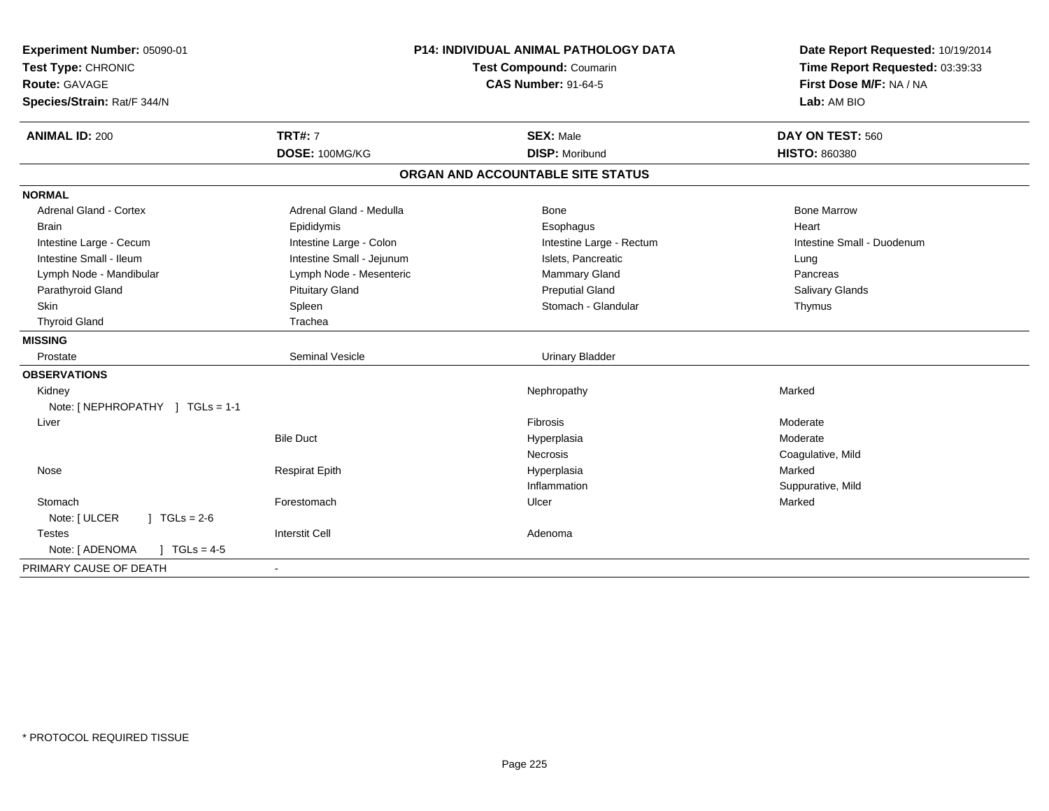**Experiment Number:** 05090-01
**Test Type:** CHRONIC
**Route:** GAVAGE
**Species/Strain:** Rat/F 344/N

**P14: INDIVIDUAL ANIMAL PATHOLOGY DATA**
**Test Compound:** Coumarin
**CAS Number:** 91-64-5

**Date Report Requested:** 10/19/2014
**Time Report Requested:** 03:39:33
**First Dose M/F:** NA / NA
**Lab:** AM BIO

| **ANIMAL ID:** 200 | **TRT#:** 7 | **SEX:** Male | **DAY ON TEST:** 560 |
|---|---|---|---|
| | **DOSE:** 100MG/KG | **DISP:** Moribund | **HISTO:** 860380 |

**ORGAN AND ACCOUNTABLE SITE STATUS**

**NORMAL**

| | | | |
|---|---|---|---|
| Adrenal Gland - Cortex | Adrenal Gland - Medulla | Bone | Bone Marrow |
| Brain | Epididymis | Esophagus | Heart |
| Intestine Large - Cecum | Intestine Large - Colon | Intestine Large - Rectum | Intestine Small - Duodenum |
| Intestine Small - Ileum | Intestine Small - Jejunum | Islets, Pancreatic | Lung |
| Lymph Node - Mandibular | Lymph Node - Mesenteric | Mammary Gland | Pancreas |
| Parathyroid Gland | Pituitary Gland | Preputial Gland | Salivary Glands |
| Skin | Spleen | Stomach - Glandular | Thymus |
| Thyroid Gland | Trachea | | |

**MISSING**

| | | |
|---|---|---|
| Prostate | Seminal Vesicle | Urinary Bladder |

**OBSERVATIONS**

| Organ | Site | Observation | Severity |
|---|---|---|---|
| Kidney | | Nephropathy | Marked |
| Note: [ NEPHROPATHY ] TGLs = 1-1 | | | |
| Liver | | Fibrosis | Moderate |
| | Bile Duct | Hyperplasia | Moderate |
| | | Necrosis | Coagulative, Mild |
| Nose | Respirat Epith | Hyperplasia | Marked |
| | | Inflammation | Suppurative, Mild |
| Stomach | Forestomach | Ulcer | Marked |
| Note: [ ULCER ] TGLs = 2-6 | | | |
| Testes | Interstit Cell | Adenoma | |
| Note: [ ADENOMA ] TGLs = 4-5 | | | |

PRIMARY CAUSE OF DEATH -

* PROTOCOL REQUIRED TISSUE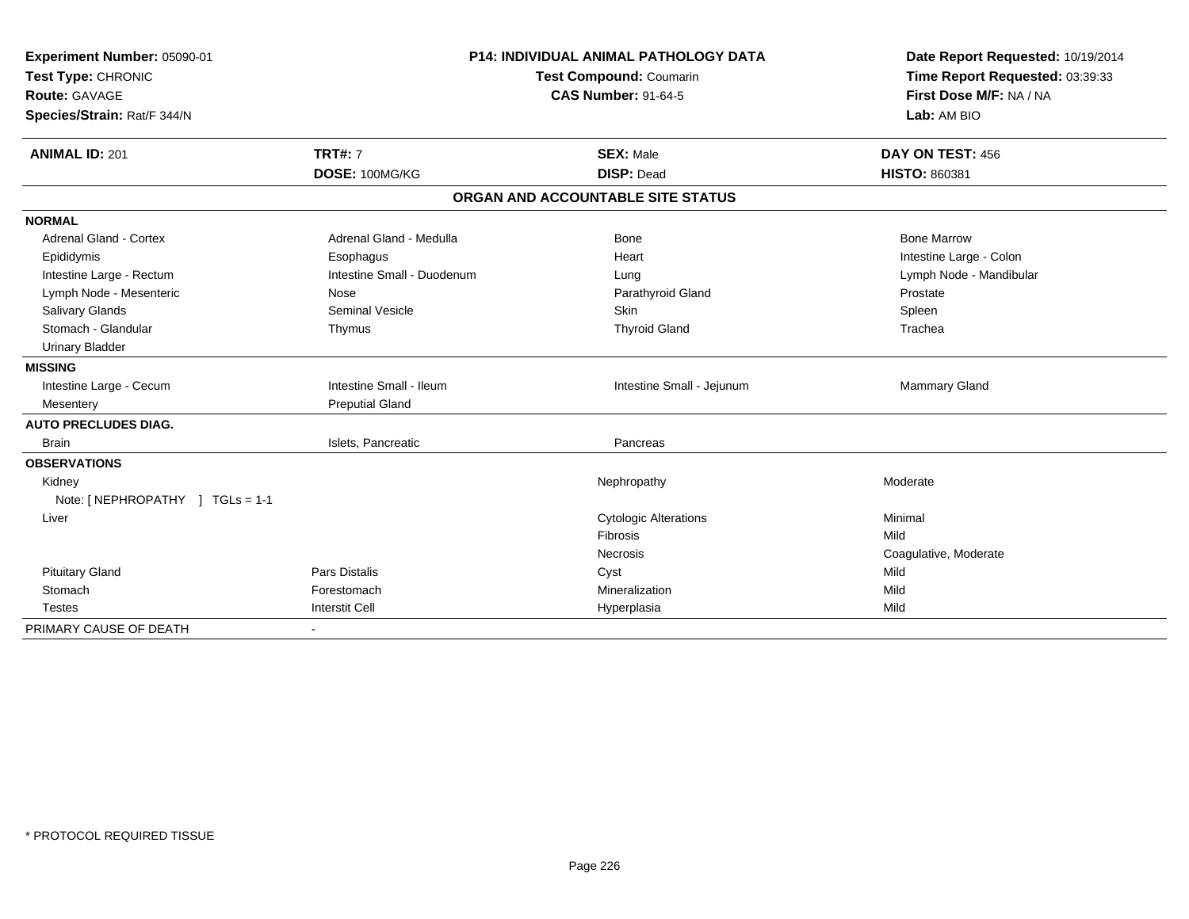**Experiment Number:** 05090-01
**Test Type:** CHRONIC
**Route:** GAVAGE
**Species/Strain:** Rat/F 344/N

**P14: INDIVIDUAL ANIMAL PATHOLOGY DATA**
**Test Compound:** Coumarin
**CAS Number:** 91-64-5

**Date Report Requested:** 10/19/2014
**Time Report Requested:** 03:39:33
**First Dose M/F:** NA / NA
**Lab:** AM BIO

| **ANIMAL ID:** 201 | **TRT#:** 7 | **SEX:** Male | **DAY ON TEST:** 456 |
|---|---|---|---|
| | **DOSE:** 100MG/KG | **DISP:** Dead | **HISTO:** 860381 |

## ORGAN AND ACCOUNTABLE SITE STATUS

| | | | |
|---|---|---|---|
| **NORMAL** | | | |
| Adrenal Gland - Cortex | Adrenal Gland - Medulla | Bone | Bone Marrow |
| Epididymis | Esophagus | Heart | Intestine Large - Colon |
| Intestine Large - Rectum | Intestine Small - Duodenum | Lung | Lymph Node - Mandibular |
| Lymph Node - Mesenteric | Nose | Parathyroid Gland | Prostate |
| Salivary Glands | Seminal Vesicle | Skin | Spleen |
| Stomach - Glandular | Thymus | Thyroid Gland | Trachea |
| Urinary Bladder | | | |
| **MISSING** | | | |
| Intestine Large - Cecum | Intestine Small - Ileum | Intestine Small - Jejunum | Mammary Gland |
| Mesentery | Preputial Gland | | |
| **AUTO PRECLUDES DIAG.** | | | |
| Brain | Islets, Pancreatic | Pancreas | |
| **OBSERVATIONS** | | | |
| Kidney | | Nephropathy | Moderate |
| Note: [ NEPHROPATHY ] TGLs = 1-1 | | | |
| Liver | | Cytologic Alterations | Minimal |
| | | Fibrosis | Mild |
| | | Necrosis | Coagulative, Moderate |
| Pituitary Gland | Pars Distalis | Cyst | Mild |
| Stomach | Forestomach | Mineralization | Mild |
| Testes | Interstit Cell | Hyperplasia | Mild |
| PRIMARY CAUSE OF DEATH | - | | |

\* PROTOCOL REQUIRED TISSUE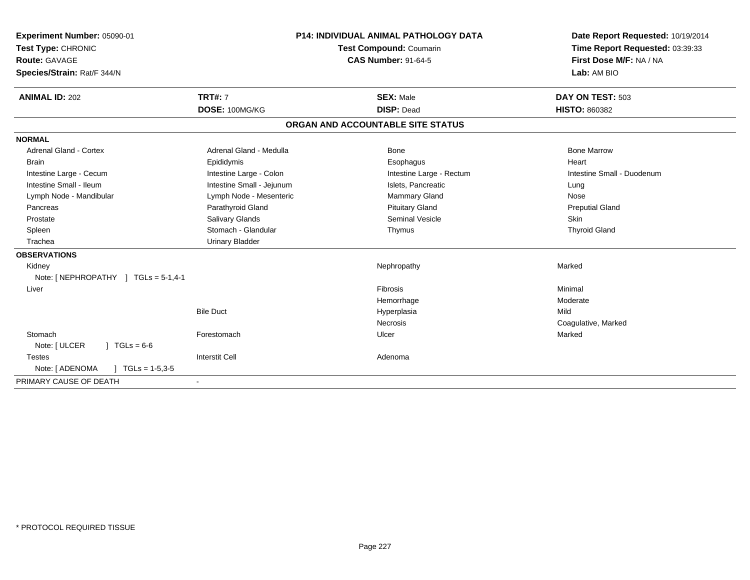**Experiment Number:** 05090-01
**Test Type:** CHRONIC
**Route:** GAVAGE
**Species/Strain:** Rat/F 344/N

**P14: INDIVIDUAL ANIMAL PATHOLOGY DATA**
**Test Compound:** Coumarin
**CAS Number:** 91-64-5

**Date Report Requested:** 10/19/2014
**Time Report Requested:** 03:39:33
**First Dose M/F:** NA / NA
**Lab:** AM BIO

| **ANIMAL ID:** 202 | **TRT#:** 7 | **SEX:** Male | **DAY ON TEST:** 503 |
|---|---|---|---|
| | **DOSE:** 100MG/KG | **DISP:** Dead | **HISTO:** 860382 |

## ORGAN AND ACCOUNTABLE SITE STATUS

| | | | |
|---|---|---|---|
| **NORMAL** | | | |
| Adrenal Gland - Cortex | Adrenal Gland - Medulla | Bone | Bone Marrow |
| Brain | Epididymis | Esophagus | Heart |
| Intestine Large - Cecum | Intestine Large - Colon | Intestine Large - Rectum | Intestine Small - Duodenum |
| Intestine Small - Ileum | Intestine Small - Jejunum | Islets, Pancreatic | Lung |
| Lymph Node - Mandibular | Lymph Node - Mesenteric | Mammary Gland | Nose |
| Pancreas | Parathyroid Gland | Pituitary Gland | Preputial Gland |
| Prostate | Salivary Glands | Seminal Vesicle | Skin |
| Spleen | Stomach - Glandular | Thymus | Thyroid Gland |
| Trachea | Urinary Bladder | | |
| **OBSERVATIONS** | | | |
| Kidney | | Nephropathy | Marked |
| Note: [ NEPHROPATHY ] TGLs = 5-1,4-1 | | | |
| Liver | | Fibrosis | Minimal |
| | | Hemorrhage | Moderate |
| | Bile Duct | Hyperplasia | Mild |
| | | Necrosis | Coagulative, Marked |
| Stomach | Forestomach | Ulcer | Marked |
| Note: [ ULCER ] TGLs = 6-6 | | | |
| Testes | Interstit Cell | Adenoma | |
| Note: [ ADENOMA ] TGLs = 1-5,3-5 | | | |
| PRIMARY CAUSE OF DEATH | - | | |

\* PROTOCOL REQUIRED TISSUE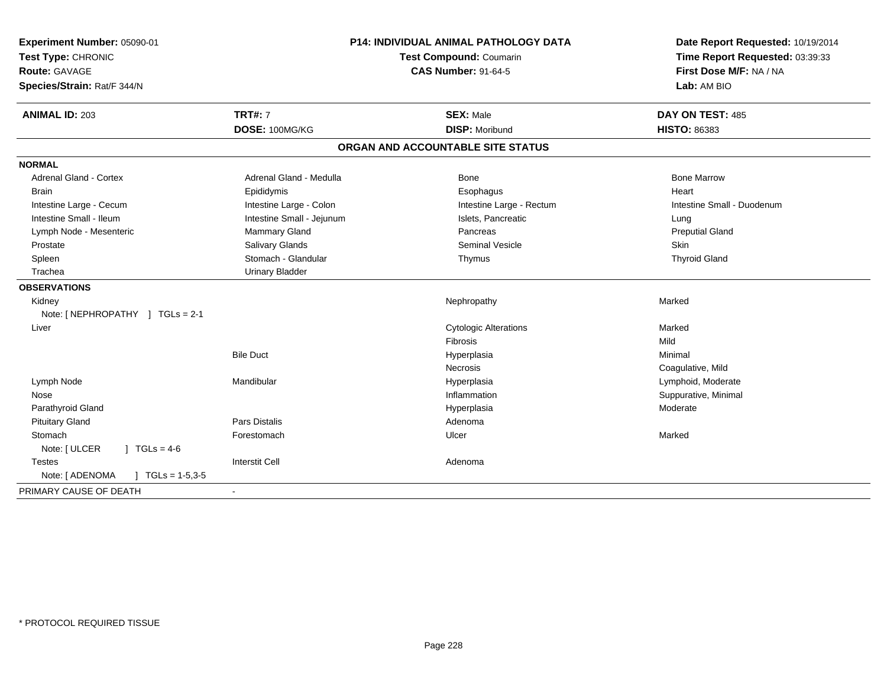**Experiment Number:** 05090-01
**Test Type:** CHRONIC
**Route:** GAVAGE
**Species/Strain:** Rat/F 344/N

**P14: INDIVIDUAL ANIMAL PATHOLOGY DATA**
**Test Compound:** Coumarin
**CAS Number:** 91-64-5

**Date Report Requested:** 10/19/2014
**Time Report Requested:** 03:39:33
**First Dose M/F:** NA / NA
**Lab:** AM BIO

| **ANIMAL ID:** 203 | **TRT#:** 7 | **SEX:** Male | **DAY ON TEST:** 485 |
|---|---|---|---|
| | **DOSE:** 100MG/KG | **DISP:** Moribund | **HISTO:** 86383 |

## ORGAN AND ACCOUNTABLE SITE STATUS

**NORMAL**

| | | | |
|---|---|---|---|
| Adrenal Gland - Cortex | Adrenal Gland - Medulla | Bone | Bone Marrow |
| Brain | Epididymis | Esophagus | Heart |
| Intestine Large - Cecum | Intestine Large - Colon | Intestine Large - Rectum | Intestine Small - Duodenum |
| Intestine Small - Ileum | Intestine Small - Jejunum | Islets, Pancreatic | Lung |
| Lymph Node - Mesenteric | Mammary Gland | Pancreas | Preputial Gland |
| Prostate | Salivary Glands | Seminal Vesicle | Skin |
| Spleen | Stomach - Glandular | Thymus | Thyroid Gland |
| Trachea | Urinary Bladder | | |

**OBSERVATIONS**

| | | | |
|---|---|---|---|
| Kidney | | Nephropathy | Marked |
| Note: [ NEPHROPATHY ] TGLs = 2-1 | | | |
| Liver | | Cytologic Alterations | Marked |
| | | Fibrosis | Mild |
| | Bile Duct | Hyperplasia | Minimal |
| | | Necrosis | Coagulative, Mild |
| Lymph Node | Mandibular | Hyperplasia | Lymphoid, Moderate |
| Nose | | Inflammation | Suppurative, Minimal |
| Parathyroid Gland | | Hyperplasia | Moderate |
| Pituitary Gland | Pars Distalis | Adenoma | |
| Stomach | Forestomach | Ulcer | Marked |
| Note: [ ULCER ] TGLs = 4-6 | | | |
| Testes | Interstit Cell | Adenoma | |
| Note: [ ADENOMA ] TGLs = 1-5,3-5 | | | |

PRIMARY CAUSE OF DEATH -

\* PROTOCOL REQUIRED TISSUE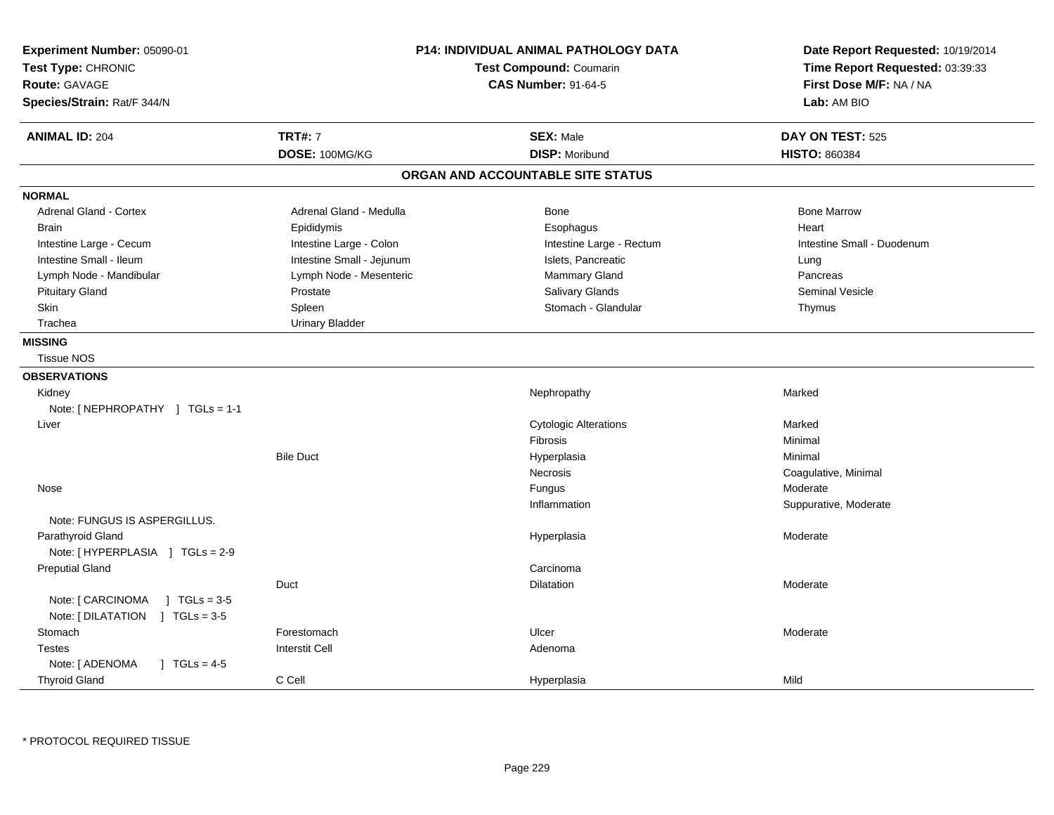**Experiment Number:** 05090-01
**Test Type:** CHRONIC
**Route:** GAVAGE
**Species/Strain:** Rat/F 344/N

**P14: INDIVIDUAL ANIMAL PATHOLOGY DATA**
**Test Compound:** Coumarin
**CAS Number:** 91-64-5

**Date Report Requested:** 10/19/2014
**Time Report Requested:** 03:39:33
**First Dose M/F:** NA / NA
**Lab:** AM BIO

| **ANIMAL ID:** 204 | **TRT#:** 7 | **SEX:** Male | **DAY ON TEST:** 525 |
|---|---|---|---|
| | **DOSE:** 100MG/KG | **DISP:** Moribund | **HISTO:** 860384 |

## ORGAN AND ACCOUNTABLE SITE STATUS

**NORMAL**

| | | | |
|---|---|---|---|
| Adrenal Gland - Cortex | Adrenal Gland - Medulla | Bone | Bone Marrow |
| Brain | Epididymis | Esophagus | Heart |
| Intestine Large - Cecum | Intestine Large - Colon | Intestine Large - Rectum | Intestine Small - Duodenum |
| Intestine Small - Ileum | Intestine Small - Jejunum | Islets, Pancreatic | Lung |
| Lymph Node - Mandibular | Lymph Node - Mesenteric | Mammary Gland | Pancreas |
| Pituitary Gland | Prostate | Salivary Glands | Seminal Vesicle |
| Skin | Spleen | Stomach - Glandular | Thymus |
| Trachea | Urinary Bladder | | |

**MISSING**

Tissue NOS

**OBSERVATIONS**

| | | | |
|---|---|---|---|
| Kidney | | Nephropathy | Marked |
| Note: [ NEPHROPATHY ] TGLs = 1-1 | | | |
| Liver | | Cytologic Alterations | Marked |
| | | Fibrosis | Minimal |
| | Bile Duct | Hyperplasia | Minimal |
| | | Necrosis | Coagulative, Minimal |
| Nose | | Fungus | Moderate |
| | | Inflammation | Suppurative, Moderate |
| Note: FUNGUS IS ASPERGILLUS. | | | |
| Parathyroid Gland | | Hyperplasia | Moderate |
| Note: [ HYPERPLASIA ] TGLs = 2-9 | | | |
| Preputial Gland | | Carcinoma | |
| | Duct | Dilatation | Moderate |
| Note: [ CARCINOMA ] TGLs = 3-5 | | | |
| Note: [ DILATATION ] TGLs = 3-5 | | | |
| Stomach | Forestomach | Ulcer | Moderate |
| Testes | Interstit Cell | Adenoma | |
| Note: [ ADENOMA ] TGLs = 4-5 | | | |
| Thyroid Gland | C Cell | Hyperplasia | Mild |

* PROTOCOL REQUIRED TISSUE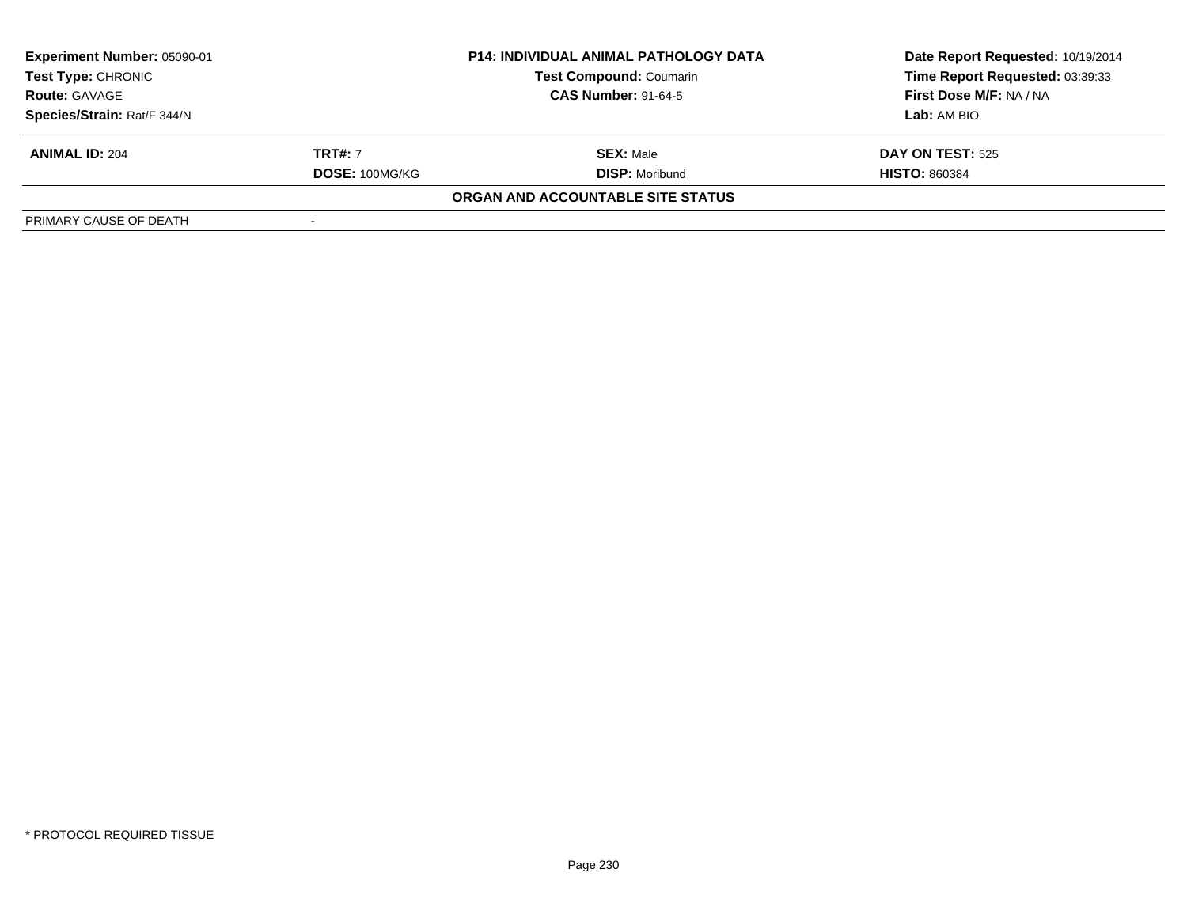**Experiment Number:** 05090-01
**Test Type:** CHRONIC
**Route:** GAVAGE
**Species/Strain:** Rat/F 344/N

**P14: INDIVIDUAL ANIMAL PATHOLOGY DATA**
**Test Compound:** Coumarin
**CAS Number:** 91-64-5

**Date Report Requested:** 10/19/2014
**Time Report Requested:** 03:39:33
**First Dose M/F:** NA / NA
**Lab:** AM BIO

| **ANIMAL ID:** 204 | **TRT#:** 7 | **SEX:** Male | **DAY ON TEST:** 525 |
|---|---|---|---|
| | **DOSE:** 100MG/KG | **DISP:** Moribund | **HISTO:** 860384 |

**ORGAN AND ACCOUNTABLE SITE STATUS**

| PRIMARY CAUSE OF DEATH | - |
|---|---|

* PROTOCOL REQUIRED TISSUE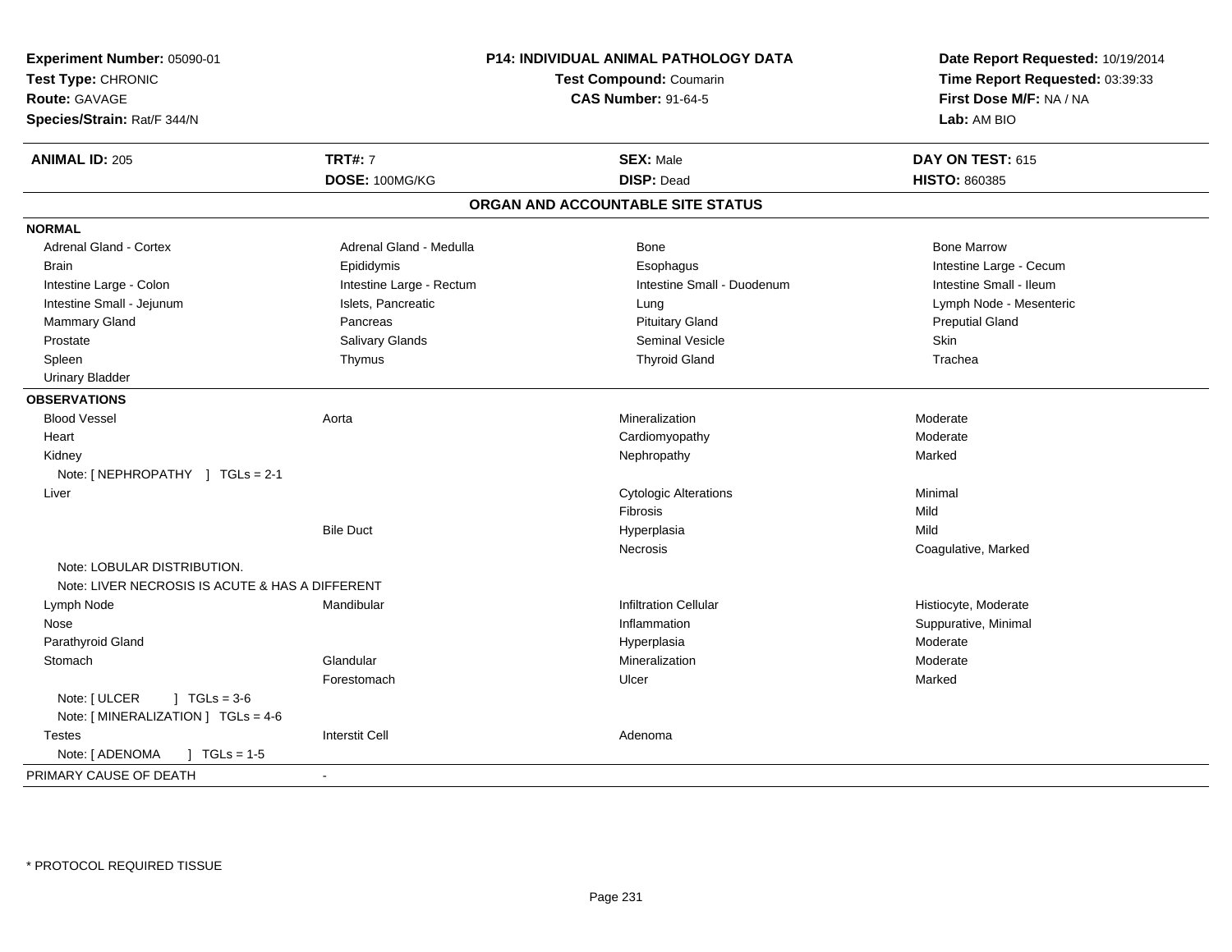**Experiment Number:** 05090-01
**Test Type:** CHRONIC
**Route:** GAVAGE
**Species/Strain:** Rat/F 344/N

**P14: INDIVIDUAL ANIMAL PATHOLOGY DATA**
**Test Compound:** Coumarin
**CAS Number:** 91-64-5

**Date Report Requested:** 10/19/2014
**Time Report Requested:** 03:39:33
**First Dose M/F:** NA / NA
**Lab:** AM BIO

| **ANIMAL ID:** 205 | **TRT#:** 7 | **SEX:** Male | **DAY ON TEST:** 615 |
|---|---|---|---|
| | **DOSE:** 100MG/KG | **DISP:** Dead | **HISTO:** 860385 |

## ORGAN AND ACCOUNTABLE SITE STATUS

**NORMAL**

| | | | |
|---|---|---|---|
| Adrenal Gland - Cortex | Adrenal Gland - Medulla | Bone | Bone Marrow |
| Brain | Epididymis | Esophagus | Intestine Large - Cecum |
| Intestine Large - Colon | Intestine Large - Rectum | Intestine Small - Duodenum | Intestine Small - Ileum |
| Intestine Small - Jejunum | Islets, Pancreatic | Lung | Lymph Node - Mesenteric |
| Mammary Gland | Pancreas | Pituitary Gland | Preputial Gland |
| Prostate | Salivary Glands | Seminal Vesicle | Skin |
| Spleen | Thymus | Thyroid Gland | Trachea |
| Urinary Bladder | | | |

**OBSERVATIONS**

| | | | |
|---|---|---|---|
| Blood Vessel | Aorta | Mineralization | Moderate |
| Heart | | Cardiomyopathy | Moderate |
| Kidney | | Nephropathy | Marked |
| Note: [ NEPHROPATHY ] TGLs = 2-1 | | | |
| Liver | | Cytologic Alterations | Minimal |
| | | Fibrosis | Mild |
| | Bile Duct | Hyperplasia | Mild |
| | | Necrosis | Coagulative, Marked |
| Note: LOBULAR DISTRIBUTION. | | | |
| Note: LIVER NECROSIS IS ACUTE & HAS A DIFFERENT | | | |
| Lymph Node | Mandibular | Infiltration Cellular | Histiocyte, Moderate |
| Nose | | Inflammation | Suppurative, Minimal |
| Parathyroid Gland | | Hyperplasia | Moderate |
| Stomach | Glandular | Mineralization | Moderate |
| | Forestomach | Ulcer | Marked |
| Note: [ ULCER ] TGLs = 3-6 | | | |
| Note: [ MINERALIZATION ] TGLs = 4-6 | | | |
| Testes | Interstit Cell | Adenoma | |
| Note: [ ADENOMA ] TGLs = 1-5 | | | |

PRIMARY CAUSE OF DEATH -

\* PROTOCOL REQUIRED TISSUE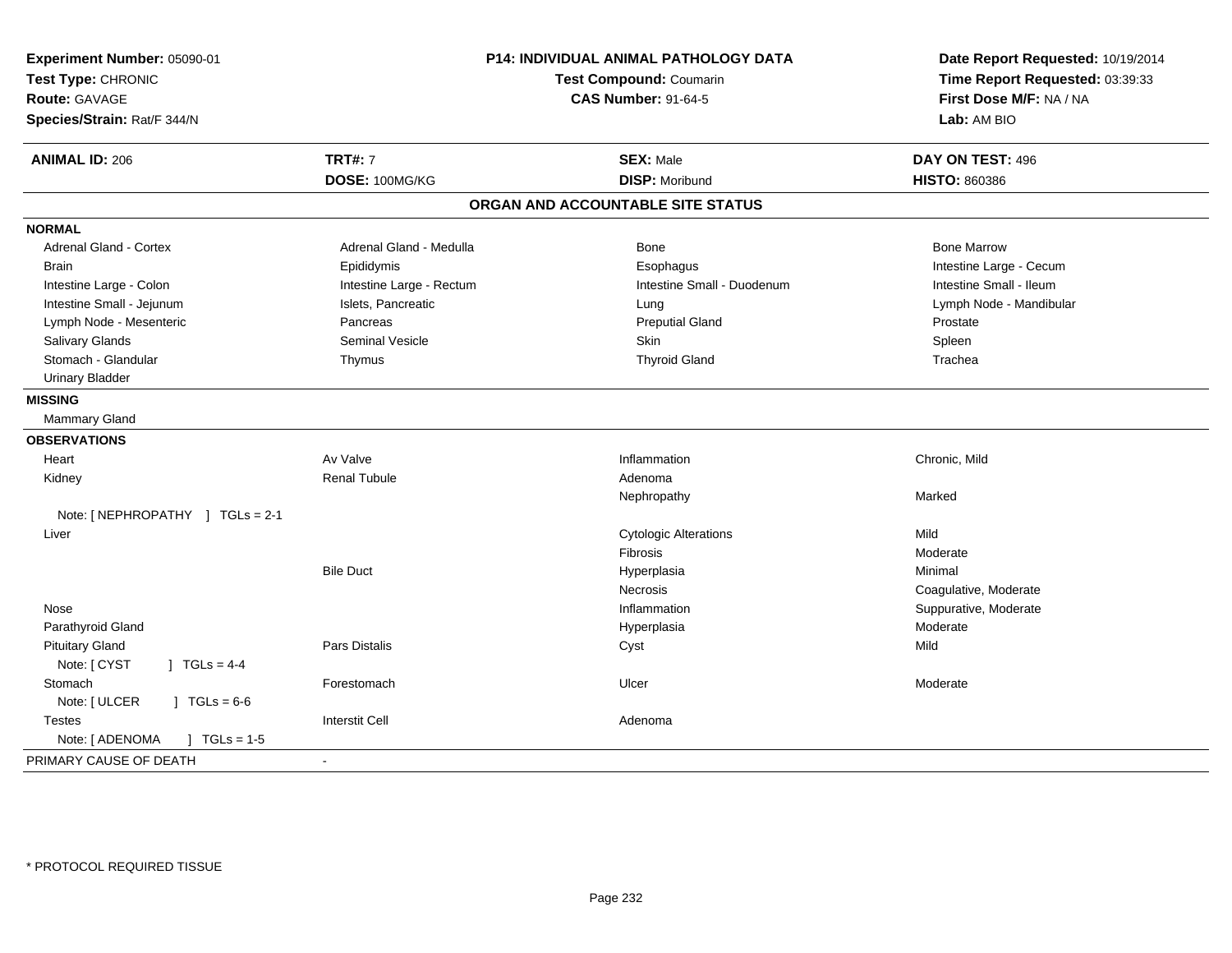**Experiment Number:** 05090-01
**Test Type:** CHRONIC
**Route:** GAVAGE
**Species/Strain:** Rat/F 344/N

**P14: INDIVIDUAL ANIMAL PATHOLOGY DATA**
**Test Compound:** Coumarin
**CAS Number:** 91-64-5

**Date Report Requested:** 10/19/2014
**Time Report Requested:** 03:39:33
**First Dose M/F:** NA / NA
**Lab:** AM BIO

| **ANIMAL ID:** 206 | **TRT#:** 7 | **SEX:** Male | **DAY ON TEST:** 496 |
|---|---|---|---|
| | **DOSE:** 100MG/KG | **DISP:** Moribund | **HISTO:** 860386 |

## ORGAN AND ACCOUNTABLE SITE STATUS

**NORMAL**

| | | | |
|---|---|---|---|
| Adrenal Gland - Cortex | Adrenal Gland - Medulla | Bone | Bone Marrow |
| Brain | Epididymis | Esophagus | Intestine Large - Cecum |
| Intestine Large - Colon | Intestine Large - Rectum | Intestine Small - Duodenum | Intestine Small - Ileum |
| Intestine Small - Jejunum | Islets, Pancreatic | Lung | Lymph Node - Mandibular |
| Lymph Node - Mesenteric | Pancreas | Preputial Gland | Prostate |
| Salivary Glands | Seminal Vesicle | Skin | Spleen |
| Stomach - Glandular | Thymus | Thyroid Gland | Trachea |
| Urinary Bladder | | | |

**MISSING**

Mammary Gland

**OBSERVATIONS**

| | | | |
|---|---|---|---|
| Heart | Av Valve | Inflammation | Chronic, Mild |
| Kidney | Renal Tubule | Adenoma | |
| | | Nephropathy | Marked |
| Note: [ NEPHROPATHY ] TGLs = 2-1 | | | |
| Liver | | Cytologic Alterations | Mild |
| | | Fibrosis | Moderate |
| | Bile Duct | Hyperplasia | Minimal |
| | | Necrosis | Coagulative, Moderate |
| Nose | | Inflammation | Suppurative, Moderate |
| Parathyroid Gland | | Hyperplasia | Moderate |
| Pituitary Gland | Pars Distalis | Cyst | Mild |
| Note: [ CYST ] TGLs = 4-4 | | | |
| Stomach | Forestomach | Ulcer | Moderate |
| Note: [ ULCER ] TGLs = 6-6 | | | |
| Testes | Interstit Cell | Adenoma | |
| Note: [ ADENOMA ] TGLs = 1-5 | | | |

PRIMARY CAUSE OF DEATH -

* PROTOCOL REQUIRED TISSUE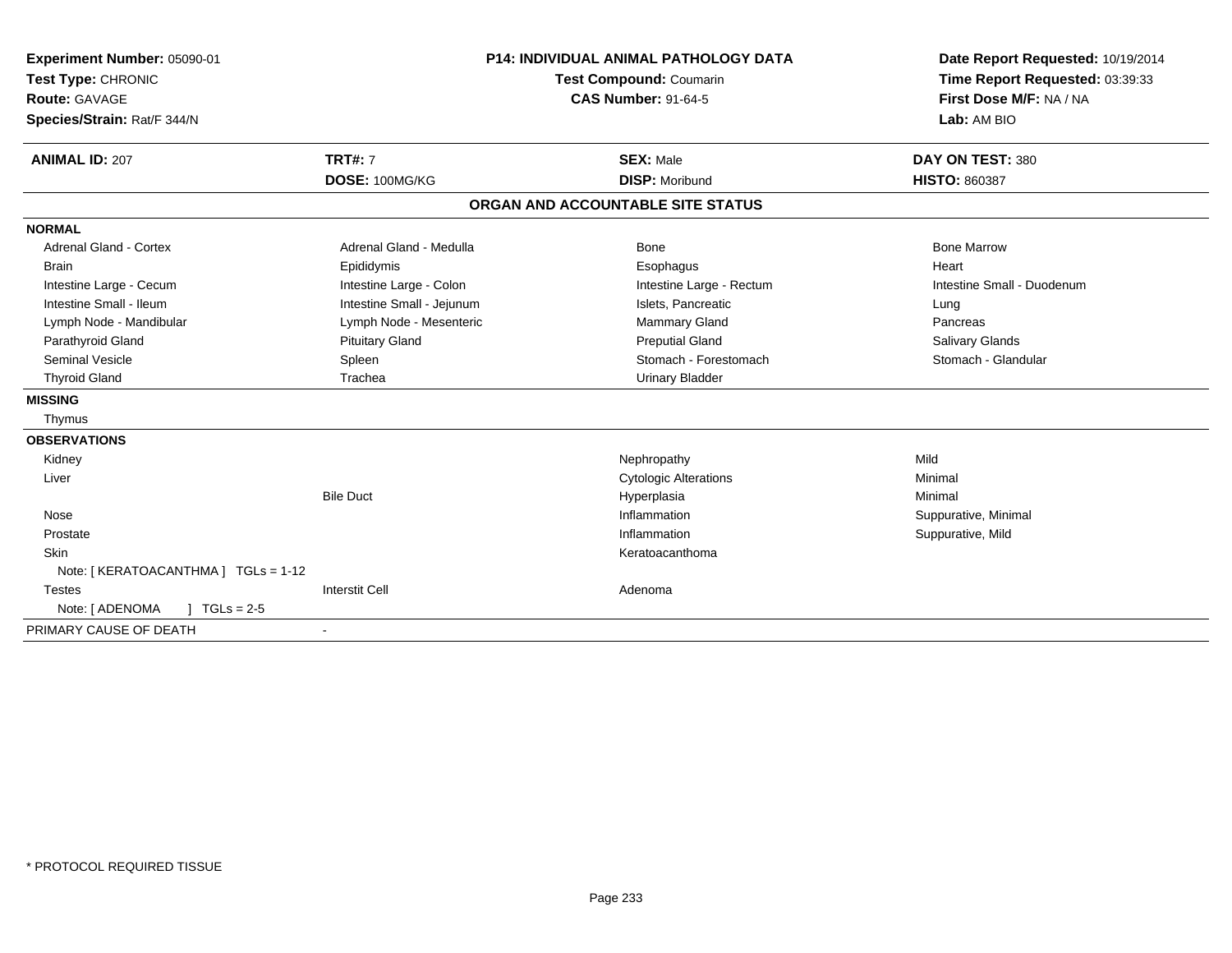**Experiment Number:** 05090-01
**Test Type:** CHRONIC
**Route:** GAVAGE
**Species/Strain:** Rat/F 344/N

**P14: INDIVIDUAL ANIMAL PATHOLOGY DATA**
**Test Compound:** Coumarin
**CAS Number:** 91-64-5

**Date Report Requested:** 10/19/2014
**Time Report Requested:** 03:39:33
**First Dose M/F:** NA / NA
**Lab:** AM BIO

| **ANIMAL ID:** 207 | **TRT#:** 7 | **SEX:** Male | **DAY ON TEST:** 380 |
|---|---|---|---|
| | **DOSE:** 100MG/KG | **DISP:** Moribund | **HISTO:** 860387 |

## ORGAN AND ACCOUNTABLE SITE STATUS

| | | | |
|---|---|---|---|
| **NORMAL** | | | |
| Adrenal Gland - Cortex | Adrenal Gland - Medulla | Bone | Bone Marrow |
| Brain | Epididymis | Esophagus | Heart |
| Intestine Large - Cecum | Intestine Large - Colon | Intestine Large - Rectum | Intestine Small - Duodenum |
| Intestine Small - Ileum | Intestine Small - Jejunum | Islets, Pancreatic | Lung |
| Lymph Node - Mandibular | Lymph Node - Mesenteric | Mammary Gland | Pancreas |
| Parathyroid Gland | Pituitary Gland | Preputial Gland | Salivary Glands |
| Seminal Vesicle | Spleen | Stomach - Forestomach | Stomach - Glandular |
| Thyroid Gland | Trachea | Urinary Bladder | |
| **MISSING** | | | |
| Thymus | | | |
| **OBSERVATIONS** | | | |
| Kidney | | Nephropathy | Mild |
| Liver | | Cytologic Alterations | Minimal |
| | Bile Duct | Hyperplasia | Minimal |
| Nose | | Inflammation | Suppurative, Minimal |
| Prostate | | Inflammation | Suppurative, Mild |
| Skin | | Keratoacanthoma | |
| Note: [ KERATOACANTHMA ] TGLs = 1-12 | | | |
| Testes | Interstit Cell | Adenoma | |
| Note: [ ADENOMA ] TGLs = 2-5 | | | |
| PRIMARY CAUSE OF DEATH | - | | |

\* PROTOCOL REQUIRED TISSUE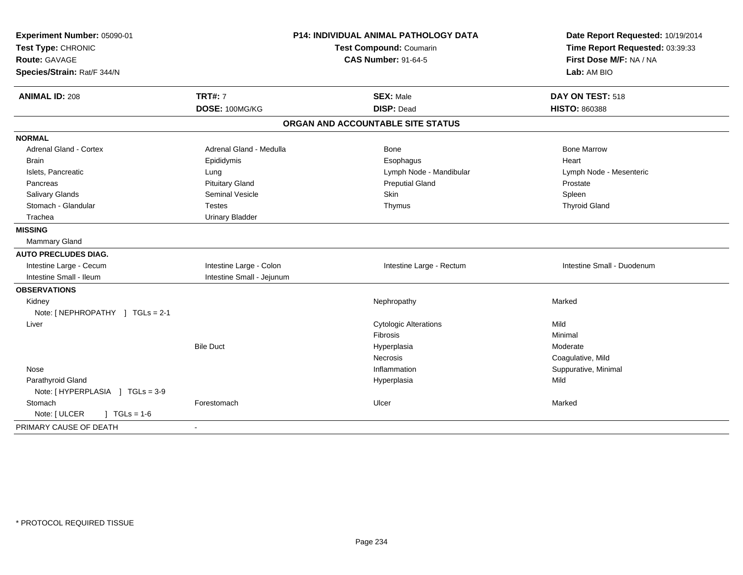**Experiment Number:** 05090-01
**Test Type:** CHRONIC
**Route:** GAVAGE
**Species/Strain:** Rat/F 344/N

**P14: INDIVIDUAL ANIMAL PATHOLOGY DATA**
**Test Compound:** Coumarin
**CAS Number:** 91-64-5

**Date Report Requested:** 10/19/2014
**Time Report Requested:** 03:39:33
**First Dose M/F:** NA / NA
**Lab:** AM BIO

| **ANIMAL ID:** 208 | **TRT#:** 7 | **SEX:** Male | **DAY ON TEST:** 518 |
|---|---|---|---|
| | **DOSE:** 100MG/KG | **DISP:** Dead | **HISTO:** 860388 |

## ORGAN AND ACCOUNTABLE SITE STATUS

| | | | |
|---|---|---|---|
| **NORMAL** | | | |
| Adrenal Gland - Cortex | Adrenal Gland - Medulla | Bone | Bone Marrow |
| Brain | Epididymis | Esophagus | Heart |
| Islets, Pancreatic | Lung | Lymph Node - Mandibular | Lymph Node - Mesenteric |
| Pancreas | Pituitary Gland | Preputial Gland | Prostate |
| Salivary Glands | Seminal Vesicle | Skin | Spleen |
| Stomach - Glandular | Testes | Thymus | Thyroid Gland |
| Trachea | Urinary Bladder | | |
| **MISSING** | | | |
| Mammary Gland | | | |
| **AUTO PRECLUDES DIAG.** | | | |
| Intestine Large - Cecum | Intestine Large - Colon | Intestine Large - Rectum | Intestine Small - Duodenum |
| Intestine Small - Ileum | Intestine Small - Jejunum | | |
| **OBSERVATIONS** | | | |
| Kidney | | Nephropathy | Marked |
| Note: [ NEPHROPATHY ] TGLs = 2-1 | | | |
| Liver | | Cytologic Alterations | Mild |
| | | Fibrosis | Minimal |
| | Bile Duct | Hyperplasia | Moderate |
| | | Necrosis | Coagulative, Mild |
| Nose | | Inflammation | Suppurative, Minimal |
| Parathyroid Gland | | Hyperplasia | Mild |
| Note: [ HYPERPLASIA ] TGLs = 3-9 | | | |
| Stomach | Forestomach | Ulcer | Marked |
| Note: [ ULCER ] TGLs = 1-6 | | | |
| PRIMARY CAUSE OF DEATH | - | | |

\* PROTOCOL REQUIRED TISSUE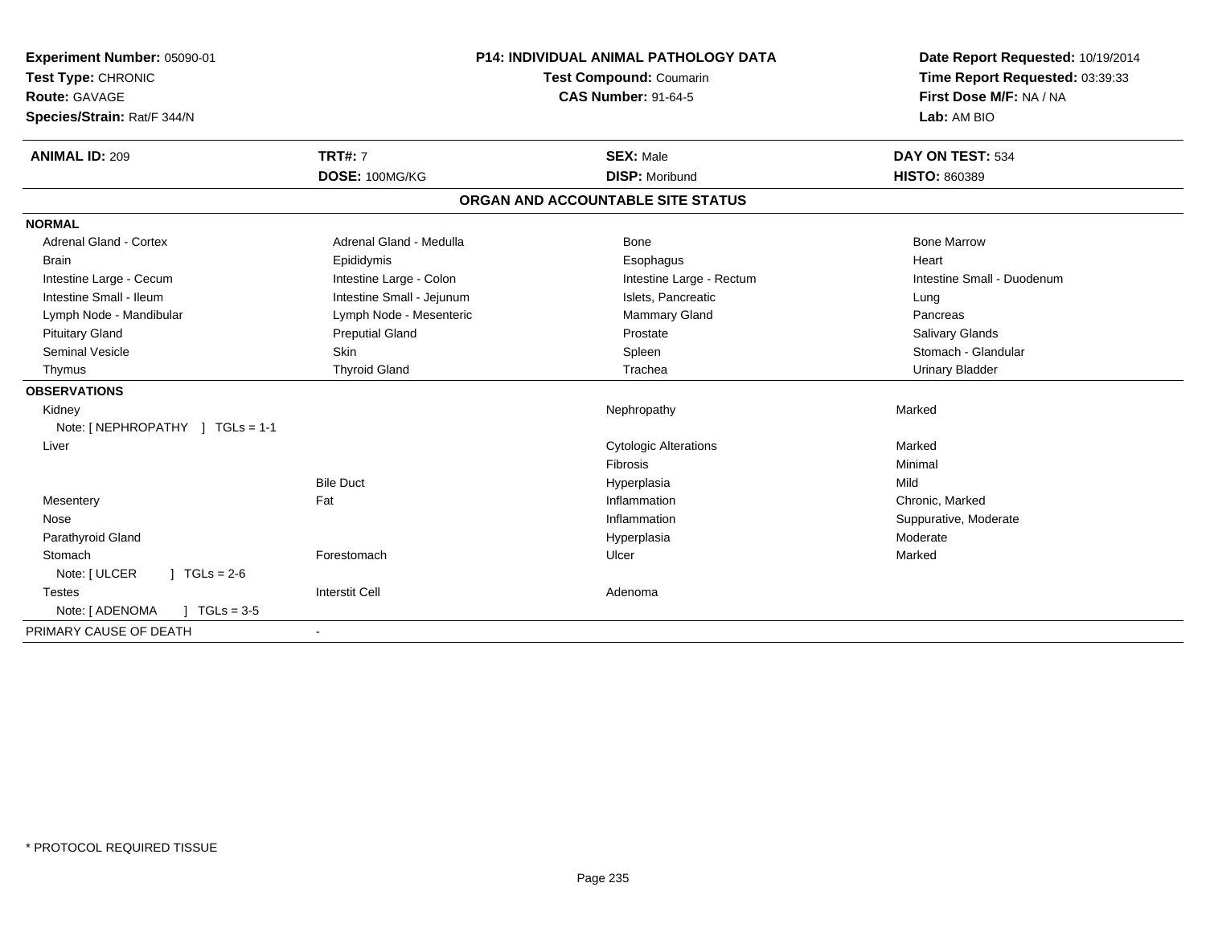**Experiment Number:** 05090-01
**Test Type:** CHRONIC
**Route:** GAVAGE
**Species/Strain:** Rat/F 344/N

**P14: INDIVIDUAL ANIMAL PATHOLOGY DATA**
**Test Compound:** Coumarin
**CAS Number:** 91-64-5

**Date Report Requested:** 10/19/2014
**Time Report Requested:** 03:39:33
**First Dose M/F:** NA / NA
**Lab:** AM BIO

| **ANIMAL ID:** 209 | **TRT#:** 7 | **SEX:** Male | **DAY ON TEST:** 534 |
|---|---|---|---|
| | **DOSE:** 100MG/KG | **DISP:** Moribund | **HISTO:** 860389 |

## ORGAN AND ACCOUNTABLE SITE STATUS

**NORMAL**

| | | | |
|---|---|---|---|
| Adrenal Gland - Cortex | Adrenal Gland - Medulla | Bone | Bone Marrow |
| Brain | Epididymis | Esophagus | Heart |
| Intestine Large - Cecum | Intestine Large - Colon | Intestine Large - Rectum | Intestine Small - Duodenum |
| Intestine Small - Ileum | Intestine Small - Jejunum | Islets, Pancreatic | Lung |
| Lymph Node - Mandibular | Lymph Node - Mesenteric | Mammary Gland | Pancreas |
| Pituitary Gland | Preputial Gland | Prostate | Salivary Glands |
| Seminal Vesicle | Skin | Spleen | Stomach - Glandular |
| Thymus | Thyroid Gland | Trachea | Urinary Bladder |

**OBSERVATIONS**

| | | | |
|---|---|---|---|
| Kidney | | Nephropathy | Marked |
| Note: [ NEPHROPATHY ] TGLs = 1-1 | | | |
| Liver | | Cytologic Alterations | Marked |
| | | Fibrosis | Minimal |
| | Bile Duct | Hyperplasia | Mild |
| Mesentery | Fat | Inflammation | Chronic, Marked |
| Nose | | Inflammation | Suppurative, Moderate |
| Parathyroid Gland | | Hyperplasia | Moderate |
| Stomach | Forestomach | Ulcer | Marked |
| Note: [ ULCER ] TGLs = 2-6 | | | |
| Testes | Interstit Cell | Adenoma | |
| Note: [ ADENOMA ] TGLs = 3-5 | | | |

PRIMARY CAUSE OF DEATH -

\* PROTOCOL REQUIRED TISSUE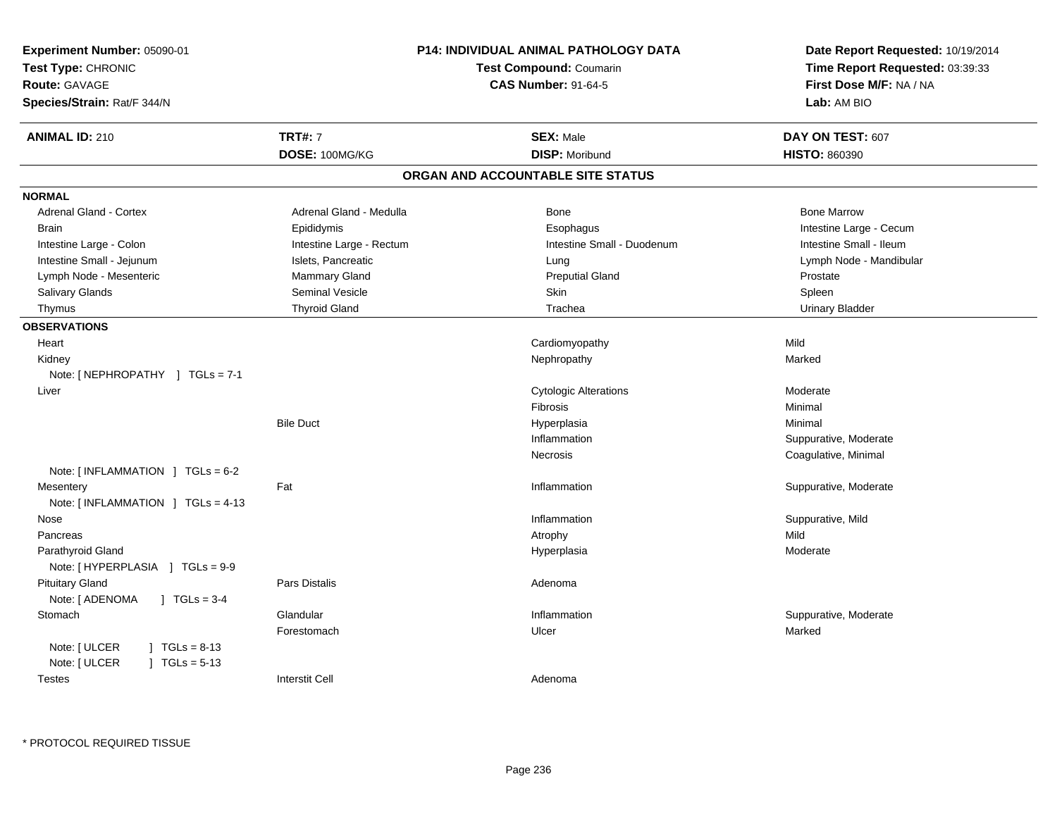**Experiment Number:** 05090-01
**Test Type:** CHRONIC
**Route:** GAVAGE
**Species/Strain:** Rat/F 344/N

**P14: INDIVIDUAL ANIMAL PATHOLOGY DATA**
**Test Compound:** Coumarin
**CAS Number:** 91-64-5

**Date Report Requested:** 10/19/2014
**Time Report Requested:** 03:39:33
**First Dose M/F:** NA / NA
**Lab:** AM BIO

| **ANIMAL ID:** 210 | **TRT#:** 7 | **SEX:** Male | **DAY ON TEST:** 607 |
|---|---|---|---|
| | **DOSE:** 100MG/KG | **DISP:** Moribund | **HISTO:** 860390 |

## ORGAN AND ACCOUNTABLE SITE STATUS

**NORMAL**

| | | | |
|---|---|---|---|
| Adrenal Gland - Cortex | Adrenal Gland - Medulla | Bone | Bone Marrow |
| Brain | Epididymis | Esophagus | Intestine Large - Cecum |
| Intestine Large - Colon | Intestine Large - Rectum | Intestine Small - Duodenum | Intestine Small - Ileum |
| Intestine Small - Jejunum | Islets, Pancreatic | Lung | Lymph Node - Mandibular |
| Lymph Node - Mesenteric | Mammary Gland | Preputial Gland | Prostate |
| Salivary Glands | Seminal Vesicle | Skin | Spleen |
| Thymus | Thyroid Gland | Trachea | Urinary Bladder |

**OBSERVATIONS**

| Organ | Site | Observation | Severity |
|---|---|---|---|
| Heart | | Cardiomyopathy | Mild |
| Kidney | | Nephropathy | Marked |
| Note: [ NEPHROPATHY ] TGLs = 7-1 | | | |
| Liver | | Cytologic Alterations | Moderate |
| | | Fibrosis | Minimal |
| | Bile Duct | Hyperplasia | Minimal |
| | | Inflammation | Suppurative, Moderate |
| | | Necrosis | Coagulative, Minimal |
| Note: [ INFLAMMATION ] TGLs = 6-2 | | | |
| Mesentery | Fat | Inflammation | Suppurative, Moderate |
| Note: [ INFLAMMATION ] TGLs = 4-13 | | | |
| Nose | | Inflammation | Suppurative, Mild |
| Pancreas | | Atrophy | Mild |
| Parathyroid Gland | | Hyperplasia | Moderate |
| Note: [ HYPERPLASIA ] TGLs = 9-9 | | | |
| Pituitary Gland | Pars Distalis | Adenoma | |
| Note: [ ADENOMA ] TGLs = 3-4 | | | |
| Stomach | Glandular | Inflammation | Suppurative, Moderate |
| | Forestomach | Ulcer | Marked |
| Note: [ ULCER ] TGLs = 8-13 | | | |
| Note: [ ULCER ] TGLs = 5-13 | | | |
| Testes | Interstit Cell | Adenoma | |

* PROTOCOL REQUIRED TISSUE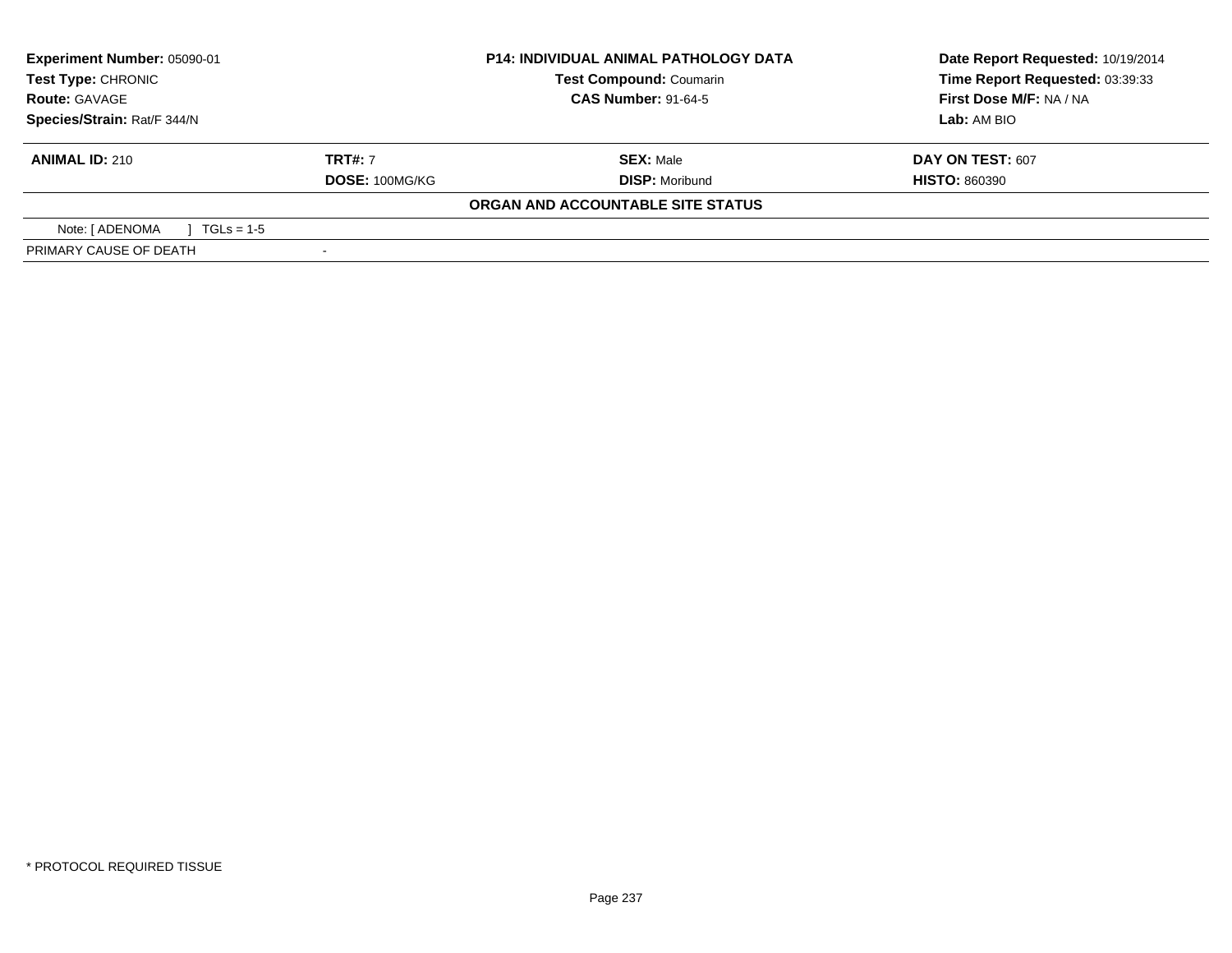**Experiment Number:** 05090-01
**Test Type:** CHRONIC
**Route:** GAVAGE
**Species/Strain:** Rat/F 344/N

**P14: INDIVIDUAL ANIMAL PATHOLOGY DATA**
**Test Compound:** Coumarin
**CAS Number:** 91-64-5

**Date Report Requested:** 10/19/2014
**Time Report Requested:** 03:39:33
**First Dose M/F:** NA / NA
**Lab:** AM BIO

| **ANIMAL ID:** 210 | **TRT#:** 7 | **SEX:** Male | **DAY ON TEST:** 607 |
|---|---|---|---|
| | **DOSE:** 100MG/KG | **DISP:** Moribund | **HISTO:** 860390 |

**ORGAN AND ACCOUNTABLE SITE STATUS**

| Note: [ ADENOMA ] TGLs = 1-5 | |
|---|---|
| PRIMARY CAUSE OF DEATH | - |

* PROTOCOL REQUIRED TISSUE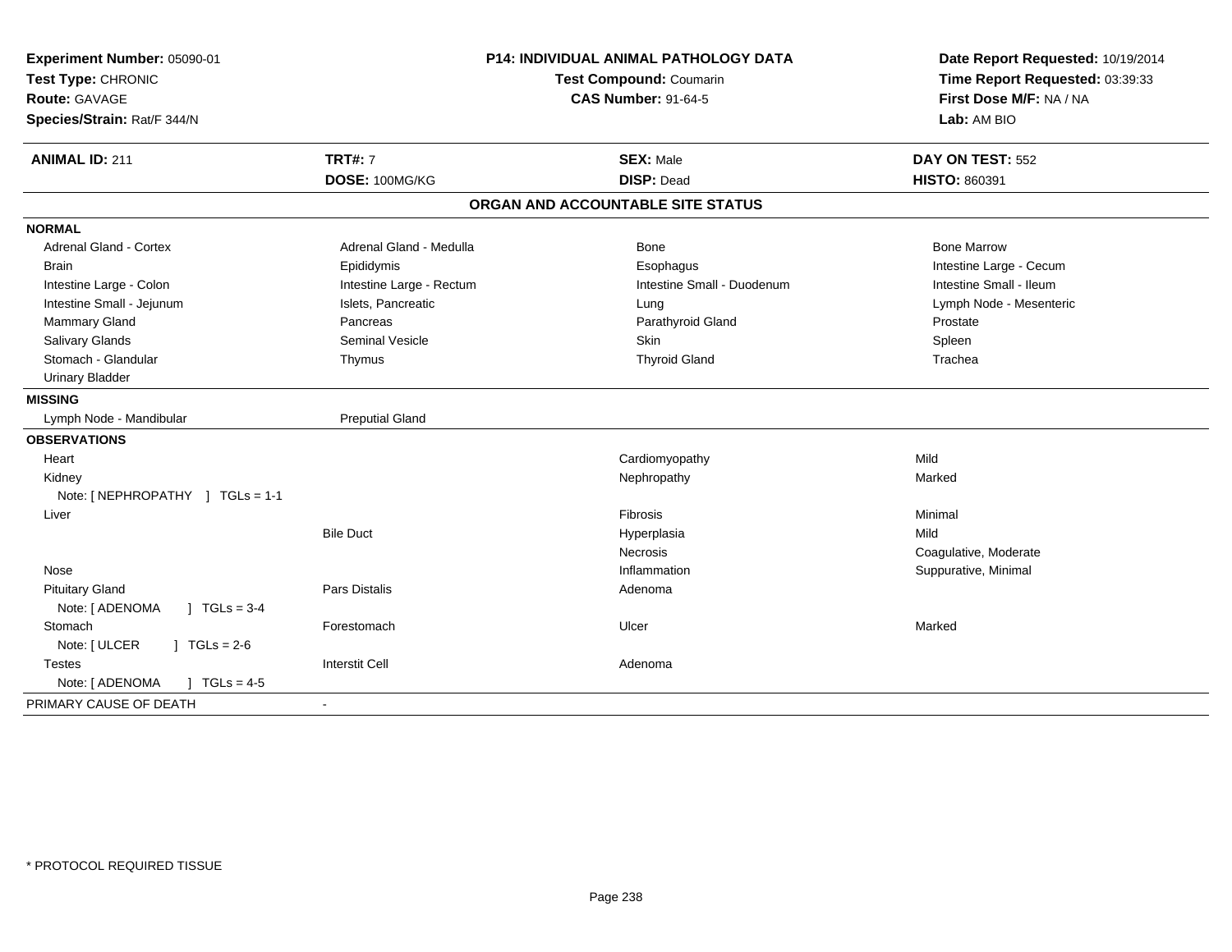**Experiment Number:** 05090-01
**Test Type:** CHRONIC
**Route:** GAVAGE
**Species/Strain:** Rat/F 344/N

**P14: INDIVIDUAL ANIMAL PATHOLOGY DATA**
**Test Compound:** Coumarin
**CAS Number:** 91-64-5

**Date Report Requested:** 10/19/2014
**Time Report Requested:** 03:39:33
**First Dose M/F:** NA / NA
**Lab:** AM BIO

| **ANIMAL ID:** 211 | **TRT#:** 7 | **SEX:** Male | **DAY ON TEST:** 552 |
|---|---|---|---|
| | **DOSE:** 100MG/KG | **DISP:** Dead | **HISTO:** 860391 |

## ORGAN AND ACCOUNTABLE SITE STATUS

**NORMAL**

| | | | |
|---|---|---|---|
| Adrenal Gland - Cortex | Adrenal Gland - Medulla | Bone | Bone Marrow |
| Brain | Epididymis | Esophagus | Intestine Large - Cecum |
| Intestine Large - Colon | Intestine Large - Rectum | Intestine Small - Duodenum | Intestine Small - Ileum |
| Intestine Small - Jejunum | Islets, Pancreatic | Lung | Lymph Node - Mesenteric |
| Mammary Gland | Pancreas | Parathyroid Gland | Prostate |
| Salivary Glands | Seminal Vesicle | Skin | Spleen |
| Stomach - Glandular | Thymus | Thyroid Gland | Trachea |
| Urinary Bladder | | | |

**MISSING**

| | |
|---|---|
| Lymph Node - Mandibular | Preputial Gland |

**OBSERVATIONS**

| | | | |
|---|---|---|---|
| Heart | | Cardiomyopathy | Mild |
| Kidney | | Nephropathy | Marked |
| Note: [ NEPHROPATHY ] TGLs = 1-1 | | | |
| Liver | | Fibrosis | Minimal |
| | Bile Duct | Hyperplasia | Mild |
| | | Necrosis | Coagulative, Moderate |
| Nose | | Inflammation | Suppurative, Minimal |
| Pituitary Gland | Pars Distalis | Adenoma | |
| Note: [ ADENOMA ] TGLs = 3-4 | | | |
| Stomach | Forestomach | Ulcer | Marked |
| Note: [ ULCER ] TGLs = 2-6 | | | |
| Testes | Interstit Cell | Adenoma | |
| Note: [ ADENOMA ] TGLs = 4-5 | | | |

PRIMARY CAUSE OF DEATH -

* PROTOCOL REQUIRED TISSUE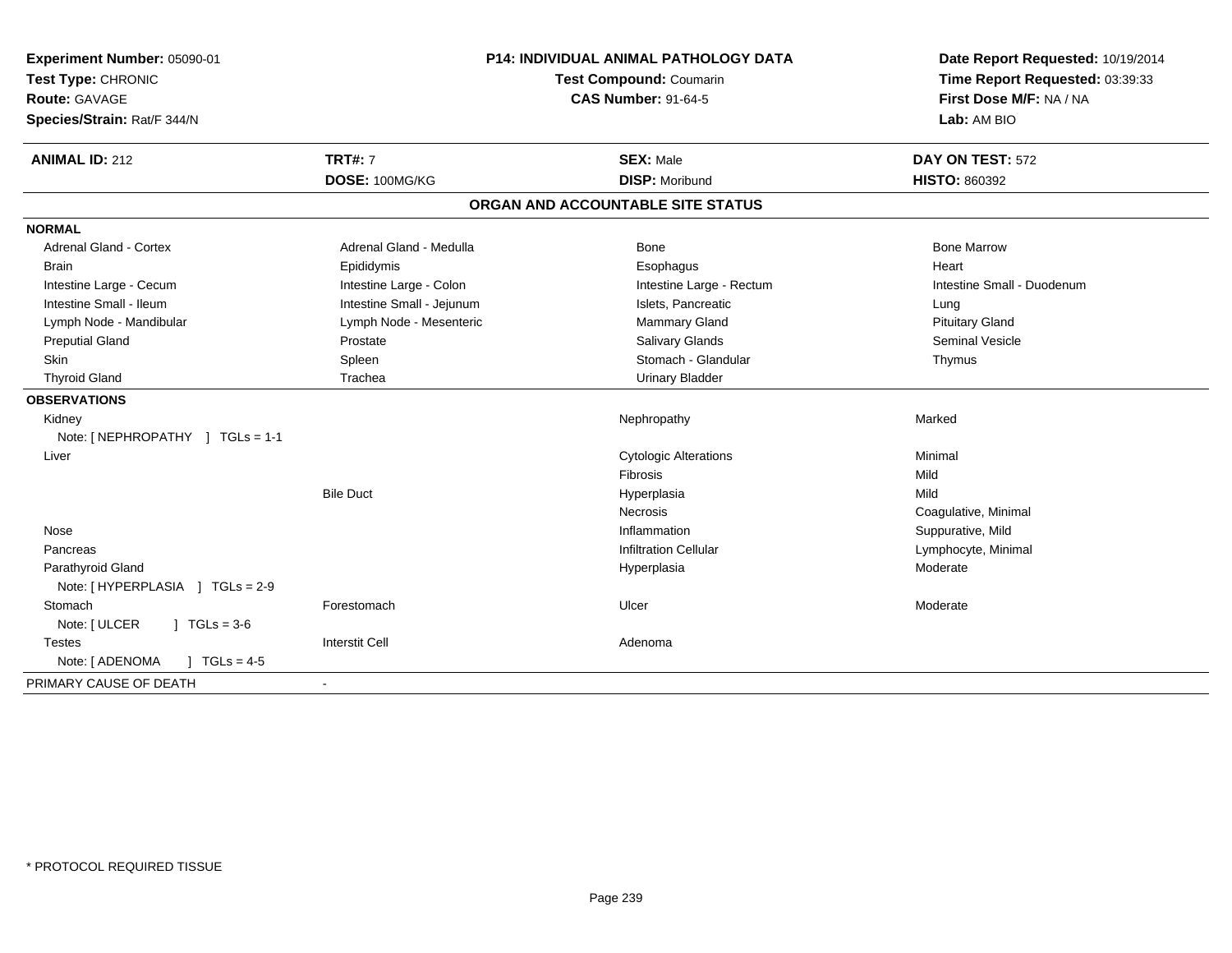**Experiment Number:** 05090-01
**Test Type:** CHRONIC
**Route:** GAVAGE
**Species/Strain:** Rat/F 344/N

**P14: INDIVIDUAL ANIMAL PATHOLOGY DATA**
**Test Compound:** Coumarin
**CAS Number:** 91-64-5

**Date Report Requested:** 10/19/2014
**Time Report Requested:** 03:39:33
**First Dose M/F:** NA / NA
**Lab:** AM BIO

| **ANIMAL ID:** 212 | **TRT#:** 7 | **SEX:** Male | **DAY ON TEST:** 572 |
|---|---|---|---|
| | **DOSE:** 100MG/KG | **DISP:** Moribund | **HISTO:** 860392 |

## ORGAN AND ACCOUNTABLE SITE STATUS

**NORMAL**

| | | | |
|---|---|---|---|
| Adrenal Gland - Cortex | Adrenal Gland - Medulla | Bone | Bone Marrow |
| Brain | Epididymis | Esophagus | Heart |
| Intestine Large - Cecum | Intestine Large - Colon | Intestine Large - Rectum | Intestine Small - Duodenum |
| Intestine Small - Ileum | Intestine Small - Jejunum | Islets, Pancreatic | Lung |
| Lymph Node - Mandibular | Lymph Node - Mesenteric | Mammary Gland | Pituitary Gland |
| Preputial Gland | Prostate | Salivary Glands | Seminal Vesicle |
| Skin | Spleen | Stomach - Glandular | Thymus |
| Thyroid Gland | Trachea | Urinary Bladder | |

**OBSERVATIONS**

| | | | |
|---|---|---|---|
| Kidney | | Nephropathy | Marked |
| Note: [ NEPHROPATHY ] TGLs = 1-1 | | | |
| Liver | | Cytologic Alterations | Minimal |
| | | Fibrosis | Mild |
| | Bile Duct | Hyperplasia | Mild |
| | | Necrosis | Coagulative, Minimal |
| Nose | | Inflammation | Suppurative, Mild |
| Pancreas | | Infiltration Cellular | Lymphocyte, Minimal |
| Parathyroid Gland | | Hyperplasia | Moderate |
| Note: [ HYPERPLASIA ] TGLs = 2-9 | | | |
| Stomach | Forestomach | Ulcer | Moderate |
| Note: [ ULCER ] TGLs = 3-6 | | | |
| Testes | Interstit Cell | Adenoma | |
| Note: [ ADENOMA ] TGLs = 4-5 | | | |

PRIMARY CAUSE OF DEATH -

* PROTOCOL REQUIRED TISSUE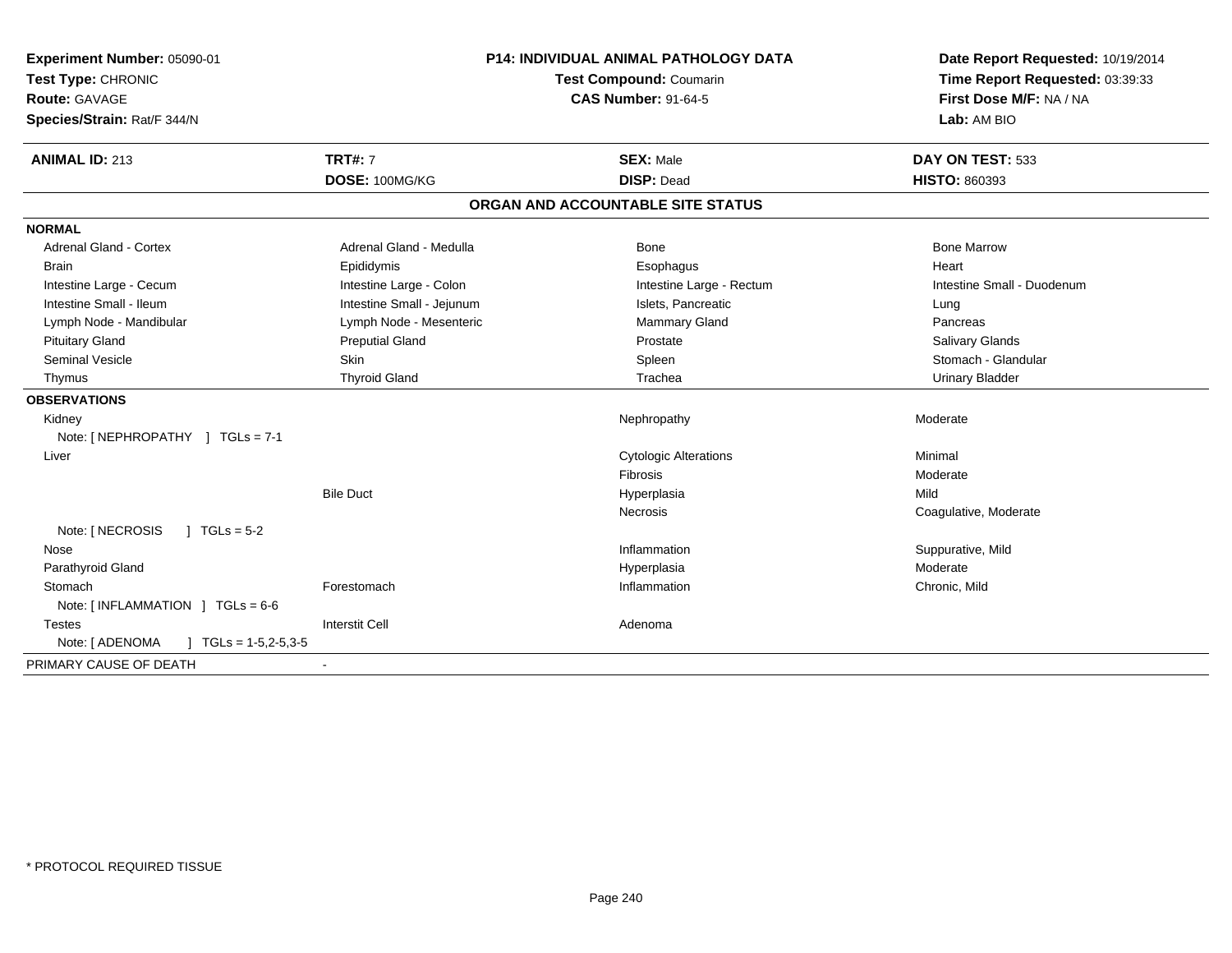**Experiment Number:** 05090-01
**Test Type:** CHRONIC
**Route:** GAVAGE
**Species/Strain:** Rat/F 344/N

**P14: INDIVIDUAL ANIMAL PATHOLOGY DATA**
**Test Compound:** Coumarin
**CAS Number:** 91-64-5

**Date Report Requested:** 10/19/2014
**Time Report Requested:** 03:39:33
**First Dose M/F:** NA / NA
**Lab:** AM BIO

| **ANIMAL ID:** 213 | **TRT#:** 7 | **SEX:** Male | **DAY ON TEST:** 533 |
|---|---|---|---|
| | **DOSE:** 100MG/KG | **DISP:** Dead | **HISTO:** 860393 |

## ORGAN AND ACCOUNTABLE SITE STATUS

| | | | |
|---|---|---|---|
| **NORMAL** | | | |
| Adrenal Gland - Cortex | Adrenal Gland - Medulla | Bone | Bone Marrow |
| Brain | Epididymis | Esophagus | Heart |
| Intestine Large - Cecum | Intestine Large - Colon | Intestine Large - Rectum | Intestine Small - Duodenum |
| Intestine Small - Ileum | Intestine Small - Jejunum | Islets, Pancreatic | Lung |
| Lymph Node - Mandibular | Lymph Node - Mesenteric | Mammary Gland | Pancreas |
| Pituitary Gland | Preputial Gland | Prostate | Salivary Glands |
| Seminal Vesicle | Skin | Spleen | Stomach - Glandular |
| Thymus | Thyroid Gland | Trachea | Urinary Bladder |
| **OBSERVATIONS** | | | |
| Kidney | | Nephropathy | Moderate |
| Note: [ NEPHROPATHY ] TGLs = 7-1 | | | |
| Liver | | Cytologic Alterations | Minimal |
| | | Fibrosis | Moderate |
| | Bile Duct | Hyperplasia | Mild |
| | | Necrosis | Coagulative, Moderate |
| Note: [ NECROSIS ] TGLs = 5-2 | | | |
| Nose | | Inflammation | Suppurative, Mild |
| Parathyroid Gland | | Hyperplasia | Moderate |
| Stomach | Forestomach | Inflammation | Chronic, Mild |
| Note: [ INFLAMMATION ] TGLs = 6-6 | | | |
| Testes | Interstit Cell | Adenoma | |
| Note: [ ADENOMA ] TGLs = 1-5,2-5,3-5 | | | |
| PRIMARY CAUSE OF DEATH | - | | |

* PROTOCOL REQUIRED TISSUE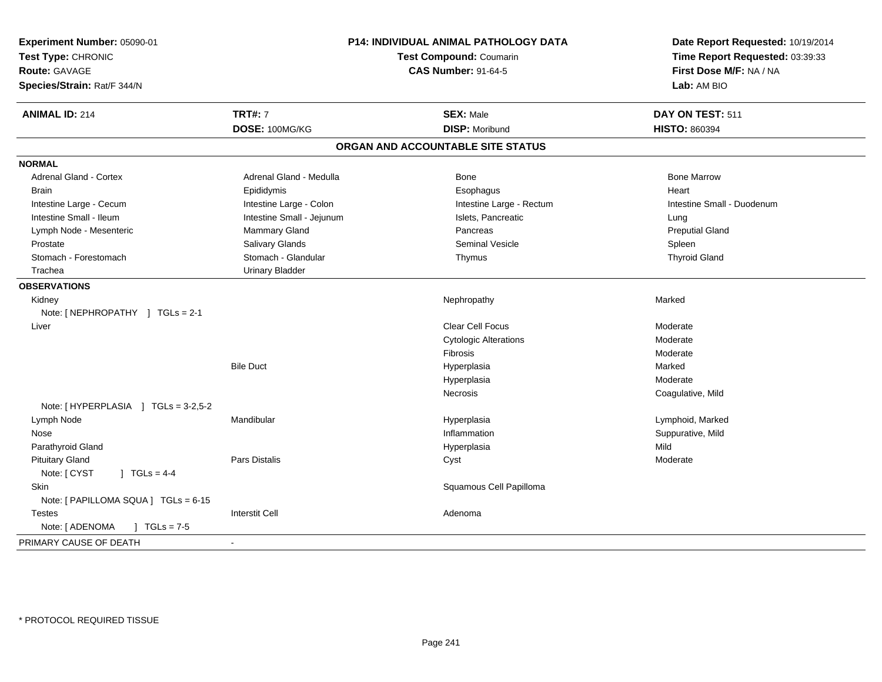**Experiment Number:** 05090-01
**Test Type:** CHRONIC
**Route:** GAVAGE
**Species/Strain:** Rat/F 344/N

**P14: INDIVIDUAL ANIMAL PATHOLOGY DATA**
**Test Compound:** Coumarin
**CAS Number:** 91-64-5

**Date Report Requested:** 10/19/2014
**Time Report Requested:** 03:39:33
**First Dose M/F:** NA / NA
**Lab:** AM BIO

| **ANIMAL ID:** 214 | **TRT#:** 7 | **SEX:** Male | **DAY ON TEST:** 511 |
|---|---|---|---|
| | **DOSE:** 100MG/KG | **DISP:** Moribund | **HISTO:** 860394 |

## ORGAN AND ACCOUNTABLE SITE STATUS

**NORMAL**

| | | | |
|---|---|---|---|
| Adrenal Gland - Cortex | Adrenal Gland - Medulla | Bone | Bone Marrow |
| Brain | Epididymis | Esophagus | Heart |
| Intestine Large - Cecum | Intestine Large - Colon | Intestine Large - Rectum | Intestine Small - Duodenum |
| Intestine Small - Ileum | Intestine Small - Jejunum | Islets, Pancreatic | Lung |
| Lymph Node - Mesenteric | Mammary Gland | Pancreas | Preputial Gland |
| Prostate | Salivary Glands | Seminal Vesicle | Spleen |
| Stomach - Forestomach | Stomach - Glandular | Thymus | Thyroid Gland |
| Trachea | Urinary Bladder | | |

**OBSERVATIONS**

| | | | |
|---|---|---|---|
| Kidney | | Nephropathy | Marked |
| Note: [ NEPHROPATHY ] TGLs = 2-1 | | | |
| Liver | | Clear Cell Focus | Moderate |
| | | Cytologic Alterations | Moderate |
| | | Fibrosis | Moderate |
| | Bile Duct | Hyperplasia | Marked |
| | | Hyperplasia | Moderate |
| | | Necrosis | Coagulative, Mild |
| Note: [ HYPERPLASIA ] TGLs = 3-2,5-2 | | | |
| Lymph Node | Mandibular | Hyperplasia | Lymphoid, Marked |
| Nose | | Inflammation | Suppurative, Mild |
| Parathyroid Gland | | Hyperplasia | Mild |
| Pituitary Gland | Pars Distalis | Cyst | Moderate |
| Note: [ CYST ] TGLs = 4-4 | | | |
| Skin | | Squamous Cell Papilloma | |
| Note: [ PAPILLOMA SQUA ] TGLs = 6-15 | | | |
| Testes | Interstit Cell | Adenoma | |
| Note: [ ADENOMA ] TGLs = 7-5 | | | |

PRIMARY CAUSE OF DEATH -

* PROTOCOL REQUIRED TISSUE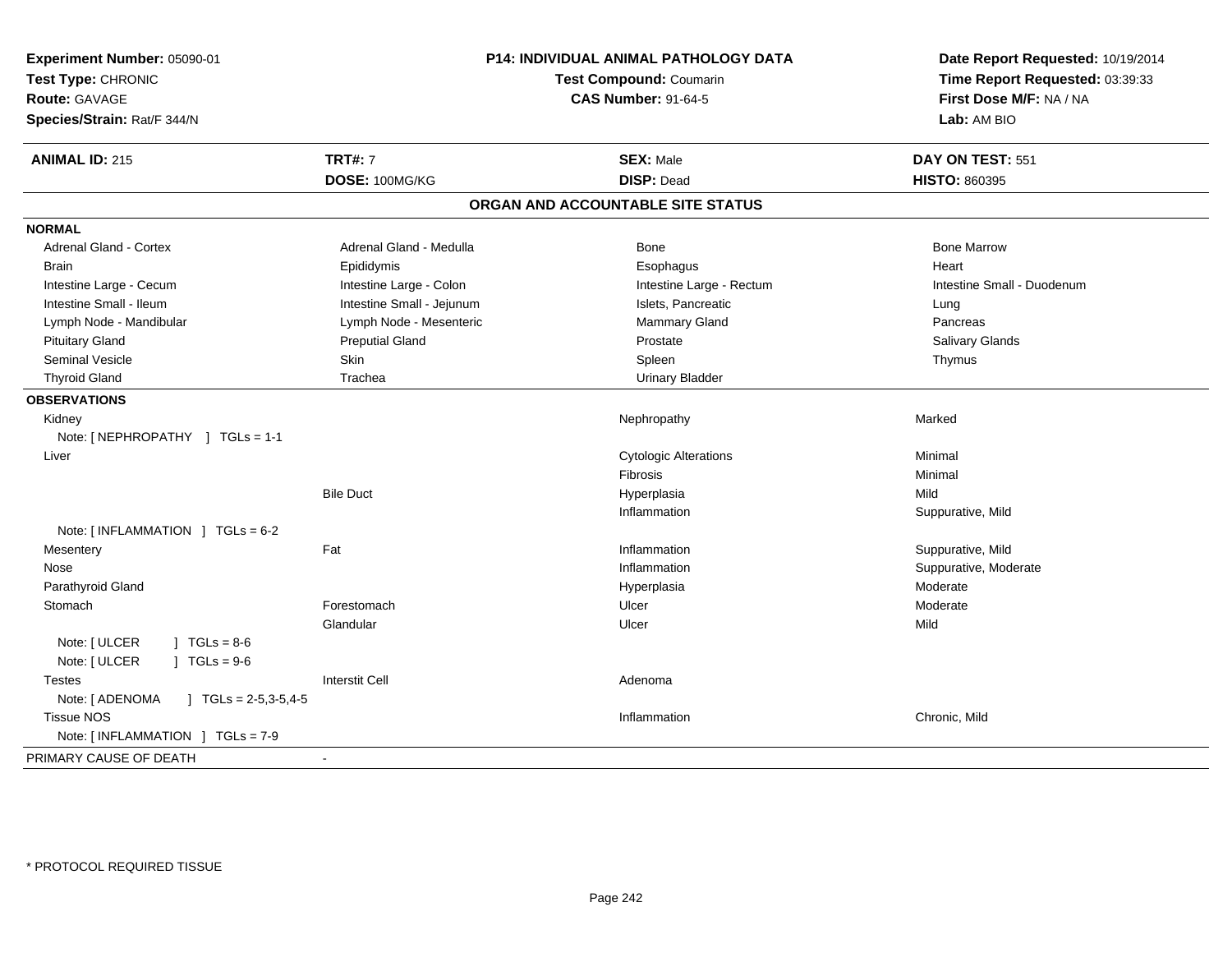**Experiment Number:** 05090-01
**Test Type:** CHRONIC
**Route:** GAVAGE
**Species/Strain:** Rat/F 344/N

**P14: INDIVIDUAL ANIMAL PATHOLOGY DATA**
**Test Compound:** Coumarin
**CAS Number:** 91-64-5

**Date Report Requested:** 10/19/2014
**Time Report Requested:** 03:39:33
**First Dose M/F:** NA / NA
**Lab:** AM BIO

| **ANIMAL ID:** 215 | **TRT#:** 7 | **SEX:** Male | **DAY ON TEST:** 551 |
|---|---|---|---|
| | **DOSE:** 100MG/KG | **DISP:** Dead | **HISTO:** 860395 |

## ORGAN AND ACCOUNTABLE SITE STATUS

**NORMAL**

| | | | |
|---|---|---|---|
| Adrenal Gland - Cortex | Adrenal Gland - Medulla | Bone | Bone Marrow |
| Brain | Epididymis | Esophagus | Heart |
| Intestine Large - Cecum | Intestine Large - Colon | Intestine Large - Rectum | Intestine Small - Duodenum |
| Intestine Small - Ileum | Intestine Small - Jejunum | Islets, Pancreatic | Lung |
| Lymph Node - Mandibular | Lymph Node - Mesenteric | Mammary Gland | Pancreas |
| Pituitary Gland | Preputial Gland | Prostate | Salivary Glands |
| Seminal Vesicle | Skin | Spleen | Thymus |
| Thyroid Gland | Trachea | Urinary Bladder | |

**OBSERVATIONS**

| | | | |
|---|---|---|---|
| Kidney | | Nephropathy | Marked |
| Note: [ NEPHROPATHY ] TGLs = 1-1 | | | |
| Liver | | Cytologic Alterations | Minimal |
| | | Fibrosis | Minimal |
| | Bile Duct | Hyperplasia | Mild |
| | | Inflammation | Suppurative, Mild |
| Note: [ INFLAMMATION ] TGLs = 6-2 | | | |
| Mesentery | Fat | Inflammation | Suppurative, Mild |
| Nose | | Inflammation | Suppurative, Moderate |
| Parathyroid Gland | | Hyperplasia | Moderate |
| Stomach | Forestomach | Ulcer | Moderate |
| | Glandular | Ulcer | Mild |
| Note: [ ULCER ] TGLs = 8-6 | | | |
| Note: [ ULCER ] TGLs = 9-6 | | | |
| Testes | Interstit Cell | Adenoma | |
| Note: [ ADENOMA ] TGLs = 2-5,3-5,4-5 | | | |
| Tissue NOS | | Inflammation | Chronic, Mild |
| Note: [ INFLAMMATION ] TGLs = 7-9 | | | |

PRIMARY CAUSE OF DEATH -

\* PROTOCOL REQUIRED TISSUE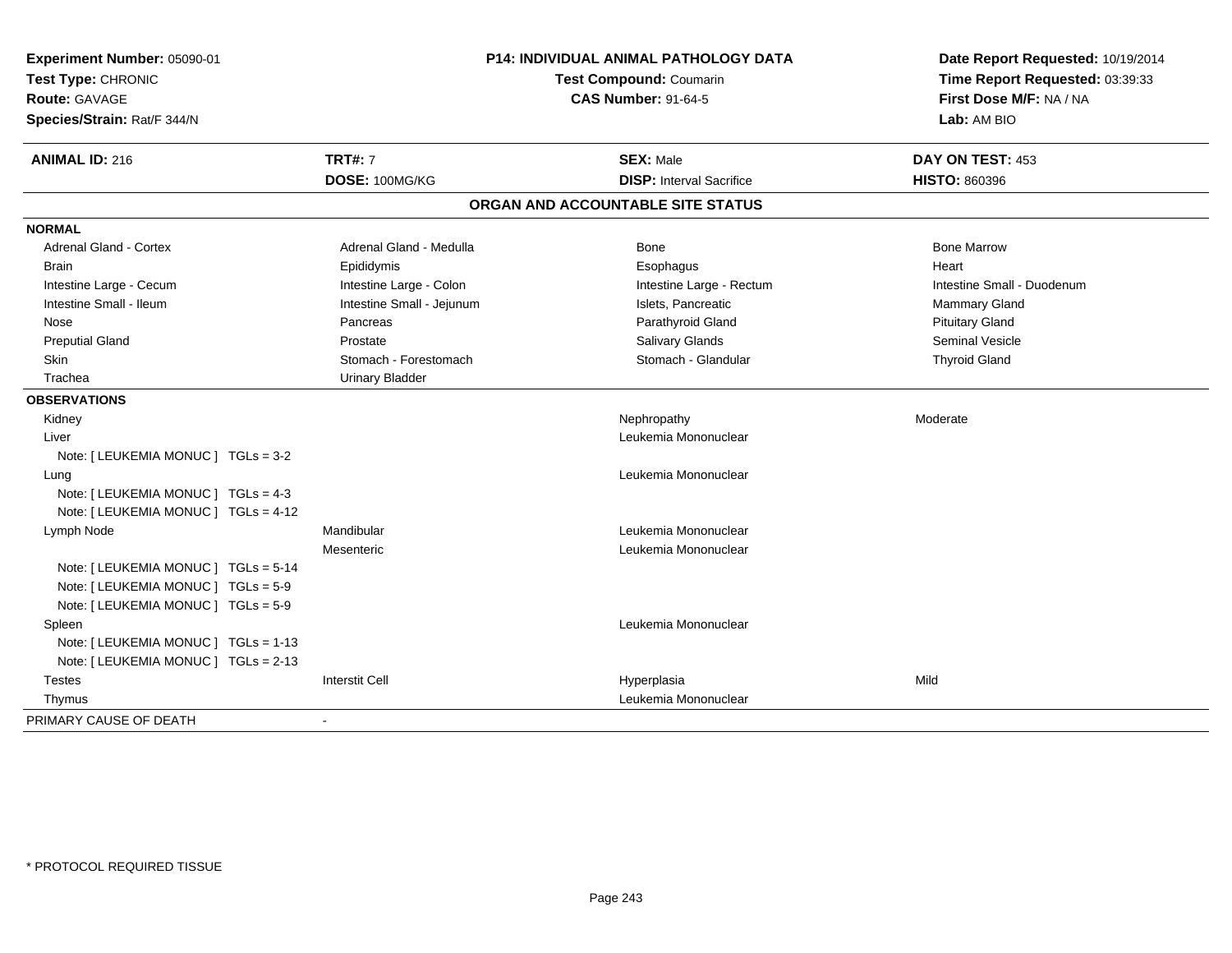**Experiment Number:** 05090-01
**Test Type:** CHRONIC
**Route:** GAVAGE
**Species/Strain:** Rat/F 344/N

**P14: INDIVIDUAL ANIMAL PATHOLOGY DATA**
**Test Compound:** Coumarin
**CAS Number:** 91-64-5

**Date Report Requested:** 10/19/2014
**Time Report Requested:** 03:39:33
**First Dose M/F:** NA / NA
**Lab:** AM BIO

| **ANIMAL ID:** 216 | **TRT#:** 7 | **SEX:** Male | **DAY ON TEST:** 453 |
|---|---|---|---|
| | **DOSE:** 100MG/KG | **DISP:** Interval Sacrifice | **HISTO:** 860396 |

## ORGAN AND ACCOUNTABLE SITE STATUS

**NORMAL**

| | | | |
|---|---|---|---|
| Adrenal Gland - Cortex | Adrenal Gland - Medulla | Bone | Bone Marrow |
| Brain | Epididymis | Esophagus | Heart |
| Intestine Large - Cecum | Intestine Large - Colon | Intestine Large - Rectum | Intestine Small - Duodenum |
| Intestine Small - Ileum | Intestine Small - Jejunum | Islets, Pancreatic | Mammary Gland |
| Nose | Pancreas | Parathyroid Gland | Pituitary Gland |
| Preputial Gland | Prostate | Salivary Glands | Seminal Vesicle |
| Skin | Stomach - Forestomach | Stomach - Glandular | Thyroid Gland |
| Trachea | Urinary Bladder | | |

**OBSERVATIONS**

| | | | |
|---|---|---|---|
| Kidney | | Nephropathy | Moderate |
| Liver | | Leukemia Mononuclear | |
| Note: [ LEUKEMIA MONUC ] TGLs = 3-2 | | | |
| Lung | | Leukemia Mononuclear | |
| Note: [ LEUKEMIA MONUC ] TGLs = 4-3 | | | |
| Note: [ LEUKEMIA MONUC ] TGLs = 4-12 | | | |
| Lymph Node | Mandibular | Leukemia Mononuclear | |
| | Mesenteric | Leukemia Mononuclear | |
| Note: [ LEUKEMIA MONUC ] TGLs = 5-14 | | | |
| Note: [ LEUKEMIA MONUC ] TGLs = 5-9 | | | |
| Note: [ LEUKEMIA MONUC ] TGLs = 5-9 | | | |
| Spleen | | Leukemia Mononuclear | |
| Note: [ LEUKEMIA MONUC ] TGLs = 1-13 | | | |
| Note: [ LEUKEMIA MONUC ] TGLs = 2-13 | | | |
| Testes | Interstit Cell | Hyperplasia | Mild |
| Thymus | | Leukemia Mononuclear | |

PRIMARY CAUSE OF DEATH -

* PROTOCOL REQUIRED TISSUE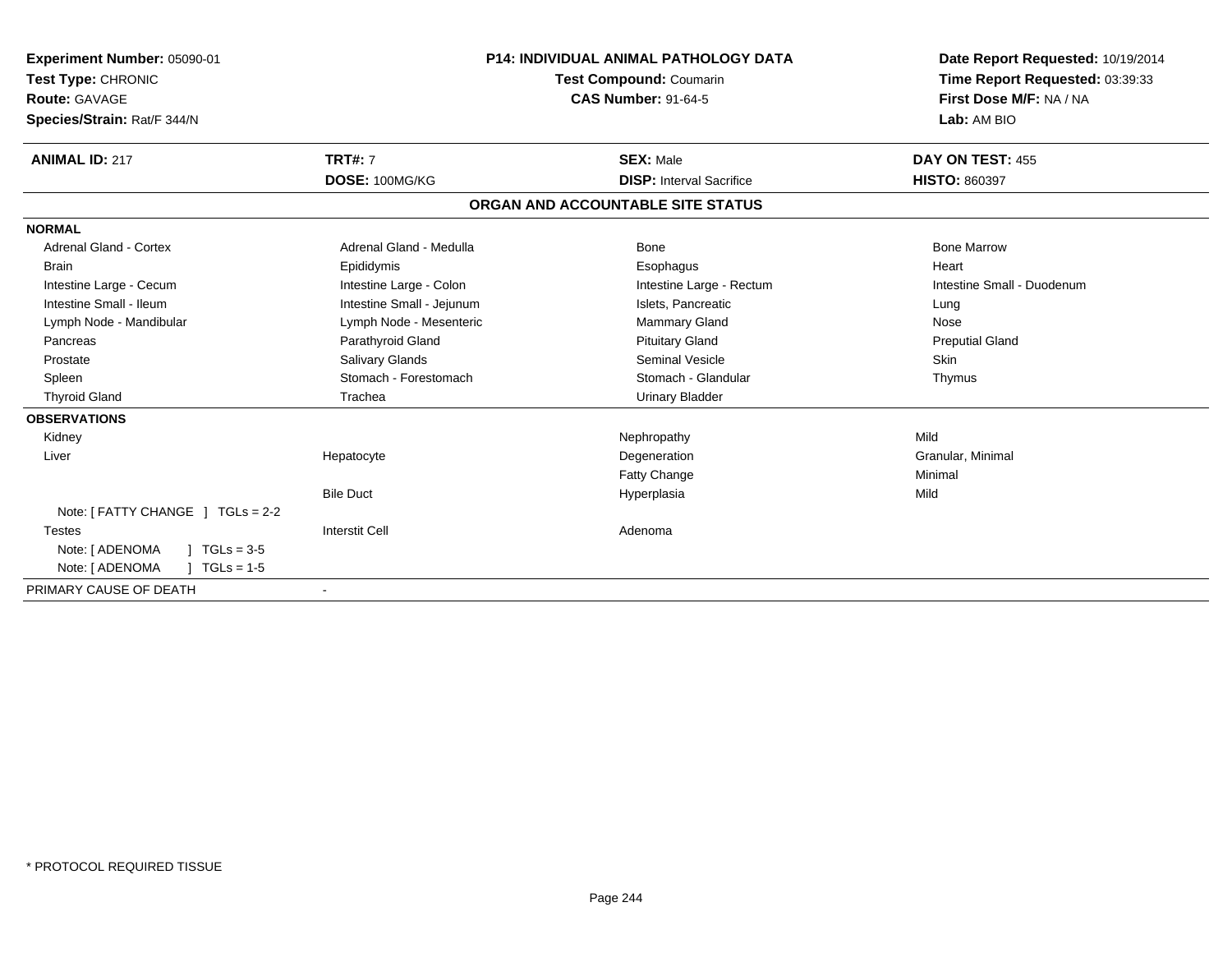**Experiment Number:** 05090-01
**Test Type:** CHRONIC
**Route:** GAVAGE
**Species/Strain:** Rat/F 344/N

**P14: INDIVIDUAL ANIMAL PATHOLOGY DATA**
**Test Compound:** Coumarin
**CAS Number:** 91-64-5

**Date Report Requested:** 10/19/2014
**Time Report Requested:** 03:39:33
**First Dose M/F:** NA / NA
**Lab:** AM BIO

| **ANIMAL ID:** 217 | **TRT#:** 7 | **SEX:** Male | **DAY ON TEST:** 455 |
|---|---|---|---|
| | **DOSE:** 100MG/KG | **DISP:** Interval Sacrifice | **HISTO:** 860397 |

## ORGAN AND ACCOUNTABLE SITE STATUS

**NORMAL**

| | | | |
|---|---|---|---|
| Adrenal Gland - Cortex | Adrenal Gland - Medulla | Bone | Bone Marrow |
| Brain | Epididymis | Esophagus | Heart |
| Intestine Large - Cecum | Intestine Large - Colon | Intestine Large - Rectum | Intestine Small - Duodenum |
| Intestine Small - Ileum | Intestine Small - Jejunum | Islets, Pancreatic | Lung |
| Lymph Node - Mandibular | Lymph Node - Mesenteric | Mammary Gland | Nose |
| Pancreas | Parathyroid Gland | Pituitary Gland | Preputial Gland |
| Prostate | Salivary Glands | Seminal Vesicle | Skin |
| Spleen | Stomach - Forestomach | Stomach - Glandular | Thymus |
| Thyroid Gland | Trachea | Urinary Bladder | |

**OBSERVATIONS**

| | | | |
|---|---|---|---|
| Kidney | | Nephropathy | Mild |
| Liver | Hepatocyte | Degeneration | Granular, Minimal |
| | | Fatty Change | Minimal |
| | Bile Duct | Hyperplasia | Mild |
| Note: [ FATTY CHANGE ] TGLs = 2-2 | | | |
| Testes | Interstit Cell | Adenoma | |
| Note: [ ADENOMA ] TGLs = 3-5 | | | |
| Note: [ ADENOMA ] TGLs = 1-5 | | | |

| | |
|---|---|
| PRIMARY CAUSE OF DEATH | - |

* PROTOCOL REQUIRED TISSUE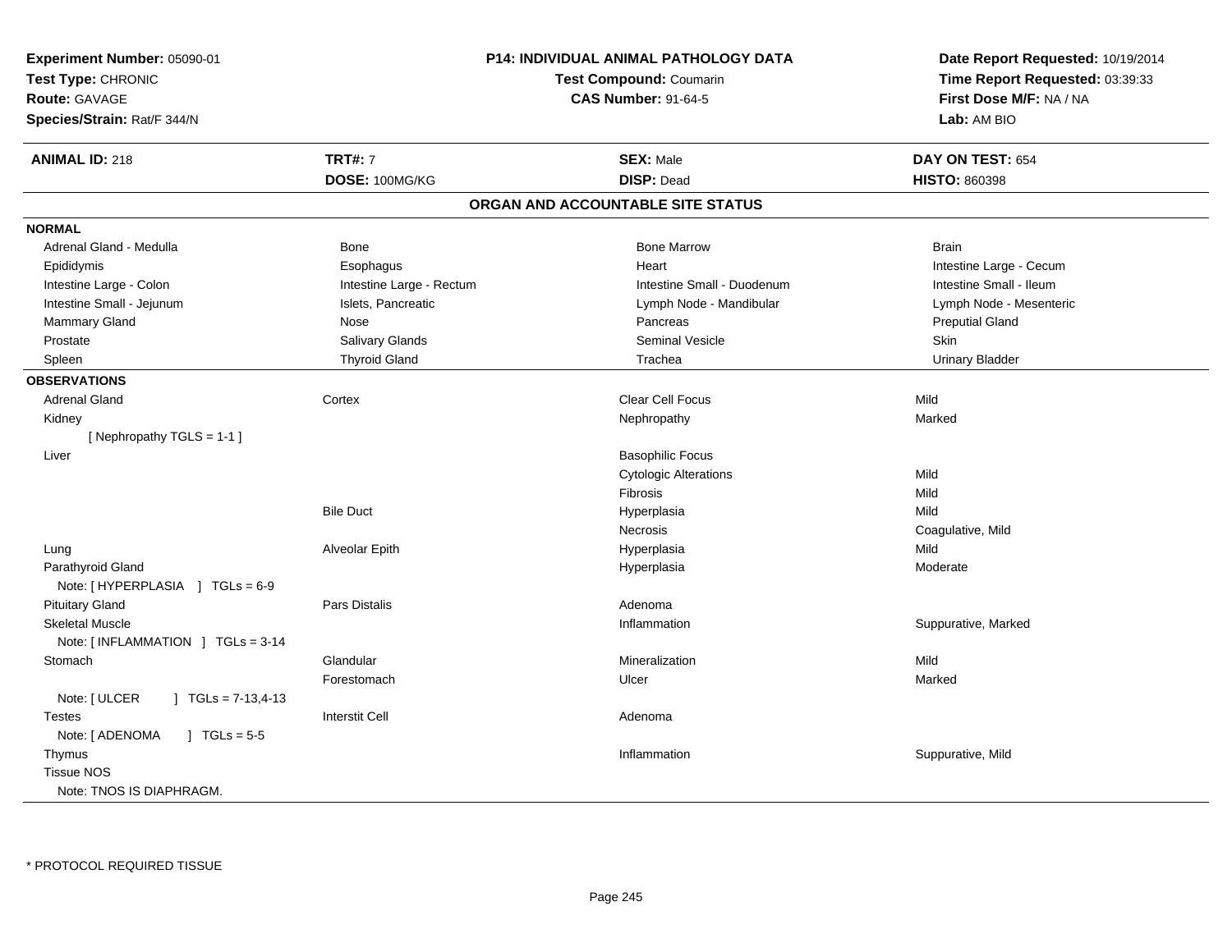**Experiment Number:** 05090-01
**Test Type:** CHRONIC
**Route:** GAVAGE
**Species/Strain:** Rat/F 344/N

**P14: INDIVIDUAL ANIMAL PATHOLOGY DATA**
**Test Compound:** Coumarin
**CAS Number:** 91-64-5

**Date Report Requested:** 10/19/2014
**Time Report Requested:** 03:39:33
**First Dose M/F:** NA / NA
**Lab:** AM BIO

| **ANIMAL ID:** 218 | **TRT#:** 7 | **SEX:** Male | **DAY ON TEST:** 654 |
|---|---|---|---|
| | **DOSE:** 100MG/KG | **DISP:** Dead | **HISTO:** 860398 |

## ORGAN AND ACCOUNTABLE SITE STATUS

**NORMAL**

| | | | |
|---|---|---|---|
| Adrenal Gland - Medulla | Bone | Bone Marrow | Brain |
| Epididymis | Esophagus | Heart | Intestine Large - Cecum |
| Intestine Large - Colon | Intestine Large - Rectum | Intestine Small - Duodenum | Intestine Small - Ileum |
| Intestine Small - Jejunum | Islets, Pancreatic | Lymph Node - Mandibular | Lymph Node - Mesenteric |
| Mammary Gland | Nose | Pancreas | Preputial Gland |
| Prostate | Salivary Glands | Seminal Vesicle | Skin |
| Spleen | Thyroid Gland | Trachea | Urinary Bladder |

**OBSERVATIONS**

| | | | |
|---|---|---|---|
| Adrenal Gland | Cortex | Clear Cell Focus | Mild |
| Kidney | | Nephropathy | Marked |
| [ Nephropathy TGLS = 1-1 ] | | | |
| Liver | | Basophilic Focus | |
| | | Cytologic Alterations | Mild |
| | | Fibrosis | Mild |
| | Bile Duct | Hyperplasia | Mild |
| | | Necrosis | Coagulative, Mild |
| Lung | Alveolar Epith | Hyperplasia | Mild |
| Parathyroid Gland | | Hyperplasia | Moderate |
| Note: [ HYPERPLASIA ] TGLs = 6-9 | | | |
| Pituitary Gland | Pars Distalis | Adenoma | |
| Skeletal Muscle | | Inflammation | Suppurative, Marked |
| Note: [ INFLAMMATION ] TGLs = 3-14 | | | |
| Stomach | Glandular | Mineralization | Mild |
| | Forestomach | Ulcer | Marked |
| Note: [ ULCER ] TGLs = 7-13,4-13 | | | |
| Testes | Interstit Cell | Adenoma | |
| Note: [ ADENOMA ] TGLs = 5-5 | | | |
| Thymus | | Inflammation | Suppurative, Mild |
| Tissue NOS | | | |
| Note: TNOS IS DIAPHRAGM. | | | |

\* PROTOCOL REQUIRED TISSUE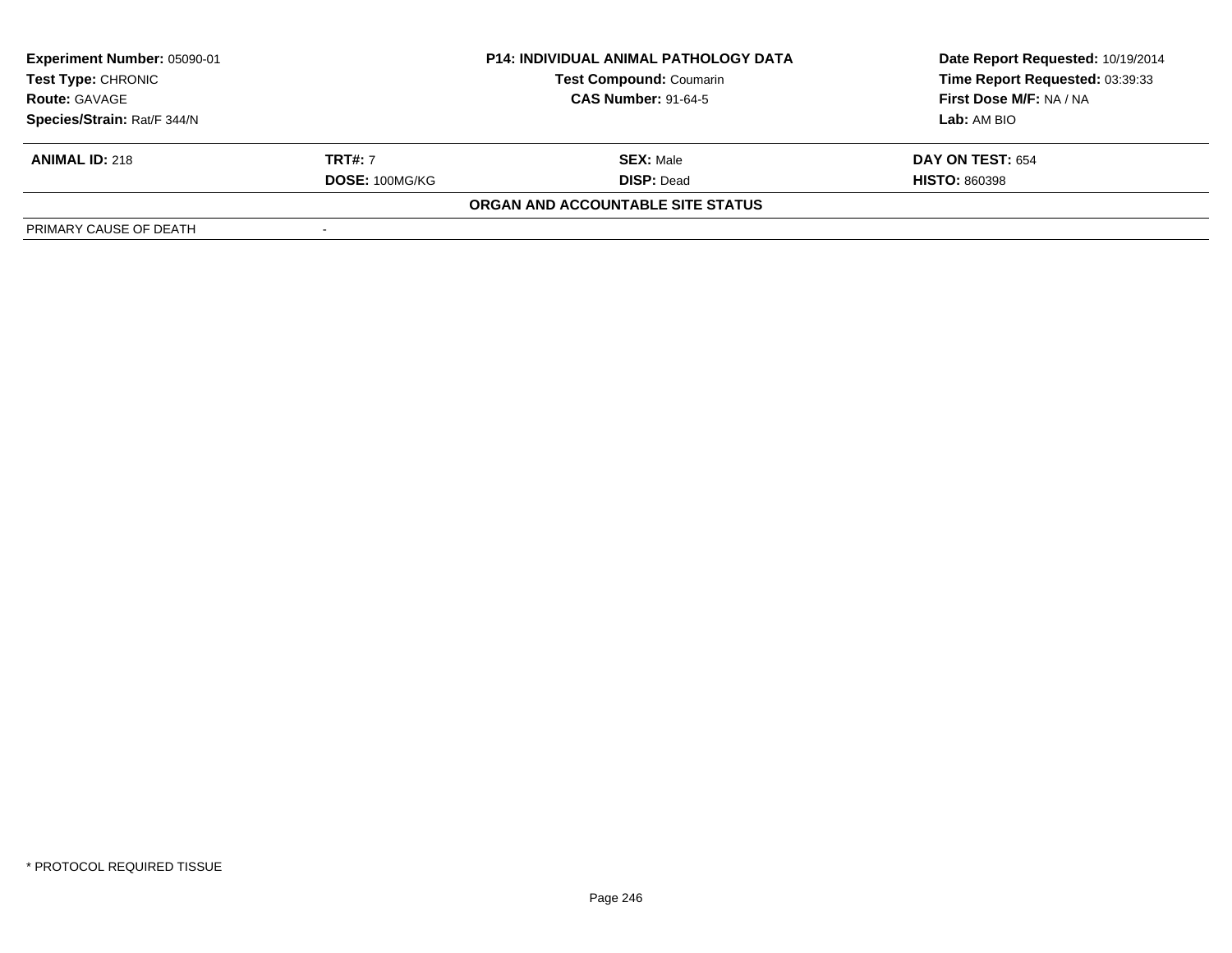| Experiment Number: 05090-01 | P14: INDIVIDUAL ANIMAL PATHOLOGY DATA | Date Report Requested: 10/19/2014 |
|---|---|---|
| Test Type: CHRONIC | Test Compound: Coumarin | Time Report Requested: 03:39:33 |
| Route: GAVAGE | CAS Number: 91-64-5 | First Dose M/F: NA / NA |
| Species/Strain: Rat/F 344/N | | Lab: AM BIO |

| ANIMAL ID: 218 | TRT#: 7 | SEX: Male | DAY ON TEST: 654 |
|---|---|---|---|
| | DOSE: 100MG/KG | DISP: Dead | HISTO: 860398 |

**ORGAN AND ACCOUNTABLE SITE STATUS**

| PRIMARY CAUSE OF DEATH | - |
|---|---|

* PROTOCOL REQUIRED TISSUE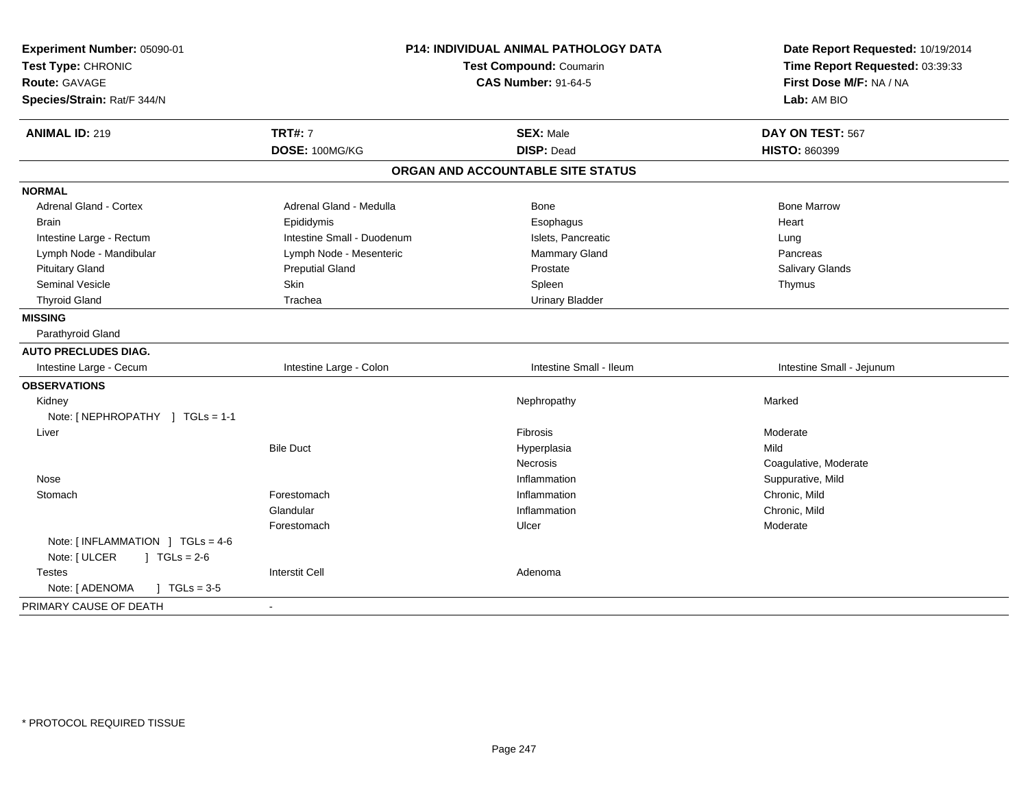**Experiment Number:** 05090-01
**Test Type:** CHRONIC
**Route:** GAVAGE
**Species/Strain:** Rat/F 344/N

**P14: INDIVIDUAL ANIMAL PATHOLOGY DATA**
**Test Compound:** Coumarin
**CAS Number:** 91-64-5

**Date Report Requested:** 10/19/2014
**Time Report Requested:** 03:39:33
**First Dose M/F:** NA / NA
**Lab:** AM BIO

| **ANIMAL ID:** 219 | **TRT#:** 7 | **SEX:** Male | **DAY ON TEST:** 567 |
|---|---|---|---|
| | **DOSE:** 100MG/KG | **DISP:** Dead | **HISTO:** 860399 |

**ORGAN AND ACCOUNTABLE SITE STATUS**

| | | | |
|---|---|---|---|
| **NORMAL** | | | |
| Adrenal Gland - Cortex | Adrenal Gland - Medulla | Bone | Bone Marrow |
| Brain | Epididymis | Esophagus | Heart |
| Intestine Large - Rectum | Intestine Small - Duodenum | Islets, Pancreatic | Lung |
| Lymph Node - Mandibular | Lymph Node - Mesenteric | Mammary Gland | Pancreas |
| Pituitary Gland | Preputial Gland | Prostate | Salivary Glands |
| Seminal Vesicle | Skin | Spleen | Thymus |
| Thyroid Gland | Trachea | Urinary Bladder | |
| **MISSING** | | | |
| Parathyroid Gland | | | |
| **AUTO PRECLUDES DIAG.** | | | |
| Intestine Large - Cecum | Intestine Large - Colon | Intestine Small - Ileum | Intestine Small - Jejunum |
| **OBSERVATIONS** | | | |
| Kidney | | Nephropathy | Marked |
| Note: [ NEPHROPATHY ] TGLs = 1-1 | | | |
| Liver | | Fibrosis | Moderate |
| | Bile Duct | Hyperplasia | Mild |
| | | Necrosis | Coagulative, Moderate |
| Nose | | Inflammation | Suppurative, Mild |
| Stomach | Forestomach | Inflammation | Chronic, Mild |
| | Glandular | Inflammation | Chronic, Mild |
| | Forestomach | Ulcer | Moderate |
| Note: [ INFLAMMATION ] TGLs = 4-6 | | | |
| Note: [ ULCER ] TGLs = 2-6 | | | |
| Testes | Interstit Cell | Adenoma | |
| Note: [ ADENOMA ] TGLs = 3-5 | | | |
| PRIMARY CAUSE OF DEATH | - | | |

* PROTOCOL REQUIRED TISSUE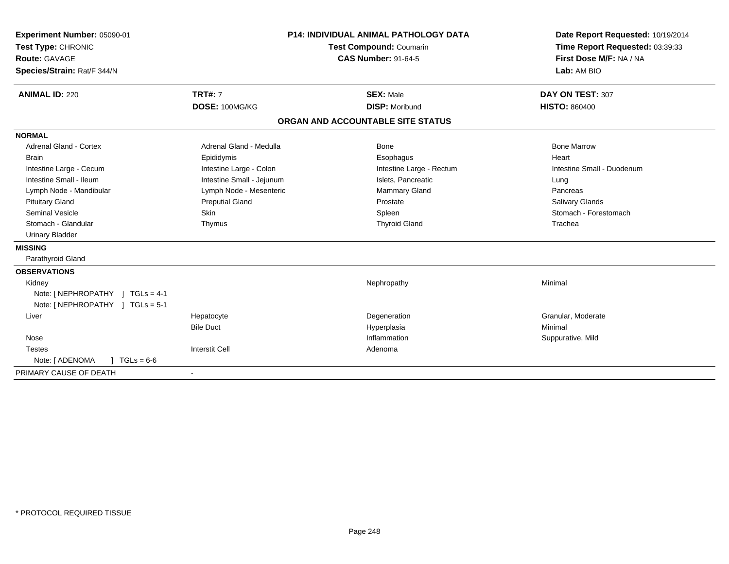**Experiment Number:** 05090-01
**Test Type:** CHRONIC
**Route:** GAVAGE
**Species/Strain:** Rat/F 344/N

**P14: INDIVIDUAL ANIMAL PATHOLOGY DATA**
**Test Compound:** Coumarin
**CAS Number:** 91-64-5

**Date Report Requested:** 10/19/2014
**Time Report Requested:** 03:39:33
**First Dose M/F:** NA / NA
**Lab:** AM BIO

| **ANIMAL ID:** 220 | **TRT#:** 7 | **SEX:** Male | **DAY ON TEST:** 307 |
|---|---|---|---|
| | **DOSE:** 100MG/KG | **DISP:** Moribund | **HISTO:** 860400 |

## ORGAN AND ACCOUNTABLE SITE STATUS

| | | | |
|---|---|---|---|
| **NORMAL** | | | |
| Adrenal Gland - Cortex | Adrenal Gland - Medulla | Bone | Bone Marrow |
| Brain | Epididymis | Esophagus | Heart |
| Intestine Large - Cecum | Intestine Large - Colon | Intestine Large - Rectum | Intestine Small - Duodenum |
| Intestine Small - Ileum | Intestine Small - Jejunum | Islets, Pancreatic | Lung |
| Lymph Node - Mandibular | Lymph Node - Mesenteric | Mammary Gland | Pancreas |
| Pituitary Gland | Preputial Gland | Prostate | Salivary Glands |
| Seminal Vesicle | Skin | Spleen | Stomach - Forestomach |
| Stomach - Glandular | Thymus | Thyroid Gland | Trachea |
| Urinary Bladder | | | |
| **MISSING** | | | |
| Parathyroid Gland | | | |
| **OBSERVATIONS** | | | |
| Kidney | | Nephropathy | Minimal |
| Note: [ NEPHROPATHY ] TGLs = 4-1 | | | |
| Note: [ NEPHROPATHY ] TGLs = 5-1 | | | |
| Liver | Hepatocyte | Degeneration | Granular, Moderate |
| | Bile Duct | Hyperplasia | Minimal |
| Nose | | Inflammation | Suppurative, Mild |
| Testes | Interstit Cell | Adenoma | |
| Note: [ ADENOMA ] TGLs = 6-6 | | | |
| PRIMARY CAUSE OF DEATH | - | | |

* PROTOCOL REQUIRED TISSUE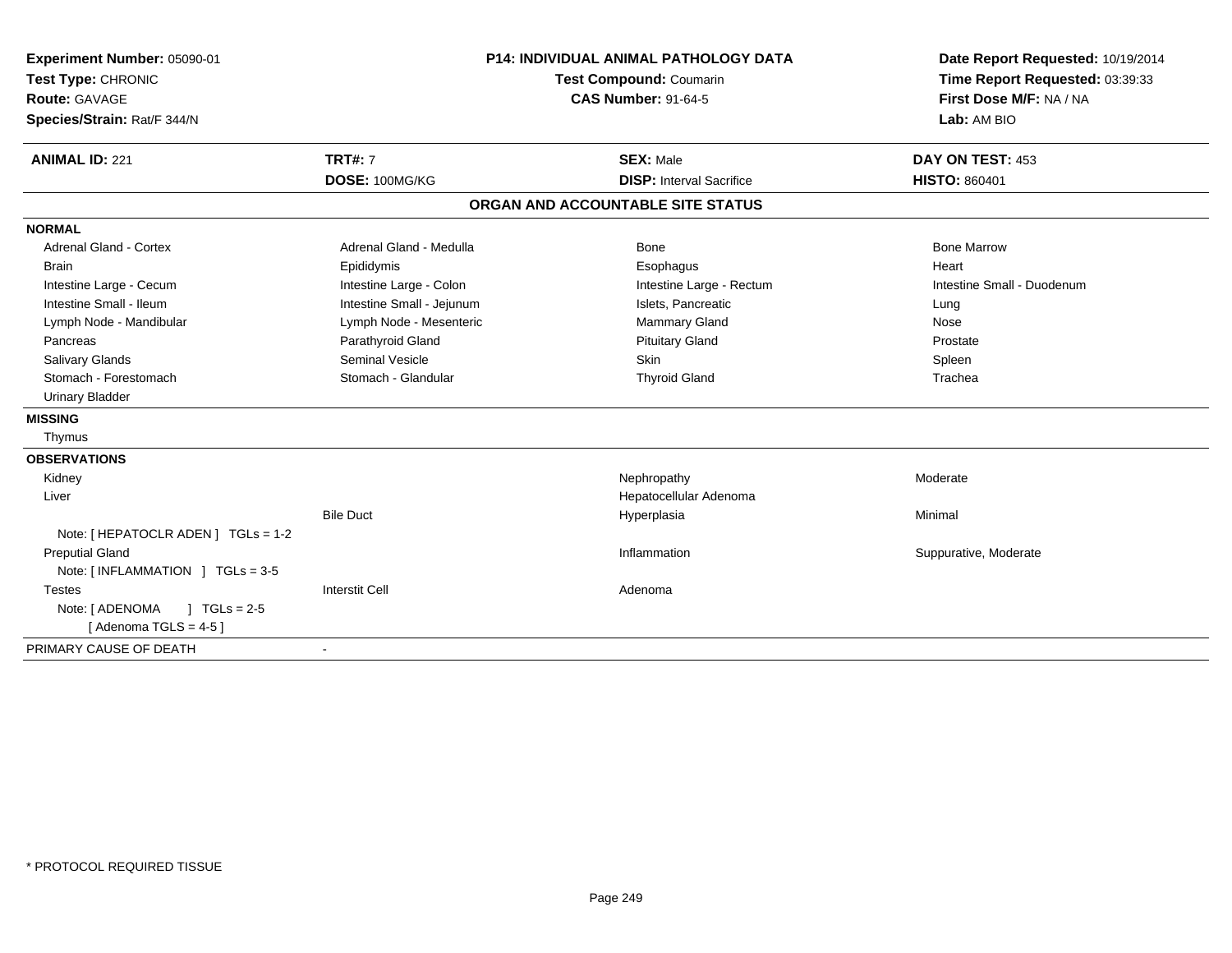**Experiment Number:** 05090-01
**Test Type:** CHRONIC
**Route:** GAVAGE
**Species/Strain:** Rat/F 344/N

**P14: INDIVIDUAL ANIMAL PATHOLOGY DATA**
**Test Compound:** Coumarin
**CAS Number:** 91-64-5

**Date Report Requested:** 10/19/2014
**Time Report Requested:** 03:39:33
**First Dose M/F:** NA / NA
**Lab:** AM BIO

| **ANIMAL ID:** 221 | **TRT#:** 7 | **SEX:** Male | **DAY ON TEST:** 453 |
|---|---|---|---|
| | **DOSE:** 100MG/KG | **DISP:** Interval Sacrifice | **HISTO:** 860401 |

## ORGAN AND ACCOUNTABLE SITE STATUS

**NORMAL**

| | | | |
|---|---|---|---|
| Adrenal Gland - Cortex | Adrenal Gland - Medulla | Bone | Bone Marrow |
| Brain | Epididymis | Esophagus | Heart |
| Intestine Large - Cecum | Intestine Large - Colon | Intestine Large - Rectum | Intestine Small - Duodenum |
| Intestine Small - Ileum | Intestine Small - Jejunum | Islets, Pancreatic | Lung |
| Lymph Node - Mandibular | Lymph Node - Mesenteric | Mammary Gland | Nose |
| Pancreas | Parathyroid Gland | Pituitary Gland | Prostate |
| Salivary Glands | Seminal Vesicle | Skin | Spleen |
| Stomach - Forestomach | Stomach - Glandular | Thyroid Gland | Trachea |
| Urinary Bladder | | | |

**MISSING**

Thymus

**OBSERVATIONS**

| | | | |
|---|---|---|---|
| Kidney | | Nephropathy | Moderate |
| Liver | | Hepatocellular Adenoma | |
| | Bile Duct | Hyperplasia | Minimal |
| Note: [ HEPATOCLR ADEN ] TGLs = 1-2 | | | |
| Preputial Gland | | Inflammation | Suppurative, Moderate |
| Note: [ INFLAMMATION ] TGLs = 3-5 | | | |
| Testes | Interstit Cell | Adenoma | |
| Note: [ ADENOMA ] TGLs = 2-5 | | | |
| [ Adenoma TGLS = 4-5 ] | | | |

PRIMARY CAUSE OF DEATH -

\* PROTOCOL REQUIRED TISSUE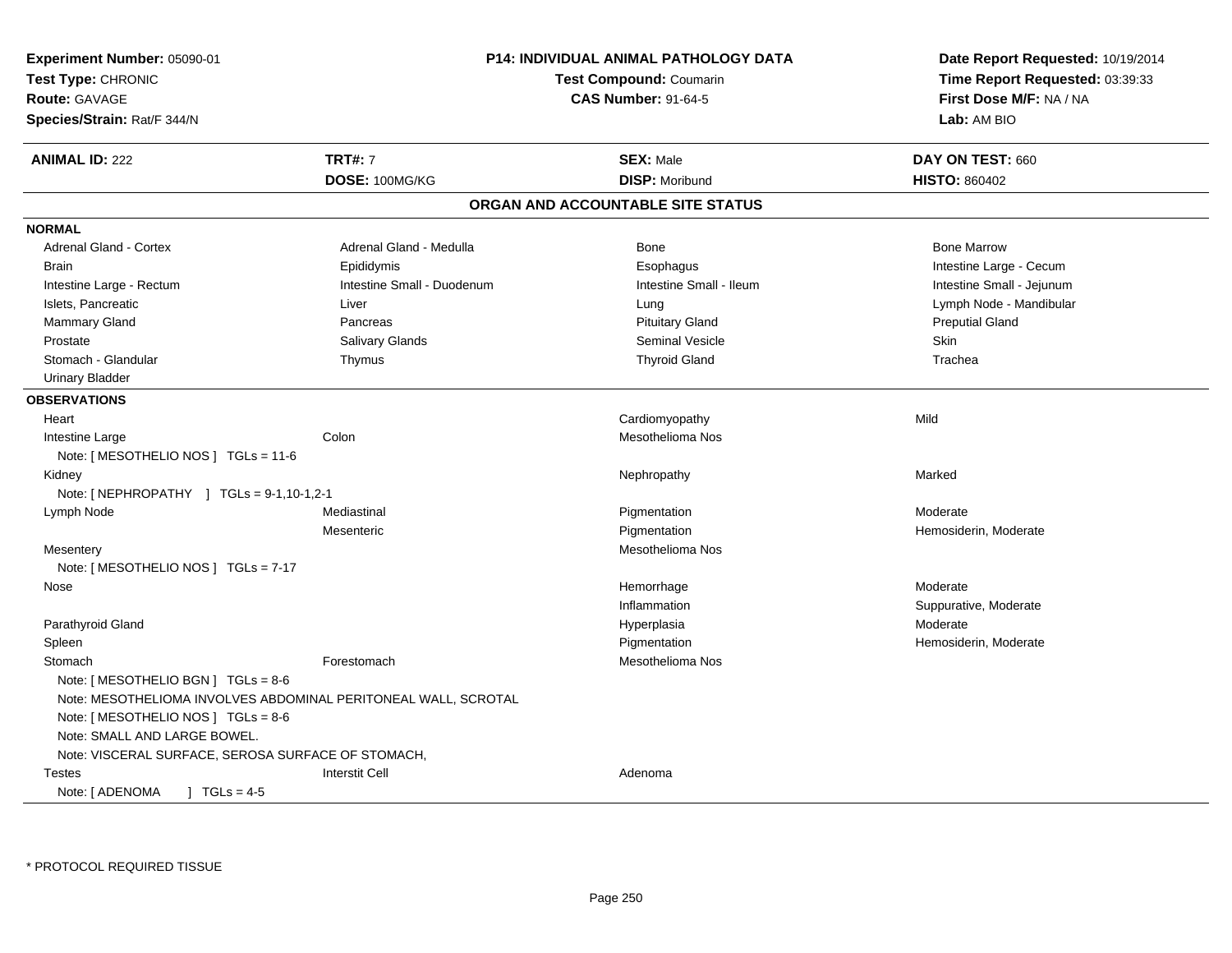**Experiment Number:** 05090-01
**Test Type:** CHRONIC
**Route:** GAVAGE
**Species/Strain:** Rat/F 344/N

**P14: INDIVIDUAL ANIMAL PATHOLOGY DATA**
**Test Compound:** Coumarin
**CAS Number:** 91-64-5

**Date Report Requested:** 10/19/2014
**Time Report Requested:** 03:39:33
**First Dose M/F:** NA / NA
**Lab:** AM BIO

| **ANIMAL ID:** 222 | **TRT#:** 7 | **SEX:** Male | **DAY ON TEST:** 660 |
|---|---|---|---|
| | **DOSE:** 100MG/KG | **DISP:** Moribund | **HISTO:** 860402 |

## ORGAN AND ACCOUNTABLE SITE STATUS

**NORMAL**

| | | | |
|---|---|---|---|
| Adrenal Gland - Cortex | Adrenal Gland - Medulla | Bone | Bone Marrow |
| Brain | Epididymis | Esophagus | Intestine Large - Cecum |
| Intestine Large - Rectum | Intestine Small - Duodenum | Intestine Small - Ileum | Intestine Small - Jejunum |
| Islets, Pancreatic | Liver | Lung | Lymph Node - Mandibular |
| Mammary Gland | Pancreas | Pituitary Gland | Preputial Gland |
| Prostate | Salivary Glands | Seminal Vesicle | Skin |
| Stomach - Glandular | Thymus | Thyroid Gland | Trachea |
| Urinary Bladder | | | |

**OBSERVATIONS**

| | | | |
|---|---|---|---|
| Heart | | Cardiomyopathy | Mild |
| Intestine Large | Colon | Mesothelioma Nos | |
| Note: [ MESOTHELIO NOS ] TGLs = 11-6 | | | |
| Kidney | | Nephropathy | Marked |
| Note: [ NEPHROPATHY ] TGLs = 9-1,10-1,2-1 | | | |
| Lymph Node | Mediastinal | Pigmentation | Moderate |
| | Mesenteric | Pigmentation | Hemosiderin, Moderate |
| Mesentery | | Mesothelioma Nos | |
| Note: [ MESOTHELIO NOS ] TGLs = 7-17 | | | |
| Nose | | Hemorrhage | Moderate |
| | | Inflammation | Suppurative, Moderate |
| Parathyroid Gland | | Hyperplasia | Moderate |
| Spleen | | Pigmentation | Hemosiderin, Moderate |
| Stomach | Forestomach | Mesothelioma Nos | |
| Note: [ MESOTHELIO BGN ] TGLs = 8-6 | | | |
| Note: MESOTHELIOMA INVOLVES ABDOMINAL PERITONEAL WALL, SCROTAL | | | |
| Note: [ MESOTHELIO NOS ] TGLs = 8-6 | | | |
| Note: SMALL AND LARGE BOWEL. | | | |
| Note: VISCERAL SURFACE, SEROSA SURFACE OF STOMACH, | | | |
| Testes | Interstit Cell | Adenoma | |
| Note: [ ADENOMA ] TGLs = 4-5 | | | |

* PROTOCOL REQUIRED TISSUE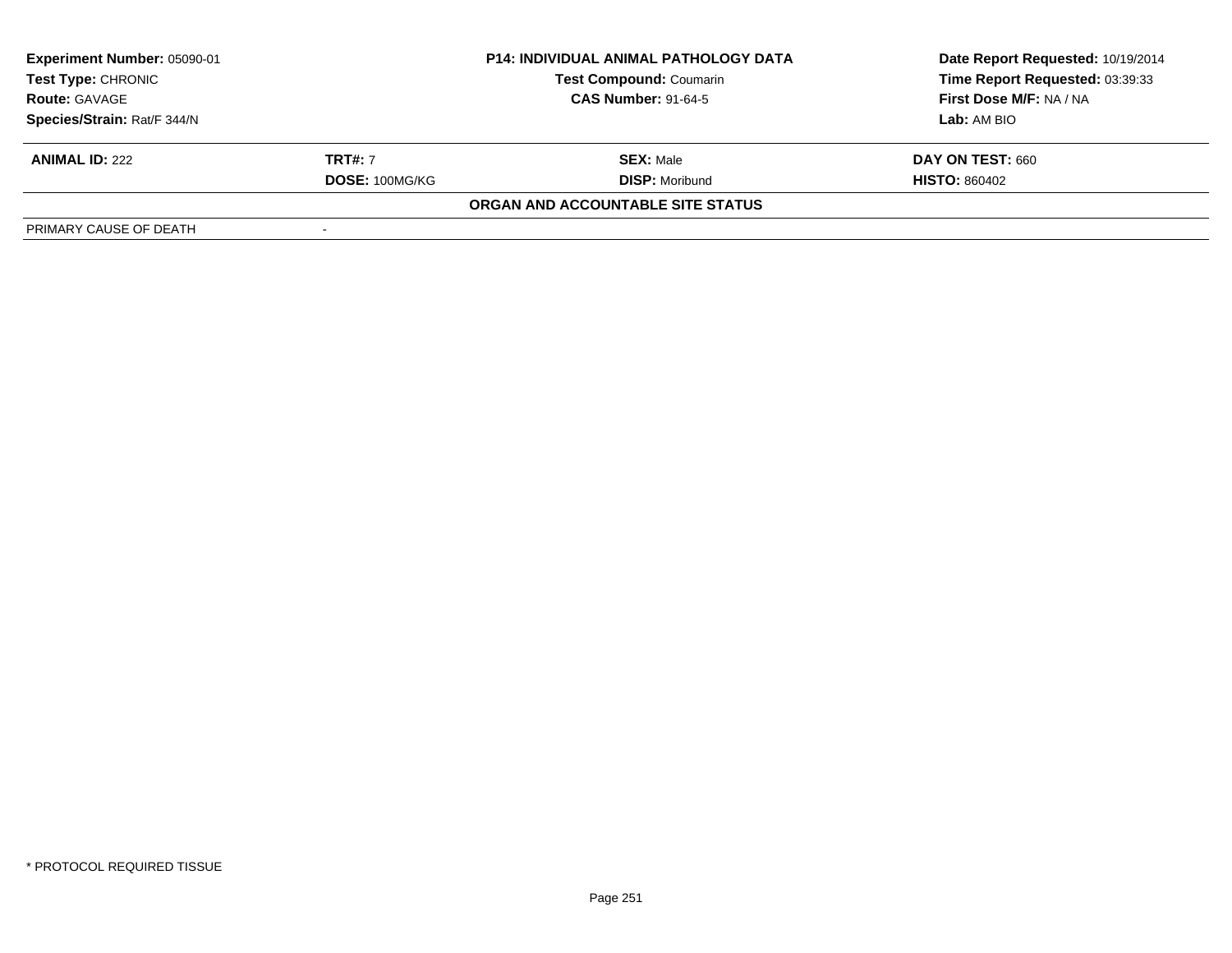| **Experiment Number:** 05090-01 | **P14: INDIVIDUAL ANIMAL PATHOLOGY DATA** | **Date Report Requested:** 10/19/2014 |
|---|---|---|
| **Test Type:** CHRONIC | **Test Compound:** Coumarin | **Time Report Requested:** 03:39:33 |
| **Route:** GAVAGE | **CAS Number:** 91-64-5 | **First Dose M/F:** NA / NA |
| **Species/Strain:** Rat/F 344/N | | **Lab:** AM BIO |

| **ANIMAL ID:** 222 | **TRT#:** 7 | **SEX:** Male | **DAY ON TEST:** 660 |
|---|---|---|---|
| | **DOSE:** 100MG/KG | **DISP:** Moribund | **HISTO:** 860402 |

**ORGAN AND ACCOUNTABLE SITE STATUS**

| PRIMARY CAUSE OF DEATH | - |
|---|---|

* PROTOCOL REQUIRED TISSUE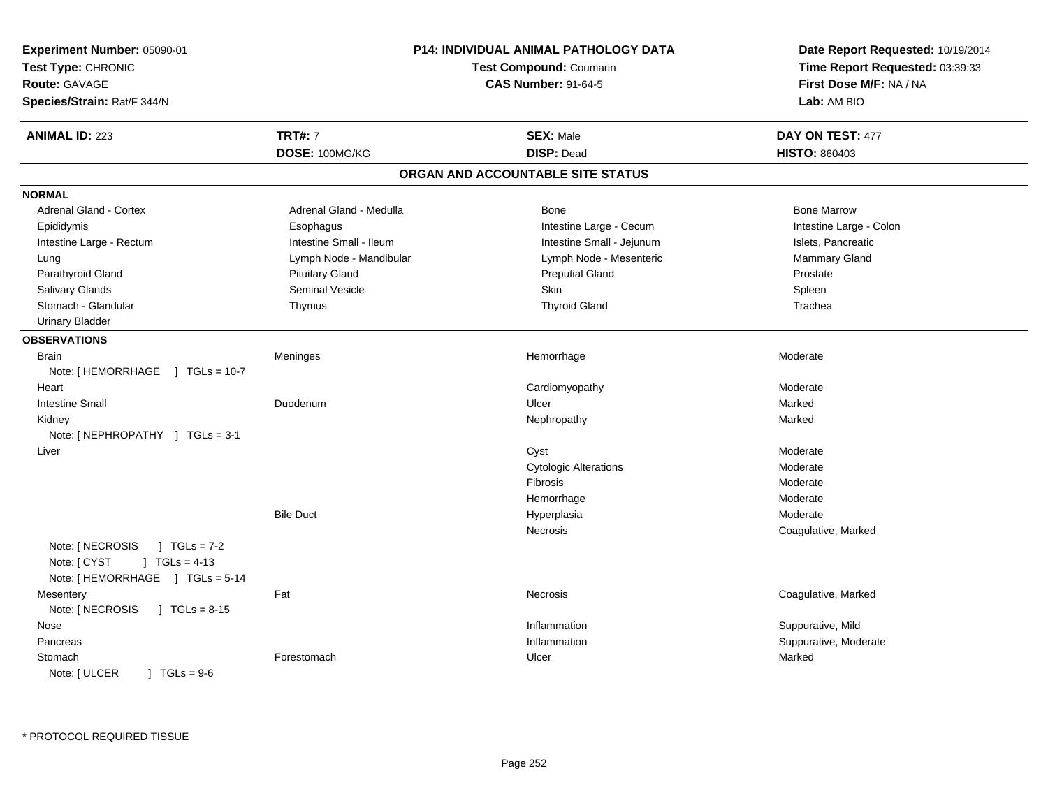**Experiment Number:** 05090-01
**Test Type:** CHRONIC
**Route:** GAVAGE
**Species/Strain:** Rat/F 344/N

**P14: INDIVIDUAL ANIMAL PATHOLOGY DATA**
**Test Compound:** Coumarin
**CAS Number:** 91-64-5

**Date Report Requested:** 10/19/2014
**Time Report Requested:** 03:39:33
**First Dose M/F:** NA / NA
**Lab:** AM BIO

| **ANIMAL ID:** 223 | **TRT#:** 7 | **SEX:** Male | **DAY ON TEST:** 477 |
|---|---|---|---|
| | **DOSE:** 100MG/KG | **DISP:** Dead | **HISTO:** 860403 |

## ORGAN AND ACCOUNTABLE SITE STATUS

**NORMAL**

| | | | |
|---|---|---|---|
| Adrenal Gland - Cortex | Adrenal Gland - Medulla | Bone | Bone Marrow |
| Epididymis | Esophagus | Intestine Large - Cecum | Intestine Large - Colon |
| Intestine Large - Rectum | Intestine Small - Ileum | Intestine Small - Jejunum | Islets, Pancreatic |
| Lung | Lymph Node - Mandibular | Lymph Node - Mesenteric | Mammary Gland |
| Parathyroid Gland | Pituitary Gland | Preputial Gland | Prostate |
| Salivary Glands | Seminal Vesicle | Skin | Spleen |
| Stomach - Glandular | Thymus | Thyroid Gland | Trachea |
| Urinary Bladder | | | |

**OBSERVATIONS**

| Organ | Site | Observation | Severity |
|---|---|---|---|
| Brain | Meninges | Hemorrhage | Moderate |
| Note: [ HEMORRHAGE ] TGLs = 10-7 | | | |
| Heart | | Cardiomyopathy | Moderate |
| Intestine Small | Duodenum | Ulcer | Marked |
| Kidney | | Nephropathy | Marked |
| Note: [ NEPHROPATHY ] TGLs = 3-1 | | | |
| Liver | | Cyst | Moderate |
| | | Cytologic Alterations | Moderate |
| | | Fibrosis | Moderate |
| | | Hemorrhage | Moderate |
| | Bile Duct | Hyperplasia | Moderate |
| | | Necrosis | Coagulative, Marked |
| Note: [ NECROSIS ] TGLs = 7-2 | | | |
| Note: [ CYST ] TGLs = 4-13 | | | |
| Note: [ HEMORRHAGE ] TGLs = 5-14 | | | |
| Mesentery | Fat | Necrosis | Coagulative, Marked |
| Note: [ NECROSIS ] TGLs = 8-15 | | | |
| Nose | | Inflammation | Suppurative, Mild |
| Pancreas | | Inflammation | Suppurative, Moderate |
| Stomach | Forestomach | Ulcer | Marked |
| Note: [ ULCER ] TGLs = 9-6 | | | |

* PROTOCOL REQUIRED TISSUE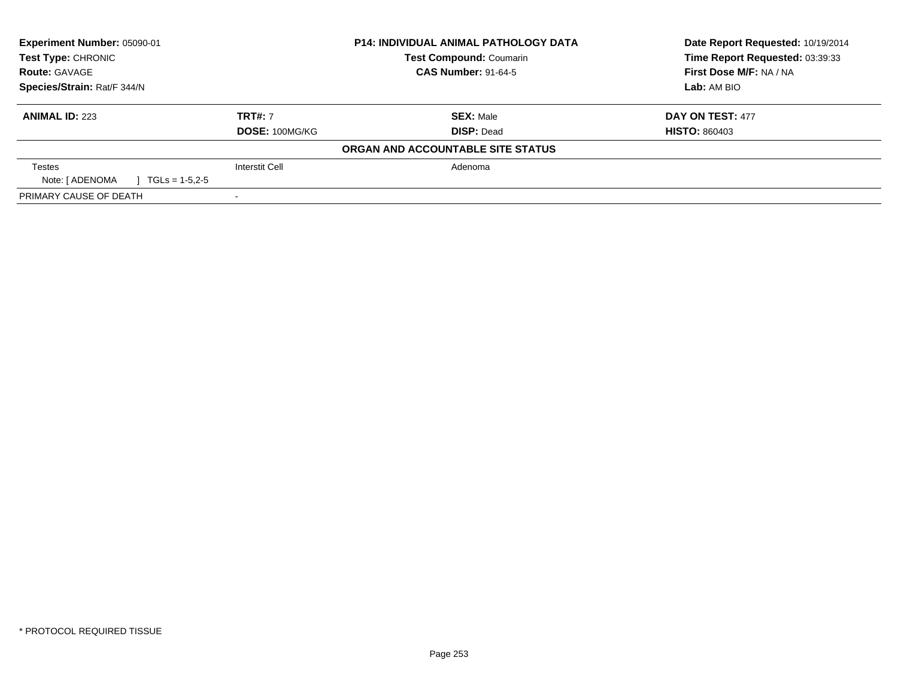| **Experiment Number:** 05090-01 | **P14: INDIVIDUAL ANIMAL PATHOLOGY DATA** | **Date Report Requested:** 10/19/2014 |
|---|---|---|
| **Test Type:** CHRONIC | **Test Compound:** Coumarin | **Time Report Requested:** 03:39:33 |
| **Route:** GAVAGE | **CAS Number:** 91-64-5 | **First Dose M/F:** NA / NA |
| **Species/Strain:** Rat/F 344/N | | **Lab:** AM BIO |

| **ANIMAL ID:** 223 | **TRT#:** 7 | **SEX:** Male | **DAY ON TEST:** 477 |
|---|---|---|---|
| | **DOSE:** 100MG/KG | **DISP:** Dead | **HISTO:** 860403 |

**ORGAN AND ACCOUNTABLE SITE STATUS**

| | | |
|---|---|---|
| Testes | Interstit Cell | Adenoma |
| Note: [ ADENOMA ] TGLs = 1-5,2-5 | | |
| PRIMARY CAUSE OF DEATH | - | |

* PROTOCOL REQUIRED TISSUE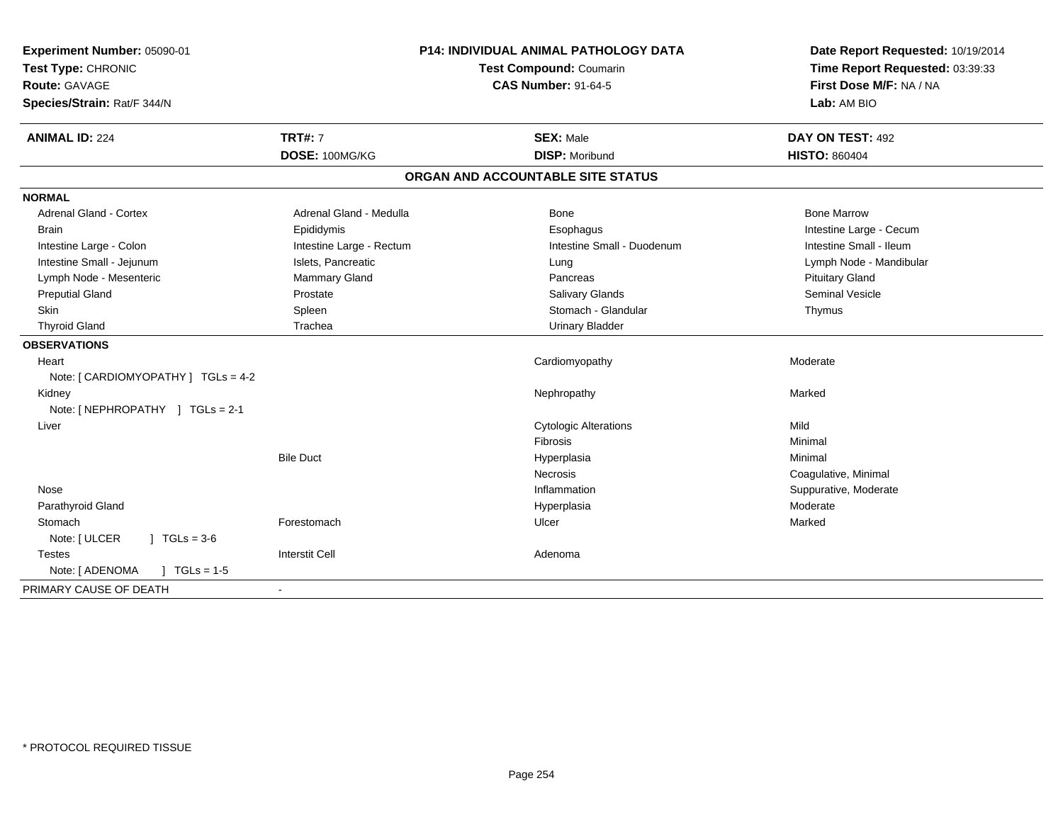**Experiment Number:** 05090-01
**Test Type:** CHRONIC
**Route:** GAVAGE
**Species/Strain:** Rat/F 344/N

**P14: INDIVIDUAL ANIMAL PATHOLOGY DATA**
**Test Compound:** Coumarin
**CAS Number:** 91-64-5

**Date Report Requested:** 10/19/2014
**Time Report Requested:** 03:39:33
**First Dose M/F:** NA / NA
**Lab:** AM BIO

| **ANIMAL ID:** 224 | **TRT#:** 7 | **SEX:** Male | **DAY ON TEST:** 492 |
|---|---|---|---|
| | **DOSE:** 100MG/KG | **DISP:** Moribund | **HISTO:** 860404 |

## ORGAN AND ACCOUNTABLE SITE STATUS

**NORMAL**

| | | | |
|---|---|---|---|
| Adrenal Gland - Cortex | Adrenal Gland - Medulla | Bone | Bone Marrow |
| Brain | Epididymis | Esophagus | Intestine Large - Cecum |
| Intestine Large - Colon | Intestine Large - Rectum | Intestine Small - Duodenum | Intestine Small - Ileum |
| Intestine Small - Jejunum | Islets, Pancreatic | Lung | Lymph Node - Mandibular |
| Lymph Node - Mesenteric | Mammary Gland | Pancreas | Pituitary Gland |
| Preputial Gland | Prostate | Salivary Glands | Seminal Vesicle |
| Skin | Spleen | Stomach - Glandular | Thymus |
| Thyroid Gland | Trachea | Urinary Bladder | |

**OBSERVATIONS**

| | | | |
|---|---|---|---|
| Heart | | Cardiomyopathy | Moderate |
| Note: [ CARDIOMYOPATHY ] TGLs = 4-2 | | | |
| Kidney | | Nephropathy | Marked |
| Note: [ NEPHROPATHY ] TGLs = 2-1 | | | |
| Liver | | Cytologic Alterations | Mild |
| | | Fibrosis | Minimal |
| | Bile Duct | Hyperplasia | Minimal |
| | | Necrosis | Coagulative, Minimal |
| Nose | | Inflammation | Suppurative, Moderate |
| Parathyroid Gland | | Hyperplasia | Moderate |
| Stomach | Forestomach | Ulcer | Marked |
| Note: [ ULCER ] TGLs = 3-6 | | | |
| Testes | Interstit Cell | Adenoma | |
| Note: [ ADENOMA ] TGLs = 1-5 | | | |

PRIMARY CAUSE OF DEATH -

* PROTOCOL REQUIRED TISSUE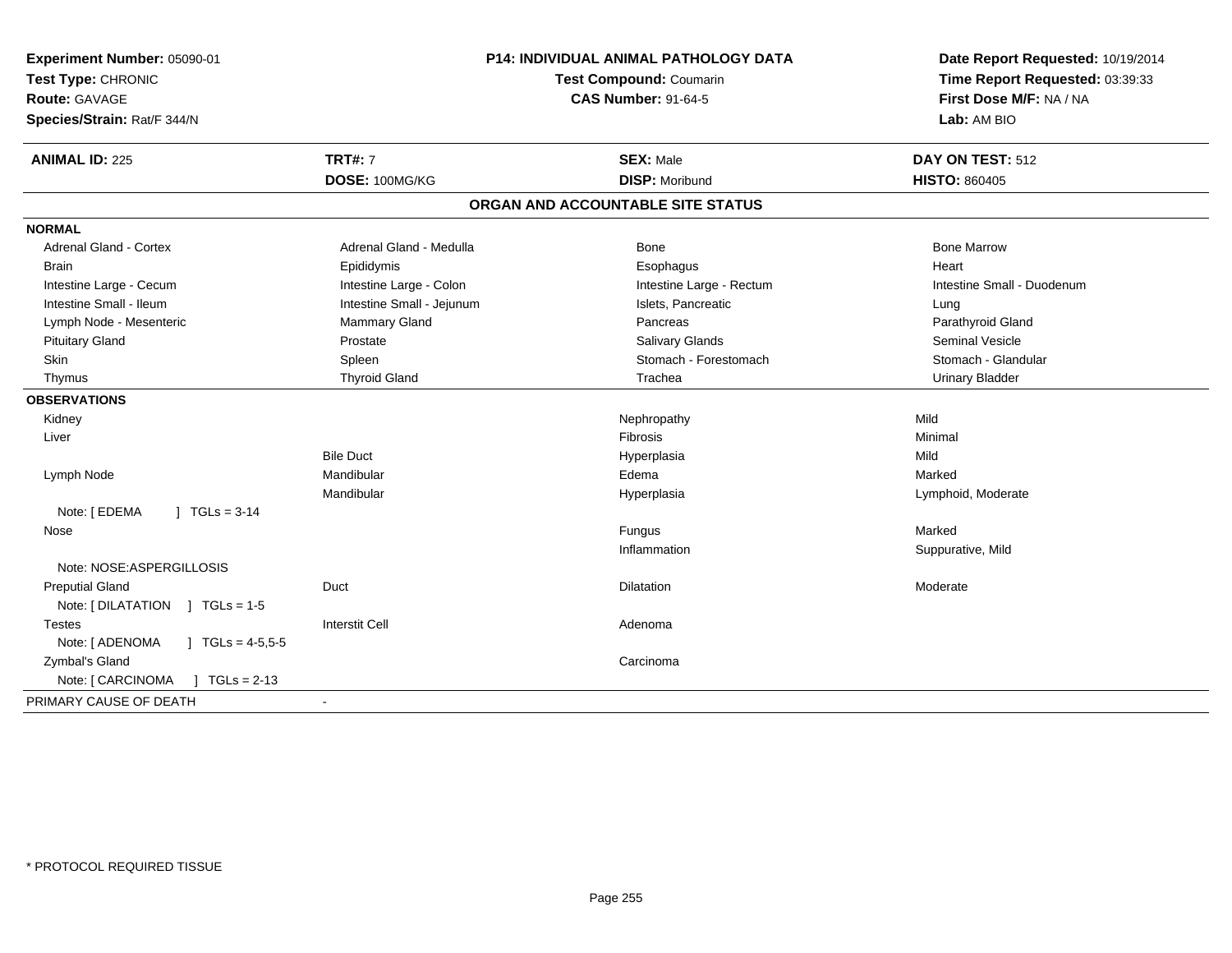**Experiment Number:** 05090-01
**Test Type:** CHRONIC
**Route:** GAVAGE
**Species/Strain:** Rat/F 344/N

**P14: INDIVIDUAL ANIMAL PATHOLOGY DATA**
**Test Compound:** Coumarin
**CAS Number:** 91-64-5

**Date Report Requested:** 10/19/2014
**Time Report Requested:** 03:39:33
**First Dose M/F:** NA / NA
**Lab:** AM BIO

| **ANIMAL ID:** 225 | **TRT#:** 7 | **SEX:** Male | **DAY ON TEST:** 512 |
|---|---|---|---|
| | **DOSE:** 100MG/KG | **DISP:** Moribund | **HISTO:** 860405 |

## ORGAN AND ACCOUNTABLE SITE STATUS

| | | | |
|---|---|---|---|
| **NORMAL** | | | |
| Adrenal Gland - Cortex | Adrenal Gland - Medulla | Bone | Bone Marrow |
| Brain | Epididymis | Esophagus | Heart |
| Intestine Large - Cecum | Intestine Large - Colon | Intestine Large - Rectum | Intestine Small - Duodenum |
| Intestine Small - Ileum | Intestine Small - Jejunum | Islets, Pancreatic | Lung |
| Lymph Node - Mesenteric | Mammary Gland | Pancreas | Parathyroid Gland |
| Pituitary Gland | Prostate | Salivary Glands | Seminal Vesicle |
| Skin | Spleen | Stomach - Forestomach | Stomach - Glandular |
| Thymus | Thyroid Gland | Trachea | Urinary Bladder |
| **OBSERVATIONS** | | | |
| Kidney | | Nephropathy | Mild |
| Liver | | Fibrosis | Minimal |
| | Bile Duct | Hyperplasia | Mild |
| Lymph Node | Mandibular | Edema | Marked |
| | Mandibular | Hyperplasia | Lymphoid, Moderate |
| Note: [ EDEMA ] TGLs = 3-14 | | | |
| Nose | | Fungus | Marked |
| | | Inflammation | Suppurative, Mild |
| Note: NOSE:ASPERGILLOSIS | | | |
| Preputial Gland | Duct | Dilatation | Moderate |
| Note: [ DILATATION ] TGLs = 1-5 | | | |
| Testes | Interstit Cell | Adenoma | |
| Note: [ ADENOMA ] TGLs = 4-5,5-5 | | | |
| Zymbal's Gland | | Carcinoma | |
| Note: [ CARCINOMA ] TGLs = 2-13 | | | |
| PRIMARY CAUSE OF DEATH | - | | |

\* PROTOCOL REQUIRED TISSUE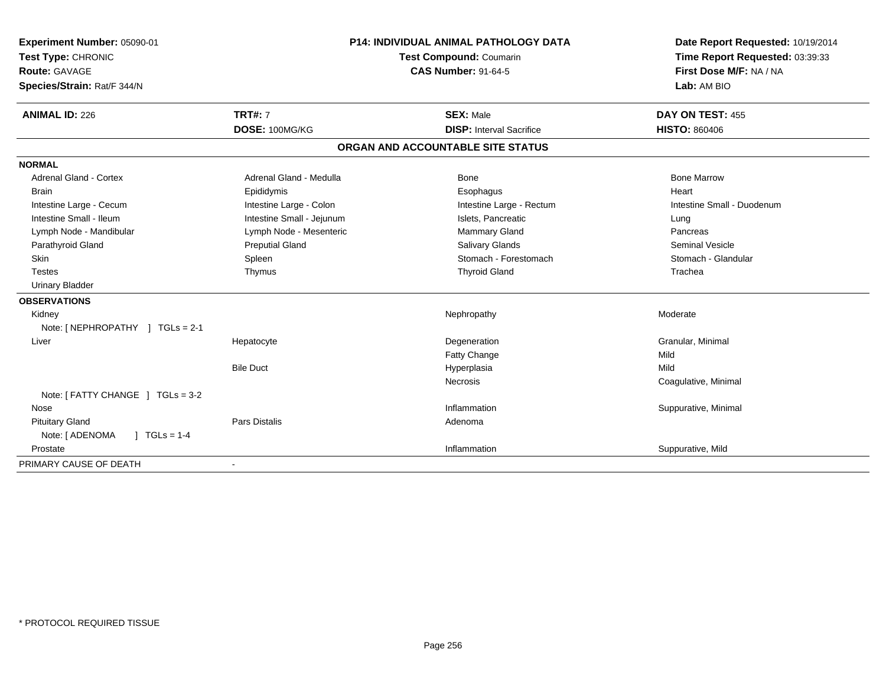**Experiment Number:** 05090-01
**Test Type:** CHRONIC
**Route:** GAVAGE
**Species/Strain:** Rat/F 344/N

**P14: INDIVIDUAL ANIMAL PATHOLOGY DATA**
**Test Compound:** Coumarin
**CAS Number:** 91-64-5

**Date Report Requested:** 10/19/2014
**Time Report Requested:** 03:39:33
**First Dose M/F:** NA / NA
**Lab:** AM BIO

| **ANIMAL ID:** 226 | **TRT#:** 7 | **SEX:** Male | **DAY ON TEST:** 455 |
|---|---|---|---|
| | **DOSE:** 100MG/KG | **DISP:** Interval Sacrifice | **HISTO:** 860406 |

**ORGAN AND ACCOUNTABLE SITE STATUS**

| | | | |
|---|---|---|---|
| **NORMAL** | | | |
| Adrenal Gland - Cortex | Adrenal Gland - Medulla | Bone | Bone Marrow |
| Brain | Epididymis | Esophagus | Heart |
| Intestine Large - Cecum | Intestine Large - Colon | Intestine Large - Rectum | Intestine Small - Duodenum |
| Intestine Small - Ileum | Intestine Small - Jejunum | Islets, Pancreatic | Lung |
| Lymph Node - Mandibular | Lymph Node - Mesenteric | Mammary Gland | Pancreas |
| Parathyroid Gland | Preputial Gland | Salivary Glands | Seminal Vesicle |
| Skin | Spleen | Stomach - Forestomach | Stomach - Glandular |
| Testes | Thymus | Thyroid Gland | Trachea |
| Urinary Bladder | | | |
| **OBSERVATIONS** | | | |
| Kidney | | Nephropathy | Moderate |
| Note: [ NEPHROPATHY ] TGLs = 2-1 | | | |
| Liver | Hepatocyte | Degeneration | Granular, Minimal |
| | | Fatty Change | Mild |
| | Bile Duct | Hyperplasia | Mild |
| | | Necrosis | Coagulative, Minimal |
| Note: [ FATTY CHANGE ] TGLs = 3-2 | | | |
| Nose | | Inflammation | Suppurative, Minimal |
| Pituitary Gland | Pars Distalis | Adenoma | |
| Note: [ ADENOMA ] TGLs = 1-4 | | | |
| Prostate | | Inflammation | Suppurative, Mild |
| PRIMARY CAUSE OF DEATH | - | | |

* PROTOCOL REQUIRED TISSUE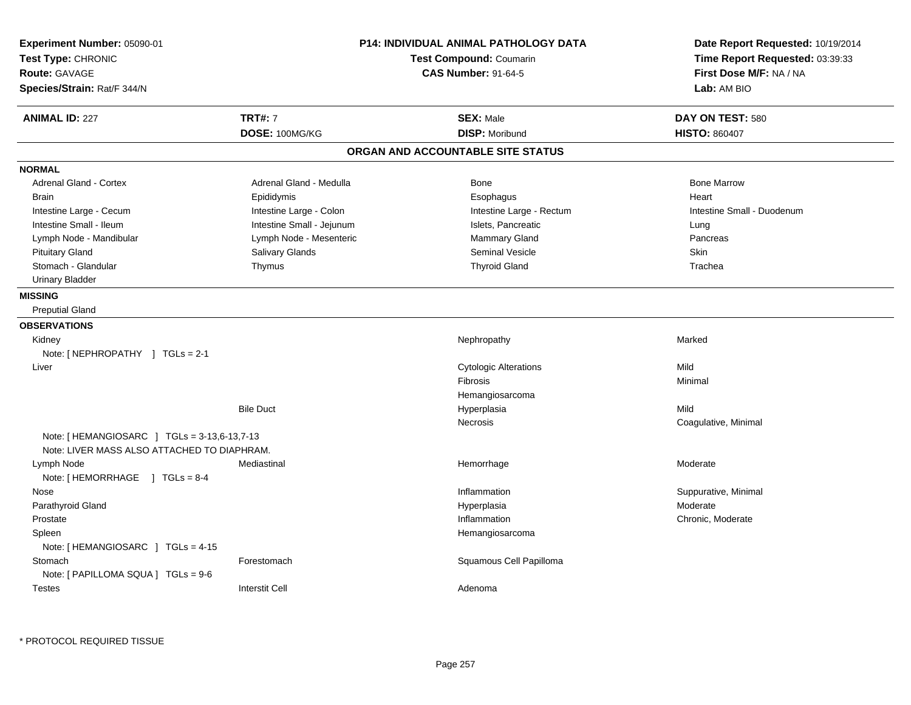**Experiment Number:** 05090-01
**Test Type:** CHRONIC
**Route:** GAVAGE
**Species/Strain:** Rat/F 344/N

**P14: INDIVIDUAL ANIMAL PATHOLOGY DATA**
**Test Compound:** Coumarin
**CAS Number:** 91-64-5

**Date Report Requested:** 10/19/2014
**Time Report Requested:** 03:39:33
**First Dose M/F:** NA / NA
**Lab:** AM BIO

| **ANIMAL ID:** 227 | **TRT#:** 7 | **SEX:** Male | **DAY ON TEST:** 580 |
|---|---|---|---|
| | **DOSE:** 100MG/KG | **DISP:** Moribund | **HISTO:** 860407 |

## ORGAN AND ACCOUNTABLE SITE STATUS

**NORMAL**

| | | | |
|---|---|---|---|
| Adrenal Gland - Cortex | Adrenal Gland - Medulla | Bone | Bone Marrow |
| Brain | Epididymis | Esophagus | Heart |
| Intestine Large - Cecum | Intestine Large - Colon | Intestine Large - Rectum | Intestine Small - Duodenum |
| Intestine Small - Ileum | Intestine Small - Jejunum | Islets, Pancreatic | Lung |
| Lymph Node - Mandibular | Lymph Node - Mesenteric | Mammary Gland | Pancreas |
| Pituitary Gland | Salivary Glands | Seminal Vesicle | Skin |
| Stomach - Glandular | Thymus | Thyroid Gland | Trachea |
| Urinary Bladder | | | |

**MISSING**

Preputial Gland

**OBSERVATIONS**

| Organ | Site | Observation | Severity |
|---|---|---|---|
| Kidney | | Nephropathy | Marked |
| Note: [ NEPHROPATHY ] TGLs = 2-1 | | | |
| Liver | | Cytologic Alterations | Mild |
| | | Fibrosis | Minimal |
| | | Hemangiosarcoma | |
| | Bile Duct | Hyperplasia | Mild |
| | | Necrosis | Coagulative, Minimal |
| Note: [ HEMANGIOSARC ] TGLs = 3-13,6-13,7-13 | | | |
| Note: LIVER MASS ALSO ATTACHED TO DIAPHRAM. | | | |
| Lymph Node | Mediastinal | Hemorrhage | Moderate |
| Note: [ HEMORRHAGE ] TGLs = 8-4 | | | |
| Nose | | Inflammation | Suppurative, Minimal |
| Parathyroid Gland | | Hyperplasia | Moderate |
| Prostate | | Inflammation | Chronic, Moderate |
| Spleen | | Hemangiosarcoma | |
| Note: [ HEMANGIOSARC ] TGLs = 4-15 | | | |
| Stomach | Forestomach | Squamous Cell Papilloma | |
| Note: [ PAPILLOMA SQUA ] TGLs = 9-6 | | | |
| Testes | Interstit Cell | Adenoma | |

* PROTOCOL REQUIRED TISSUE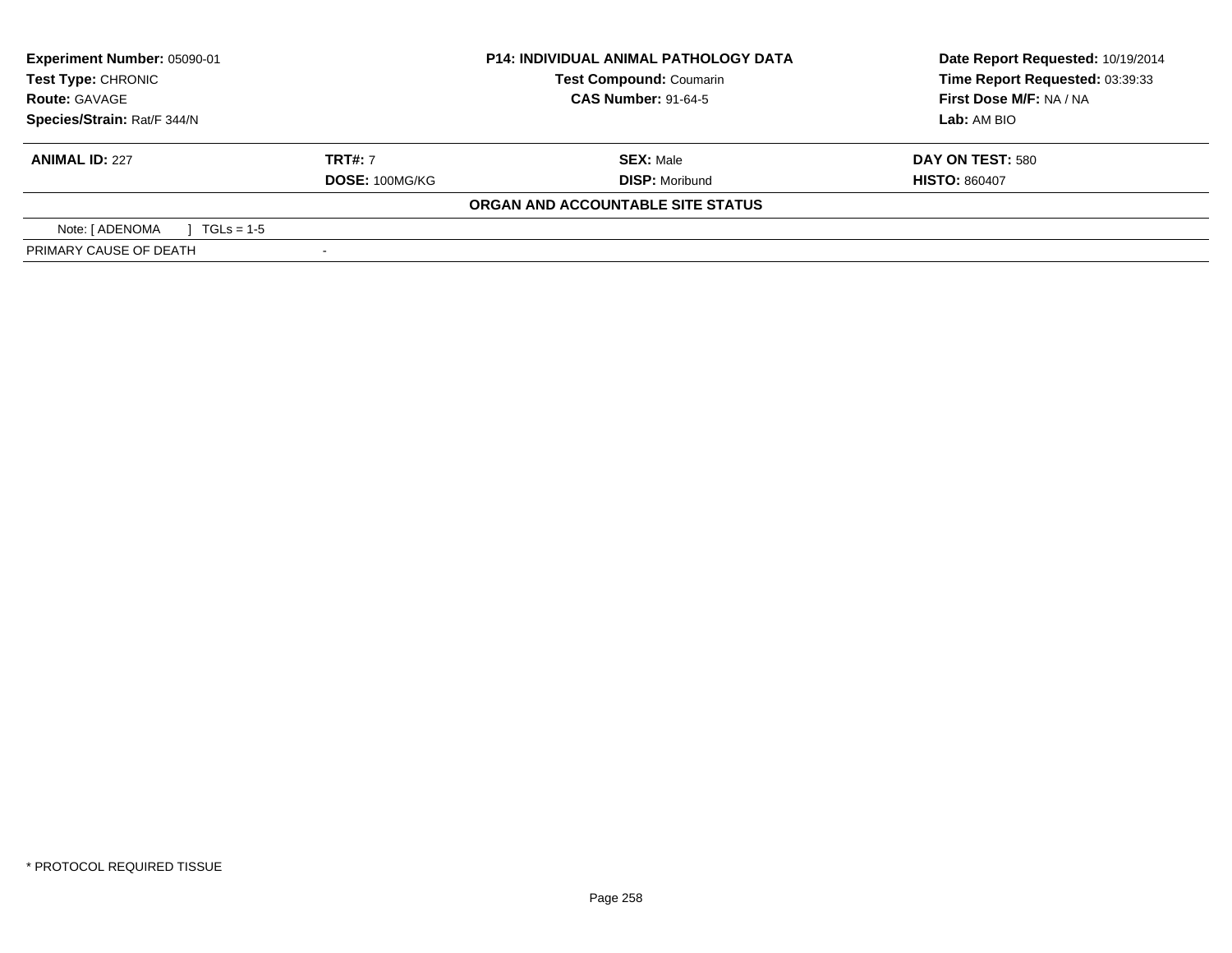| **Experiment Number:** 05090-01 | **P14: INDIVIDUAL ANIMAL PATHOLOGY DATA** | **Date Report Requested:** 10/19/2014 |
|---|---|---|
| **Test Type:** CHRONIC | **Test Compound:** Coumarin | **Time Report Requested:** 03:39:33 |
| **Route:** GAVAGE | **CAS Number:** 91-64-5 | **First Dose M/F:** NA / NA |
| **Species/Strain:** Rat/F 344/N | | **Lab:** AM BIO |

| **ANIMAL ID:** 227 | **TRT#:** 7 | **SEX:** Male | **DAY ON TEST:** 580 |
|---|---|---|---|
| | **DOSE:** 100MG/KG | **DISP:** Moribund | **HISTO:** 860407 |

**ORGAN AND ACCOUNTABLE SITE STATUS**

| Note: [ ADENOMA ] TGLs = 1-5 | |
|---|---|
| PRIMARY CAUSE OF DEATH | - |

* PROTOCOL REQUIRED TISSUE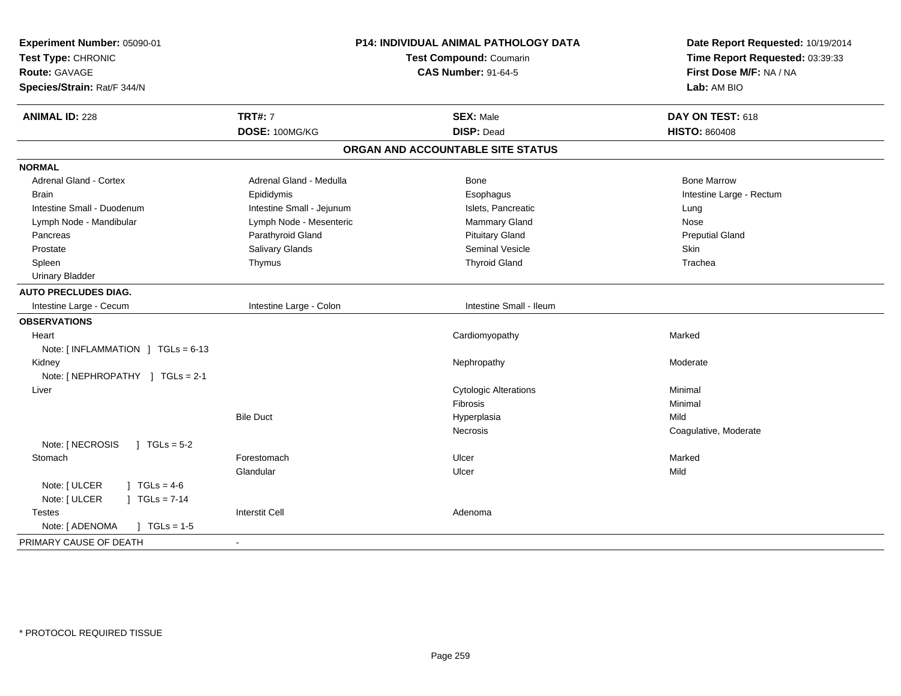**Experiment Number:** 05090-01
**Test Type:** CHRONIC
**Route:** GAVAGE
**Species/Strain:** Rat/F 344/N

**P14: INDIVIDUAL ANIMAL PATHOLOGY DATA**
**Test Compound:** Coumarin
**CAS Number:** 91-64-5

**Date Report Requested:** 10/19/2014
**Time Report Requested:** 03:39:33
**First Dose M/F:** NA / NA
**Lab:** AM BIO

| **ANIMAL ID:** 228 | **TRT#:** 7 | **SEX:** Male | **DAY ON TEST:** 618 |
|---|---|---|---|
| | **DOSE:** 100MG/KG | **DISP:** Dead | **HISTO:** 860408 |

## ORGAN AND ACCOUNTABLE SITE STATUS

| | | | |
|---|---|---|---|
| **NORMAL** | | | |
| Adrenal Gland - Cortex | Adrenal Gland - Medulla | Bone | Bone Marrow |
| Brain | Epididymis | Esophagus | Intestine Large - Rectum |
| Intestine Small - Duodenum | Intestine Small - Jejunum | Islets, Pancreatic | Lung |
| Lymph Node - Mandibular | Lymph Node - Mesenteric | Mammary Gland | Nose |
| Pancreas | Parathyroid Gland | Pituitary Gland | Preputial Gland |
| Prostate | Salivary Glands | Seminal Vesicle | Skin |
| Spleen | Thymus | Thyroid Gland | Trachea |
| Urinary Bladder | | | |
| **AUTO PRECLUDES DIAG.** | | | |
| Intestine Large - Cecum | Intestine Large - Colon | Intestine Small - Ileum | |
| **OBSERVATIONS** | | | |
| Heart | | Cardiomyopathy | Marked |
| Note: [ INFLAMMATION ] TGLs = 6-13 | | | |
| Kidney | | Nephropathy | Moderate |
| Note: [ NEPHROPATHY ] TGLs = 2-1 | | | |
| Liver | | Cytologic Alterations | Minimal |
| | | Fibrosis | Minimal |
| | Bile Duct | Hyperplasia | Mild |
| | | Necrosis | Coagulative, Moderate |
| Note: [ NECROSIS ] TGLs = 5-2 | | | |
| Stomach | Forestomach | Ulcer | Marked |
| | Glandular | Ulcer | Mild |
| Note: [ ULCER ] TGLs = 4-6 | | | |
| Note: [ ULCER ] TGLs = 7-14 | | | |
| Testes | Interstit Cell | Adenoma | |
| Note: [ ADENOMA ] TGLs = 1-5 | | | |
| PRIMARY CAUSE OF DEATH | - | | |

* PROTOCOL REQUIRED TISSUE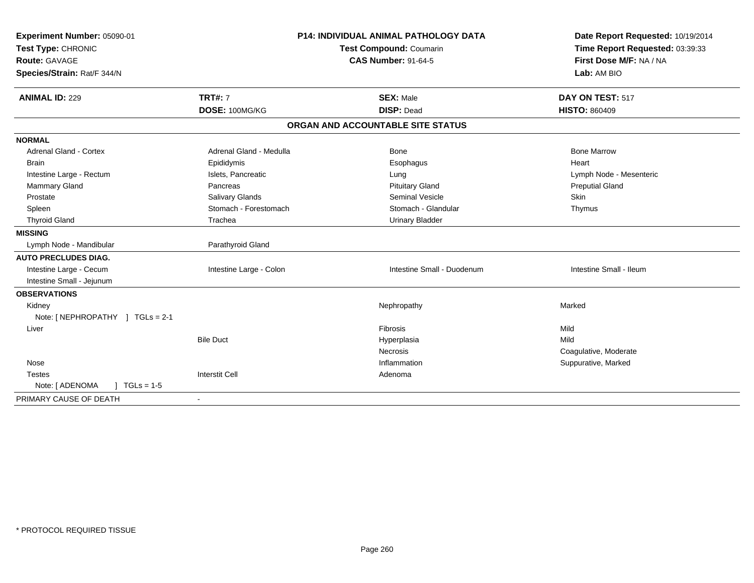**Experiment Number:** 05090-01
**Test Type:** CHRONIC
**Route:** GAVAGE
**Species/Strain:** Rat/F 344/N

**P14: INDIVIDUAL ANIMAL PATHOLOGY DATA**
**Test Compound:** Coumarin
**CAS Number:** 91-64-5

**Date Report Requested:** 10/19/2014
**Time Report Requested:** 03:39:33
**First Dose M/F:** NA / NA
**Lab:** AM BIO

| **ANIMAL ID:** 229 | **TRT#:** 7 | **SEX:** Male | **DAY ON TEST:** 517 |
|---|---|---|---|
| | **DOSE:** 100MG/KG | **DISP:** Dead | **HISTO:** 860409 |

## ORGAN AND ACCOUNTABLE SITE STATUS

| | | | |
|---|---|---|---|
| **NORMAL** | | | |
| Adrenal Gland - Cortex | Adrenal Gland - Medulla | Bone | Bone Marrow |
| Brain | Epididymis | Esophagus | Heart |
| Intestine Large - Rectum | Islets, Pancreatic | Lung | Lymph Node - Mesenteric |
| Mammary Gland | Pancreas | Pituitary Gland | Preputial Gland |
| Prostate | Salivary Glands | Seminal Vesicle | Skin |
| Spleen | Stomach - Forestomach | Stomach - Glandular | Thymus |
| Thyroid Gland | Trachea | Urinary Bladder | |
| **MISSING** | | | |
| Lymph Node - Mandibular | Parathyroid Gland | | |
| **AUTO PRECLUDES DIAG.** | | | |
| Intestine Large - Cecum | Intestine Large - Colon | Intestine Small - Duodenum | Intestine Small - Ileum |
| Intestine Small - Jejunum | | | |
| **OBSERVATIONS** | | | |
| Kidney | | Nephropathy | Marked |
| Note: [ NEPHROPATHY ] TGLs = 2-1 | | | |
| Liver | | Fibrosis | Mild |
| | Bile Duct | Hyperplasia | Mild |
| | | Necrosis | Coagulative, Moderate |
| Nose | | Inflammation | Suppurative, Marked |
| Testes | Interstit Cell | Adenoma | |
| Note: [ ADENOMA ] TGLs = 1-5 | | | |
| PRIMARY CAUSE OF DEATH | - | | |

\* PROTOCOL REQUIRED TISSUE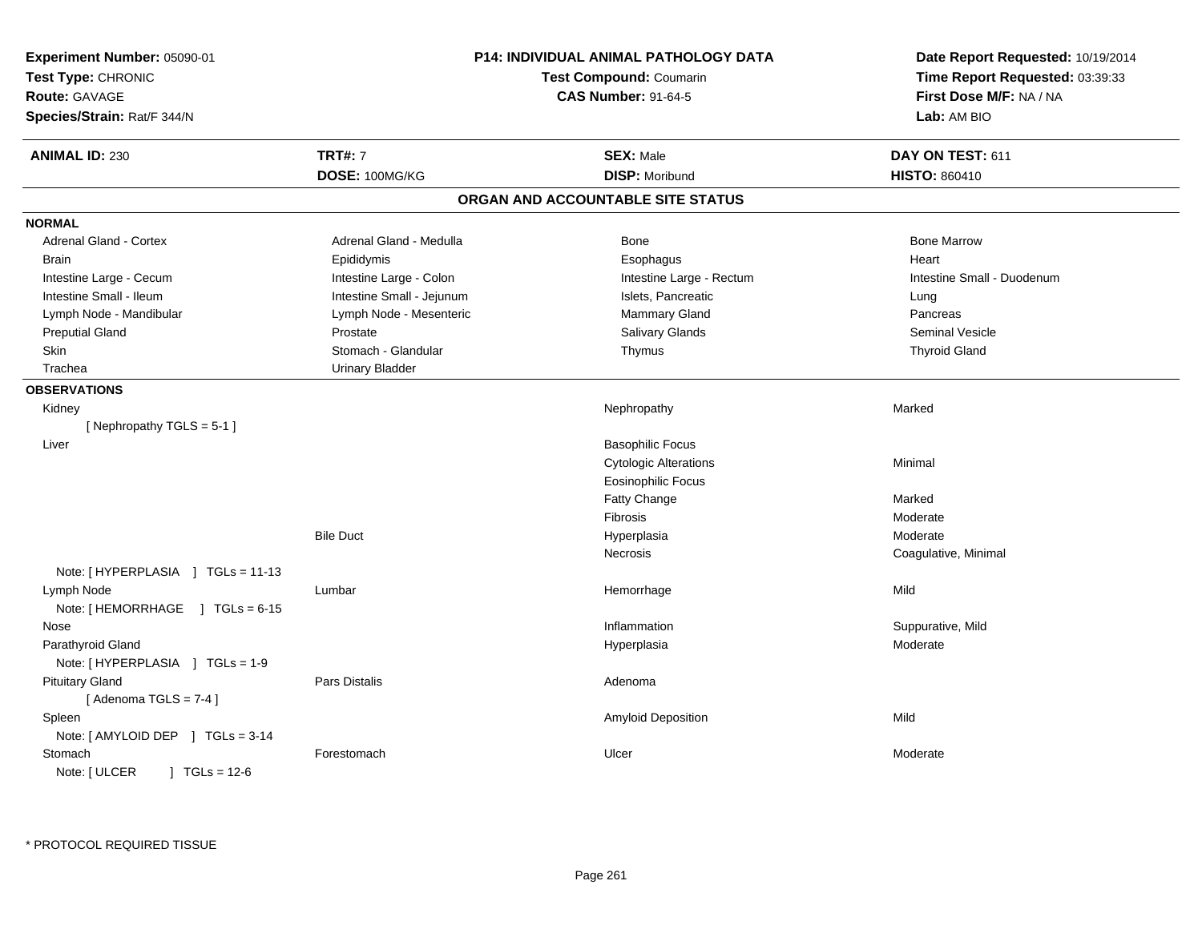**Experiment Number:** 05090-01
**Test Type:** CHRONIC
**Route:** GAVAGE
**Species/Strain:** Rat/F 344/N

**P14: INDIVIDUAL ANIMAL PATHOLOGY DATA**
**Test Compound:** Coumarin
**CAS Number:** 91-64-5

**Date Report Requested:** 10/19/2014
**Time Report Requested:** 03:39:33
**First Dose M/F:** NA / NA
**Lab:** AM BIO

| **ANIMAL ID:** 230 | **TRT#:** 7 | **SEX:** Male | **DAY ON TEST:** 611 |
|---|---|---|---|
| | **DOSE:** 100MG/KG | **DISP:** Moribund | **HISTO:** 860410 |

## ORGAN AND ACCOUNTABLE SITE STATUS

**NORMAL**

| | | | |
|---|---|---|---|
| Adrenal Gland - Cortex | Adrenal Gland - Medulla | Bone | Bone Marrow |
| Brain | Epididymis | Esophagus | Heart |
| Intestine Large - Cecum | Intestine Large - Colon | Intestine Large - Rectum | Intestine Small - Duodenum |
| Intestine Small - Ileum | Intestine Small - Jejunum | Islets, Pancreatic | Lung |
| Lymph Node - Mandibular | Lymph Node - Mesenteric | Mammary Gland | Pancreas |
| Preputial Gland | Prostate | Salivary Glands | Seminal Vesicle |
| Skin | Stomach - Glandular | Thymus | Thyroid Gland |
| Trachea | Urinary Bladder | | |

**OBSERVATIONS**

| Organ | Site | Observation | Severity |
|---|---|---|---|
| Kidney | | Nephropathy | Marked |
| [ Nephropathy TGLS = 5-1 ] | | | |
| Liver | | Basophilic Focus | |
| | | Cytologic Alterations | Minimal |
| | | Eosinophilic Focus | |
| | | Fatty Change | Marked |
| | | Fibrosis | Moderate |
| | Bile Duct | Hyperplasia | Moderate |
| | | Necrosis | Coagulative, Minimal |
| Note: [ HYPERPLASIA ] TGLs = 11-13 | | | |
| Lymph Node | Lumbar | Hemorrhage | Mild |
| Note: [ HEMORRHAGE ] TGLs = 6-15 | | | |
| Nose | | Inflammation | Suppurative, Mild |
| Parathyroid Gland | | Hyperplasia | Moderate |
| Note: [ HYPERPLASIA ] TGLs = 1-9 | | | |
| Pituitary Gland | Pars Distalis | Adenoma | |
| [ Adenoma TGLS = 7-4 ] | | | |
| Spleen | | Amyloid Deposition | Mild |
| Note: [ AMYLOID DEP ] TGLs = 3-14 | | | |
| Stomach | Forestomach | Ulcer | Moderate |
| Note: [ ULCER ] TGLs = 12-6 | | | |

* PROTOCOL REQUIRED TISSUE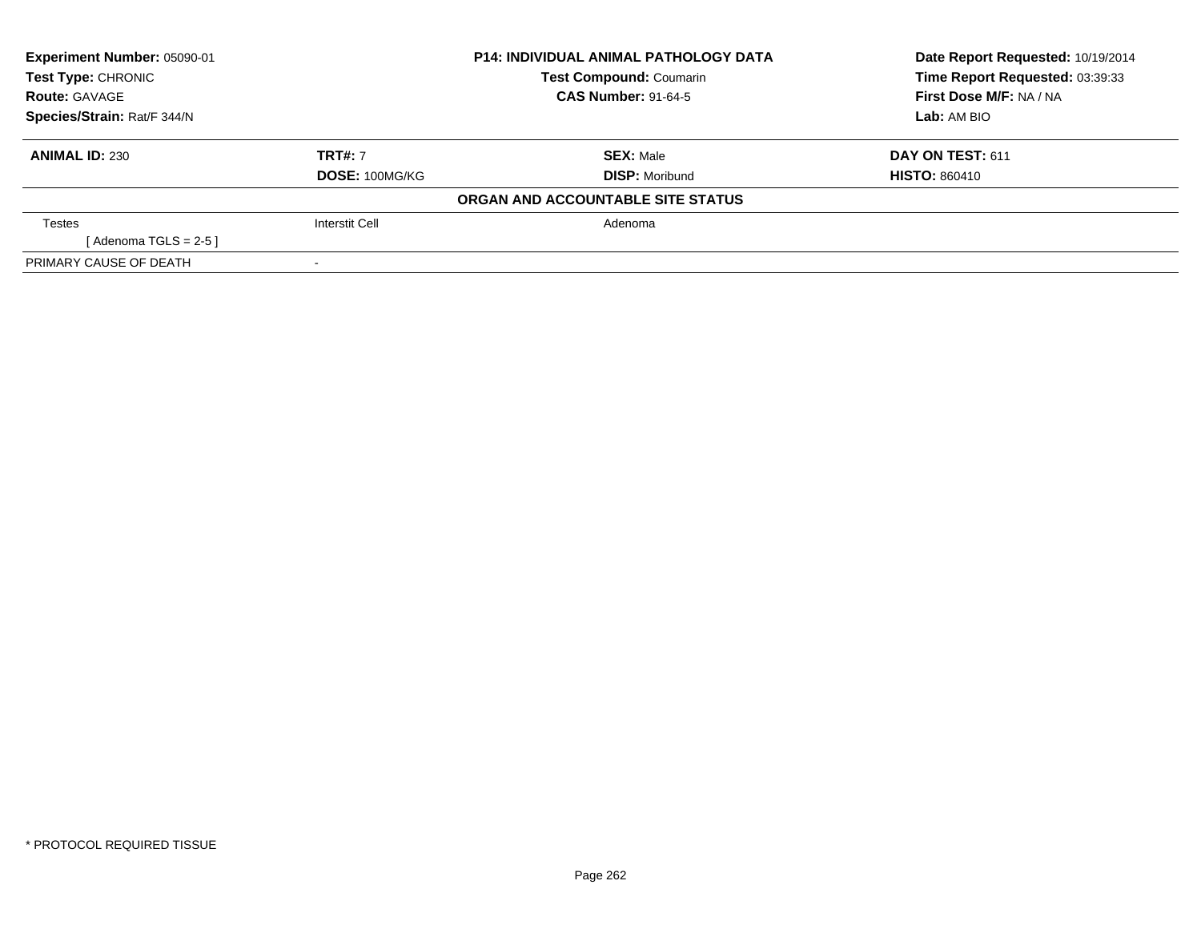**Experiment Number:** 05090-01
**Test Type:** CHRONIC
**Route:** GAVAGE
**Species/Strain:** Rat/F 344/N

**P14: INDIVIDUAL ANIMAL PATHOLOGY DATA**
**Test Compound:** Coumarin
**CAS Number:** 91-64-5

**Date Report Requested:** 10/19/2014
**Time Report Requested:** 03:39:33
**First Dose M/F:** NA / NA
**Lab:** AM BIO

| **ANIMAL ID:** 230 | **TRT#:** 7 | **SEX:** Male | **DAY ON TEST:** 611 |
|---|---|---|---|
| | **DOSE:** 100MG/KG | **DISP:** Moribund | **HISTO:** 860410 |

**ORGAN AND ACCOUNTABLE SITE STATUS**

| | | |
|---|---|---|
| Testes | Interstit Cell | Adenoma |
| [ Adenoma TGLS = 2-5 ] | | |
| PRIMARY CAUSE OF DEATH | - | |

* PROTOCOL REQUIRED TISSUE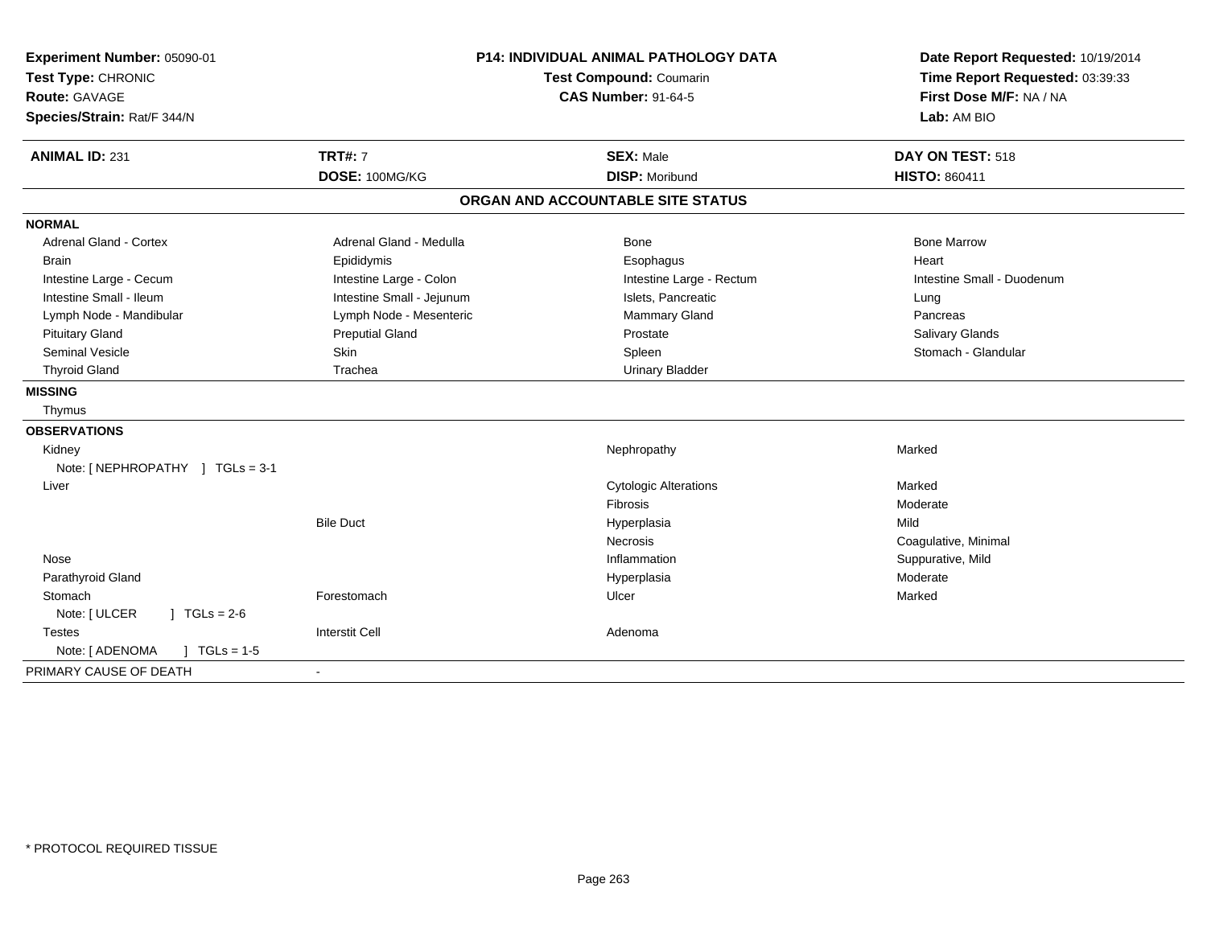**Experiment Number:** 05090-01
**Test Type:** CHRONIC
**Route:** GAVAGE
**Species/Strain:** Rat/F 344/N

**P14: INDIVIDUAL ANIMAL PATHOLOGY DATA**
**Test Compound:** Coumarin
**CAS Number:** 91-64-5

**Date Report Requested:** 10/19/2014
**Time Report Requested:** 03:39:33
**First Dose M/F:** NA / NA
**Lab:** AM BIO

| **ANIMAL ID:** 231 | **TRT#:** 7 | **SEX:** Male | **DAY ON TEST:** 518 |
|---|---|---|---|
| | **DOSE:** 100MG/KG | **DISP:** Moribund | **HISTO:** 860411 |

## ORGAN AND ACCOUNTABLE SITE STATUS

| | | | |
|---|---|---|---|
| **NORMAL** | | | |
| Adrenal Gland - Cortex | Adrenal Gland - Medulla | Bone | Bone Marrow |
| Brain | Epididymis | Esophagus | Heart |
| Intestine Large - Cecum | Intestine Large - Colon | Intestine Large - Rectum | Intestine Small - Duodenum |
| Intestine Small - Ileum | Intestine Small - Jejunum | Islets, Pancreatic | Lung |
| Lymph Node - Mandibular | Lymph Node - Mesenteric | Mammary Gland | Pancreas |
| Pituitary Gland | Preputial Gland | Prostate | Salivary Glands |
| Seminal Vesicle | Skin | Spleen | Stomach - Glandular |
| Thyroid Gland | Trachea | Urinary Bladder | |
| **MISSING** | | | |
| Thymus | | | |
| **OBSERVATIONS** | | | |
| Kidney | | Nephropathy | Marked |
| Note: [ NEPHROPATHY ] TGLs = 3-1 | | | |
| Liver | | Cytologic Alterations | Marked |
| | | Fibrosis | Moderate |
| | Bile Duct | Hyperplasia | Mild |
| | | Necrosis | Coagulative, Minimal |
| Nose | | Inflammation | Suppurative, Mild |
| Parathyroid Gland | | Hyperplasia | Moderate |
| Stomach | Forestomach | Ulcer | Marked |
| Note: [ ULCER ] TGLs = 2-6 | | | |
| Testes | Interstit Cell | Adenoma | |
| Note: [ ADENOMA ] TGLs = 1-5 | | | |
| PRIMARY CAUSE OF DEATH | - | | |

* PROTOCOL REQUIRED TISSUE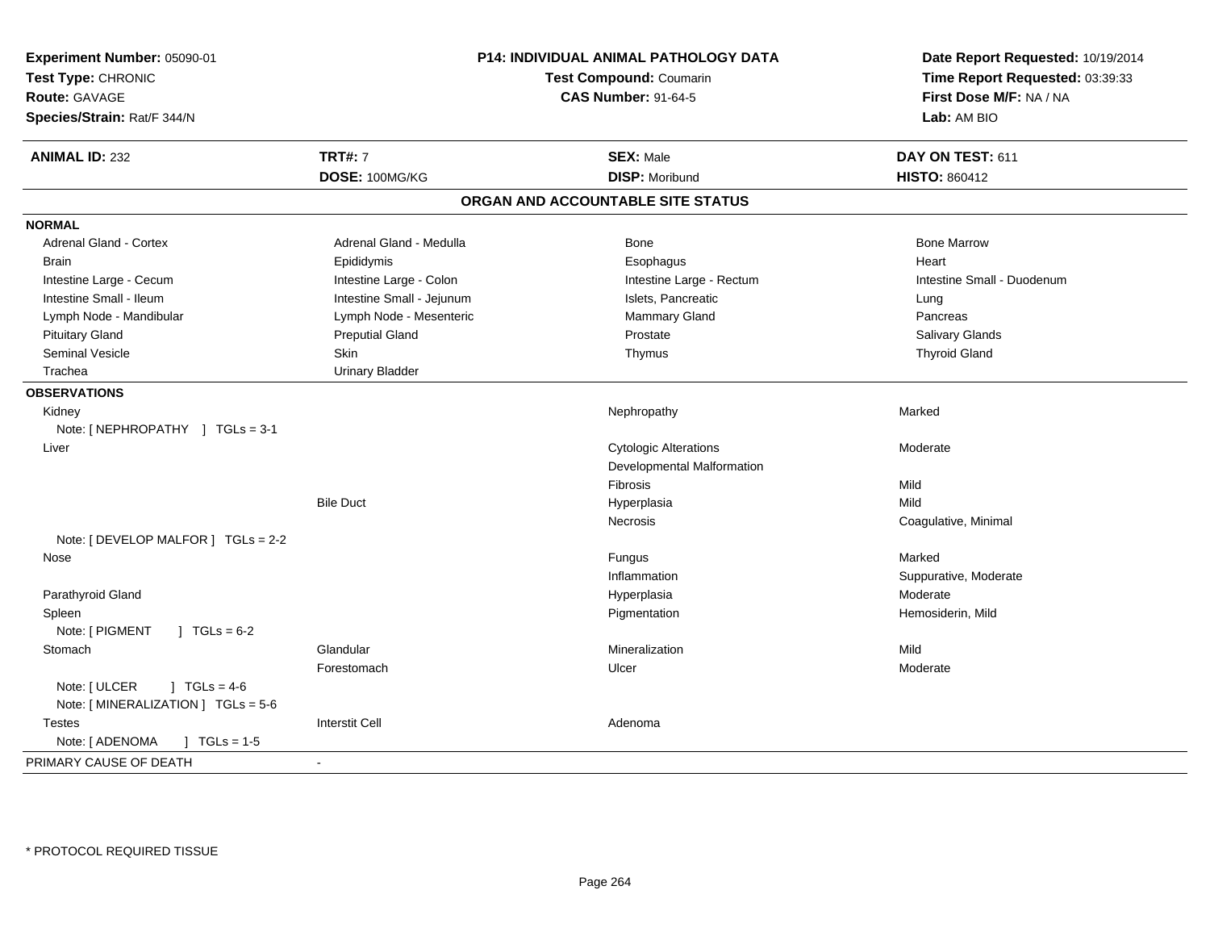**Experiment Number:** 05090-01
**Test Type:** CHRONIC
**Route:** GAVAGE
**Species/Strain:** Rat/F 344/N

**P14: INDIVIDUAL ANIMAL PATHOLOGY DATA**
**Test Compound:** Coumarin
**CAS Number:** 91-64-5

**Date Report Requested:** 10/19/2014
**Time Report Requested:** 03:39:33
**First Dose M/F:** NA / NA
**Lab:** AM BIO

| **ANIMAL ID:** 232 | **TRT#:** 7 | **SEX:** Male | **DAY ON TEST:** 611 |
|---|---|---|---|
| | **DOSE:** 100MG/KG | **DISP:** Moribund | **HISTO:** 860412 |

## ORGAN AND ACCOUNTABLE SITE STATUS

**NORMAL**

| | | | |
|---|---|---|---|
| Adrenal Gland - Cortex | Adrenal Gland - Medulla | Bone | Bone Marrow |
| Brain | Epididymis | Esophagus | Heart |
| Intestine Large - Cecum | Intestine Large - Colon | Intestine Large - Rectum | Intestine Small - Duodenum |
| Intestine Small - Ileum | Intestine Small - Jejunum | Islets, Pancreatic | Lung |
| Lymph Node - Mandibular | Lymph Node - Mesenteric | Mammary Gland | Pancreas |
| Pituitary Gland | Preputial Gland | Prostate | Salivary Glands |
| Seminal Vesicle | Skin | Thymus | Thyroid Gland |
| Trachea | Urinary Bladder | | |

**OBSERVATIONS**

| | | | |
|---|---|---|---|
| Kidney | | Nephropathy | Marked |
| Note: [ NEPHROPATHY ] TGLs = 3-1 | | | |
| Liver | | Cytologic Alterations | Moderate |
| | | Developmental Malformation | |
| | | Fibrosis | Mild |
| | Bile Duct | Hyperplasia | Mild |
| | | Necrosis | Coagulative, Minimal |
| Note: [ DEVELOP MALFOR ] TGLs = 2-2 | | | |
| Nose | | Fungus | Marked |
| | | Inflammation | Suppurative, Moderate |
| Parathyroid Gland | | Hyperplasia | Moderate |
| Spleen | | Pigmentation | Hemosiderin, Mild |
| Note: [ PIGMENT ] TGLs = 6-2 | | | |
| Stomach | Glandular | Mineralization | Mild |
| | Forestomach | Ulcer | Moderate |
| Note: [ ULCER ] TGLs = 4-6 | | | |
| Note: [ MINERALIZATION ] TGLs = 5-6 | | | |
| Testes | Interstit Cell | Adenoma | |
| Note: [ ADENOMA ] TGLs = 1-5 | | | |

PRIMARY CAUSE OF DEATH -

* PROTOCOL REQUIRED TISSUE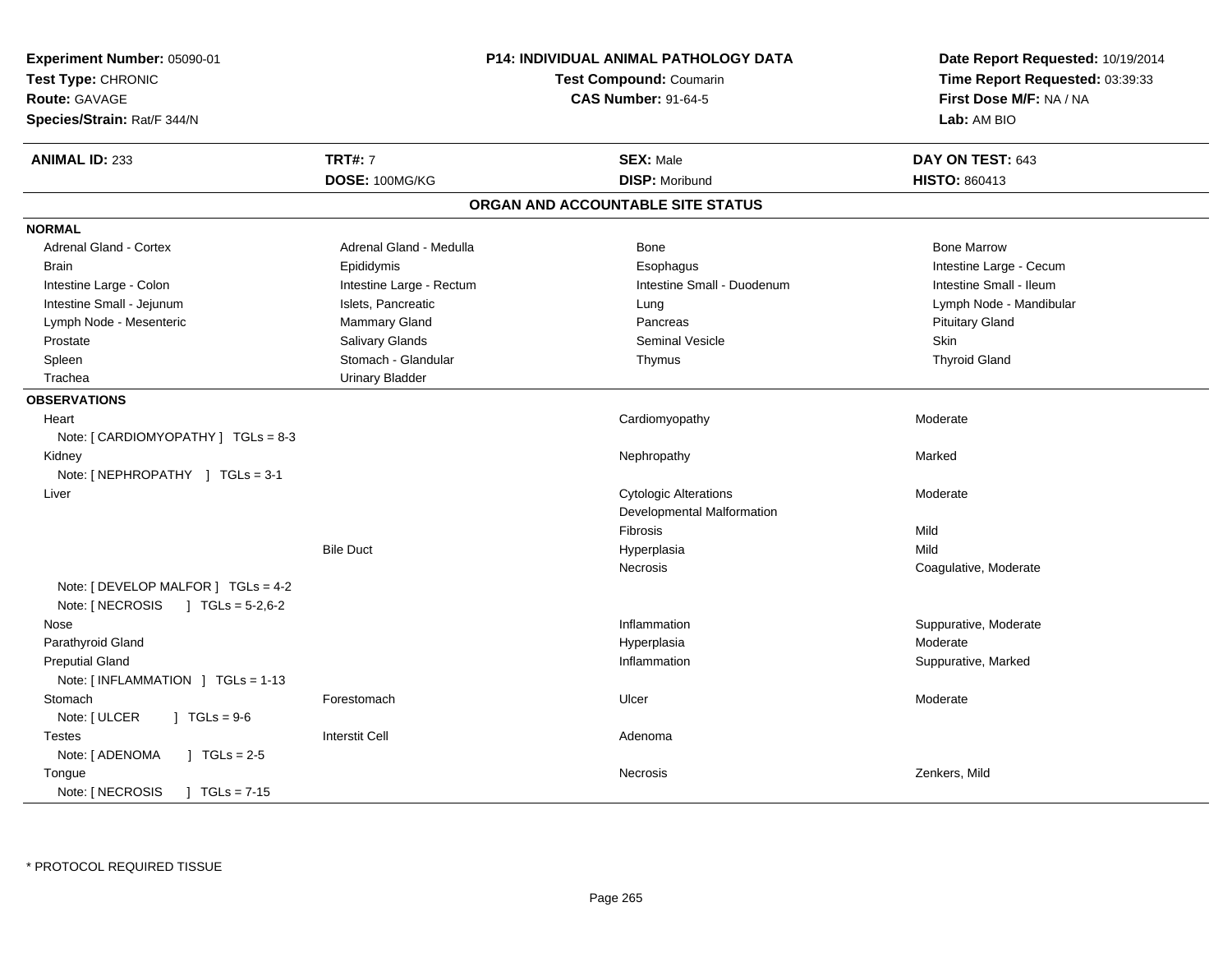**Experiment Number:** 05090-01
**Test Type:** CHRONIC
**Route:** GAVAGE
**Species/Strain:** Rat/F 344/N

**P14: INDIVIDUAL ANIMAL PATHOLOGY DATA**
**Test Compound:** Coumarin
**CAS Number:** 91-64-5

**Date Report Requested:** 10/19/2014
**Time Report Requested:** 03:39:33
**First Dose M/F:** NA / NA
**Lab:** AM BIO

| **ANIMAL ID:** 233 | **TRT#:** 7 | **SEX:** Male | **DAY ON TEST:** 643 |
|---|---|---|---|
| | **DOSE:** 100MG/KG | **DISP:** Moribund | **HISTO:** 860413 |

## ORGAN AND ACCOUNTABLE SITE STATUS

**NORMAL**

| | | | |
|---|---|---|---|
| Adrenal Gland - Cortex | Adrenal Gland - Medulla | Bone | Bone Marrow |
| Brain | Epididymis | Esophagus | Intestine Large - Cecum |
| Intestine Large - Colon | Intestine Large - Rectum | Intestine Small - Duodenum | Intestine Small - Ileum |
| Intestine Small - Jejunum | Islets, Pancreatic | Lung | Lymph Node - Mandibular |
| Lymph Node - Mesenteric | Mammary Gland | Pancreas | Pituitary Gland |
| Prostate | Salivary Glands | Seminal Vesicle | Skin |
| Spleen | Stomach - Glandular | Thymus | Thyroid Gland |
| Trachea | Urinary Bladder | | |

**OBSERVATIONS**

| Organ | Site | Observation | Severity |
|---|---|---|---|
| Heart | | Cardiomyopathy | Moderate |
| Note: [ CARDIOMYOPATHY ] TGLs = 8-3 | | | |
| Kidney | | Nephropathy | Marked |
| Note: [ NEPHROPATHY ] TGLs = 3-1 | | | |
| Liver | | Cytologic Alterations | Moderate |
| | | Developmental Malformation | |
| | | Fibrosis | Mild |
| | Bile Duct | Hyperplasia | Mild |
| | | Necrosis | Coagulative, Moderate |
| Note: [ DEVELOP MALFOR ] TGLs = 4-2 | | | |
| Note: [ NECROSIS ] TGLs = 5-2,6-2 | | | |
| Nose | | Inflammation | Suppurative, Moderate |
| Parathyroid Gland | | Hyperplasia | Moderate |
| Preputial Gland | | Inflammation | Suppurative, Marked |
| Note: [ INFLAMMATION ] TGLs = 1-13 | | | |
| Stomach | Forestomach | Ulcer | Moderate |
| Note: [ ULCER ] TGLs = 9-6 | | | |
| Testes | Interstit Cell | Adenoma | |
| Note: [ ADENOMA ] TGLs = 2-5 | | | |
| Tongue | | Necrosis | Zenkers, Mild |
| Note: [ NECROSIS ] TGLs = 7-15 | | | |

* PROTOCOL REQUIRED TISSUE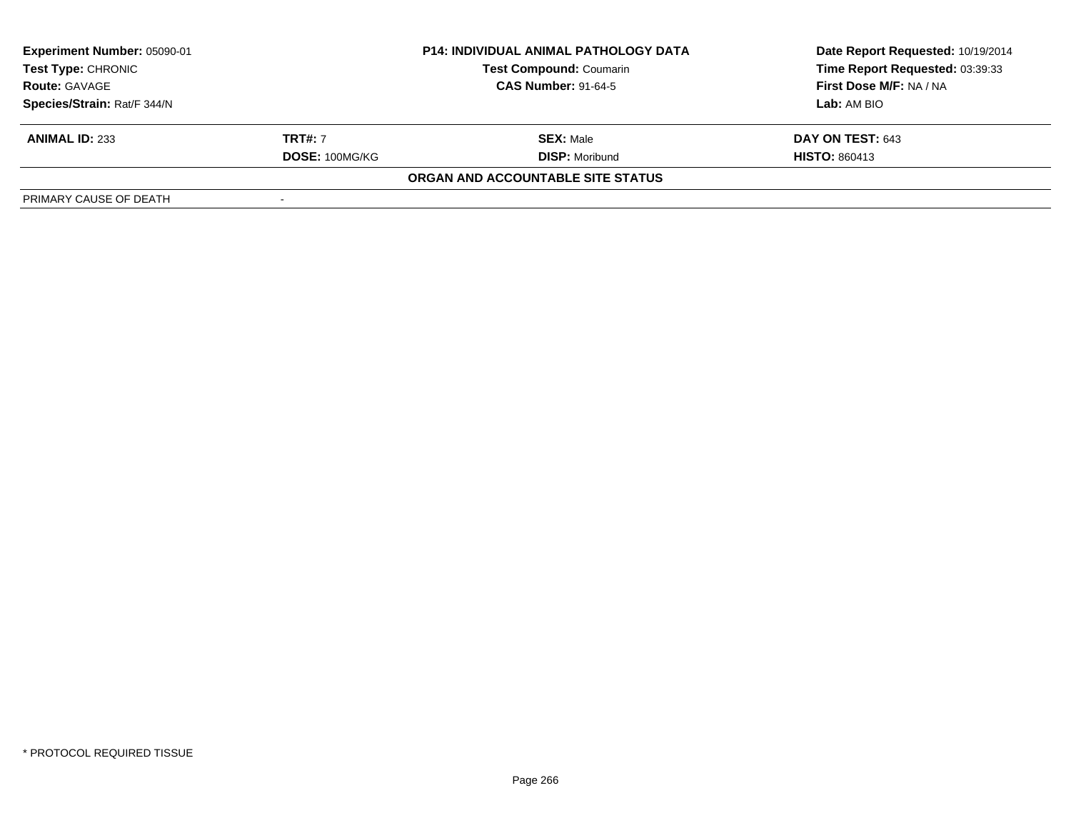| **Experiment Number:** 05090-01 | **P14: INDIVIDUAL ANIMAL PATHOLOGY DATA** | **Date Report Requested:** 10/19/2014 |
|---|---|---|
| **Test Type:** CHRONIC | **Test Compound:** Coumarin | **Time Report Requested:** 03:39:33 |
| **Route:** GAVAGE | **CAS Number:** 91-64-5 | **First Dose M/F:** NA / NA |
| **Species/Strain:** Rat/F 344/N | | **Lab:** AM BIO |

| **ANIMAL ID:** 233 | **TRT#:** 7 | **SEX:** Male | **DAY ON TEST:** 643 |
|---|---|---|---|
| | **DOSE:** 100MG/KG | **DISP:** Moribund | **HISTO:** 860413 |

**ORGAN AND ACCOUNTABLE SITE STATUS**

| PRIMARY CAUSE OF DEATH | - |
|---|---|

* PROTOCOL REQUIRED TISSUE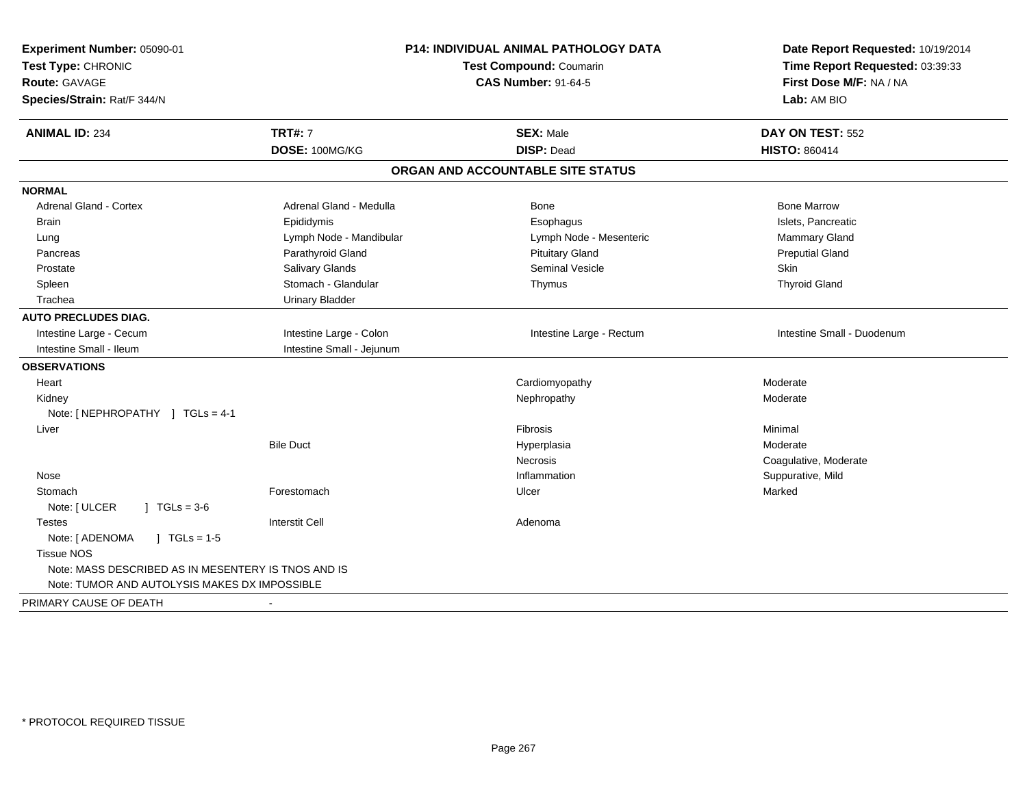**Experiment Number:** 05090-01
**Test Type:** CHRONIC
**Route:** GAVAGE
**Species/Strain:** Rat/F 344/N

**P14: INDIVIDUAL ANIMAL PATHOLOGY DATA**
**Test Compound:** Coumarin
**CAS Number:** 91-64-5

**Date Report Requested:** 10/19/2014
**Time Report Requested:** 03:39:33
**First Dose M/F:** NA / NA
**Lab:** AM BIO

| **ANIMAL ID:** 234 | **TRT#:** 7 | **SEX:** Male | **DAY ON TEST:** 552 |
|---|---|---|---|
| | **DOSE:** 100MG/KG | **DISP:** Dead | **HISTO:** 860414 |

## ORGAN AND ACCOUNTABLE SITE STATUS

**NORMAL**

| | | | |
|---|---|---|---|
| Adrenal Gland - Cortex | Adrenal Gland - Medulla | Bone | Bone Marrow |
| Brain | Epididymis | Esophagus | Islets, Pancreatic |
| Lung | Lymph Node - Mandibular | Lymph Node - Mesenteric | Mammary Gland |
| Pancreas | Parathyroid Gland | Pituitary Gland | Preputial Gland |
| Prostate | Salivary Glands | Seminal Vesicle | Skin |
| Spleen | Stomach - Glandular | Thymus | Thyroid Gland |
| Trachea | Urinary Bladder | | |

**AUTO PRECLUDES DIAG.**

| | | | |
|---|---|---|---|
| Intestine Large - Cecum | Intestine Large - Colon | Intestine Large - Rectum | Intestine Small - Duodenum |
| Intestine Small - Ileum | Intestine Small - Jejunum | | |

**OBSERVATIONS**

| | | | |
|---|---|---|---|
| Heart | | Cardiomyopathy | Moderate |
| Kidney | | Nephropathy | Moderate |
| Note: [ NEPHROPATHY ] TGLs = 4-1 | | | |
| Liver | | Fibrosis | Minimal |
| | Bile Duct | Hyperplasia | Moderate |
| | | Necrosis | Coagulative, Moderate |
| Nose | | Inflammation | Suppurative, Mild |
| Stomach | Forestomach | Ulcer | Marked |
| Note: [ ULCER ] TGLs = 3-6 | | | |
| Testes | Interstit Cell | Adenoma | |
| Note: [ ADENOMA ] TGLs = 1-5 | | | |
| Tissue NOS | | | |
| Note: MASS DESCRIBED AS IN MESENTERY IS TNOS AND IS | | | |
| Note: TUMOR AND AUTOLYSIS MAKES DX IMPOSSIBLE | | | |

PRIMARY CAUSE OF DEATH -

\* PROTOCOL REQUIRED TISSUE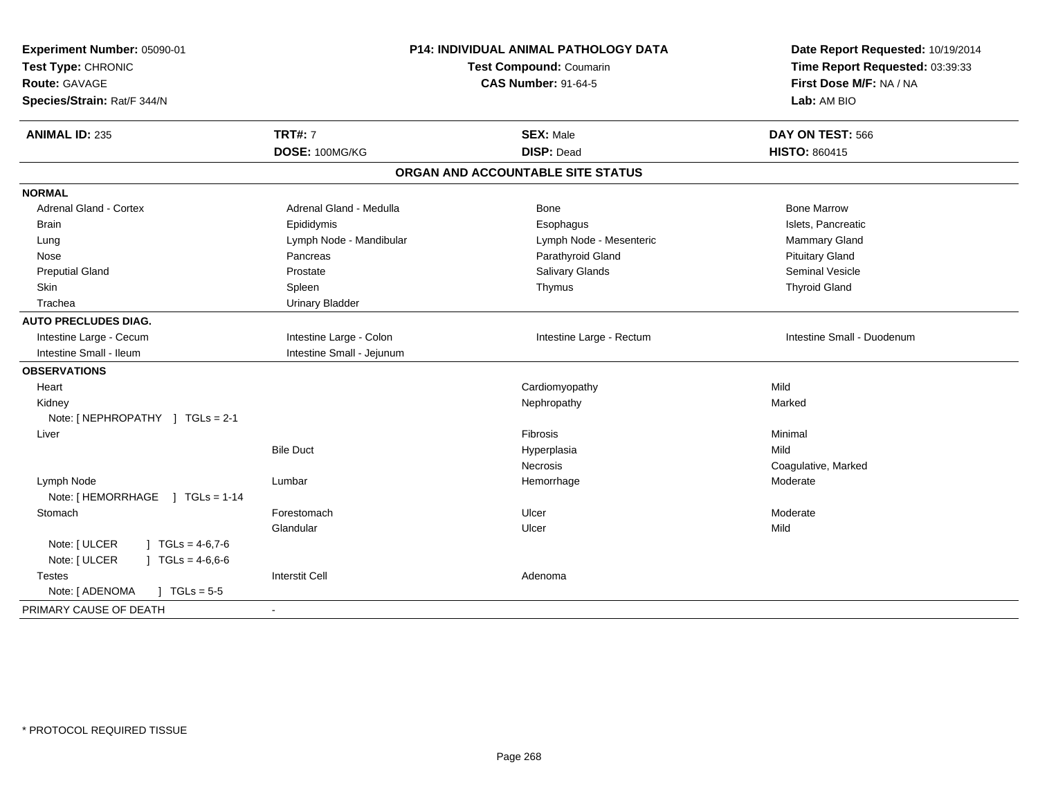**Experiment Number:** 05090-01
**Test Type:** CHRONIC
**Route:** GAVAGE
**Species/Strain:** Rat/F 344/N

**P14: INDIVIDUAL ANIMAL PATHOLOGY DATA**
**Test Compound:** Coumarin
**CAS Number:** 91-64-5

**Date Report Requested:** 10/19/2014
**Time Report Requested:** 03:39:33
**First Dose M/F:** NA / NA
**Lab:** AM BIO

| **ANIMAL ID:** 235 | **TRT#:** 7 | **SEX:** Male | **DAY ON TEST:** 566 |
|---|---|---|---|
| | **DOSE:** 100MG/KG | **DISP:** Dead | **HISTO:** 860415 |

## ORGAN AND ACCOUNTABLE SITE STATUS

| | | | |
|---|---|---|---|
| **NORMAL** | | | |
| Adrenal Gland - Cortex | Adrenal Gland - Medulla | Bone | Bone Marrow |
| Brain | Epididymis | Esophagus | Islets, Pancreatic |
| Lung | Lymph Node - Mandibular | Lymph Node - Mesenteric | Mammary Gland |
| Nose | Pancreas | Parathyroid Gland | Pituitary Gland |
| Preputial Gland | Prostate | Salivary Glands | Seminal Vesicle |
| Skin | Spleen | Thymus | Thyroid Gland |
| Trachea | Urinary Bladder | | |
| **AUTO PRECLUDES DIAG.** | | | |
| Intestine Large - Cecum | Intestine Large - Colon | Intestine Large - Rectum | Intestine Small - Duodenum |
| Intestine Small - Ileum | Intestine Small - Jejunum | | |
| **OBSERVATIONS** | | | |
| Heart | | Cardiomyopathy | Mild |
| Kidney | | Nephropathy | Marked |
| Note: [ NEPHROPATHY ] TGLs = 2-1 | | | |
| Liver | | Fibrosis | Minimal |
| | Bile Duct | Hyperplasia | Mild |
| | | Necrosis | Coagulative, Marked |
| Lymph Node | Lumbar | Hemorrhage | Moderate |
| Note: [ HEMORRHAGE ] TGLs = 1-14 | | | |
| Stomach | Forestomach | Ulcer | Moderate |
| | Glandular | Ulcer | Mild |
| Note: [ ULCER ] TGLs = 4-6,7-6 | | | |
| Note: [ ULCER ] TGLs = 4-6,6-6 | | | |
| Testes | Interstit Cell | Adenoma | |
| Note: [ ADENOMA ] TGLs = 5-5 | | | |
| PRIMARY CAUSE OF DEATH | - | | |

* PROTOCOL REQUIRED TISSUE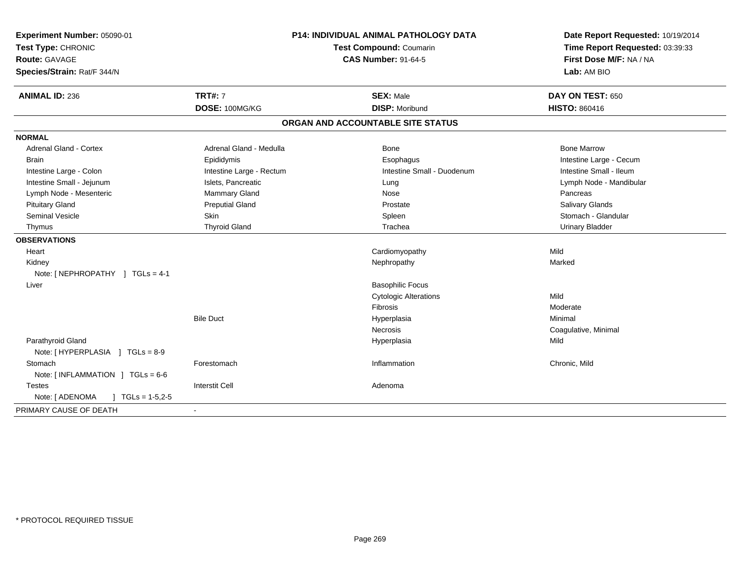**Experiment Number:** 05090-01
**Test Type:** CHRONIC
**Route:** GAVAGE
**Species/Strain:** Rat/F 344/N

**P14: INDIVIDUAL ANIMAL PATHOLOGY DATA**
**Test Compound:** Coumarin
**CAS Number:** 91-64-5

**Date Report Requested:** 10/19/2014
**Time Report Requested:** 03:39:33
**First Dose M/F:** NA / NA
**Lab:** AM BIO

| **ANIMAL ID:** 236 | **TRT#:** 7 | **SEX:** Male | **DAY ON TEST:** 650 |
|---|---|---|---|
| | **DOSE:** 100MG/KG | **DISP:** Moribund | **HISTO:** 860416 |

## ORGAN AND ACCOUNTABLE SITE STATUS

**NORMAL**

| | | | |
|---|---|---|---|
| Adrenal Gland - Cortex | Adrenal Gland - Medulla | Bone | Bone Marrow |
| Brain | Epididymis | Esophagus | Intestine Large - Cecum |
| Intestine Large - Colon | Intestine Large - Rectum | Intestine Small - Duodenum | Intestine Small - Ileum |
| Intestine Small - Jejunum | Islets, Pancreatic | Lung | Lymph Node - Mandibular |
| Lymph Node - Mesenteric | Mammary Gland | Nose | Pancreas |
| Pituitary Gland | Preputial Gland | Prostate | Salivary Glands |
| Seminal Vesicle | Skin | Spleen | Stomach - Glandular |
| Thymus | Thyroid Gland | Trachea | Urinary Bladder |

**OBSERVATIONS**

| | | | |
|---|---|---|---|
| Heart | | Cardiomyopathy | Mild |
| Kidney | | Nephropathy | Marked |
| Note: [ NEPHROPATHY ] TGLs = 4-1 | | | |
| Liver | | Basophilic Focus | |
| | | Cytologic Alterations | Mild |
| | | Fibrosis | Moderate |
| | Bile Duct | Hyperplasia | Minimal |
| | | Necrosis | Coagulative, Minimal |
| Parathyroid Gland | | Hyperplasia | Mild |
| Note: [ HYPERPLASIA ] TGLs = 8-9 | | | |
| Stomach | Forestomach | Inflammation | Chronic, Mild |
| Note: [ INFLAMMATION ] TGLs = 6-6 | | | |
| Testes | Interstit Cell | Adenoma | |
| Note: [ ADENOMA ] TGLs = 1-5,2-5 | | | |

PRIMARY CAUSE OF DEATH -

\* PROTOCOL REQUIRED TISSUE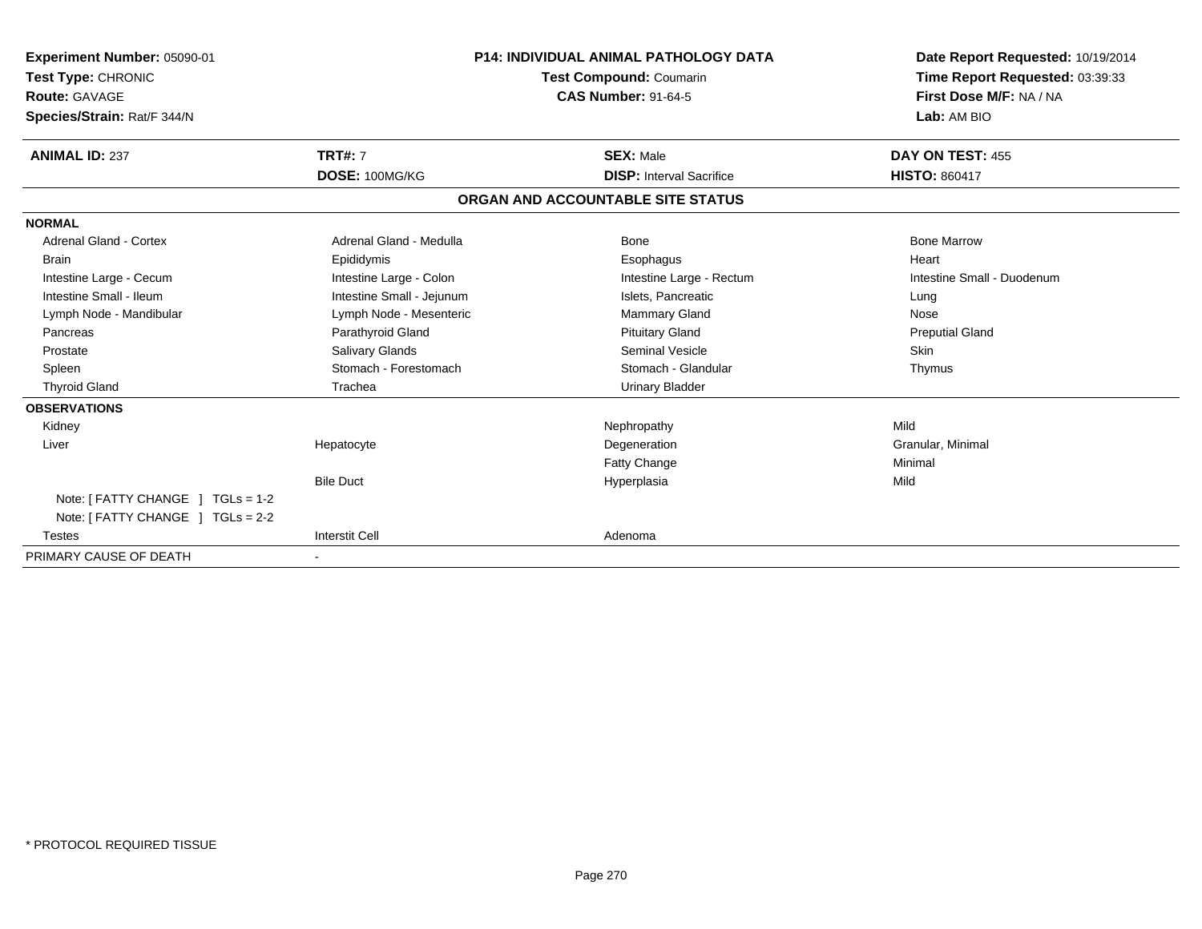**Experiment Number:** 05090-01
**Test Type:** CHRONIC
**Route:** GAVAGE
**Species/Strain:** Rat/F 344/N

**P14: INDIVIDUAL ANIMAL PATHOLOGY DATA**
**Test Compound:** Coumarin
**CAS Number:** 91-64-5

**Date Report Requested:** 10/19/2014
**Time Report Requested:** 03:39:33
**First Dose M/F:** NA / NA
**Lab:** AM BIO

| **ANIMAL ID:** 237 | **TRT#:** 7 | **SEX:** Male | **DAY ON TEST:** 455 |
|---|---|---|---|
| | **DOSE:** 100MG/KG | **DISP:** Interval Sacrifice | **HISTO:** 860417 |

## ORGAN AND ACCOUNTABLE SITE STATUS

| | | | |
|---|---|---|---|
| **NORMAL** | | | |
| Adrenal Gland - Cortex | Adrenal Gland - Medulla | Bone | Bone Marrow |
| Brain | Epididymis | Esophagus | Heart |
| Intestine Large - Cecum | Intestine Large - Colon | Intestine Large - Rectum | Intestine Small - Duodenum |
| Intestine Small - Ileum | Intestine Small - Jejunum | Islets, Pancreatic | Lung |
| Lymph Node - Mandibular | Lymph Node - Mesenteric | Mammary Gland | Nose |
| Pancreas | Parathyroid Gland | Pituitary Gland | Preputial Gland |
| Prostate | Salivary Glands | Seminal Vesicle | Skin |
| Spleen | Stomach - Forestomach | Stomach - Glandular | Thymus |
| Thyroid Gland | Trachea | Urinary Bladder | |
| **OBSERVATIONS** | | | |
| Kidney | | Nephropathy | Mild |
| Liver | Hepatocyte | Degeneration | Granular, Minimal |
| | | Fatty Change | Minimal |
| | Bile Duct | Hyperplasia | Mild |
| Note: [ FATTY CHANGE ] TGLs = 1-2 | | | |
| Note: [ FATTY CHANGE ] TGLs = 2-2 | | | |
| Testes | Interstit Cell | Adenoma | |
| PRIMARY CAUSE OF DEATH | - | | |

\* PROTOCOL REQUIRED TISSUE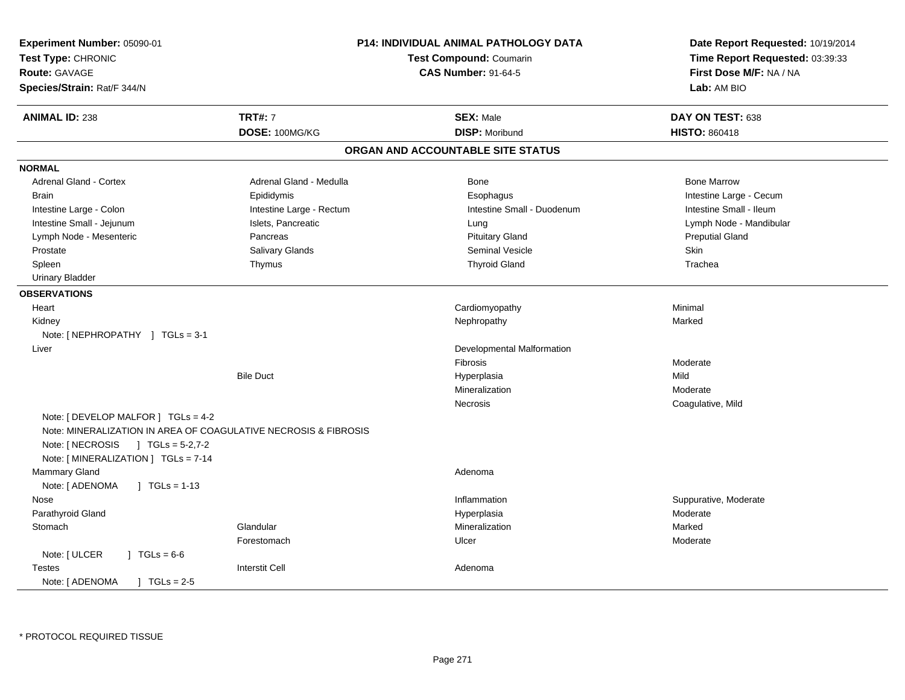**Experiment Number:** 05090-01
**Test Type:** CHRONIC
**Route:** GAVAGE
**Species/Strain:** Rat/F 344/N

**P14: INDIVIDUAL ANIMAL PATHOLOGY DATA**
**Test Compound:** Coumarin
**CAS Number:** 91-64-5

**Date Report Requested:** 10/19/2014
**Time Report Requested:** 03:39:33
**First Dose M/F:** NA / NA
**Lab:** AM BIO

| **ANIMAL ID:** 238 | **TRT#:** 7 | **SEX:** Male | **DAY ON TEST:** 638 |
|---|---|---|---|
| | **DOSE:** 100MG/KG | **DISP:** Moribund | **HISTO:** 860418 |

## ORGAN AND ACCOUNTABLE SITE STATUS

**NORMAL**

| | | | |
|---|---|---|---|
| Adrenal Gland - Cortex | Adrenal Gland - Medulla | Bone | Bone Marrow |
| Brain | Epididymis | Esophagus | Intestine Large - Cecum |
| Intestine Large - Colon | Intestine Large - Rectum | Intestine Small - Duodenum | Intestine Small - Ileum |
| Intestine Small - Jejunum | Islets, Pancreatic | Lung | Lymph Node - Mandibular |
| Lymph Node - Mesenteric | Pancreas | Pituitary Gland | Preputial Gland |
| Prostate | Salivary Glands | Seminal Vesicle | Skin |
| Spleen | Thymus | Thyroid Gland | Trachea |
| Urinary Bladder | | | |

**OBSERVATIONS**

| Organ | Site | Observation | Severity |
|---|---|---|---|
| Heart | | Cardiomyopathy | Minimal |
| Kidney | | Nephropathy | Marked |
| Note: [ NEPHROPATHY ] TGLs = 3-1 | | | |
| Liver | | Developmental Malformation | |
| | | Fibrosis | Moderate |
| | Bile Duct | Hyperplasia | Mild |
| | | Mineralization | Moderate |
| | | Necrosis | Coagulative, Mild |
| Note: [ DEVELOP MALFOR ] TGLs = 4-2 | | | |
| Note: MINERALIZATION IN AREA OF COAGULATIVE NECROSIS & FIBROSIS | | | |
| Note: [ NECROSIS ] TGLs = 5-2,7-2 | | | |
| Note: [ MINERALIZATION ] TGLs = 7-14 | | | |
| Mammary Gland | | Adenoma | |
| Note: [ ADENOMA ] TGLs = 1-13 | | | |
| Nose | | Inflammation | Suppurative, Moderate |
| Parathyroid Gland | | Hyperplasia | Moderate |
| Stomach | Glandular | Mineralization | Marked |
| | Forestomach | Ulcer | Moderate |
| Note: [ ULCER ] TGLs = 6-6 | | | |
| Testes | Interstit Cell | Adenoma | |
| Note: [ ADENOMA ] TGLs = 2-5 | | | |

\* PROTOCOL REQUIRED TISSUE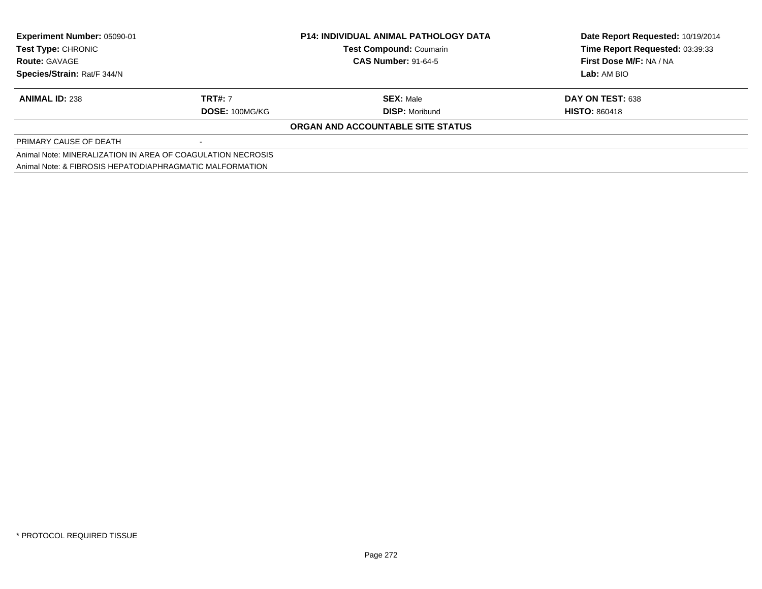| Experiment Number: 05090-01 | P14: INDIVIDUAL ANIMAL PATHOLOGY DATA | Date Report Requested: 10/19/2014 |
|---|---|---|
| Test Type: CHRONIC | Test Compound: Coumarin | Time Report Requested: 03:39:33 |
| Route: GAVAGE | CAS Number: 91-64-5 | First Dose M/F: NA / NA |
| Species/Strain: Rat/F 344/N | | Lab: AM BIO |

| ANIMAL ID: 238 | TRT#: 7 | SEX: Male | DAY ON TEST: 638 |
|---|---|---|---|
| | DOSE: 100MG/KG | DISP: Moribund | HISTO: 860418 |

**ORGAN AND ACCOUNTABLE SITE STATUS**

| PRIMARY CAUSE OF DEATH | - |
|---|---|

Animal Note: MINERALIZATION IN AREA OF COAGULATION NECROSIS

Animal Note: & FIBROSIS HEPATODIAPHRAGMATIC MALFORMATION

\* PROTOCOL REQUIRED TISSUE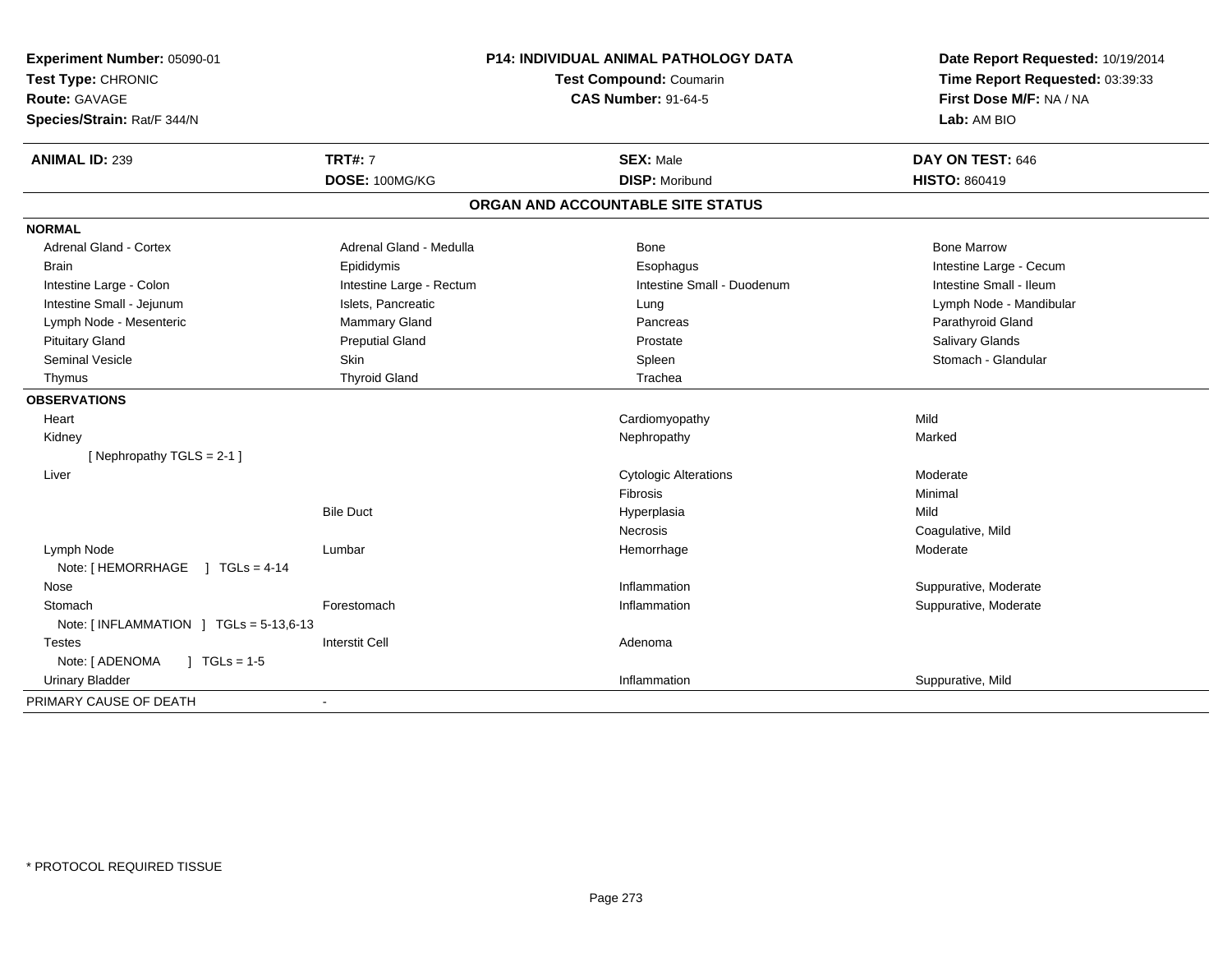**Experiment Number:** 05090-01
**Test Type:** CHRONIC
**Route:** GAVAGE
**Species/Strain:** Rat/F 344/N

**P14: INDIVIDUAL ANIMAL PATHOLOGY DATA**
**Test Compound:** Coumarin
**CAS Number:** 91-64-5

**Date Report Requested:** 10/19/2014
**Time Report Requested:** 03:39:33
**First Dose M/F:** NA / NA
**Lab:** AM BIO

| **ANIMAL ID:** 239 | **TRT#:** 7 | **SEX:** Male | **DAY ON TEST:** 646 |
|---|---|---|---|
| | **DOSE:** 100MG/KG | **DISP:** Moribund | **HISTO:** 860419 |

## ORGAN AND ACCOUNTABLE SITE STATUS

**NORMAL**

| | | | |
|---|---|---|---|
| Adrenal Gland - Cortex | Adrenal Gland - Medulla | Bone | Bone Marrow |
| Brain | Epididymis | Esophagus | Intestine Large - Cecum |
| Intestine Large - Colon | Intestine Large - Rectum | Intestine Small - Duodenum | Intestine Small - Ileum |
| Intestine Small - Jejunum | Islets, Pancreatic | Lung | Lymph Node - Mandibular |
| Lymph Node - Mesenteric | Mammary Gland | Pancreas | Parathyroid Gland |
| Pituitary Gland | Preputial Gland | Prostate | Salivary Glands |
| Seminal Vesicle | Skin | Spleen | Stomach - Glandular |
| Thymus | Thyroid Gland | Trachea | |

**OBSERVATIONS**

| | | | |
|---|---|---|---|
| Heart | | Cardiomyopathy | Mild |
| Kidney | | Nephropathy | Marked |
| [ Nephropathy TGLS = 2-1 ] | | | |
| Liver | | Cytologic Alterations | Moderate |
| | | Fibrosis | Minimal |
| | Bile Duct | Hyperplasia | Mild |
| | | Necrosis | Coagulative, Mild |
| Lymph Node | Lumbar | Hemorrhage | Moderate |
| Note: [ HEMORRHAGE ] TGLs = 4-14 | | | |
| Nose | | Inflammation | Suppurative, Moderate |
| Stomach | Forestomach | Inflammation | Suppurative, Moderate |
| Note: [ INFLAMMATION ] TGLs = 5-13,6-13 | | | |
| Testes | Interstit Cell | Adenoma | |
| Note: [ ADENOMA ] TGLs = 1-5 | | | |
| Urinary Bladder | | Inflammation | Suppurative, Mild |

PRIMARY CAUSE OF DEATH -

* PROTOCOL REQUIRED TISSUE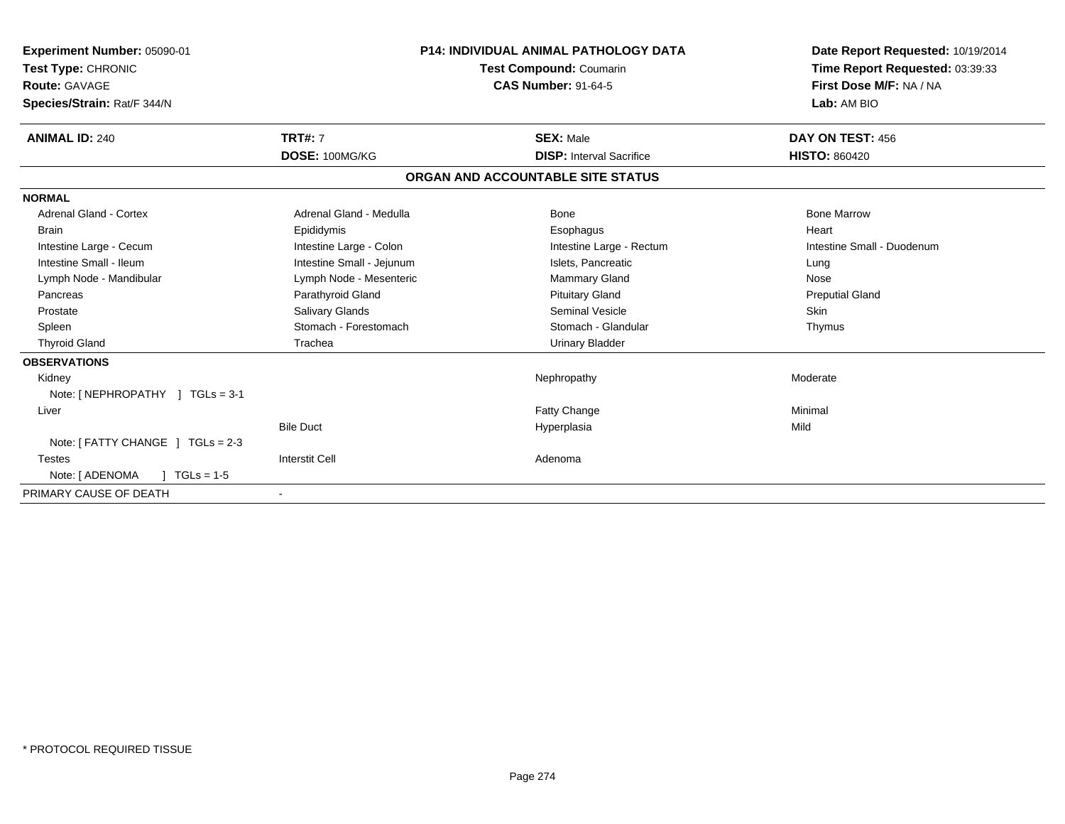**Experiment Number:** 05090-01
**Test Type:** CHRONIC
**Route:** GAVAGE
**Species/Strain:** Rat/F 344/N

**P14: INDIVIDUAL ANIMAL PATHOLOGY DATA**
**Test Compound:** Coumarin
**CAS Number:** 91-64-5

**Date Report Requested:** 10/19/2014
**Time Report Requested:** 03:39:33
**First Dose M/F:** NA / NA
**Lab:** AM BIO

| **ANIMAL ID:** 240 | **TRT#:** 7 | **SEX:** Male | **DAY ON TEST:** 456 |
|---|---|---|---|
| | **DOSE:** 100MG/KG | **DISP:** Interval Sacrifice | **HISTO:** 860420 |

## ORGAN AND ACCOUNTABLE SITE STATUS

| | | | |
|---|---|---|---|
| **NORMAL** | | | |
| Adrenal Gland - Cortex | Adrenal Gland - Medulla | Bone | Bone Marrow |
| Brain | Epididymis | Esophagus | Heart |
| Intestine Large - Cecum | Intestine Large - Colon | Intestine Large - Rectum | Intestine Small - Duodenum |
| Intestine Small - Ileum | Intestine Small - Jejunum | Islets, Pancreatic | Lung |
| Lymph Node - Mandibular | Lymph Node - Mesenteric | Mammary Gland | Nose |
| Pancreas | Parathyroid Gland | Pituitary Gland | Preputial Gland |
| Prostate | Salivary Glands | Seminal Vesicle | Skin |
| Spleen | Stomach - Forestomach | Stomach - Glandular | Thymus |
| Thyroid Gland | Trachea | Urinary Bladder | |
| **OBSERVATIONS** | | | |
| Kidney | | Nephropathy | Moderate |
| Note: [ NEPHROPATHY ] TGLs = 3-1 | | | |
| Liver | | Fatty Change | Minimal |
| | Bile Duct | Hyperplasia | Mild |
| Note: [ FATTY CHANGE ] TGLs = 2-3 | | | |
| Testes | Interstit Cell | Adenoma | |
| Note: [ ADENOMA ] TGLs = 1-5 | | | |
| PRIMARY CAUSE OF DEATH | - | | |

* PROTOCOL REQUIRED TISSUE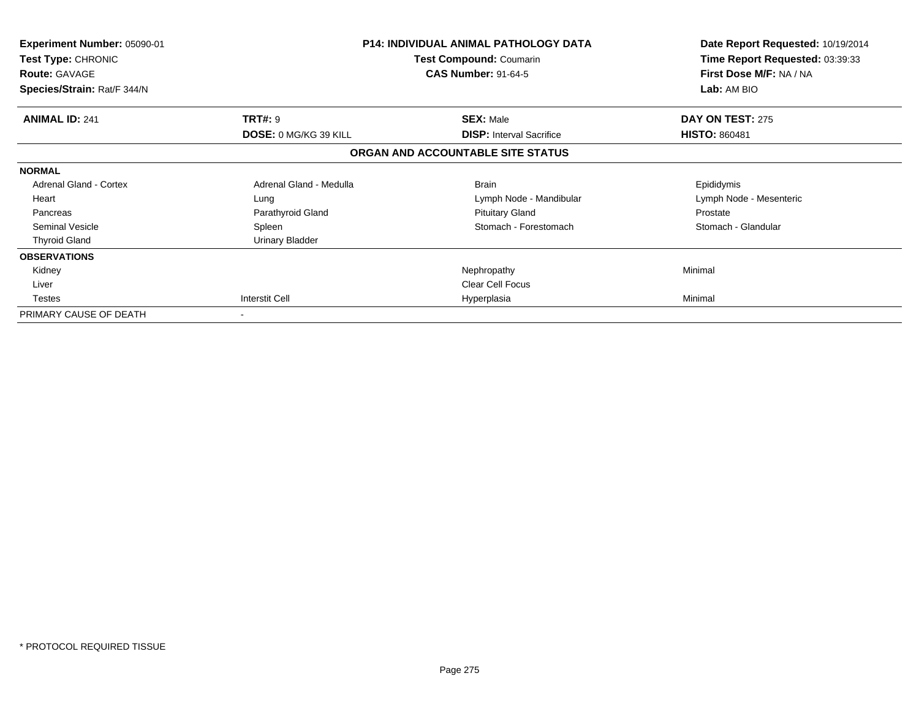**Experiment Number:** 05090-01
**Test Type:** CHRONIC
**Route:** GAVAGE
**Species/Strain:** Rat/F 344/N

**P14: INDIVIDUAL ANIMAL PATHOLOGY DATA**
**Test Compound:** Coumarin
**CAS Number:** 91-64-5

**Date Report Requested:** 10/19/2014
**Time Report Requested:** 03:39:33
**First Dose M/F:** NA / NA
**Lab:** AM BIO

| **ANIMAL ID:** 241 | **TRT#:** 9 | **SEX:** Male | **DAY ON TEST:** 275 |
|---|---|---|---|
| | **DOSE:** 0 MG/KG 39 KILL | **DISP:** Interval Sacrifice | **HISTO:** 860481 |

## ORGAN AND ACCOUNTABLE SITE STATUS

| | | | |
|---|---|---|---|
| **NORMAL** | | | |
| Adrenal Gland - Cortex | Adrenal Gland - Medulla | Brain | Epididymis |
| Heart | Lung | Lymph Node - Mandibular | Lymph Node - Mesenteric |
| Pancreas | Parathyroid Gland | Pituitary Gland | Prostate |
| Seminal Vesicle | Spleen | Stomach - Forestomach | Stomach - Glandular |
| Thyroid Gland | Urinary Bladder | | |
| **OBSERVATIONS** | | | |
| Kidney | | Nephropathy | Minimal |
| Liver | | Clear Cell Focus | |
| Testes | Interstit Cell | Hyperplasia | Minimal |
| PRIMARY CAUSE OF DEATH | - | | |

* PROTOCOL REQUIRED TISSUE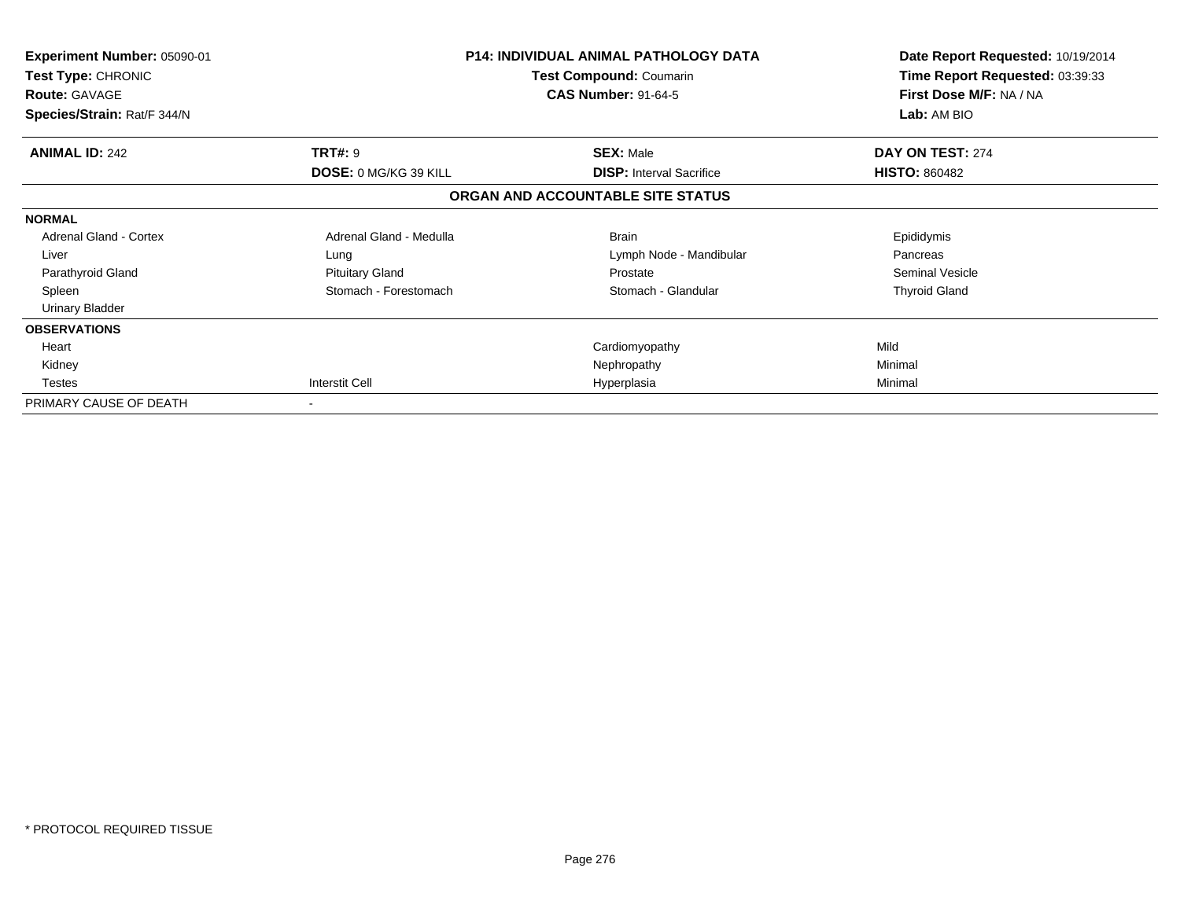| **Experiment Number:** 05090-01 | **P14: INDIVIDUAL ANIMAL PATHOLOGY DATA** | **Date Report Requested:** 10/19/2014 |
|---|---|---|
| **Test Type:** CHRONIC | **Test Compound:** Coumarin | **Time Report Requested:** 03:39:33 |
| **Route:** GAVAGE | **CAS Number:** 91-64-5 | **First Dose M/F:** NA / NA |
| **Species/Strain:** Rat/F 344/N | | **Lab:** AM BIO |

| **ANIMAL ID:** 242 | **TRT#:** 9 | **SEX:** Male | **DAY ON TEST:** 274 |
|---|---|---|---|
| | **DOSE:** 0 MG/KG 39 KILL | **DISP:** Interval Sacrifice | **HISTO:** 860482 |

## ORGAN AND ACCOUNTABLE SITE STATUS

| | | | |
|---|---|---|---|
| **NORMAL** | | | |
| Adrenal Gland - Cortex | Adrenal Gland - Medulla | Brain | Epididymis |
| Liver | Lung | Lymph Node - Mandibular | Pancreas |
| Parathyroid Gland | Pituitary Gland | Prostate | Seminal Vesicle |
| Spleen | Stomach - Forestomach | Stomach - Glandular | Thyroid Gland |
| Urinary Bladder | | | |
| **OBSERVATIONS** | | | |
| Heart | | Cardiomyopathy | Mild |
| Kidney | | Nephropathy | Minimal |
| Testes | Interstit Cell | Hyperplasia | Minimal |
| PRIMARY CAUSE OF DEATH | - | | |

\* PROTOCOL REQUIRED TISSUE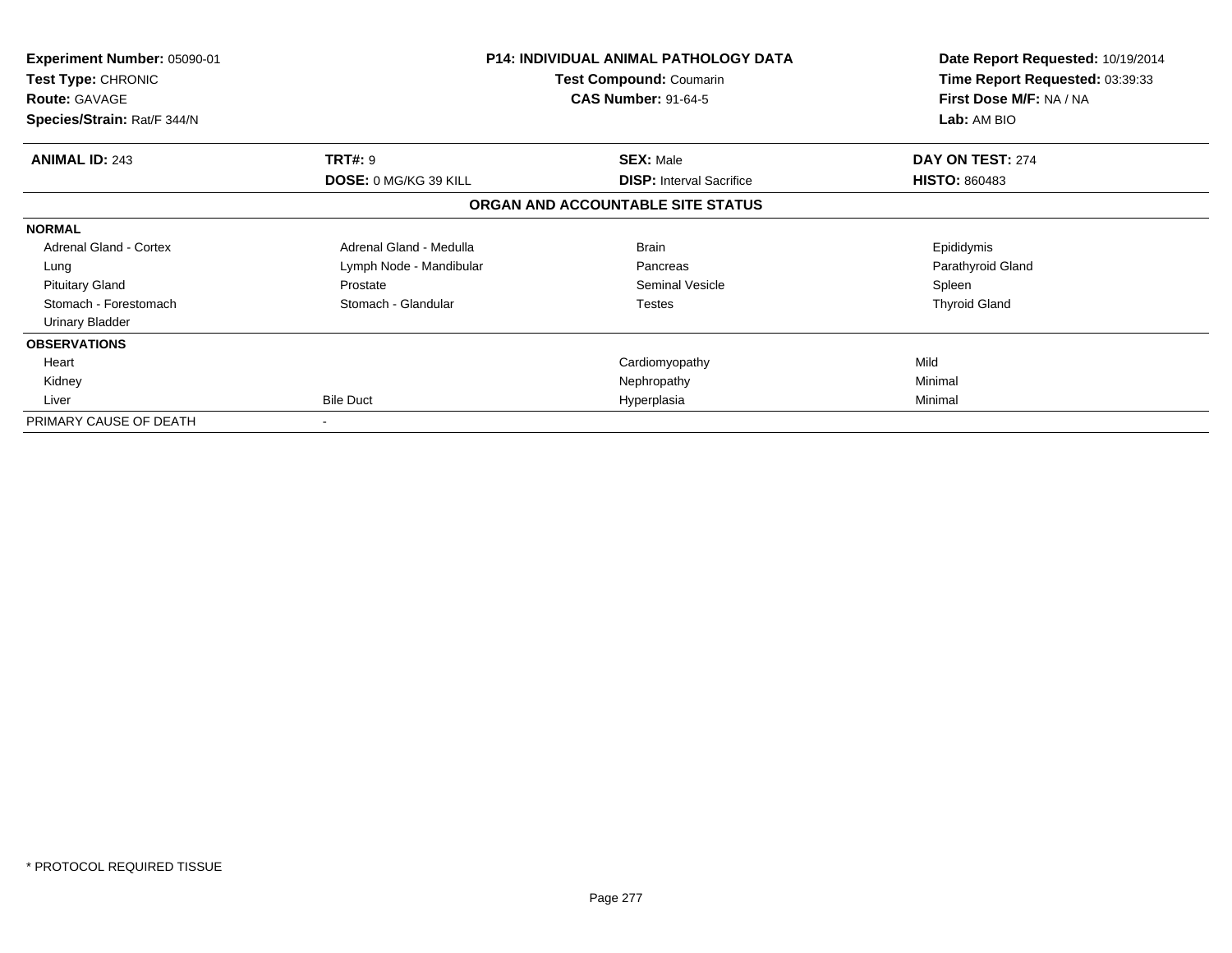**Experiment Number:** 05090-01
**Test Type:** CHRONIC
**Route:** GAVAGE
**Species/Strain:** Rat/F 344/N

**P14: INDIVIDUAL ANIMAL PATHOLOGY DATA**
**Test Compound:** Coumarin
**CAS Number:** 91-64-5

**Date Report Requested:** 10/19/2014
**Time Report Requested:** 03:39:33
**First Dose M/F:** NA / NA
**Lab:** AM BIO

| **ANIMAL ID:** 243 | **TRT#:** 9 | **SEX:** Male | **DAY ON TEST:** 274 |
|---|---|---|---|
| | **DOSE:** 0 MG/KG 39 KILL | **DISP:** Interval Sacrifice | **HISTO:** 860483 |

## ORGAN AND ACCOUNTABLE SITE STATUS

| | | | |
|---|---|---|---|
| **NORMAL** | | | |
| Adrenal Gland - Cortex | Adrenal Gland - Medulla | Brain | Epididymis |
| Lung | Lymph Node - Mandibular | Pancreas | Parathyroid Gland |
| Pituitary Gland | Prostate | Seminal Vesicle | Spleen |
| Stomach - Forestomach | Stomach - Glandular | Testes | Thyroid Gland |
| Urinary Bladder | | | |
| **OBSERVATIONS** | | | |
| Heart | | Cardiomyopathy | Mild |
| Kidney | | Nephropathy | Minimal |
| Liver | Bile Duct | Hyperplasia | Minimal |
| PRIMARY CAUSE OF DEATH | - | | |

\* PROTOCOL REQUIRED TISSUE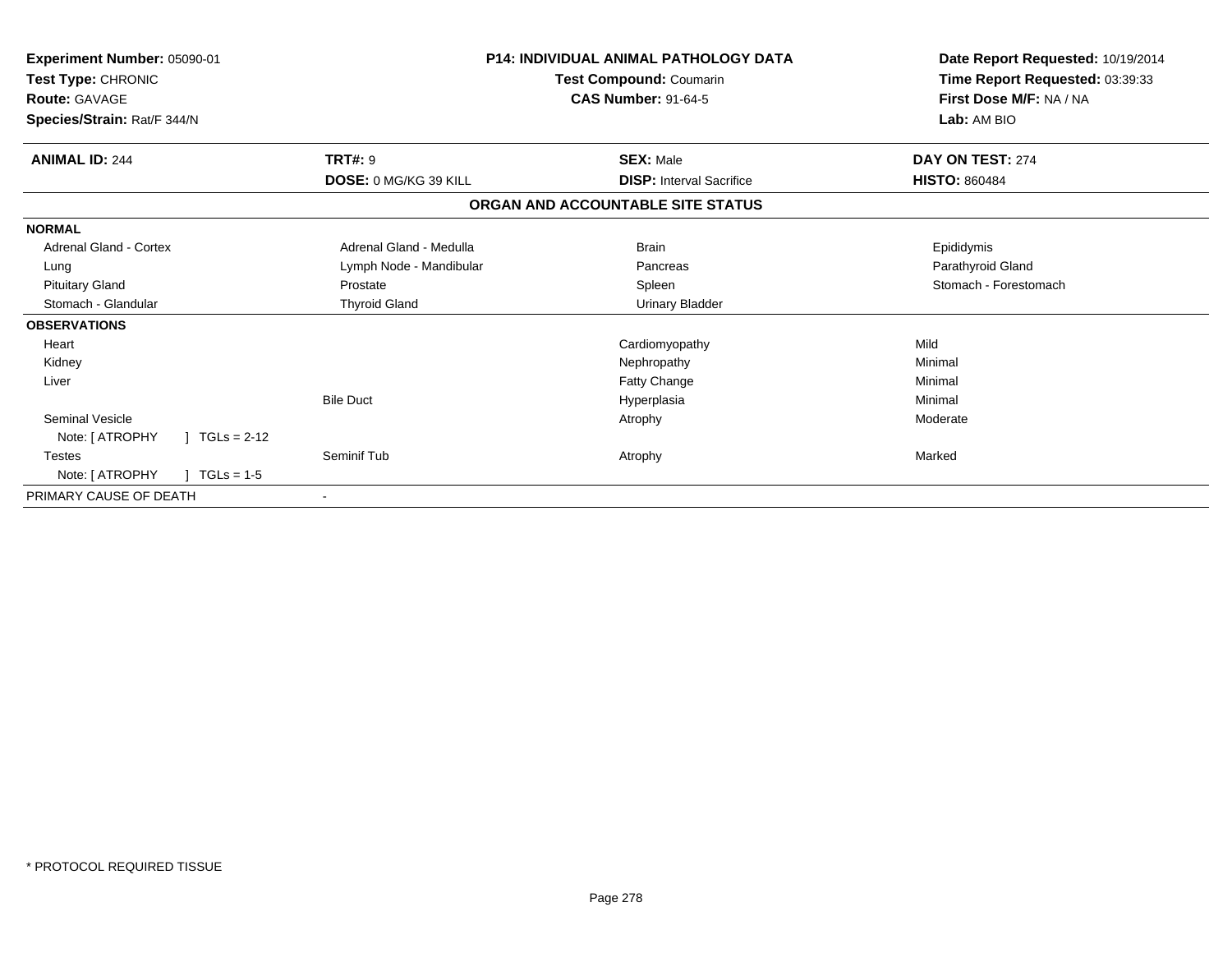**Experiment Number:** 05090-01
**Test Type:** CHRONIC
**Route:** GAVAGE
**Species/Strain:** Rat/F 344/N

**P14: INDIVIDUAL ANIMAL PATHOLOGY DATA**
**Test Compound:** Coumarin
**CAS Number:** 91-64-5

**Date Report Requested:** 10/19/2014
**Time Report Requested:** 03:39:33
**First Dose M/F:** NA / NA
**Lab:** AM BIO

| **ANIMAL ID:** 244 | **TRT#:** 9 | **SEX:** Male | **DAY ON TEST:** 274 |
|---|---|---|---|
| | **DOSE:** 0 MG/KG 39 KILL | **DISP:** Interval Sacrifice | **HISTO:** 860484 |

## ORGAN AND ACCOUNTABLE SITE STATUS

| | | | |
|---|---|---|---|
| **NORMAL** | | | |
| Adrenal Gland - Cortex | Adrenal Gland - Medulla | Brain | Epididymis |
| Lung | Lymph Node - Mandibular | Pancreas | Parathyroid Gland |
| Pituitary Gland | Prostate | Spleen | Stomach - Forestomach |
| Stomach - Glandular | Thyroid Gland | Urinary Bladder | |
| **OBSERVATIONS** | | | |
| Heart | | Cardiomyopathy | Mild |
| Kidney | | Nephropathy | Minimal |
| Liver | | Fatty Change | Minimal |
| | Bile Duct | Hyperplasia | Minimal |
| Seminal Vesicle | | Atrophy | Moderate |
| Note: [ ATROPHY ] TGLs = 2-12 | | | |
| Testes | Seminif Tub | Atrophy | Marked |
| Note: [ ATROPHY ] TGLs = 1-5 | | | |
| PRIMARY CAUSE OF DEATH | - | | |

* PROTOCOL REQUIRED TISSUE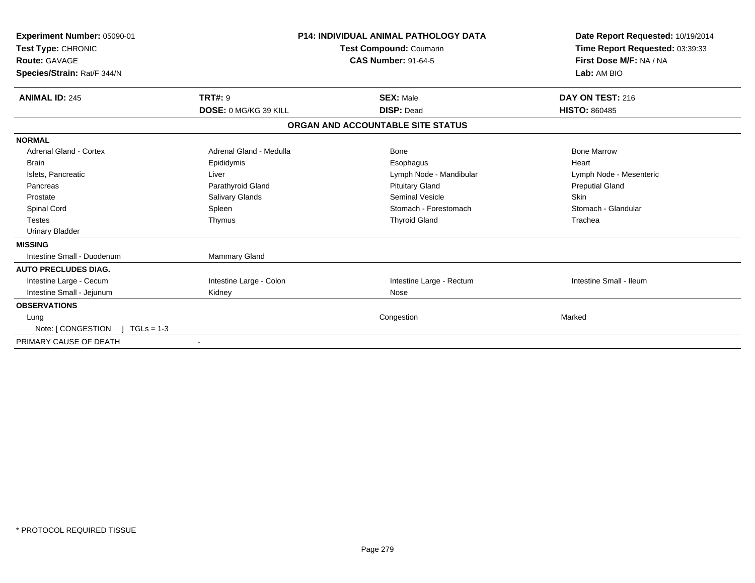**Experiment Number:** 05090-01
**Test Type:** CHRONIC
**Route:** GAVAGE
**Species/Strain:** Rat/F 344/N

**P14: INDIVIDUAL ANIMAL PATHOLOGY DATA**
**Test Compound:** Coumarin
**CAS Number:** 91-64-5

**Date Report Requested:** 10/19/2014
**Time Report Requested:** 03:39:33
**First Dose M/F:** NA / NA
**Lab:** AM BIO

| **ANIMAL ID:** 245 | **TRT#:** 9 | **SEX:** Male | **DAY ON TEST:** 216 |
|---|---|---|---|
| | **DOSE:** 0 MG/KG 39 KILL | **DISP:** Dead | **HISTO:** 860485 |

## ORGAN AND ACCOUNTABLE SITE STATUS

| | | | |
|---|---|---|---|
| **NORMAL** | | | |
| Adrenal Gland - Cortex | Adrenal Gland - Medulla | Bone | Bone Marrow |
| Brain | Epididymis | Esophagus | Heart |
| Islets, Pancreatic | Liver | Lymph Node - Mandibular | Lymph Node - Mesenteric |
| Pancreas | Parathyroid Gland | Pituitary Gland | Preputial Gland |
| Prostate | Salivary Glands | Seminal Vesicle | Skin |
| Spinal Cord | Spleen | Stomach - Forestomach | Stomach - Glandular |
| Testes | Thymus | Thyroid Gland | Trachea |
| Urinary Bladder | | | |
| **MISSING** | | | |
| Intestine Small - Duodenum | Mammary Gland | | |
| **AUTO PRECLUDES DIAG.** | | | |
| Intestine Large - Cecum | Intestine Large - Colon | Intestine Large - Rectum | Intestine Small - Ileum |
| Intestine Small - Jejunum | Kidney | Nose | |
| **OBSERVATIONS** | | | |
| Lung | | Congestion | Marked |
| Note: [ CONGESTION ] TGLs = 1-3 | | | |
| PRIMARY CAUSE OF DEATH | - | | |

\* PROTOCOL REQUIRED TISSUE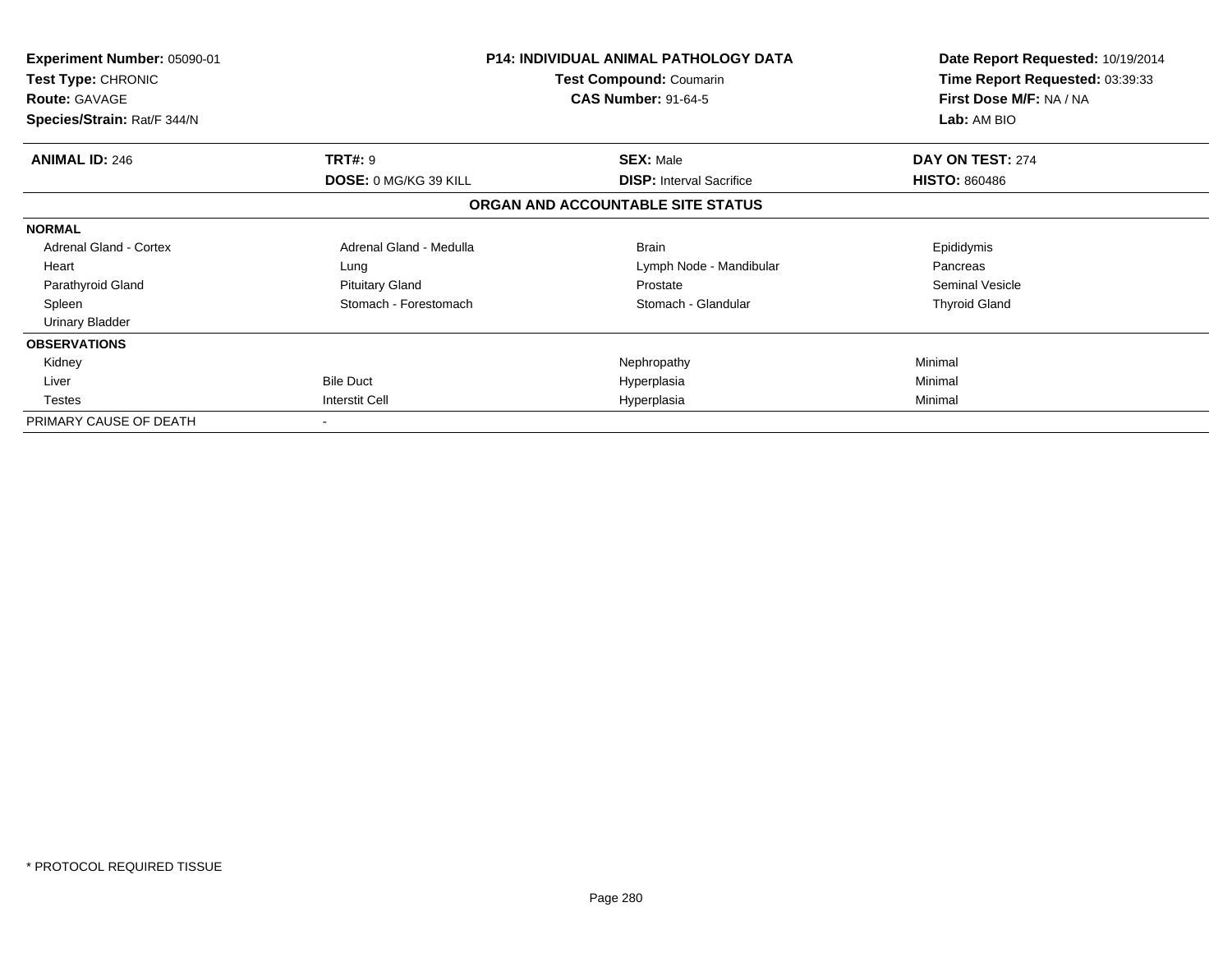| **Experiment Number:** 05090-01 | **P14: INDIVIDUAL ANIMAL PATHOLOGY DATA** | | **Date Report Requested:** 10/19/2014 |
|---|---|---|---|
| **Test Type:** CHRONIC | **Test Compound:** Coumarin | | **Time Report Requested:** 03:39:33 |
| **Route:** GAVAGE | **CAS Number:** 91-64-5 | | **First Dose M/F:** NA / NA |
| **Species/Strain:** Rat/F 344/N | | | **Lab:** AM BIO |

| **ANIMAL ID:** 246 | **TRT#:** 9 | **SEX:** Male | **DAY ON TEST:** 274 |
|---|---|---|---|
| | **DOSE:** 0 MG/KG 39 KILL | **DISP:** Interval Sacrifice | **HISTO:** 860486 |

## ORGAN AND ACCOUNTABLE SITE STATUS

| | | | |
|---|---|---|---|
| **NORMAL** | | | |
| Adrenal Gland - Cortex | Adrenal Gland - Medulla | Brain | Epididymis |
| Heart | Lung | Lymph Node - Mandibular | Pancreas |
| Parathyroid Gland | Pituitary Gland | Prostate | Seminal Vesicle |
| Spleen | Stomach - Forestomach | Stomach - Glandular | Thyroid Gland |
| Urinary Bladder | | | |
| **OBSERVATIONS** | | | |
| Kidney | | Nephropathy | Minimal |
| Liver | Bile Duct | Hyperplasia | Minimal |
| Testes | Interstit Cell | Hyperplasia | Minimal |
| PRIMARY CAUSE OF DEATH | - | | |

\* PROTOCOL REQUIRED TISSUE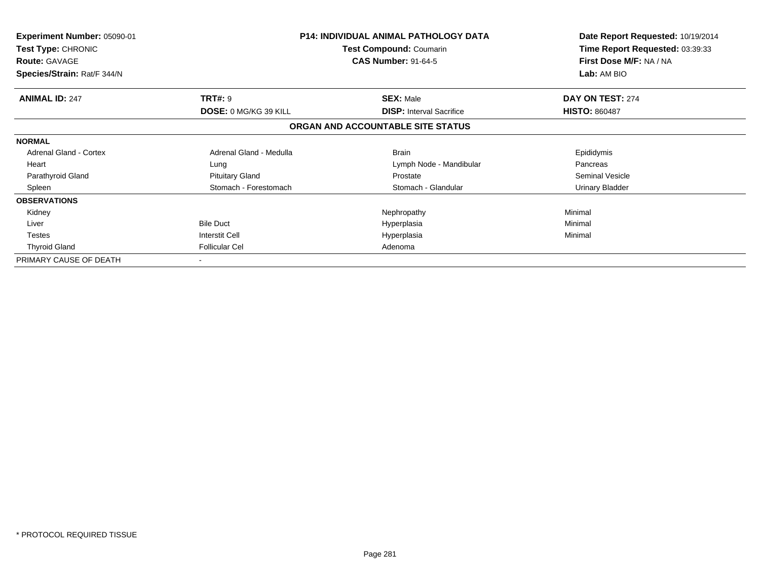**Experiment Number:** 05090-01
**Test Type:** CHRONIC
**Route:** GAVAGE
**Species/Strain:** Rat/F 344/N

**P14: INDIVIDUAL ANIMAL PATHOLOGY DATA**
**Test Compound:** Coumarin
**CAS Number:** 91-64-5

**Date Report Requested:** 10/19/2014
**Time Report Requested:** 03:39:33
**First Dose M/F:** NA / NA
**Lab:** AM BIO

| **ANIMAL ID:** 247 | **TRT#:** 9 | **SEX:** Male | **DAY ON TEST:** 274 |
|---|---|---|---|
| | **DOSE:** 0 MG/KG 39 KILL | **DISP:** Interval Sacrifice | **HISTO:** 860487 |

## ORGAN AND ACCOUNTABLE SITE STATUS

| | | | |
|---|---|---|---|
| **NORMAL** | | | |
| Adrenal Gland - Cortex | Adrenal Gland - Medulla | Brain | Epididymis |
| Heart | Lung | Lymph Node - Mandibular | Pancreas |
| Parathyroid Gland | Pituitary Gland | Prostate | Seminal Vesicle |
| Spleen | Stomach - Forestomach | Stomach - Glandular | Urinary Bladder |
| **OBSERVATIONS** | | | |
| Kidney | | Nephropathy | Minimal |
| Liver | Bile Duct | Hyperplasia | Minimal |
| Testes | Interstit Cell | Hyperplasia | Minimal |
| Thyroid Gland | Follicular Cel | Adenoma | |
| PRIMARY CAUSE OF DEATH | - | | |

* PROTOCOL REQUIRED TISSUE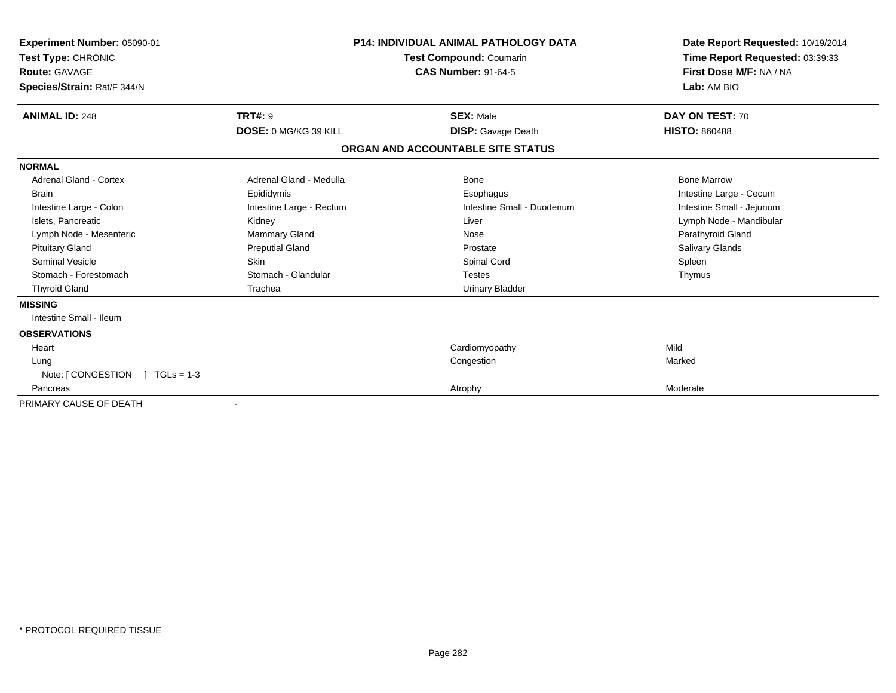**Experiment Number:** 05090-01
**Test Type:** CHRONIC
**Route:** GAVAGE
**Species/Strain:** Rat/F 344/N

**P14: INDIVIDUAL ANIMAL PATHOLOGY DATA**
**Test Compound:** Coumarin
**CAS Number:** 91-64-5

**Date Report Requested:** 10/19/2014
**Time Report Requested:** 03:39:33
**First Dose M/F:** NA / NA
**Lab:** AM BIO

| **ANIMAL ID:** 248 | **TRT#:** 9 | **SEX:** Male | **DAY ON TEST:** 70 |
|---|---|---|---|
| | **DOSE:** 0 MG/KG 39 KILL | **DISP:** Gavage Death | **HISTO:** 860488 |

## ORGAN AND ACCOUNTABLE SITE STATUS

**NORMAL**

| | | | |
|---|---|---|---|
| Adrenal Gland - Cortex | Adrenal Gland - Medulla | Bone | Bone Marrow |
| Brain | Epididymis | Esophagus | Intestine Large - Cecum |
| Intestine Large - Colon | Intestine Large - Rectum | Intestine Small - Duodenum | Intestine Small - Jejunum |
| Islets, Pancreatic | Kidney | Liver | Lymph Node - Mandibular |
| Lymph Node - Mesenteric | Mammary Gland | Nose | Parathyroid Gland |
| Pituitary Gland | Preputial Gland | Prostate | Salivary Glands |
| Seminal Vesicle | Skin | Spinal Cord | Spleen |
| Stomach - Forestomach | Stomach - Glandular | Testes | Thymus |
| Thyroid Gland | Trachea | Urinary Bladder | |

**MISSING**

Intestine Small - Ileum

**OBSERVATIONS**

| | | |
|---|---|---|
| Heart | Cardiomyopathy | Mild |
| Lung | Congestion | Marked |
| Note: [ CONGESTION ] TGLs = 1-3 | | |
| Pancreas | Atrophy | Moderate |

PRIMARY CAUSE OF DEATH -

* PROTOCOL REQUIRED TISSUE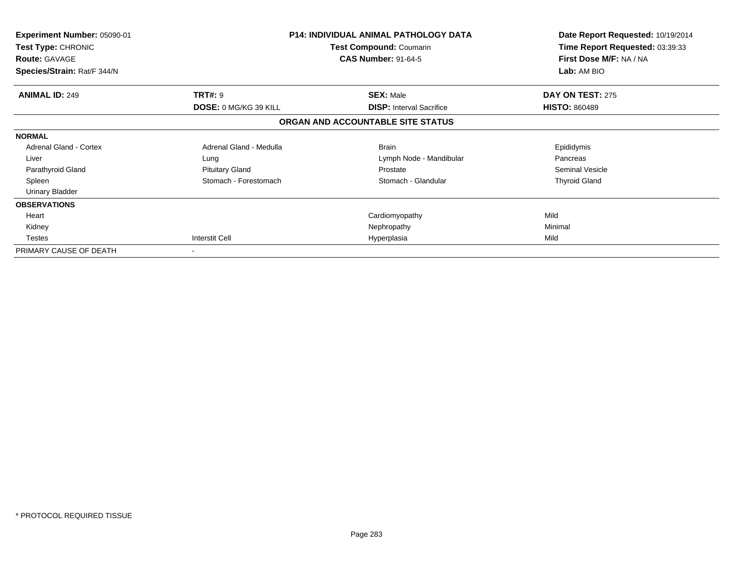**Experiment Number:** 05090-01
**Test Type:** CHRONIC
**Route:** GAVAGE
**Species/Strain:** Rat/F 344/N

**P14: INDIVIDUAL ANIMAL PATHOLOGY DATA**
**Test Compound:** Coumarin
**CAS Number:** 91-64-5

**Date Report Requested:** 10/19/2014
**Time Report Requested:** 03:39:33
**First Dose M/F:** NA / NA
**Lab:** AM BIO

| **ANIMAL ID:** 249 | **TRT#:** 9 | **SEX:** Male | **DAY ON TEST:** 275 |
|---|---|---|---|
| | **DOSE:** 0 MG/KG 39 KILL | **DISP:** Interval Sacrifice | **HISTO:** 860489 |

**ORGAN AND ACCOUNTABLE SITE STATUS**

| | | | |
|---|---|---|---|
| **NORMAL** | | | |
| Adrenal Gland - Cortex | Adrenal Gland - Medulla | Brain | Epididymis |
| Liver | Lung | Lymph Node - Mandibular | Pancreas |
| Parathyroid Gland | Pituitary Gland | Prostate | Seminal Vesicle |
| Spleen | Stomach - Forestomach | Stomach - Glandular | Thyroid Gland |
| Urinary Bladder | | | |
| **OBSERVATIONS** | | | |
| Heart | | Cardiomyopathy | Mild |
| Kidney | | Nephropathy | Minimal |
| Testes | Interstit Cell | Hyperplasia | Mild |
| PRIMARY CAUSE OF DEATH | - | | |

* PROTOCOL REQUIRED TISSUE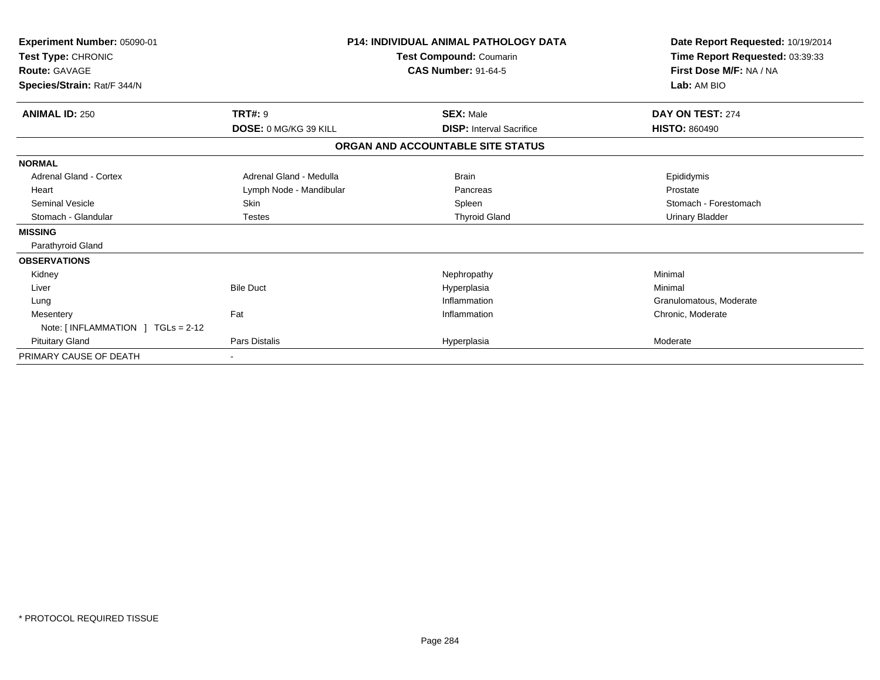| **Experiment Number:** 05090-01 | **P14: INDIVIDUAL ANIMAL PATHOLOGY DATA** | **Date Report Requested:** 10/19/2014 |
|---|---|---|
| **Test Type:** CHRONIC | **Test Compound:** Coumarin | **Time Report Requested:** 03:39:33 |
| **Route:** GAVAGE | **CAS Number:** 91-64-5 | **First Dose M/F:** NA / NA |
| **Species/Strain:** Rat/F 344/N | | **Lab:** AM BIO |

| **ANIMAL ID:** 250 | **TRT#:** 9 | **SEX:** Male | **DAY ON TEST:** 274 |
|---|---|---|---|
| | **DOSE:** 0 MG/KG 39 KILL | **DISP:** Interval Sacrifice | **HISTO:** 860490 |

**ORGAN AND ACCOUNTABLE SITE STATUS**

| | | | |
|---|---|---|---|
| **NORMAL** | | | |
| Adrenal Gland - Cortex | Adrenal Gland - Medulla | Brain | Epididymis |
| Heart | Lymph Node - Mandibular | Pancreas | Prostate |
| Seminal Vesicle | Skin | Spleen | Stomach - Forestomach |
| Stomach - Glandular | Testes | Thyroid Gland | Urinary Bladder |
| **MISSING** | | | |
| Parathyroid Gland | | | |
| **OBSERVATIONS** | | | |
| Kidney | | Nephropathy | Minimal |
| Liver | Bile Duct | Hyperplasia | Minimal |
| Lung | | Inflammation | Granulomatous, Moderate |
| Mesentery | Fat | Inflammation | Chronic, Moderate |
| Note: [ INFLAMMATION ] TGLs = 2-12 | | | |
| Pituitary Gland | Pars Distalis | Hyperplasia | Moderate |
| PRIMARY CAUSE OF DEATH | - | | |

* PROTOCOL REQUIRED TISSUE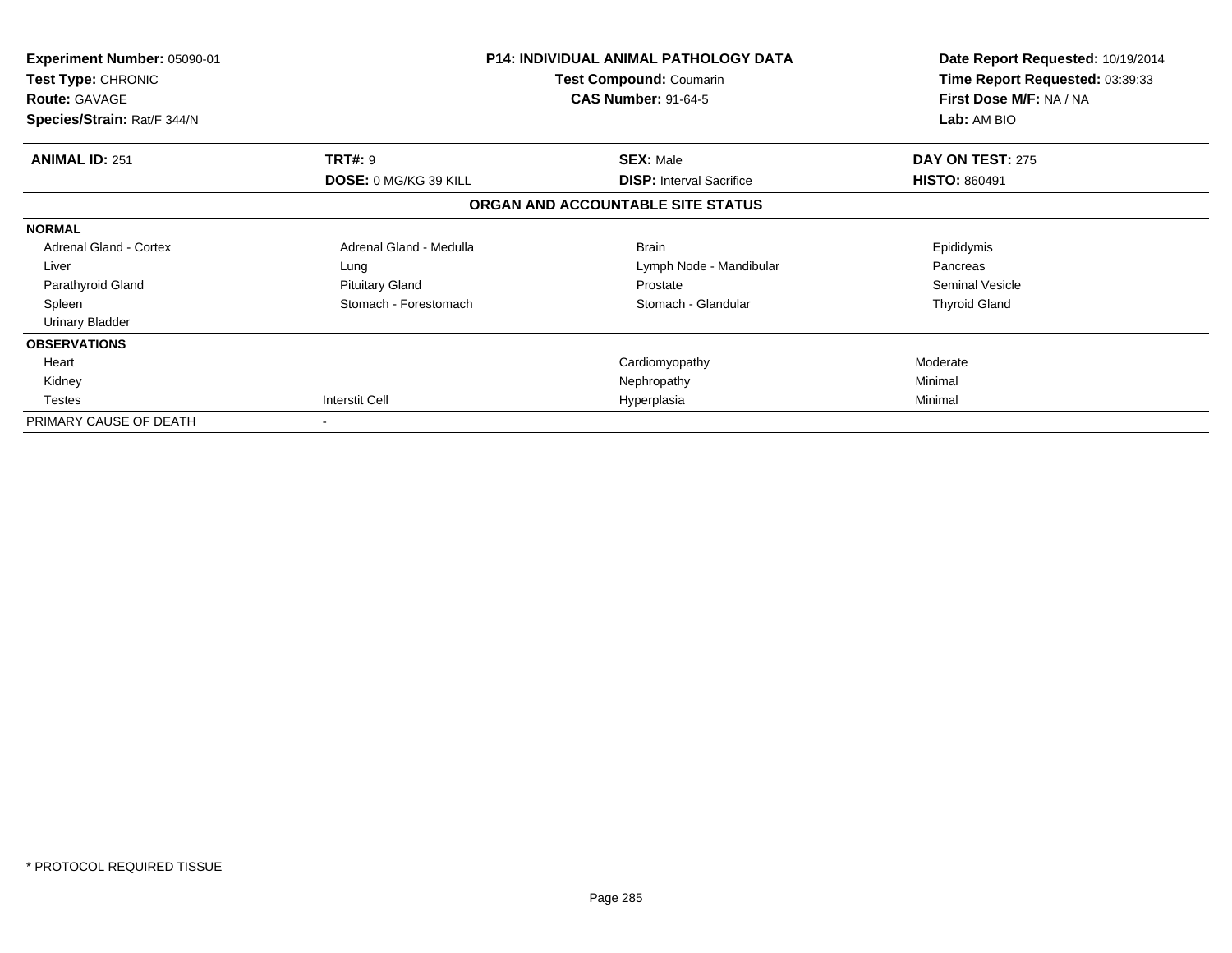**Experiment Number:** 05090-01
**Test Type:** CHRONIC
**Route:** GAVAGE
**Species/Strain:** Rat/F 344/N

**P14: INDIVIDUAL ANIMAL PATHOLOGY DATA**
**Test Compound:** Coumarin
**CAS Number:** 91-64-5

**Date Report Requested:** 10/19/2014
**Time Report Requested:** 03:39:33
**First Dose M/F:** NA / NA
**Lab:** AM BIO

| **ANIMAL ID:** 251 | **TRT#:** 9 | **SEX:** Male | **DAY ON TEST:** 275 |
|---|---|---|---|
| | **DOSE:** 0 MG/KG 39 KILL | **DISP:** Interval Sacrifice | **HISTO:** 860491 |

## ORGAN AND ACCOUNTABLE SITE STATUS

| | | | |
|---|---|---|---|
| **NORMAL** | | | |
| Adrenal Gland - Cortex | Adrenal Gland - Medulla | Brain | Epididymis |
| Liver | Lung | Lymph Node - Mandibular | Pancreas |
| Parathyroid Gland | Pituitary Gland | Prostate | Seminal Vesicle |
| Spleen | Stomach - Forestomach | Stomach - Glandular | Thyroid Gland |
| Urinary Bladder | | | |
| **OBSERVATIONS** | | | |
| Heart | | Cardiomyopathy | Moderate |
| Kidney | | Nephropathy | Minimal |
| Testes | Interstit Cell | Hyperplasia | Minimal |
| PRIMARY CAUSE OF DEATH | - | | |

\* PROTOCOL REQUIRED TISSUE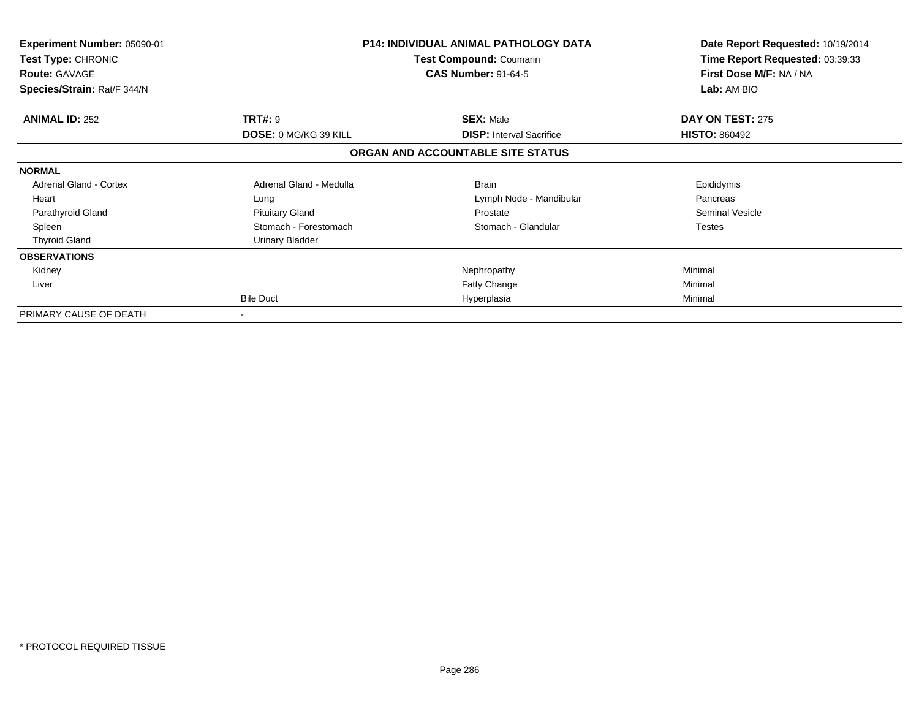**Experiment Number:** 05090-01
**Test Type:** CHRONIC
**Route:** GAVAGE
**Species/Strain:** Rat/F 344/N

**P14: INDIVIDUAL ANIMAL PATHOLOGY DATA**
**Test Compound:** Coumarin
**CAS Number:** 91-64-5

**Date Report Requested:** 10/19/2014
**Time Report Requested:** 03:39:33
**First Dose M/F:** NA / NA
**Lab:** AM BIO

| **ANIMAL ID:** 252 | **TRT#:** 9 | **SEX:** Male | **DAY ON TEST:** 275 |
|---|---|---|---|
| | **DOSE:** 0 MG/KG 39 KILL | **DISP:** Interval Sacrifice | **HISTO:** 860492 |

**ORGAN AND ACCOUNTABLE SITE STATUS**

| | | | |
|---|---|---|---|
| **NORMAL** | | | |
| Adrenal Gland - Cortex | Adrenal Gland - Medulla | Brain | Epididymis |
| Heart | Lung | Lymph Node - Mandibular | Pancreas |
| Parathyroid Gland | Pituitary Gland | Prostate | Seminal Vesicle |
| Spleen | Stomach - Forestomach | Stomach - Glandular | Testes |
| Thyroid Gland | Urinary Bladder | | |
| **OBSERVATIONS** | | | |
| Kidney | | Nephropathy | Minimal |
| Liver | | Fatty Change | Minimal |
| | Bile Duct | Hyperplasia | Minimal |
| PRIMARY CAUSE OF DEATH | - | | |

\* PROTOCOL REQUIRED TISSUE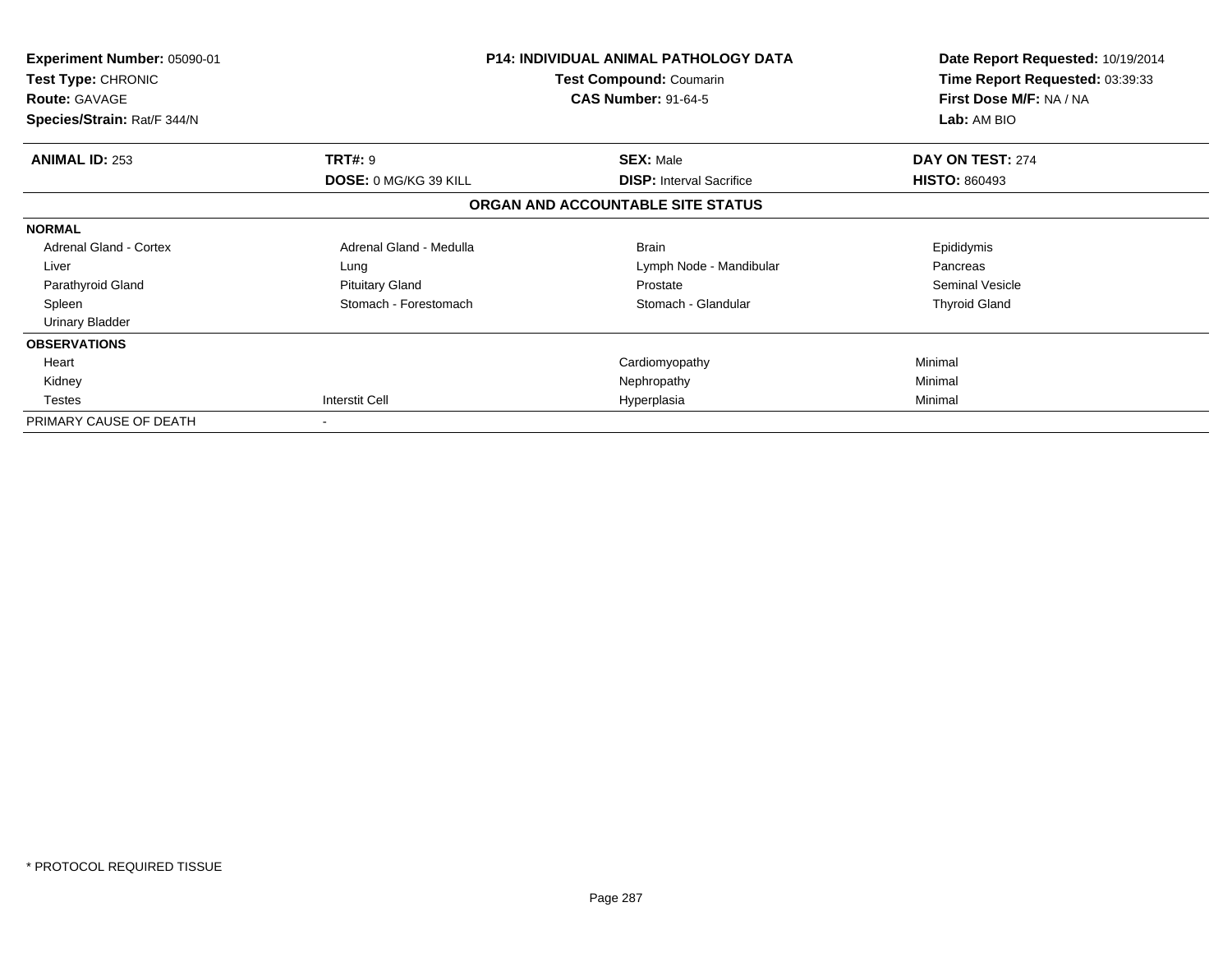**Experiment Number:** 05090-01
**Test Type:** CHRONIC
**Route:** GAVAGE
**Species/Strain:** Rat/F 344/N

**P14: INDIVIDUAL ANIMAL PATHOLOGY DATA**
**Test Compound:** Coumarin
**CAS Number:** 91-64-5

**Date Report Requested:** 10/19/2014
**Time Report Requested:** 03:39:33
**First Dose M/F:** NA / NA
**Lab:** AM BIO

| **ANIMAL ID:** 253 | **TRT#:** 9 | **SEX:** Male | **DAY ON TEST:** 274 |
|---|---|---|---|
| | **DOSE:** 0 MG/KG 39 KILL | **DISP:** Interval Sacrifice | **HISTO:** 860493 |

**ORGAN AND ACCOUNTABLE SITE STATUS**

| | | | |
|---|---|---|---|
| **NORMAL** | | | |
| Adrenal Gland - Cortex | Adrenal Gland - Medulla | Brain | Epididymis |
| Liver | Lung | Lymph Node - Mandibular | Pancreas |
| Parathyroid Gland | Pituitary Gland | Prostate | Seminal Vesicle |
| Spleen | Stomach - Forestomach | Stomach - Glandular | Thyroid Gland |
| Urinary Bladder | | | |
| **OBSERVATIONS** | | | |
| Heart | | Cardiomyopathy | Minimal |
| Kidney | | Nephropathy | Minimal |
| Testes | Interstit Cell | Hyperplasia | Minimal |
| PRIMARY CAUSE OF DEATH | - | | |

\* PROTOCOL REQUIRED TISSUE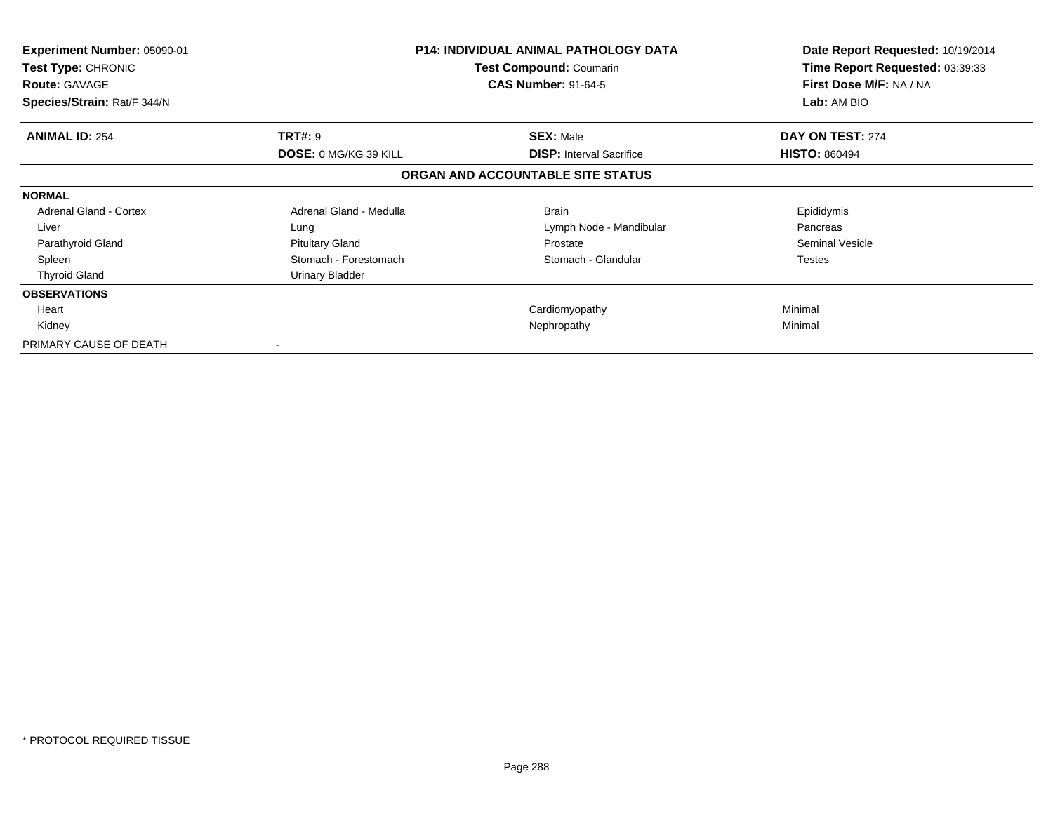| Experiment Number: 05090-01 | P14: INDIVIDUAL ANIMAL PATHOLOGY DATA | Date Report Requested: 10/19/2014 |
|---|---|---|
| Test Type: CHRONIC | Test Compound: Coumarin | Time Report Requested: 03:39:33 |
| Route: GAVAGE | CAS Number: 91-64-5 | First Dose M/F: NA / NA |
| Species/Strain: Rat/F 344/N | | Lab: AM BIO |

| ANIMAL ID: 254 | TRT#: 9 | SEX: Male | DAY ON TEST: 274 |
|---|---|---|---|
| | DOSE: 0 MG/KG 39 KILL | DISP: Interval Sacrifice | HISTO: 860494 |

## ORGAN AND ACCOUNTABLE SITE STATUS

| NORMAL | | | |
|---|---|---|---|
| Adrenal Gland - Cortex | Adrenal Gland - Medulla | Brain | Epididymis |
| Liver | Lung | Lymph Node - Mandibular | Pancreas |
| Parathyroid Gland | Pituitary Gland | Prostate | Seminal Vesicle |
| Spleen | Stomach - Forestomach | Stomach - Glandular | Testes |
| Thyroid Gland | Urinary Bladder | | |

| OBSERVATIONS | | | |
|---|---|---|---|
| Heart | | Cardiomyopathy | Minimal |
| Kidney | | Nephropathy | Minimal |

PRIMARY CAUSE OF DEATH -

* PROTOCOL REQUIRED TISSUE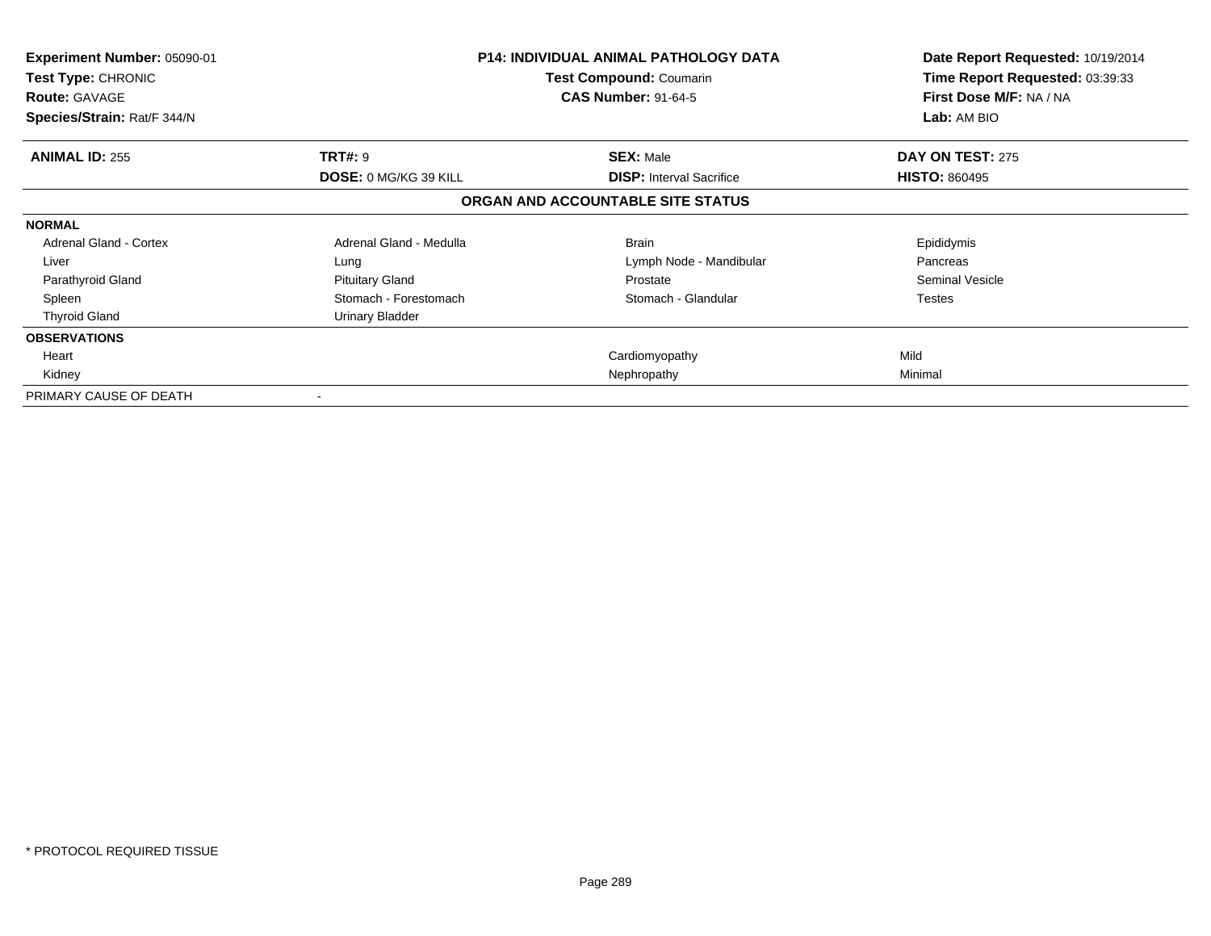**Experiment Number:** 05090-01
**Test Type:** CHRONIC
**Route:** GAVAGE
**Species/Strain:** Rat/F 344/N

**P14: INDIVIDUAL ANIMAL PATHOLOGY DATA**
**Test Compound:** Coumarin
**CAS Number:** 91-64-5

**Date Report Requested:** 10/19/2014
**Time Report Requested:** 03:39:33
**First Dose M/F:** NA / NA
**Lab:** AM BIO

| **ANIMAL ID:** 255 | **TRT#:** 9 | **SEX:** Male | **DAY ON TEST:** 275 |
|---|---|---|---|
| | **DOSE:** 0 MG/KG 39 KILL | **DISP:** Interval Sacrifice | **HISTO:** 860495 |

**ORGAN AND ACCOUNTABLE SITE STATUS**

| | | | |
|---|---|---|---|
| **NORMAL** | | | |
| Adrenal Gland - Cortex | Adrenal Gland - Medulla | Brain | Epididymis |
| Liver | Lung | Lymph Node - Mandibular | Pancreas |
| Parathyroid Gland | Pituitary Gland | Prostate | Seminal Vesicle |
| Spleen | Stomach - Forestomach | Stomach - Glandular | Testes |
| Thyroid Gland | Urinary Bladder | | |
| **OBSERVATIONS** | | | |
| Heart | | Cardiomyopathy | Mild |
| Kidney | | Nephropathy | Minimal |
| PRIMARY CAUSE OF DEATH | - | | |

\* PROTOCOL REQUIRED TISSUE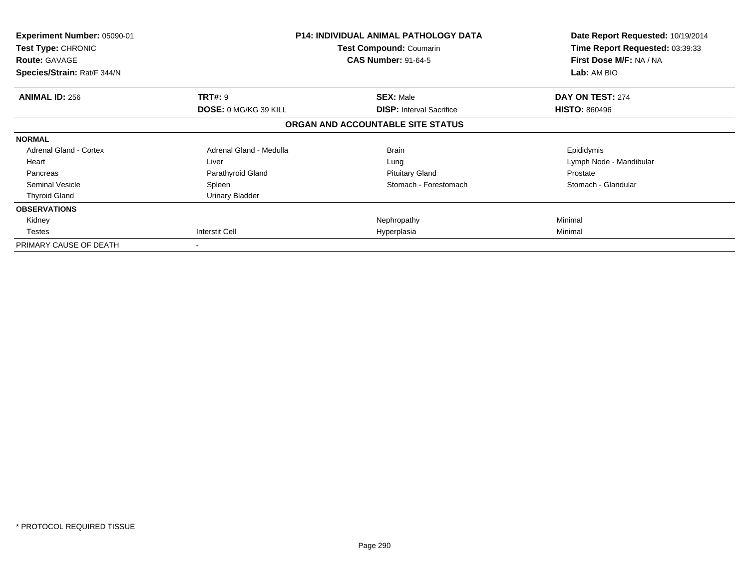| Experiment Number: 05090-01 | P14: INDIVIDUAL ANIMAL PATHOLOGY DATA | Date Report Requested: 10/19/2014 |
|---|---|---|
| Test Type: CHRONIC | Test Compound: Coumarin | Time Report Requested: 03:39:33 |
| Route: GAVAGE | CAS Number: 91-64-5 | First Dose M/F: NA / NA |
| Species/Strain: Rat/F 344/N | | Lab: AM BIO |

| ANIMAL ID: 256 | TRT#: 9 | SEX: Male | DAY ON TEST: 274 |
|---|---|---|---|
| | DOSE: 0 MG/KG 39 KILL | DISP: Interval Sacrifice | HISTO: 860496 |

## ORGAN AND ACCOUNTABLE SITE STATUS

| | | | |
|---|---|---|---|
| **NORMAL** | | | |
| Adrenal Gland - Cortex | Adrenal Gland - Medulla | Brain | Epididymis |
| Heart | Liver | Lung | Lymph Node - Mandibular |
| Pancreas | Parathyroid Gland | Pituitary Gland | Prostate |
| Seminal Vesicle | Spleen | Stomach - Forestomach | Stomach - Glandular |
| Thyroid Gland | Urinary Bladder | | |
| **OBSERVATIONS** | | | |
| Kidney | | Nephropathy | Minimal |
| Testes | Interstit Cell | Hyperplasia | Minimal |
| PRIMARY CAUSE OF DEATH | - | | |

* PROTOCOL REQUIRED TISSUE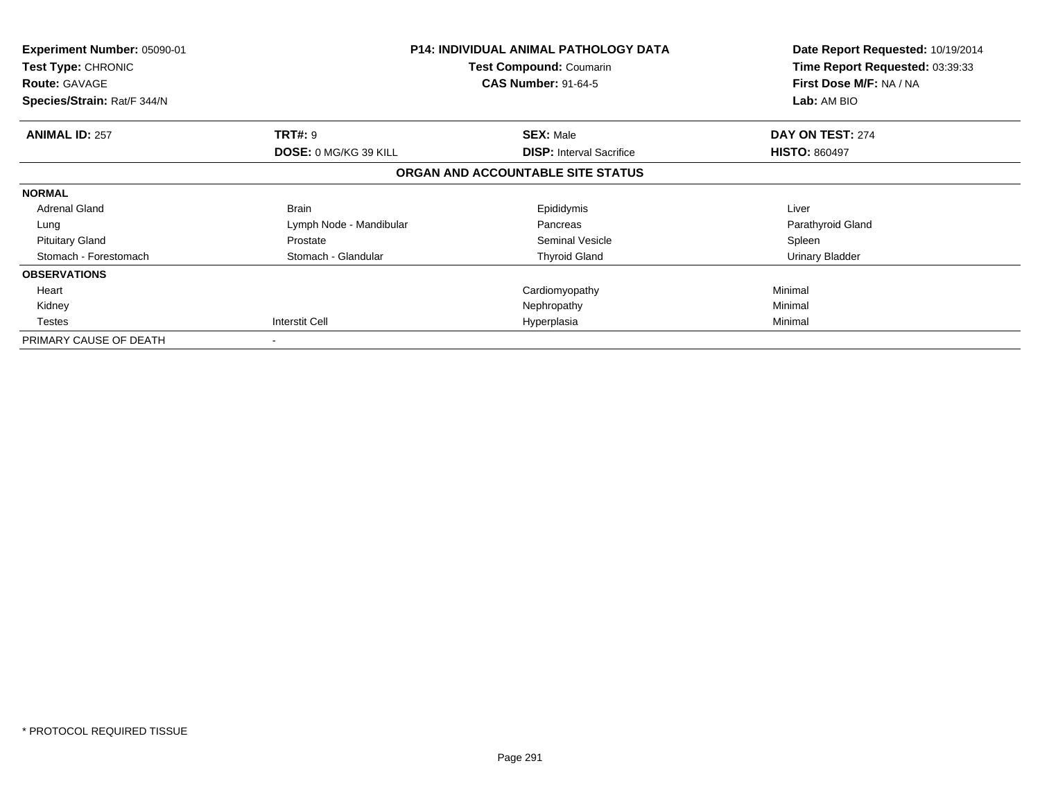**Experiment Number:** 05090-01
**Test Type:** CHRONIC
**Route:** GAVAGE
**Species/Strain:** Rat/F 344/N

**P14: INDIVIDUAL ANIMAL PATHOLOGY DATA**
**Test Compound:** Coumarin
**CAS Number:** 91-64-5

**Date Report Requested:** 10/19/2014
**Time Report Requested:** 03:39:33
**First Dose M/F:** NA / NA
**Lab:** AM BIO

| **ANIMAL ID:** 257 | **TRT#:** 9 | **SEX:** Male | **DAY ON TEST:** 274 |
|---|---|---|---|
| | **DOSE:** 0 MG/KG 39 KILL | **DISP:** Interval Sacrifice | **HISTO:** 860497 |

**ORGAN AND ACCOUNTABLE SITE STATUS**

| | | | |
|---|---|---|---|
| **NORMAL** | | | |
| Adrenal Gland | Brain | Epididymis | Liver |
| Lung | Lymph Node - Mandibular | Pancreas | Parathyroid Gland |
| Pituitary Gland | Prostate | Seminal Vesicle | Spleen |
| Stomach - Forestomach | Stomach - Glandular | Thyroid Gland | Urinary Bladder |
| **OBSERVATIONS** | | | |
| Heart | | Cardiomyopathy | Minimal |
| Kidney | | Nephropathy | Minimal |
| Testes | Interstit Cell | Hyperplasia | Minimal |
| PRIMARY CAUSE OF DEATH | - | | |

* PROTOCOL REQUIRED TISSUE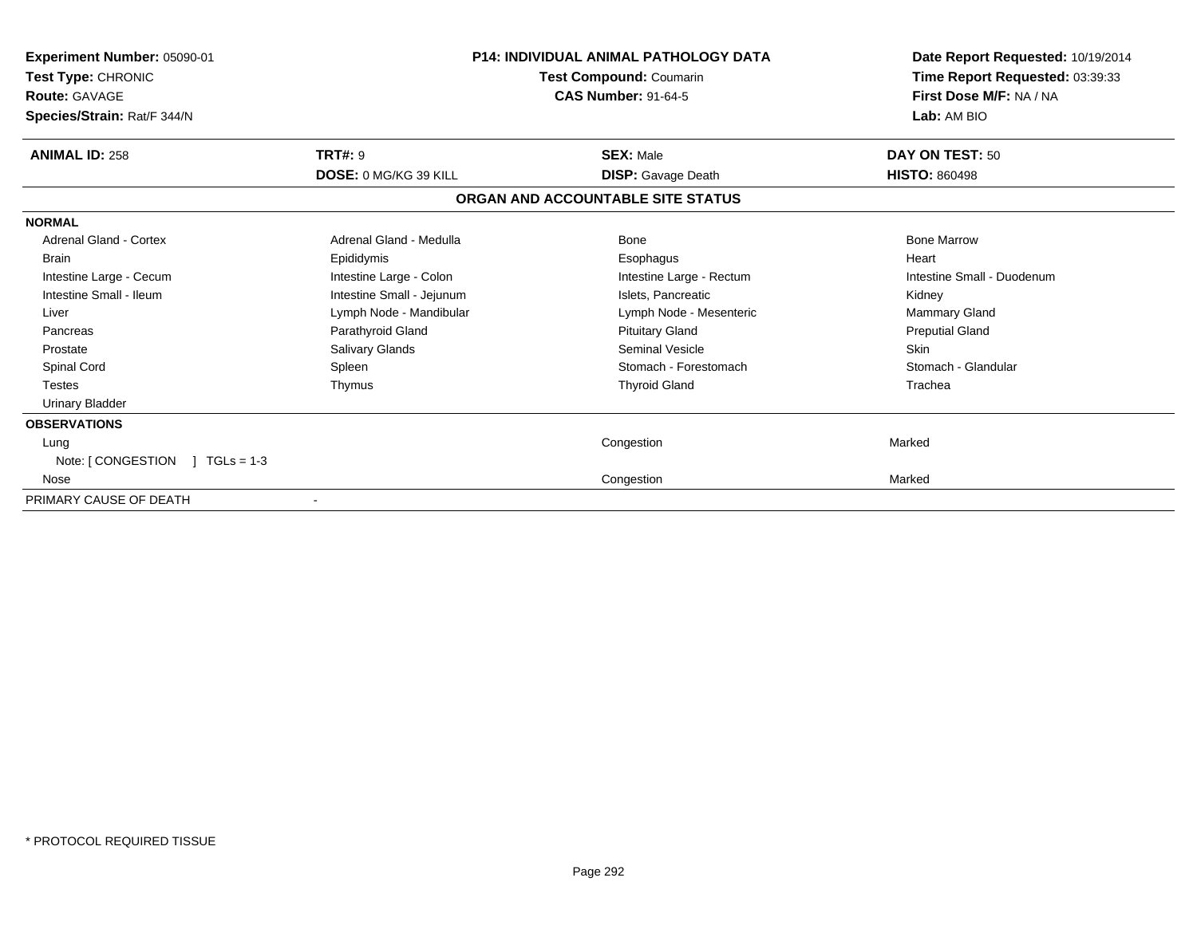**Experiment Number:** 05090-01
**Test Type:** CHRONIC
**Route:** GAVAGE
**Species/Strain:** Rat/F 344/N

**P14: INDIVIDUAL ANIMAL PATHOLOGY DATA**
**Test Compound:** Coumarin
**CAS Number:** 91-64-5

**Date Report Requested:** 10/19/2014
**Time Report Requested:** 03:39:33
**First Dose M/F:** NA / NA
**Lab:** AM BIO

| **ANIMAL ID:** 258 | **TRT#:** 9 | **SEX:** Male | **DAY ON TEST:** 50 |
|---|---|---|---|
| | **DOSE:** 0 MG/KG 39 KILL | **DISP:** Gavage Death | **HISTO:** 860498 |

## ORGAN AND ACCOUNTABLE SITE STATUS

**NORMAL**

| | | | |
|---|---|---|---|
| Adrenal Gland - Cortex | Adrenal Gland - Medulla | Bone | Bone Marrow |
| Brain | Epididymis | Esophagus | Heart |
| Intestine Large - Cecum | Intestine Large - Colon | Intestine Large - Rectum | Intestine Small - Duodenum |
| Intestine Small - Ileum | Intestine Small - Jejunum | Islets, Pancreatic | Kidney |
| Liver | Lymph Node - Mandibular | Lymph Node - Mesenteric | Mammary Gland |
| Pancreas | Parathyroid Gland | Pituitary Gland | Preputial Gland |
| Prostate | Salivary Glands | Seminal Vesicle | Skin |
| Spinal Cord | Spleen | Stomach - Forestomach | Stomach - Glandular |
| Testes | Thymus | Thyroid Gland | Trachea |
| Urinary Bladder | | | |

**OBSERVATIONS**

| | | | |
|---|---|---|---|
| Lung | | Congestion | Marked |
| Note: [ CONGESTION ] TGLs = 1-3 | | | |
| Nose | | Congestion | Marked |

PRIMARY CAUSE OF DEATH -

\* PROTOCOL REQUIRED TISSUE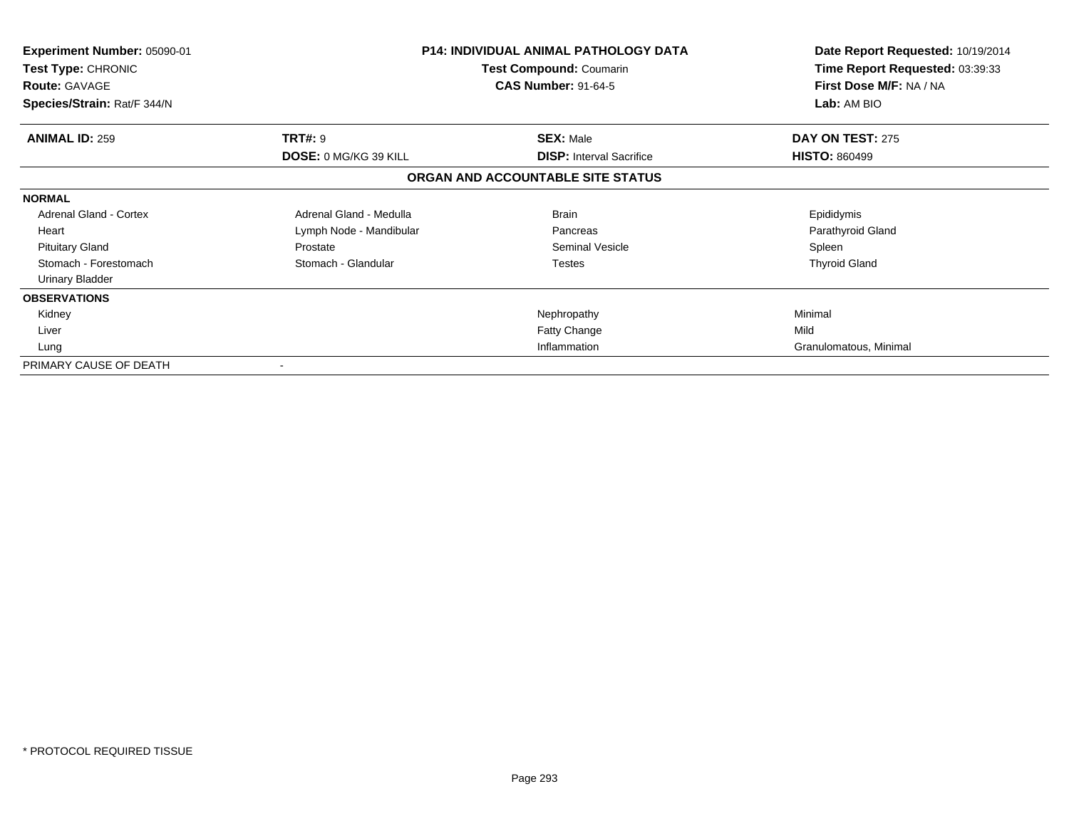**Experiment Number:** 05090-01
**Test Type:** CHRONIC
**Route:** GAVAGE
**Species/Strain:** Rat/F 344/N

**P14: INDIVIDUAL ANIMAL PATHOLOGY DATA**
**Test Compound:** Coumarin
**CAS Number:** 91-64-5

**Date Report Requested:** 10/19/2014
**Time Report Requested:** 03:39:33
**First Dose M/F:** NA / NA
**Lab:** AM BIO

| **ANIMAL ID:** 259 | **TRT#:** 9 | **SEX:** Male | **DAY ON TEST:** 275 |
|---|---|---|---|
| | **DOSE:** 0 MG/KG 39 KILL | **DISP:** Interval Sacrifice | **HISTO:** 860499 |

**ORGAN AND ACCOUNTABLE SITE STATUS**

| | | | |
|---|---|---|---|
| **NORMAL** | | | |
| Adrenal Gland - Cortex | Adrenal Gland - Medulla | Brain | Epididymis |
| Heart | Lymph Node - Mandibular | Pancreas | Parathyroid Gland |
| Pituitary Gland | Prostate | Seminal Vesicle | Spleen |
| Stomach - Forestomach | Stomach - Glandular | Testes | Thyroid Gland |
| Urinary Bladder | | | |
| **OBSERVATIONS** | | | |
| Kidney | | Nephropathy | Minimal |
| Liver | | Fatty Change | Mild |
| Lung | | Inflammation | Granulomatous, Minimal |
| PRIMARY CAUSE OF DEATH | - | | |

* PROTOCOL REQUIRED TISSUE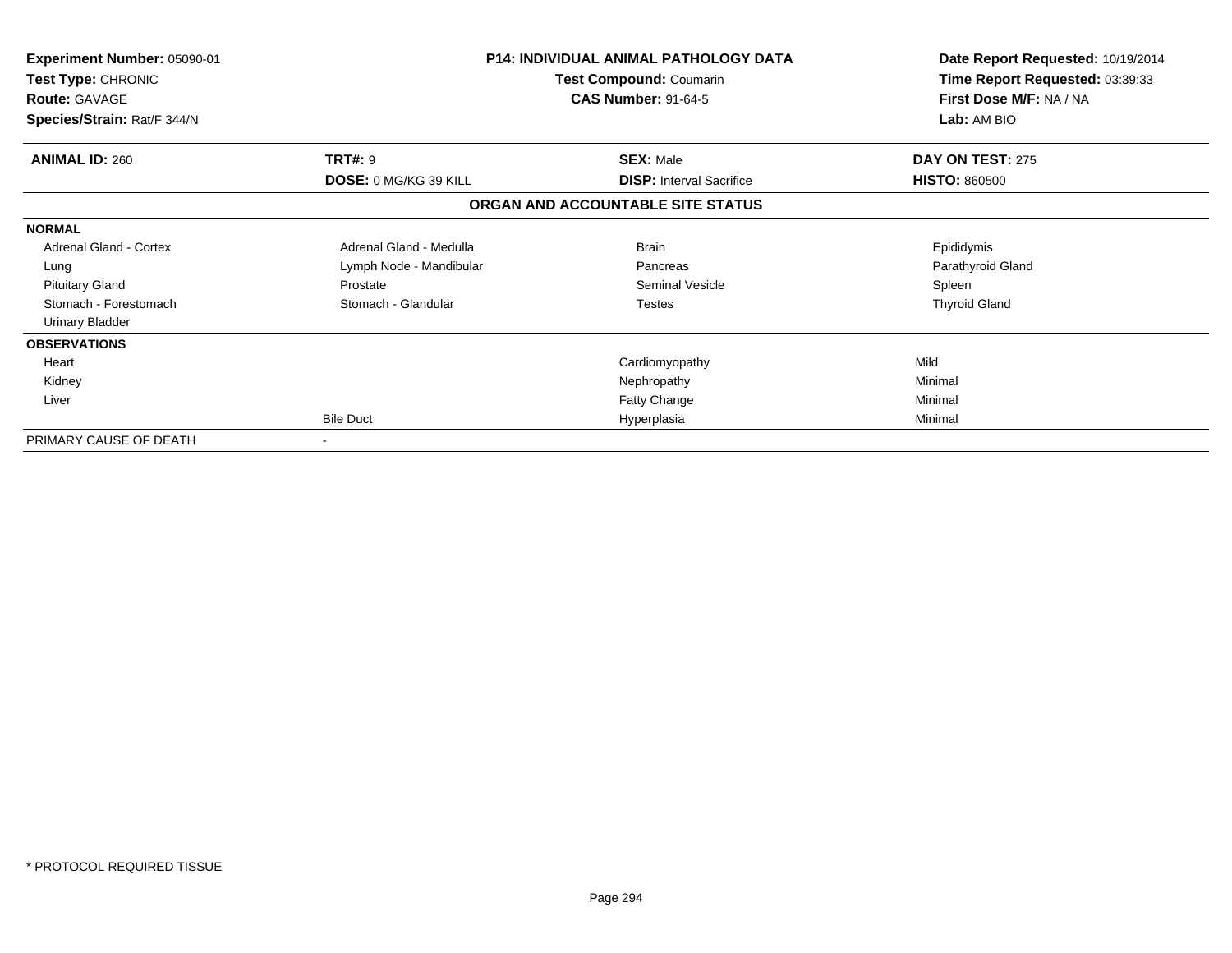| **Experiment Number:** 05090-01 | **P14: INDIVIDUAL ANIMAL PATHOLOGY DATA** | **Date Report Requested:** 10/19/2014 |
|---|---|---|
| **Test Type:** CHRONIC | **Test Compound:** Coumarin | **Time Report Requested:** 03:39:33 |
| **Route:** GAVAGE | **CAS Number:** 91-64-5 | **First Dose M/F:** NA / NA |
| **Species/Strain:** Rat/F 344/N | | **Lab:** AM BIO |

| **ANIMAL ID:** 260 | **TRT#:** 9 | **SEX:** Male | **DAY ON TEST:** 275 |
|---|---|---|---|
| | **DOSE:** 0 MG/KG 39 KILL | **DISP:** Interval Sacrifice | **HISTO:** 860500 |

**ORGAN AND ACCOUNTABLE SITE STATUS**

| | | | |
|---|---|---|---|
| **NORMAL** | | | |
| Adrenal Gland - Cortex | Adrenal Gland - Medulla | Brain | Epididymis |
| Lung | Lymph Node - Mandibular | Pancreas | Parathyroid Gland |
| Pituitary Gland | Prostate | Seminal Vesicle | Spleen |
| Stomach - Forestomach | Stomach - Glandular | Testes | Thyroid Gland |
| Urinary Bladder | | | |
| **OBSERVATIONS** | | | |
| Heart | | Cardiomyopathy | Mild |
| Kidney | | Nephropathy | Minimal |
| Liver | | Fatty Change | Minimal |
| | Bile Duct | Hyperplasia | Minimal |
| PRIMARY CAUSE OF DEATH | - | | |

* PROTOCOL REQUIRED TISSUE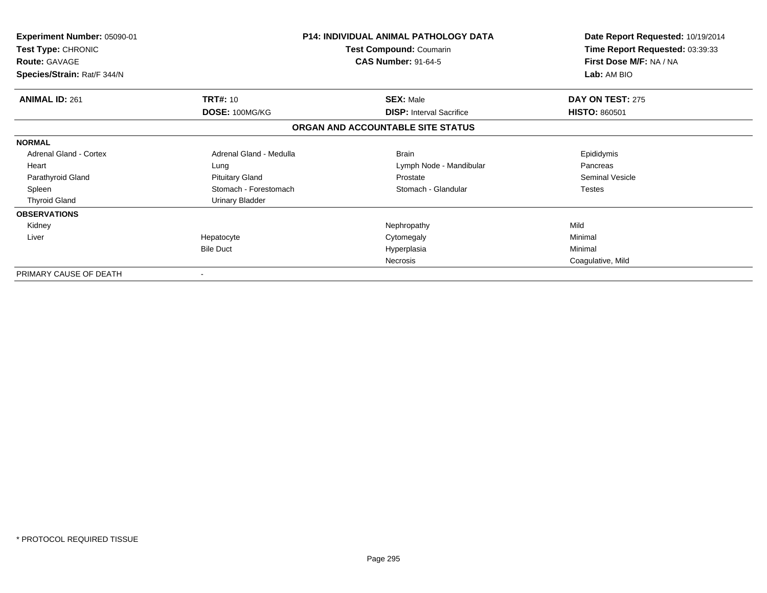**Experiment Number:** 05090-01
**Test Type:** CHRONIC
**Route:** GAVAGE
**Species/Strain:** Rat/F 344/N

**P14: INDIVIDUAL ANIMAL PATHOLOGY DATA**
**Test Compound:** Coumarin
**CAS Number:** 91-64-5

**Date Report Requested:** 10/19/2014
**Time Report Requested:** 03:39:33
**First Dose M/F:** NA / NA
**Lab:** AM BIO

| **ANIMAL ID:** 261 | **TRT#:** 10 | **SEX:** Male | **DAY ON TEST:** 275 |
|---|---|---|---|
| | **DOSE:** 100MG/KG | **DISP:** Interval Sacrifice | **HISTO:** 860501 |

## ORGAN AND ACCOUNTABLE SITE STATUS

| | | | |
|---|---|---|---|
| **NORMAL** | | | |
| Adrenal Gland - Cortex | Adrenal Gland - Medulla | Brain | Epididymis |
| Heart | Lung | Lymph Node - Mandibular | Pancreas |
| Parathyroid Gland | Pituitary Gland | Prostate | Seminal Vesicle |
| Spleen | Stomach - Forestomach | Stomach - Glandular | Testes |
| Thyroid Gland | Urinary Bladder | | |
| **OBSERVATIONS** | | | |
| Kidney | | Nephropathy | Mild |
| Liver | Hepatocyte | Cytomegaly | Minimal |
| | Bile Duct | Hyperplasia | Minimal |
| | | Necrosis | Coagulative, Mild |
| PRIMARY CAUSE OF DEATH | - | | |

* PROTOCOL REQUIRED TISSUE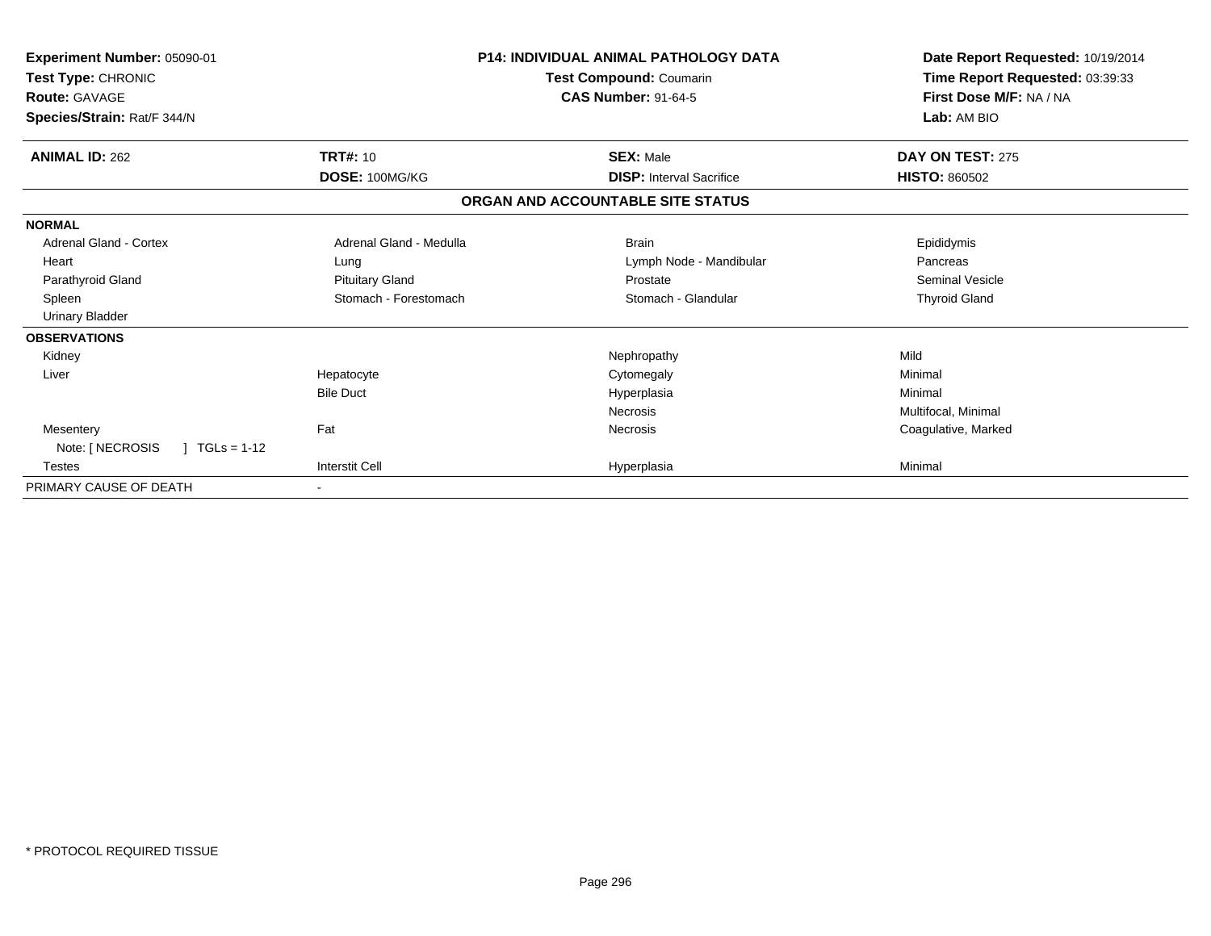**Experiment Number:** 05090-01
**Test Type:** CHRONIC
**Route:** GAVAGE
**Species/Strain:** Rat/F 344/N

**P14: INDIVIDUAL ANIMAL PATHOLOGY DATA**
**Test Compound:** Coumarin
**CAS Number:** 91-64-5

**Date Report Requested:** 10/19/2014
**Time Report Requested:** 03:39:33
**First Dose M/F:** NA / NA
**Lab:** AM BIO

| **ANIMAL ID:** 262 | **TRT#:** 10 | **SEX:** Male | **DAY ON TEST:** 275 |
|---|---|---|---|
| | **DOSE:** 100MG/KG | **DISP:** Interval Sacrifice | **HISTO:** 860502 |

**ORGAN AND ACCOUNTABLE SITE STATUS**

| | | | |
|---|---|---|---|
| **NORMAL** | | | |
| Adrenal Gland - Cortex | Adrenal Gland - Medulla | Brain | Epididymis |
| Heart | Lung | Lymph Node - Mandibular | Pancreas |
| Parathyroid Gland | Pituitary Gland | Prostate | Seminal Vesicle |
| Spleen | Stomach - Forestomach | Stomach - Glandular | Thyroid Gland |
| Urinary Bladder | | | |
| **OBSERVATIONS** | | | |
| Kidney | | Nephropathy | Mild |
| Liver | Hepatocyte | Cytomegaly | Minimal |
| | Bile Duct | Hyperplasia | Minimal |
| | | Necrosis | Multifocal, Minimal |
| Mesentery | Fat | Necrosis | Coagulative, Marked |
| Note: [ NECROSIS ] TGLs = 1-12 | | | |
| Testes | Interstit Cell | Hyperplasia | Minimal |
| PRIMARY CAUSE OF DEATH | - | | |

\* PROTOCOL REQUIRED TISSUE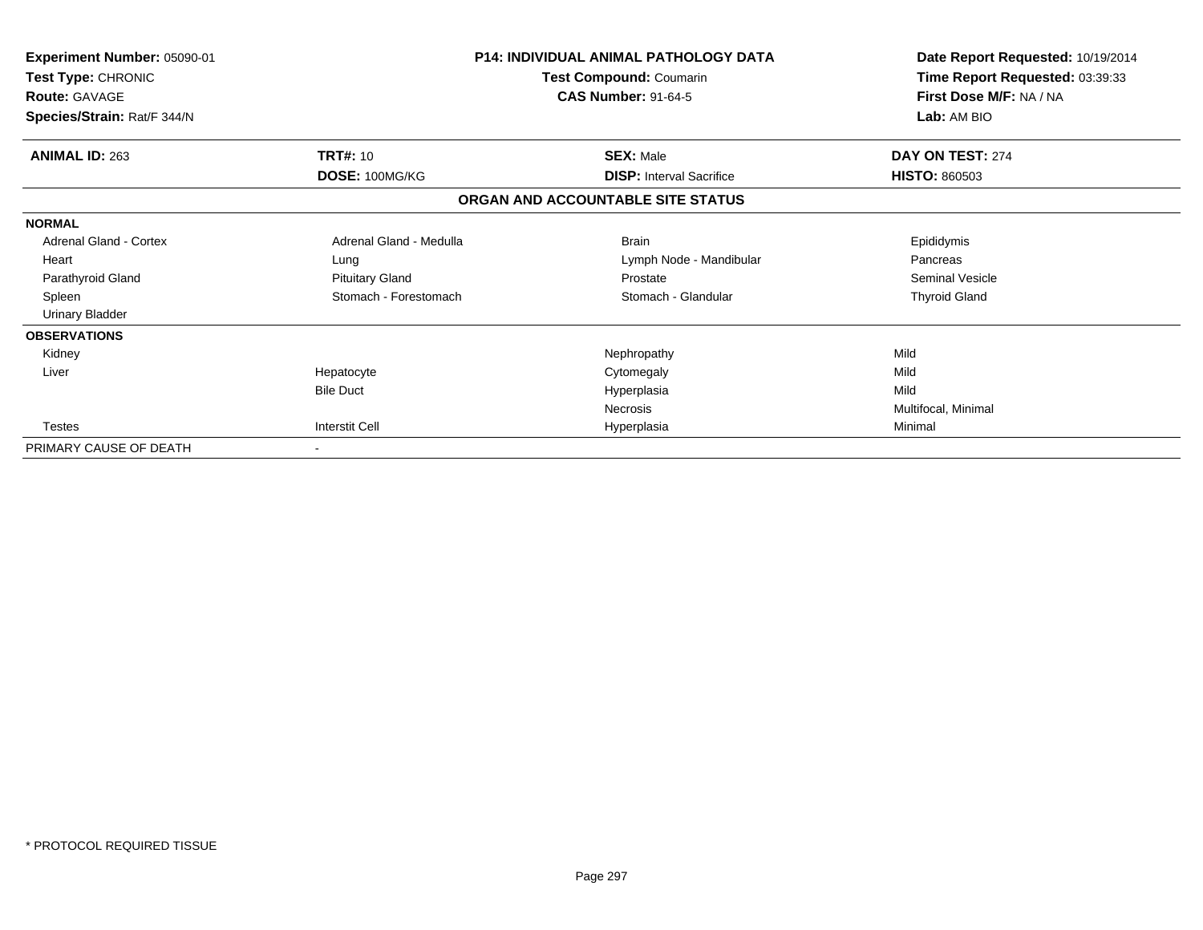**Experiment Number:** 05090-01
**Test Type:** CHRONIC
**Route:** GAVAGE
**Species/Strain:** Rat/F 344/N

**P14: INDIVIDUAL ANIMAL PATHOLOGY DATA**
**Test Compound:** Coumarin
**CAS Number:** 91-64-5

**Date Report Requested:** 10/19/2014
**Time Report Requested:** 03:39:33
**First Dose M/F:** NA / NA
**Lab:** AM BIO

| **ANIMAL ID:** 263 | **TRT#:** 10 | **SEX:** Male | **DAY ON TEST:** 274 |
|---|---|---|---|
| | **DOSE:** 100MG/KG | **DISP:** Interval Sacrifice | **HISTO:** 860503 |

## ORGAN AND ACCOUNTABLE SITE STATUS

| | | | |
|---|---|---|---|
| **NORMAL** | | | |
| Adrenal Gland - Cortex | Adrenal Gland - Medulla | Brain | Epididymis |
| Heart | Lung | Lymph Node - Mandibular | Pancreas |
| Parathyroid Gland | Pituitary Gland | Prostate | Seminal Vesicle |
| Spleen | Stomach - Forestomach | Stomach - Glandular | Thyroid Gland |
| Urinary Bladder | | | |
| **OBSERVATIONS** | | | |
| Kidney | | Nephropathy | Mild |
| Liver | Hepatocyte | Cytomegaly | Mild |
| | Bile Duct | Hyperplasia | Mild |
| | | Necrosis | Multifocal, Minimal |
| Testes | Interstit Cell | Hyperplasia | Minimal |
| PRIMARY CAUSE OF DEATH | - | | |

* PROTOCOL REQUIRED TISSUE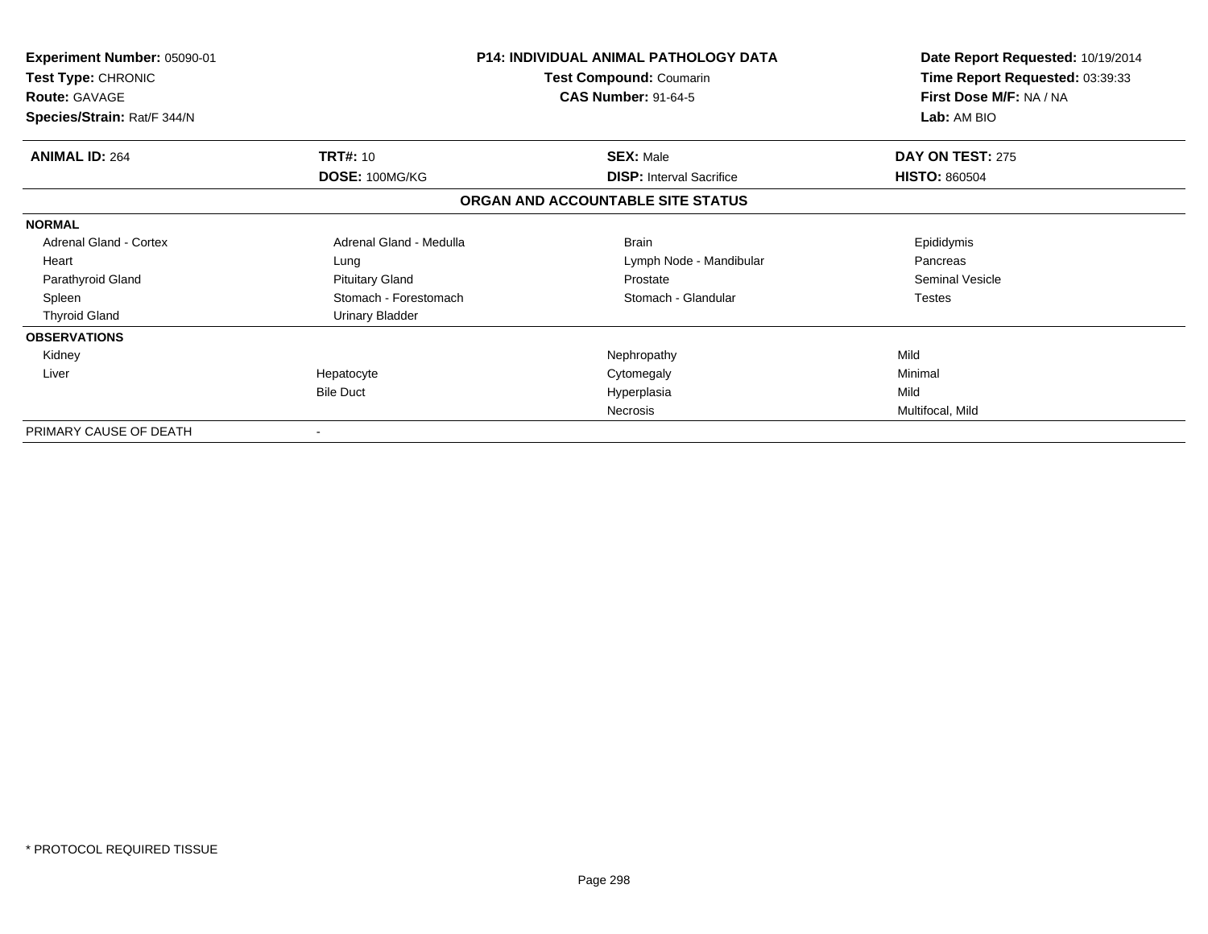| **Experiment Number:** 05090-01 | **P14: INDIVIDUAL ANIMAL PATHOLOGY DATA** | **Date Report Requested:** 10/19/2014 |
|---|---|---|
| **Test Type:** CHRONIC | **Test Compound:** Coumarin | **Time Report Requested:** 03:39:33 |
| **Route:** GAVAGE | **CAS Number:** 91-64-5 | **First Dose M/F:** NA / NA |
| **Species/Strain:** Rat/F 344/N | | **Lab:** AM BIO |

| **ANIMAL ID:** 264 | **TRT#:** 10 | **SEX:** Male | **DAY ON TEST:** 275 |
|---|---|---|---|
| | **DOSE:** 100MG/KG | **DISP:** Interval Sacrifice | **HISTO:** 860504 |

**ORGAN AND ACCOUNTABLE SITE STATUS**

| | | | |
|---|---|---|---|
| **NORMAL** | | | |
| Adrenal Gland - Cortex | Adrenal Gland - Medulla | Brain | Epididymis |
| Heart | Lung | Lymph Node - Mandibular | Pancreas |
| Parathyroid Gland | Pituitary Gland | Prostate | Seminal Vesicle |
| Spleen | Stomach - Forestomach | Stomach - Glandular | Testes |
| Thyroid Gland | Urinary Bladder | | |
| **OBSERVATIONS** | | | |
| Kidney | | Nephropathy | Mild |
| Liver | Hepatocyte | Cytomegaly | Minimal |
| | Bile Duct | Hyperplasia | Mild |
| | | Necrosis | Multifocal, Mild |
| PRIMARY CAUSE OF DEATH | - | | |

* PROTOCOL REQUIRED TISSUE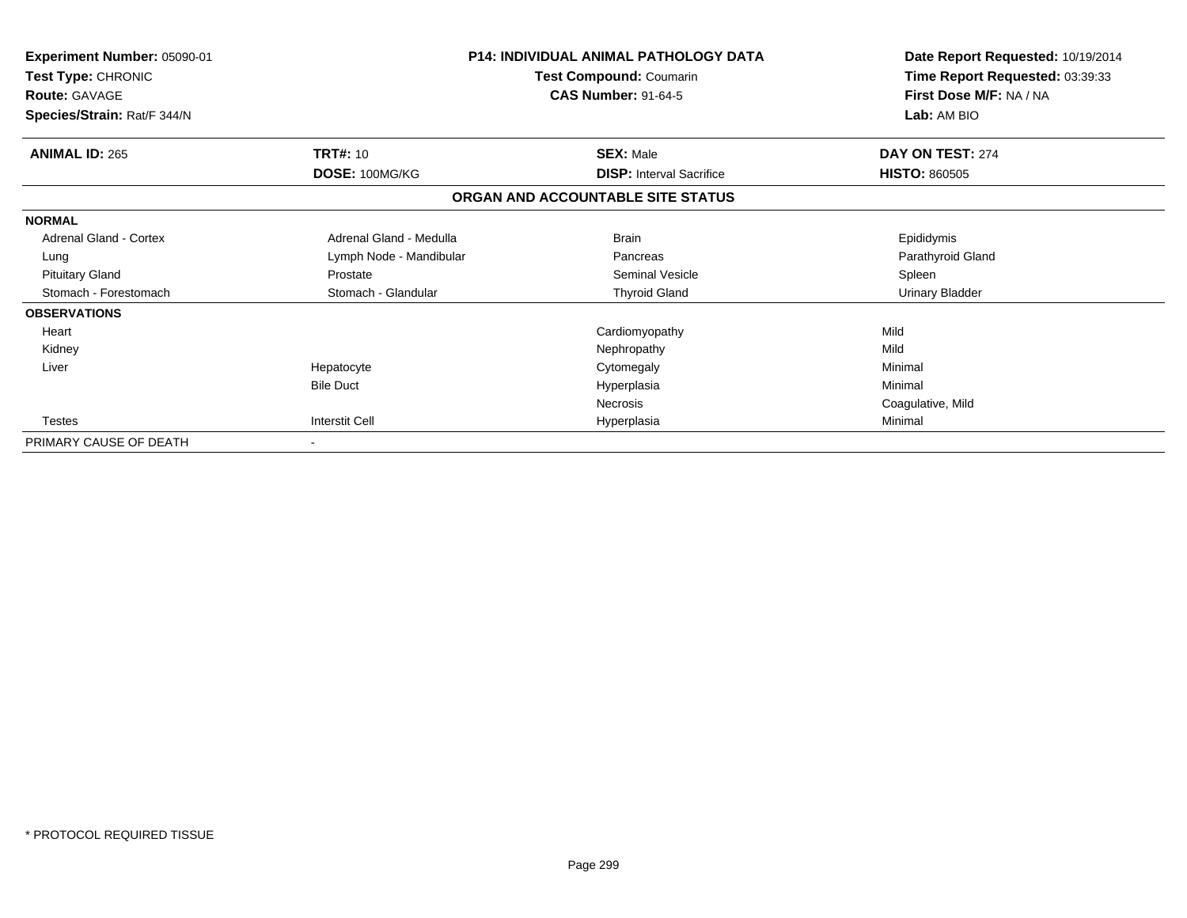**Experiment Number:** 05090-01
**Test Type:** CHRONIC
**Route:** GAVAGE
**Species/Strain:** Rat/F 344/N

**P14: INDIVIDUAL ANIMAL PATHOLOGY DATA**
**Test Compound:** Coumarin
**CAS Number:** 91-64-5

**Date Report Requested:** 10/19/2014
**Time Report Requested:** 03:39:33
**First Dose M/F:** NA / NA
**Lab:** AM BIO

| **ANIMAL ID:** 265 | **TRT#:** 10 | **SEX:** Male | **DAY ON TEST:** 274 |
|---|---|---|---|
| | **DOSE:** 100MG/KG | **DISP:** Interval Sacrifice | **HISTO:** 860505 |

**ORGAN AND ACCOUNTABLE SITE STATUS**

| | | | |
|---|---|---|---|
| **NORMAL** | | | |
| Adrenal Gland - Cortex | Adrenal Gland - Medulla | Brain | Epididymis |
| Lung | Lymph Node - Mandibular | Pancreas | Parathyroid Gland |
| Pituitary Gland | Prostate | Seminal Vesicle | Spleen |
| Stomach - Forestomach | Stomach - Glandular | Thyroid Gland | Urinary Bladder |
| **OBSERVATIONS** | | | |
| Heart | | Cardiomyopathy | Mild |
| Kidney | | Nephropathy | Mild |
| Liver | Hepatocyte | Cytomegaly | Minimal |
| | Bile Duct | Hyperplasia | Minimal |
| | | Necrosis | Coagulative, Mild |
| Testes | Interstit Cell | Hyperplasia | Minimal |
| PRIMARY CAUSE OF DEATH | - | | |

* PROTOCOL REQUIRED TISSUE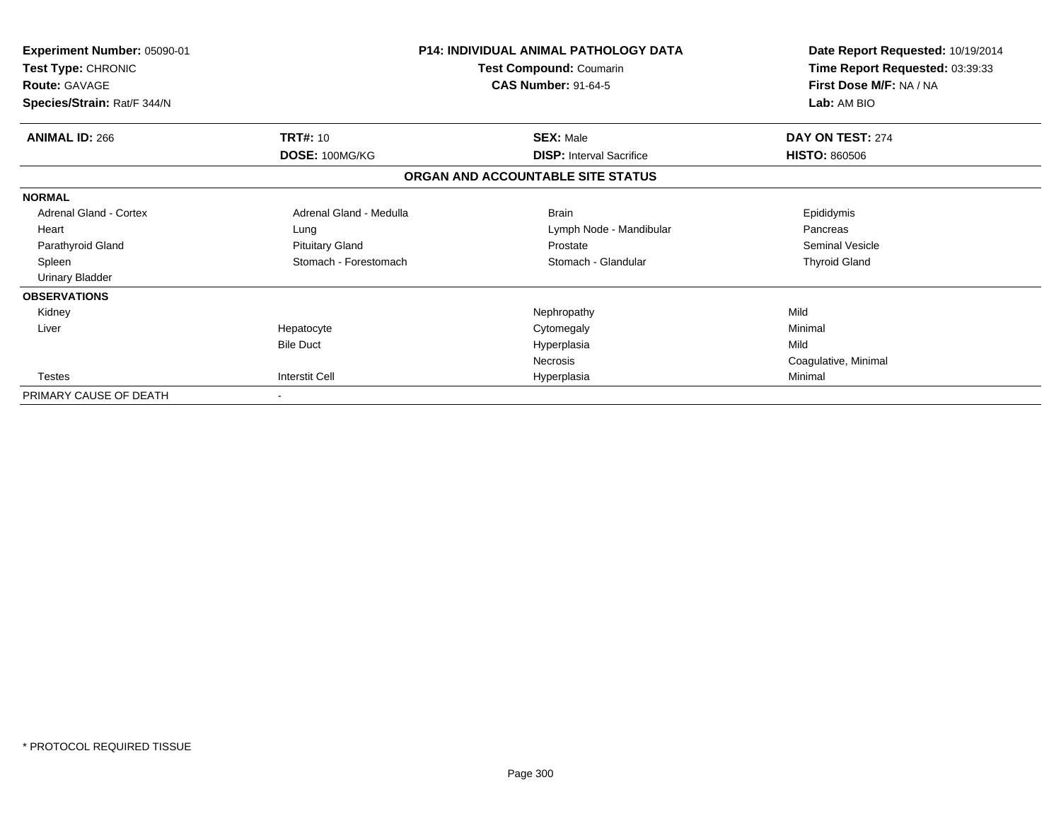| **Experiment Number:** 05090-01 | **P14: INDIVIDUAL ANIMAL PATHOLOGY DATA** | **Date Report Requested:** 10/19/2014 |
|---|---|---|
| **Test Type:** CHRONIC | **Test Compound:** Coumarin | **Time Report Requested:** 03:39:33 |
| **Route:** GAVAGE | **CAS Number:** 91-64-5 | **First Dose M/F:** NA / NA |
| **Species/Strain:** Rat/F 344/N | | **Lab:** AM BIO |

| **ANIMAL ID:** 266 | **TRT#:** 10 | **SEX:** Male | **DAY ON TEST:** 274 |
|---|---|---|---|
| | **DOSE:** 100MG/KG | **DISP:** Interval Sacrifice | **HISTO:** 860506 |

**ORGAN AND ACCOUNTABLE SITE STATUS**

| | | | |
|---|---|---|---|
| **NORMAL** | | | |
| Adrenal Gland - Cortex | Adrenal Gland - Medulla | Brain | Epididymis |
| Heart | Lung | Lymph Node - Mandibular | Pancreas |
| Parathyroid Gland | Pituitary Gland | Prostate | Seminal Vesicle |
| Spleen | Stomach - Forestomach | Stomach - Glandular | Thyroid Gland |
| Urinary Bladder | | | |
| **OBSERVATIONS** | | | |
| Kidney | | Nephropathy | Mild |
| Liver | Hepatocyte | Cytomegaly | Minimal |
| | Bile Duct | Hyperplasia | Mild |
| | | Necrosis | Coagulative, Minimal |
| Testes | Interstit Cell | Hyperplasia | Minimal |
| PRIMARY CAUSE OF DEATH | - | | |

* PROTOCOL REQUIRED TISSUE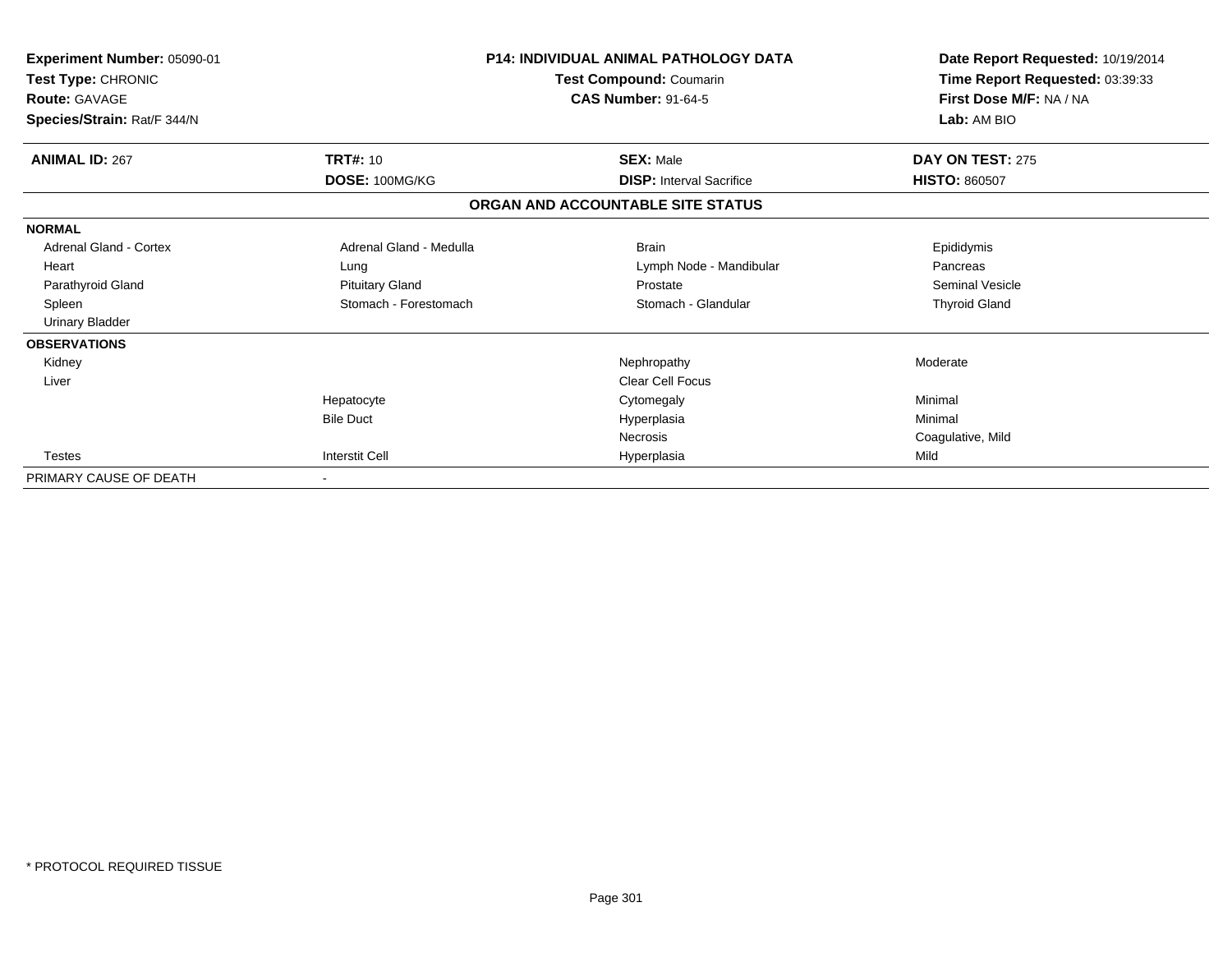**Experiment Number:** 05090-01
**Test Type:** CHRONIC
**Route:** GAVAGE
**Species/Strain:** Rat/F 344/N

**P14: INDIVIDUAL ANIMAL PATHOLOGY DATA**
**Test Compound:** Coumarin
**CAS Number:** 91-64-5

**Date Report Requested:** 10/19/2014
**Time Report Requested:** 03:39:33
**First Dose M/F:** NA / NA
**Lab:** AM BIO

| **ANIMAL ID:** 267 | **TRT#:** 10 | **SEX:** Male | **DAY ON TEST:** 275 |
|---|---|---|---|
| | **DOSE:** 100MG/KG | **DISP:** Interval Sacrifice | **HISTO:** 860507 |

**ORGAN AND ACCOUNTABLE SITE STATUS**

| | | | |
|---|---|---|---|
| **NORMAL** | | | |
| Adrenal Gland - Cortex | Adrenal Gland - Medulla | Brain | Epididymis |
| Heart | Lung | Lymph Node - Mandibular | Pancreas |
| Parathyroid Gland | Pituitary Gland | Prostate | Seminal Vesicle |
| Spleen | Stomach - Forestomach | Stomach - Glandular | Thyroid Gland |
| Urinary Bladder | | | |
| **OBSERVATIONS** | | | |
| Kidney | | Nephropathy | Moderate |
| Liver | | Clear Cell Focus | |
| | Hepatocyte | Cytomegaly | Minimal |
| | Bile Duct | Hyperplasia | Minimal |
| | | Necrosis | Coagulative, Mild |
| Testes | Interstit Cell | Hyperplasia | Mild |
| PRIMARY CAUSE OF DEATH | - | | |

\* PROTOCOL REQUIRED TISSUE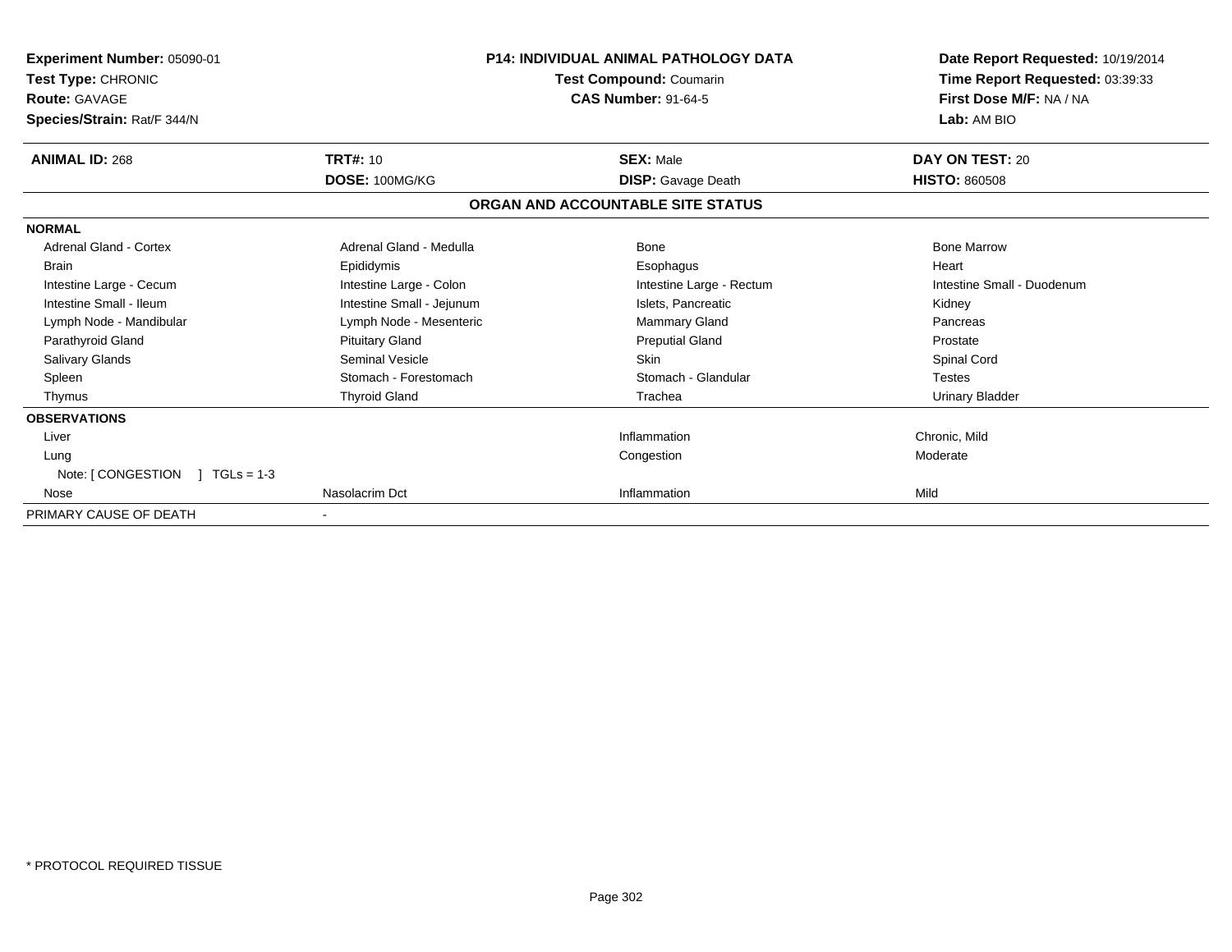**Experiment Number:** 05090-01
**Test Type:** CHRONIC
**Route:** GAVAGE
**Species/Strain:** Rat/F 344/N

**P14: INDIVIDUAL ANIMAL PATHOLOGY DATA**
**Test Compound:** Coumarin
**CAS Number:** 91-64-5

**Date Report Requested:** 10/19/2014
**Time Report Requested:** 03:39:33
**First Dose M/F:** NA / NA
**Lab:** AM BIO

| **ANIMAL ID:** 268 | **TRT#:** 10 | **SEX:** Male | **DAY ON TEST:** 20 |
|---|---|---|---|
| | **DOSE:** 100MG/KG | **DISP:** Gavage Death | **HISTO:** 860508 |

**ORGAN AND ACCOUNTABLE SITE STATUS**

**NORMAL**

| | | | |
|---|---|---|---|
| Adrenal Gland - Cortex | Adrenal Gland - Medulla | Bone | Bone Marrow |
| Brain | Epididymis | Esophagus | Heart |
| Intestine Large - Cecum | Intestine Large - Colon | Intestine Large - Rectum | Intestine Small - Duodenum |
| Intestine Small - Ileum | Intestine Small - Jejunum | Islets, Pancreatic | Kidney |
| Lymph Node - Mandibular | Lymph Node - Mesenteric | Mammary Gland | Pancreas |
| Parathyroid Gland | Pituitary Gland | Preputial Gland | Prostate |
| Salivary Glands | Seminal Vesicle | Skin | Spinal Cord |
| Spleen | Stomach - Forestomach | Stomach - Glandular | Testes |
| Thymus | Thyroid Gland | Trachea | Urinary Bladder |

**OBSERVATIONS**

| | | | |
|---|---|---|---|
| Liver | | Inflammation | Chronic, Mild |
| Lung | | Congestion | Moderate |
| Note: [ CONGESTION ] TGLs = 1-3 | | | |
| Nose | Nasolacrim Dct | Inflammation | Mild |

PRIMARY CAUSE OF DEATH -

\* PROTOCOL REQUIRED TISSUE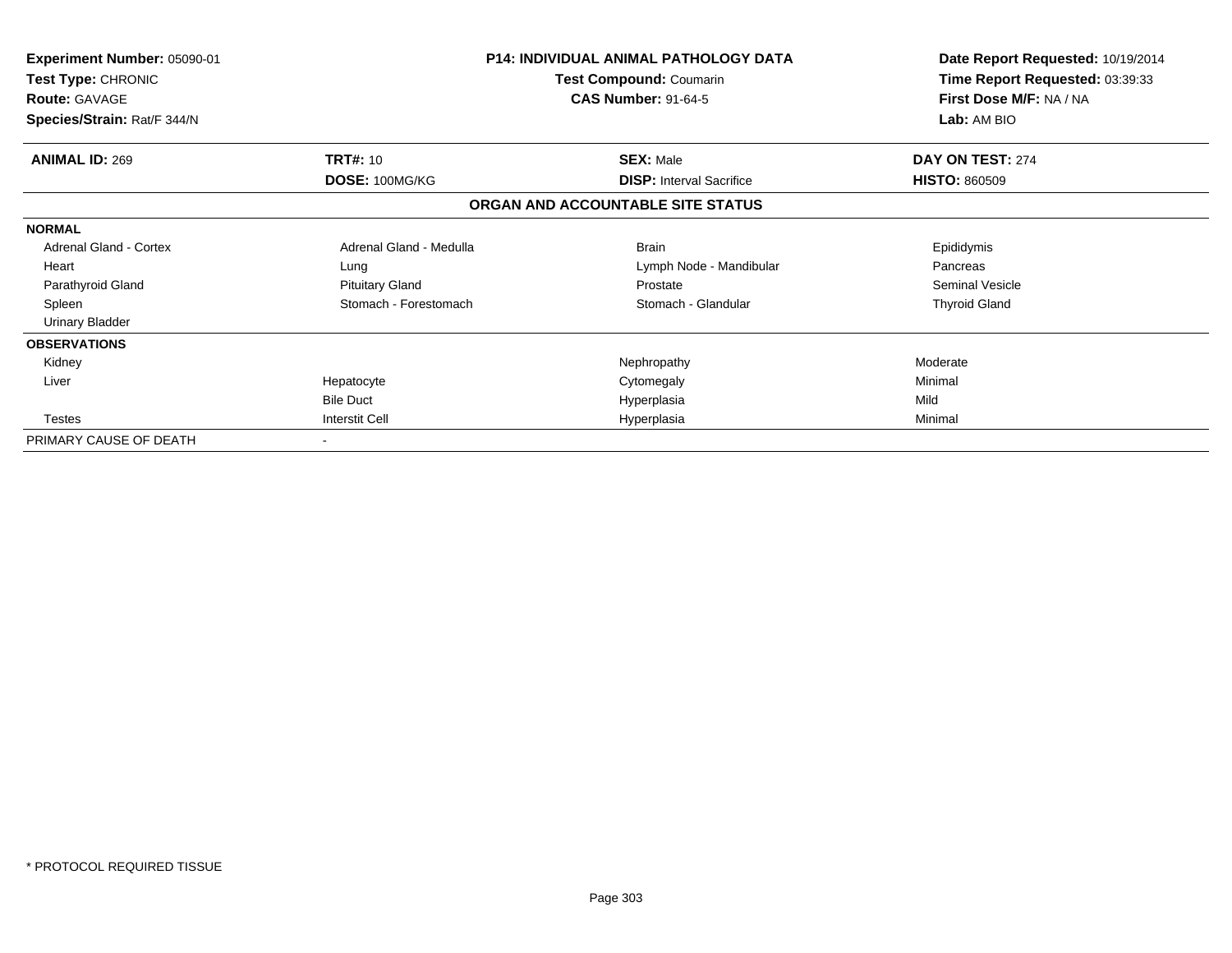**Experiment Number:** 05090-01
**Test Type:** CHRONIC
**Route:** GAVAGE
**Species/Strain:** Rat/F 344/N

**P14: INDIVIDUAL ANIMAL PATHOLOGY DATA**
**Test Compound:** Coumarin
**CAS Number:** 91-64-5

**Date Report Requested:** 10/19/2014
**Time Report Requested:** 03:39:33
**First Dose M/F:** NA / NA
**Lab:** AM BIO

| **ANIMAL ID:** 269 | **TRT#:** 10 | **SEX:** Male | **DAY ON TEST:** 274 |
|---|---|---|---|
| | **DOSE:** 100MG/KG | **DISP:** Interval Sacrifice | **HISTO:** 860509 |

## ORGAN AND ACCOUNTABLE SITE STATUS

| | | | |
|---|---|---|---|
| **NORMAL** | | | |
| Adrenal Gland - Cortex | Adrenal Gland - Medulla | Brain | Epididymis |
| Heart | Lung | Lymph Node - Mandibular | Pancreas |
| Parathyroid Gland | Pituitary Gland | Prostate | Seminal Vesicle |
| Spleen | Stomach - Forestomach | Stomach - Glandular | Thyroid Gland |
| Urinary Bladder | | | |
| **OBSERVATIONS** | | | |
| Kidney | | Nephropathy | Moderate |
| Liver | Hepatocyte | Cytomegaly | Minimal |
| | Bile Duct | Hyperplasia | Mild |
| Testes | Interstit Cell | Hyperplasia | Minimal |
| PRIMARY CAUSE OF DEATH | - | | |

\* PROTOCOL REQUIRED TISSUE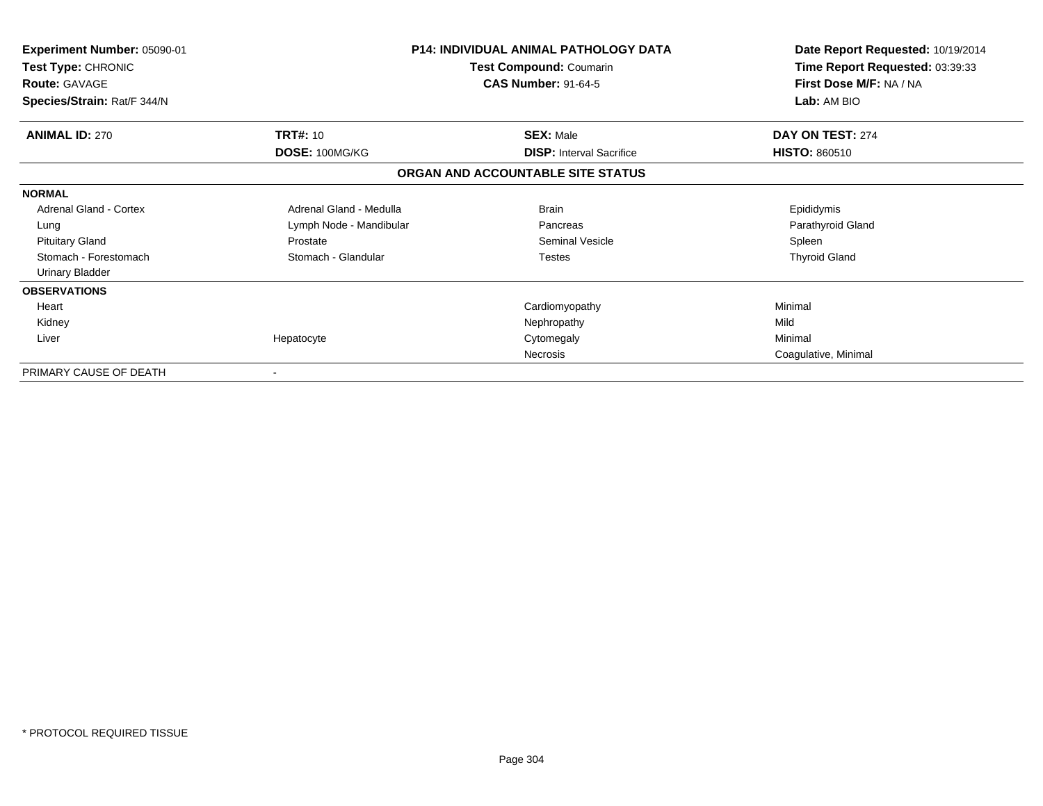**Experiment Number:** 05090-01
**Test Type:** CHRONIC
**Route:** GAVAGE
**Species/Strain:** Rat/F 344/N

**P14: INDIVIDUAL ANIMAL PATHOLOGY DATA**
**Test Compound:** Coumarin
**CAS Number:** 91-64-5

**Date Report Requested:** 10/19/2014
**Time Report Requested:** 03:39:33
**First Dose M/F:** NA / NA
**Lab:** AM BIO

| **ANIMAL ID:** 270 | **TRT#:** 10 | **SEX:** Male | **DAY ON TEST:** 274 |
|---|---|---|---|
| | **DOSE:** 100MG/KG | **DISP:** Interval Sacrifice | **HISTO:** 860510 |

## ORGAN AND ACCOUNTABLE SITE STATUS

| | | | |
|---|---|---|---|
| **NORMAL** | | | |
| Adrenal Gland - Cortex | Adrenal Gland - Medulla | Brain | Epididymis |
| Lung | Lymph Node - Mandibular | Pancreas | Parathyroid Gland |
| Pituitary Gland | Prostate | Seminal Vesicle | Spleen |
| Stomach - Forestomach | Stomach - Glandular | Testes | Thyroid Gland |
| Urinary Bladder | | | |
| **OBSERVATIONS** | | | |
| Heart | | Cardiomyopathy | Minimal |
| Kidney | | Nephropathy | Mild |
| Liver | Hepatocyte | Cytomegaly | Minimal |
| | | Necrosis | Coagulative, Minimal |
| PRIMARY CAUSE OF DEATH | - | | |

\* PROTOCOL REQUIRED TISSUE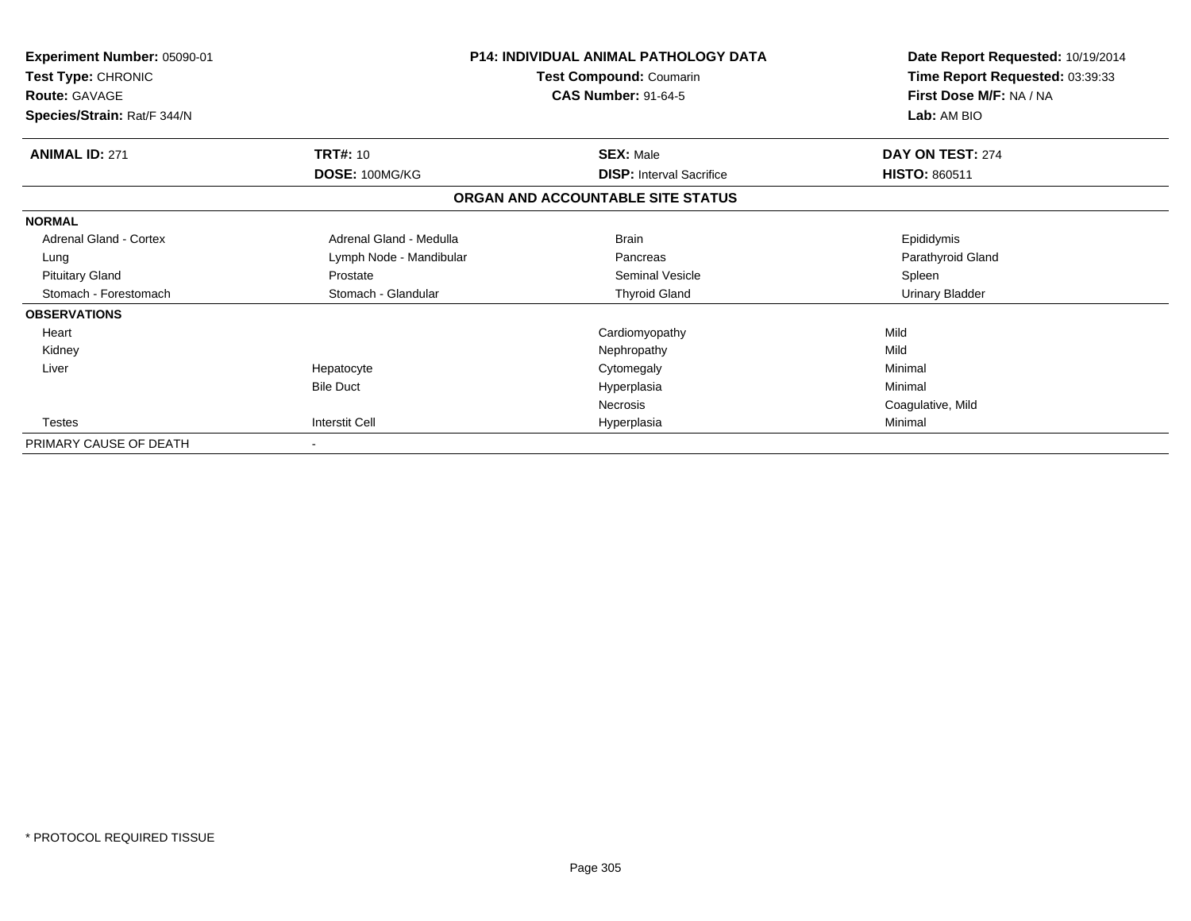| **Experiment Number:** 05090-01 | **P14: INDIVIDUAL ANIMAL PATHOLOGY DATA** | **Date Report Requested:** 10/19/2014 |
|---|---|---|
| **Test Type:** CHRONIC | **Test Compound:** Coumarin | **Time Report Requested:** 03:39:33 |
| **Route:** GAVAGE | **CAS Number:** 91-64-5 | **First Dose M/F:** NA / NA |
| **Species/Strain:** Rat/F 344/N | | **Lab:** AM BIO |

| **ANIMAL ID:** 271 | **TRT#:** 10 | **SEX:** Male | **DAY ON TEST:** 274 |
|---|---|---|---|
| | **DOSE:** 100MG/KG | **DISP:** Interval Sacrifice | **HISTO:** 860511 |

**ORGAN AND ACCOUNTABLE SITE STATUS**

| | | | |
|---|---|---|---|
| **NORMAL** | | | |
| Adrenal Gland - Cortex | Adrenal Gland - Medulla | Brain | Epididymis |
| Lung | Lymph Node - Mandibular | Pancreas | Parathyroid Gland |
| Pituitary Gland | Prostate | Seminal Vesicle | Spleen |
| Stomach - Forestomach | Stomach - Glandular | Thyroid Gland | Urinary Bladder |
| **OBSERVATIONS** | | | |
| Heart | | Cardiomyopathy | Mild |
| Kidney | | Nephropathy | Mild |
| Liver | Hepatocyte | Cytomegaly | Minimal |
| | Bile Duct | Hyperplasia | Minimal |
| | | Necrosis | Coagulative, Mild |
| Testes | Interstit Cell | Hyperplasia | Minimal |
| PRIMARY CAUSE OF DEATH | - | | |

* PROTOCOL REQUIRED TISSUE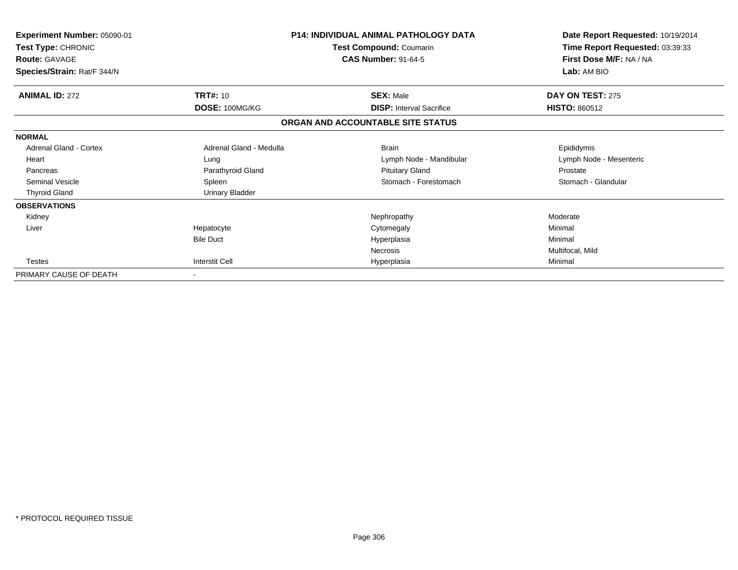| **Experiment Number:** 05090-01 | **P14: INDIVIDUAL ANIMAL PATHOLOGY DATA** | **Date Report Requested:** 10/19/2014 |
|---|---|---|
| **Test Type:** CHRONIC | **Test Compound:** Coumarin | **Time Report Requested:** 03:39:33 |
| **Route:** GAVAGE | **CAS Number:** 91-64-5 | **First Dose M/F:** NA / NA |
| **Species/Strain:** Rat/F 344/N | | **Lab:** AM BIO |

| **ANIMAL ID:** 272 | **TRT#:** 10 | **SEX:** Male | **DAY ON TEST:** 275 |
|---|---|---|---|
| | **DOSE:** 100MG/KG | **DISP:** Interval Sacrifice | **HISTO:** 860512 |

**ORGAN AND ACCOUNTABLE SITE STATUS**

| | | | |
|---|---|---|---|
| **NORMAL** | | | |
| Adrenal Gland - Cortex | Adrenal Gland - Medulla | Brain | Epididymis |
| Heart | Lung | Lymph Node - Mandibular | Lymph Node - Mesenteric |
| Pancreas | Parathyroid Gland | Pituitary Gland | Prostate |
| Seminal Vesicle | Spleen | Stomach - Forestomach | Stomach - Glandular |
| Thyroid Gland | Urinary Bladder | | |
| **OBSERVATIONS** | | | |
| Kidney | | Nephropathy | Moderate |
| Liver | Hepatocyte | Cytomegaly | Minimal |
| | Bile Duct | Hyperplasia | Minimal |
| | | Necrosis | Multifocal, Mild |
| Testes | Interstit Cell | Hyperplasia | Minimal |
| PRIMARY CAUSE OF DEATH | - | | |

* PROTOCOL REQUIRED TISSUE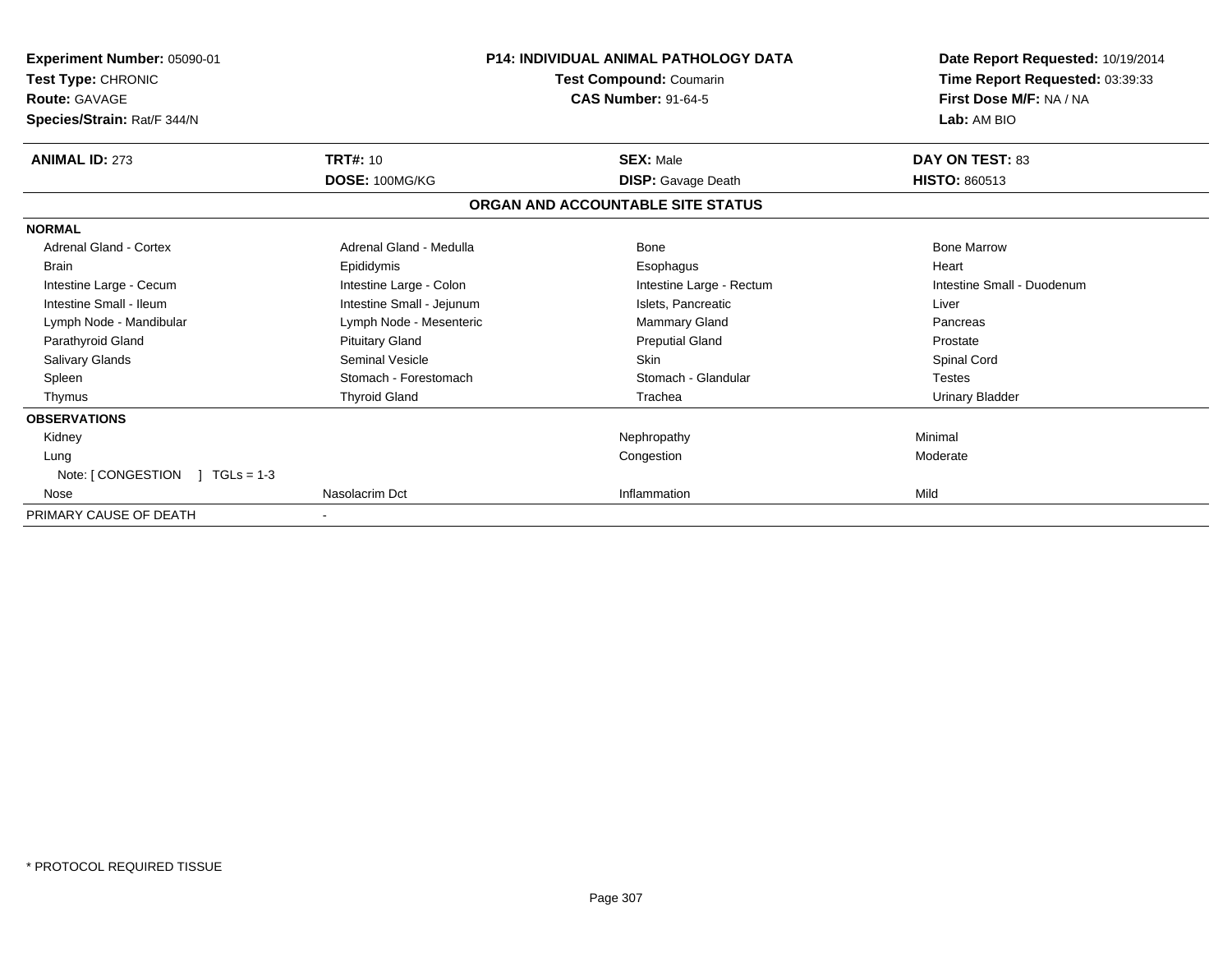**Experiment Number:** 05090-01
**Test Type:** CHRONIC
**Route:** GAVAGE
**Species/Strain:** Rat/F 344/N

**P14: INDIVIDUAL ANIMAL PATHOLOGY DATA**
**Test Compound:** Coumarin
**CAS Number:** 91-64-5

**Date Report Requested:** 10/19/2014
**Time Report Requested:** 03:39:33
**First Dose M/F:** NA / NA
**Lab:** AM BIO

| **ANIMAL ID:** 273 | **TRT#:** 10 | **SEX:** Male | **DAY ON TEST:** 83 |
|---|---|---|---|
| | **DOSE:** 100MG/KG | **DISP:** Gavage Death | **HISTO:** 860513 |

## ORGAN AND ACCOUNTABLE SITE STATUS

| | | | |
|---|---|---|---|
| **NORMAL** | | | |
| Adrenal Gland - Cortex | Adrenal Gland - Medulla | Bone | Bone Marrow |
| Brain | Epididymis | Esophagus | Heart |
| Intestine Large - Cecum | Intestine Large - Colon | Intestine Large - Rectum | Intestine Small - Duodenum |
| Intestine Small - Ileum | Intestine Small - Jejunum | Islets, Pancreatic | Liver |
| Lymph Node - Mandibular | Lymph Node - Mesenteric | Mammary Gland | Pancreas |
| Parathyroid Gland | Pituitary Gland | Preputial Gland | Prostate |
| Salivary Glands | Seminal Vesicle | Skin | Spinal Cord |
| Spleen | Stomach - Forestomach | Stomach - Glandular | Testes |
| Thymus | Thyroid Gland | Trachea | Urinary Bladder |
| **OBSERVATIONS** | | | |
| Kidney | | Nephropathy | Minimal |
| Lung | | Congestion | Moderate |
| Note: [ CONGESTION ] TGLs = 1-3 | | | |
| Nose | Nasolacrim Dct | Inflammation | Mild |
| PRIMARY CAUSE OF DEATH | - | | |

\* PROTOCOL REQUIRED TISSUE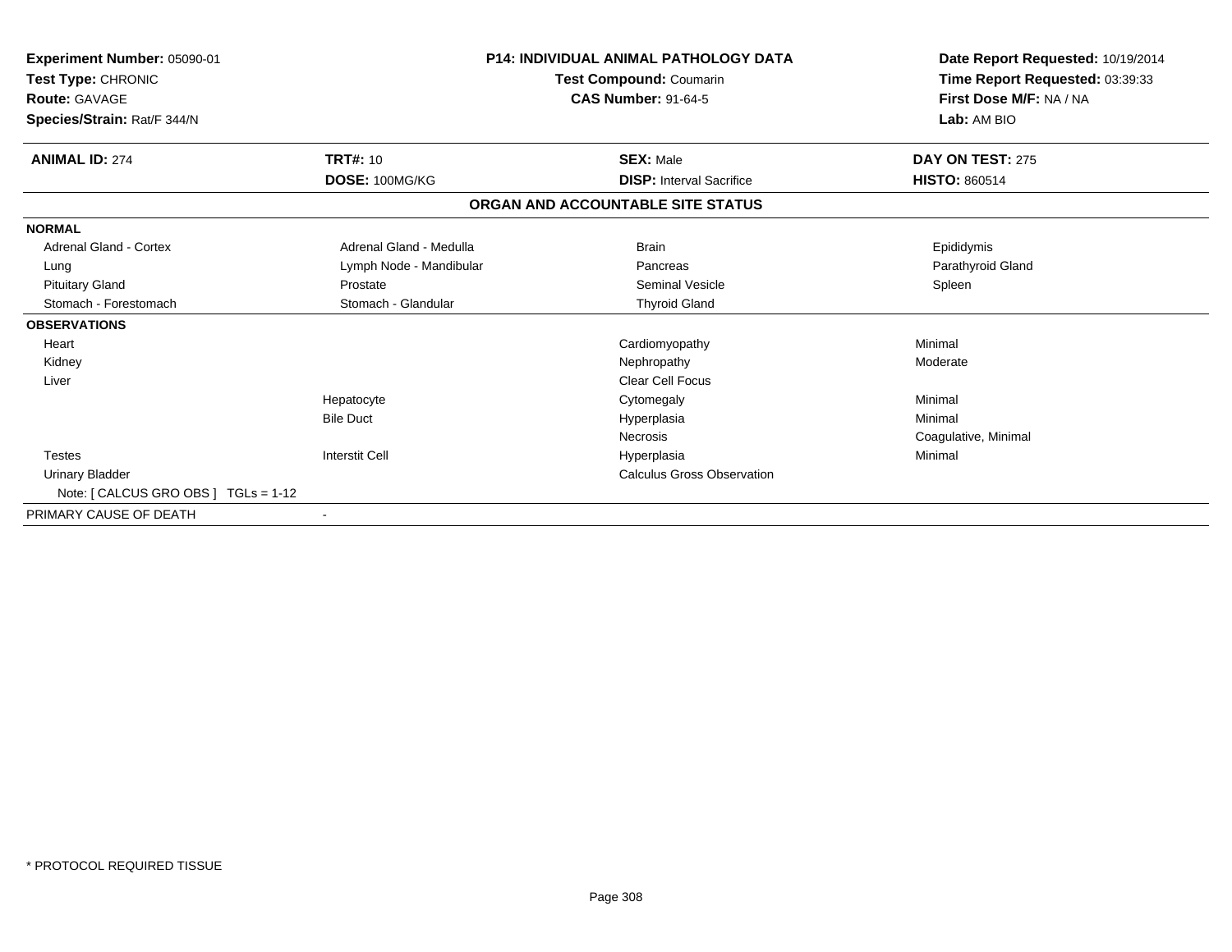**Experiment Number:** 05090-01
**Test Type:** CHRONIC
**Route:** GAVAGE
**Species/Strain:** Rat/F 344/N

**P14: INDIVIDUAL ANIMAL PATHOLOGY DATA**
**Test Compound:** Coumarin
**CAS Number:** 91-64-5

**Date Report Requested:** 10/19/2014
**Time Report Requested:** 03:39:33
**First Dose M/F:** NA / NA
**Lab:** AM BIO

| **ANIMAL ID:** 274 | **TRT#:** 10 | **SEX:** Male | **DAY ON TEST:** 275 |
|---|---|---|---|
| | **DOSE:** 100MG/KG | **DISP:** Interval Sacrifice | **HISTO:** 860514 |

## ORGAN AND ACCOUNTABLE SITE STATUS

| | | | |
|---|---|---|---|
| **NORMAL** | | | |
| Adrenal Gland - Cortex | Adrenal Gland - Medulla | Brain | Epididymis |
| Lung | Lymph Node - Mandibular | Pancreas | Parathyroid Gland |
| Pituitary Gland | Prostate | Seminal Vesicle | Spleen |
| Stomach - Forestomach | Stomach - Glandular | Thyroid Gland | |
| **OBSERVATIONS** | | | |
| Heart | | Cardiomyopathy | Minimal |
| Kidney | | Nephropathy | Moderate |
| Liver | | Clear Cell Focus | |
| | Hepatocyte | Cytomegaly | Minimal |
| | Bile Duct | Hyperplasia | Minimal |
| | | Necrosis | Coagulative, Minimal |
| Testes | Interstit Cell | Hyperplasia | Minimal |
| Urinary Bladder | | Calculus Gross Observation | |
| Note: [ CALCUS GRO OBS ] TGLs = 1-12 | | | |
| PRIMARY CAUSE OF DEATH | - | | |

* PROTOCOL REQUIRED TISSUE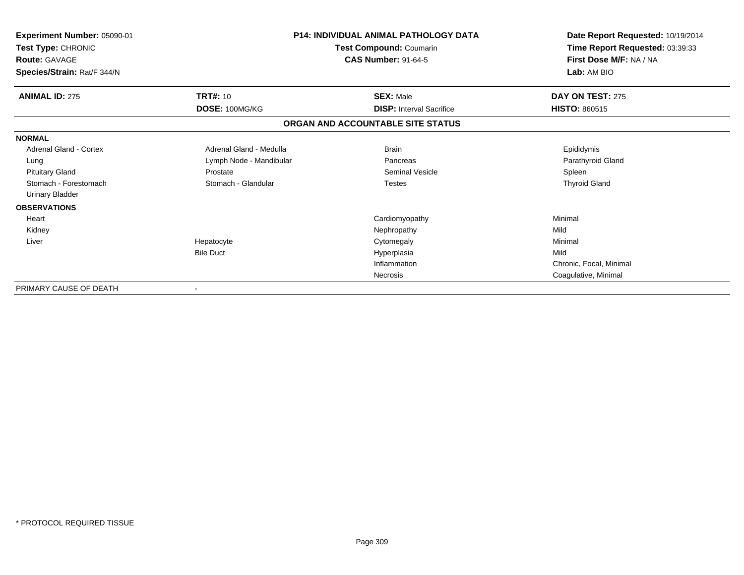**Experiment Number:** 05090-01
**Test Type:** CHRONIC
**Route:** GAVAGE
**Species/Strain:** Rat/F 344/N

**P14: INDIVIDUAL ANIMAL PATHOLOGY DATA**
**Test Compound:** Coumarin
**CAS Number:** 91-64-5

**Date Report Requested:** 10/19/2014
**Time Report Requested:** 03:39:33
**First Dose M/F:** NA / NA
**Lab:** AM BIO

| **ANIMAL ID:** 275 | **TRT#:** 10 | **SEX:** Male | **DAY ON TEST:** 275 |
|---|---|---|---|
| | **DOSE:** 100MG/KG | **DISP:** Interval Sacrifice | **HISTO:** 860515 |

## ORGAN AND ACCOUNTABLE SITE STATUS

| | | | |
|---|---|---|---|
| **NORMAL** | | | |
| Adrenal Gland - Cortex | Adrenal Gland - Medulla | Brain | Epididymis |
| Lung | Lymph Node - Mandibular | Pancreas | Parathyroid Gland |
| Pituitary Gland | Prostate | Seminal Vesicle | Spleen |
| Stomach - Forestomach | Stomach - Glandular | Testes | Thyroid Gland |
| Urinary Bladder | | | |
| **OBSERVATIONS** | | | |
| Heart | | Cardiomyopathy | Minimal |
| Kidney | | Nephropathy | Mild |
| Liver | Hepatocyte | Cytomegaly | Minimal |
| | Bile Duct | Hyperplasia | Mild |
| | | Inflammation | Chronic, Focal, Minimal |
| | | Necrosis | Coagulative, Minimal |
| PRIMARY CAUSE OF DEATH | - | | |

* PROTOCOL REQUIRED TISSUE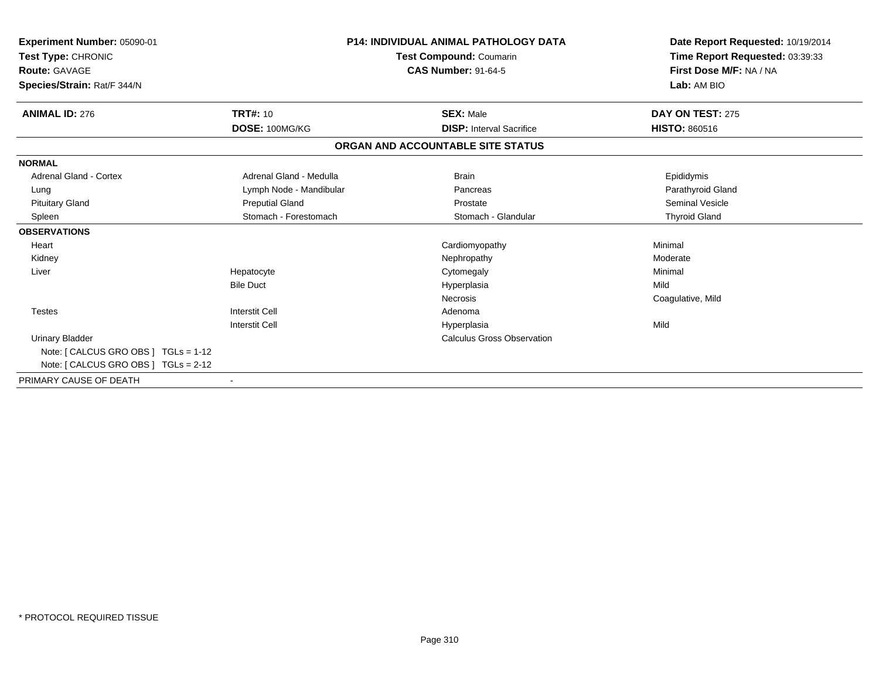**Experiment Number:** 05090-01
**Test Type:** CHRONIC
**Route:** GAVAGE
**Species/Strain:** Rat/F 344/N

**P14: INDIVIDUAL ANIMAL PATHOLOGY DATA**
**Test Compound:** Coumarin
**CAS Number:** 91-64-5

**Date Report Requested:** 10/19/2014
**Time Report Requested:** 03:39:33
**First Dose M/F:** NA / NA
**Lab:** AM BIO

| **ANIMAL ID:** 276 | **TRT#:** 10 | **SEX:** Male | **DAY ON TEST:** 275 |
|---|---|---|---|
| | **DOSE:** 100MG/KG | **DISP:** Interval Sacrifice | **HISTO:** 860516 |

### ORGAN AND ACCOUNTABLE SITE STATUS

| | | | |
|---|---|---|---|
| **NORMAL** | | | |
| Adrenal Gland - Cortex | Adrenal Gland - Medulla | Brain | Epididymis |
| Lung | Lymph Node - Mandibular | Pancreas | Parathyroid Gland |
| Pituitary Gland | Preputial Gland | Prostate | Seminal Vesicle |
| Spleen | Stomach - Forestomach | Stomach - Glandular | Thyroid Gland |
| **OBSERVATIONS** | | | |
| Heart | | Cardiomyopathy | Minimal |
| Kidney | | Nephropathy | Moderate |
| Liver | Hepatocyte | Cytomegaly | Minimal |
| | Bile Duct | Hyperplasia | Mild |
| | | Necrosis | Coagulative, Mild |
| Testes | Interstit Cell | Adenoma | |
| | Interstit Cell | Hyperplasia | Mild |
| Urinary Bladder | | Calculus Gross Observation | |
| Note: [ CALCUS GRO OBS ] TGLs = 1-12 | | | |
| Note: [ CALCUS GRO OBS ] TGLs = 2-12 | | | |
| PRIMARY CAUSE OF DEATH | - | | |

* PROTOCOL REQUIRED TISSUE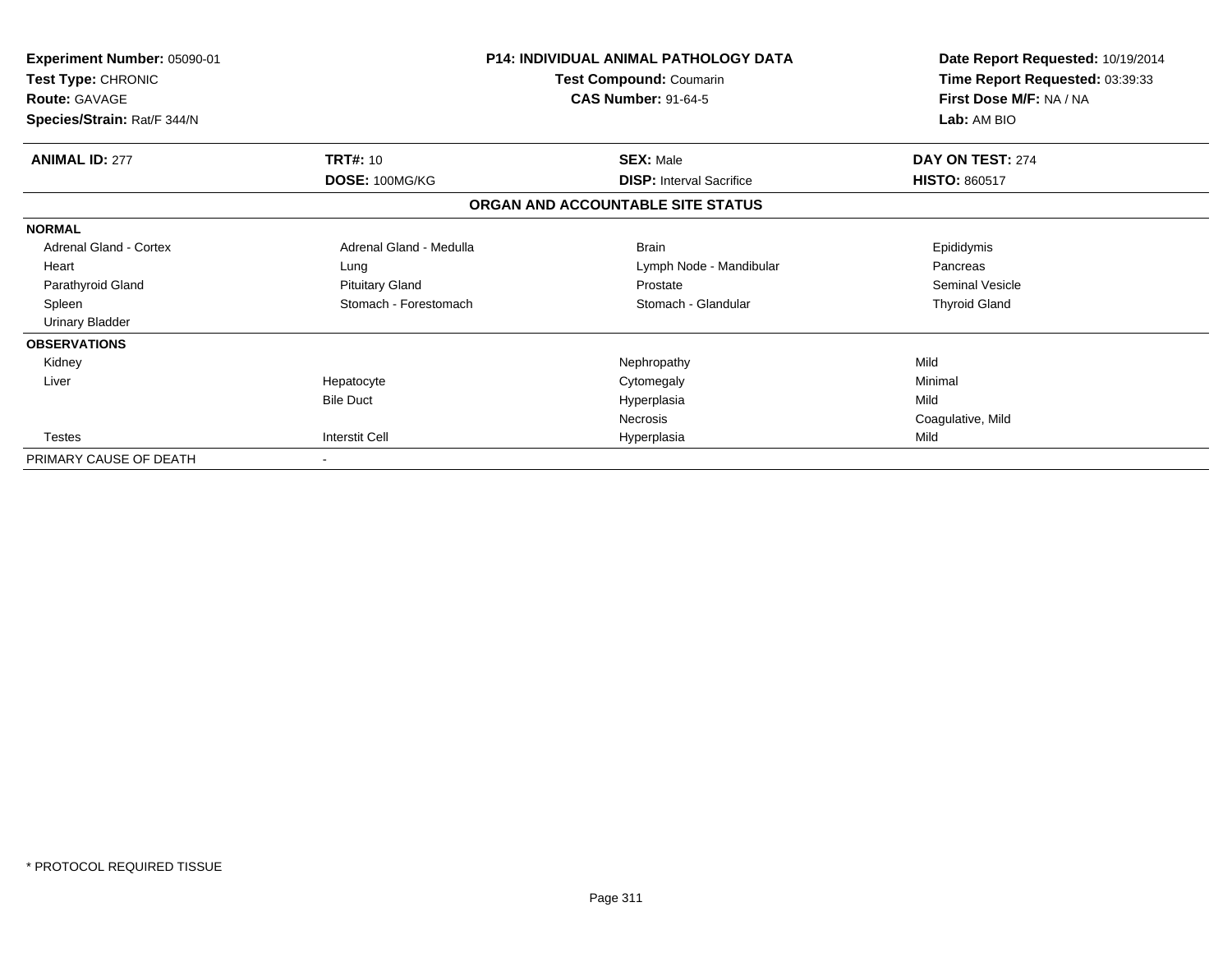**Experiment Number:** 05090-01
**Test Type:** CHRONIC
**Route:** GAVAGE
**Species/Strain:** Rat/F 344/N

**P14: INDIVIDUAL ANIMAL PATHOLOGY DATA**
**Test Compound:** Coumarin
**CAS Number:** 91-64-5

**Date Report Requested:** 10/19/2014
**Time Report Requested:** 03:39:33
**First Dose M/F:** NA / NA
**Lab:** AM BIO

| **ANIMAL ID:** 277 | **TRT#:** 10 | **SEX:** Male | **DAY ON TEST:** 274 |
|---|---|---|---|
| | **DOSE:** 100MG/KG | **DISP:** Interval Sacrifice | **HISTO:** 860517 |

## ORGAN AND ACCOUNTABLE SITE STATUS

| | | | |
|---|---|---|---|
| **NORMAL** | | | |
| Adrenal Gland - Cortex | Adrenal Gland - Medulla | Brain | Epididymis |
| Heart | Lung | Lymph Node - Mandibular | Pancreas |
| Parathyroid Gland | Pituitary Gland | Prostate | Seminal Vesicle |
| Spleen | Stomach - Forestomach | Stomach - Glandular | Thyroid Gland |
| Urinary Bladder | | | |
| **OBSERVATIONS** | | | |
| Kidney | | Nephropathy | Mild |
| Liver | Hepatocyte | Cytomegaly | Minimal |
| | Bile Duct | Hyperplasia | Mild |
| | | Necrosis | Coagulative, Mild |
| Testes | Interstit Cell | Hyperplasia | Mild |
| PRIMARY CAUSE OF DEATH | - | | |

* PROTOCOL REQUIRED TISSUE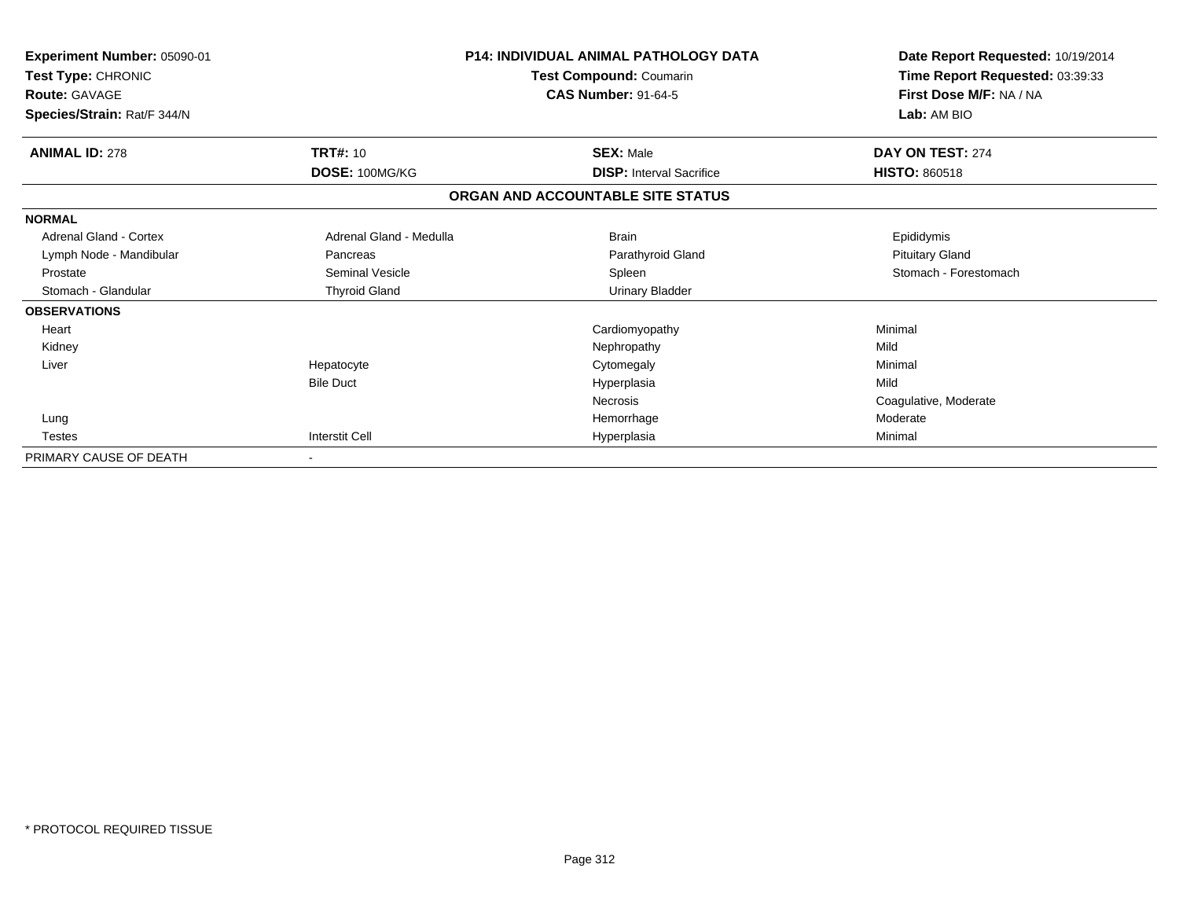**Experiment Number:** 05090-01
**Test Type:** CHRONIC
**Route:** GAVAGE
**Species/Strain:** Rat/F 344/N

**P14: INDIVIDUAL ANIMAL PATHOLOGY DATA**
**Test Compound:** Coumarin
**CAS Number:** 91-64-5

**Date Report Requested:** 10/19/2014
**Time Report Requested:** 03:39:33
**First Dose M/F:** NA / NA
**Lab:** AM BIO

| **ANIMAL ID:** 278 | **TRT#:** 10 | **SEX:** Male | **DAY ON TEST:** 274 |
|---|---|---|---|
| | **DOSE:** 100MG/KG | **DISP:** Interval Sacrifice | **HISTO:** 860518 |

**ORGAN AND ACCOUNTABLE SITE STATUS**

| | | | |
|---|---|---|---|
| **NORMAL** | | | |
| Adrenal Gland - Cortex | Adrenal Gland - Medulla | Brain | Epididymis |
| Lymph Node - Mandibular | Pancreas | Parathyroid Gland | Pituitary Gland |
| Prostate | Seminal Vesicle | Spleen | Stomach - Forestomach |
| Stomach - Glandular | Thyroid Gland | Urinary Bladder | |
| **OBSERVATIONS** | | | |
| Heart | | Cardiomyopathy | Minimal |
| Kidney | | Nephropathy | Mild |
| Liver | Hepatocyte | Cytomegaly | Minimal |
| | Bile Duct | Hyperplasia | Mild |
| | | Necrosis | Coagulative, Moderate |
| Lung | | Hemorrhage | Moderate |
| Testes | Interstit Cell | Hyperplasia | Minimal |
| PRIMARY CAUSE OF DEATH | - | | |

\* PROTOCOL REQUIRED TISSUE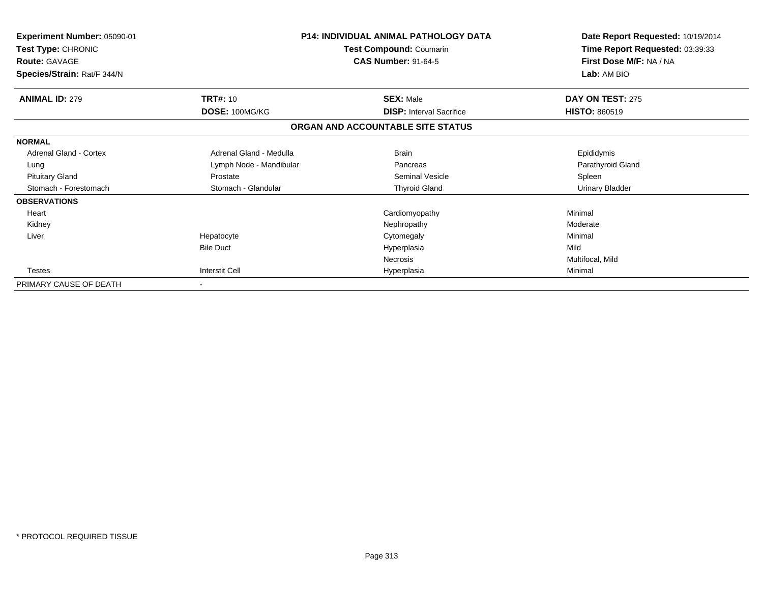**Experiment Number:** 05090-01
**Test Type:** CHRONIC
**Route:** GAVAGE
**Species/Strain:** Rat/F 344/N

**P14: INDIVIDUAL ANIMAL PATHOLOGY DATA**
**Test Compound:** Coumarin
**CAS Number:** 91-64-5

**Date Report Requested:** 10/19/2014
**Time Report Requested:** 03:39:33
**First Dose M/F:** NA / NA
**Lab:** AM BIO

| **ANIMAL ID:** 279 | **TRT#:** 10 | **SEX:** Male | **DAY ON TEST:** 275 |
|---|---|---|---|
| | **DOSE:** 100MG/KG | **DISP:** Interval Sacrifice | **HISTO:** 860519 |

## ORGAN AND ACCOUNTABLE SITE STATUS

| | | | |
|---|---|---|---|
| **NORMAL** | | | |
| Adrenal Gland - Cortex | Adrenal Gland - Medulla | Brain | Epididymis |
| Lung | Lymph Node - Mandibular | Pancreas | Parathyroid Gland |
| Pituitary Gland | Prostate | Seminal Vesicle | Spleen |
| Stomach - Forestomach | Stomach - Glandular | Thyroid Gland | Urinary Bladder |
| **OBSERVATIONS** | | | |
| Heart | | Cardiomyopathy | Minimal |
| Kidney | | Nephropathy | Moderate |
| Liver | Hepatocyte | Cytomegaly | Minimal |
| | Bile Duct | Hyperplasia | Mild |
| | | Necrosis | Multifocal, Mild |
| Testes | Interstit Cell | Hyperplasia | Minimal |
| PRIMARY CAUSE OF DEATH | - | | |

\* PROTOCOL REQUIRED TISSUE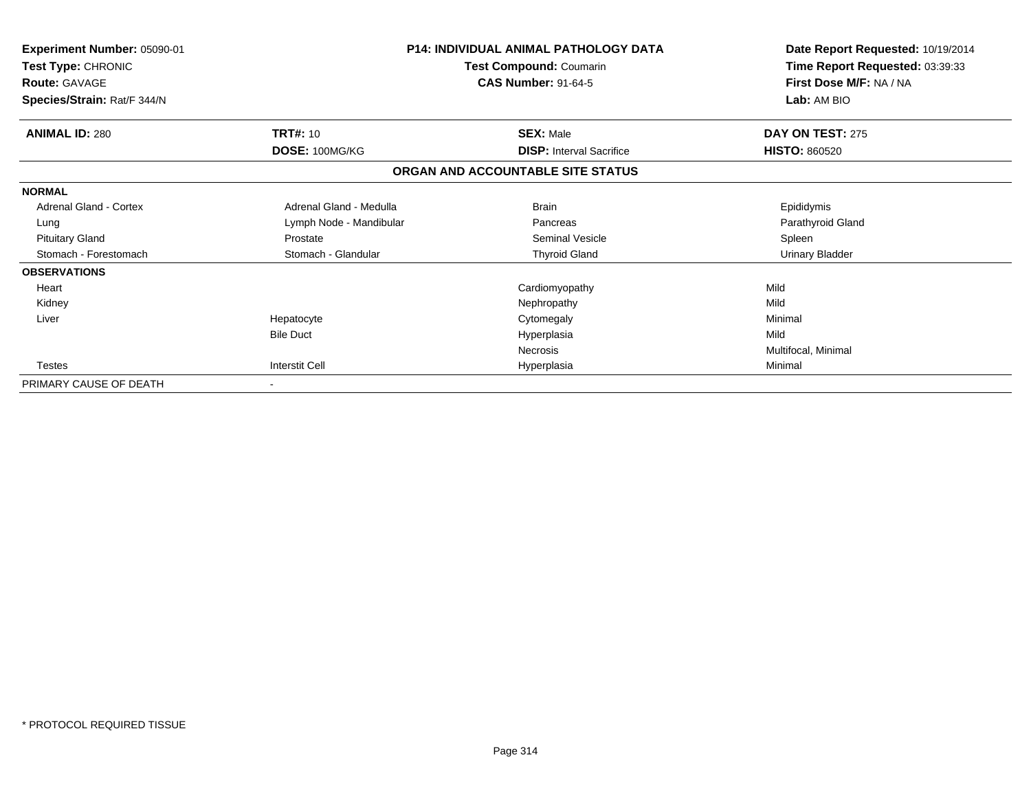**Experiment Number:** 05090-01
**Test Type:** CHRONIC
**Route:** GAVAGE
**Species/Strain:** Rat/F 344/N

**P14: INDIVIDUAL ANIMAL PATHOLOGY DATA**
**Test Compound:** Coumarin
**CAS Number:** 91-64-5

**Date Report Requested:** 10/19/2014
**Time Report Requested:** 03:39:33
**First Dose M/F:** NA / NA
**Lab:** AM BIO

| **ANIMAL ID:** 280 | **TRT#:** 10 | **SEX:** Male | **DAY ON TEST:** 275 |
|---|---|---|---|
| | **DOSE:** 100MG/KG | **DISP:** Interval Sacrifice | **HISTO:** 860520 |

## ORGAN AND ACCOUNTABLE SITE STATUS

| | | | |
|---|---|---|---|
| **NORMAL** | | | |
| Adrenal Gland - Cortex | Adrenal Gland - Medulla | Brain | Epididymis |
| Lung | Lymph Node - Mandibular | Pancreas | Parathyroid Gland |
| Pituitary Gland | Prostate | Seminal Vesicle | Spleen |
| Stomach - Forestomach | Stomach - Glandular | Thyroid Gland | Urinary Bladder |
| **OBSERVATIONS** | | | |
| Heart | | Cardiomyopathy | Mild |
| Kidney | | Nephropathy | Mild |
| Liver | Hepatocyte | Cytomegaly | Minimal |
| | Bile Duct | Hyperplasia | Mild |
| | | Necrosis | Multifocal, Minimal |
| Testes | Interstit Cell | Hyperplasia | Minimal |
| PRIMARY CAUSE OF DEATH | - | | |

\* PROTOCOL REQUIRED TISSUE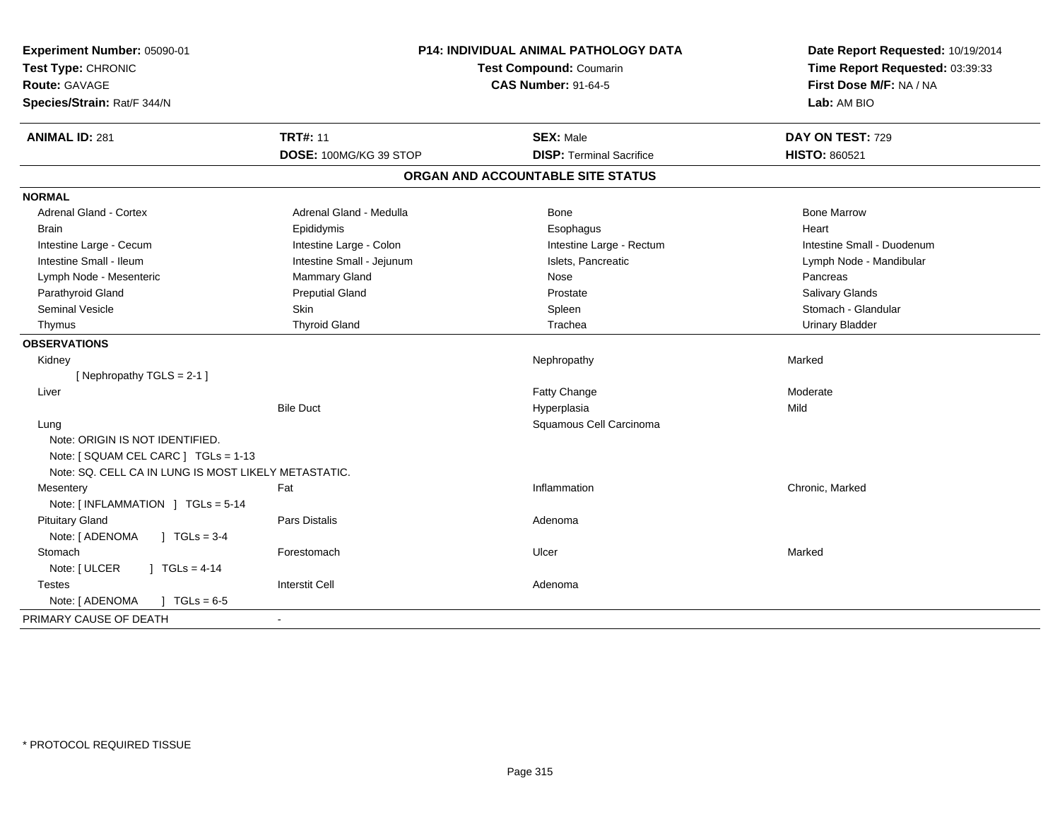**Experiment Number:** 05090-01
**Test Type:** CHRONIC
**Route:** GAVAGE
**Species/Strain:** Rat/F 344/N

**P14: INDIVIDUAL ANIMAL PATHOLOGY DATA**
**Test Compound:** Coumarin
**CAS Number:** 91-64-5

**Date Report Requested:** 10/19/2014
**Time Report Requested:** 03:39:33
**First Dose M/F:** NA / NA
**Lab:** AM BIO

| **ANIMAL ID:** 281 | **TRT#:** 11 | **SEX:** Male | **DAY ON TEST:** 729 |
|---|---|---|---|
| | **DOSE:** 100MG/KG 39 STOP | **DISP:** Terminal Sacrifice | **HISTO:** 860521 |

## ORGAN AND ACCOUNTABLE SITE STATUS

| | | | |
|---|---|---|---|
| **NORMAL** | | | |
| Adrenal Gland - Cortex | Adrenal Gland - Medulla | Bone | Bone Marrow |
| Brain | Epididymis | Esophagus | Heart |
| Intestine Large - Cecum | Intestine Large - Colon | Intestine Large - Rectum | Intestine Small - Duodenum |
| Intestine Small - Ileum | Intestine Small - Jejunum | Islets, Pancreatic | Lymph Node - Mandibular |
| Lymph Node - Mesenteric | Mammary Gland | Nose | Pancreas |
| Parathyroid Gland | Preputial Gland | Prostate | Salivary Glands |
| Seminal Vesicle | Skin | Spleen | Stomach - Glandular |
| Thymus | Thyroid Gland | Trachea | Urinary Bladder |
| **OBSERVATIONS** | | | |
| Kidney | | Nephropathy | Marked |
| [ Nephropathy TGLS = 2-1 ] | | | |
| Liver | | Fatty Change | Moderate |
| | Bile Duct | Hyperplasia | Mild |
| Lung | | Squamous Cell Carcinoma | |
| Note: ORIGIN IS NOT IDENTIFIED. | | | |
| Note: [ SQUAM CEL CARC ] TGLs = 1-13 | | | |
| Note: SQ. CELL CA IN LUNG IS MOST LIKELY METASTATIC. | | | |
| Mesentery | Fat | Inflammation | Chronic, Marked |
| Note: [ INFLAMMATION ] TGLs = 5-14 | | | |
| Pituitary Gland | Pars Distalis | Adenoma | |
| Note: [ ADENOMA ] TGLs = 3-4 | | | |
| Stomach | Forestomach | Ulcer | Marked |
| Note: [ ULCER ] TGLs = 4-14 | | | |
| Testes | Interstit Cell | Adenoma | |
| Note: [ ADENOMA ] TGLs = 6-5 | | | |
| PRIMARY CAUSE OF DEATH | - | | |

* PROTOCOL REQUIRED TISSUE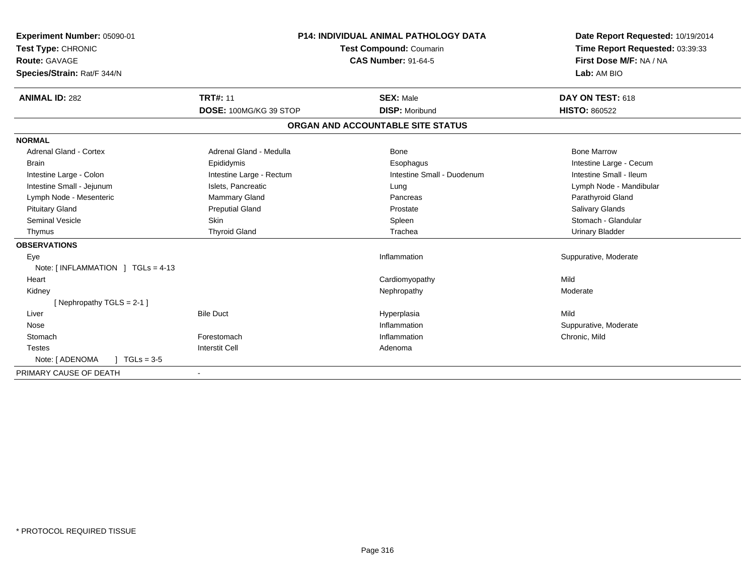**Experiment Number:** 05090-01
**Test Type:** CHRONIC
**Route:** GAVAGE
**Species/Strain:** Rat/F 344/N

**P14: INDIVIDUAL ANIMAL PATHOLOGY DATA**
**Test Compound:** Coumarin
**CAS Number:** 91-64-5

**Date Report Requested:** 10/19/2014
**Time Report Requested:** 03:39:33
**First Dose M/F:** NA / NA
**Lab:** AM BIO

| **ANIMAL ID:** 282 | **TRT#:** 11 | **SEX:** Male | **DAY ON TEST:** 618 |
|---|---|---|---|
| | **DOSE:** 100MG/KG 39 STOP | **DISP:** Moribund | **HISTO:** 860522 |

## ORGAN AND ACCOUNTABLE SITE STATUS

**NORMAL**

| | | | |
|---|---|---|---|
| Adrenal Gland - Cortex | Adrenal Gland - Medulla | Bone | Bone Marrow |
| Brain | Epididymis | Esophagus | Intestine Large - Cecum |
| Intestine Large - Colon | Intestine Large - Rectum | Intestine Small - Duodenum | Intestine Small - Ileum |
| Intestine Small - Jejunum | Islets, Pancreatic | Lung | Lymph Node - Mandibular |
| Lymph Node - Mesenteric | Mammary Gland | Pancreas | Parathyroid Gland |
| Pituitary Gland | Preputial Gland | Prostate | Salivary Glands |
| Seminal Vesicle | Skin | Spleen | Stomach - Glandular |
| Thymus | Thyroid Gland | Trachea | Urinary Bladder |

**OBSERVATIONS**

| | | | |
|---|---|---|---|
| Eye | | Inflammation | Suppurative, Moderate |
| Note: [ INFLAMMATION ] TGLs = 4-13 | | | |
| Heart | | Cardiomyopathy | Mild |
| Kidney | | Nephropathy | Moderate |
| [ Nephropathy TGLS = 2-1 ] | | | |
| Liver | Bile Duct | Hyperplasia | Mild |
| Nose | | Inflammation | Suppurative, Moderate |
| Stomach | Forestomach | Inflammation | Chronic, Mild |
| Testes | Interstit Cell | Adenoma | |
| Note: [ ADENOMA ] TGLs = 3-5 | | | |

PRIMARY CAUSE OF DEATH -

* PROTOCOL REQUIRED TISSUE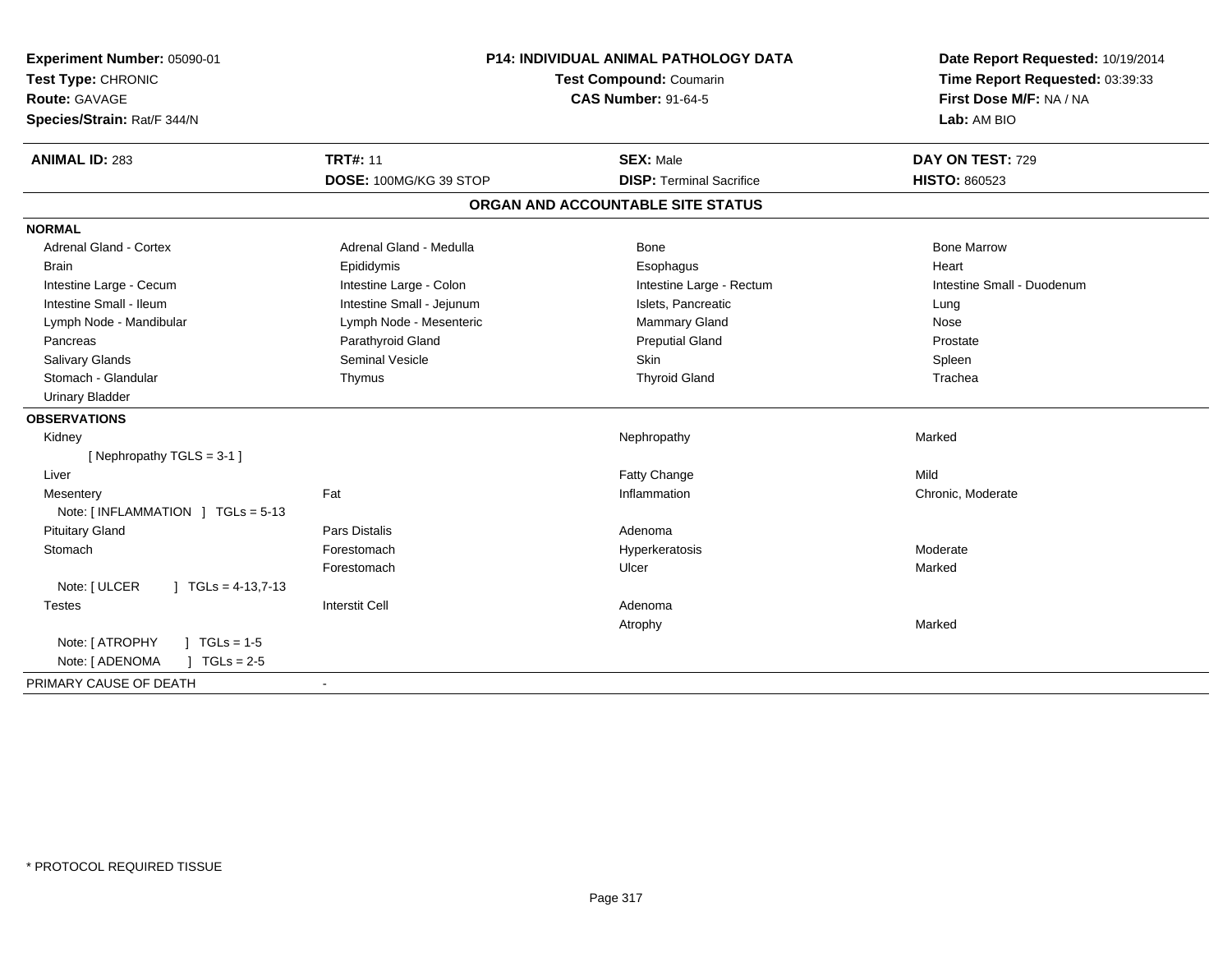**Experiment Number:** 05090-01
**Test Type:** CHRONIC
**Route:** GAVAGE
**Species/Strain:** Rat/F 344/N

**P14: INDIVIDUAL ANIMAL PATHOLOGY DATA**
**Test Compound:** Coumarin
**CAS Number:** 91-64-5

**Date Report Requested:** 10/19/2014
**Time Report Requested:** 03:39:33
**First Dose M/F:** NA / NA
**Lab:** AM BIO

| **ANIMAL ID:** 283 | **TRT#:** 11 | **SEX:** Male | **DAY ON TEST:** 729 |
|---|---|---|---|
| | **DOSE:** 100MG/KG 39 STOP | **DISP:** Terminal Sacrifice | **HISTO:** 860523 |

## ORGAN AND ACCOUNTABLE SITE STATUS

**NORMAL**

| | | | |
|---|---|---|---|
| Adrenal Gland - Cortex | Adrenal Gland - Medulla | Bone | Bone Marrow |
| Brain | Epididymis | Esophagus | Heart |
| Intestine Large - Cecum | Intestine Large - Colon | Intestine Large - Rectum | Intestine Small - Duodenum |
| Intestine Small - Ileum | Intestine Small - Jejunum | Islets, Pancreatic | Lung |
| Lymph Node - Mandibular | Lymph Node - Mesenteric | Mammary Gland | Nose |
| Pancreas | Parathyroid Gland | Preputial Gland | Prostate |
| Salivary Glands | Seminal Vesicle | Skin | Spleen |
| Stomach - Glandular | Thymus | Thyroid Gland | Trachea |
| Urinary Bladder | | | |

**OBSERVATIONS**

| | | | |
|---|---|---|---|
| Kidney | | Nephropathy | Marked |
| [ Nephropathy TGLS = 3-1 ] | | | |
| Liver | | Fatty Change | Mild |
| Mesentery | Fat | Inflammation | Chronic, Moderate |
| Note: [ INFLAMMATION ] TGLs = 5-13 | | | |
| Pituitary Gland | Pars Distalis | Adenoma | |
| Stomach | Forestomach | Hyperkeratosis | Moderate |
| | Forestomach | Ulcer | Marked |
| Note: [ ULCER ] TGLs = 4-13,7-13 | | | |
| Testes | Interstit Cell | Adenoma | |
| | | Atrophy | Marked |
| Note: [ ATROPHY ] TGLs = 1-5 | | | |
| Note: [ ADENOMA ] TGLs = 2-5 | | | |

PRIMARY CAUSE OF DEATH -

* PROTOCOL REQUIRED TISSUE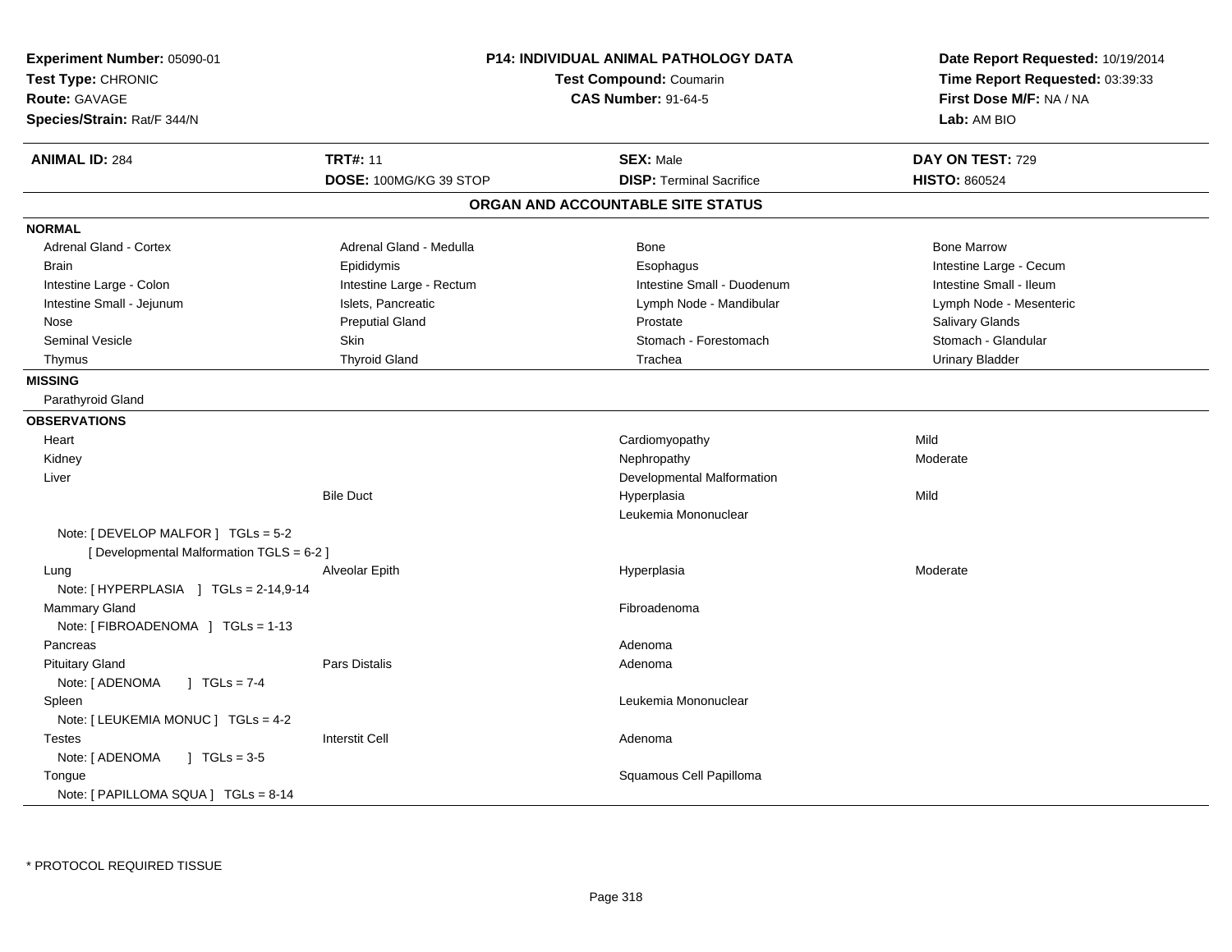**Experiment Number:** 05090-01
**Test Type:** CHRONIC
**Route:** GAVAGE
**Species/Strain:** Rat/F 344/N

**P14: INDIVIDUAL ANIMAL PATHOLOGY DATA**
**Test Compound:** Coumarin
**CAS Number:** 91-64-5

**Date Report Requested:** 10/19/2014
**Time Report Requested:** 03:39:33
**First Dose M/F:** NA / NA
**Lab:** AM BIO

| **ANIMAL ID:** 284 | **TRT#:** 11 | **SEX:** Male | **DAY ON TEST:** 729 |
|---|---|---|---|
| | **DOSE:** 100MG/KG 39 STOP | **DISP:** Terminal Sacrifice | **HISTO:** 860524 |

## ORGAN AND ACCOUNTABLE SITE STATUS

**NORMAL**

| | | | |
|---|---|---|---|
| Adrenal Gland - Cortex | Adrenal Gland - Medulla | Bone | Bone Marrow |
| Brain | Epididymis | Esophagus | Intestine Large - Cecum |
| Intestine Large - Colon | Intestine Large - Rectum | Intestine Small - Duodenum | Intestine Small - Ileum |
| Intestine Small - Jejunum | Islets, Pancreatic | Lymph Node - Mandibular | Lymph Node - Mesenteric |
| Nose | Preputial Gland | Prostate | Salivary Glands |
| Seminal Vesicle | Skin | Stomach - Forestomach | Stomach - Glandular |
| Thymus | Thyroid Gland | Trachea | Urinary Bladder |

**MISSING**

Parathyroid Gland

**OBSERVATIONS**

| Organ | Site | Observation | Severity |
|---|---|---|---|
| Heart | | Cardiomyopathy | Mild |
| Kidney | | Nephropathy | Moderate |
| Liver | | Developmental Malformation | |
| | Bile Duct | Hyperplasia | Mild |
| | | Leukemia Mononuclear | |
| Note: [ DEVELOP MALFOR ] TGLs = 5-2 [ Developmental Malformation TGLS = 6-2 ] | | | |
| Lung | Alveolar Epith | Hyperplasia | Moderate |
| Note: [ HYPERPLASIA ] TGLs = 2-14,9-14 | | | |
| Mammary Gland | | Fibroadenoma | |
| Note: [ FIBROADENOMA ] TGLs = 1-13 | | | |
| Pancreas | | Adenoma | |
| Pituitary Gland | Pars Distalis | Adenoma | |
| Note: [ ADENOMA ] TGLs = 7-4 | | | |
| Spleen | | Leukemia Mononuclear | |
| Note: [ LEUKEMIA MONUC ] TGLs = 4-2 | | | |
| Testes | Interstit Cell | Adenoma | |
| Note: [ ADENOMA ] TGLs = 3-5 | | | |
| Tongue | | Squamous Cell Papilloma | |
| Note: [ PAPILLOMA SQUA ] TGLs = 8-14 | | | |

* PROTOCOL REQUIRED TISSUE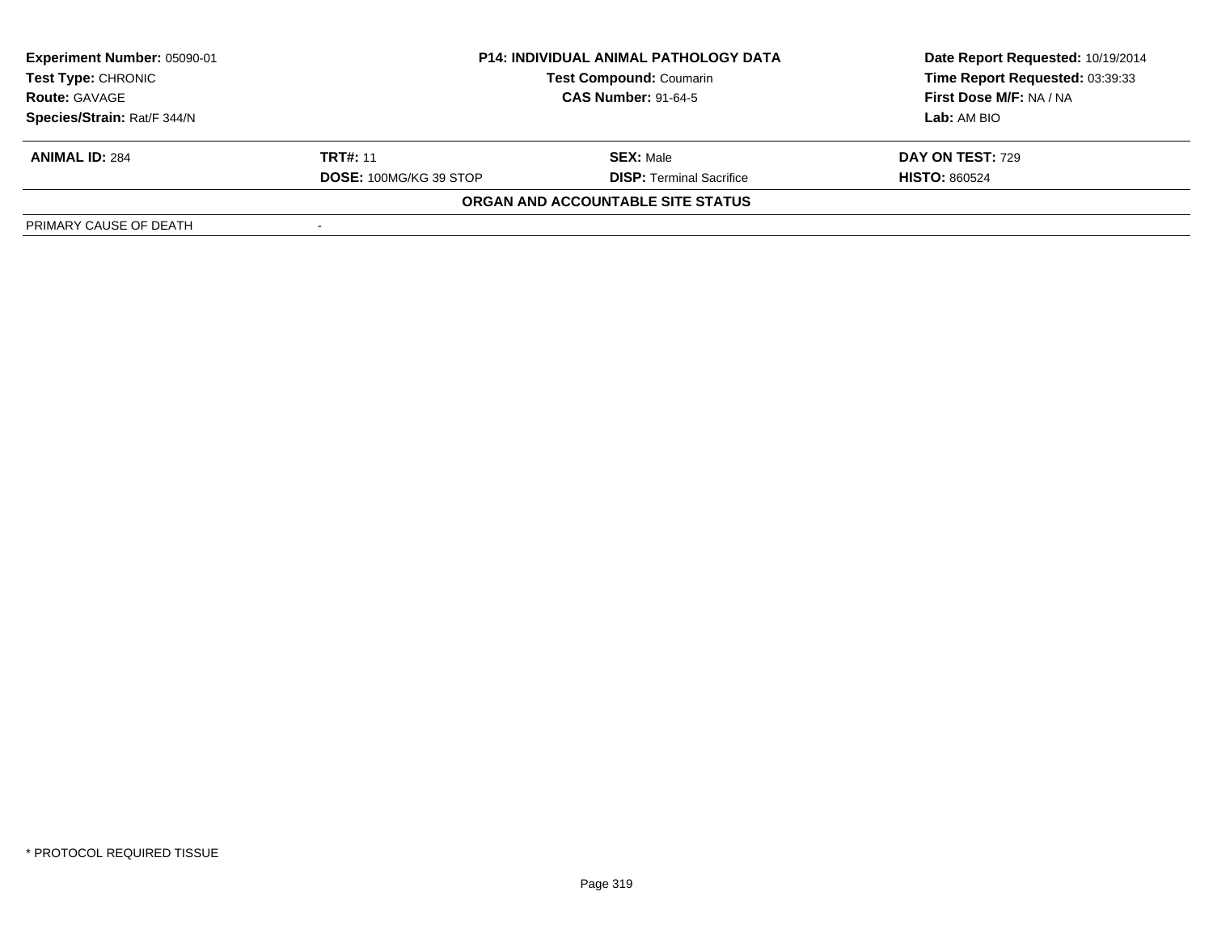| **Experiment Number:** 05090-01 | **P14: INDIVIDUAL ANIMAL PATHOLOGY DATA** | **Date Report Requested:** 10/19/2014 |
|---|---|---|
| **Test Type:** CHRONIC | **Test Compound:** Coumarin | **Time Report Requested:** 03:39:33 |
| **Route:** GAVAGE | **CAS Number:** 91-64-5 | **First Dose M/F:** NA / NA |
| **Species/Strain:** Rat/F 344/N | | **Lab:** AM BIO |

| **ANIMAL ID:** 284 | **TRT#:** 11 | **SEX:** Male | **DAY ON TEST:** 729 |
|---|---|---|---|
| | **DOSE:** 100MG/KG 39 STOP | **DISP:** Terminal Sacrifice | **HISTO:** 860524 |

**ORGAN AND ACCOUNTABLE SITE STATUS**

| PRIMARY CAUSE OF DEATH | - |
|---|---|

* PROTOCOL REQUIRED TISSUE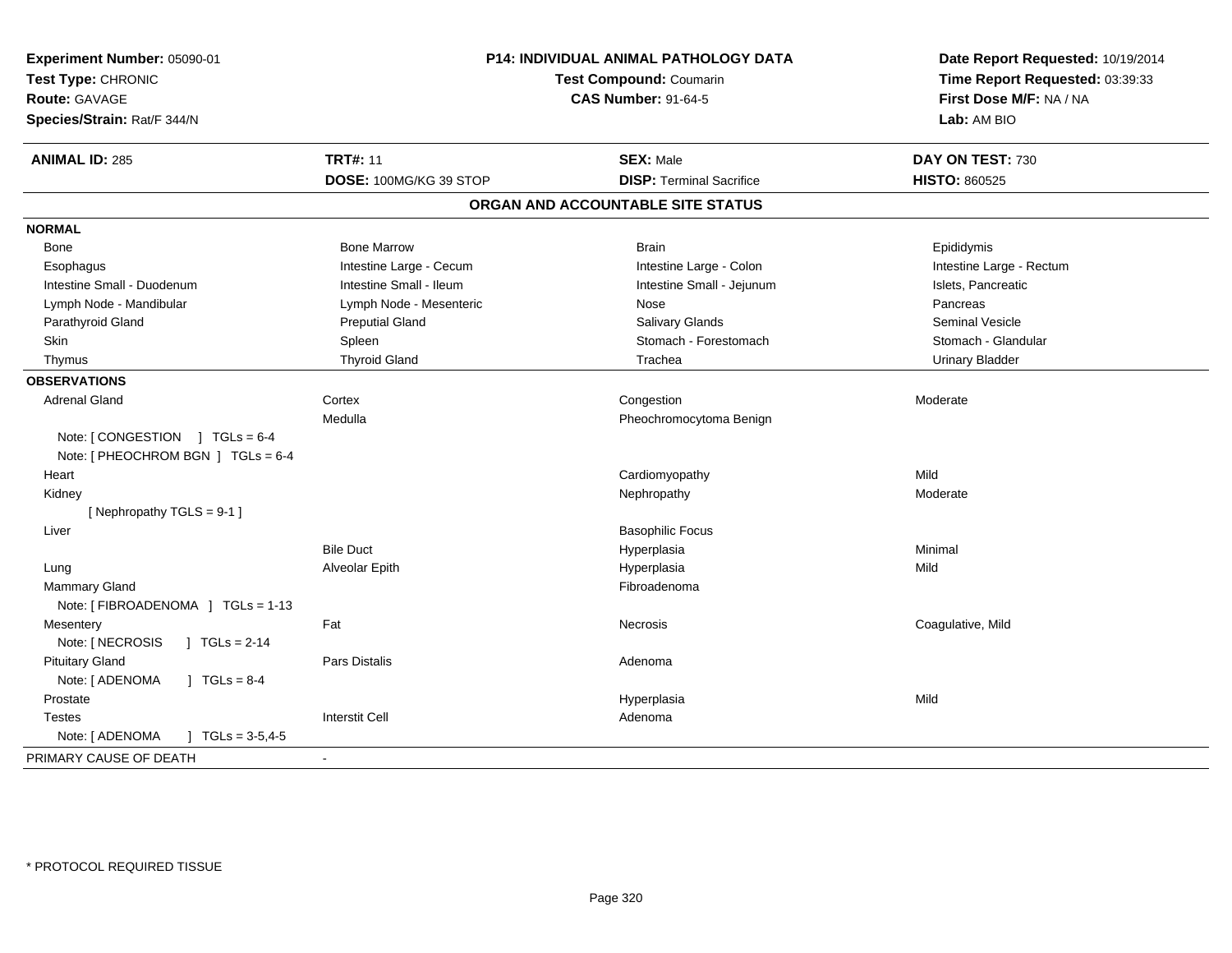**Experiment Number:** 05090-01
**Test Type:** CHRONIC
**Route:** GAVAGE
**Species/Strain:** Rat/F 344/N

**P14: INDIVIDUAL ANIMAL PATHOLOGY DATA**
**Test Compound:** Coumarin
**CAS Number:** 91-64-5

**Date Report Requested:** 10/19/2014
**Time Report Requested:** 03:39:33
**First Dose M/F:** NA / NA
**Lab:** AM BIO

| **ANIMAL ID:** 285 | **TRT#:** 11 | **SEX:** Male | **DAY ON TEST:** 730 |
|---|---|---|---|
| | **DOSE:** 100MG/KG 39 STOP | **DISP:** Terminal Sacrifice | **HISTO:** 860525 |

## ORGAN AND ACCOUNTABLE SITE STATUS

| | | | |
|---|---|---|---|
| **NORMAL** | | | |
| Bone | Bone Marrow | Brain | Epididymis |
| Esophagus | Intestine Large - Cecum | Intestine Large - Colon | Intestine Large - Rectum |
| Intestine Small - Duodenum | Intestine Small - Ileum | Intestine Small - Jejunum | Islets, Pancreatic |
| Lymph Node - Mandibular | Lymph Node - Mesenteric | Nose | Pancreas |
| Parathyroid Gland | Preputial Gland | Salivary Glands | Seminal Vesicle |
| Skin | Spleen | Stomach - Forestomach | Stomach - Glandular |
| Thymus | Thyroid Gland | Trachea | Urinary Bladder |
| **OBSERVATIONS** | | | |
| Adrenal Gland | Cortex | Congestion | Moderate |
| | Medulla | Pheochromocytoma Benign | |
| Note: [ CONGESTION ] TGLs = 6-4 | | | |
| Note: [ PHEOCHROM BGN ] TGLs = 6-4 | | | |
| Heart | | Cardiomyopathy | Mild |
| Kidney | | Nephropathy | Moderate |
| [ Nephropathy TGLS = 9-1 ] | | | |
| Liver | | Basophilic Focus | |
| | Bile Duct | Hyperplasia | Minimal |
| Lung | Alveolar Epith | Hyperplasia | Mild |
| Mammary Gland | | Fibroadenoma | |
| Note: [ FIBROADENOMA ] TGLs = 1-13 | | | |
| Mesentery | Fat | Necrosis | Coagulative, Mild |
| Note: [ NECROSIS ] TGLs = 2-14 | | | |
| Pituitary Gland | Pars Distalis | Adenoma | |
| Note: [ ADENOMA ] TGLs = 8-4 | | | |
| Prostate | | Hyperplasia | Mild |
| Testes | Interstit Cell | Adenoma | |
| Note: [ ADENOMA ] TGLs = 3-5,4-5 | | | |
| PRIMARY CAUSE OF DEATH | - | | |

\* PROTOCOL REQUIRED TISSUE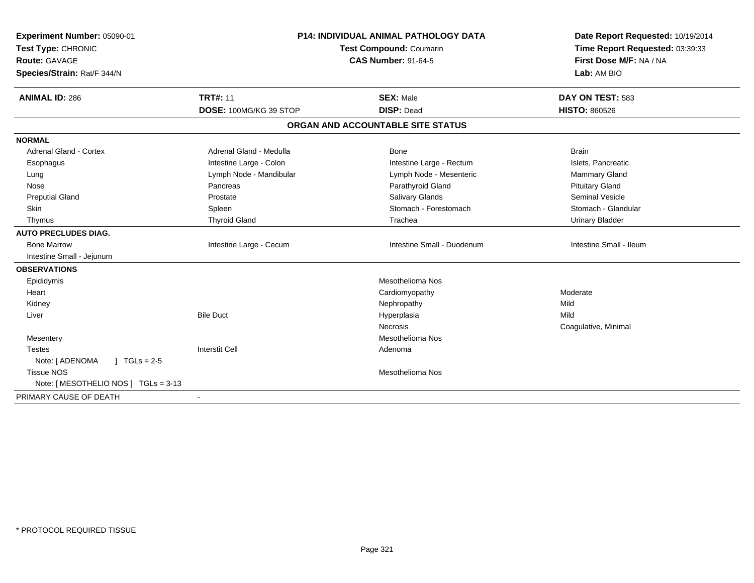**Experiment Number:** 05090-01
**Test Type:** CHRONIC
**Route:** GAVAGE
**Species/Strain:** Rat/F 344/N

**P14: INDIVIDUAL ANIMAL PATHOLOGY DATA**
**Test Compound:** Coumarin
**CAS Number:** 91-64-5

**Date Report Requested:** 10/19/2014
**Time Report Requested:** 03:39:33
**First Dose M/F:** NA / NA
**Lab:** AM BIO

| **ANIMAL ID:** 286 | **TRT#:** 11 | **SEX:** Male | **DAY ON TEST:** 583 |
|---|---|---|---|
| | **DOSE:** 100MG/KG 39 STOP | **DISP:** Dead | **HISTO:** 860526 |

## ORGAN AND ACCOUNTABLE SITE STATUS

| | | | |
|---|---|---|---|
| **NORMAL** | | | |
| Adrenal Gland - Cortex | Adrenal Gland - Medulla | Bone | Brain |
| Esophagus | Intestine Large - Colon | Intestine Large - Rectum | Islets, Pancreatic |
| Lung | Lymph Node - Mandibular | Lymph Node - Mesenteric | Mammary Gland |
| Nose | Pancreas | Parathyroid Gland | Pituitary Gland |
| Preputial Gland | Prostate | Salivary Glands | Seminal Vesicle |
| Skin | Spleen | Stomach - Forestomach | Stomach - Glandular |
| Thymus | Thyroid Gland | Trachea | Urinary Bladder |
| **AUTO PRECLUDES DIAG.** | | | |
| Bone Marrow | Intestine Large - Cecum | Intestine Small - Duodenum | Intestine Small - Ileum |
| Intestine Small - Jejunum | | | |
| **OBSERVATIONS** | | | |
| Epididymis | | Mesothelioma Nos | |
| Heart | | Cardiomyopathy | Moderate |
| Kidney | | Nephropathy | Mild |
| Liver | Bile Duct | Hyperplasia | Mild |
| | | Necrosis | Coagulative, Minimal |
| Mesentery | | Mesothelioma Nos | |
| Testes | Interstit Cell | Adenoma | |
| Note: [ ADENOMA ] TGLs = 2-5 | | | |
| Tissue NOS | | Mesothelioma Nos | |
| Note: [ MESOTHELIO NOS ] TGLs = 3-13 | | | |
| PRIMARY CAUSE OF DEATH | - | | |

* PROTOCOL REQUIRED TISSUE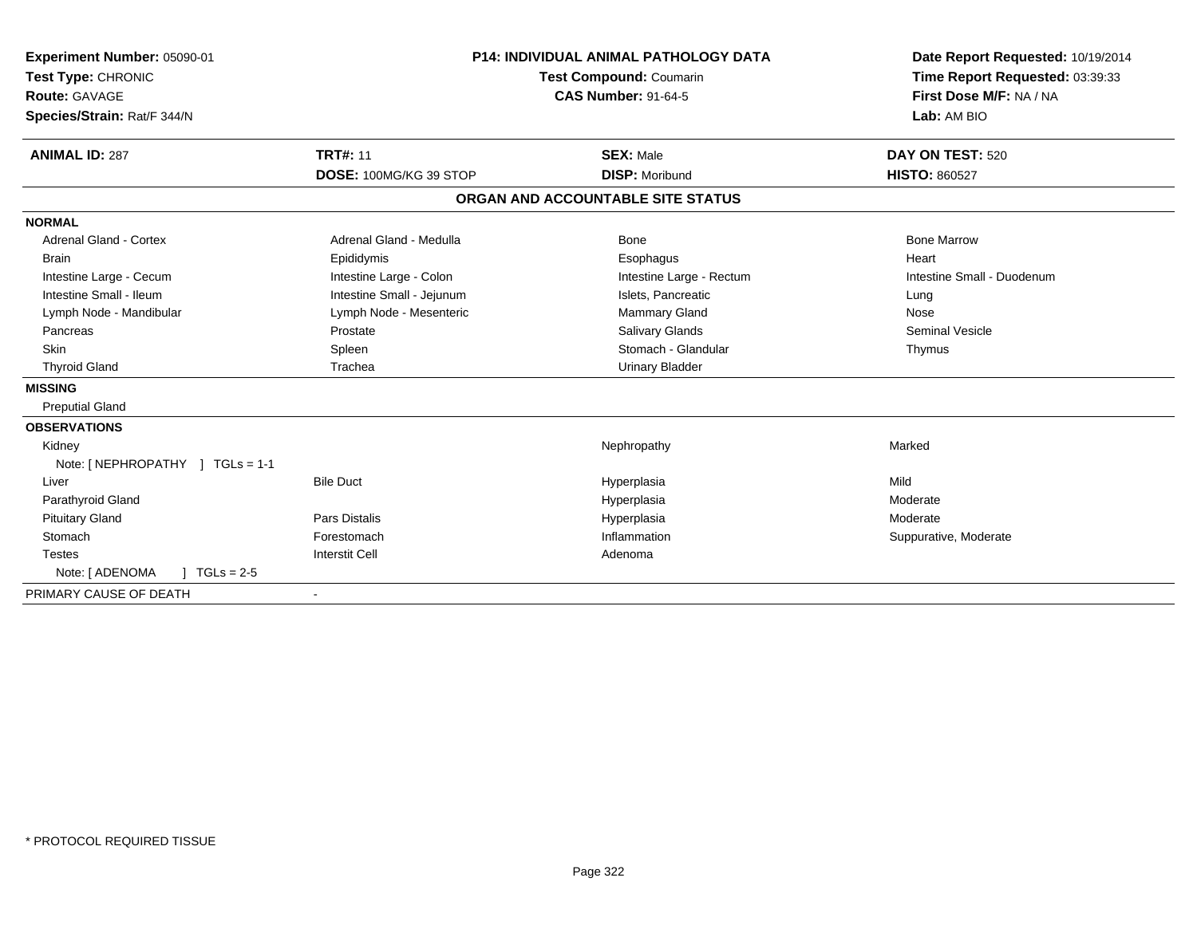**Experiment Number:** 05090-01
**Test Type:** CHRONIC
**Route:** GAVAGE
**Species/Strain:** Rat/F 344/N

**P14: INDIVIDUAL ANIMAL PATHOLOGY DATA**
**Test Compound:** Coumarin
**CAS Number:** 91-64-5

**Date Report Requested:** 10/19/2014
**Time Report Requested:** 03:39:33
**First Dose M/F:** NA / NA
**Lab:** AM BIO

| **ANIMAL ID:** 287 | **TRT#:** 11 | **SEX:** Male | **DAY ON TEST:** 520 |
|---|---|---|---|
| | **DOSE:** 100MG/KG 39 STOP | **DISP:** Moribund | **HISTO:** 860527 |

## ORGAN AND ACCOUNTABLE SITE STATUS

| | | | |
|---|---|---|---|
| **NORMAL** | | | |
| Adrenal Gland - Cortex | Adrenal Gland - Medulla | Bone | Bone Marrow |
| Brain | Epididymis | Esophagus | Heart |
| Intestine Large - Cecum | Intestine Large - Colon | Intestine Large - Rectum | Intestine Small - Duodenum |
| Intestine Small - Ileum | Intestine Small - Jejunum | Islets, Pancreatic | Lung |
| Lymph Node - Mandibular | Lymph Node - Mesenteric | Mammary Gland | Nose |
| Pancreas | Prostate | Salivary Glands | Seminal Vesicle |
| Skin | Spleen | Stomach - Glandular | Thymus |
| Thyroid Gland | Trachea | Urinary Bladder | |
| **MISSING** | | | |
| Preputial Gland | | | |
| **OBSERVATIONS** | | | |
| Kidney | | Nephropathy | Marked |
| Note: [ NEPHROPATHY ] TGLs = 1-1 | | | |
| Liver | Bile Duct | Hyperplasia | Mild |
| Parathyroid Gland | | Hyperplasia | Moderate |
| Pituitary Gland | Pars Distalis | Hyperplasia | Moderate |
| Stomach | Forestomach | Inflammation | Suppurative, Moderate |
| Testes | Interstit Cell | Adenoma | |
| Note: [ ADENOMA ] TGLs = 2-5 | | | |
| PRIMARY CAUSE OF DEATH | - | | |

\* PROTOCOL REQUIRED TISSUE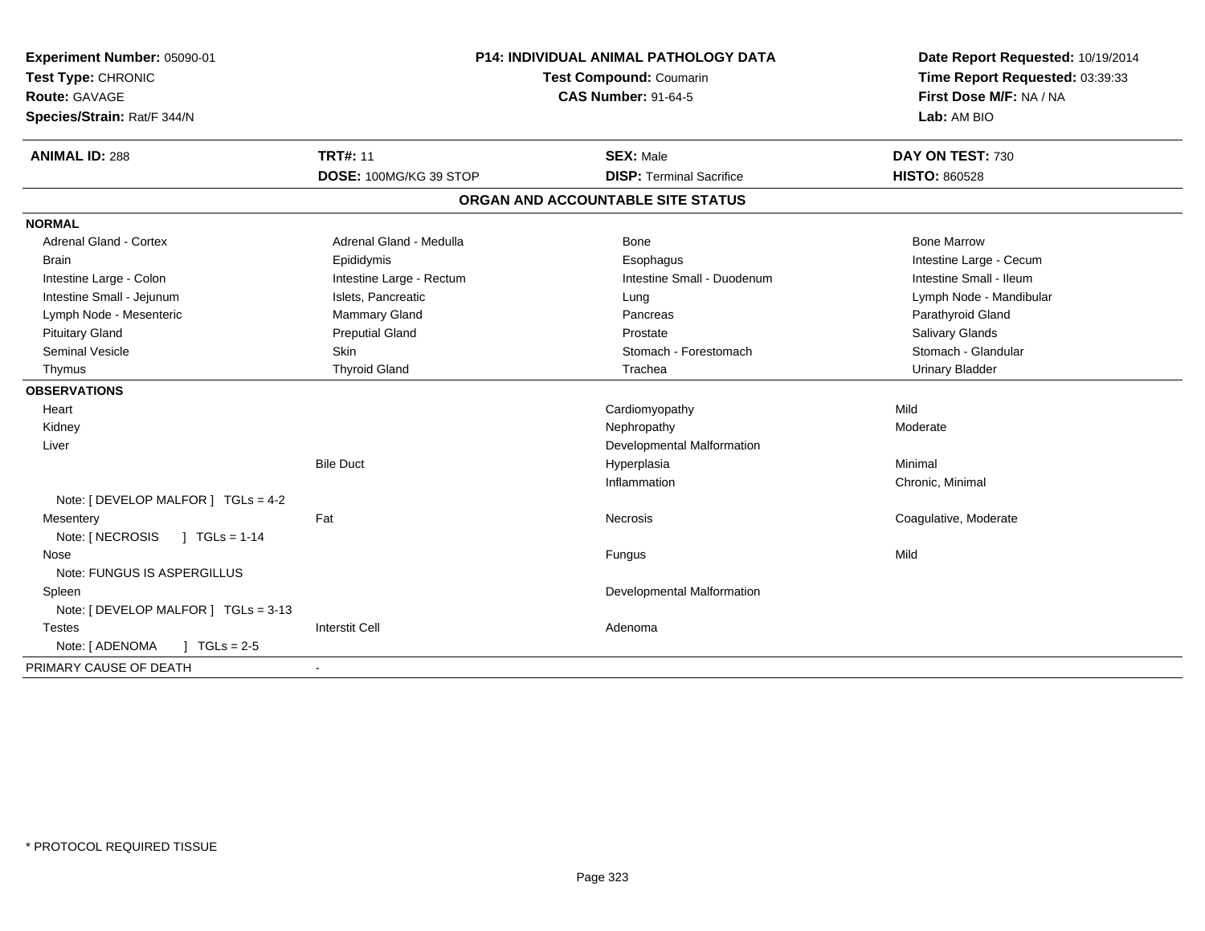**Experiment Number:** 05090-01
**Test Type:** CHRONIC
**Route:** GAVAGE
**Species/Strain:** Rat/F 344/N

**P14: INDIVIDUAL ANIMAL PATHOLOGY DATA**
**Test Compound:** Coumarin
**CAS Number:** 91-64-5

**Date Report Requested:** 10/19/2014
**Time Report Requested:** 03:39:33
**First Dose M/F:** NA / NA
**Lab:** AM BIO

| **ANIMAL ID:** 288 | **TRT#:** 11 | **SEX:** Male | **DAY ON TEST:** 730 |
|---|---|---|---|
| | **DOSE:** 100MG/KG 39 STOP | **DISP:** Terminal Sacrifice | **HISTO:** 860528 |

## ORGAN AND ACCOUNTABLE SITE STATUS

| | | | |
|---|---|---|---|
| **NORMAL** | | | |
| Adrenal Gland - Cortex | Adrenal Gland - Medulla | Bone | Bone Marrow |
| Brain | Epididymis | Esophagus | Intestine Large - Cecum |
| Intestine Large - Colon | Intestine Large - Rectum | Intestine Small - Duodenum | Intestine Small - Ileum |
| Intestine Small - Jejunum | Islets, Pancreatic | Lung | Lymph Node - Mandibular |
| Lymph Node - Mesenteric | Mammary Gland | Pancreas | Parathyroid Gland |
| Pituitary Gland | Preputial Gland | Prostate | Salivary Glands |
| Seminal Vesicle | Skin | Stomach - Forestomach | Stomach - Glandular |
| Thymus | Thyroid Gland | Trachea | Urinary Bladder |
| **OBSERVATIONS** | | | |
| Heart | | Cardiomyopathy | Mild |
| Kidney | | Nephropathy | Moderate |
| Liver | | Developmental Malformation | |
| | Bile Duct | Hyperplasia | Minimal |
| | | Inflammation | Chronic, Minimal |
| Note: [ DEVELOP MALFOR ] TGLs = 4-2 | | | |
| Mesentery | Fat | Necrosis | Coagulative, Moderate |
| Note: [ NECROSIS ] TGLs = 1-14 | | | |
| Nose | | Fungus | Mild |
| Note: FUNGUS IS ASPERGILLUS | | | |
| Spleen | | Developmental Malformation | |
| Note: [ DEVELOP MALFOR ] TGLs = 3-13 | | | |
| Testes | Interstit Cell | Adenoma | |
| Note: [ ADENOMA ] TGLs = 2-5 | | | |
| PRIMARY CAUSE OF DEATH | - | | |

* PROTOCOL REQUIRED TISSUE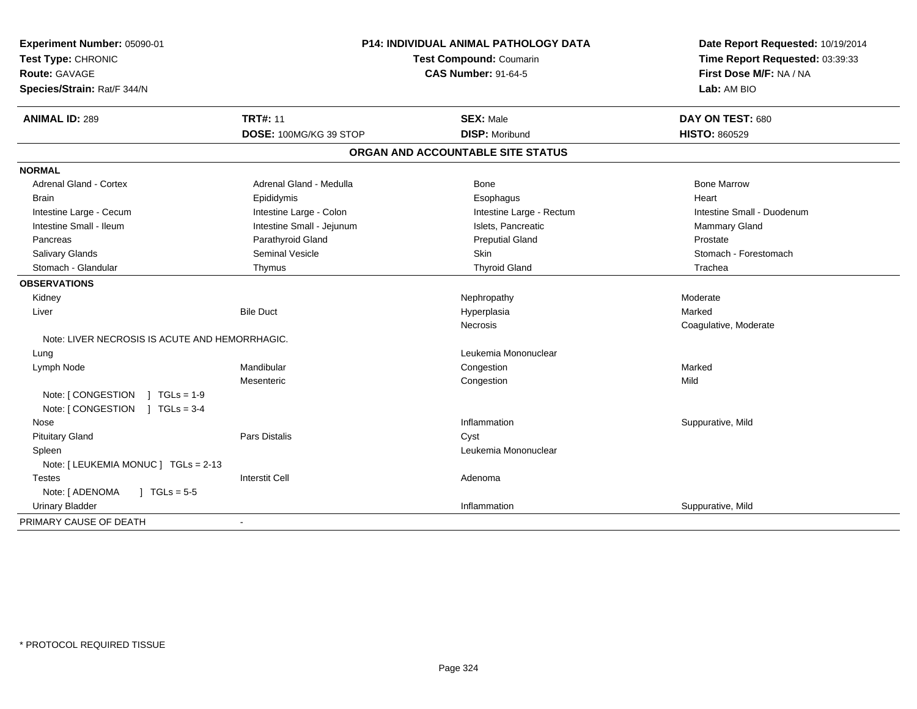**Experiment Number:** 05090-01
**Test Type:** CHRONIC
**Route:** GAVAGE
**Species/Strain:** Rat/F 344/N

**P14: INDIVIDUAL ANIMAL PATHOLOGY DATA**
**Test Compound:** Coumarin
**CAS Number:** 91-64-5

**Date Report Requested:** 10/19/2014
**Time Report Requested:** 03:39:33
**First Dose M/F:** NA / NA
**Lab:** AM BIO

| **ANIMAL ID:** 289 | **TRT#:** 11 | **SEX:** Male | **DAY ON TEST:** 680 |
|---|---|---|---|
| | **DOSE:** 100MG/KG 39 STOP | **DISP:** Moribund | **HISTO:** 860529 |

## ORGAN AND ACCOUNTABLE SITE STATUS

| | | | |
|---|---|---|---|
| **NORMAL** | | | |
| Adrenal Gland - Cortex | Adrenal Gland - Medulla | Bone | Bone Marrow |
| Brain | Epididymis | Esophagus | Heart |
| Intestine Large - Cecum | Intestine Large - Colon | Intestine Large - Rectum | Intestine Small - Duodenum |
| Intestine Small - Ileum | Intestine Small - Jejunum | Islets, Pancreatic | Mammary Gland |
| Pancreas | Parathyroid Gland | Preputial Gland | Prostate |
| Salivary Glands | Seminal Vesicle | Skin | Stomach - Forestomach |
| Stomach - Glandular | Thymus | Thyroid Gland | Trachea |
| **OBSERVATIONS** | | | |
| Kidney | | Nephropathy | Moderate |
| Liver | Bile Duct | Hyperplasia | Marked |
| | | Necrosis | Coagulative, Moderate |
| Note: LIVER NECROSIS IS ACUTE AND HEMORRHAGIC. | | | |
| Lung | | Leukemia Mononuclear | |
| Lymph Node | Mandibular | Congestion | Marked |
| | Mesenteric | Congestion | Mild |
| Note: [ CONGESTION ] TGLs = 1-9 | | | |
| Note: [ CONGESTION ] TGLs = 3-4 | | | |
| Nose | | Inflammation | Suppurative, Mild |
| Pituitary Gland | Pars Distalis | Cyst | |
| Spleen | | Leukemia Mononuclear | |
| Note: [ LEUKEMIA MONUC ] TGLs = 2-13 | | | |
| Testes | Interstit Cell | Adenoma | |
| Note: [ ADENOMA ] TGLs = 5-5 | | | |
| Urinary Bladder | | Inflammation | Suppurative, Mild |
| PRIMARY CAUSE OF DEATH | - | | |

\* PROTOCOL REQUIRED TISSUE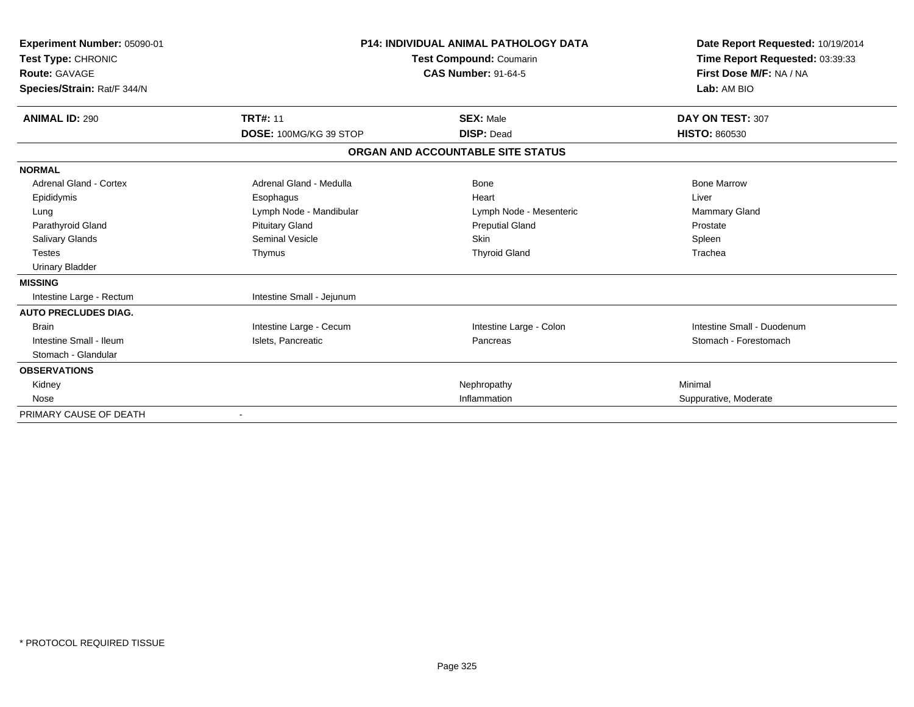**Experiment Number:** 05090-01
**Test Type:** CHRONIC
**Route:** GAVAGE
**Species/Strain:** Rat/F 344/N

**P14: INDIVIDUAL ANIMAL PATHOLOGY DATA**
**Test Compound:** Coumarin
**CAS Number:** 91-64-5

**Date Report Requested:** 10/19/2014
**Time Report Requested:** 03:39:33
**First Dose M/F:** NA / NA
**Lab:** AM BIO

| **ANIMAL ID:** 290 | **TRT#:** 11 | **SEX:** Male | **DAY ON TEST:** 307 |
|---|---|---|---|
| | **DOSE:** 100MG/KG 39 STOP | **DISP:** Dead | **HISTO:** 860530 |

**ORGAN AND ACCOUNTABLE SITE STATUS**

| | | | |
|---|---|---|---|
| **NORMAL** | | | |
| Adrenal Gland - Cortex | Adrenal Gland - Medulla | Bone | Bone Marrow |
| Epididymis | Esophagus | Heart | Liver |
| Lung | Lymph Node - Mandibular | Lymph Node - Mesenteric | Mammary Gland |
| Parathyroid Gland | Pituitary Gland | Preputial Gland | Prostate |
| Salivary Glands | Seminal Vesicle | Skin | Spleen |
| Testes | Thymus | Thyroid Gland | Trachea |
| Urinary Bladder | | | |
| **MISSING** | | | |
| Intestine Large - Rectum | Intestine Small - Jejunum | | |
| **AUTO PRECLUDES DIAG.** | | | |
| Brain | Intestine Large - Cecum | Intestine Large - Colon | Intestine Small - Duodenum |
| Intestine Small - Ileum | Islets, Pancreatic | Pancreas | Stomach - Forestomach |
| Stomach - Glandular | | | |
| **OBSERVATIONS** | | | |
| Kidney | | Nephropathy | Minimal |
| Nose | | Inflammation | Suppurative, Moderate |
| PRIMARY CAUSE OF DEATH | - | | |

* PROTOCOL REQUIRED TISSUE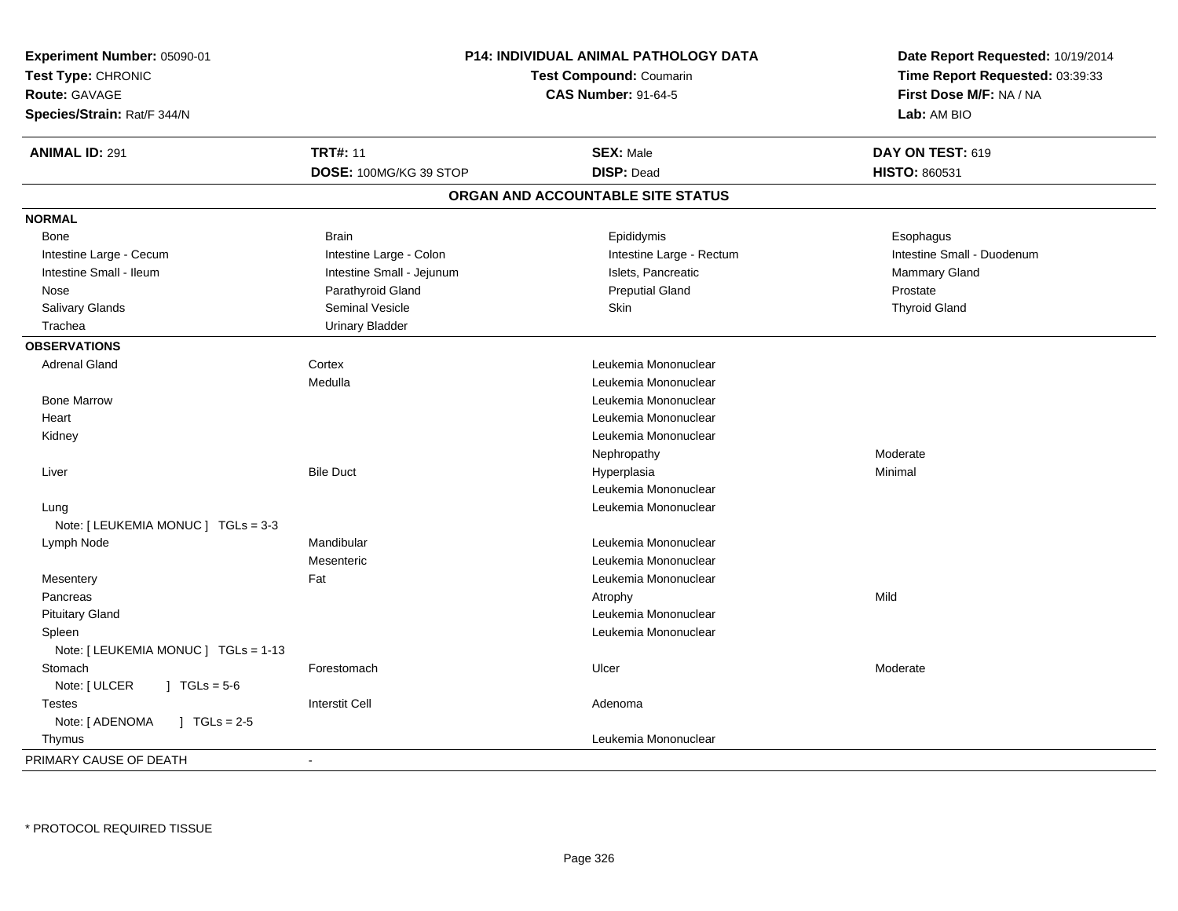**Experiment Number:** 05090-01
**Test Type:** CHRONIC
**Route:** GAVAGE
**Species/Strain:** Rat/F 344/N

**P14: INDIVIDUAL ANIMAL PATHOLOGY DATA**
**Test Compound:** Coumarin
**CAS Number:** 91-64-5

**Date Report Requested:** 10/19/2014
**Time Report Requested:** 03:39:33
**First Dose M/F:** NA / NA
**Lab:** AM BIO

| **ANIMAL ID:** 291 | **TRT#:** 11 | **SEX:** Male | **DAY ON TEST:** 619 |
|---|---|---|---|
| | **DOSE:** 100MG/KG 39 STOP | **DISP:** Dead | **HISTO:** 860531 |

## ORGAN AND ACCOUNTABLE SITE STATUS

**NORMAL**

| | | | |
|---|---|---|---|
| Bone | Brain | Epididymis | Esophagus |
| Intestine Large - Cecum | Intestine Large - Colon | Intestine Large - Rectum | Intestine Small - Duodenum |
| Intestine Small - Ileum | Intestine Small - Jejunum | Islets, Pancreatic | Mammary Gland |
| Nose | Parathyroid Gland | Preputial Gland | Prostate |
| Salivary Glands | Seminal Vesicle | Skin | Thyroid Gland |
| Trachea | Urinary Bladder | | |

**OBSERVATIONS**

| Organ | Site | Observation | Severity |
|---|---|---|---|
| Adrenal Gland | Cortex | Leukemia Mononuclear | |
| | Medulla | Leukemia Mononuclear | |
| Bone Marrow | | Leukemia Mononuclear | |
| Heart | | Leukemia Mononuclear | |
| Kidney | | Leukemia Mononuclear | |
| | | Nephropathy | Moderate |
| Liver | Bile Duct | Hyperplasia | Minimal |
| | | Leukemia Mononuclear | |
| Lung | | Leukemia Mononuclear | |
| Note: [ LEUKEMIA MONUC ] TGLs = 3-3 | | | |
| Lymph Node | Mandibular | Leukemia Mononuclear | |
| | Mesenteric | Leukemia Mononuclear | |
| Mesentery | Fat | Leukemia Mononuclear | |
| Pancreas | | Atrophy | Mild |
| Pituitary Gland | | Leukemia Mononuclear | |
| Spleen | | Leukemia Mononuclear | |
| Note: [ LEUKEMIA MONUC ] TGLs = 1-13 | | | |
| Stomach | Forestomach | Ulcer | Moderate |
| Note: [ ULCER ] TGLs = 5-6 | | | |
| Testes | Interstit Cell | Adenoma | |
| Note: [ ADENOMA ] TGLs = 2-5 | | | |
| Thymus | | Leukemia Mononuclear | |

| PRIMARY CAUSE OF DEATH | - |
|---|---|

* PROTOCOL REQUIRED TISSUE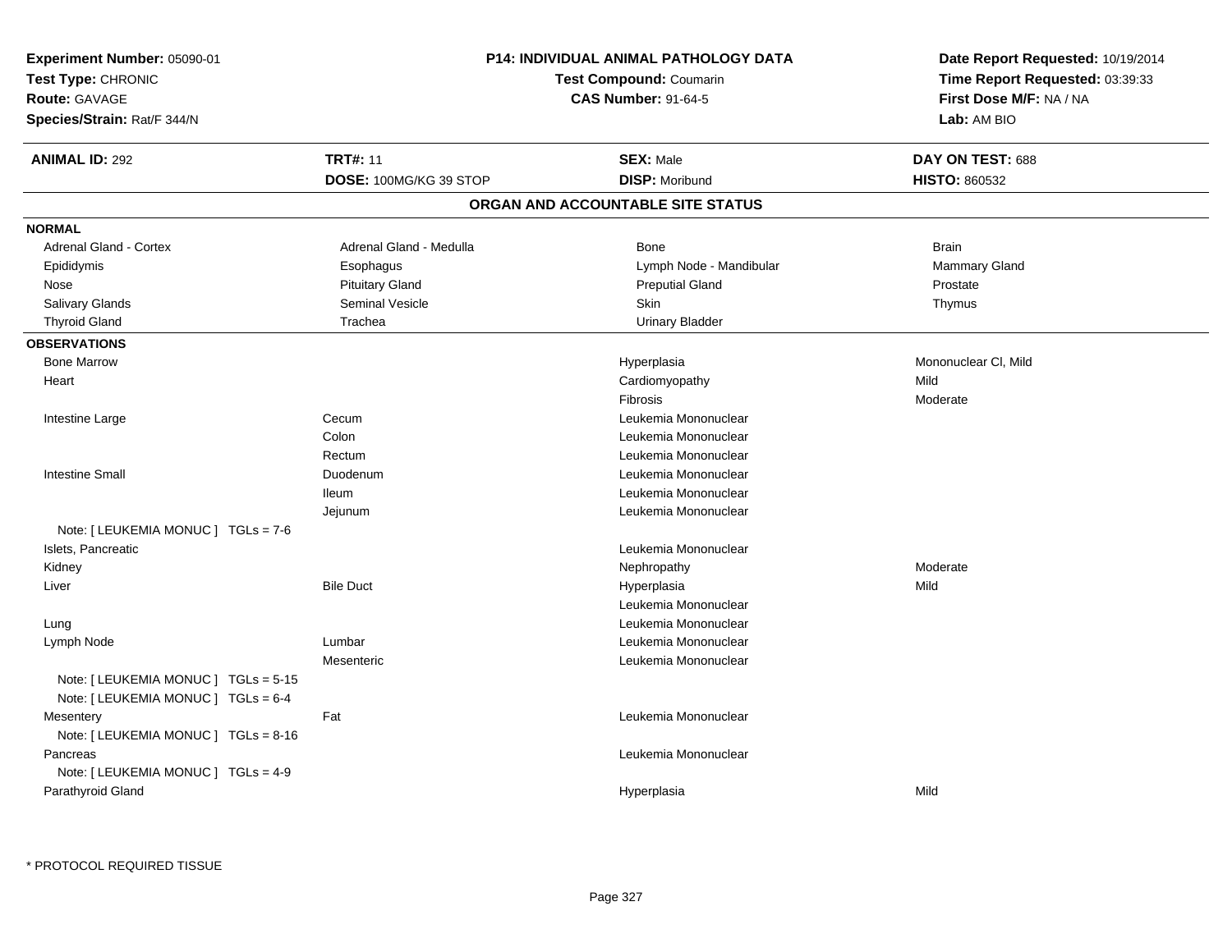**Experiment Number:** 05090-01
**Test Type:** CHRONIC
**Route:** GAVAGE
**Species/Strain:** Rat/F 344/N

**P14: INDIVIDUAL ANIMAL PATHOLOGY DATA**
**Test Compound:** Coumarin
**CAS Number:** 91-64-5

**Date Report Requested:** 10/19/2014
**Time Report Requested:** 03:39:33
**First Dose M/F:** NA / NA
**Lab:** AM BIO

| **ANIMAL ID:** 292 | **TRT#:** 11 | **SEX:** Male | **DAY ON TEST:** 688 |
|---|---|---|---|
| | **DOSE:** 100MG/KG 39 STOP | **DISP:** Moribund | **HISTO:** 860532 |

## ORGAN AND ACCOUNTABLE SITE STATUS

**NORMAL**

| | | | |
|---|---|---|---|
| Adrenal Gland - Cortex | Adrenal Gland - Medulla | Bone | Brain |
| Epididymis | Esophagus | Lymph Node - Mandibular | Mammary Gland |
| Nose | Pituitary Gland | Preputial Gland | Prostate |
| Salivary Glands | Seminal Vesicle | Skin | Thymus |
| Thyroid Gland | Trachea | Urinary Bladder | |

**OBSERVATIONS**

| | | | |
|---|---|---|---|
| Bone Marrow | | Hyperplasia | Mononuclear Cl, Mild |
| Heart | | Cardiomyopathy | Mild |
| | | Fibrosis | Moderate |
| Intestine Large | Cecum | Leukemia Mononuclear | |
| | Colon | Leukemia Mononuclear | |
| | Rectum | Leukemia Mononuclear | |
| Intestine Small | Duodenum | Leukemia Mononuclear | |
| | Ileum | Leukemia Mononuclear | |
| | Jejunum | Leukemia Mononuclear | |
| Note: [ LEUKEMIA MONUC ] TGLs = 7-6 | | | |
| Islets, Pancreatic | | Leukemia Mononuclear | |
| Kidney | | Nephropathy | Moderate |
| Liver | Bile Duct | Hyperplasia | Mild |
| | | Leukemia Mononuclear | |
| Lung | | Leukemia Mononuclear | |
| Lymph Node | Lumbar | Leukemia Mononuclear | |
| | Mesenteric | Leukemia Mononuclear | |
| Note: [ LEUKEMIA MONUC ] TGLs = 5-15 | | | |
| Note: [ LEUKEMIA MONUC ] TGLs = 6-4 | | | |
| Mesentery | Fat | Leukemia Mononuclear | |
| Note: [ LEUKEMIA MONUC ] TGLs = 8-16 | | | |
| Pancreas | | Leukemia Mononuclear | |
| Note: [ LEUKEMIA MONUC ] TGLs = 4-9 | | | |
| Parathyroid Gland | | Hyperplasia | Mild |

* PROTOCOL REQUIRED TISSUE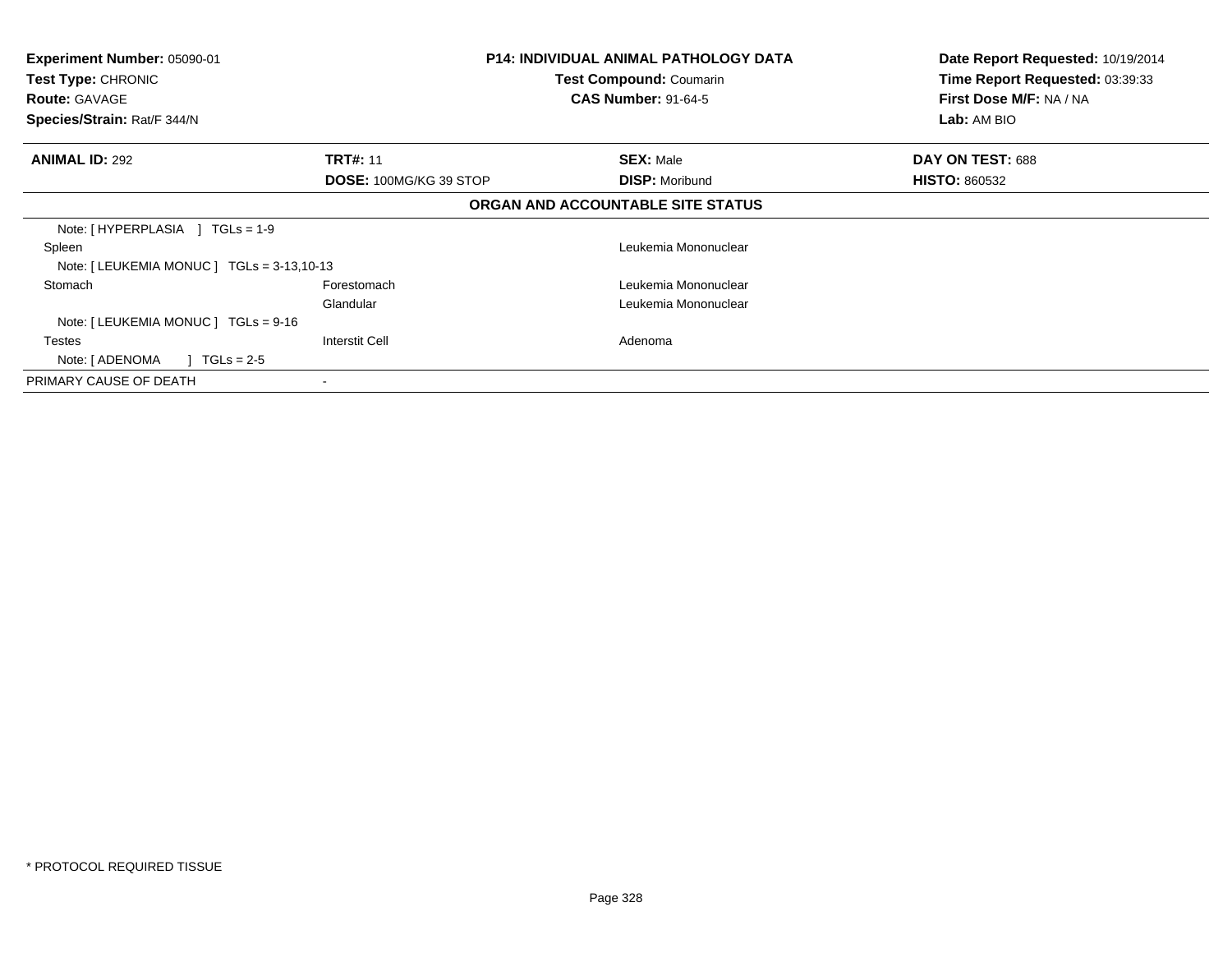| **Experiment Number:** 05090-01 | **P14: INDIVIDUAL ANIMAL PATHOLOGY DATA** | **Date Report Requested:** 10/19/2014 |
|---|---|---|
| **Test Type:** CHRONIC | **Test Compound:** Coumarin | **Time Report Requested:** 03:39:33 |
| **Route:** GAVAGE | **CAS Number:** 91-64-5 | **First Dose M/F:** NA / NA |
| **Species/Strain:** Rat/F 344/N | | **Lab:** AM BIO |

| **ANIMAL ID:** 292 | **TRT#:** 11 | **SEX:** Male | **DAY ON TEST:** 688 |
|---|---|---|---|
| | **DOSE:** 100MG/KG 39 STOP | **DISP:** Moribund | **HISTO:** 860532 |

**ORGAN AND ACCOUNTABLE SITE STATUS**

| | | |
|---|---|---|
| Note: [ HYPERPLASIA ] TGLs = 1-9 | | |
| Spleen | | Leukemia Mononuclear |
| Note: [ LEUKEMIA MONUC ] TGLs = 3-13,10-13 | | |
| Stomach | Forestomach | Leukemia Mononuclear |
| | Glandular | Leukemia Mononuclear |
| Note: [ LEUKEMIA MONUC ] TGLs = 9-16 | | |
| Testes | Interstit Cell | Adenoma |
| Note: [ ADENOMA ] TGLs = 2-5 | | |
| PRIMARY CAUSE OF DEATH | - | |

* PROTOCOL REQUIRED TISSUE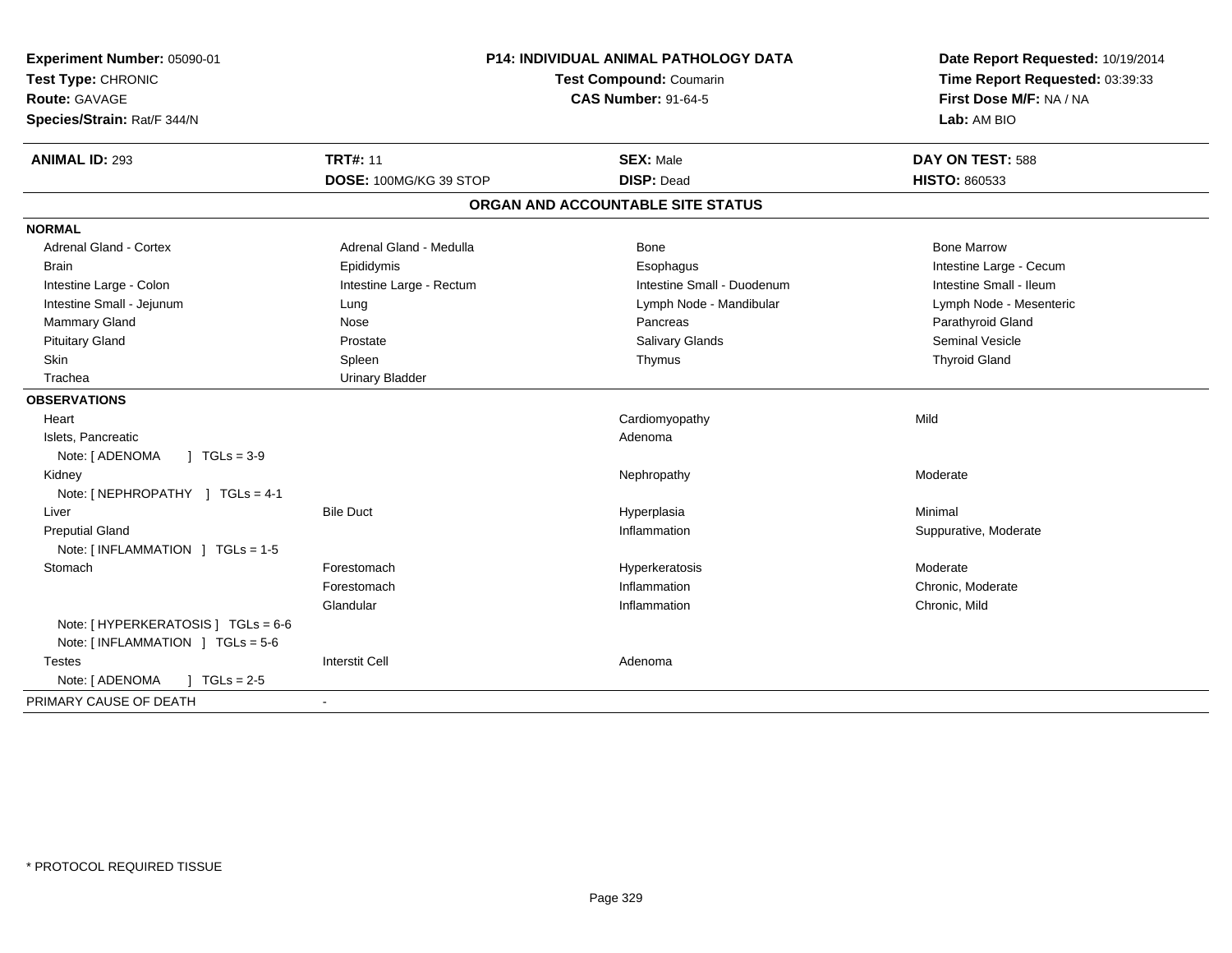**Experiment Number:** 05090-01
**Test Type:** CHRONIC
**Route:** GAVAGE
**Species/Strain:** Rat/F 344/N

**P14: INDIVIDUAL ANIMAL PATHOLOGY DATA**
**Test Compound:** Coumarin
**CAS Number:** 91-64-5

**Date Report Requested:** 10/19/2014
**Time Report Requested:** 03:39:33
**First Dose M/F:** NA / NA
**Lab:** AM BIO

| **ANIMAL ID:** 293 | **TRT#:** 11 | **SEX:** Male | **DAY ON TEST:** 588 |
|---|---|---|---|
| | **DOSE:** 100MG/KG 39 STOP | **DISP:** Dead | **HISTO:** 860533 |

## ORGAN AND ACCOUNTABLE SITE STATUS

**NORMAL**

| | | | |
|---|---|---|---|
| Adrenal Gland - Cortex | Adrenal Gland - Medulla | Bone | Bone Marrow |
| Brain | Epididymis | Esophagus | Intestine Large - Cecum |
| Intestine Large - Colon | Intestine Large - Rectum | Intestine Small - Duodenum | Intestine Small - Ileum |
| Intestine Small - Jejunum | Lung | Lymph Node - Mandibular | Lymph Node - Mesenteric |
| Mammary Gland | Nose | Pancreas | Parathyroid Gland |
| Pituitary Gland | Prostate | Salivary Glands | Seminal Vesicle |
| Skin | Spleen | Thymus | Thyroid Gland |
| Trachea | Urinary Bladder | | |

**OBSERVATIONS**

| | | | |
|---|---|---|---|
| Heart | | Cardiomyopathy | Mild |
| Islets, Pancreatic | | Adenoma | |
| Note: [ ADENOMA ] TGLs = 3-9 | | | |
| Kidney | | Nephropathy | Moderate |
| Note: [ NEPHROPATHY ] TGLs = 4-1 | | | |
| Liver | Bile Duct | Hyperplasia | Minimal |
| Preputial Gland | | Inflammation | Suppurative, Moderate |
| Note: [ INFLAMMATION ] TGLs = 1-5 | | | |
| Stomach | Forestomach | Hyperkeratosis | Moderate |
| | Forestomach | Inflammation | Chronic, Moderate |
| | Glandular | Inflammation | Chronic, Mild |
| Note: [ HYPERKERATOSIS ] TGLs = 6-6 | | | |
| Note: [ INFLAMMATION ] TGLs = 5-6 | | | |
| Testes | Interstit Cell | Adenoma | |
| Note: [ ADENOMA ] TGLs = 2-5 | | | |

PRIMARY CAUSE OF DEATH -

* PROTOCOL REQUIRED TISSUE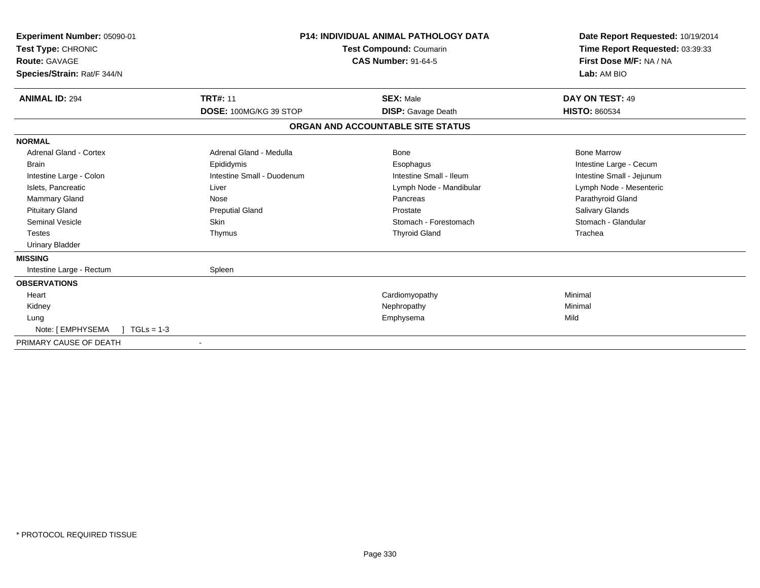**Experiment Number:** 05090-01
**Test Type:** CHRONIC
**Route:** GAVAGE
**Species/Strain:** Rat/F 344/N

**P14: INDIVIDUAL ANIMAL PATHOLOGY DATA**
**Test Compound:** Coumarin
**CAS Number:** 91-64-5

**Date Report Requested:** 10/19/2014
**Time Report Requested:** 03:39:33
**First Dose M/F:** NA / NA
**Lab:** AM BIO

| **ANIMAL ID:** 294 | **TRT#:** 11 | **SEX:** Male | **DAY ON TEST:** 49 |
|---|---|---|---|
| | **DOSE:** 100MG/KG 39 STOP | **DISP:** Gavage Death | **HISTO:** 860534 |

## ORGAN AND ACCOUNTABLE SITE STATUS

**NORMAL**

| | | | |
|---|---|---|---|
| Adrenal Gland - Cortex | Adrenal Gland - Medulla | Bone | Bone Marrow |
| Brain | Epididymis | Esophagus | Intestine Large - Cecum |
| Intestine Large - Colon | Intestine Small - Duodenum | Intestine Small - Ileum | Intestine Small - Jejunum |
| Islets, Pancreatic | Liver | Lymph Node - Mandibular | Lymph Node - Mesenteric |
| Mammary Gland | Nose | Pancreas | Parathyroid Gland |
| Pituitary Gland | Preputial Gland | Prostate | Salivary Glands |
| Seminal Vesicle | Skin | Stomach - Forestomach | Stomach - Glandular |
| Testes | Thymus | Thyroid Gland | Trachea |
| Urinary Bladder | | | |

**MISSING**

| | |
|---|---|
| Intestine Large - Rectum | Spleen |

**OBSERVATIONS**

| | | |
|---|---|---|
| Heart | Cardiomyopathy | Minimal |
| Kidney | Nephropathy | Minimal |
| Lung | Emphysema | Mild |
| Note: [ EMPHYSEMA ] TGLs = 1-3 | | |

PRIMARY CAUSE OF DEATH -

\* PROTOCOL REQUIRED TISSUE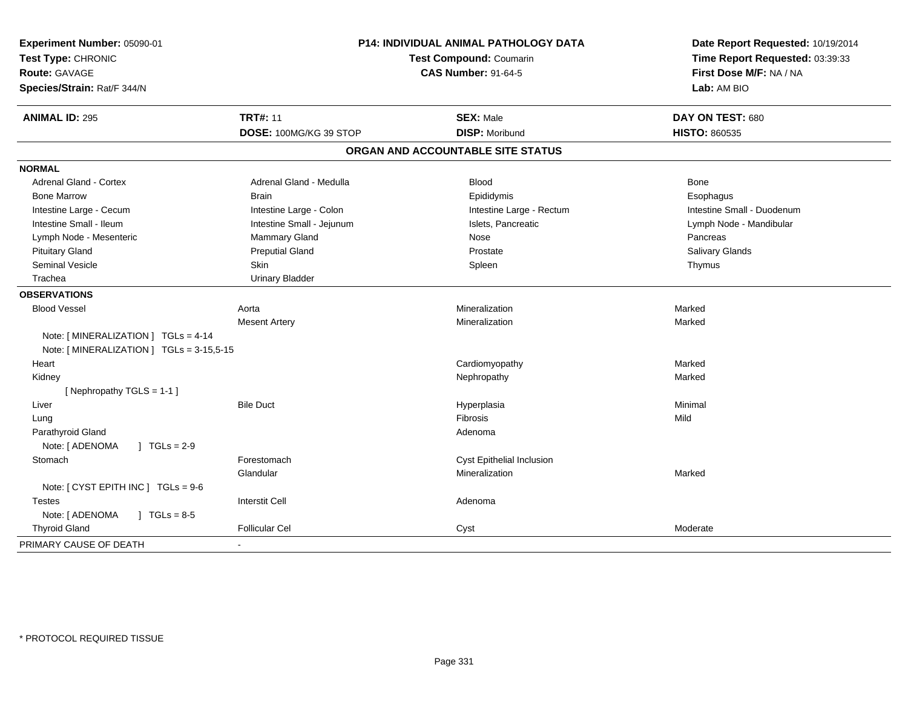**Experiment Number:** 05090-01
**Test Type:** CHRONIC
**Route:** GAVAGE
**Species/Strain:** Rat/F 344/N

**P14: INDIVIDUAL ANIMAL PATHOLOGY DATA**
**Test Compound:** Coumarin
**CAS Number:** 91-64-5

**Date Report Requested:** 10/19/2014
**Time Report Requested:** 03:39:33
**First Dose M/F:** NA / NA
**Lab:** AM BIO

| **ANIMAL ID:** 295 | **TRT#:** 11 | **SEX:** Male | **DAY ON TEST:** 680 |
|---|---|---|---|
| | **DOSE:** 100MG/KG 39 STOP | **DISP:** Moribund | **HISTO:** 860535 |

## ORGAN AND ACCOUNTABLE SITE STATUS

**NORMAL**

| | | | |
|---|---|---|---|
| Adrenal Gland - Cortex | Adrenal Gland - Medulla | Blood | Bone |
| Bone Marrow | Brain | Epididymis | Esophagus |
| Intestine Large - Cecum | Intestine Large - Colon | Intestine Large - Rectum | Intestine Small - Duodenum |
| Intestine Small - Ileum | Intestine Small - Jejunum | Islets, Pancreatic | Lymph Node - Mandibular |
| Lymph Node - Mesenteric | Mammary Gland | Nose | Pancreas |
| Pituitary Gland | Preputial Gland | Prostate | Salivary Glands |
| Seminal Vesicle | Skin | Spleen | Thymus |
| Trachea | Urinary Bladder | | |

**OBSERVATIONS**

| | | | |
|---|---|---|---|
| Blood Vessel | Aorta | Mineralization | Marked |
| | Mesent Artery | Mineralization | Marked |
| Note: [ MINERALIZATION ] TGLs = 4-14 | | | |
| Note: [ MINERALIZATION ] TGLs = 3-15,5-15 | | | |
| Heart | | Cardiomyopathy | Marked |
| Kidney | | Nephropathy | Marked |
| [ Nephropathy TGLS = 1-1 ] | | | |
| Liver | Bile Duct | Hyperplasia | Minimal |
| Lung | | Fibrosis | Mild |
| Parathyroid Gland | | Adenoma | |
| Note: [ ADENOMA ] TGLs = 2-9 | | | |
| Stomach | Forestomach | Cyst Epithelial Inclusion | |
| | Glandular | Mineralization | Marked |
| Note: [ CYST EPITH INC ] TGLs = 9-6 | | | |
| Testes | Interstit Cell | Adenoma | |
| Note: [ ADENOMA ] TGLs = 8-5 | | | |
| Thyroid Gland | Follicular Cel | Cyst | Moderate |

PRIMARY CAUSE OF DEATH -

* PROTOCOL REQUIRED TISSUE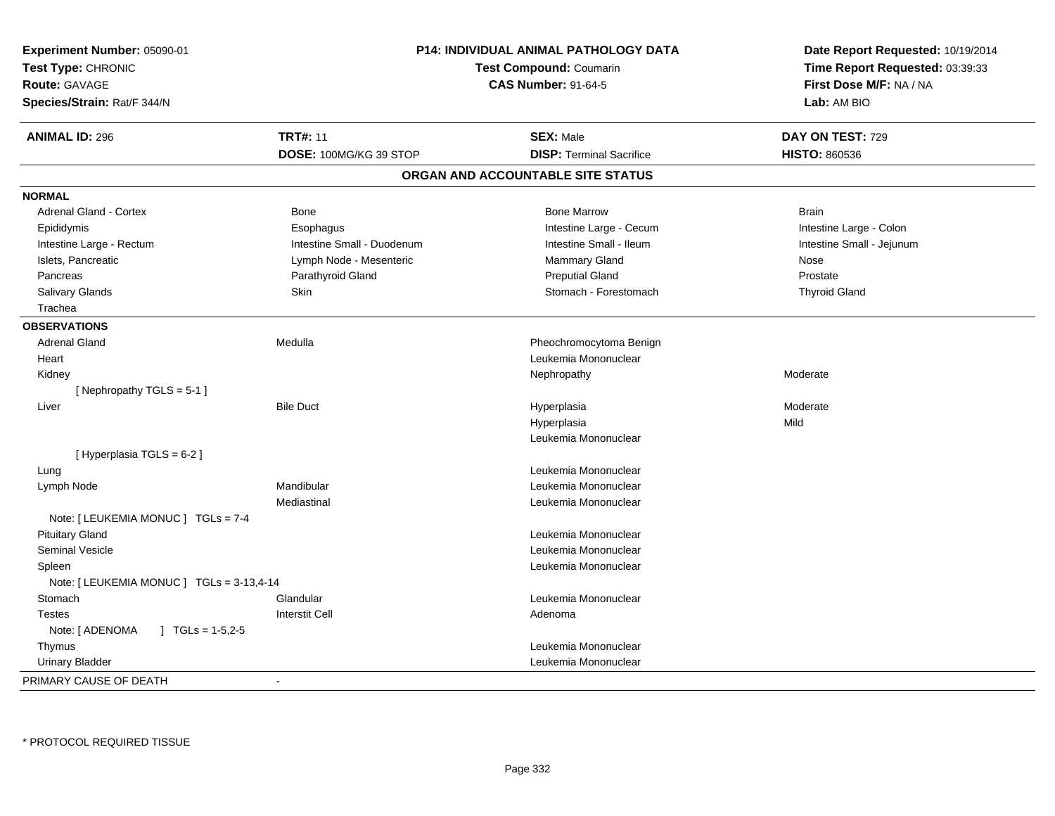| **Experiment Number:** 05090-01 | **P14: INDIVIDUAL ANIMAL PATHOLOGY DATA** | **Date Report Requested:** 10/19/2014 |
|---|---|---|
| **Test Type:** CHRONIC | **Test Compound:** Coumarin | **Time Report Requested:** 03:39:33 |
| **Route:** GAVAGE | **CAS Number:** 91-64-5 | **First Dose M/F:** NA / NA |
| **Species/Strain:** Rat/F 344/N | | **Lab:** AM BIO |

| **ANIMAL ID:** 296 | **TRT#:** 11 | **SEX:** Male | **DAY ON TEST:** 729 |
|---|---|---|---|
| | **DOSE:** 100MG/KG 39 STOP | **DISP:** Terminal Sacrifice | **HISTO:** 860536 |

## ORGAN AND ACCOUNTABLE SITE STATUS

| | | | |
|---|---|---|---|
| **NORMAL** | | | |
| Adrenal Gland - Cortex | Bone | Bone Marrow | Brain |
| Epididymis | Esophagus | Intestine Large - Cecum | Intestine Large - Colon |
| Intestine Large - Rectum | Intestine Small - Duodenum | Intestine Small - Ileum | Intestine Small - Jejunum |
| Islets, Pancreatic | Lymph Node - Mesenteric | Mammary Gland | Nose |
| Pancreas | Parathyroid Gland | Preputial Gland | Prostate |
| Salivary Glands | Skin | Stomach - Forestomach | Thyroid Gland |
| Trachea | | | |
| **OBSERVATIONS** | | | |
| Adrenal Gland | Medulla | Pheochromocytoma Benign | |
| Heart | | Leukemia Mononuclear | |
| Kidney | | Nephropathy | Moderate |
| [ Nephropathy TGLS = 5-1 ] | | | |
| Liver | Bile Duct | Hyperplasia | Moderate |
| | | Hyperplasia | Mild |
| | | Leukemia Mononuclear | |
| [ Hyperplasia TGLS = 6-2 ] | | | |
| Lung | | Leukemia Mononuclear | |
| Lymph Node | Mandibular | Leukemia Mononuclear | |
| | Mediastinal | Leukemia Mononuclear | |
| Note: [ LEUKEMIA MONUC ] TGLs = 7-4 | | | |
| Pituitary Gland | | Leukemia Mononuclear | |
| Seminal Vesicle | | Leukemia Mononuclear | |
| Spleen | | Leukemia Mononuclear | |
| Note: [ LEUKEMIA MONUC ] TGLs = 3-13,4-14 | | | |
| Stomach | Glandular | Leukemia Mononuclear | |
| Testes | Interstit Cell | Adenoma | |
| Note: [ ADENOMA ] TGLs = 1-5,2-5 | | | |
| Thymus | | Leukemia Mononuclear | |
| Urinary Bladder | | Leukemia Mononuclear | |
| PRIMARY CAUSE OF DEATH | - | | |

\* PROTOCOL REQUIRED TISSUE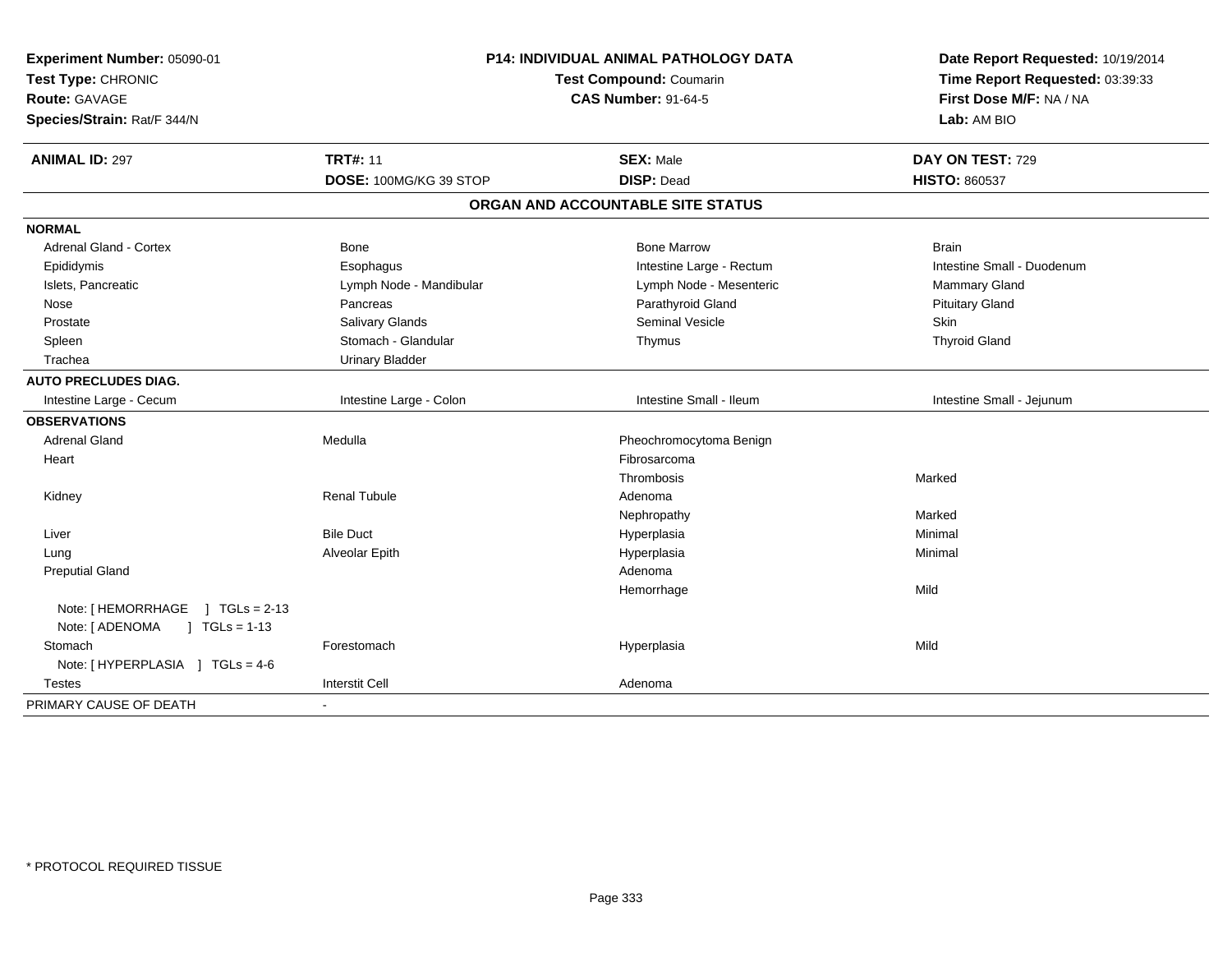**Experiment Number:** 05090-01
**Test Type:** CHRONIC
**Route:** GAVAGE
**Species/Strain:** Rat/F 344/N

**P14: INDIVIDUAL ANIMAL PATHOLOGY DATA**
**Test Compound:** Coumarin
**CAS Number:** 91-64-5

**Date Report Requested:** 10/19/2014
**Time Report Requested:** 03:39:33
**First Dose M/F:** NA / NA
**Lab:** AM BIO

| **ANIMAL ID:** 297 | **TRT#:** 11 | **SEX:** Male | **DAY ON TEST:** 729 |
|---|---|---|---|
| | **DOSE:** 100MG/KG 39 STOP | **DISP:** Dead | **HISTO:** 860537 |

## ORGAN AND ACCOUNTABLE SITE STATUS

| | | | |
|---|---|---|---|
| **NORMAL** | | | |
| Adrenal Gland - Cortex | Bone | Bone Marrow | Brain |
| Epididymis | Esophagus | Intestine Large - Rectum | Intestine Small - Duodenum |
| Islets, Pancreatic | Lymph Node - Mandibular | Lymph Node - Mesenteric | Mammary Gland |
| Nose | Pancreas | Parathyroid Gland | Pituitary Gland |
| Prostate | Salivary Glands | Seminal Vesicle | Skin |
| Spleen | Stomach - Glandular | Thymus | Thyroid Gland |
| Trachea | Urinary Bladder | | |
| **AUTO PRECLUDES DIAG.** | | | |
| Intestine Large - Cecum | Intestine Large - Colon | Intestine Small - Ileum | Intestine Small - Jejunum |
| **OBSERVATIONS** | | | |
| Adrenal Gland | Medulla | Pheochromocytoma Benign | |
| Heart | | Fibrosarcoma | |
| | | Thrombosis | Marked |
| Kidney | Renal Tubule | Adenoma | |
| | | Nephropathy | Marked |
| Liver | Bile Duct | Hyperplasia | Minimal |
| Lung | Alveolar Epith | Hyperplasia | Minimal |
| Preputial Gland | | Adenoma | |
| | | Hemorrhage | Mild |
| Note: [ HEMORRHAGE ] TGLs = 2-13 | | | |
| Note: [ ADENOMA ] TGLs = 1-13 | | | |
| Stomach | Forestomach | Hyperplasia | Mild |
| Note: [ HYPERPLASIA ] TGLs = 4-6 | | | |
| Testes | Interstit Cell | Adenoma | |
| PRIMARY CAUSE OF DEATH | - | | |

* PROTOCOL REQUIRED TISSUE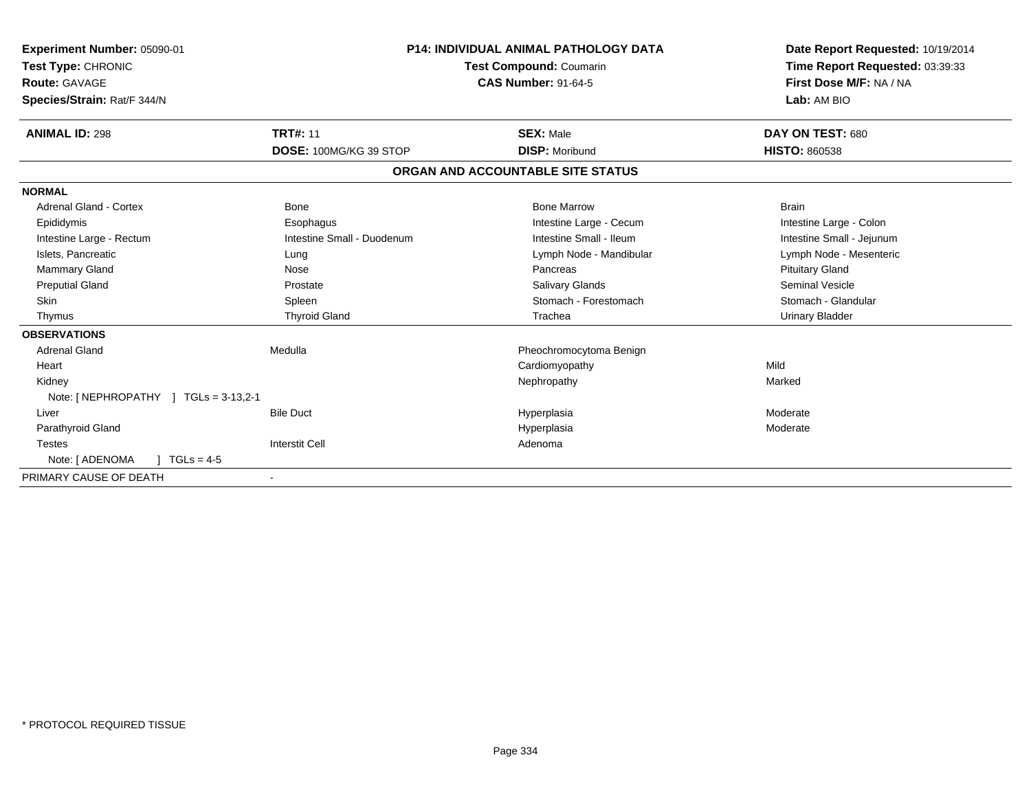**Experiment Number:** 05090-01
**Test Type:** CHRONIC
**Route:** GAVAGE
**Species/Strain:** Rat/F 344/N

**P14: INDIVIDUAL ANIMAL PATHOLOGY DATA**
**Test Compound:** Coumarin
**CAS Number:** 91-64-5

**Date Report Requested:** 10/19/2014
**Time Report Requested:** 03:39:33
**First Dose M/F:** NA / NA
**Lab:** AM BIO

| **ANIMAL ID:** 298 | **TRT#:** 11 | **SEX:** Male | **DAY ON TEST:** 680 |
|---|---|---|---|
| | **DOSE:** 100MG/KG 39 STOP | **DISP:** Moribund | **HISTO:** 860538 |

## ORGAN AND ACCOUNTABLE SITE STATUS

| | | | |
|---|---|---|---|
| **NORMAL** | | | |
| Adrenal Gland - Cortex | Bone | Bone Marrow | Brain |
| Epididymis | Esophagus | Intestine Large - Cecum | Intestine Large - Colon |
| Intestine Large - Rectum | Intestine Small - Duodenum | Intestine Small - Ileum | Intestine Small - Jejunum |
| Islets, Pancreatic | Lung | Lymph Node - Mandibular | Lymph Node - Mesenteric |
| Mammary Gland | Nose | Pancreas | Pituitary Gland |
| Preputial Gland | Prostate | Salivary Glands | Seminal Vesicle |
| Skin | Spleen | Stomach - Forestomach | Stomach - Glandular |
| Thymus | Thyroid Gland | Trachea | Urinary Bladder |
| **OBSERVATIONS** | | | |
| Adrenal Gland | Medulla | Pheochromocytoma Benign | |
| Heart | | Cardiomyopathy | Mild |
| Kidney | | Nephropathy | Marked |
| Note: [ NEPHROPATHY ] TGLs = 3-13,2-1 | | | |
| Liver | Bile Duct | Hyperplasia | Moderate |
| Parathyroid Gland | | Hyperplasia | Moderate |
| Testes | Interstit Cell | Adenoma | |
| Note: [ ADENOMA ] TGLs = 4-5 | | | |
| PRIMARY CAUSE OF DEATH | - | | |

\* PROTOCOL REQUIRED TISSUE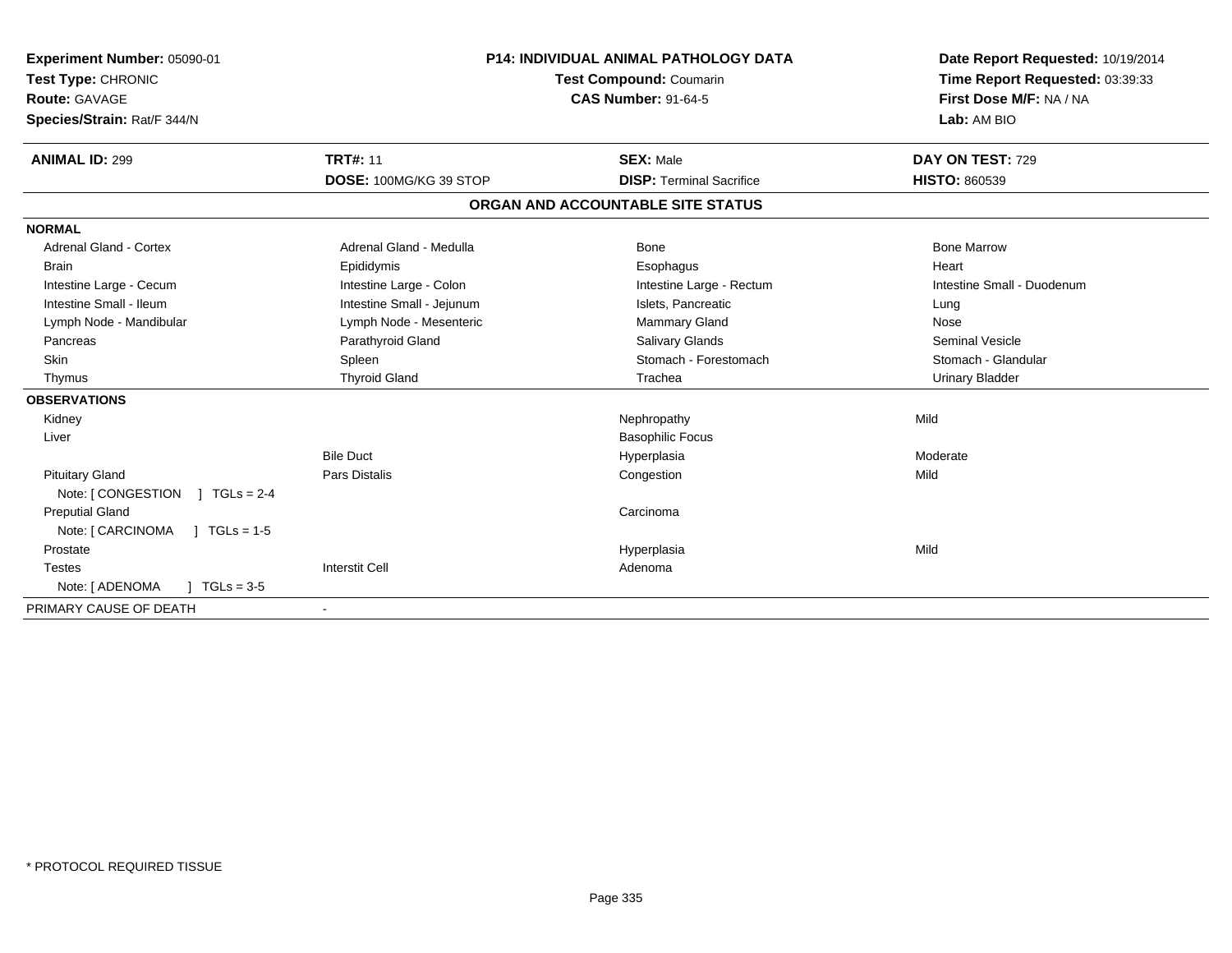**Experiment Number:** 05090-01
**Test Type:** CHRONIC
**Route:** GAVAGE
**Species/Strain:** Rat/F 344/N

**P14: INDIVIDUAL ANIMAL PATHOLOGY DATA**
**Test Compound:** Coumarin
**CAS Number:** 91-64-5

**Date Report Requested:** 10/19/2014
**Time Report Requested:** 03:39:33
**First Dose M/F:** NA / NA
**Lab:** AM BIO

| **ANIMAL ID:** 299 | **TRT#:** 11 | **SEX:** Male | **DAY ON TEST:** 729 |
|---|---|---|---|
| | **DOSE:** 100MG/KG 39 STOP | **DISP:** Terminal Sacrifice | **HISTO:** 860539 |

## ORGAN AND ACCOUNTABLE SITE STATUS

| | | | |
|---|---|---|---|
| **NORMAL** | | | |
| Adrenal Gland - Cortex | Adrenal Gland - Medulla | Bone | Bone Marrow |
| Brain | Epididymis | Esophagus | Heart |
| Intestine Large - Cecum | Intestine Large - Colon | Intestine Large - Rectum | Intestine Small - Duodenum |
| Intestine Small - Ileum | Intestine Small - Jejunum | Islets, Pancreatic | Lung |
| Lymph Node - Mandibular | Lymph Node - Mesenteric | Mammary Gland | Nose |
| Pancreas | Parathyroid Gland | Salivary Glands | Seminal Vesicle |
| Skin | Spleen | Stomach - Forestomach | Stomach - Glandular |
| Thymus | Thyroid Gland | Trachea | Urinary Bladder |
| **OBSERVATIONS** | | | |
| Kidney | | Nephropathy | Mild |
| Liver | | Basophilic Focus | |
| | Bile Duct | Hyperplasia | Moderate |
| Pituitary Gland | Pars Distalis | Congestion | Mild |
| Note: [ CONGESTION ] TGLs = 2-4 | | | |
| Preputial Gland | | Carcinoma | |
| Note: [ CARCINOMA ] TGLs = 1-5 | | | |
| Prostate | | Hyperplasia | Mild |
| Testes | Interstit Cell | Adenoma | |
| Note: [ ADENOMA ] TGLs = 3-5 | | | |
| PRIMARY CAUSE OF DEATH | - | | |

* PROTOCOL REQUIRED TISSUE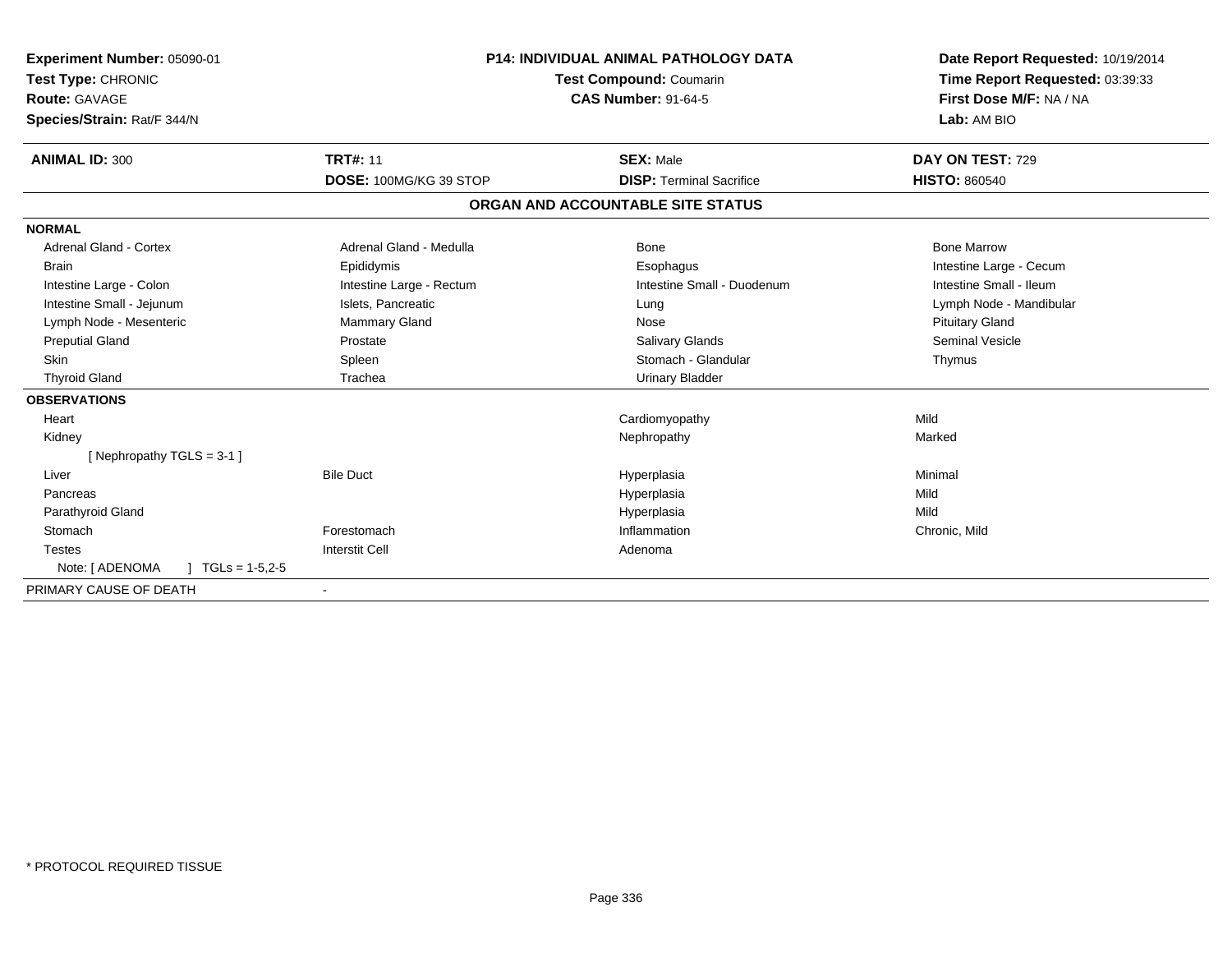**Experiment Number:** 05090-01
**Test Type:** CHRONIC
**Route:** GAVAGE
**Species/Strain:** Rat/F 344/N

**P14: INDIVIDUAL ANIMAL PATHOLOGY DATA**
**Test Compound:** Coumarin
**CAS Number:** 91-64-5

**Date Report Requested:** 10/19/2014
**Time Report Requested:** 03:39:33
**First Dose M/F:** NA / NA
**Lab:** AM BIO

| **ANIMAL ID:** 300 | **TRT#:** 11 | **SEX:** Male | **DAY ON TEST:** 729 |
|---|---|---|---|
| | **DOSE:** 100MG/KG 39 STOP | **DISP:** Terminal Sacrifice | **HISTO:** 860540 |

## ORGAN AND ACCOUNTABLE SITE STATUS

**NORMAL**

| | | | |
|---|---|---|---|
| Adrenal Gland - Cortex | Adrenal Gland - Medulla | Bone | Bone Marrow |
| Brain | Epididymis | Esophagus | Intestine Large - Cecum |
| Intestine Large - Colon | Intestine Large - Rectum | Intestine Small - Duodenum | Intestine Small - Ileum |
| Intestine Small - Jejunum | Islets, Pancreatic | Lung | Lymph Node - Mandibular |
| Lymph Node - Mesenteric | Mammary Gland | Nose | Pituitary Gland |
| Preputial Gland | Prostate | Salivary Glands | Seminal Vesicle |
| Skin | Spleen | Stomach - Glandular | Thymus |
| Thyroid Gland | Trachea | Urinary Bladder | |

**OBSERVATIONS**

| | | | |
|---|---|---|---|
| Heart | | Cardiomyopathy | Mild |
| Kidney | | Nephropathy | Marked |
| [ Nephropathy TGLS = 3-1 ] | | | |
| Liver | Bile Duct | Hyperplasia | Minimal |
| Pancreas | | Hyperplasia | Mild |
| Parathyroid Gland | | Hyperplasia | Mild |
| Stomach | Forestomach | Inflammation | Chronic, Mild |
| Testes | Interstit Cell | Adenoma | |
| Note: [ ADENOMA ] TGLs = 1-5,2-5 | | | |

PRIMARY CAUSE OF DEATH -

\* PROTOCOL REQUIRED TISSUE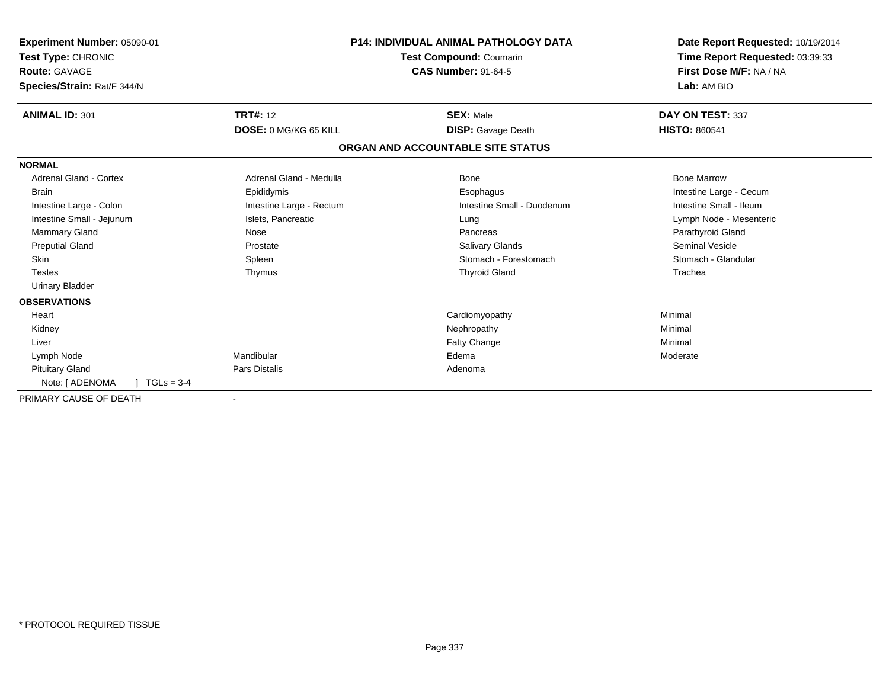**Experiment Number:** 05090-01
**Test Type:** CHRONIC
**Route:** GAVAGE
**Species/Strain:** Rat/F 344/N

**P14: INDIVIDUAL ANIMAL PATHOLOGY DATA**
**Test Compound:** Coumarin
**CAS Number:** 91-64-5

**Date Report Requested:** 10/19/2014
**Time Report Requested:** 03:39:33
**First Dose M/F:** NA / NA
**Lab:** AM BIO

| **ANIMAL ID:** 301 | **TRT#:** 12 | **SEX:** Male | **DAY ON TEST:** 337 |
|---|---|---|---|
| | **DOSE:** 0 MG/KG 65 KILL | **DISP:** Gavage Death | **HISTO:** 860541 |

## ORGAN AND ACCOUNTABLE SITE STATUS

| | | | |
|---|---|---|---|
| **NORMAL** | | | |
| Adrenal Gland - Cortex | Adrenal Gland - Medulla | Bone | Bone Marrow |
| Brain | Epididymis | Esophagus | Intestine Large - Cecum |
| Intestine Large - Colon | Intestine Large - Rectum | Intestine Small - Duodenum | Intestine Small - Ileum |
| Intestine Small - Jejunum | Islets, Pancreatic | Lung | Lymph Node - Mesenteric |
| Mammary Gland | Nose | Pancreas | Parathyroid Gland |
| Preputial Gland | Prostate | Salivary Glands | Seminal Vesicle |
| Skin | Spleen | Stomach - Forestomach | Stomach - Glandular |
| Testes | Thymus | Thyroid Gland | Trachea |
| Urinary Bladder | | | |
| **OBSERVATIONS** | | | |
| Heart | | Cardiomyopathy | Minimal |
| Kidney | | Nephropathy | Minimal |
| Liver | | Fatty Change | Minimal |
| Lymph Node | Mandibular | Edema | Moderate |
| Pituitary Gland | Pars Distalis | Adenoma | |
| Note: [ ADENOMA ] TGLs = 3-4 | | | |
| PRIMARY CAUSE OF DEATH | - | | |

* PROTOCOL REQUIRED TISSUE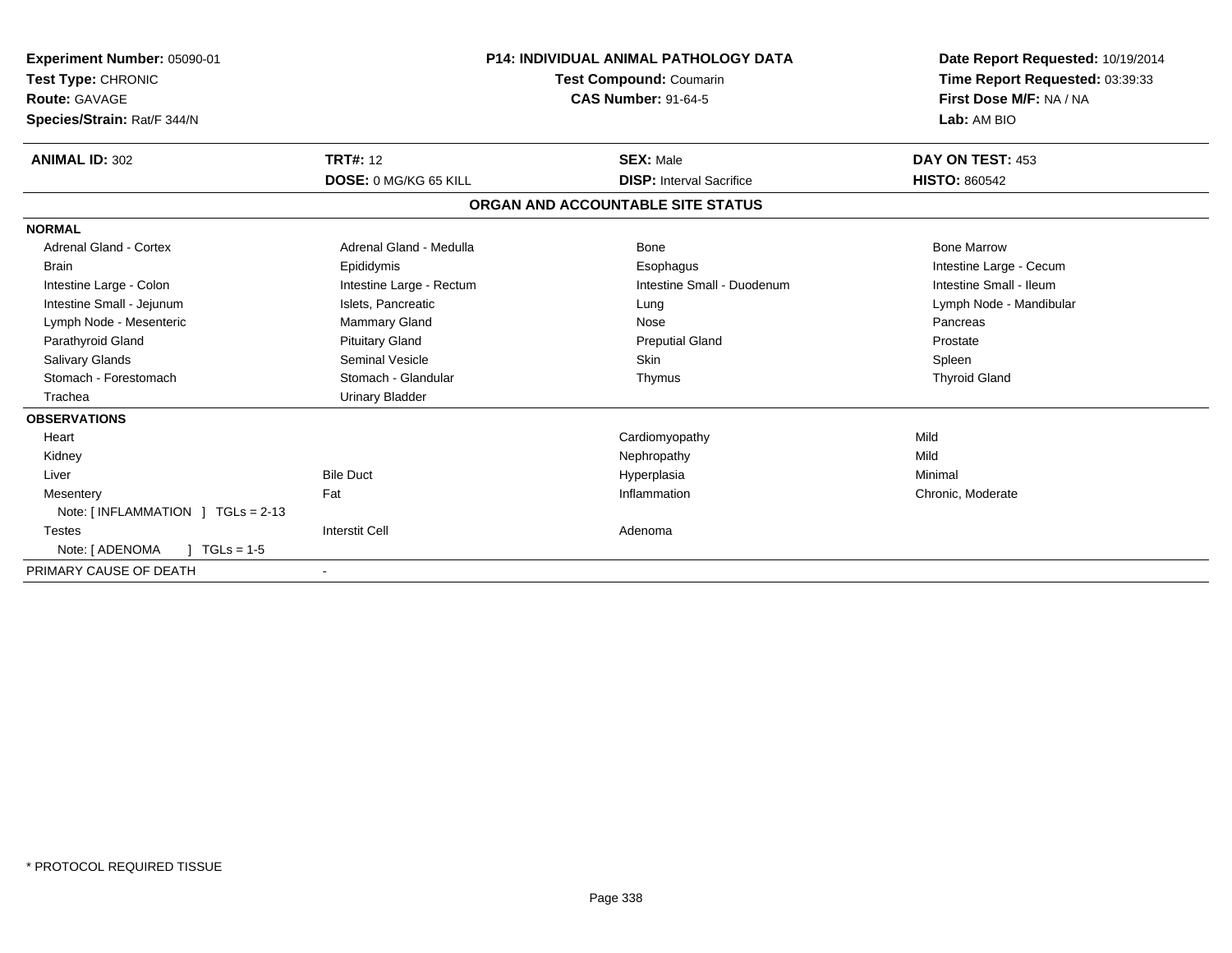**Experiment Number:** 05090-01
**Test Type:** CHRONIC
**Route:** GAVAGE
**Species/Strain:** Rat/F 344/N

**P14: INDIVIDUAL ANIMAL PATHOLOGY DATA**
**Test Compound:** Coumarin
**CAS Number:** 91-64-5

**Date Report Requested:** 10/19/2014
**Time Report Requested:** 03:39:33
**First Dose M/F:** NA / NA
**Lab:** AM BIO

| **ANIMAL ID:** 302 | **TRT#:** 12 | **SEX:** Male | **DAY ON TEST:** 453 |
|---|---|---|---|
| | **DOSE:** 0 MG/KG 65 KILL | **DISP:** Interval Sacrifice | **HISTO:** 860542 |

**ORGAN AND ACCOUNTABLE SITE STATUS**

**NORMAL**

| | | | |
|---|---|---|---|
| Adrenal Gland - Cortex | Adrenal Gland - Medulla | Bone | Bone Marrow |
| Brain | Epididymis | Esophagus | Intestine Large - Cecum |
| Intestine Large - Colon | Intestine Large - Rectum | Intestine Small - Duodenum | Intestine Small - Ileum |
| Intestine Small - Jejunum | Islets, Pancreatic | Lung | Lymph Node - Mandibular |
| Lymph Node - Mesenteric | Mammary Gland | Nose | Pancreas |
| Parathyroid Gland | Pituitary Gland | Preputial Gland | Prostate |
| Salivary Glands | Seminal Vesicle | Skin | Spleen |
| Stomach - Forestomach | Stomach - Glandular | Thymus | Thyroid Gland |
| Trachea | Urinary Bladder | | |

**OBSERVATIONS**

| | | | |
|---|---|---|---|
| Heart | | Cardiomyopathy | Mild |
| Kidney | | Nephropathy | Mild |
| Liver | Bile Duct | Hyperplasia | Minimal |
| Mesentery | Fat | Inflammation | Chronic, Moderate |
| Note: [ INFLAMMATION ] TGLs = 2-13 | | | |
| Testes | Interstit Cell | Adenoma | |
| Note: [ ADENOMA ] TGLs = 1-5 | | | |

PRIMARY CAUSE OF DEATH -

* PROTOCOL REQUIRED TISSUE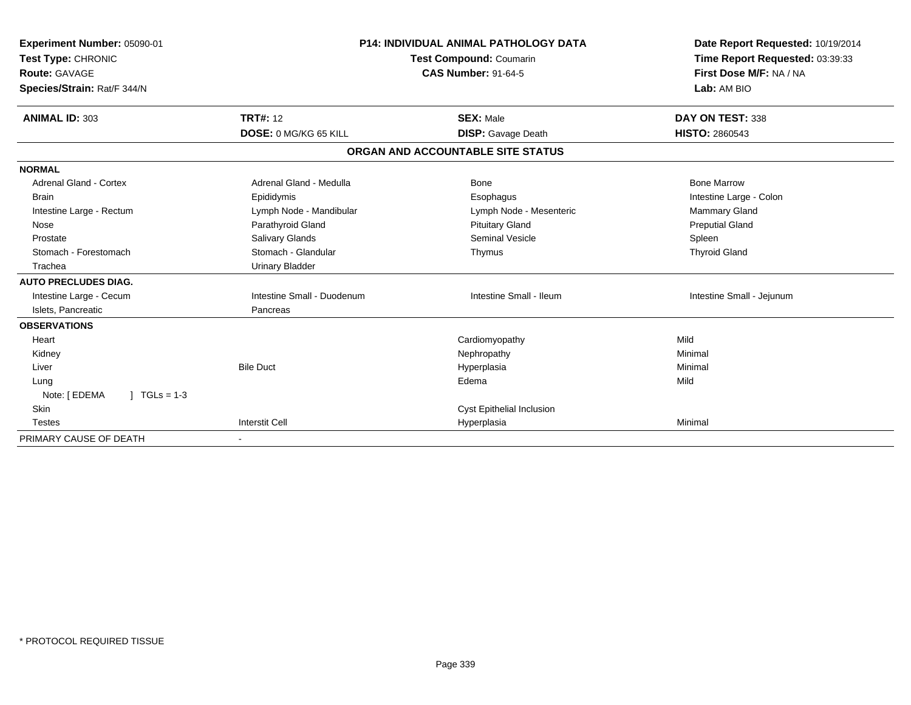**Experiment Number:** 05090-01
**Test Type:** CHRONIC
**Route:** GAVAGE
**Species/Strain:** Rat/F 344/N

**P14: INDIVIDUAL ANIMAL PATHOLOGY DATA**
**Test Compound:** Coumarin
**CAS Number:** 91-64-5

**Date Report Requested:** 10/19/2014
**Time Report Requested:** 03:39:33
**First Dose M/F:** NA / NA
**Lab:** AM BIO

| **ANIMAL ID:** 303 | **TRT#:** 12 | **SEX:** Male | **DAY ON TEST:** 338 |
|---|---|---|---|
| | **DOSE:** 0 MG/KG 65 KILL | **DISP:** Gavage Death | **HISTO:** 2860543 |

**ORGAN AND ACCOUNTABLE SITE STATUS**

| | | | |
|---|---|---|---|
| **NORMAL** | | | |
| Adrenal Gland - Cortex | Adrenal Gland - Medulla | Bone | Bone Marrow |
| Brain | Epididymis | Esophagus | Intestine Large - Colon |
| Intestine Large - Rectum | Lymph Node - Mandibular | Lymph Node - Mesenteric | Mammary Gland |
| Nose | Parathyroid Gland | Pituitary Gland | Preputial Gland |
| Prostate | Salivary Glands | Seminal Vesicle | Spleen |
| Stomach - Forestomach | Stomach - Glandular | Thymus | Thyroid Gland |
| Trachea | Urinary Bladder | | |
| **AUTO PRECLUDES DIAG.** | | | |
| Intestine Large - Cecum | Intestine Small - Duodenum | Intestine Small - Ileum | Intestine Small - Jejunum |
| Islets, Pancreatic | Pancreas | | |
| **OBSERVATIONS** | | | |
| Heart | | Cardiomyopathy | Mild |
| Kidney | | Nephropathy | Minimal |
| Liver | Bile Duct | Hyperplasia | Minimal |
| Lung | | Edema | Mild |
| Note: [ EDEMA ] TGLs = 1-3 | | | |
| Skin | | Cyst Epithelial Inclusion | |
| Testes | Interstit Cell | Hyperplasia | Minimal |
| PRIMARY CAUSE OF DEATH | - | | |

\* PROTOCOL REQUIRED TISSUE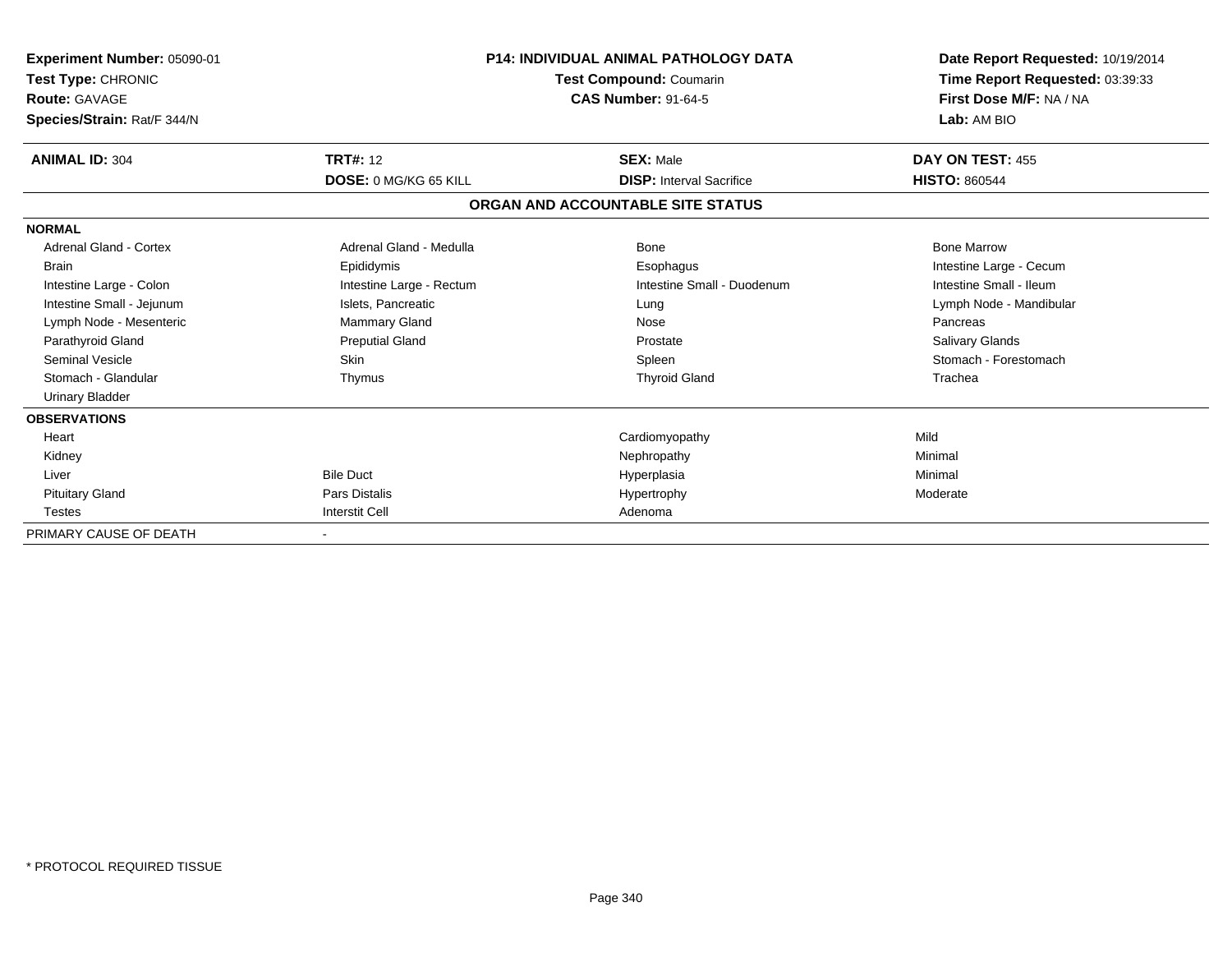**Experiment Number:** 05090-01
**Test Type:** CHRONIC
**Route:** GAVAGE
**Species/Strain:** Rat/F 344/N

**P14: INDIVIDUAL ANIMAL PATHOLOGY DATA**
**Test Compound:** Coumarin
**CAS Number:** 91-64-5

**Date Report Requested:** 10/19/2014
**Time Report Requested:** 03:39:33
**First Dose M/F:** NA / NA
**Lab:** AM BIO

| **ANIMAL ID:** 304 | **TRT#:** 12 | **SEX:** Male | **DAY ON TEST:** 455 |
|---|---|---|---|
| | **DOSE:** 0 MG/KG 65 KILL | **DISP:** Interval Sacrifice | **HISTO:** 860544 |

## ORGAN AND ACCOUNTABLE SITE STATUS

| | | | |
|---|---|---|---|
| **NORMAL** | | | |
| Adrenal Gland - Cortex | Adrenal Gland - Medulla | Bone | Bone Marrow |
| Brain | Epididymis | Esophagus | Intestine Large - Cecum |
| Intestine Large - Colon | Intestine Large - Rectum | Intestine Small - Duodenum | Intestine Small - Ileum |
| Intestine Small - Jejunum | Islets, Pancreatic | Lung | Lymph Node - Mandibular |
| Lymph Node - Mesenteric | Mammary Gland | Nose | Pancreas |
| Parathyroid Gland | Preputial Gland | Prostate | Salivary Glands |
| Seminal Vesicle | Skin | Spleen | Stomach - Forestomach |
| Stomach - Glandular | Thymus | Thyroid Gland | Trachea |
| Urinary Bladder | | | |
| **OBSERVATIONS** | | | |
| Heart | | Cardiomyopathy | Mild |
| Kidney | | Nephropathy | Minimal |
| Liver | Bile Duct | Hyperplasia | Minimal |
| Pituitary Gland | Pars Distalis | Hypertrophy | Moderate |
| Testes | Interstit Cell | Adenoma | |
| PRIMARY CAUSE OF DEATH | - | | |

\* PROTOCOL REQUIRED TISSUE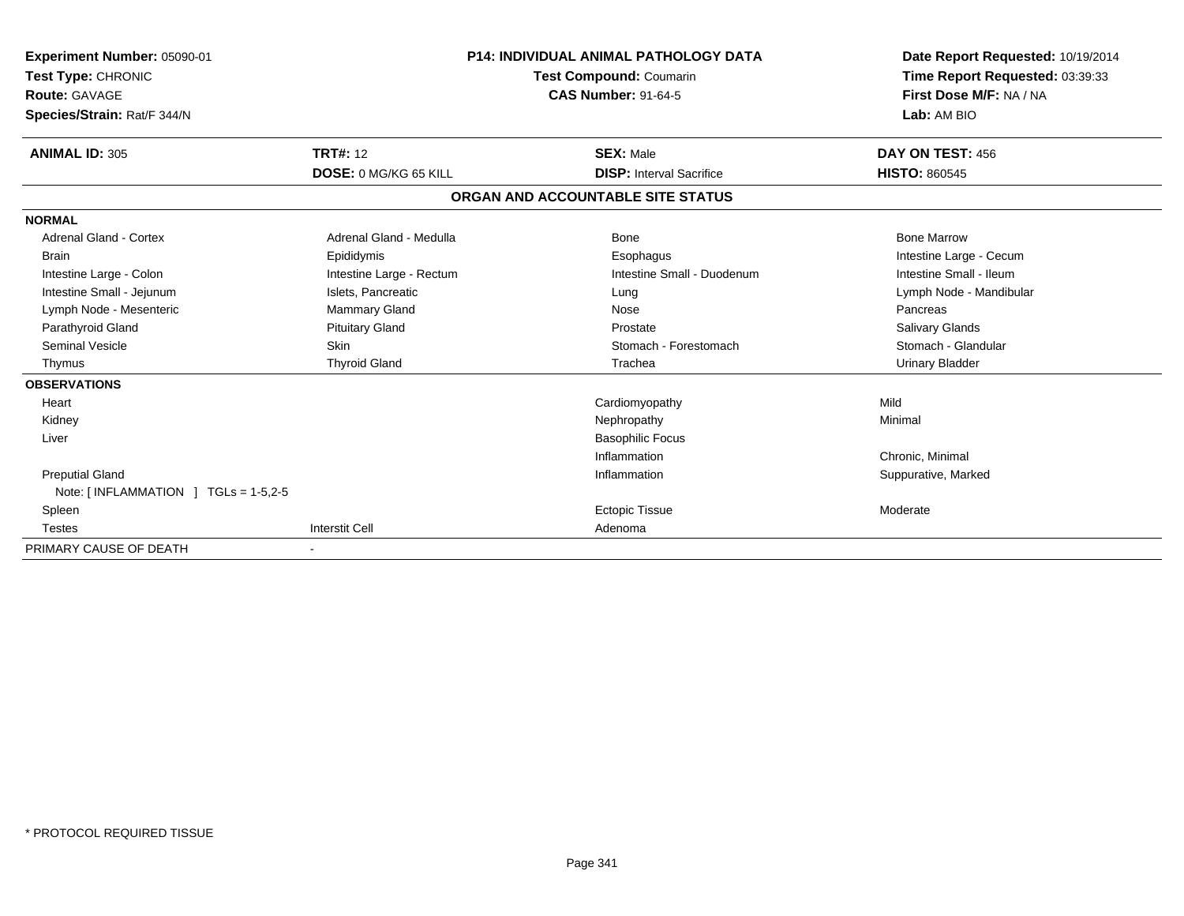**Experiment Number:** 05090-01
**Test Type:** CHRONIC
**Route:** GAVAGE
**Species/Strain:** Rat/F 344/N

**P14: INDIVIDUAL ANIMAL PATHOLOGY DATA**
**Test Compound:** Coumarin
**CAS Number:** 91-64-5

**Date Report Requested:** 10/19/2014
**Time Report Requested:** 03:39:33
**First Dose M/F:** NA / NA
**Lab:** AM BIO

| **ANIMAL ID:** 305 | **TRT#:** 12 | **SEX:** Male | **DAY ON TEST:** 456 |
|---|---|---|---|
| | **DOSE:** 0 MG/KG 65 KILL | **DISP:** Interval Sacrifice | **HISTO:** 860545 |

**ORGAN AND ACCOUNTABLE SITE STATUS**

| | | | |
|---|---|---|---|
| **NORMAL** | | | |
| Adrenal Gland - Cortex | Adrenal Gland - Medulla | Bone | Bone Marrow |
| Brain | Epididymis | Esophagus | Intestine Large - Cecum |
| Intestine Large - Colon | Intestine Large - Rectum | Intestine Small - Duodenum | Intestine Small - Ileum |
| Intestine Small - Jejunum | Islets, Pancreatic | Lung | Lymph Node - Mandibular |
| Lymph Node - Mesenteric | Mammary Gland | Nose | Pancreas |
| Parathyroid Gland | Pituitary Gland | Prostate | Salivary Glands |
| Seminal Vesicle | Skin | Stomach - Forestomach | Stomach - Glandular |
| Thymus | Thyroid Gland | Trachea | Urinary Bladder |
| **OBSERVATIONS** | | | |
| Heart | | Cardiomyopathy | Mild |
| Kidney | | Nephropathy | Minimal |
| Liver | | Basophilic Focus | |
| | | Inflammation | Chronic, Minimal |
| Preputial Gland | | Inflammation | Suppurative, Marked |
| Note: [ INFLAMMATION ] TGLs = 1-5,2-5 | | | |
| Spleen | | Ectopic Tissue | Moderate |
| Testes | Interstit Cell | Adenoma | |
| PRIMARY CAUSE OF DEATH | - | | |

* PROTOCOL REQUIRED TISSUE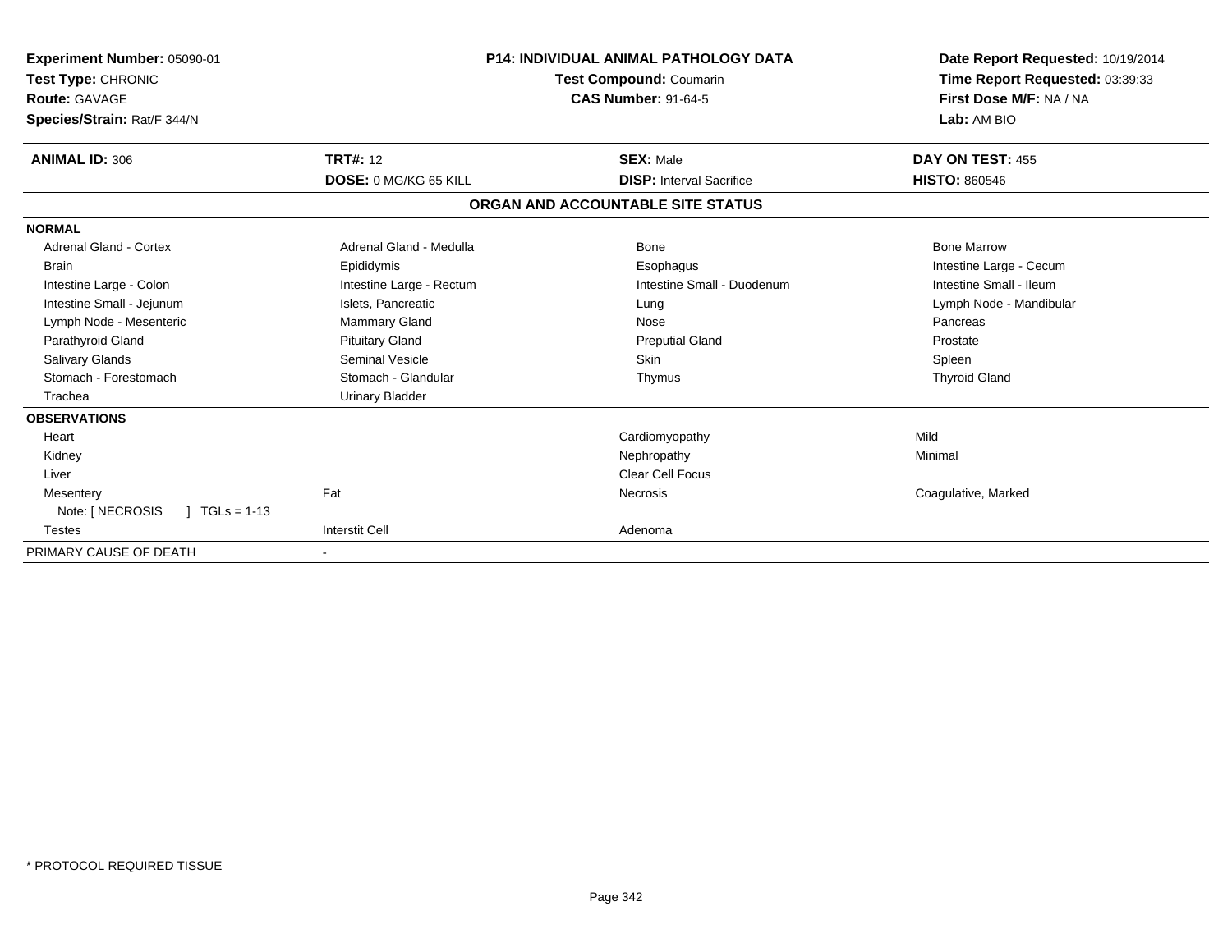**Experiment Number:** 05090-01
**Test Type:** CHRONIC
**Route:** GAVAGE
**Species/Strain:** Rat/F 344/N

# P14: INDIVIDUAL ANIMAL PATHOLOGY DATA

**Test Compound:** Coumarin
**CAS Number:** 91-64-5

**Date Report Requested:** 10/19/2014
**Time Report Requested:** 03:39:33
**First Dose M/F:** NA / NA
**Lab:** AM BIO

| **ANIMAL ID:** 306 | **TRT#:** 12 | **SEX:** Male | **DAY ON TEST:** 455 |
|---|---|---|---|
| | **DOSE:** 0 MG/KG 65 KILL | **DISP:** Interval Sacrifice | **HISTO:** 860546 |

## ORGAN AND ACCOUNTABLE SITE STATUS

| | | | |
|---|---|---|---|
| **NORMAL** | | | |
| Adrenal Gland - Cortex | Adrenal Gland - Medulla | Bone | Bone Marrow |
| Brain | Epididymis | Esophagus | Intestine Large - Cecum |
| Intestine Large - Colon | Intestine Large - Rectum | Intestine Small - Duodenum | Intestine Small - Ileum |
| Intestine Small - Jejunum | Islets, Pancreatic | Lung | Lymph Node - Mandibular |
| Lymph Node - Mesenteric | Mammary Gland | Nose | Pancreas |
| Parathyroid Gland | Pituitary Gland | Preputial Gland | Prostate |
| Salivary Glands | Seminal Vesicle | Skin | Spleen |
| Stomach - Forestomach | Stomach - Glandular | Thymus | Thyroid Gland |
| Trachea | Urinary Bladder | | |
| **OBSERVATIONS** | | | |
| Heart | | Cardiomyopathy | Mild |
| Kidney | | Nephropathy | Minimal |
| Liver | | Clear Cell Focus | |
| Mesentery | Fat | Necrosis | Coagulative, Marked |
| Note: [ NECROSIS ] TGLs = 1-13 | | | |
| Testes | Interstit Cell | Adenoma | |
| PRIMARY CAUSE OF DEATH | - | | |

\* PROTOCOL REQUIRED TISSUE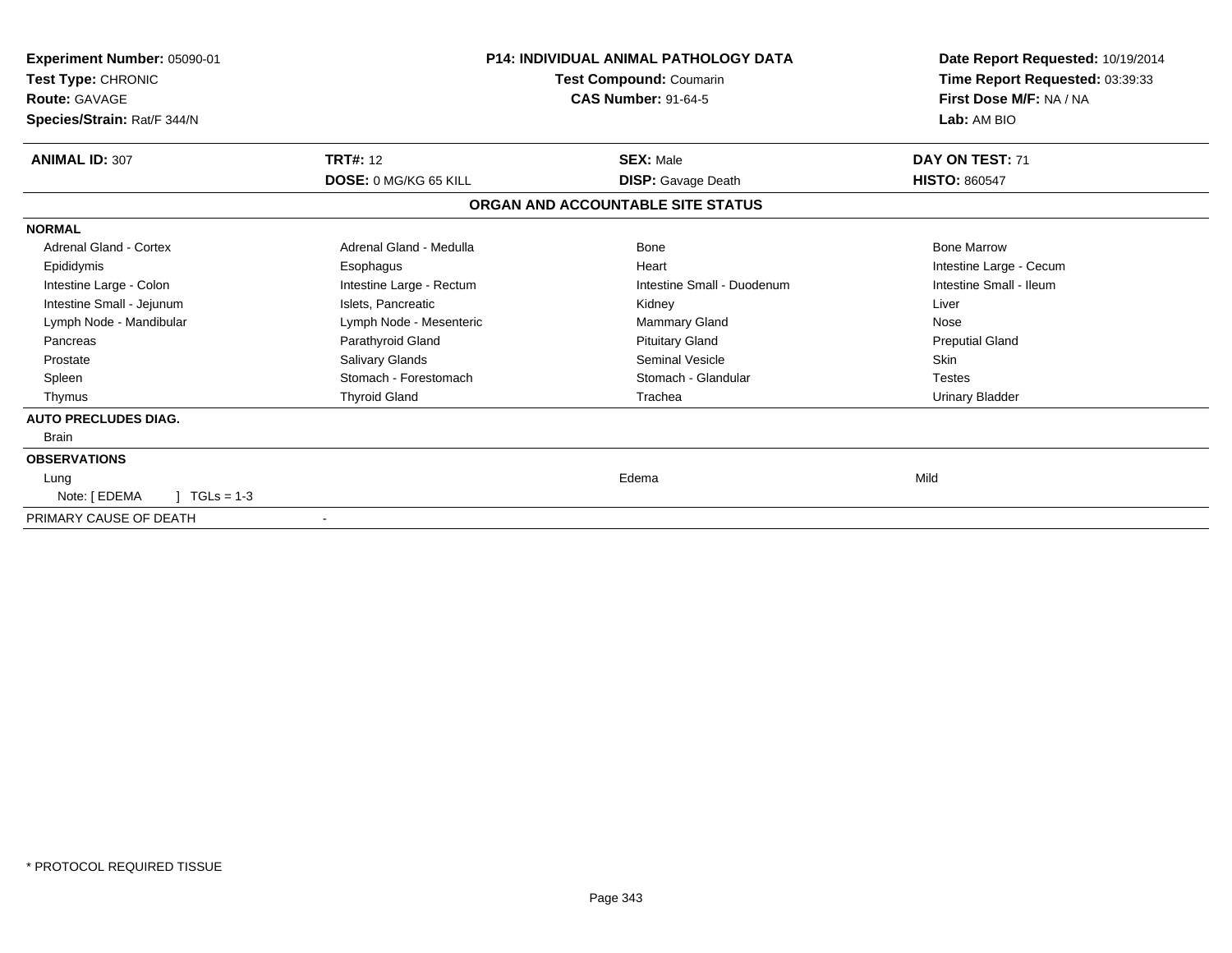**Experiment Number:** 05090-01
**Test Type:** CHRONIC
**Route:** GAVAGE
**Species/Strain:** Rat/F 344/N

**P14: INDIVIDUAL ANIMAL PATHOLOGY DATA**
**Test Compound:** Coumarin
**CAS Number:** 91-64-5

**Date Report Requested:** 10/19/2014
**Time Report Requested:** 03:39:33
**First Dose M/F:** NA / NA
**Lab:** AM BIO

| **ANIMAL ID:** 307 | **TRT#:** 12 | **SEX:** Male | **DAY ON TEST:** 71 |
|---|---|---|---|
| | **DOSE:** 0 MG/KG 65 KILL | **DISP:** Gavage Death | **HISTO:** 860547 |

**ORGAN AND ACCOUNTABLE SITE STATUS**

| | | | |
|---|---|---|---|
| **NORMAL** | | | |
| Adrenal Gland - Cortex | Adrenal Gland - Medulla | Bone | Bone Marrow |
| Epididymis | Esophagus | Heart | Intestine Large - Cecum |
| Intestine Large - Colon | Intestine Large - Rectum | Intestine Small - Duodenum | Intestine Small - Ileum |
| Intestine Small - Jejunum | Islets, Pancreatic | Kidney | Liver |
| Lymph Node - Mandibular | Lymph Node - Mesenteric | Mammary Gland | Nose |
| Pancreas | Parathyroid Gland | Pituitary Gland | Preputial Gland |
| Prostate | Salivary Glands | Seminal Vesicle | Skin |
| Spleen | Stomach - Forestomach | Stomach - Glandular | Testes |
| Thymus | Thyroid Gland | Trachea | Urinary Bladder |
| **AUTO PRECLUDES DIAG.** | | | |
| Brain | | | |
| **OBSERVATIONS** | | | |
| Lung | | Edema | Mild |
| Note: [ EDEMA ] TGLs = 1-3 | | | |
| PRIMARY CAUSE OF DEATH | - | | |

* PROTOCOL REQUIRED TISSUE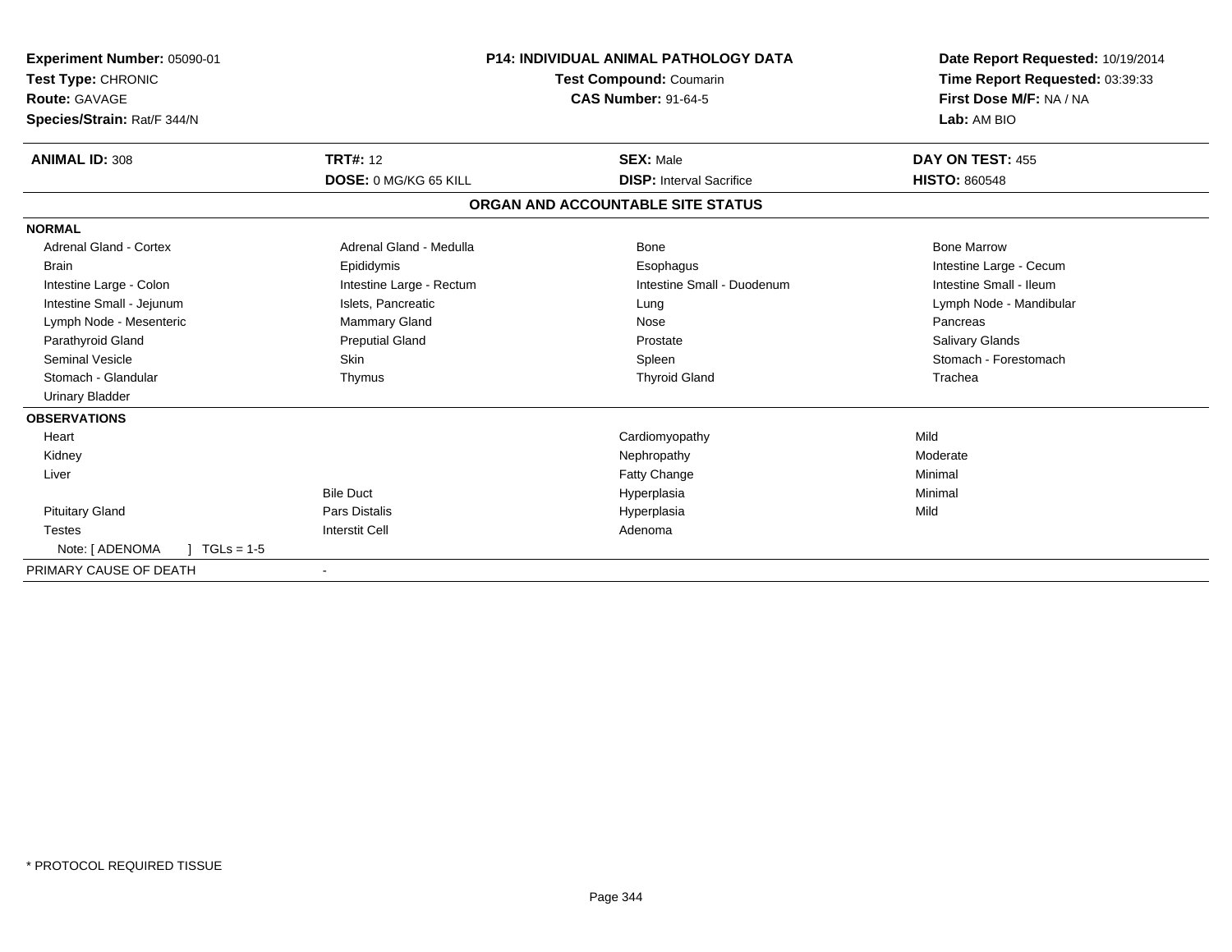**Experiment Number:** 05090-01
**Test Type:** CHRONIC
**Route:** GAVAGE
**Species/Strain:** Rat/F 344/N

**P14: INDIVIDUAL ANIMAL PATHOLOGY DATA**
**Test Compound:** Coumarin
**CAS Number:** 91-64-5

**Date Report Requested:** 10/19/2014
**Time Report Requested:** 03:39:33
**First Dose M/F:** NA / NA
**Lab:** AM BIO

| **ANIMAL ID:** 308 | **TRT#:** 12 | **SEX:** Male | **DAY ON TEST:** 455 |
|---|---|---|---|
| | **DOSE:** 0 MG/KG 65 KILL | **DISP:** Interval Sacrifice | **HISTO:** 860548 |

**ORGAN AND ACCOUNTABLE SITE STATUS**

**NORMAL**

| | | | |
|---|---|---|---|
| Adrenal Gland - Cortex | Adrenal Gland - Medulla | Bone | Bone Marrow |
| Brain | Epididymis | Esophagus | Intestine Large - Cecum |
| Intestine Large - Colon | Intestine Large - Rectum | Intestine Small - Duodenum | Intestine Small - Ileum |
| Intestine Small - Jejunum | Islets, Pancreatic | Lung | Lymph Node - Mandibular |
| Lymph Node - Mesenteric | Mammary Gland | Nose | Pancreas |
| Parathyroid Gland | Preputial Gland | Prostate | Salivary Glands |
| Seminal Vesicle | Skin | Spleen | Stomach - Forestomach |
| Stomach - Glandular | Thymus | Thyroid Gland | Trachea |
| Urinary Bladder | | | |

**OBSERVATIONS**

| | | | |
|---|---|---|---|
| Heart | | Cardiomyopathy | Mild |
| Kidney | | Nephropathy | Moderate |
| Liver | | Fatty Change | Minimal |
| | Bile Duct | Hyperplasia | Minimal |
| Pituitary Gland | Pars Distalis | Hyperplasia | Mild |
| Testes | Interstit Cell | Adenoma | |
| Note: [ ADENOMA ] TGLs = 1-5 | | | |

PRIMARY CAUSE OF DEATH -

* PROTOCOL REQUIRED TISSUE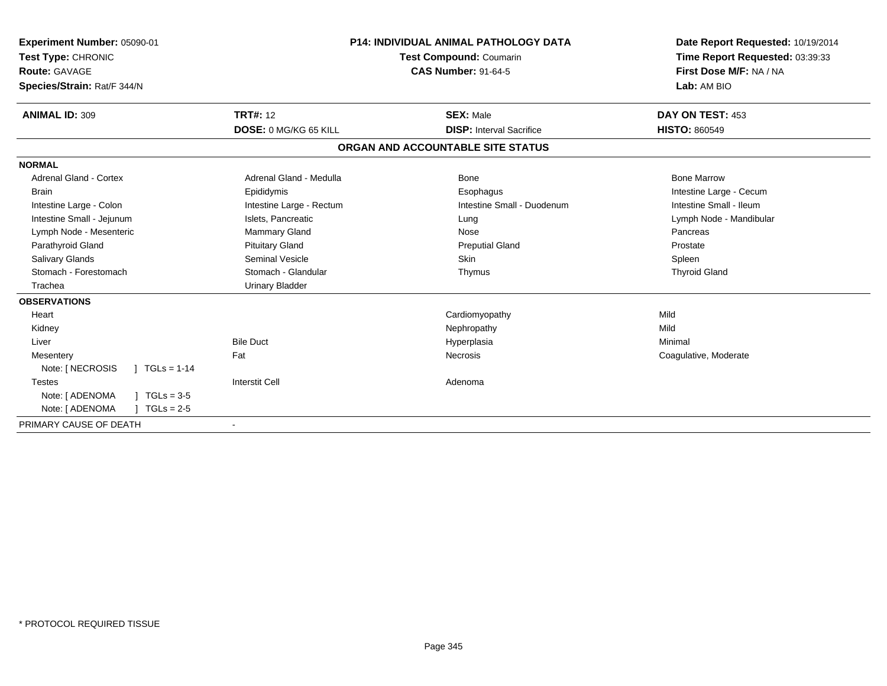**Experiment Number:** 05090-01
**Test Type:** CHRONIC
**Route:** GAVAGE
**Species/Strain:** Rat/F 344/N

**P14: INDIVIDUAL ANIMAL PATHOLOGY DATA**
**Test Compound:** Coumarin
**CAS Number:** 91-64-5

**Date Report Requested:** 10/19/2014
**Time Report Requested:** 03:39:33
**First Dose M/F:** NA / NA
**Lab:** AM BIO

| **ANIMAL ID:** 309 | **TRT#:** 12 | **SEX:** Male | **DAY ON TEST:** 453 |
|---|---|---|---|
| | **DOSE:** 0 MG/KG 65 KILL | **DISP:** Interval Sacrifice | **HISTO:** 860549 |

## ORGAN AND ACCOUNTABLE SITE STATUS

| | | | |
|---|---|---|---|
| **NORMAL** | | | |
| Adrenal Gland - Cortex | Adrenal Gland - Medulla | Bone | Bone Marrow |
| Brain | Epididymis | Esophagus | Intestine Large - Cecum |
| Intestine Large - Colon | Intestine Large - Rectum | Intestine Small - Duodenum | Intestine Small - Ileum |
| Intestine Small - Jejunum | Islets, Pancreatic | Lung | Lymph Node - Mandibular |
| Lymph Node - Mesenteric | Mammary Gland | Nose | Pancreas |
| Parathyroid Gland | Pituitary Gland | Preputial Gland | Prostate |
| Salivary Glands | Seminal Vesicle | Skin | Spleen |
| Stomach - Forestomach | Stomach - Glandular | Thymus | Thyroid Gland |
| Trachea | Urinary Bladder | | |
| **OBSERVATIONS** | | | |
| Heart | | Cardiomyopathy | Mild |
| Kidney | | Nephropathy | Mild |
| Liver | Bile Duct | Hyperplasia | Minimal |
| Mesentery | Fat | Necrosis | Coagulative, Moderate |
| Note: [ NECROSIS ] TGLs = 1-14 | | | |
| Testes | Interstit Cell | Adenoma | |
| Note: [ ADENOMA ] TGLs = 3-5 | | | |
| Note: [ ADENOMA ] TGLs = 2-5 | | | |
| PRIMARY CAUSE OF DEATH | - | | |

* PROTOCOL REQUIRED TISSUE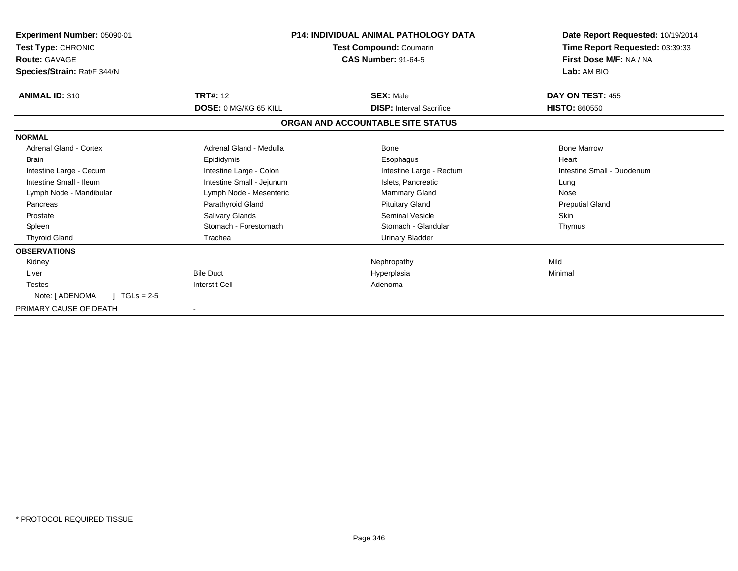**Experiment Number:** 05090-01
**Test Type:** CHRONIC
**Route:** GAVAGE
**Species/Strain:** Rat/F 344/N

**P14: INDIVIDUAL ANIMAL PATHOLOGY DATA**
**Test Compound:** Coumarin
**CAS Number:** 91-64-5

**Date Report Requested:** 10/19/2014
**Time Report Requested:** 03:39:33
**First Dose M/F:** NA / NA
**Lab:** AM BIO

| **ANIMAL ID:** 310 | **TRT#:** 12 | **SEX:** Male | **DAY ON TEST:** 455 |
|---|---|---|---|
| | **DOSE:** 0 MG/KG 65 KILL | **DISP:** Interval Sacrifice | **HISTO:** 860550 |

## ORGAN AND ACCOUNTABLE SITE STATUS

| | | | |
|---|---|---|---|
| **NORMAL** | | | |
| Adrenal Gland - Cortex | Adrenal Gland - Medulla | Bone | Bone Marrow |
| Brain | Epididymis | Esophagus | Heart |
| Intestine Large - Cecum | Intestine Large - Colon | Intestine Large - Rectum | Intestine Small - Duodenum |
| Intestine Small - Ileum | Intestine Small - Jejunum | Islets, Pancreatic | Lung |
| Lymph Node - Mandibular | Lymph Node - Mesenteric | Mammary Gland | Nose |
| Pancreas | Parathyroid Gland | Pituitary Gland | Preputial Gland |
| Prostate | Salivary Glands | Seminal Vesicle | Skin |
| Spleen | Stomach - Forestomach | Stomach - Glandular | Thymus |
| Thyroid Gland | Trachea | Urinary Bladder | |
| **OBSERVATIONS** | | | |
| Kidney | | Nephropathy | Mild |
| Liver | Bile Duct | Hyperplasia | Minimal |
| Testes | Interstit Cell | Adenoma | |
| Note: [ ADENOMA ] TGLs = 2-5 | | | |
| PRIMARY CAUSE OF DEATH | - | | |

* PROTOCOL REQUIRED TISSUE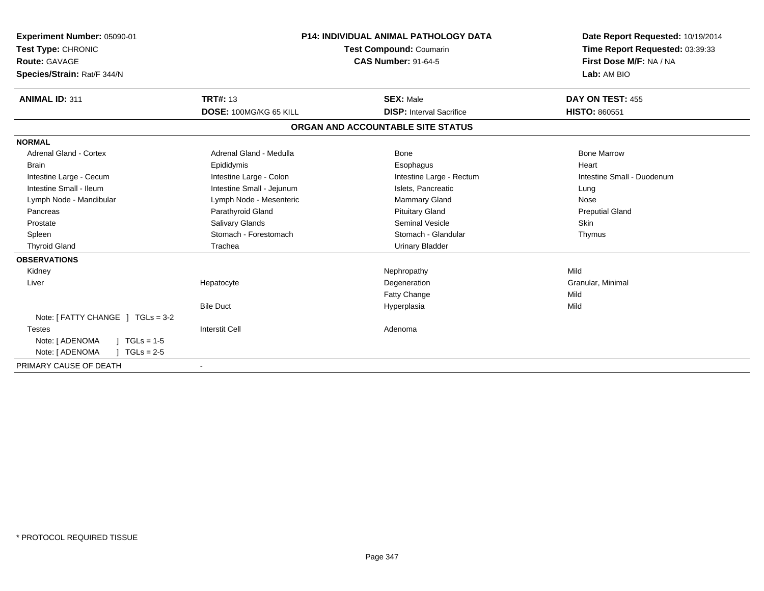**Experiment Number:** 05090-01
**Test Type:** CHRONIC
**Route:** GAVAGE
**Species/Strain:** Rat/F 344/N

**P14: INDIVIDUAL ANIMAL PATHOLOGY DATA**
**Test Compound:** Coumarin
**CAS Number:** 91-64-5

**Date Report Requested:** 10/19/2014
**Time Report Requested:** 03:39:33
**First Dose M/F:** NA / NA
**Lab:** AM BIO

| **ANIMAL ID:** 311 | **TRT#:** 13 | **SEX:** Male | **DAY ON TEST:** 455 |
|---|---|---|---|
| | **DOSE:** 100MG/KG 65 KILL | **DISP:** Interval Sacrifice | **HISTO:** 860551 |

**ORGAN AND ACCOUNTABLE SITE STATUS**

| | | | |
|---|---|---|---|
| **NORMAL** | | | |
| Adrenal Gland - Cortex | Adrenal Gland - Medulla | Bone | Bone Marrow |
| Brain | Epididymis | Esophagus | Heart |
| Intestine Large - Cecum | Intestine Large - Colon | Intestine Large - Rectum | Intestine Small - Duodenum |
| Intestine Small - Ileum | Intestine Small - Jejunum | Islets, Pancreatic | Lung |
| Lymph Node - Mandibular | Lymph Node - Mesenteric | Mammary Gland | Nose |
| Pancreas | Parathyroid Gland | Pituitary Gland | Preputial Gland |
| Prostate | Salivary Glands | Seminal Vesicle | Skin |
| Spleen | Stomach - Forestomach | Stomach - Glandular | Thymus |
| Thyroid Gland | Trachea | Urinary Bladder | |
| **OBSERVATIONS** | | | |
| Kidney | | Nephropathy | Mild |
| Liver | Hepatocyte | Degeneration | Granular, Minimal |
| | | Fatty Change | Mild |
| | Bile Duct | Hyperplasia | Mild |
| Note: [ FATTY CHANGE ] TGLs = 3-2 | | | |
| Testes | Interstit Cell | Adenoma | |
| Note: [ ADENOMA ] TGLs = 1-5 | | | |
| Note: [ ADENOMA ] TGLs = 2-5 | | | |
| PRIMARY CAUSE OF DEATH | - | | |

\* PROTOCOL REQUIRED TISSUE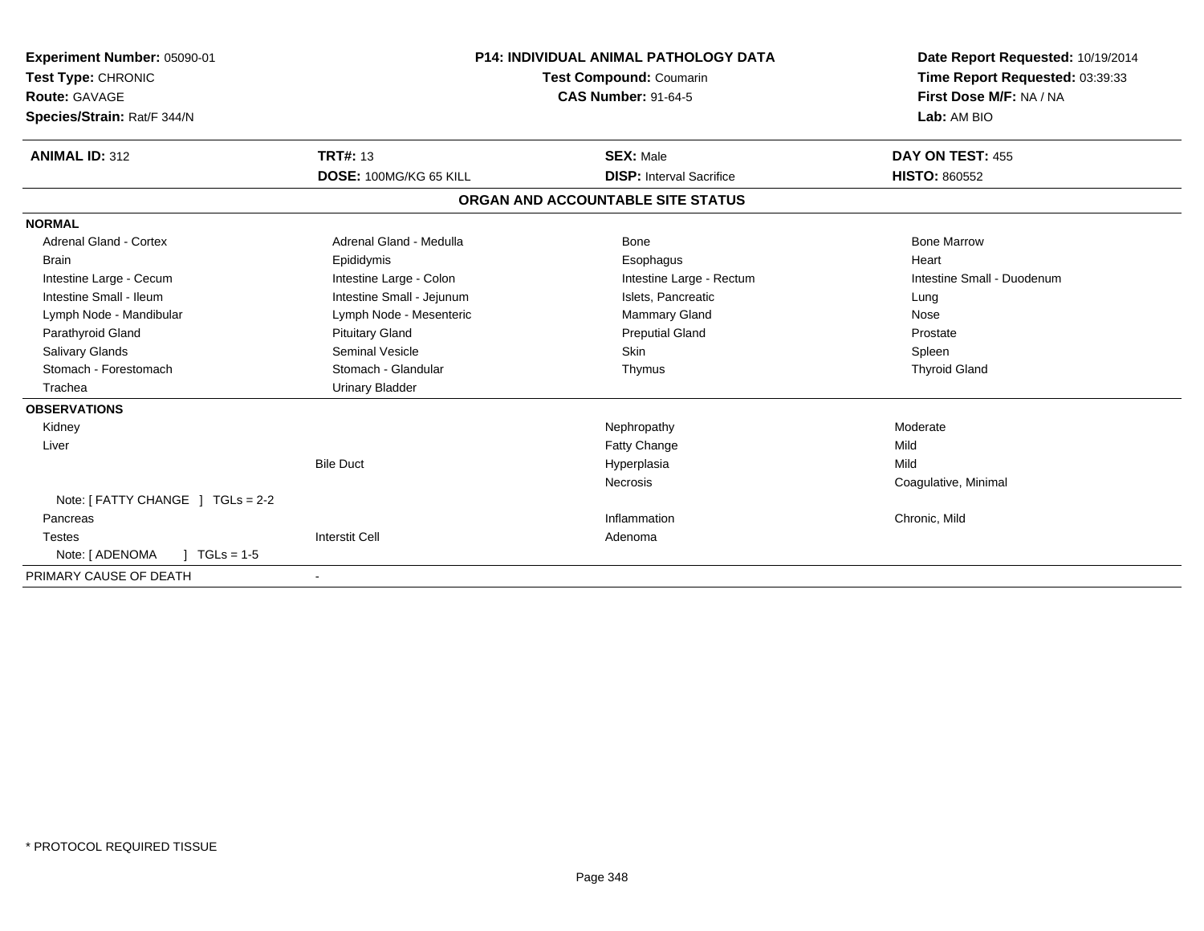**Experiment Number:** 05090-01
**Test Type:** CHRONIC
**Route:** GAVAGE
**Species/Strain:** Rat/F 344/N

**P14: INDIVIDUAL ANIMAL PATHOLOGY DATA**
**Test Compound:** Coumarin
**CAS Number:** 91-64-5

**Date Report Requested:** 10/19/2014
**Time Report Requested:** 03:39:33
**First Dose M/F:** NA / NA
**Lab:** AM BIO

| **ANIMAL ID:** 312 | **TRT#:** 13 | **SEX:** Male | **DAY ON TEST:** 455 |
|---|---|---|---|
| | **DOSE:** 100MG/KG 65 KILL | **DISP:** Interval Sacrifice | **HISTO:** 860552 |

## ORGAN AND ACCOUNTABLE SITE STATUS

| | | | |
|---|---|---|---|
| **NORMAL** | | | |
| Adrenal Gland - Cortex | Adrenal Gland - Medulla | Bone | Bone Marrow |
| Brain | Epididymis | Esophagus | Heart |
| Intestine Large - Cecum | Intestine Large - Colon | Intestine Large - Rectum | Intestine Small - Duodenum |
| Intestine Small - Ileum | Intestine Small - Jejunum | Islets, Pancreatic | Lung |
| Lymph Node - Mandibular | Lymph Node - Mesenteric | Mammary Gland | Nose |
| Parathyroid Gland | Pituitary Gland | Preputial Gland | Prostate |
| Salivary Glands | Seminal Vesicle | Skin | Spleen |
| Stomach - Forestomach | Stomach - Glandular | Thymus | Thyroid Gland |
| Trachea | Urinary Bladder | | |
| **OBSERVATIONS** | | | |
| Kidney | | Nephropathy | Moderate |
| Liver | | Fatty Change | Mild |
| | Bile Duct | Hyperplasia | Mild |
| | | Necrosis | Coagulative, Minimal |
| Note: [ FATTY CHANGE ] TGLs = 2-2 | | | |
| Pancreas | | Inflammation | Chronic, Mild |
| Testes | Interstit Cell | Adenoma | |
| Note: [ ADENOMA ] TGLs = 1-5 | | | |
| PRIMARY CAUSE OF DEATH | - | | |

* PROTOCOL REQUIRED TISSUE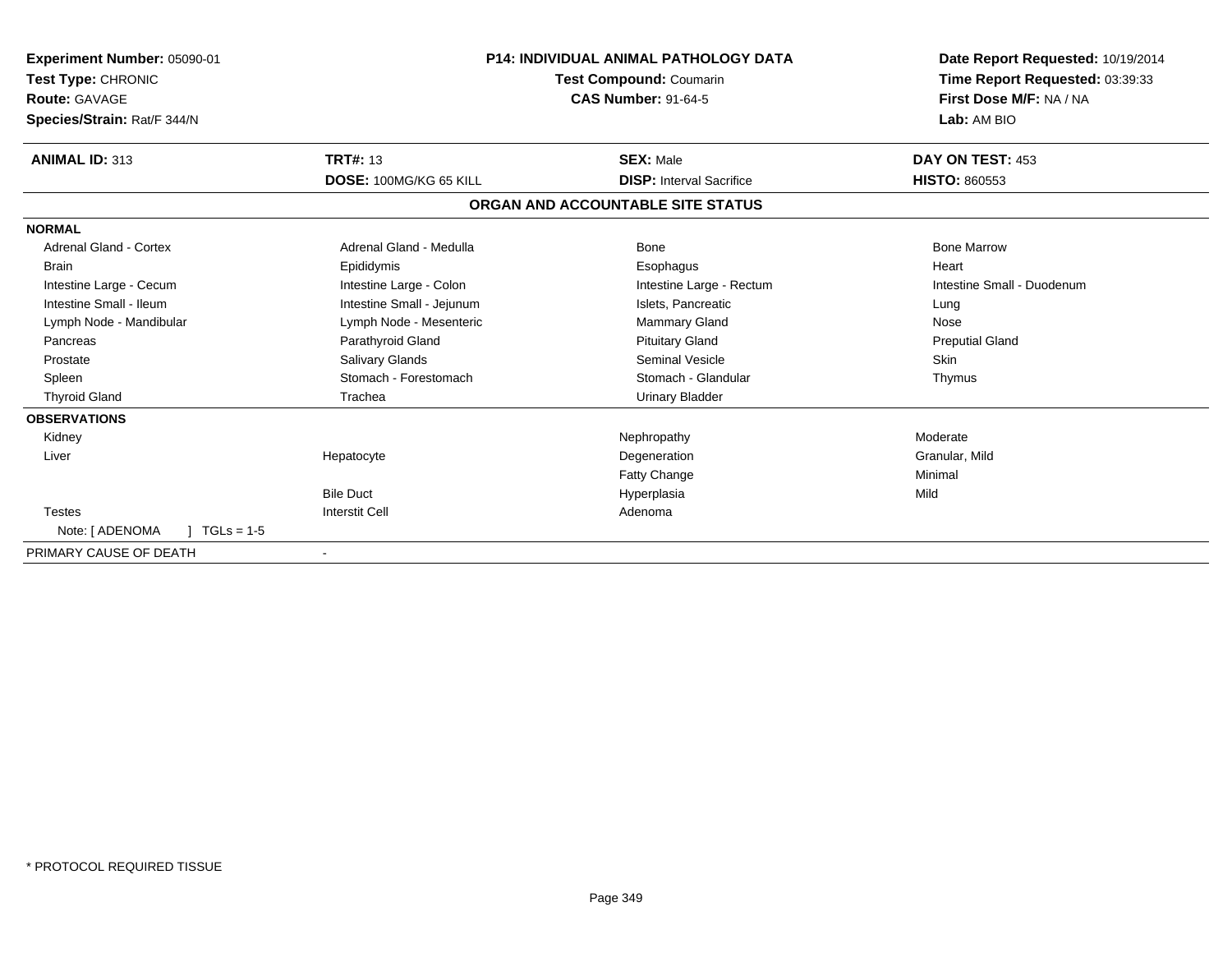**Experiment Number:** 05090-01
**Test Type:** CHRONIC
**Route:** GAVAGE
**Species/Strain:** Rat/F 344/N

**P14: INDIVIDUAL ANIMAL PATHOLOGY DATA**
**Test Compound:** Coumarin
**CAS Number:** 91-64-5

**Date Report Requested:** 10/19/2014
**Time Report Requested:** 03:39:33
**First Dose M/F:** NA / NA
**Lab:** AM BIO

| **ANIMAL ID:** 313 | **TRT#:** 13 | **SEX:** Male | **DAY ON TEST:** 453 |
|---|---|---|---|
| | **DOSE:** 100MG/KG 65 KILL | **DISP:** Interval Sacrifice | **HISTO:** 860553 |

## ORGAN AND ACCOUNTABLE SITE STATUS

| | | | |
|---|---|---|---|
| **NORMAL** | | | |
| Adrenal Gland - Cortex | Adrenal Gland - Medulla | Bone | Bone Marrow |
| Brain | Epididymis | Esophagus | Heart |
| Intestine Large - Cecum | Intestine Large - Colon | Intestine Large - Rectum | Intestine Small - Duodenum |
| Intestine Small - Ileum | Intestine Small - Jejunum | Islets, Pancreatic | Lung |
| Lymph Node - Mandibular | Lymph Node - Mesenteric | Mammary Gland | Nose |
| Pancreas | Parathyroid Gland | Pituitary Gland | Preputial Gland |
| Prostate | Salivary Glands | Seminal Vesicle | Skin |
| Spleen | Stomach - Forestomach | Stomach - Glandular | Thymus |
| Thyroid Gland | Trachea | Urinary Bladder | |
| **OBSERVATIONS** | | | |
| Kidney | | Nephropathy | Moderate |
| Liver | Hepatocyte | Degeneration | Granular, Mild |
| | | Fatty Change | Minimal |
| | Bile Duct | Hyperplasia | Mild |
| Testes | Interstit Cell | Adenoma | |
| Note: [ ADENOMA ] TGLs = 1-5 | | | |
| PRIMARY CAUSE OF DEATH | - | | |

\* PROTOCOL REQUIRED TISSUE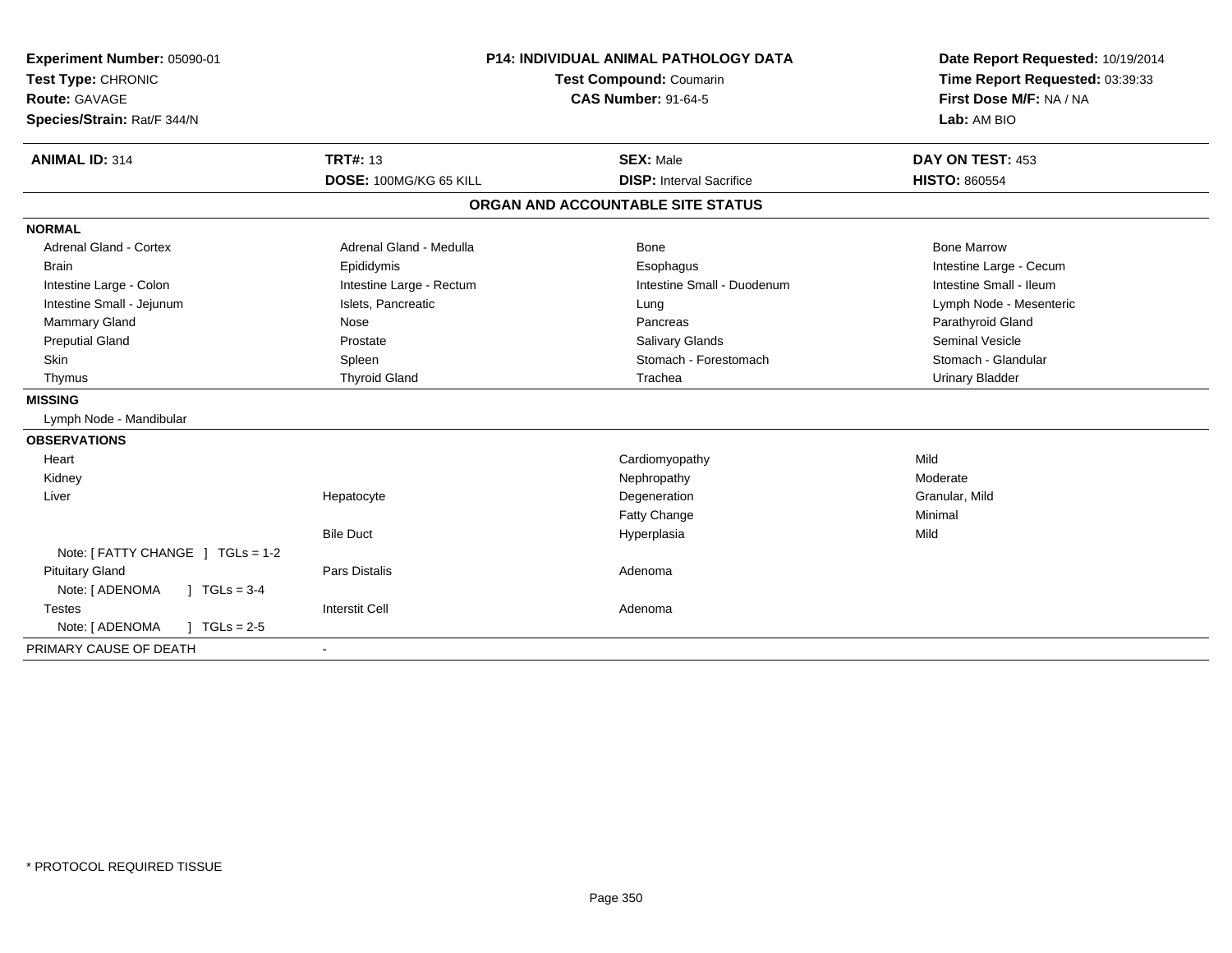**Experiment Number:** 05090-01
**Test Type:** CHRONIC
**Route:** GAVAGE
**Species/Strain:** Rat/F 344/N

**P14: INDIVIDUAL ANIMAL PATHOLOGY DATA**
**Test Compound:** Coumarin
**CAS Number:** 91-64-5

**Date Report Requested:** 10/19/2014
**Time Report Requested:** 03:39:33
**First Dose M/F:** NA / NA
**Lab:** AM BIO

| **ANIMAL ID:** 314 | **TRT#:** 13 | **SEX:** Male | **DAY ON TEST:** 453 |
|---|---|---|---|
| | **DOSE:** 100MG/KG 65 KILL | **DISP:** Interval Sacrifice | **HISTO:** 860554 |

## ORGAN AND ACCOUNTABLE SITE STATUS

**NORMAL**

| | | | |
|---|---|---|---|
| Adrenal Gland - Cortex | Adrenal Gland - Medulla | Bone | Bone Marrow |
| Brain | Epididymis | Esophagus | Intestine Large - Cecum |
| Intestine Large - Colon | Intestine Large - Rectum | Intestine Small - Duodenum | Intestine Small - Ileum |
| Intestine Small - Jejunum | Islets, Pancreatic | Lung | Lymph Node - Mesenteric |
| Mammary Gland | Nose | Pancreas | Parathyroid Gland |
| Preputial Gland | Prostate | Salivary Glands | Seminal Vesicle |
| Skin | Spleen | Stomach - Forestomach | Stomach - Glandular |
| Thymus | Thyroid Gland | Trachea | Urinary Bladder |

**MISSING**

Lymph Node - Mandibular

**OBSERVATIONS**

| | | | |
|---|---|---|---|
| Heart | | Cardiomyopathy | Mild |
| Kidney | | Nephropathy | Moderate |
| Liver | Hepatocyte | Degeneration | Granular, Mild |
| | | Fatty Change | Minimal |
| | Bile Duct | Hyperplasia | Mild |
| Note: [ FATTY CHANGE ] TGLs = 1-2 | | | |
| Pituitary Gland | Pars Distalis | Adenoma | |
| Note: [ ADENOMA ] TGLs = 3-4 | | | |
| Testes | Interstit Cell | Adenoma | |
| Note: [ ADENOMA ] TGLs = 2-5 | | | |

PRIMARY CAUSE OF DEATH -

\* PROTOCOL REQUIRED TISSUE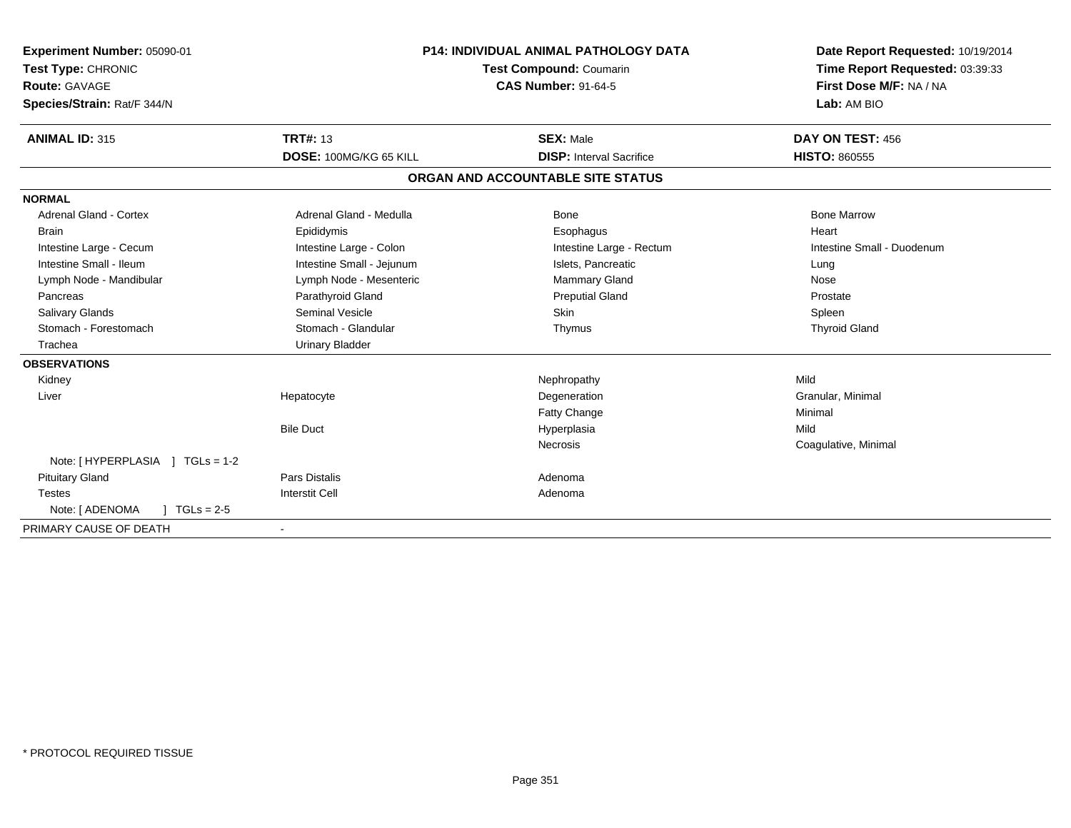**Experiment Number:** 05090-01
**Test Type:** CHRONIC
**Route:** GAVAGE
**Species/Strain:** Rat/F 344/N

**P14: INDIVIDUAL ANIMAL PATHOLOGY DATA**
**Test Compound:** Coumarin
**CAS Number:** 91-64-5

**Date Report Requested:** 10/19/2014
**Time Report Requested:** 03:39:33
**First Dose M/F:** NA / NA
**Lab:** AM BIO

| **ANIMAL ID:** 315 | **TRT#:** 13 | **SEX:** Male | **DAY ON TEST:** 456 |
|---|---|---|---|
| | **DOSE:** 100MG/KG 65 KILL | **DISP:** Interval Sacrifice | **HISTO:** 860555 |

## ORGAN AND ACCOUNTABLE SITE STATUS

| | | | |
|---|---|---|---|
| **NORMAL** | | | |
| Adrenal Gland - Cortex | Adrenal Gland - Medulla | Bone | Bone Marrow |
| Brain | Epididymis | Esophagus | Heart |
| Intestine Large - Cecum | Intestine Large - Colon | Intestine Large - Rectum | Intestine Small - Duodenum |
| Intestine Small - Ileum | Intestine Small - Jejunum | Islets, Pancreatic | Lung |
| Lymph Node - Mandibular | Lymph Node - Mesenteric | Mammary Gland | Nose |
| Pancreas | Parathyroid Gland | Preputial Gland | Prostate |
| Salivary Glands | Seminal Vesicle | Skin | Spleen |
| Stomach - Forestomach | Stomach - Glandular | Thymus | Thyroid Gland |
| Trachea | Urinary Bladder | | |
| **OBSERVATIONS** | | | |
| Kidney | | Nephropathy | Mild |
| Liver | Hepatocyte | Degeneration | Granular, Minimal |
| | | Fatty Change | Minimal |
| | Bile Duct | Hyperplasia | Mild |
| | | Necrosis | Coagulative, Minimal |
| Note: [ HYPERPLASIA ] TGLs = 1-2 | | | |
| Pituitary Gland | Pars Distalis | Adenoma | |
| Testes | Interstit Cell | Adenoma | |
| Note: [ ADENOMA ] TGLs = 2-5 | | | |
| PRIMARY CAUSE OF DEATH | - | | |

* PROTOCOL REQUIRED TISSUE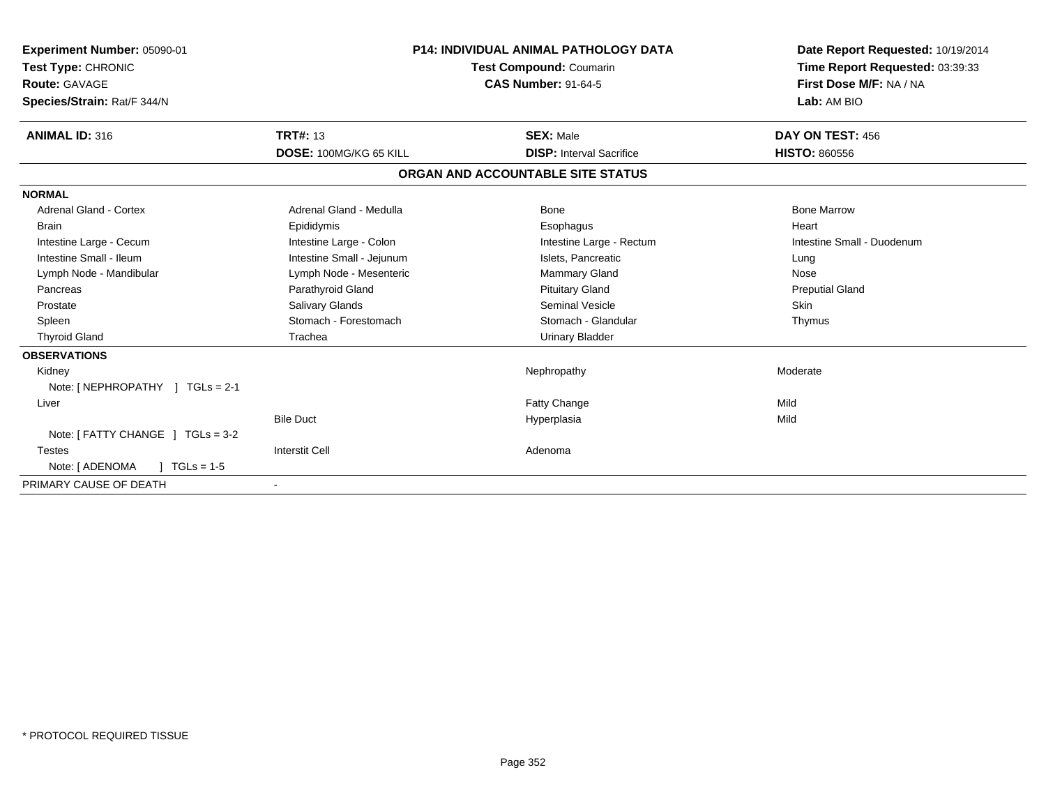**Experiment Number:** 05090-01
**Test Type:** CHRONIC
**Route:** GAVAGE
**Species/Strain:** Rat/F 344/N

**P14: INDIVIDUAL ANIMAL PATHOLOGY DATA**
**Test Compound:** Coumarin
**CAS Number:** 91-64-5

**Date Report Requested:** 10/19/2014
**Time Report Requested:** 03:39:33
**First Dose M/F:** NA / NA
**Lab:** AM BIO

| **ANIMAL ID:** 316 | **TRT#:** 13 | **SEX:** Male | **DAY ON TEST:** 456 |
|---|---|---|---|
| | **DOSE:** 100MG/KG 65 KILL | **DISP:** Interval Sacrifice | **HISTO:** 860556 |

## ORGAN AND ACCOUNTABLE SITE STATUS

| | | | |
|---|---|---|---|
| **NORMAL** | | | |
| Adrenal Gland - Cortex | Adrenal Gland - Medulla | Bone | Bone Marrow |
| Brain | Epididymis | Esophagus | Heart |
| Intestine Large - Cecum | Intestine Large - Colon | Intestine Large - Rectum | Intestine Small - Duodenum |
| Intestine Small - Ileum | Intestine Small - Jejunum | Islets, Pancreatic | Lung |
| Lymph Node - Mandibular | Lymph Node - Mesenteric | Mammary Gland | Nose |
| Pancreas | Parathyroid Gland | Pituitary Gland | Preputial Gland |
| Prostate | Salivary Glands | Seminal Vesicle | Skin |
| Spleen | Stomach - Forestomach | Stomach - Glandular | Thymus |
| Thyroid Gland | Trachea | Urinary Bladder | |
| **OBSERVATIONS** | | | |
| Kidney | | Nephropathy | Moderate |
| Note: [ NEPHROPATHY ] TGLs = 2-1 | | | |
| Liver | | Fatty Change | Mild |
| | Bile Duct | Hyperplasia | Mild |
| Note: [ FATTY CHANGE ] TGLs = 3-2 | | | |
| Testes | Interstit Cell | Adenoma | |
| Note: [ ADENOMA ] TGLs = 1-5 | | | |
| PRIMARY CAUSE OF DEATH | - | | |

* PROTOCOL REQUIRED TISSUE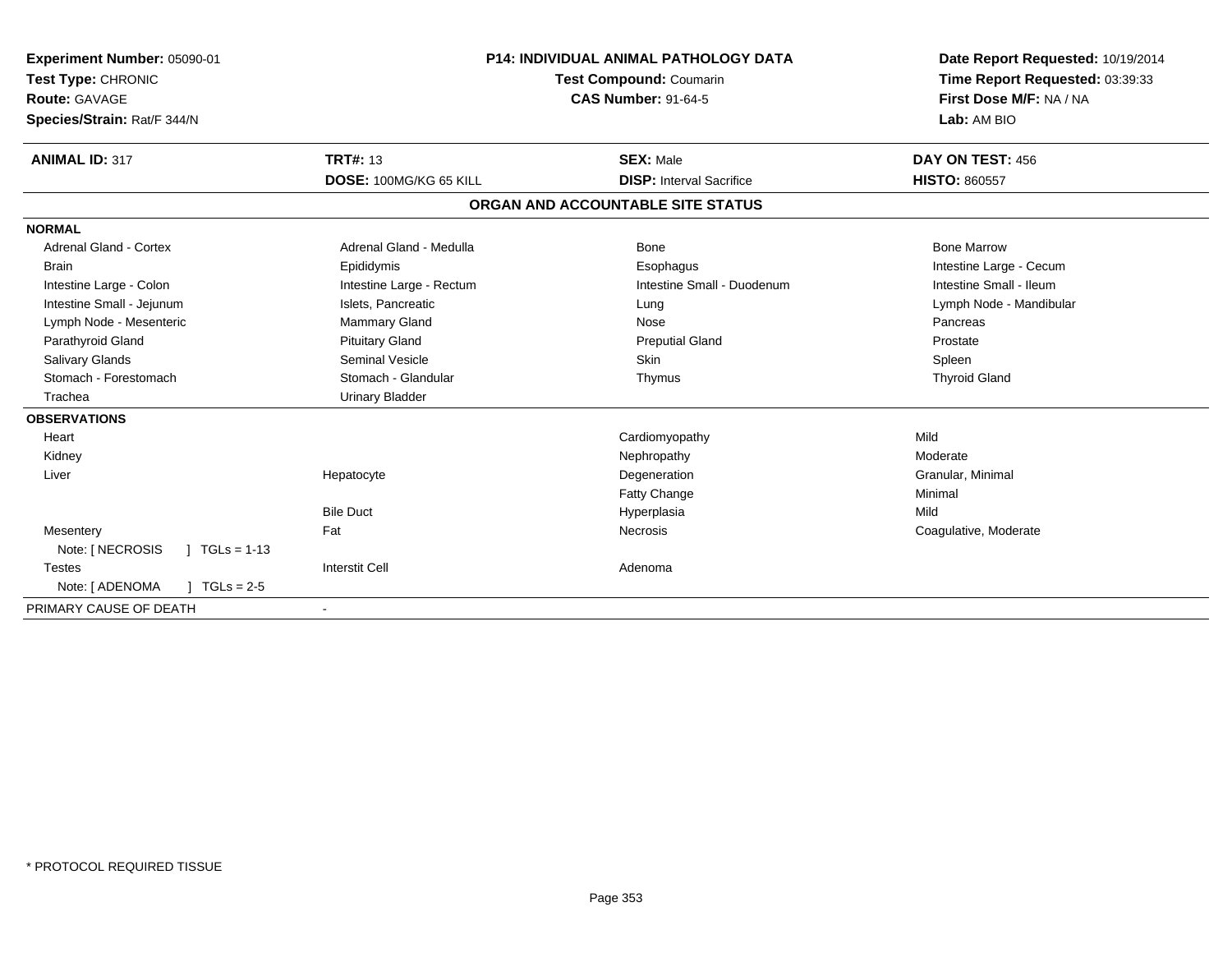**Experiment Number:** 05090-01
**Test Type:** CHRONIC
**Route:** GAVAGE
**Species/Strain:** Rat/F 344/N

**P14: INDIVIDUAL ANIMAL PATHOLOGY DATA**
**Test Compound:** Coumarin
**CAS Number:** 91-64-5

**Date Report Requested:** 10/19/2014
**Time Report Requested:** 03:39:33
**First Dose M/F:** NA / NA
**Lab:** AM BIO

| **ANIMAL ID:** 317 | **TRT#:** 13 | **SEX:** Male | **DAY ON TEST:** 456 |
|---|---|---|---|
| | **DOSE:** 100MG/KG 65 KILL | **DISP:** Interval Sacrifice | **HISTO:** 860557 |

## ORGAN AND ACCOUNTABLE SITE STATUS

| | | | |
|---|---|---|---|
| **NORMAL** | | | |
| Adrenal Gland - Cortex | Adrenal Gland - Medulla | Bone | Bone Marrow |
| Brain | Epididymis | Esophagus | Intestine Large - Cecum |
| Intestine Large - Colon | Intestine Large - Rectum | Intestine Small - Duodenum | Intestine Small - Ileum |
| Intestine Small - Jejunum | Islets, Pancreatic | Lung | Lymph Node - Mandibular |
| Lymph Node - Mesenteric | Mammary Gland | Nose | Pancreas |
| Parathyroid Gland | Pituitary Gland | Preputial Gland | Prostate |
| Salivary Glands | Seminal Vesicle | Skin | Spleen |
| Stomach - Forestomach | Stomach - Glandular | Thymus | Thyroid Gland |
| Trachea | Urinary Bladder | | |
| **OBSERVATIONS** | | | |
| Heart | | Cardiomyopathy | Mild |
| Kidney | | Nephropathy | Moderate |
| Liver | Hepatocyte | Degeneration | Granular, Minimal |
| | | Fatty Change | Minimal |
| | Bile Duct | Hyperplasia | Mild |
| Mesentery | Fat | Necrosis | Coagulative, Moderate |
| Note: [ NECROSIS ] TGLs = 1-13 | | | |
| Testes | Interstit Cell | Adenoma | |
| Note: [ ADENOMA ] TGLs = 2-5 | | | |
| PRIMARY CAUSE OF DEATH | - | | |

* PROTOCOL REQUIRED TISSUE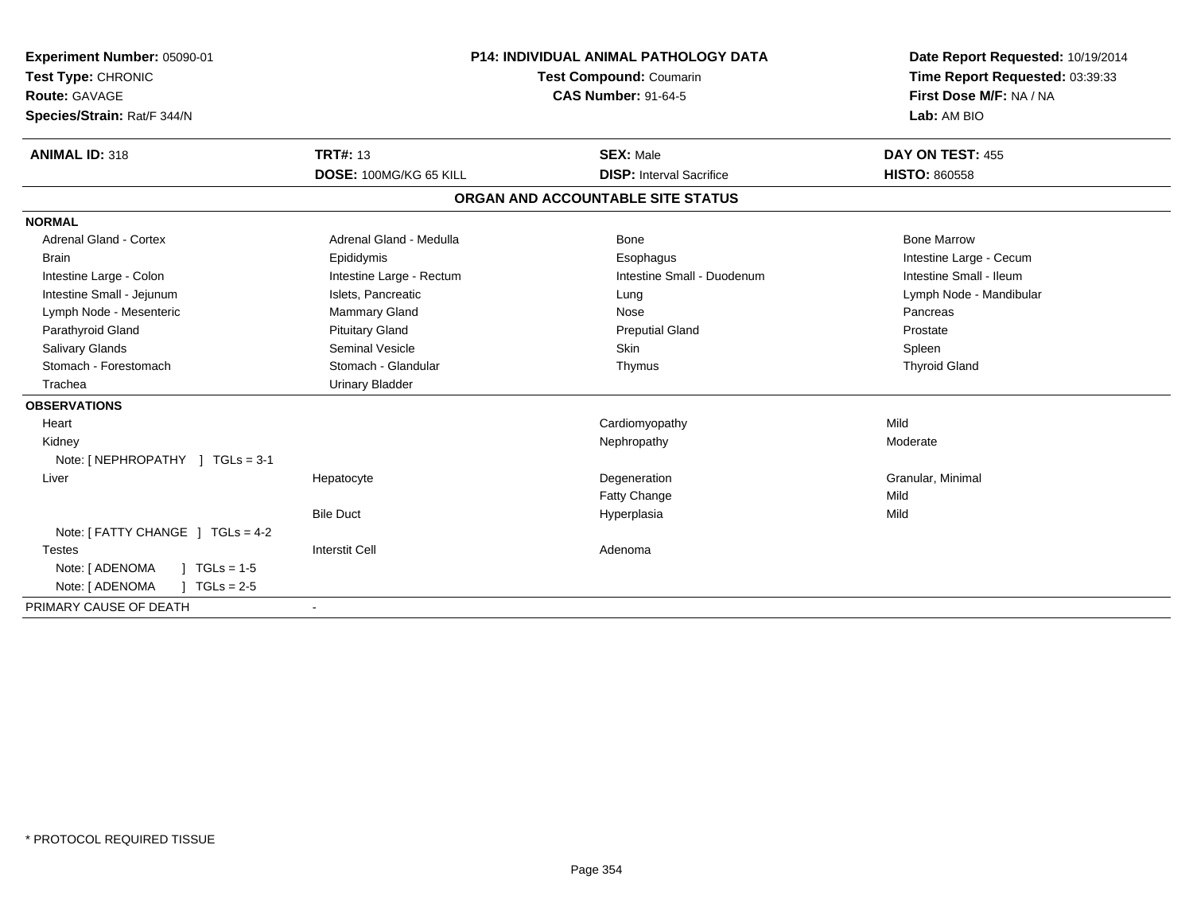**Experiment Number:** 05090-01
**Test Type:** CHRONIC
**Route:** GAVAGE
**Species/Strain:** Rat/F 344/N

**P14: INDIVIDUAL ANIMAL PATHOLOGY DATA**
**Test Compound:** Coumarin
**CAS Number:** 91-64-5

**Date Report Requested:** 10/19/2014
**Time Report Requested:** 03:39:33
**First Dose M/F:** NA / NA
**Lab:** AM BIO

| **ANIMAL ID:** 318 | **TRT#:** 13 | **SEX:** Male | **DAY ON TEST:** 455 |
|---|---|---|---|
| | **DOSE:** 100MG/KG 65 KILL | **DISP:** Interval Sacrifice | **HISTO:** 860558 |

## ORGAN AND ACCOUNTABLE SITE STATUS

**NORMAL**

| | | | |
|---|---|---|---|
| Adrenal Gland - Cortex | Adrenal Gland - Medulla | Bone | Bone Marrow |
| Brain | Epididymis | Esophagus | Intestine Large - Cecum |
| Intestine Large - Colon | Intestine Large - Rectum | Intestine Small - Duodenum | Intestine Small - Ileum |
| Intestine Small - Jejunum | Islets, Pancreatic | Lung | Lymph Node - Mandibular |
| Lymph Node - Mesenteric | Mammary Gland | Nose | Pancreas |
| Parathyroid Gland | Pituitary Gland | Preputial Gland | Prostate |
| Salivary Glands | Seminal Vesicle | Skin | Spleen |
| Stomach - Forestomach | Stomach - Glandular | Thymus | Thyroid Gland |
| Trachea | Urinary Bladder | | |

**OBSERVATIONS**

| | | | |
|---|---|---|---|
| Heart | | Cardiomyopathy | Mild |
| Kidney | | Nephropathy | Moderate |
| Note: [ NEPHROPATHY ] TGLs = 3-1 | | | |
| Liver | Hepatocyte | Degeneration | Granular, Minimal |
| | | Fatty Change | Mild |
| | Bile Duct | Hyperplasia | Mild |
| Note: [ FATTY CHANGE ] TGLs = 4-2 | | | |
| Testes | Interstit Cell | Adenoma | |
| Note: [ ADENOMA ] TGLs = 1-5 | | | |
| Note: [ ADENOMA ] TGLs = 2-5 | | | |

PRIMARY CAUSE OF DEATH -

* PROTOCOL REQUIRED TISSUE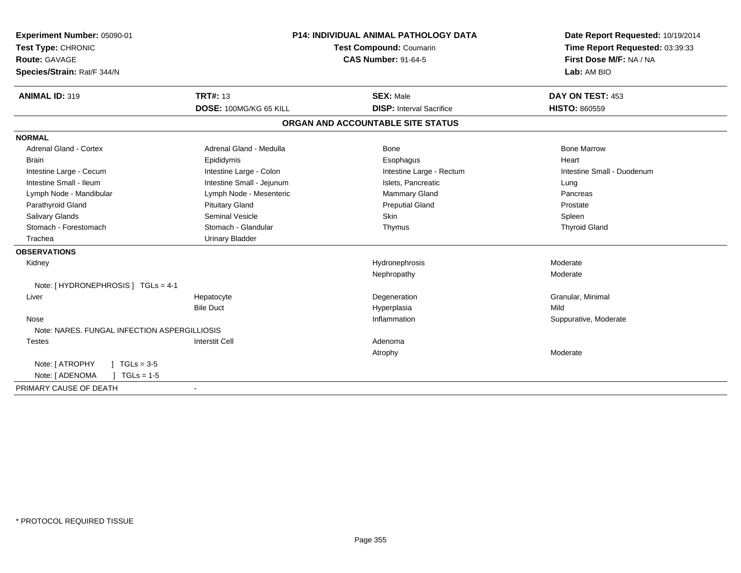**Experiment Number:** 05090-01
**Test Type:** CHRONIC
**Route:** GAVAGE
**Species/Strain:** Rat/F 344/N

**P14: INDIVIDUAL ANIMAL PATHOLOGY DATA**
**Test Compound:** Coumarin
**CAS Number:** 91-64-5

**Date Report Requested:** 10/19/2014
**Time Report Requested:** 03:39:33
**First Dose M/F:** NA / NA
**Lab:** AM BIO

| **ANIMAL ID:** 319 | **TRT#:** 13 | **SEX:** Male | **DAY ON TEST:** 453 |
|---|---|---|---|
| | **DOSE:** 100MG/KG 65 KILL | **DISP:** Interval Sacrifice | **HISTO:** 860559 |

## ORGAN AND ACCOUNTABLE SITE STATUS

**NORMAL**

| | | | |
|---|---|---|---|
| Adrenal Gland - Cortex | Adrenal Gland - Medulla | Bone | Bone Marrow |
| Brain | Epididymis | Esophagus | Heart |
| Intestine Large - Cecum | Intestine Large - Colon | Intestine Large - Rectum | Intestine Small - Duodenum |
| Intestine Small - Ileum | Intestine Small - Jejunum | Islets, Pancreatic | Lung |
| Lymph Node - Mandibular | Lymph Node - Mesenteric | Mammary Gland | Pancreas |
| Parathyroid Gland | Pituitary Gland | Preputial Gland | Prostate |
| Salivary Glands | Seminal Vesicle | Skin | Spleen |
| Stomach - Forestomach | Stomach - Glandular | Thymus | Thyroid Gland |
| Trachea | Urinary Bladder | | |

**OBSERVATIONS**

| | | | |
|---|---|---|---|
| Kidney | | Hydronephrosis | Moderate |
| | | Nephropathy | Moderate |
| Note: [ HYDRONEPHROSIS ] TGLs = 4-1 | | | |
| Liver | Hepatocyte | Degeneration | Granular, Minimal |
| | Bile Duct | Hyperplasia | Mild |
| Nose | | Inflammation | Suppurative, Moderate |
| Note: NARES. FUNGAL INFECTION ASPERGILLIOSIS | | | |
| Testes | Interstit Cell | Adenoma | |
| | | Atrophy | Moderate |
| Note: [ ATROPHY ] TGLs = 3-5 | | | |
| Note: [ ADENOMA ] TGLs = 1-5 | | | |

PRIMARY CAUSE OF DEATH -

\* PROTOCOL REQUIRED TISSUE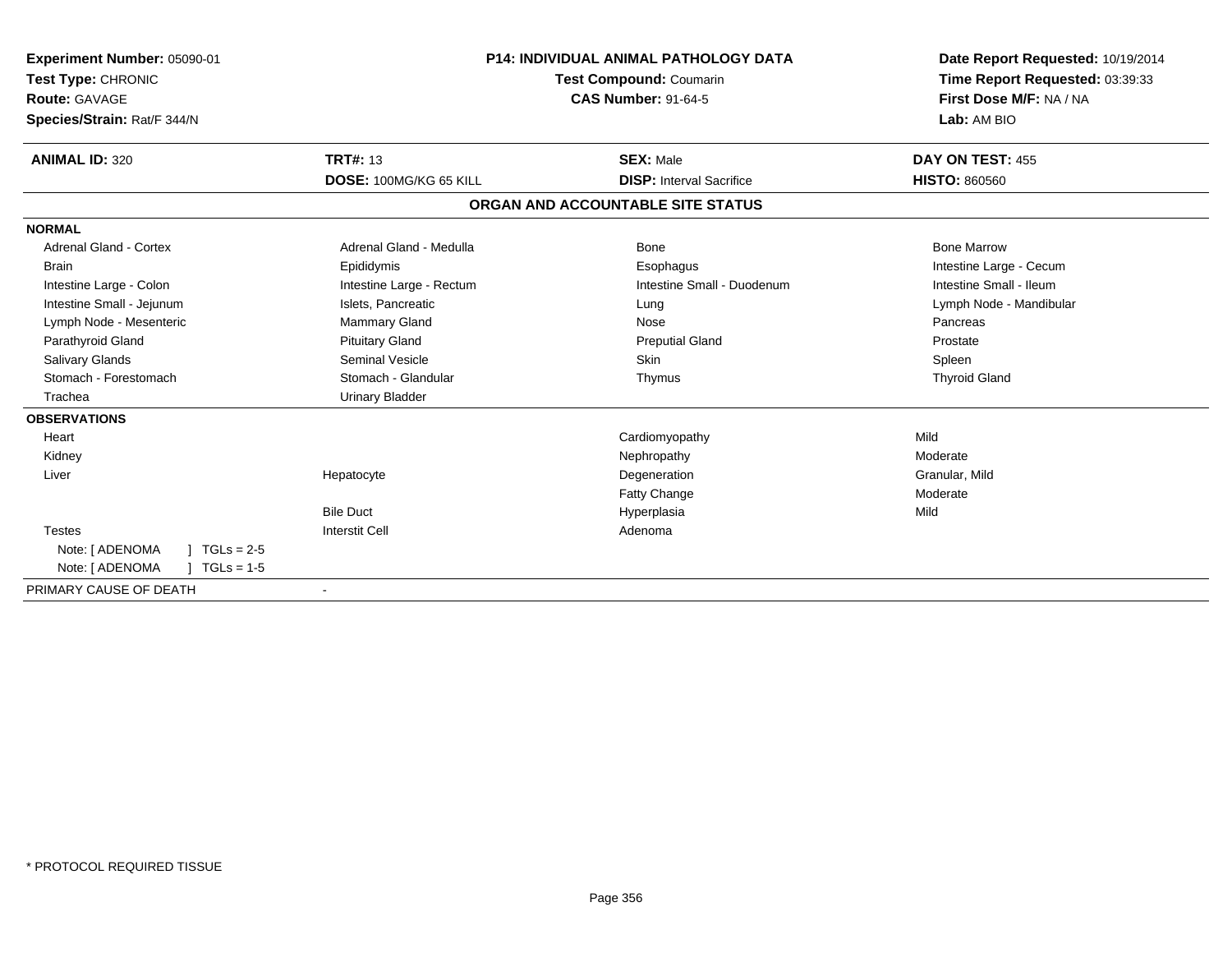**Experiment Number:** 05090-01
**Test Type:** CHRONIC
**Route:** GAVAGE
**Species/Strain:** Rat/F 344/N

**P14: INDIVIDUAL ANIMAL PATHOLOGY DATA**
**Test Compound:** Coumarin
**CAS Number:** 91-64-5

**Date Report Requested:** 10/19/2014
**Time Report Requested:** 03:39:33
**First Dose M/F:** NA / NA
**Lab:** AM BIO

| **ANIMAL ID:** 320 | **TRT#:** 13 | **SEX:** Male | **DAY ON TEST:** 455 |
|---|---|---|---|
| | **DOSE:** 100MG/KG 65 KILL | **DISP:** Interval Sacrifice | **HISTO:** 860560 |

## ORGAN AND ACCOUNTABLE SITE STATUS

**NORMAL**

| | | | |
|---|---|---|---|
| Adrenal Gland - Cortex | Adrenal Gland - Medulla | Bone | Bone Marrow |
| Brain | Epididymis | Esophagus | Intestine Large - Cecum |
| Intestine Large - Colon | Intestine Large - Rectum | Intestine Small - Duodenum | Intestine Small - Ileum |
| Intestine Small - Jejunum | Islets, Pancreatic | Lung | Lymph Node - Mandibular |
| Lymph Node - Mesenteric | Mammary Gland | Nose | Pancreas |
| Parathyroid Gland | Pituitary Gland | Preputial Gland | Prostate |
| Salivary Glands | Seminal Vesicle | Skin | Spleen |
| Stomach - Forestomach | Stomach - Glandular | Thymus | Thyroid Gland |
| Trachea | Urinary Bladder | | |

**OBSERVATIONS**

| | | | |
|---|---|---|---|
| Heart | | Cardiomyopathy | Mild |
| Kidney | | Nephropathy | Moderate |
| Liver | Hepatocyte | Degeneration | Granular, Mild |
| | | Fatty Change | Moderate |
| | Bile Duct | Hyperplasia | Mild |
| Testes | Interstit Cell | Adenoma | |
| Note: [ ADENOMA ] TGLs = 2-5 | | | |
| Note: [ ADENOMA ] TGLs = 1-5 | | | |

PRIMARY CAUSE OF DEATH -

* PROTOCOL REQUIRED TISSUE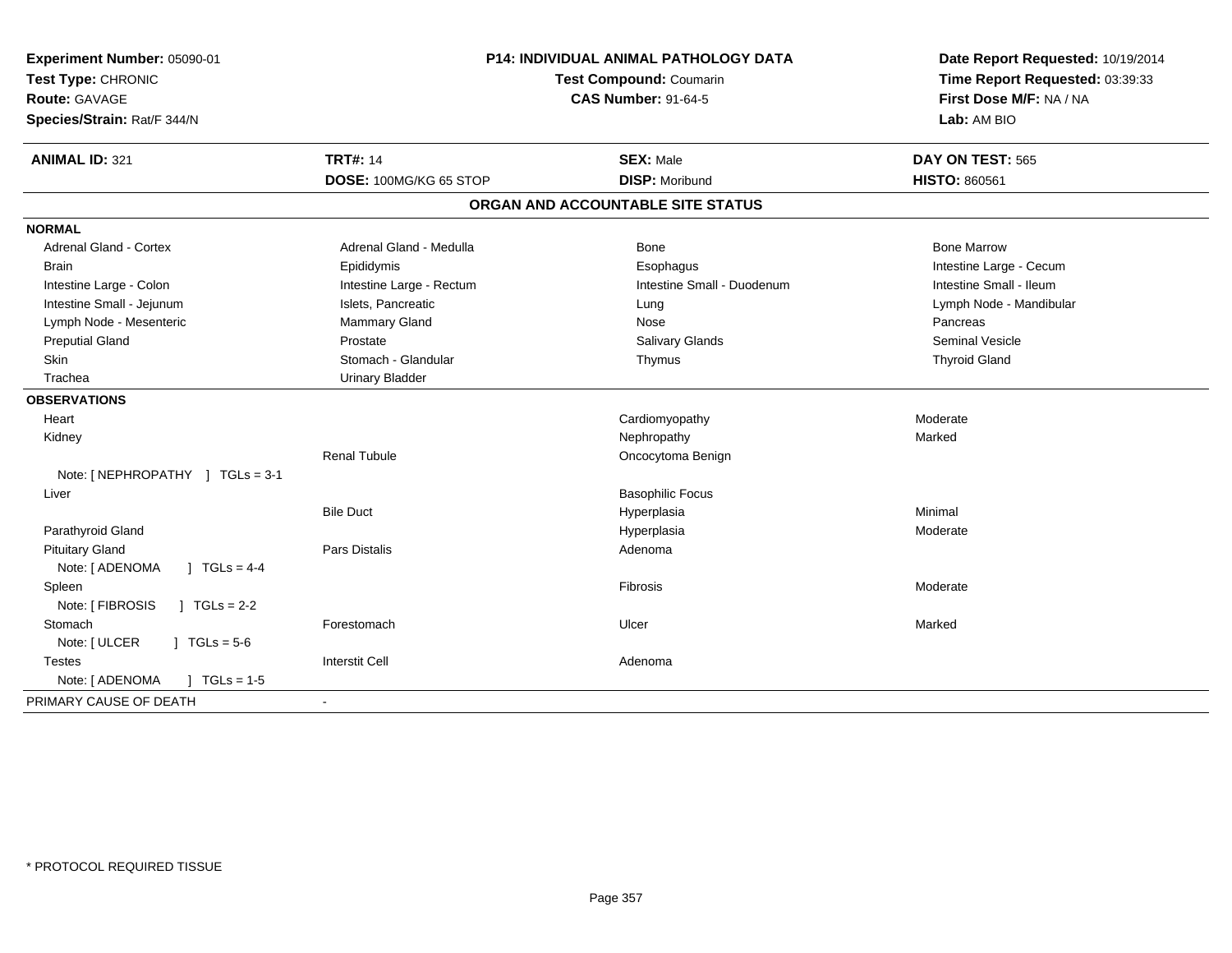**Experiment Number:** 05090-01
**Test Type:** CHRONIC
**Route:** GAVAGE
**Species/Strain:** Rat/F 344/N

**P14: INDIVIDUAL ANIMAL PATHOLOGY DATA**
**Test Compound:** Coumarin
**CAS Number:** 91-64-5

**Date Report Requested:** 10/19/2014
**Time Report Requested:** 03:39:33
**First Dose M/F:** NA / NA
**Lab:** AM BIO

| **ANIMAL ID:** 321 | **TRT#:** 14 | **SEX:** Male | **DAY ON TEST:** 565 |
|---|---|---|---|
| | **DOSE:** 100MG/KG 65 STOP | **DISP:** Moribund | **HISTO:** 860561 |

## ORGAN AND ACCOUNTABLE SITE STATUS

**NORMAL**

| | | | |
|---|---|---|---|
| Adrenal Gland - Cortex | Adrenal Gland - Medulla | Bone | Bone Marrow |
| Brain | Epididymis | Esophagus | Intestine Large - Cecum |
| Intestine Large - Colon | Intestine Large - Rectum | Intestine Small - Duodenum | Intestine Small - Ileum |
| Intestine Small - Jejunum | Islets, Pancreatic | Lung | Lymph Node - Mandibular |
| Lymph Node - Mesenteric | Mammary Gland | Nose | Pancreas |
| Preputial Gland | Prostate | Salivary Glands | Seminal Vesicle |
| Skin | Stomach - Glandular | Thymus | Thyroid Gland |
| Trachea | Urinary Bladder | | |

**OBSERVATIONS**

| | | | |
|---|---|---|---|
| Heart | | Cardiomyopathy | Moderate |
| Kidney | | Nephropathy | Marked |
| | Renal Tubule | Oncocytoma Benign | |
| Note: [ NEPHROPATHY ] TGLs = 3-1 | | | |
| Liver | | Basophilic Focus | |
| | Bile Duct | Hyperplasia | Minimal |
| Parathyroid Gland | | Hyperplasia | Moderate |
| Pituitary Gland | Pars Distalis | Adenoma | |
| Note: [ ADENOMA ] TGLs = 4-4 | | | |
| Spleen | | Fibrosis | Moderate |
| Note: [ FIBROSIS ] TGLs = 2-2 | | | |
| Stomach | Forestomach | Ulcer | Marked |
| Note: [ ULCER ] TGLs = 5-6 | | | |
| Testes | Interstit Cell | Adenoma | |
| Note: [ ADENOMA ] TGLs = 1-5 | | | |

PRIMARY CAUSE OF DEATH -

* PROTOCOL REQUIRED TISSUE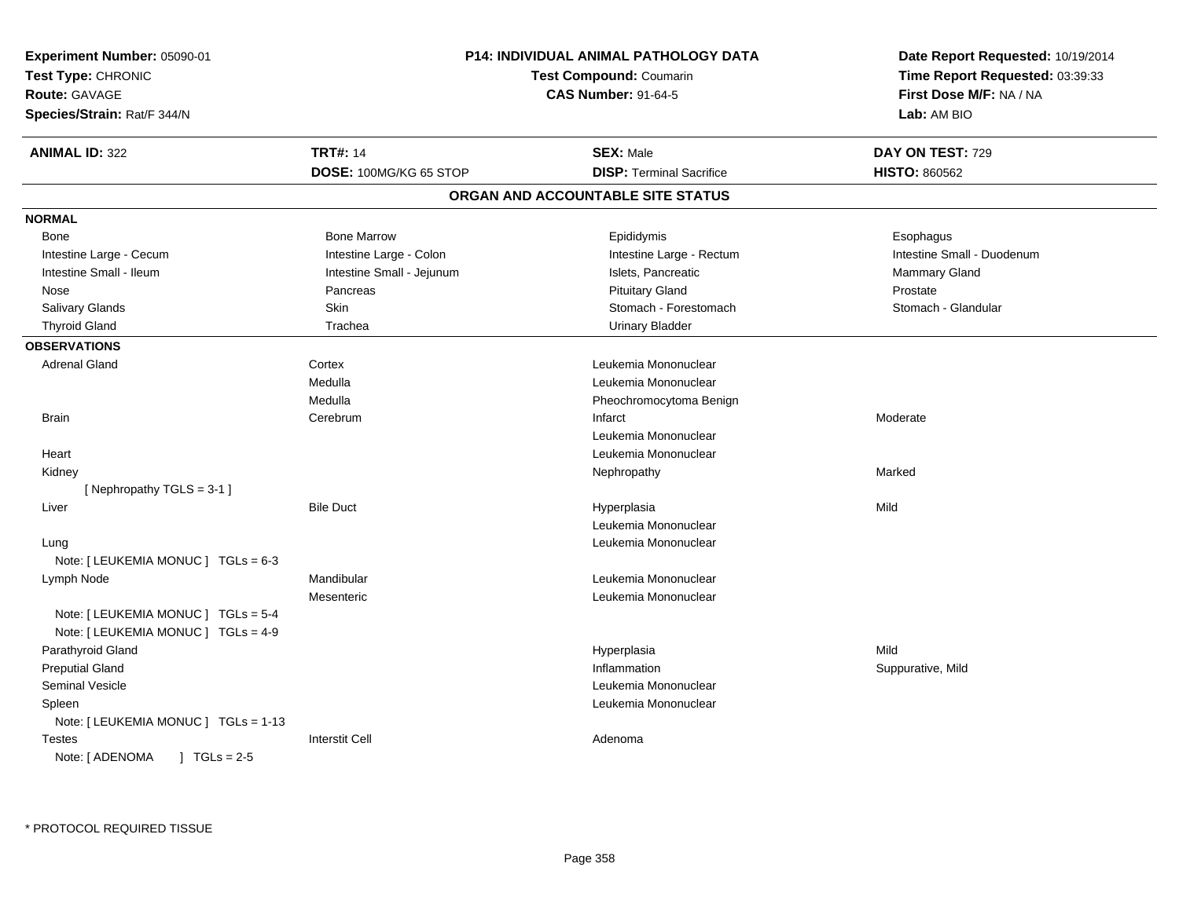**Experiment Number:** 05090-01
**Test Type:** CHRONIC
**Route:** GAVAGE
**Species/Strain:** Rat/F 344/N

**P14: INDIVIDUAL ANIMAL PATHOLOGY DATA**
**Test Compound:** Coumarin
**CAS Number:** 91-64-5

**Date Report Requested:** 10/19/2014
**Time Report Requested:** 03:39:33
**First Dose M/F:** NA / NA
**Lab:** AM BIO

| **ANIMAL ID:** 322 | **TRT#:** 14 | **SEX:** Male | **DAY ON TEST:** 729 |
|---|---|---|---|
| | **DOSE:** 100MG/KG 65 STOP | **DISP:** Terminal Sacrifice | **HISTO:** 860562 |

## ORGAN AND ACCOUNTABLE SITE STATUS

**NORMAL**

| | | | |
|---|---|---|---|
| Bone | Bone Marrow | Epididymis | Esophagus |
| Intestine Large - Cecum | Intestine Large - Colon | Intestine Large - Rectum | Intestine Small - Duodenum |
| Intestine Small - Ileum | Intestine Small - Jejunum | Islets, Pancreatic | Mammary Gland |
| Nose | Pancreas | Pituitary Gland | Prostate |
| Salivary Glands | Skin | Stomach - Forestomach | Stomach - Glandular |
| Thyroid Gland | Trachea | Urinary Bladder | |

**OBSERVATIONS**

| | | | |
|---|---|---|---|
| Adrenal Gland | Cortex | Leukemia Mononuclear | |
| | Medulla | Leukemia Mononuclear | |
| | Medulla | Pheochromocytoma Benign | |
| Brain | Cerebrum | Infarct | Moderate |
| | | Leukemia Mononuclear | |
| Heart | | Leukemia Mononuclear | |
| Kidney | | Nephropathy | Marked |
| [ Nephropathy TGLS = 3-1 ] | | | |
| Liver | Bile Duct | Hyperplasia | Mild |
| | | Leukemia Mononuclear | |
| Lung | | Leukemia Mononuclear | |
| Note: [ LEUKEMIA MONUC ] TGLs = 6-3 | | | |
| Lymph Node | Mandibular | Leukemia Mononuclear | |
| | Mesenteric | Leukemia Mononuclear | |
| Note: [ LEUKEMIA MONUC ] TGLs = 5-4 | | | |
| Note: [ LEUKEMIA MONUC ] TGLs = 4-9 | | | |
| Parathyroid Gland | | Hyperplasia | Mild |
| Preputial Gland | | Inflammation | Suppurative, Mild |
| Seminal Vesicle | | Leukemia Mononuclear | |
| Spleen | | Leukemia Mononuclear | |
| Note: [ LEUKEMIA MONUC ] TGLs = 1-13 | | | |
| Testes | Interstit Cell | Adenoma | |
| Note: [ ADENOMA ] TGLs = 2-5 | | | |

* PROTOCOL REQUIRED TISSUE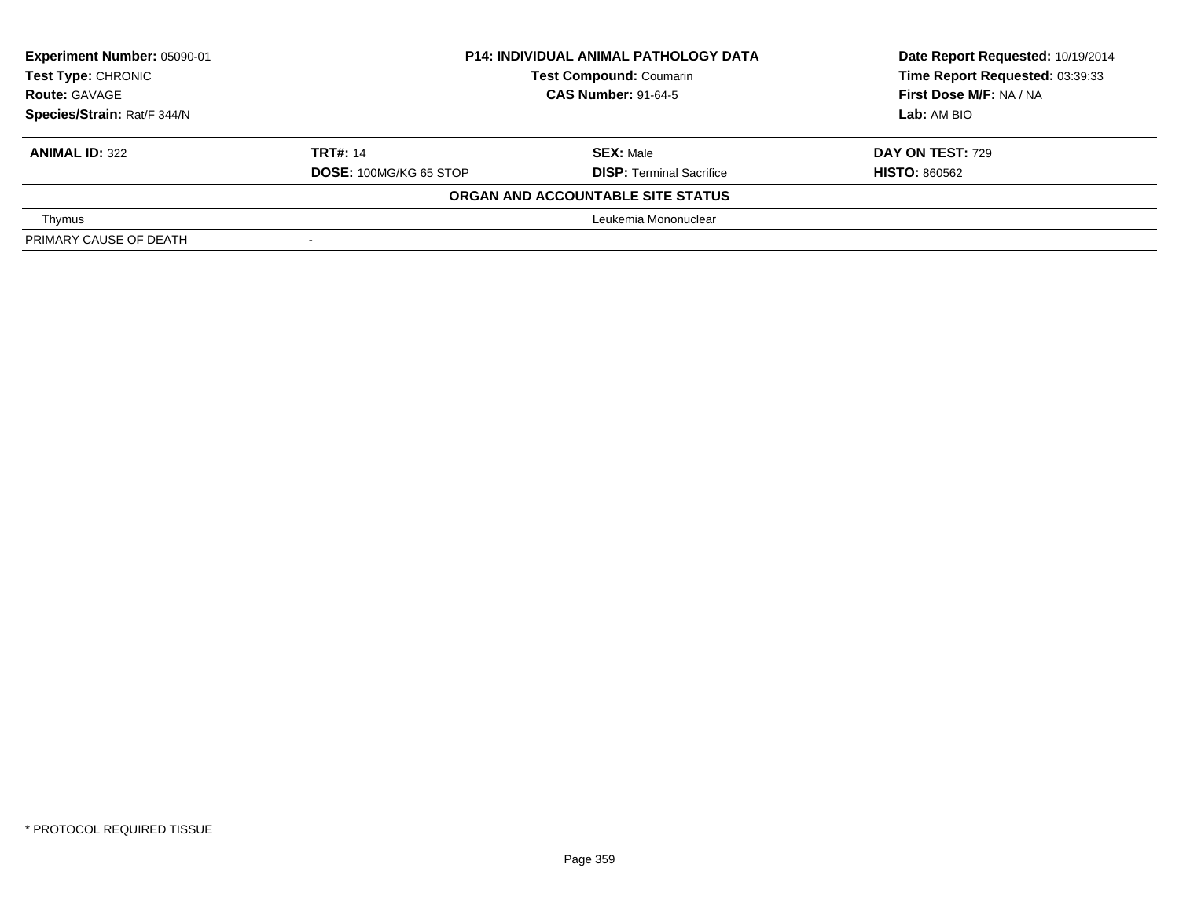**Experiment Number:** 05090-01
**Test Type:** CHRONIC
**Route:** GAVAGE
**Species/Strain:** Rat/F 344/N

**P14: INDIVIDUAL ANIMAL PATHOLOGY DATA**
**Test Compound:** Coumarin
**CAS Number:** 91-64-5

**Date Report Requested:** 10/19/2014
**Time Report Requested:** 03:39:33
**First Dose M/F:** NA / NA
**Lab:** AM BIO

| **ANIMAL ID:** 322 | **TRT#:** 14 | **SEX:** Male | **DAY ON TEST:** 729 |
|---|---|---|---|
| | **DOSE:** 100MG/KG 65 STOP | **DISP:** Terminal Sacrifice | **HISTO:** 860562 |

**ORGAN AND ACCOUNTABLE SITE STATUS**

| | | |
|---|---|---|
| Thymus | | Leukemia Mononuclear |
| PRIMARY CAUSE OF DEATH | - | |

\* PROTOCOL REQUIRED TISSUE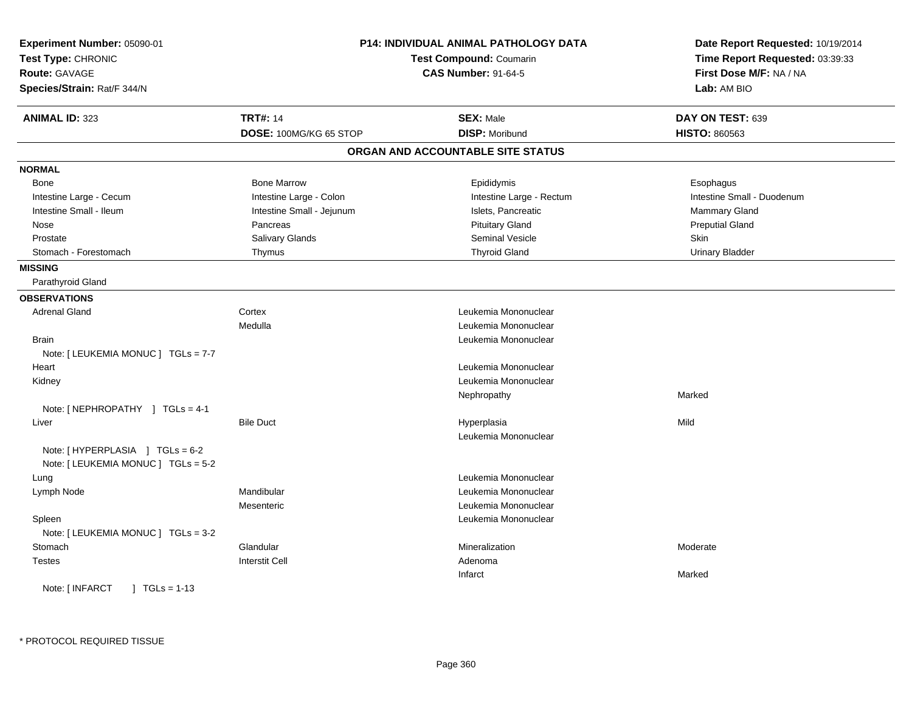**Experiment Number:** 05090-01
**Test Type:** CHRONIC
**Route:** GAVAGE
**Species/Strain:** Rat/F 344/N

**P14: INDIVIDUAL ANIMAL PATHOLOGY DATA**
**Test Compound:** Coumarin
**CAS Number:** 91-64-5

**Date Report Requested:** 10/19/2014
**Time Report Requested:** 03:39:33
**First Dose M/F:** NA / NA
**Lab:** AM BIO

| **ANIMAL ID:** 323 | **TRT#:** 14 | **SEX:** Male | **DAY ON TEST:** 639 |
|---|---|---|---|
| | **DOSE:** 100MG/KG 65 STOP | **DISP:** Moribund | **HISTO:** 860563 |

## ORGAN AND ACCOUNTABLE SITE STATUS

**NORMAL**

| | | | |
|---|---|---|---|
| Bone | Bone Marrow | Epididymis | Esophagus |
| Intestine Large - Cecum | Intestine Large - Colon | Intestine Large - Rectum | Intestine Small - Duodenum |
| Intestine Small - Ileum | Intestine Small - Jejunum | Islets, Pancreatic | Mammary Gland |
| Nose | Pancreas | Pituitary Gland | Preputial Gland |
| Prostate | Salivary Glands | Seminal Vesicle | Skin |
| Stomach - Forestomach | Thymus | Thyroid Gland | Urinary Bladder |

**MISSING**

Parathyroid Gland

**OBSERVATIONS**

| | | | |
|---|---|---|---|
| Adrenal Gland | Cortex | Leukemia Mononuclear | |
| | Medulla | Leukemia Mononuclear | |
| Brain | | Leukemia Mononuclear | |
| Note: [ LEUKEMIA MONUC ] TGLs = 7-7 | | | |
| Heart | | Leukemia Mononuclear | |
| Kidney | | Leukemia Mononuclear | |
| | | Nephropathy | Marked |
| Note: [ NEPHROPATHY ] TGLs = 4-1 | | | |
| Liver | Bile Duct | Hyperplasia | Mild |
| | | Leukemia Mononuclear | |
| Note: [ HYPERPLASIA ] TGLs = 6-2 | | | |
| Note: [ LEUKEMIA MONUC ] TGLs = 5-2 | | | |
| Lung | | Leukemia Mononuclear | |
| Lymph Node | Mandibular | Leukemia Mononuclear | |
| | Mesenteric | Leukemia Mononuclear | |
| Spleen | | Leukemia Mononuclear | |
| Note: [ LEUKEMIA MONUC ] TGLs = 3-2 | | | |
| Stomach | Glandular | Mineralization | Moderate |
| Testes | Interstit Cell | Adenoma | |
| | | Infarct | Marked |
| Note: [ INFARCT ] TGLs = 1-13 | | | |

* PROTOCOL REQUIRED TISSUE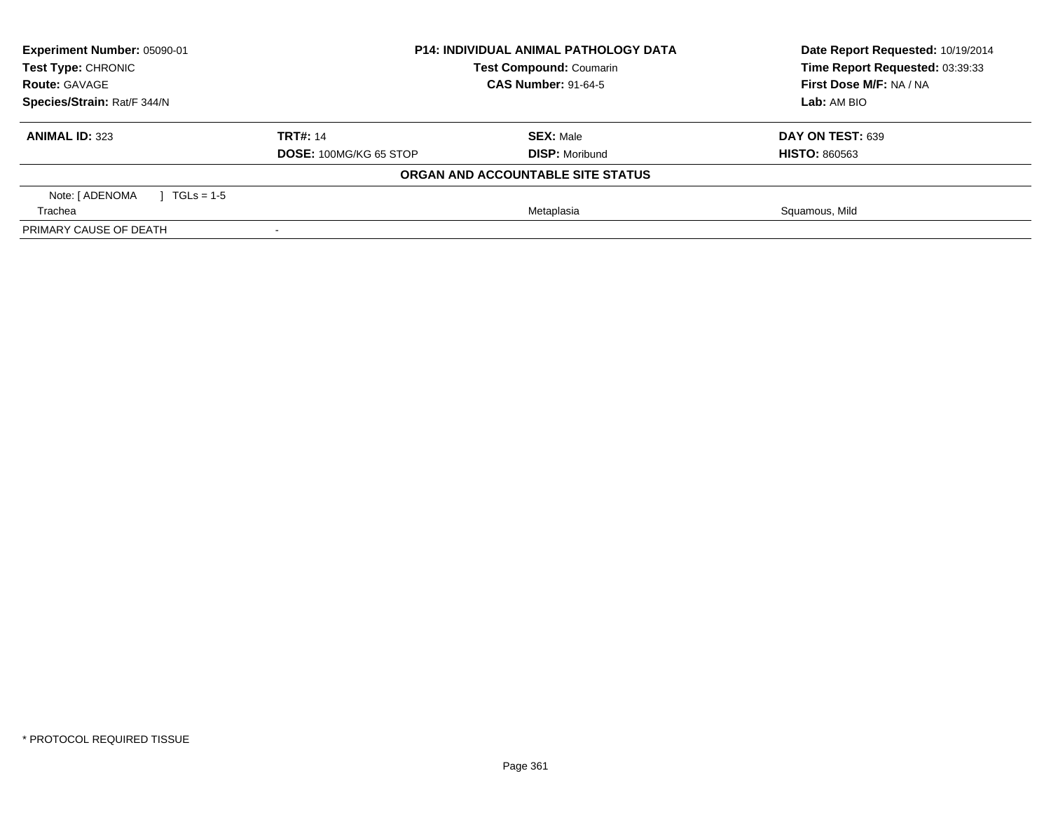**Experiment Number:** 05090-01
**Test Type:** CHRONIC
**Route:** GAVAGE
**Species/Strain:** Rat/F 344/N

**P14: INDIVIDUAL ANIMAL PATHOLOGY DATA**
**Test Compound:** Coumarin
**CAS Number:** 91-64-5

**Date Report Requested:** 10/19/2014
**Time Report Requested:** 03:39:33
**First Dose M/F:** NA / NA
**Lab:** AM BIO

| **ANIMAL ID:** 323 | **TRT#:** 14 | **SEX:** Male | **DAY ON TEST:** 639 |
|---|---|---|---|
| | **DOSE:** 100MG/KG 65 STOP | **DISP:** Moribund | **HISTO:** 860563 |

**ORGAN AND ACCOUNTABLE SITE STATUS**

| | | | |
|---|---|---|---|
| Note: [ ADENOMA ] TGLs = 1-5 | | | |
| Trachea | | Metaplasia | Squamous, Mild |
| PRIMARY CAUSE OF DEATH | - | | |

* PROTOCOL REQUIRED TISSUE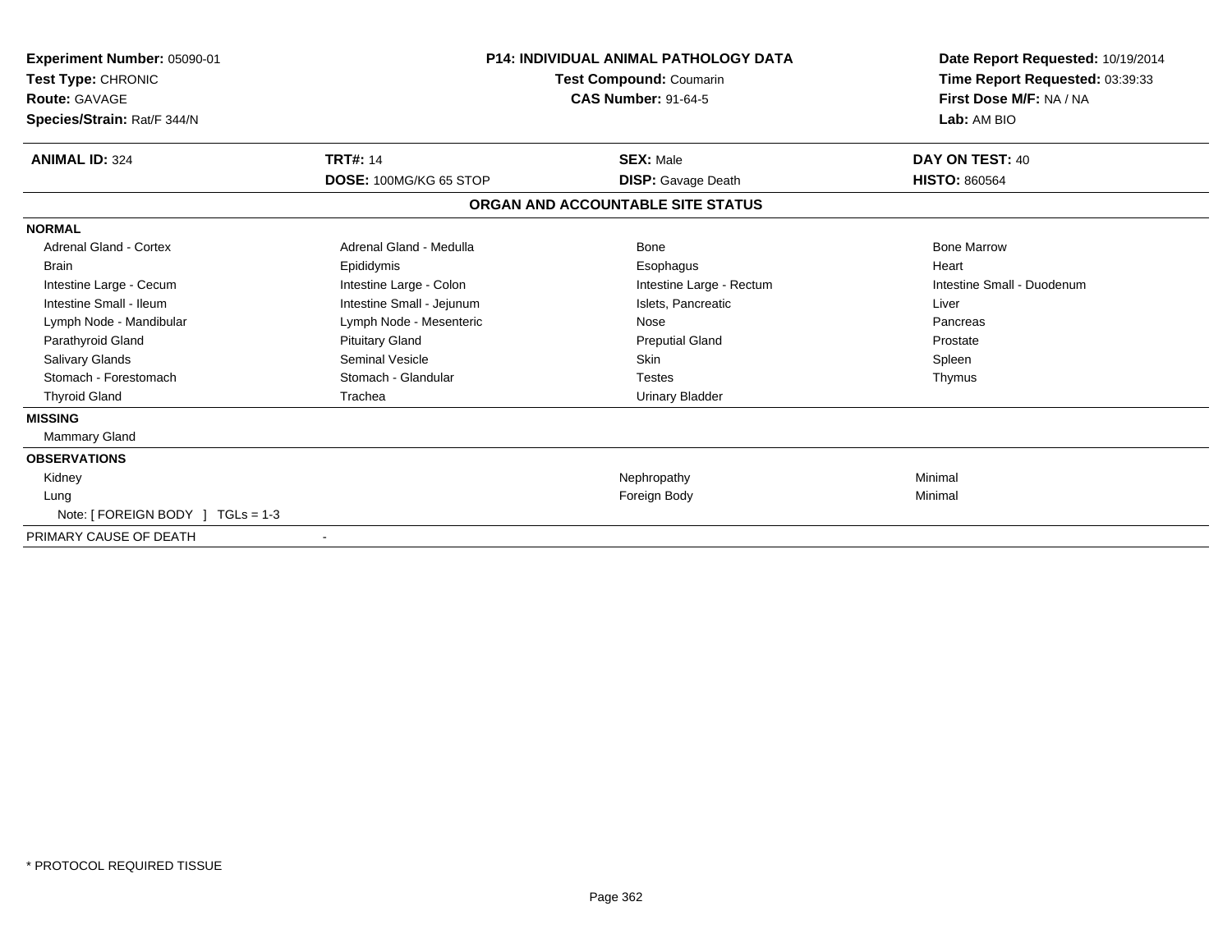**Experiment Number:** 05090-01
**Test Type:** CHRONIC
**Route:** GAVAGE
**Species/Strain:** Rat/F 344/N

**P14: INDIVIDUAL ANIMAL PATHOLOGY DATA**
**Test Compound:** Coumarin
**CAS Number:** 91-64-5

**Date Report Requested:** 10/19/2014
**Time Report Requested:** 03:39:33
**First Dose M/F:** NA / NA
**Lab:** AM BIO

| **ANIMAL ID:** 324 | **TRT#:** 14 | **SEX:** Male | **DAY ON TEST:** 40 |
|---|---|---|---|
| | **DOSE:** 100MG/KG 65 STOP | **DISP:** Gavage Death | **HISTO:** 860564 |

## ORGAN AND ACCOUNTABLE SITE STATUS

| | | | |
|---|---|---|---|
| **NORMAL** | | | |
| Adrenal Gland - Cortex | Adrenal Gland - Medulla | Bone | Bone Marrow |
| Brain | Epididymis | Esophagus | Heart |
| Intestine Large - Cecum | Intestine Large - Colon | Intestine Large - Rectum | Intestine Small - Duodenum |
| Intestine Small - Ileum | Intestine Small - Jejunum | Islets, Pancreatic | Liver |
| Lymph Node - Mandibular | Lymph Node - Mesenteric | Nose | Pancreas |
| Parathyroid Gland | Pituitary Gland | Preputial Gland | Prostate |
| Salivary Glands | Seminal Vesicle | Skin | Spleen |
| Stomach - Forestomach | Stomach - Glandular | Testes | Thymus |
| Thyroid Gland | Trachea | Urinary Bladder | |
| **MISSING** | | | |
| Mammary Gland | | | |
| **OBSERVATIONS** | | | |
| Kidney | | Nephropathy | Minimal |
| Lung | | Foreign Body | Minimal |
| Note: [ FOREIGN BODY ] TGLs = 1-3 | | | |
| PRIMARY CAUSE OF DEATH | - | | |

* PROTOCOL REQUIRED TISSUE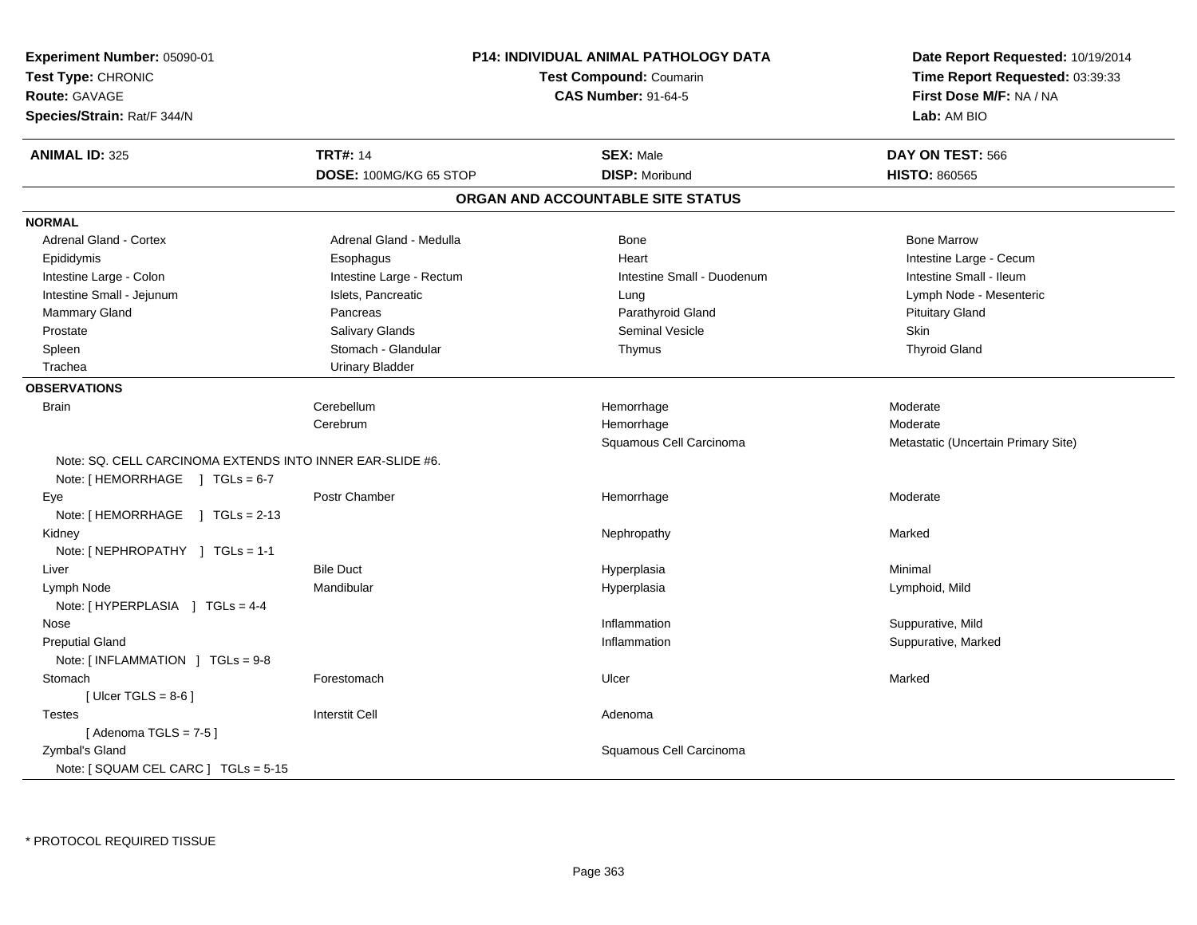**Experiment Number:** 05090-01
**Test Type:** CHRONIC
**Route:** GAVAGE
**Species/Strain:** Rat/F 344/N

**P14: INDIVIDUAL ANIMAL PATHOLOGY DATA**
**Test Compound:** Coumarin
**CAS Number:** 91-64-5

**Date Report Requested:** 10/19/2014
**Time Report Requested:** 03:39:33
**First Dose M/F:** NA / NA
**Lab:** AM BIO

| **ANIMAL ID:** 325 | **TRT#:** 14 | **SEX:** Male | **DAY ON TEST:** 566 |
|---|---|---|---|
| | **DOSE:** 100MG/KG 65 STOP | **DISP:** Moribund | **HISTO:** 860565 |

## ORGAN AND ACCOUNTABLE SITE STATUS

**NORMAL**

| | | | |
|---|---|---|---|
| Adrenal Gland - Cortex | Adrenal Gland - Medulla | Bone | Bone Marrow |
| Epididymis | Esophagus | Heart | Intestine Large - Cecum |
| Intestine Large - Colon | Intestine Large - Rectum | Intestine Small - Duodenum | Intestine Small - Ileum |
| Intestine Small - Jejunum | Islets, Pancreatic | Lung | Lymph Node - Mesenteric |
| Mammary Gland | Pancreas | Parathyroid Gland | Pituitary Gland |
| Prostate | Salivary Glands | Seminal Vesicle | Skin |
| Spleen | Stomach - Glandular | Thymus | Thyroid Gland |
| Trachea | Urinary Bladder | | |

**OBSERVATIONS**

| | | | |
|---|---|---|---|
| Brain | Cerebellum | Hemorrhage | Moderate |
| | Cerebrum | Hemorrhage | Moderate |
| | | Squamous Cell Carcinoma | Metastatic (Uncertain Primary Site) |
| Note: SQ. CELL CARCINOMA EXTENDS INTO INNER EAR-SLIDE #6. | | | |
| Note: [ HEMORRHAGE ] TGLs = 6-7 | | | |
| Eye | Postr Chamber | Hemorrhage | Moderate |
| Note: [ HEMORRHAGE ] TGLs = 2-13 | | | |
| Kidney | | Nephropathy | Marked |
| Note: [ NEPHROPATHY ] TGLs = 1-1 | | | |
| Liver | Bile Duct | Hyperplasia | Minimal |
| Lymph Node | Mandibular | Hyperplasia | Lymphoid, Mild |
| Note: [ HYPERPLASIA ] TGLs = 4-4 | | | |
| Nose | | Inflammation | Suppurative, Mild |
| Preputial Gland | | Inflammation | Suppurative, Marked |
| Note: [ INFLAMMATION ] TGLs = 9-8 | | | |
| Stomach | Forestomach | Ulcer | Marked |
| [ Ulcer TGLS = 8-6 ] | | | |
| Testes | Interstit Cell | Adenoma | |
| [ Adenoma TGLS = 7-5 ] | | | |
| Zymbal's Gland | | Squamous Cell Carcinoma | |
| Note: [ SQUAM CEL CARC ] TGLs = 5-15 | | | |

\* PROTOCOL REQUIRED TISSUE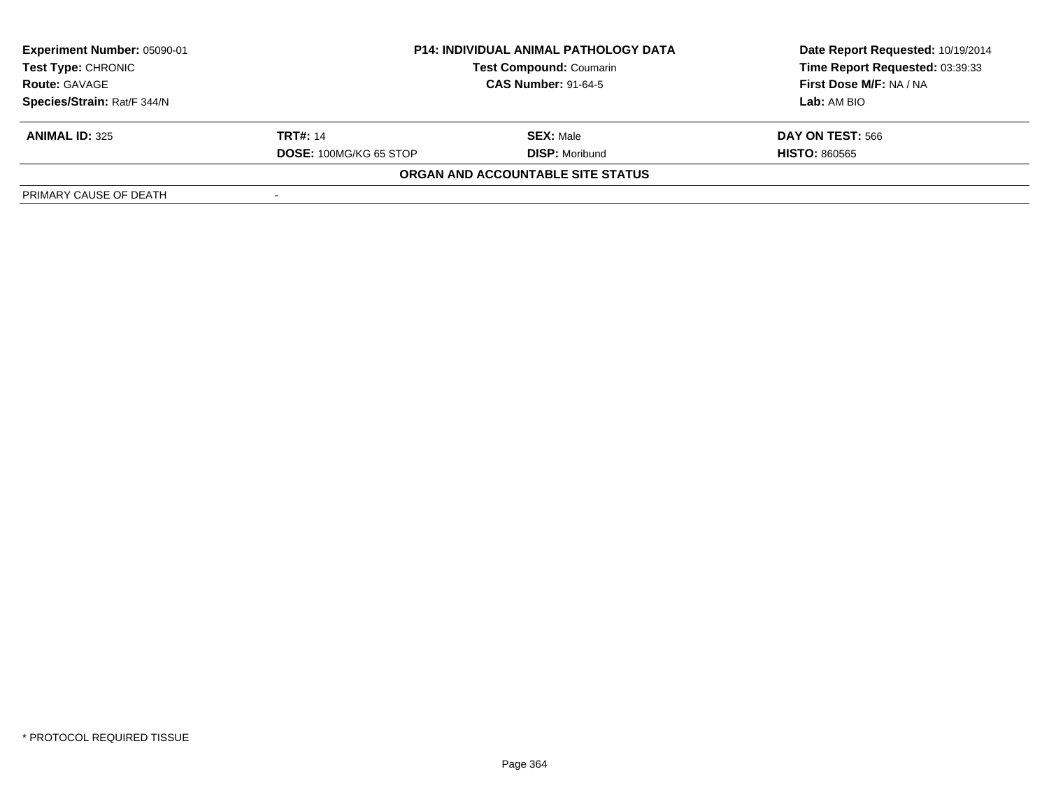**Experiment Number:** 05090-01
**Test Type:** CHRONIC
**Route:** GAVAGE
**Species/Strain:** Rat/F 344/N

**P14: INDIVIDUAL ANIMAL PATHOLOGY DATA**
**Test Compound:** Coumarin
**CAS Number:** 91-64-5

**Date Report Requested:** 10/19/2014
**Time Report Requested:** 03:39:33
**First Dose M/F:** NA / NA
**Lab:** AM BIO

| **ANIMAL ID:** 325 | **TRT#:** 14 | **SEX:** Male | **DAY ON TEST:** 566 |
|---|---|---|---|
| | **DOSE:** 100MG/KG 65 STOP | **DISP:** Moribund | **HISTO:** 860565 |

**ORGAN AND ACCOUNTABLE SITE STATUS**

| PRIMARY CAUSE OF DEATH | - |
|---|---|

\* PROTOCOL REQUIRED TISSUE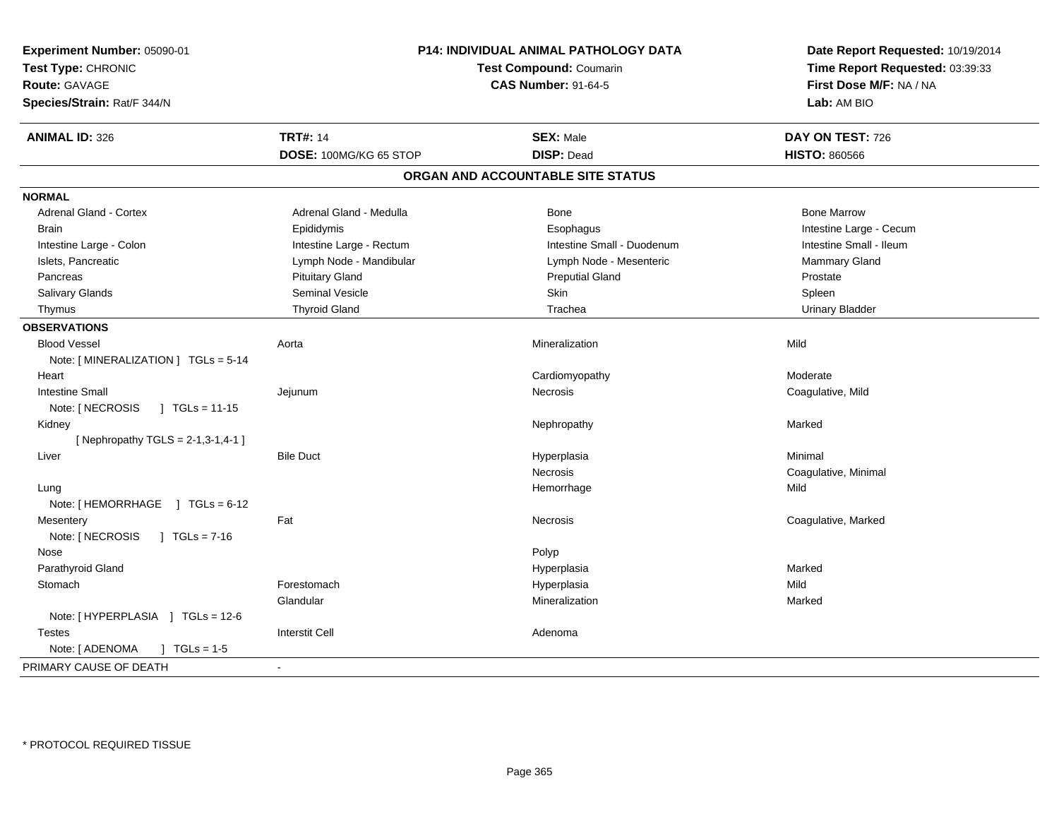**Experiment Number:** 05090-01
**Test Type:** CHRONIC
**Route:** GAVAGE
**Species/Strain:** Rat/F 344/N

**P14: INDIVIDUAL ANIMAL PATHOLOGY DATA**
**Test Compound:** Coumarin
**CAS Number:** 91-64-5

**Date Report Requested:** 10/19/2014
**Time Report Requested:** 03:39:33
**First Dose M/F:** NA / NA
**Lab:** AM BIO

| **ANIMAL ID:** 326 | **TRT#:** 14 | **SEX:** Male | **DAY ON TEST:** 726 |
|---|---|---|---|
| | **DOSE:** 100MG/KG 65 STOP | **DISP:** Dead | **HISTO:** 860566 |

## ORGAN AND ACCOUNTABLE SITE STATUS

| | | | |
|---|---|---|---|
| **NORMAL** | | | |
| Adrenal Gland - Cortex | Adrenal Gland - Medulla | Bone | Bone Marrow |
| Brain | Epididymis | Esophagus | Intestine Large - Cecum |
| Intestine Large - Colon | Intestine Large - Rectum | Intestine Small - Duodenum | Intestine Small - Ileum |
| Islets, Pancreatic | Lymph Node - Mandibular | Lymph Node - Mesenteric | Mammary Gland |
| Pancreas | Pituitary Gland | Preputial Gland | Prostate |
| Salivary Glands | Seminal Vesicle | Skin | Spleen |
| Thymus | Thyroid Gland | Trachea | Urinary Bladder |
| **OBSERVATIONS** | | | |
| Blood Vessel | Aorta | Mineralization | Mild |
| Note: [ MINERALIZATION ] TGLs = 5-14 | | | |
| Heart | | Cardiomyopathy | Moderate |
| Intestine Small | Jejunum | Necrosis | Coagulative, Mild |
| Note: [ NECROSIS ] TGLs = 11-15 | | | |
| Kidney | | Nephropathy | Marked |
| [ Nephropathy TGLS = 2-1,3-1,4-1 ] | | | |
| Liver | Bile Duct | Hyperplasia | Minimal |
| | | Necrosis | Coagulative, Minimal |
| Lung | | Hemorrhage | Mild |
| Note: [ HEMORRHAGE ] TGLs = 6-12 | | | |
| Mesentery | Fat | Necrosis | Coagulative, Marked |
| Note: [ NECROSIS ] TGLs = 7-16 | | | |
| Nose | | Polyp | |
| Parathyroid Gland | | Hyperplasia | Marked |
| Stomach | Forestomach | Hyperplasia | Mild |
| | Glandular | Mineralization | Marked |
| Note: [ HYPERPLASIA ] TGLs = 12-6 | | | |
| Testes | Interstit Cell | Adenoma | |
| Note: [ ADENOMA ] TGLs = 1-5 | | | |
| PRIMARY CAUSE OF DEATH | - | | |

\* PROTOCOL REQUIRED TISSUE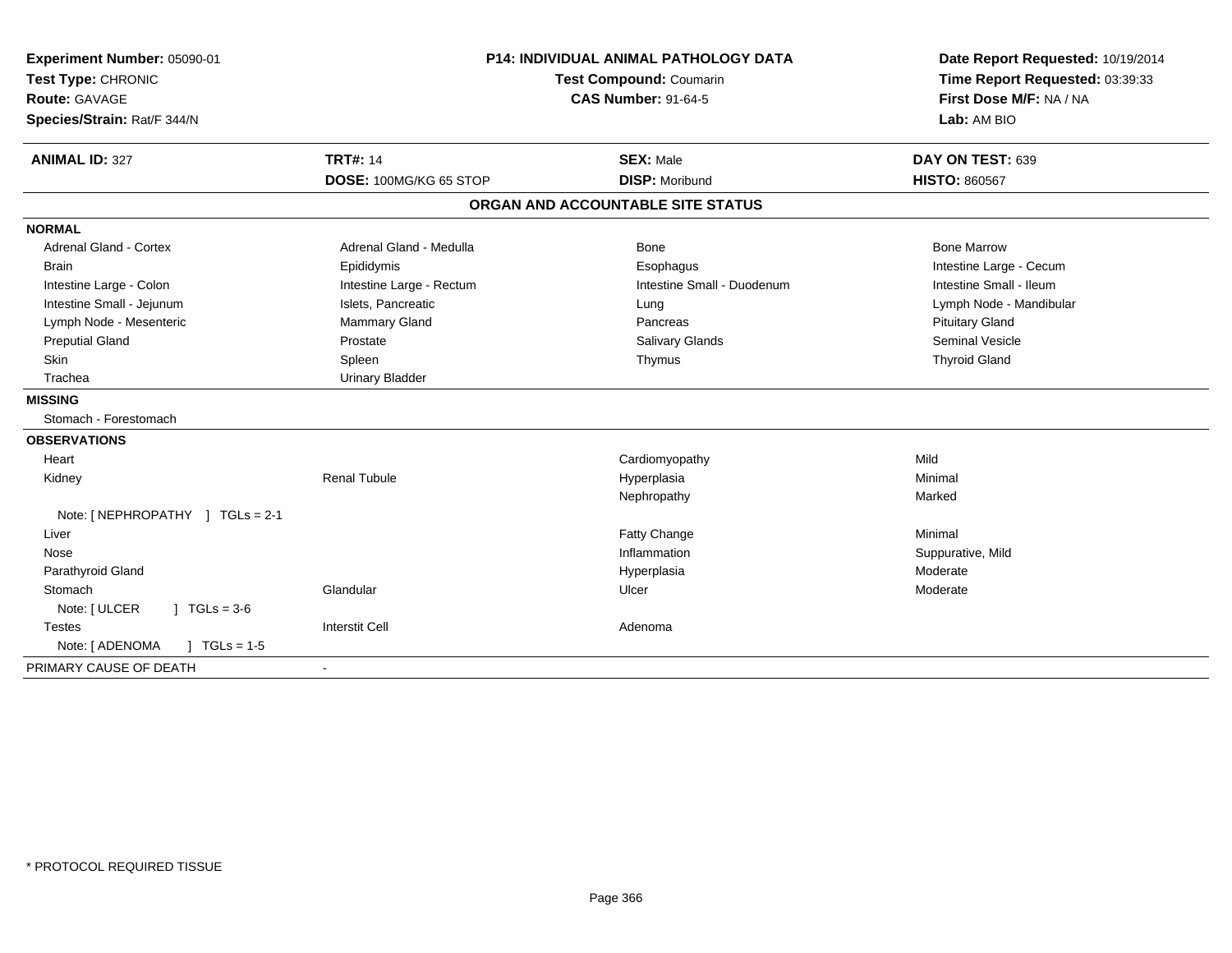**Experiment Number:** 05090-01
**Test Type:** CHRONIC
**Route:** GAVAGE
**Species/Strain:** Rat/F 344/N

**P14: INDIVIDUAL ANIMAL PATHOLOGY DATA**
**Test Compound:** Coumarin
**CAS Number:** 91-64-5

**Date Report Requested:** 10/19/2014
**Time Report Requested:** 03:39:33
**First Dose M/F:** NA / NA
**Lab:** AM BIO

| **ANIMAL ID:** 327 | **TRT#:** 14 | **SEX:** Male | **DAY ON TEST:** 639 |
|---|---|---|---|
| | **DOSE:** 100MG/KG 65 STOP | **DISP:** Moribund | **HISTO:** 860567 |

## ORGAN AND ACCOUNTABLE SITE STATUS

**NORMAL**

| | | | |
|---|---|---|---|
| Adrenal Gland - Cortex | Adrenal Gland - Medulla | Bone | Bone Marrow |
| Brain | Epididymis | Esophagus | Intestine Large - Cecum |
| Intestine Large - Colon | Intestine Large - Rectum | Intestine Small - Duodenum | Intestine Small - Ileum |
| Intestine Small - Jejunum | Islets, Pancreatic | Lung | Lymph Node - Mandibular |
| Lymph Node - Mesenteric | Mammary Gland | Pancreas | Pituitary Gland |
| Preputial Gland | Prostate | Salivary Glands | Seminal Vesicle |
| Skin | Spleen | Thymus | Thyroid Gland |
| Trachea | Urinary Bladder | | |

**MISSING**

Stomach - Forestomach

**OBSERVATIONS**

| | | | |
|---|---|---|---|
| Heart | | Cardiomyopathy | Mild |
| Kidney | Renal Tubule | Hyperplasia | Minimal |
| | | Nephropathy | Marked |
| Note: [ NEPHROPATHY ] TGLs = 2-1 | | | |
| Liver | | Fatty Change | Minimal |
| Nose | | Inflammation | Suppurative, Mild |
| Parathyroid Gland | | Hyperplasia | Moderate |
| Stomach | Glandular | Ulcer | Moderate |
| Note: [ ULCER ] TGLs = 3-6 | | | |
| Testes | Interstit Cell | Adenoma | |
| Note: [ ADENOMA ] TGLs = 1-5 | | | |

PRIMARY CAUSE OF DEATH -

* PROTOCOL REQUIRED TISSUE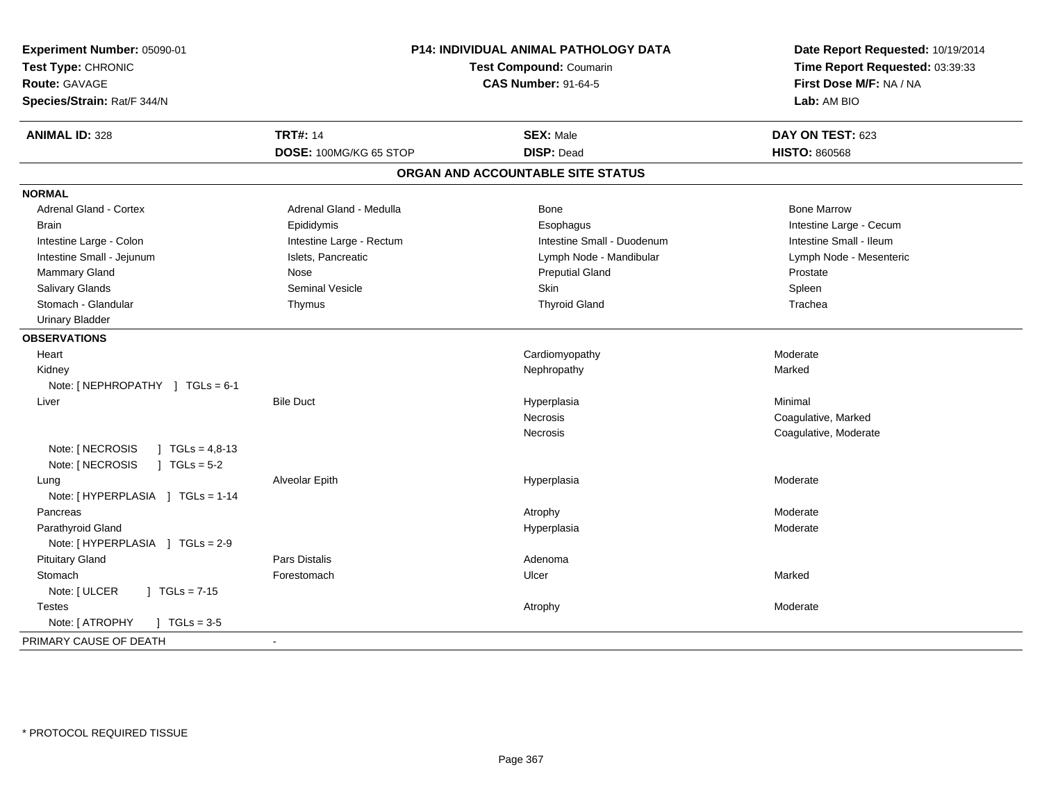**Experiment Number:** 05090-01
**Test Type:** CHRONIC
**Route:** GAVAGE
**Species/Strain:** Rat/F 344/N

**P14: INDIVIDUAL ANIMAL PATHOLOGY DATA**
**Test Compound:** Coumarin
**CAS Number:** 91-64-5

**Date Report Requested:** 10/19/2014
**Time Report Requested:** 03:39:33
**First Dose M/F:** NA / NA
**Lab:** AM BIO

| **ANIMAL ID:** 328 | **TRT#:** 14 | **SEX:** Male | **DAY ON TEST:** 623 |
|---|---|---|---|
| | **DOSE:** 100MG/KG 65 STOP | **DISP:** Dead | **HISTO:** 860568 |

## ORGAN AND ACCOUNTABLE SITE STATUS

**NORMAL**

| | | | |
|---|---|---|---|
| Adrenal Gland - Cortex | Adrenal Gland - Medulla | Bone | Bone Marrow |
| Brain | Epididymis | Esophagus | Intestine Large - Cecum |
| Intestine Large - Colon | Intestine Large - Rectum | Intestine Small - Duodenum | Intestine Small - Ileum |
| Intestine Small - Jejunum | Islets, Pancreatic | Lymph Node - Mandibular | Lymph Node - Mesenteric |
| Mammary Gland | Nose | Preputial Gland | Prostate |
| Salivary Glands | Seminal Vesicle | Skin | Spleen |
| Stomach - Glandular | Thymus | Thyroid Gland | Trachea |
| Urinary Bladder | | | |

**OBSERVATIONS**

| | | | |
|---|---|---|---|
| Heart | | Cardiomyopathy | Moderate |
| Kidney | | Nephropathy | Marked |
| Note: [ NEPHROPATHY ] TGLs = 6-1 | | | |
| Liver | Bile Duct | Hyperplasia | Minimal |
| | | Necrosis | Coagulative, Marked |
| | | Necrosis | Coagulative, Moderate |
| Note: [ NECROSIS ] TGLs = 4,8-13 | | | |
| Note: [ NECROSIS ] TGLs = 5-2 | | | |
| Lung | Alveolar Epith | Hyperplasia | Moderate |
| Note: [ HYPERPLASIA ] TGLs = 1-14 | | | |
| Pancreas | | Atrophy | Moderate |
| Parathyroid Gland | | Hyperplasia | Moderate |
| Note: [ HYPERPLASIA ] TGLs = 2-9 | | | |
| Pituitary Gland | Pars Distalis | Adenoma | |
| Stomach | Forestomach | Ulcer | Marked |
| Note: [ ULCER ] TGLs = 7-15 | | | |
| Testes | | Atrophy | Moderate |
| Note: [ ATROPHY ] TGLs = 3-5 | | | |

PRIMARY CAUSE OF DEATH -

* PROTOCOL REQUIRED TISSUE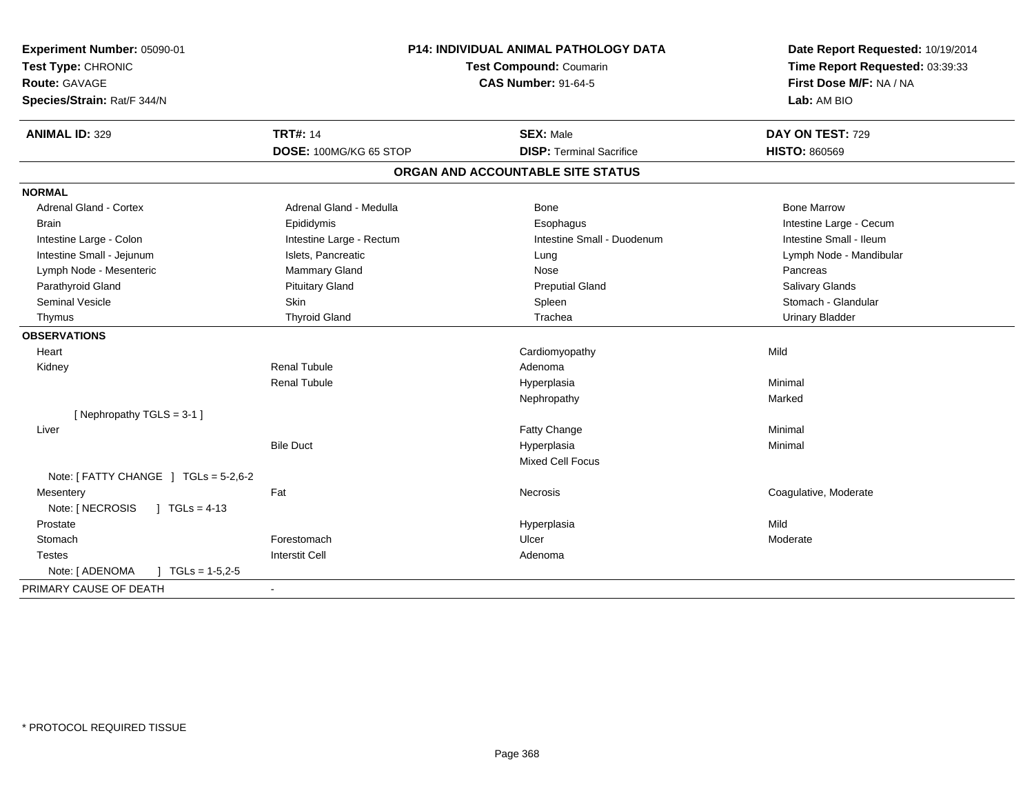**Experiment Number:** 05090-01
**Test Type:** CHRONIC
**Route:** GAVAGE
**Species/Strain:** Rat/F 344/N

**P14: INDIVIDUAL ANIMAL PATHOLOGY DATA**
**Test Compound:** Coumarin
**CAS Number:** 91-64-5

**Date Report Requested:** 10/19/2014
**Time Report Requested:** 03:39:33
**First Dose M/F:** NA / NA
**Lab:** AM BIO

| **ANIMAL ID:** 329 | **TRT#:** 14 | **SEX:** Male | **DAY ON TEST:** 729 |
|---|---|---|---|
| | **DOSE:** 100MG/KG 65 STOP | **DISP:** Terminal Sacrifice | **HISTO:** 860569 |

## ORGAN AND ACCOUNTABLE SITE STATUS

| | | | |
|---|---|---|---|
| **NORMAL** | | | |
| Adrenal Gland - Cortex | Adrenal Gland - Medulla | Bone | Bone Marrow |
| Brain | Epididymis | Esophagus | Intestine Large - Cecum |
| Intestine Large - Colon | Intestine Large - Rectum | Intestine Small - Duodenum | Intestine Small - Ileum |
| Intestine Small - Jejunum | Islets, Pancreatic | Lung | Lymph Node - Mandibular |
| Lymph Node - Mesenteric | Mammary Gland | Nose | Pancreas |
| Parathyroid Gland | Pituitary Gland | Preputial Gland | Salivary Glands |
| Seminal Vesicle | Skin | Spleen | Stomach - Glandular |
| Thymus | Thyroid Gland | Trachea | Urinary Bladder |
| **OBSERVATIONS** | | | |
| Heart | | Cardiomyopathy | Mild |
| Kidney | Renal Tubule | Adenoma | |
| | Renal Tubule | Hyperplasia | Minimal |
| | | Nephropathy | Marked |
| [ Nephropathy TGLS = 3-1 ] | | | |
| Liver | | Fatty Change | Minimal |
| | Bile Duct | Hyperplasia | Minimal |
| | | Mixed Cell Focus | |
| Note: [ FATTY CHANGE ] TGLs = 5-2,6-2 | | | |
| Mesentery | Fat | Necrosis | Coagulative, Moderate |
| Note: [ NECROSIS ] TGLs = 4-13 | | | |
| Prostate | | Hyperplasia | Mild |
| Stomach | Forestomach | Ulcer | Moderate |
| Testes | Interstit Cell | Adenoma | |
| Note: [ ADENOMA ] TGLs = 1-5,2-5 | | | |
| PRIMARY CAUSE OF DEATH | - | | |

* PROTOCOL REQUIRED TISSUE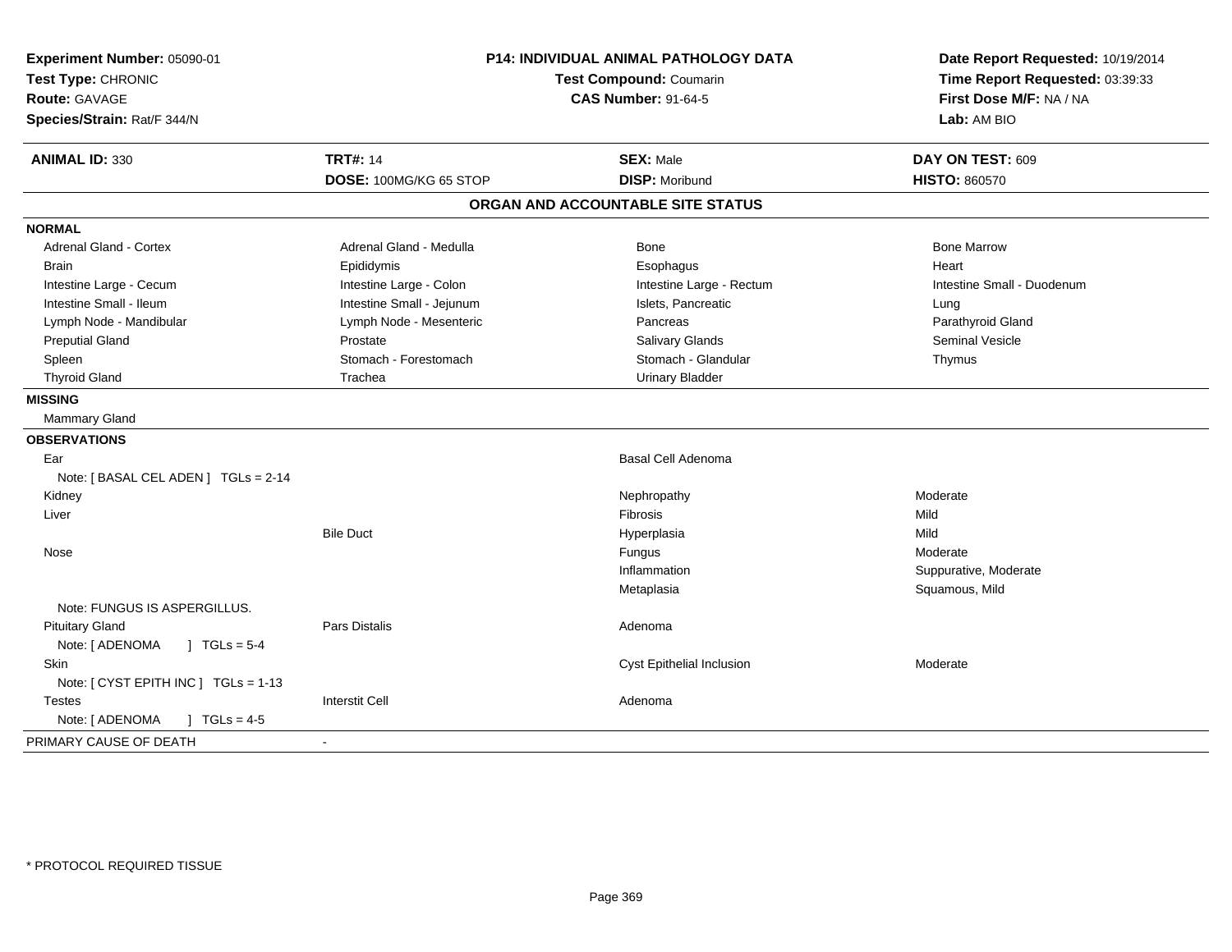**Experiment Number:** 05090-01
**Test Type:** CHRONIC
**Route:** GAVAGE
**Species/Strain:** Rat/F 344/N

**P14: INDIVIDUAL ANIMAL PATHOLOGY DATA**
**Test Compound:** Coumarin
**CAS Number:** 91-64-5

**Date Report Requested:** 10/19/2014
**Time Report Requested:** 03:39:33
**First Dose M/F:** NA / NA
**Lab:** AM BIO

| **ANIMAL ID:** 330 | **TRT#:** 14 | **SEX:** Male | **DAY ON TEST:** 609 |
|---|---|---|---|
| | **DOSE:** 100MG/KG 65 STOP | **DISP:** Moribund | **HISTO:** 860570 |

## ORGAN AND ACCOUNTABLE SITE STATUS

**NORMAL**

| | | | |
|---|---|---|---|
| Adrenal Gland - Cortex | Adrenal Gland - Medulla | Bone | Bone Marrow |
| Brain | Epididymis | Esophagus | Heart |
| Intestine Large - Cecum | Intestine Large - Colon | Intestine Large - Rectum | Intestine Small - Duodenum |
| Intestine Small - Ileum | Intestine Small - Jejunum | Islets, Pancreatic | Lung |
| Lymph Node - Mandibular | Lymph Node - Mesenteric | Pancreas | Parathyroid Gland |
| Preputial Gland | Prostate | Salivary Glands | Seminal Vesicle |
| Spleen | Stomach - Forestomach | Stomach - Glandular | Thymus |
| Thyroid Gland | Trachea | Urinary Bladder | |

**MISSING**

Mammary Gland

**OBSERVATIONS**

| | | | |
|---|---|---|---|
| Ear | | Basal Cell Adenoma | |
| Note: [ BASAL CEL ADEN ] TGLs = 2-14 | | | |
| Kidney | | Nephropathy | Moderate |
| Liver | | Fibrosis | Mild |
| | Bile Duct | Hyperplasia | Mild |
| Nose | | Fungus | Moderate |
| | | Inflammation | Suppurative, Moderate |
| | | Metaplasia | Squamous, Mild |
| Note: FUNGUS IS ASPERGILLUS. | | | |
| Pituitary Gland | Pars Distalis | Adenoma | |
| Note: [ ADENOMA ] TGLs = 5-4 | | | |
| Skin | | Cyst Epithelial Inclusion | Moderate |
| Note: [ CYST EPITH INC ] TGLs = 1-13 | | | |
| Testes | Interstit Cell | Adenoma | |
| Note: [ ADENOMA ] TGLs = 4-5 | | | |

PRIMARY CAUSE OF DEATH -

* PROTOCOL REQUIRED TISSUE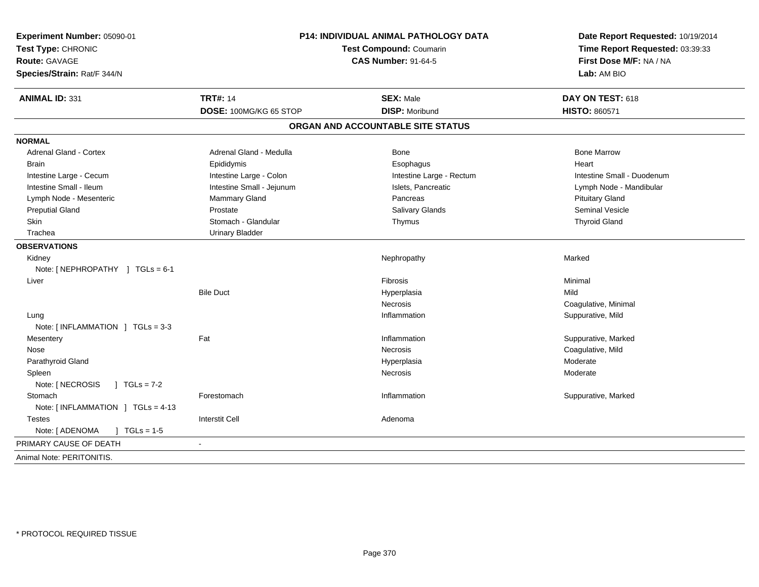**Experiment Number:** 05090-01
**Test Type:** CHRONIC
**Route:** GAVAGE
**Species/Strain:** Rat/F 344/N

**P14: INDIVIDUAL ANIMAL PATHOLOGY DATA**
**Test Compound:** Coumarin
**CAS Number:** 91-64-5

**Date Report Requested:** 10/19/2014
**Time Report Requested:** 03:39:33
**First Dose M/F:** NA / NA
**Lab:** AM BIO

| **ANIMAL ID:** 331 | **TRT#:** 14 | **SEX:** Male | **DAY ON TEST:** 618 |
|---|---|---|---|
| | **DOSE:** 100MG/KG 65 STOP | **DISP:** Moribund | **HISTO:** 860571 |

## ORGAN AND ACCOUNTABLE SITE STATUS

**NORMAL**

| | | | |
|---|---|---|---|
| Adrenal Gland - Cortex | Adrenal Gland - Medulla | Bone | Bone Marrow |
| Brain | Epididymis | Esophagus | Heart |
| Intestine Large - Cecum | Intestine Large - Colon | Intestine Large - Rectum | Intestine Small - Duodenum |
| Intestine Small - Ileum | Intestine Small - Jejunum | Islets, Pancreatic | Lymph Node - Mandibular |
| Lymph Node - Mesenteric | Mammary Gland | Pancreas | Pituitary Gland |
| Preputial Gland | Prostate | Salivary Glands | Seminal Vesicle |
| Skin | Stomach - Glandular | Thymus | Thyroid Gland |
| Trachea | Urinary Bladder | | |

**OBSERVATIONS**

| | | | |
|---|---|---|---|
| Kidney | | Nephropathy | Marked |
| Note: [ NEPHROPATHY ] TGLs = 6-1 | | | |
| Liver | | Fibrosis | Minimal |
| | Bile Duct | Hyperplasia | Mild |
| | | Necrosis | Coagulative, Minimal |
| Lung | | Inflammation | Suppurative, Mild |
| Note: [ INFLAMMATION ] TGLs = 3-3 | | | |
| Mesentery | Fat | Inflammation | Suppurative, Marked |
| Nose | | Necrosis | Coagulative, Mild |
| Parathyroid Gland | | Hyperplasia | Moderate |
| Spleen | | Necrosis | Moderate |
| Note: [ NECROSIS ] TGLs = 7-2 | | | |
| Stomach | Forestomach | Inflammation | Suppurative, Marked |
| Note: [ INFLAMMATION ] TGLs = 4-13 | | | |
| Testes | Interstit Cell | Adenoma | |
| Note: [ ADENOMA ] TGLs = 1-5 | | | |

PRIMARY CAUSE OF DEATH -

Animal Note: PERITONITIS.

* PROTOCOL REQUIRED TISSUE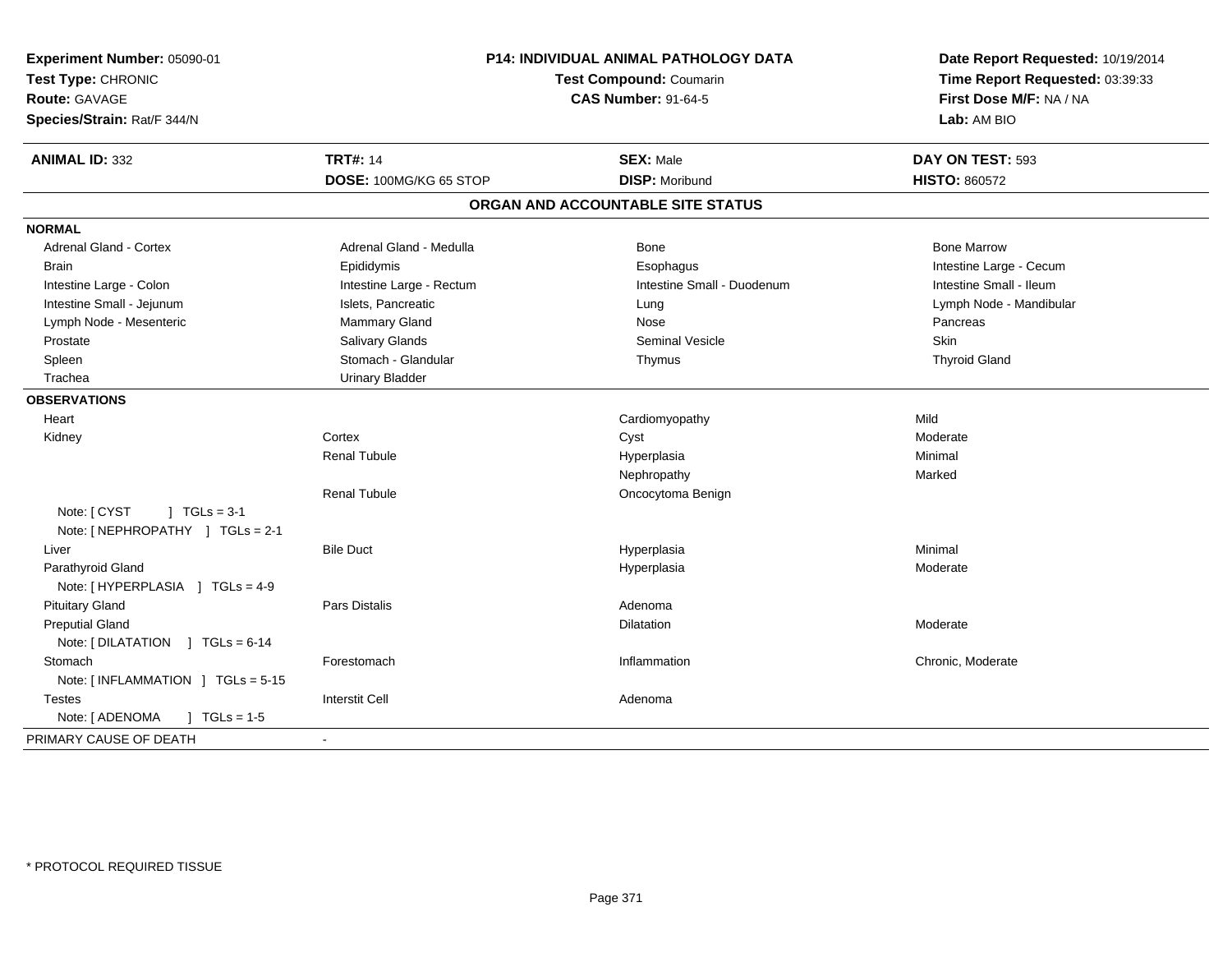**Experiment Number:** 05090-01
**Test Type:** CHRONIC
**Route:** GAVAGE
**Species/Strain:** Rat/F 344/N

**P14: INDIVIDUAL ANIMAL PATHOLOGY DATA**
**Test Compound:** Coumarin
**CAS Number:** 91-64-5

**Date Report Requested:** 10/19/2014
**Time Report Requested:** 03:39:33
**First Dose M/F:** NA / NA
**Lab:** AM BIO

| **ANIMAL ID:** 332 | **TRT#:** 14 | **SEX:** Male | **DAY ON TEST:** 593 |
|---|---|---|---|
| | **DOSE:** 100MG/KG 65 STOP | **DISP:** Moribund | **HISTO:** 860572 |

## ORGAN AND ACCOUNTABLE SITE STATUS

| | | | |
|---|---|---|---|
| **NORMAL** | | | |
| Adrenal Gland - Cortex | Adrenal Gland - Medulla | Bone | Bone Marrow |
| Brain | Epididymis | Esophagus | Intestine Large - Cecum |
| Intestine Large - Colon | Intestine Large - Rectum | Intestine Small - Duodenum | Intestine Small - Ileum |
| Intestine Small - Jejunum | Islets, Pancreatic | Lung | Lymph Node - Mandibular |
| Lymph Node - Mesenteric | Mammary Gland | Nose | Pancreas |
| Prostate | Salivary Glands | Seminal Vesicle | Skin |
| Spleen | Stomach - Glandular | Thymus | Thyroid Gland |
| Trachea | Urinary Bladder | | |
| **OBSERVATIONS** | | | |
| Heart | | Cardiomyopathy | Mild |
| Kidney | Cortex | Cyst | Moderate |
| | Renal Tubule | Hyperplasia | Minimal |
| | | Nephropathy | Marked |
| | Renal Tubule | Oncocytoma Benign | |
| Note: [ CYST ] TGLs = 3-1 | | | |
| Note: [ NEPHROPATHY ] TGLs = 2-1 | | | |
| Liver | Bile Duct | Hyperplasia | Minimal |
| Parathyroid Gland | | Hyperplasia | Moderate |
| Note: [ HYPERPLASIA ] TGLs = 4-9 | | | |
| Pituitary Gland | Pars Distalis | Adenoma | |
| Preputial Gland | | Dilatation | Moderate |
| Note: [ DILATATION ] TGLs = 6-14 | | | |
| Stomach | Forestomach | Inflammation | Chronic, Moderate |
| Note: [ INFLAMMATION ] TGLs = 5-15 | | | |
| Testes | Interstit Cell | Adenoma | |
| Note: [ ADENOMA ] TGLs = 1-5 | | | |
| PRIMARY CAUSE OF DEATH | - | | |

* PROTOCOL REQUIRED TISSUE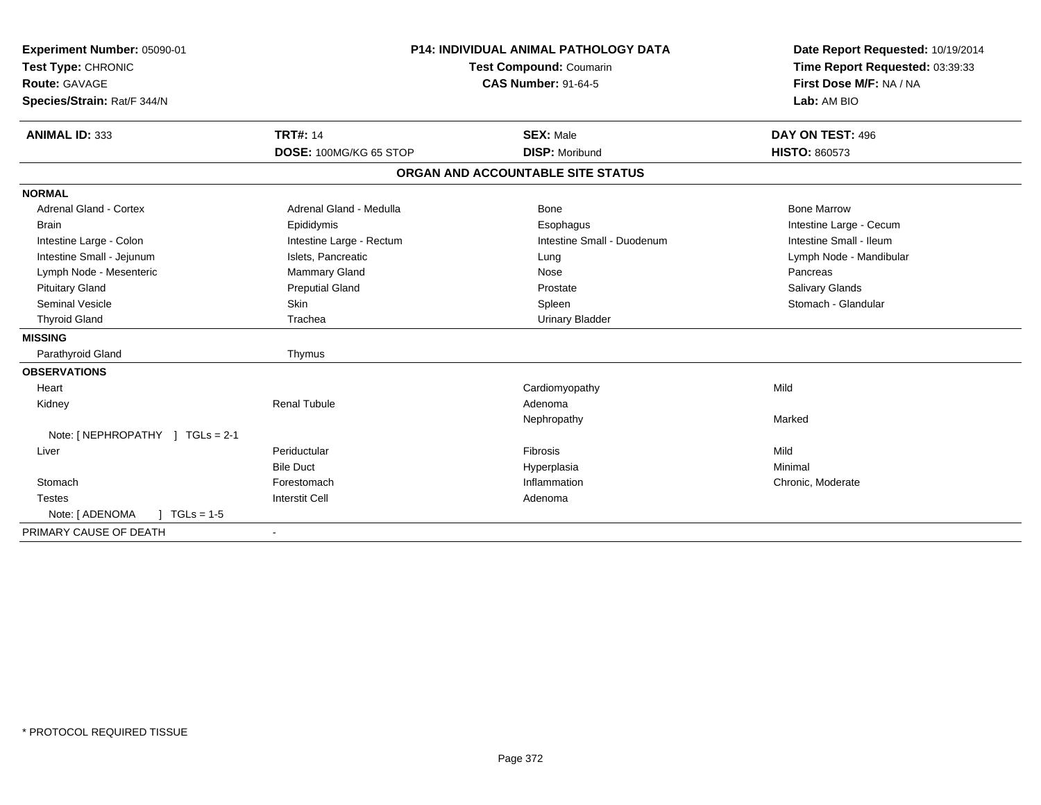| **Experiment Number:** 05090-01 | **P14: INDIVIDUAL ANIMAL PATHOLOGY DATA** | | **Date Report Requested:** 10/19/2014 |
|---|---|---|---|
| **Test Type:** CHRONIC | **Test Compound:** Coumarin | | **Time Report Requested:** 03:39:33 |
| **Route:** GAVAGE | **CAS Number:** 91-64-5 | | **First Dose M/F:** NA / NA |
| **Species/Strain:** Rat/F 344/N | | | **Lab:** AM BIO |

| **ANIMAL ID:** 333 | **TRT#:** 14 | **SEX:** Male | **DAY ON TEST:** 496 |
|---|---|---|---|
| | **DOSE:** 100MG/KG 65 STOP | **DISP:** Moribund | **HISTO:** 860573 |

**ORGAN AND ACCOUNTABLE SITE STATUS**

| | | | |
|---|---|---|---|
| **NORMAL** | | | |
| Adrenal Gland - Cortex | Adrenal Gland - Medulla | Bone | Bone Marrow |
| Brain | Epididymis | Esophagus | Intestine Large - Cecum |
| Intestine Large - Colon | Intestine Large - Rectum | Intestine Small - Duodenum | Intestine Small - Ileum |
| Intestine Small - Jejunum | Islets, Pancreatic | Lung | Lymph Node - Mandibular |
| Lymph Node - Mesenteric | Mammary Gland | Nose | Pancreas |
| Pituitary Gland | Preputial Gland | Prostate | Salivary Glands |
| Seminal Vesicle | Skin | Spleen | Stomach - Glandular |
| Thyroid Gland | Trachea | Urinary Bladder | |
| **MISSING** | | | |
| Parathyroid Gland | Thymus | | |
| **OBSERVATIONS** | | | |
| Heart | | Cardiomyopathy | Mild |
| Kidney | Renal Tubule | Adenoma | |
| | | Nephropathy | Marked |
| Note: [ NEPHROPATHY ] TGLs = 2-1 | | | |
| Liver | Periductular | Fibrosis | Mild |
| | Bile Duct | Hyperplasia | Minimal |
| Stomach | Forestomach | Inflammation | Chronic, Moderate |
| Testes | Interstit Cell | Adenoma | |
| Note: [ ADENOMA ] TGLs = 1-5 | | | |
| PRIMARY CAUSE OF DEATH | - | | |

\* PROTOCOL REQUIRED TISSUE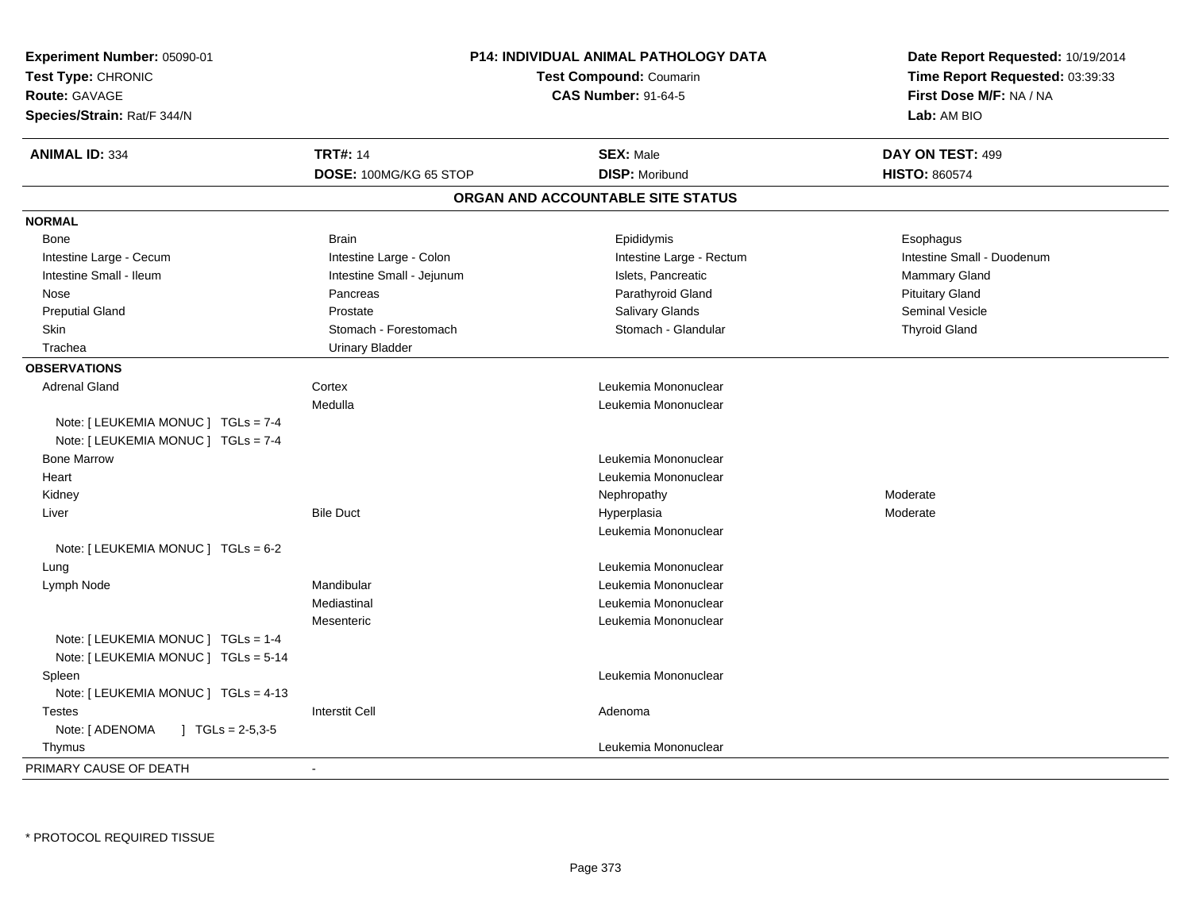**Experiment Number:** 05090-01
**Test Type:** CHRONIC
**Route:** GAVAGE
**Species/Strain:** Rat/F 344/N

**P14: INDIVIDUAL ANIMAL PATHOLOGY DATA**
**Test Compound:** Coumarin
**CAS Number:** 91-64-5

**Date Report Requested:** 10/19/2014
**Time Report Requested:** 03:39:33
**First Dose M/F:** NA / NA
**Lab:** AM BIO

| **ANIMAL ID:** 334 | **TRT#:** 14 | **SEX:** Male | **DAY ON TEST:** 499 |
|---|---|---|---|
| | **DOSE:** 100MG/KG 65 STOP | **DISP:** Moribund | **HISTO:** 860574 |

## ORGAN AND ACCOUNTABLE SITE STATUS

**NORMAL**

| | | | |
|---|---|---|---|
| Bone | Brain | Epididymis | Esophagus |
| Intestine Large - Cecum | Intestine Large - Colon | Intestine Large - Rectum | Intestine Small - Duodenum |
| Intestine Small - Ileum | Intestine Small - Jejunum | Islets, Pancreatic | Mammary Gland |
| Nose | Pancreas | Parathyroid Gland | Pituitary Gland |
| Preputial Gland | Prostate | Salivary Glands | Seminal Vesicle |
| Skin | Stomach - Forestomach | Stomach - Glandular | Thyroid Gland |
| Trachea | Urinary Bladder | | |

**OBSERVATIONS**

| | | | |
|---|---|---|---|
| Adrenal Gland | Cortex | Leukemia Mononuclear | |
| | Medulla | Leukemia Mononuclear | |
| Note: [ LEUKEMIA MONUC ] TGLs = 7-4 | | | |
| Note: [ LEUKEMIA MONUC ] TGLs = 7-4 | | | |
| Bone Marrow | | Leukemia Mononuclear | |
| Heart | | Leukemia Mononuclear | |
| Kidney | | Nephropathy | Moderate |
| Liver | Bile Duct | Hyperplasia | Moderate |
| | | Leukemia Mononuclear | |
| Note: [ LEUKEMIA MONUC ] TGLs = 6-2 | | | |
| Lung | | Leukemia Mononuclear | |
| Lymph Node | Mandibular | Leukemia Mononuclear | |
| | Mediastinal | Leukemia Mononuclear | |
| | Mesenteric | Leukemia Mononuclear | |
| Note: [ LEUKEMIA MONUC ] TGLs = 1-4 | | | |
| Note: [ LEUKEMIA MONUC ] TGLs = 5-14 | | | |
| Spleen | | Leukemia Mononuclear | |
| Note: [ LEUKEMIA MONUC ] TGLs = 4-13 | | | |
| Testes | Interstit Cell | Adenoma | |
| Note: [ ADENOMA ] TGLs = 2-5,3-5 | | | |
| Thymus | | Leukemia Mononuclear | |

PRIMARY CAUSE OF DEATH -

* PROTOCOL REQUIRED TISSUE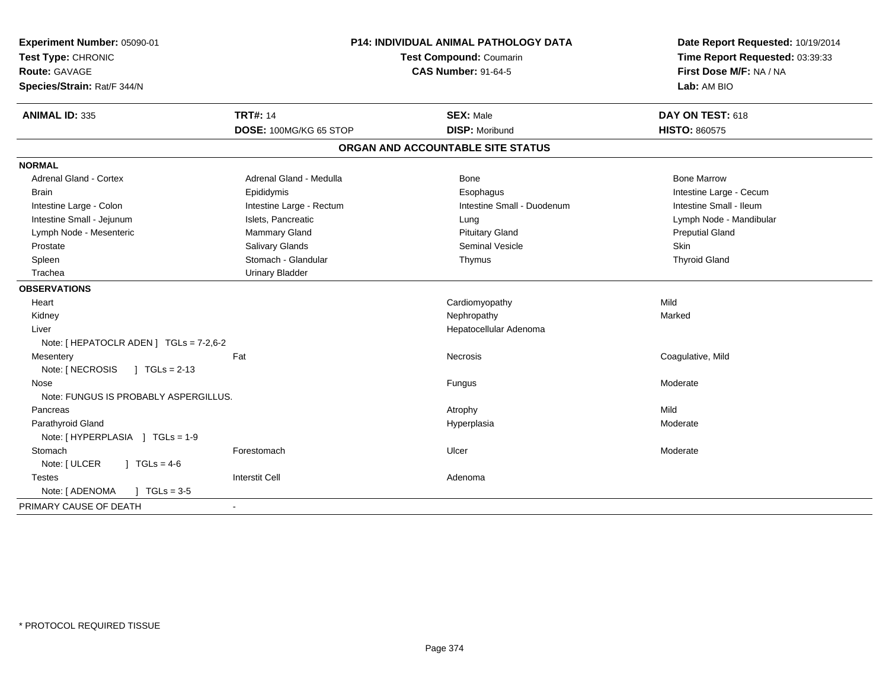| **Experiment Number:** 05090-01 | **P14: INDIVIDUAL ANIMAL PATHOLOGY DATA** | **Date Report Requested:** 10/19/2014 |
|---|---|---|
| **Test Type:** CHRONIC | **Test Compound:** Coumarin | **Time Report Requested:** 03:39:33 |
| **Route:** GAVAGE | **CAS Number:** 91-64-5 | **First Dose M/F:** NA / NA |
| **Species/Strain:** Rat/F 344/N | | **Lab:** AM BIO |

| **ANIMAL ID:** 335 | **TRT#:** 14 | **SEX:** Male | **DAY ON TEST:** 618 |
|---|---|---|---|
| | **DOSE:** 100MG/KG 65 STOP | **DISP:** Moribund | **HISTO:** 860575 |

## ORGAN AND ACCOUNTABLE SITE STATUS

**NORMAL**

| | | | |
|---|---|---|---|
| Adrenal Gland - Cortex | Adrenal Gland - Medulla | Bone | Bone Marrow |
| Brain | Epididymis | Esophagus | Intestine Large - Cecum |
| Intestine Large - Colon | Intestine Large - Rectum | Intestine Small - Duodenum | Intestine Small - Ileum |
| Intestine Small - Jejunum | Islets, Pancreatic | Lung | Lymph Node - Mandibular |
| Lymph Node - Mesenteric | Mammary Gland | Pituitary Gland | Preputial Gland |
| Prostate | Salivary Glands | Seminal Vesicle | Skin |
| Spleen | Stomach - Glandular | Thymus | Thyroid Gland |
| Trachea | Urinary Bladder | | |

**OBSERVATIONS**

| | | | |
|---|---|---|---|
| Heart | | Cardiomyopathy | Mild |
| Kidney | | Nephropathy | Marked |
| Liver | | Hepatocellular Adenoma | |
| Note: [ HEPATOCLR ADEN ] TGLs = 7-2,6-2 | | | |
| Mesentery | Fat | Necrosis | Coagulative, Mild |
| Note: [ NECROSIS ] TGLs = 2-13 | | | |
| Nose | | Fungus | Moderate |
| Note: FUNGUS IS PROBABLY ASPERGILLUS. | | | |
| Pancreas | | Atrophy | Mild |
| Parathyroid Gland | | Hyperplasia | Moderate |
| Note: [ HYPERPLASIA ] TGLs = 1-9 | | | |
| Stomach | Forestomach | Ulcer | Moderate |
| Note: [ ULCER ] TGLs = 4-6 | | | |
| Testes | Interstit Cell | Adenoma | |
| Note: [ ADENOMA ] TGLs = 3-5 | | | |

PRIMARY CAUSE OF DEATH -

* PROTOCOL REQUIRED TISSUE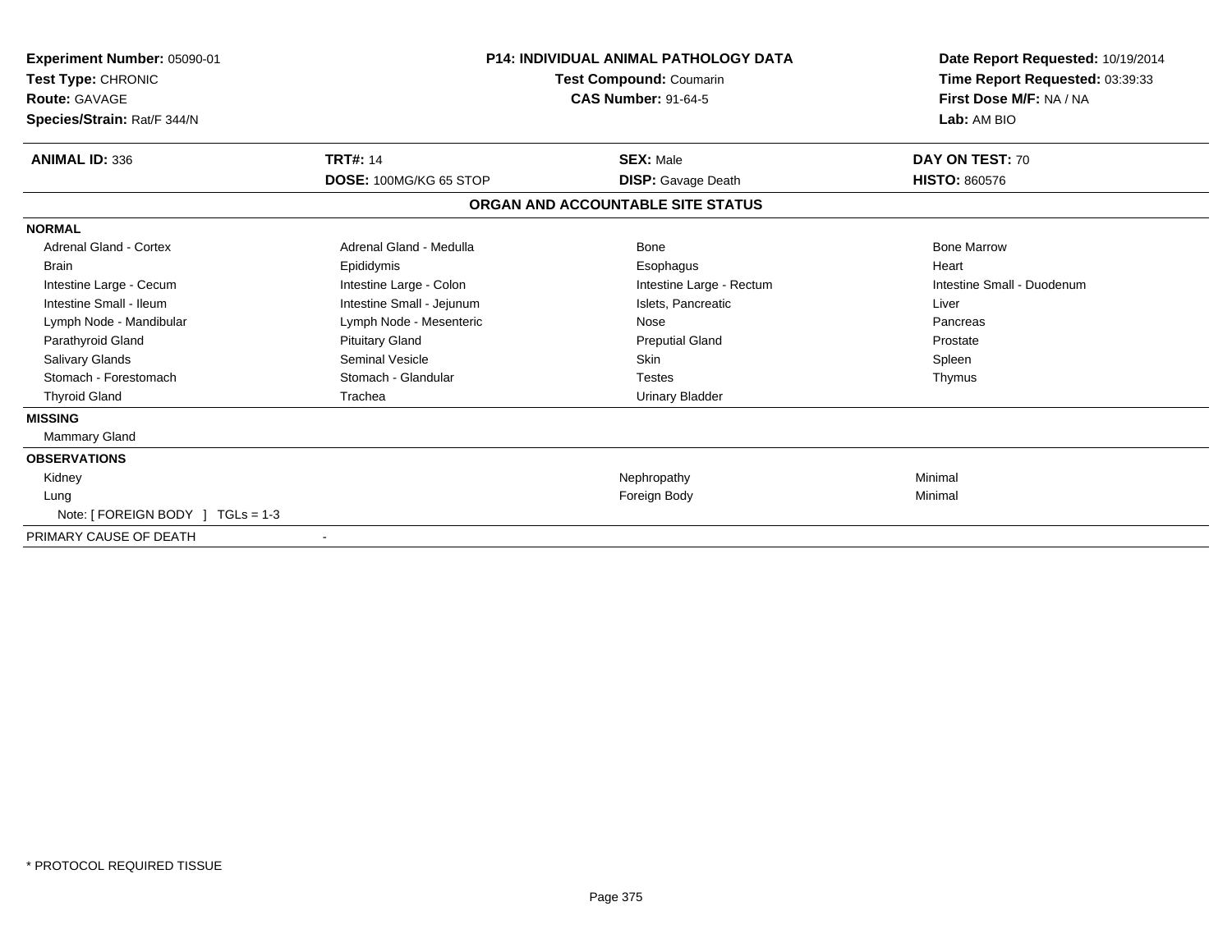**Experiment Number:** 05090-01
**Test Type:** CHRONIC
**Route:** GAVAGE
**Species/Strain:** Rat/F 344/N

**P14: INDIVIDUAL ANIMAL PATHOLOGY DATA**
**Test Compound:** Coumarin
**CAS Number:** 91-64-5

**Date Report Requested:** 10/19/2014
**Time Report Requested:** 03:39:33
**First Dose M/F:** NA / NA
**Lab:** AM BIO

| **ANIMAL ID:** 336 | **TRT#:** 14 | **SEX:** Male | **DAY ON TEST:** 70 |
|---|---|---|---|
| | **DOSE:** 100MG/KG 65 STOP | **DISP:** Gavage Death | **HISTO:** 860576 |

## ORGAN AND ACCOUNTABLE SITE STATUS

**NORMAL**

| | | | |
|---|---|---|---|
| Adrenal Gland - Cortex | Adrenal Gland - Medulla | Bone | Bone Marrow |
| Brain | Epididymis | Esophagus | Heart |
| Intestine Large - Cecum | Intestine Large - Colon | Intestine Large - Rectum | Intestine Small - Duodenum |
| Intestine Small - Ileum | Intestine Small - Jejunum | Islets, Pancreatic | Liver |
| Lymph Node - Mandibular | Lymph Node - Mesenteric | Nose | Pancreas |
| Parathyroid Gland | Pituitary Gland | Preputial Gland | Prostate |
| Salivary Glands | Seminal Vesicle | Skin | Spleen |
| Stomach - Forestomach | Stomach - Glandular | Testes | Thymus |
| Thyroid Gland | Trachea | Urinary Bladder | |

**MISSING**

Mammary Gland

**OBSERVATIONS**

| | | |
|---|---|---|
| Kidney | Nephropathy | Minimal |
| Lung | Foreign Body | Minimal |

Note: [ FOREIGN BODY ] TGLs = 1-3

PRIMARY CAUSE OF DEATH -

* PROTOCOL REQUIRED TISSUE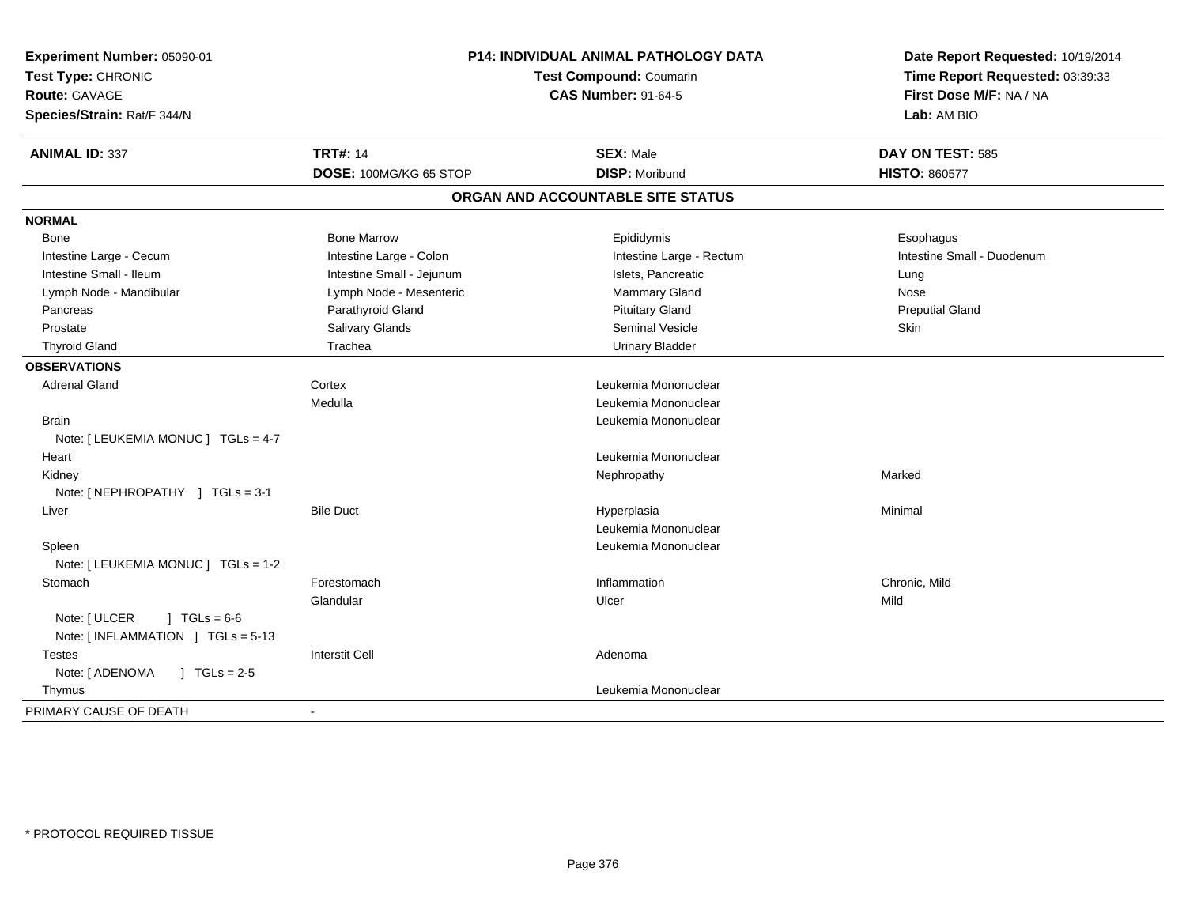**Experiment Number:** 05090-01
**Test Type:** CHRONIC
**Route:** GAVAGE
**Species/Strain:** Rat/F 344/N

**P14: INDIVIDUAL ANIMAL PATHOLOGY DATA**
**Test Compound:** Coumarin
**CAS Number:** 91-64-5

**Date Report Requested:** 10/19/2014
**Time Report Requested:** 03:39:33
**First Dose M/F:** NA / NA
**Lab:** AM BIO

| **ANIMAL ID:** 337 | **TRT#:** 14 | **SEX:** Male | **DAY ON TEST:** 585 |
|---|---|---|---|
| | **DOSE:** 100MG/KG 65 STOP | **DISP:** Moribund | **HISTO:** 860577 |

## ORGAN AND ACCOUNTABLE SITE STATUS

**NORMAL**

| | | | |
|---|---|---|---|
| Bone | Bone Marrow | Epididymis | Esophagus |
| Intestine Large - Cecum | Intestine Large - Colon | Intestine Large - Rectum | Intestine Small - Duodenum |
| Intestine Small - Ileum | Intestine Small - Jejunum | Islets, Pancreatic | Lung |
| Lymph Node - Mandibular | Lymph Node - Mesenteric | Mammary Gland | Nose |
| Pancreas | Parathyroid Gland | Pituitary Gland | Preputial Gland |
| Prostate | Salivary Glands | Seminal Vesicle | Skin |
| Thyroid Gland | Trachea | Urinary Bladder | |

**OBSERVATIONS**

| | | | |
|---|---|---|---|
| Adrenal Gland | Cortex | Leukemia Mononuclear | |
| | Medulla | Leukemia Mononuclear | |
| Brain | | Leukemia Mononuclear | |
| Note: [ LEUKEMIA MONUC ] TGLs = 4-7 | | | |
| Heart | | Leukemia Mononuclear | |
| Kidney | | Nephropathy | Marked |
| Note: [ NEPHROPATHY ] TGLs = 3-1 | | | |
| Liver | Bile Duct | Hyperplasia | Minimal |
| | | Leukemia Mononuclear | |
| Spleen | | Leukemia Mononuclear | |
| Note: [ LEUKEMIA MONUC ] TGLs = 1-2 | | | |
| Stomach | Forestomach | Inflammation | Chronic, Mild |
| | Glandular | Ulcer | Mild |
| Note: [ ULCER ] TGLs = 6-6 | | | |
| Note: [ INFLAMMATION ] TGLs = 5-13 | | | |
| Testes | Interstit Cell | Adenoma | |
| Note: [ ADENOMA ] TGLs = 2-5 | | | |
| Thymus | | Leukemia Mononuclear | |

PRIMARY CAUSE OF DEATH -

* PROTOCOL REQUIRED TISSUE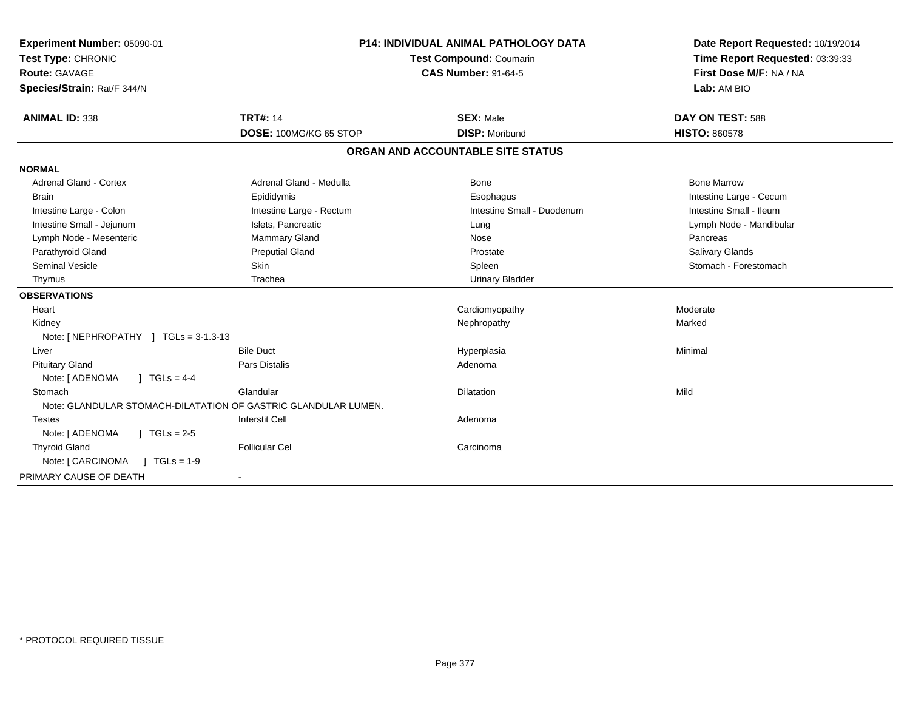**Experiment Number:** 05090-01
**Test Type:** CHRONIC
**Route:** GAVAGE
**Species/Strain:** Rat/F 344/N

**P14: INDIVIDUAL ANIMAL PATHOLOGY DATA**
**Test Compound:** Coumarin
**CAS Number:** 91-64-5

**Date Report Requested:** 10/19/2014
**Time Report Requested:** 03:39:33
**First Dose M/F:** NA / NA
**Lab:** AM BIO

| **ANIMAL ID:** 338 | **TRT#:** 14 | **SEX:** Male | **DAY ON TEST:** 588 |
|---|---|---|---|
| | **DOSE:** 100MG/KG 65 STOP | **DISP:** Moribund | **HISTO:** 860578 |

**ORGAN AND ACCOUNTABLE SITE STATUS**

**NORMAL**

| | | | |
|---|---|---|---|
| Adrenal Gland - Cortex | Adrenal Gland - Medulla | Bone | Bone Marrow |
| Brain | Epididymis | Esophagus | Intestine Large - Cecum |
| Intestine Large - Colon | Intestine Large - Rectum | Intestine Small - Duodenum | Intestine Small - Ileum |
| Intestine Small - Jejunum | Islets, Pancreatic | Lung | Lymph Node - Mandibular |
| Lymph Node - Mesenteric | Mammary Gland | Nose | Pancreas |
| Parathyroid Gland | Preputial Gland | Prostate | Salivary Glands |
| Seminal Vesicle | Skin | Spleen | Stomach - Forestomach |
| Thymus | Trachea | Urinary Bladder | |

**OBSERVATIONS**

| | | | |
|---|---|---|---|
| Heart | | Cardiomyopathy | Moderate |
| Kidney | | Nephropathy | Marked |
| Note: [ NEPHROPATHY ] TGLs = 3-1.3-13 | | | |
| Liver | Bile Duct | Hyperplasia | Minimal |
| Pituitary Gland | Pars Distalis | Adenoma | |
| Note: [ ADENOMA ] TGLs = 4-4 | | | |
| Stomach | Glandular | Dilatation | Mild |
| Note: GLANDULAR STOMACH-DILATATION OF GASTRIC GLANDULAR LUMEN. | | | |
| Testes | Interstit Cell | Adenoma | |
| Note: [ ADENOMA ] TGLs = 2-5 | | | |
| Thyroid Gland | Follicular Cel | Carcinoma | |
| Note: [ CARCINOMA ] TGLs = 1-9 | | | |

PRIMARY CAUSE OF DEATH -

* PROTOCOL REQUIRED TISSUE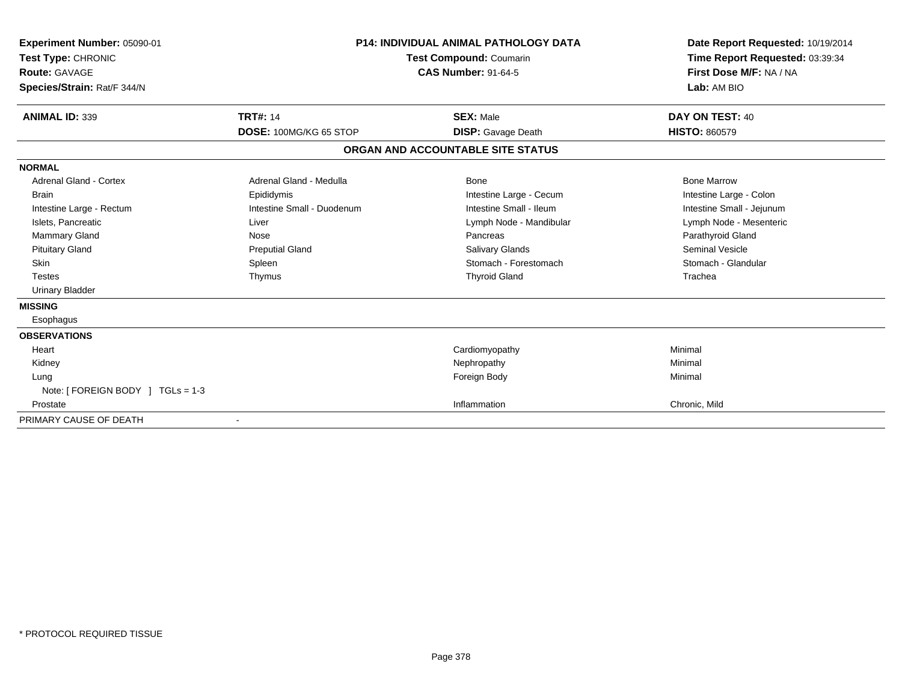**Experiment Number:** 05090-01
**Test Type:** CHRONIC
**Route:** GAVAGE
**Species/Strain:** Rat/F 344/N

**P14: INDIVIDUAL ANIMAL PATHOLOGY DATA**
**Test Compound:** Coumarin
**CAS Number:** 91-64-5

**Date Report Requested:** 10/19/2014
**Time Report Requested:** 03:39:34
**First Dose M/F:** NA / NA
**Lab:** AM BIO

| **ANIMAL ID:** 339 | **TRT#:** 14 | **SEX:** Male | **DAY ON TEST:** 40 |
|---|---|---|---|
| | **DOSE:** 100MG/KG 65 STOP | **DISP:** Gavage Death | **HISTO:** 860579 |

## ORGAN AND ACCOUNTABLE SITE STATUS

**NORMAL**

| | | | |
|---|---|---|---|
| Adrenal Gland - Cortex | Adrenal Gland - Medulla | Bone | Bone Marrow |
| Brain | Epididymis | Intestine Large - Cecum | Intestine Large - Colon |
| Intestine Large - Rectum | Intestine Small - Duodenum | Intestine Small - Ileum | Intestine Small - Jejunum |
| Islets, Pancreatic | Liver | Lymph Node - Mandibular | Lymph Node - Mesenteric |
| Mammary Gland | Nose | Pancreas | Parathyroid Gland |
| Pituitary Gland | Preputial Gland | Salivary Glands | Seminal Vesicle |
| Skin | Spleen | Stomach - Forestomach | Stomach - Glandular |
| Testes | Thymus | Thyroid Gland | Trachea |
| Urinary Bladder | | | |

**MISSING**

Esophagus

**OBSERVATIONS**

| | | |
|---|---|---|
| Heart | Cardiomyopathy | Minimal |
| Kidney | Nephropathy | Minimal |
| Lung | Foreign Body | Minimal |
| Note: [ FOREIGN BODY ] TGLs = 1-3 | | |
| Prostate | Inflammation | Chronic, Mild |

PRIMARY CAUSE OF DEATH -

* PROTOCOL REQUIRED TISSUE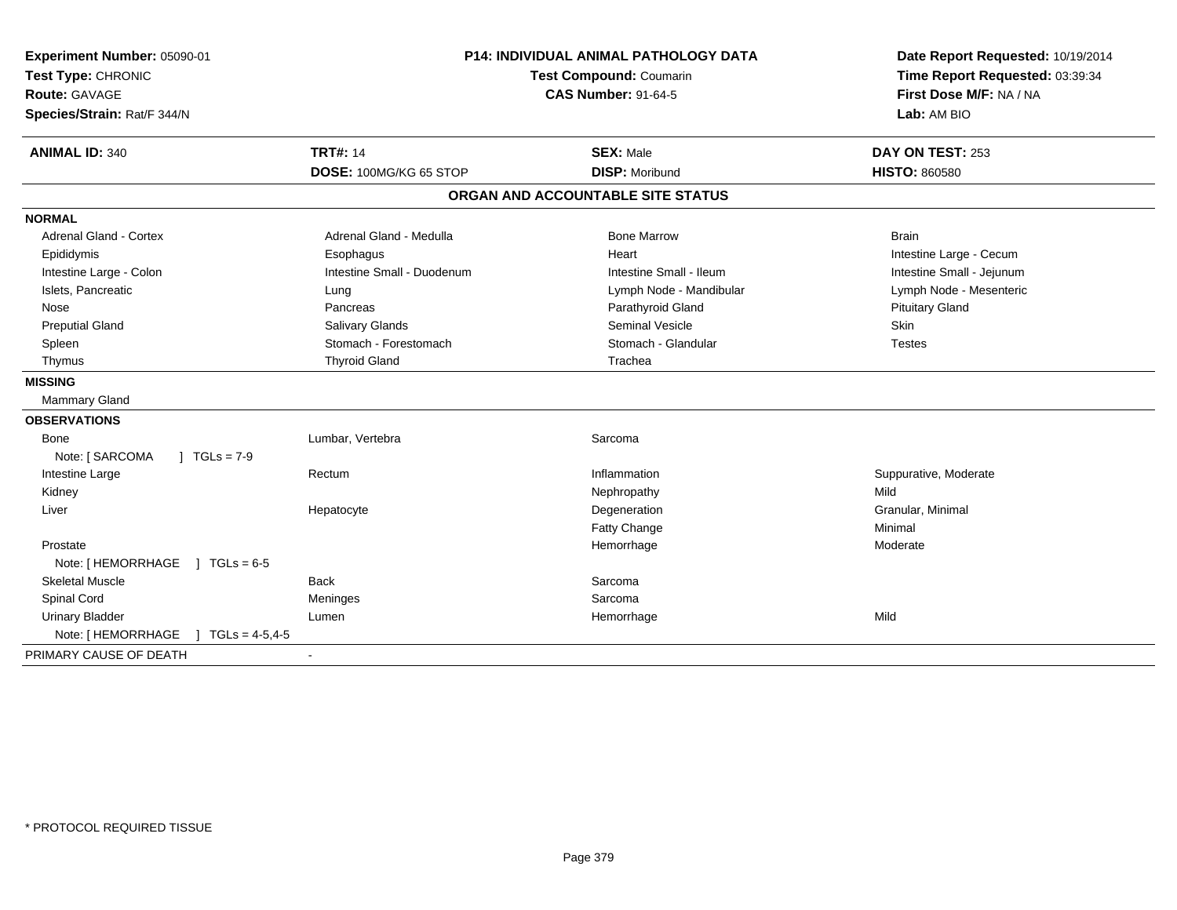**Experiment Number:** 05090-01
**Test Type:** CHRONIC
**Route:** GAVAGE
**Species/Strain:** Rat/F 344/N

**P14: INDIVIDUAL ANIMAL PATHOLOGY DATA**
**Test Compound:** Coumarin
**CAS Number:** 91-64-5

**Date Report Requested:** 10/19/2014
**Time Report Requested:** 03:39:34
**First Dose M/F:** NA / NA
**Lab:** AM BIO

| **ANIMAL ID:** 340 | **TRT#:** 14 | **SEX:** Male | **DAY ON TEST:** 253 |
|---|---|---|---|
| | **DOSE:** 100MG/KG 65 STOP | **DISP:** Moribund | **HISTO:** 860580 |

## ORGAN AND ACCOUNTABLE SITE STATUS

| | | | |
|---|---|---|---|
| **NORMAL** | | | |
| Adrenal Gland - Cortex | Adrenal Gland - Medulla | Bone Marrow | Brain |
| Epididymis | Esophagus | Heart | Intestine Large - Cecum |
| Intestine Large - Colon | Intestine Small - Duodenum | Intestine Small - Ileum | Intestine Small - Jejunum |
| Islets, Pancreatic | Lung | Lymph Node - Mandibular | Lymph Node - Mesenteric |
| Nose | Pancreas | Parathyroid Gland | Pituitary Gland |
| Preputial Gland | Salivary Glands | Seminal Vesicle | Skin |
| Spleen | Stomach - Forestomach | Stomach - Glandular | Testes |
| Thymus | Thyroid Gland | Trachea | |
| **MISSING** | | | |
| Mammary Gland | | | |
| **OBSERVATIONS** | | | |
| Bone | Lumbar, Vertebra | Sarcoma | |
| Note: [ SARCOMA ] TGLs = 7-9 | | | |
| Intestine Large | Rectum | Inflammation | Suppurative, Moderate |
| Kidney | | Nephropathy | Mild |
| Liver | Hepatocyte | Degeneration | Granular, Minimal |
| | | Fatty Change | Minimal |
| Prostate | | Hemorrhage | Moderate |
| Note: [ HEMORRHAGE ] TGLs = 6-5 | | | |
| Skeletal Muscle | Back | Sarcoma | |
| Spinal Cord | Meninges | Sarcoma | |
| Urinary Bladder | Lumen | Hemorrhage | Mild |
| Note: [ HEMORRHAGE ] TGLs = 4-5,4-5 | | | |
| PRIMARY CAUSE OF DEATH | - | | |

* PROTOCOL REQUIRED TISSUE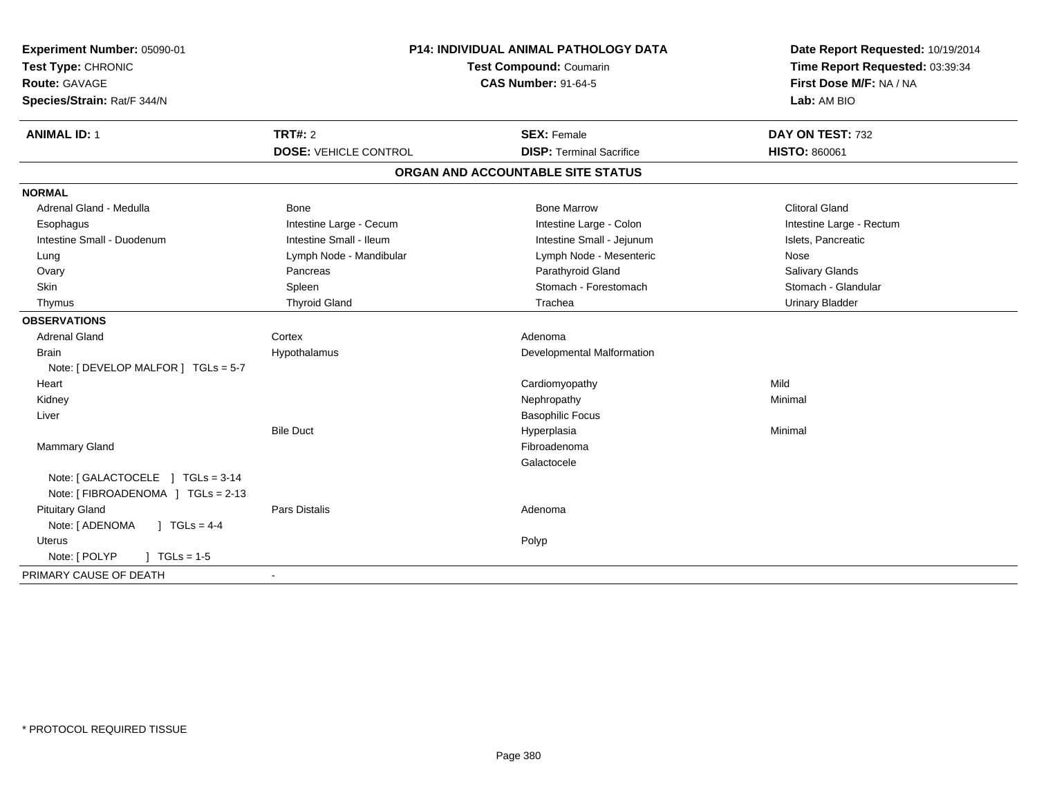**Experiment Number:** 05090-01
**Test Type:** CHRONIC
**Route:** GAVAGE
**Species/Strain:** Rat/F 344/N

## P14: INDIVIDUAL ANIMAL PATHOLOGY DATA
**Test Compound:** Coumarin
**CAS Number:** 91-64-5

**Date Report Requested:** 10/19/2014
**Time Report Requested:** 03:39:34
**First Dose M/F:** NA / NA
**Lab:** AM BIO

| **ANIMAL ID:** 1 | **TRT#:** 2 | **SEX:** Female | **DAY ON TEST:** 732 |
|---|---|---|---|
| | **DOSE:** VEHICLE CONTROL | **DISP:** Terminal Sacrifice | **HISTO:** 860061 |

### ORGAN AND ACCOUNTABLE SITE STATUS

| | | | |
|---|---|---|---|
| **NORMAL** | | | |
| Adrenal Gland - Medulla | Bone | Bone Marrow | Clitoral Gland |
| Esophagus | Intestine Large - Cecum | Intestine Large - Colon | Intestine Large - Rectum |
| Intestine Small - Duodenum | Intestine Small - Ileum | Intestine Small - Jejunum | Islets, Pancreatic |
| Lung | Lymph Node - Mandibular | Lymph Node - Mesenteric | Nose |
| Ovary | Pancreas | Parathyroid Gland | Salivary Glands |
| Skin | Spleen | Stomach - Forestomach | Stomach - Glandular |
| Thymus | Thyroid Gland | Trachea | Urinary Bladder |
| **OBSERVATIONS** | | | |
| Adrenal Gland | Cortex | Adenoma | |
| Brain | Hypothalamus | Developmental Malformation | |
| Note: [ DEVELOP MALFOR ] TGLs = 5-7 | | | |
| Heart | | Cardiomyopathy | Mild |
| Kidney | | Nephropathy | Minimal |
| Liver | | Basophilic Focus | |
| | Bile Duct | Hyperplasia | Minimal |
| Mammary Gland | | Fibroadenoma | |
| | | Galactocele | |
| Note: [ GALACTOCELE ] TGLs = 3-14 | | | |
| Note: [ FIBROADENOMA ] TGLs = 2-13 | | | |
| Pituitary Gland | Pars Distalis | Adenoma | |
| Note: [ ADENOMA ] TGLs = 4-4 | | | |
| Uterus | | Polyp | |
| Note: [ POLYP ] TGLs = 1-5 | | | |
| PRIMARY CAUSE OF DEATH | - | | |

* PROTOCOL REQUIRED TISSUE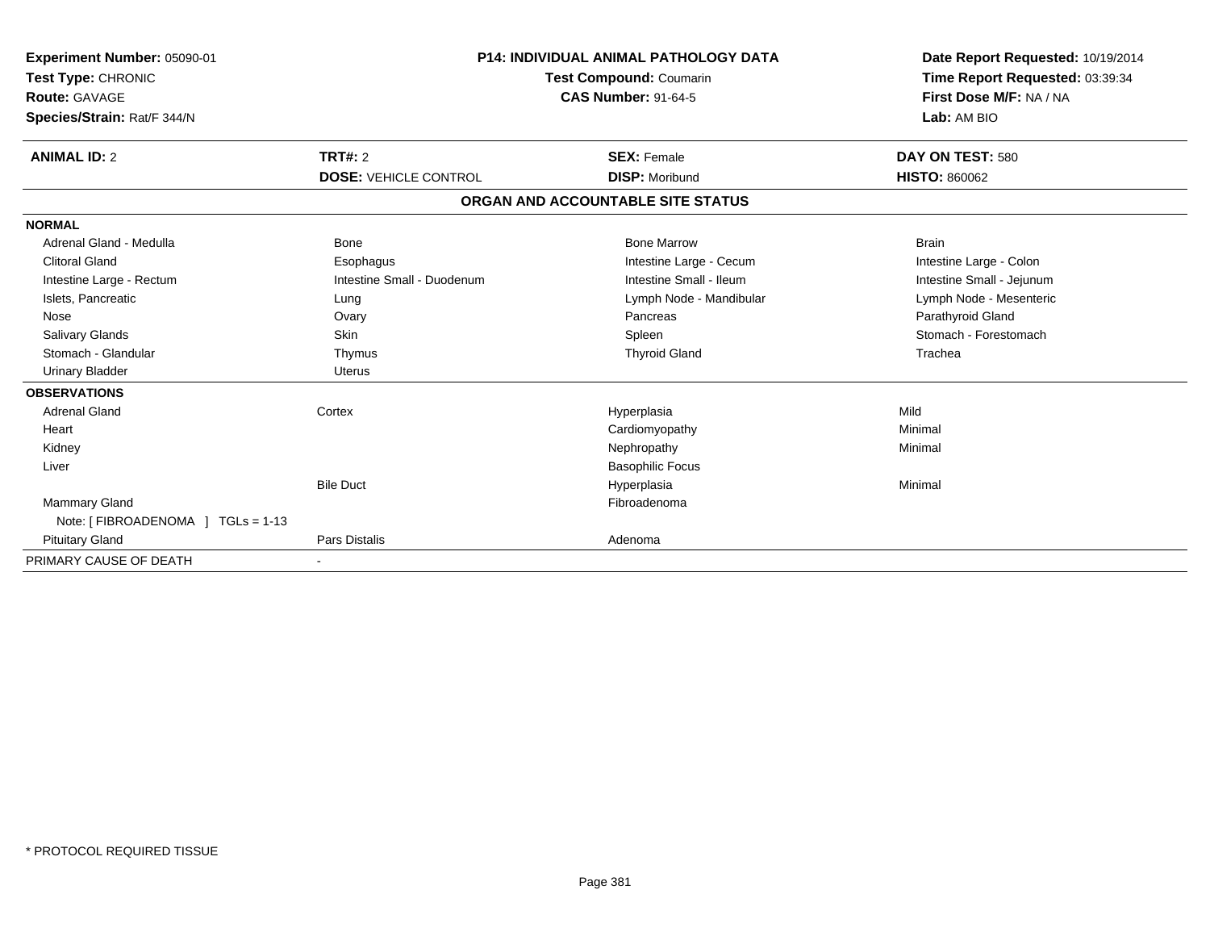**Experiment Number:** 05090-01
**Test Type:** CHRONIC
**Route:** GAVAGE
**Species/Strain:** Rat/F 344/N

**P14: INDIVIDUAL ANIMAL PATHOLOGY DATA**
**Test Compound:** Coumarin
**CAS Number:** 91-64-5

**Date Report Requested:** 10/19/2014
**Time Report Requested:** 03:39:34
**First Dose M/F:** NA / NA
**Lab:** AM BIO

| **ANIMAL ID:** 2 | **TRT#:** 2 | **SEX:** Female | **DAY ON TEST:** 580 |
|---|---|---|---|
| | **DOSE:** VEHICLE CONTROL | **DISP:** Moribund | **HISTO:** 860062 |

**ORGAN AND ACCOUNTABLE SITE STATUS**

**NORMAL**

| | | | |
|---|---|---|---|
| Adrenal Gland - Medulla | Bone | Bone Marrow | Brain |
| Clitoral Gland | Esophagus | Intestine Large - Cecum | Intestine Large - Colon |
| Intestine Large - Rectum | Intestine Small - Duodenum | Intestine Small - Ileum | Intestine Small - Jejunum |
| Islets, Pancreatic | Lung | Lymph Node - Mandibular | Lymph Node - Mesenteric |
| Nose | Ovary | Pancreas | Parathyroid Gland |
| Salivary Glands | Skin | Spleen | Stomach - Forestomach |
| Stomach - Glandular | Thymus | Thyroid Gland | Trachea |
| Urinary Bladder | Uterus | | |

**OBSERVATIONS**

| | | | |
|---|---|---|---|
| Adrenal Gland | Cortex | Hyperplasia | Mild |
| Heart | | Cardiomyopathy | Minimal |
| Kidney | | Nephropathy | Minimal |
| Liver | | Basophilic Focus | |
| | Bile Duct | Hyperplasia | Minimal |
| Mammary Gland | | Fibroadenoma | |
| Note: [ FIBROADENOMA ] TGLs = 1-13 | | | |
| Pituitary Gland | Pars Distalis | Adenoma | |

PRIMARY CAUSE OF DEATH -

* PROTOCOL REQUIRED TISSUE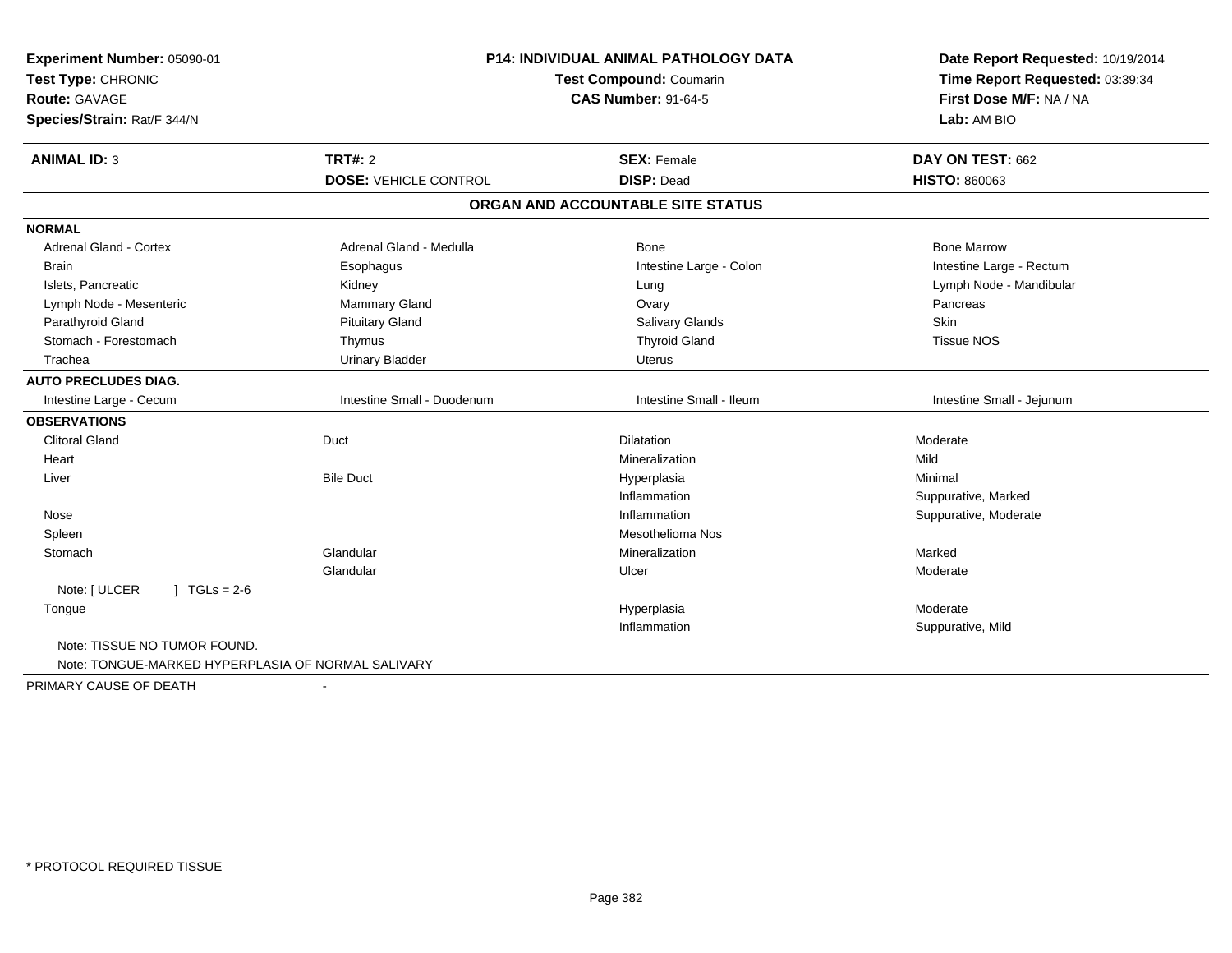**Experiment Number:** 05090-01
**Test Type:** CHRONIC
**Route:** GAVAGE
**Species/Strain:** Rat/F 344/N

**P14: INDIVIDUAL ANIMAL PATHOLOGY DATA**
**Test Compound:** Coumarin
**CAS Number:** 91-64-5

**Date Report Requested:** 10/19/2014
**Time Report Requested:** 03:39:34
**First Dose M/F:** NA / NA
**Lab:** AM BIO

| **ANIMAL ID:** 3 | **TRT#:** 2 | **SEX:** Female | **DAY ON TEST:** 662 |
|---|---|---|---|
| | **DOSE:** VEHICLE CONTROL | **DISP:** Dead | **HISTO:** 860063 |

## ORGAN AND ACCOUNTABLE SITE STATUS

| | | | |
|---|---|---|---|
| **NORMAL** | | | |
| Adrenal Gland - Cortex | Adrenal Gland - Medulla | Bone | Bone Marrow |
| Brain | Esophagus | Intestine Large - Colon | Intestine Large - Rectum |
| Islets, Pancreatic | Kidney | Lung | Lymph Node - Mandibular |
| Lymph Node - Mesenteric | Mammary Gland | Ovary | Pancreas |
| Parathyroid Gland | Pituitary Gland | Salivary Glands | Skin |
| Stomach - Forestomach | Thymus | Thyroid Gland | Tissue NOS |
| Trachea | Urinary Bladder | Uterus | |
| **AUTO PRECLUDES DIAG.** | | | |
| Intestine Large - Cecum | Intestine Small - Duodenum | Intestine Small - Ileum | Intestine Small - Jejunum |
| **OBSERVATIONS** | | | |
| Clitoral Gland | Duct | Dilatation | Moderate |
| Heart | | Mineralization | Mild |
| Liver | Bile Duct | Hyperplasia | Minimal |
| | | Inflammation | Suppurative, Marked |
| Nose | | Inflammation | Suppurative, Moderate |
| Spleen | | Mesothelioma Nos | |
| Stomach | Glandular | Mineralization | Marked |
| | Glandular | Ulcer | Moderate |
| Note: [ ULCER ] TGLs = 2-6 | | | |
| Tongue | | Hyperplasia | Moderate |
| | | Inflammation | Suppurative, Mild |
| Note: TISSUE NO TUMOR FOUND. | | | |
| Note: TONGUE-MARKED HYPERPLASIA OF NORMAL SALIVARY | | | |
| PRIMARY CAUSE OF DEATH | - | | |

* PROTOCOL REQUIRED TISSUE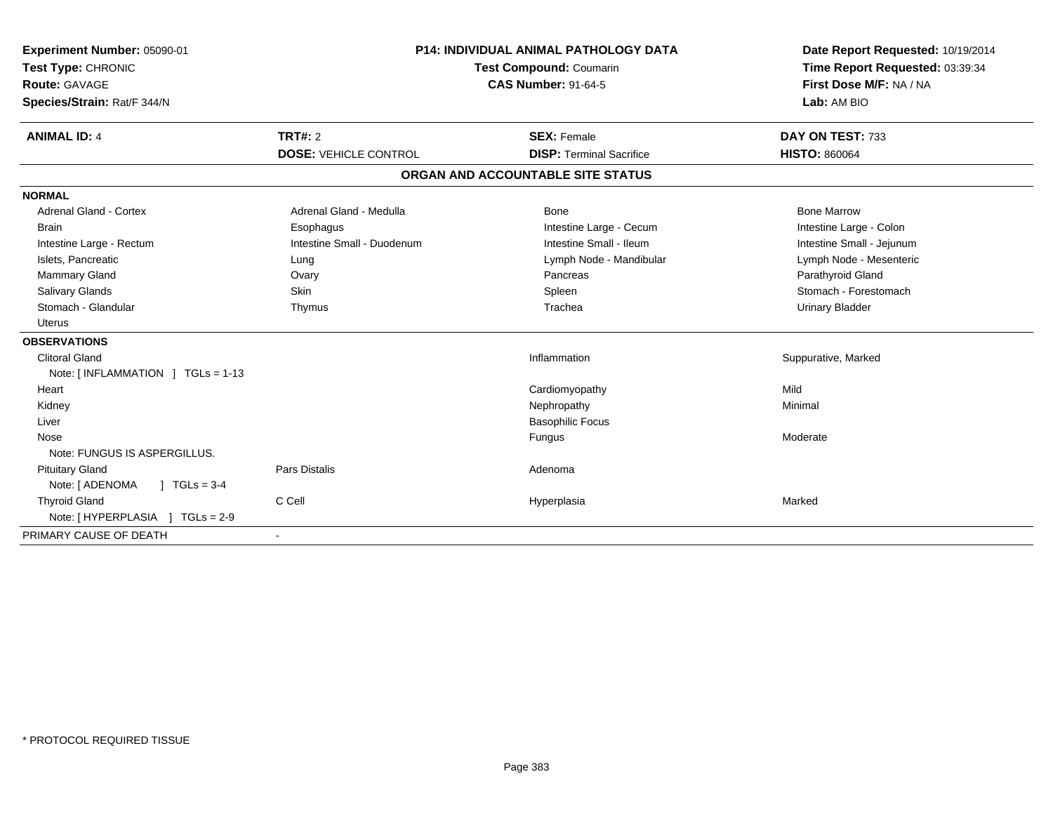**Experiment Number:** 05090-01
**Test Type:** CHRONIC
**Route:** GAVAGE
**Species/Strain:** Rat/F 344/N

**P14: INDIVIDUAL ANIMAL PATHOLOGY DATA**
**Test Compound:** Coumarin
**CAS Number:** 91-64-5

**Date Report Requested:** 10/19/2014
**Time Report Requested:** 03:39:34
**First Dose M/F:** NA / NA
**Lab:** AM BIO

| **ANIMAL ID:** 4 | **TRT#:** 2 | **SEX:** Female | **DAY ON TEST:** 733 |
|---|---|---|---|
| | **DOSE:** VEHICLE CONTROL | **DISP:** Terminal Sacrifice | **HISTO:** 860064 |

**ORGAN AND ACCOUNTABLE SITE STATUS**

**NORMAL**

| | | | |
|---|---|---|---|
| Adrenal Gland - Cortex | Adrenal Gland - Medulla | Bone | Bone Marrow |
| Brain | Esophagus | Intestine Large - Cecum | Intestine Large - Colon |
| Intestine Large - Rectum | Intestine Small - Duodenum | Intestine Small - Ileum | Intestine Small - Jejunum |
| Islets, Pancreatic | Lung | Lymph Node - Mandibular | Lymph Node - Mesenteric |
| Mammary Gland | Ovary | Pancreas | Parathyroid Gland |
| Salivary Glands | Skin | Spleen | Stomach - Forestomach |
| Stomach - Glandular | Thymus | Trachea | Urinary Bladder |
| Uterus | | | |

**OBSERVATIONS**

| | | | |
|---|---|---|---|
| Clitoral Gland | | Inflammation | Suppurative, Marked |
| Note: [ INFLAMMATION ] TGLs = 1-13 | | | |
| Heart | | Cardiomyopathy | Mild |
| Kidney | | Nephropathy | Minimal |
| Liver | | Basophilic Focus | |
| Nose | | Fungus | Moderate |
| Note: FUNGUS IS ASPERGILLUS. | | | |
| Pituitary Gland | Pars Distalis | Adenoma | |
| Note: [ ADENOMA ] TGLs = 3-4 | | | |
| Thyroid Gland | C Cell | Hyperplasia | Marked |
| Note: [ HYPERPLASIA ] TGLs = 2-9 | | | |

PRIMARY CAUSE OF DEATH -

\* PROTOCOL REQUIRED TISSUE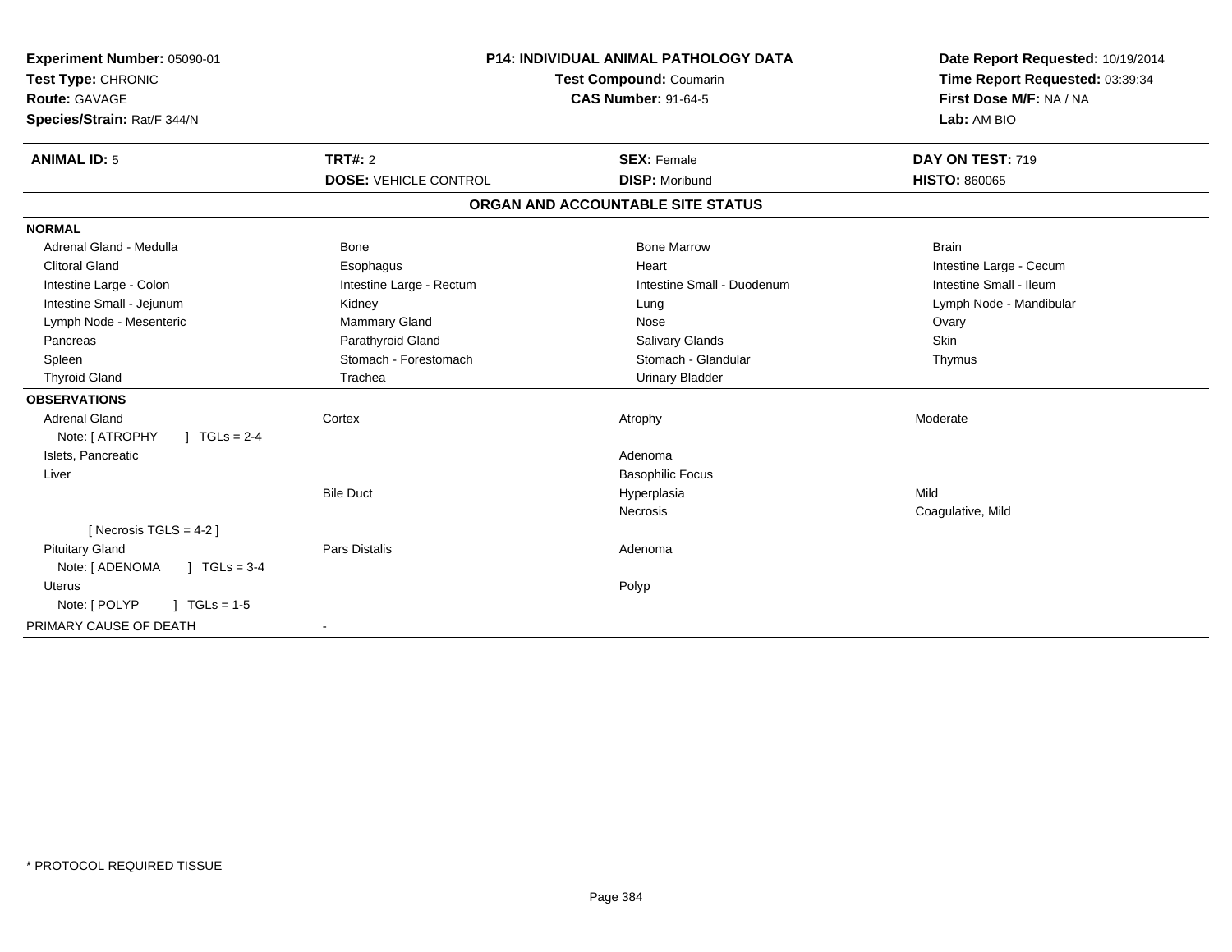**Experiment Number:** 05090-01
**Test Type:** CHRONIC
**Route:** GAVAGE
**Species/Strain:** Rat/F 344/N

**P14: INDIVIDUAL ANIMAL PATHOLOGY DATA**
**Test Compound:** Coumarin
**CAS Number:** 91-64-5

**Date Report Requested:** 10/19/2014
**Time Report Requested:** 03:39:34
**First Dose M/F:** NA / NA
**Lab:** AM BIO

| **ANIMAL ID:** 5 | **TRT#:** 2 | **SEX:** Female | **DAY ON TEST:** 719 |
|---|---|---|---|
| | **DOSE:** VEHICLE CONTROL | **DISP:** Moribund | **HISTO:** 860065 |

## ORGAN AND ACCOUNTABLE SITE STATUS

| | | | |
|---|---|---|---|
| **NORMAL** | | | |
| Adrenal Gland - Medulla | Bone | Bone Marrow | Brain |
| Clitoral Gland | Esophagus | Heart | Intestine Large - Cecum |
| Intestine Large - Colon | Intestine Large - Rectum | Intestine Small - Duodenum | Intestine Small - Ileum |
| Intestine Small - Jejunum | Kidney | Lung | Lymph Node - Mandibular |
| Lymph Node - Mesenteric | Mammary Gland | Nose | Ovary |
| Pancreas | Parathyroid Gland | Salivary Glands | Skin |
| Spleen | Stomach - Forestomach | Stomach - Glandular | Thymus |
| Thyroid Gland | Trachea | Urinary Bladder | |
| **OBSERVATIONS** | | | |
| Adrenal Gland | Cortex | Atrophy | Moderate |
| Note: [ ATROPHY ] TGLs = 2-4 | | | |
| Islets, Pancreatic | | Adenoma | |
| Liver | | Basophilic Focus | |
| | Bile Duct | Hyperplasia | Mild |
| | | Necrosis | Coagulative, Mild |
| [ Necrosis TGLS = 4-2 ] | | | |
| Pituitary Gland | Pars Distalis | Adenoma | |
| Note: [ ADENOMA ] TGLs = 3-4 | | | |
| Uterus | | Polyp | |
| Note: [ POLYP ] TGLs = 1-5 | | | |
| PRIMARY CAUSE OF DEATH | - | | |

* PROTOCOL REQUIRED TISSUE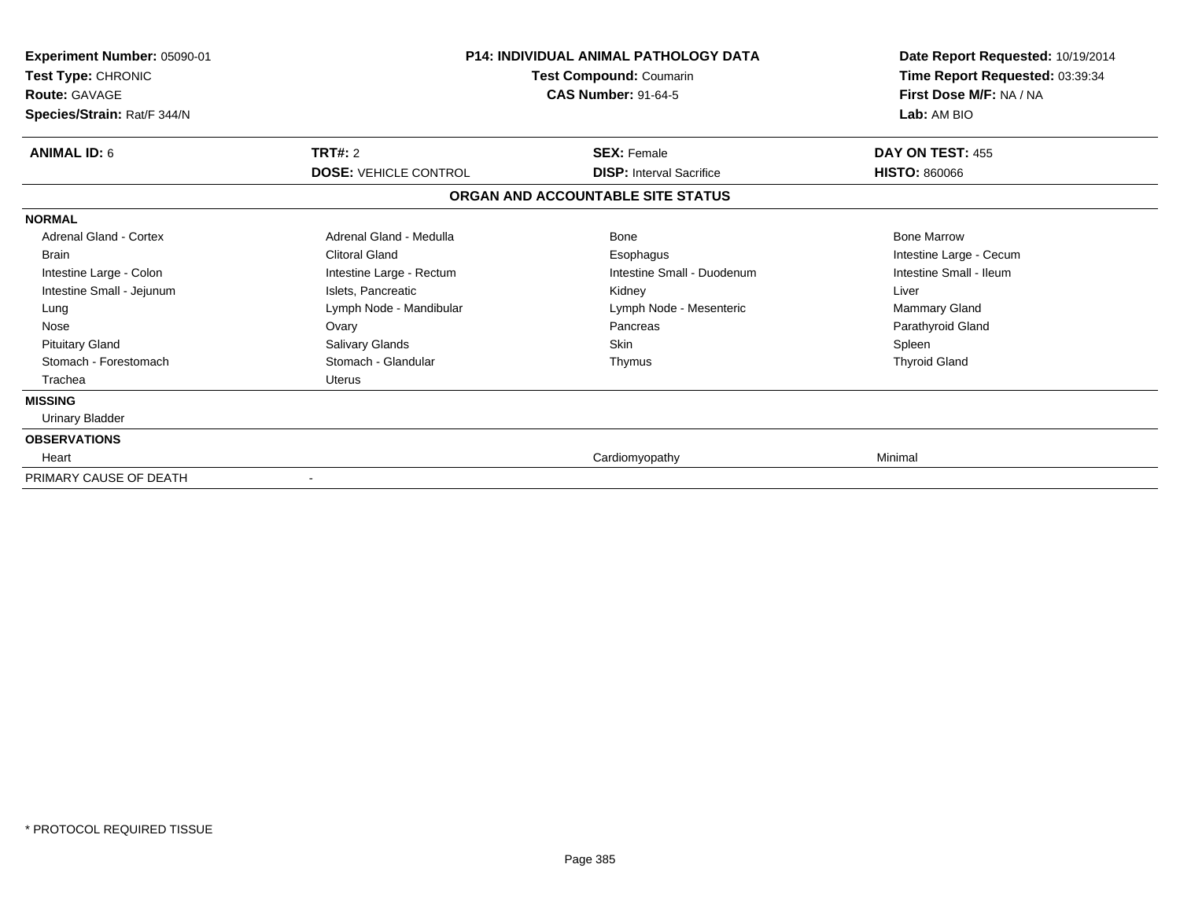**Experiment Number:** 05090-01
**Test Type:** CHRONIC
**Route:** GAVAGE
**Species/Strain:** Rat/F 344/N

**P14: INDIVIDUAL ANIMAL PATHOLOGY DATA**
**Test Compound:** Coumarin
**CAS Number:** 91-64-5

**Date Report Requested:** 10/19/2014
**Time Report Requested:** 03:39:34
**First Dose M/F:** NA / NA
**Lab:** AM BIO

| **ANIMAL ID:** 6 | **TRT#:** 2 | **SEX:** Female | **DAY ON TEST:** 455 |
|---|---|---|---|
| | **DOSE:** VEHICLE CONTROL | **DISP:** Interval Sacrifice | **HISTO:** 860066 |

**ORGAN AND ACCOUNTABLE SITE STATUS**

| | | | |
|---|---|---|---|
| **NORMAL** | | | |
| Adrenal Gland - Cortex | Adrenal Gland - Medulla | Bone | Bone Marrow |
| Brain | Clitoral Gland | Esophagus | Intestine Large - Cecum |
| Intestine Large - Colon | Intestine Large - Rectum | Intestine Small - Duodenum | Intestine Small - Ileum |
| Intestine Small - Jejunum | Islets, Pancreatic | Kidney | Liver |
| Lung | Lymph Node - Mandibular | Lymph Node - Mesenteric | Mammary Gland |
| Nose | Ovary | Pancreas | Parathyroid Gland |
| Pituitary Gland | Salivary Glands | Skin | Spleen |
| Stomach - Forestomach | Stomach - Glandular | Thymus | Thyroid Gland |
| Trachea | Uterus | | |
| **MISSING** | | | |
| Urinary Bladder | | | |
| **OBSERVATIONS** | | | |
| Heart | | Cardiomyopathy | Minimal |
| PRIMARY CAUSE OF DEATH | - | | |

* PROTOCOL REQUIRED TISSUE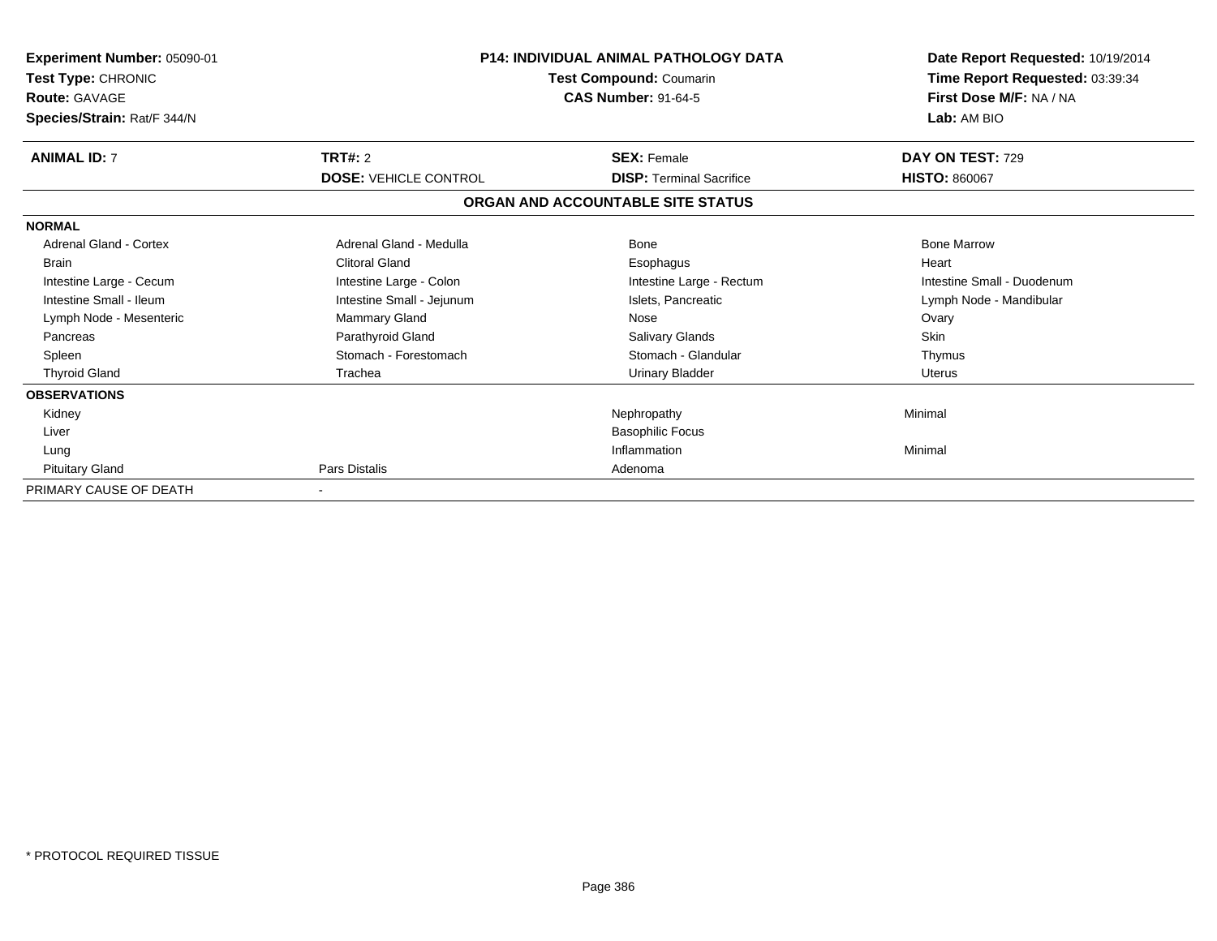**Experiment Number:** 05090-01
**Test Type:** CHRONIC
**Route:** GAVAGE
**Species/Strain:** Rat/F 344/N

**P14: INDIVIDUAL ANIMAL PATHOLOGY DATA**
**Test Compound:** Coumarin
**CAS Number:** 91-64-5

**Date Report Requested:** 10/19/2014
**Time Report Requested:** 03:39:34
**First Dose M/F:** NA / NA
**Lab:** AM BIO

| **ANIMAL ID:** 7 | **TRT#:** 2 | **SEX:** Female | **DAY ON TEST:** 729 |
|---|---|---|---|
| | **DOSE:** VEHICLE CONTROL | **DISP:** Terminal Sacrifice | **HISTO:** 860067 |

**ORGAN AND ACCOUNTABLE SITE STATUS**

| | | | |
|---|---|---|---|
| **NORMAL** | | | |
| Adrenal Gland - Cortex | Adrenal Gland - Medulla | Bone | Bone Marrow |
| Brain | Clitoral Gland | Esophagus | Heart |
| Intestine Large - Cecum | Intestine Large - Colon | Intestine Large - Rectum | Intestine Small - Duodenum |
| Intestine Small - Ileum | Intestine Small - Jejunum | Islets, Pancreatic | Lymph Node - Mandibular |
| Lymph Node - Mesenteric | Mammary Gland | Nose | Ovary |
| Pancreas | Parathyroid Gland | Salivary Glands | Skin |
| Spleen | Stomach - Forestomach | Stomach - Glandular | Thymus |
| Thyroid Gland | Trachea | Urinary Bladder | Uterus |
| **OBSERVATIONS** | | | |
| Kidney | | Nephropathy | Minimal |
| Liver | | Basophilic Focus | |
| Lung | | Inflammation | Minimal |
| Pituitary Gland | Pars Distalis | Adenoma | |
| PRIMARY CAUSE OF DEATH | - | | |

\* PROTOCOL REQUIRED TISSUE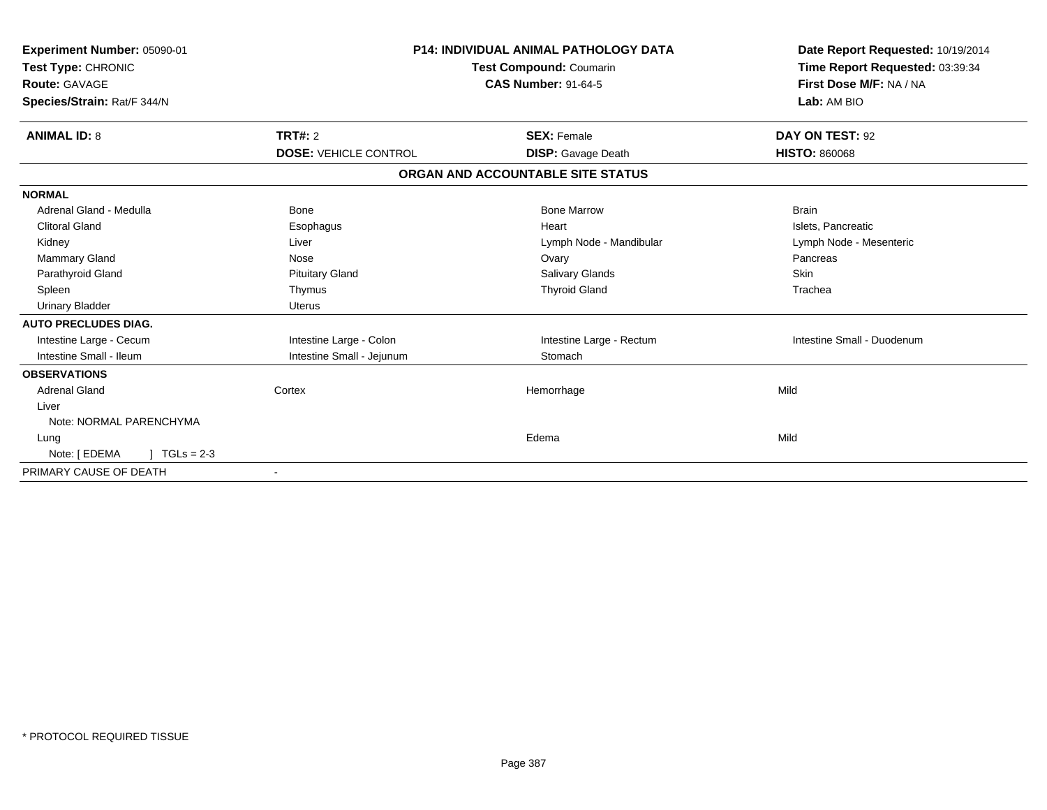**Experiment Number:** 05090-01
**Test Type:** CHRONIC
**Route:** GAVAGE
**Species/Strain:** Rat/F 344/N

**P14: INDIVIDUAL ANIMAL PATHOLOGY DATA**
**Test Compound:** Coumarin
**CAS Number:** 91-64-5

**Date Report Requested:** 10/19/2014
**Time Report Requested:** 03:39:34
**First Dose M/F:** NA / NA
**Lab:** AM BIO

| **ANIMAL ID:** 8 | **TRT#:** 2 | **SEX:** Female | **DAY ON TEST:** 92 |
|---|---|---|---|
| | **DOSE:** VEHICLE CONTROL | **DISP:** Gavage Death | **HISTO:** 860068 |

**ORGAN AND ACCOUNTABLE SITE STATUS**

| | | | |
|---|---|---|---|
| **NORMAL** | | | |
| Adrenal Gland - Medulla | Bone | Bone Marrow | Brain |
| Clitoral Gland | Esophagus | Heart | Islets, Pancreatic |
| Kidney | Liver | Lymph Node - Mandibular | Lymph Node - Mesenteric |
| Mammary Gland | Nose | Ovary | Pancreas |
| Parathyroid Gland | Pituitary Gland | Salivary Glands | Skin |
| Spleen | Thymus | Thyroid Gland | Trachea |
| Urinary Bladder | Uterus | | |
| **AUTO PRECLUDES DIAG.** | | | |
| Intestine Large - Cecum | Intestine Large - Colon | Intestine Large - Rectum | Intestine Small - Duodenum |
| Intestine Small - Ileum | Intestine Small - Jejunum | Stomach | |
| **OBSERVATIONS** | | | |
| Adrenal Gland | Cortex | Hemorrhage | Mild |
| Liver | | | |
| Note: NORMAL PARENCHYMA | | | |
| Lung | | Edema | Mild |
| Note: [ EDEMA ] TGLs = 2-3 | | | |
| PRIMARY CAUSE OF DEATH | - | | |

\* PROTOCOL REQUIRED TISSUE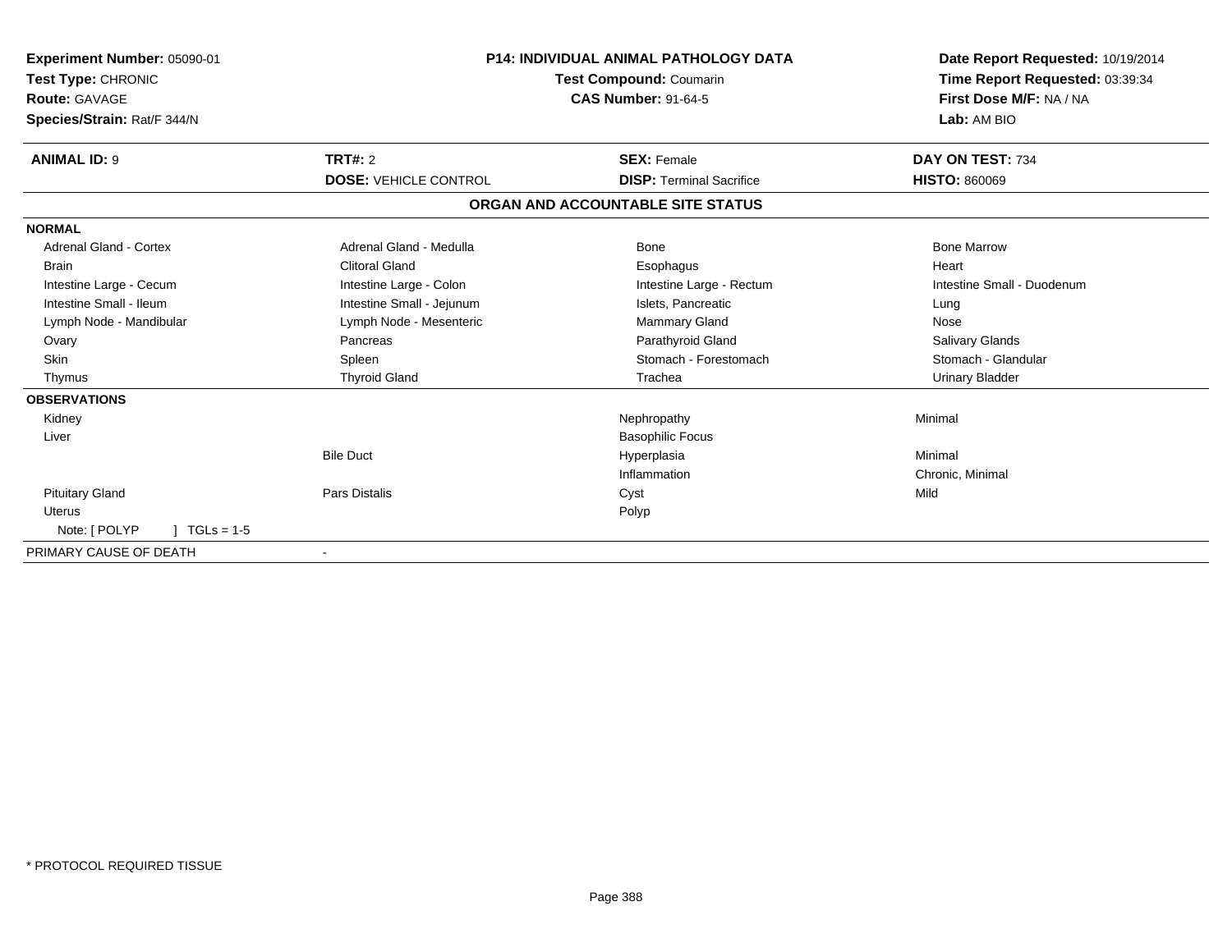**Experiment Number:** 05090-01
**Test Type:** CHRONIC
**Route:** GAVAGE
**Species/Strain:** Rat/F 344/N

**P14: INDIVIDUAL ANIMAL PATHOLOGY DATA**
**Test Compound:** Coumarin
**CAS Number:** 91-64-5

**Date Report Requested:** 10/19/2014
**Time Report Requested:** 03:39:34
**First Dose M/F:** NA / NA
**Lab:** AM BIO

| **ANIMAL ID:** 9 | **TRT#:** 2 | **SEX:** Female | **DAY ON TEST:** 734 |
|---|---|---|---|
| | **DOSE:** VEHICLE CONTROL | **DISP:** Terminal Sacrifice | **HISTO:** 860069 |

## ORGAN AND ACCOUNTABLE SITE STATUS

**NORMAL**

| | | | |
|---|---|---|---|
| Adrenal Gland - Cortex | Adrenal Gland - Medulla | Bone | Bone Marrow |
| Brain | Clitoral Gland | Esophagus | Heart |
| Intestine Large - Cecum | Intestine Large - Colon | Intestine Large - Rectum | Intestine Small - Duodenum |
| Intestine Small - Ileum | Intestine Small - Jejunum | Islets, Pancreatic | Lung |
| Lymph Node - Mandibular | Lymph Node - Mesenteric | Mammary Gland | Nose |
| Ovary | Pancreas | Parathyroid Gland | Salivary Glands |
| Skin | Spleen | Stomach - Forestomach | Stomach - Glandular |
| Thymus | Thyroid Gland | Trachea | Urinary Bladder |

**OBSERVATIONS**

| | | | |
|---|---|---|---|
| Kidney | | Nephropathy | Minimal |
| Liver | | Basophilic Focus | |
| | Bile Duct | Hyperplasia | Minimal |
| | | Inflammation | Chronic, Minimal |
| Pituitary Gland | Pars Distalis | Cyst | Mild |
| Uterus | | Polyp | |
| Note: [ POLYP ] TGLs = 1-5 | | | |

PRIMARY CAUSE OF DEATH -

* PROTOCOL REQUIRED TISSUE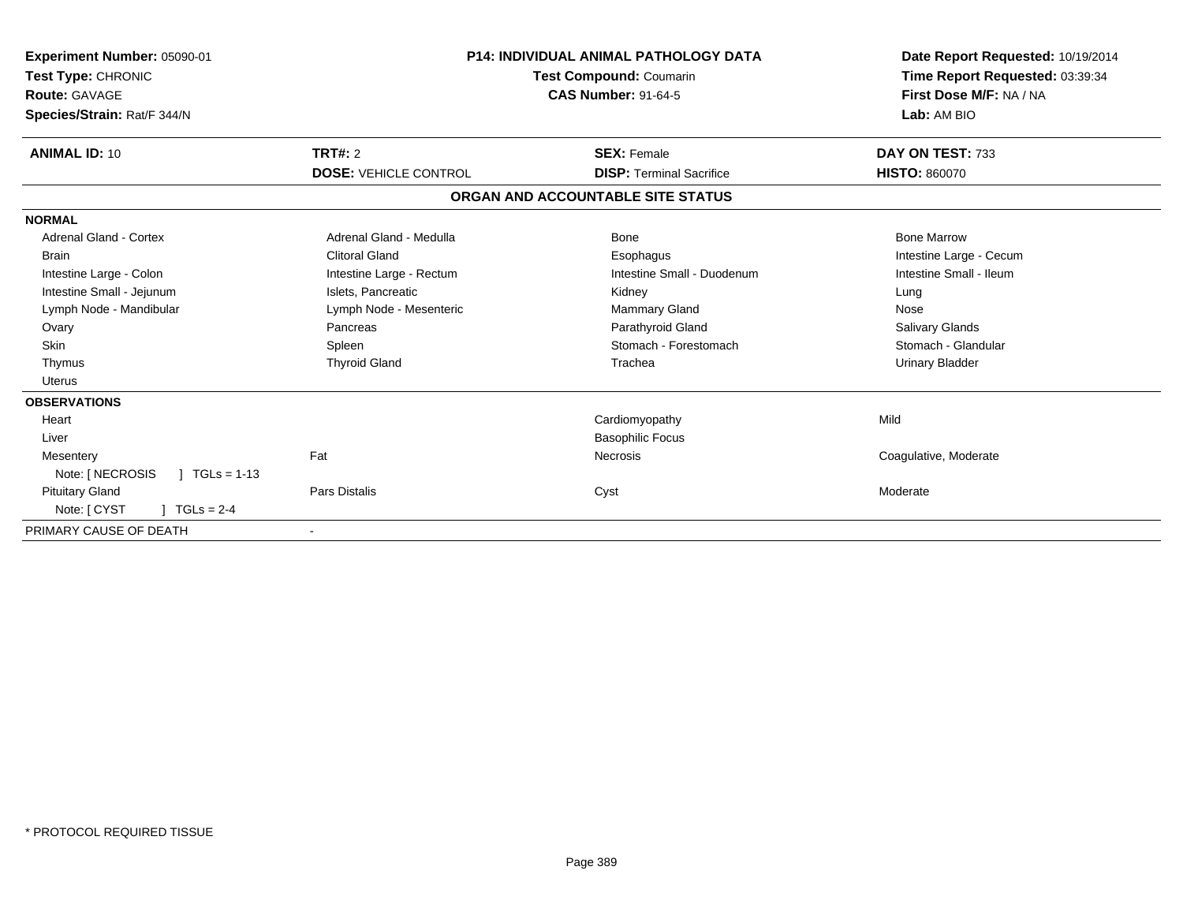**Experiment Number:** 05090-01
**Test Type:** CHRONIC
**Route:** GAVAGE
**Species/Strain:** Rat/F 344/N

**P14: INDIVIDUAL ANIMAL PATHOLOGY DATA**
**Test Compound:** Coumarin
**CAS Number:** 91-64-5

**Date Report Requested:** 10/19/2014
**Time Report Requested:** 03:39:34
**First Dose M/F:** NA / NA
**Lab:** AM BIO

| **ANIMAL ID:** 10 | **TRT#:** 2 | **SEX:** Female | **DAY ON TEST:** 733 |
|---|---|---|---|
| | **DOSE:** VEHICLE CONTROL | **DISP:** Terminal Sacrifice | **HISTO:** 860070 |

**ORGAN AND ACCOUNTABLE SITE STATUS**

| | | | |
|---|---|---|---|
| **NORMAL** | | | |
| Adrenal Gland - Cortex | Adrenal Gland - Medulla | Bone | Bone Marrow |
| Brain | Clitoral Gland | Esophagus | Intestine Large - Cecum |
| Intestine Large - Colon | Intestine Large - Rectum | Intestine Small - Duodenum | Intestine Small - Ileum |
| Intestine Small - Jejunum | Islets, Pancreatic | Kidney | Lung |
| Lymph Node - Mandibular | Lymph Node - Mesenteric | Mammary Gland | Nose |
| Ovary | Pancreas | Parathyroid Gland | Salivary Glands |
| Skin | Spleen | Stomach - Forestomach | Stomach - Glandular |
| Thymus | Thyroid Gland | Trachea | Urinary Bladder |
| Uterus | | | |
| **OBSERVATIONS** | | | |
| Heart | | Cardiomyopathy | Mild |
| Liver | | Basophilic Focus | |
| Mesentery | Fat | Necrosis | Coagulative, Moderate |
| Note: [ NECROSIS ] TGLs = 1-13 | | | |
| Pituitary Gland | Pars Distalis | Cyst | Moderate |
| Note: [ CYST ] TGLs = 2-4 | | | |
| PRIMARY CAUSE OF DEATH | - | | |

* PROTOCOL REQUIRED TISSUE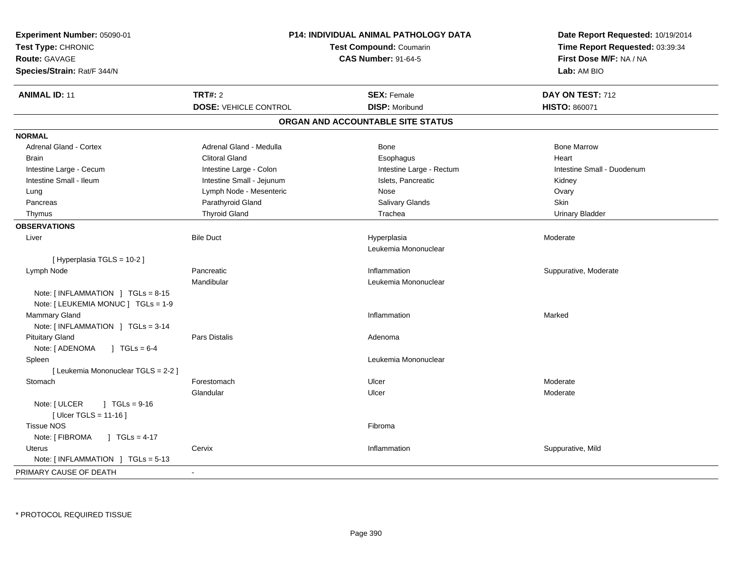**Experiment Number:** 05090-01
**Test Type:** CHRONIC
**Route:** GAVAGE
**Species/Strain:** Rat/F 344/N

**P14: INDIVIDUAL ANIMAL PATHOLOGY DATA**
**Test Compound:** Coumarin
**CAS Number:** 91-64-5

**Date Report Requested:** 10/19/2014
**Time Report Requested:** 03:39:34
**First Dose M/F:** NA / NA
**Lab:** AM BIO

| **ANIMAL ID:** 11 | **TRT#:** 2 | **SEX:** Female | **DAY ON TEST:** 712 |
|---|---|---|---|
| | **DOSE:** VEHICLE CONTROL | **DISP:** Moribund | **HISTO:** 860071 |

## ORGAN AND ACCOUNTABLE SITE STATUS

**NORMAL**

| | | | |
|---|---|---|---|
| Adrenal Gland - Cortex | Adrenal Gland - Medulla | Bone | Bone Marrow |
| Brain | Clitoral Gland | Esophagus | Heart |
| Intestine Large - Cecum | Intestine Large - Colon | Intestine Large - Rectum | Intestine Small - Duodenum |
| Intestine Small - Ileum | Intestine Small - Jejunum | Islets, Pancreatic | Kidney |
| Lung | Lymph Node - Mesenteric | Nose | Ovary |
| Pancreas | Parathyroid Gland | Salivary Glands | Skin |
| Thymus | Thyroid Gland | Trachea | Urinary Bladder |

**OBSERVATIONS**

| | | | |
|---|---|---|---|
| Liver | Bile Duct | Hyperplasia | Moderate |
| | | Leukemia Mononuclear | |
| [ Hyperplasia TGLS = 10-2 ] | | | |
| Lymph Node | Pancreatic | Inflammation | Suppurative, Moderate |
| | Mandibular | Leukemia Mononuclear | |
| Note: [ INFLAMMATION ] TGLs = 8-15 | | | |
| Note: [ LEUKEMIA MONUC ] TGLs = 1-9 | | | |
| Mammary Gland | | Inflammation | Marked |
| Note: [ INFLAMMATION ] TGLs = 3-14 | | | |
| Pituitary Gland | Pars Distalis | Adenoma | |
| Note: [ ADENOMA ] TGLs = 6-4 | | | |
| Spleen | | Leukemia Mononuclear | |
| [ Leukemia Mononuclear TGLS = 2-2 ] | | | |
| Stomach | Forestomach | Ulcer | Moderate |
| | Glandular | Ulcer | Moderate |
| Note: [ ULCER ] TGLs = 9-16 | | | |
| [ Ulcer TGLS = 11-16 ] | | | |
| Tissue NOS | | Fibroma | |
| Note: [ FIBROMA ] TGLs = 4-17 | | | |
| Uterus | Cervix | Inflammation | Suppurative, Mild |
| Note: [ INFLAMMATION ] TGLs = 5-13 | | | |

PRIMARY CAUSE OF DEATH -

\* PROTOCOL REQUIRED TISSUE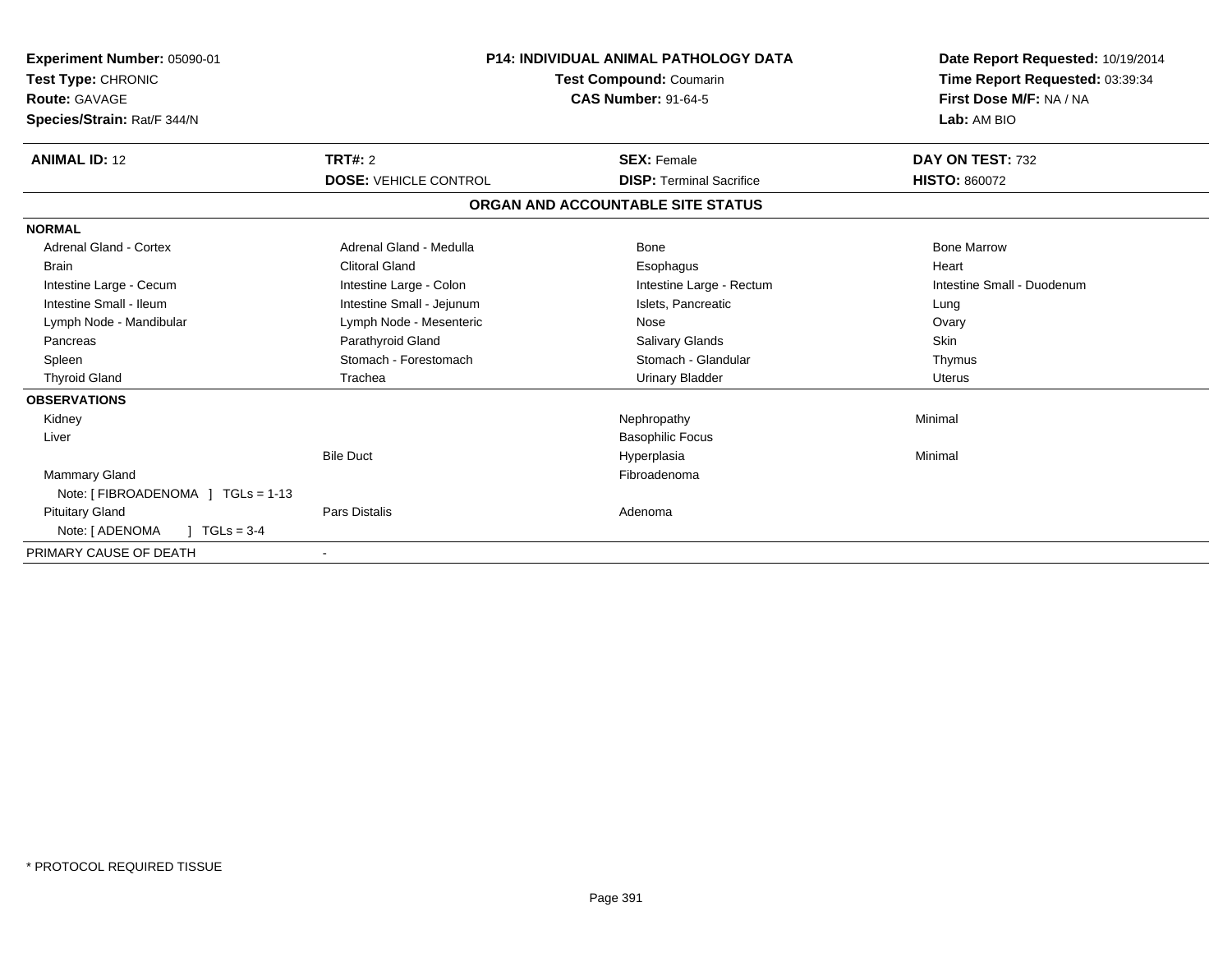**Experiment Number:** 05090-01
**Test Type:** CHRONIC
**Route:** GAVAGE
**Species/Strain:** Rat/F 344/N

**P14: INDIVIDUAL ANIMAL PATHOLOGY DATA**
**Test Compound:** Coumarin
**CAS Number:** 91-64-5

**Date Report Requested:** 10/19/2014
**Time Report Requested:** 03:39:34
**First Dose M/F:** NA / NA
**Lab:** AM BIO

| **ANIMAL ID:** 12 | **TRT#:** 2 | **SEX:** Female | **DAY ON TEST:** 732 |
|---|---|---|---|
| | **DOSE:** VEHICLE CONTROL | **DISP:** Terminal Sacrifice | **HISTO:** 860072 |

## ORGAN AND ACCOUNTABLE SITE STATUS

| | | | |
|---|---|---|---|
| **NORMAL** | | | |
| Adrenal Gland - Cortex | Adrenal Gland - Medulla | Bone | Bone Marrow |
| Brain | Clitoral Gland | Esophagus | Heart |
| Intestine Large - Cecum | Intestine Large - Colon | Intestine Large - Rectum | Intestine Small - Duodenum |
| Intestine Small - Ileum | Intestine Small - Jejunum | Islets, Pancreatic | Lung |
| Lymph Node - Mandibular | Lymph Node - Mesenteric | Nose | Ovary |
| Pancreas | Parathyroid Gland | Salivary Glands | Skin |
| Spleen | Stomach - Forestomach | Stomach - Glandular | Thymus |
| Thyroid Gland | Trachea | Urinary Bladder | Uterus |
| **OBSERVATIONS** | | | |
| Kidney | | Nephropathy | Minimal |
| Liver | | Basophilic Focus | |
| | Bile Duct | Hyperplasia | Minimal |
| Mammary Gland | | Fibroadenoma | |
| Note: [ FIBROADENOMA ] TGLs = 1-13 | | | |
| Pituitary Gland | Pars Distalis | Adenoma | |
| Note: [ ADENOMA ] TGLs = 3-4 | | | |
| PRIMARY CAUSE OF DEATH | - | | |

* PROTOCOL REQUIRED TISSUE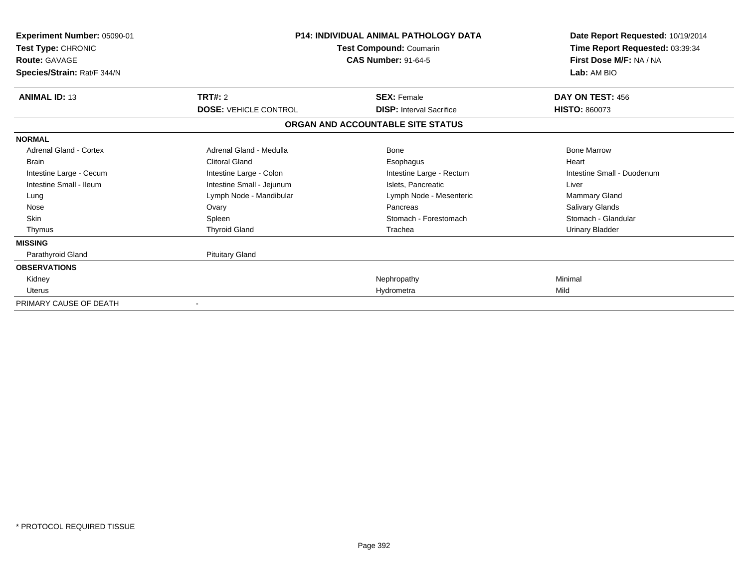**Experiment Number:** 05090-01
**Test Type:** CHRONIC
**Route:** GAVAGE
**Species/Strain:** Rat/F 344/N

**P14: INDIVIDUAL ANIMAL PATHOLOGY DATA**
**Test Compound:** Coumarin
**CAS Number:** 91-64-5

**Date Report Requested:** 10/19/2014
**Time Report Requested:** 03:39:34
**First Dose M/F:** NA / NA
**Lab:** AM BIO

| **ANIMAL ID:** 13 | **TRT#:** 2 | **SEX:** Female | **DAY ON TEST:** 456 |
|---|---|---|---|
| | **DOSE:** VEHICLE CONTROL | **DISP:** Interval Sacrifice | **HISTO:** 860073 |

**ORGAN AND ACCOUNTABLE SITE STATUS**

| | | | |
|---|---|---|---|
| **NORMAL** | | | |
| Adrenal Gland - Cortex | Adrenal Gland - Medulla | Bone | Bone Marrow |
| Brain | Clitoral Gland | Esophagus | Heart |
| Intestine Large - Cecum | Intestine Large - Colon | Intestine Large - Rectum | Intestine Small - Duodenum |
| Intestine Small - Ileum | Intestine Small - Jejunum | Islets, Pancreatic | Liver |
| Lung | Lymph Node - Mandibular | Lymph Node - Mesenteric | Mammary Gland |
| Nose | Ovary | Pancreas | Salivary Glands |
| Skin | Spleen | Stomach - Forestomach | Stomach - Glandular |
| Thymus | Thyroid Gland | Trachea | Urinary Bladder |
| **MISSING** | | | |
| Parathyroid Gland | Pituitary Gland | | |
| **OBSERVATIONS** | | | |
| Kidney | | Nephropathy | Minimal |
| Uterus | | Hydrometra | Mild |
| PRIMARY CAUSE OF DEATH | - | | |

\* PROTOCOL REQUIRED TISSUE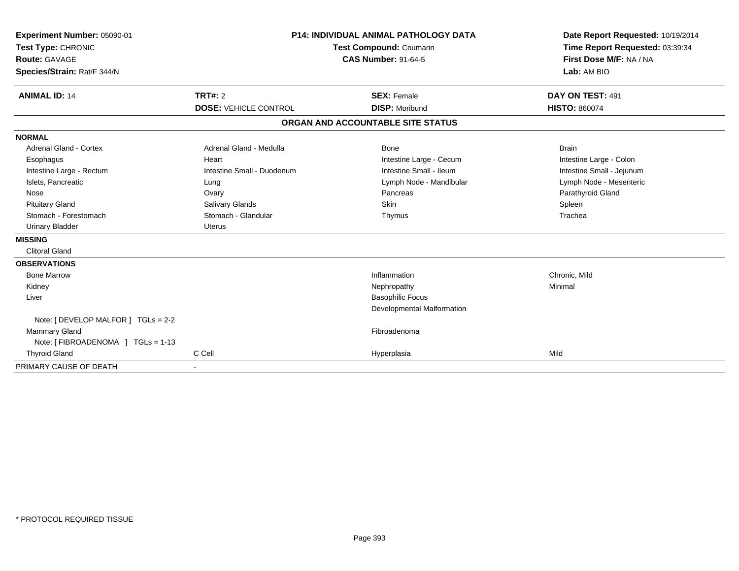**Experiment Number:** 05090-01
**Test Type:** CHRONIC
**Route:** GAVAGE
**Species/Strain:** Rat/F 344/N

**P14: INDIVIDUAL ANIMAL PATHOLOGY DATA**
**Test Compound:** Coumarin
**CAS Number:** 91-64-5

**Date Report Requested:** 10/19/2014
**Time Report Requested:** 03:39:34
**First Dose M/F:** NA / NA
**Lab:** AM BIO

| **ANIMAL ID:** 14 | **TRT#:** 2 | **SEX:** Female | **DAY ON TEST:** 491 |
|---|---|---|---|
| | **DOSE:** VEHICLE CONTROL | **DISP:** Moribund | **HISTO:** 860074 |

## ORGAN AND ACCOUNTABLE SITE STATUS

| | | | |
|---|---|---|---|
| **NORMAL** | | | |
| Adrenal Gland - Cortex | Adrenal Gland - Medulla | Bone | Brain |
| Esophagus | Heart | Intestine Large - Cecum | Intestine Large - Colon |
| Intestine Large - Rectum | Intestine Small - Duodenum | Intestine Small - Ileum | Intestine Small - Jejunum |
| Islets, Pancreatic | Lung | Lymph Node - Mandibular | Lymph Node - Mesenteric |
| Nose | Ovary | Pancreas | Parathyroid Gland |
| Pituitary Gland | Salivary Glands | Skin | Spleen |
| Stomach - Forestomach | Stomach - Glandular | Thymus | Trachea |
| Urinary Bladder | Uterus | | |
| **MISSING** | | | |
| Clitoral Gland | | | |
| **OBSERVATIONS** | | | |
| Bone Marrow | | Inflammation | Chronic, Mild |
| Kidney | | Nephropathy | Minimal |
| Liver | | Basophilic Focus | |
| | | Developmental Malformation | |
| Note: [ DEVELOP MALFOR ] TGLs = 2-2 | | | |
| Mammary Gland | | Fibroadenoma | |
| Note: [ FIBROADENOMA ] TGLs = 1-13 | | | |
| Thyroid Gland | C Cell | Hyperplasia | Mild |
| PRIMARY CAUSE OF DEATH | - | | |

* PROTOCOL REQUIRED TISSUE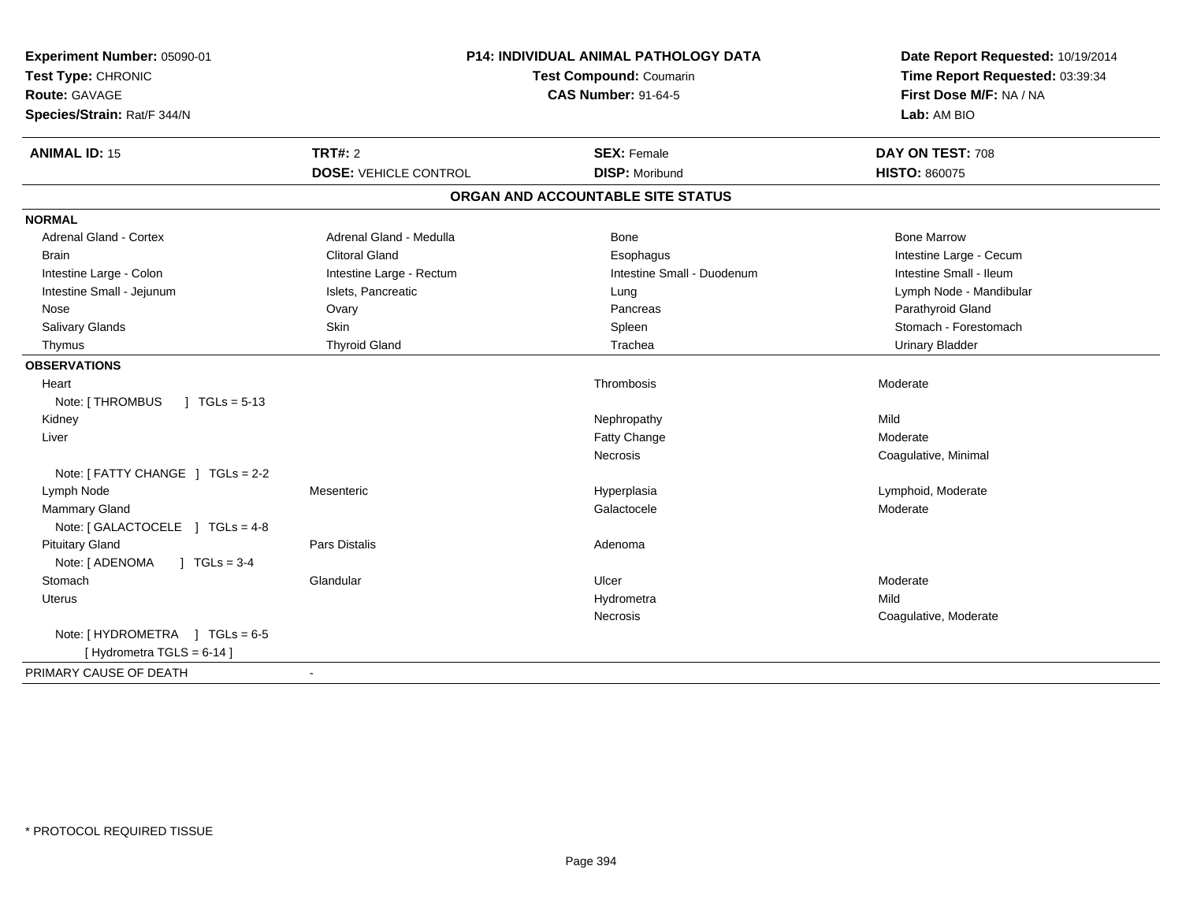**Experiment Number:** 05090-01
**Test Type:** CHRONIC
**Route:** GAVAGE
**Species/Strain:** Rat/F 344/N

**P14: INDIVIDUAL ANIMAL PATHOLOGY DATA**
**Test Compound:** Coumarin
**CAS Number:** 91-64-5

**Date Report Requested:** 10/19/2014
**Time Report Requested:** 03:39:34
**First Dose M/F:** NA / NA
**Lab:** AM BIO

| **ANIMAL ID:** 15 | **TRT#:** 2 | **SEX:** Female | **DAY ON TEST:** 708 |
|---|---|---|---|
| | **DOSE:** VEHICLE CONTROL | **DISP:** Moribund | **HISTO:** 860075 |

## ORGAN AND ACCOUNTABLE SITE STATUS

**NORMAL**

| | | | |
|---|---|---|---|
| Adrenal Gland - Cortex | Adrenal Gland - Medulla | Bone | Bone Marrow |
| Brain | Clitoral Gland | Esophagus | Intestine Large - Cecum |
| Intestine Large - Colon | Intestine Large - Rectum | Intestine Small - Duodenum | Intestine Small - Ileum |
| Intestine Small - Jejunum | Islets, Pancreatic | Lung | Lymph Node - Mandibular |
| Nose | Ovary | Pancreas | Parathyroid Gland |
| Salivary Glands | Skin | Spleen | Stomach - Forestomach |
| Thymus | Thyroid Gland | Trachea | Urinary Bladder |

**OBSERVATIONS**

| | | | |
|---|---|---|---|
| Heart | | Thrombosis | Moderate |
| Note: [ THROMBUS ] TGLs = 5-13 | | | |
| Kidney | | Nephropathy | Mild |
| Liver | | Fatty Change | Moderate |
| | | Necrosis | Coagulative, Minimal |
| Note: [ FATTY CHANGE ] TGLs = 2-2 | | | |
| Lymph Node | Mesenteric | Hyperplasia | Lymphoid, Moderate |
| Mammary Gland | | Galactocele | Moderate |
| Note: [ GALACTOCELE ] TGLs = 4-8 | | | |
| Pituitary Gland | Pars Distalis | Adenoma | |
| Note: [ ADENOMA ] TGLs = 3-4 | | | |
| Stomach | Glandular | Ulcer | Moderate |
| Uterus | | Hydrometra | Mild |
| | | Necrosis | Coagulative, Moderate |
| Note: [ HYDROMETRA ] TGLs = 6-5 | | | |
| [ Hydrometra TGLS = 6-14 ] | | | |

| PRIMARY CAUSE OF DEATH | - |
|---|---|

* PROTOCOL REQUIRED TISSUE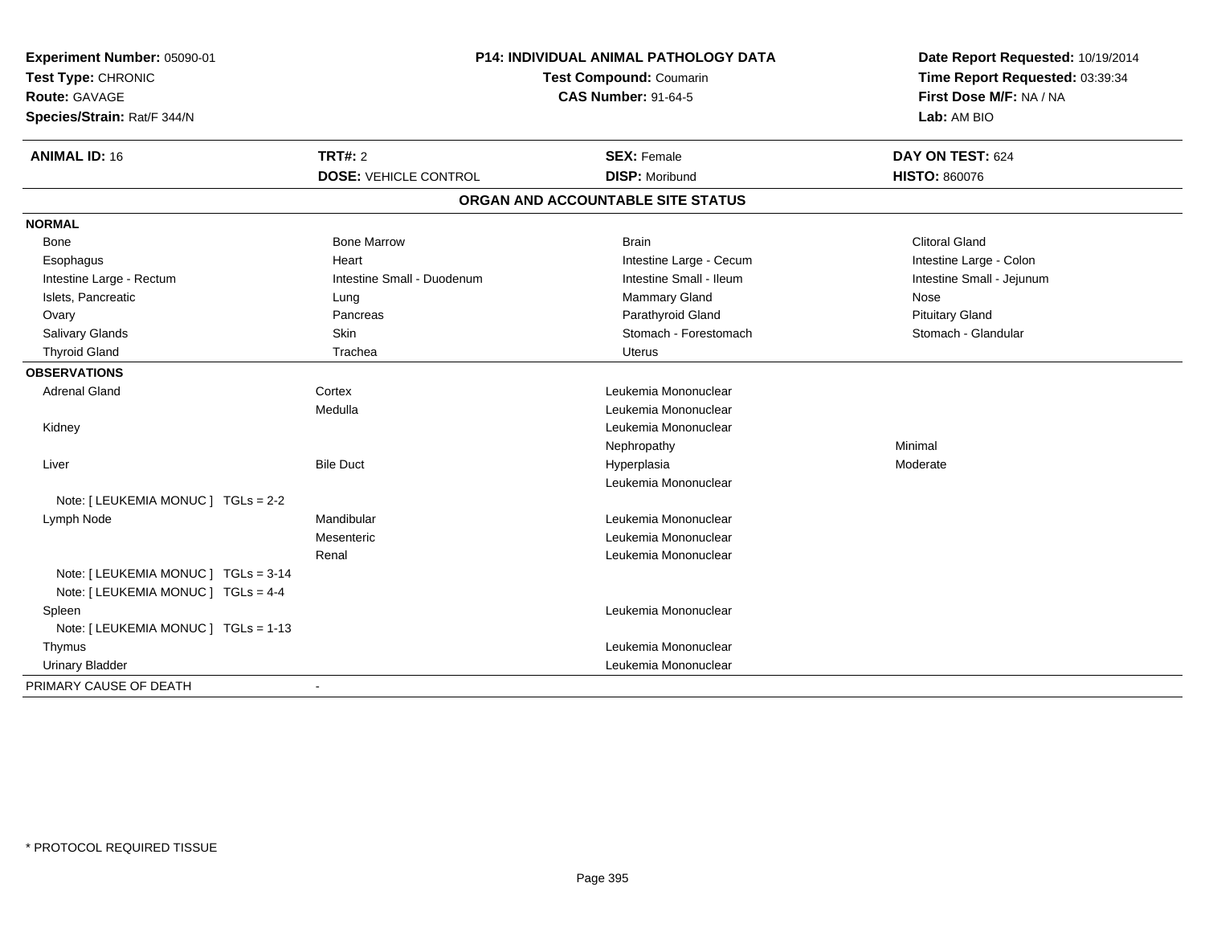**Experiment Number:** 05090-01
**Test Type:** CHRONIC
**Route:** GAVAGE
**Species/Strain:** Rat/F 344/N

**P14: INDIVIDUAL ANIMAL PATHOLOGY DATA**
**Test Compound:** Coumarin
**CAS Number:** 91-64-5

**Date Report Requested:** 10/19/2014
**Time Report Requested:** 03:39:34
**First Dose M/F:** NA / NA
**Lab:** AM BIO

| **ANIMAL ID:** 16 | **TRT#:** 2 | **SEX:** Female | **DAY ON TEST:** 624 |
|---|---|---|---|
| | **DOSE:** VEHICLE CONTROL | **DISP:** Moribund | **HISTO:** 860076 |

## ORGAN AND ACCOUNTABLE SITE STATUS

**NORMAL**

| | | | |
|---|---|---|---|
| Bone | Bone Marrow | Brain | Clitoral Gland |
| Esophagus | Heart | Intestine Large - Cecum | Intestine Large - Colon |
| Intestine Large - Rectum | Intestine Small - Duodenum | Intestine Small - Ileum | Intestine Small - Jejunum |
| Islets, Pancreatic | Lung | Mammary Gland | Nose |
| Ovary | Pancreas | Parathyroid Gland | Pituitary Gland |
| Salivary Glands | Skin | Stomach - Forestomach | Stomach - Glandular |
| Thyroid Gland | Trachea | Uterus | |

**OBSERVATIONS**

| | | | |
|---|---|---|---|
| Adrenal Gland | Cortex | Leukemia Mononuclear | |
| | Medulla | Leukemia Mononuclear | |
| Kidney | | Leukemia Mononuclear | |
| | | Nephropathy | Minimal |
| Liver | Bile Duct | Hyperplasia | Moderate |
| | | Leukemia Mononuclear | |
| Note: [ LEUKEMIA MONUC ] TGLs = 2-2 | | | |
| Lymph Node | Mandibular | Leukemia Mononuclear | |
| | Mesenteric | Leukemia Mononuclear | |
| | Renal | Leukemia Mononuclear | |
| Note: [ LEUKEMIA MONUC ] TGLs = 3-14 | | | |
| Note: [ LEUKEMIA MONUC ] TGLs = 4-4 | | | |
| Spleen | | Leukemia Mononuclear | |
| Note: [ LEUKEMIA MONUC ] TGLs = 1-13 | | | |
| Thymus | | Leukemia Mononuclear | |
| Urinary Bladder | | Leukemia Mononuclear | |

PRIMARY CAUSE OF DEATH -

* PROTOCOL REQUIRED TISSUE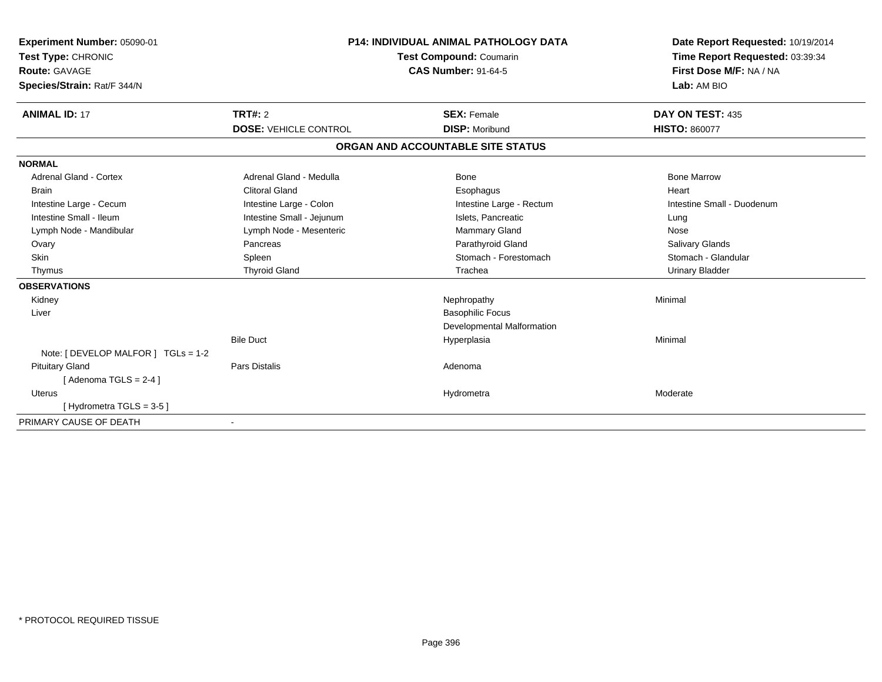**Experiment Number:** 05090-01
**Test Type:** CHRONIC
**Route:** GAVAGE
**Species/Strain:** Rat/F 344/N

**P14: INDIVIDUAL ANIMAL PATHOLOGY DATA**
**Test Compound:** Coumarin
**CAS Number:** 91-64-5

**Date Report Requested:** 10/19/2014
**Time Report Requested:** 03:39:34
**First Dose M/F:** NA / NA
**Lab:** AM BIO

| **ANIMAL ID:** 17 | **TRT#:** 2 | **SEX:** Female | **DAY ON TEST:** 435 |
|---|---|---|---|
| | **DOSE:** VEHICLE CONTROL | **DISP:** Moribund | **HISTO:** 860077 |

**ORGAN AND ACCOUNTABLE SITE STATUS**

| | | | |
|---|---|---|---|
| **NORMAL** | | | |
| Adrenal Gland - Cortex | Adrenal Gland - Medulla | Bone | Bone Marrow |
| Brain | Clitoral Gland | Esophagus | Heart |
| Intestine Large - Cecum | Intestine Large - Colon | Intestine Large - Rectum | Intestine Small - Duodenum |
| Intestine Small - Ileum | Intestine Small - Jejunum | Islets, Pancreatic | Lung |
| Lymph Node - Mandibular | Lymph Node - Mesenteric | Mammary Gland | Nose |
| Ovary | Pancreas | Parathyroid Gland | Salivary Glands |
| Skin | Spleen | Stomach - Forestomach | Stomach - Glandular |
| Thymus | Thyroid Gland | Trachea | Urinary Bladder |
| **OBSERVATIONS** | | | |
| Kidney | | Nephropathy | Minimal |
| Liver | | Basophilic Focus | |
| | | Developmental Malformation | |
| | Bile Duct | Hyperplasia | Minimal |
| Note: [ DEVELOP MALFOR ] TGLs = 1-2 | | | |
| Pituitary Gland | Pars Distalis | Adenoma | |
| [ Adenoma TGLS = 2-4 ] | | | |
| Uterus | | Hydrometra | Moderate |
| [ Hydrometra TGLS = 3-5 ] | | | |
| PRIMARY CAUSE OF DEATH | - | | |

* PROTOCOL REQUIRED TISSUE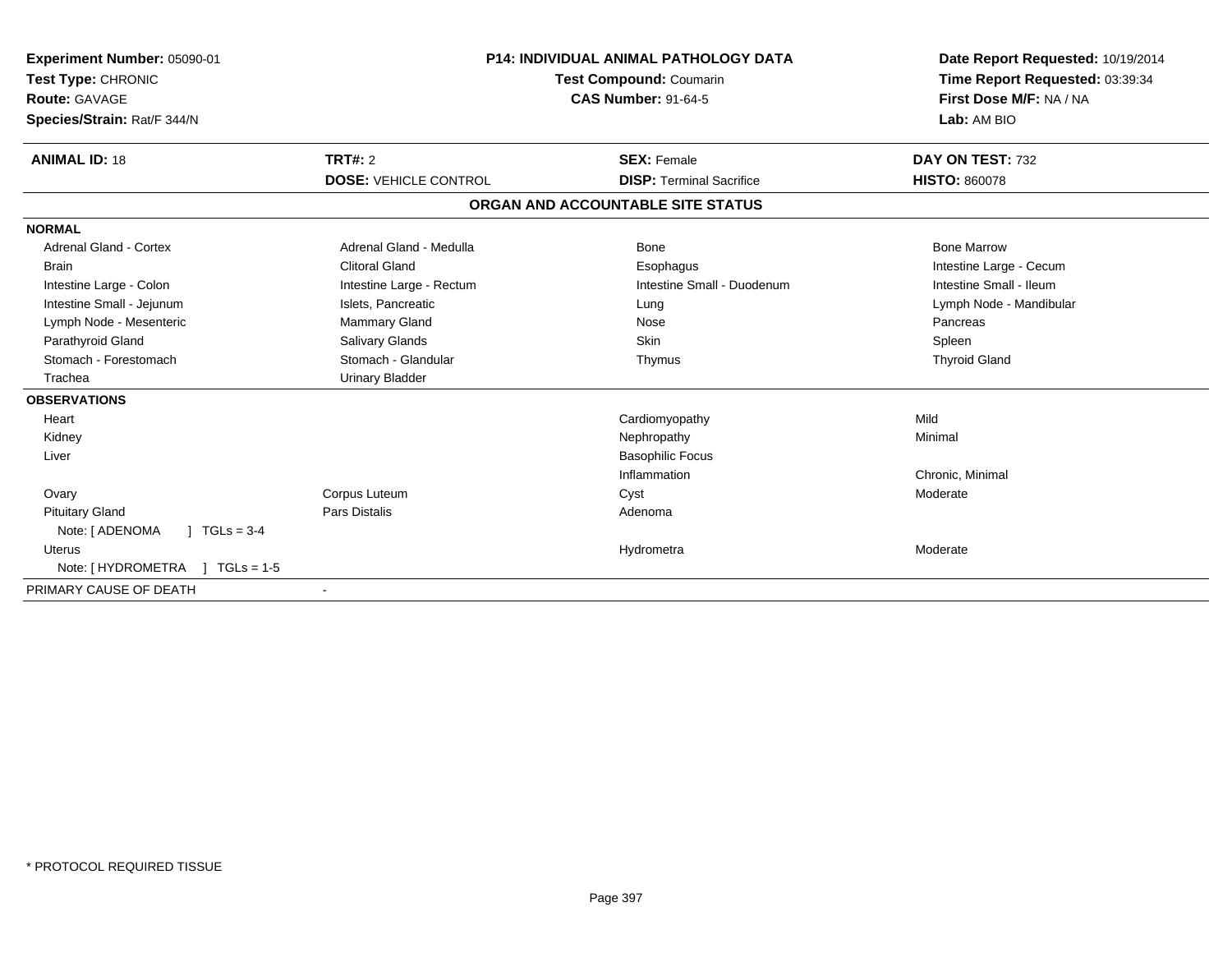**Experiment Number:** 05090-01
**Test Type:** CHRONIC
**Route:** GAVAGE
**Species/Strain:** Rat/F 344/N

**P14: INDIVIDUAL ANIMAL PATHOLOGY DATA**
**Test Compound:** Coumarin
**CAS Number:** 91-64-5

**Date Report Requested:** 10/19/2014
**Time Report Requested:** 03:39:34
**First Dose M/F:** NA / NA
**Lab:** AM BIO

| **ANIMAL ID:** 18 | **TRT#:** 2 | **SEX:** Female | **DAY ON TEST:** 732 |
|---|---|---|---|
| | **DOSE:** VEHICLE CONTROL | **DISP:** Terminal Sacrifice | **HISTO:** 860078 |

## ORGAN AND ACCOUNTABLE SITE STATUS

| | | | |
|---|---|---|---|
| **NORMAL** | | | |
| Adrenal Gland - Cortex | Adrenal Gland - Medulla | Bone | Bone Marrow |
| Brain | Clitoral Gland | Esophagus | Intestine Large - Cecum |
| Intestine Large - Colon | Intestine Large - Rectum | Intestine Small - Duodenum | Intestine Small - Ileum |
| Intestine Small - Jejunum | Islets, Pancreatic | Lung | Lymph Node - Mandibular |
| Lymph Node - Mesenteric | Mammary Gland | Nose | Pancreas |
| Parathyroid Gland | Salivary Glands | Skin | Spleen |
| Stomach - Forestomach | Stomach - Glandular | Thymus | Thyroid Gland |
| Trachea | Urinary Bladder | | |
| **OBSERVATIONS** | | | |
| Heart | | Cardiomyopathy | Mild |
| Kidney | | Nephropathy | Minimal |
| Liver | | Basophilic Focus | |
| | | Inflammation | Chronic, Minimal |
| Ovary | Corpus Luteum | Cyst | Moderate |
| Pituitary Gland | Pars Distalis | Adenoma | |
| Note: [ ADENOMA ] TGLs = 3-4 | | | |
| Uterus | | Hydrometra | Moderate |
| Note: [ HYDROMETRA ] TGLs = 1-5 | | | |
| PRIMARY CAUSE OF DEATH | - | | |

\* PROTOCOL REQUIRED TISSUE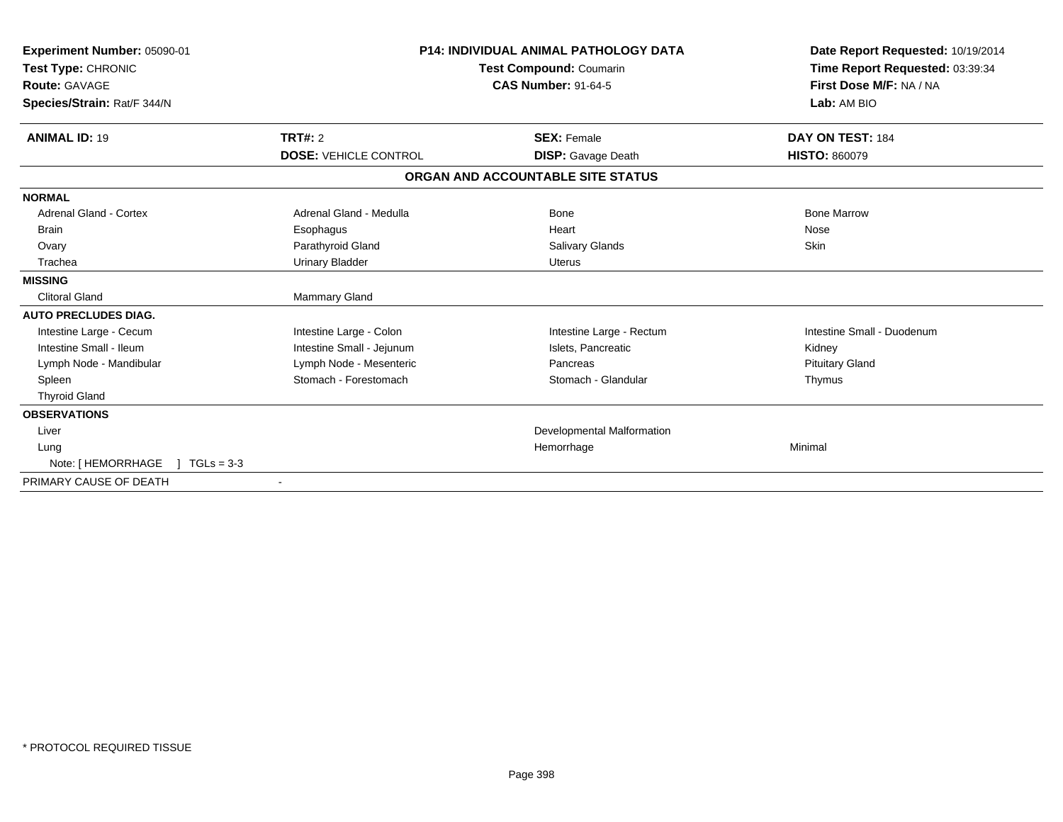**Experiment Number:** 05090-01
**Test Type:** CHRONIC
**Route:** GAVAGE
**Species/Strain:** Rat/F 344/N

**P14: INDIVIDUAL ANIMAL PATHOLOGY DATA**
**Test Compound:** Coumarin
**CAS Number:** 91-64-5

**Date Report Requested:** 10/19/2014
**Time Report Requested:** 03:39:34
**First Dose M/F:** NA / NA
**Lab:** AM BIO

| **ANIMAL ID:** 19 | **TRT#:** 2 | **SEX:** Female | **DAY ON TEST:** 184 |
|---|---|---|---|
| | **DOSE:** VEHICLE CONTROL | **DISP:** Gavage Death | **HISTO:** 860079 |

**ORGAN AND ACCOUNTABLE SITE STATUS**

| | | | |
|---|---|---|---|
| **NORMAL** | | | |
| Adrenal Gland - Cortex | Adrenal Gland - Medulla | Bone | Bone Marrow |
| Brain | Esophagus | Heart | Nose |
| Ovary | Parathyroid Gland | Salivary Glands | Skin |
| Trachea | Urinary Bladder | Uterus | |
| **MISSING** | | | |
| Clitoral Gland | Mammary Gland | | |
| **AUTO PRECLUDES DIAG.** | | | |
| Intestine Large - Cecum | Intestine Large - Colon | Intestine Large - Rectum | Intestine Small - Duodenum |
| Intestine Small - Ileum | Intestine Small - Jejunum | Islets, Pancreatic | Kidney |
| Lymph Node - Mandibular | Lymph Node - Mesenteric | Pancreas | Pituitary Gland |
| Spleen | Stomach - Forestomach | Stomach - Glandular | Thymus |
| Thyroid Gland | | | |
| **OBSERVATIONS** | | | |
| Liver | | Developmental Malformation | |
| Lung | | Hemorrhage | Minimal |
| Note: [ HEMORRHAGE ] TGLs = 3-3 | | | |
| PRIMARY CAUSE OF DEATH | - | | |

* PROTOCOL REQUIRED TISSUE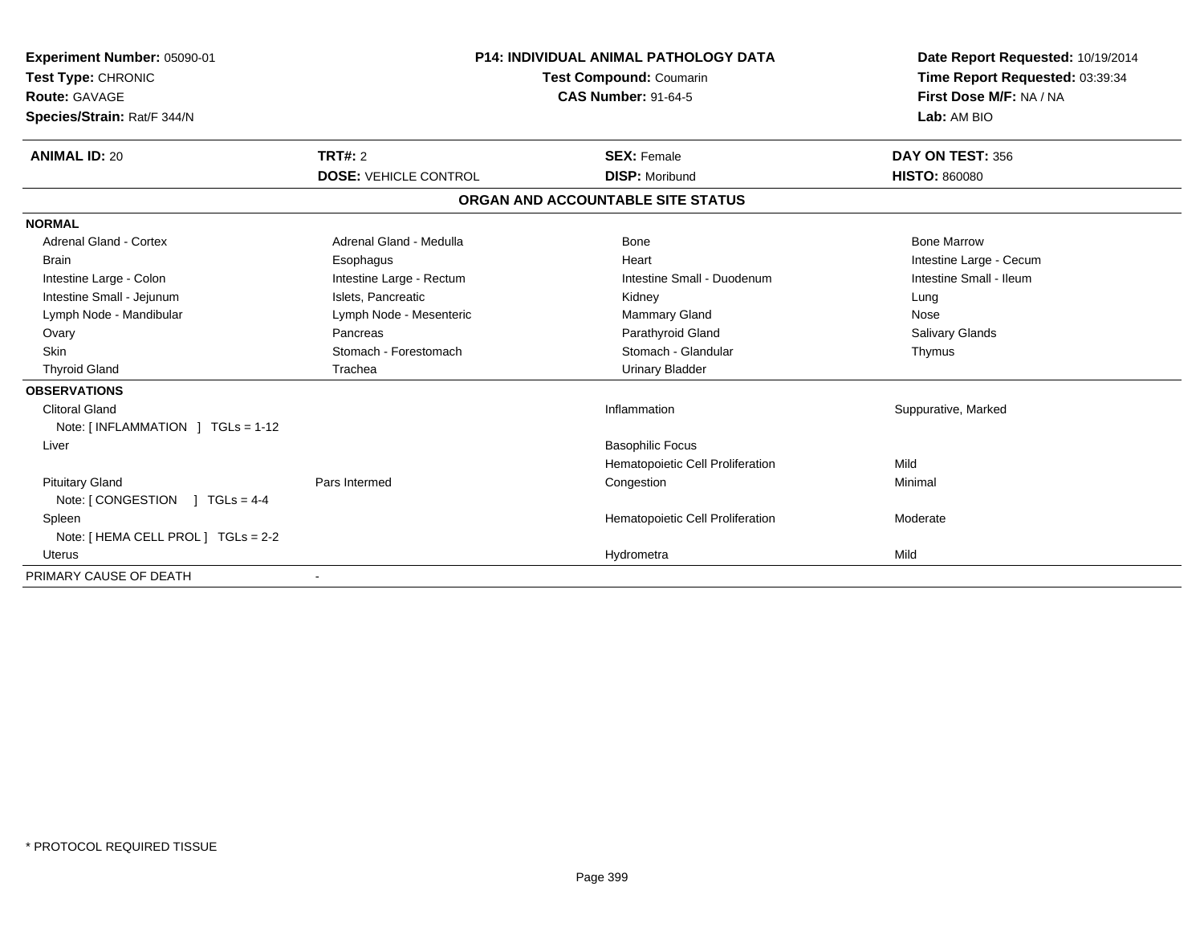**Experiment Number:** 05090-01
**Test Type:** CHRONIC
**Route:** GAVAGE
**Species/Strain:** Rat/F 344/N

**P14: INDIVIDUAL ANIMAL PATHOLOGY DATA**
**Test Compound:** Coumarin
**CAS Number:** 91-64-5

**Date Report Requested:** 10/19/2014
**Time Report Requested:** 03:39:34
**First Dose M/F:** NA / NA
**Lab:** AM BIO

| **ANIMAL ID:** 20 | **TRT#:** 2 | **SEX:** Female | **DAY ON TEST:** 356 |
|---|---|---|---|
| | **DOSE:** VEHICLE CONTROL | **DISP:** Moribund | **HISTO:** 860080 |

## ORGAN AND ACCOUNTABLE SITE STATUS

**NORMAL**

| | | | |
|---|---|---|---|
| Adrenal Gland - Cortex | Adrenal Gland - Medulla | Bone | Bone Marrow |
| Brain | Esophagus | Heart | Intestine Large - Cecum |
| Intestine Large - Colon | Intestine Large - Rectum | Intestine Small - Duodenum | Intestine Small - Ileum |
| Intestine Small - Jejunum | Islets, Pancreatic | Kidney | Lung |
| Lymph Node - Mandibular | Lymph Node - Mesenteric | Mammary Gland | Nose |
| Ovary | Pancreas | Parathyroid Gland | Salivary Glands |
| Skin | Stomach - Forestomach | Stomach - Glandular | Thymus |
| Thyroid Gland | Trachea | Urinary Bladder | |

**OBSERVATIONS**

| | | | |
|---|---|---|---|
| Clitoral Gland | | Inflammation | Suppurative, Marked |
| Note: [ INFLAMMATION ] TGLs = 1-12 | | | |
| Liver | | Basophilic Focus | |
| | | Hematopoietic Cell Proliferation | Mild |
| Pituitary Gland | Pars Intermed | Congestion | Minimal |
| Note: [ CONGESTION ] TGLs = 4-4 | | | |
| Spleen | | Hematopoietic Cell Proliferation | Moderate |
| Note: [ HEMA CELL PROL ] TGLs = 2-2 | | | |
| Uterus | | Hydrometra | Mild |

PRIMARY CAUSE OF DEATH -

* PROTOCOL REQUIRED TISSUE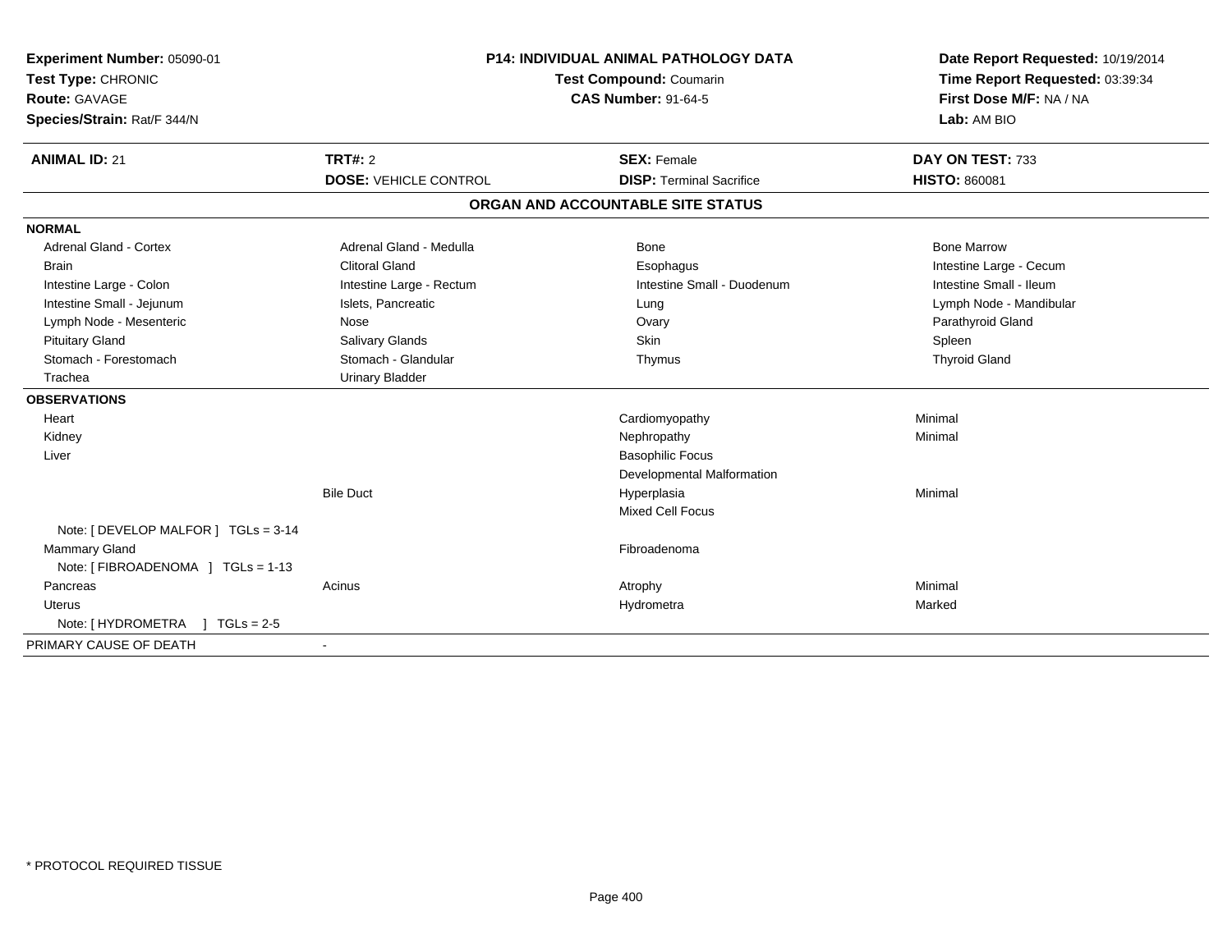**Experiment Number:** 05090-01
**Test Type:** CHRONIC
**Route:** GAVAGE
**Species/Strain:** Rat/F 344/N

**P14: INDIVIDUAL ANIMAL PATHOLOGY DATA**
**Test Compound:** Coumarin
**CAS Number:** 91-64-5

**Date Report Requested:** 10/19/2014
**Time Report Requested:** 03:39:34
**First Dose M/F:** NA / NA
**Lab:** AM BIO

| **ANIMAL ID:** 21 | **TRT#:** 2 | **SEX:** Female | **DAY ON TEST:** 733 |
|---|---|---|---|
| | **DOSE:** VEHICLE CONTROL | **DISP:** Terminal Sacrifice | **HISTO:** 860081 |

## ORGAN AND ACCOUNTABLE SITE STATUS

| | | | |
|---|---|---|---|
| **NORMAL** | | | |
| Adrenal Gland - Cortex | Adrenal Gland - Medulla | Bone | Bone Marrow |
| Brain | Clitoral Gland | Esophagus | Intestine Large - Cecum |
| Intestine Large - Colon | Intestine Large - Rectum | Intestine Small - Duodenum | Intestine Small - Ileum |
| Intestine Small - Jejunum | Islets, Pancreatic | Lung | Lymph Node - Mandibular |
| Lymph Node - Mesenteric | Nose | Ovary | Parathyroid Gland |
| Pituitary Gland | Salivary Glands | Skin | Spleen |
| Stomach - Forestomach | Stomach - Glandular | Thymus | Thyroid Gland |
| Trachea | Urinary Bladder | | |
| **OBSERVATIONS** | | | |
| Heart | | Cardiomyopathy | Minimal |
| Kidney | | Nephropathy | Minimal |
| Liver | | Basophilic Focus | |
| | | Developmental Malformation | |
| | Bile Duct | Hyperplasia | Minimal |
| | | Mixed Cell Focus | |
| Note: [ DEVELOP MALFOR ] TGLs = 3-14 | | | |
| Mammary Gland | | Fibroadenoma | |
| Note: [ FIBROADENOMA ] TGLs = 1-13 | | | |
| Pancreas | Acinus | Atrophy | Minimal |
| Uterus | | Hydrometra | Marked |
| Note: [ HYDROMETRA ] TGLs = 2-5 | | | |
| PRIMARY CAUSE OF DEATH | - | | |

\* PROTOCOL REQUIRED TISSUE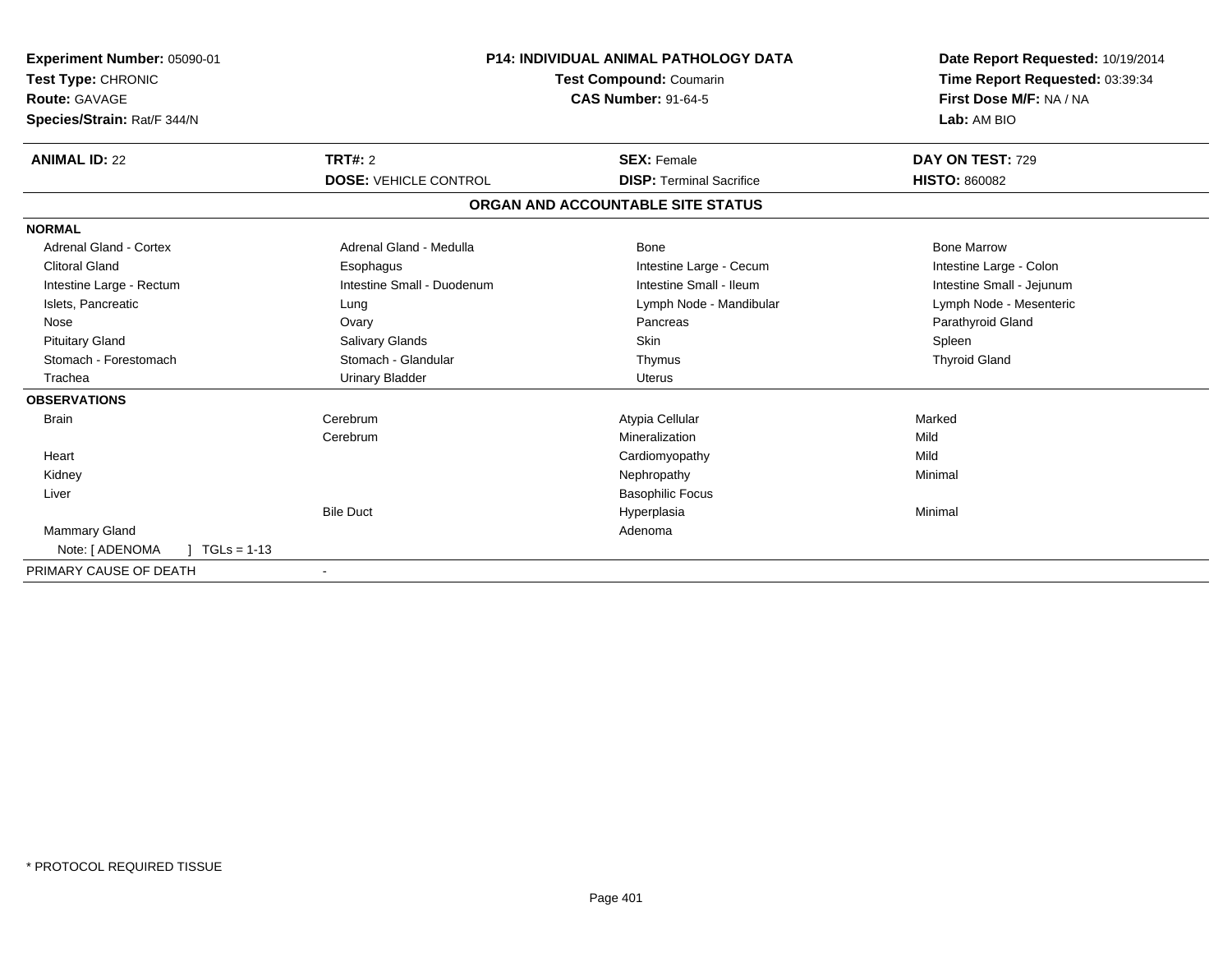**Experiment Number:** 05090-01
**Test Type:** CHRONIC
**Route:** GAVAGE
**Species/Strain:** Rat/F 344/N

**P14: INDIVIDUAL ANIMAL PATHOLOGY DATA**
**Test Compound:** Coumarin
**CAS Number:** 91-64-5

**Date Report Requested:** 10/19/2014
**Time Report Requested:** 03:39:34
**First Dose M/F:** NA / NA
**Lab:** AM BIO

| **ANIMAL ID:** 22 | **TRT#:** 2 | **SEX:** Female | **DAY ON TEST:** 729 |
|---|---|---|---|
| | **DOSE:** VEHICLE CONTROL | **DISP:** Terminal Sacrifice | **HISTO:** 860082 |

## ORGAN AND ACCOUNTABLE SITE STATUS

| | | | |
|---|---|---|---|
| **NORMAL** | | | |
| Adrenal Gland - Cortex | Adrenal Gland - Medulla | Bone | Bone Marrow |
| Clitoral Gland | Esophagus | Intestine Large - Cecum | Intestine Large - Colon |
| Intestine Large - Rectum | Intestine Small - Duodenum | Intestine Small - Ileum | Intestine Small - Jejunum |
| Islets, Pancreatic | Lung | Lymph Node - Mandibular | Lymph Node - Mesenteric |
| Nose | Ovary | Pancreas | Parathyroid Gland |
| Pituitary Gland | Salivary Glands | Skin | Spleen |
| Stomach - Forestomach | Stomach - Glandular | Thymus | Thyroid Gland |
| Trachea | Urinary Bladder | Uterus | |
| **OBSERVATIONS** | | | |
| Brain | Cerebrum | Atypia Cellular | Marked |
| | Cerebrum | Mineralization | Mild |
| Heart | | Cardiomyopathy | Mild |
| Kidney | | Nephropathy | Minimal |
| Liver | | Basophilic Focus | |
| | Bile Duct | Hyperplasia | Minimal |
| Mammary Gland | | Adenoma | |
| Note: [ ADENOMA ] TGLs = 1-13 | | | |
| PRIMARY CAUSE OF DEATH | - | | |

* PROTOCOL REQUIRED TISSUE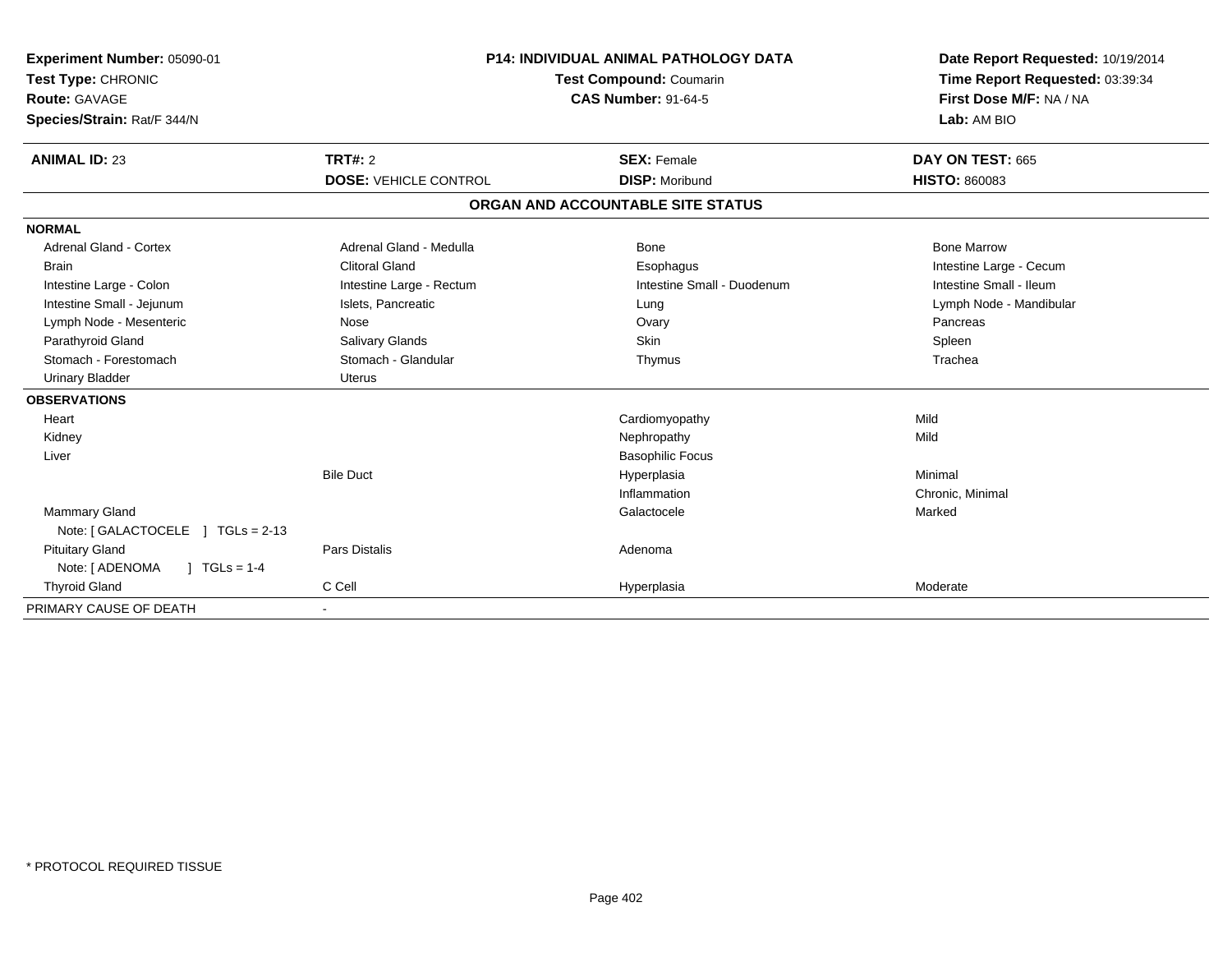**Experiment Number:** 05090-01
**Test Type:** CHRONIC
**Route:** GAVAGE
**Species/Strain:** Rat/F 344/N

**P14: INDIVIDUAL ANIMAL PATHOLOGY DATA**
**Test Compound:** Coumarin
**CAS Number:** 91-64-5

**Date Report Requested:** 10/19/2014
**Time Report Requested:** 03:39:34
**First Dose M/F:** NA / NA
**Lab:** AM BIO

| **ANIMAL ID:** 23 | **TRT#:** 2 | **SEX:** Female | **DAY ON TEST:** 665 |
|---|---|---|---|
| | **DOSE:** VEHICLE CONTROL | **DISP:** Moribund | **HISTO:** 860083 |

## ORGAN AND ACCOUNTABLE SITE STATUS

| | | | |
|---|---|---|---|
| **NORMAL** | | | |
| Adrenal Gland - Cortex | Adrenal Gland - Medulla | Bone | Bone Marrow |
| Brain | Clitoral Gland | Esophagus | Intestine Large - Cecum |
| Intestine Large - Colon | Intestine Large - Rectum | Intestine Small - Duodenum | Intestine Small - Ileum |
| Intestine Small - Jejunum | Islets, Pancreatic | Lung | Lymph Node - Mandibular |
| Lymph Node - Mesenteric | Nose | Ovary | Pancreas |
| Parathyroid Gland | Salivary Glands | Skin | Spleen |
| Stomach - Forestomach | Stomach - Glandular | Thymus | Trachea |
| Urinary Bladder | Uterus | | |
| **OBSERVATIONS** | | | |
| Heart | | Cardiomyopathy | Mild |
| Kidney | | Nephropathy | Mild |
| Liver | | Basophilic Focus | |
| | Bile Duct | Hyperplasia | Minimal |
| | | Inflammation | Chronic, Minimal |
| Mammary Gland | | Galactocele | Marked |
| Note: [ GALACTOCELE ] TGLs = 2-13 | | | |
| Pituitary Gland | Pars Distalis | Adenoma | |
| Note: [ ADENOMA ] TGLs = 1-4 | | | |
| Thyroid Gland | C Cell | Hyperplasia | Moderate |
| PRIMARY CAUSE OF DEATH | - | | |

* PROTOCOL REQUIRED TISSUE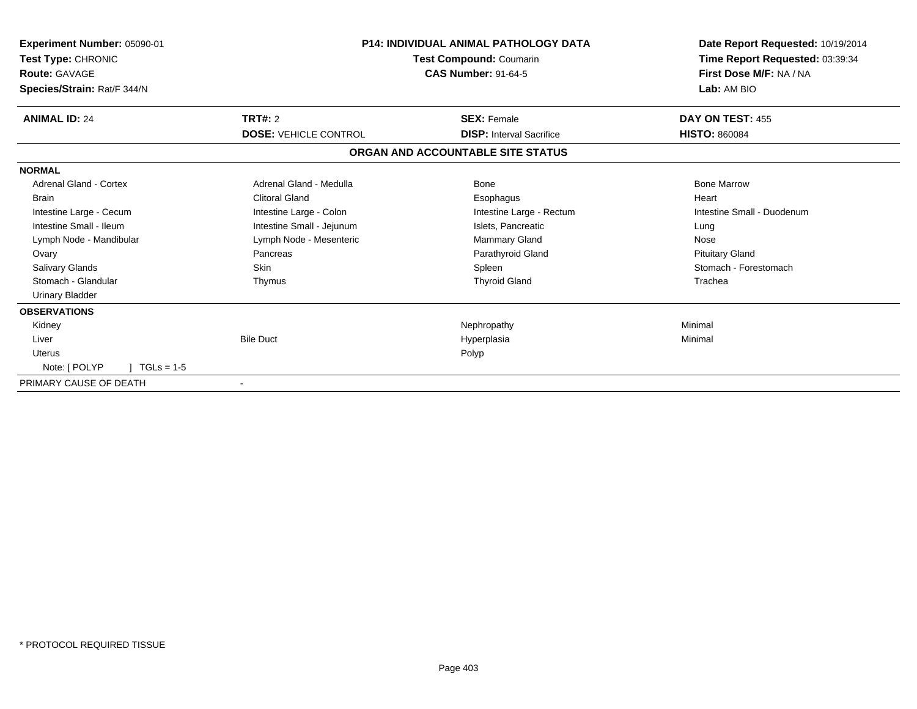| **Experiment Number:** 05090-01 | **P14: INDIVIDUAL ANIMAL PATHOLOGY DATA** | **Date Report Requested:** 10/19/2014 |
|---|---|---|
| **Test Type:** CHRONIC | **Test Compound:** Coumarin | **Time Report Requested:** 03:39:34 |
| **Route:** GAVAGE | **CAS Number:** 91-64-5 | **First Dose M/F:** NA / NA |
| **Species/Strain:** Rat/F 344/N | | **Lab:** AM BIO |

| **ANIMAL ID:** 24 | **TRT#:** 2 | **SEX:** Female | **DAY ON TEST:** 455 |
|---|---|---|---|
| | **DOSE:** VEHICLE CONTROL | **DISP:** Interval Sacrifice | **HISTO:** 860084 |

**ORGAN AND ACCOUNTABLE SITE STATUS**

**NORMAL**

| | | | |
|---|---|---|---|
| Adrenal Gland - Cortex | Adrenal Gland - Medulla | Bone | Bone Marrow |
| Brain | Clitoral Gland | Esophagus | Heart |
| Intestine Large - Cecum | Intestine Large - Colon | Intestine Large - Rectum | Intestine Small - Duodenum |
| Intestine Small - Ileum | Intestine Small - Jejunum | Islets, Pancreatic | Lung |
| Lymph Node - Mandibular | Lymph Node - Mesenteric | Mammary Gland | Nose |
| Ovary | Pancreas | Parathyroid Gland | Pituitary Gland |
| Salivary Glands | Skin | Spleen | Stomach - Forestomach |
| Stomach - Glandular | Thymus | Thyroid Gland | Trachea |
| Urinary Bladder | | | |

**OBSERVATIONS**

| | | | |
|---|---|---|---|
| Kidney | | Nephropathy | Minimal |
| Liver | Bile Duct | Hyperplasia | Minimal |
| Uterus | | Polyp | |
| Note: [ POLYP ] TGLs = 1-5 | | | |

| | |
|---|---|
| PRIMARY CAUSE OF DEATH | - |

\* PROTOCOL REQUIRED TISSUE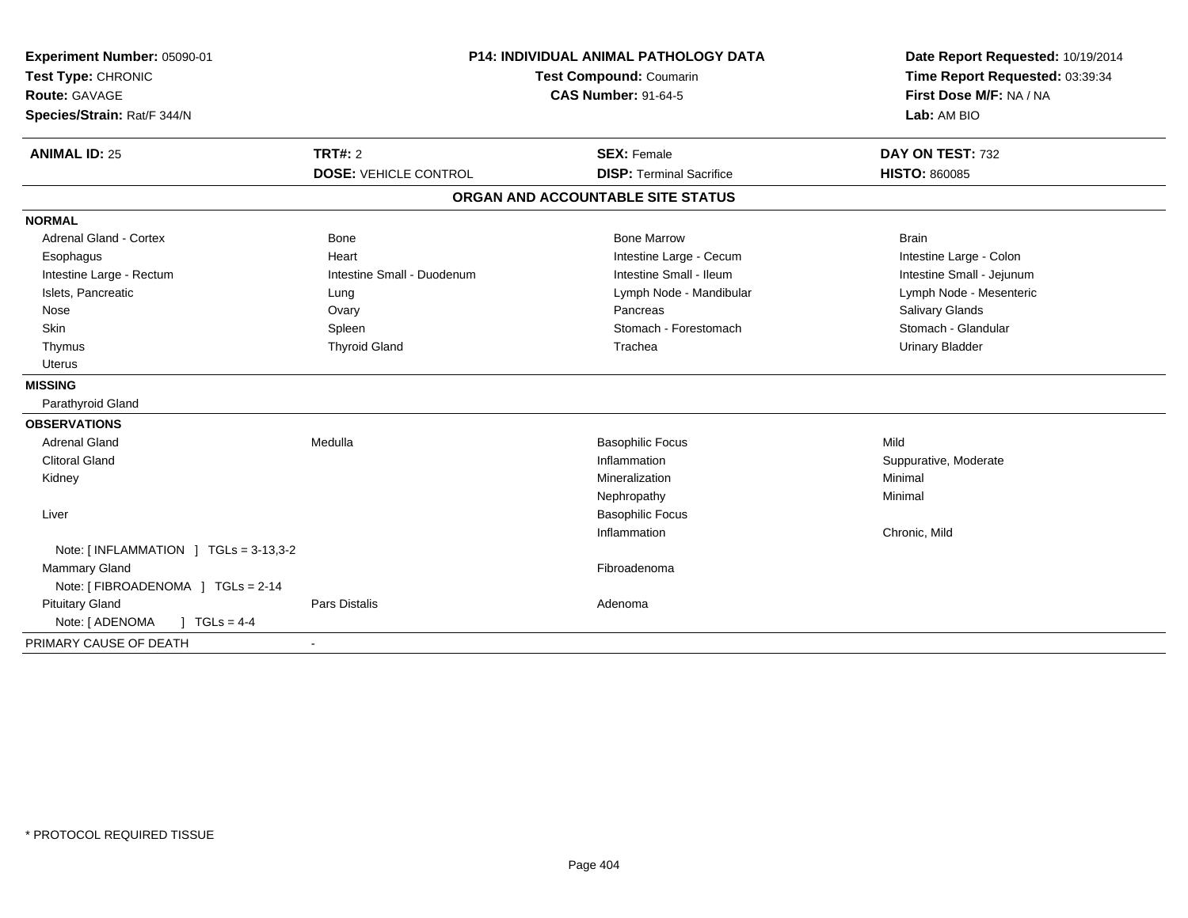**Experiment Number:** 05090-01
**Test Type:** CHRONIC
**Route:** GAVAGE
**Species/Strain:** Rat/F 344/N

**P14: INDIVIDUAL ANIMAL PATHOLOGY DATA**
**Test Compound:** Coumarin
**CAS Number:** 91-64-5

**Date Report Requested:** 10/19/2014
**Time Report Requested:** 03:39:34
**First Dose M/F:** NA / NA
**Lab:** AM BIO

| **ANIMAL ID:** 25 | **TRT#:** 2 | **SEX:** Female | **DAY ON TEST:** 732 |
|---|---|---|---|
| | **DOSE:** VEHICLE CONTROL | **DISP:** Terminal Sacrifice | **HISTO:** 860085 |

## ORGAN AND ACCOUNTABLE SITE STATUS

| | | | |
|---|---|---|---|
| **NORMAL** | | | |
| Adrenal Gland - Cortex | Bone | Bone Marrow | Brain |
| Esophagus | Heart | Intestine Large - Cecum | Intestine Large - Colon |
| Intestine Large - Rectum | Intestine Small - Duodenum | Intestine Small - Ileum | Intestine Small - Jejunum |
| Islets, Pancreatic | Lung | Lymph Node - Mandibular | Lymph Node - Mesenteric |
| Nose | Ovary | Pancreas | Salivary Glands |
| Skin | Spleen | Stomach - Forestomach | Stomach - Glandular |
| Thymus | Thyroid Gland | Trachea | Urinary Bladder |
| Uterus | | | |
| **MISSING** | | | |
| Parathyroid Gland | | | |
| **OBSERVATIONS** | | | |
| Adrenal Gland | Medulla | Basophilic Focus | Mild |
| Clitoral Gland | | Inflammation | Suppurative, Moderate |
| Kidney | | Mineralization | Minimal |
| | | Nephropathy | Minimal |
| Liver | | Basophilic Focus | |
| | | Inflammation | Chronic, Mild |
| Note: [ INFLAMMATION ] TGLs = 3-13,3-2 | | | |
| Mammary Gland | | Fibroadenoma | |
| Note: [ FIBROADENOMA ] TGLs = 2-14 | | | |
| Pituitary Gland | Pars Distalis | Adenoma | |
| Note: [ ADENOMA ] TGLs = 4-4 | | | |
| PRIMARY CAUSE OF DEATH | - | | |

* PROTOCOL REQUIRED TISSUE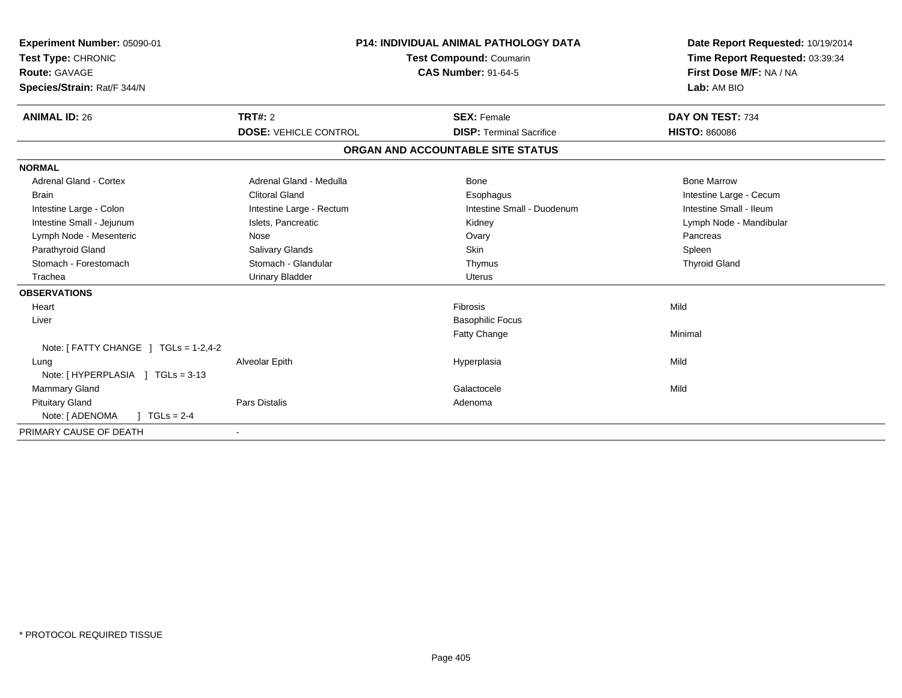**Experiment Number:** 05090-01
**Test Type:** CHRONIC
**Route:** GAVAGE
**Species/Strain:** Rat/F 344/N

**P14: INDIVIDUAL ANIMAL PATHOLOGY DATA**
**Test Compound:** Coumarin
**CAS Number:** 91-64-5

**Date Report Requested:** 10/19/2014
**Time Report Requested:** 03:39:34
**First Dose M/F:** NA / NA
**Lab:** AM BIO

| **ANIMAL ID:** 26 | **TRT#:** 2 | **SEX:** Female | **DAY ON TEST:** 734 |
|---|---|---|---|
| | **DOSE:** VEHICLE CONTROL | **DISP:** Terminal Sacrifice | **HISTO:** 860086 |

**ORGAN AND ACCOUNTABLE SITE STATUS**

| | | | |
|---|---|---|---|
| **NORMAL** | | | |
| Adrenal Gland - Cortex | Adrenal Gland - Medulla | Bone | Bone Marrow |
| Brain | Clitoral Gland | Esophagus | Intestine Large - Cecum |
| Intestine Large - Colon | Intestine Large - Rectum | Intestine Small - Duodenum | Intestine Small - Ileum |
| Intestine Small - Jejunum | Islets, Pancreatic | Kidney | Lymph Node - Mandibular |
| Lymph Node - Mesenteric | Nose | Ovary | Pancreas |
| Parathyroid Gland | Salivary Glands | Skin | Spleen |
| Stomach - Forestomach | Stomach - Glandular | Thymus | Thyroid Gland |
| Trachea | Urinary Bladder | Uterus | |
| **OBSERVATIONS** | | | |
| Heart | | Fibrosis | Mild |
| Liver | | Basophilic Focus | |
| | | Fatty Change | Minimal |
| Note: [ FATTY CHANGE ] TGLs = 1-2,4-2 | | | |
| Lung | Alveolar Epith | Hyperplasia | Mild |
| Note: [ HYPERPLASIA ] TGLs = 3-13 | | | |
| Mammary Gland | | Galactocele | Mild |
| Pituitary Gland | Pars Distalis | Adenoma | |
| Note: [ ADENOMA ] TGLs = 2-4 | | | |
| PRIMARY CAUSE OF DEATH | - | | |

\* PROTOCOL REQUIRED TISSUE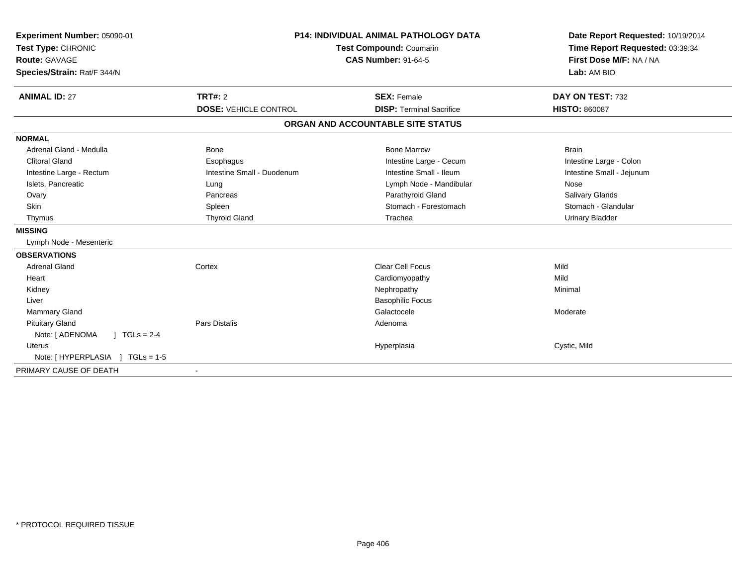**Experiment Number:** 05090-01
**Test Type:** CHRONIC
**Route:** GAVAGE
**Species/Strain:** Rat/F 344/N

**P14: INDIVIDUAL ANIMAL PATHOLOGY DATA**
**Test Compound:** Coumarin
**CAS Number:** 91-64-5

**Date Report Requested:** 10/19/2014
**Time Report Requested:** 03:39:34
**First Dose M/F:** NA / NA
**Lab:** AM BIO

| **ANIMAL ID:** 27 | **TRT#:** 2 | **SEX:** Female | **DAY ON TEST:** 732 |
|---|---|---|---|
| | **DOSE:** VEHICLE CONTROL | **DISP:** Terminal Sacrifice | **HISTO:** 860087 |

## ORGAN AND ACCOUNTABLE SITE STATUS

**NORMAL**

| | | | |
|---|---|---|---|
| Adrenal Gland - Medulla | Bone | Bone Marrow | Brain |
| Clitoral Gland | Esophagus | Intestine Large - Cecum | Intestine Large - Colon |
| Intestine Large - Rectum | Intestine Small - Duodenum | Intestine Small - Ileum | Intestine Small - Jejunum |
| Islets, Pancreatic | Lung | Lymph Node - Mandibular | Nose |
| Ovary | Pancreas | Parathyroid Gland | Salivary Glands |
| Skin | Spleen | Stomach - Forestomach | Stomach - Glandular |
| Thymus | Thyroid Gland | Trachea | Urinary Bladder |

**MISSING**

Lymph Node - Mesenteric

**OBSERVATIONS**

| | | | |
|---|---|---|---|
| Adrenal Gland | Cortex | Clear Cell Focus | Mild |
| Heart | | Cardiomyopathy | Mild |
| Kidney | | Nephropathy | Minimal |
| Liver | | Basophilic Focus | |
| Mammary Gland | | Galactocele | Moderate |
| Pituitary Gland | Pars Distalis | Adenoma | |
| Note: [ ADENOMA ] TGLs = 2-4 | | | |
| Uterus | | Hyperplasia | Cystic, Mild |
| Note: [ HYPERPLASIA ] TGLs = 1-5 | | | |

PRIMARY CAUSE OF DEATH -

\* PROTOCOL REQUIRED TISSUE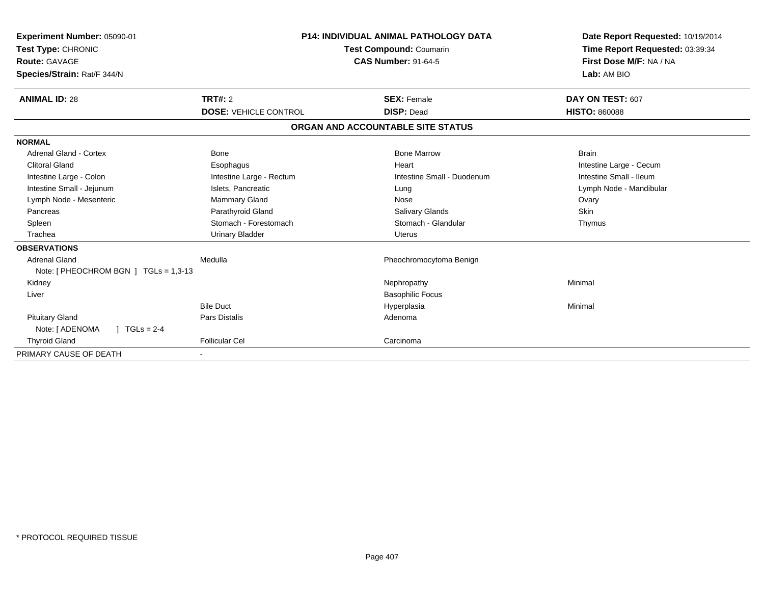**Experiment Number:** 05090-01
**Test Type:** CHRONIC
**Route:** GAVAGE
**Species/Strain:** Rat/F 344/N

**P14: INDIVIDUAL ANIMAL PATHOLOGY DATA**
**Test Compound:** Coumarin
**CAS Number:** 91-64-5

**Date Report Requested:** 10/19/2014
**Time Report Requested:** 03:39:34
**First Dose M/F:** NA / NA
**Lab:** AM BIO

| **ANIMAL ID:** 28 | **TRT#:** 2 | **SEX:** Female | **DAY ON TEST:** 607 |
|---|---|---|---|
| | **DOSE:** VEHICLE CONTROL | **DISP:** Dead | **HISTO:** 860088 |

## ORGAN AND ACCOUNTABLE SITE STATUS

| | | | |
|---|---|---|---|
| **NORMAL** | | | |
| Adrenal Gland - Cortex | Bone | Bone Marrow | Brain |
| Clitoral Gland | Esophagus | Heart | Intestine Large - Cecum |
| Intestine Large - Colon | Intestine Large - Rectum | Intestine Small - Duodenum | Intestine Small - Ileum |
| Intestine Small - Jejunum | Islets, Pancreatic | Lung | Lymph Node - Mandibular |
| Lymph Node - Mesenteric | Mammary Gland | Nose | Ovary |
| Pancreas | Parathyroid Gland | Salivary Glands | Skin |
| Spleen | Stomach - Forestomach | Stomach - Glandular | Thymus |
| Trachea | Urinary Bladder | Uterus | |
| **OBSERVATIONS** | | | |
| Adrenal Gland | Medulla | Pheochromocytoma Benign | |
| Note: [ PHEOCHROM BGN ] TGLs = 1,3-13 | | | |
| Kidney | | Nephropathy | Minimal |
| Liver | | Basophilic Focus | |
| | Bile Duct | Hyperplasia | Minimal |
| Pituitary Gland | Pars Distalis | Adenoma | |
| Note: [ ADENOMA ] TGLs = 2-4 | | | |
| Thyroid Gland | Follicular Cel | Carcinoma | |
| PRIMARY CAUSE OF DEATH | - | | |

\* PROTOCOL REQUIRED TISSUE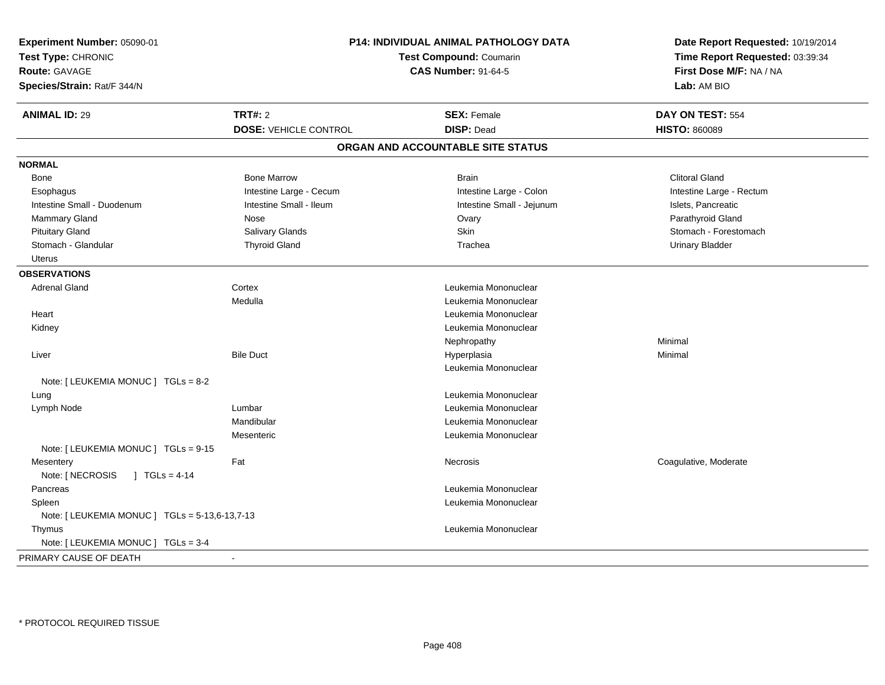**Experiment Number:** 05090-01
**Test Type:** CHRONIC
**Route:** GAVAGE
**Species/Strain:** Rat/F 344/N

**P14: INDIVIDUAL ANIMAL PATHOLOGY DATA**
**Test Compound:** Coumarin
**CAS Number:** 91-64-5

**Date Report Requested:** 10/19/2014
**Time Report Requested:** 03:39:34
**First Dose M/F:** NA / NA
**Lab:** AM BIO

| **ANIMAL ID:** 29 | **TRT#:** 2 | **SEX:** Female | **DAY ON TEST:** 554 |
|---|---|---|---|
| | **DOSE:** VEHICLE CONTROL | **DISP:** Dead | **HISTO:** 860089 |

## ORGAN AND ACCOUNTABLE SITE STATUS

**NORMAL**

| | | | |
|---|---|---|---|
| Bone | Bone Marrow | Brain | Clitoral Gland |
| Esophagus | Intestine Large - Cecum | Intestine Large - Colon | Intestine Large - Rectum |
| Intestine Small - Duodenum | Intestine Small - Ileum | Intestine Small - Jejunum | Islets, Pancreatic |
| Mammary Gland | Nose | Ovary | Parathyroid Gland |
| Pituitary Gland | Salivary Glands | Skin | Stomach - Forestomach |
| Stomach - Glandular | Thyroid Gland | Trachea | Urinary Bladder |
| Uterus | | | |

**OBSERVATIONS**

| | | | |
|---|---|---|---|
| Adrenal Gland | Cortex | Leukemia Mononuclear | |
| | Medulla | Leukemia Mononuclear | |
| Heart | | Leukemia Mononuclear | |
| Kidney | | Leukemia Mononuclear | |
| | | Nephropathy | Minimal |
| Liver | Bile Duct | Hyperplasia | Minimal |
| | | Leukemia Mononuclear | |
| Note: [ LEUKEMIA MONUC ] TGLs = 8-2 | | | |
| Lung | | Leukemia Mononuclear | |
| Lymph Node | Lumbar | Leukemia Mononuclear | |
| | Mandibular | Leukemia Mononuclear | |
| | Mesenteric | Leukemia Mononuclear | |
| Note: [ LEUKEMIA MONUC ] TGLs = 9-15 | | | |
| Mesentery | Fat | Necrosis | Coagulative, Moderate |
| Note: [ NECROSIS ] TGLs = 4-14 | | | |
| Pancreas | | Leukemia Mononuclear | |
| Spleen | | Leukemia Mononuclear | |
| Note: [ LEUKEMIA MONUC ] TGLs = 5-13,6-13,7-13 | | | |
| Thymus | | Leukemia Mononuclear | |
| Note: [ LEUKEMIA MONUC ] TGLs = 3-4 | | | |

PRIMARY CAUSE OF DEATH -

* PROTOCOL REQUIRED TISSUE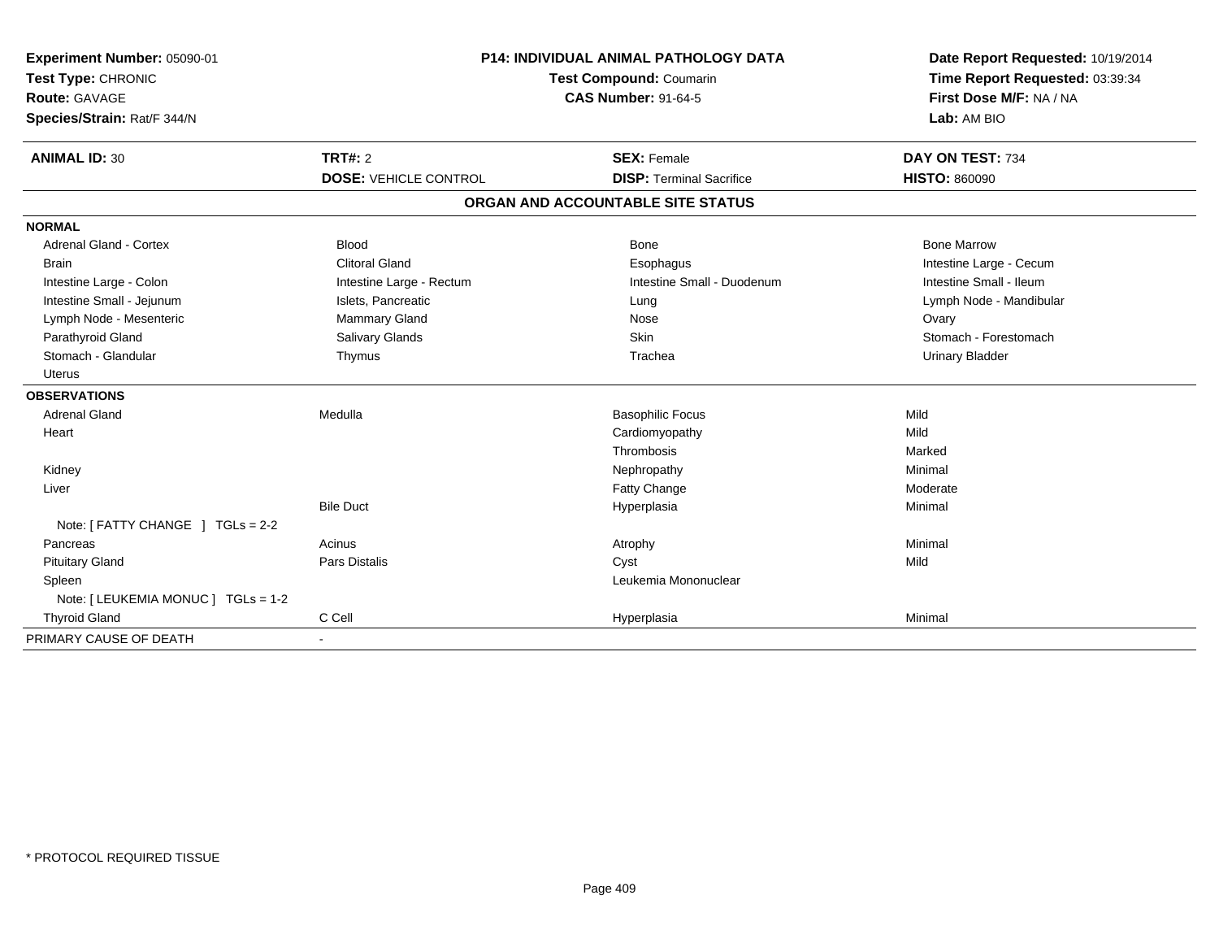**Experiment Number:** 05090-01
**Test Type:** CHRONIC
**Route:** GAVAGE
**Species/Strain:** Rat/F 344/N

**P14: INDIVIDUAL ANIMAL PATHOLOGY DATA**
**Test Compound:** Coumarin
**CAS Number:** 91-64-5

**Date Report Requested:** 10/19/2014
**Time Report Requested:** 03:39:34
**First Dose M/F:** NA / NA
**Lab:** AM BIO

| **ANIMAL ID:** 30 | **TRT#:** 2 | **SEX:** Female | **DAY ON TEST:** 734 |
|---|---|---|---|
| | **DOSE:** VEHICLE CONTROL | **DISP:** Terminal Sacrifice | **HISTO:** 860090 |

## ORGAN AND ACCOUNTABLE SITE STATUS

| | | | |
|---|---|---|---|
| **NORMAL** | | | |
| Adrenal Gland - Cortex | Blood | Bone | Bone Marrow |
| Brain | Clitoral Gland | Esophagus | Intestine Large - Cecum |
| Intestine Large - Colon | Intestine Large - Rectum | Intestine Small - Duodenum | Intestine Small - Ileum |
| Intestine Small - Jejunum | Islets, Pancreatic | Lung | Lymph Node - Mandibular |
| Lymph Node - Mesenteric | Mammary Gland | Nose | Ovary |
| Parathyroid Gland | Salivary Glands | Skin | Stomach - Forestomach |
| Stomach - Glandular | Thymus | Trachea | Urinary Bladder |
| Uterus | | | |
| **OBSERVATIONS** | | | |
| Adrenal Gland | Medulla | Basophilic Focus | Mild |
| Heart | | Cardiomyopathy | Mild |
| | | Thrombosis | Marked |
| Kidney | | Nephropathy | Minimal |
| Liver | | Fatty Change | Moderate |
| | Bile Duct | Hyperplasia | Minimal |
| Note: [ FATTY CHANGE ] TGLs = 2-2 | | | |
| Pancreas | Acinus | Atrophy | Minimal |
| Pituitary Gland | Pars Distalis | Cyst | Mild |
| Spleen | | Leukemia Mononuclear | |
| Note: [ LEUKEMIA MONUC ] TGLs = 1-2 | | | |
| Thyroid Gland | C Cell | Hyperplasia | Minimal |
| PRIMARY CAUSE OF DEATH | - | | |

* PROTOCOL REQUIRED TISSUE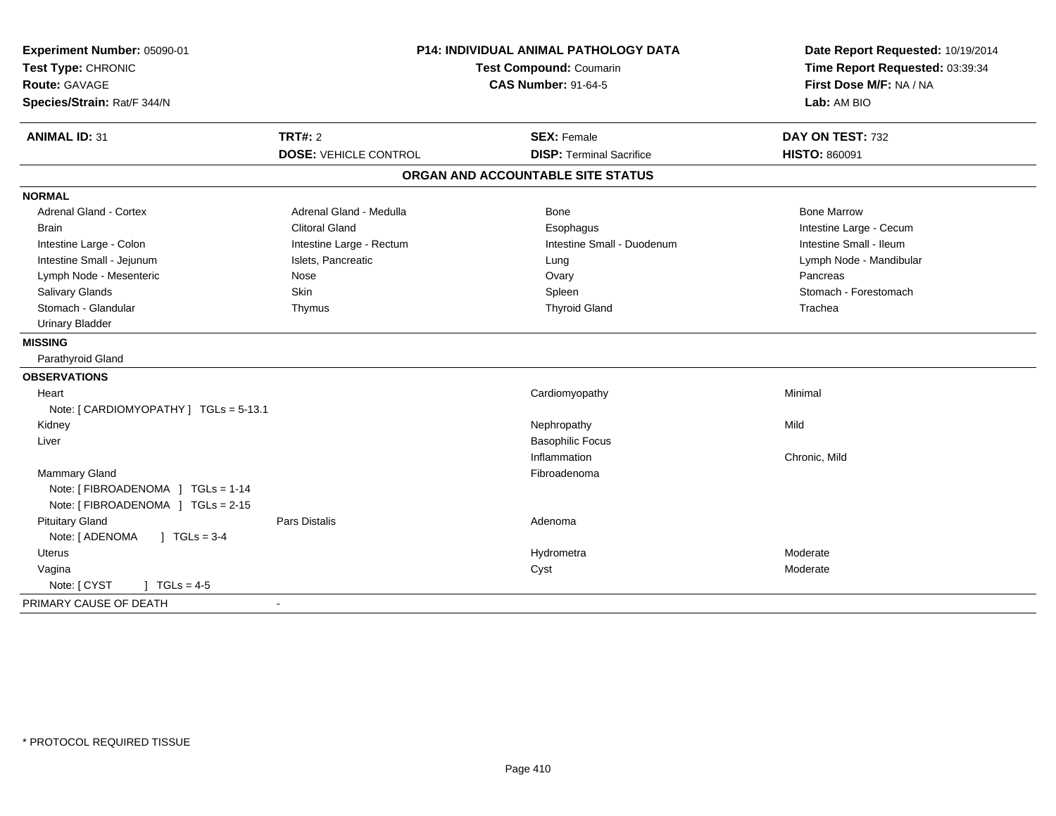**Experiment Number:** 05090-01
**Test Type:** CHRONIC
**Route:** GAVAGE
**Species/Strain:** Rat/F 344/N

**P14: INDIVIDUAL ANIMAL PATHOLOGY DATA**
**Test Compound:** Coumarin
**CAS Number:** 91-64-5

**Date Report Requested:** 10/19/2014
**Time Report Requested:** 03:39:34
**First Dose M/F:** NA / NA
**Lab:** AM BIO

| **ANIMAL ID:** 31 | **TRT#:** 2 | **SEX:** Female | **DAY ON TEST:** 732 |
|---|---|---|---|
| | **DOSE:** VEHICLE CONTROL | **DISP:** Terminal Sacrifice | **HISTO:** 860091 |

## ORGAN AND ACCOUNTABLE SITE STATUS

**NORMAL**

| | | | |
|---|---|---|---|
| Adrenal Gland - Cortex | Adrenal Gland - Medulla | Bone | Bone Marrow |
| Brain | Clitoral Gland | Esophagus | Intestine Large - Cecum |
| Intestine Large - Colon | Intestine Large - Rectum | Intestine Small - Duodenum | Intestine Small - Ileum |
| Intestine Small - Jejunum | Islets, Pancreatic | Lung | Lymph Node - Mandibular |
| Lymph Node - Mesenteric | Nose | Ovary | Pancreas |
| Salivary Glands | Skin | Spleen | Stomach - Forestomach |
| Stomach - Glandular | Thymus | Thyroid Gland | Trachea |
| Urinary Bladder | | | |

**MISSING**

Parathyroid Gland

**OBSERVATIONS**

| | | | |
|---|---|---|---|
| Heart | | Cardiomyopathy | Minimal |
| Note: [ CARDIOMYOPATHY ] TGLs = 5-13.1 | | | |
| Kidney | | Nephropathy | Mild |
| Liver | | Basophilic Focus | |
| | | Inflammation | Chronic, Mild |
| Mammary Gland | | Fibroadenoma | |
| Note: [ FIBROADENOMA ] TGLs = 1-14 | | | |
| Note: [ FIBROADENOMA ] TGLs = 2-15 | | | |
| Pituitary Gland | Pars Distalis | Adenoma | |
| Note: [ ADENOMA ] TGLs = 3-4 | | | |
| Uterus | | Hydrometra | Moderate |
| Vagina | | Cyst | Moderate |
| Note: [ CYST ] TGLs = 4-5 | | | |

PRIMARY CAUSE OF DEATH -

\* PROTOCOL REQUIRED TISSUE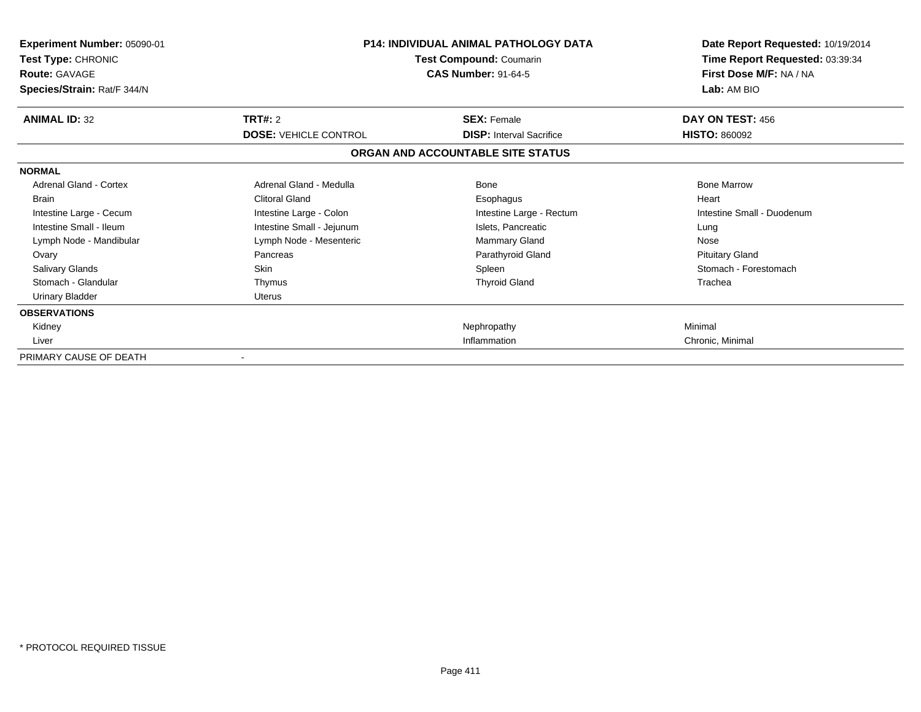**Experiment Number:** 05090-01
**Test Type:** CHRONIC
**Route:** GAVAGE
**Species/Strain:** Rat/F 344/N

**P14: INDIVIDUAL ANIMAL PATHOLOGY DATA**
**Test Compound:** Coumarin
**CAS Number:** 91-64-5

**Date Report Requested:** 10/19/2014
**Time Report Requested:** 03:39:34
**First Dose M/F:** NA / NA
**Lab:** AM BIO

| **ANIMAL ID:** 32 | **TRT#:** 2 | **SEX:** Female | **DAY ON TEST:** 456 |
|---|---|---|---|
| | **DOSE:** VEHICLE CONTROL | **DISP:** Interval Sacrifice | **HISTO:** 860092 |

## ORGAN AND ACCOUNTABLE SITE STATUS

| | | | |
|---|---|---|---|
| **NORMAL** | | | |
| Adrenal Gland - Cortex | Adrenal Gland - Medulla | Bone | Bone Marrow |
| Brain | Clitoral Gland | Esophagus | Heart |
| Intestine Large - Cecum | Intestine Large - Colon | Intestine Large - Rectum | Intestine Small - Duodenum |
| Intestine Small - Ileum | Intestine Small - Jejunum | Islets, Pancreatic | Lung |
| Lymph Node - Mandibular | Lymph Node - Mesenteric | Mammary Gland | Nose |
| Ovary | Pancreas | Parathyroid Gland | Pituitary Gland |
| Salivary Glands | Skin | Spleen | Stomach - Forestomach |
| Stomach - Glandular | Thymus | Thyroid Gland | Trachea |
| Urinary Bladder | Uterus | | |
| **OBSERVATIONS** | | | |
| Kidney | | Nephropathy | Minimal |
| Liver | | Inflammation | Chronic, Minimal |
| PRIMARY CAUSE OF DEATH | - | | |

* PROTOCOL REQUIRED TISSUE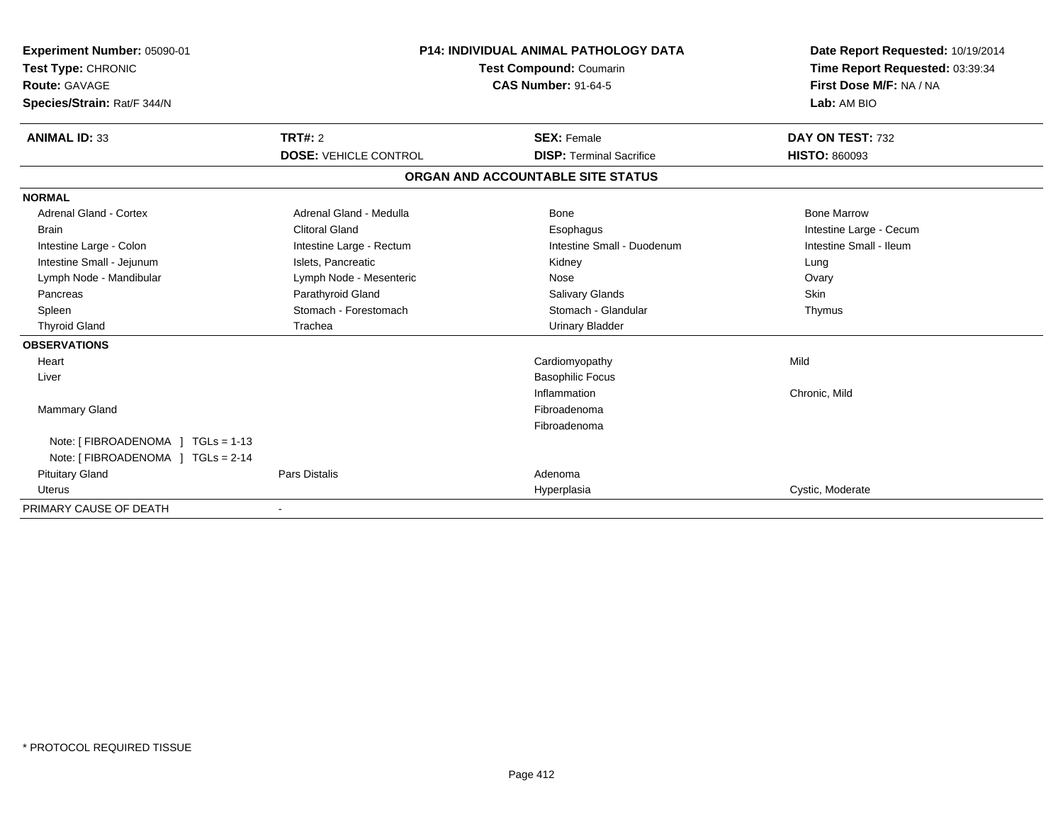| | | | |
|---|---|---|---|
| **Experiment Number:** 05090-01 | **P14: INDIVIDUAL ANIMAL PATHOLOGY DATA** | | **Date Report Requested:** 10/19/2014 |
| **Test Type:** CHRONIC | **Test Compound:** Coumarin | | **Time Report Requested:** 03:39:34 |
| **Route:** GAVAGE | **CAS Number:** 91-64-5 | | **First Dose M/F:** NA / NA |
| **Species/Strain:** Rat/F 344/N | | | **Lab:** AM BIO |

| **ANIMAL ID:** 33 | **TRT#:** 2 | **SEX:** Female | **DAY ON TEST:** 732 |
|---|---|---|---|
| | **DOSE:** VEHICLE CONTROL | **DISP:** Terminal Sacrifice | **HISTO:** 860093 |

**ORGAN AND ACCOUNTABLE SITE STATUS**

| | | | |
|---|---|---|---|
| **NORMAL** | | | |
| Adrenal Gland - Cortex | Adrenal Gland - Medulla | Bone | Bone Marrow |
| Brain | Clitoral Gland | Esophagus | Intestine Large - Cecum |
| Intestine Large - Colon | Intestine Large - Rectum | Intestine Small - Duodenum | Intestine Small - Ileum |
| Intestine Small - Jejunum | Islets, Pancreatic | Kidney | Lung |
| Lymph Node - Mandibular | Lymph Node - Mesenteric | Nose | Ovary |
| Pancreas | Parathyroid Gland | Salivary Glands | Skin |
| Spleen | Stomach - Forestomach | Stomach - Glandular | Thymus |
| Thyroid Gland | Trachea | Urinary Bladder | |
| **OBSERVATIONS** | | | |
| Heart | | Cardiomyopathy | Mild |
| Liver | | Basophilic Focus | |
| | | Inflammation | Chronic, Mild |
| Mammary Gland | | Fibroadenoma | |
| | | Fibroadenoma | |
| Note: [ FIBROADENOMA ] TGLs = 1-13 | | | |
| Note: [ FIBROADENOMA ] TGLs = 2-14 | | | |
| Pituitary Gland | Pars Distalis | Adenoma | |
| Uterus | | Hyperplasia | Cystic, Moderate |
| PRIMARY CAUSE OF DEATH | - | | |

* PROTOCOL REQUIRED TISSUE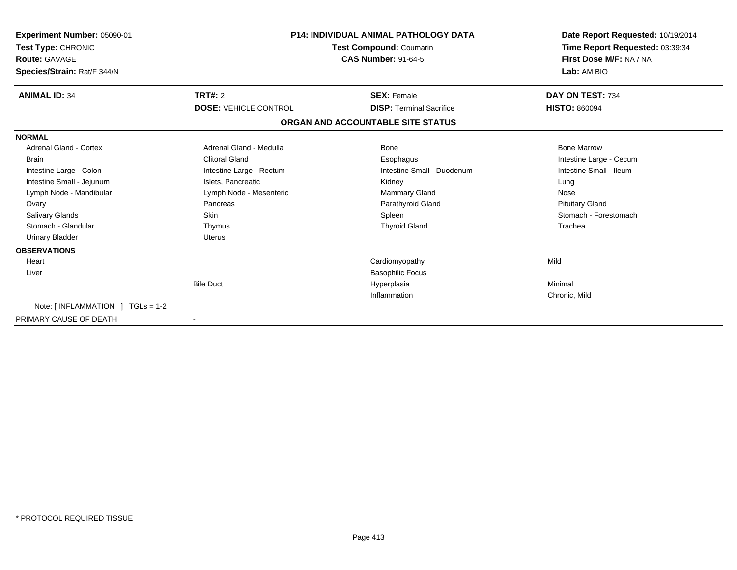**Experiment Number:** 05090-01
**Test Type:** CHRONIC
**Route:** GAVAGE
**Species/Strain:** Rat/F 344/N

**P14: INDIVIDUAL ANIMAL PATHOLOGY DATA**
**Test Compound:** Coumarin
**CAS Number:** 91-64-5

**Date Report Requested:** 10/19/2014
**Time Report Requested:** 03:39:34
**First Dose M/F:** NA / NA
**Lab:** AM BIO

| **ANIMAL ID:** 34 | **TRT#:** 2 | **SEX:** Female | **DAY ON TEST:** 734 |
|---|---|---|---|
| | **DOSE:** VEHICLE CONTROL | **DISP:** Terminal Sacrifice | **HISTO:** 860094 |

## ORGAN AND ACCOUNTABLE SITE STATUS

**NORMAL**

| | | | |
|---|---|---|---|
| Adrenal Gland - Cortex | Adrenal Gland - Medulla | Bone | Bone Marrow |
| Brain | Clitoral Gland | Esophagus | Intestine Large - Cecum |
| Intestine Large - Colon | Intestine Large - Rectum | Intestine Small - Duodenum | Intestine Small - Ileum |
| Intestine Small - Jejunum | Islets, Pancreatic | Kidney | Lung |
| Lymph Node - Mandibular | Lymph Node - Mesenteric | Mammary Gland | Nose |
| Ovary | Pancreas | Parathyroid Gland | Pituitary Gland |
| Salivary Glands | Skin | Spleen | Stomach - Forestomach |
| Stomach - Glandular | Thymus | Thyroid Gland | Trachea |
| Urinary Bladder | Uterus | | |

**OBSERVATIONS**

| | | | |
|---|---|---|---|
| Heart | | Cardiomyopathy | Mild |
| Liver | | Basophilic Focus | |
| | Bile Duct | Hyperplasia | Minimal |
| | | Inflammation | Chronic, Mild |
| Note: [ INFLAMMATION ] TGLs = 1-2 | | | |

PRIMARY CAUSE OF DEATH -

* PROTOCOL REQUIRED TISSUE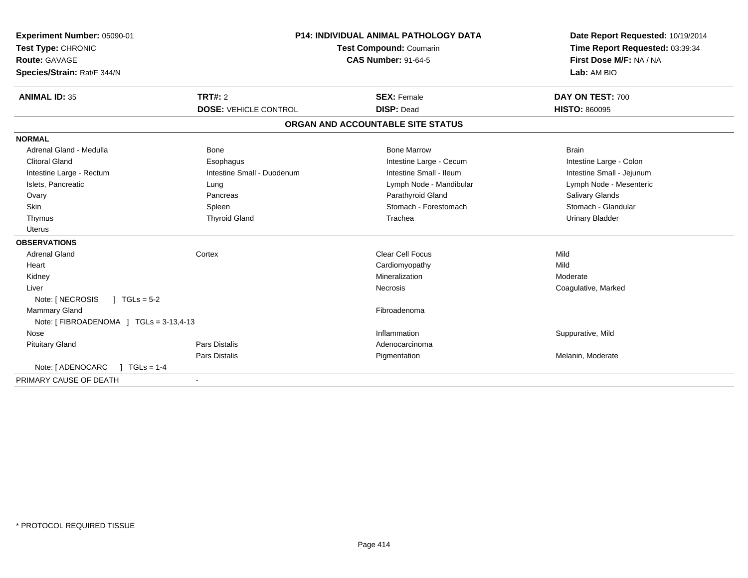**Experiment Number:** 05090-01
**Test Type:** CHRONIC
**Route:** GAVAGE
**Species/Strain:** Rat/F 344/N

**P14: INDIVIDUAL ANIMAL PATHOLOGY DATA**
**Test Compound:** Coumarin
**CAS Number:** 91-64-5

**Date Report Requested:** 10/19/2014
**Time Report Requested:** 03:39:34
**First Dose M/F:** NA / NA
**Lab:** AM BIO

| **ANIMAL ID:** 35 | **TRT#:** 2 | **SEX:** Female | **DAY ON TEST:** 700 |
|---|---|---|---|
| | **DOSE:** VEHICLE CONTROL | **DISP:** Dead | **HISTO:** 860095 |

## ORGAN AND ACCOUNTABLE SITE STATUS

**NORMAL**

| | | | |
|---|---|---|---|
| Adrenal Gland - Medulla | Bone | Bone Marrow | Brain |
| Clitoral Gland | Esophagus | Intestine Large - Cecum | Intestine Large - Colon |
| Intestine Large - Rectum | Intestine Small - Duodenum | Intestine Small - Ileum | Intestine Small - Jejunum |
| Islets, Pancreatic | Lung | Lymph Node - Mandibular | Lymph Node - Mesenteric |
| Ovary | Pancreas | Parathyroid Gland | Salivary Glands |
| Skin | Spleen | Stomach - Forestomach | Stomach - Glandular |
| Thymus | Thyroid Gland | Trachea | Urinary Bladder |
| Uterus | | | |

**OBSERVATIONS**

| | | | |
|---|---|---|---|
| Adrenal Gland | Cortex | Clear Cell Focus | Mild |
| Heart | | Cardiomyopathy | Mild |
| Kidney | | Mineralization | Moderate |
| Liver | | Necrosis | Coagulative, Marked |
| Note: [ NECROSIS ] TGLs = 5-2 | | | |
| Mammary Gland | | Fibroadenoma | |
| Note: [ FIBROADENOMA ] TGLs = 3-13,4-13 | | | |
| Nose | | Inflammation | Suppurative, Mild |
| Pituitary Gland | Pars Distalis | Adenocarcinoma | |
| | Pars Distalis | Pigmentation | Melanin, Moderate |
| Note: [ ADENOCARC ] TGLs = 1-4 | | | |

PRIMARY CAUSE OF DEATH -

\* PROTOCOL REQUIRED TISSUE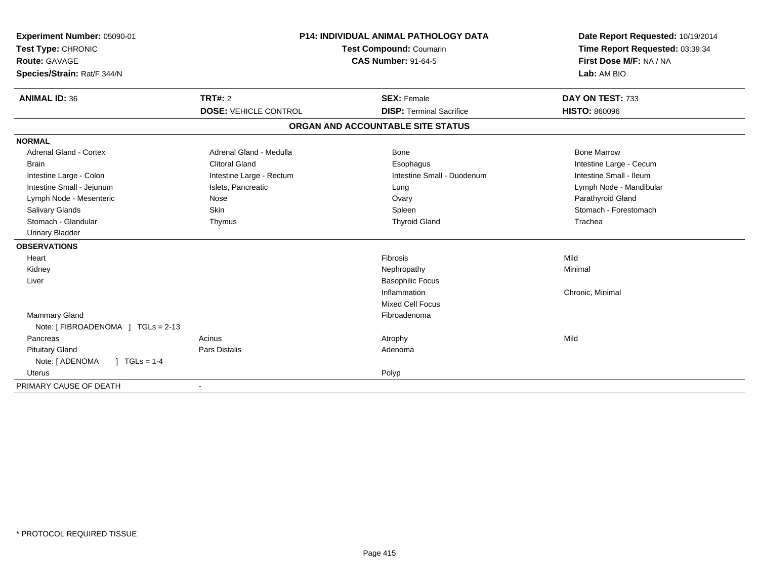**Experiment Number:** 05090-01
**Test Type:** CHRONIC
**Route:** GAVAGE
**Species/Strain:** Rat/F 344/N

**P14: INDIVIDUAL ANIMAL PATHOLOGY DATA**
**Test Compound:** Coumarin
**CAS Number:** 91-64-5

**Date Report Requested:** 10/19/2014
**Time Report Requested:** 03:39:34
**First Dose M/F:** NA / NA
**Lab:** AM BIO

| **ANIMAL ID:** 36 | **TRT#:** 2 | **SEX:** Female | **DAY ON TEST:** 733 |
|---|---|---|---|
| | **DOSE:** VEHICLE CONTROL | **DISP:** Terminal Sacrifice | **HISTO:** 860096 |

## ORGAN AND ACCOUNTABLE SITE STATUS

**NORMAL**

| | | | |
|---|---|---|---|
| Adrenal Gland - Cortex | Adrenal Gland - Medulla | Bone | Bone Marrow |
| Brain | Clitoral Gland | Esophagus | Intestine Large - Cecum |
| Intestine Large - Colon | Intestine Large - Rectum | Intestine Small - Duodenum | Intestine Small - Ileum |
| Intestine Small - Jejunum | Islets, Pancreatic | Lung | Lymph Node - Mandibular |
| Lymph Node - Mesenteric | Nose | Ovary | Parathyroid Gland |
| Salivary Glands | Skin | Spleen | Stomach - Forestomach |
| Stomach - Glandular | Thymus | Thyroid Gland | Trachea |
| Urinary Bladder | | | |

**OBSERVATIONS**

| | | | |
|---|---|---|---|
| Heart | | Fibrosis | Mild |
| Kidney | | Nephropathy | Minimal |
| Liver | | Basophilic Focus | |
| | | Inflammation | Chronic, Minimal |
| | | Mixed Cell Focus | |
| Mammary Gland | | Fibroadenoma | |
| Note: [ FIBROADENOMA ] TGLs = 2-13 | | | |
| Pancreas | Acinus | Atrophy | Mild |
| Pituitary Gland | Pars Distalis | Adenoma | |
| Note: [ ADENOMA ] TGLs = 1-4 | | | |
| Uterus | | Polyp | |

PRIMARY CAUSE OF DEATH -

* PROTOCOL REQUIRED TISSUE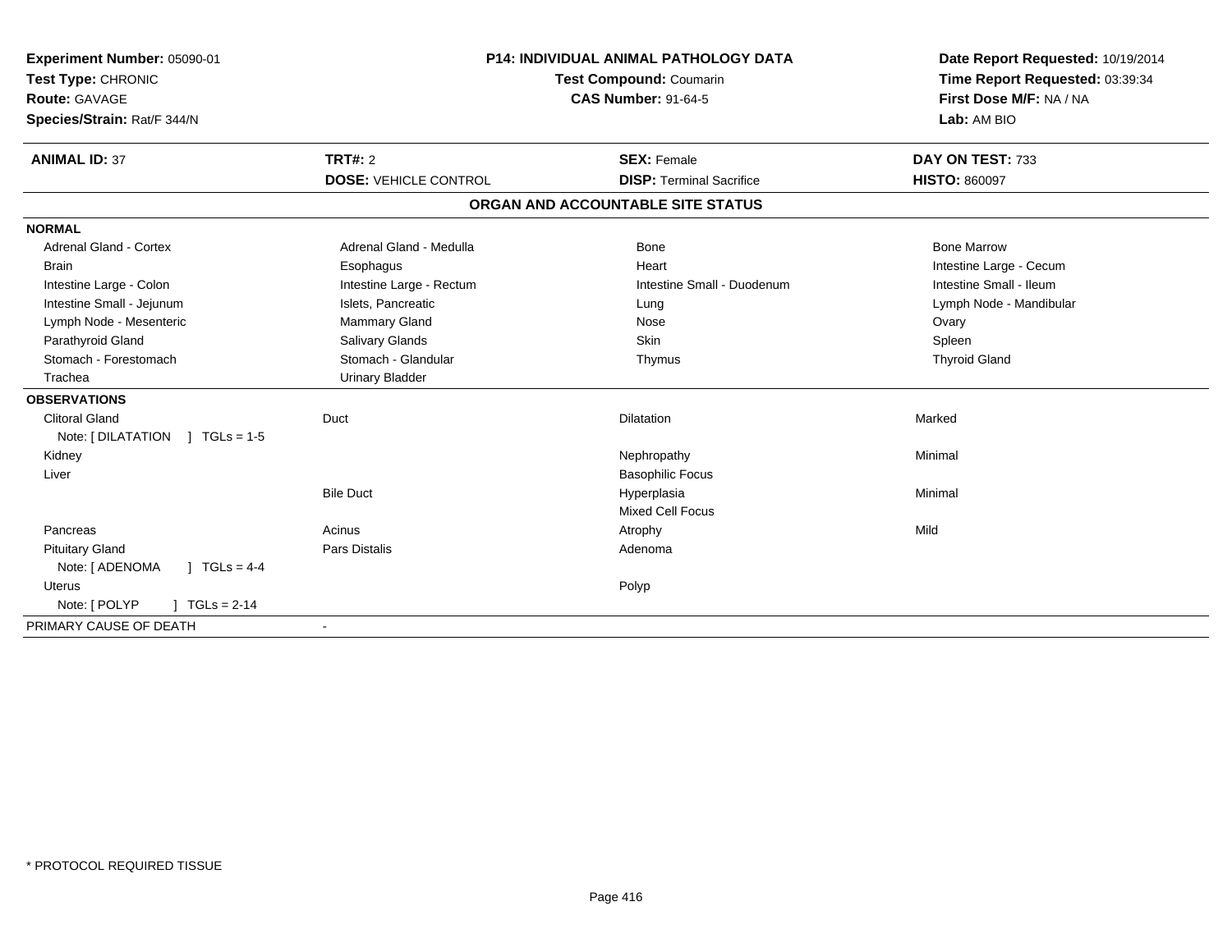**Experiment Number:** 05090-01
**Test Type:** CHRONIC
**Route:** GAVAGE
**Species/Strain:** Rat/F 344/N

**P14: INDIVIDUAL ANIMAL PATHOLOGY DATA**
**Test Compound:** Coumarin
**CAS Number:** 91-64-5

**Date Report Requested:** 10/19/2014
**Time Report Requested:** 03:39:34
**First Dose M/F:** NA / NA
**Lab:** AM BIO

| **ANIMAL ID:** 37 | **TRT#:** 2 | **SEX:** Female | **DAY ON TEST:** 733 |
|---|---|---|---|
| | **DOSE:** VEHICLE CONTROL | **DISP:** Terminal Sacrifice | **HISTO:** 860097 |

## ORGAN AND ACCOUNTABLE SITE STATUS

| | | | |
|---|---|---|---|
| **NORMAL** | | | |
| Adrenal Gland - Cortex | Adrenal Gland - Medulla | Bone | Bone Marrow |
| Brain | Esophagus | Heart | Intestine Large - Cecum |
| Intestine Large - Colon | Intestine Large - Rectum | Intestine Small - Duodenum | Intestine Small - Ileum |
| Intestine Small - Jejunum | Islets, Pancreatic | Lung | Lymph Node - Mandibular |
| Lymph Node - Mesenteric | Mammary Gland | Nose | Ovary |
| Parathyroid Gland | Salivary Glands | Skin | Spleen |
| Stomach - Forestomach | Stomach - Glandular | Thymus | Thyroid Gland |
| Trachea | Urinary Bladder | | |
| **OBSERVATIONS** | | | |
| Clitoral Gland | Duct | Dilatation | Marked |
| Note: [ DILATATION ] TGLs = 1-5 | | | |
| Kidney | | Nephropathy | Minimal |
| Liver | | Basophilic Focus | |
| | Bile Duct | Hyperplasia | Minimal |
| | | Mixed Cell Focus | |
| Pancreas | Acinus | Atrophy | Mild |
| Pituitary Gland | Pars Distalis | Adenoma | |
| Note: [ ADENOMA ] TGLs = 4-4 | | | |
| Uterus | | Polyp | |
| Note: [ POLYP ] TGLs = 2-14 | | | |
| PRIMARY CAUSE OF DEATH | - | | |

\* PROTOCOL REQUIRED TISSUE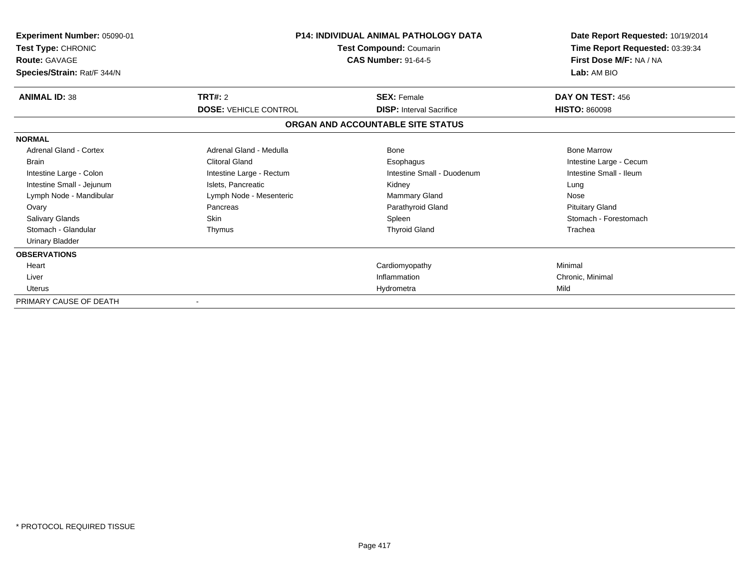**Experiment Number:** 05090-01
**Test Type:** CHRONIC
**Route:** GAVAGE
**Species/Strain:** Rat/F 344/N

**P14: INDIVIDUAL ANIMAL PATHOLOGY DATA**
**Test Compound:** Coumarin
**CAS Number:** 91-64-5

**Date Report Requested:** 10/19/2014
**Time Report Requested:** 03:39:34
**First Dose M/F:** NA / NA
**Lab:** AM BIO

| **ANIMAL ID:** 38 | **TRT#:** 2 | **SEX:** Female | **DAY ON TEST:** 456 |
|---|---|---|---|
| | **DOSE:** VEHICLE CONTROL | **DISP:** Interval Sacrifice | **HISTO:** 860098 |

## ORGAN AND ACCOUNTABLE SITE STATUS

| | | | |
|---|---|---|---|
| **NORMAL** | | | |
| Adrenal Gland - Cortex | Adrenal Gland - Medulla | Bone | Bone Marrow |
| Brain | Clitoral Gland | Esophagus | Intestine Large - Cecum |
| Intestine Large - Colon | Intestine Large - Rectum | Intestine Small - Duodenum | Intestine Small - Ileum |
| Intestine Small - Jejunum | Islets, Pancreatic | Kidney | Lung |
| Lymph Node - Mandibular | Lymph Node - Mesenteric | Mammary Gland | Nose |
| Ovary | Pancreas | Parathyroid Gland | Pituitary Gland |
| Salivary Glands | Skin | Spleen | Stomach - Forestomach |
| Stomach - Glandular | Thymus | Thyroid Gland | Trachea |
| Urinary Bladder | | | |
| **OBSERVATIONS** | | | |
| Heart | | Cardiomyopathy | Minimal |
| Liver | | Inflammation | Chronic, Minimal |
| Uterus | | Hydrometra | Mild |
| PRIMARY CAUSE OF DEATH | - | | |

\* PROTOCOL REQUIRED TISSUE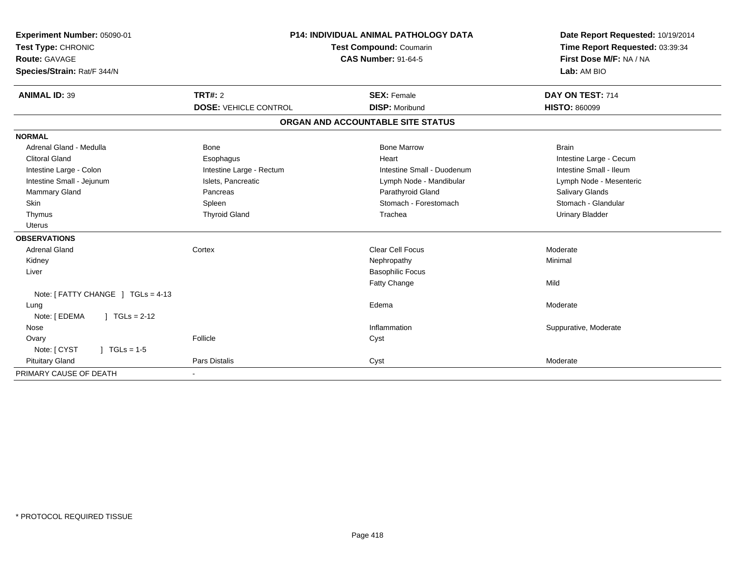| **Experiment Number:** 05090-01 | **P14: INDIVIDUAL ANIMAL PATHOLOGY DATA** | **Date Report Requested:** 10/19/2014 |
|---|---|---|
| **Test Type:** CHRONIC | **Test Compound:** Coumarin | **Time Report Requested:** 03:39:34 |
| **Route:** GAVAGE | **CAS Number:** 91-64-5 | **First Dose M/F:** NA / NA |
| **Species/Strain:** Rat/F 344/N | | **Lab:** AM BIO |

| **ANIMAL ID:** 39 | **TRT#:** 2 | **SEX:** Female | **DAY ON TEST:** 714 |
|---|---|---|---|
| | **DOSE:** VEHICLE CONTROL | **DISP:** Moribund | **HISTO:** 860099 |

## ORGAN AND ACCOUNTABLE SITE STATUS

**NORMAL**

| | | | |
|---|---|---|---|
| Adrenal Gland - Medulla | Bone | Bone Marrow | Brain |
| Clitoral Gland | Esophagus | Heart | Intestine Large - Cecum |
| Intestine Large - Colon | Intestine Large - Rectum | Intestine Small - Duodenum | Intestine Small - Ileum |
| Intestine Small - Jejunum | Islets, Pancreatic | Lymph Node - Mandibular | Lymph Node - Mesenteric |
| Mammary Gland | Pancreas | Parathyroid Gland | Salivary Glands |
| Skin | Spleen | Stomach - Forestomach | Stomach - Glandular |
| Thymus | Thyroid Gland | Trachea | Urinary Bladder |
| Uterus | | | |

**OBSERVATIONS**

| | | | |
|---|---|---|---|
| Adrenal Gland | Cortex | Clear Cell Focus | Moderate |
| Kidney | | Nephropathy | Minimal |
| Liver | | Basophilic Focus | |
| | | Fatty Change | Mild |
| Note: [ FATTY CHANGE ] TGLs = 4-13 | | | |
| Lung | | Edema | Moderate |
| Note: [ EDEMA ] TGLs = 2-12 | | | |
| Nose | | Inflammation | Suppurative, Moderate |
| Ovary | Follicle | Cyst | |
| Note: [ CYST ] TGLs = 1-5 | | | |
| Pituitary Gland | Pars Distalis | Cyst | Moderate |

| | |
|---|---|
| PRIMARY CAUSE OF DEATH | - |

* PROTOCOL REQUIRED TISSUE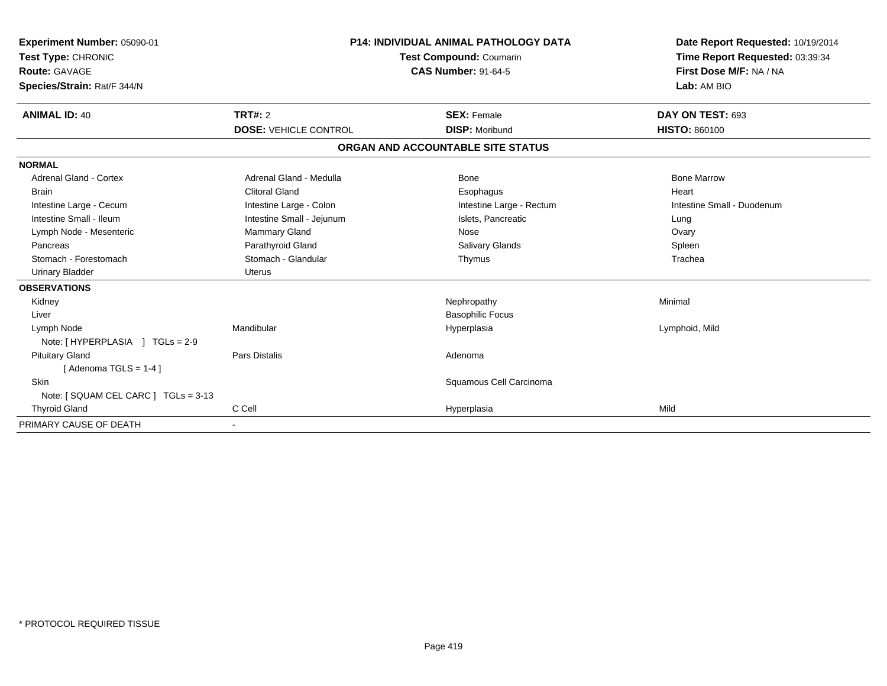**Experiment Number:** 05090-01
**Test Type:** CHRONIC
**Route:** GAVAGE
**Species/Strain:** Rat/F 344/N

**P14: INDIVIDUAL ANIMAL PATHOLOGY DATA**
**Test Compound:** Coumarin
**CAS Number:** 91-64-5

**Date Report Requested:** 10/19/2014
**Time Report Requested:** 03:39:34
**First Dose M/F:** NA / NA
**Lab:** AM BIO

| **ANIMAL ID:** 40 | **TRT#:** 2 | **SEX:** Female | **DAY ON TEST:** 693 |
|---|---|---|---|
| | **DOSE:** VEHICLE CONTROL | **DISP:** Moribund | **HISTO:** 860100 |

## ORGAN AND ACCOUNTABLE SITE STATUS

| | | | |
|---|---|---|---|
| **NORMAL** | | | |
| Adrenal Gland - Cortex | Adrenal Gland - Medulla | Bone | Bone Marrow |
| Brain | Clitoral Gland | Esophagus | Heart |
| Intestine Large - Cecum | Intestine Large - Colon | Intestine Large - Rectum | Intestine Small - Duodenum |
| Intestine Small - Ileum | Intestine Small - Jejunum | Islets, Pancreatic | Lung |
| Lymph Node - Mesenteric | Mammary Gland | Nose | Ovary |
| Pancreas | Parathyroid Gland | Salivary Glands | Spleen |
| Stomach - Forestomach | Stomach - Glandular | Thymus | Trachea |
| Urinary Bladder | Uterus | | |
| **OBSERVATIONS** | | | |
| Kidney | | Nephropathy | Minimal |
| Liver | | Basophilic Focus | |
| Lymph Node | Mandibular | Hyperplasia | Lymphoid, Mild |
| Note: [ HYPERPLASIA ] TGLs = 2-9 | | | |
| Pituitary Gland | Pars Distalis | Adenoma | |
| [ Adenoma TGLS = 1-4 ] | | | |
| Skin | | Squamous Cell Carcinoma | |
| Note: [ SQUAM CEL CARC ] TGLs = 3-13 | | | |
| Thyroid Gland | C Cell | Hyperplasia | Mild |
| PRIMARY CAUSE OF DEATH | - | | |

\* PROTOCOL REQUIRED TISSUE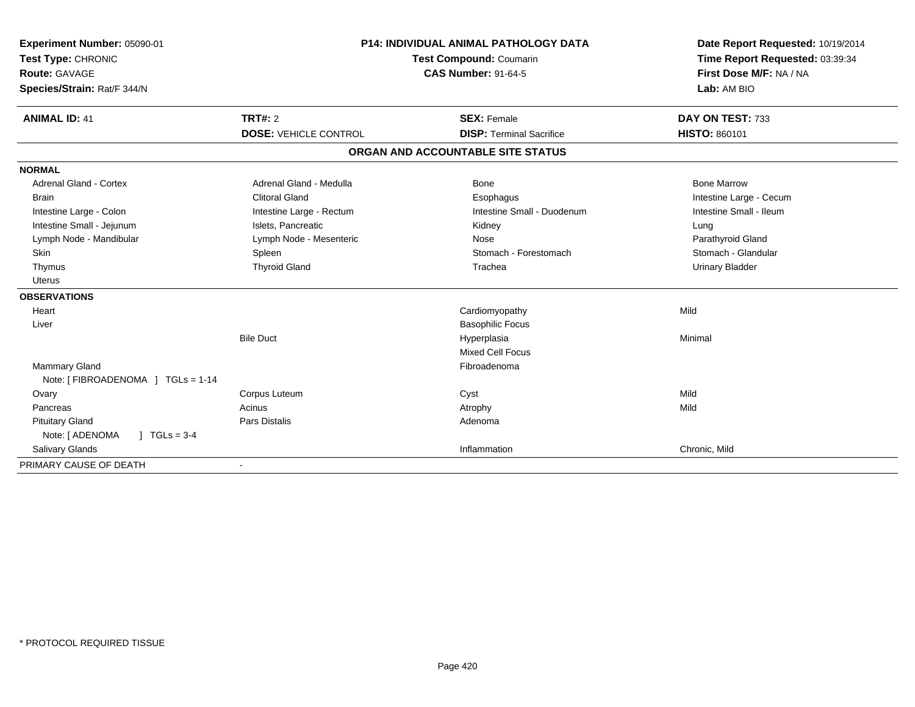**Experiment Number:** 05090-01
**Test Type:** CHRONIC
**Route:** GAVAGE
**Species/Strain:** Rat/F 344/N

**P14: INDIVIDUAL ANIMAL PATHOLOGY DATA**
**Test Compound:** Coumarin
**CAS Number:** 91-64-5

**Date Report Requested:** 10/19/2014
**Time Report Requested:** 03:39:34
**First Dose M/F:** NA / NA
**Lab:** AM BIO

| **ANIMAL ID:** 41 | **TRT#:** 2 | **SEX:** Female | **DAY ON TEST:** 733 |
|---|---|---|---|
| | **DOSE:** VEHICLE CONTROL | **DISP:** Terminal Sacrifice | **HISTO:** 860101 |

## ORGAN AND ACCOUNTABLE SITE STATUS

| | | | |
|---|---|---|---|
| **NORMAL** | | | |
| Adrenal Gland - Cortex | Adrenal Gland - Medulla | Bone | Bone Marrow |
| Brain | Clitoral Gland | Esophagus | Intestine Large - Cecum |
| Intestine Large - Colon | Intestine Large - Rectum | Intestine Small - Duodenum | Intestine Small - Ileum |
| Intestine Small - Jejunum | Islets, Pancreatic | Kidney | Lung |
| Lymph Node - Mandibular | Lymph Node - Mesenteric | Nose | Parathyroid Gland |
| Skin | Spleen | Stomach - Forestomach | Stomach - Glandular |
| Thymus | Thyroid Gland | Trachea | Urinary Bladder |
| Uterus | | | |
| **OBSERVATIONS** | | | |
| Heart | | Cardiomyopathy | Mild |
| Liver | | Basophilic Focus | |
| | Bile Duct | Hyperplasia | Minimal |
| | | Mixed Cell Focus | |
| Mammary Gland | | Fibroadenoma | |
| Note: [ FIBROADENOMA ] TGLs = 1-14 | | | |
| Ovary | Corpus Luteum | Cyst | Mild |
| Pancreas | Acinus | Atrophy | Mild |
| Pituitary Gland | Pars Distalis | Adenoma | |
| Note: [ ADENOMA ] TGLs = 3-4 | | | |
| Salivary Glands | | Inflammation | Chronic, Mild |
| PRIMARY CAUSE OF DEATH | - | | |

\* PROTOCOL REQUIRED TISSUE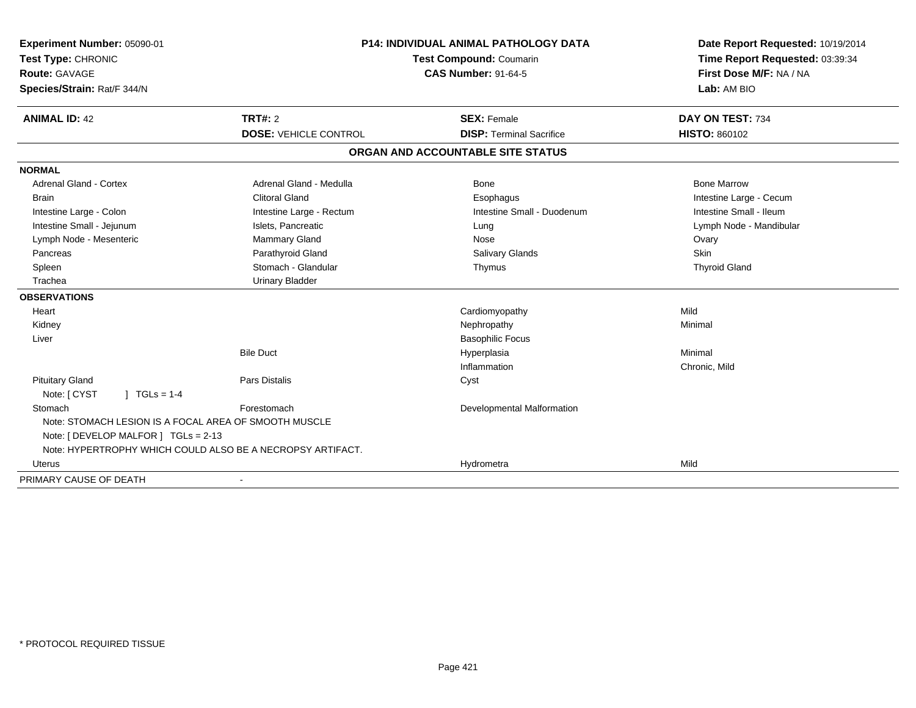**Experiment Number:** 05090-01
**Test Type:** CHRONIC
**Route:** GAVAGE
**Species/Strain:** Rat/F 344/N

**P14: INDIVIDUAL ANIMAL PATHOLOGY DATA**
**Test Compound:** Coumarin
**CAS Number:** 91-64-5

**Date Report Requested:** 10/19/2014
**Time Report Requested:** 03:39:34
**First Dose M/F:** NA / NA
**Lab:** AM BIO

| **ANIMAL ID:** 42 | **TRT#:** 2 | **SEX:** Female | **DAY ON TEST:** 734 |
|---|---|---|---|
| | **DOSE:** VEHICLE CONTROL | **DISP:** Terminal Sacrifice | **HISTO:** 860102 |

## ORGAN AND ACCOUNTABLE SITE STATUS

| | | | |
|---|---|---|---|
| **NORMAL** | | | |
| Adrenal Gland - Cortex | Adrenal Gland - Medulla | Bone | Bone Marrow |
| Brain | Clitoral Gland | Esophagus | Intestine Large - Cecum |
| Intestine Large - Colon | Intestine Large - Rectum | Intestine Small - Duodenum | Intestine Small - Ileum |
| Intestine Small - Jejunum | Islets, Pancreatic | Lung | Lymph Node - Mandibular |
| Lymph Node - Mesenteric | Mammary Gland | Nose | Ovary |
| Pancreas | Parathyroid Gland | Salivary Glands | Skin |
| Spleen | Stomach - Glandular | Thymus | Thyroid Gland |
| Trachea | Urinary Bladder | | |
| **OBSERVATIONS** | | | |
| Heart | | Cardiomyopathy | Mild |
| Kidney | | Nephropathy | Minimal |
| Liver | | Basophilic Focus | |
| | Bile Duct | Hyperplasia | Minimal |
| | | Inflammation | Chronic, Mild |
| Pituitary Gland | Pars Distalis | Cyst | |
| Note: [ CYST ] TGLs = 1-4 | | | |
| Stomach | Forestomach | Developmental Malformation | |
| Note: STOMACH LESION IS A FOCAL AREA OF SMOOTH MUSCLE | | | |
| Note: [ DEVELOP MALFOR ] TGLs = 2-13 | | | |
| Note: HYPERTROPHY WHICH COULD ALSO BE A NECROPSY ARTIFACT. | | | |
| Uterus | | Hydrometra | Mild |
| PRIMARY CAUSE OF DEATH | - | | |

* PROTOCOL REQUIRED TISSUE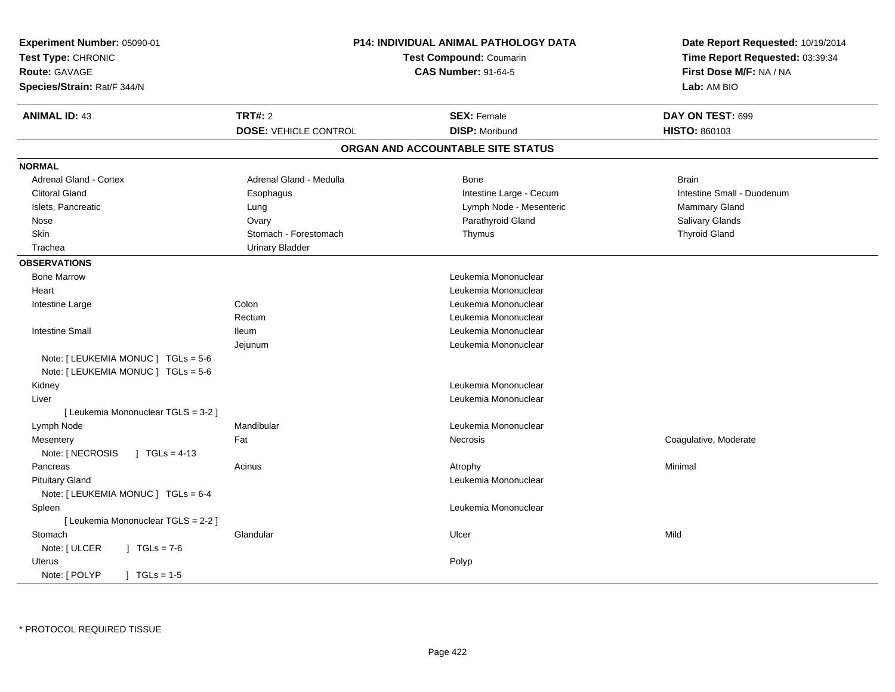**Experiment Number:** 05090-01
**Test Type:** CHRONIC
**Route:** GAVAGE
**Species/Strain:** Rat/F 344/N

**P14: INDIVIDUAL ANIMAL PATHOLOGY DATA**
**Test Compound:** Coumarin
**CAS Number:** 91-64-5

**Date Report Requested:** 10/19/2014
**Time Report Requested:** 03:39:34
**First Dose M/F:** NA / NA
**Lab:** AM BIO

| **ANIMAL ID:** 43 | **TRT#:** 2 | **SEX:** Female | **DAY ON TEST:** 699 |
|---|---|---|---|
| | **DOSE:** VEHICLE CONTROL | **DISP:** Moribund | **HISTO:** 860103 |

## ORGAN AND ACCOUNTABLE SITE STATUS

**NORMAL**

| | | | |
|---|---|---|---|
| Adrenal Gland - Cortex | Adrenal Gland - Medulla | Bone | Brain |
| Clitoral Gland | Esophagus | Intestine Large - Cecum | Intestine Small - Duodenum |
| Islets, Pancreatic | Lung | Lymph Node - Mesenteric | Mammary Gland |
| Nose | Ovary | Parathyroid Gland | Salivary Glands |
| Skin | Stomach - Forestomach | Thymus | Thyroid Gland |
| Trachea | Urinary Bladder | | |

**OBSERVATIONS**

| | | | |
|---|---|---|---|
| Bone Marrow | | Leukemia Mononuclear | |
| Heart | | Leukemia Mononuclear | |
| Intestine Large | Colon | Leukemia Mononuclear | |
| | Rectum | Leukemia Mononuclear | |
| Intestine Small | Ileum | Leukemia Mononuclear | |
| | Jejunum | Leukemia Mononuclear | |
| Note: [ LEUKEMIA MONUC ] TGLs = 5-6 | | | |
| Note: [ LEUKEMIA MONUC ] TGLs = 5-6 | | | |
| Kidney | | Leukemia Mononuclear | |
| Liver | | Leukemia Mononuclear | |
| [ Leukemia Mononuclear TGLS = 3-2 ] | | | |
| Lymph Node | Mandibular | Leukemia Mononuclear | |
| Mesentery | Fat | Necrosis | Coagulative, Moderate |
| Note: [ NECROSIS ] TGLs = 4-13 | | | |
| Pancreas | Acinus | Atrophy | Minimal |
| Pituitary Gland | | Leukemia Mononuclear | |
| Note: [ LEUKEMIA MONUC ] TGLs = 6-4 | | | |
| Spleen | | Leukemia Mononuclear | |
| [ Leukemia Mononuclear TGLS = 2-2 ] | | | |
| Stomach | Glandular | Ulcer | Mild |
| Note: [ ULCER ] TGLs = 7-6 | | | |
| Uterus | | Polyp | |
| Note: [ POLYP ] TGLs = 1-5 | | | |

\* PROTOCOL REQUIRED TISSUE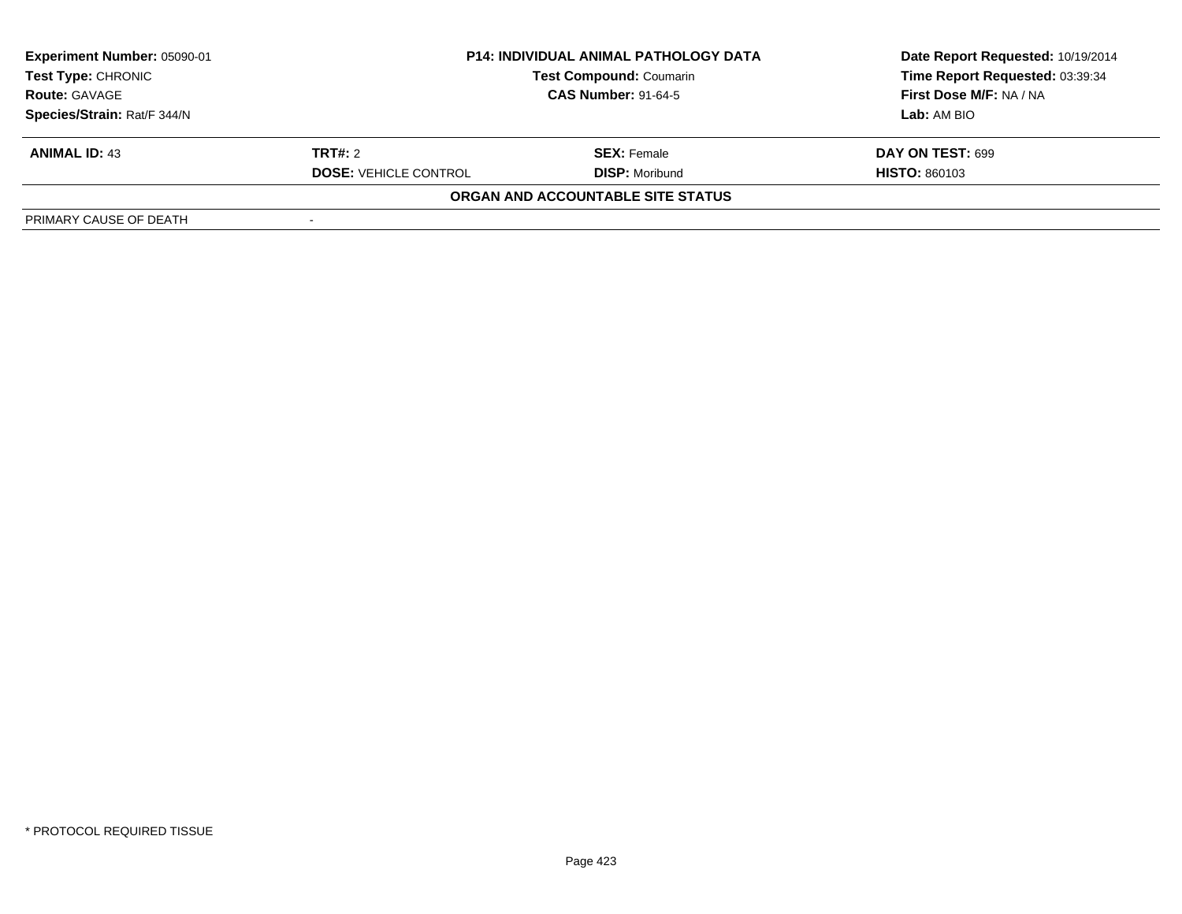**Experiment Number:** 05090-01
**Test Type:** CHRONIC
**Route:** GAVAGE
**Species/Strain:** Rat/F 344/N

**P14: INDIVIDUAL ANIMAL PATHOLOGY DATA**
**Test Compound:** Coumarin
**CAS Number:** 91-64-5

**Date Report Requested:** 10/19/2014
**Time Report Requested:** 03:39:34
**First Dose M/F:** NA / NA
**Lab:** AM BIO

| **ANIMAL ID:** 43 | **TRT#:** 2 | **SEX:** Female | **DAY ON TEST:** 699 |
|---|---|---|---|
| | **DOSE:** VEHICLE CONTROL | **DISP:** Moribund | **HISTO:** 860103 |

**ORGAN AND ACCOUNTABLE SITE STATUS**

| | |
|---|---|
| PRIMARY CAUSE OF DEATH | - |

* PROTOCOL REQUIRED TISSUE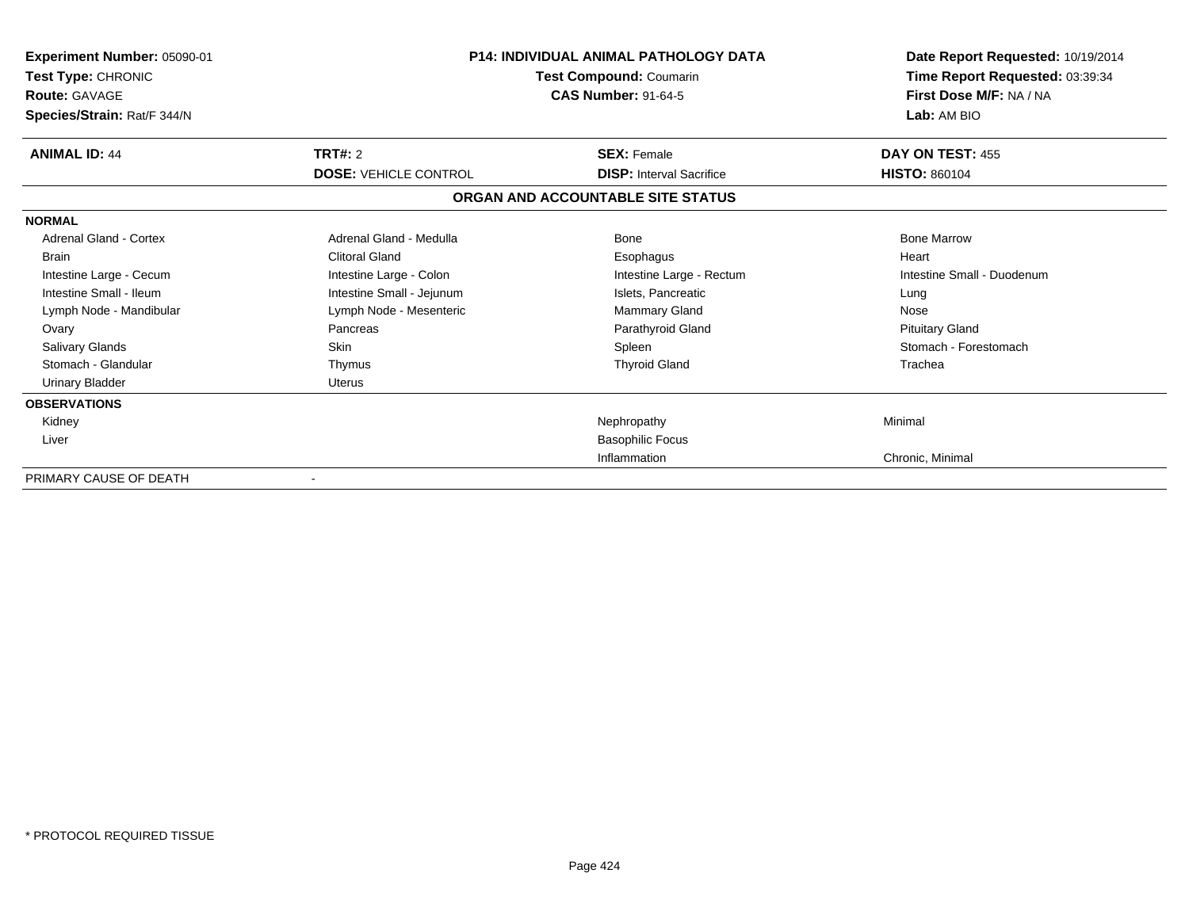| **Experiment Number:** 05090-01 | **P14: INDIVIDUAL ANIMAL PATHOLOGY DATA** | **Date Report Requested:** 10/19/2014 |
|---|---|---|
| **Test Type:** CHRONIC | **Test Compound:** Coumarin | **Time Report Requested:** 03:39:34 |
| **Route:** GAVAGE | **CAS Number:** 91-64-5 | **First Dose M/F:** NA / NA |
| **Species/Strain:** Rat/F 344/N | | **Lab:** AM BIO |

| **ANIMAL ID:** 44 | **TRT#:** 2 | **SEX:** Female | **DAY ON TEST:** 455 |
|---|---|---|---|
| | **DOSE:** VEHICLE CONTROL | **DISP:** Interval Sacrifice | **HISTO:** 860104 |

## ORGAN AND ACCOUNTABLE SITE STATUS

| | | | |
|---|---|---|---|
| **NORMAL** | | | |
| Adrenal Gland - Cortex | Adrenal Gland - Medulla | Bone | Bone Marrow |
| Brain | Clitoral Gland | Esophagus | Heart |
| Intestine Large - Cecum | Intestine Large - Colon | Intestine Large - Rectum | Intestine Small - Duodenum |
| Intestine Small - Ileum | Intestine Small - Jejunum | Islets, Pancreatic | Lung |
| Lymph Node - Mandibular | Lymph Node - Mesenteric | Mammary Gland | Nose |
| Ovary | Pancreas | Parathyroid Gland | Pituitary Gland |
| Salivary Glands | Skin | Spleen | Stomach - Forestomach |
| Stomach - Glandular | Thymus | Thyroid Gland | Trachea |
| Urinary Bladder | Uterus | | |
| **OBSERVATIONS** | | | |
| Kidney | | Nephropathy | Minimal |
| Liver | | Basophilic Focus | |
| | | Inflammation | Chronic, Minimal |
| PRIMARY CAUSE OF DEATH | - | | |

\* PROTOCOL REQUIRED TISSUE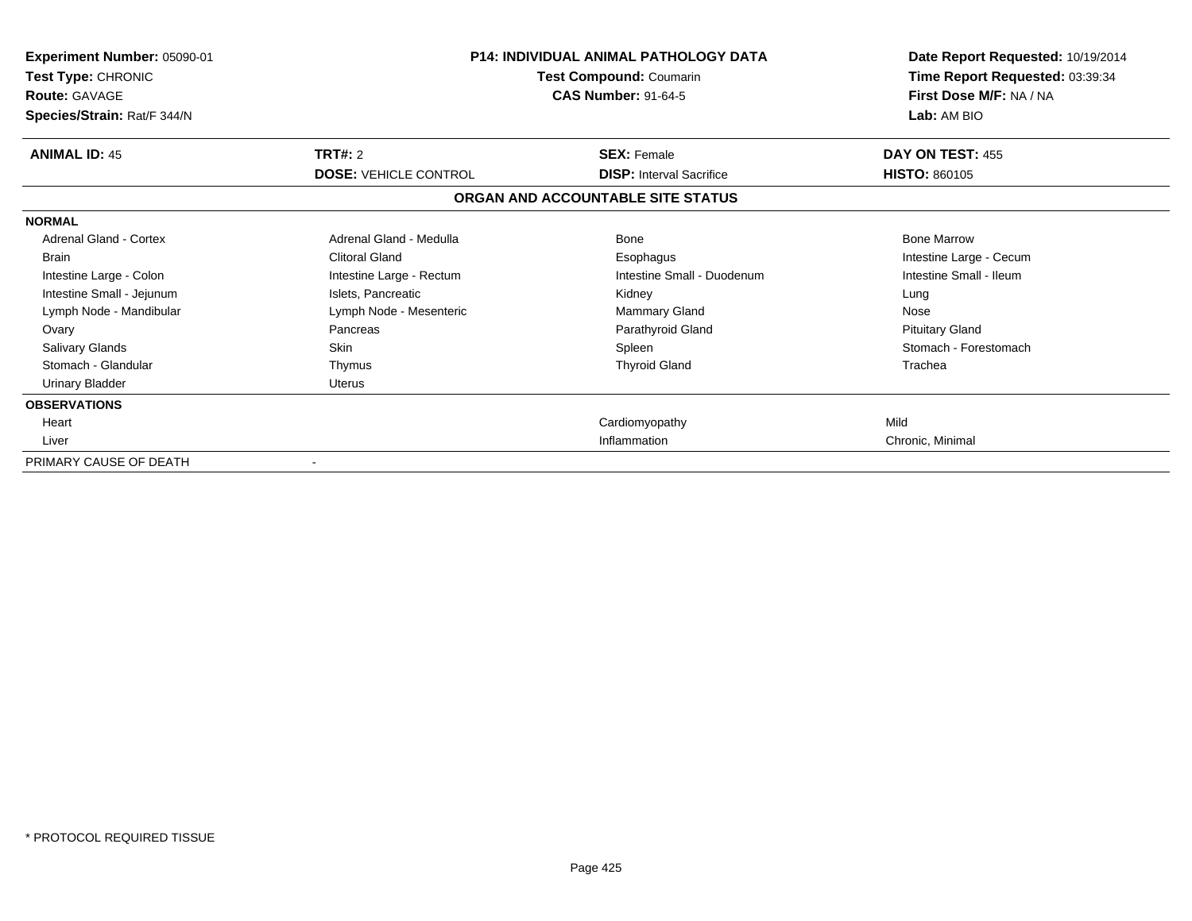**Experiment Number:** 05090-01
**Test Type:** CHRONIC
**Route:** GAVAGE
**Species/Strain:** Rat/F 344/N

**P14: INDIVIDUAL ANIMAL PATHOLOGY DATA**
**Test Compound:** Coumarin
**CAS Number:** 91-64-5

**Date Report Requested:** 10/19/2014
**Time Report Requested:** 03:39:34
**First Dose M/F:** NA / NA
**Lab:** AM BIO

| **ANIMAL ID:** 45 | **TRT#:** 2 | **SEX:** Female | **DAY ON TEST:** 455 |
|---|---|---|---|
| | **DOSE:** VEHICLE CONTROL | **DISP:** Interval Sacrifice | **HISTO:** 860105 |

## ORGAN AND ACCOUNTABLE SITE STATUS

| | | | |
|---|---|---|---|
| **NORMAL** | | | |
| Adrenal Gland - Cortex | Adrenal Gland - Medulla | Bone | Bone Marrow |
| Brain | Clitoral Gland | Esophagus | Intestine Large - Cecum |
| Intestine Large - Colon | Intestine Large - Rectum | Intestine Small - Duodenum | Intestine Small - Ileum |
| Intestine Small - Jejunum | Islets, Pancreatic | Kidney | Lung |
| Lymph Node - Mandibular | Lymph Node - Mesenteric | Mammary Gland | Nose |
| Ovary | Pancreas | Parathyroid Gland | Pituitary Gland |
| Salivary Glands | Skin | Spleen | Stomach - Forestomach |
| Stomach - Glandular | Thymus | Thyroid Gland | Trachea |
| Urinary Bladder | Uterus | | |
| **OBSERVATIONS** | | | |
| Heart | | Cardiomyopathy | Mild |
| Liver | | Inflammation | Chronic, Minimal |
| PRIMARY CAUSE OF DEATH | - | | |

* PROTOCOL REQUIRED TISSUE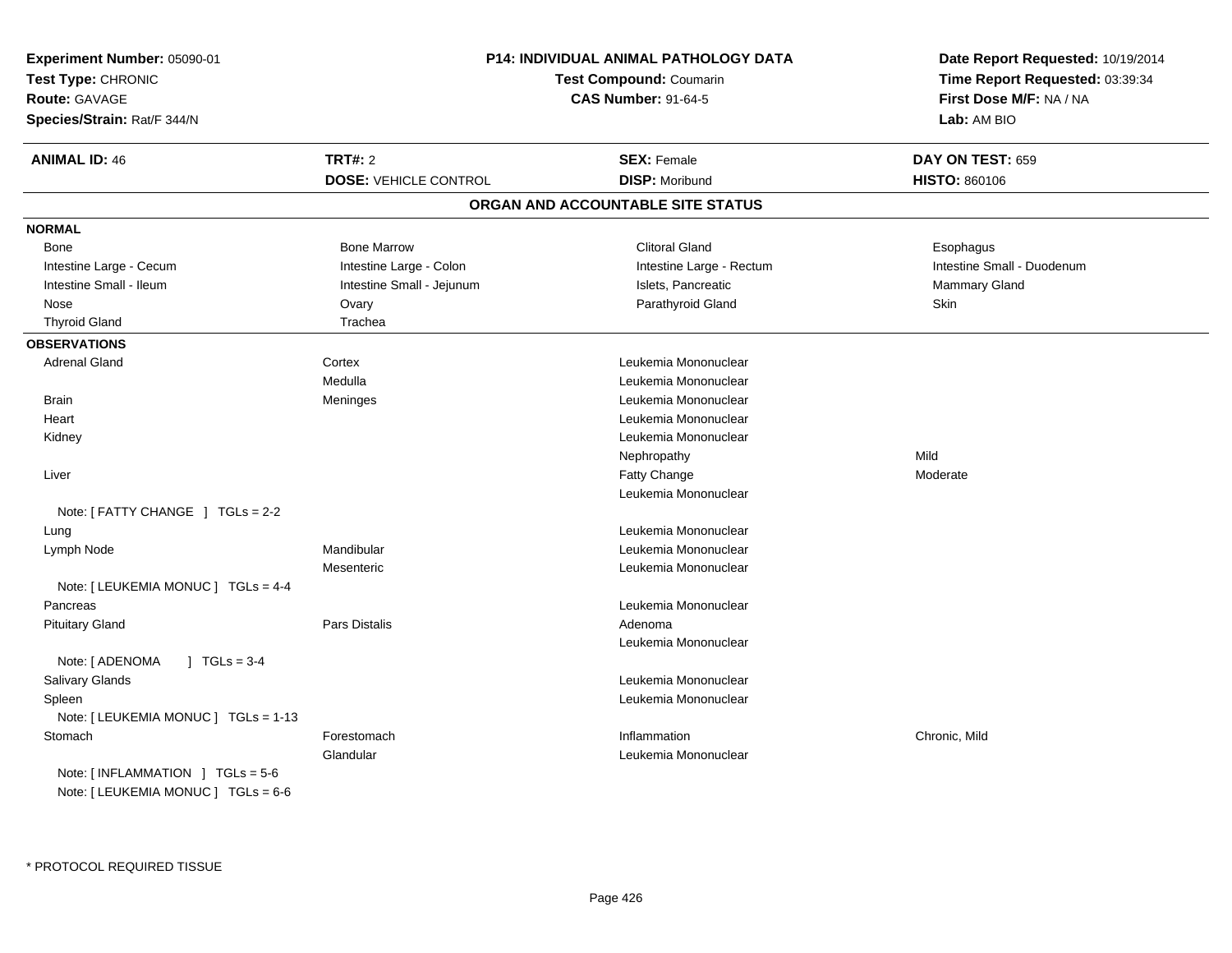**Experiment Number:** 05090-01
**Test Type:** CHRONIC
**Route:** GAVAGE
**Species/Strain:** Rat/F 344/N

**P14: INDIVIDUAL ANIMAL PATHOLOGY DATA**
**Test Compound:** Coumarin
**CAS Number:** 91-64-5

**Date Report Requested:** 10/19/2014
**Time Report Requested:** 03:39:34
**First Dose M/F:** NA / NA
**Lab:** AM BIO

| **ANIMAL ID:** 46 | **TRT#:** 2 | **SEX:** Female | **DAY ON TEST:** 659 |
|---|---|---|---|
| | **DOSE:** VEHICLE CONTROL | **DISP:** Moribund | **HISTO:** 860106 |

## ORGAN AND ACCOUNTABLE SITE STATUS

**NORMAL**

| | | | |
|---|---|---|---|
| Bone | Bone Marrow | Clitoral Gland | Esophagus |
| Intestine Large - Cecum | Intestine Large - Colon | Intestine Large - Rectum | Intestine Small - Duodenum |
| Intestine Small - Ileum | Intestine Small - Jejunum | Islets, Pancreatic | Mammary Gland |
| Nose | Ovary | Parathyroid Gland | Skin |
| Thyroid Gland | Trachea | | |

**OBSERVATIONS**

| | | | |
|---|---|---|---|
| Adrenal Gland | Cortex | Leukemia Mononuclear | |
| | Medulla | Leukemia Mononuclear | |
| Brain | Meninges | Leukemia Mononuclear | |
| Heart | | Leukemia Mononuclear | |
| Kidney | | Leukemia Mononuclear | |
| | | Nephropathy | Mild |
| Liver | | Fatty Change | Moderate |
| | | Leukemia Mononuclear | |
| Note: [ FATTY CHANGE ] TGLs = 2-2 | | | |
| Lung | | Leukemia Mononuclear | |
| Lymph Node | Mandibular | Leukemia Mononuclear | |
| | Mesenteric | Leukemia Mononuclear | |
| Note: [ LEUKEMIA MONUC ] TGLs = 4-4 | | | |
| Pancreas | | Leukemia Mononuclear | |
| Pituitary Gland | Pars Distalis | Adenoma | |
| | | Leukemia Mononuclear | |
| Note: [ ADENOMA ] TGLs = 3-4 | | | |
| Salivary Glands | | Leukemia Mononuclear | |
| Spleen | | Leukemia Mononuclear | |
| Note: [ LEUKEMIA MONUC ] TGLs = 1-13 | | | |
| Stomach | Forestomach | Inflammation | Chronic, Mild |
| | Glandular | Leukemia Mononuclear | |
| Note: [ INFLAMMATION ] TGLs = 5-6 | | | |
| Note: [ LEUKEMIA MONUC ] TGLs = 6-6 | | | |

* PROTOCOL REQUIRED TISSUE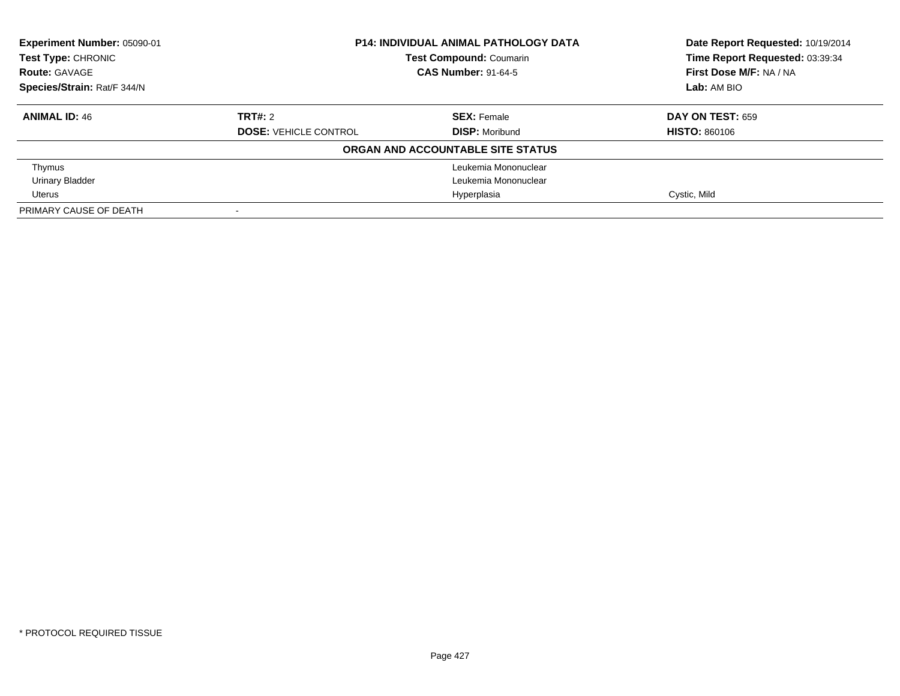**Experiment Number:** 05090-01
**Test Type:** CHRONIC
**Route:** GAVAGE
**Species/Strain:** Rat/F 344/N

**P14: INDIVIDUAL ANIMAL PATHOLOGY DATA**
**Test Compound:** Coumarin
**CAS Number:** 91-64-5

**Date Report Requested:** 10/19/2014
**Time Report Requested:** 03:39:34
**First Dose M/F:** NA / NA
**Lab:** AM BIO

| **ANIMAL ID:** 46 | **TRT#:** 2 | **SEX:** Female | **DAY ON TEST:** 659 |
|---|---|---|---|
| | **DOSE:** VEHICLE CONTROL | **DISP:** Moribund | **HISTO:** 860106 |

**ORGAN AND ACCOUNTABLE SITE STATUS**

| | | | |
|---|---|---|---|
| Thymus | | Leukemia Mononuclear | |
| Urinary Bladder | | Leukemia Mononuclear | |
| Uterus | | Hyperplasia | Cystic, Mild |
| PRIMARY CAUSE OF DEATH | - | | |

\* PROTOCOL REQUIRED TISSUE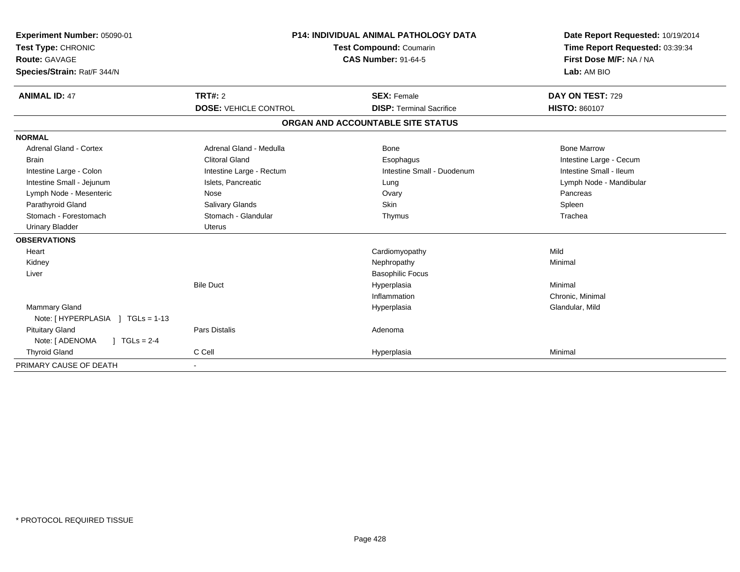**Experiment Number:** 05090-01
**Test Type:** CHRONIC
**Route:** GAVAGE
**Species/Strain:** Rat/F 344/N

**P14: INDIVIDUAL ANIMAL PATHOLOGY DATA**
**Test Compound:** Coumarin
**CAS Number:** 91-64-5

**Date Report Requested:** 10/19/2014
**Time Report Requested:** 03:39:34
**First Dose M/F:** NA / NA
**Lab:** AM BIO

| **ANIMAL ID:** 47 | **TRT#:** 2 | **SEX:** Female | **DAY ON TEST:** 729 |
|---|---|---|---|
| | **DOSE:** VEHICLE CONTROL | **DISP:** Terminal Sacrifice | **HISTO:** 860107 |

## ORGAN AND ACCOUNTABLE SITE STATUS

| | | | |
|---|---|---|---|
| **NORMAL** | | | |
| Adrenal Gland - Cortex | Adrenal Gland - Medulla | Bone | Bone Marrow |
| Brain | Clitoral Gland | Esophagus | Intestine Large - Cecum |
| Intestine Large - Colon | Intestine Large - Rectum | Intestine Small - Duodenum | Intestine Small - Ileum |
| Intestine Small - Jejunum | Islets, Pancreatic | Lung | Lymph Node - Mandibular |
| Lymph Node - Mesenteric | Nose | Ovary | Pancreas |
| Parathyroid Gland | Salivary Glands | Skin | Spleen |
| Stomach - Forestomach | Stomach - Glandular | Thymus | Trachea |
| Urinary Bladder | Uterus | | |
| **OBSERVATIONS** | | | |
| Heart | | Cardiomyopathy | Mild |
| Kidney | | Nephropathy | Minimal |
| Liver | | Basophilic Focus | |
| | Bile Duct | Hyperplasia | Minimal |
| | | Inflammation | Chronic, Minimal |
| Mammary Gland | | Hyperplasia | Glandular, Mild |
| Note: [ HYPERPLASIA ] TGLs = 1-13 | | | |
| Pituitary Gland | Pars Distalis | Adenoma | |
| Note: [ ADENOMA ] TGLs = 2-4 | | | |
| Thyroid Gland | C Cell | Hyperplasia | Minimal |
| PRIMARY CAUSE OF DEATH | - | | |

* PROTOCOL REQUIRED TISSUE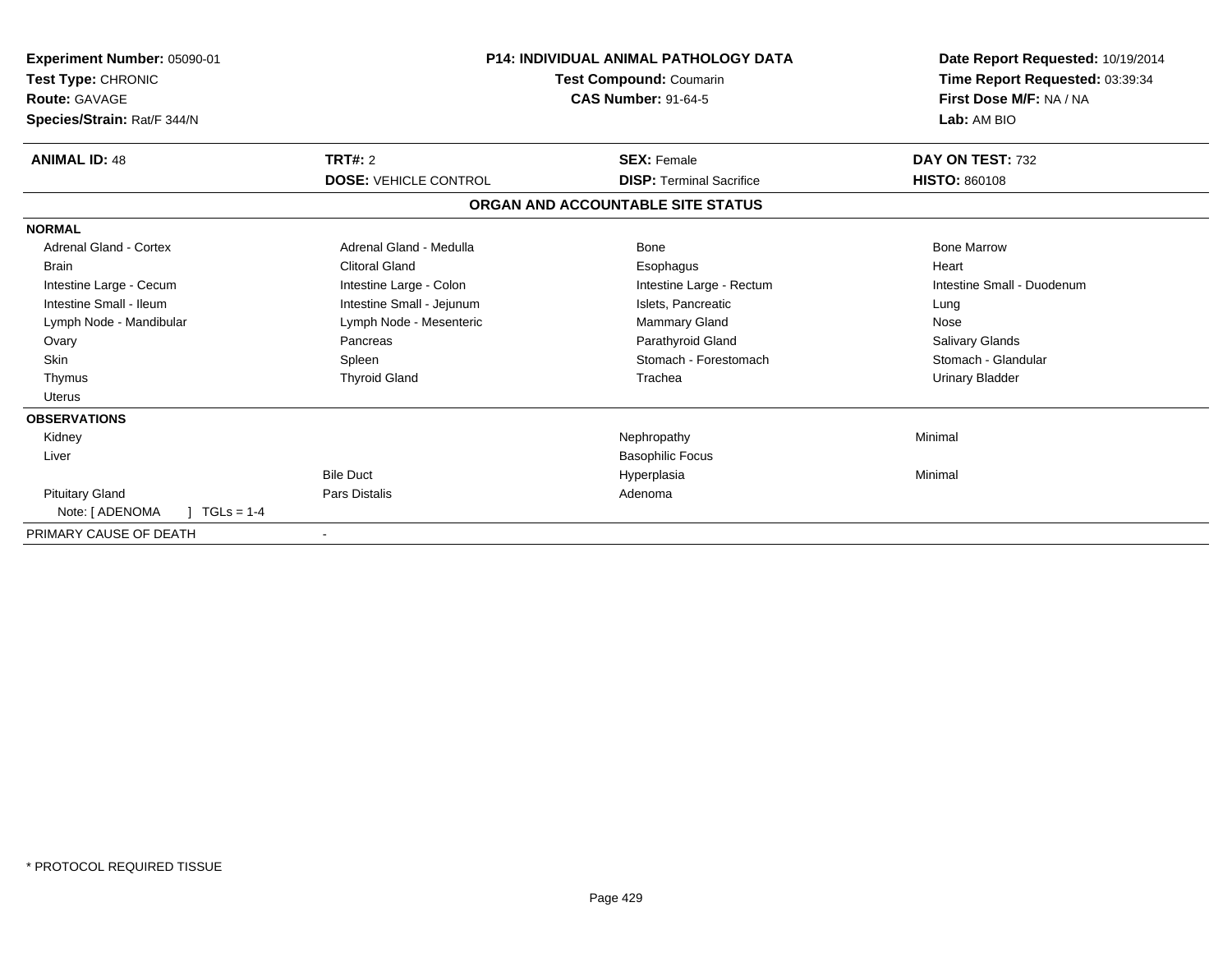**Experiment Number:** 05090-01
**Test Type:** CHRONIC
**Route:** GAVAGE
**Species/Strain:** Rat/F 344/N

**P14: INDIVIDUAL ANIMAL PATHOLOGY DATA**
**Test Compound:** Coumarin
**CAS Number:** 91-64-5

**Date Report Requested:** 10/19/2014
**Time Report Requested:** 03:39:34
**First Dose M/F:** NA / NA
**Lab:** AM BIO

| **ANIMAL ID:** 48 | **TRT#:** 2 | **SEX:** Female | **DAY ON TEST:** 732 |
|---|---|---|---|
| | **DOSE:** VEHICLE CONTROL | **DISP:** Terminal Sacrifice | **HISTO:** 860108 |

## ORGAN AND ACCOUNTABLE SITE STATUS

| | | | |
|---|---|---|---|
| **NORMAL** | | | |
| Adrenal Gland - Cortex | Adrenal Gland - Medulla | Bone | Bone Marrow |
| Brain | Clitoral Gland | Esophagus | Heart |
| Intestine Large - Cecum | Intestine Large - Colon | Intestine Large - Rectum | Intestine Small - Duodenum |
| Intestine Small - Ileum | Intestine Small - Jejunum | Islets, Pancreatic | Lung |
| Lymph Node - Mandibular | Lymph Node - Mesenteric | Mammary Gland | Nose |
| Ovary | Pancreas | Parathyroid Gland | Salivary Glands |
| Skin | Spleen | Stomach - Forestomach | Stomach - Glandular |
| Thymus | Thyroid Gland | Trachea | Urinary Bladder |
| Uterus | | | |
| **OBSERVATIONS** | | | |
| Kidney | | Nephropathy | Minimal |
| Liver | | Basophilic Focus | |
| | Bile Duct | Hyperplasia | Minimal |
| Pituitary Gland | Pars Distalis | Adenoma | |
| Note: [ ADENOMA ] TGLs = 1-4 | | | |
| PRIMARY CAUSE OF DEATH | - | | |

* PROTOCOL REQUIRED TISSUE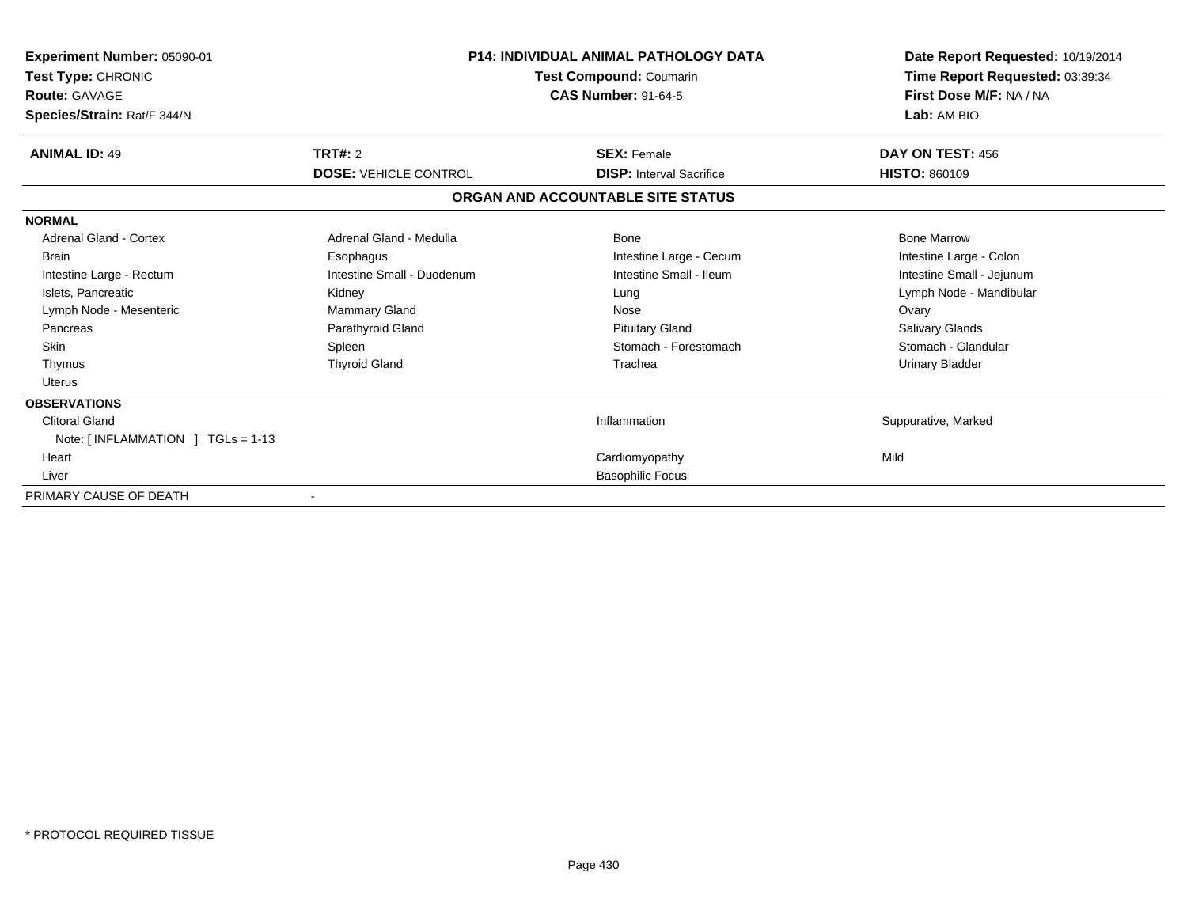**Experiment Number:** 05090-01
**Test Type:** CHRONIC
**Route:** GAVAGE
**Species/Strain:** Rat/F 344/N

**P14: INDIVIDUAL ANIMAL PATHOLOGY DATA**
**Test Compound:** Coumarin
**CAS Number:** 91-64-5

**Date Report Requested:** 10/19/2014
**Time Report Requested:** 03:39:34
**First Dose M/F:** NA / NA
**Lab:** AM BIO

| **ANIMAL ID:** 49 | **TRT#:** 2 | **SEX:** Female | **DAY ON TEST:** 456 |
|---|---|---|---|
| | **DOSE:** VEHICLE CONTROL | **DISP:** Interval Sacrifice | **HISTO:** 860109 |

## ORGAN AND ACCOUNTABLE SITE STATUS

| | | | |
|---|---|---|---|
| **NORMAL** | | | |
| Adrenal Gland - Cortex | Adrenal Gland - Medulla | Bone | Bone Marrow |
| Brain | Esophagus | Intestine Large - Cecum | Intestine Large - Colon |
| Intestine Large - Rectum | Intestine Small - Duodenum | Intestine Small - Ileum | Intestine Small - Jejunum |
| Islets, Pancreatic | Kidney | Lung | Lymph Node - Mandibular |
| Lymph Node - Mesenteric | Mammary Gland | Nose | Ovary |
| Pancreas | Parathyroid Gland | Pituitary Gland | Salivary Glands |
| Skin | Spleen | Stomach - Forestomach | Stomach - Glandular |
| Thymus | Thyroid Gland | Trachea | Urinary Bladder |
| Uterus | | | |
| **OBSERVATIONS** | | | |
| Clitoral Gland | | Inflammation | Suppurative, Marked |
| Note: [ INFLAMMATION ] TGLs = 1-13 | | | |
| Heart | | Cardiomyopathy | Mild |
| Liver | | Basophilic Focus | |
| PRIMARY CAUSE OF DEATH | - | | |

* PROTOCOL REQUIRED TISSUE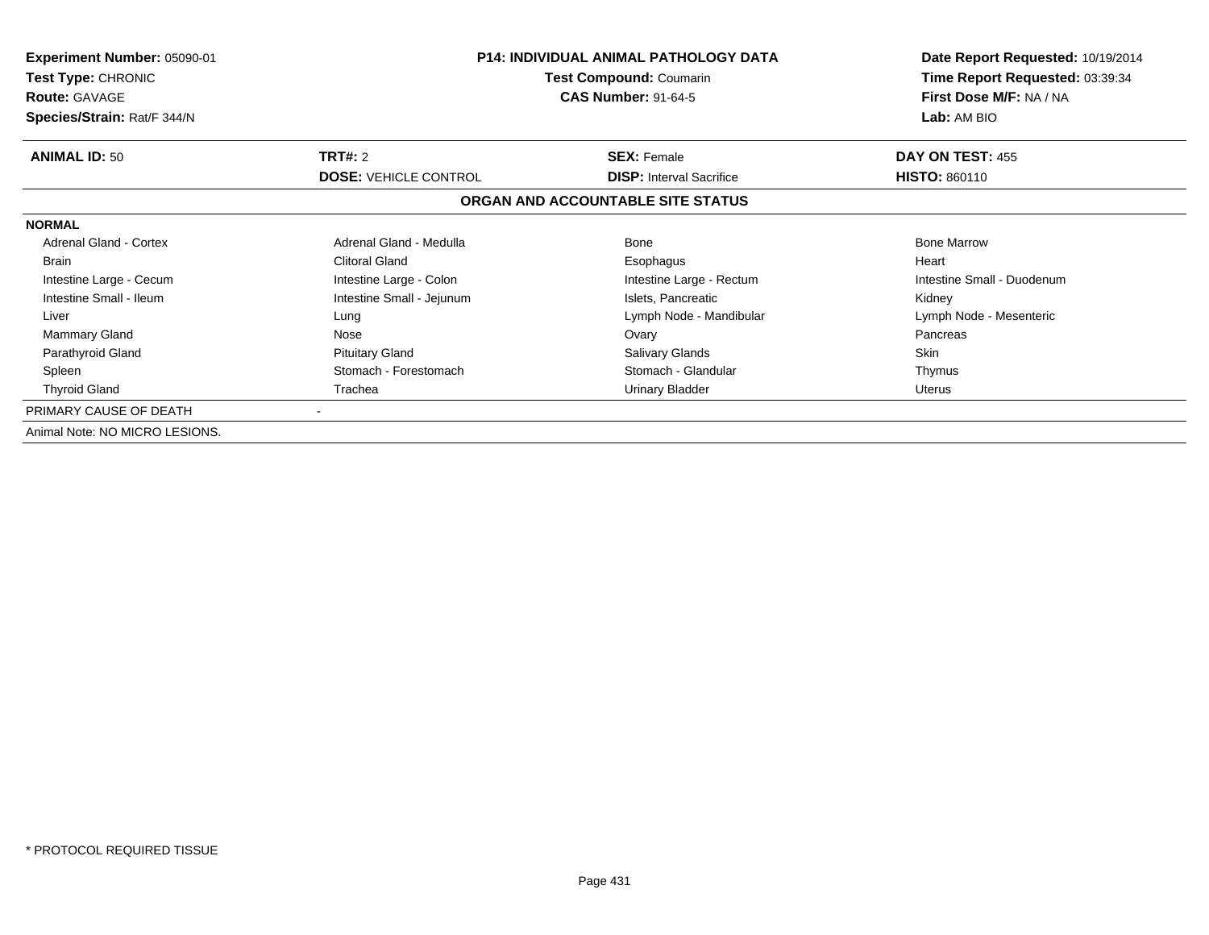**Experiment Number:** 05090-01
**Test Type:** CHRONIC
**Route:** GAVAGE
**Species/Strain:** Rat/F 344/N

**P14: INDIVIDUAL ANIMAL PATHOLOGY DATA**
**Test Compound:** Coumarin
**CAS Number:** 91-64-5

**Date Report Requested:** 10/19/2014
**Time Report Requested:** 03:39:34
**First Dose M/F:** NA / NA
**Lab:** AM BIO

| **ANIMAL ID:** 50 | **TRT#:** 2 | **SEX:** Female | **DAY ON TEST:** 455 |
|---|---|---|---|
| | **DOSE:** VEHICLE CONTROL | **DISP:** Interval Sacrifice | **HISTO:** 860110 |

**ORGAN AND ACCOUNTABLE SITE STATUS**

**NORMAL**

| | | | |
|---|---|---|---|
| Adrenal Gland - Cortex | Adrenal Gland - Medulla | Bone | Bone Marrow |
| Brain | Clitoral Gland | Esophagus | Heart |
| Intestine Large - Cecum | Intestine Large - Colon | Intestine Large - Rectum | Intestine Small - Duodenum |
| Intestine Small - Ileum | Intestine Small - Jejunum | Islets, Pancreatic | Kidney |
| Liver | Lung | Lymph Node - Mandibular | Lymph Node - Mesenteric |
| Mammary Gland | Nose | Ovary | Pancreas |
| Parathyroid Gland | Pituitary Gland | Salivary Glands | Skin |
| Spleen | Stomach - Forestomach | Stomach - Glandular | Thymus |
| Thyroid Gland | Trachea | Urinary Bladder | Uterus |

PRIMARY CAUSE OF DEATH -

Animal Note: NO MICRO LESIONS.

* PROTOCOL REQUIRED TISSUE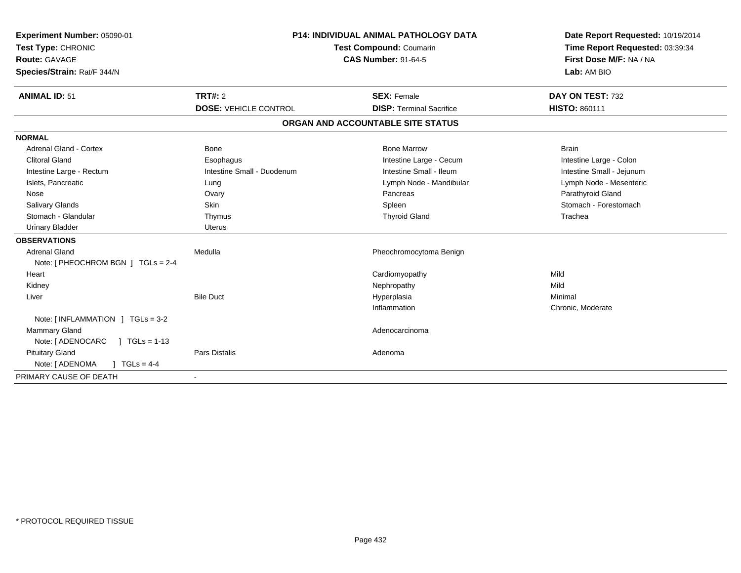**Experiment Number:** 05090-01
**Test Type:** CHRONIC
**Route:** GAVAGE
**Species/Strain:** Rat/F 344/N

**P14: INDIVIDUAL ANIMAL PATHOLOGY DATA**
**Test Compound:** Coumarin
**CAS Number:** 91-64-5

**Date Report Requested:** 10/19/2014
**Time Report Requested:** 03:39:34
**First Dose M/F:** NA / NA
**Lab:** AM BIO

| **ANIMAL ID:** 51 | **TRT#:** 2 | **SEX:** Female | **DAY ON TEST:** 732 |
|---|---|---|---|
| | **DOSE:** VEHICLE CONTROL | **DISP:** Terminal Sacrifice | **HISTO:** 860111 |

## ORGAN AND ACCOUNTABLE SITE STATUS

| | | | |
|---|---|---|---|
| **NORMAL** | | | |
| Adrenal Gland - Cortex | Bone | Bone Marrow | Brain |
| Clitoral Gland | Esophagus | Intestine Large - Cecum | Intestine Large - Colon |
| Intestine Large - Rectum | Intestine Small - Duodenum | Intestine Small - Ileum | Intestine Small - Jejunum |
| Islets, Pancreatic | Lung | Lymph Node - Mandibular | Lymph Node - Mesenteric |
| Nose | Ovary | Pancreas | Parathyroid Gland |
| Salivary Glands | Skin | Spleen | Stomach - Forestomach |
| Stomach - Glandular | Thymus | Thyroid Gland | Trachea |
| Urinary Bladder | Uterus | | |
| **OBSERVATIONS** | | | |
| Adrenal Gland | Medulla | Pheochromocytoma Benign | |
| Note: [ PHEOCHROM BGN ] TGLs = 2-4 | | | |
| Heart | | Cardiomyopathy | Mild |
| Kidney | | Nephropathy | Mild |
| Liver | Bile Duct | Hyperplasia | Minimal |
| | | Inflammation | Chronic, Moderate |
| Note: [ INFLAMMATION ] TGLs = 3-2 | | | |
| Mammary Gland | | Adenocarcinoma | |
| Note: [ ADENOCARC ] TGLs = 1-13 | | | |
| Pituitary Gland | Pars Distalis | Adenoma | |
| Note: [ ADENOMA ] TGLs = 4-4 | | | |
| PRIMARY CAUSE OF DEATH | - | | |

* PROTOCOL REQUIRED TISSUE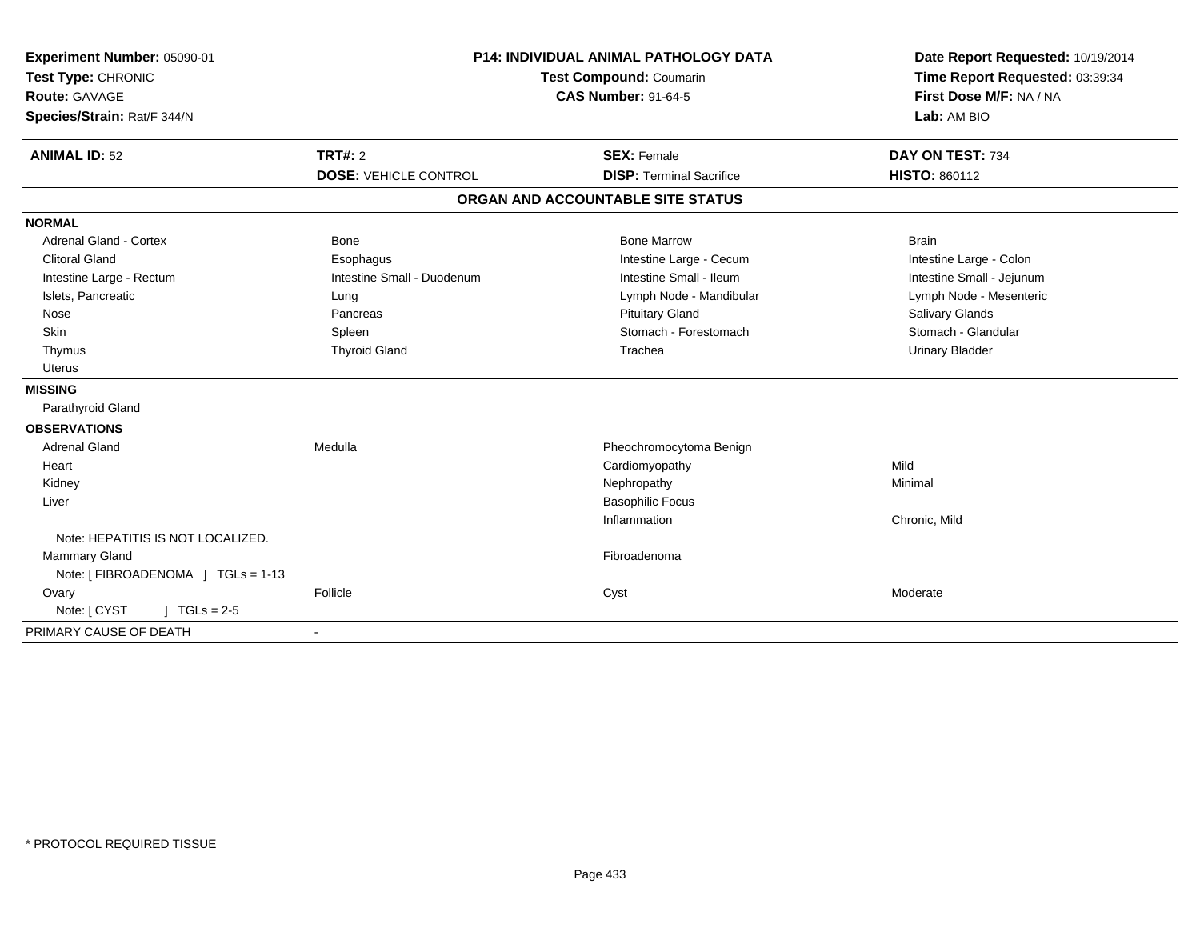**Experiment Number:** 05090-01
**Test Type:** CHRONIC
**Route:** GAVAGE
**Species/Strain:** Rat/F 344/N

**P14: INDIVIDUAL ANIMAL PATHOLOGY DATA**
**Test Compound:** Coumarin
**CAS Number:** 91-64-5

**Date Report Requested:** 10/19/2014
**Time Report Requested:** 03:39:34
**First Dose M/F:** NA / NA
**Lab:** AM BIO

| **ANIMAL ID:** 52 | **TRT#:** 2 | **SEX:** Female | **DAY ON TEST:** 734 |
|---|---|---|---|
| | **DOSE:** VEHICLE CONTROL | **DISP:** Terminal Sacrifice | **HISTO:** 860112 |

## ORGAN AND ACCOUNTABLE SITE STATUS

| | | | |
|---|---|---|---|
| **NORMAL** | | | |
| Adrenal Gland - Cortex | Bone | Bone Marrow | Brain |
| Clitoral Gland | Esophagus | Intestine Large - Cecum | Intestine Large - Colon |
| Intestine Large - Rectum | Intestine Small - Duodenum | Intestine Small - Ileum | Intestine Small - Jejunum |
| Islets, Pancreatic | Lung | Lymph Node - Mandibular | Lymph Node - Mesenteric |
| Nose | Pancreas | Pituitary Gland | Salivary Glands |
| Skin | Spleen | Stomach - Forestomach | Stomach - Glandular |
| Thymus | Thyroid Gland | Trachea | Urinary Bladder |
| Uterus | | | |
| **MISSING** | | | |
| Parathyroid Gland | | | |
| **OBSERVATIONS** | | | |
| Adrenal Gland | Medulla | Pheochromocytoma Benign | |
| Heart | | Cardiomyopathy | Mild |
| Kidney | | Nephropathy | Minimal |
| Liver | | Basophilic Focus | |
| | | Inflammation | Chronic, Mild |
| Note: HEPATITIS IS NOT LOCALIZED. | | | |
| Mammary Gland | | Fibroadenoma | |
| Note: [ FIBROADENOMA ] TGLs = 1-13 | | | |
| Ovary | Follicle | Cyst | Moderate |
| Note: [ CYST ] TGLs = 2-5 | | | |
| PRIMARY CAUSE OF DEATH | - | | |

* PROTOCOL REQUIRED TISSUE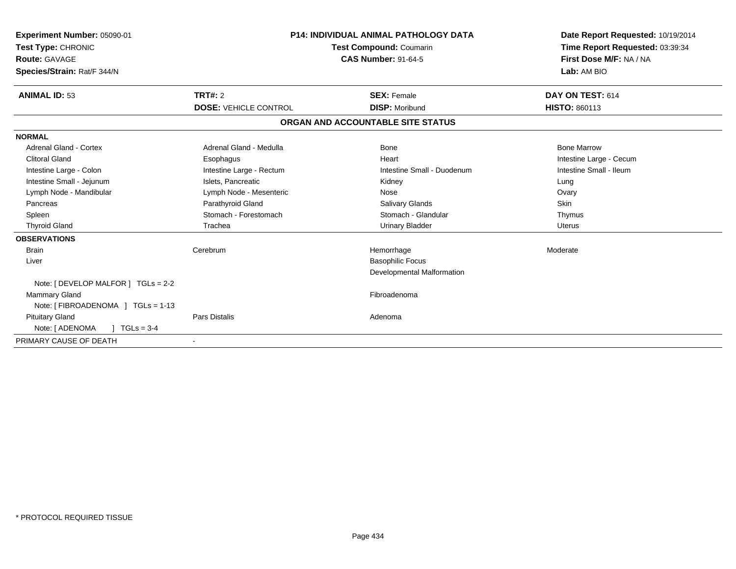**Experiment Number:** 05090-01
**Test Type:** CHRONIC
**Route:** GAVAGE
**Species/Strain:** Rat/F 344/N

**P14: INDIVIDUAL ANIMAL PATHOLOGY DATA**
**Test Compound:** Coumarin
**CAS Number:** 91-64-5

**Date Report Requested:** 10/19/2014
**Time Report Requested:** 03:39:34
**First Dose M/F:** NA / NA
**Lab:** AM BIO

| **ANIMAL ID:** 53 | **TRT#:** 2 | **SEX:** Female | **DAY ON TEST:** 614 |
|---|---|---|---|
| | **DOSE:** VEHICLE CONTROL | **DISP:** Moribund | **HISTO:** 860113 |

## ORGAN AND ACCOUNTABLE SITE STATUS

**NORMAL**

| | | | |
|---|---|---|---|
| Adrenal Gland - Cortex | Adrenal Gland - Medulla | Bone | Bone Marrow |
| Clitoral Gland | Esophagus | Heart | Intestine Large - Cecum |
| Intestine Large - Colon | Intestine Large - Rectum | Intestine Small - Duodenum | Intestine Small - Ileum |
| Intestine Small - Jejunum | Islets, Pancreatic | Kidney | Lung |
| Lymph Node - Mandibular | Lymph Node - Mesenteric | Nose | Ovary |
| Pancreas | Parathyroid Gland | Salivary Glands | Skin |
| Spleen | Stomach - Forestomach | Stomach - Glandular | Thymus |
| Thyroid Gland | Trachea | Urinary Bladder | Uterus |

**OBSERVATIONS**

| | | | |
|---|---|---|---|
| Brain | Cerebrum | Hemorrhage | Moderate |
| Liver | | Basophilic Focus | |
| | | Developmental Malformation | |
| Note: [ DEVELOP MALFOR ] TGLs = 2-2 | | | |
| Mammary Gland | | Fibroadenoma | |
| Note: [ FIBROADENOMA ] TGLs = 1-13 | | | |
| Pituitary Gland | Pars Distalis | Adenoma | |
| Note: [ ADENOMA ] TGLs = 3-4 | | | |

PRIMARY CAUSE OF DEATH -

* PROTOCOL REQUIRED TISSUE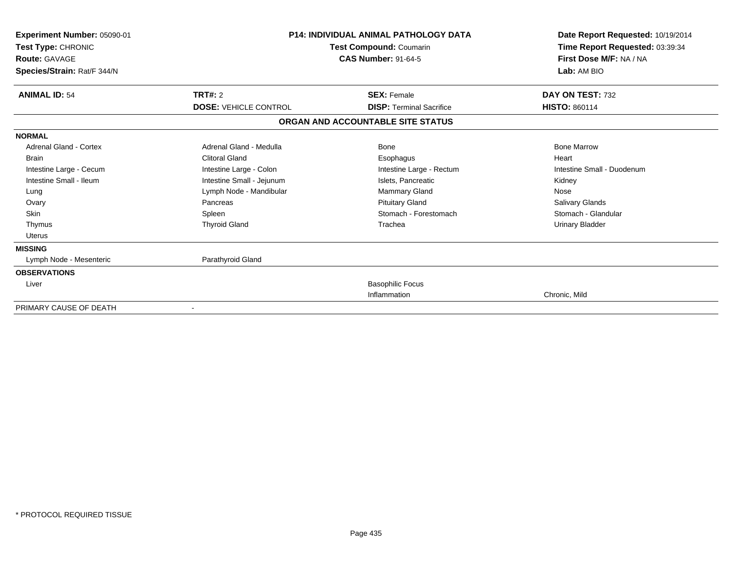**Experiment Number:** 05090-01
**Test Type:** CHRONIC
**Route:** GAVAGE
**Species/Strain:** Rat/F 344/N

**P14: INDIVIDUAL ANIMAL PATHOLOGY DATA**
**Test Compound:** Coumarin
**CAS Number:** 91-64-5

**Date Report Requested:** 10/19/2014
**Time Report Requested:** 03:39:34
**First Dose M/F:** NA / NA
**Lab:** AM BIO

| **ANIMAL ID:** 54 | **TRT#:** 2 | **SEX:** Female | **DAY ON TEST:** 732 |
|---|---|---|---|
| | **DOSE:** VEHICLE CONTROL | **DISP:** Terminal Sacrifice | **HISTO:** 860114 |

**ORGAN AND ACCOUNTABLE SITE STATUS**

| | | | |
|---|---|---|---|
| **NORMAL** | | | |
| Adrenal Gland - Cortex | Adrenal Gland - Medulla | Bone | Bone Marrow |
| Brain | Clitoral Gland | Esophagus | Heart |
| Intestine Large - Cecum | Intestine Large - Colon | Intestine Large - Rectum | Intestine Small - Duodenum |
| Intestine Small - Ileum | Intestine Small - Jejunum | Islets, Pancreatic | Kidney |
| Lung | Lymph Node - Mandibular | Mammary Gland | Nose |
| Ovary | Pancreas | Pituitary Gland | Salivary Glands |
| Skin | Spleen | Stomach - Forestomach | Stomach - Glandular |
| Thymus | Thyroid Gland | Trachea | Urinary Bladder |
| Uterus | | | |
| **MISSING** | | | |
| Lymph Node - Mesenteric | Parathyroid Gland | | |
| **OBSERVATIONS** | | | |
| Liver | | Basophilic Focus | |
| | | Inflammation | Chronic, Mild |
| PRIMARY CAUSE OF DEATH | - | | |

* PROTOCOL REQUIRED TISSUE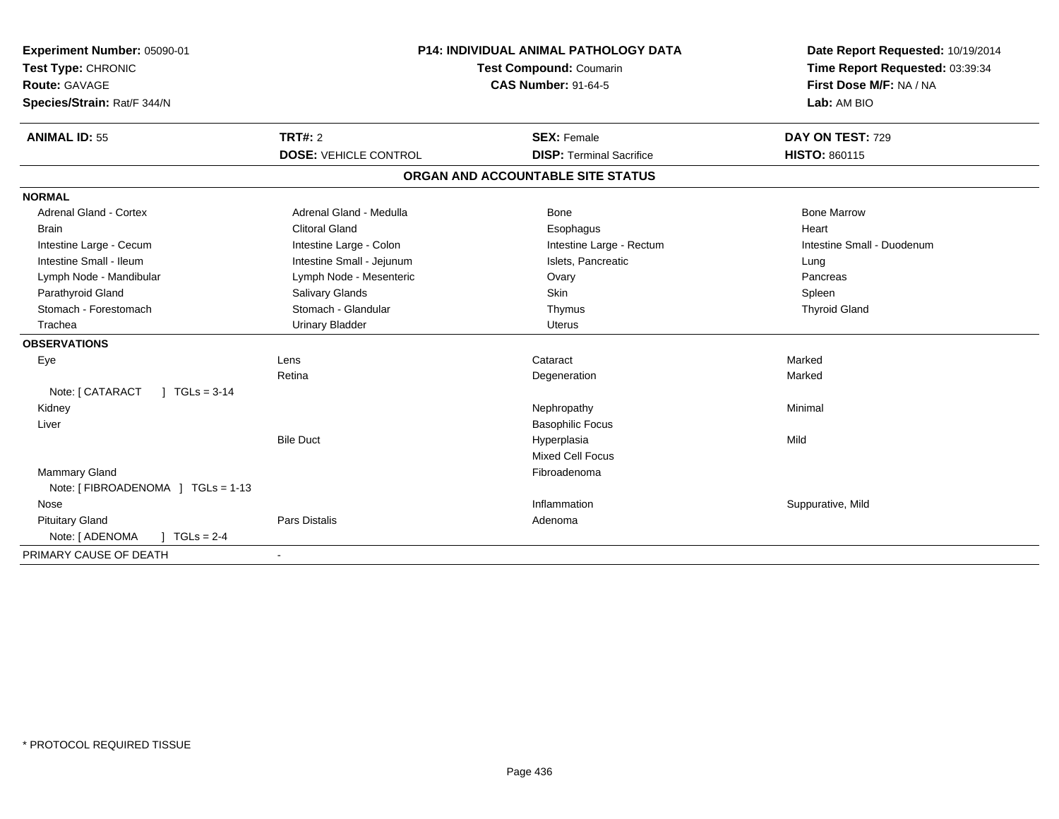**Experiment Number:** 05090-01
**Test Type:** CHRONIC
**Route:** GAVAGE
**Species/Strain:** Rat/F 344/N

**P14: INDIVIDUAL ANIMAL PATHOLOGY DATA**
**Test Compound:** Coumarin
**CAS Number:** 91-64-5

**Date Report Requested:** 10/19/2014
**Time Report Requested:** 03:39:34
**First Dose M/F:** NA / NA
**Lab:** AM BIO

| **ANIMAL ID:** 55 | **TRT#:** 2 | **SEX:** Female | **DAY ON TEST:** 729 |
|---|---|---|---|
| | **DOSE:** VEHICLE CONTROL | **DISP:** Terminal Sacrifice | **HISTO:** 860115 |

**ORGAN AND ACCOUNTABLE SITE STATUS**

**NORMAL**

| | | | |
|---|---|---|---|
| Adrenal Gland - Cortex | Adrenal Gland - Medulla | Bone | Bone Marrow |
| Brain | Clitoral Gland | Esophagus | Heart |
| Intestine Large - Cecum | Intestine Large - Colon | Intestine Large - Rectum | Intestine Small - Duodenum |
| Intestine Small - Ileum | Intestine Small - Jejunum | Islets, Pancreatic | Lung |
| Lymph Node - Mandibular | Lymph Node - Mesenteric | Ovary | Pancreas |
| Parathyroid Gland | Salivary Glands | Skin | Spleen |
| Stomach - Forestomach | Stomach - Glandular | Thymus | Thyroid Gland |
| Trachea | Urinary Bladder | Uterus | |

**OBSERVATIONS**

| | | | |
|---|---|---|---|
| Eye | Lens | Cataract | Marked |
| | Retina | Degeneration | Marked |
| Note: [ CATARACT ] TGLs = 3-14 | | | |
| Kidney | | Nephropathy | Minimal |
| Liver | | Basophilic Focus | |
| | Bile Duct | Hyperplasia | Mild |
| | | Mixed Cell Focus | |
| Mammary Gland | | Fibroadenoma | |
| Note: [ FIBROADENOMA ] TGLs = 1-13 | | | |
| Nose | | Inflammation | Suppurative, Mild |
| Pituitary Gland | Pars Distalis | Adenoma | |
| Note: [ ADENOMA ] TGLs = 2-4 | | | |

PRIMARY CAUSE OF DEATH -

* PROTOCOL REQUIRED TISSUE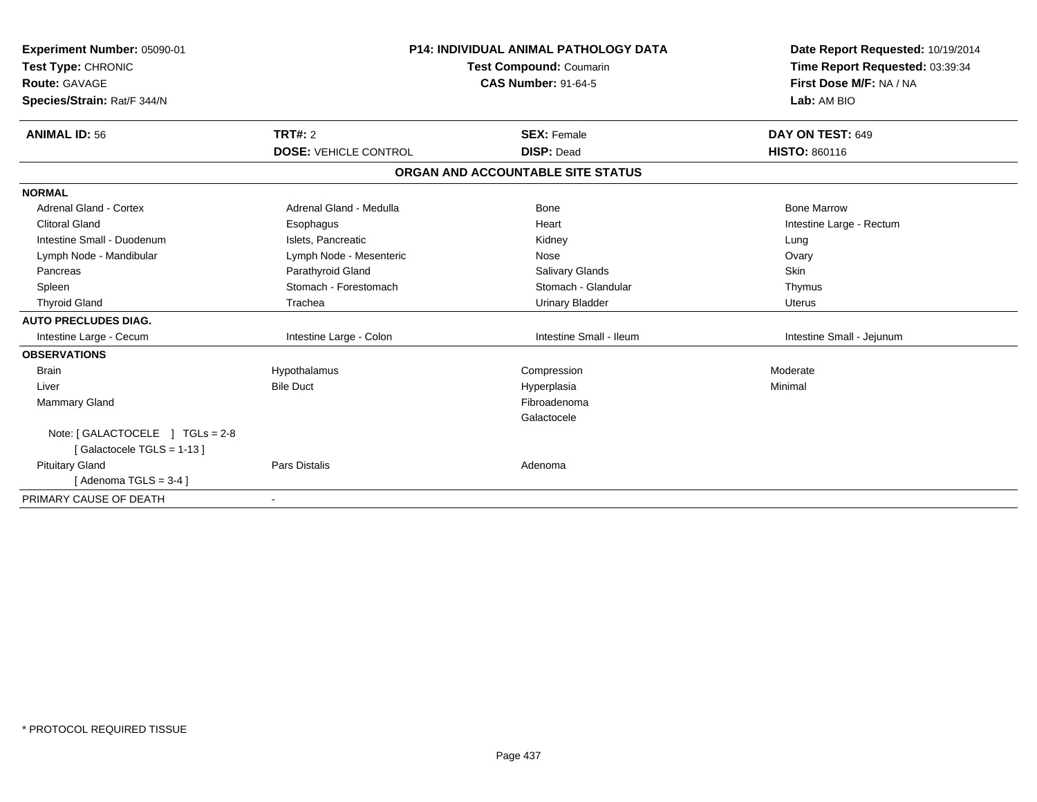**Experiment Number:** 05090-01
**Test Type:** CHRONIC
**Route:** GAVAGE
**Species/Strain:** Rat/F 344/N

**P14: INDIVIDUAL ANIMAL PATHOLOGY DATA**
**Test Compound:** Coumarin
**CAS Number:** 91-64-5

**Date Report Requested:** 10/19/2014
**Time Report Requested:** 03:39:34
**First Dose M/F:** NA / NA
**Lab:** AM BIO

| **ANIMAL ID:** 56 | **TRT#:** 2 | **SEX:** Female | **DAY ON TEST:** 649 |
|---|---|---|---|
| | **DOSE:** VEHICLE CONTROL | **DISP:** Dead | **HISTO:** 860116 |

**ORGAN AND ACCOUNTABLE SITE STATUS**

| | | | |
|---|---|---|---|
| **NORMAL** | | | |
| Adrenal Gland - Cortex | Adrenal Gland - Medulla | Bone | Bone Marrow |
| Clitoral Gland | Esophagus | Heart | Intestine Large - Rectum |
| Intestine Small - Duodenum | Islets, Pancreatic | Kidney | Lung |
| Lymph Node - Mandibular | Lymph Node - Mesenteric | Nose | Ovary |
| Pancreas | Parathyroid Gland | Salivary Glands | Skin |
| Spleen | Stomach - Forestomach | Stomach - Glandular | Thymus |
| Thyroid Gland | Trachea | Urinary Bladder | Uterus |
| **AUTO PRECLUDES DIAG.** | | | |
| Intestine Large - Cecum | Intestine Large - Colon | Intestine Small - Ileum | Intestine Small - Jejunum |
| **OBSERVATIONS** | | | |
| Brain | Hypothalamus | Compression | Moderate |
| Liver | Bile Duct | Hyperplasia | Minimal |
| Mammary Gland | | Fibroadenoma | |
| | | Galactocele | |
| Note: [ GALACTOCELE ] TGLs = 2-8 | | | |
| [ Galactocele TGLS = 1-13 ] | | | |
| Pituitary Gland | Pars Distalis | Adenoma | |
| [ Adenoma TGLS = 3-4 ] | | | |
| PRIMARY CAUSE OF DEATH | - | | |

\* PROTOCOL REQUIRED TISSUE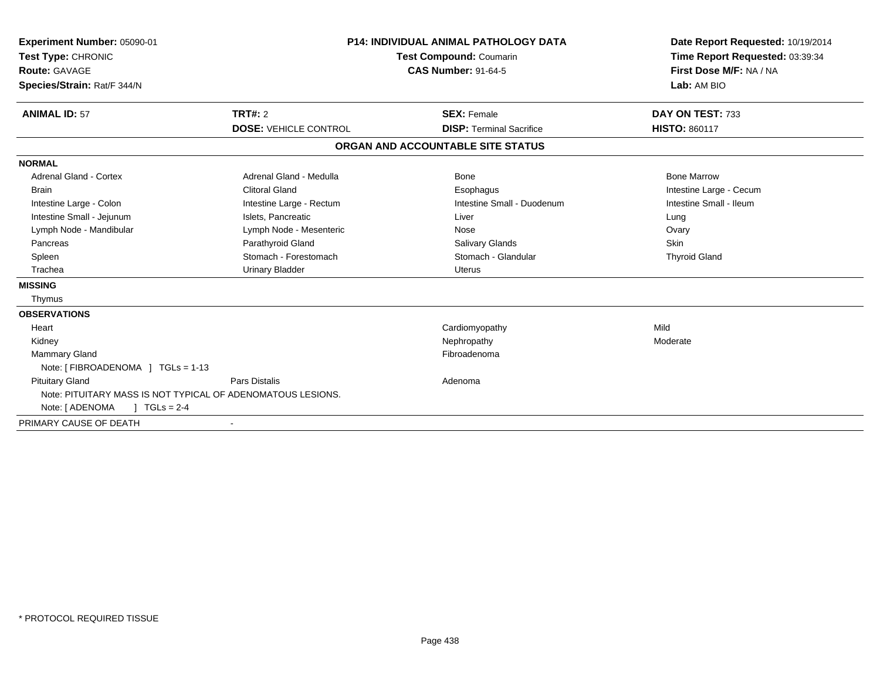**Experiment Number:** 05090-01
**Test Type:** CHRONIC
**Route:** GAVAGE
**Species/Strain:** Rat/F 344/N

**P14: INDIVIDUAL ANIMAL PATHOLOGY DATA**
**Test Compound:** Coumarin
**CAS Number:** 91-64-5

**Date Report Requested:** 10/19/2014
**Time Report Requested:** 03:39:34
**First Dose M/F:** NA / NA
**Lab:** AM BIO

| **ANIMAL ID:** 57 | **TRT#:** 2 | **SEX:** Female | **DAY ON TEST:** 733 |
|---|---|---|---|
| | **DOSE:** VEHICLE CONTROL | **DISP:** Terminal Sacrifice | **HISTO:** 860117 |

## ORGAN AND ACCOUNTABLE SITE STATUS

**NORMAL**

| | | | |
|---|---|---|---|
| Adrenal Gland - Cortex | Adrenal Gland - Medulla | Bone | Bone Marrow |
| Brain | Clitoral Gland | Esophagus | Intestine Large - Cecum |
| Intestine Large - Colon | Intestine Large - Rectum | Intestine Small - Duodenum | Intestine Small - Ileum |
| Intestine Small - Jejunum | Islets, Pancreatic | Liver | Lung |
| Lymph Node - Mandibular | Lymph Node - Mesenteric | Nose | Ovary |
| Pancreas | Parathyroid Gland | Salivary Glands | Skin |
| Spleen | Stomach - Forestomach | Stomach - Glandular | Thyroid Gland |
| Trachea | Urinary Bladder | Uterus | |

**MISSING**

Thymus

**OBSERVATIONS**

| | | | |
|---|---|---|---|
| Heart | | Cardiomyopathy | Mild |
| Kidney | | Nephropathy | Moderate |
| Mammary Gland | | Fibroadenoma | |
| Note: [ FIBROADENOMA ] TGLs = 1-13 | | | |
| Pituitary Gland | Pars Distalis | Adenoma | |
| Note: PITUITARY MASS IS NOT TYPICAL OF ADENOMATOUS LESIONS. | | | |
| Note: [ ADENOMA ] TGLs = 2-4 | | | |

PRIMARY CAUSE OF DEATH -

\* PROTOCOL REQUIRED TISSUE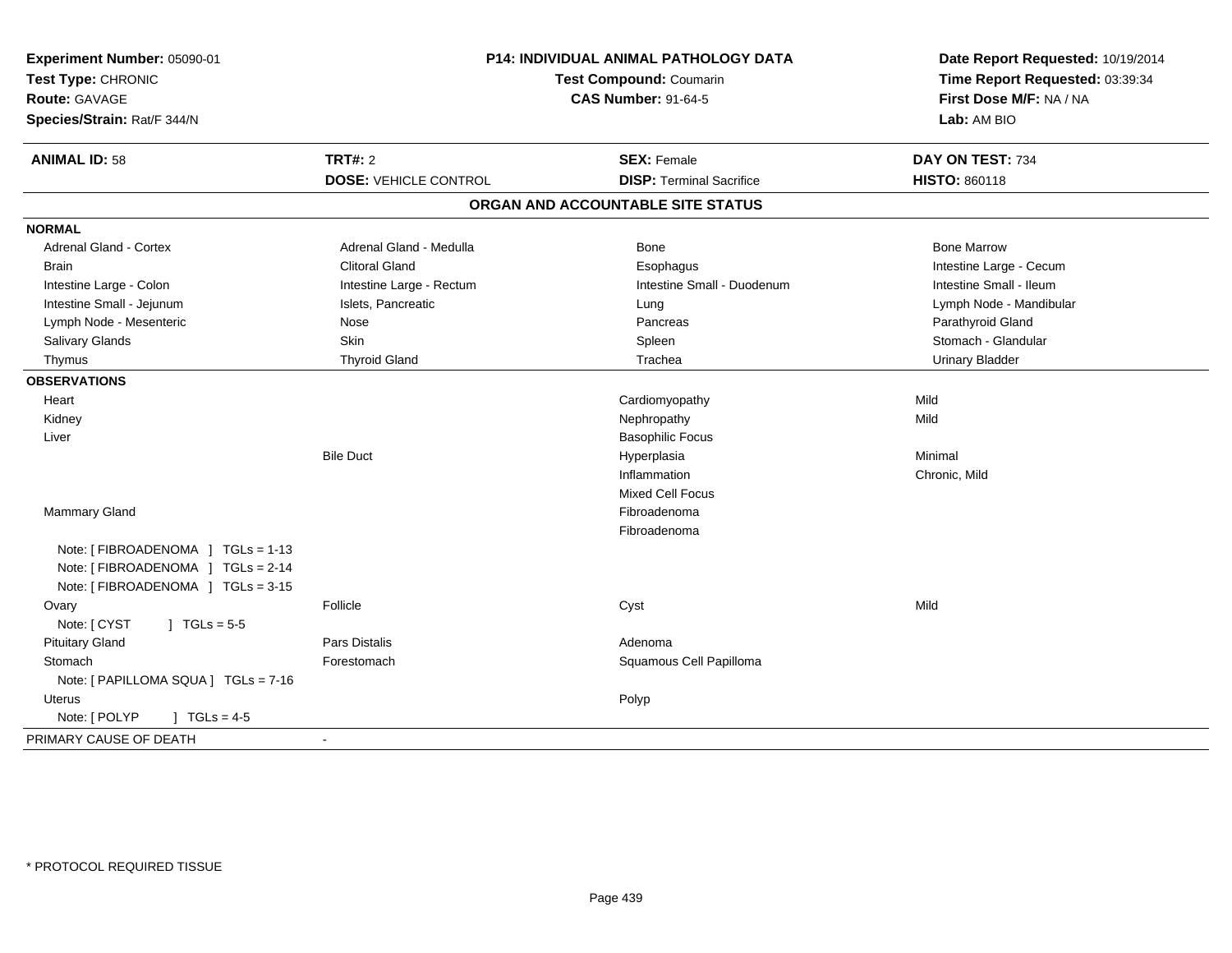**Experiment Number:** 05090-01
**Test Type:** CHRONIC
**Route:** GAVAGE
**Species/Strain:** Rat/F 344/N

**P14: INDIVIDUAL ANIMAL PATHOLOGY DATA**
**Test Compound:** Coumarin
**CAS Number:** 91-64-5

**Date Report Requested:** 10/19/2014
**Time Report Requested:** 03:39:34
**First Dose M/F:** NA / NA
**Lab:** AM BIO

| **ANIMAL ID:** 58 | **TRT#:** 2 | **SEX:** Female | **DAY ON TEST:** 734 |
|---|---|---|---|
| | **DOSE:** VEHICLE CONTROL | **DISP:** Terminal Sacrifice | **HISTO:** 860118 |

## ORGAN AND ACCOUNTABLE SITE STATUS

| | | | |
|---|---|---|---|
| **NORMAL** | | | |
| Adrenal Gland - Cortex | Adrenal Gland - Medulla | Bone | Bone Marrow |
| Brain | Clitoral Gland | Esophagus | Intestine Large - Cecum |
| Intestine Large - Colon | Intestine Large - Rectum | Intestine Small - Duodenum | Intestine Small - Ileum |
| Intestine Small - Jejunum | Islets, Pancreatic | Lung | Lymph Node - Mandibular |
| Lymph Node - Mesenteric | Nose | Pancreas | Parathyroid Gland |
| Salivary Glands | Skin | Spleen | Stomach - Glandular |
| Thymus | Thyroid Gland | Trachea | Urinary Bladder |
| **OBSERVATIONS** | | | |
| Heart | | Cardiomyopathy | Mild |
| Kidney | | Nephropathy | Mild |
| Liver | | Basophilic Focus | |
| | Bile Duct | Hyperplasia | Minimal |
| | | Inflammation | Chronic, Mild |
| | | Mixed Cell Focus | |
| Mammary Gland | | Fibroadenoma | |
| | | Fibroadenoma | |
| Note: [ FIBROADENOMA ] TGLs = 1-13 | | | |
| Note: [ FIBROADENOMA ] TGLs = 2-14 | | | |
| Note: [ FIBROADENOMA ] TGLs = 3-15 | | | |
| Ovary | Follicle | Cyst | Mild |
| Note: [ CYST ] TGLs = 5-5 | | | |
| Pituitary Gland | Pars Distalis | Adenoma | |
| Stomach | Forestomach | Squamous Cell Papilloma | |
| Note: [ PAPILLOMA SQUA ] TGLs = 7-16 | | | |
| Uterus | | Polyp | |
| Note: [ POLYP ] TGLs = 4-5 | | | |
| PRIMARY CAUSE OF DEATH | - | | |

\* PROTOCOL REQUIRED TISSUE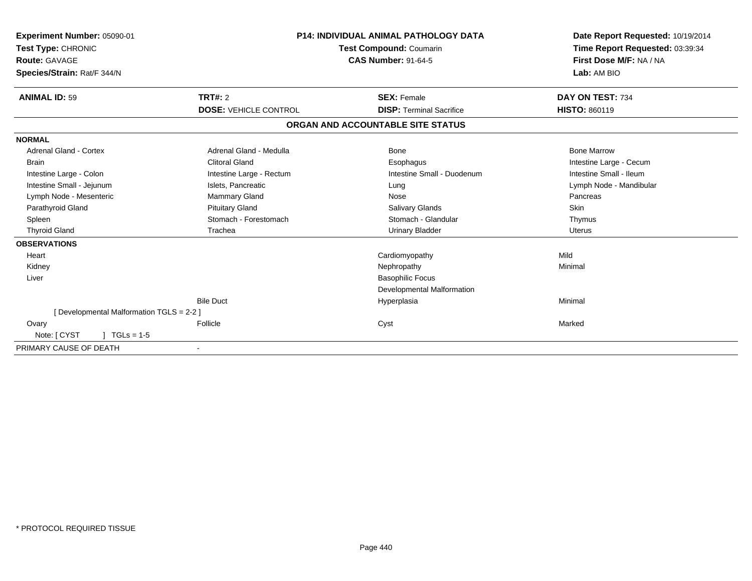**Experiment Number:** 05090-01
**Test Type:** CHRONIC
**Route:** GAVAGE
**Species/Strain:** Rat/F 344/N

**P14: INDIVIDUAL ANIMAL PATHOLOGY DATA**
**Test Compound:** Coumarin
**CAS Number:** 91-64-5

**Date Report Requested:** 10/19/2014
**Time Report Requested:** 03:39:34
**First Dose M/F:** NA / NA
**Lab:** AM BIO

| **ANIMAL ID:** 59 | **TRT#:** 2 | **SEX:** Female | **DAY ON TEST:** 734 |
|---|---|---|---|
| | **DOSE:** VEHICLE CONTROL | **DISP:** Terminal Sacrifice | **HISTO:** 860119 |

**ORGAN AND ACCOUNTABLE SITE STATUS**

**NORMAL**

| | | | |
|---|---|---|---|
| Adrenal Gland - Cortex | Adrenal Gland - Medulla | Bone | Bone Marrow |
| Brain | Clitoral Gland | Esophagus | Intestine Large - Cecum |
| Intestine Large - Colon | Intestine Large - Rectum | Intestine Small - Duodenum | Intestine Small - Ileum |
| Intestine Small - Jejunum | Islets, Pancreatic | Lung | Lymph Node - Mandibular |
| Lymph Node - Mesenteric | Mammary Gland | Nose | Pancreas |
| Parathyroid Gland | Pituitary Gland | Salivary Glands | Skin |
| Spleen | Stomach - Forestomach | Stomach - Glandular | Thymus |
| Thyroid Gland | Trachea | Urinary Bladder | Uterus |

**OBSERVATIONS**

| | | | |
|---|---|---|---|
| Heart | | Cardiomyopathy | Mild |
| Kidney | | Nephropathy | Minimal |
| Liver | | Basophilic Focus | |
| | | Developmental Malformation | |
| | Bile Duct | Hyperplasia | Minimal |
| [ Developmental Malformation TGLS = 2-2 ] | | | |
| Ovary | Follicle | Cyst | Marked |
| Note: [ CYST ] TGLs = 1-5 | | | |

PRIMARY CAUSE OF DEATH -

* PROTOCOL REQUIRED TISSUE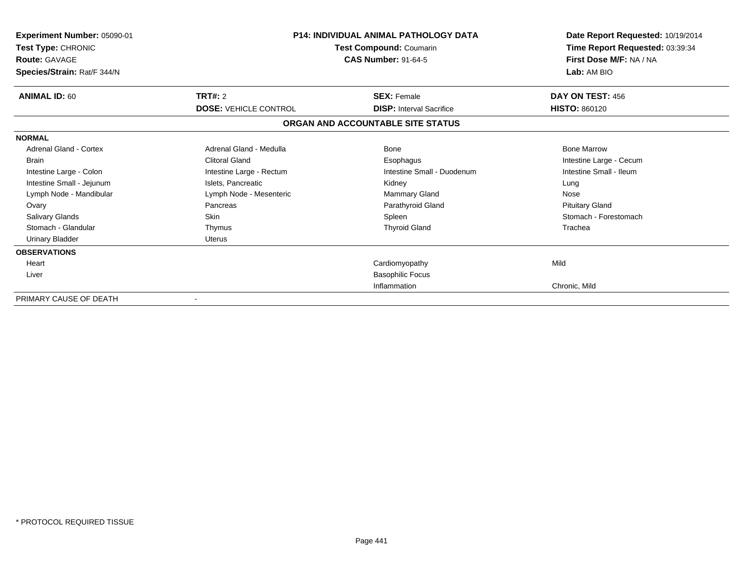**Experiment Number:** 05090-01
**Test Type:** CHRONIC
**Route:** GAVAGE
**Species/Strain:** Rat/F 344/N

**P14: INDIVIDUAL ANIMAL PATHOLOGY DATA**
**Test Compound:** Coumarin
**CAS Number:** 91-64-5

**Date Report Requested:** 10/19/2014
**Time Report Requested:** 03:39:34
**First Dose M/F:** NA / NA
**Lab:** AM BIO

| **ANIMAL ID:** 60 | **TRT#:** 2 | **SEX:** Female | **DAY ON TEST:** 456 |
|---|---|---|---|
| | **DOSE:** VEHICLE CONTROL | **DISP:** Interval Sacrifice | **HISTO:** 860120 |

**ORGAN AND ACCOUNTABLE SITE STATUS**

**NORMAL**

| | | | |
|---|---|---|---|
| Adrenal Gland - Cortex | Adrenal Gland - Medulla | Bone | Bone Marrow |
| Brain | Clitoral Gland | Esophagus | Intestine Large - Cecum |
| Intestine Large - Colon | Intestine Large - Rectum | Intestine Small - Duodenum | Intestine Small - Ileum |
| Intestine Small - Jejunum | Islets, Pancreatic | Kidney | Lung |
| Lymph Node - Mandibular | Lymph Node - Mesenteric | Mammary Gland | Nose |
| Ovary | Pancreas | Parathyroid Gland | Pituitary Gland |
| Salivary Glands | Skin | Spleen | Stomach - Forestomach |
| Stomach - Glandular | Thymus | Thyroid Gland | Trachea |
| Urinary Bladder | Uterus | | |

**OBSERVATIONS**

| | | | |
|---|---|---|---|
| Heart | | Cardiomyopathy | Mild |
| Liver | | Basophilic Focus | |
| | | Inflammation | Chronic, Mild |

PRIMARY CAUSE OF DEATH -

* PROTOCOL REQUIRED TISSUE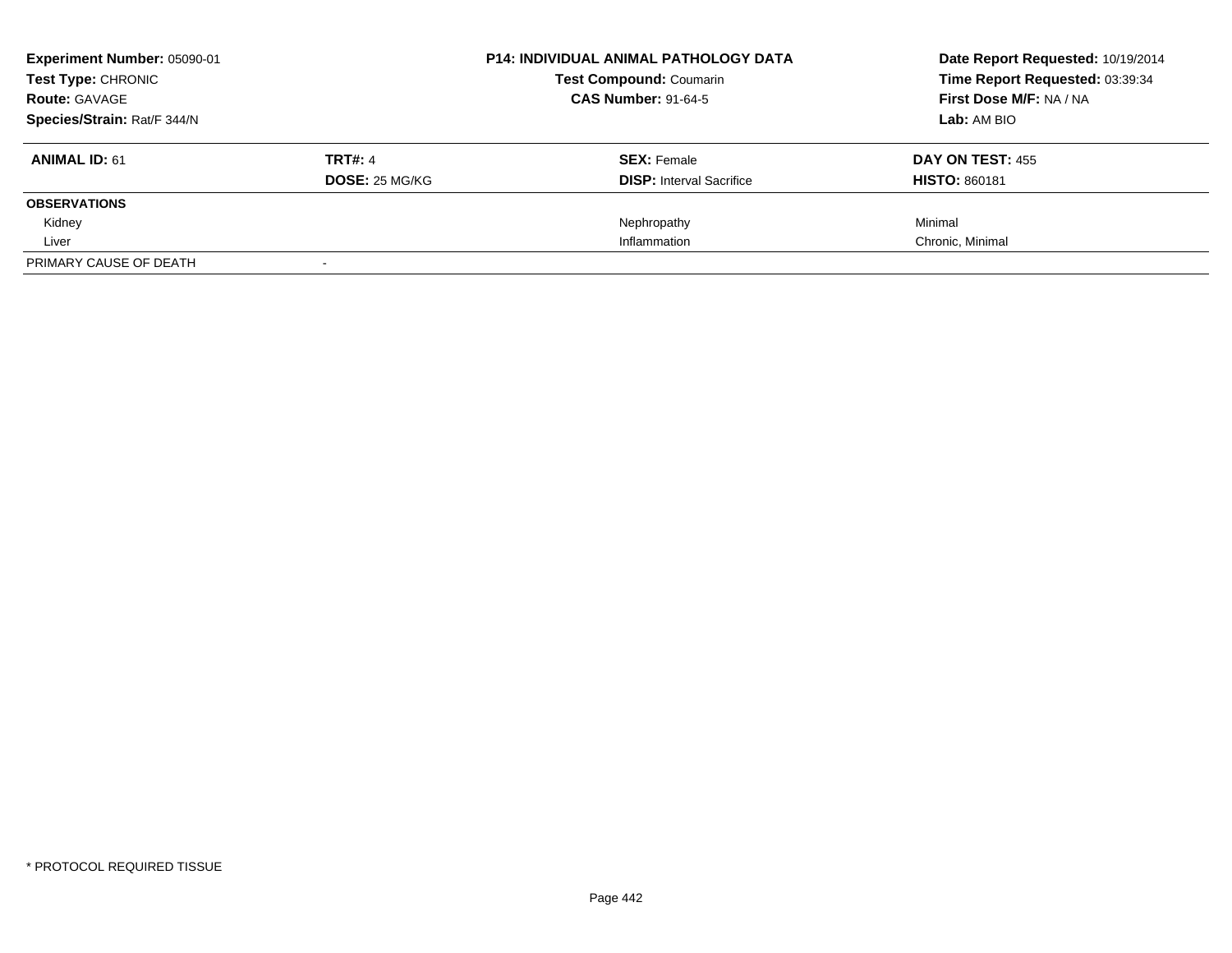| **Experiment Number:** 05090-01 | **P14: INDIVIDUAL ANIMAL PATHOLOGY DATA** | **Date Report Requested:** 10/19/2014 |
|---|---|---|
| **Test Type:** CHRONIC | **Test Compound:** Coumarin | **Time Report Requested:** 03:39:34 |
| **Route:** GAVAGE | **CAS Number:** 91-64-5 | **First Dose M/F:** NA / NA |
| **Species/Strain:** Rat/F 344/N | | **Lab:** AM BIO |

| **ANIMAL ID:** 61 | **TRT#:** 4 | **SEX:** Female | **DAY ON TEST:** 455 |
|---|---|---|---|
| | **DOSE:** 25 MG/KG | **DISP:** Interval Sacrifice | **HISTO:** 860181 |
| **OBSERVATIONS** | | | |
| Kidney | | Nephropathy | Minimal |
| Liver | | Inflammation | Chronic, Minimal |
| PRIMARY CAUSE OF DEATH | - | | |

* PROTOCOL REQUIRED TISSUE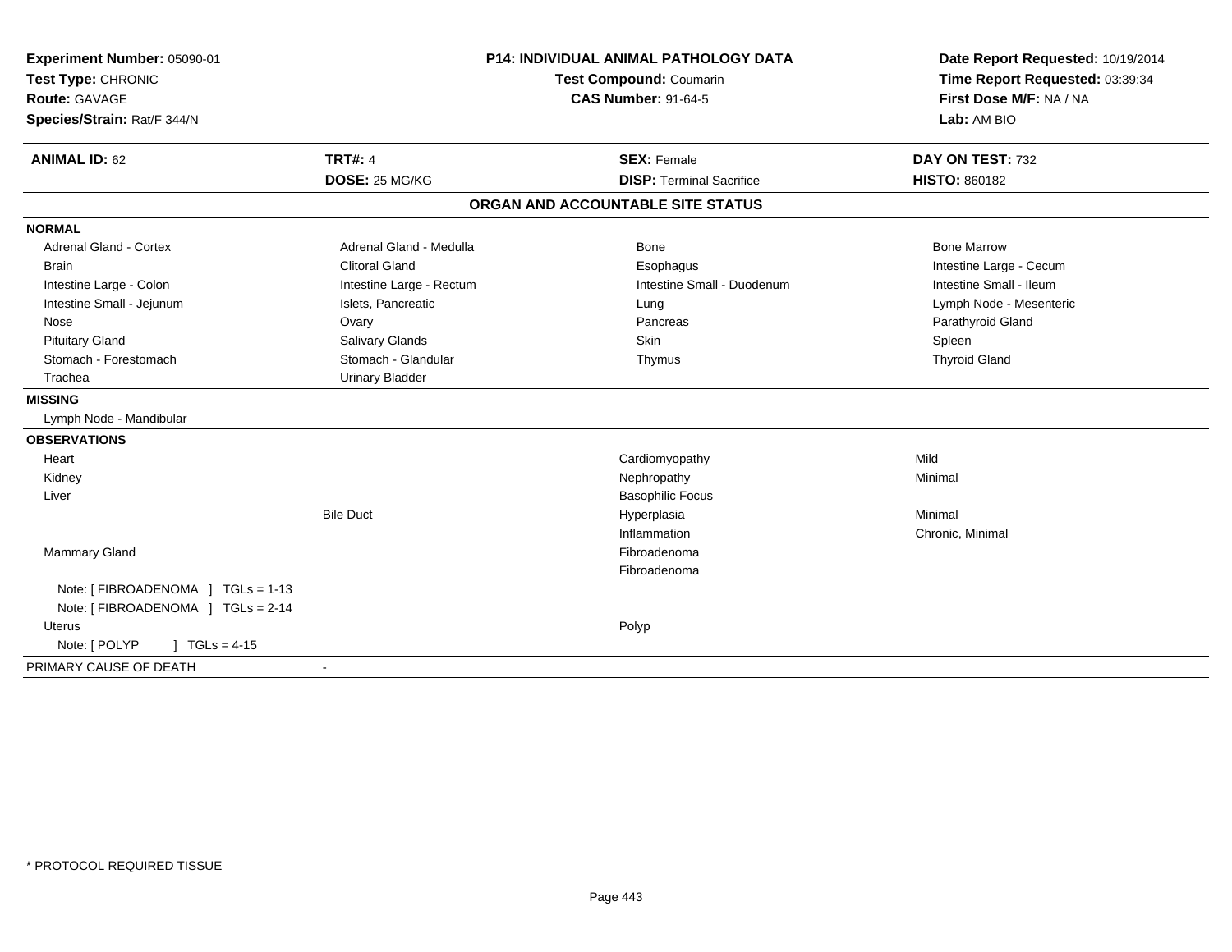**Experiment Number:** 05090-01
**Test Type:** CHRONIC
**Route:** GAVAGE
**Species/Strain:** Rat/F 344/N

**P14: INDIVIDUAL ANIMAL PATHOLOGY DATA**
**Test Compound:** Coumarin
**CAS Number:** 91-64-5

**Date Report Requested:** 10/19/2014
**Time Report Requested:** 03:39:34
**First Dose M/F:** NA / NA
**Lab:** AM BIO

| **ANIMAL ID:** 62 | **TRT#:** 4 | **SEX:** Female | **DAY ON TEST:** 732 |
|---|---|---|---|
| | **DOSE:** 25 MG/KG | **DISP:** Terminal Sacrifice | **HISTO:** 860182 |

## ORGAN AND ACCOUNTABLE SITE STATUS

**NORMAL**

| | | | |
|---|---|---|---|
| Adrenal Gland - Cortex | Adrenal Gland - Medulla | Bone | Bone Marrow |
| Brain | Clitoral Gland | Esophagus | Intestine Large - Cecum |
| Intestine Large - Colon | Intestine Large - Rectum | Intestine Small - Duodenum | Intestine Small - Ileum |
| Intestine Small - Jejunum | Islets, Pancreatic | Lung | Lymph Node - Mesenteric |
| Nose | Ovary | Pancreas | Parathyroid Gland |
| Pituitary Gland | Salivary Glands | Skin | Spleen |
| Stomach - Forestomach | Stomach - Glandular | Thymus | Thyroid Gland |
| Trachea | Urinary Bladder | | |

**MISSING**

Lymph Node - Mandibular

**OBSERVATIONS**

| | | | |
|---|---|---|---|
| Heart | | Cardiomyopathy | Mild |
| Kidney | | Nephropathy | Minimal |
| Liver | | Basophilic Focus | |
| | Bile Duct | Hyperplasia | Minimal |
| | | Inflammation | Chronic, Minimal |
| Mammary Gland | | Fibroadenoma | |
| | | Fibroadenoma | |
| Note: [ FIBROADENOMA ] TGLs = 1-13 | | | |
| Note: [ FIBROADENOMA ] TGLs = 2-14 | | | |
| Uterus | | Polyp | |
| Note: [ POLYP ] TGLs = 4-15 | | | |

PRIMARY CAUSE OF DEATH -

\* PROTOCOL REQUIRED TISSUE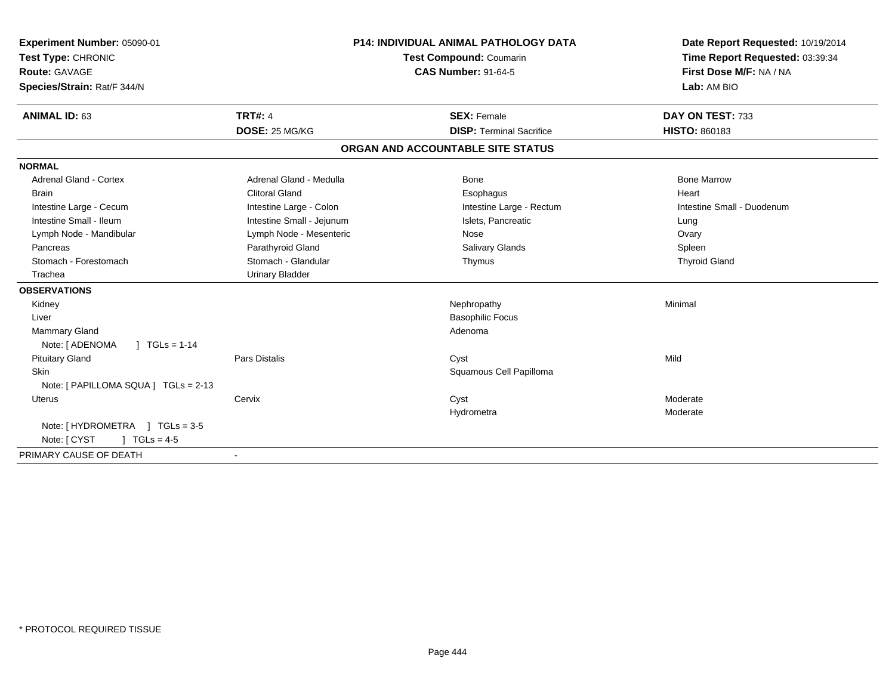**Experiment Number:** 05090-01
**Test Type:** CHRONIC
**Route:** GAVAGE
**Species/Strain:** Rat/F 344/N

**P14: INDIVIDUAL ANIMAL PATHOLOGY DATA**
**Test Compound:** Coumarin
**CAS Number:** 91-64-5

**Date Report Requested:** 10/19/2014
**Time Report Requested:** 03:39:34
**First Dose M/F:** NA / NA
**Lab:** AM BIO

| **ANIMAL ID:** 63 | **TRT#:** 4 | **SEX:** Female | **DAY ON TEST:** 733 |
|---|---|---|---|
| | **DOSE:** 25 MG/KG | **DISP:** Terminal Sacrifice | **HISTO:** 860183 |

## ORGAN AND ACCOUNTABLE SITE STATUS

| | | | |
|---|---|---|---|
| **NORMAL** | | | |
| Adrenal Gland - Cortex | Adrenal Gland - Medulla | Bone | Bone Marrow |
| Brain | Clitoral Gland | Esophagus | Heart |
| Intestine Large - Cecum | Intestine Large - Colon | Intestine Large - Rectum | Intestine Small - Duodenum |
| Intestine Small - Ileum | Intestine Small - Jejunum | Islets, Pancreatic | Lung |
| Lymph Node - Mandibular | Lymph Node - Mesenteric | Nose | Ovary |
| Pancreas | Parathyroid Gland | Salivary Glands | Spleen |
| Stomach - Forestomach | Stomach - Glandular | Thymus | Thyroid Gland |
| Trachea | Urinary Bladder | | |
| **OBSERVATIONS** | | | |
| Kidney | | Nephropathy | Minimal |
| Liver | | Basophilic Focus | |
| Mammary Gland | | Adenoma | |
| Note: [ ADENOMA ] TGLs = 1-14 | | | |
| Pituitary Gland | Pars Distalis | Cyst | Mild |
| Skin | | Squamous Cell Papilloma | |
| Note: [ PAPILLOMA SQUA ] TGLs = 2-13 | | | |
| Uterus | Cervix | Cyst | Moderate |
| | | Hydrometra | Moderate |
| Note: [ HYDROMETRA ] TGLs = 3-5 | | | |
| Note: [ CYST ] TGLs = 4-5 | | | |
| PRIMARY CAUSE OF DEATH | - | | |

* PROTOCOL REQUIRED TISSUE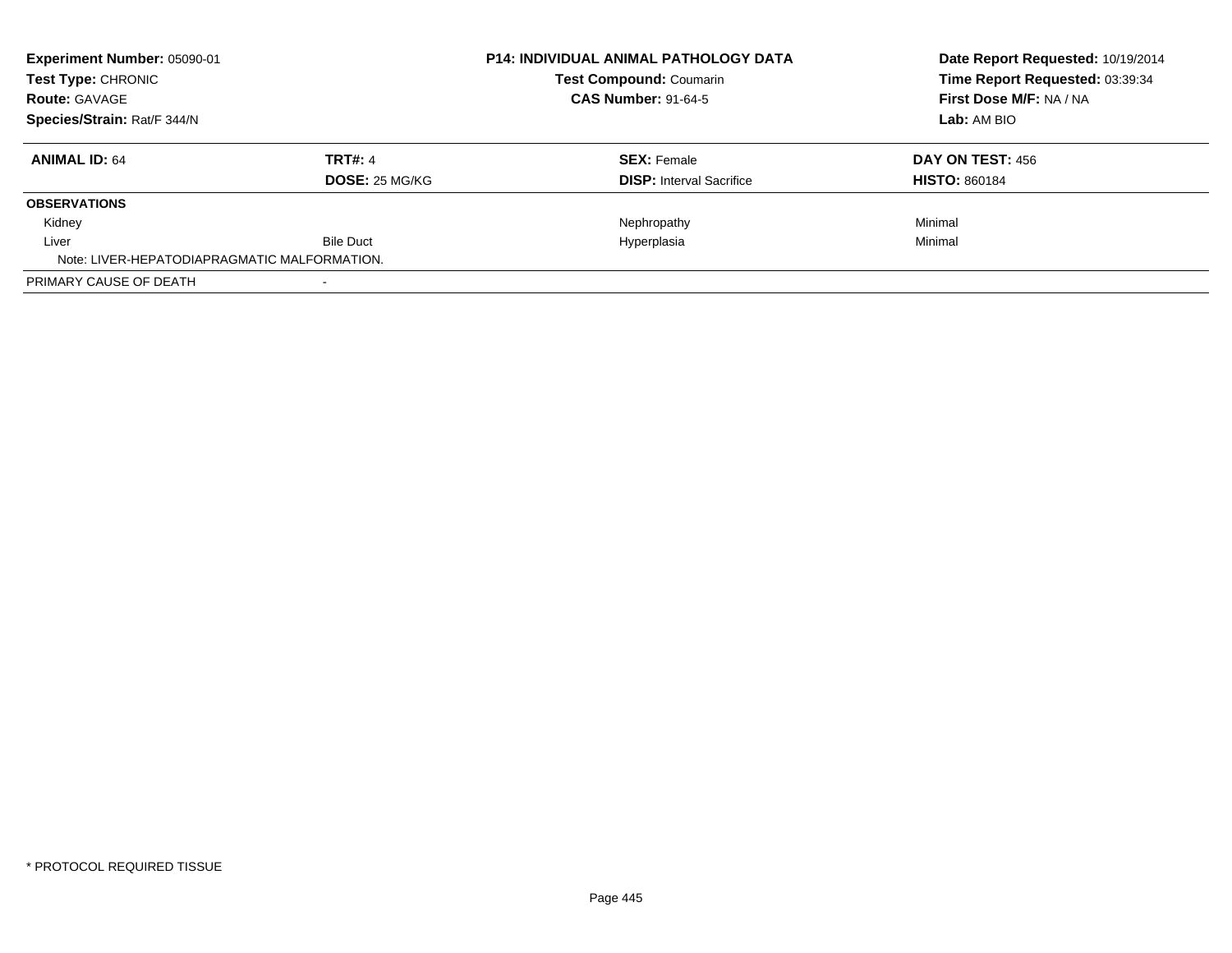**Experiment Number:** 05090-01
**Test Type:** CHRONIC
**Route:** GAVAGE
**Species/Strain:** Rat/F 344/N

**P14: INDIVIDUAL ANIMAL PATHOLOGY DATA**
**Test Compound:** Coumarin
**CAS Number:** 91-64-5

**Date Report Requested:** 10/19/2014
**Time Report Requested:** 03:39:34
**First Dose M/F:** NA / NA
**Lab:** AM BIO

| **ANIMAL ID:** 64 | **TRT#:** 4 | **SEX:** Female | **DAY ON TEST:** 456 |
|---|---|---|---|
| | **DOSE:** 25 MG/KG | **DISP:** Interval Sacrifice | **HISTO:** 860184 |
| **OBSERVATIONS** | | | |
| Kidney | | Nephropathy | Minimal |
| Liver | Bile Duct | Hyperplasia | Minimal |
| Note: LIVER-HEPATODIAPRAGMATIC MALFORMATION. | | | |
| PRIMARY CAUSE OF DEATH | - | | |

* PROTOCOL REQUIRED TISSUE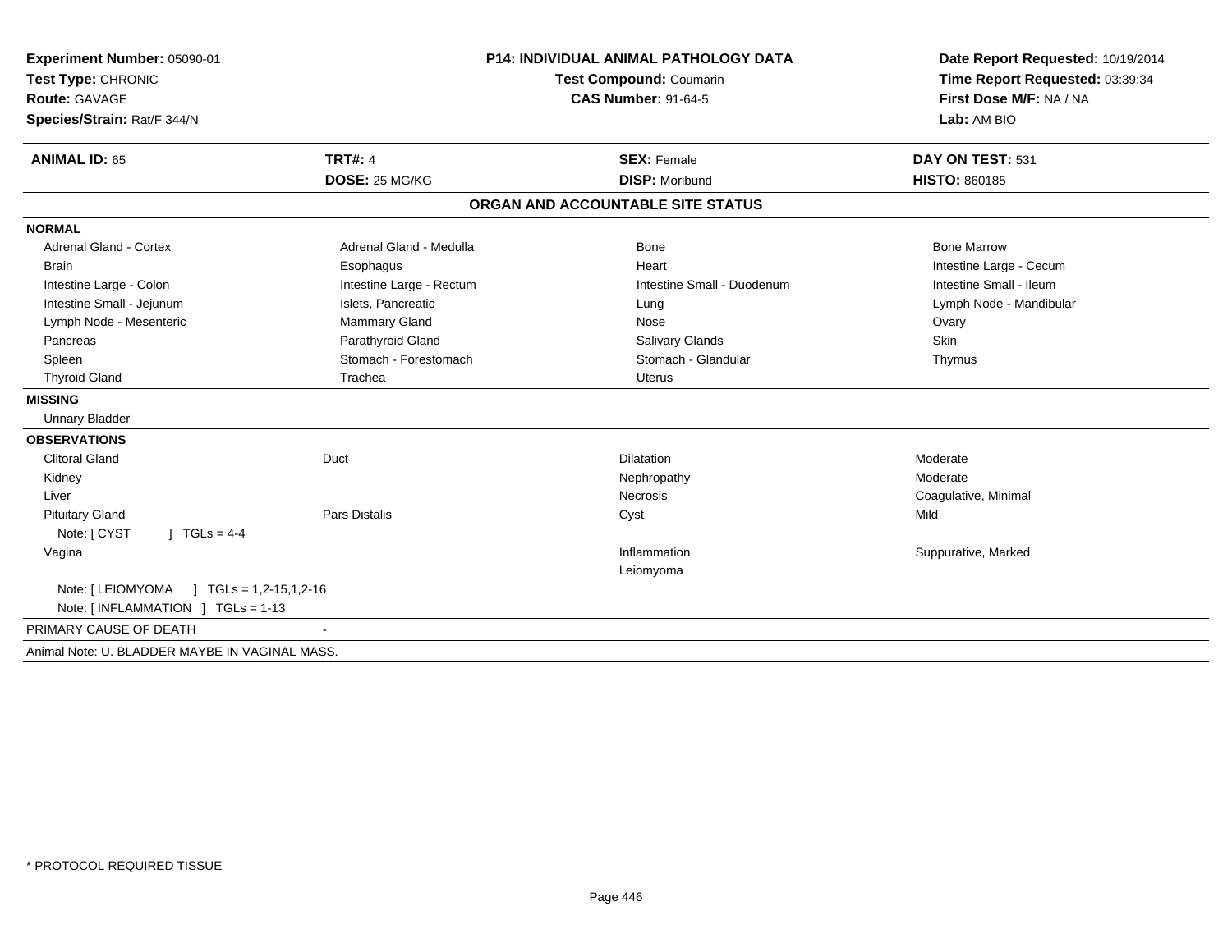**Experiment Number:** 05090-01
**Test Type:** CHRONIC
**Route:** GAVAGE
**Species/Strain:** Rat/F 344/N

**P14: INDIVIDUAL ANIMAL PATHOLOGY DATA**
**Test Compound:** Coumarin
**CAS Number:** 91-64-5

**Date Report Requested:** 10/19/2014
**Time Report Requested:** 03:39:34
**First Dose M/F:** NA / NA
**Lab:** AM BIO

| **ANIMAL ID:** 65 | **TRT#:** 4 | **SEX:** Female | **DAY ON TEST:** 531 |
|---|---|---|---|
| | **DOSE:** 25 MG/KG | **DISP:** Moribund | **HISTO:** 860185 |

**ORGAN AND ACCOUNTABLE SITE STATUS**

**NORMAL**

| | | | |
|---|---|---|---|
| Adrenal Gland - Cortex | Adrenal Gland - Medulla | Bone | Bone Marrow |
| Brain | Esophagus | Heart | Intestine Large - Cecum |
| Intestine Large - Colon | Intestine Large - Rectum | Intestine Small - Duodenum | Intestine Small - Ileum |
| Intestine Small - Jejunum | Islets, Pancreatic | Lung | Lymph Node - Mandibular |
| Lymph Node - Mesenteric | Mammary Gland | Nose | Ovary |
| Pancreas | Parathyroid Gland | Salivary Glands | Skin |
| Spleen | Stomach - Forestomach | Stomach - Glandular | Thymus |
| Thyroid Gland | Trachea | Uterus | |

**MISSING**

Urinary Bladder

**OBSERVATIONS**

| | | | |
|---|---|---|---|
| Clitoral Gland | Duct | Dilatation | Moderate |
| Kidney | | Nephropathy | Moderate |
| Liver | | Necrosis | Coagulative, Minimal |
| Pituitary Gland | Pars Distalis | Cyst | Mild |
| Note: [ CYST ] TGLs = 4-4 | | | |
| Vagina | | Inflammation | Suppurative, Marked |
| | | Leiomyoma | |
| Note: [ LEIOMYOMA ] TGLs = 1,2-15,1,2-16 | | | |
| Note: [ INFLAMMATION ] TGLs = 1-13 | | | |

PRIMARY CAUSE OF DEATH -

Animal Note: U. BLADDER MAYBE IN VAGINAL MASS.

\* PROTOCOL REQUIRED TISSUE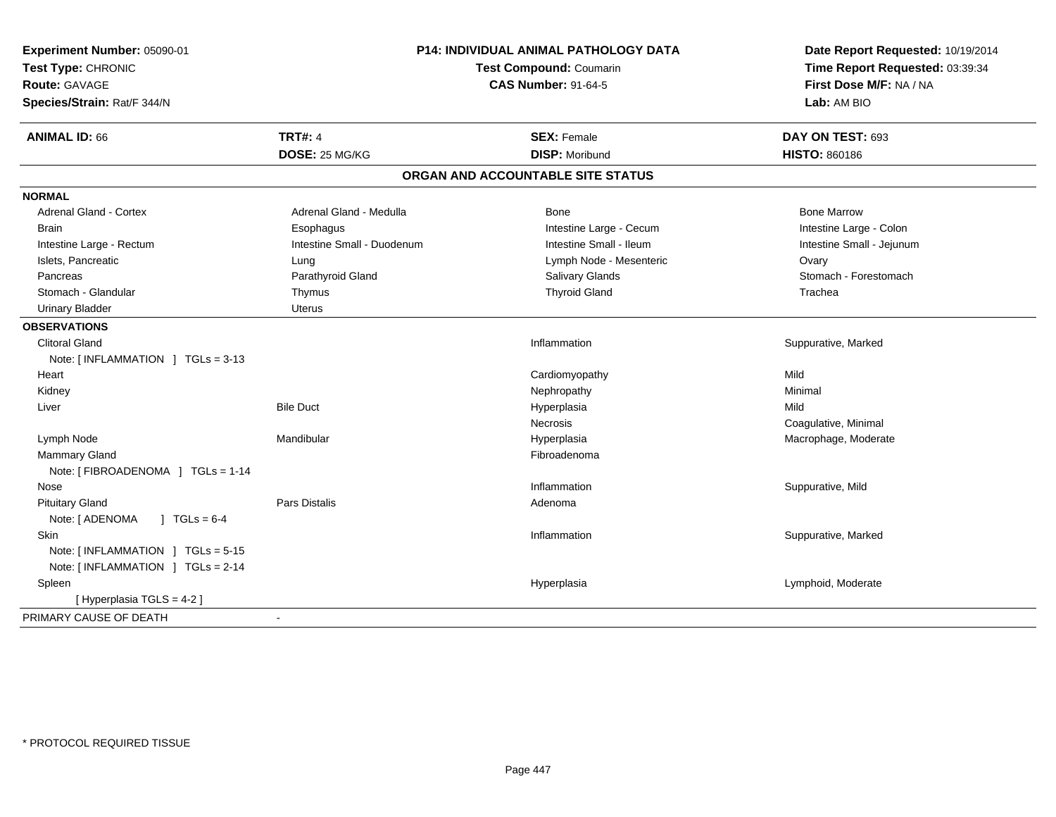**Experiment Number:** 05090-01
**Test Type:** CHRONIC
**Route:** GAVAGE
**Species/Strain:** Rat/F 344/N

**P14: INDIVIDUAL ANIMAL PATHOLOGY DATA**
**Test Compound:** Coumarin
**CAS Number:** 91-64-5

**Date Report Requested:** 10/19/2014
**Time Report Requested:** 03:39:34
**First Dose M/F:** NA / NA
**Lab:** AM BIO

| **ANIMAL ID:** 66 | **TRT#:** 4 | **SEX:** Female | **DAY ON TEST:** 693 |
|---|---|---|---|
| | **DOSE:** 25 MG/KG | **DISP:** Moribund | **HISTO:** 860186 |

## ORGAN AND ACCOUNTABLE SITE STATUS

**NORMAL**

| | | | |
|---|---|---|---|
| Adrenal Gland - Cortex | Adrenal Gland - Medulla | Bone | Bone Marrow |
| Brain | Esophagus | Intestine Large - Cecum | Intestine Large - Colon |
| Intestine Large - Rectum | Intestine Small - Duodenum | Intestine Small - Ileum | Intestine Small - Jejunum |
| Islets, Pancreatic | Lung | Lymph Node - Mesenteric | Ovary |
| Pancreas | Parathyroid Gland | Salivary Glands | Stomach - Forestomach |
| Stomach - Glandular | Thymus | Thyroid Gland | Trachea |
| Urinary Bladder | Uterus | | |

**OBSERVATIONS**

| | | | |
|---|---|---|---|
| Clitoral Gland | | Inflammation | Suppurative, Marked |
| Note: [ INFLAMMATION ] TGLs = 3-13 | | | |
| Heart | | Cardiomyopathy | Mild |
| Kidney | | Nephropathy | Minimal |
| Liver | Bile Duct | Hyperplasia | Mild |
| | | Necrosis | Coagulative, Minimal |
| Lymph Node | Mandibular | Hyperplasia | Macrophage, Moderate |
| Mammary Gland | | Fibroadenoma | |
| Note: [ FIBROADENOMA ] TGLs = 1-14 | | | |
| Nose | | Inflammation | Suppurative, Mild |
| Pituitary Gland | Pars Distalis | Adenoma | |
| Note: [ ADENOMA ] TGLs = 6-4 | | | |
| Skin | | Inflammation | Suppurative, Marked |
| Note: [ INFLAMMATION ] TGLs = 5-15 | | | |
| Note: [ INFLAMMATION ] TGLs = 2-14 | | | |
| Spleen | | Hyperplasia | Lymphoid, Moderate |
| [ Hyperplasia TGLS = 4-2 ] | | | |

PRIMARY CAUSE OF DEATH -

* PROTOCOL REQUIRED TISSUE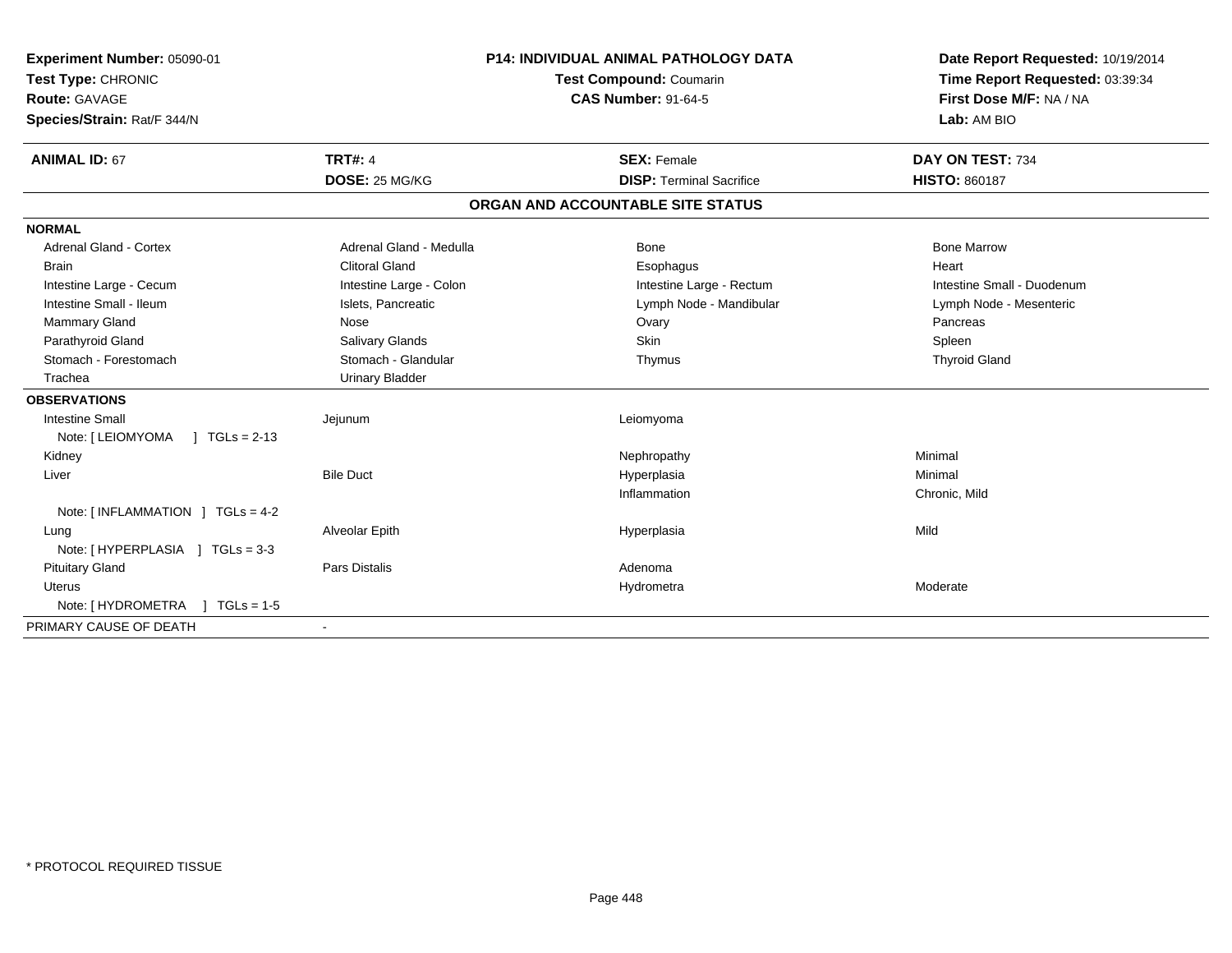**Experiment Number:** 05090-01
**Test Type:** CHRONIC
**Route:** GAVAGE
**Species/Strain:** Rat/F 344/N

**P14: INDIVIDUAL ANIMAL PATHOLOGY DATA**
**Test Compound:** Coumarin
**CAS Number:** 91-64-5

**Date Report Requested:** 10/19/2014
**Time Report Requested:** 03:39:34
**First Dose M/F:** NA / NA
**Lab:** AM BIO

| **ANIMAL ID:** 67 | **TRT#:** 4 | **SEX:** Female | **DAY ON TEST:** 734 |
|---|---|---|---|
| | **DOSE:** 25 MG/KG | **DISP:** Terminal Sacrifice | **HISTO:** 860187 |

## ORGAN AND ACCOUNTABLE SITE STATUS

**NORMAL**

| | | | |
|---|---|---|---|
| Adrenal Gland - Cortex | Adrenal Gland - Medulla | Bone | Bone Marrow |
| Brain | Clitoral Gland | Esophagus | Heart |
| Intestine Large - Cecum | Intestine Large - Colon | Intestine Large - Rectum | Intestine Small - Duodenum |
| Intestine Small - Ileum | Islets, Pancreatic | Lymph Node - Mandibular | Lymph Node - Mesenteric |
| Mammary Gland | Nose | Ovary | Pancreas |
| Parathyroid Gland | Salivary Glands | Skin | Spleen |
| Stomach - Forestomach | Stomach - Glandular | Thymus | Thyroid Gland |
| Trachea | Urinary Bladder | | |

**OBSERVATIONS**

| | | | |
|---|---|---|---|
| Intestine Small | Jejunum | Leiomyoma | |
| Note: [ LEIOMYOMA ] TGLs = 2-13 | | | |
| Kidney | | Nephropathy | Minimal |
| Liver | Bile Duct | Hyperplasia | Minimal |
| | | Inflammation | Chronic, Mild |
| Note: [ INFLAMMATION ] TGLs = 4-2 | | | |
| Lung | Alveolar Epith | Hyperplasia | Mild |
| Note: [ HYPERPLASIA ] TGLs = 3-3 | | | |
| Pituitary Gland | Pars Distalis | Adenoma | |
| Uterus | | Hydrometra | Moderate |
| Note: [ HYDROMETRA ] TGLs = 1-5 | | | |

PRIMARY CAUSE OF DEATH -

\* PROTOCOL REQUIRED TISSUE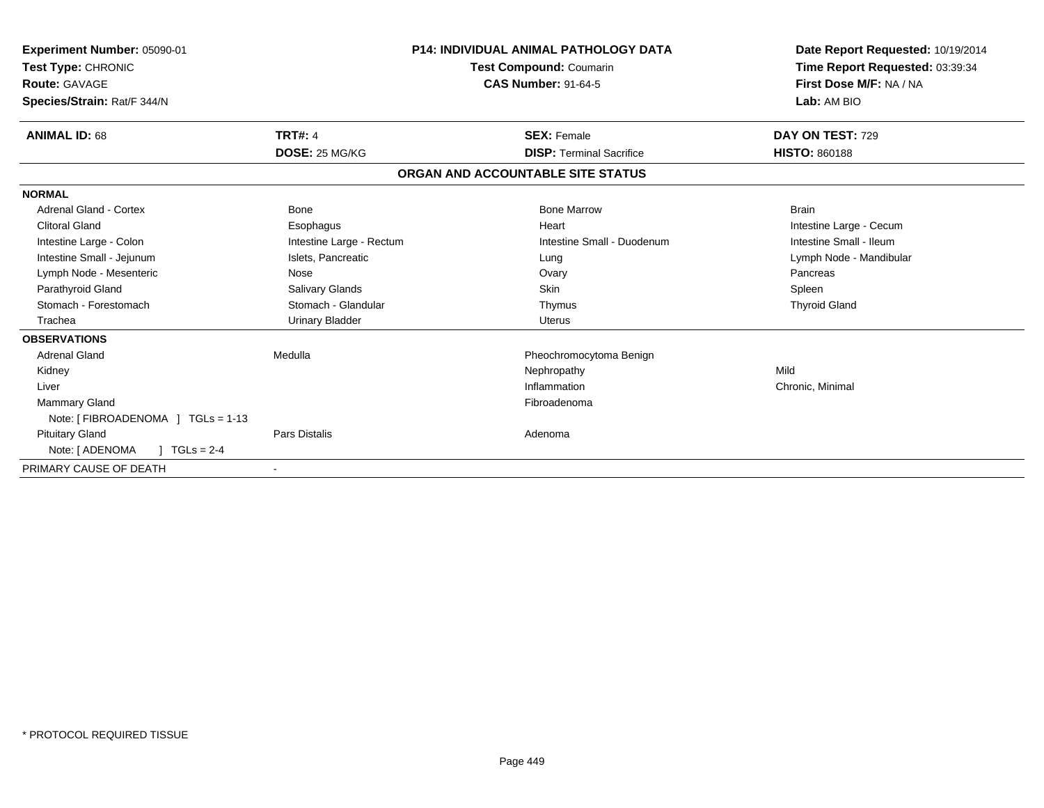**Experiment Number:** 05090-01
**Test Type:** CHRONIC
**Route:** GAVAGE
**Species/Strain:** Rat/F 344/N

**P14: INDIVIDUAL ANIMAL PATHOLOGY DATA**
**Test Compound:** Coumarin
**CAS Number:** 91-64-5

**Date Report Requested:** 10/19/2014
**Time Report Requested:** 03:39:34
**First Dose M/F:** NA / NA
**Lab:** AM BIO

| **ANIMAL ID:** 68 | **TRT#:** 4 | **SEX:** Female | **DAY ON TEST:** 729 |
|---|---|---|---|
| | **DOSE:** 25 MG/KG | **DISP:** Terminal Sacrifice | **HISTO:** 860188 |

## ORGAN AND ACCOUNTABLE SITE STATUS

| | | | |
|---|---|---|---|
| **NORMAL** | | | |
| Adrenal Gland - Cortex | Bone | Bone Marrow | Brain |
| Clitoral Gland | Esophagus | Heart | Intestine Large - Cecum |
| Intestine Large - Colon | Intestine Large - Rectum | Intestine Small - Duodenum | Intestine Small - Ileum |
| Intestine Small - Jejunum | Islets, Pancreatic | Lung | Lymph Node - Mandibular |
| Lymph Node - Mesenteric | Nose | Ovary | Pancreas |
| Parathyroid Gland | Salivary Glands | Skin | Spleen |
| Stomach - Forestomach | Stomach - Glandular | Thymus | Thyroid Gland |
| Trachea | Urinary Bladder | Uterus | |
| **OBSERVATIONS** | | | |
| Adrenal Gland | Medulla | Pheochromocytoma Benign | |
| Kidney | | Nephropathy | Mild |
| Liver | | Inflammation | Chronic, Minimal |
| Mammary Gland | | Fibroadenoma | |
| Note: [ FIBROADENOMA ] TGLs = 1-13 | | | |
| Pituitary Gland | Pars Distalis | Adenoma | |
| Note: [ ADENOMA ] TGLs = 2-4 | | | |
| PRIMARY CAUSE OF DEATH | - | | |

* PROTOCOL REQUIRED TISSUE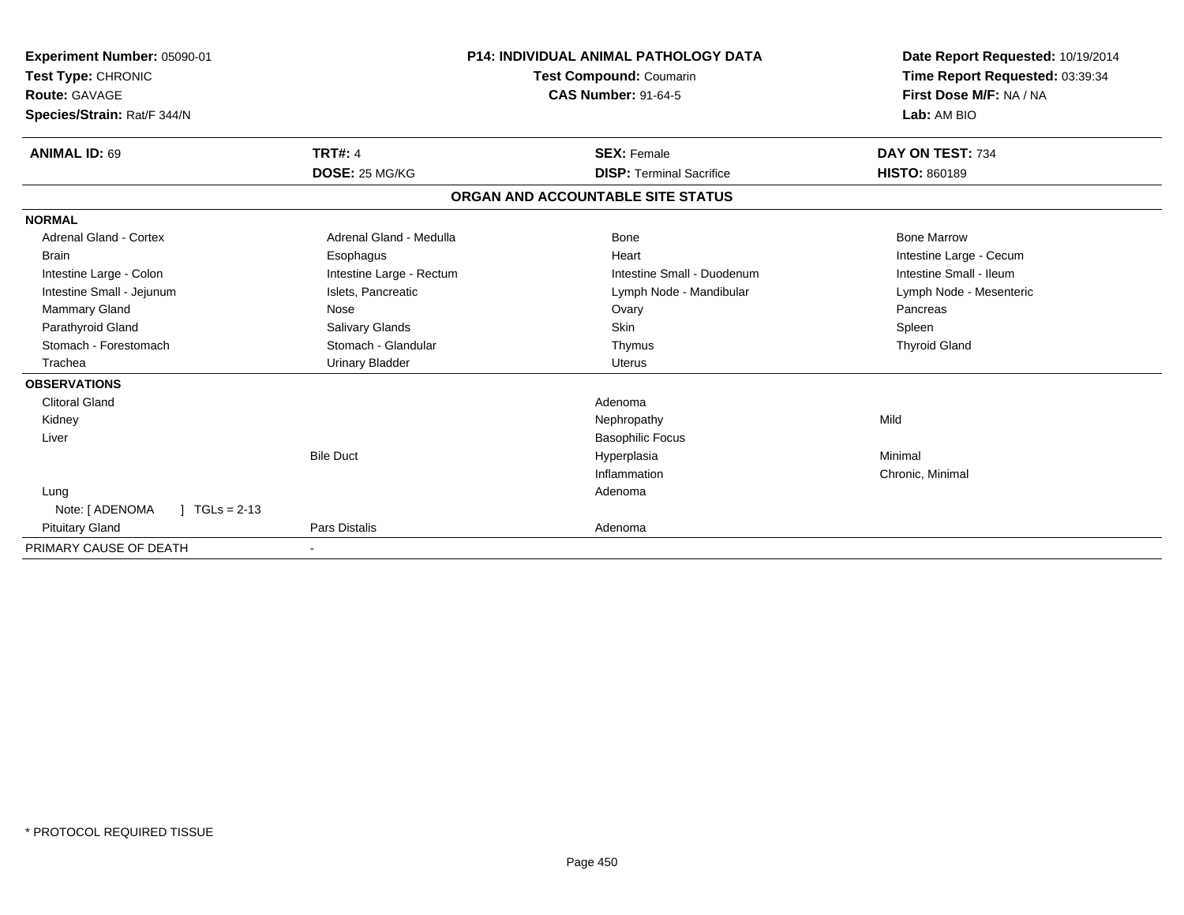**Experiment Number:** 05090-01
**Test Type:** CHRONIC
**Route:** GAVAGE
**Species/Strain:** Rat/F 344/N

**P14: INDIVIDUAL ANIMAL PATHOLOGY DATA**
**Test Compound:** Coumarin
**CAS Number:** 91-64-5

**Date Report Requested:** 10/19/2014
**Time Report Requested:** 03:39:34
**First Dose M/F:** NA / NA
**Lab:** AM BIO

| **ANIMAL ID:** 69 | **TRT#:** 4 | **SEX:** Female | **DAY ON TEST:** 734 |
|---|---|---|---|
| | **DOSE:** 25 MG/KG | **DISP:** Terminal Sacrifice | **HISTO:** 860189 |

## ORGAN AND ACCOUNTABLE SITE STATUS

| | | | |
|---|---|---|---|
| **NORMAL** | | | |
| Adrenal Gland - Cortex | Adrenal Gland - Medulla | Bone | Bone Marrow |
| Brain | Esophagus | Heart | Intestine Large - Cecum |
| Intestine Large - Colon | Intestine Large - Rectum | Intestine Small - Duodenum | Intestine Small - Ileum |
| Intestine Small - Jejunum | Islets, Pancreatic | Lymph Node - Mandibular | Lymph Node - Mesenteric |
| Mammary Gland | Nose | Ovary | Pancreas |
| Parathyroid Gland | Salivary Glands | Skin | Spleen |
| Stomach - Forestomach | Stomach - Glandular | Thymus | Thyroid Gland |
| Trachea | Urinary Bladder | Uterus | |
| **OBSERVATIONS** | | | |
| Clitoral Gland | | Adenoma | |
| Kidney | | Nephropathy | Mild |
| Liver | | Basophilic Focus | |
| | Bile Duct | Hyperplasia | Minimal |
| | | Inflammation | Chronic, Minimal |
| Lung | | Adenoma | |
| Note: [ ADENOMA ] TGLs = 2-13 | | | |
| Pituitary Gland | Pars Distalis | Adenoma | |
| PRIMARY CAUSE OF DEATH | - | | |

\* PROTOCOL REQUIRED TISSUE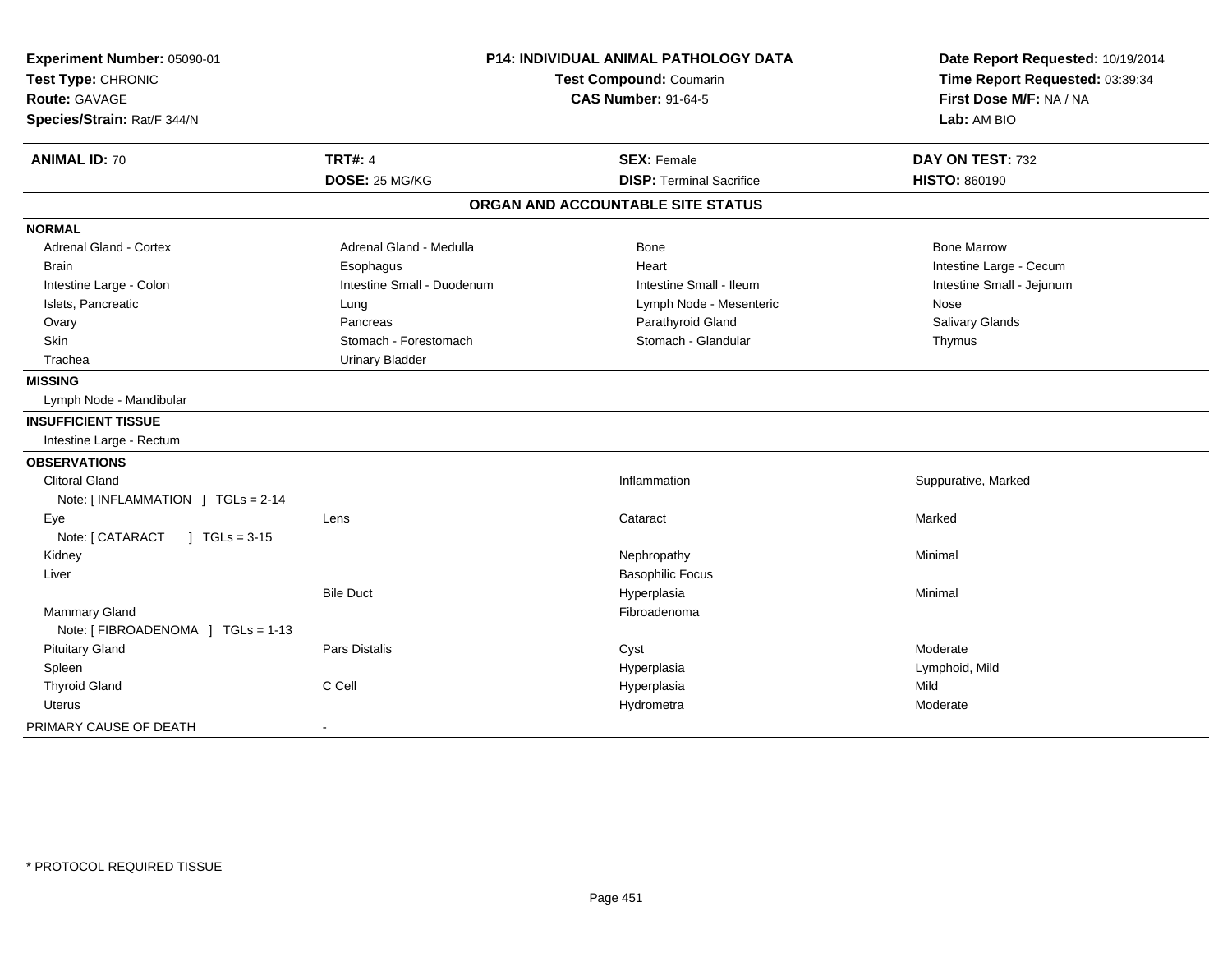**Experiment Number:** 05090-01
**Test Type:** CHRONIC
**Route:** GAVAGE
**Species/Strain:** Rat/F 344/N

**P14: INDIVIDUAL ANIMAL PATHOLOGY DATA**
**Test Compound:** Coumarin
**CAS Number:** 91-64-5

**Date Report Requested:** 10/19/2014
**Time Report Requested:** 03:39:34
**First Dose M/F:** NA / NA
**Lab:** AM BIO

| **ANIMAL ID:** 70 | **TRT#:** 4 | **SEX:** Female | **DAY ON TEST:** 732 |
|---|---|---|---|
| | **DOSE:** 25 MG/KG | **DISP:** Terminal Sacrifice | **HISTO:** 860190 |

## ORGAN AND ACCOUNTABLE SITE STATUS

| | | | |
|---|---|---|---|
| **NORMAL** | | | |
| Adrenal Gland - Cortex | Adrenal Gland - Medulla | Bone | Bone Marrow |
| Brain | Esophagus | Heart | Intestine Large - Cecum |
| Intestine Large - Colon | Intestine Small - Duodenum | Intestine Small - Ileum | Intestine Small - Jejunum |
| Islets, Pancreatic | Lung | Lymph Node - Mesenteric | Nose |
| Ovary | Pancreas | Parathyroid Gland | Salivary Glands |
| Skin | Stomach - Forestomach | Stomach - Glandular | Thymus |
| Trachea | Urinary Bladder | | |
| **MISSING** | | | |
| Lymph Node - Mandibular | | | |
| **INSUFFICIENT TISSUE** | | | |
| Intestine Large - Rectum | | | |
| **OBSERVATIONS** | | | |
| Clitoral Gland | | Inflammation | Suppurative, Marked |
| Note: [ INFLAMMATION ] TGLs = 2-14 | | | |
| Eye | Lens | Cataract | Marked |
| Note: [ CATARACT ] TGLs = 3-15 | | | |
| Kidney | | Nephropathy | Minimal |
| Liver | | Basophilic Focus | |
| | Bile Duct | Hyperplasia | Minimal |
| Mammary Gland | | Fibroadenoma | |
| Note: [ FIBROADENOMA ] TGLs = 1-13 | | | |
| Pituitary Gland | Pars Distalis | Cyst | Moderate |
| Spleen | | Hyperplasia | Lymphoid, Mild |
| Thyroid Gland | C Cell | Hyperplasia | Mild |
| Uterus | | Hydrometra | Moderate |
| PRIMARY CAUSE OF DEATH | - | | |

* PROTOCOL REQUIRED TISSUE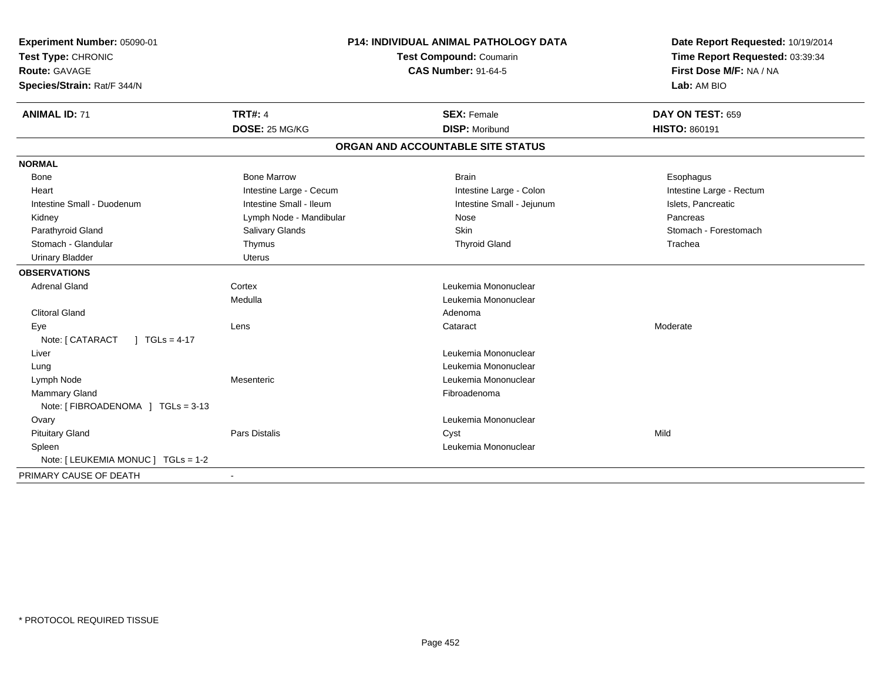**Experiment Number:** 05090-01
**Test Type:** CHRONIC
**Route:** GAVAGE
**Species/Strain:** Rat/F 344/N

**P14: INDIVIDUAL ANIMAL PATHOLOGY DATA**
**Test Compound:** Coumarin
**CAS Number:** 91-64-5

**Date Report Requested:** 10/19/2014
**Time Report Requested:** 03:39:34
**First Dose M/F:** NA / NA
**Lab:** AM BIO

| **ANIMAL ID:** 71 | **TRT#:** 4 | **SEX:** Female | **DAY ON TEST:** 659 |
|---|---|---|---|
| | **DOSE:** 25 MG/KG | **DISP:** Moribund | **HISTO:** 860191 |

## ORGAN AND ACCOUNTABLE SITE STATUS

| | | | |
|---|---|---|---|
| **NORMAL** | | | |
| Bone | Bone Marrow | Brain | Esophagus |
| Heart | Intestine Large - Cecum | Intestine Large - Colon | Intestine Large - Rectum |
| Intestine Small - Duodenum | Intestine Small - Ileum | Intestine Small - Jejunum | Islets, Pancreatic |
| Kidney | Lymph Node - Mandibular | Nose | Pancreas |
| Parathyroid Gland | Salivary Glands | Skin | Stomach - Forestomach |
| Stomach - Glandular | Thymus | Thyroid Gland | Trachea |
| Urinary Bladder | Uterus | | |
| **OBSERVATIONS** | | | |
| Adrenal Gland | Cortex | Leukemia Mononuclear | |
| | Medulla | Leukemia Mononuclear | |
| Clitoral Gland | | Adenoma | |
| Eye | Lens | Cataract | Moderate |
| Note: [ CATARACT ] TGLs = 4-17 | | | |
| Liver | | Leukemia Mononuclear | |
| Lung | | Leukemia Mononuclear | |
| Lymph Node | Mesenteric | Leukemia Mononuclear | |
| Mammary Gland | | Fibroadenoma | |
| Note: [ FIBROADENOMA ] TGLs = 3-13 | | | |
| Ovary | | Leukemia Mononuclear | |
| Pituitary Gland | Pars Distalis | Cyst | Mild |
| Spleen | | Leukemia Mononuclear | |
| Note: [ LEUKEMIA MONUC ] TGLs = 1-2 | | | |
| PRIMARY CAUSE OF DEATH | - | | |

\* PROTOCOL REQUIRED TISSUE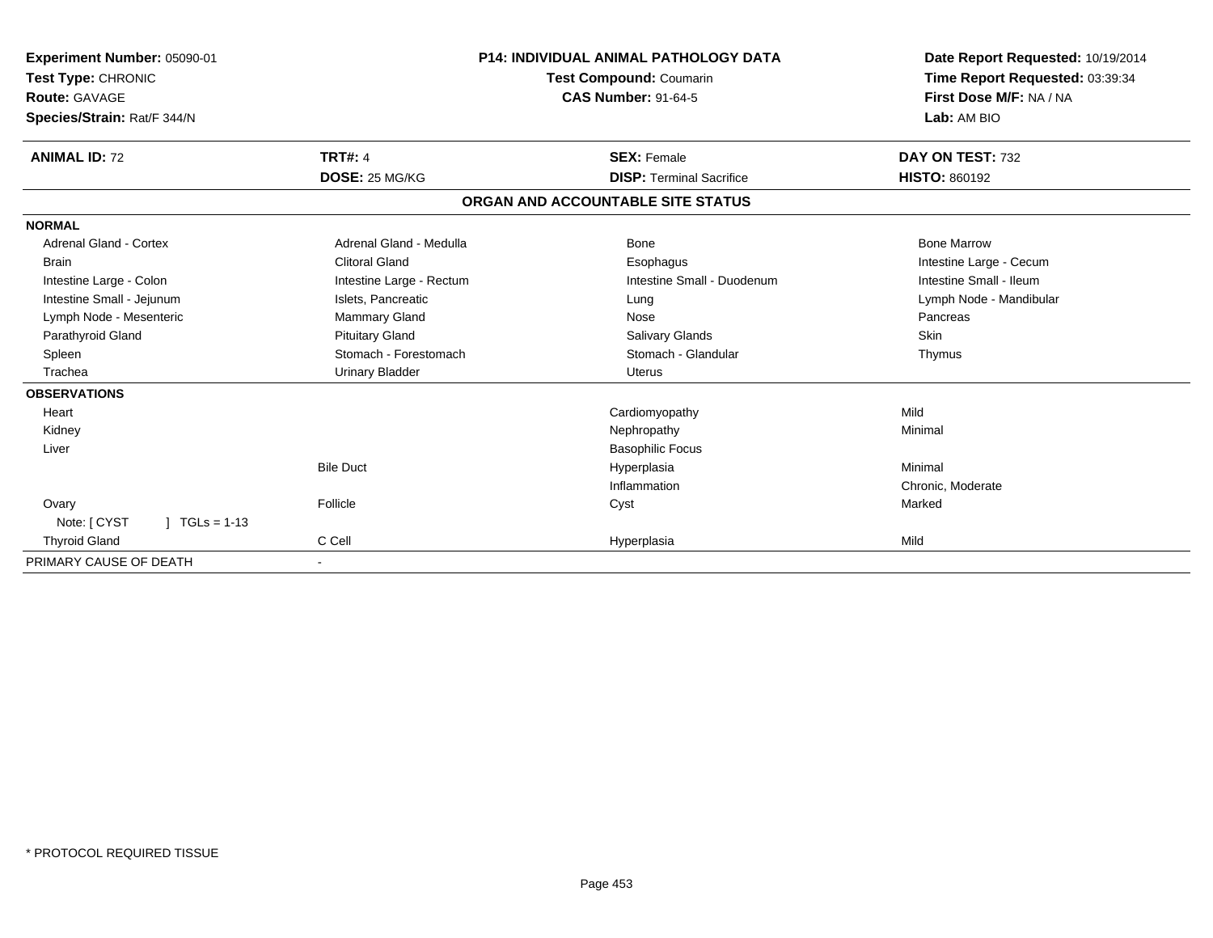**Experiment Number:** 05090-01
**Test Type:** CHRONIC
**Route:** GAVAGE
**Species/Strain:** Rat/F 344/N

**P14: INDIVIDUAL ANIMAL PATHOLOGY DATA**
**Test Compound:** Coumarin
**CAS Number:** 91-64-5

**Date Report Requested:** 10/19/2014
**Time Report Requested:** 03:39:34
**First Dose M/F:** NA / NA
**Lab:** AM BIO

| **ANIMAL ID:** 72 | **TRT#:** 4 | **SEX:** Female | **DAY ON TEST:** 732 |
|---|---|---|---|
| | **DOSE:** 25 MG/KG | **DISP:** Terminal Sacrifice | **HISTO:** 860192 |

## ORGAN AND ACCOUNTABLE SITE STATUS

| | | | |
|---|---|---|---|
| **NORMAL** | | | |
| Adrenal Gland - Cortex | Adrenal Gland - Medulla | Bone | Bone Marrow |
| Brain | Clitoral Gland | Esophagus | Intestine Large - Cecum |
| Intestine Large - Colon | Intestine Large - Rectum | Intestine Small - Duodenum | Intestine Small - Ileum |
| Intestine Small - Jejunum | Islets, Pancreatic | Lung | Lymph Node - Mandibular |
| Lymph Node - Mesenteric | Mammary Gland | Nose | Pancreas |
| Parathyroid Gland | Pituitary Gland | Salivary Glands | Skin |
| Spleen | Stomach - Forestomach | Stomach - Glandular | Thymus |
| Trachea | Urinary Bladder | Uterus | |
| **OBSERVATIONS** | | | |
| Heart | | Cardiomyopathy | Mild |
| Kidney | | Nephropathy | Minimal |
| Liver | | Basophilic Focus | |
| | Bile Duct | Hyperplasia | Minimal |
| | | Inflammation | Chronic, Moderate |
| Ovary | Follicle | Cyst | Marked |
| Note: [ CYST ] TGLs = 1-13 | | | |
| Thyroid Gland | C Cell | Hyperplasia | Mild |
| PRIMARY CAUSE OF DEATH | - | | |

\* PROTOCOL REQUIRED TISSUE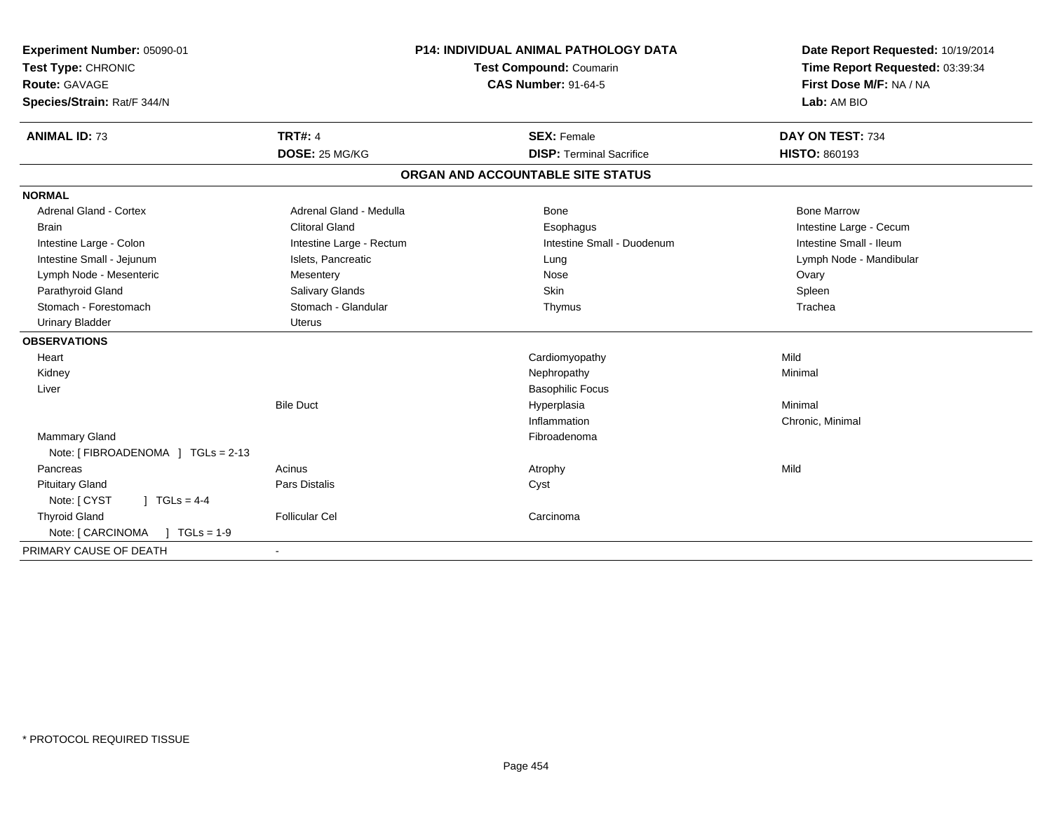**Experiment Number:** 05090-01
**Test Type:** CHRONIC
**Route:** GAVAGE
**Species/Strain:** Rat/F 344/N

**P14: INDIVIDUAL ANIMAL PATHOLOGY DATA**
**Test Compound:** Coumarin
**CAS Number:** 91-64-5

**Date Report Requested:** 10/19/2014
**Time Report Requested:** 03:39:34
**First Dose M/F:** NA / NA
**Lab:** AM BIO

| **ANIMAL ID:** 73 | **TRT#:** 4 | **SEX:** Female | **DAY ON TEST:** 734 |
|---|---|---|---|
| | **DOSE:** 25 MG/KG | **DISP:** Terminal Sacrifice | **HISTO:** 860193 |

## ORGAN AND ACCOUNTABLE SITE STATUS

| | | | |
|---|---|---|---|
| **NORMAL** | | | |
| Adrenal Gland - Cortex | Adrenal Gland - Medulla | Bone | Bone Marrow |
| Brain | Clitoral Gland | Esophagus | Intestine Large - Cecum |
| Intestine Large - Colon | Intestine Large - Rectum | Intestine Small - Duodenum | Intestine Small - Ileum |
| Intestine Small - Jejunum | Islets, Pancreatic | Lung | Lymph Node - Mandibular |
| Lymph Node - Mesenteric | Mesentery | Nose | Ovary |
| Parathyroid Gland | Salivary Glands | Skin | Spleen |
| Stomach - Forestomach | Stomach - Glandular | Thymus | Trachea |
| Urinary Bladder | Uterus | | |
| **OBSERVATIONS** | | | |
| Heart | | Cardiomyopathy | Mild |
| Kidney | | Nephropathy | Minimal |
| Liver | | Basophilic Focus | |
| | Bile Duct | Hyperplasia | Minimal |
| | | Inflammation | Chronic, Minimal |
| Mammary Gland | | Fibroadenoma | |
| Note: [ FIBROADENOMA ] TGLs = 2-13 | | | |
| Pancreas | Acinus | Atrophy | Mild |
| Pituitary Gland | Pars Distalis | Cyst | |
| Note: [ CYST ] TGLs = 4-4 | | | |
| Thyroid Gland | Follicular Cel | Carcinoma | |
| Note: [ CARCINOMA ] TGLs = 1-9 | | | |
| PRIMARY CAUSE OF DEATH | - | | |

* PROTOCOL REQUIRED TISSUE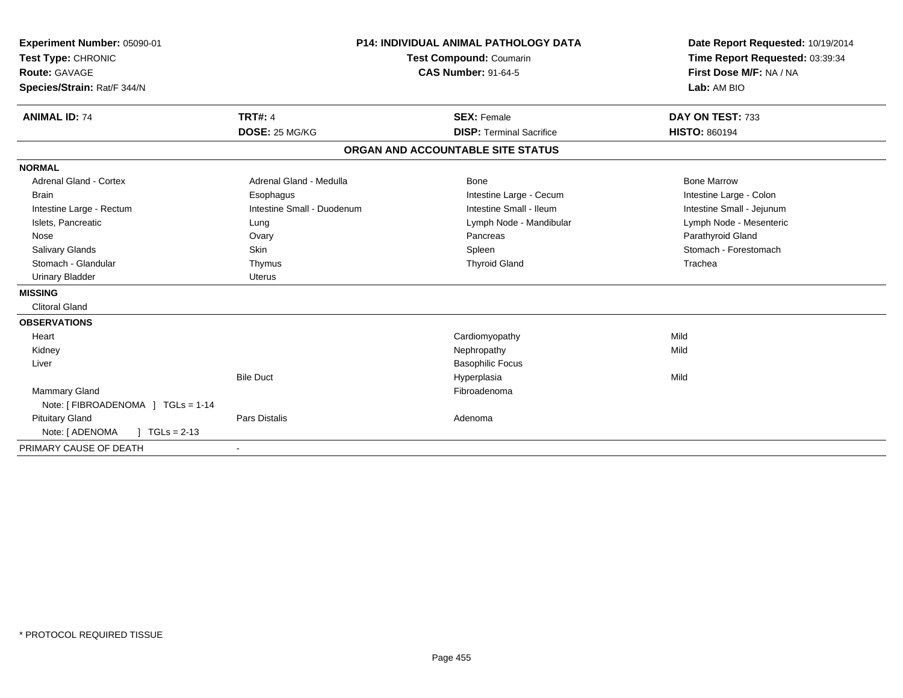**Experiment Number:** 05090-01
**Test Type:** CHRONIC
**Route:** GAVAGE
**Species/Strain:** Rat/F 344/N

**P14: INDIVIDUAL ANIMAL PATHOLOGY DATA**
**Test Compound:** Coumarin
**CAS Number:** 91-64-5

**Date Report Requested:** 10/19/2014
**Time Report Requested:** 03:39:34
**First Dose M/F:** NA / NA
**Lab:** AM BIO

| **ANIMAL ID:** 74 | **TRT#:** 4 | **SEX:** Female | **DAY ON TEST:** 733 |
|---|---|---|---|
| | **DOSE:** 25 MG/KG | **DISP:** Terminal Sacrifice | **HISTO:** 860194 |

## ORGAN AND ACCOUNTABLE SITE STATUS

| | | | |
|---|---|---|---|
| **NORMAL** | | | |
| Adrenal Gland - Cortex | Adrenal Gland - Medulla | Bone | Bone Marrow |
| Brain | Esophagus | Intestine Large - Cecum | Intestine Large - Colon |
| Intestine Large - Rectum | Intestine Small - Duodenum | Intestine Small - Ileum | Intestine Small - Jejunum |
| Islets, Pancreatic | Lung | Lymph Node - Mandibular | Lymph Node - Mesenteric |
| Nose | Ovary | Pancreas | Parathyroid Gland |
| Salivary Glands | Skin | Spleen | Stomach - Forestomach |
| Stomach - Glandular | Thymus | Thyroid Gland | Trachea |
| Urinary Bladder | Uterus | | |
| **MISSING** | | | |
| Clitoral Gland | | | |
| **OBSERVATIONS** | | | |
| Heart | | Cardiomyopathy | Mild |
| Kidney | | Nephropathy | Mild |
| Liver | | Basophilic Focus | |
| | Bile Duct | Hyperplasia | Mild |
| Mammary Gland | | Fibroadenoma | |
| Note: [ FIBROADENOMA ] TGLs = 1-14 | | | |
| Pituitary Gland | Pars Distalis | Adenoma | |
| Note: [ ADENOMA ] TGLs = 2-13 | | | |
| PRIMARY CAUSE OF DEATH | - | | |

* PROTOCOL REQUIRED TISSUE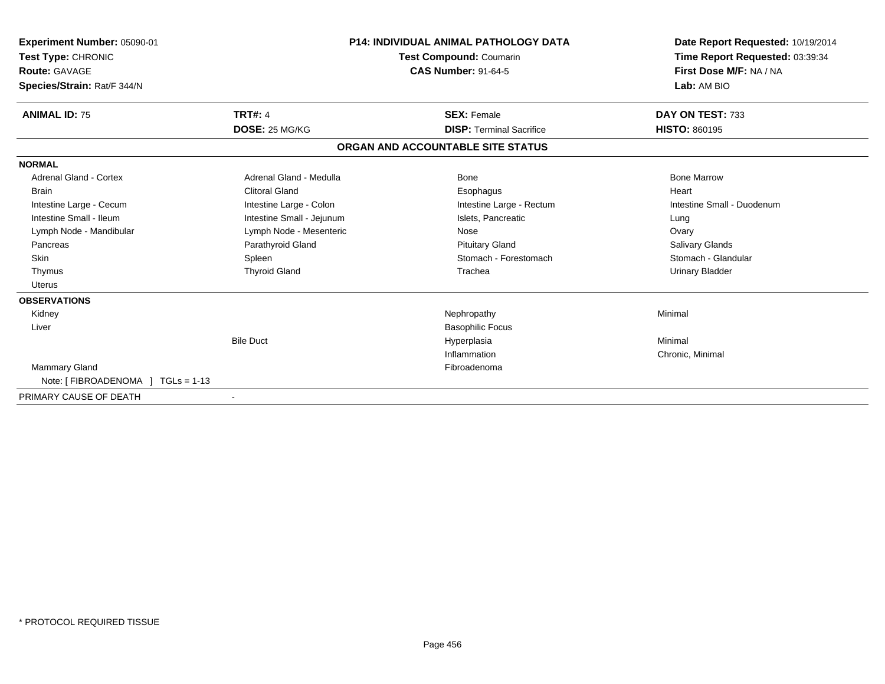**Experiment Number:** 05090-01
**Test Type:** CHRONIC
**Route:** GAVAGE
**Species/Strain:** Rat/F 344/N

**P14: INDIVIDUAL ANIMAL PATHOLOGY DATA**
**Test Compound:** Coumarin
**CAS Number:** 91-64-5

**Date Report Requested:** 10/19/2014
**Time Report Requested:** 03:39:34
**First Dose M/F:** NA / NA
**Lab:** AM BIO

| **ANIMAL ID:** 75 | **TRT#:** 4 | **SEX:** Female | **DAY ON TEST:** 733 |
|---|---|---|---|
| | **DOSE:** 25 MG/KG | **DISP:** Terminal Sacrifice | **HISTO:** 860195 |

## ORGAN AND ACCOUNTABLE SITE STATUS

**NORMAL**

| | | | |
|---|---|---|---|
| Adrenal Gland - Cortex | Adrenal Gland - Medulla | Bone | Bone Marrow |
| Brain | Clitoral Gland | Esophagus | Heart |
| Intestine Large - Cecum | Intestine Large - Colon | Intestine Large - Rectum | Intestine Small - Duodenum |
| Intestine Small - Ileum | Intestine Small - Jejunum | Islets, Pancreatic | Lung |
| Lymph Node - Mandibular | Lymph Node - Mesenteric | Nose | Ovary |
| Pancreas | Parathyroid Gland | Pituitary Gland | Salivary Glands |
| Skin | Spleen | Stomach - Forestomach | Stomach - Glandular |
| Thymus | Thyroid Gland | Trachea | Urinary Bladder |
| Uterus | | | |

**OBSERVATIONS**

| | | | |
|---|---|---|---|
| Kidney | | Nephropathy | Minimal |
| Liver | | Basophilic Focus | |
| | Bile Duct | Hyperplasia | Minimal |
| | | Inflammation | Chronic, Minimal |
| Mammary Gland | | Fibroadenoma | |
| Note: [ FIBROADENOMA ] TGLs = 1-13 | | | |

| | |
|---|---|
| PRIMARY CAUSE OF DEATH | - |

* PROTOCOL REQUIRED TISSUE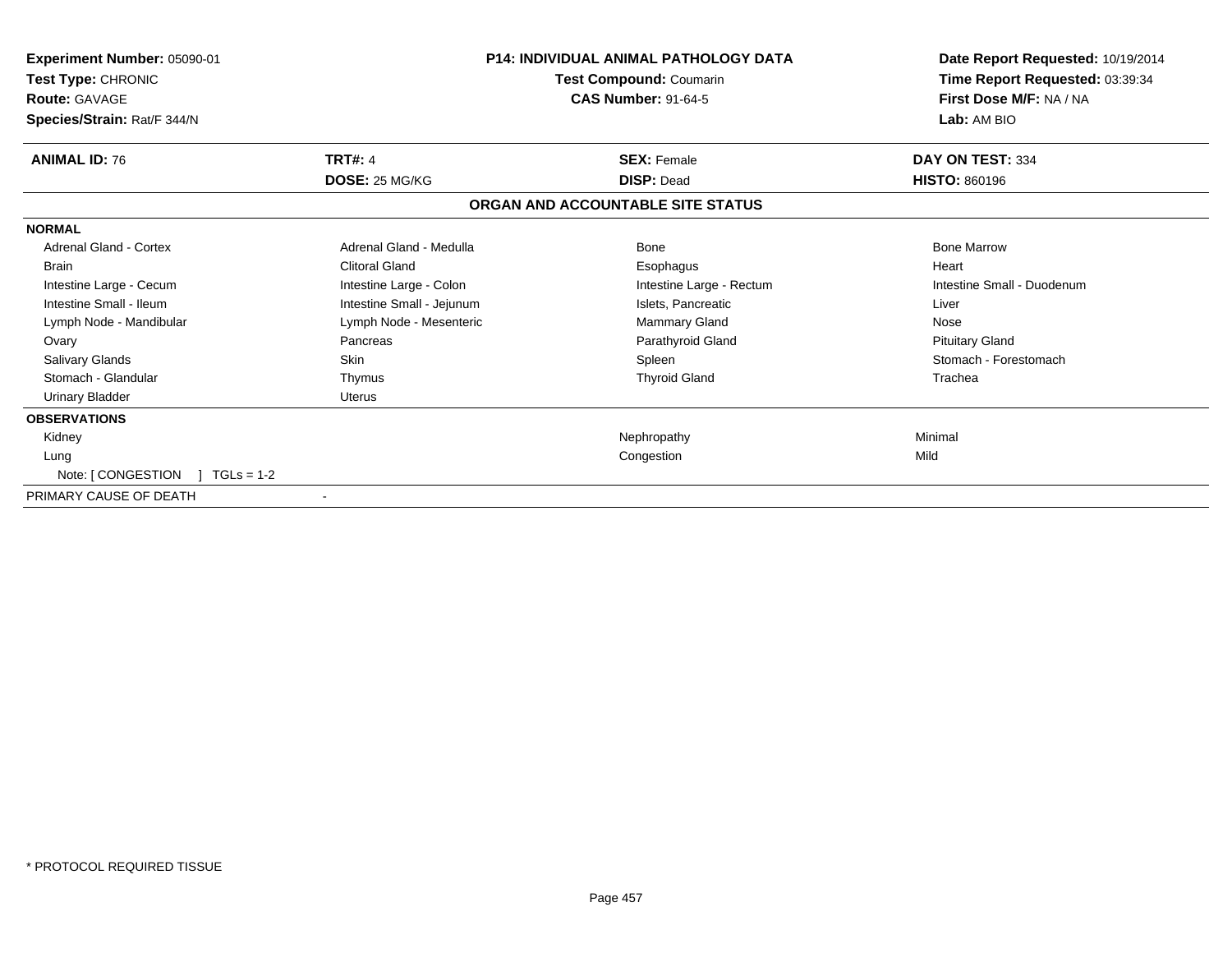**Experiment Number:** 05090-01
**Test Type:** CHRONIC
**Route:** GAVAGE
**Species/Strain:** Rat/F 344/N

**P14: INDIVIDUAL ANIMAL PATHOLOGY DATA**
**Test Compound:** Coumarin
**CAS Number:** 91-64-5

**Date Report Requested:** 10/19/2014
**Time Report Requested:** 03:39:34
**First Dose M/F:** NA / NA
**Lab:** AM BIO

| **ANIMAL ID:** 76 | **TRT#:** 4 | **SEX:** Female | **DAY ON TEST:** 334 |
|---|---|---|---|
| | **DOSE:** 25 MG/KG | **DISP:** Dead | **HISTO:** 860196 |

**ORGAN AND ACCOUNTABLE SITE STATUS**

**NORMAL**

| | | | |
|---|---|---|---|
| Adrenal Gland - Cortex | Adrenal Gland - Medulla | Bone | Bone Marrow |
| Brain | Clitoral Gland | Esophagus | Heart |
| Intestine Large - Cecum | Intestine Large - Colon | Intestine Large - Rectum | Intestine Small - Duodenum |
| Intestine Small - Ileum | Intestine Small - Jejunum | Islets, Pancreatic | Liver |
| Lymph Node - Mandibular | Lymph Node - Mesenteric | Mammary Gland | Nose |
| Ovary | Pancreas | Parathyroid Gland | Pituitary Gland |
| Salivary Glands | Skin | Spleen | Stomach - Forestomach |
| Stomach - Glandular | Thymus | Thyroid Gland | Trachea |
| Urinary Bladder | Uterus | | |

**OBSERVATIONS**

| | | |
|---|---|---|
| Kidney | Nephropathy | Minimal |
| Lung | Congestion | Mild |
| Note: [ CONGESTION ] TGLs = 1-2 | | |

PRIMARY CAUSE OF DEATH -

* PROTOCOL REQUIRED TISSUE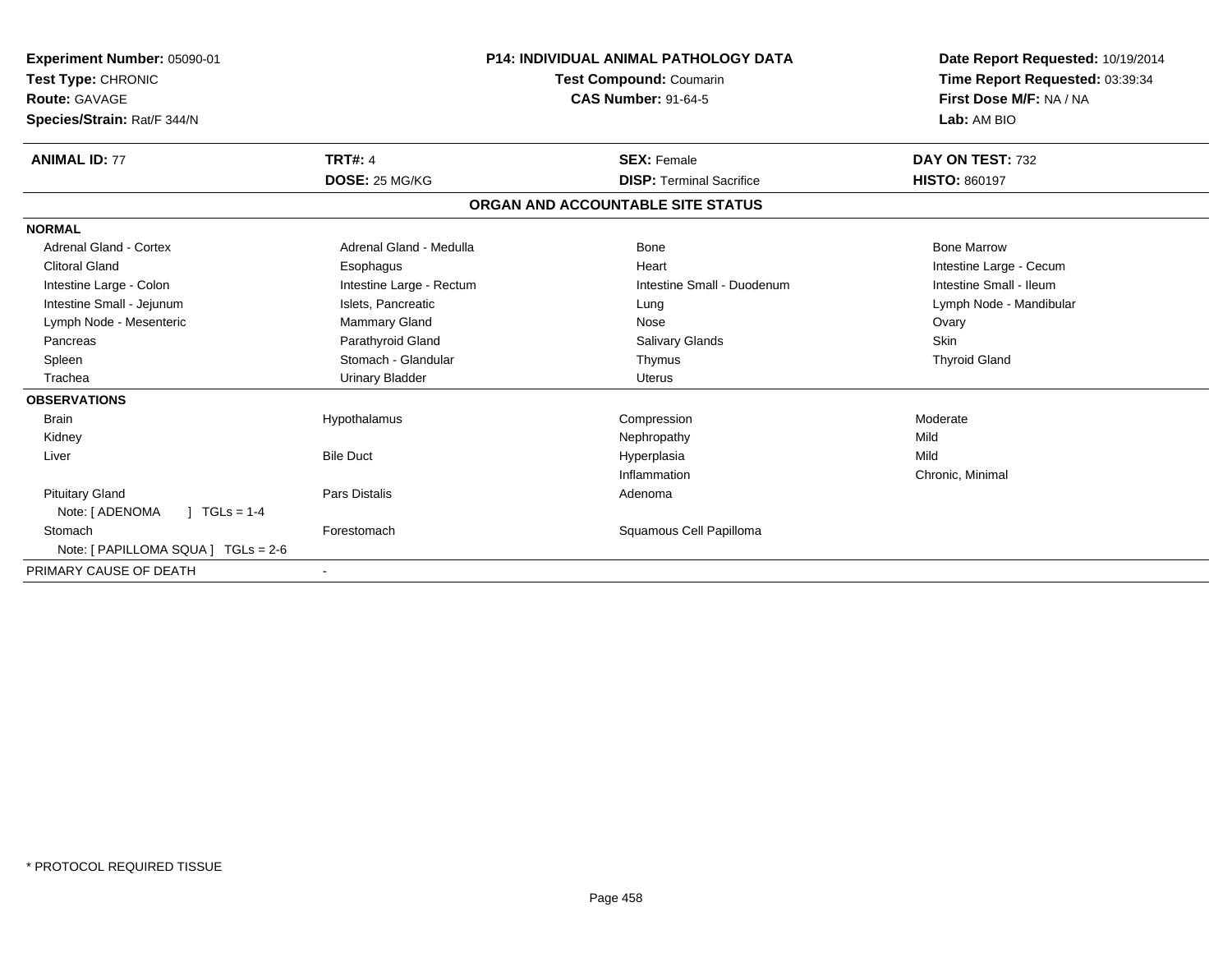**Experiment Number:** 05090-01
**Test Type:** CHRONIC
**Route:** GAVAGE
**Species/Strain:** Rat/F 344/N

**P14: INDIVIDUAL ANIMAL PATHOLOGY DATA**
**Test Compound:** Coumarin
**CAS Number:** 91-64-5

**Date Report Requested:** 10/19/2014
**Time Report Requested:** 03:39:34
**First Dose M/F:** NA / NA
**Lab:** AM BIO

| **ANIMAL ID:** 77 | **TRT#:** 4 | **SEX:** Female | **DAY ON TEST:** 732 |
|---|---|---|---|
| | **DOSE:** 25 MG/KG | **DISP:** Terminal Sacrifice | **HISTO:** 860197 |

## ORGAN AND ACCOUNTABLE SITE STATUS

| | | | |
|---|---|---|---|
| **NORMAL** | | | |
| Adrenal Gland - Cortex | Adrenal Gland - Medulla | Bone | Bone Marrow |
| Clitoral Gland | Esophagus | Heart | Intestine Large - Cecum |
| Intestine Large - Colon | Intestine Large - Rectum | Intestine Small - Duodenum | Intestine Small - Ileum |
| Intestine Small - Jejunum | Islets, Pancreatic | Lung | Lymph Node - Mandibular |
| Lymph Node - Mesenteric | Mammary Gland | Nose | Ovary |
| Pancreas | Parathyroid Gland | Salivary Glands | Skin |
| Spleen | Stomach - Glandular | Thymus | Thyroid Gland |
| Trachea | Urinary Bladder | Uterus | |
| **OBSERVATIONS** | | | |
| Brain | Hypothalamus | Compression | Moderate |
| Kidney | | Nephropathy | Mild |
| Liver | Bile Duct | Hyperplasia | Mild |
| | | Inflammation | Chronic, Minimal |
| Pituitary Gland | Pars Distalis | Adenoma | |
| Note: [ ADENOMA ] TGLs = 1-4 | | | |
| Stomach | Forestomach | Squamous Cell Papilloma | |
| Note: [ PAPILLOMA SQUA ] TGLs = 2-6 | | | |
| PRIMARY CAUSE OF DEATH | - | | |

\* PROTOCOL REQUIRED TISSUE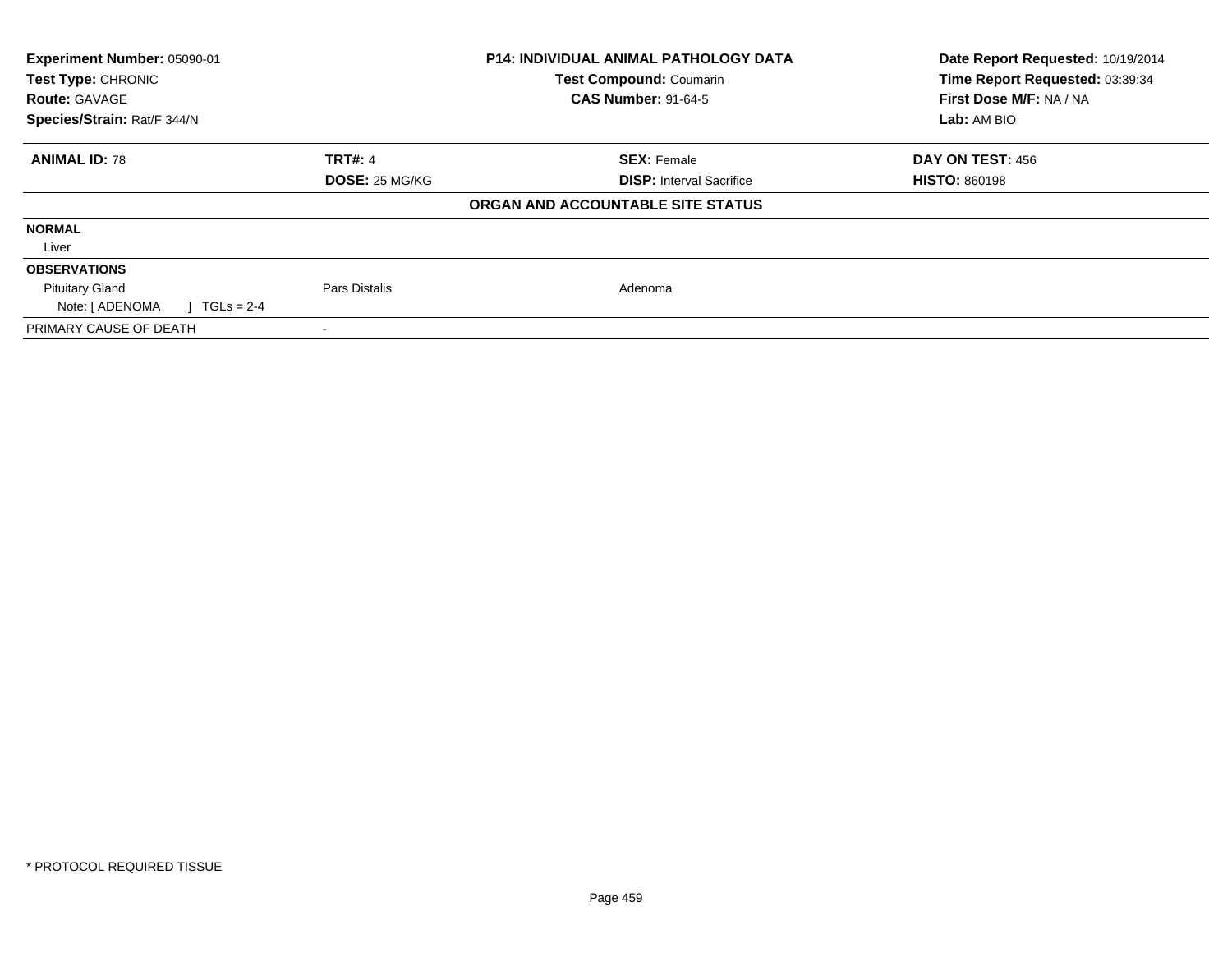**Experiment Number:** 05090-01
**Test Type:** CHRONIC
**Route:** GAVAGE
**Species/Strain:** Rat/F 344/N

**P14: INDIVIDUAL ANIMAL PATHOLOGY DATA**
**Test Compound:** Coumarin
**CAS Number:** 91-64-5

**Date Report Requested:** 10/19/2014
**Time Report Requested:** 03:39:34
**First Dose M/F:** NA / NA
**Lab:** AM BIO

| **ANIMAL ID:** 78 | **TRT#:** 4 | **SEX:** Female | **DAY ON TEST:** 456 |
|---|---|---|---|
| | **DOSE:** 25 MG/KG | **DISP:** Interval Sacrifice | **HISTO:** 860198 |

**ORGAN AND ACCOUNTABLE SITE STATUS**

| | | |
|---|---|---|
| **NORMAL** | | |
| Liver | | |
| **OBSERVATIONS** | | |
| Pituitary Gland | Pars Distalis | Adenoma |
| Note: [ ADENOMA ] TGLs = 2-4 | | |
| PRIMARY CAUSE OF DEATH | - | |

* PROTOCOL REQUIRED TISSUE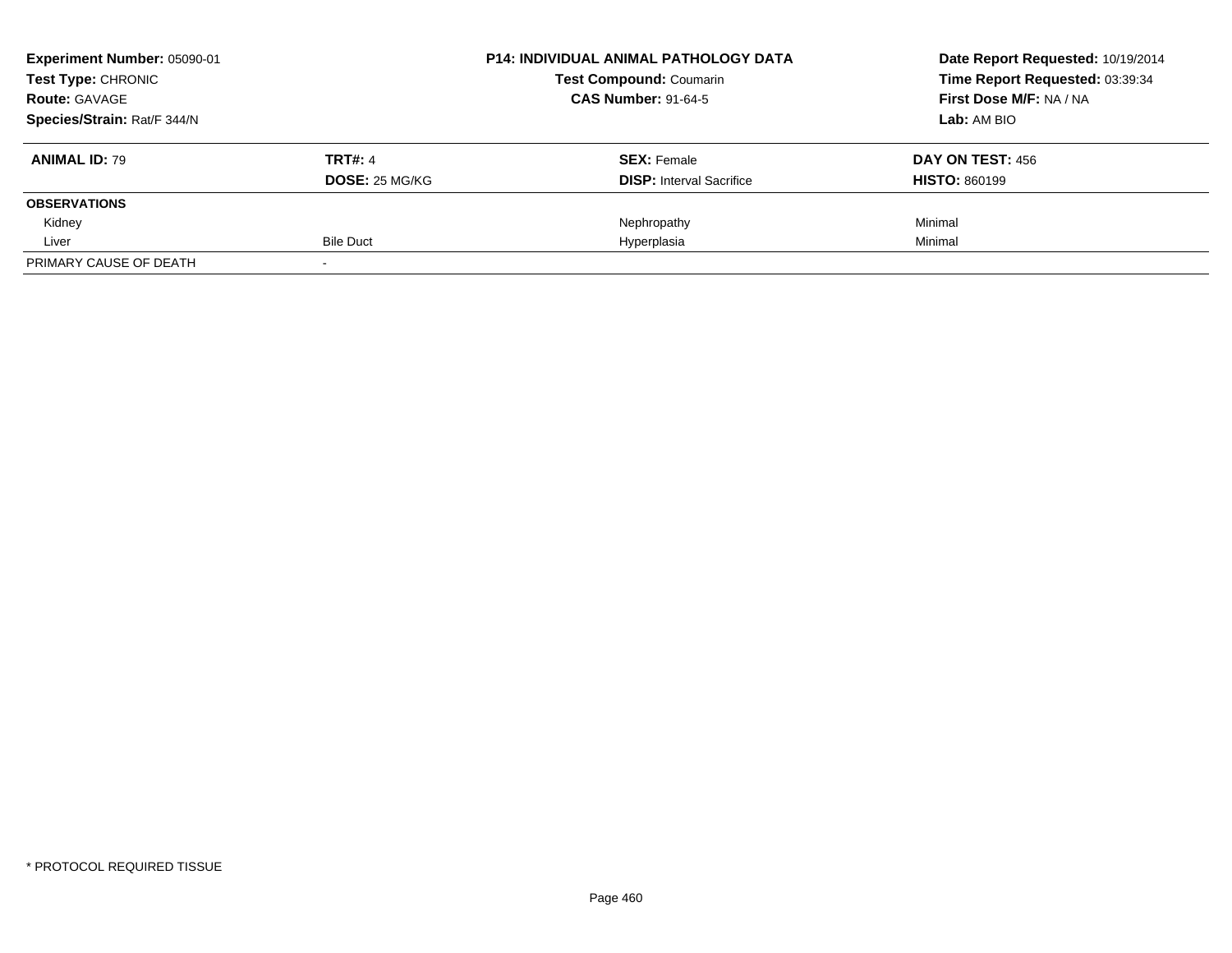**Experiment Number:** 05090-01
**Test Type:** CHRONIC
**Route:** GAVAGE
**Species/Strain:** Rat/F 344/N

**P14: INDIVIDUAL ANIMAL PATHOLOGY DATA**
**Test Compound:** Coumarin
**CAS Number:** 91-64-5

**Date Report Requested:** 10/19/2014
**Time Report Requested:** 03:39:34
**First Dose M/F:** NA / NA
**Lab:** AM BIO

| **ANIMAL ID:** 79 | **TRT#:** 4 | **SEX:** Female | **DAY ON TEST:** 456 |
|---|---|---|---|
| | **DOSE:** 25 MG/KG | **DISP:** Interval Sacrifice | **HISTO:** 860199 |
| **OBSERVATIONS** | | | |
| Kidney | | Nephropathy | Minimal |
| Liver | Bile Duct | Hyperplasia | Minimal |
| PRIMARY CAUSE OF DEATH | - | | |

* PROTOCOL REQUIRED TISSUE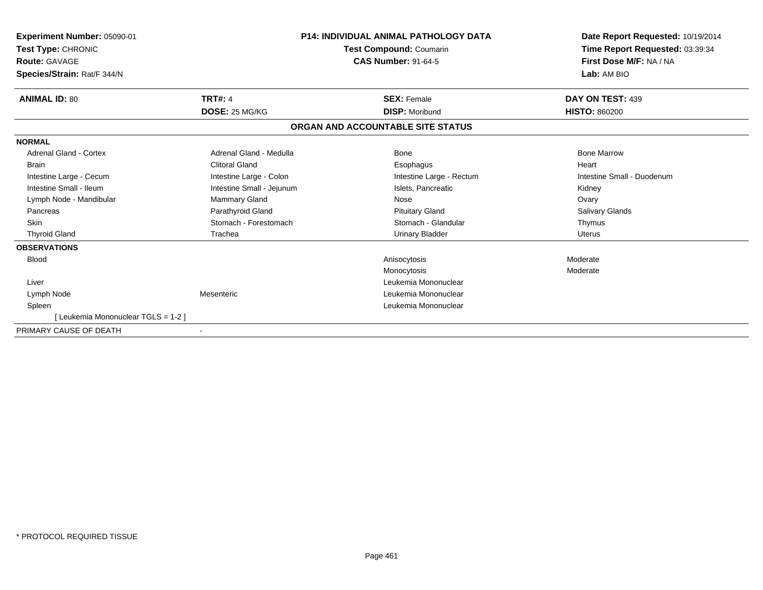**Experiment Number:** 05090-01
**Test Type:** CHRONIC
**Route:** GAVAGE
**Species/Strain:** Rat/F 344/N

**P14: INDIVIDUAL ANIMAL PATHOLOGY DATA**
**Test Compound:** Coumarin
**CAS Number:** 91-64-5

**Date Report Requested:** 10/19/2014
**Time Report Requested:** 03:39:34
**First Dose M/F:** NA / NA
**Lab:** AM BIO

| **ANIMAL ID:** 80 | **TRT#:** 4 | **SEX:** Female | **DAY ON TEST:** 439 |
|---|---|---|---|
| | **DOSE:** 25 MG/KG | **DISP:** Moribund | **HISTO:** 860200 |

**ORGAN AND ACCOUNTABLE SITE STATUS**

**NORMAL**

| | | | |
|---|---|---|---|
| Adrenal Gland - Cortex | Adrenal Gland - Medulla | Bone | Bone Marrow |
| Brain | Clitoral Gland | Esophagus | Heart |
| Intestine Large - Cecum | Intestine Large - Colon | Intestine Large - Rectum | Intestine Small - Duodenum |
| Intestine Small - Ileum | Intestine Small - Jejunum | Islets, Pancreatic | Kidney |
| Lymph Node - Mandibular | Mammary Gland | Nose | Ovary |
| Pancreas | Parathyroid Gland | Pituitary Gland | Salivary Glands |
| Skin | Stomach - Forestomach | Stomach - Glandular | Thymus |
| Thyroid Gland | Trachea | Urinary Bladder | Uterus |

**OBSERVATIONS**

| | | | |
|---|---|---|---|
| Blood | | Anisocytosis | Moderate |
| | | Monocytosis | Moderate |
| Liver | | Leukemia Mononuclear | |
| Lymph Node | Mesenteric | Leukemia Mononuclear | |
| Spleen | | Leukemia Mononuclear | |
| [ Leukemia Mononuclear TGLS = 1-2 ] | | | |

PRIMARY CAUSE OF DEATH -

* PROTOCOL REQUIRED TISSUE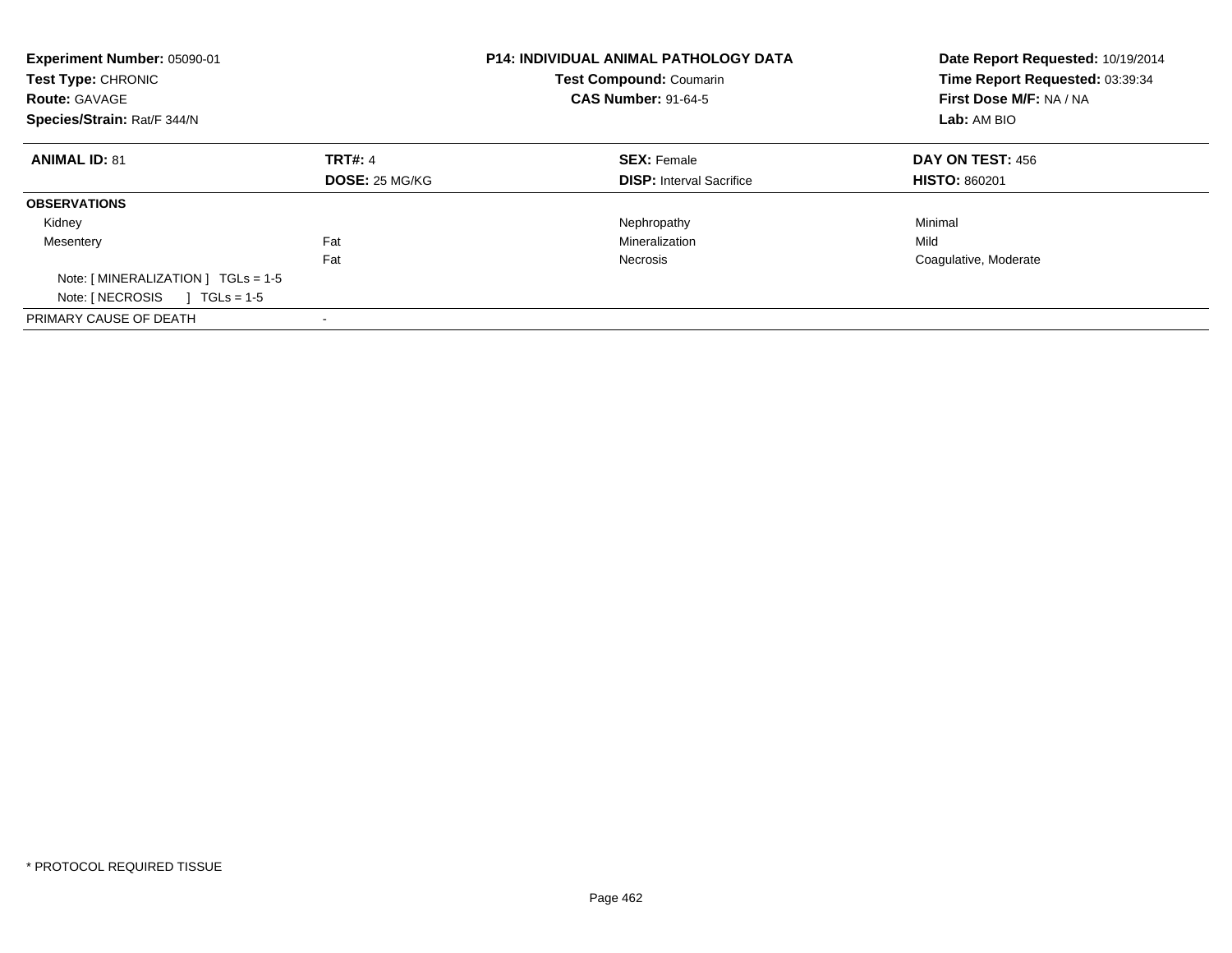**Experiment Number:** 05090-01
**Test Type:** CHRONIC
**Route:** GAVAGE
**Species/Strain:** Rat/F 344/N

**P14: INDIVIDUAL ANIMAL PATHOLOGY DATA**
**Test Compound:** Coumarin
**CAS Number:** 91-64-5

**Date Report Requested:** 10/19/2014
**Time Report Requested:** 03:39:34
**First Dose M/F:** NA / NA
**Lab:** AM BIO

| **ANIMAL ID:** 81 | **TRT#:** 4 | **SEX:** Female | **DAY ON TEST:** 456 |
|---|---|---|---|
| | **DOSE:** 25 MG/KG | **DISP:** Interval Sacrifice | **HISTO:** 860201 |
| **OBSERVATIONS** | | | |
| Kidney | | Nephropathy | Minimal |
| Mesentery | Fat | Mineralization | Mild |
| | Fat | Necrosis | Coagulative, Moderate |
| Note: [ MINERALIZATION ] TGLs = 1-5 | | | |
| Note: [ NECROSIS ] TGLs = 1-5 | | | |
| PRIMARY CAUSE OF DEATH | - | | |

* PROTOCOL REQUIRED TISSUE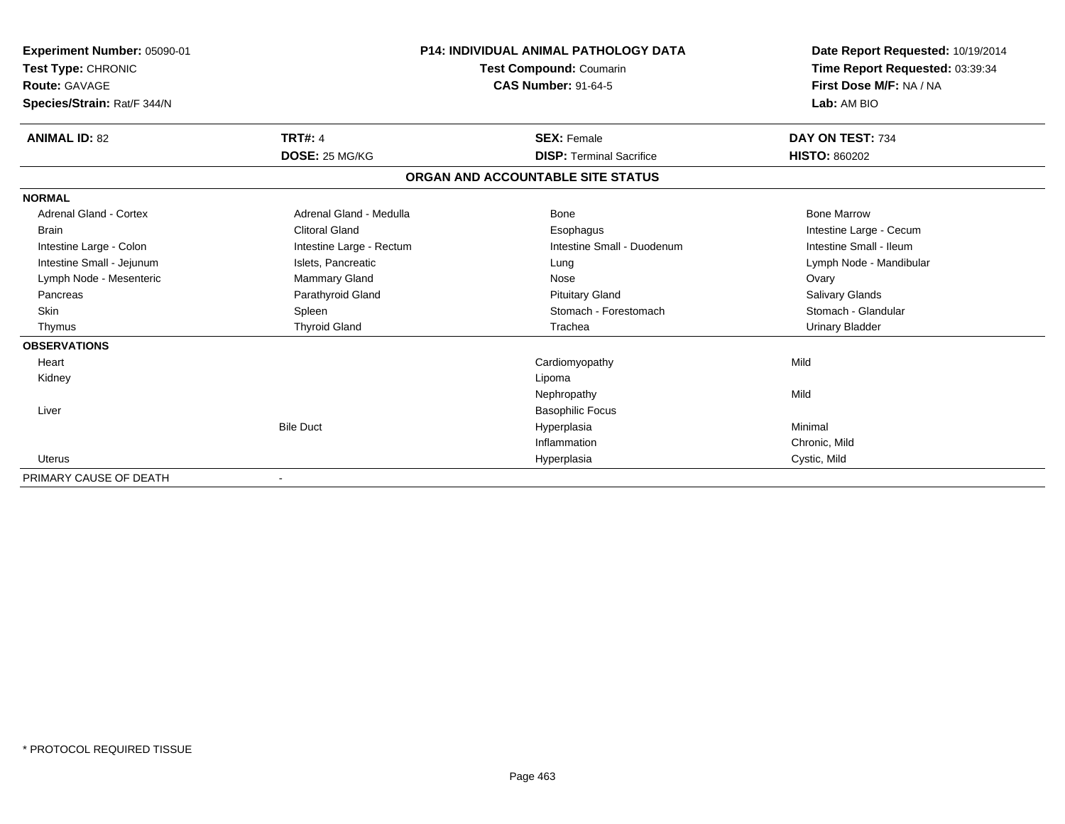**Experiment Number:** 05090-01
**Test Type:** CHRONIC
**Route:** GAVAGE
**Species/Strain:** Rat/F 344/N

**P14: INDIVIDUAL ANIMAL PATHOLOGY DATA**
**Test Compound:** Coumarin
**CAS Number:** 91-64-5

**Date Report Requested:** 10/19/2014
**Time Report Requested:** 03:39:34
**First Dose M/F:** NA / NA
**Lab:** AM BIO

| **ANIMAL ID:** 82 | **TRT#:** 4 | **SEX:** Female | **DAY ON TEST:** 734 |
|---|---|---|---|
| | **DOSE:** 25 MG/KG | **DISP:** Terminal Sacrifice | **HISTO:** 860202 |

## ORGAN AND ACCOUNTABLE SITE STATUS

**NORMAL**

| | | | |
|---|---|---|---|
| Adrenal Gland - Cortex | Adrenal Gland - Medulla | Bone | Bone Marrow |
| Brain | Clitoral Gland | Esophagus | Intestine Large - Cecum |
| Intestine Large - Colon | Intestine Large - Rectum | Intestine Small - Duodenum | Intestine Small - Ileum |
| Intestine Small - Jejunum | Islets, Pancreatic | Lung | Lymph Node - Mandibular |
| Lymph Node - Mesenteric | Mammary Gland | Nose | Ovary |
| Pancreas | Parathyroid Gland | Pituitary Gland | Salivary Glands |
| Skin | Spleen | Stomach - Forestomach | Stomach - Glandular |
| Thymus | Thyroid Gland | Trachea | Urinary Bladder |

**OBSERVATIONS**

| | | | |
|---|---|---|---|
| Heart | | Cardiomyopathy | Mild |
| Kidney | | Lipoma | |
| | | Nephropathy | Mild |
| Liver | | Basophilic Focus | |
| | Bile Duct | Hyperplasia | Minimal |
| | | Inflammation | Chronic, Mild |
| Uterus | | Hyperplasia | Cystic, Mild |

PRIMARY CAUSE OF DEATH -

\* PROTOCOL REQUIRED TISSUE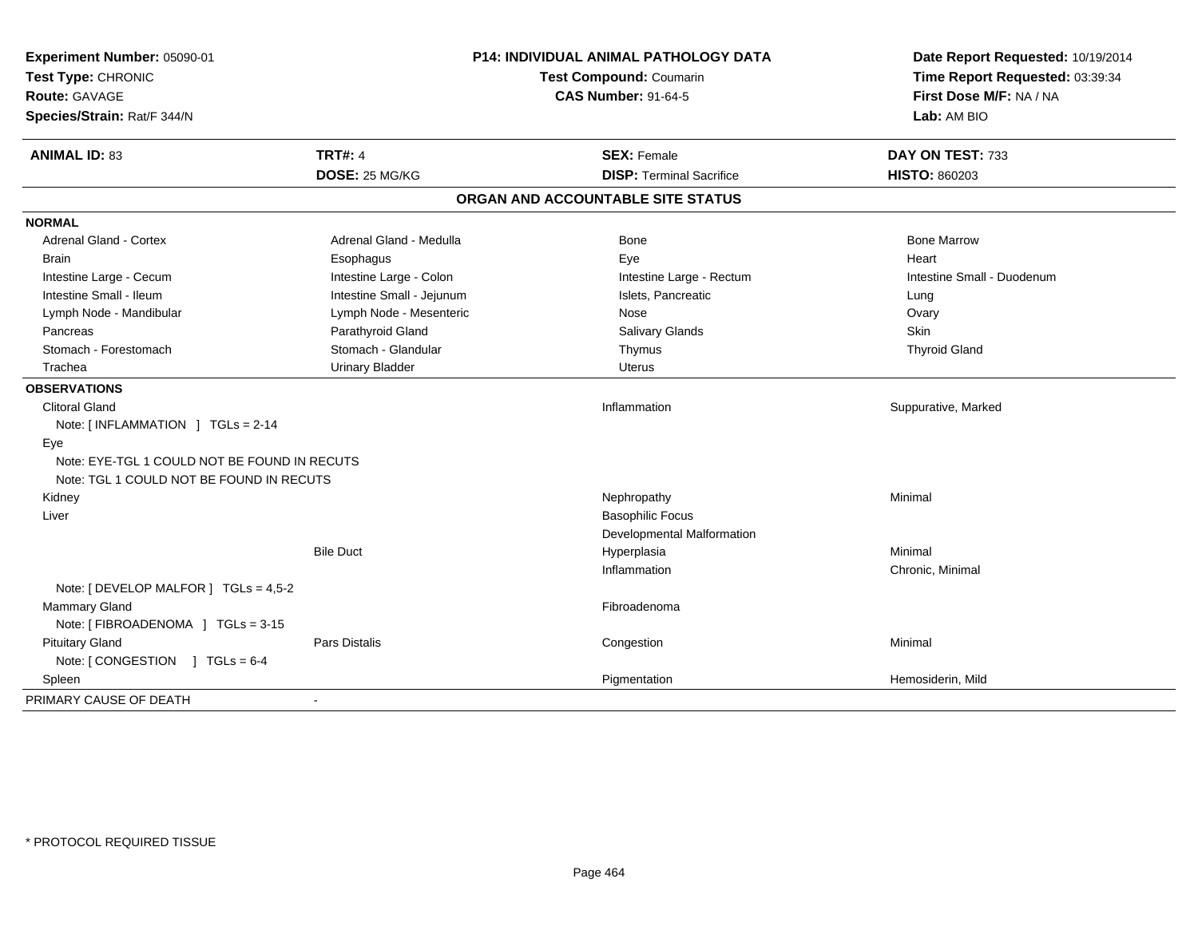**Experiment Number:** 05090-01
**Test Type:** CHRONIC
**Route:** GAVAGE
**Species/Strain:** Rat/F 344/N

**P14: INDIVIDUAL ANIMAL PATHOLOGY DATA**
**Test Compound:** Coumarin
**CAS Number:** 91-64-5

**Date Report Requested:** 10/19/2014
**Time Report Requested:** 03:39:34
**First Dose M/F:** NA / NA
**Lab:** AM BIO

| **ANIMAL ID:** 83 | **TRT#:** 4 | **SEX:** Female | **DAY ON TEST:** 733 |
|---|---|---|---|
| | **DOSE:** 25 MG/KG | **DISP:** Terminal Sacrifice | **HISTO:** 860203 |

## ORGAN AND ACCOUNTABLE SITE STATUS

**NORMAL**

| | | | |
|---|---|---|---|
| Adrenal Gland - Cortex | Adrenal Gland - Medulla | Bone | Bone Marrow |
| Brain | Esophagus | Eye | Heart |
| Intestine Large - Cecum | Intestine Large - Colon | Intestine Large - Rectum | Intestine Small - Duodenum |
| Intestine Small - Ileum | Intestine Small - Jejunum | Islets, Pancreatic | Lung |
| Lymph Node - Mandibular | Lymph Node - Mesenteric | Nose | Ovary |
| Pancreas | Parathyroid Gland | Salivary Glands | Skin |
| Stomach - Forestomach | Stomach - Glandular | Thymus | Thyroid Gland |
| Trachea | Urinary Bladder | Uterus | |

**OBSERVATIONS**

| | | | |
|---|---|---|---|
| Clitoral Gland | | Inflammation | Suppurative, Marked |
| Note: [ INFLAMMATION ] TGLs = 2-14 | | | |
| Eye | | | |
| Note: EYE-TGL 1 COULD NOT BE FOUND IN RECUTS | | | |
| Note: TGL 1 COULD NOT BE FOUND IN RECUTS | | | |
| Kidney | | Nephropathy | Minimal |
| Liver | | Basophilic Focus | |
| | | Developmental Malformation | |
| | Bile Duct | Hyperplasia | Minimal |
| | | Inflammation | Chronic, Minimal |
| Note: [ DEVELOP MALFOR ] TGLs = 4,5-2 | | | |
| Mammary Gland | | Fibroadenoma | |
| Note: [ FIBROADENOMA ] TGLs = 3-15 | | | |
| Pituitary Gland | Pars Distalis | Congestion | Minimal |
| Note: [ CONGESTION ] TGLs = 6-4 | | | |
| Spleen | | Pigmentation | Hemosiderin, Mild |

PRIMARY CAUSE OF DEATH -

* PROTOCOL REQUIRED TISSUE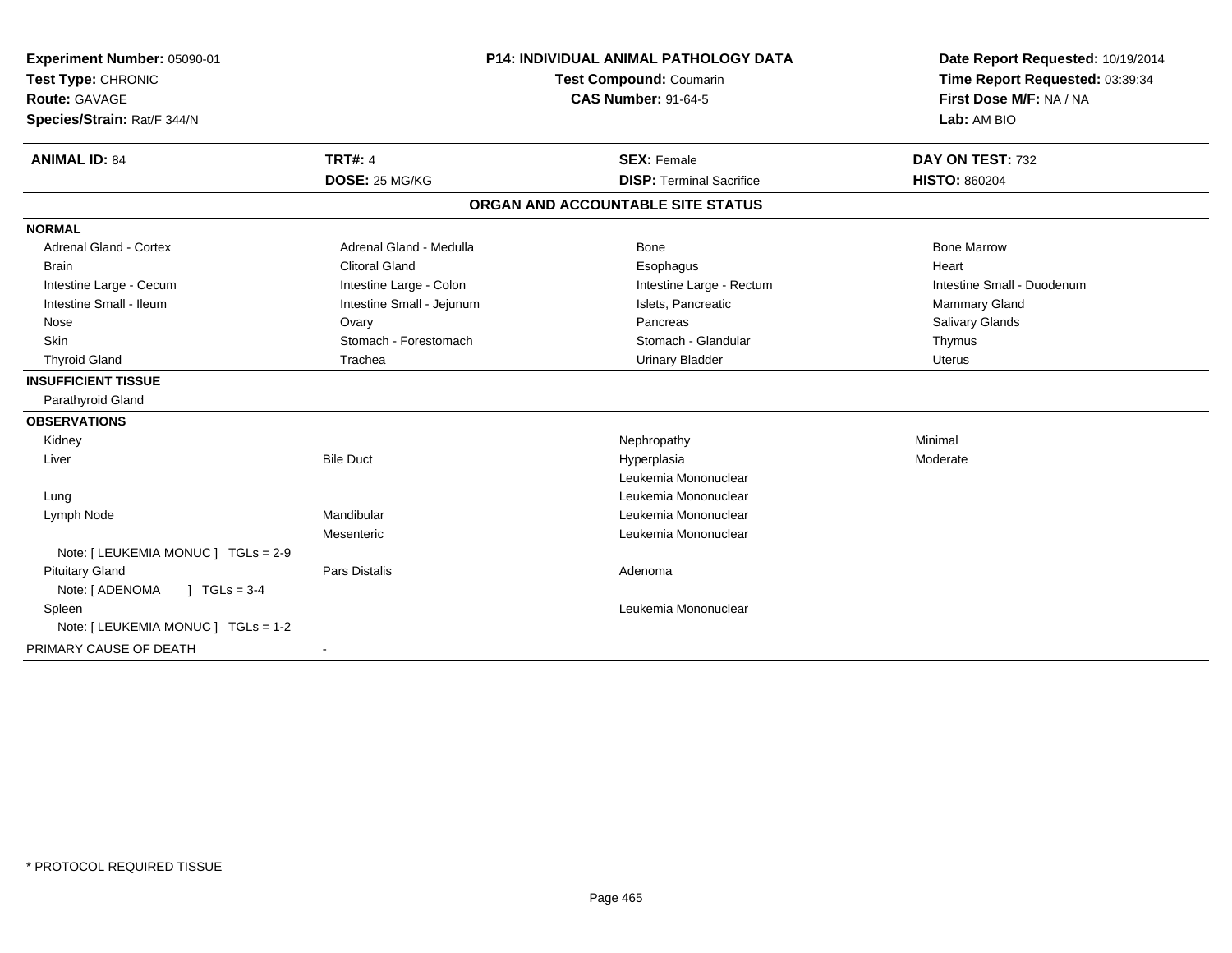**Experiment Number:** 05090-01
**Test Type:** CHRONIC
**Route:** GAVAGE
**Species/Strain:** Rat/F 344/N

**P14: INDIVIDUAL ANIMAL PATHOLOGY DATA**
**Test Compound:** Coumarin
**CAS Number:** 91-64-5

**Date Report Requested:** 10/19/2014
**Time Report Requested:** 03:39:34
**First Dose M/F:** NA / NA
**Lab:** AM BIO

| **ANIMAL ID:** 84 | **TRT#:** 4 | **SEX:** Female | **DAY ON TEST:** 732 |
|---|---|---|---|
| | **DOSE:** 25 MG/KG | **DISP:** Terminal Sacrifice | **HISTO:** 860204 |

## ORGAN AND ACCOUNTABLE SITE STATUS

| | | | |
|---|---|---|---|
| **NORMAL** | | | |
| Adrenal Gland - Cortex | Adrenal Gland - Medulla | Bone | Bone Marrow |
| Brain | Clitoral Gland | Esophagus | Heart |
| Intestine Large - Cecum | Intestine Large - Colon | Intestine Large - Rectum | Intestine Small - Duodenum |
| Intestine Small - Ileum | Intestine Small - Jejunum | Islets, Pancreatic | Mammary Gland |
| Nose | Ovary | Pancreas | Salivary Glands |
| Skin | Stomach - Forestomach | Stomach - Glandular | Thymus |
| Thyroid Gland | Trachea | Urinary Bladder | Uterus |
| **INSUFFICIENT TISSUE** | | | |
| Parathyroid Gland | | | |
| **OBSERVATIONS** | | | |
| Kidney | | Nephropathy | Minimal |
| Liver | Bile Duct | Hyperplasia | Moderate |
| | | Leukemia Mononuclear | |
| Lung | | Leukemia Mononuclear | |
| Lymph Node | Mandibular | Leukemia Mononuclear | |
| | Mesenteric | Leukemia Mononuclear | |
| Note: [ LEUKEMIA MONUC ] TGLs = 2-9 | | | |
| Pituitary Gland | Pars Distalis | Adenoma | |
| Note: [ ADENOMA ] TGLs = 3-4 | | | |
| Spleen | | Leukemia Mononuclear | |
| Note: [ LEUKEMIA MONUC ] TGLs = 1-2 | | | |
| PRIMARY CAUSE OF DEATH | - | | |

* PROTOCOL REQUIRED TISSUE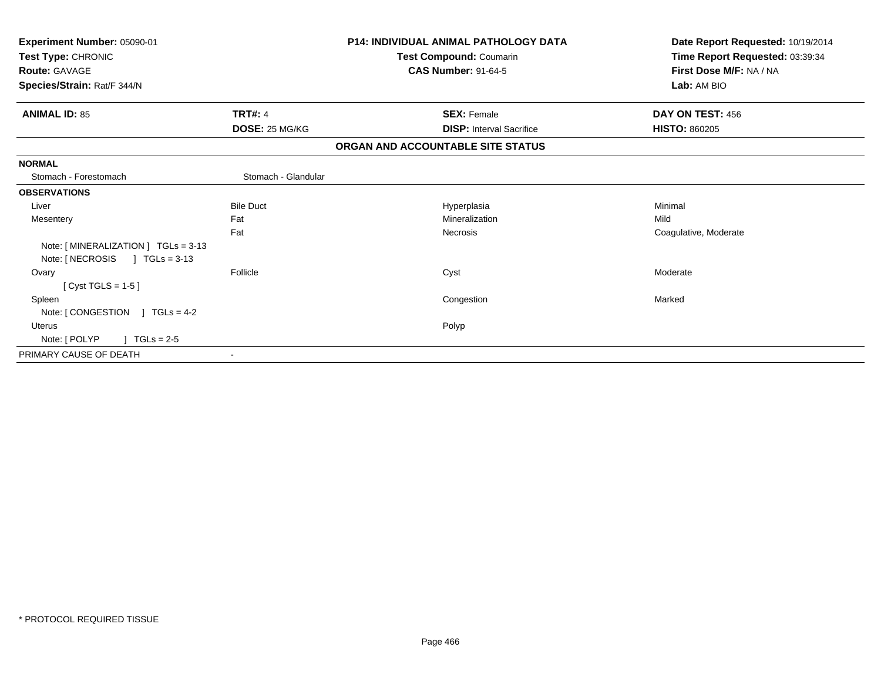**Experiment Number:** 05090-01
**Test Type:** CHRONIC
**Route:** GAVAGE
**Species/Strain:** Rat/F 344/N

**P14: INDIVIDUAL ANIMAL PATHOLOGY DATA**
**Test Compound:** Coumarin
**CAS Number:** 91-64-5

**Date Report Requested:** 10/19/2014
**Time Report Requested:** 03:39:34
**First Dose M/F:** NA / NA
**Lab:** AM BIO

| **ANIMAL ID:** 85 | **TRT#:** 4 | **SEX:** Female | **DAY ON TEST:** 456 |
|---|---|---|---|
| | **DOSE:** 25 MG/KG | **DISP:** Interval Sacrifice | **HISTO:** 860205 |

**ORGAN AND ACCOUNTABLE SITE STATUS**

**NORMAL**

| | | | |
|---|---|---|---|
| Stomach - Forestomach | Stomach - Glandular | | |

**OBSERVATIONS**

| | | | |
|---|---|---|---|
| Liver | Bile Duct | Hyperplasia | Minimal |
| Mesentery | Fat | Mineralization | Mild |
| | Fat | Necrosis | Coagulative, Moderate |
| Note: [ MINERALIZATION ] TGLs = 3-13 | | | |
| Note: [ NECROSIS ] TGLs = 3-13 | | | |
| Ovary | Follicle | Cyst | Moderate |
| [ Cyst TGLS = 1-5 ] | | | |
| Spleen | | Congestion | Marked |
| Note: [ CONGESTION ] TGLs = 4-2 | | | |
| Uterus | | Polyp | |
| Note: [ POLYP ] TGLs = 2-5 | | | |

| | |
|---|---|
| PRIMARY CAUSE OF DEATH | - |

* PROTOCOL REQUIRED TISSUE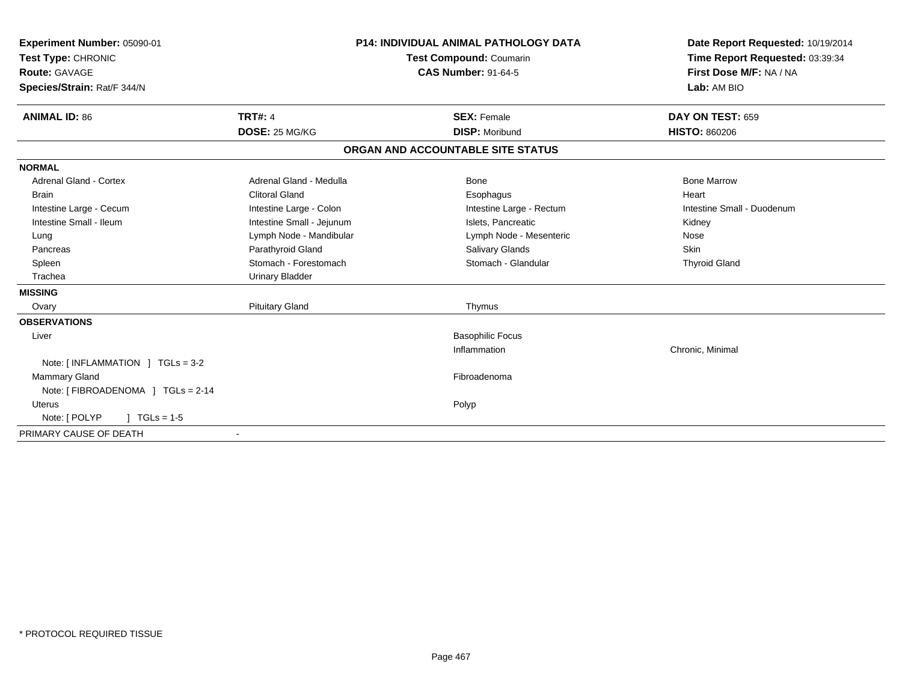**Experiment Number:** 05090-01
**Test Type:** CHRONIC
**Route:** GAVAGE
**Species/Strain:** Rat/F 344/N

**P14: INDIVIDUAL ANIMAL PATHOLOGY DATA**
**Test Compound:** Coumarin
**CAS Number:** 91-64-5

**Date Report Requested:** 10/19/2014
**Time Report Requested:** 03:39:34
**First Dose M/F:** NA / NA
**Lab:** AM BIO

| **ANIMAL ID:** 86 | **TRT#:** 4 | **SEX:** Female | **DAY ON TEST:** 659 |
|---|---|---|---|
| | **DOSE:** 25 MG/KG | **DISP:** Moribund | **HISTO:** 860206 |

**ORGAN AND ACCOUNTABLE SITE STATUS**

| | | | |
|---|---|---|---|
| **NORMAL** | | | |
| Adrenal Gland - Cortex | Adrenal Gland - Medulla | Bone | Bone Marrow |
| Brain | Clitoral Gland | Esophagus | Heart |
| Intestine Large - Cecum | Intestine Large - Colon | Intestine Large - Rectum | Intestine Small - Duodenum |
| Intestine Small - Ileum | Intestine Small - Jejunum | Islets, Pancreatic | Kidney |
| Lung | Lymph Node - Mandibular | Lymph Node - Mesenteric | Nose |
| Pancreas | Parathyroid Gland | Salivary Glands | Skin |
| Spleen | Stomach - Forestomach | Stomach - Glandular | Thyroid Gland |
| Trachea | Urinary Bladder | | |
| **MISSING** | | | |
| Ovary | Pituitary Gland | Thymus | |
| **OBSERVATIONS** | | | |
| Liver | | Basophilic Focus | |
| | | Inflammation | Chronic, Minimal |
| Note: [ INFLAMMATION ] TGLs = 3-2 | | | |
| Mammary Gland | | Fibroadenoma | |
| Note: [ FIBROADENOMA ] TGLs = 2-14 | | | |
| Uterus | | Polyp | |
| Note: [ POLYP ] TGLs = 1-5 | | | |
| PRIMARY CAUSE OF DEATH | - | | |

\* PROTOCOL REQUIRED TISSUE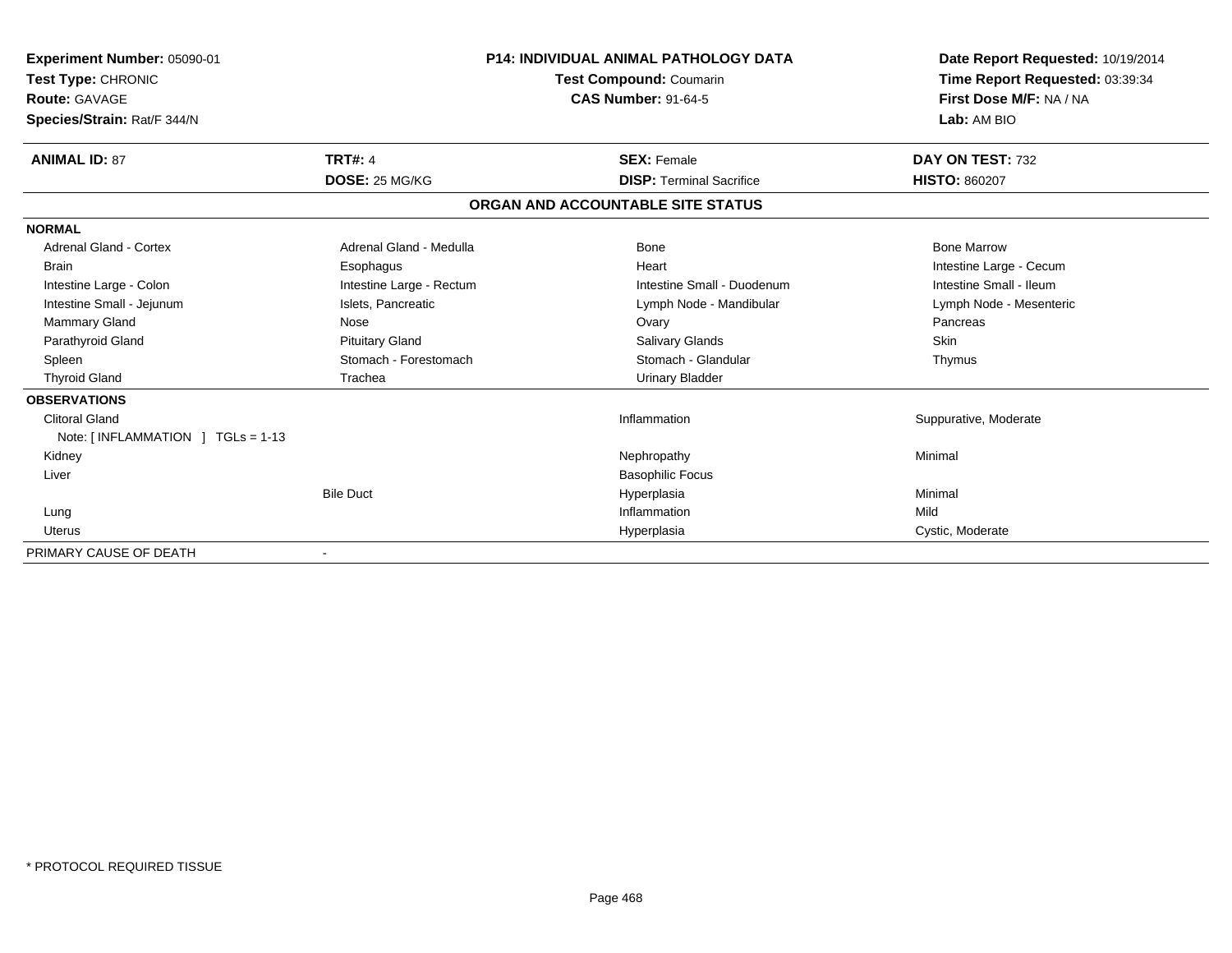**Experiment Number:** 05090-01
**Test Type:** CHRONIC
**Route:** GAVAGE
**Species/Strain:** Rat/F 344/N

**P14: INDIVIDUAL ANIMAL PATHOLOGY DATA**
**Test Compound:** Coumarin
**CAS Number:** 91-64-5

**Date Report Requested:** 10/19/2014
**Time Report Requested:** 03:39:34
**First Dose M/F:** NA / NA
**Lab:** AM BIO

| **ANIMAL ID:** 87 | **TRT#:** 4 | **SEX:** Female | **DAY ON TEST:** 732 |
|---|---|---|---|
| | **DOSE:** 25 MG/KG | **DISP:** Terminal Sacrifice | **HISTO:** 860207 |

## ORGAN AND ACCOUNTABLE SITE STATUS

| | | | |
|---|---|---|---|
| **NORMAL** | | | |
| Adrenal Gland - Cortex | Adrenal Gland - Medulla | Bone | Bone Marrow |
| Brain | Esophagus | Heart | Intestine Large - Cecum |
| Intestine Large - Colon | Intestine Large - Rectum | Intestine Small - Duodenum | Intestine Small - Ileum |
| Intestine Small - Jejunum | Islets, Pancreatic | Lymph Node - Mandibular | Lymph Node - Mesenteric |
| Mammary Gland | Nose | Ovary | Pancreas |
| Parathyroid Gland | Pituitary Gland | Salivary Glands | Skin |
| Spleen | Stomach - Forestomach | Stomach - Glandular | Thymus |
| Thyroid Gland | Trachea | Urinary Bladder | |
| **OBSERVATIONS** | | | |
| Clitoral Gland | | Inflammation | Suppurative, Moderate |
| Note: [ INFLAMMATION ] TGLs = 1-13 | | | |
| Kidney | | Nephropathy | Minimal |
| Liver | | Basophilic Focus | |
| | Bile Duct | Hyperplasia | Minimal |
| Lung | | Inflammation | Mild |
| Uterus | | Hyperplasia | Cystic, Moderate |
| PRIMARY CAUSE OF DEATH | - | | |

\* PROTOCOL REQUIRED TISSUE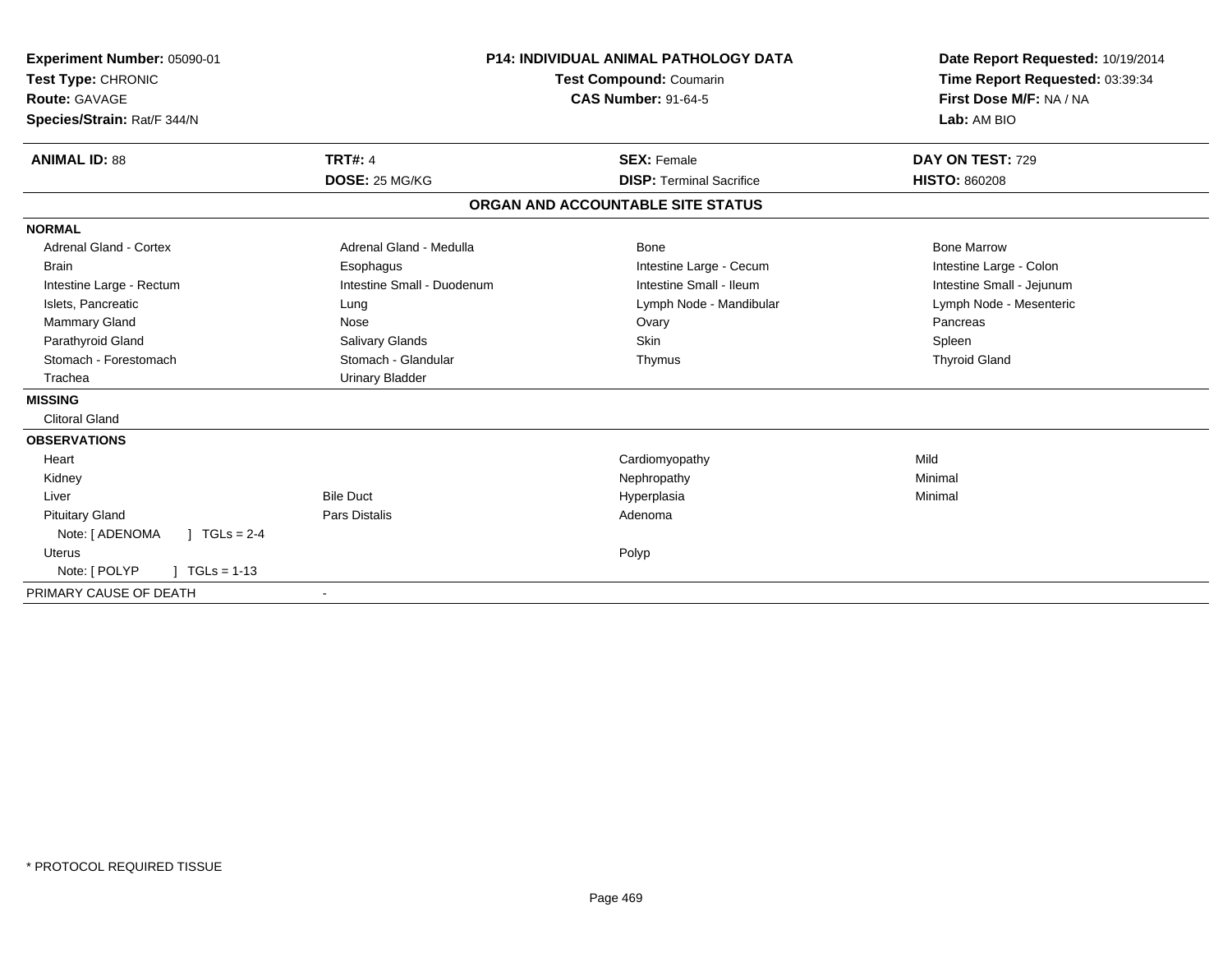**Experiment Number:** 05090-01
**Test Type:** CHRONIC
**Route:** GAVAGE
**Species/Strain:** Rat/F 344/N

**P14: INDIVIDUAL ANIMAL PATHOLOGY DATA**
**Test Compound:** Coumarin
**CAS Number:** 91-64-5

**Date Report Requested:** 10/19/2014
**Time Report Requested:** 03:39:34
**First Dose M/F:** NA / NA
**Lab:** AM BIO

| **ANIMAL ID:** 88 | **TRT#:** 4 | **SEX:** Female | **DAY ON TEST:** 729 |
|---|---|---|---|
| | **DOSE:** 25 MG/KG | **DISP:** Terminal Sacrifice | **HISTO:** 860208 |

## ORGAN AND ACCOUNTABLE SITE STATUS

**NORMAL**

| | | | |
|---|---|---|---|
| Adrenal Gland - Cortex | Adrenal Gland - Medulla | Bone | Bone Marrow |
| Brain | Esophagus | Intestine Large - Cecum | Intestine Large - Colon |
| Intestine Large - Rectum | Intestine Small - Duodenum | Intestine Small - Ileum | Intestine Small - Jejunum |
| Islets, Pancreatic | Lung | Lymph Node - Mandibular | Lymph Node - Mesenteric |
| Mammary Gland | Nose | Ovary | Pancreas |
| Parathyroid Gland | Salivary Glands | Skin | Spleen |
| Stomach - Forestomach | Stomach - Glandular | Thymus | Thyroid Gland |
| Trachea | Urinary Bladder | | |

**MISSING**

Clitoral Gland

**OBSERVATIONS**

| | | | |
|---|---|---|---|
| Heart | | Cardiomyopathy | Mild |
| Kidney | | Nephropathy | Minimal |
| Liver | Bile Duct | Hyperplasia | Minimal |
| Pituitary Gland | Pars Distalis | Adenoma | |
| Note: [ ADENOMA ] TGLs = 2-4 | | | |
| Uterus | | Polyp | |
| Note: [ POLYP ] TGLs = 1-13 | | | |

PRIMARY CAUSE OF DEATH -

* PROTOCOL REQUIRED TISSUE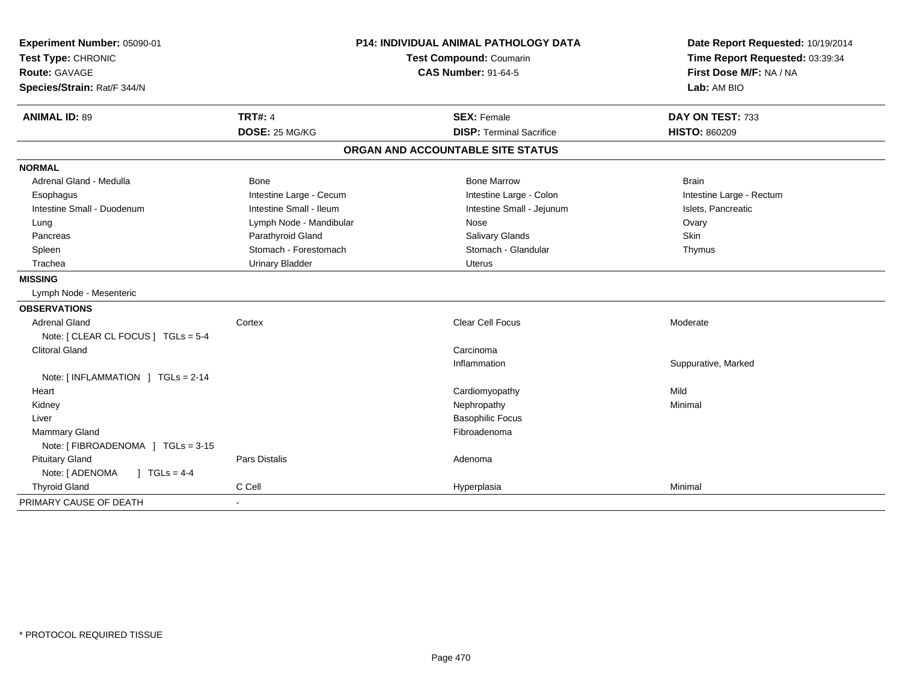| **Experiment Number:** 05090-01 | **P14: INDIVIDUAL ANIMAL PATHOLOGY DATA** | **Date Report Requested:** 10/19/2014 |
|---|---|---|
| **Test Type:** CHRONIC | **Test Compound:** Coumarin | **Time Report Requested:** 03:39:34 |
| **Route:** GAVAGE | **CAS Number:** 91-64-5 | **First Dose M/F:** NA / NA |
| **Species/Strain:** Rat/F 344/N | | **Lab:** AM BIO |

| **ANIMAL ID:** 89 | **TRT#:** 4 | **SEX:** Female | **DAY ON TEST:** 733 |
|---|---|---|---|
| | **DOSE:** 25 MG/KG | **DISP:** Terminal Sacrifice | **HISTO:** 860209 |

**ORGAN AND ACCOUNTABLE SITE STATUS**

| | | | |
|---|---|---|---|
| **NORMAL** | | | |
| Adrenal Gland - Medulla | Bone | Bone Marrow | Brain |
| Esophagus | Intestine Large - Cecum | Intestine Large - Colon | Intestine Large - Rectum |
| Intestine Small - Duodenum | Intestine Small - Ileum | Intestine Small - Jejunum | Islets, Pancreatic |
| Lung | Lymph Node - Mandibular | Nose | Ovary |
| Pancreas | Parathyroid Gland | Salivary Glands | Skin |
| Spleen | Stomach - Forestomach | Stomach - Glandular | Thymus |
| Trachea | Urinary Bladder | Uterus | |
| **MISSING** | | | |
| Lymph Node - Mesenteric | | | |
| **OBSERVATIONS** | | | |
| Adrenal Gland | Cortex | Clear Cell Focus | Moderate |
| Note: [ CLEAR CL FOCUS ] TGLs = 5-4 | | | |
| Clitoral Gland | | Carcinoma | |
| | | Inflammation | Suppurative, Marked |
| Note: [ INFLAMMATION ] TGLs = 2-14 | | | |
| Heart | | Cardiomyopathy | Mild |
| Kidney | | Nephropathy | Minimal |
| Liver | | Basophilic Focus | |
| Mammary Gland | | Fibroadenoma | |
| Note: [ FIBROADENOMA ] TGLs = 3-15 | | | |
| Pituitary Gland | Pars Distalis | Adenoma | |
| Note: [ ADENOMA ] TGLs = 4-4 | | | |
| Thyroid Gland | C Cell | Hyperplasia | Minimal |
| PRIMARY CAUSE OF DEATH | - | | |

\* PROTOCOL REQUIRED TISSUE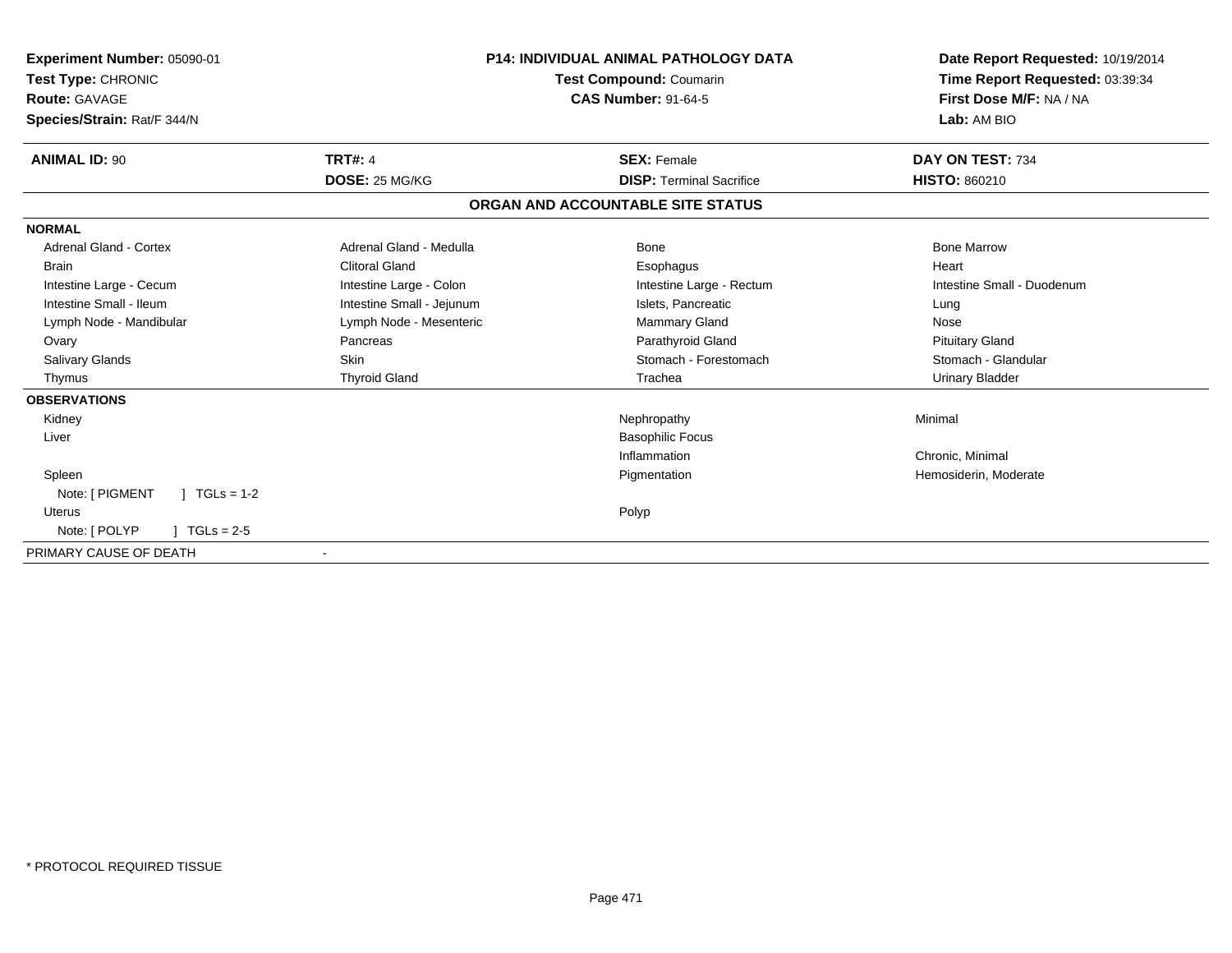**Experiment Number:** 05090-01
**Test Type:** CHRONIC
**Route:** GAVAGE
**Species/Strain:** Rat/F 344/N

**P14: INDIVIDUAL ANIMAL PATHOLOGY DATA**
**Test Compound:** Coumarin
**CAS Number:** 91-64-5

**Date Report Requested:** 10/19/2014
**Time Report Requested:** 03:39:34
**First Dose M/F:** NA / NA
**Lab:** AM BIO

| **ANIMAL ID:** 90 | **TRT#:** 4 | **SEX:** Female | **DAY ON TEST:** 734 |
|---|---|---|---|
| | **DOSE:** 25 MG/KG | **DISP:** Terminal Sacrifice | **HISTO:** 860210 |

## ORGAN AND ACCOUNTABLE SITE STATUS

**NORMAL**

| | | | |
|---|---|---|---|
| Adrenal Gland - Cortex | Adrenal Gland - Medulla | Bone | Bone Marrow |
| Brain | Clitoral Gland | Esophagus | Heart |
| Intestine Large - Cecum | Intestine Large - Colon | Intestine Large - Rectum | Intestine Small - Duodenum |
| Intestine Small - Ileum | Intestine Small - Jejunum | Islets, Pancreatic | Lung |
| Lymph Node - Mandibular | Lymph Node - Mesenteric | Mammary Gland | Nose |
| Ovary | Pancreas | Parathyroid Gland | Pituitary Gland |
| Salivary Glands | Skin | Stomach - Forestomach | Stomach - Glandular |
| Thymus | Thyroid Gland | Trachea | Urinary Bladder |

**OBSERVATIONS**

| | | |
|---|---|---|
| Kidney | Nephropathy | Minimal |
| Liver | Basophilic Focus | |
| | Inflammation | Chronic, Minimal |
| Spleen | Pigmentation | Hemosiderin, Moderate |
| Note: [ PIGMENT ] TGLs = 1-2 | | |
| Uterus | Polyp | |
| Note: [ POLYP ] TGLs = 2-5 | | |

PRIMARY CAUSE OF DEATH -

* PROTOCOL REQUIRED TISSUE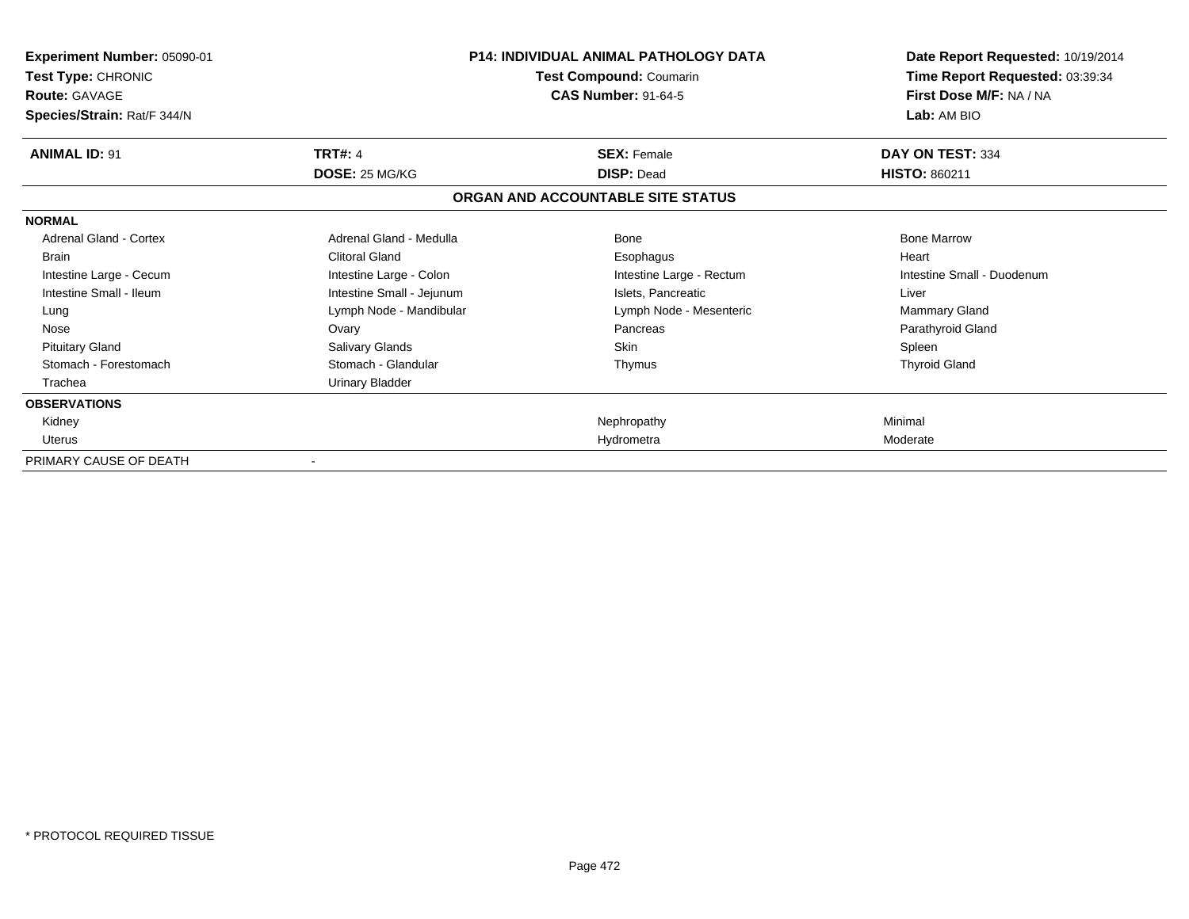**Experiment Number:** 05090-01
**Test Type:** CHRONIC
**Route:** GAVAGE
**Species/Strain:** Rat/F 344/N

**P14: INDIVIDUAL ANIMAL PATHOLOGY DATA**
**Test Compound:** Coumarin
**CAS Number:** 91-64-5

**Date Report Requested:** 10/19/2014
**Time Report Requested:** 03:39:34
**First Dose M/F:** NA / NA
**Lab:** AM BIO

| **ANIMAL ID:** 91 | **TRT#:** 4 | **SEX:** Female | **DAY ON TEST:** 334 |
|---|---|---|---|
| | **DOSE:** 25 MG/KG | **DISP:** Dead | **HISTO:** 860211 |

## ORGAN AND ACCOUNTABLE SITE STATUS

| | | | |
|---|---|---|---|
| **NORMAL** | | | |
| Adrenal Gland - Cortex | Adrenal Gland - Medulla | Bone | Bone Marrow |
| Brain | Clitoral Gland | Esophagus | Heart |
| Intestine Large - Cecum | Intestine Large - Colon | Intestine Large - Rectum | Intestine Small - Duodenum |
| Intestine Small - Ileum | Intestine Small - Jejunum | Islets, Pancreatic | Liver |
| Lung | Lymph Node - Mandibular | Lymph Node - Mesenteric | Mammary Gland |
| Nose | Ovary | Pancreas | Parathyroid Gland |
| Pituitary Gland | Salivary Glands | Skin | Spleen |
| Stomach - Forestomach | Stomach - Glandular | Thymus | Thyroid Gland |
| Trachea | Urinary Bladder | | |
| **OBSERVATIONS** | | | |
| Kidney | | Nephropathy | Minimal |
| Uterus | | Hydrometra | Moderate |
| PRIMARY CAUSE OF DEATH | - | | |

\* PROTOCOL REQUIRED TISSUE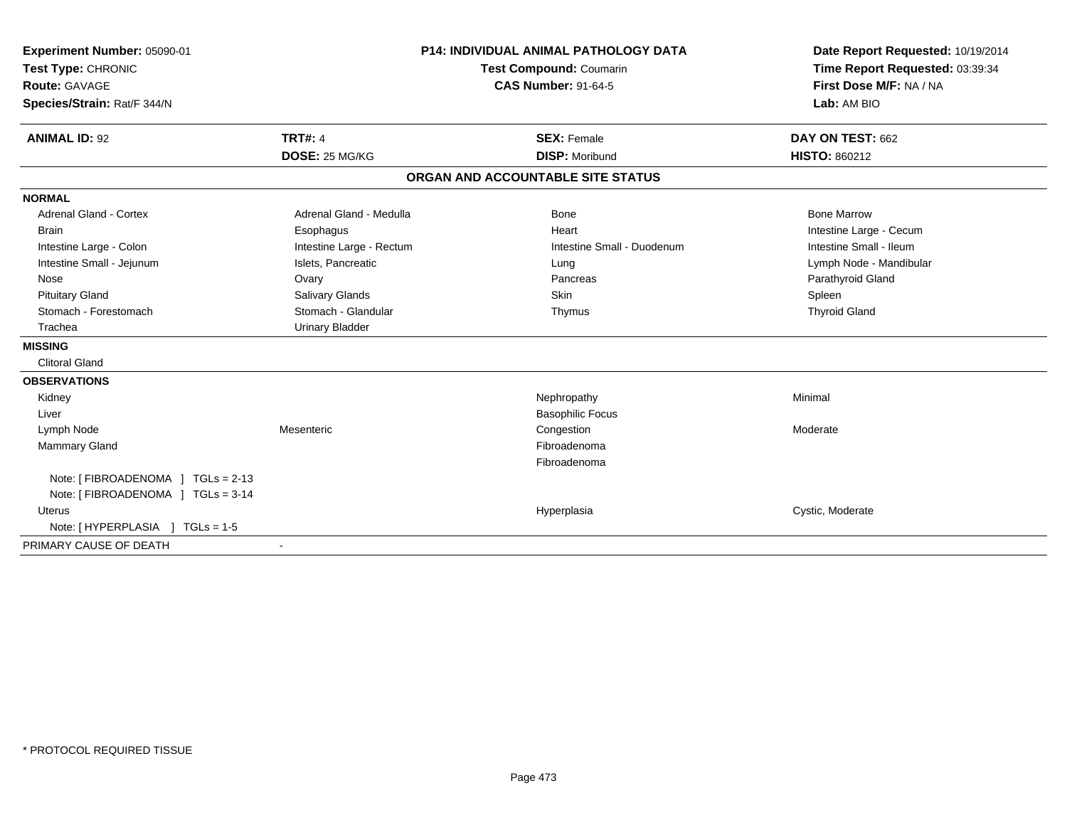**Experiment Number:** 05090-01
**Test Type:** CHRONIC
**Route:** GAVAGE
**Species/Strain:** Rat/F 344/N

**P14: INDIVIDUAL ANIMAL PATHOLOGY DATA**
**Test Compound:** Coumarin
**CAS Number:** 91-64-5

**Date Report Requested:** 10/19/2014
**Time Report Requested:** 03:39:34
**First Dose M/F:** NA / NA
**Lab:** AM BIO

| **ANIMAL ID:** 92 | **TRT#:** 4 | **SEX:** Female | **DAY ON TEST:** 662 |
|---|---|---|---|
| | **DOSE:** 25 MG/KG | **DISP:** Moribund | **HISTO:** 860212 |

## ORGAN AND ACCOUNTABLE SITE STATUS

**NORMAL**

| | | | |
|---|---|---|---|
| Adrenal Gland - Cortex | Adrenal Gland - Medulla | Bone | Bone Marrow |
| Brain | Esophagus | Heart | Intestine Large - Cecum |
| Intestine Large - Colon | Intestine Large - Rectum | Intestine Small - Duodenum | Intestine Small - Ileum |
| Intestine Small - Jejunum | Islets, Pancreatic | Lung | Lymph Node - Mandibular |
| Nose | Ovary | Pancreas | Parathyroid Gland |
| Pituitary Gland | Salivary Glands | Skin | Spleen |
| Stomach - Forestomach | Stomach - Glandular | Thymus | Thyroid Gland |
| Trachea | Urinary Bladder | | |

**MISSING**

Clitoral Gland

**OBSERVATIONS**

| | | | |
|---|---|---|---|
| Kidney | | Nephropathy | Minimal |
| Liver | | Basophilic Focus | |
| Lymph Node | Mesenteric | Congestion | Moderate |
| Mammary Gland | | Fibroadenoma | |
| | | Fibroadenoma | |
| Note: [ FIBROADENOMA ] TGLs = 2-13 | | | |
| Note: [ FIBROADENOMA ] TGLs = 3-14 | | | |
| Uterus | | Hyperplasia | Cystic, Moderate |
| Note: [ HYPERPLASIA ] TGLs = 1-5 | | | |

PRIMARY CAUSE OF DEATH -

* PROTOCOL REQUIRED TISSUE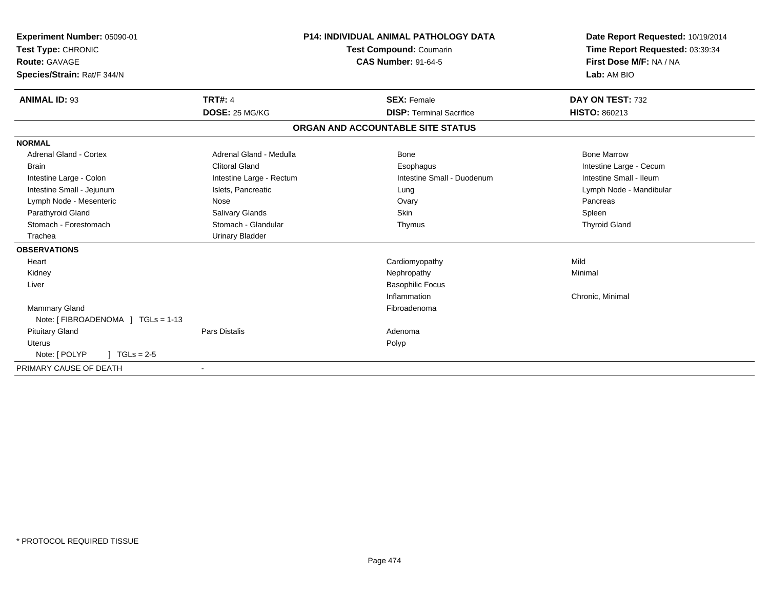**Experiment Number:** 05090-01
**Test Type:** CHRONIC
**Route:** GAVAGE
**Species/Strain:** Rat/F 344/N

**P14: INDIVIDUAL ANIMAL PATHOLOGY DATA**
**Test Compound:** Coumarin
**CAS Number:** 91-64-5

**Date Report Requested:** 10/19/2014
**Time Report Requested:** 03:39:34
**First Dose M/F:** NA / NA
**Lab:** AM BIO

| **ANIMAL ID:** 93 | **TRT#:** 4 | **SEX:** Female | **DAY ON TEST:** 732 |
|---|---|---|---|
| | **DOSE:** 25 MG/KG | **DISP:** Terminal Sacrifice | **HISTO:** 860213 |

**ORGAN AND ACCOUNTABLE SITE STATUS**

**NORMAL**

| | | | |
|---|---|---|---|
| Adrenal Gland - Cortex | Adrenal Gland - Medulla | Bone | Bone Marrow |
| Brain | Clitoral Gland | Esophagus | Intestine Large - Cecum |
| Intestine Large - Colon | Intestine Large - Rectum | Intestine Small - Duodenum | Intestine Small - Ileum |
| Intestine Small - Jejunum | Islets, Pancreatic | Lung | Lymph Node - Mandibular |
| Lymph Node - Mesenteric | Nose | Ovary | Pancreas |
| Parathyroid Gland | Salivary Glands | Skin | Spleen |
| Stomach - Forestomach | Stomach - Glandular | Thymus | Thyroid Gland |
| Trachea | Urinary Bladder | | |

**OBSERVATIONS**

| | | | |
|---|---|---|---|
| Heart | | Cardiomyopathy | Mild |
| Kidney | | Nephropathy | Minimal |
| Liver | | Basophilic Focus | |
| | | Inflammation | Chronic, Minimal |
| Mammary Gland | | Fibroadenoma | |
| Note: [ FIBROADENOMA ] TGLs = 1-13 | | | |
| Pituitary Gland | Pars Distalis | Adenoma | |
| Uterus | | Polyp | |
| Note: [ POLYP ] TGLs = 2-5 | | | |

| PRIMARY CAUSE OF DEATH | - |
|---|---|

* PROTOCOL REQUIRED TISSUE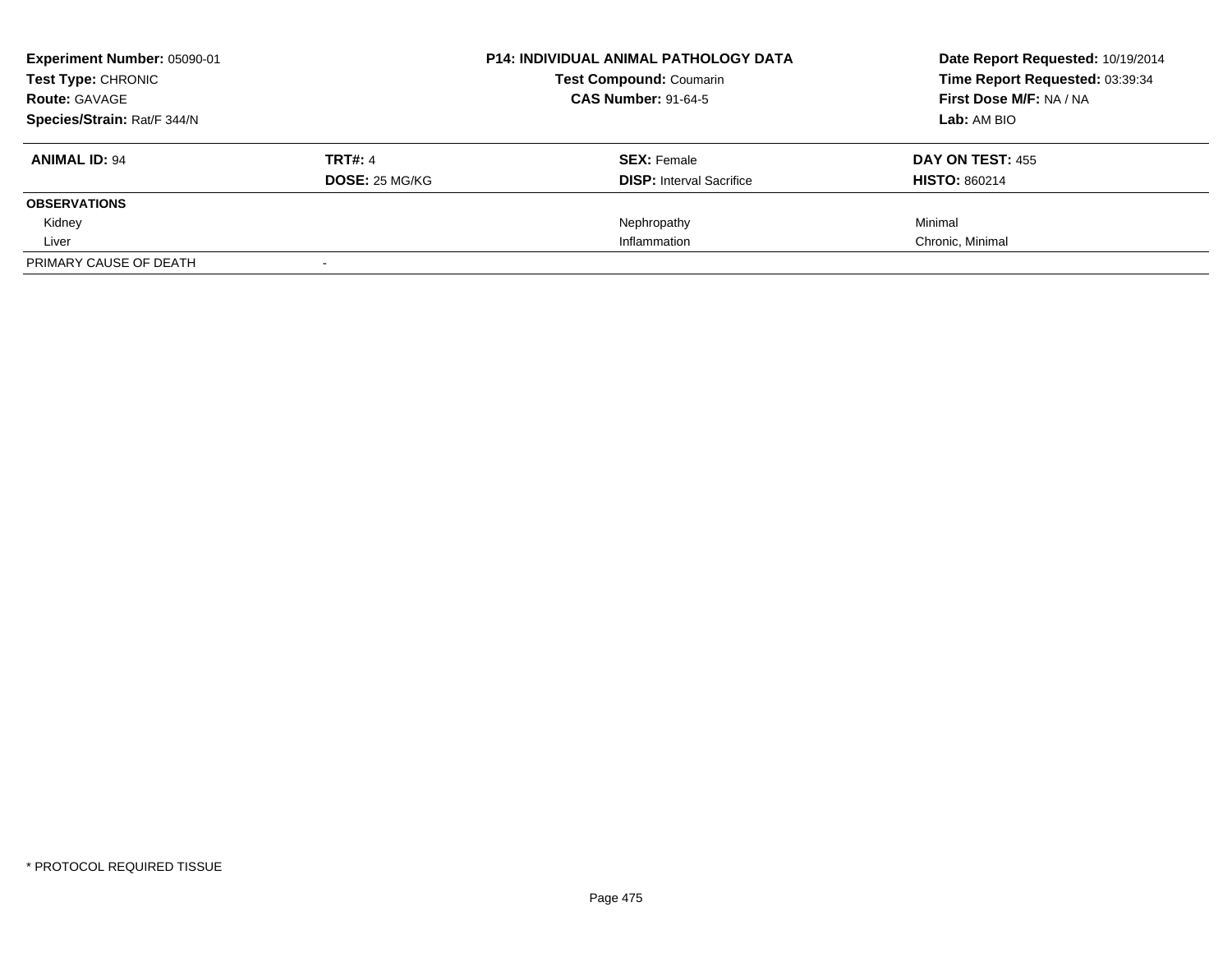**Experiment Number:** 05090-01
**Test Type:** CHRONIC
**Route:** GAVAGE
**Species/Strain:** Rat/F 344/N

**P14: INDIVIDUAL ANIMAL PATHOLOGY DATA**
**Test Compound:** Coumarin
**CAS Number:** 91-64-5

**Date Report Requested:** 10/19/2014
**Time Report Requested:** 03:39:34
**First Dose M/F:** NA / NA
**Lab:** AM BIO

| **ANIMAL ID:** 94 | **TRT#:** 4 | **SEX:** Female | **DAY ON TEST:** 455 |
|---|---|---|---|
| | **DOSE:** 25 MG/KG | **DISP:** Interval Sacrifice | **HISTO:** 860214 |
| **OBSERVATIONS** | | | |
| Kidney | | Nephropathy | Minimal |
| Liver | | Inflammation | Chronic, Minimal |
| PRIMARY CAUSE OF DEATH | - | | |

\* PROTOCOL REQUIRED TISSUE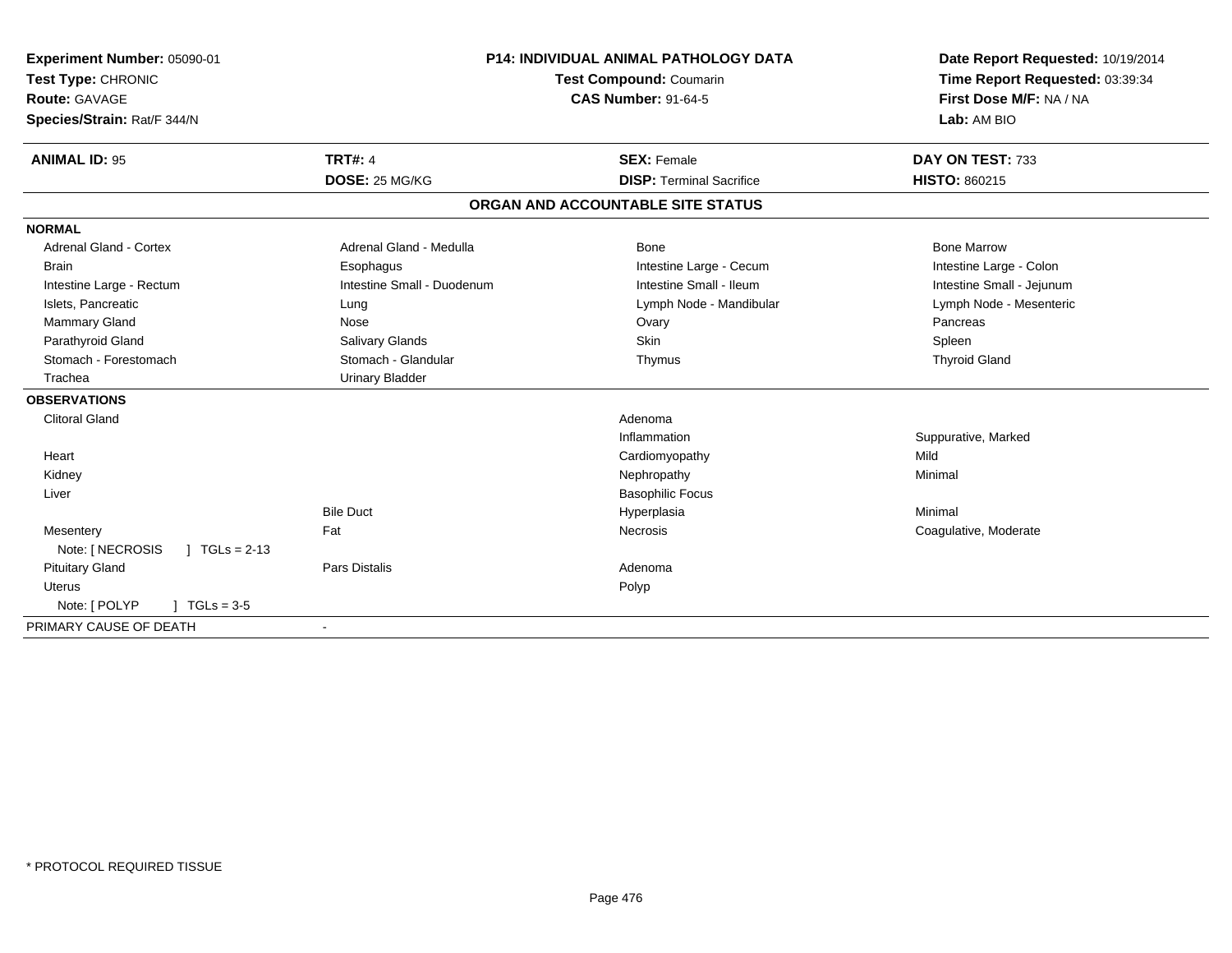**Experiment Number:** 05090-01
**Test Type:** CHRONIC
**Route:** GAVAGE
**Species/Strain:** Rat/F 344/N

**P14: INDIVIDUAL ANIMAL PATHOLOGY DATA**
**Test Compound:** Coumarin
**CAS Number:** 91-64-5

**Date Report Requested:** 10/19/2014
**Time Report Requested:** 03:39:34
**First Dose M/F:** NA / NA
**Lab:** AM BIO

| **ANIMAL ID:** 95 | **TRT#:** 4 | **SEX:** Female | **DAY ON TEST:** 733 |
|---|---|---|---|
| | **DOSE:** 25 MG/KG | **DISP:** Terminal Sacrifice | **HISTO:** 860215 |

## ORGAN AND ACCOUNTABLE SITE STATUS

| | | | |
|---|---|---|---|
| **NORMAL** | | | |
| Adrenal Gland - Cortex | Adrenal Gland - Medulla | Bone | Bone Marrow |
| Brain | Esophagus | Intestine Large - Cecum | Intestine Large - Colon |
| Intestine Large - Rectum | Intestine Small - Duodenum | Intestine Small - Ileum | Intestine Small - Jejunum |
| Islets, Pancreatic | Lung | Lymph Node - Mandibular | Lymph Node - Mesenteric |
| Mammary Gland | Nose | Ovary | Pancreas |
| Parathyroid Gland | Salivary Glands | Skin | Spleen |
| Stomach - Forestomach | Stomach - Glandular | Thymus | Thyroid Gland |
| Trachea | Urinary Bladder | | |
| **OBSERVATIONS** | | | |
| Clitoral Gland | | Adenoma | |
| | | Inflammation | Suppurative, Marked |
| Heart | | Cardiomyopathy | Mild |
| Kidney | | Nephropathy | Minimal |
| Liver | | Basophilic Focus | |
| | Bile Duct | Hyperplasia | Minimal |
| Mesentery | Fat | Necrosis | Coagulative, Moderate |
| Note: [ NECROSIS ] TGLs = 2-13 | | | |
| Pituitary Gland | Pars Distalis | Adenoma | |
| Uterus | | Polyp | |
| Note: [ POLYP ] TGLs = 3-5 | | | |
| PRIMARY CAUSE OF DEATH | - | | |

* PROTOCOL REQUIRED TISSUE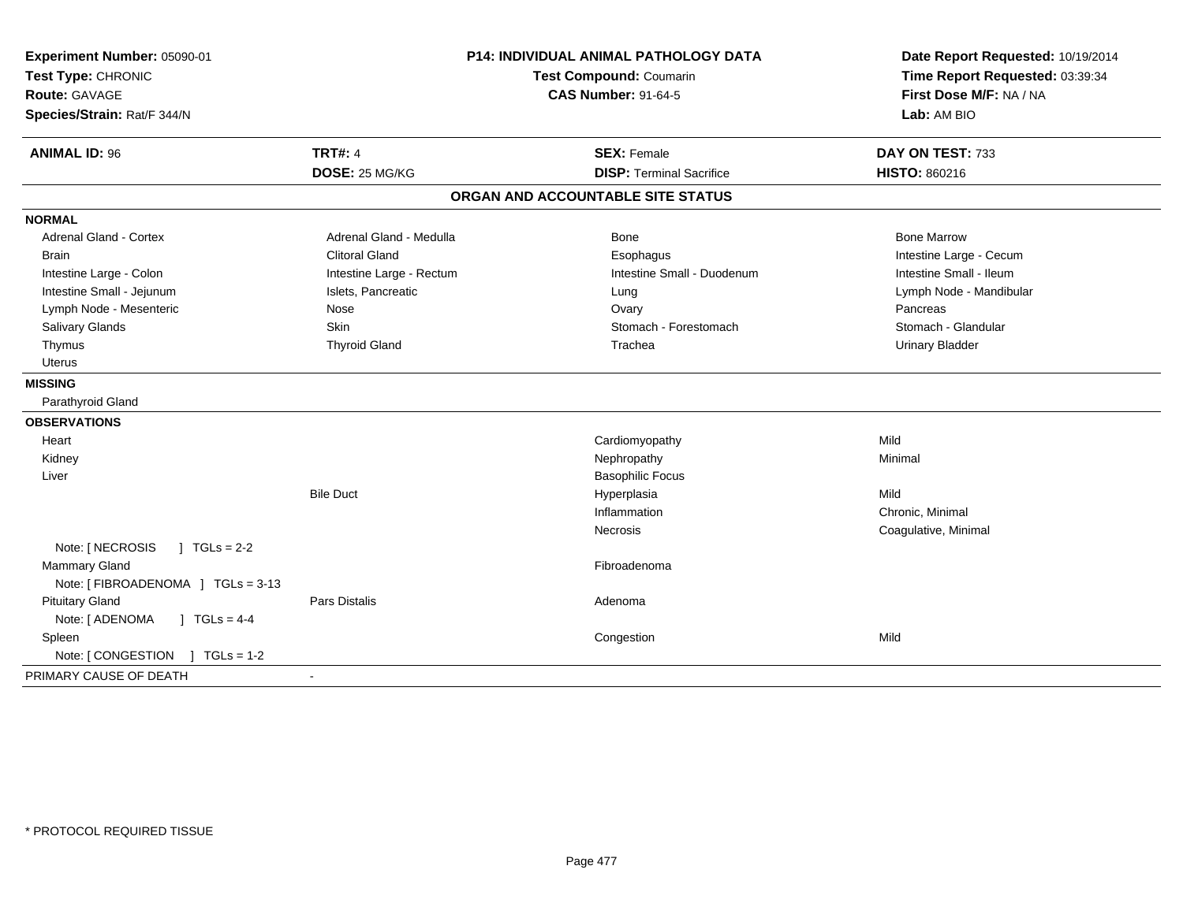**Experiment Number:** 05090-01
**Test Type:** CHRONIC
**Route:** GAVAGE
**Species/Strain:** Rat/F 344/N

**P14: INDIVIDUAL ANIMAL PATHOLOGY DATA**
**Test Compound:** Coumarin
**CAS Number:** 91-64-5

**Date Report Requested:** 10/19/2014
**Time Report Requested:** 03:39:34
**First Dose M/F:** NA / NA
**Lab:** AM BIO

| **ANIMAL ID:** 96 | **TRT#:** 4 | **SEX:** Female | **DAY ON TEST:** 733 |
|---|---|---|---|
| | **DOSE:** 25 MG/KG | **DISP:** Terminal Sacrifice | **HISTO:** 860216 |

## ORGAN AND ACCOUNTABLE SITE STATUS

**NORMAL**

| | | | |
|---|---|---|---|
| Adrenal Gland - Cortex | Adrenal Gland - Medulla | Bone | Bone Marrow |
| Brain | Clitoral Gland | Esophagus | Intestine Large - Cecum |
| Intestine Large - Colon | Intestine Large - Rectum | Intestine Small - Duodenum | Intestine Small - Ileum |
| Intestine Small - Jejunum | Islets, Pancreatic | Lung | Lymph Node - Mandibular |
| Lymph Node - Mesenteric | Nose | Ovary | Pancreas |
| Salivary Glands | Skin | Stomach - Forestomach | Stomach - Glandular |
| Thymus | Thyroid Gland | Trachea | Urinary Bladder |
| Uterus | | | |

**MISSING**

Parathyroid Gland

**OBSERVATIONS**

| | | | |
|---|---|---|---|
| Heart | | Cardiomyopathy | Mild |
| Kidney | | Nephropathy | Minimal |
| Liver | | Basophilic Focus | |
| | Bile Duct | Hyperplasia | Mild |
| | | Inflammation | Chronic, Minimal |
| | | Necrosis | Coagulative, Minimal |
| Note: [ NECROSIS ] TGLs = 2-2 | | | |
| Mammary Gland | | Fibroadenoma | |
| Note: [ FIBROADENOMA ] TGLs = 3-13 | | | |
| Pituitary Gland | Pars Distalis | Adenoma | |
| Note: [ ADENOMA ] TGLs = 4-4 | | | |
| Spleen | | Congestion | Mild |
| Note: [ CONGESTION ] TGLs = 1-2 | | | |

PRIMARY CAUSE OF DEATH -

* PROTOCOL REQUIRED TISSUE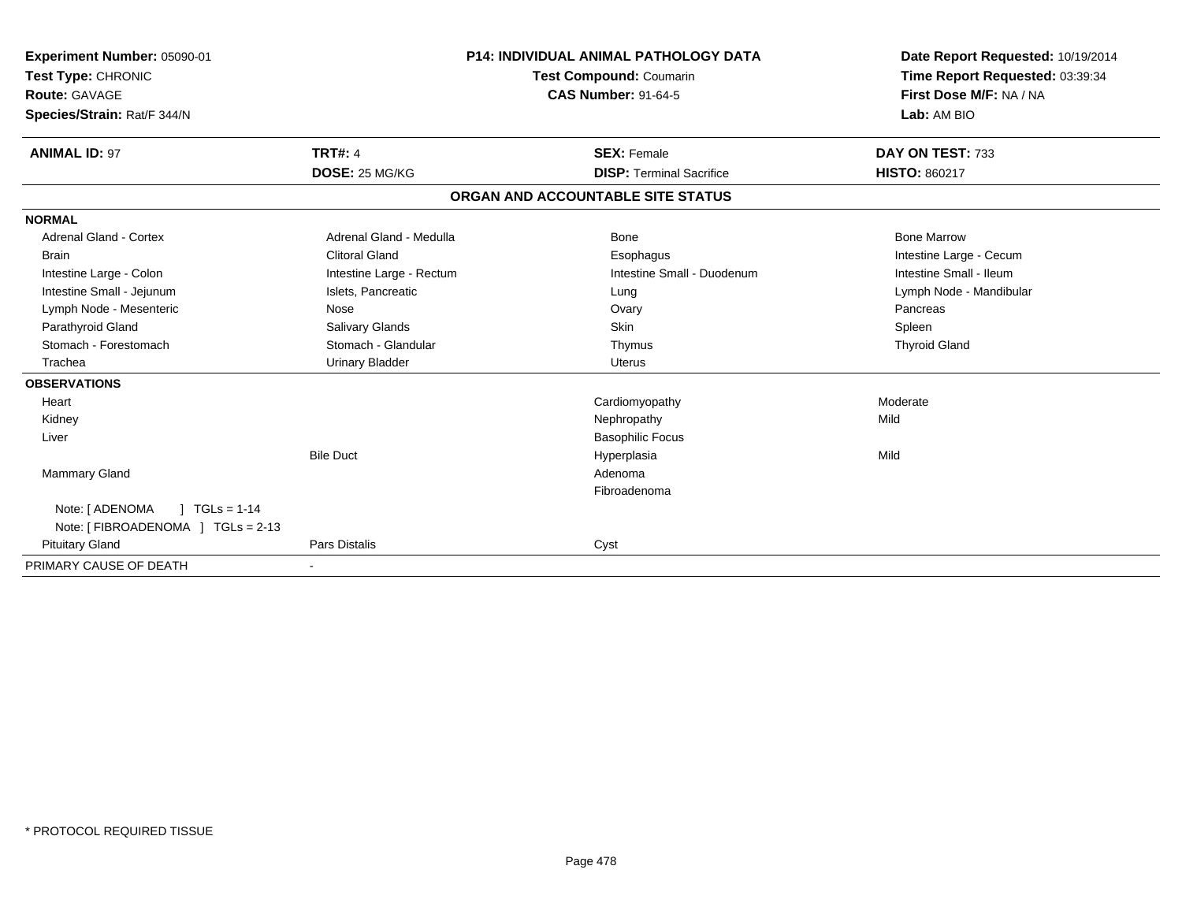**Experiment Number:** 05090-01
**Test Type:** CHRONIC
**Route:** GAVAGE
**Species/Strain:** Rat/F 344/N

**P14: INDIVIDUAL ANIMAL PATHOLOGY DATA**
**Test Compound:** Coumarin
**CAS Number:** 91-64-5

**Date Report Requested:** 10/19/2014
**Time Report Requested:** 03:39:34
**First Dose M/F:** NA / NA
**Lab:** AM BIO

| **ANIMAL ID:** 97 | **TRT#:** 4 | **SEX:** Female | **DAY ON TEST:** 733 |
|---|---|---|---|
| | **DOSE:** 25 MG/KG | **DISP:** Terminal Sacrifice | **HISTO:** 860217 |

## ORGAN AND ACCOUNTABLE SITE STATUS

| | | | |
|---|---|---|---|
| **NORMAL** | | | |
| Adrenal Gland - Cortex | Adrenal Gland - Medulla | Bone | Bone Marrow |
| Brain | Clitoral Gland | Esophagus | Intestine Large - Cecum |
| Intestine Large - Colon | Intestine Large - Rectum | Intestine Small - Duodenum | Intestine Small - Ileum |
| Intestine Small - Jejunum | Islets, Pancreatic | Lung | Lymph Node - Mandibular |
| Lymph Node - Mesenteric | Nose | Ovary | Pancreas |
| Parathyroid Gland | Salivary Glands | Skin | Spleen |
| Stomach - Forestomach | Stomach - Glandular | Thymus | Thyroid Gland |
| Trachea | Urinary Bladder | Uterus | |
| **OBSERVATIONS** | | | |
| Heart | | Cardiomyopathy | Moderate |
| Kidney | | Nephropathy | Mild |
| Liver | | Basophilic Focus | |
| | Bile Duct | Hyperplasia | Mild |
| Mammary Gland | | Adenoma | |
| | | Fibroadenoma | |
| Note: [ ADENOMA ] TGLs = 1-14 | | | |
| Note: [ FIBROADENOMA ] TGLs = 2-13 | | | |
| Pituitary Gland | Pars Distalis | Cyst | |
| PRIMARY CAUSE OF DEATH | - | | |

* PROTOCOL REQUIRED TISSUE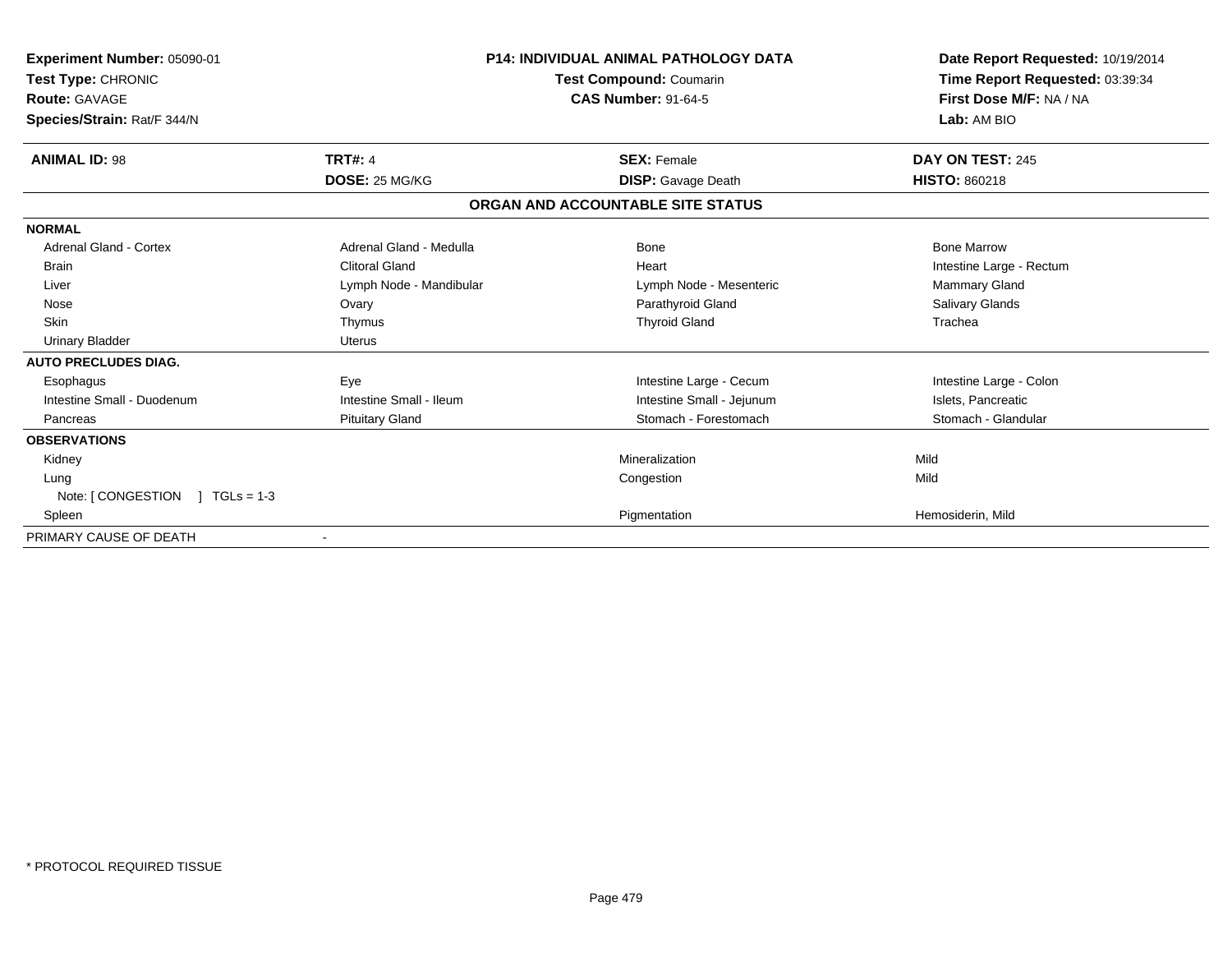**Experiment Number:** 05090-01
**Test Type:** CHRONIC
**Route:** GAVAGE
**Species/Strain:** Rat/F 344/N

**P14: INDIVIDUAL ANIMAL PATHOLOGY DATA**
**Test Compound:** Coumarin
**CAS Number:** 91-64-5

**Date Report Requested:** 10/19/2014
**Time Report Requested:** 03:39:34
**First Dose M/F:** NA / NA
**Lab:** AM BIO

| **ANIMAL ID:** 98 | **TRT#:** 4 | **SEX:** Female | **DAY ON TEST:** 245 |
|---|---|---|---|
| | **DOSE:** 25 MG/KG | **DISP:** Gavage Death | **HISTO:** 860218 |

**ORGAN AND ACCOUNTABLE SITE STATUS**

| | | | |
|---|---|---|---|
| **NORMAL** | | | |
| Adrenal Gland - Cortex | Adrenal Gland - Medulla | Bone | Bone Marrow |
| Brain | Clitoral Gland | Heart | Intestine Large - Rectum |
| Liver | Lymph Node - Mandibular | Lymph Node - Mesenteric | Mammary Gland |
| Nose | Ovary | Parathyroid Gland | Salivary Glands |
| Skin | Thymus | Thyroid Gland | Trachea |
| Urinary Bladder | Uterus | | |
| **AUTO PRECLUDES DIAG.** | | | |
| Esophagus | Eye | Intestine Large - Cecum | Intestine Large - Colon |
| Intestine Small - Duodenum | Intestine Small - Ileum | Intestine Small - Jejunum | Islets, Pancreatic |
| Pancreas | Pituitary Gland | Stomach - Forestomach | Stomach - Glandular |
| **OBSERVATIONS** | | | |
| Kidney | | Mineralization | Mild |
| Lung | | Congestion | Mild |
| Note: [ CONGESTION ] TGLs = 1-3 | | | |
| Spleen | | Pigmentation | Hemosiderin, Mild |
| PRIMARY CAUSE OF DEATH | - | | |

* PROTOCOL REQUIRED TISSUE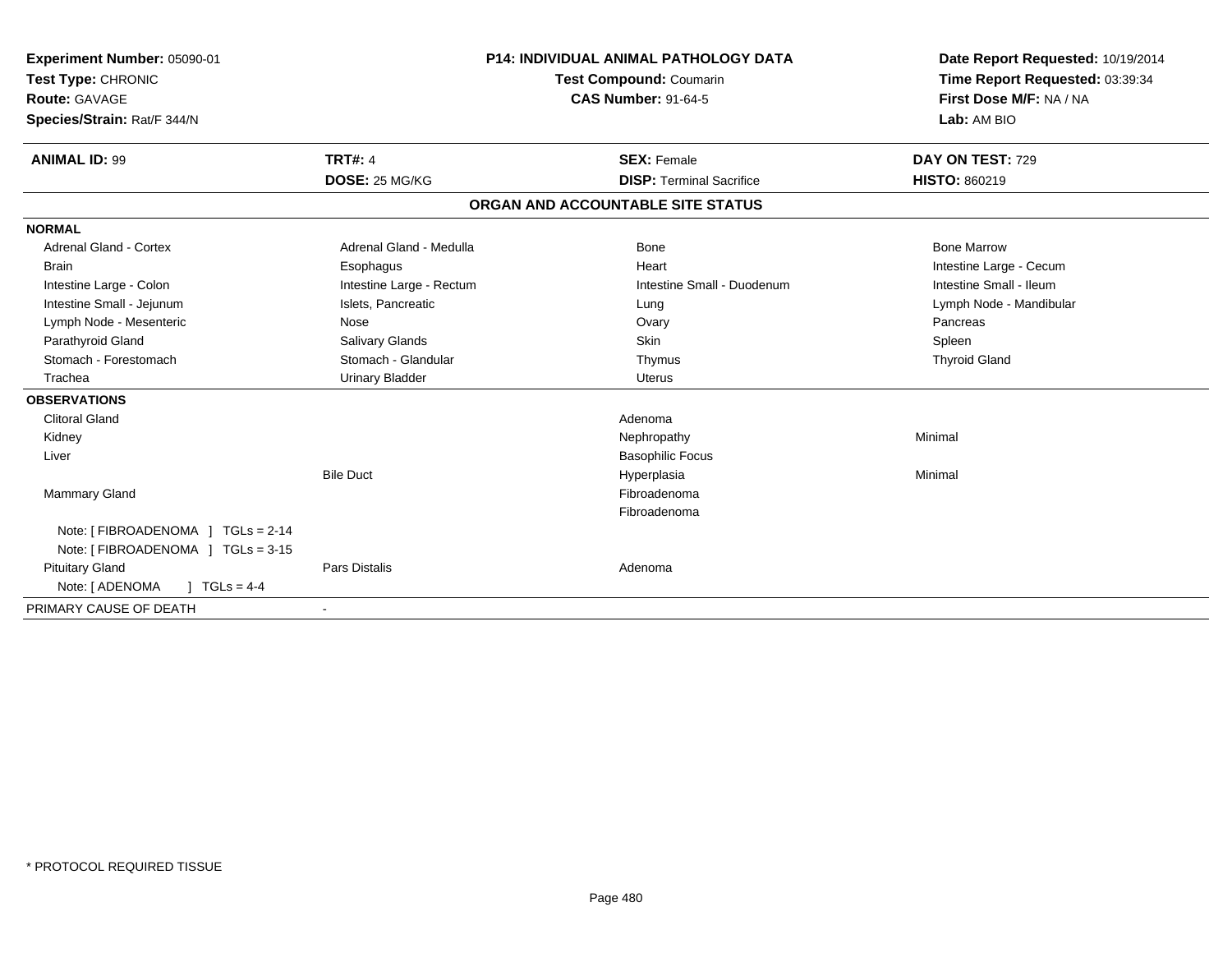**Experiment Number:** 05090-01
**Test Type:** CHRONIC
**Route:** GAVAGE
**Species/Strain:** Rat/F 344/N

**P14: INDIVIDUAL ANIMAL PATHOLOGY DATA**
**Test Compound:** Coumarin
**CAS Number:** 91-64-5

**Date Report Requested:** 10/19/2014
**Time Report Requested:** 03:39:34
**First Dose M/F:** NA / NA
**Lab:** AM BIO

| **ANIMAL ID:** 99 | **TRT#:** 4 | **SEX:** Female | **DAY ON TEST:** 729 |
|---|---|---|---|
| | **DOSE:** 25 MG/KG | **DISP:** Terminal Sacrifice | **HISTO:** 860219 |

## ORGAN AND ACCOUNTABLE SITE STATUS

| | | | |
|---|---|---|---|
| **NORMAL** | | | |
| Adrenal Gland - Cortex | Adrenal Gland - Medulla | Bone | Bone Marrow |
| Brain | Esophagus | Heart | Intestine Large - Cecum |
| Intestine Large - Colon | Intestine Large - Rectum | Intestine Small - Duodenum | Intestine Small - Ileum |
| Intestine Small - Jejunum | Islets, Pancreatic | Lung | Lymph Node - Mandibular |
| Lymph Node - Mesenteric | Nose | Ovary | Pancreas |
| Parathyroid Gland | Salivary Glands | Skin | Spleen |
| Stomach - Forestomach | Stomach - Glandular | Thymus | Thyroid Gland |
| Trachea | Urinary Bladder | Uterus | |
| **OBSERVATIONS** | | | |
| Clitoral Gland | | Adenoma | |
| Kidney | | Nephropathy | Minimal |
| Liver | | Basophilic Focus | |
| | Bile Duct | Hyperplasia | Minimal |
| Mammary Gland | | Fibroadenoma | |
| | | Fibroadenoma | |
| Note: [ FIBROADENOMA ] TGLs = 2-14 | | | |
| Note: [ FIBROADENOMA ] TGLs = 3-15 | | | |
| Pituitary Gland | Pars Distalis | Adenoma | |
| Note: [ ADENOMA ] TGLs = 4-4 | | | |
| PRIMARY CAUSE OF DEATH | - | | |

\* PROTOCOL REQUIRED TISSUE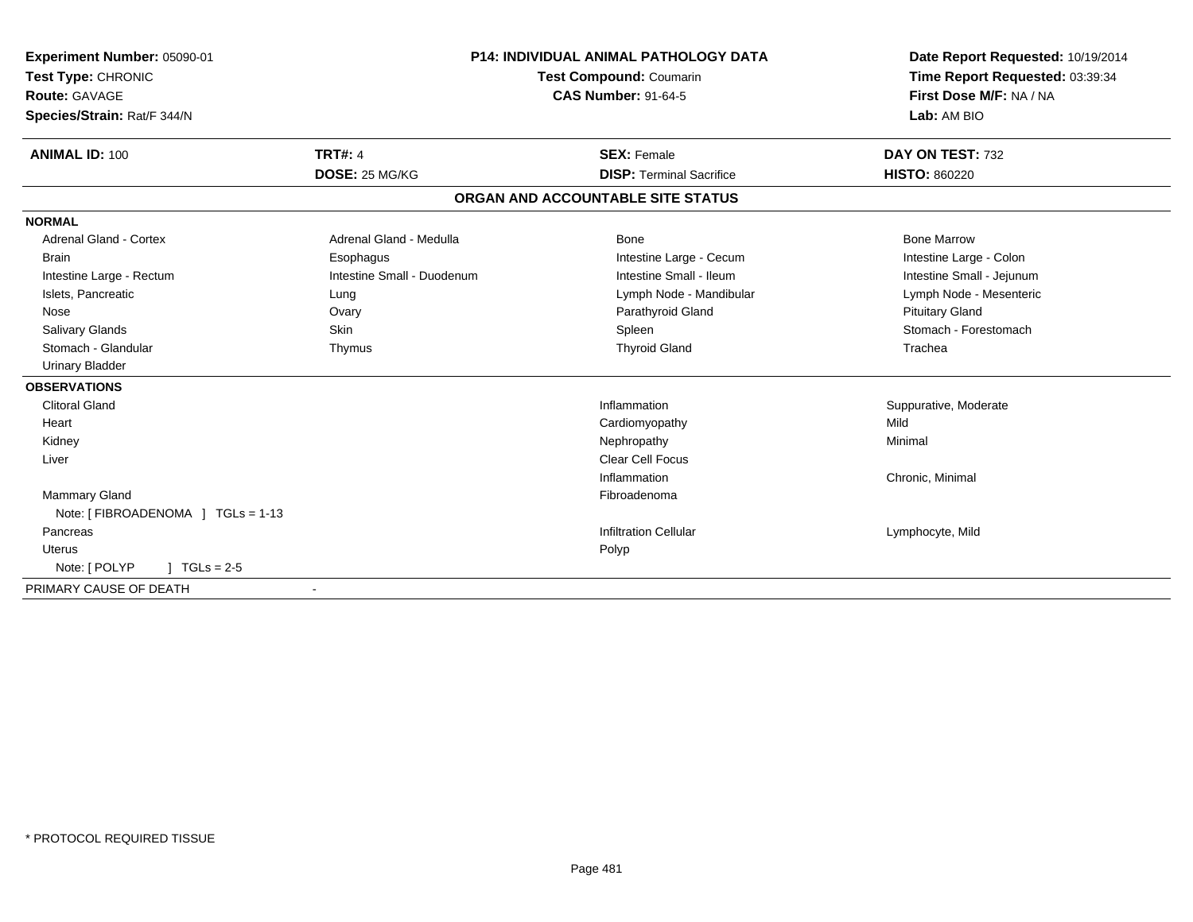**Experiment Number:** 05090-01
**Test Type:** CHRONIC
**Route:** GAVAGE
**Species/Strain:** Rat/F 344/N

**P14: INDIVIDUAL ANIMAL PATHOLOGY DATA**
**Test Compound:** Coumarin
**CAS Number:** 91-64-5

**Date Report Requested:** 10/19/2014
**Time Report Requested:** 03:39:34
**First Dose M/F:** NA / NA
**Lab:** AM BIO

| **ANIMAL ID:** 100 | **TRT#:** 4 | **SEX:** Female | **DAY ON TEST:** 732 |
|---|---|---|---|
| | **DOSE:** 25 MG/KG | **DISP:** Terminal Sacrifice | **HISTO:** 860220 |

## ORGAN AND ACCOUNTABLE SITE STATUS

**NORMAL**

| | | | |
|---|---|---|---|
| Adrenal Gland - Cortex | Adrenal Gland - Medulla | Bone | Bone Marrow |
| Brain | Esophagus | Intestine Large - Cecum | Intestine Large - Colon |
| Intestine Large - Rectum | Intestine Small - Duodenum | Intestine Small - Ileum | Intestine Small - Jejunum |
| Islets, Pancreatic | Lung | Lymph Node - Mandibular | Lymph Node - Mesenteric |
| Nose | Ovary | Parathyroid Gland | Pituitary Gland |
| Salivary Glands | Skin | Spleen | Stomach - Forestomach |
| Stomach - Glandular | Thymus | Thyroid Gland | Trachea |
| Urinary Bladder | | | |

**OBSERVATIONS**

| | | |
|---|---|---|
| Clitoral Gland | Inflammation | Suppurative, Moderate |
| Heart | Cardiomyopathy | Mild |
| Kidney | Nephropathy | Minimal |
| Liver | Clear Cell Focus | |
| | Inflammation | Chronic, Minimal |
| Mammary Gland | Fibroadenoma | |
| Note: [ FIBROADENOMA ] TGLs = 1-13 | | |
| Pancreas | Infiltration Cellular | Lymphocyte, Mild |
| Uterus | Polyp | |
| Note: [ POLYP ] TGLs = 2-5 | | |

PRIMARY CAUSE OF DEATH -

* PROTOCOL REQUIRED TISSUE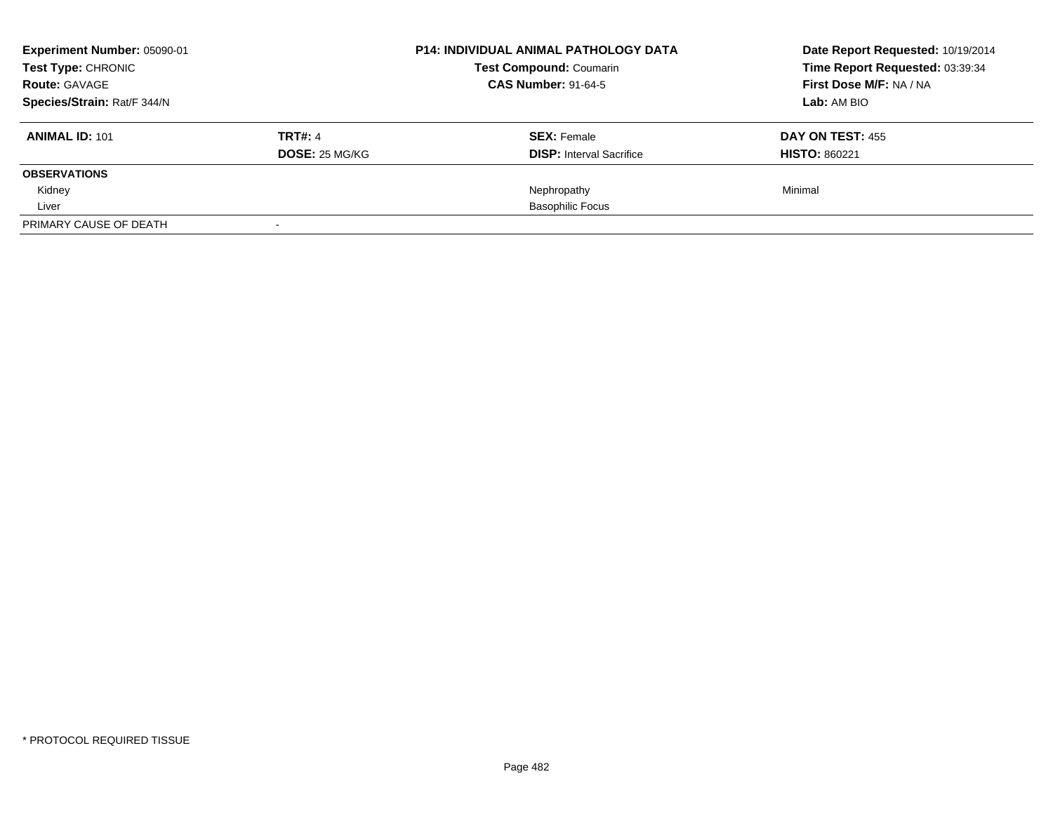**Experiment Number:** 05090-01
**Test Type:** CHRONIC
**Route:** GAVAGE
**Species/Strain:** Rat/F 344/N

**P14: INDIVIDUAL ANIMAL PATHOLOGY DATA**
**Test Compound:** Coumarin
**CAS Number:** 91-64-5

**Date Report Requested:** 10/19/2014
**Time Report Requested:** 03:39:34
**First Dose M/F:** NA / NA
**Lab:** AM BIO

| **ANIMAL ID:** 101 | **TRT#:** 4<br>**DOSE:** 25 MG/KG | **SEX:** Female<br>**DISP:** Interval Sacrifice | **DAY ON TEST:** 455<br>**HISTO:** 860221 |
|---|---|---|---|
| **OBSERVATIONS** | | | |
| Kidney | | Nephropathy | Minimal |
| Liver | | Basophilic Focus | |
| PRIMARY CAUSE OF DEATH | - | | |

* PROTOCOL REQUIRED TISSUE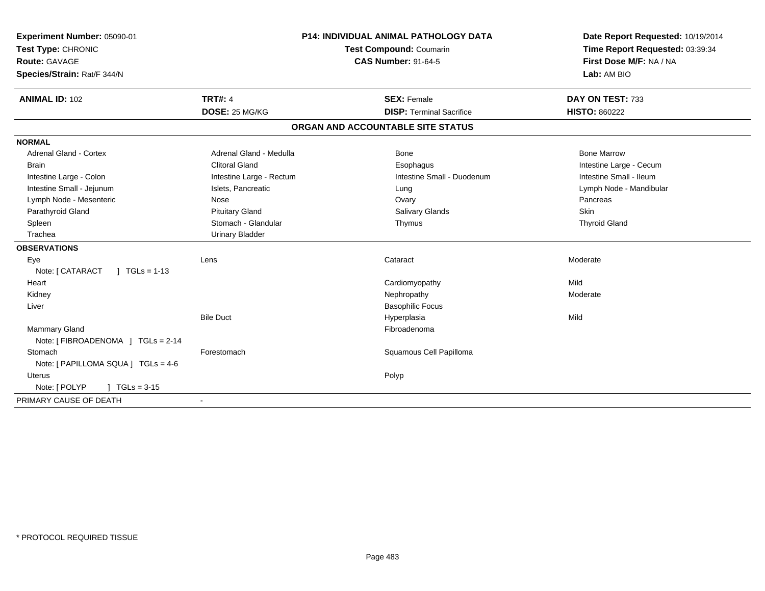**Experiment Number:** 05090-01
**Test Type:** CHRONIC
**Route:** GAVAGE
**Species/Strain:** Rat/F 344/N

**P14: INDIVIDUAL ANIMAL PATHOLOGY DATA**
**Test Compound:** Coumarin
**CAS Number:** 91-64-5

**Date Report Requested:** 10/19/2014
**Time Report Requested:** 03:39:34
**First Dose M/F:** NA / NA
**Lab:** AM BIO

| **ANIMAL ID:** 102 | **TRT#:** 4 | **SEX:** Female | **DAY ON TEST:** 733 |
|---|---|---|---|
| | **DOSE:** 25 MG/KG | **DISP:** Terminal Sacrifice | **HISTO:** 860222 |

## ORGAN AND ACCOUNTABLE SITE STATUS

**NORMAL**

| | | | |
|---|---|---|---|
| Adrenal Gland - Cortex | Adrenal Gland - Medulla | Bone | Bone Marrow |
| Brain | Clitoral Gland | Esophagus | Intestine Large - Cecum |
| Intestine Large - Colon | Intestine Large - Rectum | Intestine Small - Duodenum | Intestine Small - Ileum |
| Intestine Small - Jejunum | Islets, Pancreatic | Lung | Lymph Node - Mandibular |
| Lymph Node - Mesenteric | Nose | Ovary | Pancreas |
| Parathyroid Gland | Pituitary Gland | Salivary Glands | Skin |
| Spleen | Stomach - Glandular | Thymus | Thyroid Gland |
| Trachea | Urinary Bladder | | |

**OBSERVATIONS**

| | | | |
|---|---|---|---|
| Eye | Lens | Cataract | Moderate |
| Note: [ CATARACT ] TGLs = 1-13 | | | |
| Heart | | Cardiomyopathy | Mild |
| Kidney | | Nephropathy | Moderate |
| Liver | | Basophilic Focus | |
| | Bile Duct | Hyperplasia | Mild |
| Mammary Gland | | Fibroadenoma | |
| Note: [ FIBROADENOMA ] TGLs = 2-14 | | | |
| Stomach | Forestomach | Squamous Cell Papilloma | |
| Note: [ PAPILLOMA SQUA ] TGLs = 4-6 | | | |
| Uterus | | Polyp | |
| Note: [ POLYP ] TGLs = 3-15 | | | |

PRIMARY CAUSE OF DEATH -

\* PROTOCOL REQUIRED TISSUE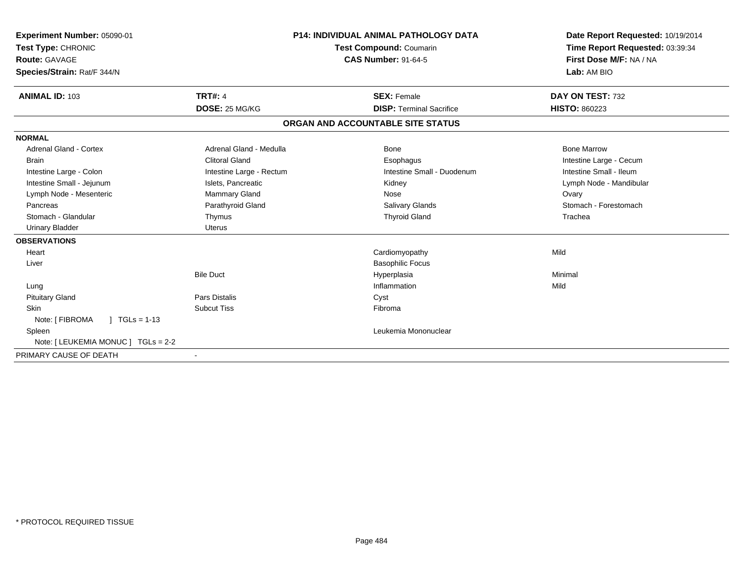**Experiment Number:** 05090-01
**Test Type:** CHRONIC
**Route:** GAVAGE
**Species/Strain:** Rat/F 344/N

**P14: INDIVIDUAL ANIMAL PATHOLOGY DATA**
**Test Compound:** Coumarin
**CAS Number:** 91-64-5

**Date Report Requested:** 10/19/2014
**Time Report Requested:** 03:39:34
**First Dose M/F:** NA / NA
**Lab:** AM BIO

| **ANIMAL ID:** 103 | **TRT#:** 4 | **SEX:** Female | **DAY ON TEST:** 732 |
|---|---|---|---|
| | **DOSE:** 25 MG/KG | **DISP:** Terminal Sacrifice | **HISTO:** 860223 |

## ORGAN AND ACCOUNTABLE SITE STATUS

**NORMAL**

| | | | |
|---|---|---|---|
| Adrenal Gland - Cortex | Adrenal Gland - Medulla | Bone | Bone Marrow |
| Brain | Clitoral Gland | Esophagus | Intestine Large - Cecum |
| Intestine Large - Colon | Intestine Large - Rectum | Intestine Small - Duodenum | Intestine Small - Ileum |
| Intestine Small - Jejunum | Islets, Pancreatic | Kidney | Lymph Node - Mandibular |
| Lymph Node - Mesenteric | Mammary Gland | Nose | Ovary |
| Pancreas | Parathyroid Gland | Salivary Glands | Stomach - Forestomach |
| Stomach - Glandular | Thymus | Thyroid Gland | Trachea |
| Urinary Bladder | Uterus | | |

**OBSERVATIONS**

| | | | |
|---|---|---|---|
| Heart | | Cardiomyopathy | Mild |
| Liver | | Basophilic Focus | |
| | Bile Duct | Hyperplasia | Minimal |
| Lung | | Inflammation | Mild |
| Pituitary Gland | Pars Distalis | Cyst | |
| Skin | Subcut Tiss | Fibroma | |
| Note: [ FIBROMA ] TGLs = 1-13 | | | |
| Spleen | | Leukemia Mononuclear | |
| Note: [ LEUKEMIA MONUC ] TGLs = 2-2 | | | |

PRIMARY CAUSE OF DEATH -

* PROTOCOL REQUIRED TISSUE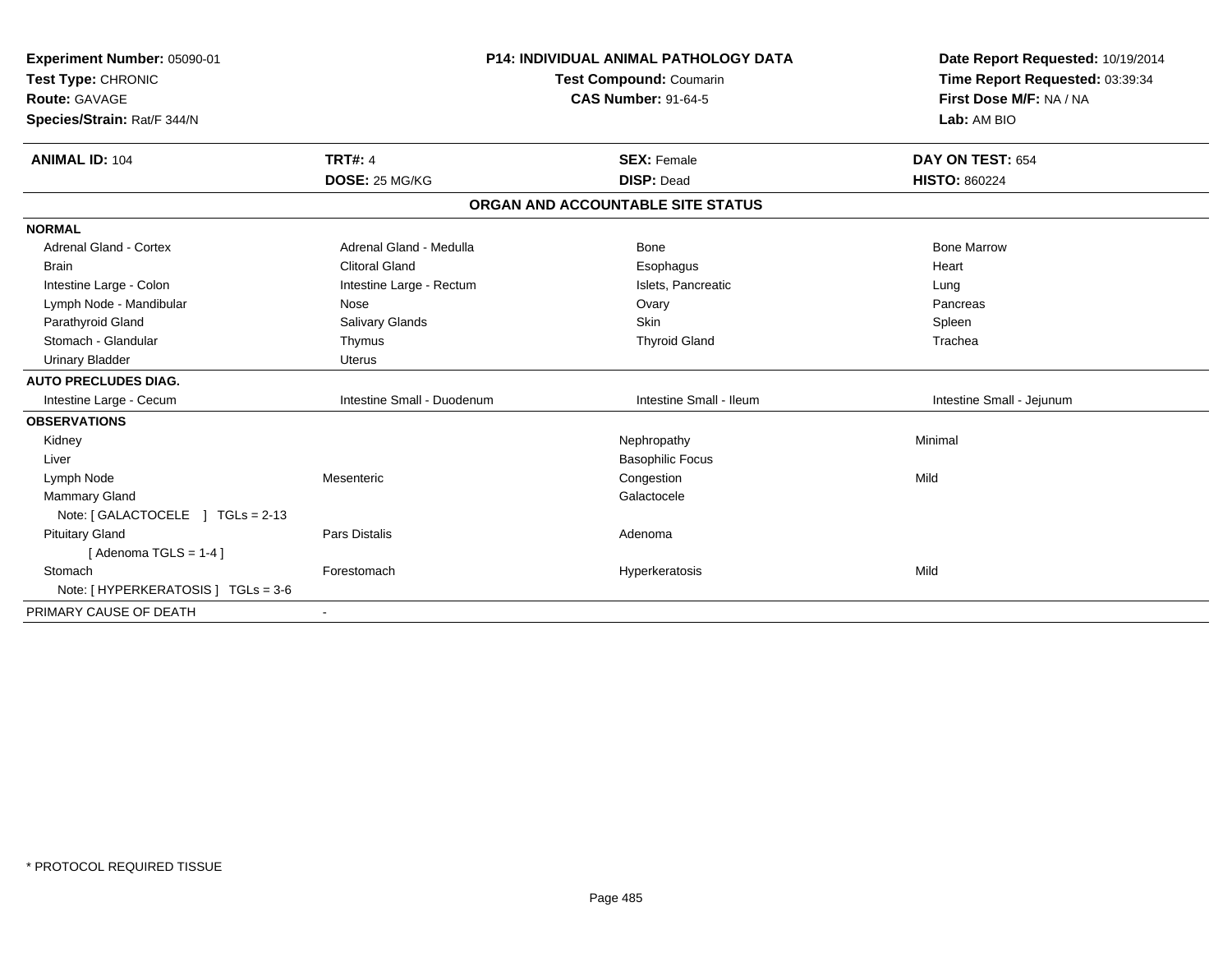**Experiment Number:** 05090-01
**Test Type:** CHRONIC
**Route:** GAVAGE
**Species/Strain:** Rat/F 344/N

**P14: INDIVIDUAL ANIMAL PATHOLOGY DATA**
**Test Compound:** Coumarin
**CAS Number:** 91-64-5

**Date Report Requested:** 10/19/2014
**Time Report Requested:** 03:39:34
**First Dose M/F:** NA / NA
**Lab:** AM BIO

| **ANIMAL ID:** 104 | **TRT#:** 4 | **SEX:** Female | **DAY ON TEST:** 654 |
|---|---|---|---|
| | **DOSE:** 25 MG/KG | **DISP:** Dead | **HISTO:** 860224 |

## ORGAN AND ACCOUNTABLE SITE STATUS

| | | | |
|---|---|---|---|
| **NORMAL** | | | |
| Adrenal Gland - Cortex | Adrenal Gland - Medulla | Bone | Bone Marrow |
| Brain | Clitoral Gland | Esophagus | Heart |
| Intestine Large - Colon | Intestine Large - Rectum | Islets, Pancreatic | Lung |
| Lymph Node - Mandibular | Nose | Ovary | Pancreas |
| Parathyroid Gland | Salivary Glands | Skin | Spleen |
| Stomach - Glandular | Thymus | Thyroid Gland | Trachea |
| Urinary Bladder | Uterus | | |
| **AUTO PRECLUDES DIAG.** | | | |
| Intestine Large - Cecum | Intestine Small - Duodenum | Intestine Small - Ileum | Intestine Small - Jejunum |
| **OBSERVATIONS** | | | |
| Kidney | | Nephropathy | Minimal |
| Liver | | Basophilic Focus | |
| Lymph Node | Mesenteric | Congestion | Mild |
| Mammary Gland | | Galactocele | |
| Note: [ GALACTOCELE ] TGLs = 2-13 | | | |
| Pituitary Gland | Pars Distalis | Adenoma | |
| [ Adenoma TGLS = 1-4 ] | | | |
| Stomach | Forestomach | Hyperkeratosis | Mild |
| Note: [ HYPERKERATOSIS ] TGLs = 3-6 | | | |
| PRIMARY CAUSE OF DEATH | - | | |

\* PROTOCOL REQUIRED TISSUE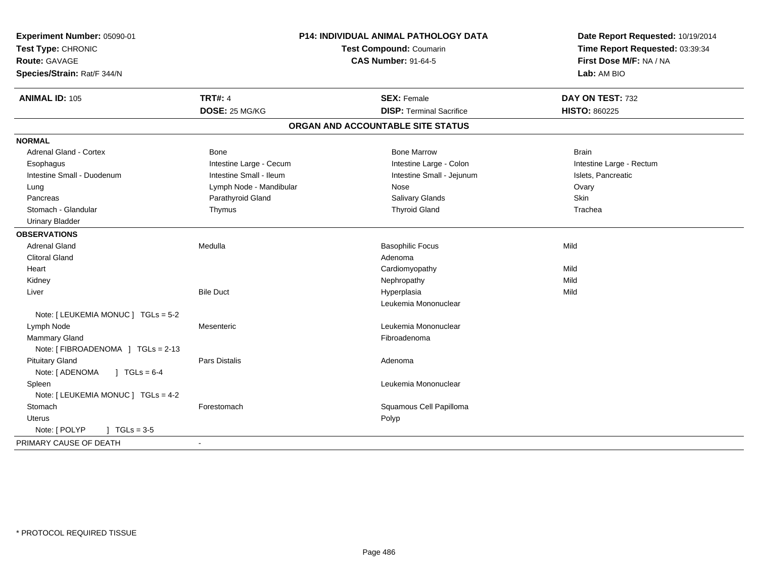**Experiment Number:** 05090-01
**Test Type:** CHRONIC
**Route:** GAVAGE
**Species/Strain:** Rat/F 344/N

**P14: INDIVIDUAL ANIMAL PATHOLOGY DATA**
**Test Compound:** Coumarin
**CAS Number:** 91-64-5

**Date Report Requested:** 10/19/2014
**Time Report Requested:** 03:39:34
**First Dose M/F:** NA / NA
**Lab:** AM BIO

| **ANIMAL ID:** 105 | **TRT#:** 4 | **SEX:** Female | **DAY ON TEST:** 732 |
|---|---|---|---|
| | **DOSE:** 25 MG/KG | **DISP:** Terminal Sacrifice | **HISTO:** 860225 |

## ORGAN AND ACCOUNTABLE SITE STATUS

**NORMAL**

| | | | |
|---|---|---|---|
| Adrenal Gland - Cortex | Bone | Bone Marrow | Brain |
| Esophagus | Intestine Large - Cecum | Intestine Large - Colon | Intestine Large - Rectum |
| Intestine Small - Duodenum | Intestine Small - Ileum | Intestine Small - Jejunum | Islets, Pancreatic |
| Lung | Lymph Node - Mandibular | Nose | Ovary |
| Pancreas | Parathyroid Gland | Salivary Glands | Skin |
| Stomach - Glandular | Thymus | Thyroid Gland | Trachea |
| Urinary Bladder | | | |

**OBSERVATIONS**

| | | | |
|---|---|---|---|
| Adrenal Gland | Medulla | Basophilic Focus | Mild |
| Clitoral Gland | | Adenoma | |
| Heart | | Cardiomyopathy | Mild |
| Kidney | | Nephropathy | Mild |
| Liver | Bile Duct | Hyperplasia | Mild |
| | | Leukemia Mononuclear | |
| Note: [ LEUKEMIA MONUC ] TGLs = 5-2 | | | |
| Lymph Node | Mesenteric | Leukemia Mononuclear | |
| Mammary Gland | | Fibroadenoma | |
| Note: [ FIBROADENOMA ] TGLs = 2-13 | | | |
| Pituitary Gland | Pars Distalis | Adenoma | |
| Note: [ ADENOMA ] TGLs = 6-4 | | | |
| Spleen | | Leukemia Mononuclear | |
| Note: [ LEUKEMIA MONUC ] TGLs = 4-2 | | | |
| Stomach | Forestomach | Squamous Cell Papilloma | |
| Uterus | | Polyp | |
| Note: [ POLYP ] TGLs = 3-5 | | | |

PRIMARY CAUSE OF DEATH -

\* PROTOCOL REQUIRED TISSUE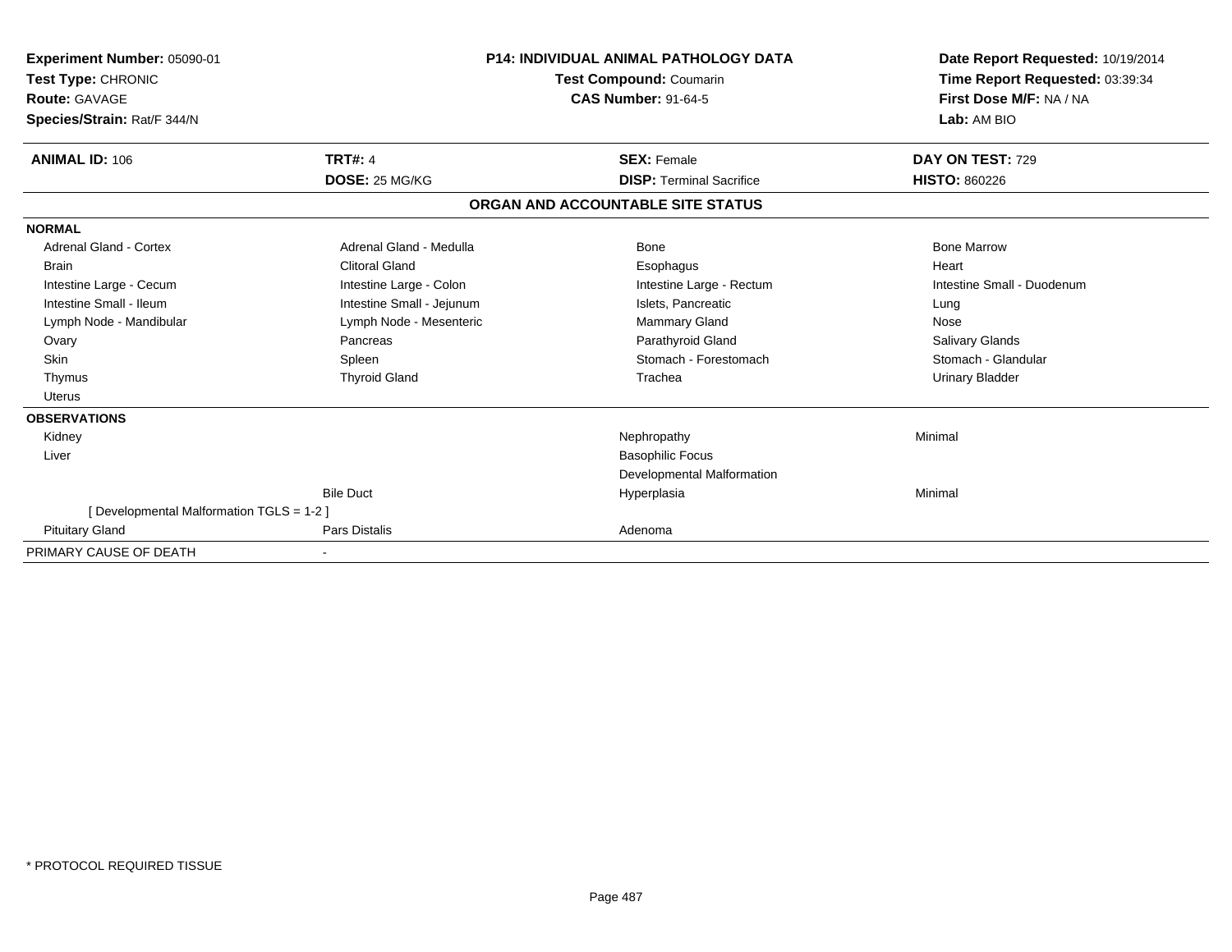**Experiment Number:** 05090-01
**Test Type:** CHRONIC
**Route:** GAVAGE
**Species/Strain:** Rat/F 344/N

**P14: INDIVIDUAL ANIMAL PATHOLOGY DATA**
**Test Compound:** Coumarin
**CAS Number:** 91-64-5

**Date Report Requested:** 10/19/2014
**Time Report Requested:** 03:39:34
**First Dose M/F:** NA / NA
**Lab:** AM BIO

| **ANIMAL ID:** 106 | **TRT#:** 4 | **SEX:** Female | **DAY ON TEST:** 729 |
|---|---|---|---|
| | **DOSE:** 25 MG/KG | **DISP:** Terminal Sacrifice | **HISTO:** 860226 |

## ORGAN AND ACCOUNTABLE SITE STATUS

| | | | |
|---|---|---|---|
| **NORMAL** | | | |
| Adrenal Gland - Cortex | Adrenal Gland - Medulla | Bone | Bone Marrow |
| Brain | Clitoral Gland | Esophagus | Heart |
| Intestine Large - Cecum | Intestine Large - Colon | Intestine Large - Rectum | Intestine Small - Duodenum |
| Intestine Small - Ileum | Intestine Small - Jejunum | Islets, Pancreatic | Lung |
| Lymph Node - Mandibular | Lymph Node - Mesenteric | Mammary Gland | Nose |
| Ovary | Pancreas | Parathyroid Gland | Salivary Glands |
| Skin | Spleen | Stomach - Forestomach | Stomach - Glandular |
| Thymus | Thyroid Gland | Trachea | Urinary Bladder |
| Uterus | | | |
| **OBSERVATIONS** | | | |
| Kidney | | Nephropathy | Minimal |
| Liver | | Basophilic Focus | |
| | | Developmental Malformation | |
| | Bile Duct | Hyperplasia | Minimal |
| [ Developmental Malformation TGLS = 1-2 ] | | | |
| Pituitary Gland | Pars Distalis | Adenoma | |
| PRIMARY CAUSE OF DEATH | - | | |

* PROTOCOL REQUIRED TISSUE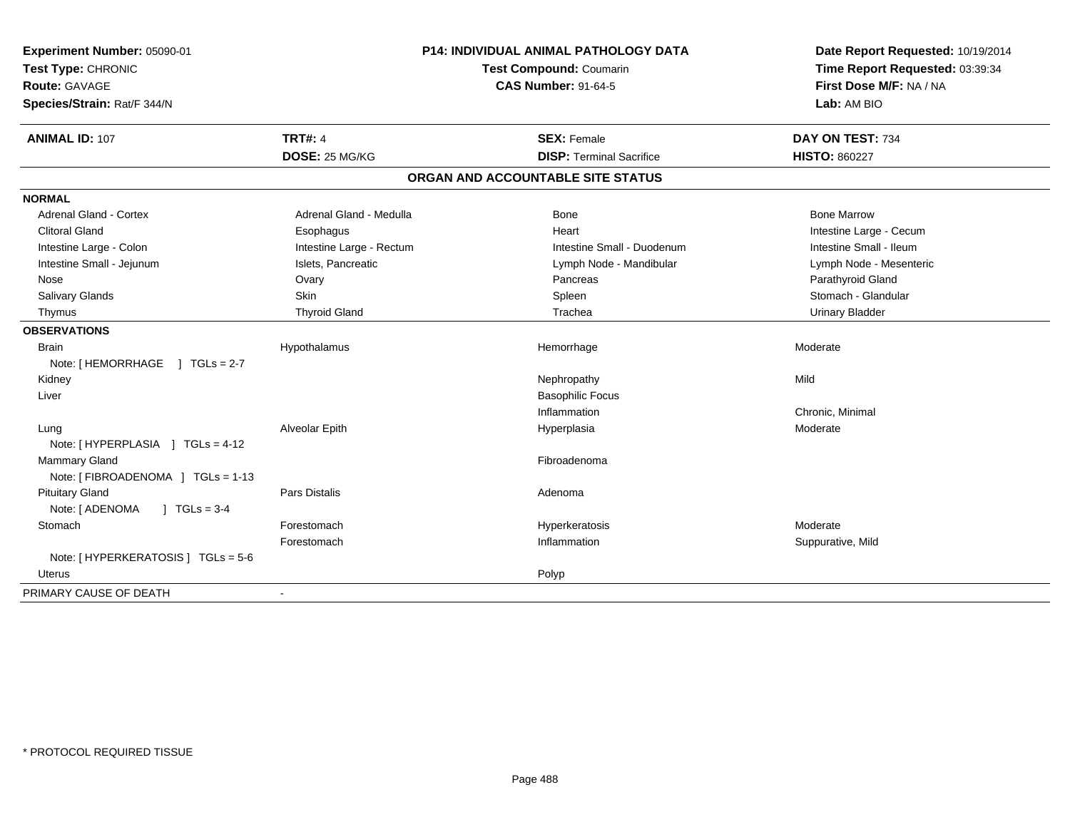**Experiment Number:** 05090-01
**Test Type:** CHRONIC
**Route:** GAVAGE
**Species/Strain:** Rat/F 344/N

**P14: INDIVIDUAL ANIMAL PATHOLOGY DATA**
**Test Compound:** Coumarin
**CAS Number:** 91-64-5

**Date Report Requested:** 10/19/2014
**Time Report Requested:** 03:39:34
**First Dose M/F:** NA / NA
**Lab:** AM BIO

| **ANIMAL ID:** 107 | **TRT#:** 4 | **SEX:** Female | **DAY ON TEST:** 734 |
|---|---|---|---|
| | **DOSE:** 25 MG/KG | **DISP:** Terminal Sacrifice | **HISTO:** 860227 |

## ORGAN AND ACCOUNTABLE SITE STATUS

**NORMAL**

| | | | |
|---|---|---|---|
| Adrenal Gland - Cortex | Adrenal Gland - Medulla | Bone | Bone Marrow |
| Clitoral Gland | Esophagus | Heart | Intestine Large - Cecum |
| Intestine Large - Colon | Intestine Large - Rectum | Intestine Small - Duodenum | Intestine Small - Ileum |
| Intestine Small - Jejunum | Islets, Pancreatic | Lymph Node - Mandibular | Lymph Node - Mesenteric |
| Nose | Ovary | Pancreas | Parathyroid Gland |
| Salivary Glands | Skin | Spleen | Stomach - Glandular |
| Thymus | Thyroid Gland | Trachea | Urinary Bladder |

**OBSERVATIONS**

| | | | |
|---|---|---|---|
| Brain | Hypothalamus | Hemorrhage | Moderate |
| Note: [ HEMORRHAGE ] TGLs = 2-7 | | | |
| Kidney | | Nephropathy | Mild |
| Liver | | Basophilic Focus | |
| | | Inflammation | Chronic, Minimal |
| Lung | Alveolar Epith | Hyperplasia | Moderate |
| Note: [ HYPERPLASIA ] TGLs = 4-12 | | | |
| Mammary Gland | | Fibroadenoma | |
| Note: [ FIBROADENOMA ] TGLs = 1-13 | | | |
| Pituitary Gland | Pars Distalis | Adenoma | |
| Note: [ ADENOMA ] TGLs = 3-4 | | | |
| Stomach | Forestomach | Hyperkeratosis | Moderate |
| | Forestomach | Inflammation | Suppurative, Mild |
| Note: [ HYPERKERATOSIS ] TGLs = 5-6 | | | |
| Uterus | | Polyp | |

PRIMARY CAUSE OF DEATH -

* PROTOCOL REQUIRED TISSUE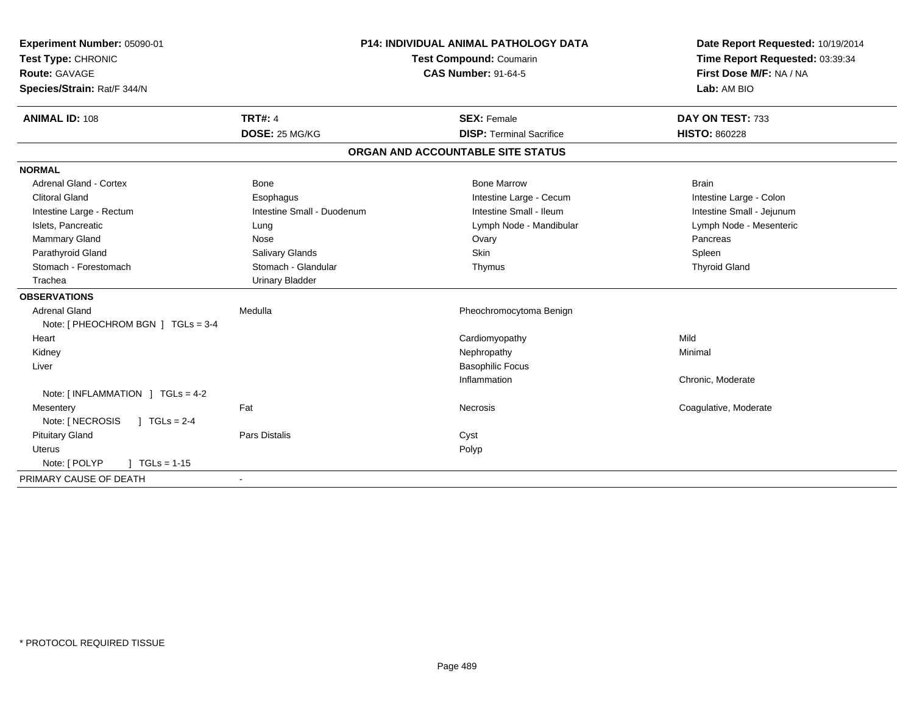**Experiment Number:** 05090-01
**Test Type:** CHRONIC
**Route:** GAVAGE
**Species/Strain:** Rat/F 344/N

**P14: INDIVIDUAL ANIMAL PATHOLOGY DATA**
**Test Compound:** Coumarin
**CAS Number:** 91-64-5

**Date Report Requested:** 10/19/2014
**Time Report Requested:** 03:39:34
**First Dose M/F:** NA / NA
**Lab:** AM BIO

| **ANIMAL ID:** 108 | **TRT#:** 4 | **SEX:** Female | **DAY ON TEST:** 733 |
|---|---|---|---|
| | **DOSE:** 25 MG/KG | **DISP:** Terminal Sacrifice | **HISTO:** 860228 |

## ORGAN AND ACCOUNTABLE SITE STATUS

| | | | |
|---|---|---|---|
| **NORMAL** | | | |
| Adrenal Gland - Cortex | Bone | Bone Marrow | Brain |
| Clitoral Gland | Esophagus | Intestine Large - Cecum | Intestine Large - Colon |
| Intestine Large - Rectum | Intestine Small - Duodenum | Intestine Small - Ileum | Intestine Small - Jejunum |
| Islets, Pancreatic | Lung | Lymph Node - Mandibular | Lymph Node - Mesenteric |
| Mammary Gland | Nose | Ovary | Pancreas |
| Parathyroid Gland | Salivary Glands | Skin | Spleen |
| Stomach - Forestomach | Stomach - Glandular | Thymus | Thyroid Gland |
| Trachea | Urinary Bladder | | |
| **OBSERVATIONS** | | | |
| Adrenal Gland | Medulla | Pheochromocytoma Benign | |
| Note: [ PHEOCHROM BGN ] TGLs = 3-4 | | | |
| Heart | | Cardiomyopathy | Mild |
| Kidney | | Nephropathy | Minimal |
| Liver | | Basophilic Focus | |
| | | Inflammation | Chronic, Moderate |
| Note: [ INFLAMMATION ] TGLs = 4-2 | | | |
| Mesentery | Fat | Necrosis | Coagulative, Moderate |
| Note: [ NECROSIS ] TGLs = 2-4 | | | |
| Pituitary Gland | Pars Distalis | Cyst | |
| Uterus | | Polyp | |
| Note: [ POLYP ] TGLs = 1-15 | | | |
| PRIMARY CAUSE OF DEATH | - | | |

\* PROTOCOL REQUIRED TISSUE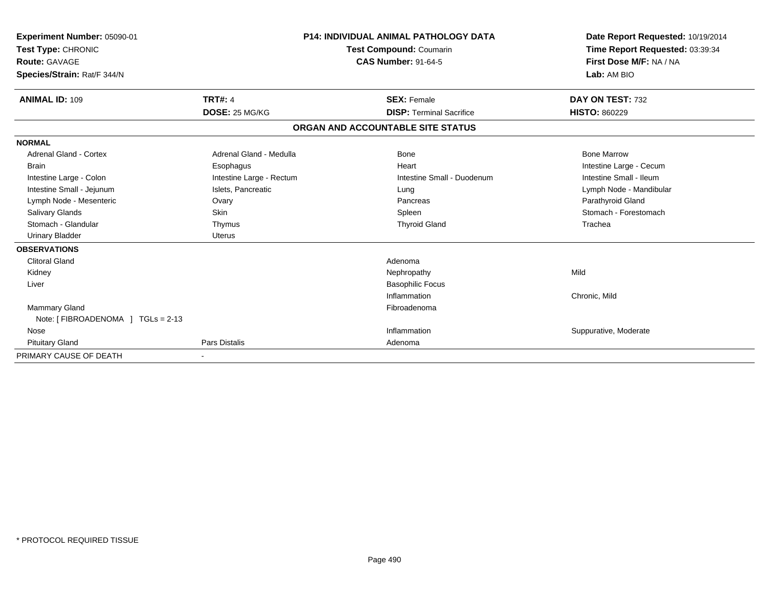**Experiment Number:** 05090-01
**Test Type:** CHRONIC
**Route:** GAVAGE
**Species/Strain:** Rat/F 344/N

**P14: INDIVIDUAL ANIMAL PATHOLOGY DATA**
**Test Compound:** Coumarin
**CAS Number:** 91-64-5

**Date Report Requested:** 10/19/2014
**Time Report Requested:** 03:39:34
**First Dose M/F:** NA / NA
**Lab:** AM BIO

| **ANIMAL ID:** 109 | **TRT#:** 4 | **SEX:** Female | **DAY ON TEST:** 732 |
|---|---|---|---|
| | **DOSE:** 25 MG/KG | **DISP:** Terminal Sacrifice | **HISTO:** 860229 |

## ORGAN AND ACCOUNTABLE SITE STATUS

| | | | |
|---|---|---|---|
| **NORMAL** | | | |
| Adrenal Gland - Cortex | Adrenal Gland - Medulla | Bone | Bone Marrow |
| Brain | Esophagus | Heart | Intestine Large - Cecum |
| Intestine Large - Colon | Intestine Large - Rectum | Intestine Small - Duodenum | Intestine Small - Ileum |
| Intestine Small - Jejunum | Islets, Pancreatic | Lung | Lymph Node - Mandibular |
| Lymph Node - Mesenteric | Ovary | Pancreas | Parathyroid Gland |
| Salivary Glands | Skin | Spleen | Stomach - Forestomach |
| Stomach - Glandular | Thymus | Thyroid Gland | Trachea |
| Urinary Bladder | Uterus | | |
| **OBSERVATIONS** | | | |
| Clitoral Gland | | Adenoma | |
| Kidney | | Nephropathy | Mild |
| Liver | | Basophilic Focus | |
| | | Inflammation | Chronic, Mild |
| Mammary Gland | | Fibroadenoma | |
| Note: [ FIBROADENOMA ] TGLs = 2-13 | | | |
| Nose | | Inflammation | Suppurative, Moderate |
| Pituitary Gland | Pars Distalis | Adenoma | |
| PRIMARY CAUSE OF DEATH | - | | |

\* PROTOCOL REQUIRED TISSUE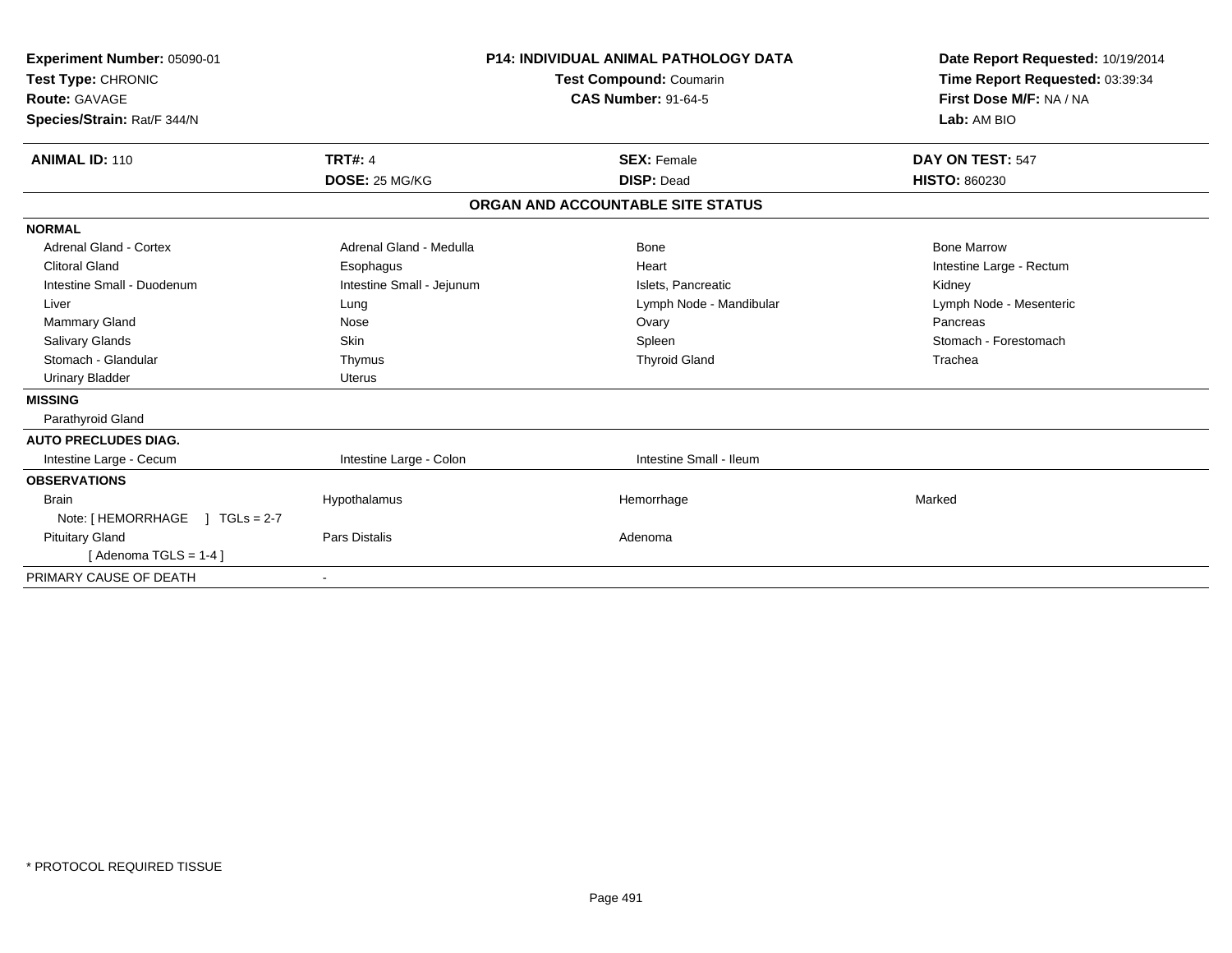**Experiment Number:** 05090-01
**Test Type:** CHRONIC
**Route:** GAVAGE
**Species/Strain:** Rat/F 344/N

**P14: INDIVIDUAL ANIMAL PATHOLOGY DATA**
**Test Compound:** Coumarin
**CAS Number:** 91-64-5

**Date Report Requested:** 10/19/2014
**Time Report Requested:** 03:39:34
**First Dose M/F:** NA / NA
**Lab:** AM BIO

| **ANIMAL ID:** 110 | **TRT#:** 4 | **SEX:** Female | **DAY ON TEST:** 547 |
|---|---|---|---|
| | **DOSE:** 25 MG/KG | **DISP:** Dead | **HISTO:** 860230 |

## ORGAN AND ACCOUNTABLE SITE STATUS

| | | | |
|---|---|---|---|
| **NORMAL** | | | |
| Adrenal Gland - Cortex | Adrenal Gland - Medulla | Bone | Bone Marrow |
| Clitoral Gland | Esophagus | Heart | Intestine Large - Rectum |
| Intestine Small - Duodenum | Intestine Small - Jejunum | Islets, Pancreatic | Kidney |
| Liver | Lung | Lymph Node - Mandibular | Lymph Node - Mesenteric |
| Mammary Gland | Nose | Ovary | Pancreas |
| Salivary Glands | Skin | Spleen | Stomach - Forestomach |
| Stomach - Glandular | Thymus | Thyroid Gland | Trachea |
| Urinary Bladder | Uterus | | |
| **MISSING** | | | |
| Parathyroid Gland | | | |
| **AUTO PRECLUDES DIAG.** | | | |
| Intestine Large - Cecum | Intestine Large - Colon | Intestine Small - Ileum | |
| **OBSERVATIONS** | | | |
| Brain | Hypothalamus | Hemorrhage | Marked |
| Note: [ HEMORRHAGE ] TGLs = 2-7 | | | |
| Pituitary Gland | Pars Distalis | Adenoma | |
| [ Adenoma TGLS = 1-4 ] | | | |
| PRIMARY CAUSE OF DEATH | - | | |

\* PROTOCOL REQUIRED TISSUE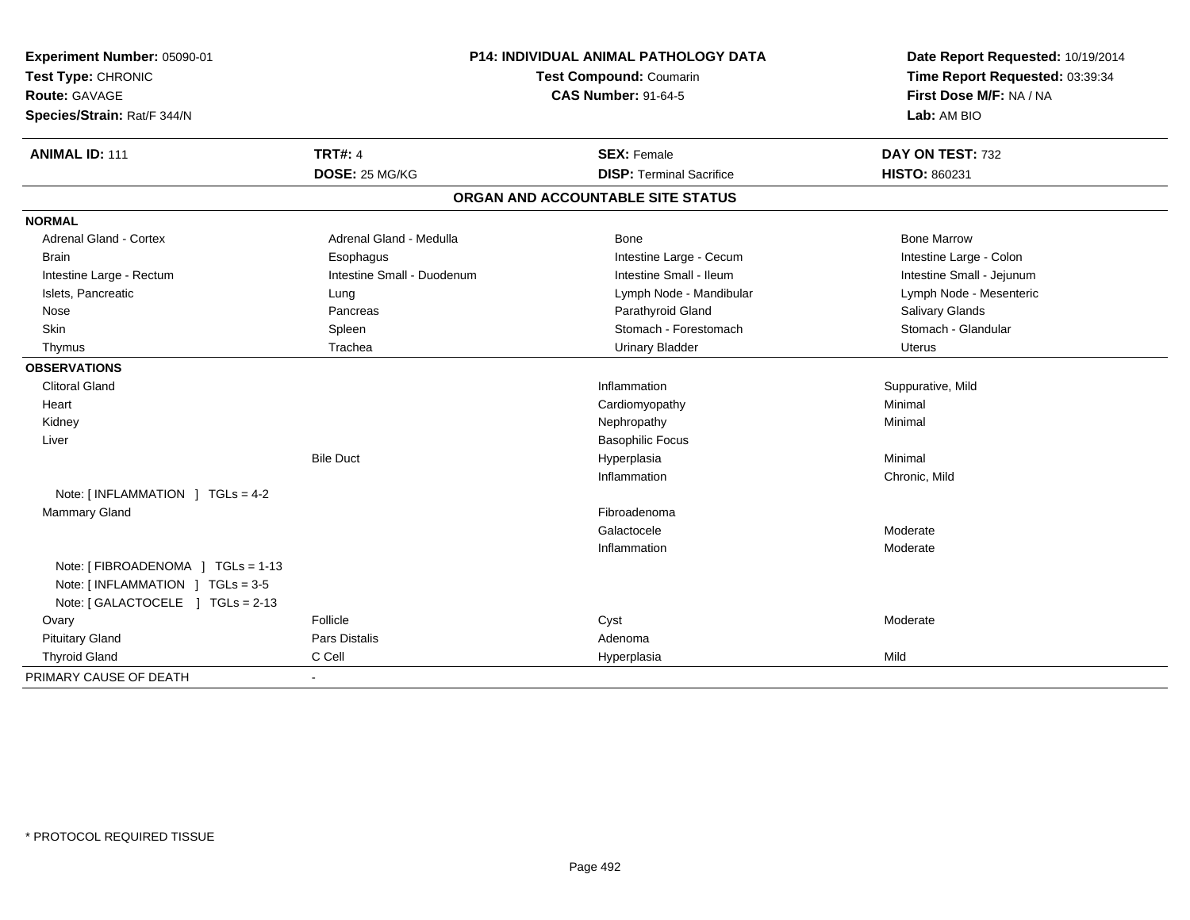**Experiment Number:** 05090-01
**Test Type:** CHRONIC
**Route:** GAVAGE
**Species/Strain:** Rat/F 344/N

**P14: INDIVIDUAL ANIMAL PATHOLOGY DATA**
**Test Compound:** Coumarin
**CAS Number:** 91-64-5

**Date Report Requested:** 10/19/2014
**Time Report Requested:** 03:39:34
**First Dose M/F:** NA / NA
**Lab:** AM BIO

| **ANIMAL ID:** 111 | **TRT#:** 4 | **SEX:** Female | **DAY ON TEST:** 732 |
|---|---|---|---|
| | **DOSE:** 25 MG/KG | **DISP:** Terminal Sacrifice | **HISTO:** 860231 |

## ORGAN AND ACCOUNTABLE SITE STATUS

| | | | |
|---|---|---|---|
| **NORMAL** | | | |
| Adrenal Gland - Cortex | Adrenal Gland - Medulla | Bone | Bone Marrow |
| Brain | Esophagus | Intestine Large - Cecum | Intestine Large - Colon |
| Intestine Large - Rectum | Intestine Small - Duodenum | Intestine Small - Ileum | Intestine Small - Jejunum |
| Islets, Pancreatic | Lung | Lymph Node - Mandibular | Lymph Node - Mesenteric |
| Nose | Pancreas | Parathyroid Gland | Salivary Glands |
| Skin | Spleen | Stomach - Forestomach | Stomach - Glandular |
| Thymus | Trachea | Urinary Bladder | Uterus |
| **OBSERVATIONS** | | | |
| Clitoral Gland | | Inflammation | Suppurative, Mild |
| Heart | | Cardiomyopathy | Minimal |
| Kidney | | Nephropathy | Minimal |
| Liver | | Basophilic Focus | |
| | Bile Duct | Hyperplasia | Minimal |
| | | Inflammation | Chronic, Mild |
| Note: [ INFLAMMATION ] TGLs = 4-2 | | | |
| Mammary Gland | | Fibroadenoma | |
| | | Galactocele | Moderate |
| | | Inflammation | Moderate |
| Note: [ FIBROADENOMA ] TGLs = 1-13 | | | |
| Note: [ INFLAMMATION ] TGLs = 3-5 | | | |
| Note: [ GALACTOCELE ] TGLs = 2-13 | | | |
| Ovary | Follicle | Cyst | Moderate |
| Pituitary Gland | Pars Distalis | Adenoma | |
| Thyroid Gland | C Cell | Hyperplasia | Mild |
| PRIMARY CAUSE OF DEATH | - | | |

* PROTOCOL REQUIRED TISSUE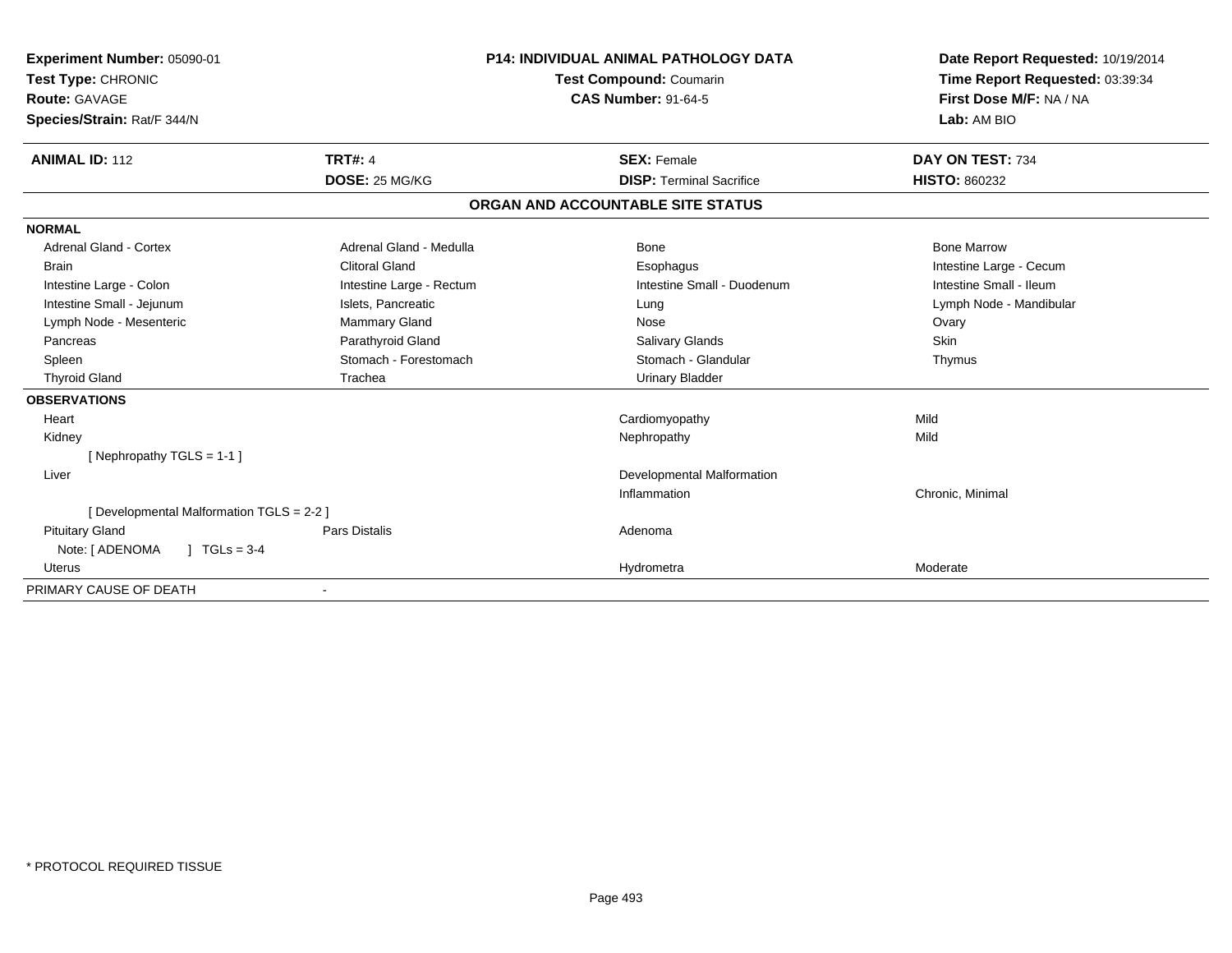**Experiment Number:** 05090-01
**Test Type:** CHRONIC
**Route:** GAVAGE
**Species/Strain:** Rat/F 344/N

**P14: INDIVIDUAL ANIMAL PATHOLOGY DATA**
**Test Compound:** Coumarin
**CAS Number:** 91-64-5

**Date Report Requested:** 10/19/2014
**Time Report Requested:** 03:39:34
**First Dose M/F:** NA / NA
**Lab:** AM BIO

| **ANIMAL ID:** 112 | **TRT#:** 4 | **SEX:** Female | **DAY ON TEST:** 734 |
|---|---|---|---|
| | **DOSE:** 25 MG/KG | **DISP:** Terminal Sacrifice | **HISTO:** 860232 |

## ORGAN AND ACCOUNTABLE SITE STATUS

**NORMAL**

| | | | |
|---|---|---|---|
| Adrenal Gland - Cortex | Adrenal Gland - Medulla | Bone | Bone Marrow |
| Brain | Clitoral Gland | Esophagus | Intestine Large - Cecum |
| Intestine Large - Colon | Intestine Large - Rectum | Intestine Small - Duodenum | Intestine Small - Ileum |
| Intestine Small - Jejunum | Islets, Pancreatic | Lung | Lymph Node - Mandibular |
| Lymph Node - Mesenteric | Mammary Gland | Nose | Ovary |
| Pancreas | Parathyroid Gland | Salivary Glands | Skin |
| Spleen | Stomach - Forestomach | Stomach - Glandular | Thymus |
| Thyroid Gland | Trachea | Urinary Bladder | |

**OBSERVATIONS**

| | | | |
|---|---|---|---|
| Heart | | Cardiomyopathy | Mild |
| Kidney | | Nephropathy | Mild |
| [ Nephropathy TGLS = 1-1 ] | | | |
| Liver | | Developmental Malformation | |
| | | Inflammation | Chronic, Minimal |
| [ Developmental Malformation TGLS = 2-2 ] | | | |
| Pituitary Gland | Pars Distalis | Adenoma | |
| Note: [ ADENOMA ] TGLS = 3-4 | | | |
| Uterus | | Hydrometra | Moderate |

PRIMARY CAUSE OF DEATH -

\* PROTOCOL REQUIRED TISSUE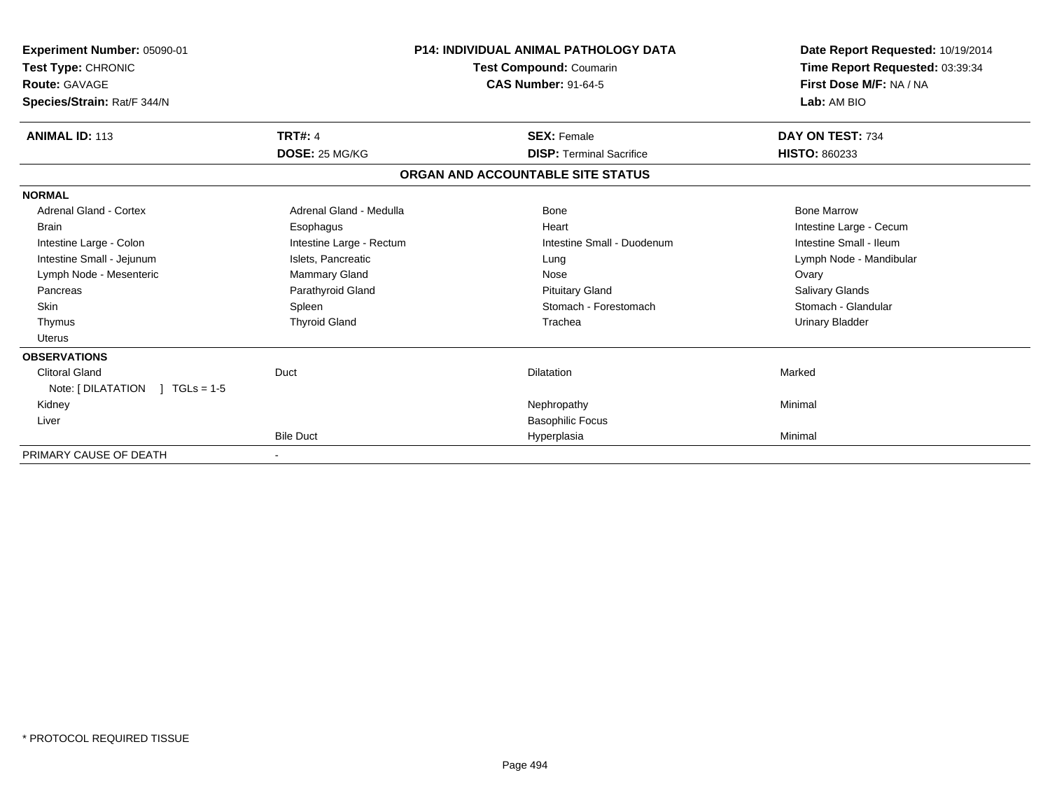| **Experiment Number:** 05090-01 | **P14: INDIVIDUAL ANIMAL PATHOLOGY DATA** | **Date Report Requested:** 10/19/2014 |
|---|---|---|
| **Test Type:** CHRONIC | **Test Compound:** Coumarin | **Time Report Requested:** 03:39:34 |
| **Route:** GAVAGE | **CAS Number:** 91-64-5 | **First Dose M/F:** NA / NA |
| **Species/Strain:** Rat/F 344/N | | **Lab:** AM BIO |

| **ANIMAL ID:** 113 | **TRT#:** 4 | **SEX:** Female | **DAY ON TEST:** 734 |
|---|---|---|---|
| | **DOSE:** 25 MG/KG | **DISP:** Terminal Sacrifice | **HISTO:** 860233 |

**ORGAN AND ACCOUNTABLE SITE STATUS**

| | | | |
|---|---|---|---|
| **NORMAL** | | | |
| Adrenal Gland - Cortex | Adrenal Gland - Medulla | Bone | Bone Marrow |
| Brain | Esophagus | Heart | Intestine Large - Cecum |
| Intestine Large - Colon | Intestine Large - Rectum | Intestine Small - Duodenum | Intestine Small - Ileum |
| Intestine Small - Jejunum | Islets, Pancreatic | Lung | Lymph Node - Mandibular |
| Lymph Node - Mesenteric | Mammary Gland | Nose | Ovary |
| Pancreas | Parathyroid Gland | Pituitary Gland | Salivary Glands |
| Skin | Spleen | Stomach - Forestomach | Stomach - Glandular |
| Thymus | Thyroid Gland | Trachea | Urinary Bladder |
| Uterus | | | |
| **OBSERVATIONS** | | | |
| Clitoral Gland | Duct | Dilatation | Marked |
| Note: [ DILATATION ] TGLs = 1-5 | | | |
| Kidney | | Nephropathy | Minimal |
| Liver | | Basophilic Focus | |
| | Bile Duct | Hyperplasia | Minimal |
| PRIMARY CAUSE OF DEATH | - | | |

\* PROTOCOL REQUIRED TISSUE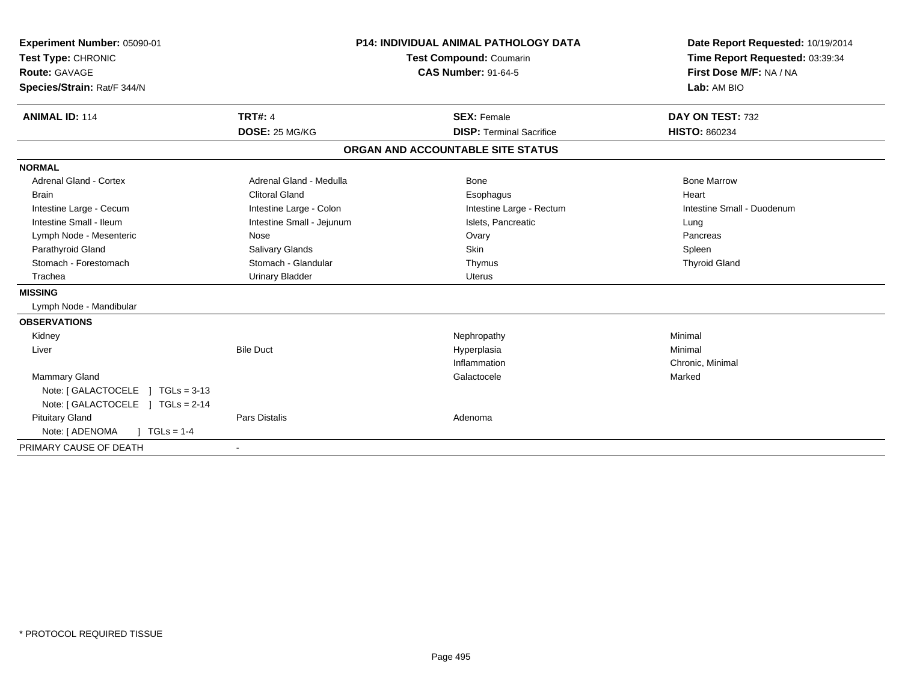**Experiment Number:** 05090-01
**Test Type:** CHRONIC
**Route:** GAVAGE
**Species/Strain:** Rat/F 344/N

**P14: INDIVIDUAL ANIMAL PATHOLOGY DATA**
**Test Compound:** Coumarin
**CAS Number:** 91-64-5

**Date Report Requested:** 10/19/2014
**Time Report Requested:** 03:39:34
**First Dose M/F:** NA / NA
**Lab:** AM BIO

| **ANIMAL ID:** 114 | **TRT#:** 4 | **SEX:** Female | **DAY ON TEST:** 732 |
|---|---|---|---|
| | **DOSE:** 25 MG/KG | **DISP:** Terminal Sacrifice | **HISTO:** 860234 |

## ORGAN AND ACCOUNTABLE SITE STATUS

| | | | |
|---|---|---|---|
| **NORMAL** | | | |
| Adrenal Gland - Cortex | Adrenal Gland - Medulla | Bone | Bone Marrow |
| Brain | Clitoral Gland | Esophagus | Heart |
| Intestine Large - Cecum | Intestine Large - Colon | Intestine Large - Rectum | Intestine Small - Duodenum |
| Intestine Small - Ileum | Intestine Small - Jejunum | Islets, Pancreatic | Lung |
| Lymph Node - Mesenteric | Nose | Ovary | Pancreas |
| Parathyroid Gland | Salivary Glands | Skin | Spleen |
| Stomach - Forestomach | Stomach - Glandular | Thymus | Thyroid Gland |
| Trachea | Urinary Bladder | Uterus | |
| **MISSING** | | | |
| Lymph Node - Mandibular | | | |
| **OBSERVATIONS** | | | |
| Kidney | | Nephropathy | Minimal |
| Liver | Bile Duct | Hyperplasia | Minimal |
| | | Inflammation | Chronic, Minimal |
| Mammary Gland | | Galactocele | Marked |
| Note: [ GALACTOCELE ] TGLs = 3-13 | | | |
| Note: [ GALACTOCELE ] TGLs = 2-14 | | | |
| Pituitary Gland | Pars Distalis | Adenoma | |
| Note: [ ADENOMA ] TGLs = 1-4 | | | |
| PRIMARY CAUSE OF DEATH | - | | |

* PROTOCOL REQUIRED TISSUE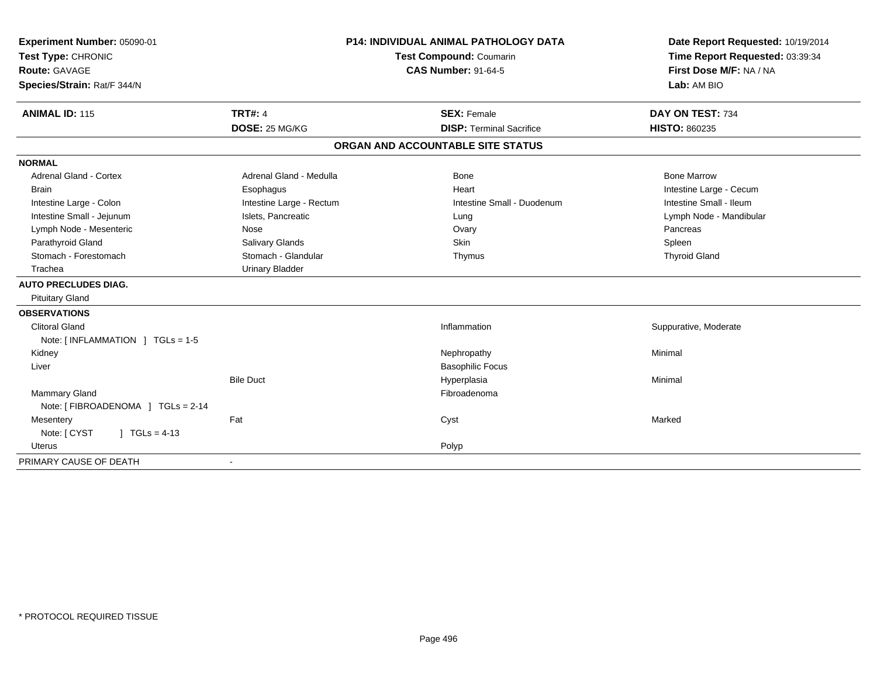**Experiment Number:** 05090-01
**Test Type:** CHRONIC
**Route:** GAVAGE
**Species/Strain:** Rat/F 344/N

**P14: INDIVIDUAL ANIMAL PATHOLOGY DATA**
**Test Compound:** Coumarin
**CAS Number:** 91-64-5

**Date Report Requested:** 10/19/2014
**Time Report Requested:** 03:39:34
**First Dose M/F:** NA / NA
**Lab:** AM BIO

| **ANIMAL ID:** 115 | **TRT#:** 4 | **SEX:** Female | **DAY ON TEST:** 734 |
|---|---|---|---|
| | **DOSE:** 25 MG/KG | **DISP:** Terminal Sacrifice | **HISTO:** 860235 |

## ORGAN AND ACCOUNTABLE SITE STATUS

| | | | |
|---|---|---|---|
| **NORMAL** | | | |
| Adrenal Gland - Cortex | Adrenal Gland - Medulla | Bone | Bone Marrow |
| Brain | Esophagus | Heart | Intestine Large - Cecum |
| Intestine Large - Colon | Intestine Large - Rectum | Intestine Small - Duodenum | Intestine Small - Ileum |
| Intestine Small - Jejunum | Islets, Pancreatic | Lung | Lymph Node - Mandibular |
| Lymph Node - Mesenteric | Nose | Ovary | Pancreas |
| Parathyroid Gland | Salivary Glands | Skin | Spleen |
| Stomach - Forestomach | Stomach - Glandular | Thymus | Thyroid Gland |
| Trachea | Urinary Bladder | | |
| **AUTO PRECLUDES DIAG.** | | | |
| Pituitary Gland | | | |
| **OBSERVATIONS** | | | |
| Clitoral Gland | | Inflammation | Suppurative, Moderate |
| Note: [ INFLAMMATION ] TGLs = 1-5 | | | |
| Kidney | | Nephropathy | Minimal |
| Liver | | Basophilic Focus | |
| | Bile Duct | Hyperplasia | Minimal |
| Mammary Gland | | Fibroadenoma | |
| Note: [ FIBROADENOMA ] TGLs = 2-14 | | | |
| Mesentery | Fat | Cyst | Marked |
| Note: [ CYST ] TGLs = 4-13 | | | |
| Uterus | | Polyp | |
| PRIMARY CAUSE OF DEATH | - | | |

* PROTOCOL REQUIRED TISSUE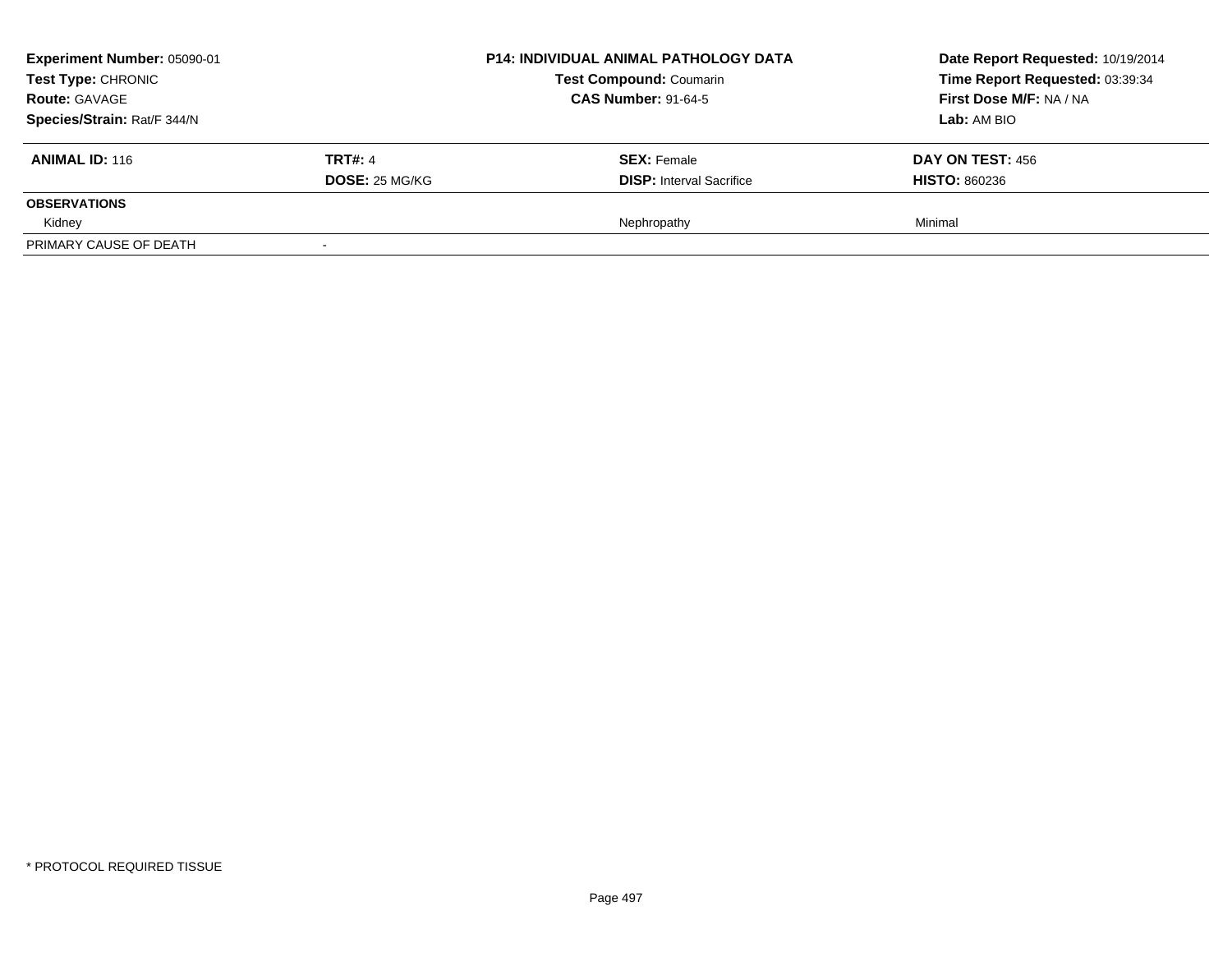**Experiment Number:** 05090-01
**Test Type:** CHRONIC
**Route:** GAVAGE
**Species/Strain:** Rat/F 344/N

**P14: INDIVIDUAL ANIMAL PATHOLOGY DATA**
**Test Compound:** Coumarin
**CAS Number:** 91-64-5

**Date Report Requested:** 10/19/2014
**Time Report Requested:** 03:39:34
**First Dose M/F:** NA / NA
**Lab:** AM BIO

| **ANIMAL ID:** 116 | **TRT#:** 4 | **SEX:** Female | **DAY ON TEST:** 456 |
|---|---|---|---|
| | **DOSE:** 25 MG/KG | **DISP:** Interval Sacrifice | **HISTO:** 860236 |
| **OBSERVATIONS** | | | |
| Kidney | | Nephropathy | Minimal |
| PRIMARY CAUSE OF DEATH | - | | |

* PROTOCOL REQUIRED TISSUE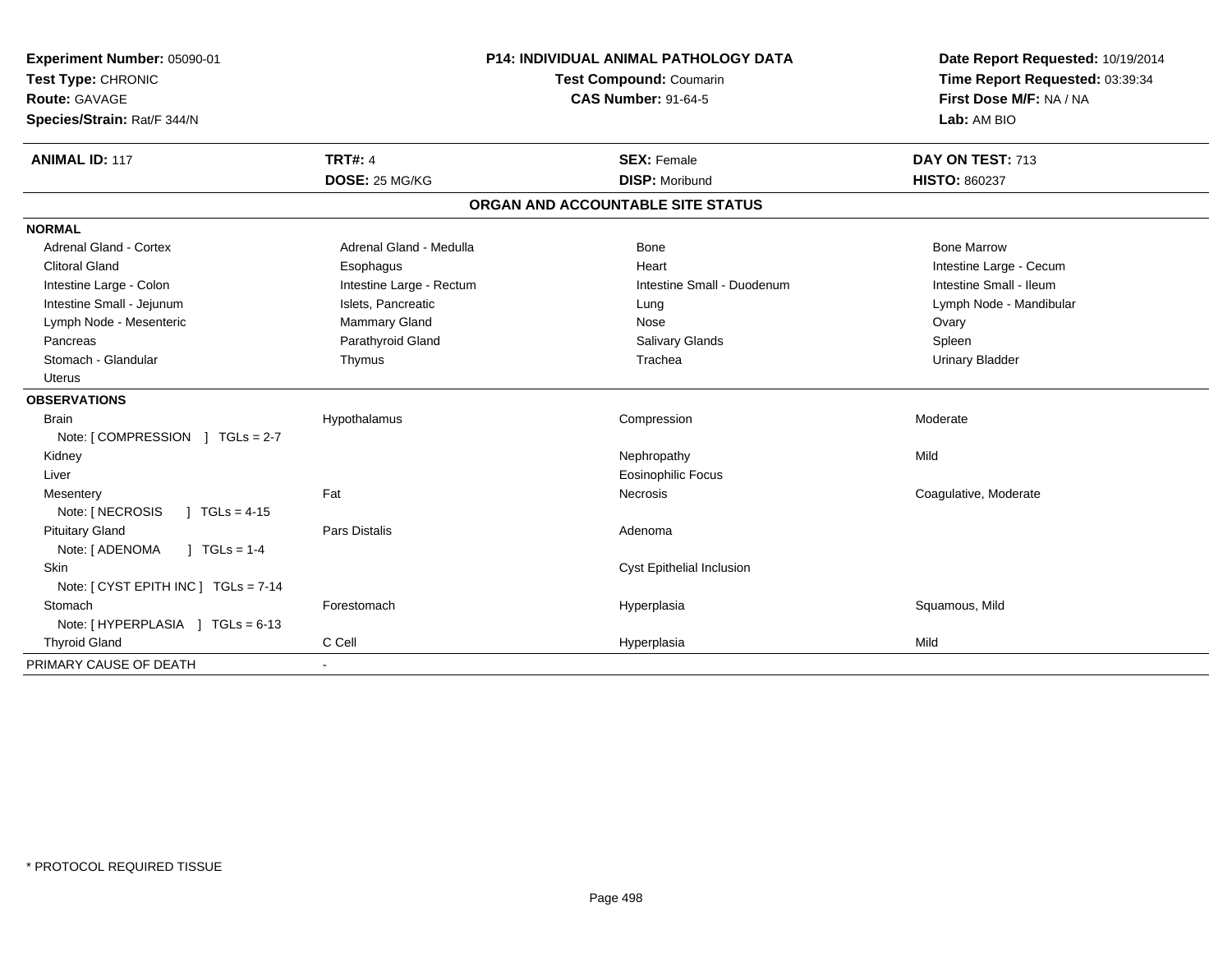**Experiment Number:** 05090-01
**Test Type:** CHRONIC
**Route:** GAVAGE
**Species/Strain:** Rat/F 344/N

**P14: INDIVIDUAL ANIMAL PATHOLOGY DATA**
**Test Compound:** Coumarin
**CAS Number:** 91-64-5

**Date Report Requested:** 10/19/2014
**Time Report Requested:** 03:39:34
**First Dose M/F:** NA / NA
**Lab:** AM BIO

| **ANIMAL ID:** 117 | **TRT#:** 4 | **SEX:** Female | **DAY ON TEST:** 713 |
|---|---|---|---|
| | **DOSE:** 25 MG/KG | **DISP:** Moribund | **HISTO:** 860237 |

## ORGAN AND ACCOUNTABLE SITE STATUS

| | | | |
|---|---|---|---|
| **NORMAL** | | | |
| Adrenal Gland - Cortex | Adrenal Gland - Medulla | Bone | Bone Marrow |
| Clitoral Gland | Esophagus | Heart | Intestine Large - Cecum |
| Intestine Large - Colon | Intestine Large - Rectum | Intestine Small - Duodenum | Intestine Small - Ileum |
| Intestine Small - Jejunum | Islets, Pancreatic | Lung | Lymph Node - Mandibular |
| Lymph Node - Mesenteric | Mammary Gland | Nose | Ovary |
| Pancreas | Parathyroid Gland | Salivary Glands | Spleen |
| Stomach - Glandular | Thymus | Trachea | Urinary Bladder |
| Uterus | | | |
| **OBSERVATIONS** | | | |
| Brain | Hypothalamus | Compression | Moderate |
| Note: [ COMPRESSION ] TGLs = 2-7 | | | |
| Kidney | | Nephropathy | Mild |
| Liver | | Eosinophilic Focus | |
| Mesentery | Fat | Necrosis | Coagulative, Moderate |
| Note: [ NECROSIS ] TGLs = 4-15 | | | |
| Pituitary Gland | Pars Distalis | Adenoma | |
| Note: [ ADENOMA ] TGLs = 1-4 | | | |
| Skin | | Cyst Epithelial Inclusion | |
| Note: [ CYST EPITH INC ] TGLs = 7-14 | | | |
| Stomach | Forestomach | Hyperplasia | Squamous, Mild |
| Note: [ HYPERPLASIA ] TGLs = 6-13 | | | |
| Thyroid Gland | C Cell | Hyperplasia | Mild |
| PRIMARY CAUSE OF DEATH | - | | |

* PROTOCOL REQUIRED TISSUE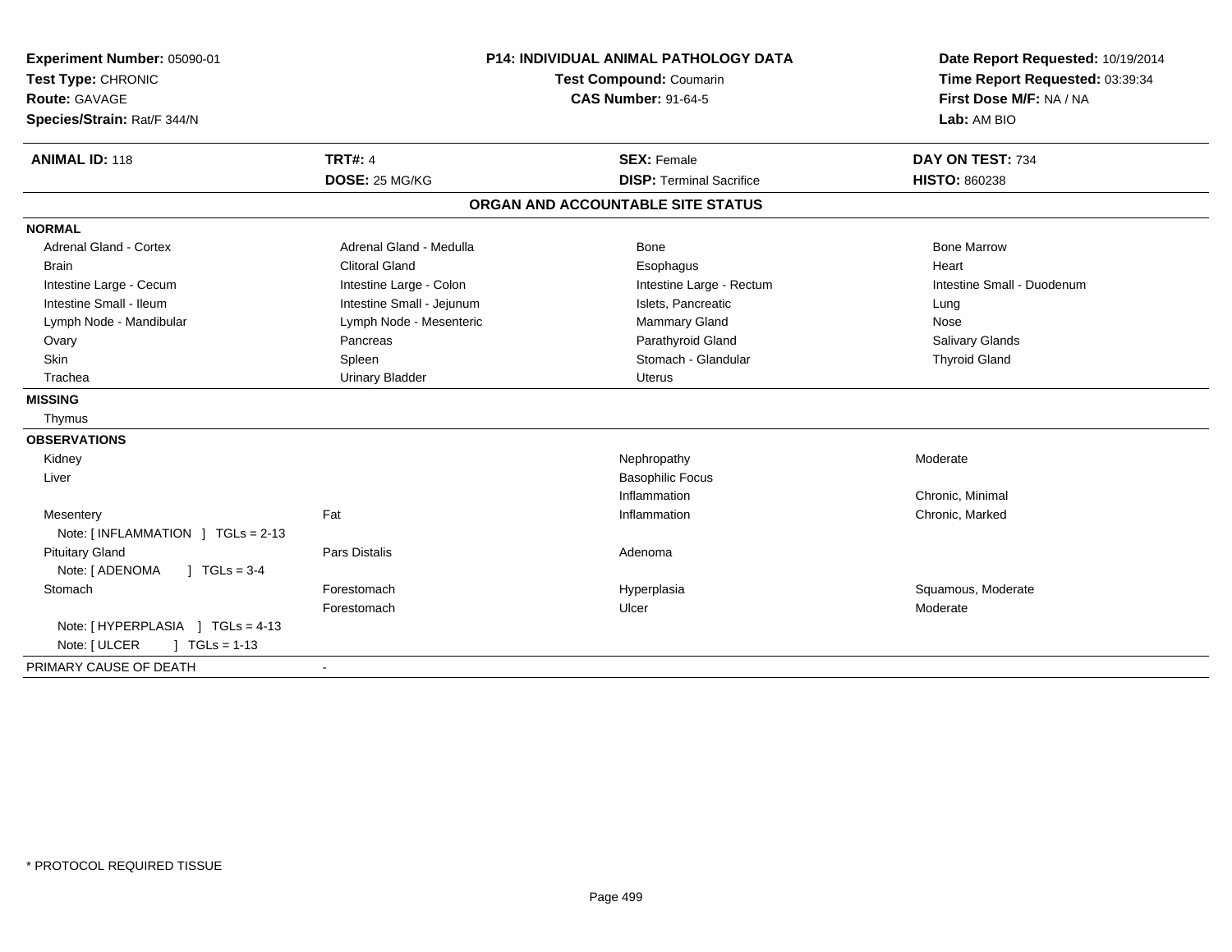**Experiment Number:** 05090-01
**Test Type:** CHRONIC
**Route:** GAVAGE
**Species/Strain:** Rat/F 344/N

**P14: INDIVIDUAL ANIMAL PATHOLOGY DATA**
**Test Compound:** Coumarin
**CAS Number:** 91-64-5

**Date Report Requested:** 10/19/2014
**Time Report Requested:** 03:39:34
**First Dose M/F:** NA / NA
**Lab:** AM BIO

| **ANIMAL ID:** 118 | **TRT#:** 4 | **SEX:** Female | **DAY ON TEST:** 734 |
|---|---|---|---|
| | **DOSE:** 25 MG/KG | **DISP:** Terminal Sacrifice | **HISTO:** 860238 |

## ORGAN AND ACCOUNTABLE SITE STATUS

**NORMAL**

| | | | |
|---|---|---|---|
| Adrenal Gland - Cortex | Adrenal Gland - Medulla | Bone | Bone Marrow |
| Brain | Clitoral Gland | Esophagus | Heart |
| Intestine Large - Cecum | Intestine Large - Colon | Intestine Large - Rectum | Intestine Small - Duodenum |
| Intestine Small - Ileum | Intestine Small - Jejunum | Islets, Pancreatic | Lung |
| Lymph Node - Mandibular | Lymph Node - Mesenteric | Mammary Gland | Nose |
| Ovary | Pancreas | Parathyroid Gland | Salivary Glands |
| Skin | Spleen | Stomach - Glandular | Thyroid Gland |
| Trachea | Urinary Bladder | Uterus | |

**MISSING**

Thymus

**OBSERVATIONS**

| | | | |
|---|---|---|---|
| Kidney | | Nephropathy | Moderate |
| Liver | | Basophilic Focus | |
| | | Inflammation | Chronic, Minimal |
| Mesentery | Fat | Inflammation | Chronic, Marked |
| Note: [ INFLAMMATION ] TGLs = 2-13 | | | |
| Pituitary Gland | Pars Distalis | Adenoma | |
| Note: [ ADENOMA ] TGLs = 3-4 | | | |
| Stomach | Forestomach | Hyperplasia | Squamous, Moderate |
| | Forestomach | Ulcer | Moderate |
| Note: [ HYPERPLASIA ] TGLs = 4-13 | | | |
| Note: [ ULCER ] TGLs = 1-13 | | | |

PRIMARY CAUSE OF DEATH -

\* PROTOCOL REQUIRED TISSUE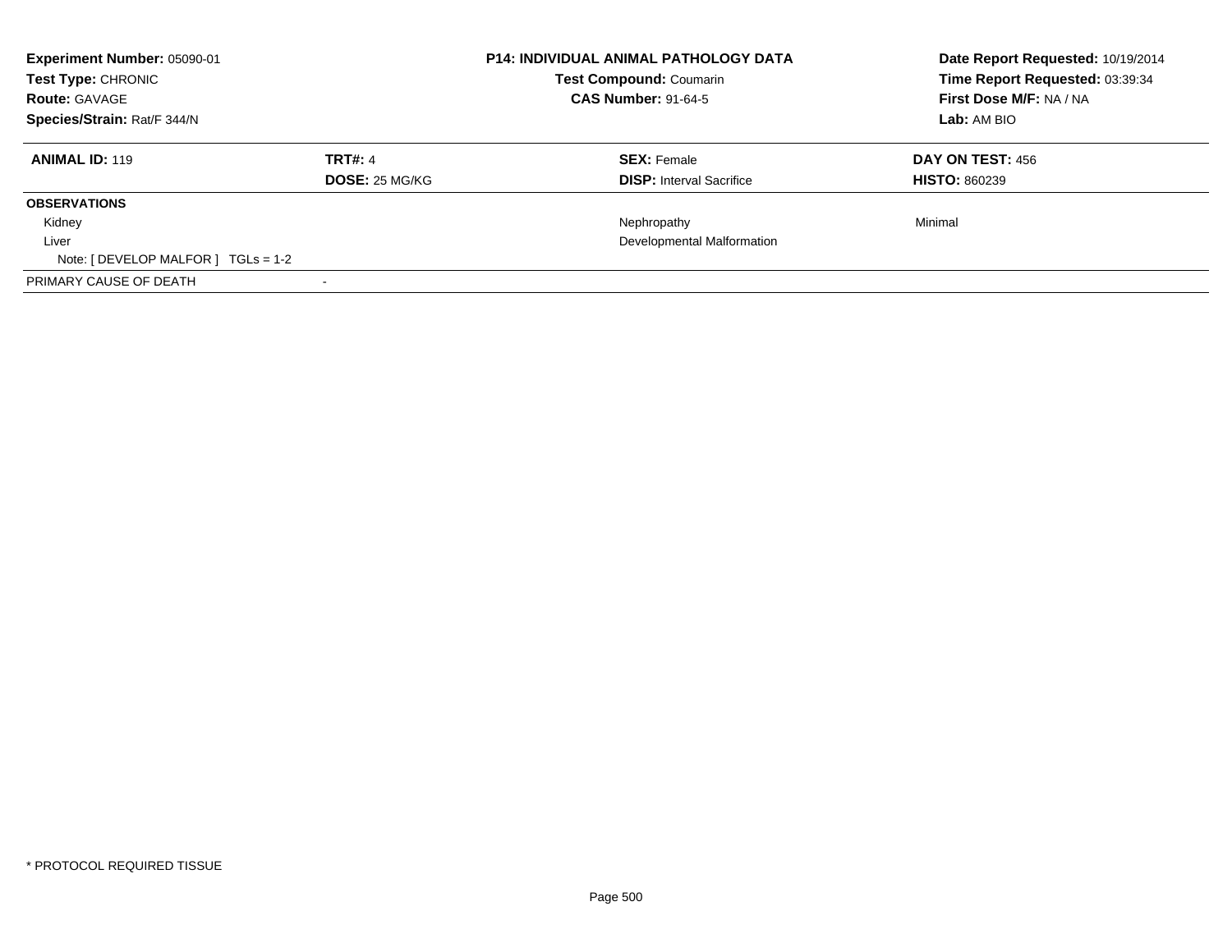| **Experiment Number:** 05090-01 | **P14: INDIVIDUAL ANIMAL PATHOLOGY DATA** | **Date Report Requested:** 10/19/2014 |
|---|---|---|
| **Test Type:** CHRONIC | **Test Compound:** Coumarin | **Time Report Requested:** 03:39:34 |
| **Route:** GAVAGE | **CAS Number:** 91-64-5 | **First Dose M/F:** NA / NA |
| **Species/Strain:** Rat/F 344/N | | **Lab:** AM BIO |

| **ANIMAL ID:** 119 | **TRT#:** 4 | **SEX:** Female | **DAY ON TEST:** 456 |
|---|---|---|---|
| | **DOSE:** 25 MG/KG | **DISP:** Interval Sacrifice | **HISTO:** 860239 |
| **OBSERVATIONS** | | | |
| Kidney | | Nephropathy | Minimal |
| Liver | | Developmental Malformation | |
| Note: [ DEVELOP MALFOR ] TGLs = 1-2 | | | |
| PRIMARY CAUSE OF DEATH | - | | |

* PROTOCOL REQUIRED TISSUE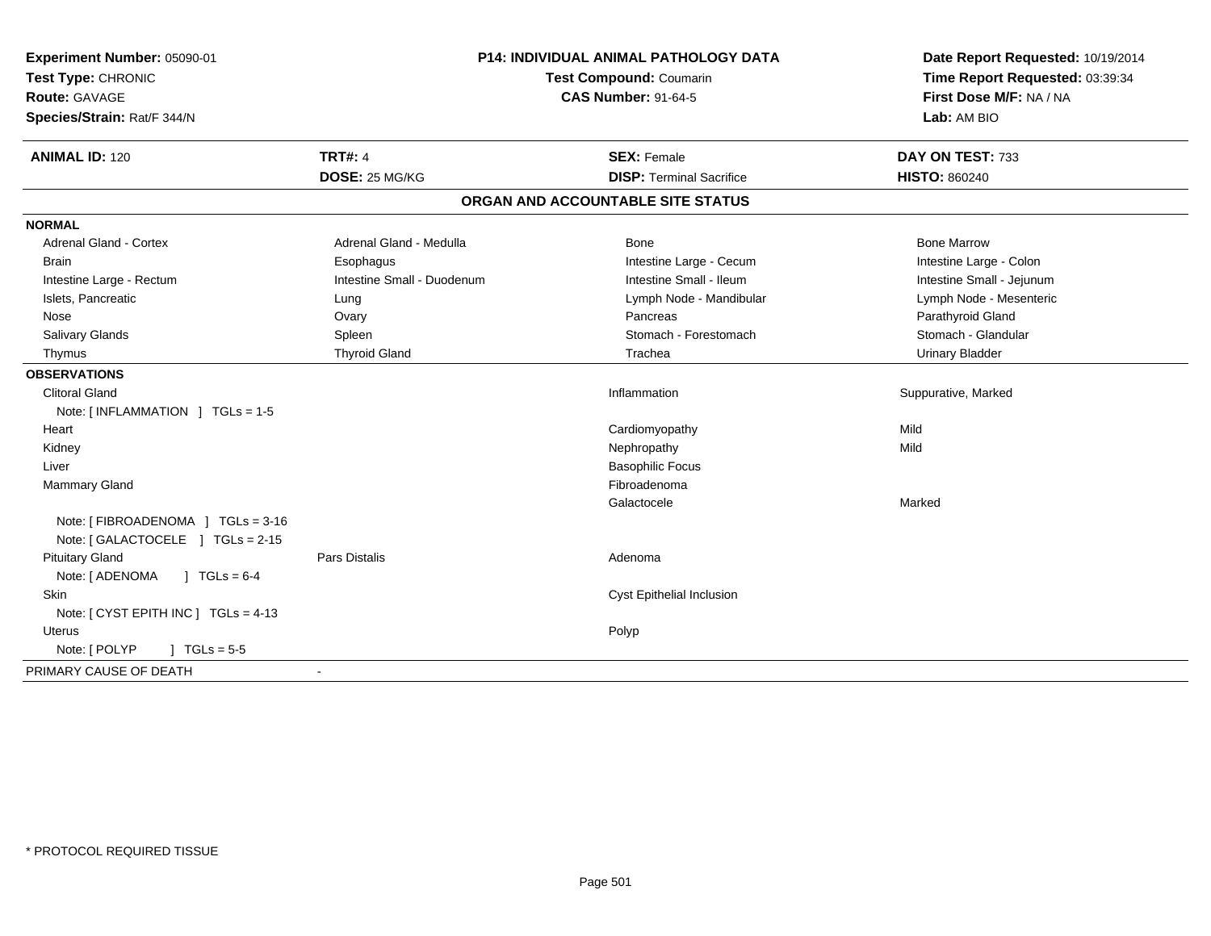**Experiment Number:** 05090-01
**Test Type:** CHRONIC
**Route:** GAVAGE
**Species/Strain:** Rat/F 344/N

**P14: INDIVIDUAL ANIMAL PATHOLOGY DATA**
**Test Compound:** Coumarin
**CAS Number:** 91-64-5

**Date Report Requested:** 10/19/2014
**Time Report Requested:** 03:39:34
**First Dose M/F:** NA / NA
**Lab:** AM BIO

| **ANIMAL ID:** 120 | **TRT#:** 4 | **SEX:** Female | **DAY ON TEST:** 733 |
|---|---|---|---|
| | **DOSE:** 25 MG/KG | **DISP:** Terminal Sacrifice | **HISTO:** 860240 |

## ORGAN AND ACCOUNTABLE SITE STATUS

| | | | |
|---|---|---|---|
| **NORMAL** | | | |
| Adrenal Gland - Cortex | Adrenal Gland - Medulla | Bone | Bone Marrow |
| Brain | Esophagus | Intestine Large - Cecum | Intestine Large - Colon |
| Intestine Large - Rectum | Intestine Small - Duodenum | Intestine Small - Ileum | Intestine Small - Jejunum |
| Islets, Pancreatic | Lung | Lymph Node - Mandibular | Lymph Node - Mesenteric |
| Nose | Ovary | Pancreas | Parathyroid Gland |
| Salivary Glands | Spleen | Stomach - Forestomach | Stomach - Glandular |
| Thymus | Thyroid Gland | Trachea | Urinary Bladder |
| **OBSERVATIONS** | | | |
| Clitoral Gland | | Inflammation | Suppurative, Marked |
| Note: [ INFLAMMATION ] TGLs = 1-5 | | | |
| Heart | | Cardiomyopathy | Mild |
| Kidney | | Nephropathy | Mild |
| Liver | | Basophilic Focus | |
| Mammary Gland | | Fibroadenoma | |
| | | Galactocele | Marked |
| Note: [ FIBROADENOMA ] TGLs = 3-16 | | | |
| Note: [ GALACTOCELE ] TGLs = 2-15 | | | |
| Pituitary Gland | Pars Distalis | Adenoma | |
| Note: [ ADENOMA ] TGLs = 6-4 | | | |
| Skin | | Cyst Epithelial Inclusion | |
| Note: [ CYST EPITH INC ] TGLs = 4-13 | | | |
| Uterus | | Polyp | |
| Note: [ POLYP ] TGLs = 5-5 | | | |
| PRIMARY CAUSE OF DEATH | - | | |

* PROTOCOL REQUIRED TISSUE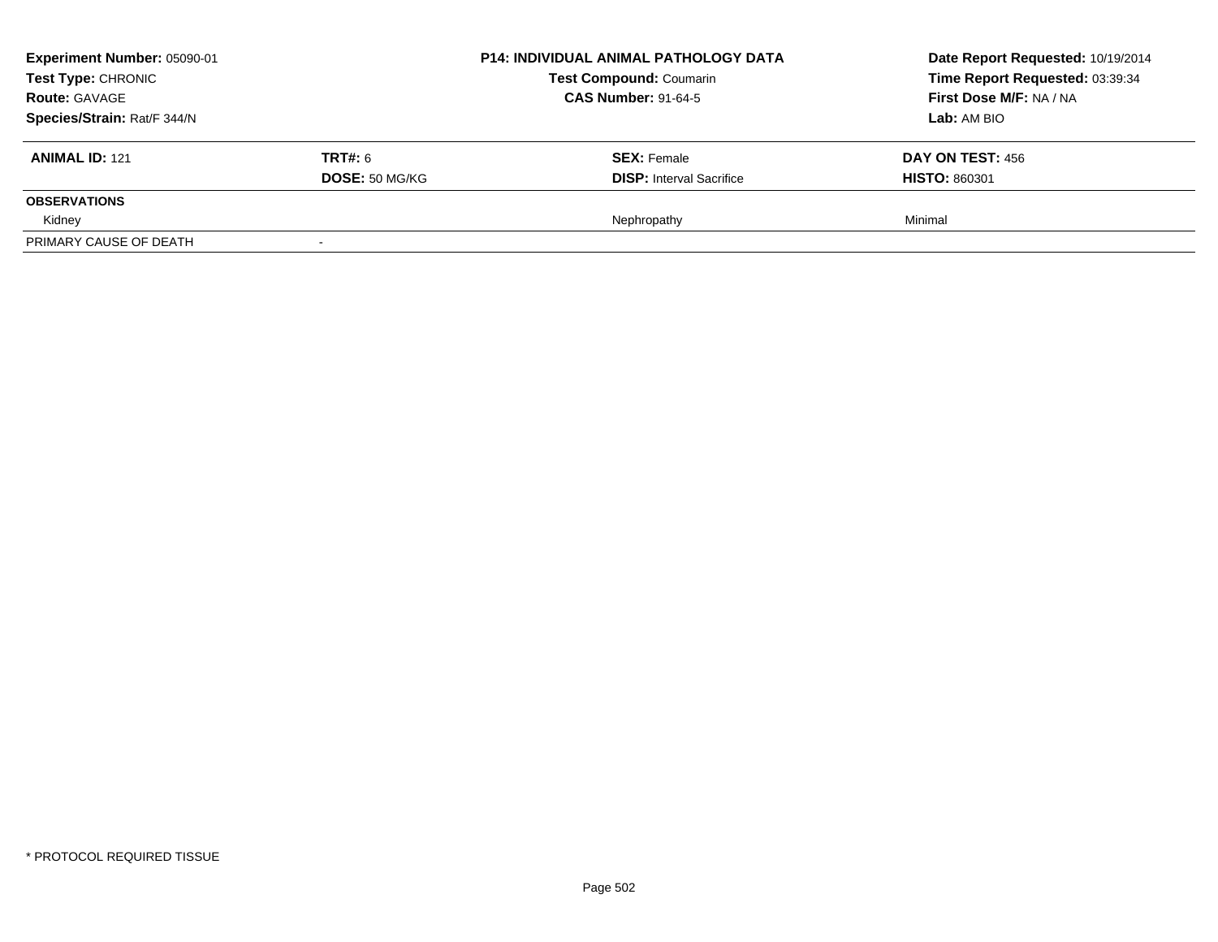| Experiment Number: 05090-01 | P14: INDIVIDUAL ANIMAL PATHOLOGY DATA | Date Report Requested: 10/19/2014 |
|---|---|---|
| Test Type: CHRONIC | Test Compound: Coumarin | Time Report Requested: 03:39:34 |
| Route: GAVAGE | CAS Number: 91-64-5 | First Dose M/F: NA / NA |
| Species/Strain: Rat/F 344/N | | Lab: AM BIO |

| ANIMAL ID: 121 | TRT#: 6 | SEX: Female | DAY ON TEST: 456 |
|---|---|---|---|
| | DOSE: 50 MG/KG | DISP: Interval Sacrifice | HISTO: 860301 |
| **OBSERVATIONS** | | | |
| Kidney | | Nephropathy | Minimal |
| PRIMARY CAUSE OF DEATH | - | | |

* PROTOCOL REQUIRED TISSUE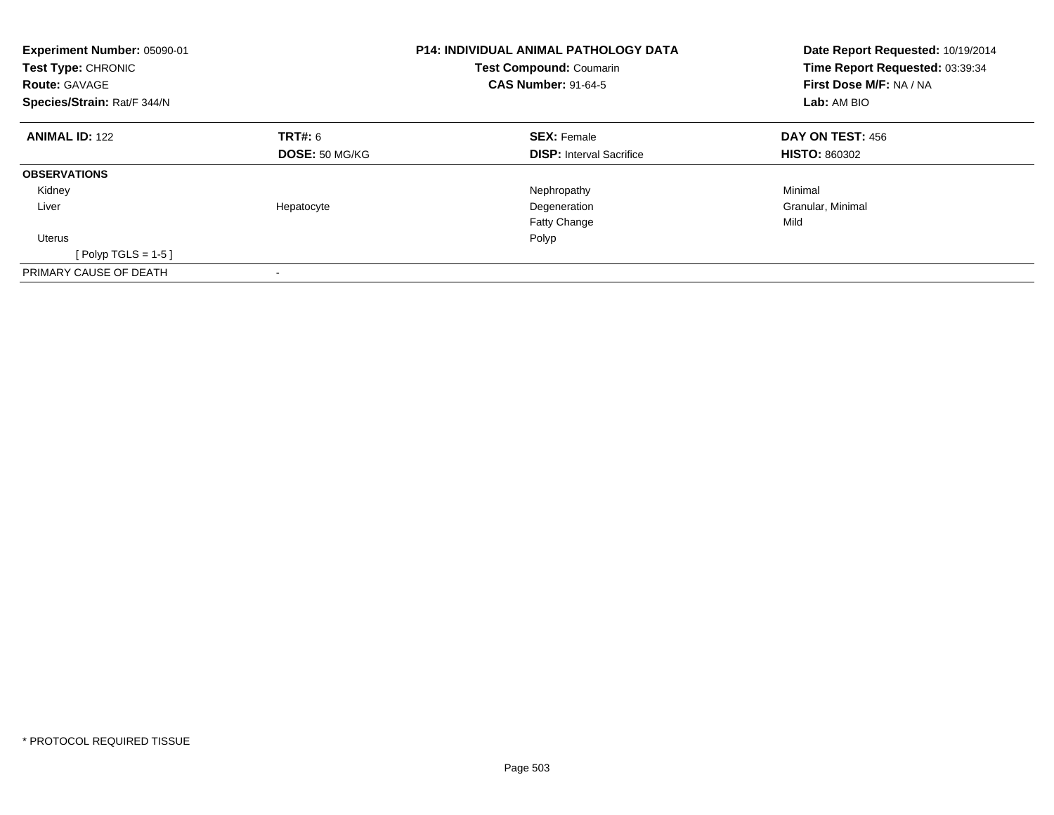**Experiment Number:** 05090-01
**Test Type:** CHRONIC
**Route:** GAVAGE
**Species/Strain:** Rat/F 344/N

**P14: INDIVIDUAL ANIMAL PATHOLOGY DATA**
**Test Compound:** Coumarin
**CAS Number:** 91-64-5

**Date Report Requested:** 10/19/2014
**Time Report Requested:** 03:39:34
**First Dose M/F:** NA / NA
**Lab:** AM BIO

| **ANIMAL ID:** 122 | **TRT#:** 6 | **SEX:** Female | **DAY ON TEST:** 456 |
|---|---|---|---|
| | **DOSE:** 50 MG/KG | **DISP:** Interval Sacrifice | **HISTO:** 860302 |
| **OBSERVATIONS** | | | |
| Kidney | | Nephropathy | Minimal |
| Liver | Hepatocyte | Degeneration | Granular, Minimal |
| | | Fatty Change | Mild |
| Uterus | | Polyp | |
| [ Polyp TGLS = 1-5 ] | | | |
| PRIMARY CAUSE OF DEATH | - | | |

* PROTOCOL REQUIRED TISSUE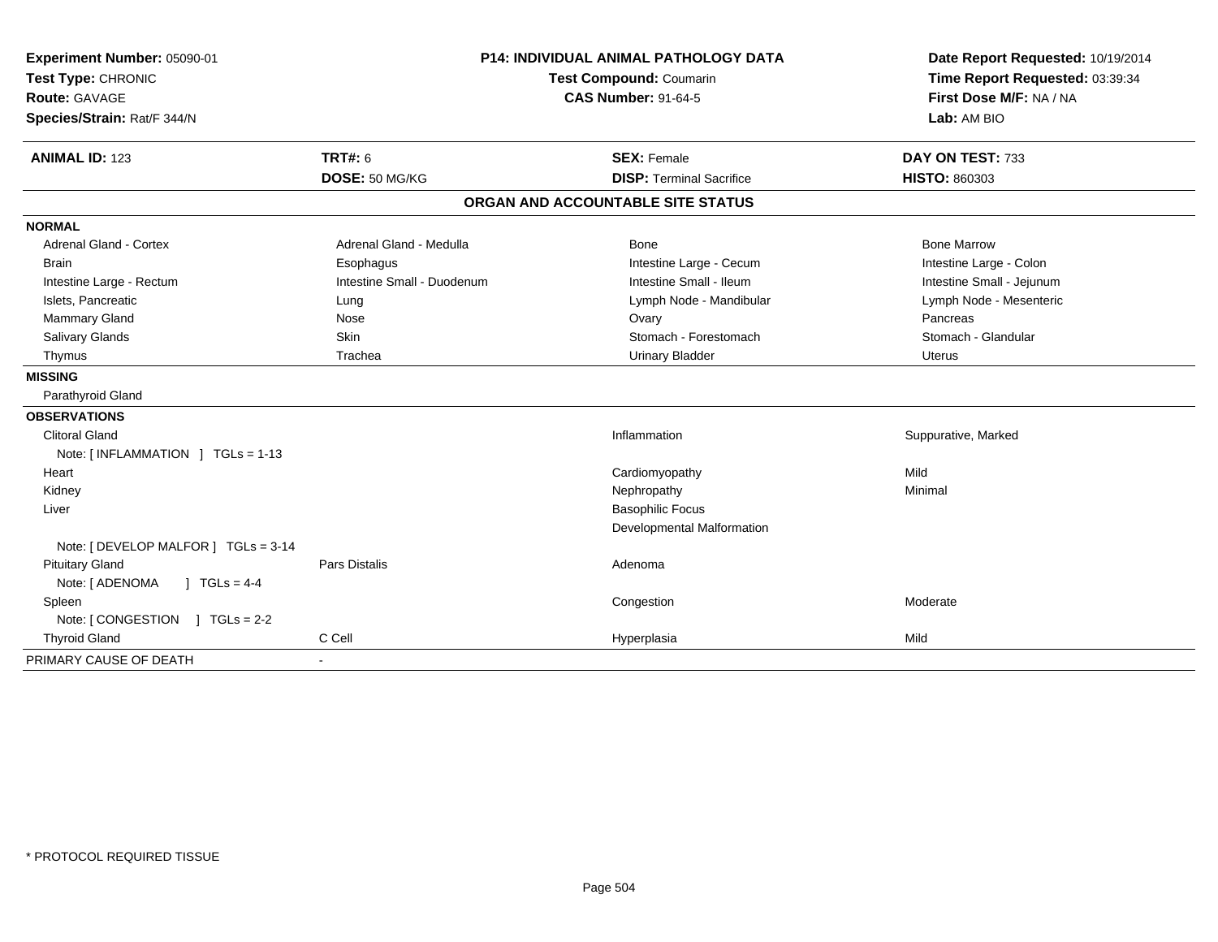**Experiment Number:** 05090-01
**Test Type:** CHRONIC
**Route:** GAVAGE
**Species/Strain:** Rat/F 344/N

**P14: INDIVIDUAL ANIMAL PATHOLOGY DATA**
**Test Compound:** Coumarin
**CAS Number:** 91-64-5

**Date Report Requested:** 10/19/2014
**Time Report Requested:** 03:39:34
**First Dose M/F:** NA / NA
**Lab:** AM BIO

| **ANIMAL ID:** 123 | **TRT#:** 6 | **SEX:** Female | **DAY ON TEST:** 733 |
|---|---|---|---|
| | **DOSE:** 50 MG/KG | **DISP:** Terminal Sacrifice | **HISTO:** 860303 |

## ORGAN AND ACCOUNTABLE SITE STATUS

| | | | |
|---|---|---|---|
| **NORMAL** | | | |
| Adrenal Gland - Cortex | Adrenal Gland - Medulla | Bone | Bone Marrow |
| Brain | Esophagus | Intestine Large - Cecum | Intestine Large - Colon |
| Intestine Large - Rectum | Intestine Small - Duodenum | Intestine Small - Ileum | Intestine Small - Jejunum |
| Islets, Pancreatic | Lung | Lymph Node - Mandibular | Lymph Node - Mesenteric |
| Mammary Gland | Nose | Ovary | Pancreas |
| Salivary Glands | Skin | Stomach - Forestomach | Stomach - Glandular |
| Thymus | Trachea | Urinary Bladder | Uterus |
| **MISSING** | | | |
| Parathyroid Gland | | | |
| **OBSERVATIONS** | | | |
| Clitoral Gland | | Inflammation | Suppurative, Marked |
| Note: [ INFLAMMATION ] TGLs = 1-13 | | | |
| Heart | | Cardiomyopathy | Mild |
| Kidney | | Nephropathy | Minimal |
| Liver | | Basophilic Focus | |
| | | Developmental Malformation | |
| Note: [ DEVELOP MALFOR ] TGLs = 3-14 | | | |
| Pituitary Gland | Pars Distalis | Adenoma | |
| Note: [ ADENOMA ] TGLs = 4-4 | | | |
| Spleen | | Congestion | Moderate |
| Note: [ CONGESTION ] TGLs = 2-2 | | | |
| Thyroid Gland | C Cell | Hyperplasia | Mild |
| PRIMARY CAUSE OF DEATH | - | | |

* PROTOCOL REQUIRED TISSUE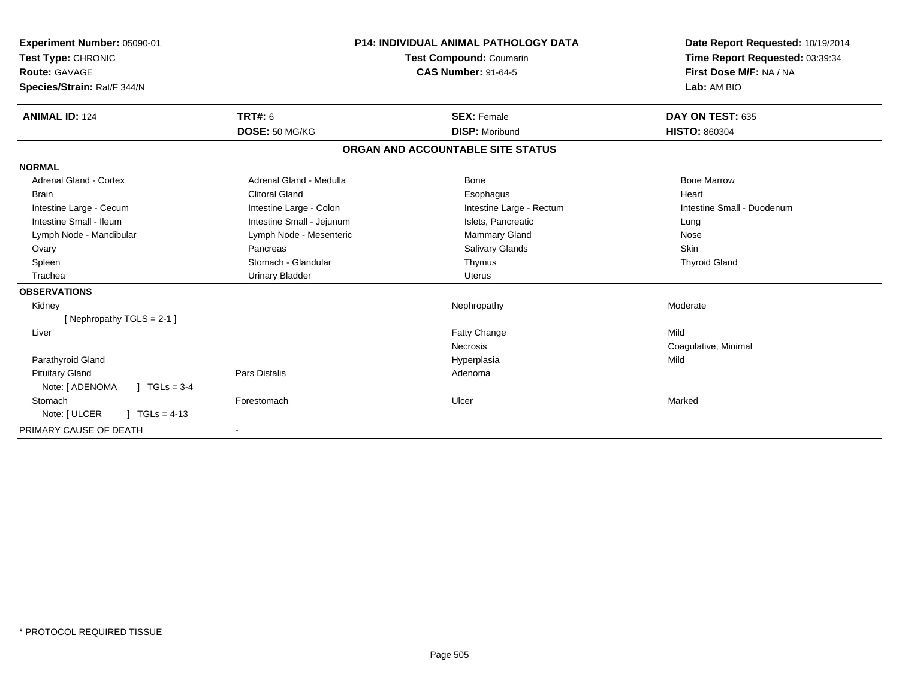**Experiment Number:** 05090-01
**Test Type:** CHRONIC
**Route:** GAVAGE
**Species/Strain:** Rat/F 344/N

**P14: INDIVIDUAL ANIMAL PATHOLOGY DATA**
**Test Compound:** Coumarin
**CAS Number:** 91-64-5

**Date Report Requested:** 10/19/2014
**Time Report Requested:** 03:39:34
**First Dose M/F:** NA / NA
**Lab:** AM BIO

| **ANIMAL ID:** 124 | **TRT#:** 6 | **SEX:** Female | **DAY ON TEST:** 635 |
|---|---|---|---|
| | **DOSE:** 50 MG/KG | **DISP:** Moribund | **HISTO:** 860304 |

## ORGAN AND ACCOUNTABLE SITE STATUS

**NORMAL**

| | | | |
|---|---|---|---|
| Adrenal Gland - Cortex | Adrenal Gland - Medulla | Bone | Bone Marrow |
| Brain | Clitoral Gland | Esophagus | Heart |
| Intestine Large - Cecum | Intestine Large - Colon | Intestine Large - Rectum | Intestine Small - Duodenum |
| Intestine Small - Ileum | Intestine Small - Jejunum | Islets, Pancreatic | Lung |
| Lymph Node - Mandibular | Lymph Node - Mesenteric | Mammary Gland | Nose |
| Ovary | Pancreas | Salivary Glands | Skin |
| Spleen | Stomach - Glandular | Thymus | Thyroid Gland |
| Trachea | Urinary Bladder | Uterus | |

**OBSERVATIONS**

| | | | |
|---|---|---|---|
| Kidney | | Nephropathy | Moderate |
| [ Nephropathy TGLS = 2-1 ] | | | |
| Liver | | Fatty Change | Mild |
| | | Necrosis | Coagulative, Minimal |
| Parathyroid Gland | | Hyperplasia | Mild |
| Pituitary Gland | Pars Distalis | Adenoma | |
| Note: [ ADENOMA ] TGLs = 3-4 | | | |
| Stomach | Forestomach | Ulcer | Marked |
| Note: [ ULCER ] TGLs = 4-13 | | | |

PRIMARY CAUSE OF DEATH -

\* PROTOCOL REQUIRED TISSUE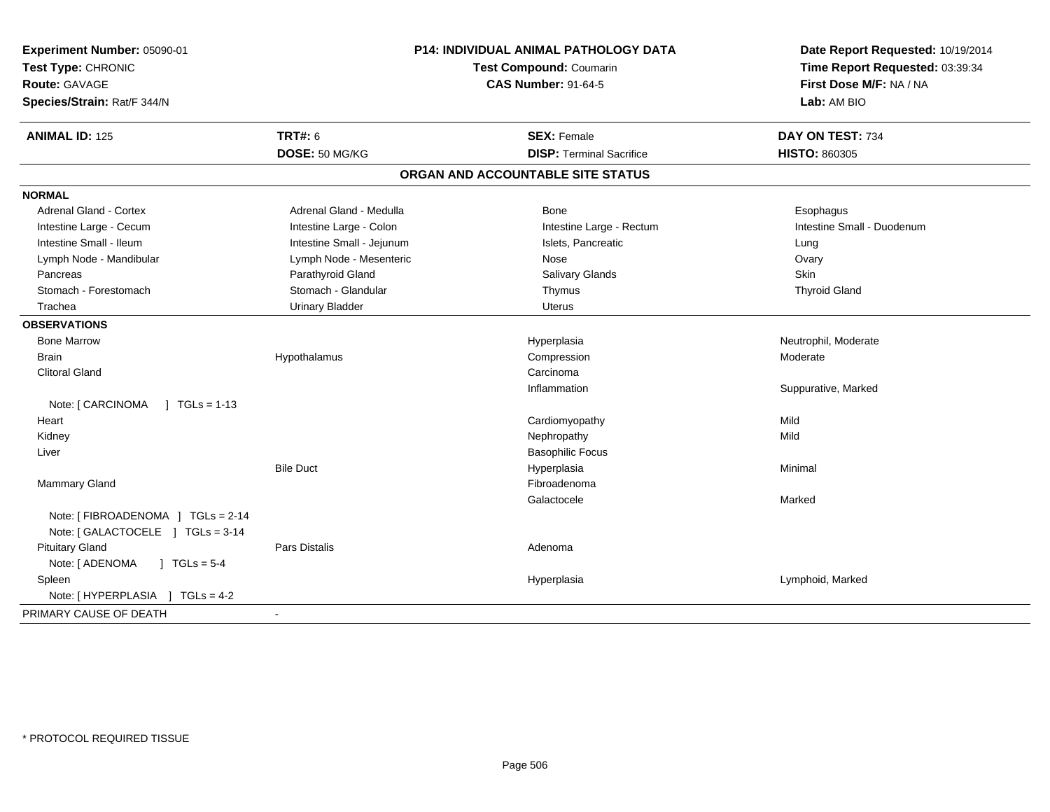**Experiment Number:** 05090-01
**Test Type:** CHRONIC
**Route:** GAVAGE
**Species/Strain:** Rat/F 344/N

**P14: INDIVIDUAL ANIMAL PATHOLOGY DATA**
**Test Compound:** Coumarin
**CAS Number:** 91-64-5

**Date Report Requested:** 10/19/2014
**Time Report Requested:** 03:39:34
**First Dose M/F:** NA / NA
**Lab:** AM BIO

| **ANIMAL ID:** 125 | **TRT#:** 6 | **SEX:** Female | **DAY ON TEST:** 734 |
|---|---|---|---|
| | **DOSE:** 50 MG/KG | **DISP:** Terminal Sacrifice | **HISTO:** 860305 |

## ORGAN AND ACCOUNTABLE SITE STATUS

**NORMAL**

| | | | |
|---|---|---|---|
| Adrenal Gland - Cortex | Adrenal Gland - Medulla | Bone | Esophagus |
| Intestine Large - Cecum | Intestine Large - Colon | Intestine Large - Rectum | Intestine Small - Duodenum |
| Intestine Small - Ileum | Intestine Small - Jejunum | Islets, Pancreatic | Lung |
| Lymph Node - Mandibular | Lymph Node - Mesenteric | Nose | Ovary |
| Pancreas | Parathyroid Gland | Salivary Glands | Skin |
| Stomach - Forestomach | Stomach - Glandular | Thymus | Thyroid Gland |
| Trachea | Urinary Bladder | Uterus | |

**OBSERVATIONS**

| | | | |
|---|---|---|---|
| Bone Marrow | | Hyperplasia | Neutrophil, Moderate |
| Brain | Hypothalamus | Compression | Moderate |
| Clitoral Gland | | Carcinoma | |
| | | Inflammation | Suppurative, Marked |
| Note: [ CARCINOMA ] TGLs = 1-13 | | | |
| Heart | | Cardiomyopathy | Mild |
| Kidney | | Nephropathy | Mild |
| Liver | | Basophilic Focus | |
| | Bile Duct | Hyperplasia | Minimal |
| Mammary Gland | | Fibroadenoma | |
| | | Galactocele | Marked |
| Note: [ FIBROADENOMA ] TGLs = 2-14 | | | |
| Note: [ GALACTOCELE ] TGLs = 3-14 | | | |
| Pituitary Gland | Pars Distalis | Adenoma | |
| Note: [ ADENOMA ] TGLs = 5-4 | | | |
| Spleen | | Hyperplasia | Lymphoid, Marked |
| Note: [ HYPERPLASIA ] TGLs = 4-2 | | | |

PRIMARY CAUSE OF DEATH -

* PROTOCOL REQUIRED TISSUE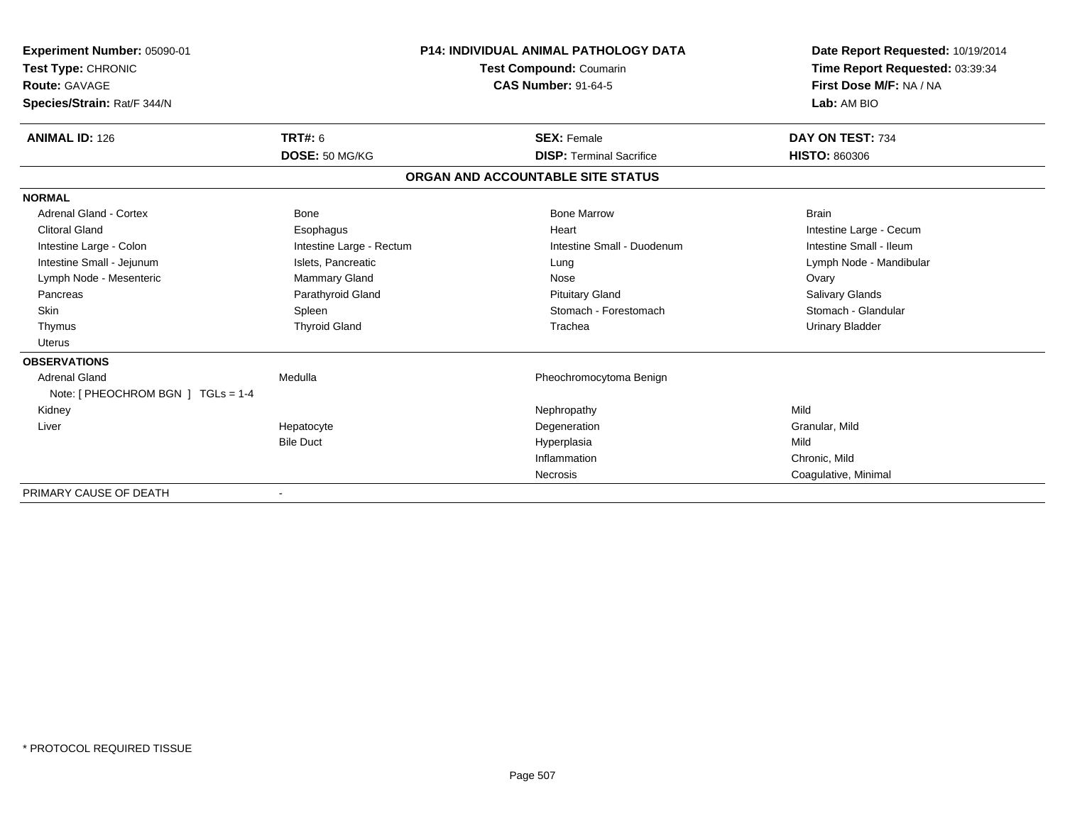**Experiment Number:** 05090-01
**Test Type:** CHRONIC
**Route:** GAVAGE
**Species/Strain:** Rat/F 344/N

**P14: INDIVIDUAL ANIMAL PATHOLOGY DATA**
**Test Compound:** Coumarin
**CAS Number:** 91-64-5

**Date Report Requested:** 10/19/2014
**Time Report Requested:** 03:39:34
**First Dose M/F:** NA / NA
**Lab:** AM BIO

| **ANIMAL ID:** 126 | **TRT#:** 6 | **SEX:** Female | **DAY ON TEST:** 734 |
|---|---|---|---|
| | **DOSE:** 50 MG/KG | **DISP:** Terminal Sacrifice | **HISTO:** 860306 |

## ORGAN AND ACCOUNTABLE SITE STATUS

| | | | |
|---|---|---|---|
| **NORMAL** | | | |
| Adrenal Gland - Cortex | Bone | Bone Marrow | Brain |
| Clitoral Gland | Esophagus | Heart | Intestine Large - Cecum |
| Intestine Large - Colon | Intestine Large - Rectum | Intestine Small - Duodenum | Intestine Small - Ileum |
| Intestine Small - Jejunum | Islets, Pancreatic | Lung | Lymph Node - Mandibular |
| Lymph Node - Mesenteric | Mammary Gland | Nose | Ovary |
| Pancreas | Parathyroid Gland | Pituitary Gland | Salivary Glands |
| Skin | Spleen | Stomach - Forestomach | Stomach - Glandular |
| Thymus | Thyroid Gland | Trachea | Urinary Bladder |
| Uterus | | | |
| **OBSERVATIONS** | | | |
| Adrenal Gland | Medulla | Pheochromocytoma Benign | |
| Note: [ PHEOCHROM BGN ] TGLs = 1-4 | | | |
| Kidney | | Nephropathy | Mild |
| Liver | Hepatocyte | Degeneration | Granular, Mild |
| | Bile Duct | Hyperplasia | Mild |
| | | Inflammation | Chronic, Mild |
| | | Necrosis | Coagulative, Minimal |
| PRIMARY CAUSE OF DEATH | - | | |

* PROTOCOL REQUIRED TISSUE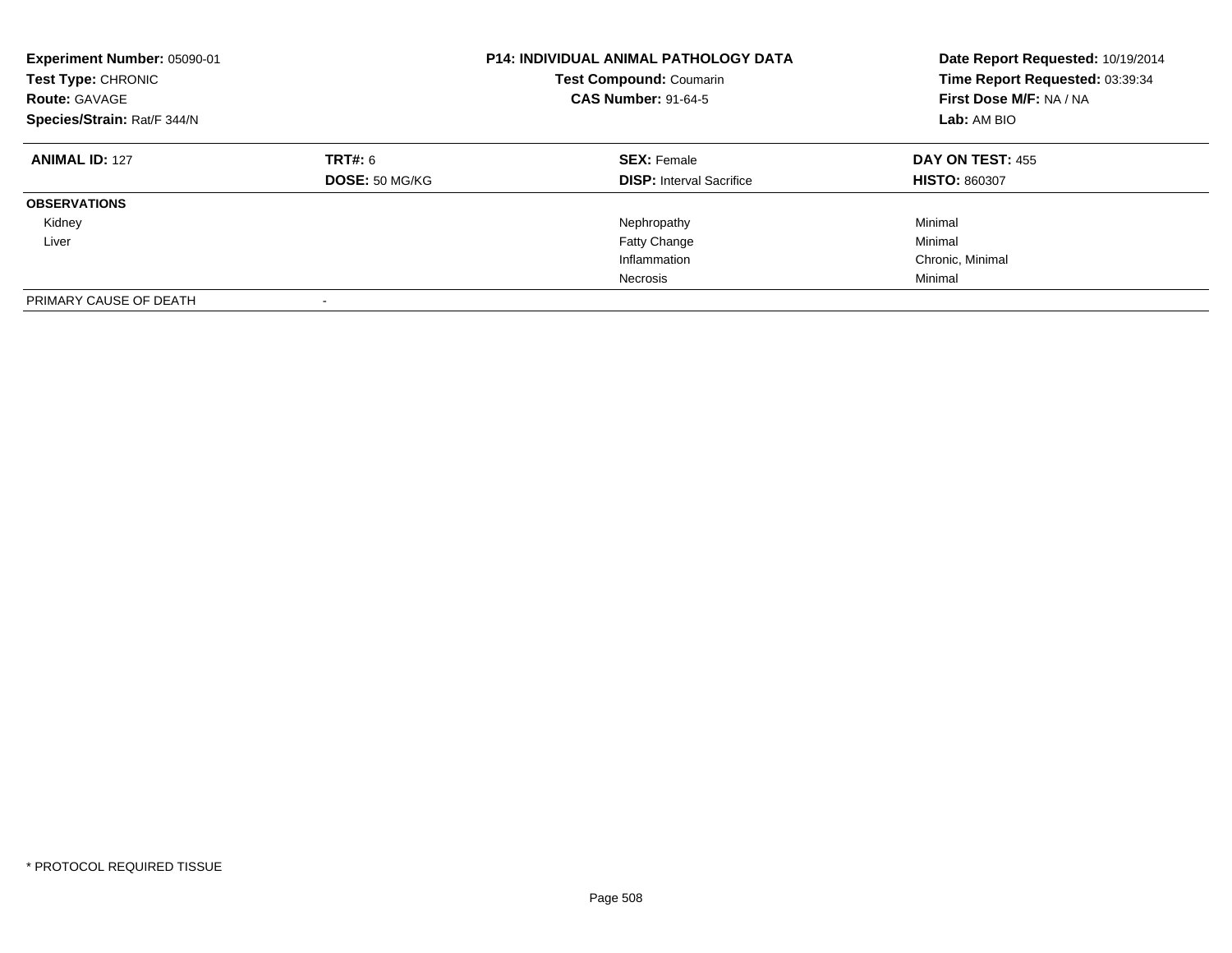**Experiment Number:** 05090-01
**Test Type:** CHRONIC
**Route:** GAVAGE
**Species/Strain:** Rat/F 344/N

**P14: INDIVIDUAL ANIMAL PATHOLOGY DATA**
**Test Compound:** Coumarin
**CAS Number:** 91-64-5

**Date Report Requested:** 10/19/2014
**Time Report Requested:** 03:39:34
**First Dose M/F:** NA / NA
**Lab:** AM BIO

| **ANIMAL ID:** 127 | **TRT#:** 6 | **SEX:** Female | **DAY ON TEST:** 455 |
|---|---|---|---|
| | **DOSE:** 50 MG/KG | **DISP:** Interval Sacrifice | **HISTO:** 860307 |
| **OBSERVATIONS** | | | |
| Kidney | | Nephropathy | Minimal |
| Liver | | Fatty Change | Minimal |
| | | Inflammation | Chronic, Minimal |
| | | Necrosis | Minimal |
| PRIMARY CAUSE OF DEATH | - | | |

\* PROTOCOL REQUIRED TISSUE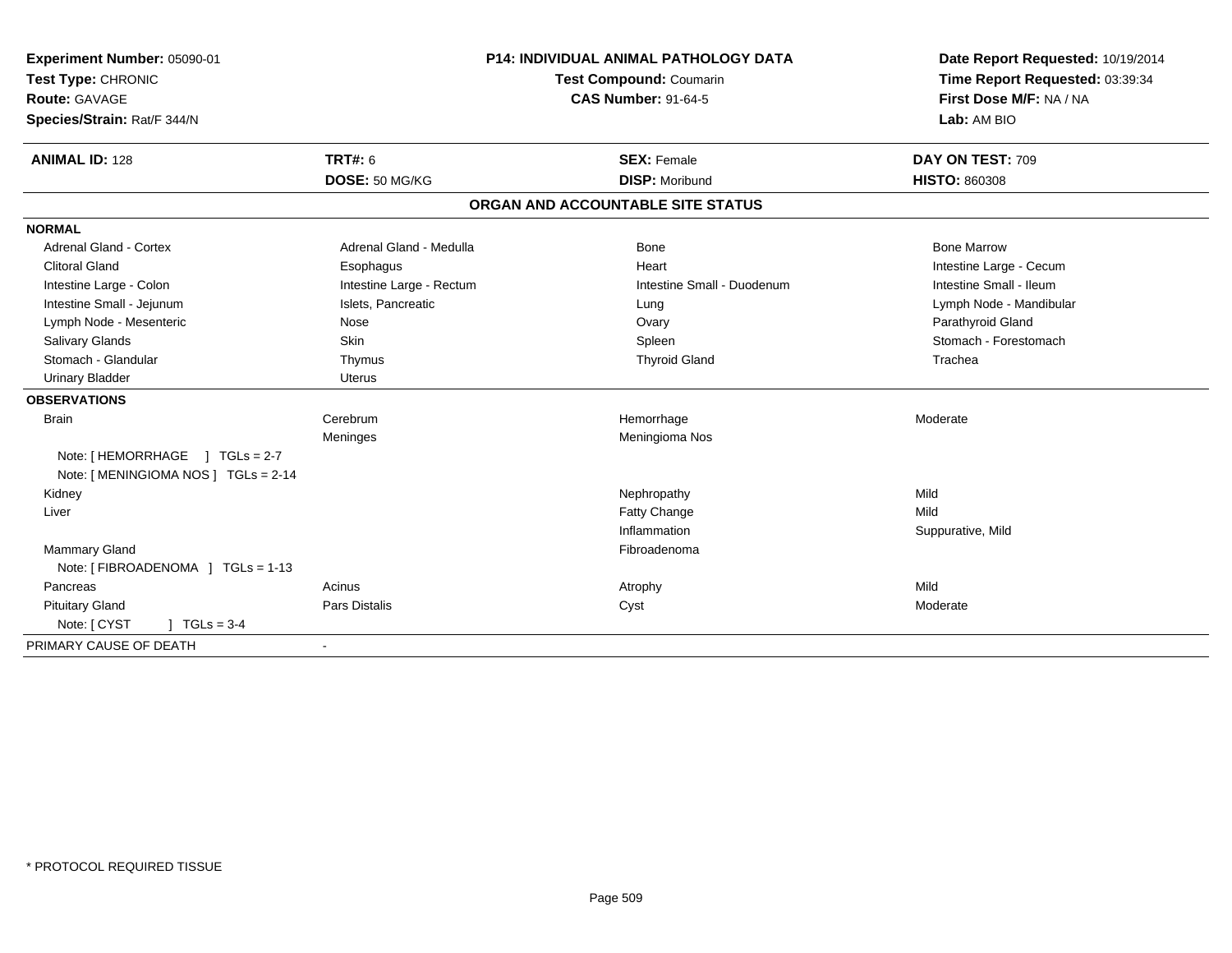**Experiment Number:** 05090-01
**Test Type:** CHRONIC
**Route:** GAVAGE
**Species/Strain:** Rat/F 344/N

**P14: INDIVIDUAL ANIMAL PATHOLOGY DATA**
**Test Compound:** Coumarin
**CAS Number:** 91-64-5

**Date Report Requested:** 10/19/2014
**Time Report Requested:** 03:39:34
**First Dose M/F:** NA / NA
**Lab:** AM BIO

| **ANIMAL ID:** 128 | **TRT#:** 6 | **SEX:** Female | **DAY ON TEST:** 709 |
|---|---|---|---|
| | **DOSE:** 50 MG/KG | **DISP:** Moribund | **HISTO:** 860308 |

## ORGAN AND ACCOUNTABLE SITE STATUS

| | | | |
|---|---|---|---|
| **NORMAL** | | | |
| Adrenal Gland - Cortex | Adrenal Gland - Medulla | Bone | Bone Marrow |
| Clitoral Gland | Esophagus | Heart | Intestine Large - Cecum |
| Intestine Large - Colon | Intestine Large - Rectum | Intestine Small - Duodenum | Intestine Small - Ileum |
| Intestine Small - Jejunum | Islets, Pancreatic | Lung | Lymph Node - Mandibular |
| Lymph Node - Mesenteric | Nose | Ovary | Parathyroid Gland |
| Salivary Glands | Skin | Spleen | Stomach - Forestomach |
| Stomach - Glandular | Thymus | Thyroid Gland | Trachea |
| Urinary Bladder | Uterus | | |
| **OBSERVATIONS** | | | |
| Brain | Cerebrum | Hemorrhage | Moderate |
| | Meninges | Meningioma Nos | |
| Note: [ HEMORRHAGE ] TGLs = 2-7 | | | |
| Note: [ MENINGIOMA NOS ] TGLs = 2-14 | | | |
| Kidney | | Nephropathy | Mild |
| Liver | | Fatty Change | Mild |
| | | Inflammation | Suppurative, Mild |
| Mammary Gland | | Fibroadenoma | |
| Note: [ FIBROADENOMA ] TGLs = 1-13 | | | |
| Pancreas | Acinus | Atrophy | Mild |
| Pituitary Gland | Pars Distalis | Cyst | Moderate |
| Note: [ CYST ] TGLs = 3-4 | | | |
| PRIMARY CAUSE OF DEATH | - | | |

* PROTOCOL REQUIRED TISSUE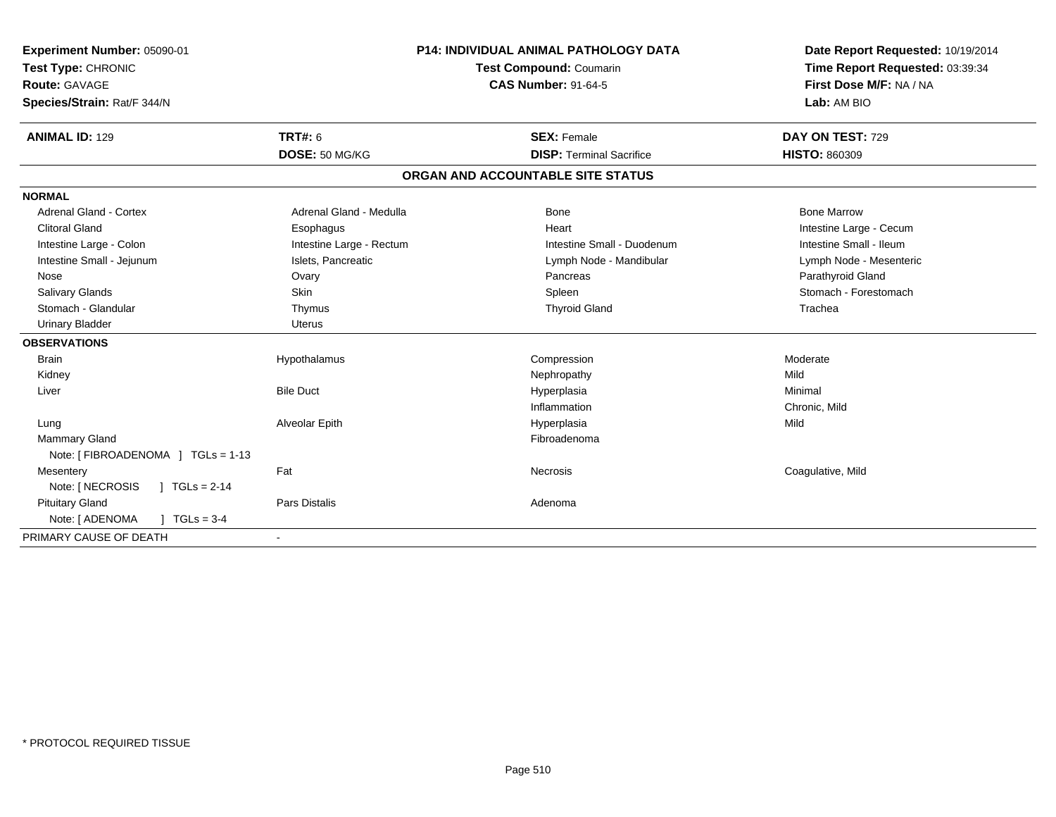**Experiment Number:** 05090-01
**Test Type:** CHRONIC
**Route:** GAVAGE
**Species/Strain:** Rat/F 344/N

**P14: INDIVIDUAL ANIMAL PATHOLOGY DATA**
**Test Compound:** Coumarin
**CAS Number:** 91-64-5

**Date Report Requested:** 10/19/2014
**Time Report Requested:** 03:39:34
**First Dose M/F:** NA / NA
**Lab:** AM BIO

| **ANIMAL ID:** 129 | **TRT#:** 6 | **SEX:** Female | **DAY ON TEST:** 729 |
|---|---|---|---|
| | **DOSE:** 50 MG/KG | **DISP:** Terminal Sacrifice | **HISTO:** 860309 |

## ORGAN AND ACCOUNTABLE SITE STATUS

| | | | |
|---|---|---|---|
| **NORMAL** | | | |
| Adrenal Gland - Cortex | Adrenal Gland - Medulla | Bone | Bone Marrow |
| Clitoral Gland | Esophagus | Heart | Intestine Large - Cecum |
| Intestine Large - Colon | Intestine Large - Rectum | Intestine Small - Duodenum | Intestine Small - Ileum |
| Intestine Small - Jejunum | Islets, Pancreatic | Lymph Node - Mandibular | Lymph Node - Mesenteric |
| Nose | Ovary | Pancreas | Parathyroid Gland |
| Salivary Glands | Skin | Spleen | Stomach - Forestomach |
| Stomach - Glandular | Thymus | Thyroid Gland | Trachea |
| Urinary Bladder | Uterus | | |
| **OBSERVATIONS** | | | |
| Brain | Hypothalamus | Compression | Moderate |
| Kidney | | Nephropathy | Mild |
| Liver | Bile Duct | Hyperplasia | Minimal |
| | | Inflammation | Chronic, Mild |
| Lung | Alveolar Epith | Hyperplasia | Mild |
| Mammary Gland | | Fibroadenoma | |
| Note: [ FIBROADENOMA ] TGLs = 1-13 | | | |
| Mesentery | Fat | Necrosis | Coagulative, Mild |
| Note: [ NECROSIS ] TGLs = 2-14 | | | |
| Pituitary Gland | Pars Distalis | Adenoma | |
| Note: [ ADENOMA ] TGLs = 3-4 | | | |
| PRIMARY CAUSE OF DEATH | - | | |

\* PROTOCOL REQUIRED TISSUE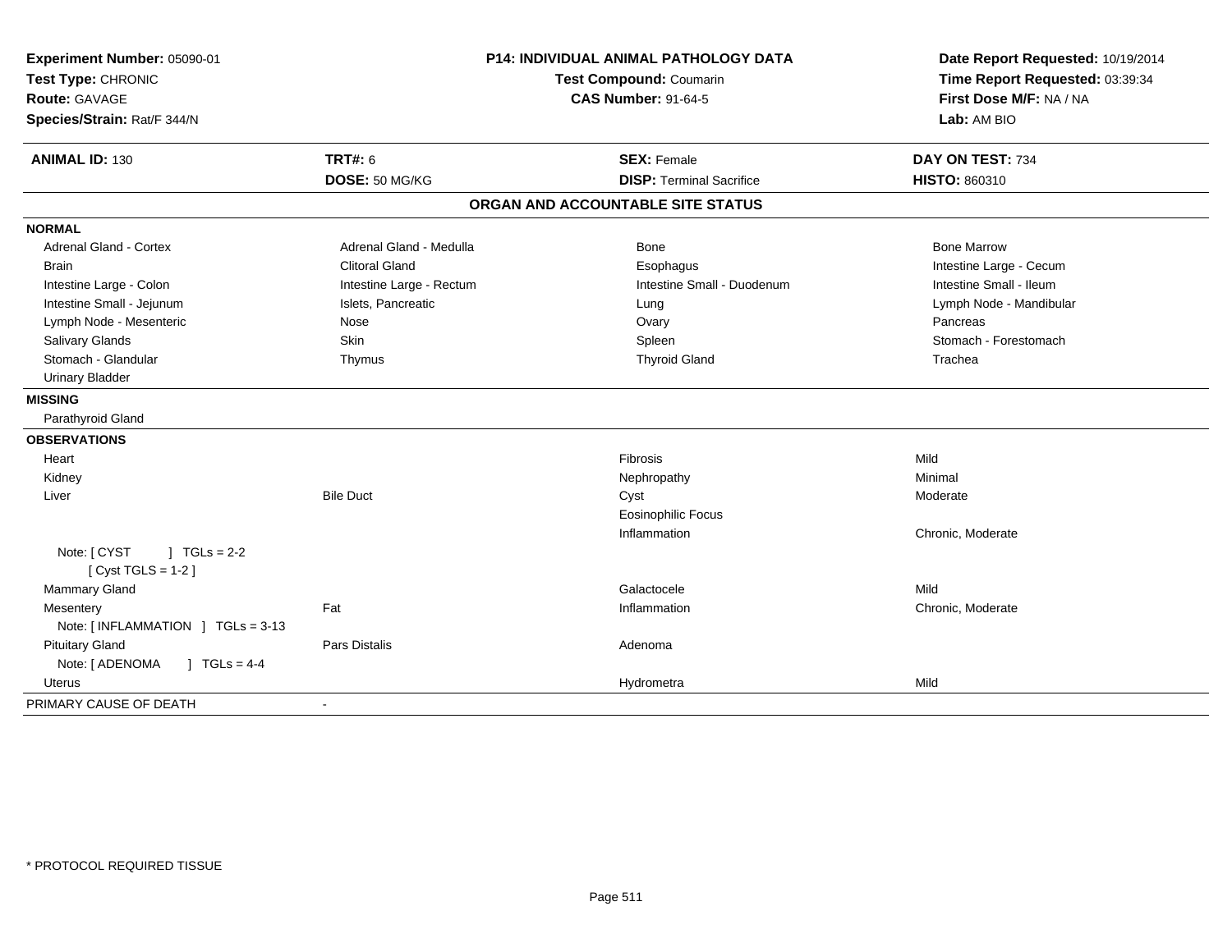**Experiment Number:** 05090-01
**Test Type:** CHRONIC
**Route:** GAVAGE
**Species/Strain:** Rat/F 344/N

**P14: INDIVIDUAL ANIMAL PATHOLOGY DATA**
**Test Compound:** Coumarin
**CAS Number:** 91-64-5

**Date Report Requested:** 10/19/2014
**Time Report Requested:** 03:39:34
**First Dose M/F:** NA / NA
**Lab:** AM BIO

| **ANIMAL ID:** 130 | **TRT#:** 6 | **SEX:** Female | **DAY ON TEST:** 734 |
|---|---|---|---|
| | **DOSE:** 50 MG/KG | **DISP:** Terminal Sacrifice | **HISTO:** 860310 |

## ORGAN AND ACCOUNTABLE SITE STATUS

| | | | |
|---|---|---|---|
| **NORMAL** | | | |
| Adrenal Gland - Cortex | Adrenal Gland - Medulla | Bone | Bone Marrow |
| Brain | Clitoral Gland | Esophagus | Intestine Large - Cecum |
| Intestine Large - Colon | Intestine Large - Rectum | Intestine Small - Duodenum | Intestine Small - Ileum |
| Intestine Small - Jejunum | Islets, Pancreatic | Lung | Lymph Node - Mandibular |
| Lymph Node - Mesenteric | Nose | Ovary | Pancreas |
| Salivary Glands | Skin | Spleen | Stomach - Forestomach |
| Stomach - Glandular | Thymus | Thyroid Gland | Trachea |
| Urinary Bladder | | | |
| **MISSING** | | | |
| Parathyroid Gland | | | |
| **OBSERVATIONS** | | | |
| Heart | | Fibrosis | Mild |
| Kidney | | Nephropathy | Minimal |
| Liver | Bile Duct | Cyst | Moderate |
| | | Eosinophilic Focus | |
| | | Inflammation | Chronic, Moderate |
| Note: [ CYST ] TGLs = 2-2 [ Cyst TGLS = 1-2 ] | | | |
| Mammary Gland | | Galactocele | Mild |
| Mesentery | Fat | Inflammation | Chronic, Moderate |
| Note: [ INFLAMMATION ] TGLs = 3-13 | | | |
| Pituitary Gland | Pars Distalis | Adenoma | |
| Note: [ ADENOMA ] TGLs = 4-4 | | | |
| Uterus | | Hydrometra | Mild |
| PRIMARY CAUSE OF DEATH | - | | |

\* PROTOCOL REQUIRED TISSUE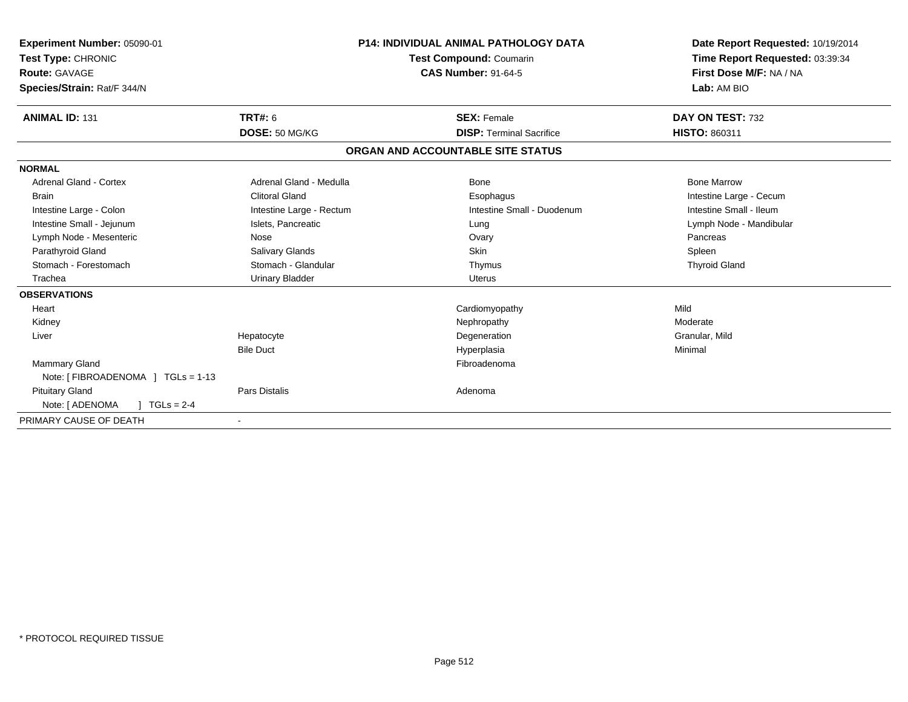**Experiment Number:** 05090-01
**Test Type:** CHRONIC
**Route:** GAVAGE
**Species/Strain:** Rat/F 344/N

**P14: INDIVIDUAL ANIMAL PATHOLOGY DATA**
**Test Compound:** Coumarin
**CAS Number:** 91-64-5

**Date Report Requested:** 10/19/2014
**Time Report Requested:** 03:39:34
**First Dose M/F:** NA / NA
**Lab:** AM BIO

| **ANIMAL ID:** 131 | **TRT#:** 6 | **SEX:** Female | **DAY ON TEST:** 732 |
|---|---|---|---|
| | **DOSE:** 50 MG/KG | **DISP:** Terminal Sacrifice | **HISTO:** 860311 |

## ORGAN AND ACCOUNTABLE SITE STATUS

| | | | |
|---|---|---|---|
| **NORMAL** | | | |
| Adrenal Gland - Cortex | Adrenal Gland - Medulla | Bone | Bone Marrow |
| Brain | Clitoral Gland | Esophagus | Intestine Large - Cecum |
| Intestine Large - Colon | Intestine Large - Rectum | Intestine Small - Duodenum | Intestine Small - Ileum |
| Intestine Small - Jejunum | Islets, Pancreatic | Lung | Lymph Node - Mandibular |
| Lymph Node - Mesenteric | Nose | Ovary | Pancreas |
| Parathyroid Gland | Salivary Glands | Skin | Spleen |
| Stomach - Forestomach | Stomach - Glandular | Thymus | Thyroid Gland |
| Trachea | Urinary Bladder | Uterus | |
| **OBSERVATIONS** | | | |
| Heart | | Cardiomyopathy | Mild |
| Kidney | | Nephropathy | Moderate |
| Liver | Hepatocyte | Degeneration | Granular, Mild |
| | Bile Duct | Hyperplasia | Minimal |
| Mammary Gland | | Fibroadenoma | |
| Note: [ FIBROADENOMA ] TGLs = 1-13 | | | |
| Pituitary Gland | Pars Distalis | Adenoma | |
| Note: [ ADENOMA ] TGLs = 2-4 | | | |
| PRIMARY CAUSE OF DEATH | - | | |

* PROTOCOL REQUIRED TISSUE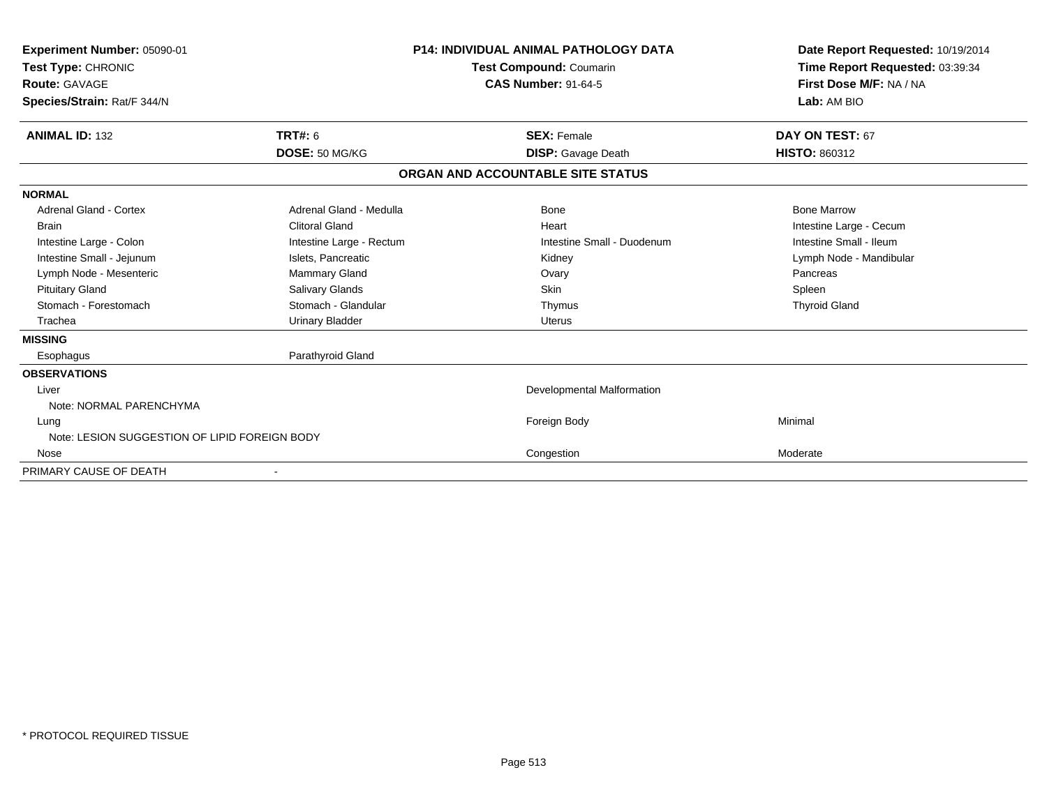**Experiment Number:** 05090-01
**Test Type:** CHRONIC
**Route:** GAVAGE
**Species/Strain:** Rat/F 344/N

**P14: INDIVIDUAL ANIMAL PATHOLOGY DATA**
**Test Compound:** Coumarin
**CAS Number:** 91-64-5

**Date Report Requested:** 10/19/2014
**Time Report Requested:** 03:39:34
**First Dose M/F:** NA / NA
**Lab:** AM BIO

| **ANIMAL ID:** 132 | **TRT#:** 6 | **SEX:** Female | **DAY ON TEST:** 67 |
|---|---|---|---|
| | **DOSE:** 50 MG/KG | **DISP:** Gavage Death | **HISTO:** 860312 |

## ORGAN AND ACCOUNTABLE SITE STATUS

| | | | |
|---|---|---|---|
| **NORMAL** | | | |
| Adrenal Gland - Cortex | Adrenal Gland - Medulla | Bone | Bone Marrow |
| Brain | Clitoral Gland | Heart | Intestine Large - Cecum |
| Intestine Large - Colon | Intestine Large - Rectum | Intestine Small - Duodenum | Intestine Small - Ileum |
| Intestine Small - Jejunum | Islets, Pancreatic | Kidney | Lymph Node - Mandibular |
| Lymph Node - Mesenteric | Mammary Gland | Ovary | Pancreas |
| Pituitary Gland | Salivary Glands | Skin | Spleen |
| Stomach - Forestomach | Stomach - Glandular | Thymus | Thyroid Gland |
| Trachea | Urinary Bladder | Uterus | |
| **MISSING** | | | |
| Esophagus | Parathyroid Gland | | |
| **OBSERVATIONS** | | | |
| Liver | | Developmental Malformation | |
| Note: NORMAL PARENCHYMA | | | |
| Lung | | Foreign Body | Minimal |
| Note: LESION SUGGESTION OF LIPID FOREIGN BODY | | | |
| Nose | | Congestion | Moderate |
| PRIMARY CAUSE OF DEATH | - | | |

\* PROTOCOL REQUIRED TISSUE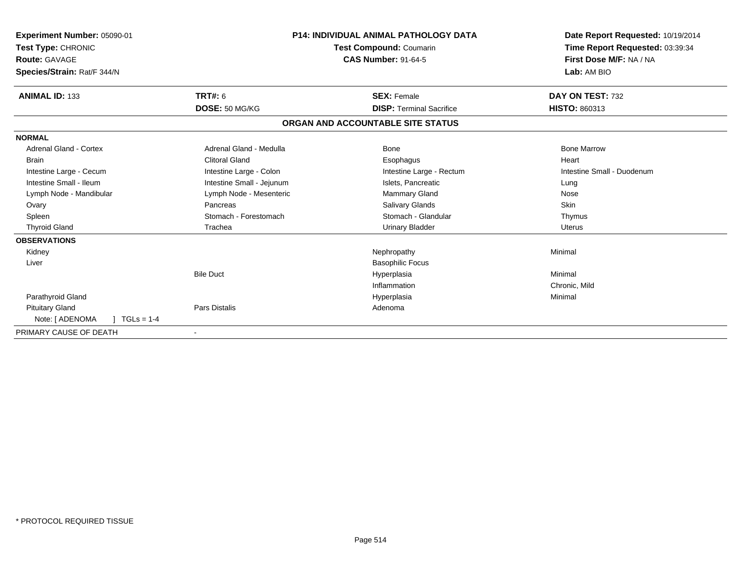**Experiment Number:** 05090-01
**Test Type:** CHRONIC
**Route:** GAVAGE
**Species/Strain:** Rat/F 344/N

**P14: INDIVIDUAL ANIMAL PATHOLOGY DATA**
**Test Compound:** Coumarin
**CAS Number:** 91-64-5

**Date Report Requested:** 10/19/2014
**Time Report Requested:** 03:39:34
**First Dose M/F:** NA / NA
**Lab:** AM BIO

| **ANIMAL ID:** 133 | **TRT#:** 6 | **SEX:** Female | **DAY ON TEST:** 732 |
|---|---|---|---|
| | **DOSE:** 50 MG/KG | **DISP:** Terminal Sacrifice | **HISTO:** 860313 |

**ORGAN AND ACCOUNTABLE SITE STATUS**

| | | | |
|---|---|---|---|
| **NORMAL** | | | |
| Adrenal Gland - Cortex | Adrenal Gland - Medulla | Bone | Bone Marrow |
| Brain | Clitoral Gland | Esophagus | Heart |
| Intestine Large - Cecum | Intestine Large - Colon | Intestine Large - Rectum | Intestine Small - Duodenum |
| Intestine Small - Ileum | Intestine Small - Jejunum | Islets, Pancreatic | Lung |
| Lymph Node - Mandibular | Lymph Node - Mesenteric | Mammary Gland | Nose |
| Ovary | Pancreas | Salivary Glands | Skin |
| Spleen | Stomach - Forestomach | Stomach - Glandular | Thymus |
| Thyroid Gland | Trachea | Urinary Bladder | Uterus |
| **OBSERVATIONS** | | | |
| Kidney | | Nephropathy | Minimal |
| Liver | | Basophilic Focus | |
| | Bile Duct | Hyperplasia | Minimal |
| | | Inflammation | Chronic, Mild |
| Parathyroid Gland | | Hyperplasia | Minimal |
| Pituitary Gland | Pars Distalis | Adenoma | |
| Note: [ ADENOMA ] TGLs = 1-4 | | | |
| PRIMARY CAUSE OF DEATH | - | | |

* PROTOCOL REQUIRED TISSUE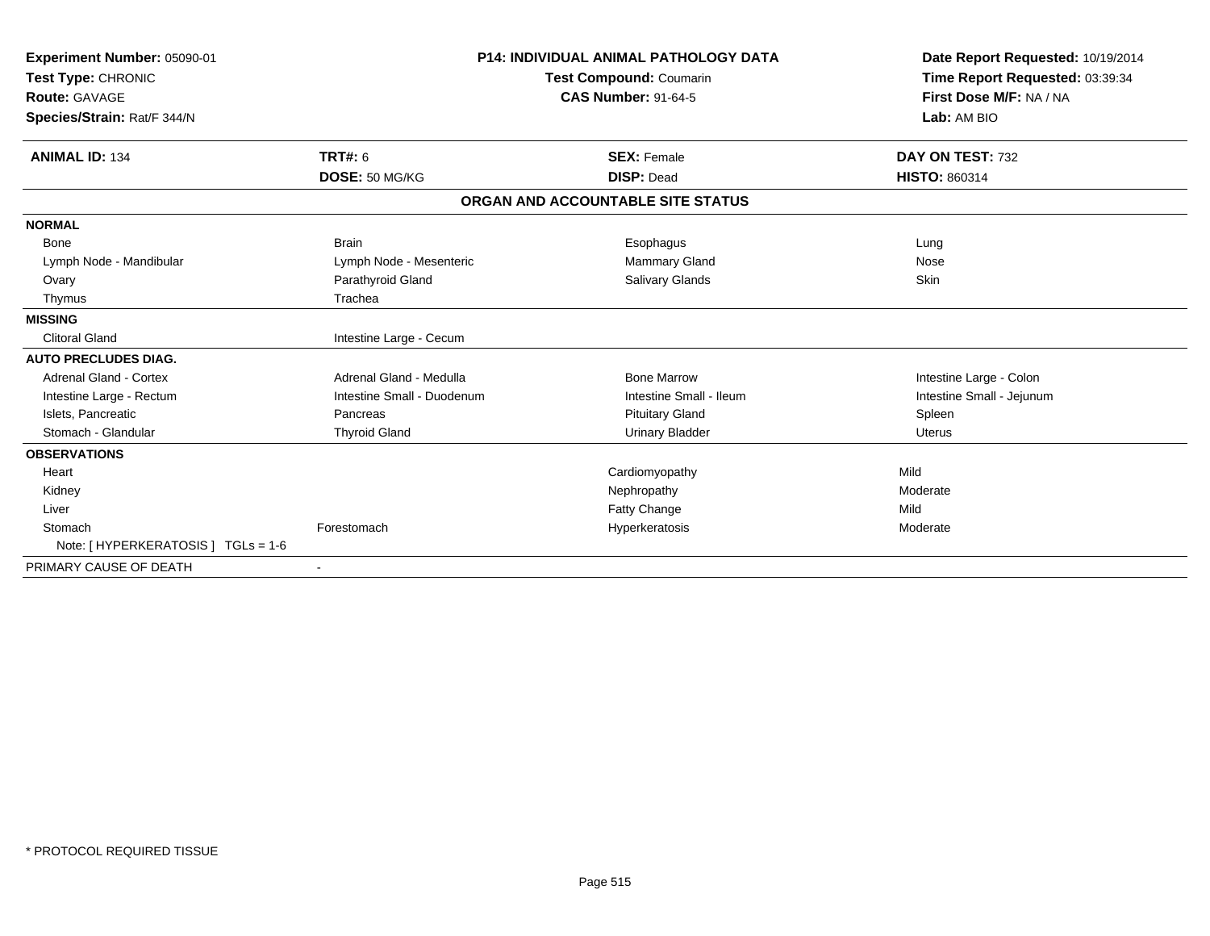**Experiment Number:** 05090-01
**Test Type:** CHRONIC
**Route:** GAVAGE
**Species/Strain:** Rat/F 344/N

**P14: INDIVIDUAL ANIMAL PATHOLOGY DATA**
**Test Compound:** Coumarin
**CAS Number:** 91-64-5

**Date Report Requested:** 10/19/2014
**Time Report Requested:** 03:39:34
**First Dose M/F:** NA / NA
**Lab:** AM BIO

| **ANIMAL ID:** 134 | **TRT#:** 6 | **SEX:** Female | **DAY ON TEST:** 732 |
|---|---|---|---|
| | **DOSE:** 50 MG/KG | **DISP:** Dead | **HISTO:** 860314 |

**ORGAN AND ACCOUNTABLE SITE STATUS**

| | | | |
|---|---|---|---|
| **NORMAL** | | | |
| Bone | Brain | Esophagus | Lung |
| Lymph Node - Mandibular | Lymph Node - Mesenteric | Mammary Gland | Nose |
| Ovary | Parathyroid Gland | Salivary Glands | Skin |
| Thymus | Trachea | | |
| **MISSING** | | | |
| Clitoral Gland | Intestine Large - Cecum | | |
| **AUTO PRECLUDES DIAG.** | | | |
| Adrenal Gland - Cortex | Adrenal Gland - Medulla | Bone Marrow | Intestine Large - Colon |
| Intestine Large - Rectum | Intestine Small - Duodenum | Intestine Small - Ileum | Intestine Small - Jejunum |
| Islets, Pancreatic | Pancreas | Pituitary Gland | Spleen |
| Stomach - Glandular | Thyroid Gland | Urinary Bladder | Uterus |
| **OBSERVATIONS** | | | |
| Heart | | Cardiomyopathy | Mild |
| Kidney | | Nephropathy | Moderate |
| Liver | | Fatty Change | Mild |
| Stomach | Forestomach | Hyperkeratosis | Moderate |
| Note: [ HYPERKERATOSIS ] TGLs = 1-6 | | | |
| PRIMARY CAUSE OF DEATH | - | | |

\* PROTOCOL REQUIRED TISSUE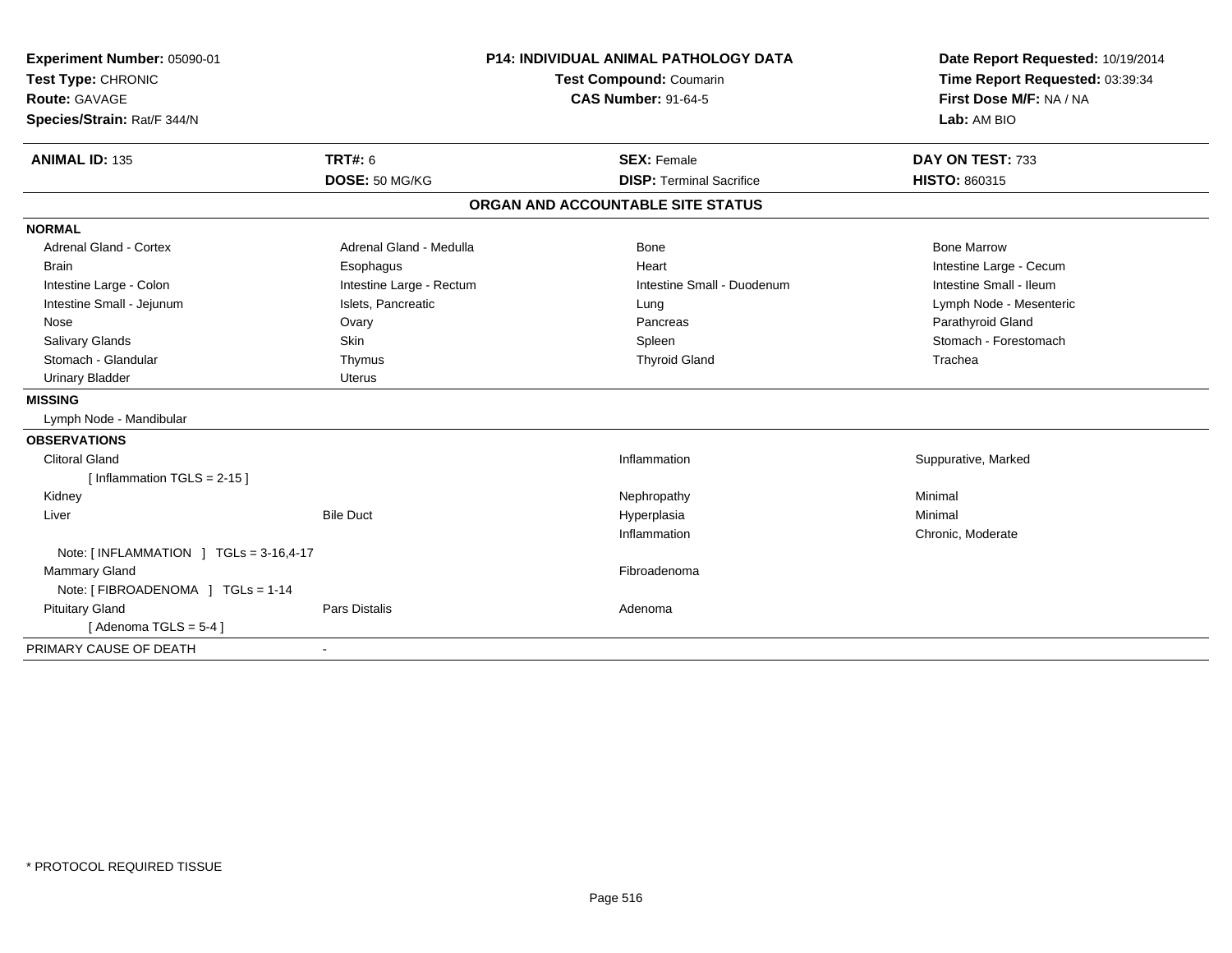**Experiment Number:** 05090-01
**Test Type:** CHRONIC
**Route:** GAVAGE
**Species/Strain:** Rat/F 344/N

**P14: INDIVIDUAL ANIMAL PATHOLOGY DATA**
**Test Compound:** Coumarin
**CAS Number:** 91-64-5

**Date Report Requested:** 10/19/2014
**Time Report Requested:** 03:39:34
**First Dose M/F:** NA / NA
**Lab:** AM BIO

| **ANIMAL ID:** 135 | **TRT#:** 6 | **SEX:** Female | **DAY ON TEST:** 733 |
|---|---|---|---|
| | **DOSE:** 50 MG/KG | **DISP:** Terminal Sacrifice | **HISTO:** 860315 |

## ORGAN AND ACCOUNTABLE SITE STATUS

| | | | |
|---|---|---|---|
| **NORMAL** | | | |
| Adrenal Gland - Cortex | Adrenal Gland - Medulla | Bone | Bone Marrow |
| Brain | Esophagus | Heart | Intestine Large - Cecum |
| Intestine Large - Colon | Intestine Large - Rectum | Intestine Small - Duodenum | Intestine Small - Ileum |
| Intestine Small - Jejunum | Islets, Pancreatic | Lung | Lymph Node - Mesenteric |
| Nose | Ovary | Pancreas | Parathyroid Gland |
| Salivary Glands | Skin | Spleen | Stomach - Forestomach |
| Stomach - Glandular | Thymus | Thyroid Gland | Trachea |
| Urinary Bladder | Uterus | | |
| **MISSING** | | | |
| Lymph Node - Mandibular | | | |
| **OBSERVATIONS** | | | |
| Clitoral Gland | | Inflammation | Suppurative, Marked |
| [ Inflammation TGLS = 2-15 ] | | | |
| Kidney | | Nephropathy | Minimal |
| Liver | Bile Duct | Hyperplasia | Minimal |
| | | Inflammation | Chronic, Moderate |
| Note: [ INFLAMMATION ] TGLs = 3-16,4-17 | | | |
| Mammary Gland | | Fibroadenoma | |
| Note: [ FIBROADENOMA ] TGLs = 1-14 | | | |
| Pituitary Gland | Pars Distalis | Adenoma | |
| [ Adenoma TGLS = 5-4 ] | | | |
| PRIMARY CAUSE OF DEATH | - | | |

* PROTOCOL REQUIRED TISSUE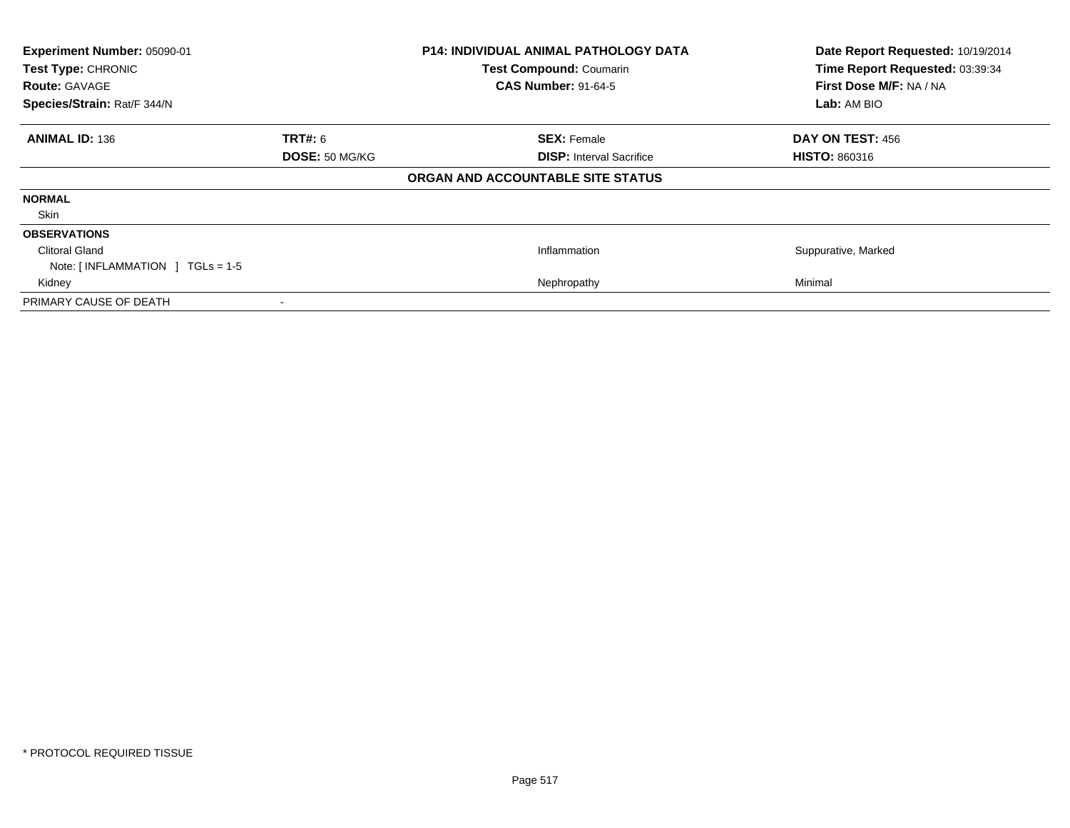**Experiment Number:** 05090-01
**Test Type:** CHRONIC
**Route:** GAVAGE
**Species/Strain:** Rat/F 344/N

**P14: INDIVIDUAL ANIMAL PATHOLOGY DATA**
**Test Compound:** Coumarin
**CAS Number:** 91-64-5

**Date Report Requested:** 10/19/2014
**Time Report Requested:** 03:39:34
**First Dose M/F:** NA / NA
**Lab:** AM BIO

| **ANIMAL ID:** 136 | **TRT#:** 6 | **SEX:** Female | **DAY ON TEST:** 456 |
|---|---|---|---|
| | **DOSE:** 50 MG/KG | **DISP:** Interval Sacrifice | **HISTO:** 860316 |

**ORGAN AND ACCOUNTABLE SITE STATUS**

| | | | |
|---|---|---|---|
| **NORMAL** | | | |
| Skin | | | |
| **OBSERVATIONS** | | | |
| Clitoral Gland | | Inflammation | Suppurative, Marked |
| Note: [ INFLAMMATION ] TGLs = 1-5 | | | |
| Kidney | | Nephropathy | Minimal |
| PRIMARY CAUSE OF DEATH | - | | |

* PROTOCOL REQUIRED TISSUE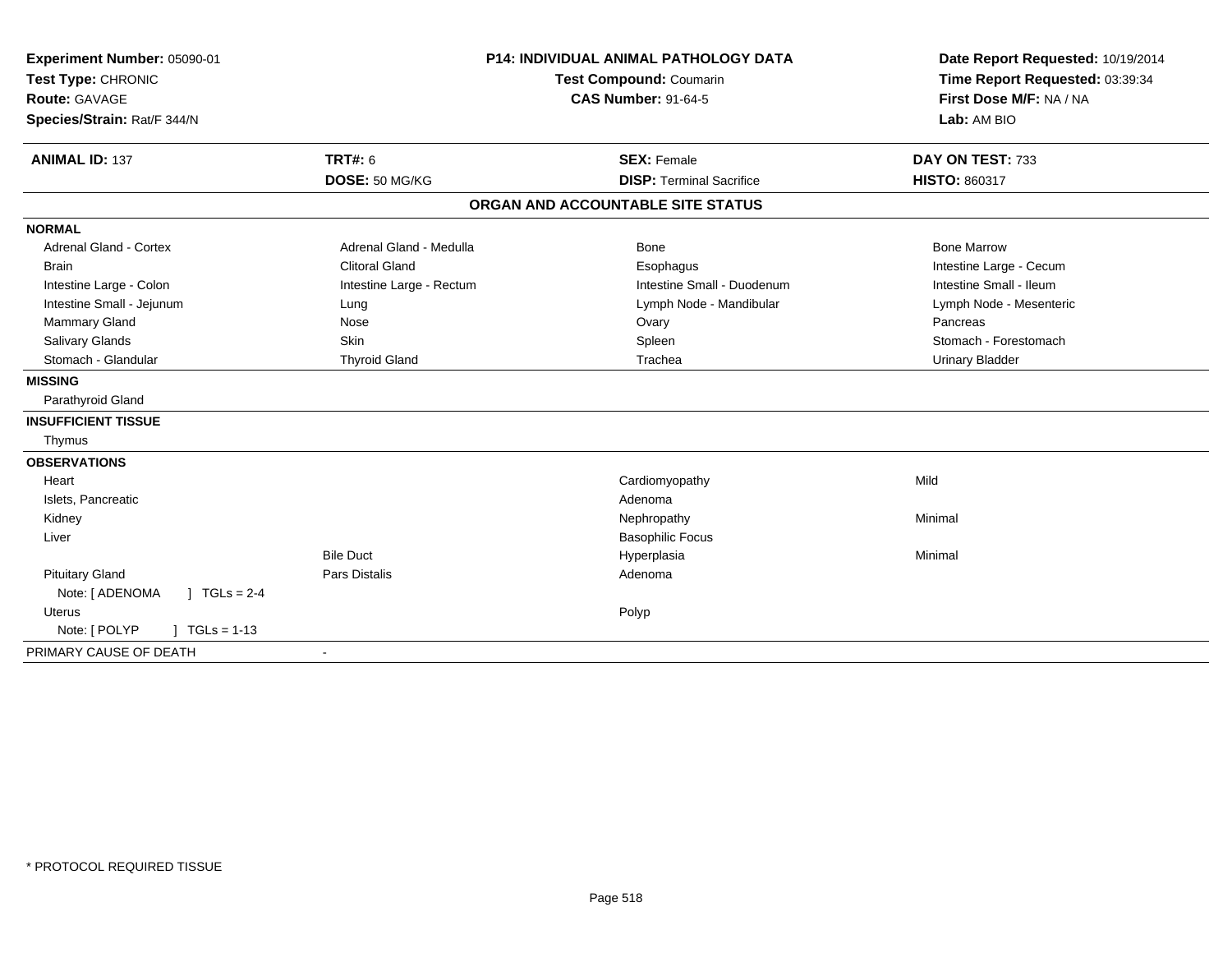**Experiment Number:** 05090-01
**Test Type:** CHRONIC
**Route:** GAVAGE
**Species/Strain:** Rat/F 344/N

**P14: INDIVIDUAL ANIMAL PATHOLOGY DATA**
**Test Compound:** Coumarin
**CAS Number:** 91-64-5

**Date Report Requested:** 10/19/2014
**Time Report Requested:** 03:39:34
**First Dose M/F:** NA / NA
**Lab:** AM BIO

| **ANIMAL ID:** 137 | **TRT#:** 6 | **SEX:** Female | **DAY ON TEST:** 733 |
|---|---|---|---|
| | **DOSE:** 50 MG/KG | **DISP:** Terminal Sacrifice | **HISTO:** 860317 |

## ORGAN AND ACCOUNTABLE SITE STATUS

| | | | |
|---|---|---|---|
| **NORMAL** | | | |
| Adrenal Gland - Cortex | Adrenal Gland - Medulla | Bone | Bone Marrow |
| Brain | Clitoral Gland | Esophagus | Intestine Large - Cecum |
| Intestine Large - Colon | Intestine Large - Rectum | Intestine Small - Duodenum | Intestine Small - Ileum |
| Intestine Small - Jejunum | Lung | Lymph Node - Mandibular | Lymph Node - Mesenteric |
| Mammary Gland | Nose | Ovary | Pancreas |
| Salivary Glands | Skin | Spleen | Stomach - Forestomach |
| Stomach - Glandular | Thyroid Gland | Trachea | Urinary Bladder |
| **MISSING** | | | |
| Parathyroid Gland | | | |
| **INSUFFICIENT TISSUE** | | | |
| Thymus | | | |
| **OBSERVATIONS** | | | |
| Heart | | Cardiomyopathy | Mild |
| Islets, Pancreatic | | Adenoma | |
| Kidney | | Nephropathy | Minimal |
| Liver | | Basophilic Focus | |
| | Bile Duct | Hyperplasia | Minimal |
| Pituitary Gland | Pars Distalis | Adenoma | |
| Note: [ ADENOMA ] TGLs = 2-4 | | | |
| Uterus | | Polyp | |
| Note: [ POLYP ] TGLs = 1-13 | | | |
| PRIMARY CAUSE OF DEATH | - | | |

\* PROTOCOL REQUIRED TISSUE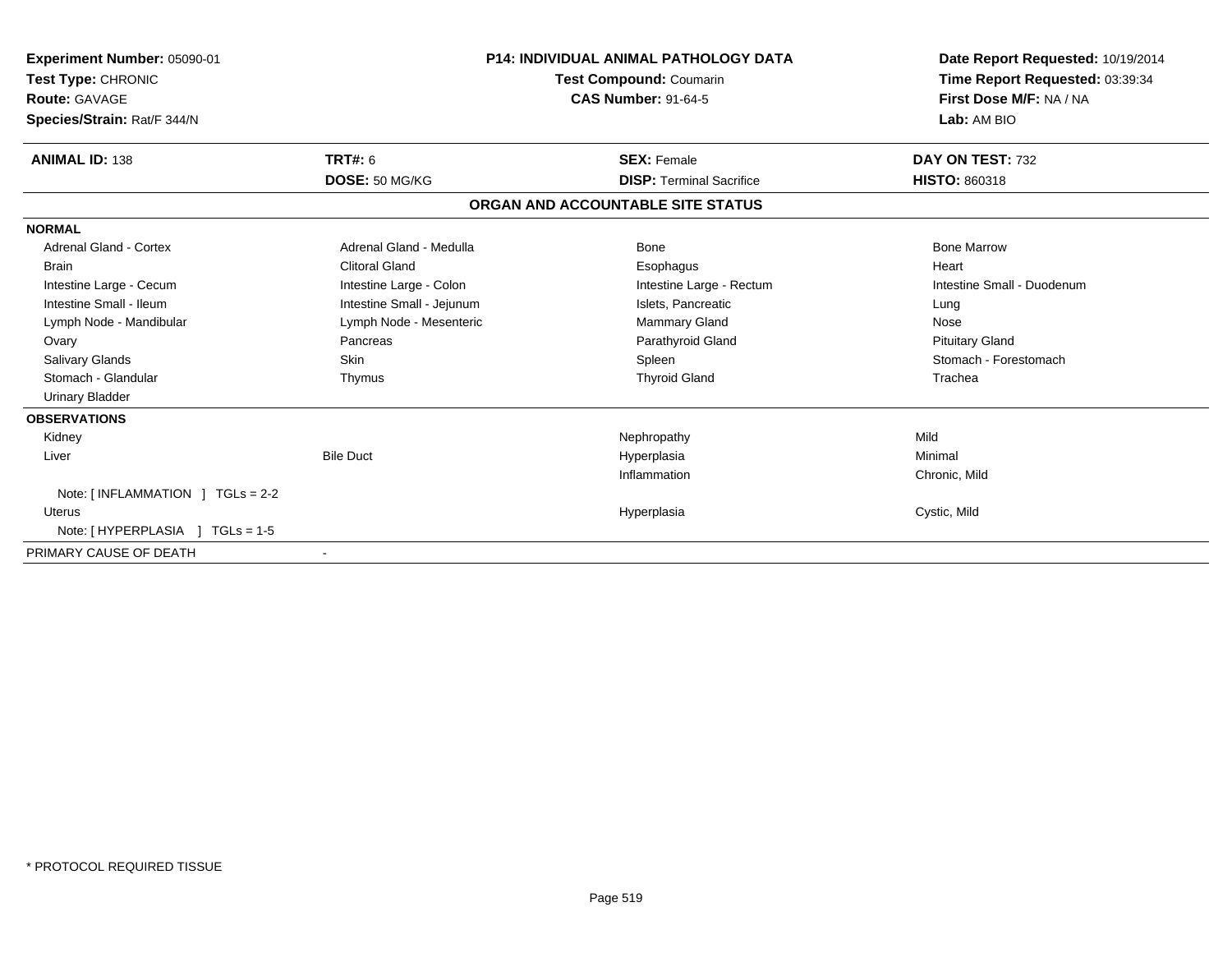**Experiment Number:** 05090-01
**Test Type:** CHRONIC
**Route:** GAVAGE
**Species/Strain:** Rat/F 344/N

**P14: INDIVIDUAL ANIMAL PATHOLOGY DATA**
**Test Compound:** Coumarin
**CAS Number:** 91-64-5

**Date Report Requested:** 10/19/2014
**Time Report Requested:** 03:39:34
**First Dose M/F:** NA / NA
**Lab:** AM BIO

| **ANIMAL ID:** 138 | **TRT#:** 6 | **SEX:** Female | **DAY ON TEST:** 732 |
|---|---|---|---|
| | **DOSE:** 50 MG/KG | **DISP:** Terminal Sacrifice | **HISTO:** 860318 |

## ORGAN AND ACCOUNTABLE SITE STATUS

| | | | |
|---|---|---|---|
| **NORMAL** | | | |
| Adrenal Gland - Cortex | Adrenal Gland - Medulla | Bone | Bone Marrow |
| Brain | Clitoral Gland | Esophagus | Heart |
| Intestine Large - Cecum | Intestine Large - Colon | Intestine Large - Rectum | Intestine Small - Duodenum |
| Intestine Small - Ileum | Intestine Small - Jejunum | Islets, Pancreatic | Lung |
| Lymph Node - Mandibular | Lymph Node - Mesenteric | Mammary Gland | Nose |
| Ovary | Pancreas | Parathyroid Gland | Pituitary Gland |
| Salivary Glands | Skin | Spleen | Stomach - Forestomach |
| Stomach - Glandular | Thymus | Thyroid Gland | Trachea |
| Urinary Bladder | | | |
| **OBSERVATIONS** | | | |
| Kidney | | Nephropathy | Mild |
| Liver | Bile Duct | Hyperplasia | Minimal |
| | | Inflammation | Chronic, Mild |
| Note: [ INFLAMMATION ] TGLs = 2-2 | | | |
| Uterus | | Hyperplasia | Cystic, Mild |
| Note: [ HYPERPLASIA ] TGLs = 1-5 | | | |
| PRIMARY CAUSE OF DEATH | - | | |

\* PROTOCOL REQUIRED TISSUE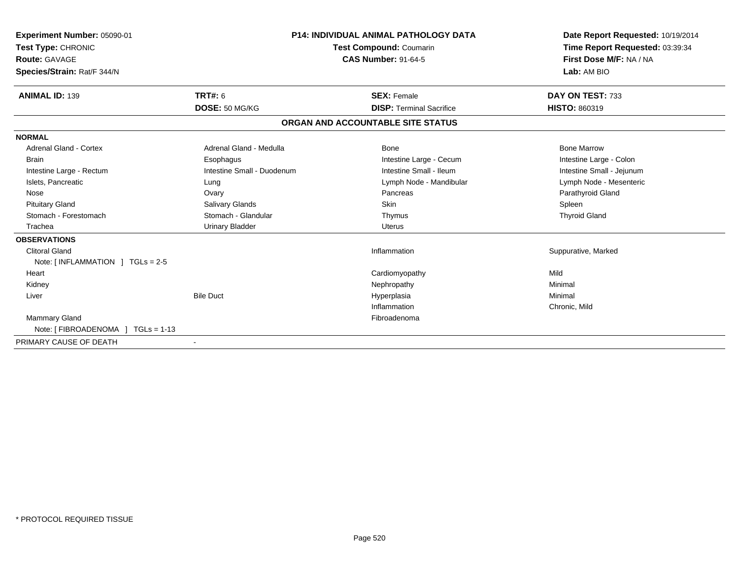**Experiment Number:** 05090-01
**Test Type:** CHRONIC
**Route:** GAVAGE
**Species/Strain:** Rat/F 344/N

**P14: INDIVIDUAL ANIMAL PATHOLOGY DATA**
**Test Compound:** Coumarin
**CAS Number:** 91-64-5

**Date Report Requested:** 10/19/2014
**Time Report Requested:** 03:39:34
**First Dose M/F:** NA / NA
**Lab:** AM BIO

| **ANIMAL ID:** 139 | **TRT#:** 6 | **SEX:** Female | **DAY ON TEST:** 733 |
|---|---|---|---|
| | **DOSE:** 50 MG/KG | **DISP:** Terminal Sacrifice | **HISTO:** 860319 |

## ORGAN AND ACCOUNTABLE SITE STATUS

**NORMAL**

| | | | |
|---|---|---|---|
| Adrenal Gland - Cortex | Adrenal Gland - Medulla | Bone | Bone Marrow |
| Brain | Esophagus | Intestine Large - Cecum | Intestine Large - Colon |
| Intestine Large - Rectum | Intestine Small - Duodenum | Intestine Small - Ileum | Intestine Small - Jejunum |
| Islets, Pancreatic | Lung | Lymph Node - Mandibular | Lymph Node - Mesenteric |
| Nose | Ovary | Pancreas | Parathyroid Gland |
| Pituitary Gland | Salivary Glands | Skin | Spleen |
| Stomach - Forestomach | Stomach - Glandular | Thymus | Thyroid Gland |
| Trachea | Urinary Bladder | Uterus | |

**OBSERVATIONS**

| | | | |
|---|---|---|---|
| Clitoral Gland | | Inflammation | Suppurative, Marked |
| Note: [ INFLAMMATION ] TGLs = 2-5 | | | |
| Heart | | Cardiomyopathy | Mild |
| Kidney | | Nephropathy | Minimal |
| Liver | Bile Duct | Hyperplasia | Minimal |
| | | Inflammation | Chronic, Mild |
| Mammary Gland | | Fibroadenoma | |
| Note: [ FIBROADENOMA ] TGLs = 1-13 | | | |

PRIMARY CAUSE OF DEATH -

* PROTOCOL REQUIRED TISSUE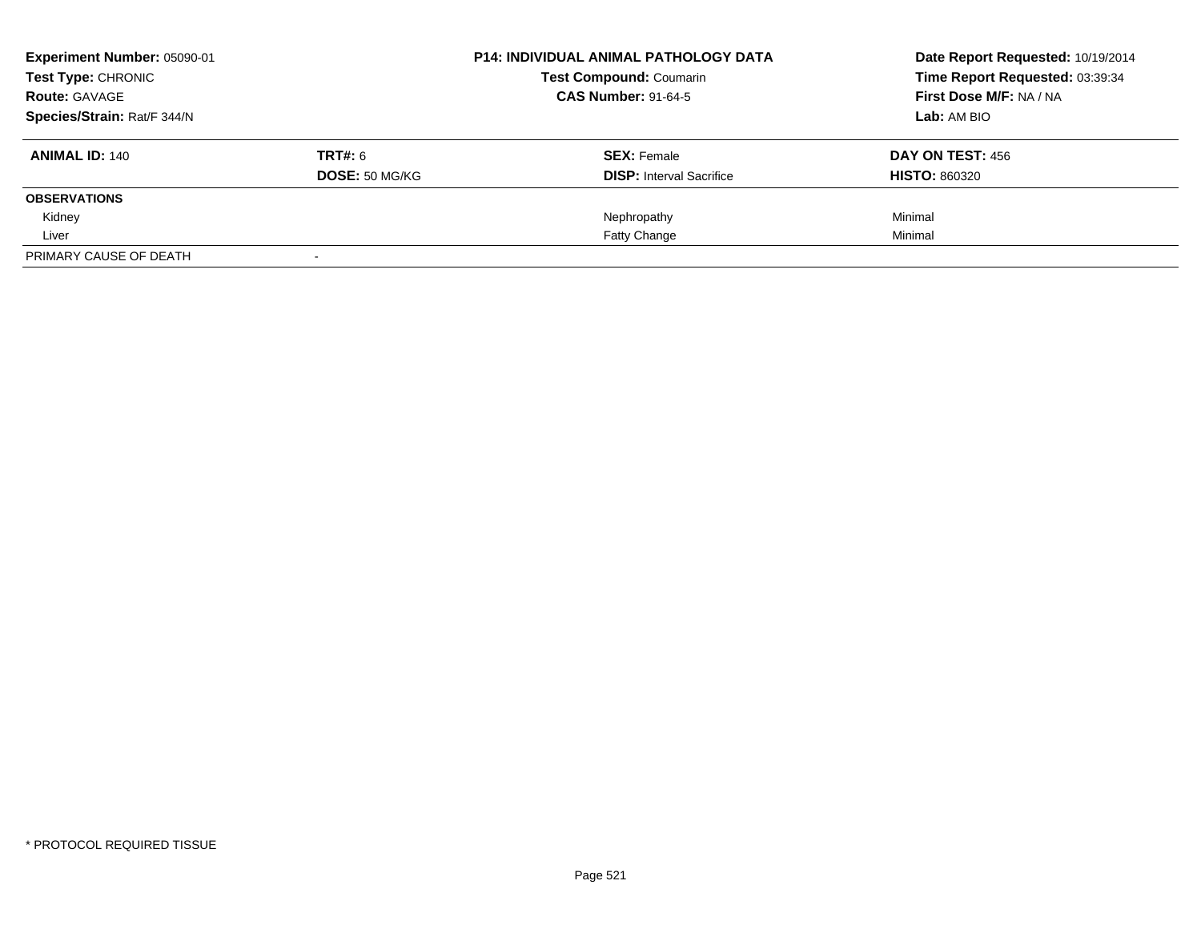| **Experiment Number:** 05090-01 | **P14: INDIVIDUAL ANIMAL PATHOLOGY DATA** | **Date Report Requested:** 10/19/2014 |
|---|---|---|
| **Test Type:** CHRONIC | **Test Compound:** Coumarin | **Time Report Requested:** 03:39:34 |
| **Route:** GAVAGE | **CAS Number:** 91-64-5 | **First Dose M/F:** NA / NA |
| **Species/Strain:** Rat/F 344/N | | **Lab:** AM BIO |

| **ANIMAL ID:** 140 | **TRT#:** 6 | **SEX:** Female | **DAY ON TEST:** 456 |
|---|---|---|---|
| | **DOSE:** 50 MG/KG | **DISP:** Interval Sacrifice | **HISTO:** 860320 |
| **OBSERVATIONS** | | | |
| Kidney | | Nephropathy | Minimal |
| Liver | | Fatty Change | Minimal |
| PRIMARY CAUSE OF DEATH | - | | |

* PROTOCOL REQUIRED TISSUE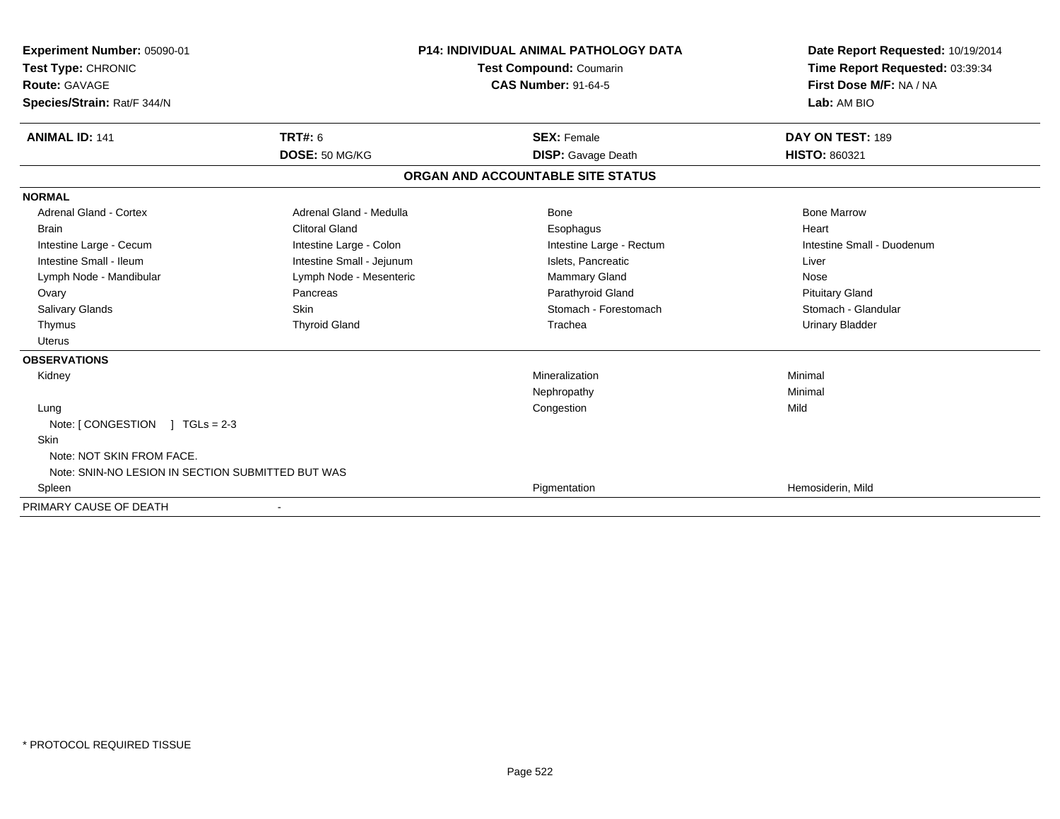**Experiment Number:** 05090-01
**Test Type:** CHRONIC
**Route:** GAVAGE
**Species/Strain:** Rat/F 344/N

**P14: INDIVIDUAL ANIMAL PATHOLOGY DATA**
**Test Compound:** Coumarin
**CAS Number:** 91-64-5

**Date Report Requested:** 10/19/2014
**Time Report Requested:** 03:39:34
**First Dose M/F:** NA / NA
**Lab:** AM BIO

| **ANIMAL ID:** 141 | **TRT#:** 6 | **SEX:** Female | **DAY ON TEST:** 189 |
|---|---|---|---|
| | **DOSE:** 50 MG/KG | **DISP:** Gavage Death | **HISTO:** 860321 |

## ORGAN AND ACCOUNTABLE SITE STATUS

**NORMAL**

| | | | |
|---|---|---|---|
| Adrenal Gland - Cortex | Adrenal Gland - Medulla | Bone | Bone Marrow |
| Brain | Clitoral Gland | Esophagus | Heart |
| Intestine Large - Cecum | Intestine Large - Colon | Intestine Large - Rectum | Intestine Small - Duodenum |
| Intestine Small - Ileum | Intestine Small - Jejunum | Islets, Pancreatic | Liver |
| Lymph Node - Mandibular | Lymph Node - Mesenteric | Mammary Gland | Nose |
| Ovary | Pancreas | Parathyroid Gland | Pituitary Gland |
| Salivary Glands | Skin | Stomach - Forestomach | Stomach - Glandular |
| Thymus | Thyroid Gland | Trachea | Urinary Bladder |
| Uterus | | | |

**OBSERVATIONS**

| | | |
|---|---|---|
| Kidney | Mineralization | Minimal |
| | Nephropathy | Minimal |
| Lung | Congestion | Mild |
| Note: [ CONGESTION ] TGLs = 2-3 | | |
| Skin | | |
| Note: NOT SKIN FROM FACE. | | |
| Note: SNIN-NO LESION IN SECTION SUBMITTED BUT WAS | | |
| Spleen | Pigmentation | Hemosiderin, Mild |

PRIMARY CAUSE OF DEATH -

\* PROTOCOL REQUIRED TISSUE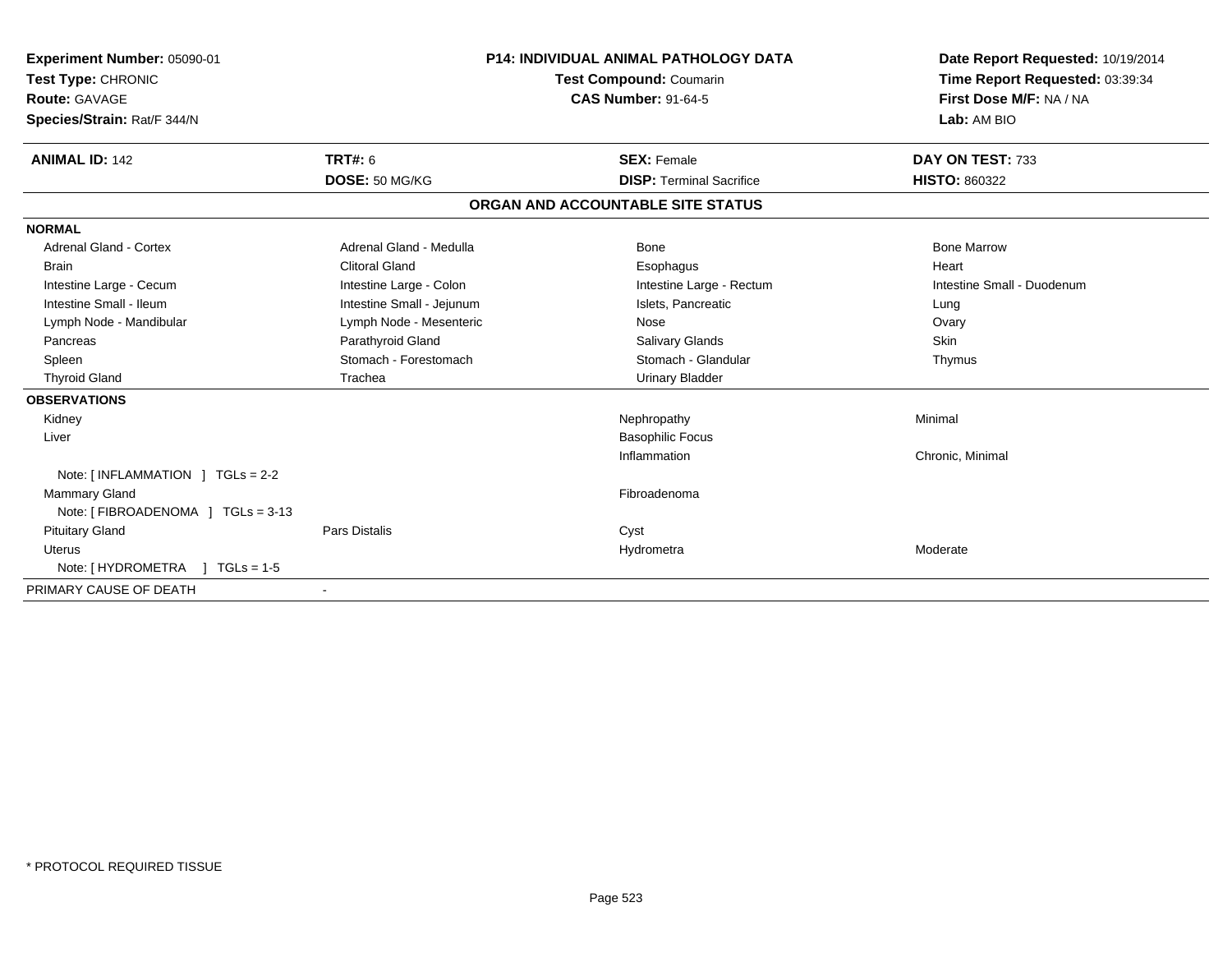**Experiment Number:** 05090-01
**Test Type:** CHRONIC
**Route:** GAVAGE
**Species/Strain:** Rat/F 344/N

**P14: INDIVIDUAL ANIMAL PATHOLOGY DATA**
**Test Compound:** Coumarin
**CAS Number:** 91-64-5

**Date Report Requested:** 10/19/2014
**Time Report Requested:** 03:39:34
**First Dose M/F:** NA / NA
**Lab:** AM BIO

| **ANIMAL ID:** 142 | **TRT#:** 6 | **SEX:** Female | **DAY ON TEST:** 733 |
|---|---|---|---|
| | **DOSE:** 50 MG/KG | **DISP:** Terminal Sacrifice | **HISTO:** 860322 |

## ORGAN AND ACCOUNTABLE SITE STATUS

| | | | |
|---|---|---|---|
| **NORMAL** | | | |
| Adrenal Gland - Cortex | Adrenal Gland - Medulla | Bone | Bone Marrow |
| Brain | Clitoral Gland | Esophagus | Heart |
| Intestine Large - Cecum | Intestine Large - Colon | Intestine Large - Rectum | Intestine Small - Duodenum |
| Intestine Small - Ileum | Intestine Small - Jejunum | Islets, Pancreatic | Lung |
| Lymph Node - Mandibular | Lymph Node - Mesenteric | Nose | Ovary |
| Pancreas | Parathyroid Gland | Salivary Glands | Skin |
| Spleen | Stomach - Forestomach | Stomach - Glandular | Thymus |
| Thyroid Gland | Trachea | Urinary Bladder | |
| **OBSERVATIONS** | | | |
| Kidney | | Nephropathy | Minimal |
| Liver | | Basophilic Focus | |
| | | Inflammation | Chronic, Minimal |
| Note: [ INFLAMMATION ] TGLs = 2-2 | | | |
| Mammary Gland | | Fibroadenoma | |
| Note: [ FIBROADENOMA ] TGLs = 3-13 | | | |
| Pituitary Gland | Pars Distalis | Cyst | |
| Uterus | | Hydrometra | Moderate |
| Note: [ HYDROMETRA ] TGLs = 1-5 | | | |
| PRIMARY CAUSE OF DEATH | - | | |

* PROTOCOL REQUIRED TISSUE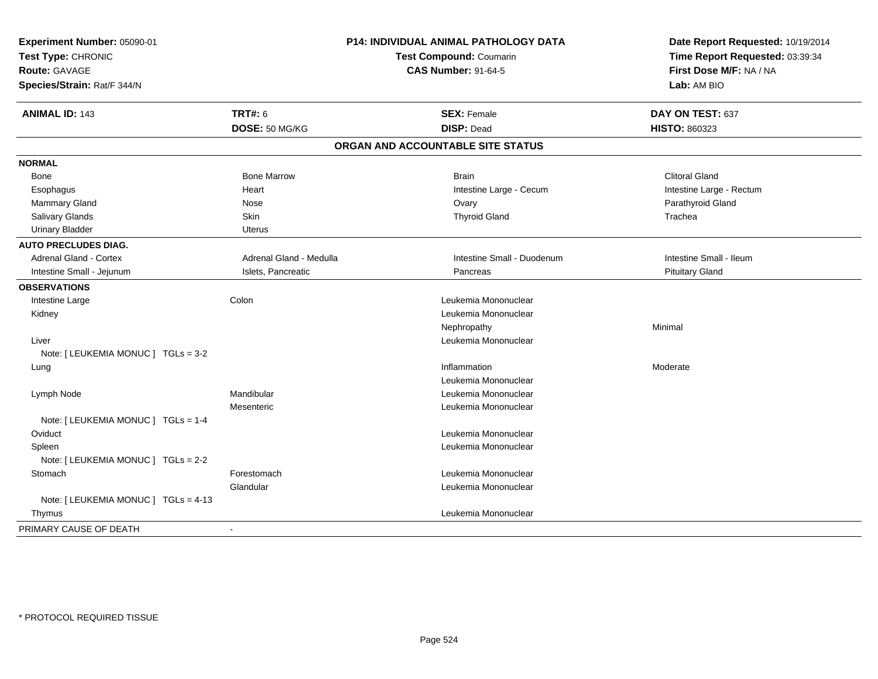**Experiment Number:** 05090-01
**Test Type:** CHRONIC
**Route:** GAVAGE
**Species/Strain:** Rat/F 344/N

**P14: INDIVIDUAL ANIMAL PATHOLOGY DATA**
**Test Compound:** Coumarin
**CAS Number:** 91-64-5

**Date Report Requested:** 10/19/2014
**Time Report Requested:** 03:39:34
**First Dose M/F:** NA / NA
**Lab:** AM BIO

| **ANIMAL ID:** 143 | **TRT#:** 6 | **SEX:** Female | **DAY ON TEST:** 637 |
|---|---|---|---|
| | **DOSE:** 50 MG/KG | **DISP:** Dead | **HISTO:** 860323 |

## ORGAN AND ACCOUNTABLE SITE STATUS

| | | | |
|---|---|---|---|
| **NORMAL** | | | |
| Bone | Bone Marrow | Brain | Clitoral Gland |
| Esophagus | Heart | Intestine Large - Cecum | Intestine Large - Rectum |
| Mammary Gland | Nose | Ovary | Parathyroid Gland |
| Salivary Glands | Skin | Thyroid Gland | Trachea |
| Urinary Bladder | Uterus | | |
| **AUTO PRECLUDES DIAG.** | | | |
| Adrenal Gland - Cortex | Adrenal Gland - Medulla | Intestine Small - Duodenum | Intestine Small - Ileum |
| Intestine Small - Jejunum | Islets, Pancreatic | Pancreas | Pituitary Gland |
| **OBSERVATIONS** | | | |
| Intestine Large | Colon | Leukemia Mononuclear | |
| Kidney | | Leukemia Mononuclear | |
| | | Nephropathy | Minimal |
| Liver | | Leukemia Mononuclear | |
| Note: [ LEUKEMIA MONUC ] TGLs = 3-2 | | | |
| Lung | | Inflammation | Moderate |
| | | Leukemia Mononuclear | |
| Lymph Node | Mandibular | Leukemia Mononuclear | |
| | Mesenteric | Leukemia Mononuclear | |
| Note: [ LEUKEMIA MONUC ] TGLs = 1-4 | | | |
| Oviduct | | Leukemia Mononuclear | |
| Spleen | | Leukemia Mononuclear | |
| Note: [ LEUKEMIA MONUC ] TGLs = 2-2 | | | |
| Stomach | Forestomach | Leukemia Mononuclear | |
| | Glandular | Leukemia Mononuclear | |
| Note: [ LEUKEMIA MONUC ] TGLs = 4-13 | | | |
| Thymus | | Leukemia Mononuclear | |
| PRIMARY CAUSE OF DEATH | - | | |

* PROTOCOL REQUIRED TISSUE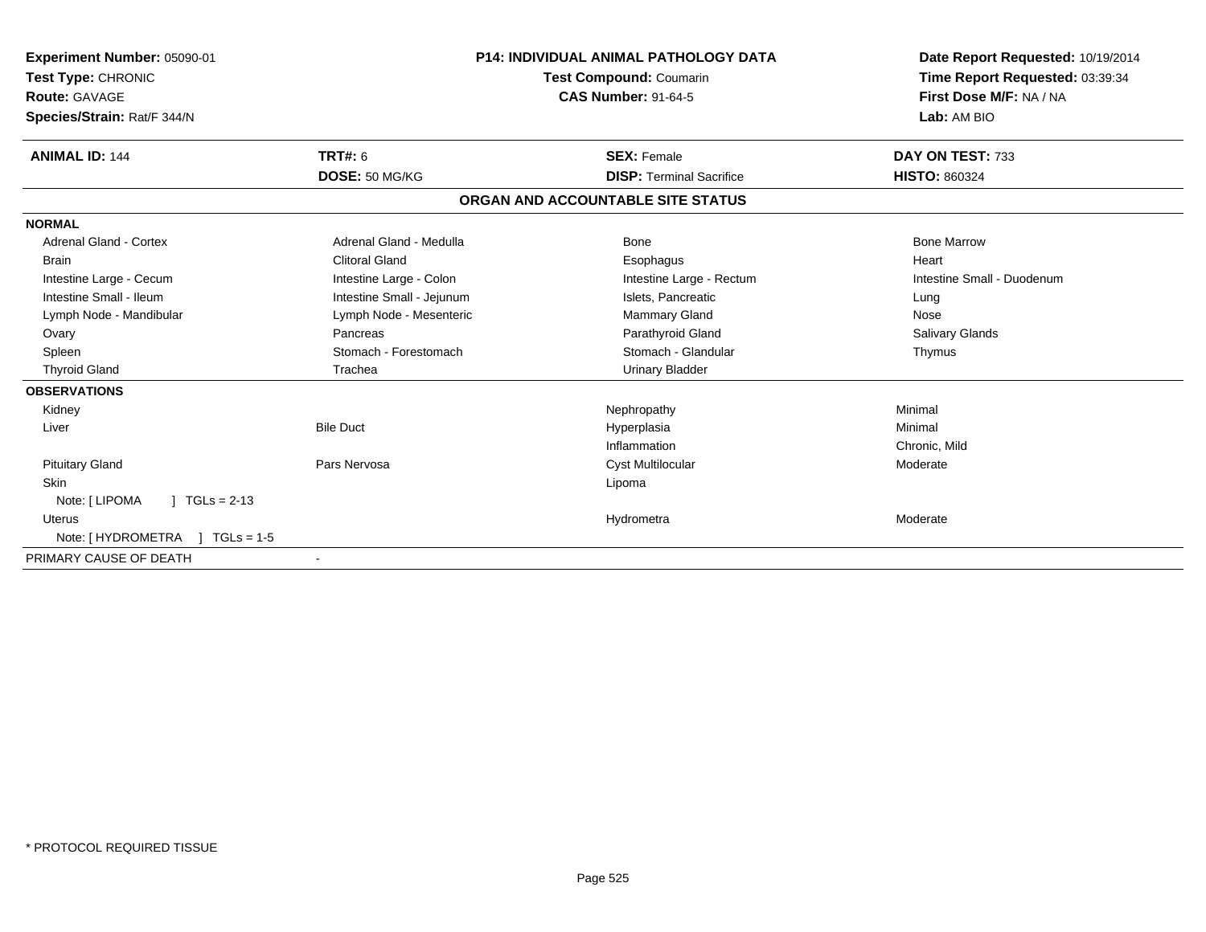**Experiment Number:** 05090-01
**Test Type:** CHRONIC
**Route:** GAVAGE
**Species/Strain:** Rat/F 344/N

**P14: INDIVIDUAL ANIMAL PATHOLOGY DATA**
**Test Compound:** Coumarin
**CAS Number:** 91-64-5

**Date Report Requested:** 10/19/2014
**Time Report Requested:** 03:39:34
**First Dose M/F:** NA / NA
**Lab:** AM BIO

| **ANIMAL ID:** 144 | **TRT#:** 6 | **SEX:** Female | **DAY ON TEST:** 733 |
|---|---|---|---|
| | **DOSE:** 50 MG/KG | **DISP:** Terminal Sacrifice | **HISTO:** 860324 |

## ORGAN AND ACCOUNTABLE SITE STATUS

| | | | |
|---|---|---|---|
| **NORMAL** | | | |
| Adrenal Gland - Cortex | Adrenal Gland - Medulla | Bone | Bone Marrow |
| Brain | Clitoral Gland | Esophagus | Heart |
| Intestine Large - Cecum | Intestine Large - Colon | Intestine Large - Rectum | Intestine Small - Duodenum |
| Intestine Small - Ileum | Intestine Small - Jejunum | Islets, Pancreatic | Lung |
| Lymph Node - Mandibular | Lymph Node - Mesenteric | Mammary Gland | Nose |
| Ovary | Pancreas | Parathyroid Gland | Salivary Glands |
| Spleen | Stomach - Forestomach | Stomach - Glandular | Thymus |
| Thyroid Gland | Trachea | Urinary Bladder | |
| **OBSERVATIONS** | | | |
| Kidney | | Nephropathy | Minimal |
| Liver | Bile Duct | Hyperplasia | Minimal |
| | | Inflammation | Chronic, Mild |
| Pituitary Gland | Pars Nervosa | Cyst Multilocular | Moderate |
| Skin | | Lipoma | |
| Note: [ LIPOMA ] TGLs = 2-13 | | | |
| Uterus | | Hydrometra | Moderate |
| Note: [ HYDROMETRA ] TGLs = 1-5 | | | |
| PRIMARY CAUSE OF DEATH | - | | |

\* PROTOCOL REQUIRED TISSUE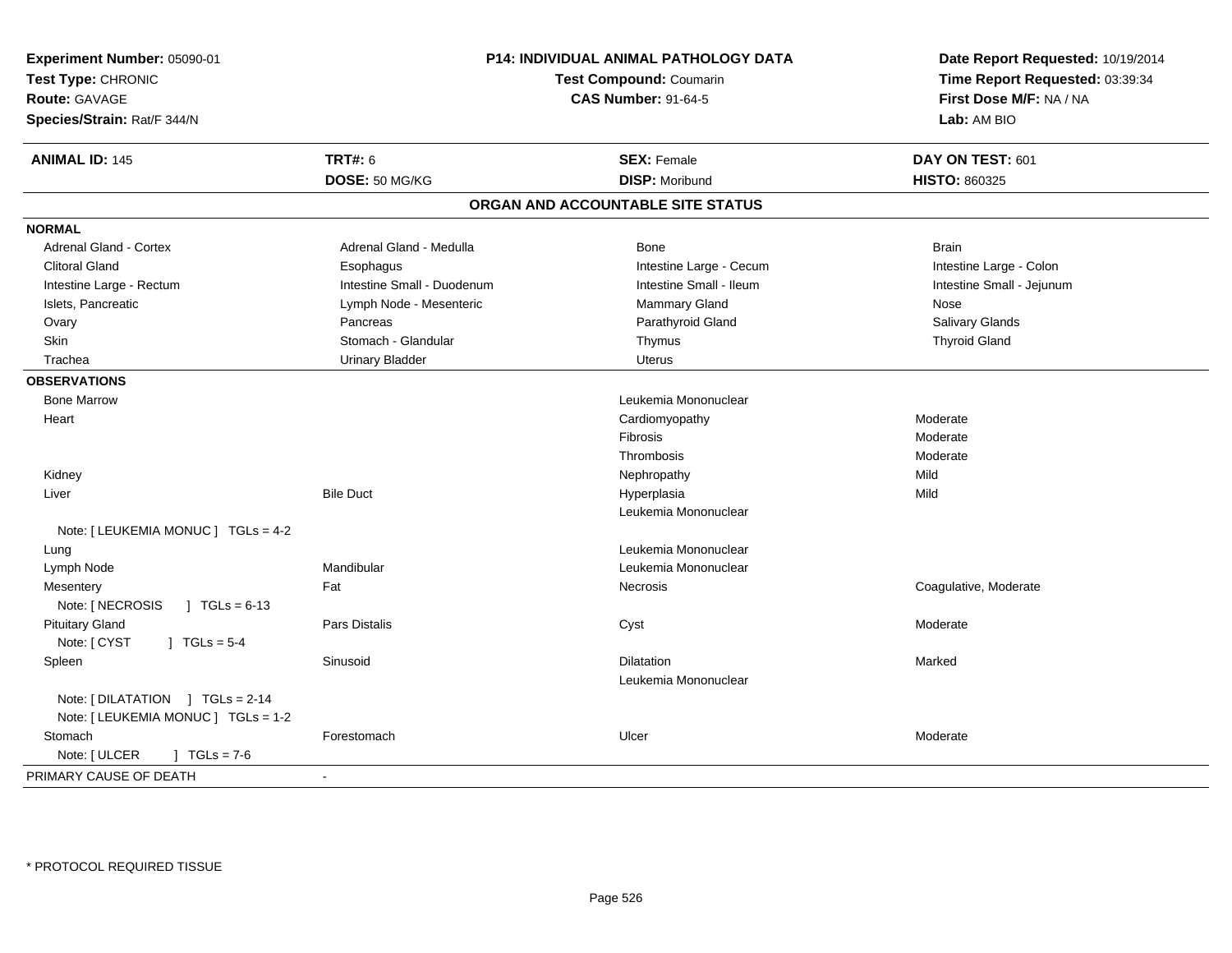**Experiment Number:** 05090-01
**Test Type:** CHRONIC
**Route:** GAVAGE
**Species/Strain:** Rat/F 344/N

**P14: INDIVIDUAL ANIMAL PATHOLOGY DATA**
**Test Compound:** Coumarin
**CAS Number:** 91-64-5

**Date Report Requested:** 10/19/2014
**Time Report Requested:** 03:39:34
**First Dose M/F:** NA / NA
**Lab:** AM BIO

| **ANIMAL ID:** 145 | **TRT#:** 6 | **SEX:** Female | **DAY ON TEST:** 601 |
|---|---|---|---|
| | **DOSE:** 50 MG/KG | **DISP:** Moribund | **HISTO:** 860325 |

## ORGAN AND ACCOUNTABLE SITE STATUS

| | | | |
|---|---|---|---|
| **NORMAL** | | | |
| Adrenal Gland - Cortex | Adrenal Gland - Medulla | Bone | Brain |
| Clitoral Gland | Esophagus | Intestine Large - Cecum | Intestine Large - Colon |
| Intestine Large - Rectum | Intestine Small - Duodenum | Intestine Small - Ileum | Intestine Small - Jejunum |
| Islets, Pancreatic | Lymph Node - Mesenteric | Mammary Gland | Nose |
| Ovary | Pancreas | Parathyroid Gland | Salivary Glands |
| Skin | Stomach - Glandular | Thymus | Thyroid Gland |
| Trachea | Urinary Bladder | Uterus | |
| **OBSERVATIONS** | | | |
| Bone Marrow | | Leukemia Mononuclear | |
| Heart | | Cardiomyopathy | Moderate |
| | | Fibrosis | Moderate |
| | | Thrombosis | Moderate |
| Kidney | | Nephropathy | Mild |
| Liver | Bile Duct | Hyperplasia | Mild |
| | | Leukemia Mononuclear | |
| Note: [ LEUKEMIA MONUC ] TGLs = 4-2 | | | |
| Lung | | Leukemia Mononuclear | |
| Lymph Node | Mandibular | Leukemia Mononuclear | |
| Mesentery | Fat | Necrosis | Coagulative, Moderate |
| Note: [ NECROSIS ] TGLs = 6-13 | | | |
| Pituitary Gland | Pars Distalis | Cyst | Moderate |
| Note: [ CYST ] TGLs = 5-4 | | | |
| Spleen | Sinusoid | Dilatation | Marked |
| | | Leukemia Mononuclear | |
| Note: [ DILATATION ] TGLs = 2-14 | | | |
| Note: [ LEUKEMIA MONUC ] TGLs = 1-2 | | | |
| Stomach | Forestomach | Ulcer | Moderate |
| Note: [ ULCER ] TGLs = 7-6 | | | |
| PRIMARY CAUSE OF DEATH | - | | |

\* PROTOCOL REQUIRED TISSUE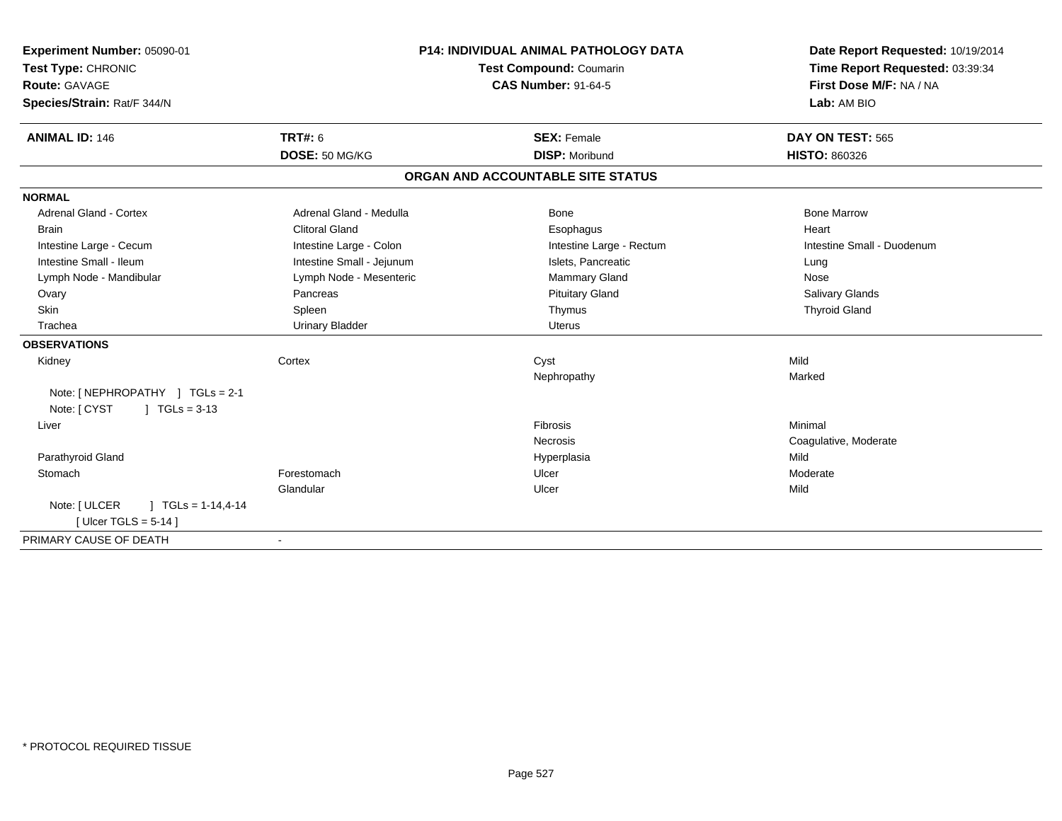**Experiment Number:** 05090-01
**Test Type:** CHRONIC
**Route:** GAVAGE
**Species/Strain:** Rat/F 344/N

**P14: INDIVIDUAL ANIMAL PATHOLOGY DATA**
**Test Compound:** Coumarin
**CAS Number:** 91-64-5

**Date Report Requested:** 10/19/2014
**Time Report Requested:** 03:39:34
**First Dose M/F:** NA / NA
**Lab:** AM BIO

| **ANIMAL ID:** 146 | **TRT#:** 6 | **SEX:** Female | **DAY ON TEST:** 565 |
|---|---|---|---|
| | **DOSE:** 50 MG/KG | **DISP:** Moribund | **HISTO:** 860326 |

## ORGAN AND ACCOUNTABLE SITE STATUS

**NORMAL**

| | | | |
|---|---|---|---|
| Adrenal Gland - Cortex | Adrenal Gland - Medulla | Bone | Bone Marrow |
| Brain | Clitoral Gland | Esophagus | Heart |
| Intestine Large - Cecum | Intestine Large - Colon | Intestine Large - Rectum | Intestine Small - Duodenum |
| Intestine Small - Ileum | Intestine Small - Jejunum | Islets, Pancreatic | Lung |
| Lymph Node - Mandibular | Lymph Node - Mesenteric | Mammary Gland | Nose |
| Ovary | Pancreas | Pituitary Gland | Salivary Glands |
| Skin | Spleen | Thymus | Thyroid Gland |
| Trachea | Urinary Bladder | Uterus | |

**OBSERVATIONS**

| | | | |
|---|---|---|---|
| Kidney | Cortex | Cyst | Mild |
| | | Nephropathy | Marked |
| Note: [ NEPHROPATHY ] TGLs = 2-1 | | | |
| Note: [ CYST ] TGLs = 3-13 | | | |
| Liver | | Fibrosis | Minimal |
| | | Necrosis | Coagulative, Moderate |
| Parathyroid Gland | | Hyperplasia | Mild |
| Stomach | Forestomach | Ulcer | Moderate |
| | Glandular | Ulcer | Mild |
| Note: [ ULCER ] TGLs = 1-14,4-14 | | | |
| [ Ulcer TGLS = 5-14 ] | | | |

| PRIMARY CAUSE OF DEATH | - |
|---|---|

\* PROTOCOL REQUIRED TISSUE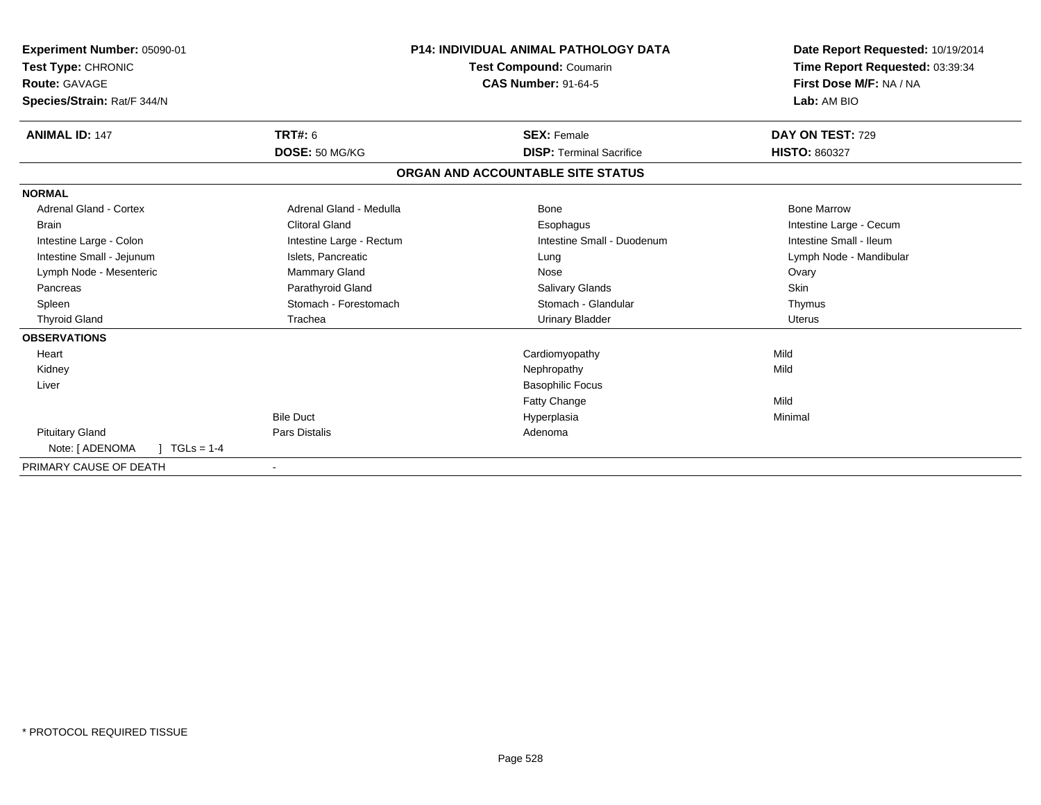**Experiment Number:** 05090-01
**Test Type:** CHRONIC
**Route:** GAVAGE
**Species/Strain:** Rat/F 344/N

**P14: INDIVIDUAL ANIMAL PATHOLOGY DATA**
**Test Compound:** Coumarin
**CAS Number:** 91-64-5

**Date Report Requested:** 10/19/2014
**Time Report Requested:** 03:39:34
**First Dose M/F:** NA / NA
**Lab:** AM BIO

| **ANIMAL ID:** 147 | **TRT#:** 6 | **SEX:** Female | **DAY ON TEST:** 729 |
|---|---|---|---|
| | **DOSE:** 50 MG/KG | **DISP:** Terminal Sacrifice | **HISTO:** 860327 |

## ORGAN AND ACCOUNTABLE SITE STATUS

| | | | |
|---|---|---|---|
| **NORMAL** | | | |
| Adrenal Gland - Cortex | Adrenal Gland - Medulla | Bone | Bone Marrow |
| Brain | Clitoral Gland | Esophagus | Intestine Large - Cecum |
| Intestine Large - Colon | Intestine Large - Rectum | Intestine Small - Duodenum | Intestine Small - Ileum |
| Intestine Small - Jejunum | Islets, Pancreatic | Lung | Lymph Node - Mandibular |
| Lymph Node - Mesenteric | Mammary Gland | Nose | Ovary |
| Pancreas | Parathyroid Gland | Salivary Glands | Skin |
| Spleen | Stomach - Forestomach | Stomach - Glandular | Thymus |
| Thyroid Gland | Trachea | Urinary Bladder | Uterus |
| **OBSERVATIONS** | | | |
| Heart | | Cardiomyopathy | Mild |
| Kidney | | Nephropathy | Mild |
| Liver | | Basophilic Focus | |
| | | Fatty Change | Mild |
| | Bile Duct | Hyperplasia | Minimal |
| Pituitary Gland | Pars Distalis | Adenoma | |
| Note: [ ADENOMA ] TGLs = 1-4 | | | |
| PRIMARY CAUSE OF DEATH | - | | |

* PROTOCOL REQUIRED TISSUE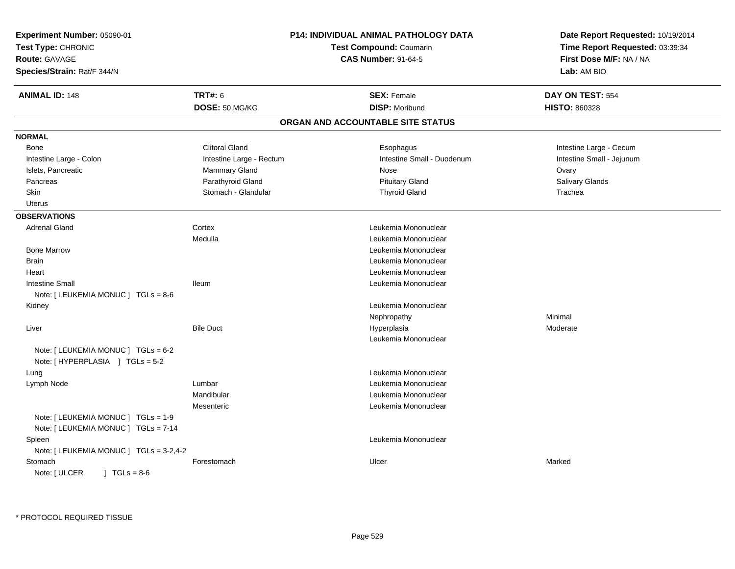| Experiment Number: 05090-01 | P14: INDIVIDUAL ANIMAL PATHOLOGY DATA | Date Report Requested: 10/19/2014 |
|---|---|---|
| Test Type: CHRONIC | Test Compound: Coumarin | Time Report Requested: 03:39:34 |
| Route: GAVAGE | CAS Number: 91-64-5 | First Dose M/F: NA / NA |
| Species/Strain: Rat/F 344/N | | Lab: AM BIO |

| ANIMAL ID: 148 | TRT#: 6 | SEX: Female | DAY ON TEST: 554 |
|---|---|---|---|
| | DOSE: 50 MG/KG | DISP: Moribund | HISTO: 860328 |

## ORGAN AND ACCOUNTABLE SITE STATUS

**NORMAL**

| | | | |
|---|---|---|---|
| Bone | Clitoral Gland | Esophagus | Intestine Large - Cecum |
| Intestine Large - Colon | Intestine Large - Rectum | Intestine Small - Duodenum | Intestine Small - Jejunum |
| Islets, Pancreatic | Mammary Gland | Nose | Ovary |
| Pancreas | Parathyroid Gland | Pituitary Gland | Salivary Glands |
| Skin | Stomach - Glandular | Thyroid Gland | Trachea |
| Uterus | | | |

**OBSERVATIONS**

| Organ | Site | Observation | Severity |
|---|---|---|---|
| Adrenal Gland | Cortex | Leukemia Mononuclear | |
| | Medulla | Leukemia Mononuclear | |
| Bone Marrow | | Leukemia Mononuclear | |
| Brain | | Leukemia Mononuclear | |
| Heart | | Leukemia Mononuclear | |
| Intestine Small | Ileum | Leukemia Mononuclear | |
| Note: [ LEUKEMIA MONUC ] TGLs = 8-6 | | | |
| Kidney | | Leukemia Mononuclear | |
| | | Nephropathy | Minimal |
| Liver | Bile Duct | Hyperplasia | Moderate |
| | | Leukemia Mononuclear | |
| Note: [ LEUKEMIA MONUC ] TGLs = 6-2 | | | |
| Note: [ HYPERPLASIA ] TGLs = 5-2 | | | |
| Lung | | Leukemia Mononuclear | |
| Lymph Node | Lumbar | Leukemia Mononuclear | |
| | Mandibular | Leukemia Mononuclear | |
| | Mesenteric | Leukemia Mononuclear | |
| Note: [ LEUKEMIA MONUC ] TGLs = 1-9 | | | |
| Note: [ LEUKEMIA MONUC ] TGLs = 7-14 | | | |
| Spleen | | Leukemia Mononuclear | |
| Note: [ LEUKEMIA MONUC ] TGLs = 3-2,4-2 | | | |
| Stomach | Forestomach | Ulcer | Marked |
| Note: [ ULCER ] TGLs = 8-6 | | | |

* PROTOCOL REQUIRED TISSUE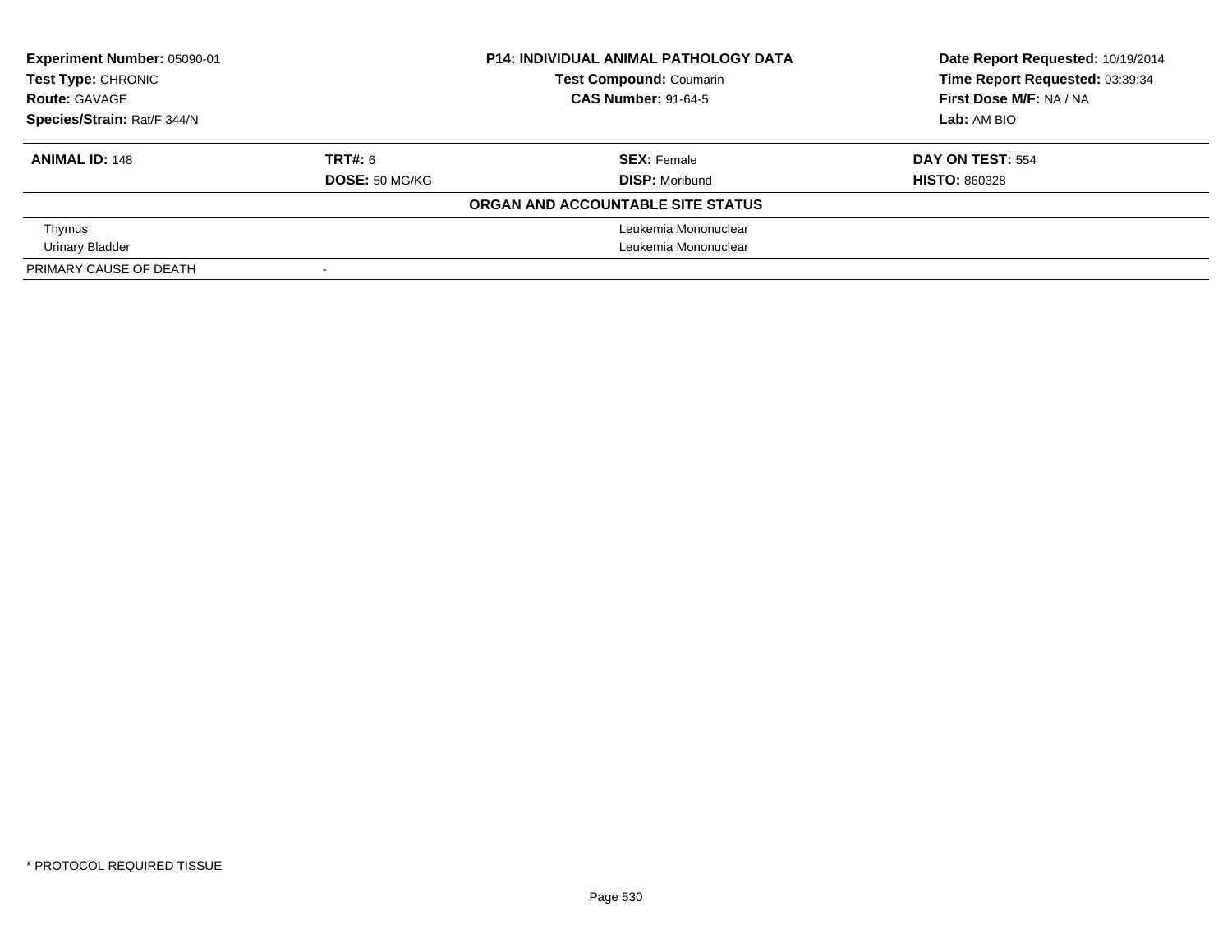**Experiment Number:** 05090-01
**Test Type:** CHRONIC
**Route:** GAVAGE
**Species/Strain:** Rat/F 344/N

**P14: INDIVIDUAL ANIMAL PATHOLOGY DATA**
**Test Compound:** Coumarin
**CAS Number:** 91-64-5

**Date Report Requested:** 10/19/2014
**Time Report Requested:** 03:39:34
**First Dose M/F:** NA / NA
**Lab:** AM BIO

| **ANIMAL ID:** 148 | **TRT#:** 6 | **SEX:** Female | **DAY ON TEST:** 554 |
|---|---|---|---|
| | **DOSE:** 50 MG/KG | **DISP:** Moribund | **HISTO:** 860328 |

**ORGAN AND ACCOUNTABLE SITE STATUS**

| | |
|---|---|
| Thymus | Leukemia Mononuclear |
| Urinary Bladder | Leukemia Mononuclear |
| PRIMARY CAUSE OF DEATH | - |

* PROTOCOL REQUIRED TISSUE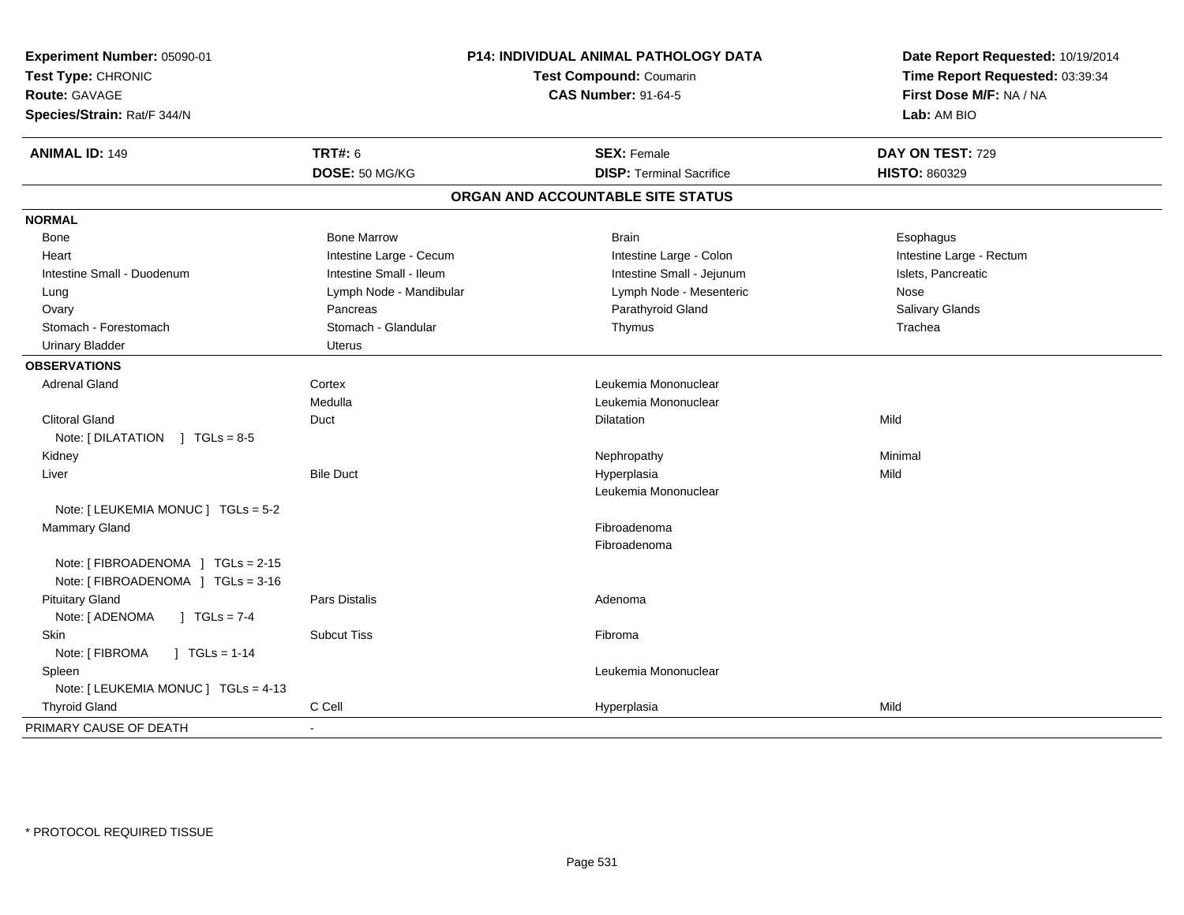**Experiment Number:** 05090-01
**Test Type:** CHRONIC
**Route:** GAVAGE
**Species/Strain:** Rat/F 344/N

**P14: INDIVIDUAL ANIMAL PATHOLOGY DATA**
**Test Compound:** Coumarin
**CAS Number:** 91-64-5

**Date Report Requested:** 10/19/2014
**Time Report Requested:** 03:39:34
**First Dose M/F:** NA / NA
**Lab:** AM BIO

| **ANIMAL ID:** 149 | **TRT#:** 6 | **SEX:** Female | **DAY ON TEST:** 729 |
|---|---|---|---|
| | **DOSE:** 50 MG/KG | **DISP:** Terminal Sacrifice | **HISTO:** 860329 |

## ORGAN AND ACCOUNTABLE SITE STATUS

| | | | |
|---|---|---|---|
| **NORMAL** | | | |
| Bone | Bone Marrow | Brain | Esophagus |
| Heart | Intestine Large - Cecum | Intestine Large - Colon | Intestine Large - Rectum |
| Intestine Small - Duodenum | Intestine Small - Ileum | Intestine Small - Jejunum | Islets, Pancreatic |
| Lung | Lymph Node - Mandibular | Lymph Node - Mesenteric | Nose |
| Ovary | Pancreas | Parathyroid Gland | Salivary Glands |
| Stomach - Forestomach | Stomach - Glandular | Thymus | Trachea |
| Urinary Bladder | Uterus | | |
| **OBSERVATIONS** | | | |
| Adrenal Gland | Cortex | Leukemia Mononuclear | |
| | Medulla | Leukemia Mononuclear | |
| Clitoral Gland | Duct | Dilatation | Mild |
| Note: [ DILATATION ] TGLs = 8-5 | | | |
| Kidney | | Nephropathy | Minimal |
| Liver | Bile Duct | Hyperplasia | Mild |
| | | Leukemia Mononuclear | |
| Note: [ LEUKEMIA MONUC ] TGLs = 5-2 | | | |
| Mammary Gland | | Fibroadenoma | |
| | | Fibroadenoma | |
| Note: [ FIBROADENOMA ] TGLs = 2-15 | | | |
| Note: [ FIBROADENOMA ] TGLs = 3-16 | | | |
| Pituitary Gland | Pars Distalis | Adenoma | |
| Note: [ ADENOMA ] TGLs = 7-4 | | | |
| Skin | Subcut Tiss | Fibroma | |
| Note: [ FIBROMA ] TGLs = 1-14 | | | |
| Spleen | | Leukemia Mononuclear | |
| Note: [ LEUKEMIA MONUC ] TGLs = 4-13 | | | |
| Thyroid Gland | C Cell | Hyperplasia | Mild |
| PRIMARY CAUSE OF DEATH | - | | |

* PROTOCOL REQUIRED TISSUE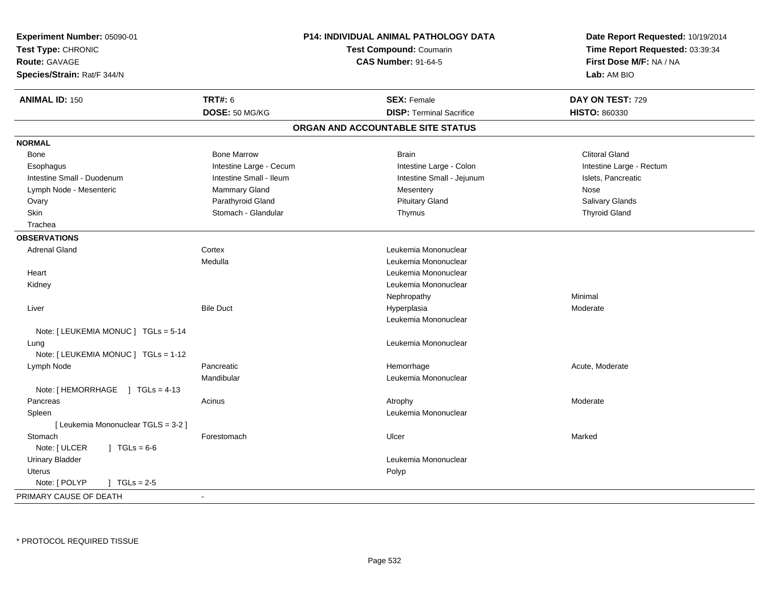**Experiment Number:** 05090-01
**Test Type:** CHRONIC
**Route:** GAVAGE
**Species/Strain:** Rat/F 344/N

**P14: INDIVIDUAL ANIMAL PATHOLOGY DATA**
**Test Compound:** Coumarin
**CAS Number:** 91-64-5

**Date Report Requested:** 10/19/2014
**Time Report Requested:** 03:39:34
**First Dose M/F:** NA / NA
**Lab:** AM BIO

| **ANIMAL ID:** 150 | **TRT#:** 6 | **SEX:** Female | **DAY ON TEST:** 729 |
|---|---|---|---|
| | **DOSE:** 50 MG/KG | **DISP:** Terminal Sacrifice | **HISTO:** 860330 |

## ORGAN AND ACCOUNTABLE SITE STATUS

**NORMAL**

| | | | |
|---|---|---|---|
| Bone | Bone Marrow | Brain | Clitoral Gland |
| Esophagus | Intestine Large - Cecum | Intestine Large - Colon | Intestine Large - Rectum |
| Intestine Small - Duodenum | Intestine Small - Ileum | Intestine Small - Jejunum | Islets, Pancreatic |
| Lymph Node - Mesenteric | Mammary Gland | Mesentery | Nose |
| Ovary | Parathyroid Gland | Pituitary Gland | Salivary Glands |
| Skin | Stomach - Glandular | Thymus | Thyroid Gland |
| Trachea | | | |

**OBSERVATIONS**

| | | | |
|---|---|---|---|
| Adrenal Gland | Cortex | Leukemia Mononuclear | |
| | Medulla | Leukemia Mononuclear | |
| Heart | | Leukemia Mononuclear | |
| Kidney | | Leukemia Mononuclear | |
| | | Nephropathy | Minimal |
| Liver | Bile Duct | Hyperplasia | Moderate |
| | | Leukemia Mononuclear | |
| Note: [ LEUKEMIA MONUC ] TGLs = 5-14 | | | |
| Lung | | Leukemia Mononuclear | |
| Note: [ LEUKEMIA MONUC ] TGLs = 1-12 | | | |
| Lymph Node | Pancreatic | Hemorrhage | Acute, Moderate |
| | Mandibular | Leukemia Mononuclear | |
| Note: [ HEMORRHAGE ] TGLs = 4-13 | | | |
| Pancreas | Acinus | Atrophy | Moderate |
| Spleen | | Leukemia Mononuclear | |
| [ Leukemia Mononuclear TGLS = 3-2 ] | | | |
| Stomach | Forestomach | Ulcer | Marked |
| Note: [ ULCER ] TGLs = 6-6 | | | |
| Urinary Bladder | | Leukemia Mononuclear | |
| Uterus | | Polyp | |
| Note: [ POLYP ] TGLs = 2-5 | | | |

PRIMARY CAUSE OF DEATH -

* PROTOCOL REQUIRED TISSUE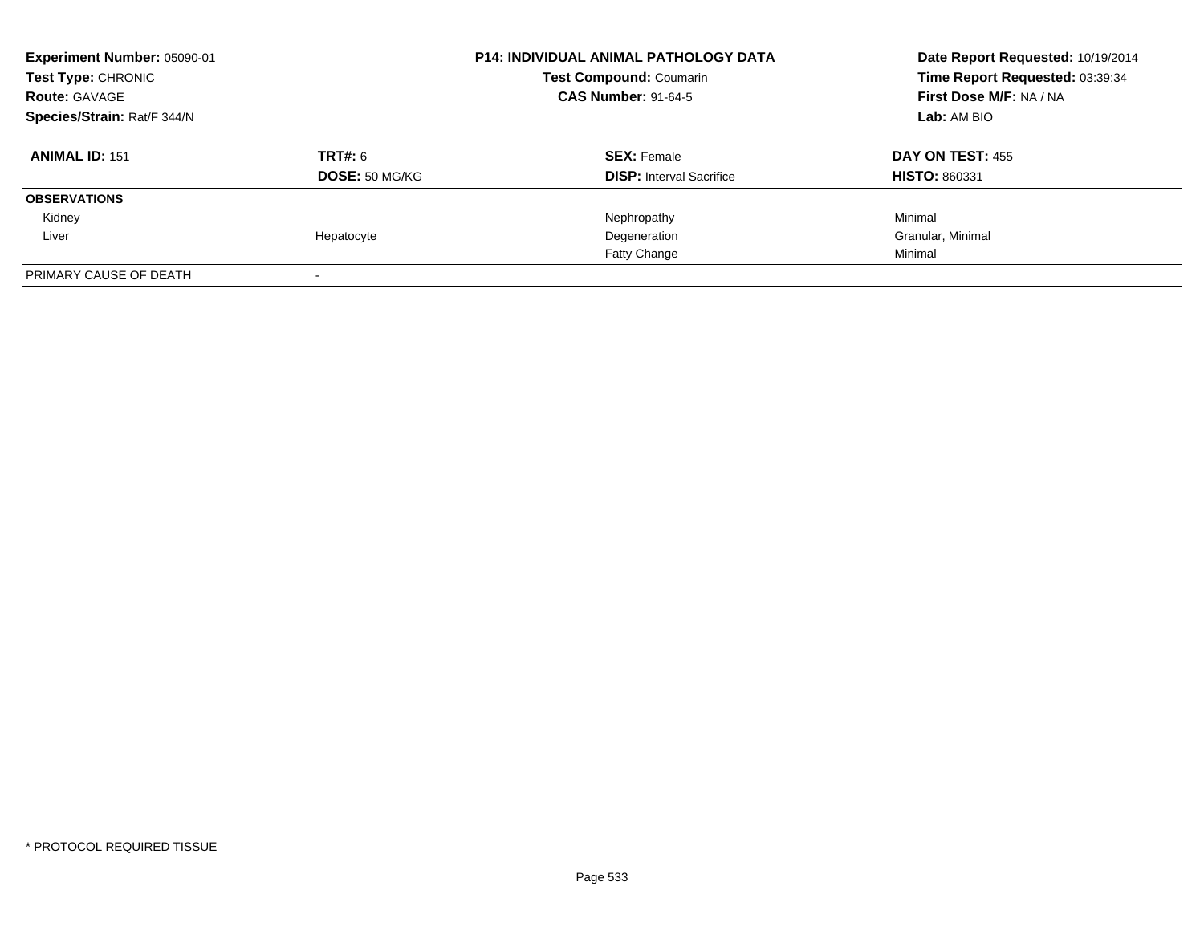**Experiment Number:** 05090-01
**Test Type:** CHRONIC
**Route:** GAVAGE
**Species/Strain:** Rat/F 344/N

**P14: INDIVIDUAL ANIMAL PATHOLOGY DATA**
**Test Compound:** Coumarin
**CAS Number:** 91-64-5

**Date Report Requested:** 10/19/2014
**Time Report Requested:** 03:39:34
**First Dose M/F:** NA / NA
**Lab:** AM BIO

| **ANIMAL ID:** 151 | **TRT#:** 6 | **SEX:** Female | **DAY ON TEST:** 455 |
|---|---|---|---|
| | **DOSE:** 50 MG/KG | **DISP:** Interval Sacrifice | **HISTO:** 860331 |
| **OBSERVATIONS** | | | |
| Kidney | | Nephropathy | Minimal |
| Liver | Hepatocyte | Degeneration | Granular, Minimal |
| | | Fatty Change | Minimal |
| PRIMARY CAUSE OF DEATH | - | | |

\* PROTOCOL REQUIRED TISSUE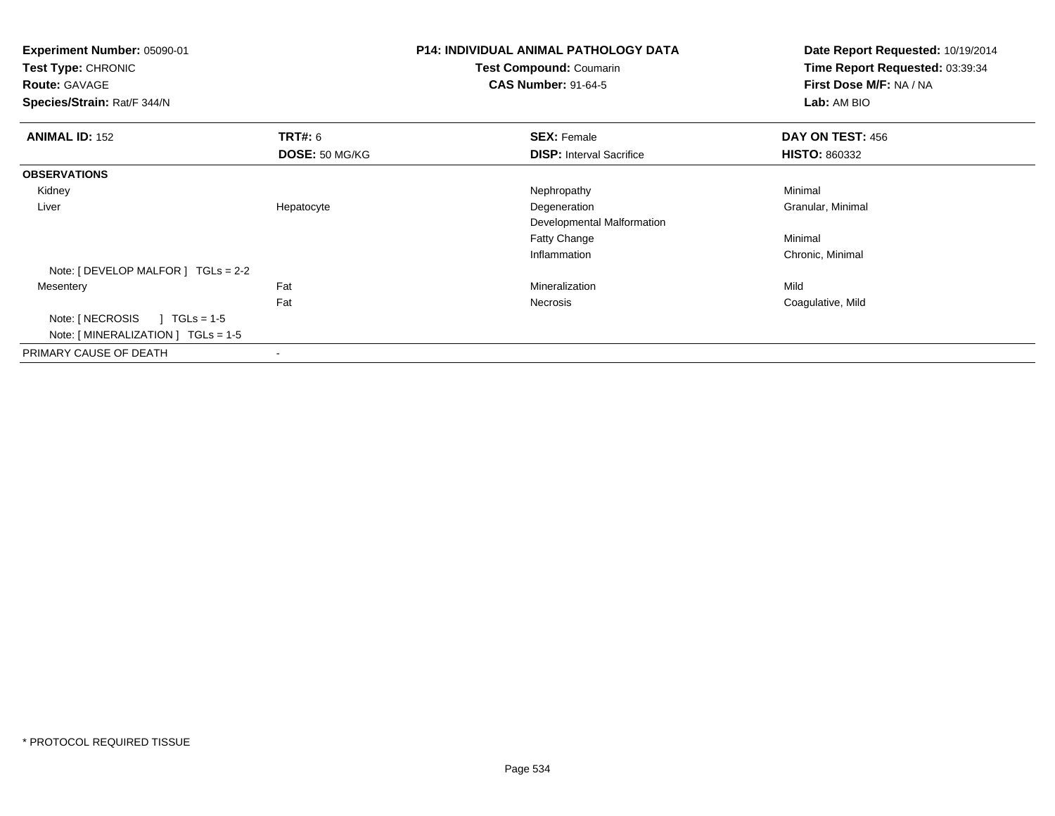**Experiment Number:** 05090-01
**Test Type:** CHRONIC
**Route:** GAVAGE
**Species/Strain:** Rat/F 344/N

**P14: INDIVIDUAL ANIMAL PATHOLOGY DATA**
**Test Compound:** Coumarin
**CAS Number:** 91-64-5

**Date Report Requested:** 10/19/2014
**Time Report Requested:** 03:39:34
**First Dose M/F:** NA / NA
**Lab:** AM BIO

| **ANIMAL ID:** 152 | **TRT#:** 6 | **SEX:** Female | **DAY ON TEST:** 456 |
|---|---|---|---|
| | **DOSE:** 50 MG/KG | **DISP:** Interval Sacrifice | **HISTO:** 860332 |
| **OBSERVATIONS** | | | |
| Kidney | | Nephropathy | Minimal |
| Liver | Hepatocyte | Degeneration | Granular, Minimal |
| | | Developmental Malformation | |
| | | Fatty Change | Minimal |
| | | Inflammation | Chronic, Minimal |
| Note: [ DEVELOP MALFOR ] TGLs = 2-2 | | | |
| Mesentery | Fat | Mineralization | Mild |
| | Fat | Necrosis | Coagulative, Mild |
| Note: [ NECROSIS ] TGLs = 1-5 | | | |
| Note: [ MINERALIZATION ] TGLs = 1-5 | | | |
| PRIMARY CAUSE OF DEATH | - | | |

* PROTOCOL REQUIRED TISSUE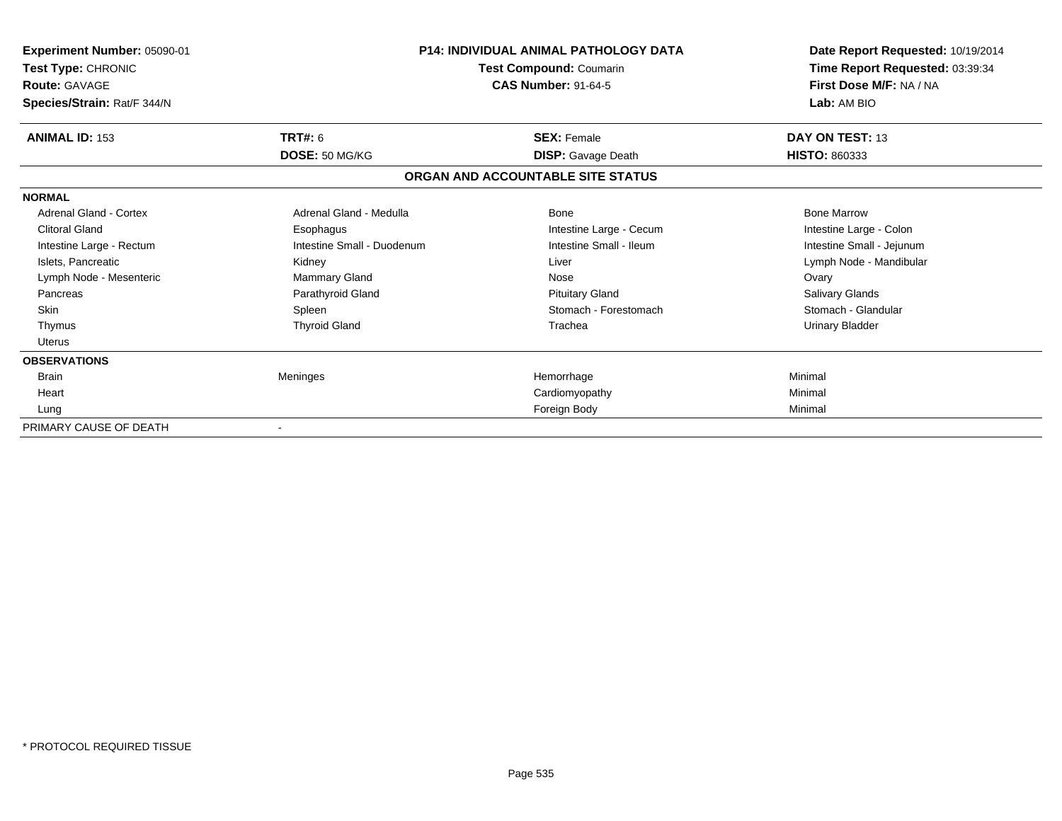| Experiment Number: 05090-01 | P14: INDIVIDUAL ANIMAL PATHOLOGY DATA | Date Report Requested: 10/19/2014 |
|---|---|---|
| Test Type: CHRONIC | Test Compound: Coumarin | Time Report Requested: 03:39:34 |
| Route: GAVAGE | CAS Number: 91-64-5 | First Dose M/F: NA / NA |
| Species/Strain: Rat/F 344/N | | Lab: AM BIO |

| ANIMAL ID: 153 | TRT#: 6 | SEX: Female | DAY ON TEST: 13 |
|---|---|---|---|
| | DOSE: 50 MG/KG | DISP: Gavage Death | HISTO: 860333 |

**ORGAN AND ACCOUNTABLE SITE STATUS**

**NORMAL**

| | | | |
|---|---|---|---|
| Adrenal Gland - Cortex | Adrenal Gland - Medulla | Bone | Bone Marrow |
| Clitoral Gland | Esophagus | Intestine Large - Cecum | Intestine Large - Colon |
| Intestine Large - Rectum | Intestine Small - Duodenum | Intestine Small - Ileum | Intestine Small - Jejunum |
| Islets, Pancreatic | Kidney | Liver | Lymph Node - Mandibular |
| Lymph Node - Mesenteric | Mammary Gland | Nose | Ovary |
| Pancreas | Parathyroid Gland | Pituitary Gland | Salivary Glands |
| Skin | Spleen | Stomach - Forestomach | Stomach - Glandular |
| Thymus | Thyroid Gland | Trachea | Urinary Bladder |
| Uterus | | | |

**OBSERVATIONS**

| | | | |
|---|---|---|---|
| Brain | Meninges | Hemorrhage | Minimal |
| Heart | | Cardiomyopathy | Minimal |
| Lung | | Foreign Body | Minimal |

PRIMARY CAUSE OF DEATH -

\* PROTOCOL REQUIRED TISSUE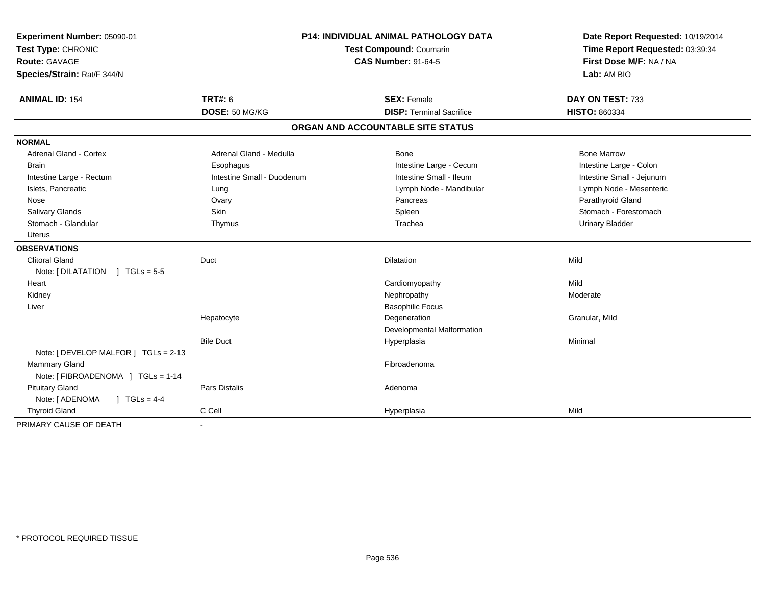**Experiment Number:** 05090-01
**Test Type:** CHRONIC
**Route:** GAVAGE
**Species/Strain:** Rat/F 344/N

**P14: INDIVIDUAL ANIMAL PATHOLOGY DATA**
**Test Compound:** Coumarin
**CAS Number:** 91-64-5

**Date Report Requested:** 10/19/2014
**Time Report Requested:** 03:39:34
**First Dose M/F:** NA / NA
**Lab:** AM BIO

| **ANIMAL ID:** 154 | **TRT#:** 6 | **SEX:** Female | **DAY ON TEST:** 733 |
|---|---|---|---|
| | **DOSE:** 50 MG/KG | **DISP:** Terminal Sacrifice | **HISTO:** 860334 |

## ORGAN AND ACCOUNTABLE SITE STATUS

**NORMAL**

| | | | |
|---|---|---|---|
| Adrenal Gland - Cortex | Adrenal Gland - Medulla | Bone | Bone Marrow |
| Brain | Esophagus | Intestine Large - Cecum | Intestine Large - Colon |
| Intestine Large - Rectum | Intestine Small - Duodenum | Intestine Small - Ileum | Intestine Small - Jejunum |
| Islets, Pancreatic | Lung | Lymph Node - Mandibular | Lymph Node - Mesenteric |
| Nose | Ovary | Pancreas | Parathyroid Gland |
| Salivary Glands | Skin | Spleen | Stomach - Forestomach |
| Stomach - Glandular | Thymus | Trachea | Urinary Bladder |
| Uterus | | | |

**OBSERVATIONS**

| | | | |
|---|---|---|---|
| Clitoral Gland | Duct | Dilatation | Mild |
| Note: [ DILATATION ] TGLs = 5-5 | | | |
| Heart | | Cardiomyopathy | Mild |
| Kidney | | Nephropathy | Moderate |
| Liver | | Basophilic Focus | |
| | Hepatocyte | Degeneration | Granular, Mild |
| | | Developmental Malformation | |
| | Bile Duct | Hyperplasia | Minimal |
| Note: [ DEVELOP MALFOR ] TGLs = 2-13 | | | |
| Mammary Gland | | Fibroadenoma | |
| Note: [ FIBROADENOMA ] TGLs = 1-14 | | | |
| Pituitary Gland | Pars Distalis | Adenoma | |
| Note: [ ADENOMA ] TGLs = 4-4 | | | |
| Thyroid Gland | C Cell | Hyperplasia | Mild |

PRIMARY CAUSE OF DEATH -

* PROTOCOL REQUIRED TISSUE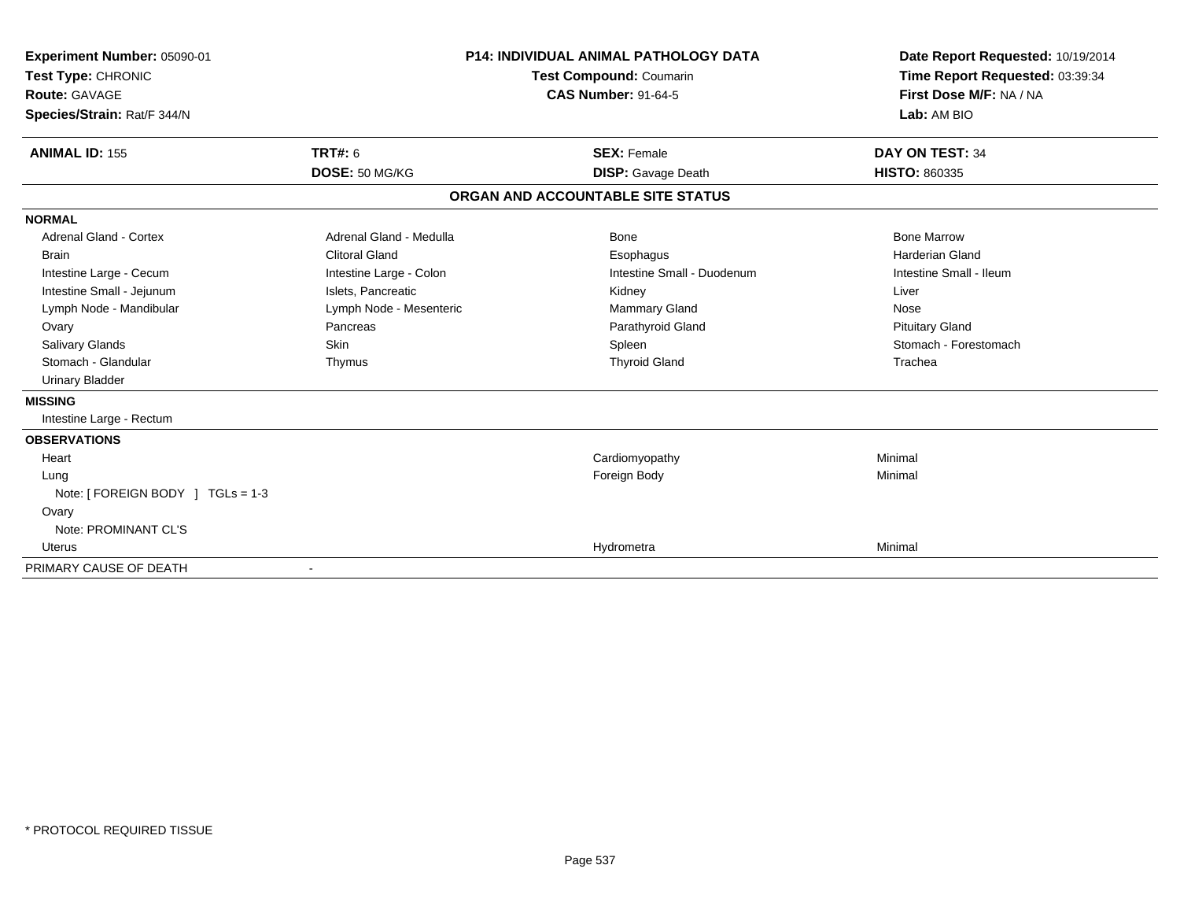**Experiment Number:** 05090-01
**Test Type:** CHRONIC
**Route:** GAVAGE
**Species/Strain:** Rat/F 344/N

**P14: INDIVIDUAL ANIMAL PATHOLOGY DATA**
**Test Compound:** Coumarin
**CAS Number:** 91-64-5

**Date Report Requested:** 10/19/2014
**Time Report Requested:** 03:39:34
**First Dose M/F:** NA / NA
**Lab:** AM BIO

| **ANIMAL ID:** 155 | **TRT#:** 6 | **SEX:** Female | **DAY ON TEST:** 34 |
|---|---|---|---|
| | **DOSE:** 50 MG/KG | **DISP:** Gavage Death | **HISTO:** 860335 |

## ORGAN AND ACCOUNTABLE SITE STATUS

| | | | |
|---|---|---|---|
| **NORMAL** | | | |
| Adrenal Gland - Cortex | Adrenal Gland - Medulla | Bone | Bone Marrow |
| Brain | Clitoral Gland | Esophagus | Harderian Gland |
| Intestine Large - Cecum | Intestine Large - Colon | Intestine Small - Duodenum | Intestine Small - Ileum |
| Intestine Small - Jejunum | Islets, Pancreatic | Kidney | Liver |
| Lymph Node - Mandibular | Lymph Node - Mesenteric | Mammary Gland | Nose |
| Ovary | Pancreas | Parathyroid Gland | Pituitary Gland |
| Salivary Glands | Skin | Spleen | Stomach - Forestomach |
| Stomach - Glandular | Thymus | Thyroid Gland | Trachea |
| Urinary Bladder | | | |
| **MISSING** | | | |
| Intestine Large - Rectum | | | |
| **OBSERVATIONS** | | | |
| Heart | | Cardiomyopathy | Minimal |
| Lung | | Foreign Body | Minimal |
| Note: [ FOREIGN BODY ] TGLs = 1-3 | | | |
| Ovary | | | |
| Note: PROMINANT CL'S | | | |
| Uterus | | Hydrometra | Minimal |
| PRIMARY CAUSE OF DEATH | - | | |

\* PROTOCOL REQUIRED TISSUE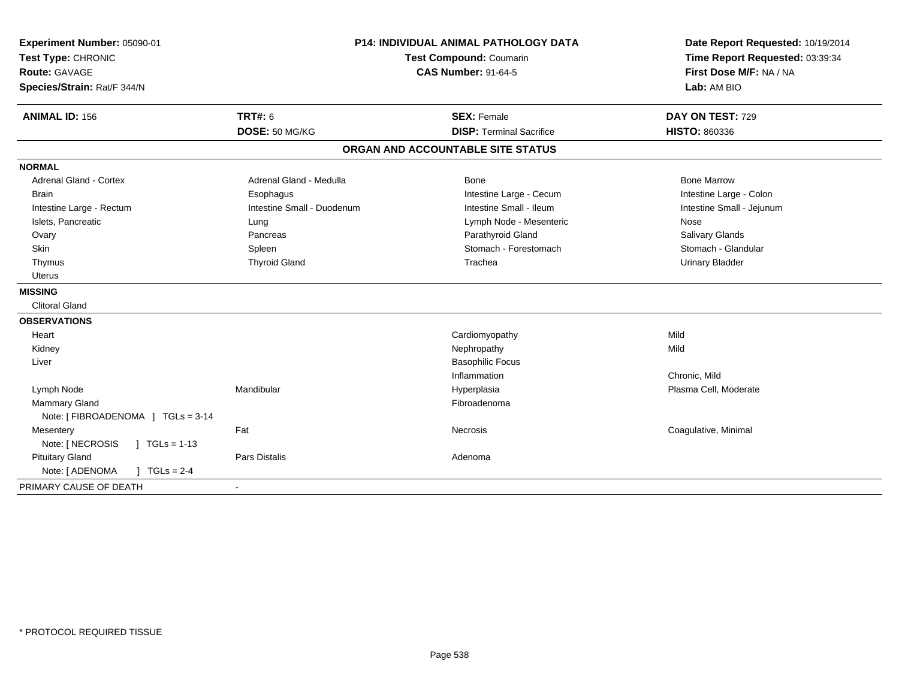**Experiment Number:** 05090-01
**Test Type:** CHRONIC
**Route:** GAVAGE
**Species/Strain:** Rat/F 344/N

**P14: INDIVIDUAL ANIMAL PATHOLOGY DATA**
**Test Compound:** Coumarin
**CAS Number:** 91-64-5

**Date Report Requested:** 10/19/2014
**Time Report Requested:** 03:39:34
**First Dose M/F:** NA / NA
**Lab:** AM BIO

| **ANIMAL ID:** 156 | **TRT#:** 6 | **SEX:** Female | **DAY ON TEST:** 729 |
|---|---|---|---|
| | **DOSE:** 50 MG/KG | **DISP:** Terminal Sacrifice | **HISTO:** 860336 |

## ORGAN AND ACCOUNTABLE SITE STATUS

**NORMAL**

| | | | |
|---|---|---|---|
| Adrenal Gland - Cortex | Adrenal Gland - Medulla | Bone | Bone Marrow |
| Brain | Esophagus | Intestine Large - Cecum | Intestine Large - Colon |
| Intestine Large - Rectum | Intestine Small - Duodenum | Intestine Small - Ileum | Intestine Small - Jejunum |
| Islets, Pancreatic | Lung | Lymph Node - Mesenteric | Nose |
| Ovary | Pancreas | Parathyroid Gland | Salivary Glands |
| Skin | Spleen | Stomach - Forestomach | Stomach - Glandular |
| Thymus | Thyroid Gland | Trachea | Urinary Bladder |
| Uterus | | | |

**MISSING**

Clitoral Gland

**OBSERVATIONS**

| | | | |
|---|---|---|---|
| Heart | | Cardiomyopathy | Mild |
| Kidney | | Nephropathy | Mild |
| Liver | | Basophilic Focus | |
| | | Inflammation | Chronic, Mild |
| Lymph Node | Mandibular | Hyperplasia | Plasma Cell, Moderate |
| Mammary Gland | | Fibroadenoma | |
| Note: [ FIBROADENOMA ] TGLs = 3-14 | | | |
| Mesentery | Fat | Necrosis | Coagulative, Minimal |
| Note: [ NECROSIS ] TGLs = 1-13 | | | |
| Pituitary Gland | Pars Distalis | Adenoma | |
| Note: [ ADENOMA ] TGLs = 2-4 | | | |

PRIMARY CAUSE OF DEATH -

* PROTOCOL REQUIRED TISSUE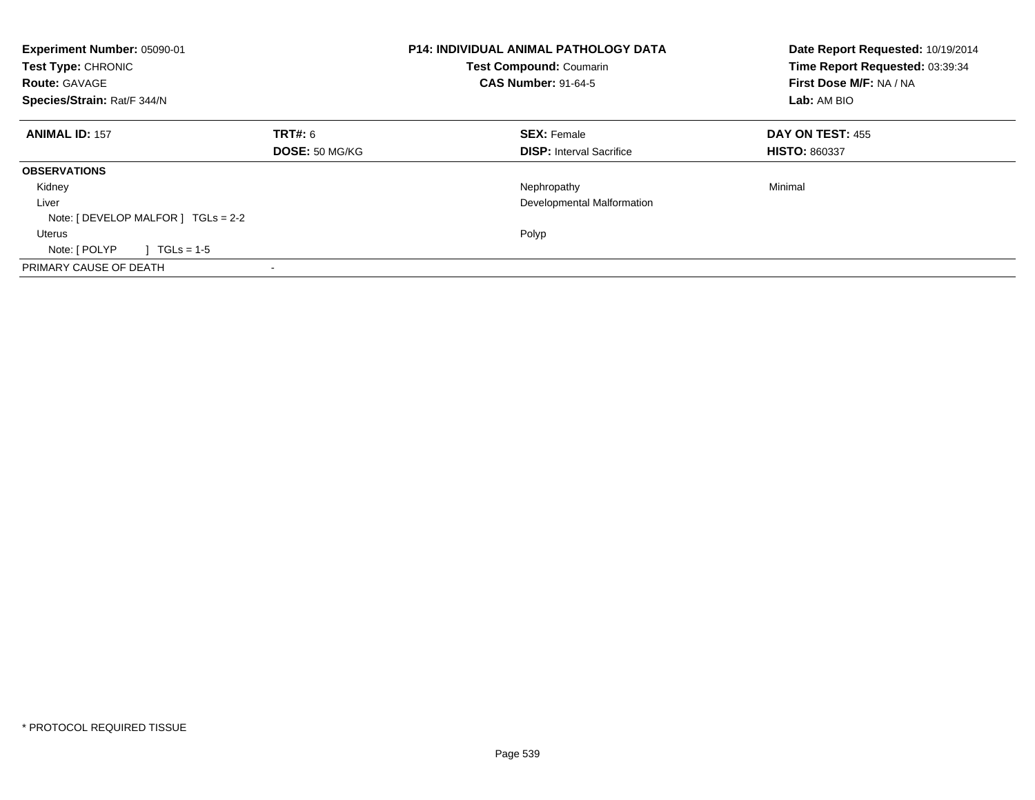**Experiment Number:** 05090-01
**Test Type:** CHRONIC
**Route:** GAVAGE
**Species/Strain:** Rat/F 344/N

**P14: INDIVIDUAL ANIMAL PATHOLOGY DATA**
**Test Compound:** Coumarin
**CAS Number:** 91-64-5

**Date Report Requested:** 10/19/2014
**Time Report Requested:** 03:39:34
**First Dose M/F:** NA / NA
**Lab:** AM BIO

| **ANIMAL ID:** 157 | **TRT#:** 6 | **SEX:** Female | **DAY ON TEST:** 455 |
|---|---|---|---|
| | **DOSE:** 50 MG/KG | **DISP:** Interval Sacrifice | **HISTO:** 860337 |

| **OBSERVATIONS** | | | |
|---|---|---|---|
| Kidney | | Nephropathy | Minimal |
| Liver | | Developmental Malformation | |
| Note: [ DEVELOP MALFOR ] TGLs = 2-2 | | | |
| Uterus | | Polyp | |
| Note: [ POLYP ] TGLs = 1-5 | | | |
| PRIMARY CAUSE OF DEATH | - | | |

* PROTOCOL REQUIRED TISSUE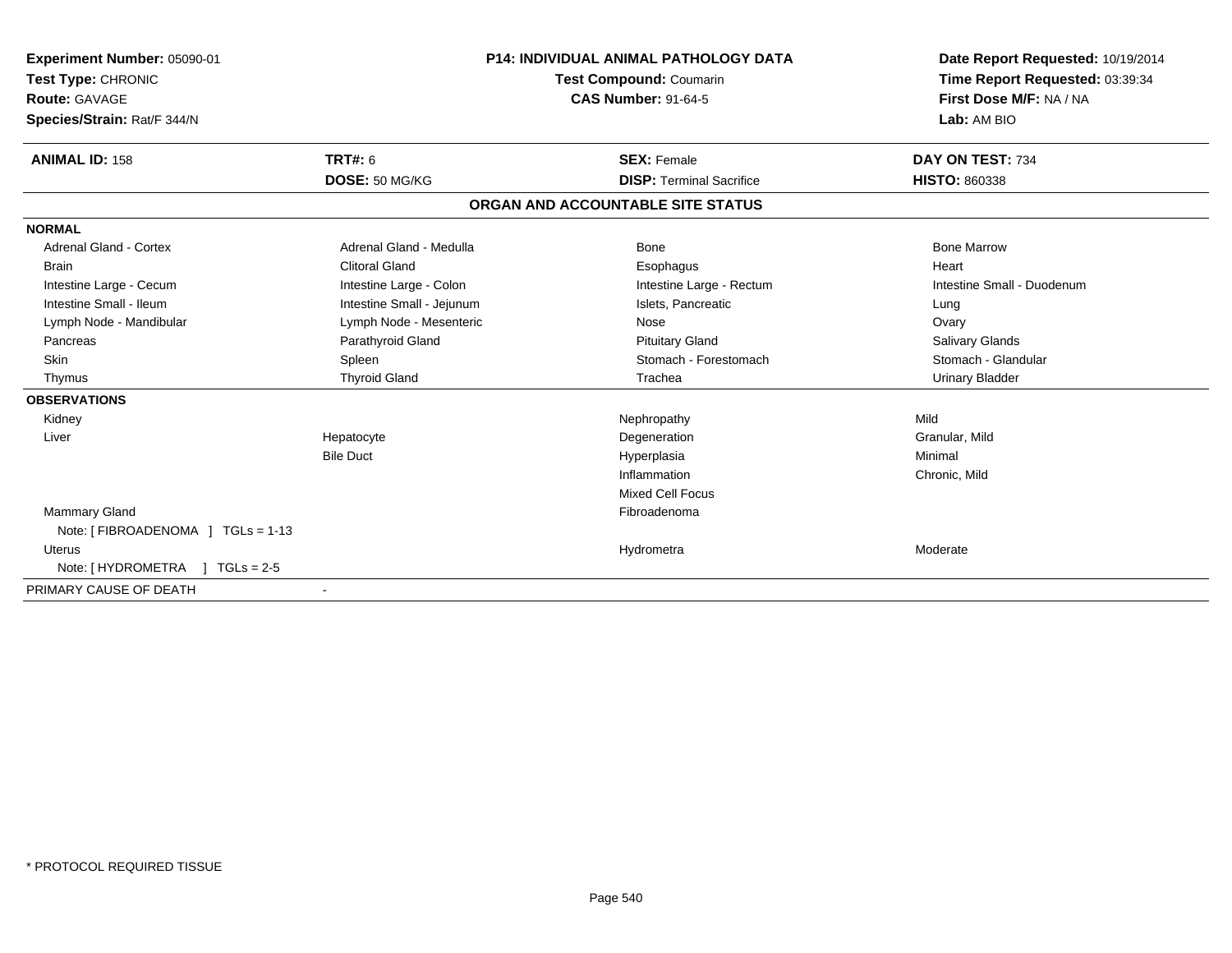**Experiment Number:** 05090-01
**Test Type:** CHRONIC
**Route:** GAVAGE
**Species/Strain:** Rat/F 344/N

**P14: INDIVIDUAL ANIMAL PATHOLOGY DATA**
**Test Compound:** Coumarin
**CAS Number:** 91-64-5

**Date Report Requested:** 10/19/2014
**Time Report Requested:** 03:39:34
**First Dose M/F:** NA / NA
**Lab:** AM BIO

| **ANIMAL ID:** 158 | **TRT#:** 6 | **SEX:** Female | **DAY ON TEST:** 734 |
|---|---|---|---|
| | **DOSE:** 50 MG/KG | **DISP:** Terminal Sacrifice | **HISTO:** 860338 |

**ORGAN AND ACCOUNTABLE SITE STATUS**

**NORMAL**

| | | | |
|---|---|---|---|
| Adrenal Gland - Cortex | Adrenal Gland - Medulla | Bone | Bone Marrow |
| Brain | Clitoral Gland | Esophagus | Heart |
| Intestine Large - Cecum | Intestine Large - Colon | Intestine Large - Rectum | Intestine Small - Duodenum |
| Intestine Small - Ileum | Intestine Small - Jejunum | Islets, Pancreatic | Lung |
| Lymph Node - Mandibular | Lymph Node - Mesenteric | Nose | Ovary |
| Pancreas | Parathyroid Gland | Pituitary Gland | Salivary Glands |
| Skin | Spleen | Stomach - Forestomach | Stomach - Glandular |
| Thymus | Thyroid Gland | Trachea | Urinary Bladder |

**OBSERVATIONS**

| | | | |
|---|---|---|---|
| Kidney | | Nephropathy | Mild |
| Liver | Hepatocyte | Degeneration | Granular, Mild |
| | Bile Duct | Hyperplasia | Minimal |
| | | Inflammation | Chronic, Mild |
| | | Mixed Cell Focus | |
| Mammary Gland | | Fibroadenoma | |
| Note: [ FIBROADENOMA ] TGLs = 1-13 | | | |
| Uterus | | Hydrometra | Moderate |
| Note: [ HYDROMETRA ] TGLs = 2-5 | | | |

PRIMARY CAUSE OF DEATH -

\* PROTOCOL REQUIRED TISSUE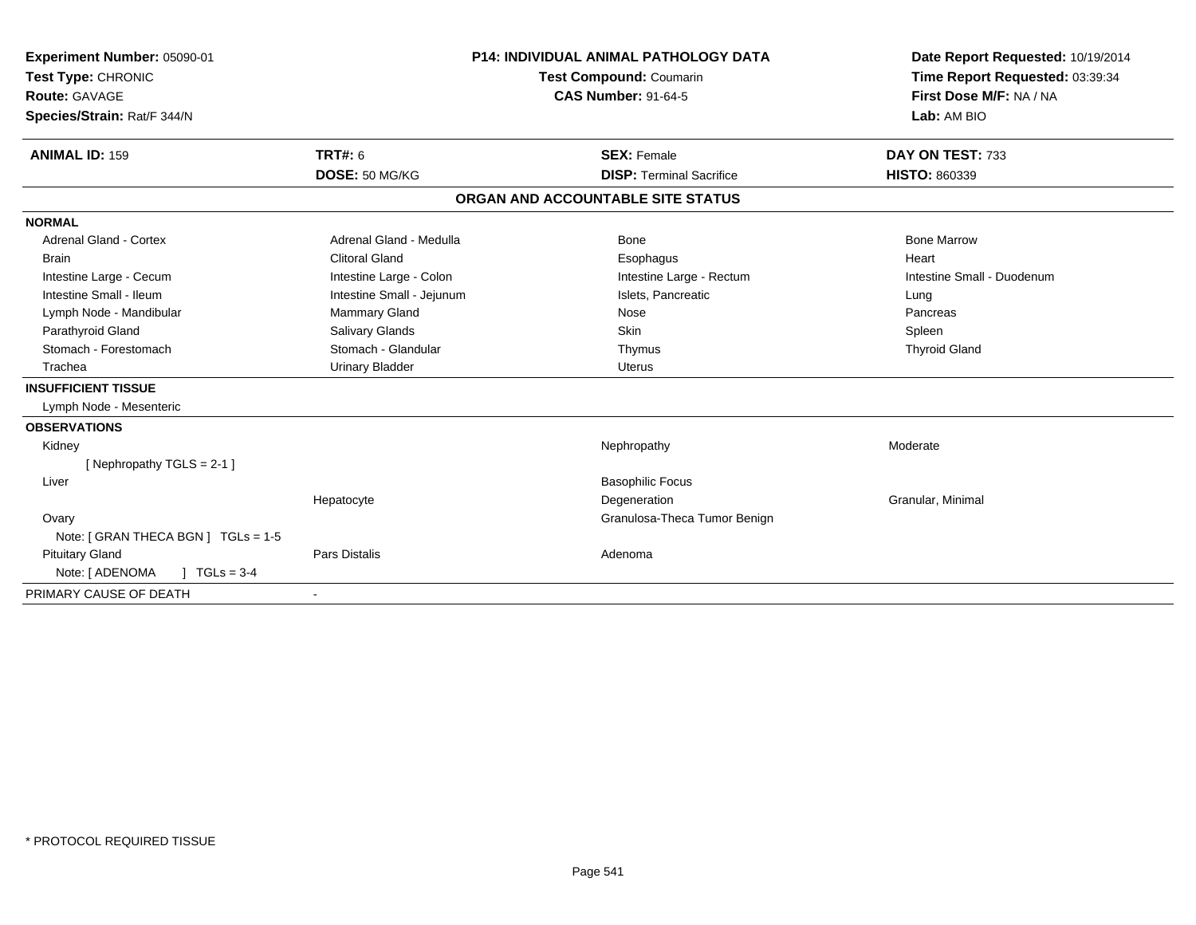**Experiment Number:** 05090-01
**Test Type:** CHRONIC
**Route:** GAVAGE
**Species/Strain:** Rat/F 344/N

**P14: INDIVIDUAL ANIMAL PATHOLOGY DATA**
**Test Compound:** Coumarin
**CAS Number:** 91-64-5

**Date Report Requested:** 10/19/2014
**Time Report Requested:** 03:39:34
**First Dose M/F:** NA / NA
**Lab:** AM BIO

| **ANIMAL ID:** 159 | **TRT#:** 6 | **SEX:** Female | **DAY ON TEST:** 733 |
|---|---|---|---|
| | **DOSE:** 50 MG/KG | **DISP:** Terminal Sacrifice | **HISTO:** 860339 |

## ORGAN AND ACCOUNTABLE SITE STATUS

| | | | |
|---|---|---|---|
| **NORMAL** | | | |
| Adrenal Gland - Cortex | Adrenal Gland - Medulla | Bone | Bone Marrow |
| Brain | Clitoral Gland | Esophagus | Heart |
| Intestine Large - Cecum | Intestine Large - Colon | Intestine Large - Rectum | Intestine Small - Duodenum |
| Intestine Small - Ileum | Intestine Small - Jejunum | Islets, Pancreatic | Lung |
| Lymph Node - Mandibular | Mammary Gland | Nose | Pancreas |
| Parathyroid Gland | Salivary Glands | Skin | Spleen |
| Stomach - Forestomach | Stomach - Glandular | Thymus | Thyroid Gland |
| Trachea | Urinary Bladder | Uterus | |
| **INSUFFICIENT TISSUE** | | | |
| Lymph Node - Mesenteric | | | |
| **OBSERVATIONS** | | | |
| Kidney | | Nephropathy | Moderate |
| [ Nephropathy TGLS = 2-1 ] | | | |
| Liver | | Basophilic Focus | |
| | Hepatocyte | Degeneration | Granular, Minimal |
| Ovary | | Granulosa-Theca Tumor Benign | |
| Note: [ GRAN THECA BGN ] TGLs = 1-5 | | | |
| Pituitary Gland | Pars Distalis | Adenoma | |
| Note: [ ADENOMA ] TGLs = 3-4 | | | |
| PRIMARY CAUSE OF DEATH | - | | |

* PROTOCOL REQUIRED TISSUE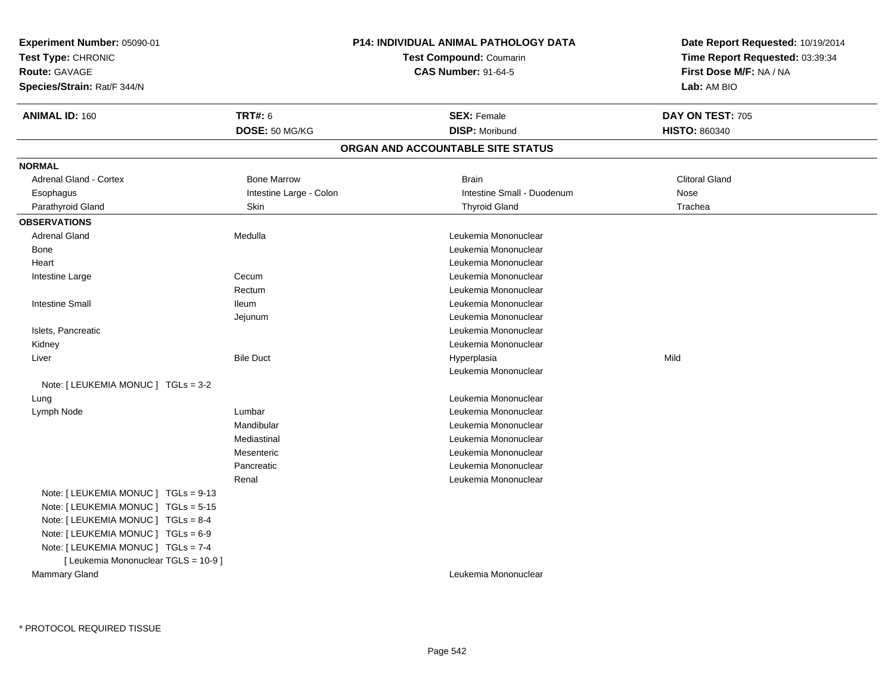**Experiment Number:** 05090-01
**Test Type:** CHRONIC
**Route:** GAVAGE
**Species/Strain:** Rat/F 344/N

**P14: INDIVIDUAL ANIMAL PATHOLOGY DATA**
**Test Compound:** Coumarin
**CAS Number:** 91-64-5

**Date Report Requested:** 10/19/2014
**Time Report Requested:** 03:39:34
**First Dose M/F:** NA / NA
**Lab:** AM BIO

| **ANIMAL ID:** 160 | **TRT#:** 6 | **SEX:** Female | **DAY ON TEST:** 705 |
|---|---|---|---|
| | **DOSE:** 50 MG/KG | **DISP:** Moribund | **HISTO:** 860340 |

## ORGAN AND ACCOUNTABLE SITE STATUS

**NORMAL**

| | | | |
|---|---|---|---|
| Adrenal Gland - Cortex | Bone Marrow | Brain | Clitoral Gland |
| Esophagus | Intestine Large - Colon | Intestine Small - Duodenum | Nose |
| Parathyroid Gland | Skin | Thyroid Gland | Trachea |

**OBSERVATIONS**

| | | | |
|---|---|---|---|
| Adrenal Gland | Medulla | Leukemia Mononuclear | |
| Bone | | Leukemia Mononuclear | |
| Heart | | Leukemia Mononuclear | |
| Intestine Large | Cecum | Leukemia Mononuclear | |
| | Rectum | Leukemia Mononuclear | |
| Intestine Small | Ileum | Leukemia Mononuclear | |
| | Jejunum | Leukemia Mononuclear | |
| Islets, Pancreatic | | Leukemia Mononuclear | |
| Kidney | | Leukemia Mononuclear | |
| Liver | Bile Duct | Hyperplasia | Mild |
| | | Leukemia Mononuclear | |
| Note: [ LEUKEMIA MONUC ] TGLs = 3-2 | | | |
| Lung | | Leukemia Mononuclear | |
| Lymph Node | Lumbar | Leukemia Mononuclear | |
| | Mandibular | Leukemia Mononuclear | |
| | Mediastinal | Leukemia Mononuclear | |
| | Mesenteric | Leukemia Mononuclear | |
| | Pancreatic | Leukemia Mononuclear | |
| | Renal | Leukemia Mononuclear | |
| Note: [ LEUKEMIA MONUC ] TGLs = 9-13 | | | |
| Note: [ LEUKEMIA MONUC ] TGLs = 5-15 | | | |
| Note: [ LEUKEMIA MONUC ] TGLs = 8-4 | | | |
| Note: [ LEUKEMIA MONUC ] TGLs = 6-9 | | | |
| Note: [ LEUKEMIA MONUC ] TGLs = 7-4 | | | |
| [ Leukemia Mononuclear TGLS = 10-9 ] | | | |
| Mammary Gland | | Leukemia Mononuclear | |

* PROTOCOL REQUIRED TISSUE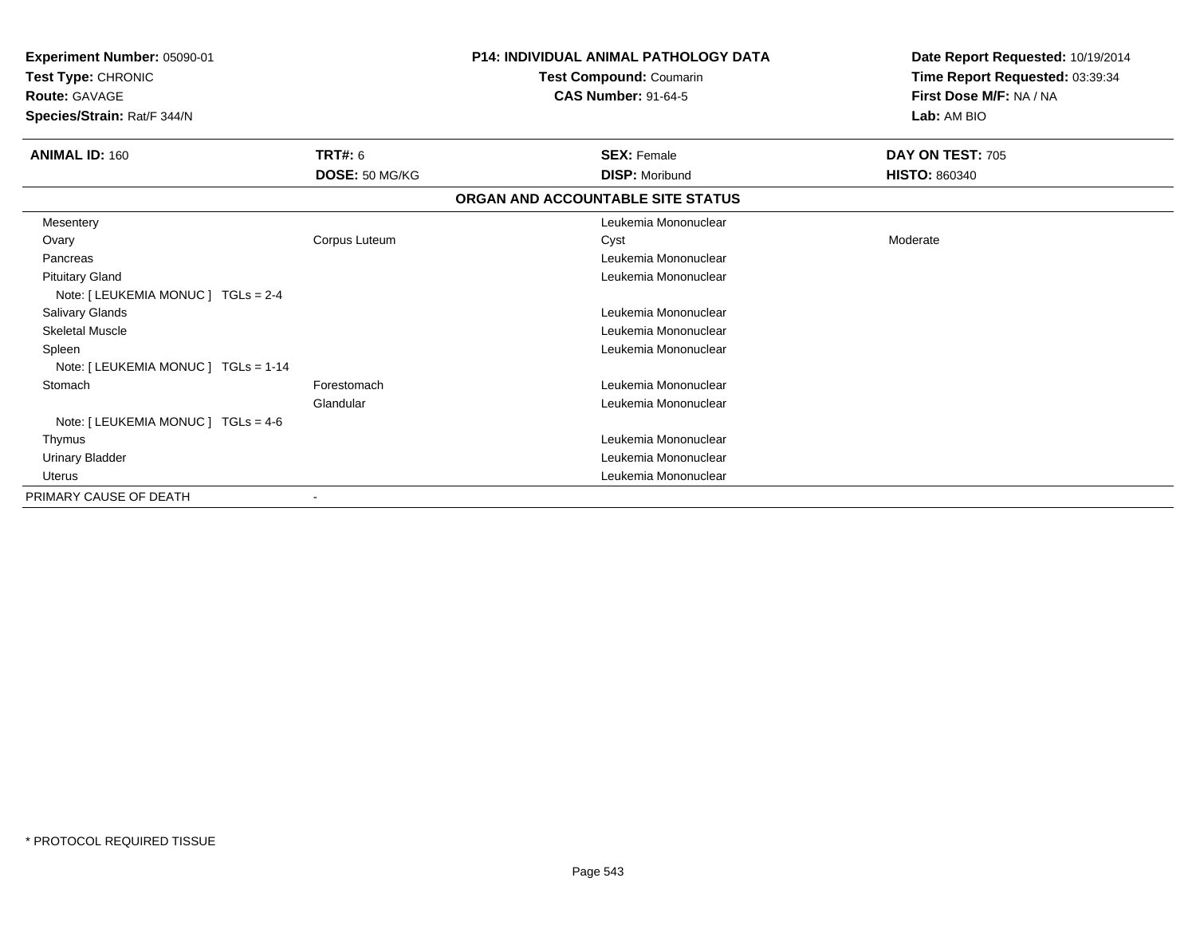**Experiment Number:** 05090-01
**Test Type:** CHRONIC
**Route:** GAVAGE
**Species/Strain:** Rat/F 344/N

**P14: INDIVIDUAL ANIMAL PATHOLOGY DATA**
**Test Compound:** Coumarin
**CAS Number:** 91-64-5

**Date Report Requested:** 10/19/2014
**Time Report Requested:** 03:39:34
**First Dose M/F:** NA / NA
**Lab:** AM BIO

| **ANIMAL ID:** 160 | **TRT#:** 6 | **SEX:** Female | **DAY ON TEST:** 705 |
|---|---|---|---|
| | **DOSE:** 50 MG/KG | **DISP:** Moribund | **HISTO:** 860340 |

**ORGAN AND ACCOUNTABLE SITE STATUS**

| | | | |
|---|---|---|---|
| Mesentery | | Leukemia Mononuclear | |
| Ovary | Corpus Luteum | Cyst | Moderate |
| Pancreas | | Leukemia Mononuclear | |
| Pituitary Gland | | Leukemia Mononuclear | |
| Note: [ LEUKEMIA MONUC ] TGLs = 2-4 | | | |
| Salivary Glands | | Leukemia Mononuclear | |
| Skeletal Muscle | | Leukemia Mononuclear | |
| Spleen | | Leukemia Mononuclear | |
| Note: [ LEUKEMIA MONUC ] TGLs = 1-14 | | | |
| Stomach | Forestomach | Leukemia Mononuclear | |
| | Glandular | Leukemia Mononuclear | |
| Note: [ LEUKEMIA MONUC ] TGLs = 4-6 | | | |
| Thymus | | Leukemia Mononuclear | |
| Urinary Bladder | | Leukemia Mononuclear | |
| Uterus | | Leukemia Mononuclear | |
| PRIMARY CAUSE OF DEATH | - | | |

* PROTOCOL REQUIRED TISSUE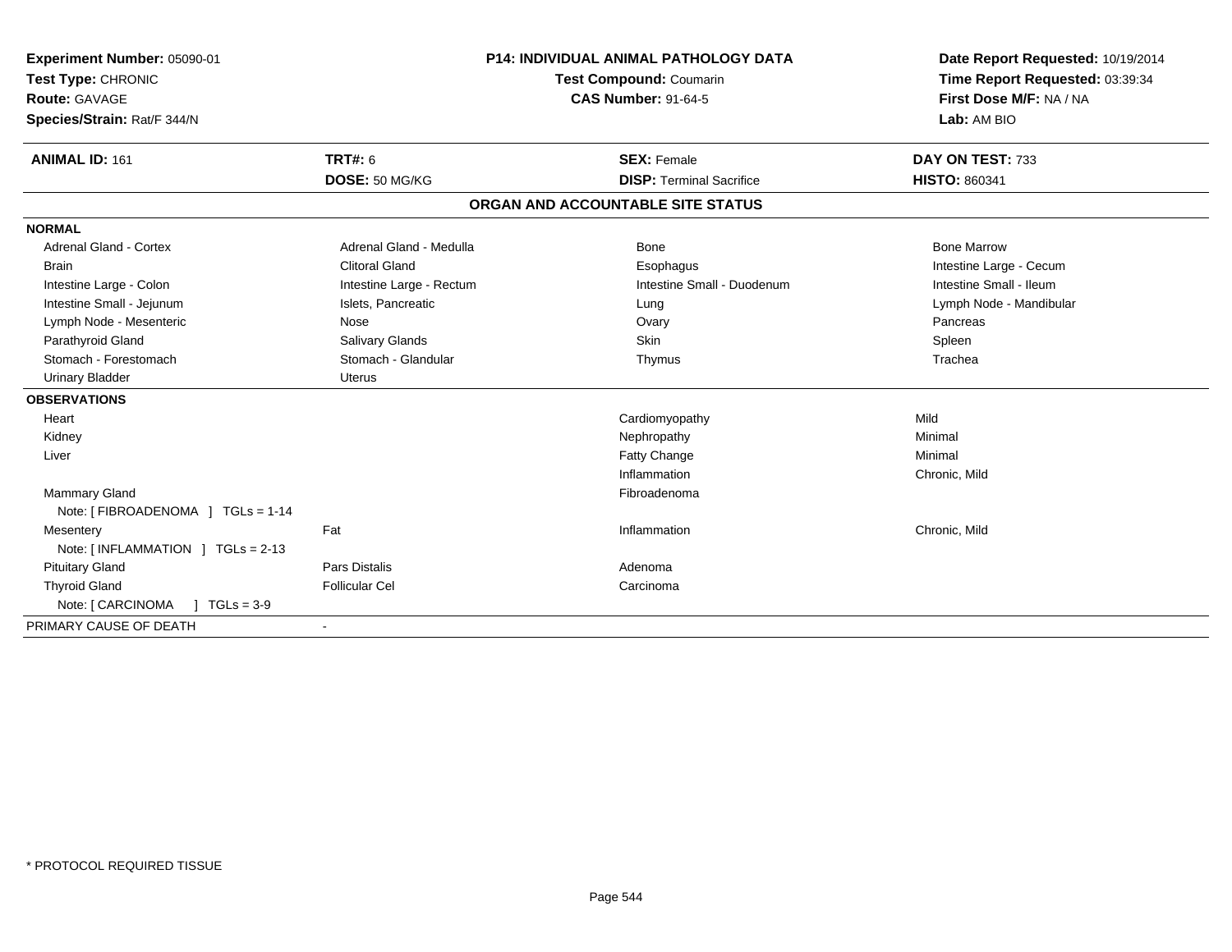**Experiment Number:** 05090-01
**Test Type:** CHRONIC
**Route:** GAVAGE
**Species/Strain:** Rat/F 344/N

**P14: INDIVIDUAL ANIMAL PATHOLOGY DATA**
**Test Compound:** Coumarin
**CAS Number:** 91-64-5

**Date Report Requested:** 10/19/2014
**Time Report Requested:** 03:39:34
**First Dose M/F:** NA / NA
**Lab:** AM BIO

| **ANIMAL ID:** 161 | **TRT#:** 6 | **SEX:** Female | **DAY ON TEST:** 733 |
|---|---|---|---|
| | **DOSE:** 50 MG/KG | **DISP:** Terminal Sacrifice | **HISTO:** 860341 |

## ORGAN AND ACCOUNTABLE SITE STATUS

| | | | |
|---|---|---|---|
| **NORMAL** | | | |
| Adrenal Gland - Cortex | Adrenal Gland - Medulla | Bone | Bone Marrow |
| Brain | Clitoral Gland | Esophagus | Intestine Large - Cecum |
| Intestine Large - Colon | Intestine Large - Rectum | Intestine Small - Duodenum | Intestine Small - Ileum |
| Intestine Small - Jejunum | Islets, Pancreatic | Lung | Lymph Node - Mandibular |
| Lymph Node - Mesenteric | Nose | Ovary | Pancreas |
| Parathyroid Gland | Salivary Glands | Skin | Spleen |
| Stomach - Forestomach | Stomach - Glandular | Thymus | Trachea |
| Urinary Bladder | Uterus | | |
| **OBSERVATIONS** | | | |
| Heart | | Cardiomyopathy | Mild |
| Kidney | | Nephropathy | Minimal |
| Liver | | Fatty Change | Minimal |
| | | Inflammation | Chronic, Mild |
| Mammary Gland | | Fibroadenoma | |
| Note: [ FIBROADENOMA ] TGLs = 1-14 | | | |
| Mesentery | Fat | Inflammation | Chronic, Mild |
| Note: [ INFLAMMATION ] TGLs = 2-13 | | | |
| Pituitary Gland | Pars Distalis | Adenoma | |
| Thyroid Gland | Follicular Cel | Carcinoma | |
| Note: [ CARCINOMA ] TGLs = 3-9 | | | |
| PRIMARY CAUSE OF DEATH | - | | |

\* PROTOCOL REQUIRED TISSUE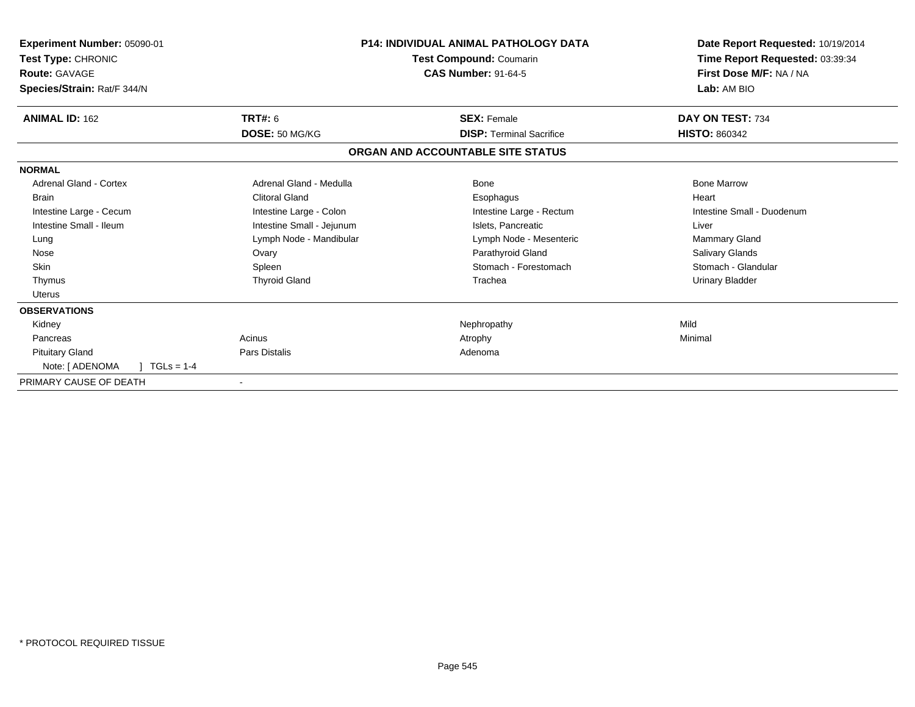**Experiment Number:** 05090-01
**Test Type:** CHRONIC
**Route:** GAVAGE
**Species/Strain:** Rat/F 344/N

**P14: INDIVIDUAL ANIMAL PATHOLOGY DATA**
**Test Compound:** Coumarin
**CAS Number:** 91-64-5

**Date Report Requested:** 10/19/2014
**Time Report Requested:** 03:39:34
**First Dose M/F:** NA / NA
**Lab:** AM BIO

| **ANIMAL ID:** 162 | **TRT#:** 6 | **SEX:** Female | **DAY ON TEST:** 734 |
|---|---|---|---|
| | **DOSE:** 50 MG/KG | **DISP:** Terminal Sacrifice | **HISTO:** 860342 |

**ORGAN AND ACCOUNTABLE SITE STATUS**

**NORMAL**

| | | | |
|---|---|---|---|
| Adrenal Gland - Cortex | Adrenal Gland - Medulla | Bone | Bone Marrow |
| Brain | Clitoral Gland | Esophagus | Heart |
| Intestine Large - Cecum | Intestine Large - Colon | Intestine Large - Rectum | Intestine Small - Duodenum |
| Intestine Small - Ileum | Intestine Small - Jejunum | Islets, Pancreatic | Liver |
| Lung | Lymph Node - Mandibular | Lymph Node - Mesenteric | Mammary Gland |
| Nose | Ovary | Parathyroid Gland | Salivary Glands |
| Skin | Spleen | Stomach - Forestomach | Stomach - Glandular |
| Thymus | Thyroid Gland | Trachea | Urinary Bladder |
| Uterus | | | |

**OBSERVATIONS**

| | | | |
|---|---|---|---|
| Kidney | | Nephropathy | Mild |
| Pancreas | Acinus | Atrophy | Minimal |
| Pituitary Gland | Pars Distalis | Adenoma | |
| Note: [ ADENOMA ] TGLs = 1-4 | | | |

| | |
|---|---|
| PRIMARY CAUSE OF DEATH | - |

* PROTOCOL REQUIRED TISSUE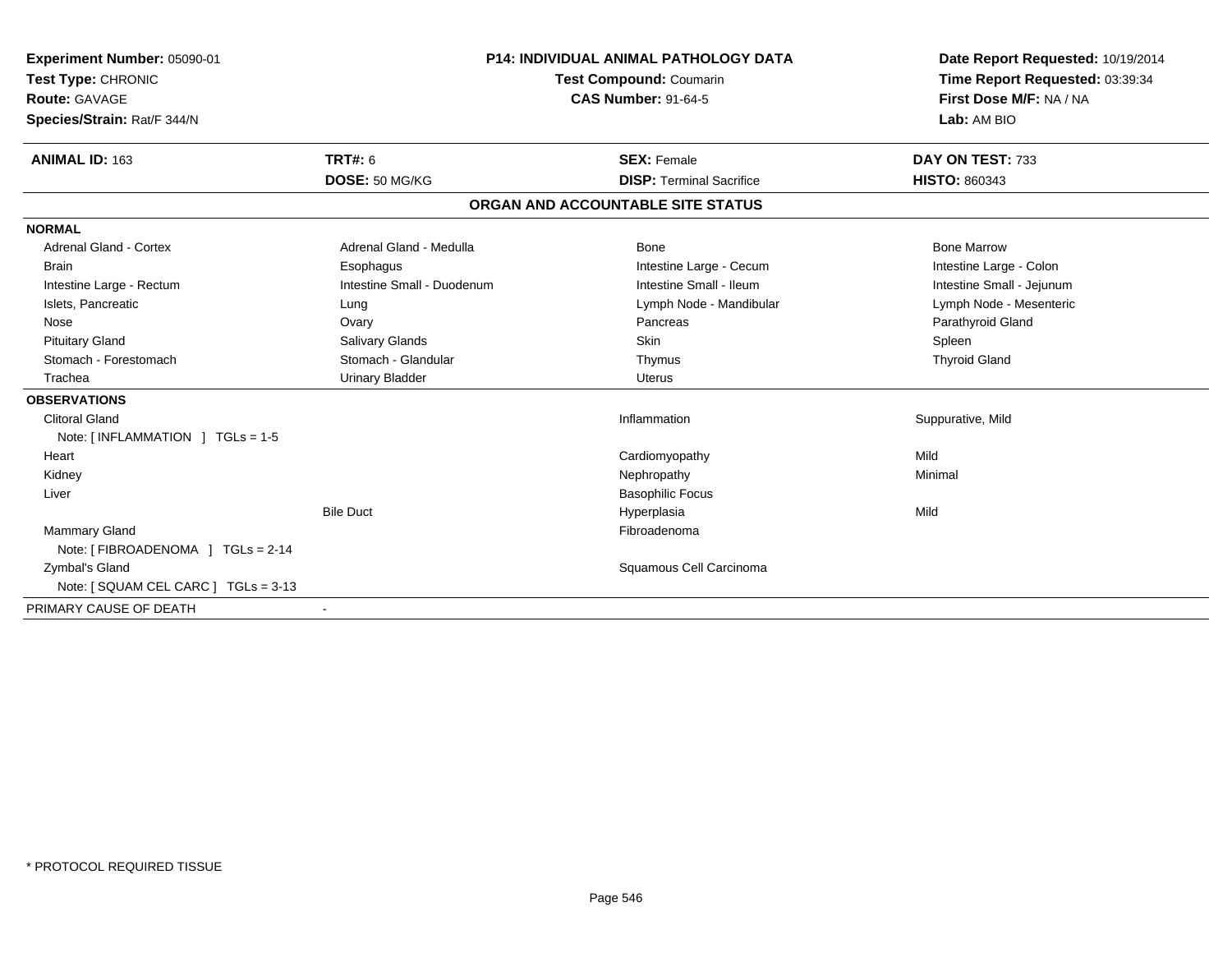**Experiment Number:** 05090-01
**Test Type:** CHRONIC
**Route:** GAVAGE
**Species/Strain:** Rat/F 344/N

**P14: INDIVIDUAL ANIMAL PATHOLOGY DATA**
**Test Compound:** Coumarin
**CAS Number:** 91-64-5

**Date Report Requested:** 10/19/2014
**Time Report Requested:** 03:39:34
**First Dose M/F:** NA / NA
**Lab:** AM BIO

| **ANIMAL ID:** 163 | **TRT#:** 6 | **SEX:** Female | **DAY ON TEST:** 733 |
|---|---|---|---|
| | **DOSE:** 50 MG/KG | **DISP:** Terminal Sacrifice | **HISTO:** 860343 |

## ORGAN AND ACCOUNTABLE SITE STATUS

**NORMAL**

| | | | |
|---|---|---|---|
| Adrenal Gland - Cortex | Adrenal Gland - Medulla | Bone | Bone Marrow |
| Brain | Esophagus | Intestine Large - Cecum | Intestine Large - Colon |
| Intestine Large - Rectum | Intestine Small - Duodenum | Intestine Small - Ileum | Intestine Small - Jejunum |
| Islets, Pancreatic | Lung | Lymph Node - Mandibular | Lymph Node - Mesenteric |
| Nose | Ovary | Pancreas | Parathyroid Gland |
| Pituitary Gland | Salivary Glands | Skin | Spleen |
| Stomach - Forestomach | Stomach - Glandular | Thymus | Thyroid Gland |
| Trachea | Urinary Bladder | Uterus | |

**OBSERVATIONS**

| | | | |
|---|---|---|---|
| Clitoral Gland | | Inflammation | Suppurative, Mild |
| Note: [ INFLAMMATION ] TGLs = 1-5 | | | |
| Heart | | Cardiomyopathy | Mild |
| Kidney | | Nephropathy | Minimal |
| Liver | | Basophilic Focus | |
| | Bile Duct | Hyperplasia | Mild |
| Mammary Gland | | Fibroadenoma | |
| Note: [ FIBROADENOMA ] TGLs = 2-14 | | | |
| Zymbal's Gland | | Squamous Cell Carcinoma | |
| Note: [ SQUAM CEL CARC ] TGLs = 3-13 | | | |

PRIMARY CAUSE OF DEATH -

* PROTOCOL REQUIRED TISSUE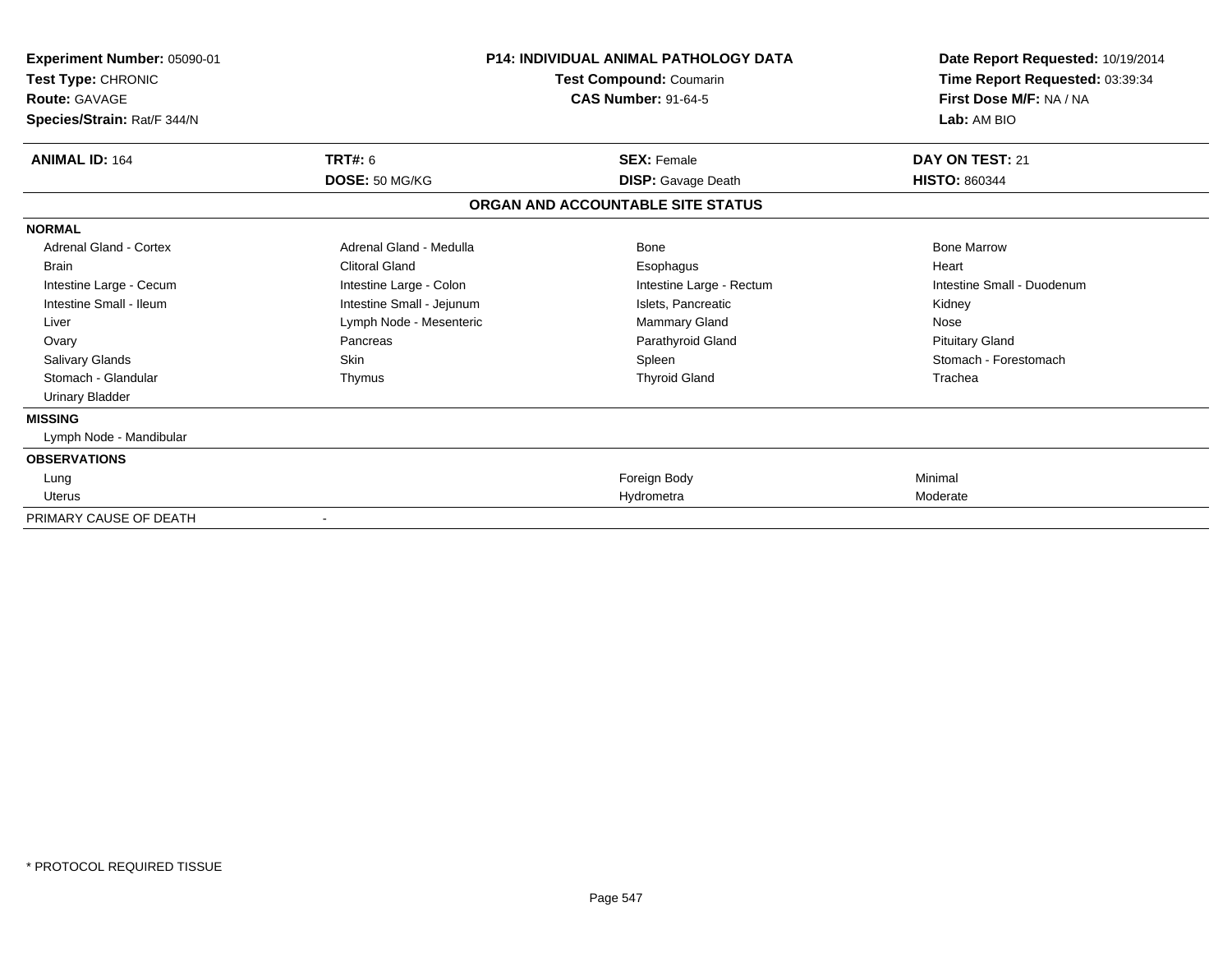| | | | |
|---|---|---|---|
| **Experiment Number:** 05090-01 | **P14: INDIVIDUAL ANIMAL PATHOLOGY DATA** | | **Date Report Requested:** 10/19/2014 |
| **Test Type:** CHRONIC | **Test Compound:** Coumarin | | **Time Report Requested:** 03:39:34 |
| **Route:** GAVAGE | **CAS Number:** 91-64-5 | | **First Dose M/F:** NA / NA |
| **Species/Strain:** Rat/F 344/N | | | **Lab:** AM BIO |

| | | | |
|---|---|---|---|
| **ANIMAL ID:** 164 | **TRT#:** 6 | **SEX:** Female | **DAY ON TEST:** 21 |
| | **DOSE:** 50 MG/KG | **DISP:** Gavage Death | **HISTO:** 860344 |

**ORGAN AND ACCOUNTABLE SITE STATUS**

**NORMAL**

| | | | |
|---|---|---|---|
| Adrenal Gland - Cortex | Adrenal Gland - Medulla | Bone | Bone Marrow |
| Brain | Clitoral Gland | Esophagus | Heart |
| Intestine Large - Cecum | Intestine Large - Colon | Intestine Large - Rectum | Intestine Small - Duodenum |
| Intestine Small - Ileum | Intestine Small - Jejunum | Islets, Pancreatic | Kidney |
| Liver | Lymph Node - Mesenteric | Mammary Gland | Nose |
| Ovary | Pancreas | Parathyroid Gland | Pituitary Gland |
| Salivary Glands | Skin | Spleen | Stomach - Forestomach |
| Stomach - Glandular | Thymus | Thyroid Gland | Trachea |
| Urinary Bladder | | | |

**MISSING**

Lymph Node - Mandibular

**OBSERVATIONS**

| | | |
|---|---|---|
| Lung | Foreign Body | Minimal |
| Uterus | Hydrometra | Moderate |

PRIMARY CAUSE OF DEATH -

* PROTOCOL REQUIRED TISSUE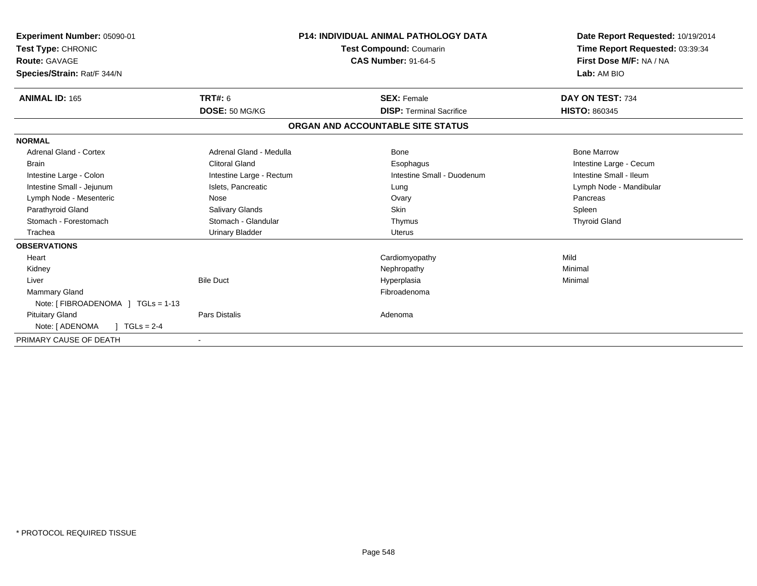**Experiment Number:** 05090-01
**Test Type:** CHRONIC
**Route:** GAVAGE
**Species/Strain:** Rat/F 344/N

**P14: INDIVIDUAL ANIMAL PATHOLOGY DATA**
**Test Compound:** Coumarin
**CAS Number:** 91-64-5

**Date Report Requested:** 10/19/2014
**Time Report Requested:** 03:39:34
**First Dose M/F:** NA / NA
**Lab:** AM BIO

| **ANIMAL ID:** 165 | **TRT#:** 6 | **SEX:** Female | **DAY ON TEST:** 734 |
|---|---|---|---|
| | **DOSE:** 50 MG/KG | **DISP:** Terminal Sacrifice | **HISTO:** 860345 |

## ORGAN AND ACCOUNTABLE SITE STATUS

| | | | |
|---|---|---|---|
| **NORMAL** | | | |
| Adrenal Gland - Cortex | Adrenal Gland - Medulla | Bone | Bone Marrow |
| Brain | Clitoral Gland | Esophagus | Intestine Large - Cecum |
| Intestine Large - Colon | Intestine Large - Rectum | Intestine Small - Duodenum | Intestine Small - Ileum |
| Intestine Small - Jejunum | Islets, Pancreatic | Lung | Lymph Node - Mandibular |
| Lymph Node - Mesenteric | Nose | Ovary | Pancreas |
| Parathyroid Gland | Salivary Glands | Skin | Spleen |
| Stomach - Forestomach | Stomach - Glandular | Thymus | Thyroid Gland |
| Trachea | Urinary Bladder | Uterus | |
| **OBSERVATIONS** | | | |
| Heart | | Cardiomyopathy | Mild |
| Kidney | | Nephropathy | Minimal |
| Liver | Bile Duct | Hyperplasia | Minimal |
| Mammary Gland | | Fibroadenoma | |
| Note: [ FIBROADENOMA ] TGLs = 1-13 | | | |
| Pituitary Gland | Pars Distalis | Adenoma | |
| Note: [ ADENOMA ] TGLs = 2-4 | | | |
| PRIMARY CAUSE OF DEATH | - | | |

\* PROTOCOL REQUIRED TISSUE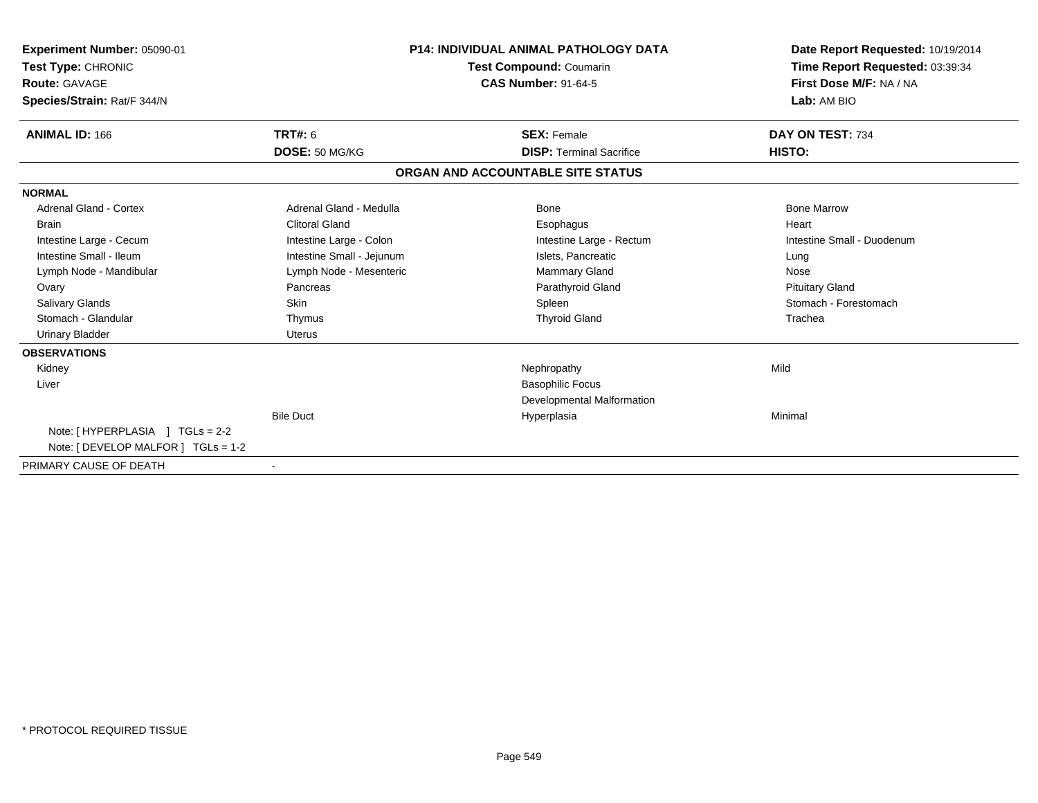**Experiment Number:** 05090-01
**Test Type:** CHRONIC
**Route:** GAVAGE
**Species/Strain:** Rat/F 344/N

**P14: INDIVIDUAL ANIMAL PATHOLOGY DATA**
**Test Compound:** Coumarin
**CAS Number:** 91-64-5

**Date Report Requested:** 10/19/2014
**Time Report Requested:** 03:39:34
**First Dose M/F:** NA / NA
**Lab:** AM BIO

| **ANIMAL ID:** 166 | **TRT#:** 6 | **SEX:** Female | **DAY ON TEST:** 734 |
|---|---|---|---|
| | **DOSE:** 50 MG/KG | **DISP:** Terminal Sacrifice | **HISTO:** |

## ORGAN AND ACCOUNTABLE SITE STATUS

| | | | |
|---|---|---|---|
| **NORMAL** | | | |
| Adrenal Gland - Cortex | Adrenal Gland - Medulla | Bone | Bone Marrow |
| Brain | Clitoral Gland | Esophagus | Heart |
| Intestine Large - Cecum | Intestine Large - Colon | Intestine Large - Rectum | Intestine Small - Duodenum |
| Intestine Small - Ileum | Intestine Small - Jejunum | Islets, Pancreatic | Lung |
| Lymph Node - Mandibular | Lymph Node - Mesenteric | Mammary Gland | Nose |
| Ovary | Pancreas | Parathyroid Gland | Pituitary Gland |
| Salivary Glands | Skin | Spleen | Stomach - Forestomach |
| Stomach - Glandular | Thymus | Thyroid Gland | Trachea |
| Urinary Bladder | Uterus | | |
| **OBSERVATIONS** | | | |
| Kidney | | Nephropathy | Mild |
| Liver | | Basophilic Focus | |
| | | Developmental Malformation | |
| | Bile Duct | Hyperplasia | Minimal |
| Note: [ HYPERPLASIA ] TGLs = 2-2 | | | |
| Note: [ DEVELOP MALFOR ] TGLs = 1-2 | | | |
| PRIMARY CAUSE OF DEATH | - | | |

\* PROTOCOL REQUIRED TISSUE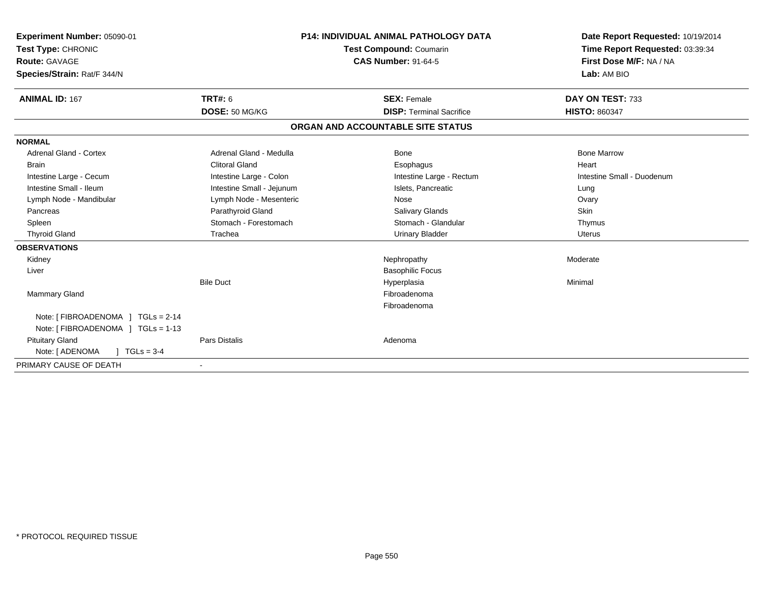**Experiment Number:** 05090-01
**Test Type:** CHRONIC
**Route:** GAVAGE
**Species/Strain:** Rat/F 344/N

**P14: INDIVIDUAL ANIMAL PATHOLOGY DATA**
**Test Compound:** Coumarin
**CAS Number:** 91-64-5

**Date Report Requested:** 10/19/2014
**Time Report Requested:** 03:39:34
**First Dose M/F:** NA / NA
**Lab:** AM BIO

| **ANIMAL ID:** 167 | **TRT#:** 6 | **SEX:** Female | **DAY ON TEST:** 733 |
|---|---|---|---|
| | **DOSE:** 50 MG/KG | **DISP:** Terminal Sacrifice | **HISTO:** 860347 |

## ORGAN AND ACCOUNTABLE SITE STATUS

| | | | |
|---|---|---|---|
| **NORMAL** | | | |
| Adrenal Gland - Cortex | Adrenal Gland - Medulla | Bone | Bone Marrow |
| Brain | Clitoral Gland | Esophagus | Heart |
| Intestine Large - Cecum | Intestine Large - Colon | Intestine Large - Rectum | Intestine Small - Duodenum |
| Intestine Small - Ileum | Intestine Small - Jejunum | Islets, Pancreatic | Lung |
| Lymph Node - Mandibular | Lymph Node - Mesenteric | Nose | Ovary |
| Pancreas | Parathyroid Gland | Salivary Glands | Skin |
| Spleen | Stomach - Forestomach | Stomach - Glandular | Thymus |
| Thyroid Gland | Trachea | Urinary Bladder | Uterus |
| **OBSERVATIONS** | | | |
| Kidney | | Nephropathy | Moderate |
| Liver | | Basophilic Focus | |
| | Bile Duct | Hyperplasia | Minimal |
| Mammary Gland | | Fibroadenoma | |
| | | Fibroadenoma | |
| Note: [ FIBROADENOMA ] TGLs = 2-14 | | | |
| Note: [ FIBROADENOMA ] TGLs = 1-13 | | | |
| Pituitary Gland | Pars Distalis | Adenoma | |
| Note: [ ADENOMA ] TGLs = 3-4 | | | |
| PRIMARY CAUSE OF DEATH | - | | |

* PROTOCOL REQUIRED TISSUE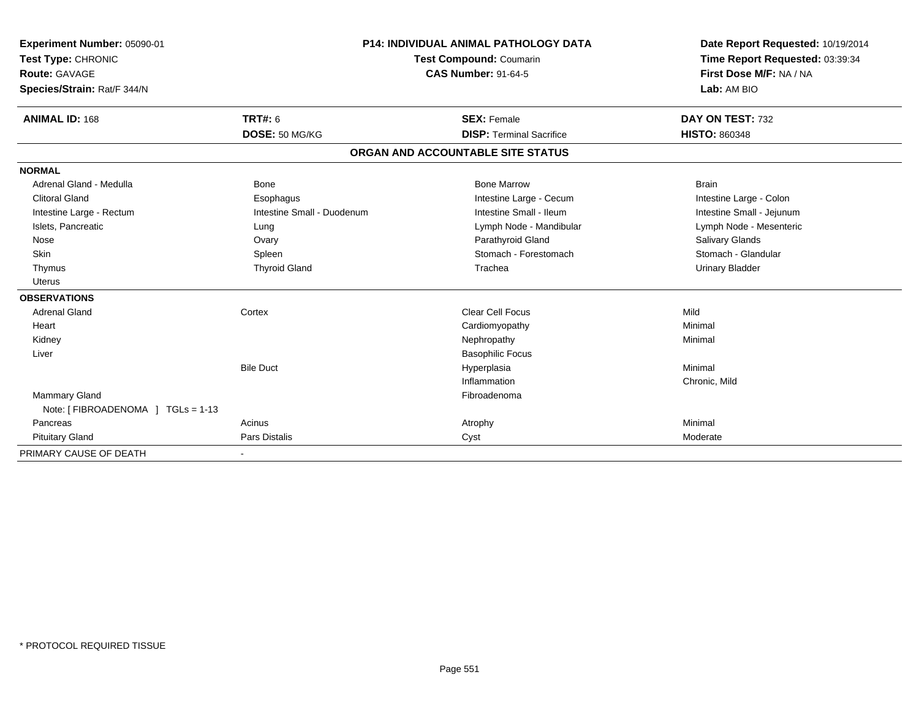**Experiment Number:** 05090-01
**Test Type:** CHRONIC
**Route:** GAVAGE
**Species/Strain:** Rat/F 344/N

**P14: INDIVIDUAL ANIMAL PATHOLOGY DATA**
**Test Compound:** Coumarin
**CAS Number:** 91-64-5

**Date Report Requested:** 10/19/2014
**Time Report Requested:** 03:39:34
**First Dose M/F:** NA / NA
**Lab:** AM BIO

| **ANIMAL ID:** 168 | **TRT#:** 6 | **SEX:** Female | **DAY ON TEST:** 732 |
|---|---|---|---|
| | **DOSE:** 50 MG/KG | **DISP:** Terminal Sacrifice | **HISTO:** 860348 |

## ORGAN AND ACCOUNTABLE SITE STATUS

**NORMAL**

| | | | |
|---|---|---|---|
| Adrenal Gland - Medulla | Bone | Bone Marrow | Brain |
| Clitoral Gland | Esophagus | Intestine Large - Cecum | Intestine Large - Colon |
| Intestine Large - Rectum | Intestine Small - Duodenum | Intestine Small - Ileum | Intestine Small - Jejunum |
| Islets, Pancreatic | Lung | Lymph Node - Mandibular | Lymph Node - Mesenteric |
| Nose | Ovary | Parathyroid Gland | Salivary Glands |
| Skin | Spleen | Stomach - Forestomach | Stomach - Glandular |
| Thymus | Thyroid Gland | Trachea | Urinary Bladder |
| Uterus | | | |

**OBSERVATIONS**

| | | | |
|---|---|---|---|
| Adrenal Gland | Cortex | Clear Cell Focus | Mild |
| Heart | | Cardiomyopathy | Minimal |
| Kidney | | Nephropathy | Minimal |
| Liver | | Basophilic Focus | |
| | Bile Duct | Hyperplasia | Minimal |
| | | Inflammation | Chronic, Mild |
| Mammary Gland | | Fibroadenoma | |
| Note: [ FIBROADENOMA ] TGLs = 1-13 | | | |
| Pancreas | Acinus | Atrophy | Minimal |
| Pituitary Gland | Pars Distalis | Cyst | Moderate |

PRIMARY CAUSE OF DEATH -

* PROTOCOL REQUIRED TISSUE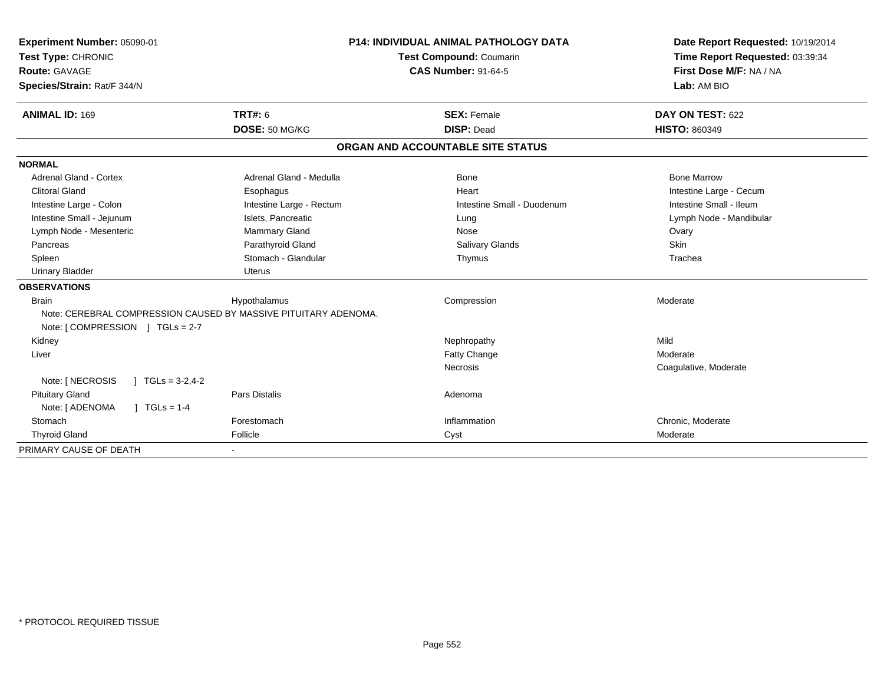**Experiment Number:** 05090-01
**Test Type:** CHRONIC
**Route:** GAVAGE
**Species/Strain:** Rat/F 344/N

**P14: INDIVIDUAL ANIMAL PATHOLOGY DATA**
**Test Compound:** Coumarin
**CAS Number:** 91-64-5

**Date Report Requested:** 10/19/2014
**Time Report Requested:** 03:39:34
**First Dose M/F:** NA / NA
**Lab:** AM BIO

| **ANIMAL ID:** 169 | **TRT#:** 6 | **SEX:** Female | **DAY ON TEST:** 622 |
|---|---|---|---|
| | **DOSE:** 50 MG/KG | **DISP:** Dead | **HISTO:** 860349 |

## ORGAN AND ACCOUNTABLE SITE STATUS

**NORMAL**

| | | | |
|---|---|---|---|
| Adrenal Gland - Cortex | Adrenal Gland - Medulla | Bone | Bone Marrow |
| Clitoral Gland | Esophagus | Heart | Intestine Large - Cecum |
| Intestine Large - Colon | Intestine Large - Rectum | Intestine Small - Duodenum | Intestine Small - Ileum |
| Intestine Small - Jejunum | Islets, Pancreatic | Lung | Lymph Node - Mandibular |
| Lymph Node - Mesenteric | Mammary Gland | Nose | Ovary |
| Pancreas | Parathyroid Gland | Salivary Glands | Skin |
| Spleen | Stomach - Glandular | Thymus | Trachea |
| Urinary Bladder | Uterus | | |

**OBSERVATIONS**

| | | | |
|---|---|---|---|
| Brain | Hypothalamus | Compression | Moderate |
| Note: CEREBRAL COMPRESSION CAUSED BY MASSIVE PITUITARY ADENOMA. | | | |
| Note: [ COMPRESSION ] TGLs = 2-7 | | | |
| Kidney | | Nephropathy | Mild |
| Liver | | Fatty Change | Moderate |
| | | Necrosis | Coagulative, Moderate |
| Note: [ NECROSIS ] TGLs = 3-2,4-2 | | | |
| Pituitary Gland | Pars Distalis | Adenoma | |
| Note: [ ADENOMA ] TGLs = 1-4 | | | |
| Stomach | Forestomach | Inflammation | Chronic, Moderate |
| Thyroid Gland | Follicle | Cyst | Moderate |

PRIMARY CAUSE OF DEATH -

\* PROTOCOL REQUIRED TISSUE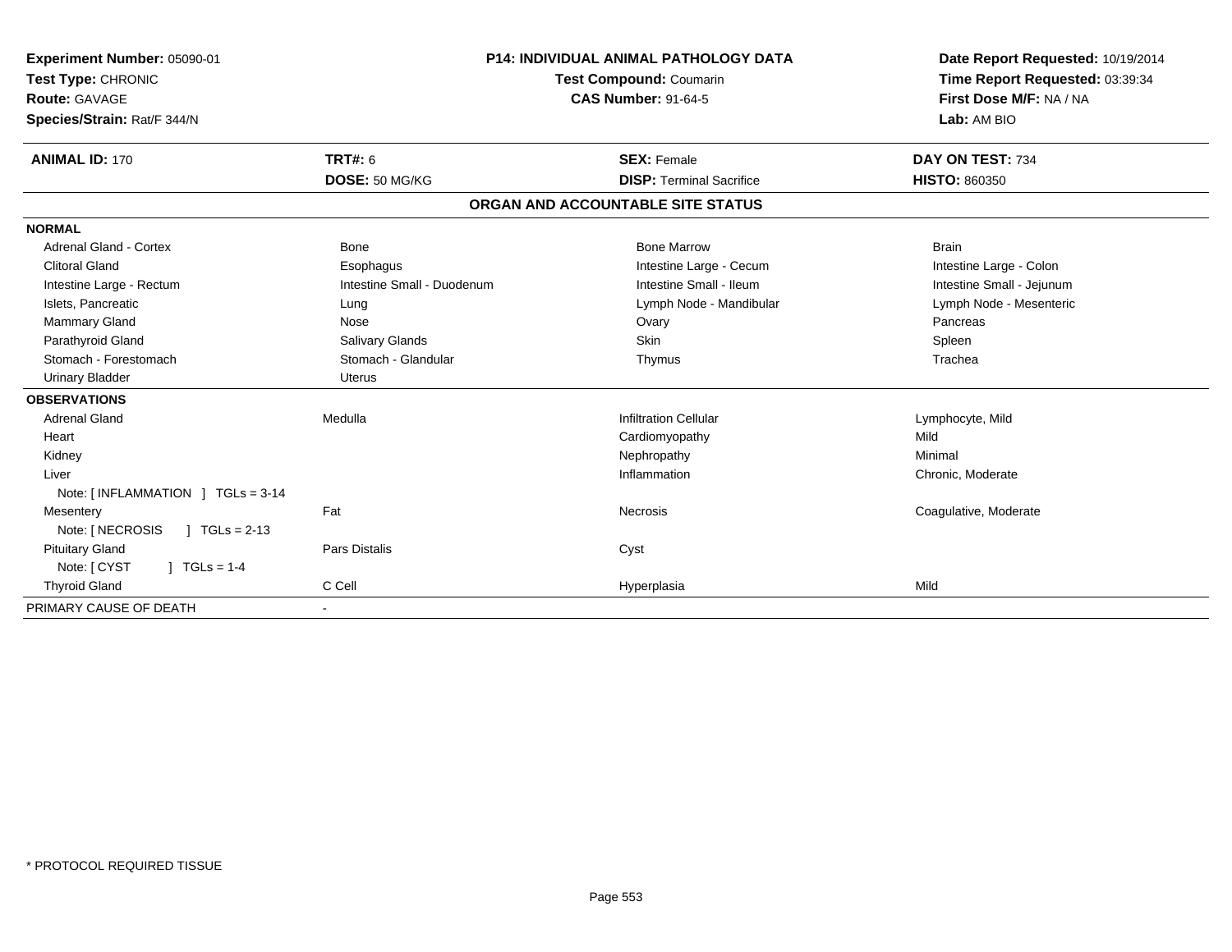**Experiment Number:** 05090-01
**Test Type:** CHRONIC
**Route:** GAVAGE
**Species/Strain:** Rat/F 344/N

**P14: INDIVIDUAL ANIMAL PATHOLOGY DATA**
**Test Compound:** Coumarin
**CAS Number:** 91-64-5

**Date Report Requested:** 10/19/2014
**Time Report Requested:** 03:39:34
**First Dose M/F:** NA / NA
**Lab:** AM BIO

| **ANIMAL ID:** 170 | **TRT#:** 6 | **SEX:** Female | **DAY ON TEST:** 734 |
|---|---|---|---|
| | **DOSE:** 50 MG/KG | **DISP:** Terminal Sacrifice | **HISTO:** 860350 |

## ORGAN AND ACCOUNTABLE SITE STATUS

| | | | |
|---|---|---|---|
| **NORMAL** | | | |
| Adrenal Gland - Cortex | Bone | Bone Marrow | Brain |
| Clitoral Gland | Esophagus | Intestine Large - Cecum | Intestine Large - Colon |
| Intestine Large - Rectum | Intestine Small - Duodenum | Intestine Small - Ileum | Intestine Small - Jejunum |
| Islets, Pancreatic | Lung | Lymph Node - Mandibular | Lymph Node - Mesenteric |
| Mammary Gland | Nose | Ovary | Pancreas |
| Parathyroid Gland | Salivary Glands | Skin | Spleen |
| Stomach - Forestomach | Stomach - Glandular | Thymus | Trachea |
| Urinary Bladder | Uterus | | |
| **OBSERVATIONS** | | | |
| Adrenal Gland | Medulla | Infiltration Cellular | Lymphocyte, Mild |
| Heart | | Cardiomyopathy | Mild |
| Kidney | | Nephropathy | Minimal |
| Liver | | Inflammation | Chronic, Moderate |
| Note: [ INFLAMMATION ] TGLs = 3-14 | | | |
| Mesentery | Fat | Necrosis | Coagulative, Moderate |
| Note: [ NECROSIS ] TGLs = 2-13 | | | |
| Pituitary Gland | Pars Distalis | Cyst | |
| Note: [ CYST ] TGLs = 1-4 | | | |
| Thyroid Gland | C Cell | Hyperplasia | Mild |
| PRIMARY CAUSE OF DEATH | - | | |

* PROTOCOL REQUIRED TISSUE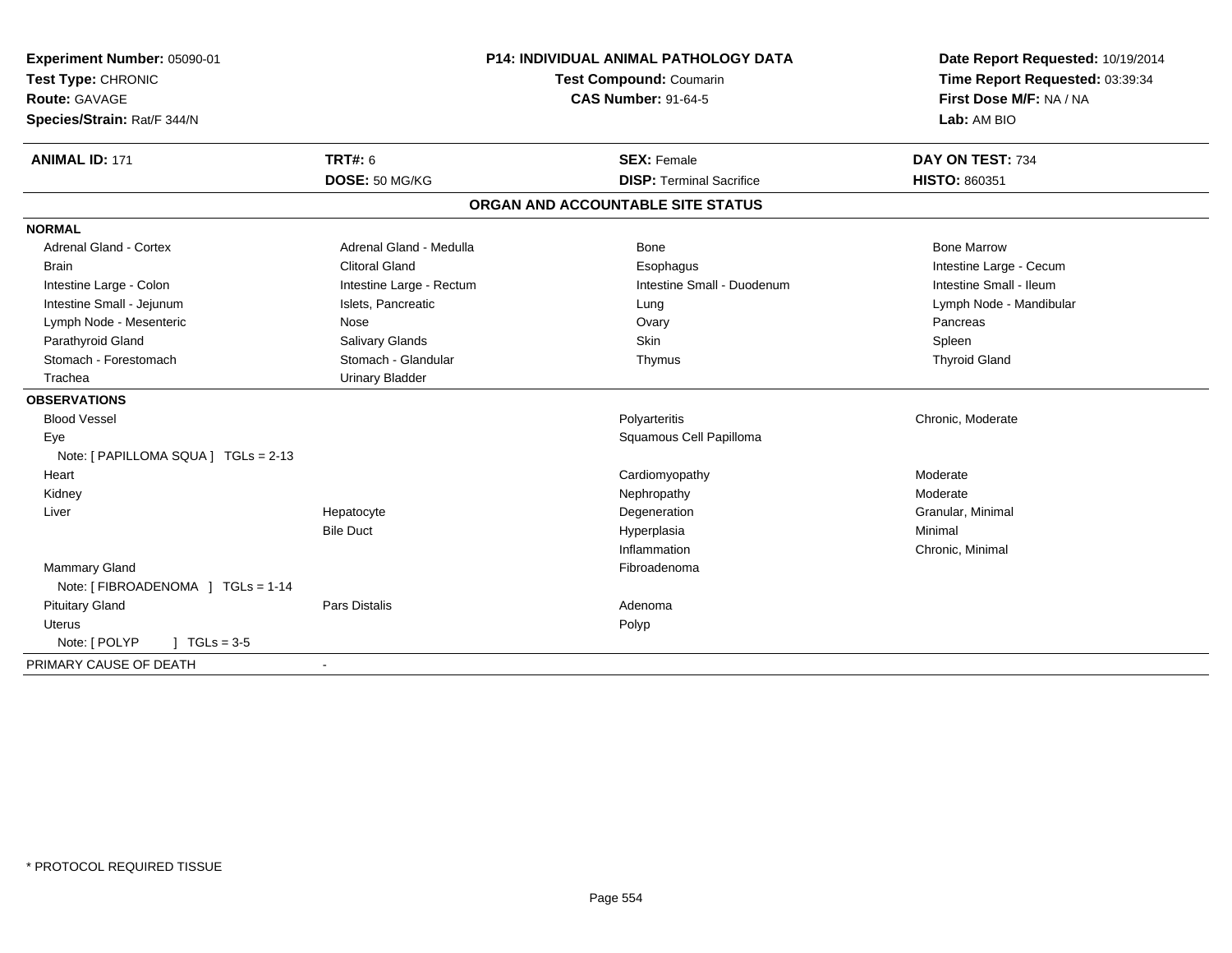**Experiment Number:** 05090-01
**Test Type:** CHRONIC
**Route:** GAVAGE
**Species/Strain:** Rat/F 344/N

**P14: INDIVIDUAL ANIMAL PATHOLOGY DATA**
**Test Compound:** Coumarin
**CAS Number:** 91-64-5

**Date Report Requested:** 10/19/2014
**Time Report Requested:** 03:39:34
**First Dose M/F:** NA / NA
**Lab:** AM BIO

| **ANIMAL ID:** 171 | **TRT#:** 6 | **SEX:** Female | **DAY ON TEST:** 734 |
|---|---|---|---|
| | **DOSE:** 50 MG/KG | **DISP:** Terminal Sacrifice | **HISTO:** 860351 |

## ORGAN AND ACCOUNTABLE SITE STATUS

**NORMAL**

| | | | |
|---|---|---|---|
| Adrenal Gland - Cortex | Adrenal Gland - Medulla | Bone | Bone Marrow |
| Brain | Clitoral Gland | Esophagus | Intestine Large - Cecum |
| Intestine Large - Colon | Intestine Large - Rectum | Intestine Small - Duodenum | Intestine Small - Ileum |
| Intestine Small - Jejunum | Islets, Pancreatic | Lung | Lymph Node - Mandibular |
| Lymph Node - Mesenteric | Nose | Ovary | Pancreas |
| Parathyroid Gland | Salivary Glands | Skin | Spleen |
| Stomach - Forestomach | Stomach - Glandular | Thymus | Thyroid Gland |
| Trachea | Urinary Bladder | | |

**OBSERVATIONS**

| | | | |
|---|---|---|---|
| Blood Vessel | | Polyarteritis | Chronic, Moderate |
| Eye | | Squamous Cell Papilloma | |
| Note: [ PAPILLOMA SQUA ] TGLs = 2-13 | | | |
| Heart | | Cardiomyopathy | Moderate |
| Kidney | | Nephropathy | Moderate |
| Liver | Hepatocyte | Degeneration | Granular, Minimal |
| | Bile Duct | Hyperplasia | Minimal |
| | | Inflammation | Chronic, Minimal |
| Mammary Gland | | Fibroadenoma | |
| Note: [ FIBROADENOMA ] TGLs = 1-14 | | | |
| Pituitary Gland | Pars Distalis | Adenoma | |
| Uterus | | Polyp | |
| Note: [ POLYP ] TGLs = 3-5 | | | |

PRIMARY CAUSE OF DEATH -

* PROTOCOL REQUIRED TISSUE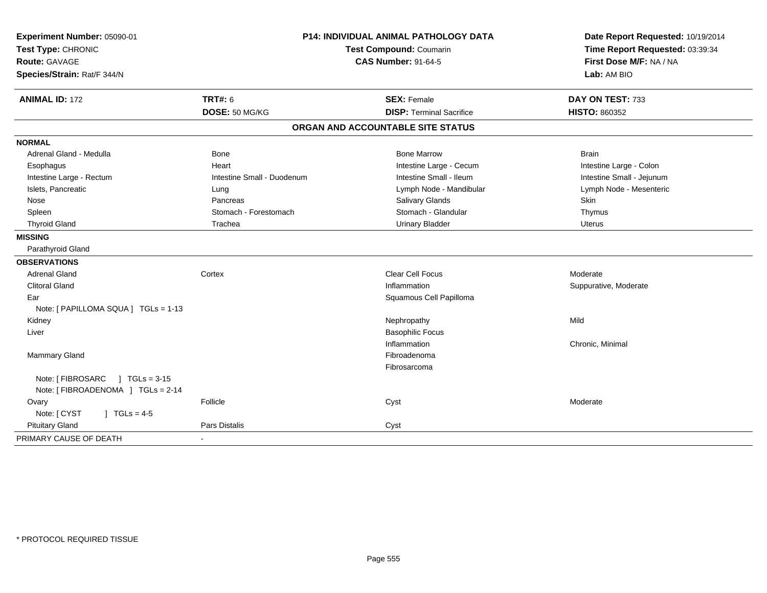**Experiment Number:** 05090-01
**Test Type:** CHRONIC
**Route:** GAVAGE
**Species/Strain:** Rat/F 344/N

**P14: INDIVIDUAL ANIMAL PATHOLOGY DATA**
**Test Compound:** Coumarin
**CAS Number:** 91-64-5

**Date Report Requested:** 10/19/2014
**Time Report Requested:** 03:39:34
**First Dose M/F:** NA / NA
**Lab:** AM BIO

| **ANIMAL ID:** 172 | **TRT#:** 6 | **SEX:** Female | **DAY ON TEST:** 733 |
|---|---|---|---|
| | **DOSE:** 50 MG/KG | **DISP:** Terminal Sacrifice | **HISTO:** 860352 |

## ORGAN AND ACCOUNTABLE SITE STATUS

| | | | |
|---|---|---|---|
| **NORMAL** | | | |
| Adrenal Gland - Medulla | Bone | Bone Marrow | Brain |
| Esophagus | Heart | Intestine Large - Cecum | Intestine Large - Colon |
| Intestine Large - Rectum | Intestine Small - Duodenum | Intestine Small - Ileum | Intestine Small - Jejunum |
| Islets, Pancreatic | Lung | Lymph Node - Mandibular | Lymph Node - Mesenteric |
| Nose | Pancreas | Salivary Glands | Skin |
| Spleen | Stomach - Forestomach | Stomach - Glandular | Thymus |
| Thyroid Gland | Trachea | Urinary Bladder | Uterus |
| **MISSING** | | | |
| Parathyroid Gland | | | |
| **OBSERVATIONS** | | | |
| Adrenal Gland | Cortex | Clear Cell Focus | Moderate |
| Clitoral Gland | | Inflammation | Suppurative, Moderate |
| Ear | | Squamous Cell Papilloma | |
| Note: [ PAPILLOMA SQUA ] TGLs = 1-13 | | | |
| Kidney | | Nephropathy | Mild |
| Liver | | Basophilic Focus | |
| | | Inflammation | Chronic, Minimal |
| Mammary Gland | | Fibroadenoma | |
| | | Fibrosarcoma | |
| Note: [ FIBROSARC ] TGLs = 3-15 | | | |
| Note: [ FIBROADENOMA ] TGLs = 2-14 | | | |
| Ovary | Follicle | Cyst | Moderate |
| Note: [ CYST ] TGLs = 4-5 | | | |
| Pituitary Gland | Pars Distalis | Cyst | |
| PRIMARY CAUSE OF DEATH | - | | |

* PROTOCOL REQUIRED TISSUE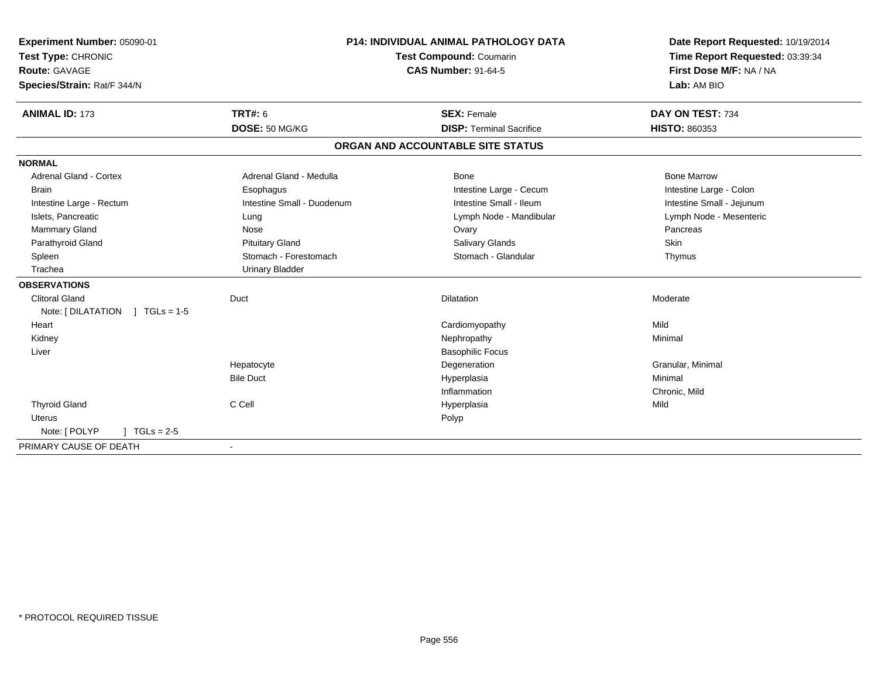**Experiment Number:** 05090-01
**Test Type:** CHRONIC
**Route:** GAVAGE
**Species/Strain:** Rat/F 344/N

**P14: INDIVIDUAL ANIMAL PATHOLOGY DATA**
**Test Compound:** Coumarin
**CAS Number:** 91-64-5

**Date Report Requested:** 10/19/2014
**Time Report Requested:** 03:39:34
**First Dose M/F:** NA / NA
**Lab:** AM BIO

| **ANIMAL ID:** 173 | **TRT#:** 6 | **SEX:** Female | **DAY ON TEST:** 734 |
|---|---|---|---|
| | **DOSE:** 50 MG/KG | **DISP:** Terminal Sacrifice | **HISTO:** 860353 |

## ORGAN AND ACCOUNTABLE SITE STATUS

| | | | |
|---|---|---|---|
| **NORMAL** | | | |
| Adrenal Gland - Cortex | Adrenal Gland - Medulla | Bone | Bone Marrow |
| Brain | Esophagus | Intestine Large - Cecum | Intestine Large - Colon |
| Intestine Large - Rectum | Intestine Small - Duodenum | Intestine Small - Ileum | Intestine Small - Jejunum |
| Islets, Pancreatic | Lung | Lymph Node - Mandibular | Lymph Node - Mesenteric |
| Mammary Gland | Nose | Ovary | Pancreas |
| Parathyroid Gland | Pituitary Gland | Salivary Glands | Skin |
| Spleen | Stomach - Forestomach | Stomach - Glandular | Thymus |
| Trachea | Urinary Bladder | | |
| **OBSERVATIONS** | | | |
| Clitoral Gland | Duct | Dilatation | Moderate |
| Note: [ DILATATION ] TGLs = 1-5 | | | |
| Heart | | Cardiomyopathy | Mild |
| Kidney | | Nephropathy | Minimal |
| Liver | | Basophilic Focus | |
| | Hepatocyte | Degeneration | Granular, Minimal |
| | Bile Duct | Hyperplasia | Minimal |
| | | Inflammation | Chronic, Mild |
| Thyroid Gland | C Cell | Hyperplasia | Mild |
| Uterus | | Polyp | |
| Note: [ POLYP ] TGLs = 2-5 | | | |
| PRIMARY CAUSE OF DEATH | - | | |

\* PROTOCOL REQUIRED TISSUE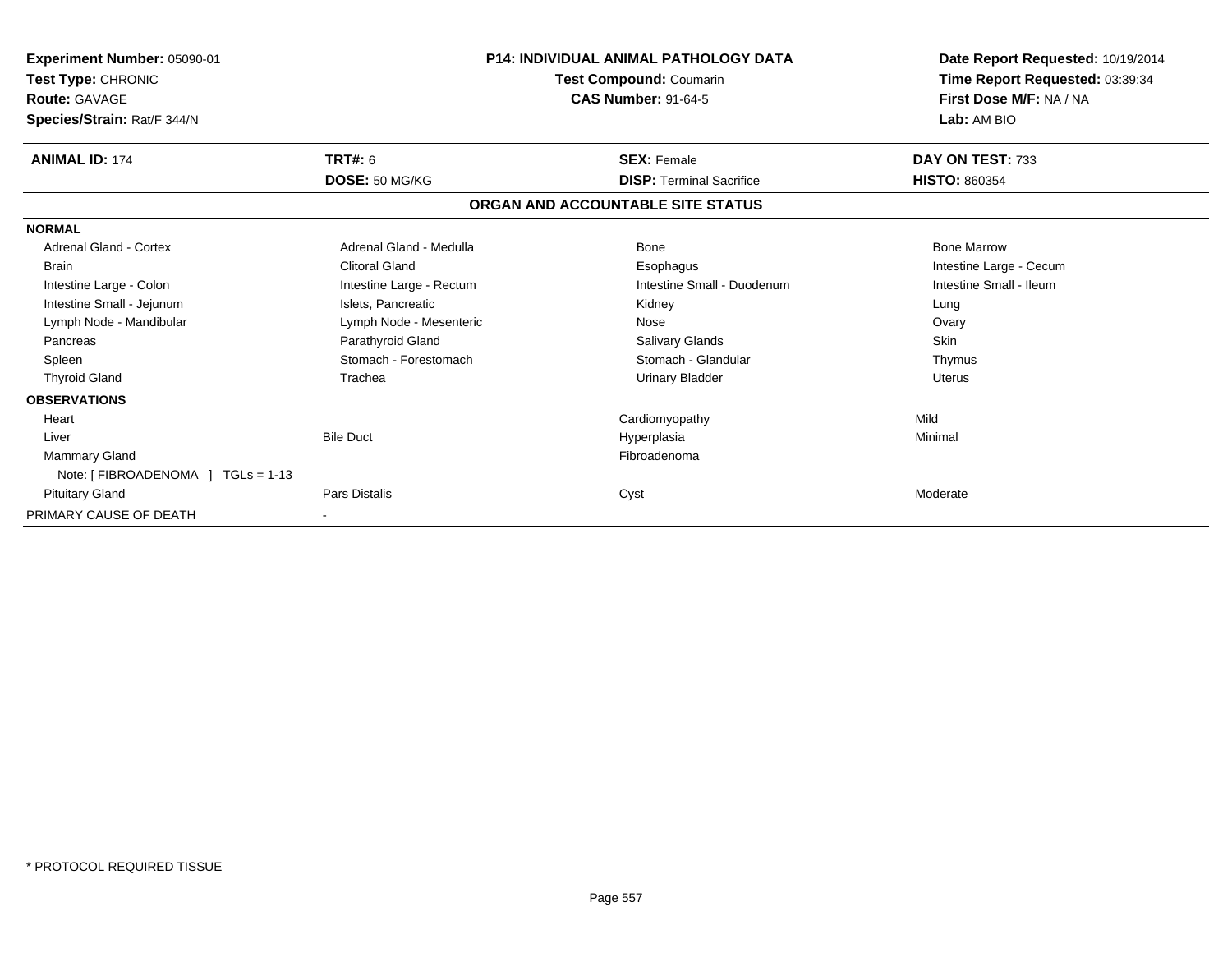**Experiment Number:** 05090-01
**Test Type:** CHRONIC
**Route:** GAVAGE
**Species/Strain:** Rat/F 344/N

**P14: INDIVIDUAL ANIMAL PATHOLOGY DATA**
**Test Compound:** Coumarin
**CAS Number:** 91-64-5

**Date Report Requested:** 10/19/2014
**Time Report Requested:** 03:39:34
**First Dose M/F:** NA / NA
**Lab:** AM BIO

| **ANIMAL ID:** 174 | **TRT#:** 6 | **SEX:** Female | **DAY ON TEST:** 733 |
|---|---|---|---|
| | **DOSE:** 50 MG/KG | **DISP:** Terminal Sacrifice | **HISTO:** 860354 |

**ORGAN AND ACCOUNTABLE SITE STATUS**

| | | | |
|---|---|---|---|
| **NORMAL** | | | |
| Adrenal Gland - Cortex | Adrenal Gland - Medulla | Bone | Bone Marrow |
| Brain | Clitoral Gland | Esophagus | Intestine Large - Cecum |
| Intestine Large - Colon | Intestine Large - Rectum | Intestine Small - Duodenum | Intestine Small - Ileum |
| Intestine Small - Jejunum | Islets, Pancreatic | Kidney | Lung |
| Lymph Node - Mandibular | Lymph Node - Mesenteric | Nose | Ovary |
| Pancreas | Parathyroid Gland | Salivary Glands | Skin |
| Spleen | Stomach - Forestomach | Stomach - Glandular | Thymus |
| Thyroid Gland | Trachea | Urinary Bladder | Uterus |
| **OBSERVATIONS** | | | |
| Heart | | Cardiomyopathy | Mild |
| Liver | Bile Duct | Hyperplasia | Minimal |
| Mammary Gland | | Fibroadenoma | |
| Note: [ FIBROADENOMA ] TGLs = 1-13 | | | |
| Pituitary Gland | Pars Distalis | Cyst | Moderate |
| PRIMARY CAUSE OF DEATH | - | | |

* PROTOCOL REQUIRED TISSUE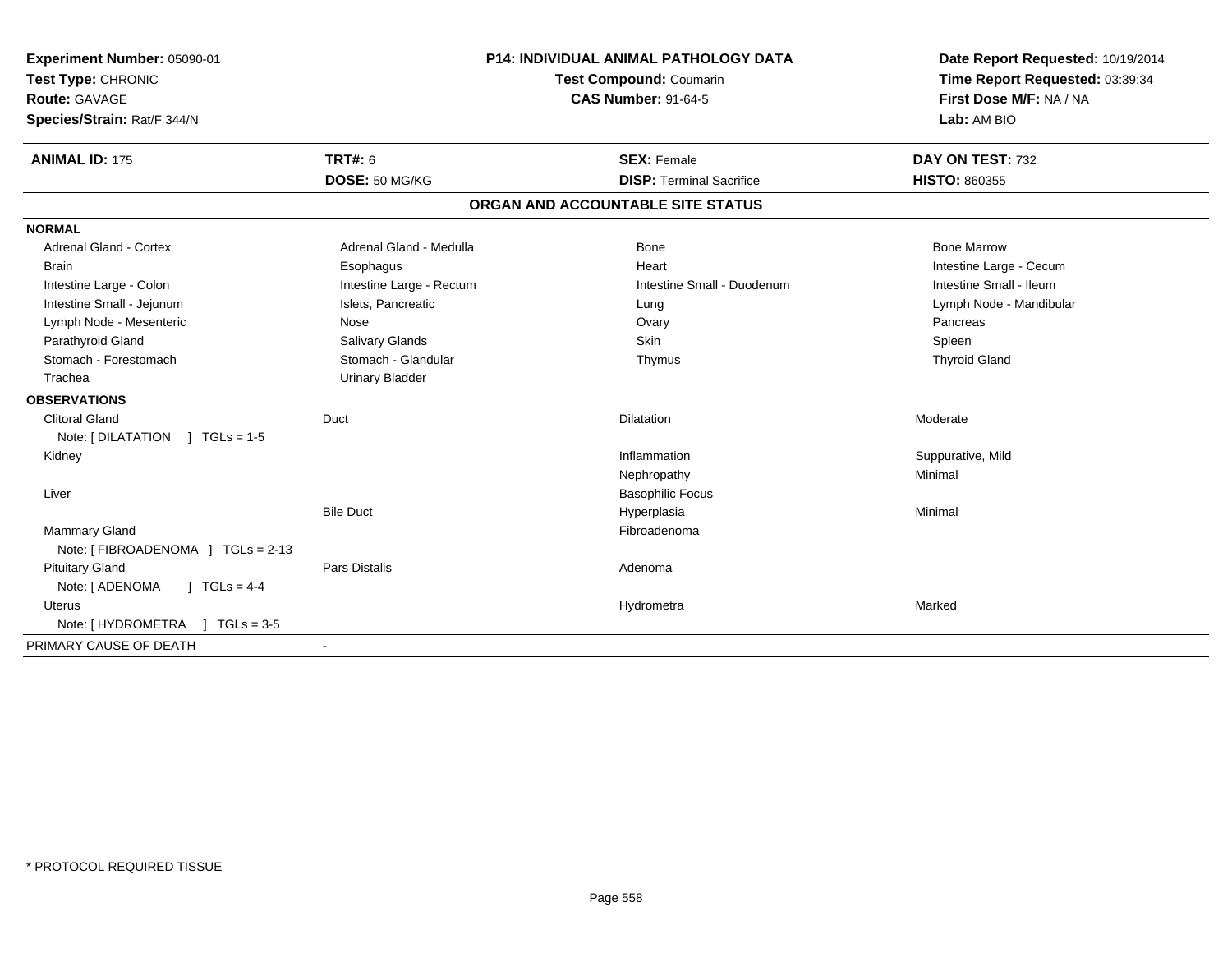**Experiment Number:** 05090-01
**Test Type:** CHRONIC
**Route:** GAVAGE
**Species/Strain:** Rat/F 344/N

**P14: INDIVIDUAL ANIMAL PATHOLOGY DATA**
**Test Compound:** Coumarin
**CAS Number:** 91-64-5

**Date Report Requested:** 10/19/2014
**Time Report Requested:** 03:39:34
**First Dose M/F:** NA / NA
**Lab:** AM BIO

| **ANIMAL ID:** 175 | **TRT#:** 6 | **SEX:** Female | **DAY ON TEST:** 732 |
|---|---|---|---|
| | **DOSE:** 50 MG/KG | **DISP:** Terminal Sacrifice | **HISTO:** 860355 |

## ORGAN AND ACCOUNTABLE SITE STATUS

**NORMAL**

| | | | |
|---|---|---|---|
| Adrenal Gland - Cortex | Adrenal Gland - Medulla | Bone | Bone Marrow |
| Brain | Esophagus | Heart | Intestine Large - Cecum |
| Intestine Large - Colon | Intestine Large - Rectum | Intestine Small - Duodenum | Intestine Small - Ileum |
| Intestine Small - Jejunum | Islets, Pancreatic | Lung | Lymph Node - Mandibular |
| Lymph Node - Mesenteric | Nose | Ovary | Pancreas |
| Parathyroid Gland | Salivary Glands | Skin | Spleen |
| Stomach - Forestomach | Stomach - Glandular | Thymus | Thyroid Gland |
| Trachea | Urinary Bladder | | |

**OBSERVATIONS**

| | | | |
|---|---|---|---|
| Clitoral Gland | Duct | Dilatation | Moderate |
| Note: [ DILATATION ] TGLs = 1-5 | | | |
| Kidney | | Inflammation | Suppurative, Mild |
| | | Nephropathy | Minimal |
| Liver | | Basophilic Focus | |
| | Bile Duct | Hyperplasia | Minimal |
| Mammary Gland | | Fibroadenoma | |
| Note: [ FIBROADENOMA ] TGLs = 2-13 | | | |
| Pituitary Gland | Pars Distalis | Adenoma | |
| Note: [ ADENOMA ] TGLs = 4-4 | | | |
| Uterus | | Hydrometra | Marked |
| Note: [ HYDROMETRA ] TGLs = 3-5 | | | |

PRIMARY CAUSE OF DEATH -

\* PROTOCOL REQUIRED TISSUE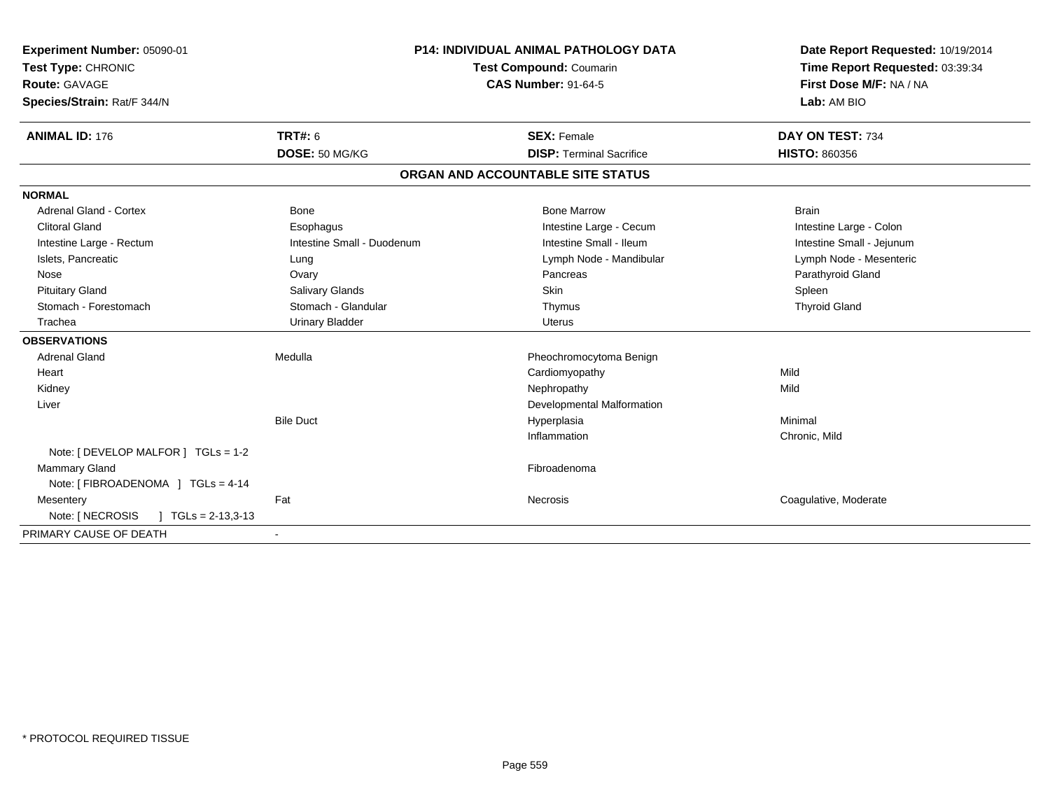**Experiment Number:** 05090-01
**Test Type:** CHRONIC
**Route:** GAVAGE
**Species/Strain:** Rat/F 344/N

**P14: INDIVIDUAL ANIMAL PATHOLOGY DATA**
**Test Compound:** Coumarin
**CAS Number:** 91-64-5

**Date Report Requested:** 10/19/2014
**Time Report Requested:** 03:39:34
**First Dose M/F:** NA / NA
**Lab:** AM BIO

| **ANIMAL ID:** 176 | **TRT#:** 6 | **SEX:** Female | **DAY ON TEST:** 734 |
|---|---|---|---|
| | **DOSE:** 50 MG/KG | **DISP:** Terminal Sacrifice | **HISTO:** 860356 |

## ORGAN AND ACCOUNTABLE SITE STATUS

| | | | |
|---|---|---|---|
| **NORMAL** | | | |
| Adrenal Gland - Cortex | Bone | Bone Marrow | Brain |
| Clitoral Gland | Esophagus | Intestine Large - Cecum | Intestine Large - Colon |
| Intestine Large - Rectum | Intestine Small - Duodenum | Intestine Small - Ileum | Intestine Small - Jejunum |
| Islets, Pancreatic | Lung | Lymph Node - Mandibular | Lymph Node - Mesenteric |
| Nose | Ovary | Pancreas | Parathyroid Gland |
| Pituitary Gland | Salivary Glands | Skin | Spleen |
| Stomach - Forestomach | Stomach - Glandular | Thymus | Thyroid Gland |
| Trachea | Urinary Bladder | Uterus | |
| **OBSERVATIONS** | | | |
| Adrenal Gland | Medulla | Pheochromocytoma Benign | |
| Heart | | Cardiomyopathy | Mild |
| Kidney | | Nephropathy | Mild |
| Liver | | Developmental Malformation | |
| | Bile Duct | Hyperplasia | Minimal |
| | | Inflammation | Chronic, Mild |
| Note: [ DEVELOP MALFOR ] TGLs = 1-2 | | | |
| Mammary Gland | | Fibroadenoma | |
| Note: [ FIBROADENOMA ] TGLs = 4-14 | | | |
| Mesentery | Fat | Necrosis | Coagulative, Moderate |
| Note: [ NECROSIS ] TGLs = 2-13,3-13 | | | |
| PRIMARY CAUSE OF DEATH | - | | |

* PROTOCOL REQUIRED TISSUE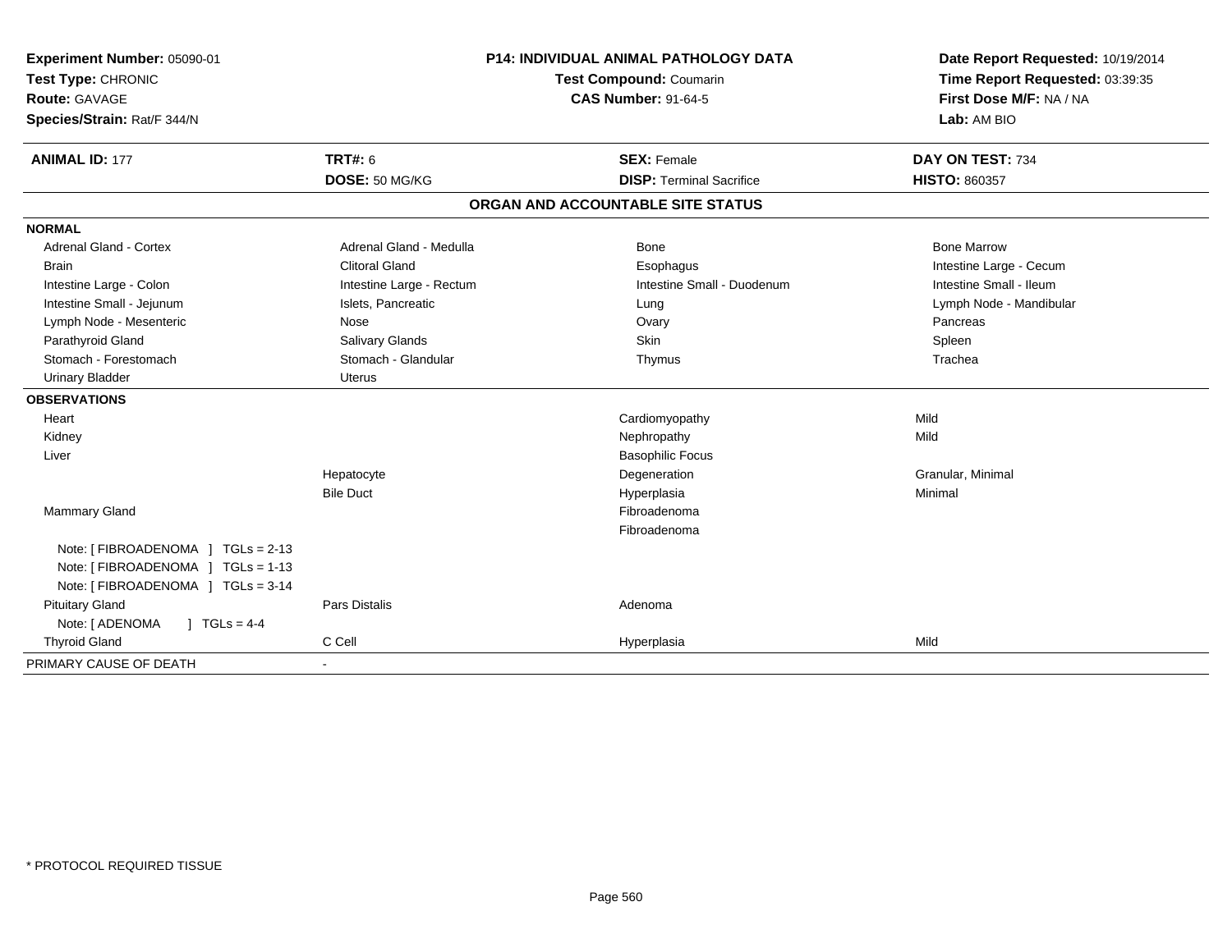**Experiment Number:** 05090-01
**Test Type:** CHRONIC
**Route:** GAVAGE
**Species/Strain:** Rat/F 344/N

**P14: INDIVIDUAL ANIMAL PATHOLOGY DATA**
**Test Compound:** Coumarin
**CAS Number:** 91-64-5

**Date Report Requested:** 10/19/2014
**Time Report Requested:** 03:39:35
**First Dose M/F:** NA / NA
**Lab:** AM BIO

| **ANIMAL ID:** 177 | **TRT#:** 6 | **SEX:** Female | **DAY ON TEST:** 734 |
|---|---|---|---|
| | **DOSE:** 50 MG/KG | **DISP:** Terminal Sacrifice | **HISTO:** 860357 |

## ORGAN AND ACCOUNTABLE SITE STATUS

| | | | |
|---|---|---|---|
| **NORMAL** | | | |
| Adrenal Gland - Cortex | Adrenal Gland - Medulla | Bone | Bone Marrow |
| Brain | Clitoral Gland | Esophagus | Intestine Large - Cecum |
| Intestine Large - Colon | Intestine Large - Rectum | Intestine Small - Duodenum | Intestine Small - Ileum |
| Intestine Small - Jejunum | Islets, Pancreatic | Lung | Lymph Node - Mandibular |
| Lymph Node - Mesenteric | Nose | Ovary | Pancreas |
| Parathyroid Gland | Salivary Glands | Skin | Spleen |
| Stomach - Forestomach | Stomach - Glandular | Thymus | Trachea |
| Urinary Bladder | Uterus | | |
| **OBSERVATIONS** | | | |
| Heart | | Cardiomyopathy | Mild |
| Kidney | | Nephropathy | Mild |
| Liver | | Basophilic Focus | |
| | Hepatocyte | Degeneration | Granular, Minimal |
| | Bile Duct | Hyperplasia | Minimal |
| Mammary Gland | | Fibroadenoma | |
| | | Fibroadenoma | |
| Note: [ FIBROADENOMA ] TGLs = 2-13 | | | |
| Note: [ FIBROADENOMA ] TGLs = 1-13 | | | |
| Note: [ FIBROADENOMA ] TGLs = 3-14 | | | |
| Pituitary Gland | Pars Distalis | Adenoma | |
| Note: [ ADENOMA ] TGLs = 4-4 | | | |
| Thyroid Gland | C Cell | Hyperplasia | Mild |
| PRIMARY CAUSE OF DEATH | - | | |

\* PROTOCOL REQUIRED TISSUE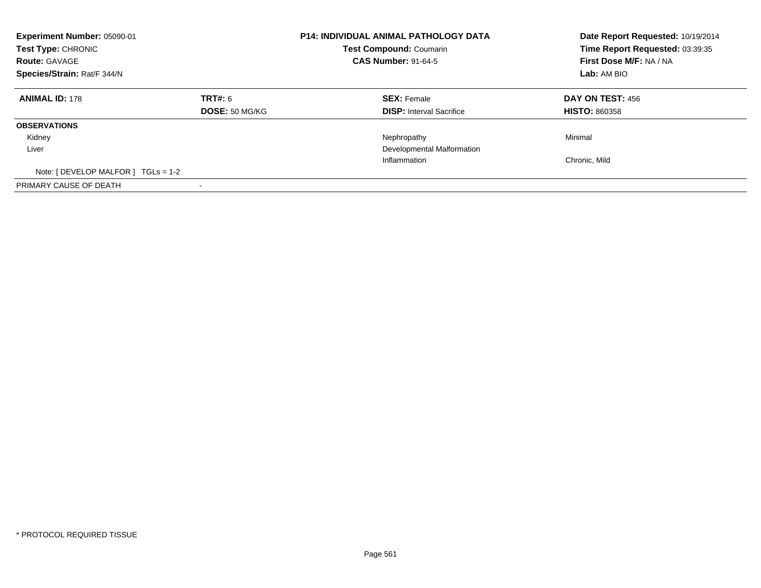| **Experiment Number:** 05090-01 | **P14: INDIVIDUAL ANIMAL PATHOLOGY DATA** | **Date Report Requested:** 10/19/2014 |
|---|---|---|
| **Test Type:** CHRONIC | **Test Compound:** Coumarin | **Time Report Requested:** 03:39:35 |
| **Route:** GAVAGE | **CAS Number:** 91-64-5 | **First Dose M/F:** NA / NA |
| **Species/Strain:** Rat/F 344/N | | **Lab:** AM BIO |

| **ANIMAL ID:** 178 | **TRT#:** 6 | **SEX:** Female | **DAY ON TEST:** 456 |
|---|---|---|---|
| | **DOSE:** 50 MG/KG | **DISP:** Interval Sacrifice | **HISTO:** 860358 |
| **OBSERVATIONS** | | | |
| Kidney | | Nephropathy | Minimal |
| Liver | | Developmental Malformation | |
| | | Inflammation | Chronic, Mild |
| Note: [ DEVELOP MALFOR ] TGLs = 1-2 | | | |
| PRIMARY CAUSE OF DEATH | - | | |

* PROTOCOL REQUIRED TISSUE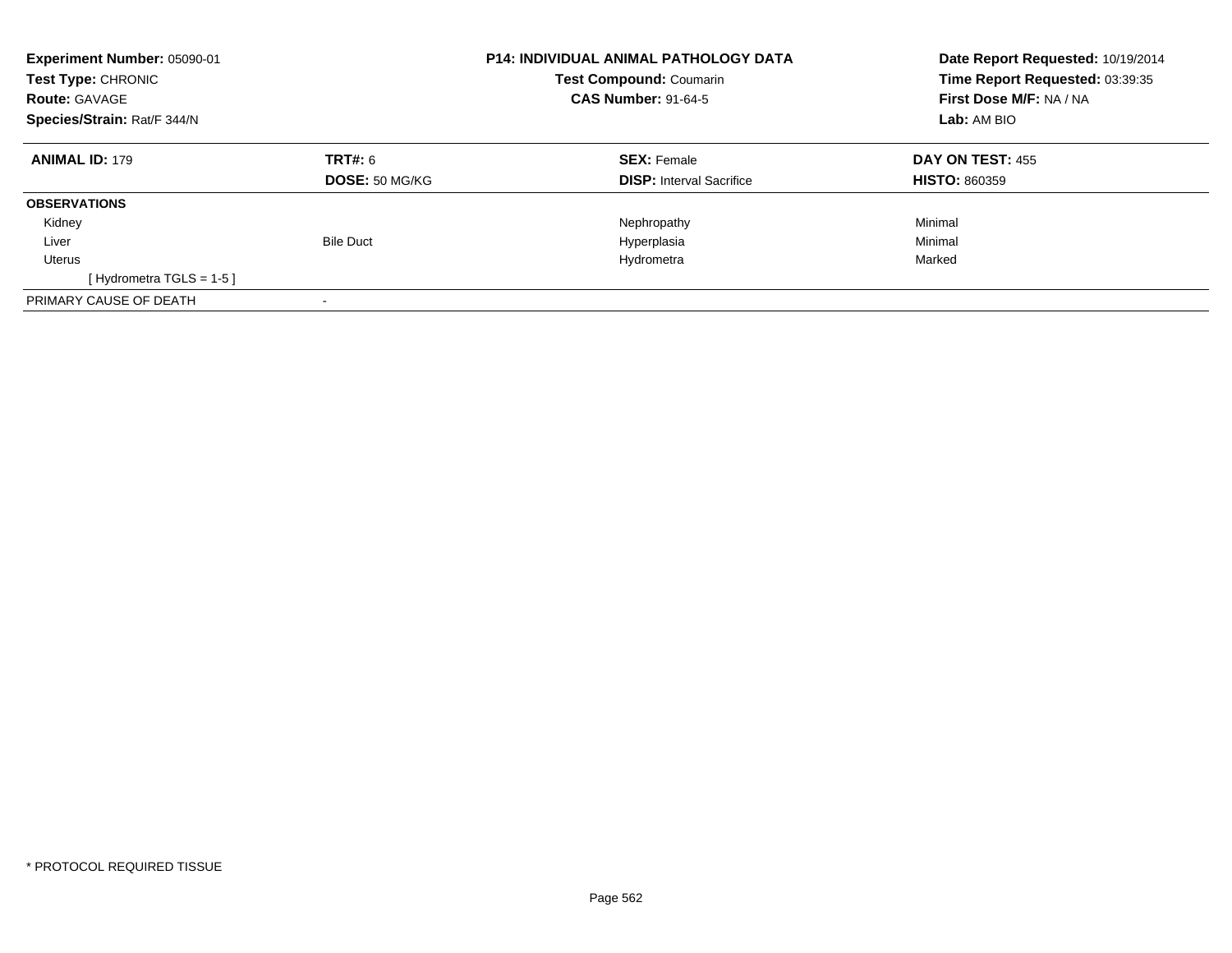**Experiment Number:** 05090-01
**Test Type:** CHRONIC
**Route:** GAVAGE
**Species/Strain:** Rat/F 344/N

**P14: INDIVIDUAL ANIMAL PATHOLOGY DATA**
**Test Compound:** Coumarin
**CAS Number:** 91-64-5

**Date Report Requested:** 10/19/2014
**Time Report Requested:** 03:39:35
**First Dose M/F:** NA / NA
**Lab:** AM BIO

| **ANIMAL ID:** 179 | **TRT#:** 6 | **SEX:** Female | **DAY ON TEST:** 455 |
|---|---|---|---|
| | **DOSE:** 50 MG/KG | **DISP:** Interval Sacrifice | **HISTO:** 860359 |
| **OBSERVATIONS** | | | |
| Kidney | | Nephropathy | Minimal |
| Liver | Bile Duct | Hyperplasia | Minimal |
| Uterus | | Hydrometra | Marked |
| [ Hydrometra TGLS = 1-5 ] | | | |
| PRIMARY CAUSE OF DEATH | - | | |

* PROTOCOL REQUIRED TISSUE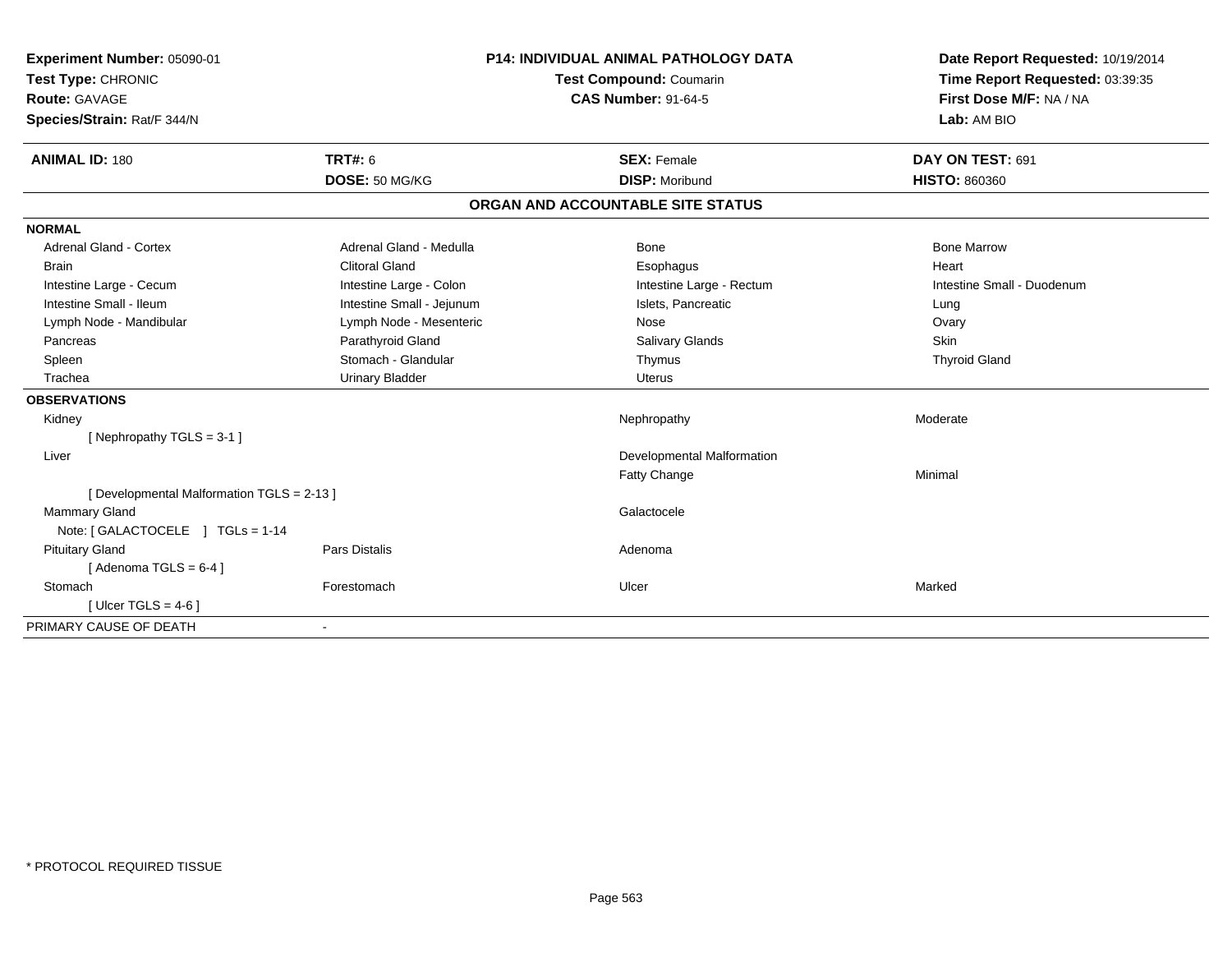**Experiment Number:** 05090-01
**Test Type:** CHRONIC
**Route:** GAVAGE
**Species/Strain:** Rat/F 344/N

**P14: INDIVIDUAL ANIMAL PATHOLOGY DATA**
**Test Compound:** Coumarin
**CAS Number:** 91-64-5

**Date Report Requested:** 10/19/2014
**Time Report Requested:** 03:39:35
**First Dose M/F:** NA / NA
**Lab:** AM BIO

| **ANIMAL ID:** 180 | **TRT#:** 6 | **SEX:** Female | **DAY ON TEST:** 691 |
|---|---|---|---|
| | **DOSE:** 50 MG/KG | **DISP:** Moribund | **HISTO:** 860360 |

## ORGAN AND ACCOUNTABLE SITE STATUS

**NORMAL**

| | | | |
|---|---|---|---|
| Adrenal Gland - Cortex | Adrenal Gland - Medulla | Bone | Bone Marrow |
| Brain | Clitoral Gland | Esophagus | Heart |
| Intestine Large - Cecum | Intestine Large - Colon | Intestine Large - Rectum | Intestine Small - Duodenum |
| Intestine Small - Ileum | Intestine Small - Jejunum | Islets, Pancreatic | Lung |
| Lymph Node - Mandibular | Lymph Node - Mesenteric | Nose | Ovary |
| Pancreas | Parathyroid Gland | Salivary Glands | Skin |
| Spleen | Stomach - Glandular | Thymus | Thyroid Gland |
| Trachea | Urinary Bladder | Uterus | |

**OBSERVATIONS**

| | | | |
|---|---|---|---|
| Kidney | | Nephropathy | Moderate |
| [ Nephropathy TGLS = 3-1 ] | | | |
| Liver | | Developmental Malformation | |
| | | Fatty Change | Minimal |
| [ Developmental Malformation TGLS = 2-13 ] | | | |
| Mammary Gland | | Galactocele | |
| Note: [ GALACTOCELE ] TGLs = 1-14 | | | |
| Pituitary Gland | Pars Distalis | Adenoma | |
| [ Adenoma TGLS = 6-4 ] | | | |
| Stomach | Forestomach | Ulcer | Marked |
| [ Ulcer TGLS = 4-6 ] | | | |

PRIMARY CAUSE OF DEATH -

\* PROTOCOL REQUIRED TISSUE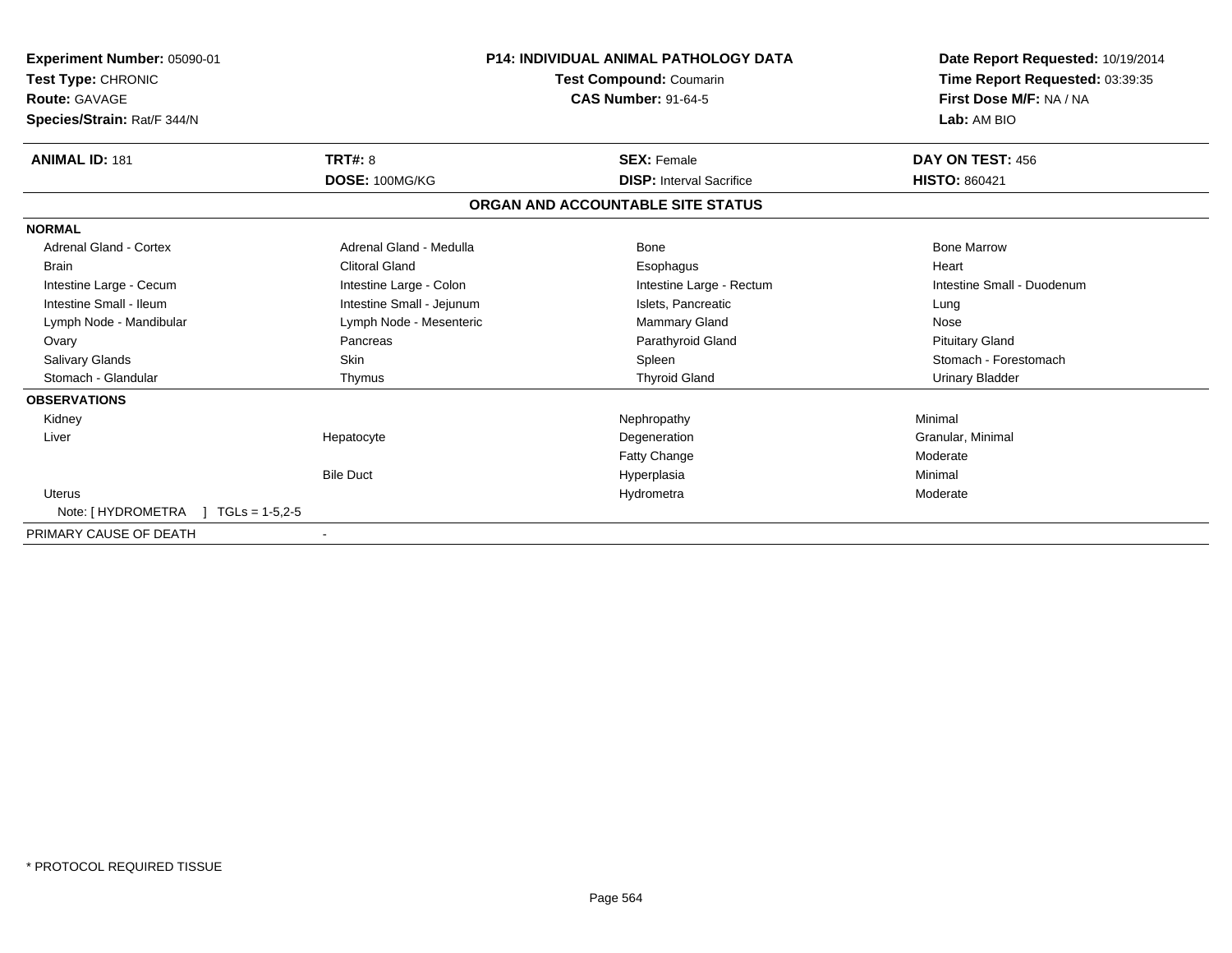**Experiment Number:** 05090-01
**Test Type:** CHRONIC
**Route:** GAVAGE
**Species/Strain:** Rat/F 344/N

**P14: INDIVIDUAL ANIMAL PATHOLOGY DATA**
**Test Compound:** Coumarin
**CAS Number:** 91-64-5

**Date Report Requested:** 10/19/2014
**Time Report Requested:** 03:39:35
**First Dose M/F:** NA / NA
**Lab:** AM BIO

| **ANIMAL ID:** 181 | **TRT#:** 8 | **SEX:** Female | **DAY ON TEST:** 456 |
|---|---|---|---|
| | **DOSE:** 100MG/KG | **DISP:** Interval Sacrifice | **HISTO:** 860421 |

## ORGAN AND ACCOUNTABLE SITE STATUS

**NORMAL**

| | | | |
|---|---|---|---|
| Adrenal Gland - Cortex | Adrenal Gland - Medulla | Bone | Bone Marrow |
| Brain | Clitoral Gland | Esophagus | Heart |
| Intestine Large - Cecum | Intestine Large - Colon | Intestine Large - Rectum | Intestine Small - Duodenum |
| Intestine Small - Ileum | Intestine Small - Jejunum | Islets, Pancreatic | Lung |
| Lymph Node - Mandibular | Lymph Node - Mesenteric | Mammary Gland | Nose |
| Ovary | Pancreas | Parathyroid Gland | Pituitary Gland |
| Salivary Glands | Skin | Spleen | Stomach - Forestomach |
| Stomach - Glandular | Thymus | Thyroid Gland | Urinary Bladder |

**OBSERVATIONS**

| | | | |
|---|---|---|---|
| Kidney | | Nephropathy | Minimal |
| Liver | Hepatocyte | Degeneration | Granular, Minimal |
| | | Fatty Change | Moderate |
| | Bile Duct | Hyperplasia | Minimal |
| Uterus | | Hydrometra | Moderate |
| Note: [ HYDROMETRA ] TGLs = 1-5,2-5 | | | |

PRIMARY CAUSE OF DEATH -

\* PROTOCOL REQUIRED TISSUE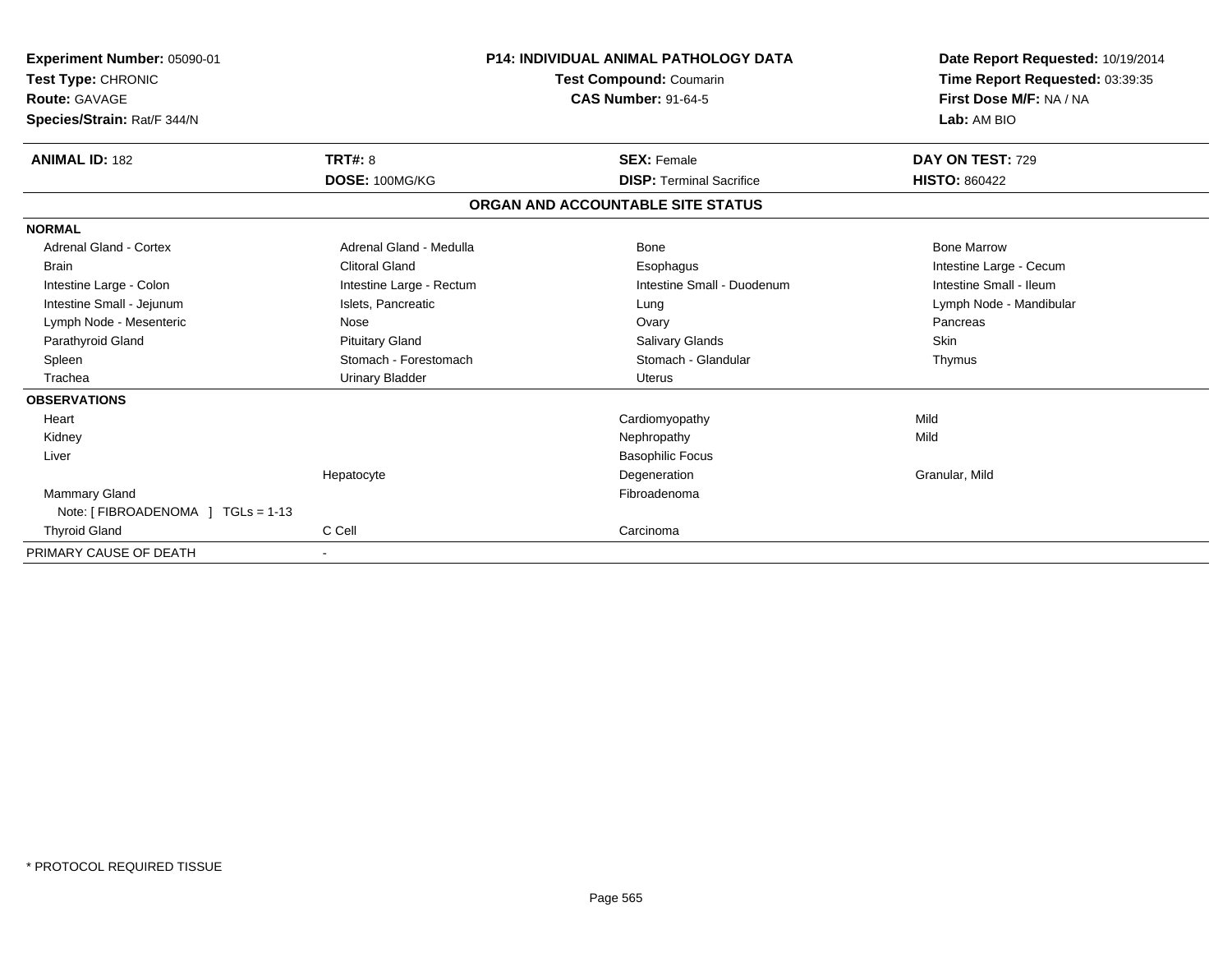**Experiment Number:** 05090-01
**Test Type:** CHRONIC
**Route:** GAVAGE
**Species/Strain:** Rat/F 344/N

**P14: INDIVIDUAL ANIMAL PATHOLOGY DATA**
**Test Compound:** Coumarin
**CAS Number:** 91-64-5

**Date Report Requested:** 10/19/2014
**Time Report Requested:** 03:39:35
**First Dose M/F:** NA / NA
**Lab:** AM BIO

| **ANIMAL ID:** 182 | **TRT#:** 8 | **SEX:** Female | **DAY ON TEST:** 729 |
|---|---|---|---|
| | **DOSE:** 100MG/KG | **DISP:** Terminal Sacrifice | **HISTO:** 860422 |

## ORGAN AND ACCOUNTABLE SITE STATUS

**NORMAL**

| | | | |
|---|---|---|---|
| Adrenal Gland - Cortex | Adrenal Gland - Medulla | Bone | Bone Marrow |
| Brain | Clitoral Gland | Esophagus | Intestine Large - Cecum |
| Intestine Large - Colon | Intestine Large - Rectum | Intestine Small - Duodenum | Intestine Small - Ileum |
| Intestine Small - Jejunum | Islets, Pancreatic | Lung | Lymph Node - Mandibular |
| Lymph Node - Mesenteric | Nose | Ovary | Pancreas |
| Parathyroid Gland | Pituitary Gland | Salivary Glands | Skin |
| Spleen | Stomach - Forestomach | Stomach - Glandular | Thymus |
| Trachea | Urinary Bladder | Uterus | |

**OBSERVATIONS**

| | | | |
|---|---|---|---|
| Heart | | Cardiomyopathy | Mild |
| Kidney | | Nephropathy | Mild |
| Liver | | Basophilic Focus | |
| | Hepatocyte | Degeneration | Granular, Mild |
| Mammary Gland | | Fibroadenoma | |
| Note: [ FIBROADENOMA ] TGLs = 1-13 | | | |
| Thyroid Gland | C Cell | Carcinoma | |

PRIMARY CAUSE OF DEATH -

\* PROTOCOL REQUIRED TISSUE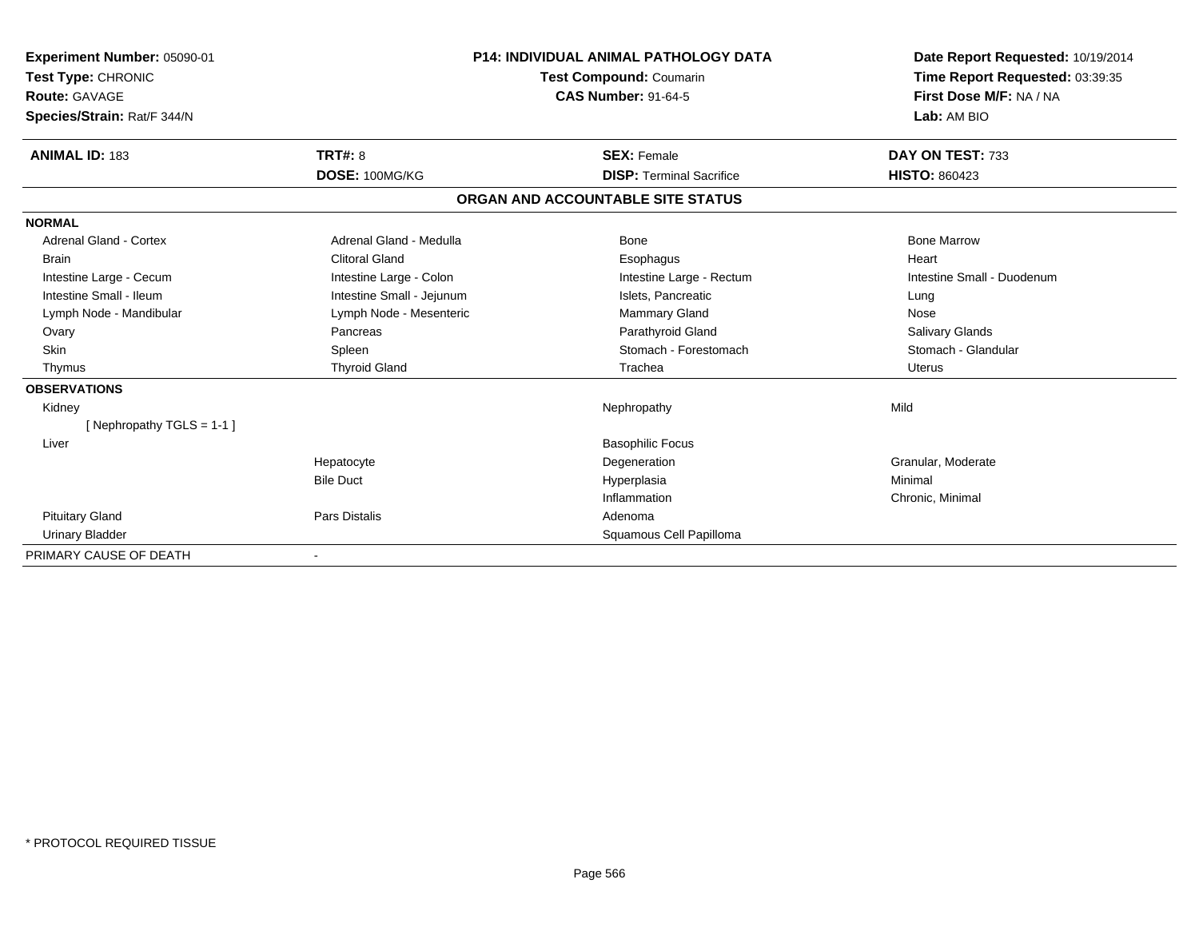**Experiment Number:** 05090-01
**Test Type:** CHRONIC
**Route:** GAVAGE
**Species/Strain:** Rat/F 344/N

**P14: INDIVIDUAL ANIMAL PATHOLOGY DATA**
**Test Compound:** Coumarin
**CAS Number:** 91-64-5

**Date Report Requested:** 10/19/2014
**Time Report Requested:** 03:39:35
**First Dose M/F:** NA / NA
**Lab:** AM BIO

| **ANIMAL ID:** 183 | **TRT#:** 8 | **SEX:** Female | **DAY ON TEST:** 733 |
|---|---|---|---|
| | **DOSE:** 100MG/KG | **DISP:** Terminal Sacrifice | **HISTO:** 860423 |

## ORGAN AND ACCOUNTABLE SITE STATUS

| | | | |
|---|---|---|---|
| **NORMAL** | | | |
| Adrenal Gland - Cortex | Adrenal Gland - Medulla | Bone | Bone Marrow |
| Brain | Clitoral Gland | Esophagus | Heart |
| Intestine Large - Cecum | Intestine Large - Colon | Intestine Large - Rectum | Intestine Small - Duodenum |
| Intestine Small - Ileum | Intestine Small - Jejunum | Islets, Pancreatic | Lung |
| Lymph Node - Mandibular | Lymph Node - Mesenteric | Mammary Gland | Nose |
| Ovary | Pancreas | Parathyroid Gland | Salivary Glands |
| Skin | Spleen | Stomach - Forestomach | Stomach - Glandular |
| Thymus | Thyroid Gland | Trachea | Uterus |
| **OBSERVATIONS** | | | |
| Kidney | | Nephropathy | Mild |
| [ Nephropathy TGLS = 1-1 ] | | | |
| Liver | | Basophilic Focus | |
| | Hepatocyte | Degeneration | Granular, Moderate |
| | Bile Duct | Hyperplasia | Minimal |
| | | Inflammation | Chronic, Minimal |
| Pituitary Gland | Pars Distalis | Adenoma | |
| Urinary Bladder | | Squamous Cell Papilloma | |
| PRIMARY CAUSE OF DEATH | - | | |

\* PROTOCOL REQUIRED TISSUE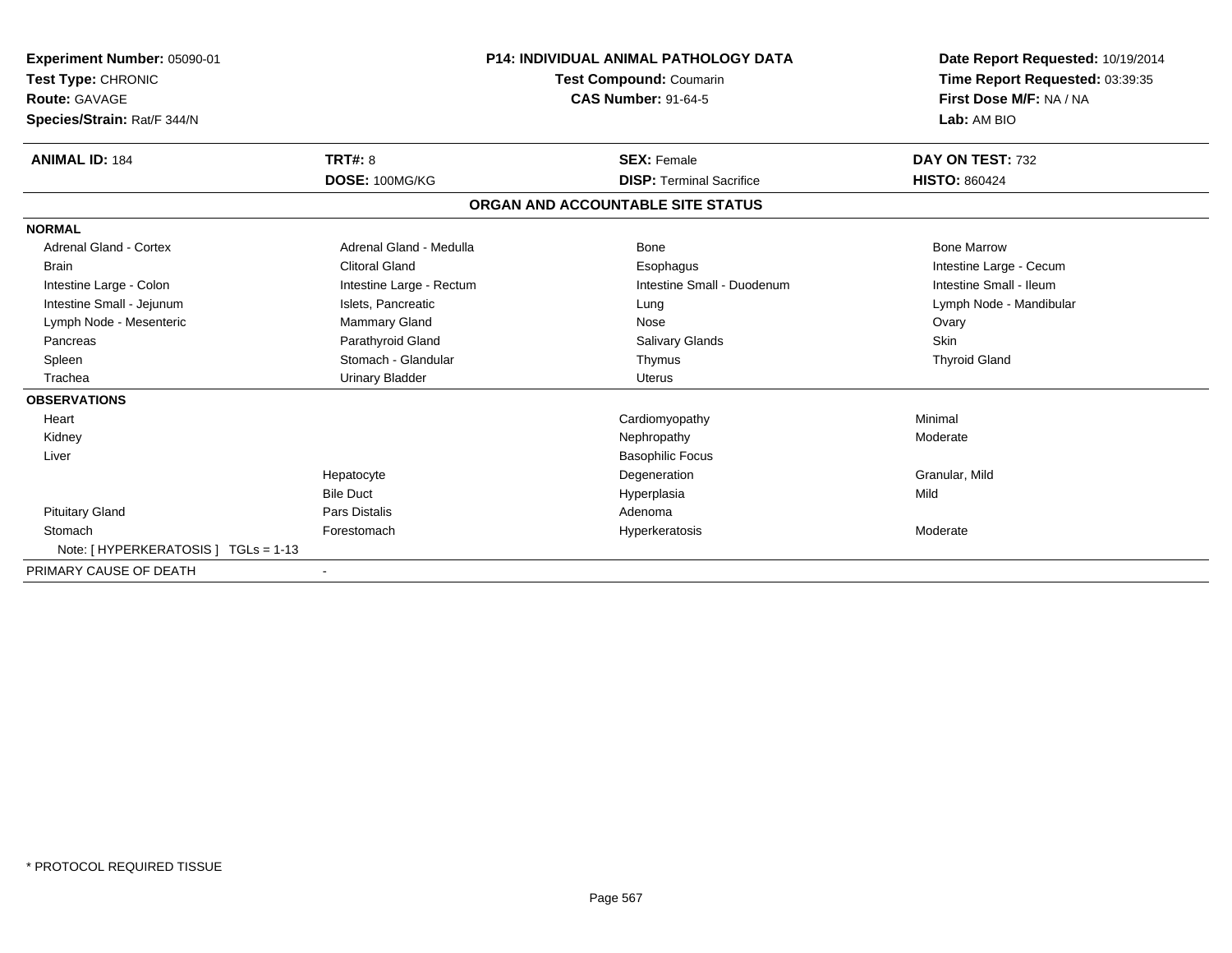**Experiment Number:** 05090-01
**Test Type:** CHRONIC
**Route:** GAVAGE
**Species/Strain:** Rat/F 344/N

**P14: INDIVIDUAL ANIMAL PATHOLOGY DATA**
**Test Compound:** Coumarin
**CAS Number:** 91-64-5

**Date Report Requested:** 10/19/2014
**Time Report Requested:** 03:39:35
**First Dose M/F:** NA / NA
**Lab:** AM BIO

| **ANIMAL ID:** 184 | **TRT#:** 8 | **SEX:** Female | **DAY ON TEST:** 732 |
|---|---|---|---|
| | **DOSE:** 100MG/KG | **DISP:** Terminal Sacrifice | **HISTO:** 860424 |

## ORGAN AND ACCOUNTABLE SITE STATUS

| | | | |
|---|---|---|---|
| **NORMAL** | | | |
| Adrenal Gland - Cortex | Adrenal Gland - Medulla | Bone | Bone Marrow |
| Brain | Clitoral Gland | Esophagus | Intestine Large - Cecum |
| Intestine Large - Colon | Intestine Large - Rectum | Intestine Small - Duodenum | Intestine Small - Ileum |
| Intestine Small - Jejunum | Islets, Pancreatic | Lung | Lymph Node - Mandibular |
| Lymph Node - Mesenteric | Mammary Gland | Nose | Ovary |
| Pancreas | Parathyroid Gland | Salivary Glands | Skin |
| Spleen | Stomach - Glandular | Thymus | Thyroid Gland |
| Trachea | Urinary Bladder | Uterus | |
| **OBSERVATIONS** | | | |
| Heart | | Cardiomyopathy | Minimal |
| Kidney | | Nephropathy | Moderate |
| Liver | | Basophilic Focus | |
| | Hepatocyte | Degeneration | Granular, Mild |
| | Bile Duct | Hyperplasia | Mild |
| Pituitary Gland | Pars Distalis | Adenoma | |
| Stomach | Forestomach | Hyperkeratosis | Moderate |
| Note: [ HYPERKERATOSIS ] TGLs = 1-13 | | | |
| PRIMARY CAUSE OF DEATH | - | | |

\* PROTOCOL REQUIRED TISSUE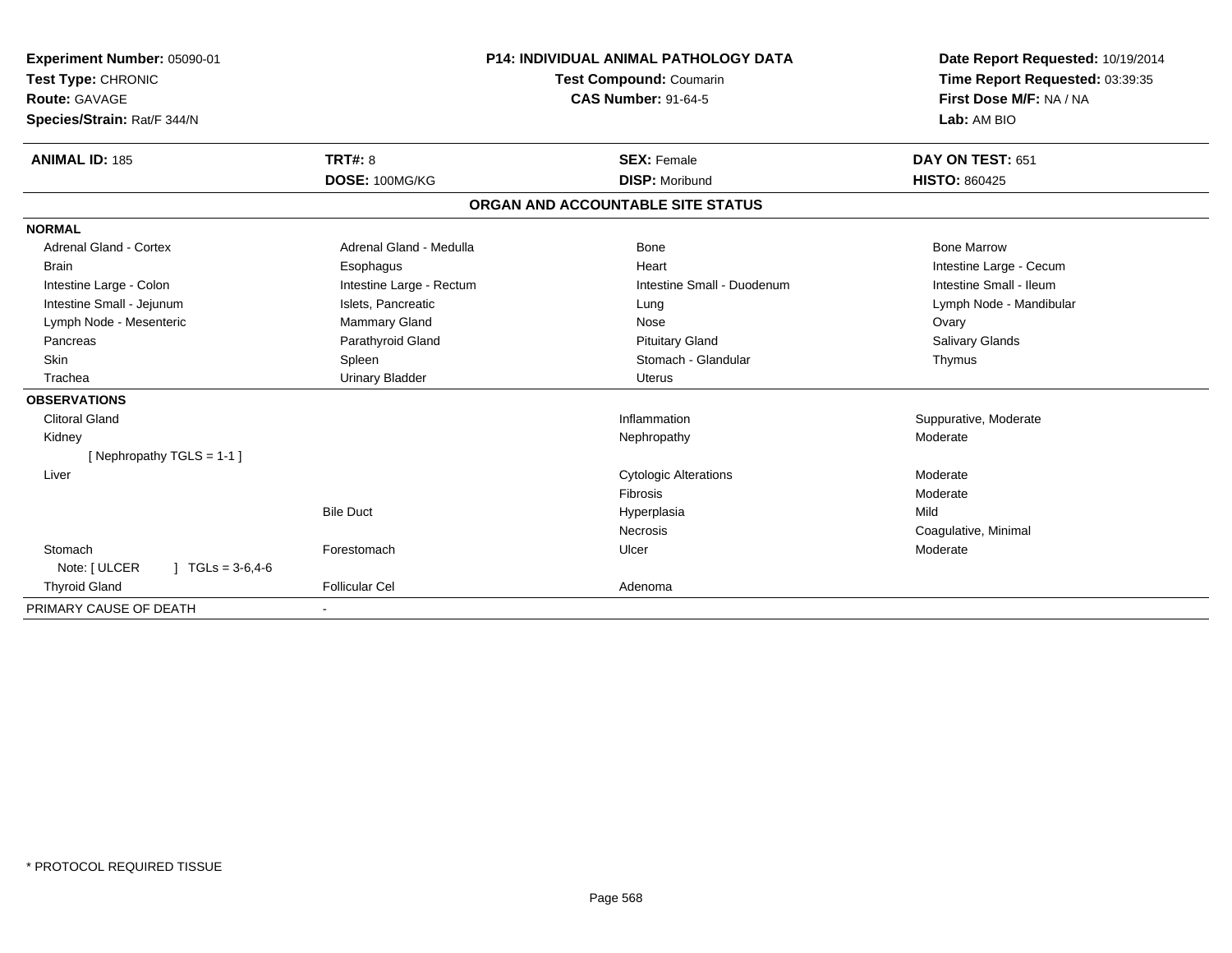**Experiment Number:** 05090-01
**Test Type:** CHRONIC
**Route:** GAVAGE
**Species/Strain:** Rat/F 344/N

**P14: INDIVIDUAL ANIMAL PATHOLOGY DATA**
**Test Compound:** Coumarin
**CAS Number:** 91-64-5

**Date Report Requested:** 10/19/2014
**Time Report Requested:** 03:39:35
**First Dose M/F:** NA / NA
**Lab:** AM BIO

| **ANIMAL ID:** 185 | **TRT#:** 8 | **SEX:** Female | **DAY ON TEST:** 651 |
|---|---|---|---|
| | **DOSE:** 100MG/KG | **DISP:** Moribund | **HISTO:** 860425 |

## ORGAN AND ACCOUNTABLE SITE STATUS

**NORMAL**

| | | | |
|---|---|---|---|
| Adrenal Gland - Cortex | Adrenal Gland - Medulla | Bone | Bone Marrow |
| Brain | Esophagus | Heart | Intestine Large - Cecum |
| Intestine Large - Colon | Intestine Large - Rectum | Intestine Small - Duodenum | Intestine Small - Ileum |
| Intestine Small - Jejunum | Islets, Pancreatic | Lung | Lymph Node - Mandibular |
| Lymph Node - Mesenteric | Mammary Gland | Nose | Ovary |
| Pancreas | Parathyroid Gland | Pituitary Gland | Salivary Glands |
| Skin | Spleen | Stomach - Glandular | Thymus |
| Trachea | Urinary Bladder | Uterus | |

**OBSERVATIONS**

| | | | |
|---|---|---|---|
| Clitoral Gland | | Inflammation | Suppurative, Moderate |
| Kidney | | Nephropathy | Moderate |
| [ Nephropathy TGLS = 1-1 ] | | | |
| Liver | | Cytologic Alterations | Moderate |
| | | Fibrosis | Moderate |
| | Bile Duct | Hyperplasia | Mild |
| | | Necrosis | Coagulative, Minimal |
| Stomach | Forestomach | Ulcer | Moderate |
| Note: [ ULCER ] TGLs = 3-6,4-6 | | | |
| Thyroid Gland | Follicular Cel | Adenoma | |

PRIMARY CAUSE OF DEATH -

\* PROTOCOL REQUIRED TISSUE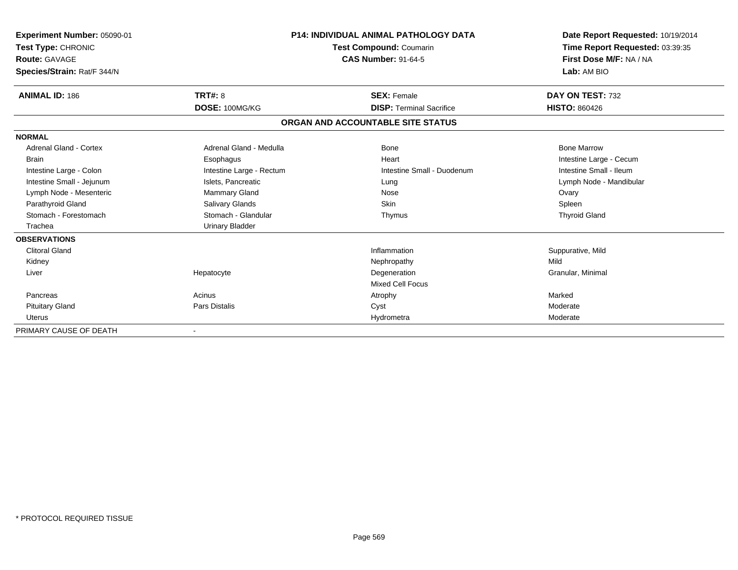**Experiment Number:** 05090-01
**Test Type:** CHRONIC
**Route:** GAVAGE
**Species/Strain:** Rat/F 344/N

**P14: INDIVIDUAL ANIMAL PATHOLOGY DATA**
**Test Compound:** Coumarin
**CAS Number:** 91-64-5

**Date Report Requested:** 10/19/2014
**Time Report Requested:** 03:39:35
**First Dose M/F:** NA / NA
**Lab:** AM BIO

| **ANIMAL ID:** 186 | **TRT#:** 8 | **SEX:** Female | **DAY ON TEST:** 732 |
|---|---|---|---|
| | **DOSE:** 100MG/KG | **DISP:** Terminal Sacrifice | **HISTO:** 860426 |

## ORGAN AND ACCOUNTABLE SITE STATUS

| | | | |
|---|---|---|---|
| **NORMAL** | | | |
| Adrenal Gland - Cortex | Adrenal Gland - Medulla | Bone | Bone Marrow |
| Brain | Esophagus | Heart | Intestine Large - Cecum |
| Intestine Large - Colon | Intestine Large - Rectum | Intestine Small - Duodenum | Intestine Small - Ileum |
| Intestine Small - Jejunum | Islets, Pancreatic | Lung | Lymph Node - Mandibular |
| Lymph Node - Mesenteric | Mammary Gland | Nose | Ovary |
| Parathyroid Gland | Salivary Glands | Skin | Spleen |
| Stomach - Forestomach | Stomach - Glandular | Thymus | Thyroid Gland |
| Trachea | Urinary Bladder | | |
| **OBSERVATIONS** | | | |
| Clitoral Gland | | Inflammation | Suppurative, Mild |
| Kidney | | Nephropathy | Mild |
| Liver | Hepatocyte | Degeneration | Granular, Minimal |
| | | Mixed Cell Focus | |
| Pancreas | Acinus | Atrophy | Marked |
| Pituitary Gland | Pars Distalis | Cyst | Moderate |
| Uterus | | Hydrometra | Moderate |
| PRIMARY CAUSE OF DEATH | - | | |

\* PROTOCOL REQUIRED TISSUE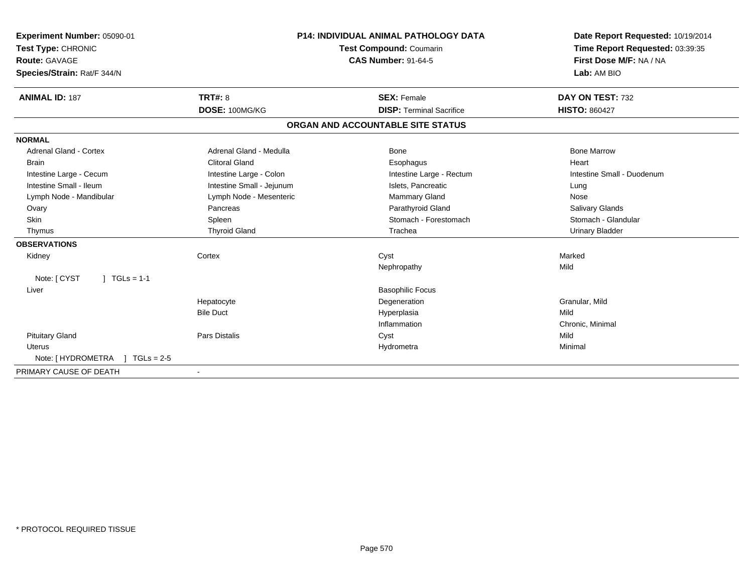**Experiment Number:** 05090-01
**Test Type:** CHRONIC
**Route:** GAVAGE
**Species/Strain:** Rat/F 344/N

**P14: INDIVIDUAL ANIMAL PATHOLOGY DATA**
**Test Compound:** Coumarin
**CAS Number:** 91-64-5

**Date Report Requested:** 10/19/2014
**Time Report Requested:** 03:39:35
**First Dose M/F:** NA / NA
**Lab:** AM BIO

| **ANIMAL ID:** 187 | **TRT#:** 8 | **SEX:** Female | **DAY ON TEST:** 732 |
|---|---|---|---|
| | **DOSE:** 100MG/KG | **DISP:** Terminal Sacrifice | **HISTO:** 860427 |

## ORGAN AND ACCOUNTABLE SITE STATUS

| | | | |
|---|---|---|---|
| **NORMAL** | | | |
| Adrenal Gland - Cortex | Adrenal Gland - Medulla | Bone | Bone Marrow |
| Brain | Clitoral Gland | Esophagus | Heart |
| Intestine Large - Cecum | Intestine Large - Colon | Intestine Large - Rectum | Intestine Small - Duodenum |
| Intestine Small - Ileum | Intestine Small - Jejunum | Islets, Pancreatic | Lung |
| Lymph Node - Mandibular | Lymph Node - Mesenteric | Mammary Gland | Nose |
| Ovary | Pancreas | Parathyroid Gland | Salivary Glands |
| Skin | Spleen | Stomach - Forestomach | Stomach - Glandular |
| Thymus | Thyroid Gland | Trachea | Urinary Bladder |
| **OBSERVATIONS** | | | |
| Kidney | Cortex | Cyst | Marked |
| | | Nephropathy | Mild |
| Note: [ CYST ] TGLs = 1-1 | | | |
| Liver | | Basophilic Focus | |
| | Hepatocyte | Degeneration | Granular, Mild |
| | Bile Duct | Hyperplasia | Mild |
| | | Inflammation | Chronic, Minimal |
| Pituitary Gland | Pars Distalis | Cyst | Mild |
| Uterus | | Hydrometra | Minimal |
| Note: [ HYDROMETRA ] TGLs = 2-5 | | | |
| PRIMARY CAUSE OF DEATH | - | | |

\* PROTOCOL REQUIRED TISSUE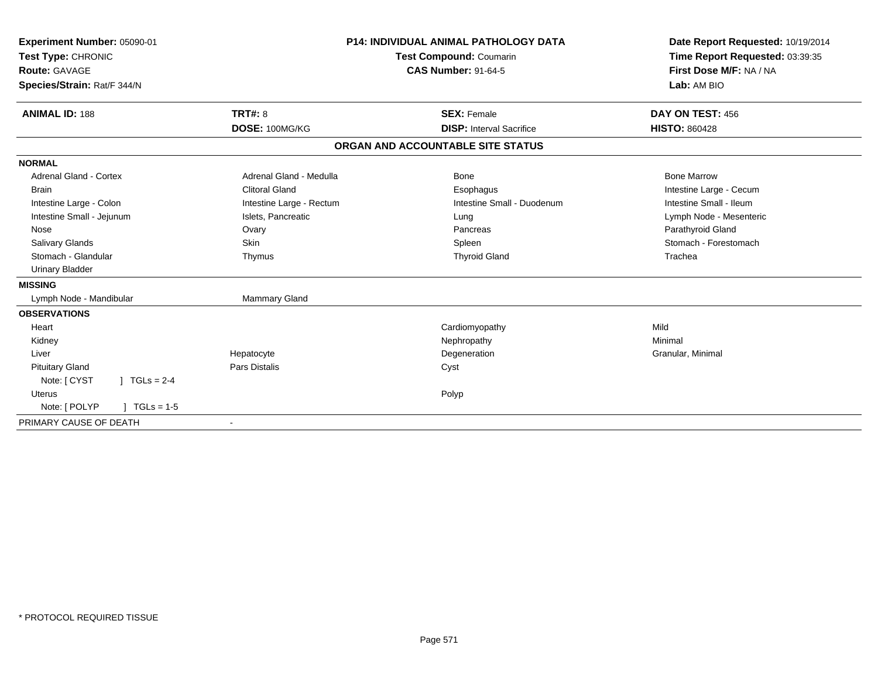**Experiment Number:** 05090-01
**Test Type:** CHRONIC
**Route:** GAVAGE
**Species/Strain:** Rat/F 344/N

**P14: INDIVIDUAL ANIMAL PATHOLOGY DATA**
**Test Compound:** Coumarin
**CAS Number:** 91-64-5

**Date Report Requested:** 10/19/2014
**Time Report Requested:** 03:39:35
**First Dose M/F:** NA / NA
**Lab:** AM BIO

| **ANIMAL ID:** 188 | **TRT#:** 8 | **SEX:** Female | **DAY ON TEST:** 456 |
|---|---|---|---|
| | **DOSE:** 100MG/KG | **DISP:** Interval Sacrifice | **HISTO:** 860428 |

## ORGAN AND ACCOUNTABLE SITE STATUS

| | | | |
|---|---|---|---|
| **NORMAL** | | | |
| Adrenal Gland - Cortex | Adrenal Gland - Medulla | Bone | Bone Marrow |
| Brain | Clitoral Gland | Esophagus | Intestine Large - Cecum |
| Intestine Large - Colon | Intestine Large - Rectum | Intestine Small - Duodenum | Intestine Small - Ileum |
| Intestine Small - Jejunum | Islets, Pancreatic | Lung | Lymph Node - Mesenteric |
| Nose | Ovary | Pancreas | Parathyroid Gland |
| Salivary Glands | Skin | Spleen | Stomach - Forestomach |
| Stomach - Glandular | Thymus | Thyroid Gland | Trachea |
| Urinary Bladder | | | |
| **MISSING** | | | |
| Lymph Node - Mandibular | Mammary Gland | | |
| **OBSERVATIONS** | | | |
| Heart | | Cardiomyopathy | Mild |
| Kidney | | Nephropathy | Minimal |
| Liver | Hepatocyte | Degeneration | Granular, Minimal |
| Pituitary Gland | Pars Distalis | Cyst | |
| Note: [ CYST ] TGLs = 2-4 | | | |
| Uterus | | Polyp | |
| Note: [ POLYP ] TGLs = 1-5 | | | |
| PRIMARY CAUSE OF DEATH | - | | |

\* PROTOCOL REQUIRED TISSUE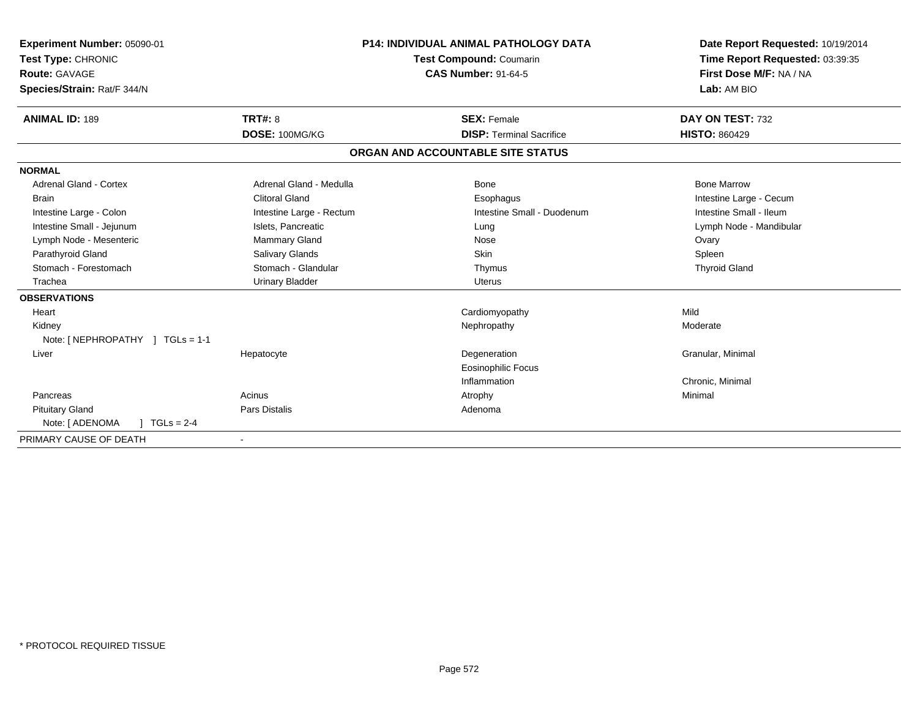**Experiment Number:** 05090-01
**Test Type:** CHRONIC
**Route:** GAVAGE
**Species/Strain:** Rat/F 344/N

**P14: INDIVIDUAL ANIMAL PATHOLOGY DATA**
**Test Compound:** Coumarin
**CAS Number:** 91-64-5

**Date Report Requested:** 10/19/2014
**Time Report Requested:** 03:39:35
**First Dose M/F:** NA / NA
**Lab:** AM BIO

| **ANIMAL ID:** 189 | **TRT#:** 8 | **SEX:** Female | **DAY ON TEST:** 732 |
|---|---|---|---|
| | **DOSE:** 100MG/KG | **DISP:** Terminal Sacrifice | **HISTO:** 860429 |

## ORGAN AND ACCOUNTABLE SITE STATUS

| | | | |
|---|---|---|---|
| **NORMAL** | | | |
| Adrenal Gland - Cortex | Adrenal Gland - Medulla | Bone | Bone Marrow |
| Brain | Clitoral Gland | Esophagus | Intestine Large - Cecum |
| Intestine Large - Colon | Intestine Large - Rectum | Intestine Small - Duodenum | Intestine Small - Ileum |
| Intestine Small - Jejunum | Islets, Pancreatic | Lung | Lymph Node - Mandibular |
| Lymph Node - Mesenteric | Mammary Gland | Nose | Ovary |
| Parathyroid Gland | Salivary Glands | Skin | Spleen |
| Stomach - Forestomach | Stomach - Glandular | Thymus | Thyroid Gland |
| Trachea | Urinary Bladder | Uterus | |
| **OBSERVATIONS** | | | |
| Heart | | Cardiomyopathy | Mild |
| Kidney | | Nephropathy | Moderate |
| Note: [ NEPHROPATHY ] TGLs = 1-1 | | | |
| Liver | Hepatocyte | Degeneration | Granular, Minimal |
| | | Eosinophilic Focus | |
| | | Inflammation | Chronic, Minimal |
| Pancreas | Acinus | Atrophy | Minimal |
| Pituitary Gland | Pars Distalis | Adenoma | |
| Note: [ ADENOMA ] TGLs = 2-4 | | | |
| PRIMARY CAUSE OF DEATH | - | | |

* PROTOCOL REQUIRED TISSUE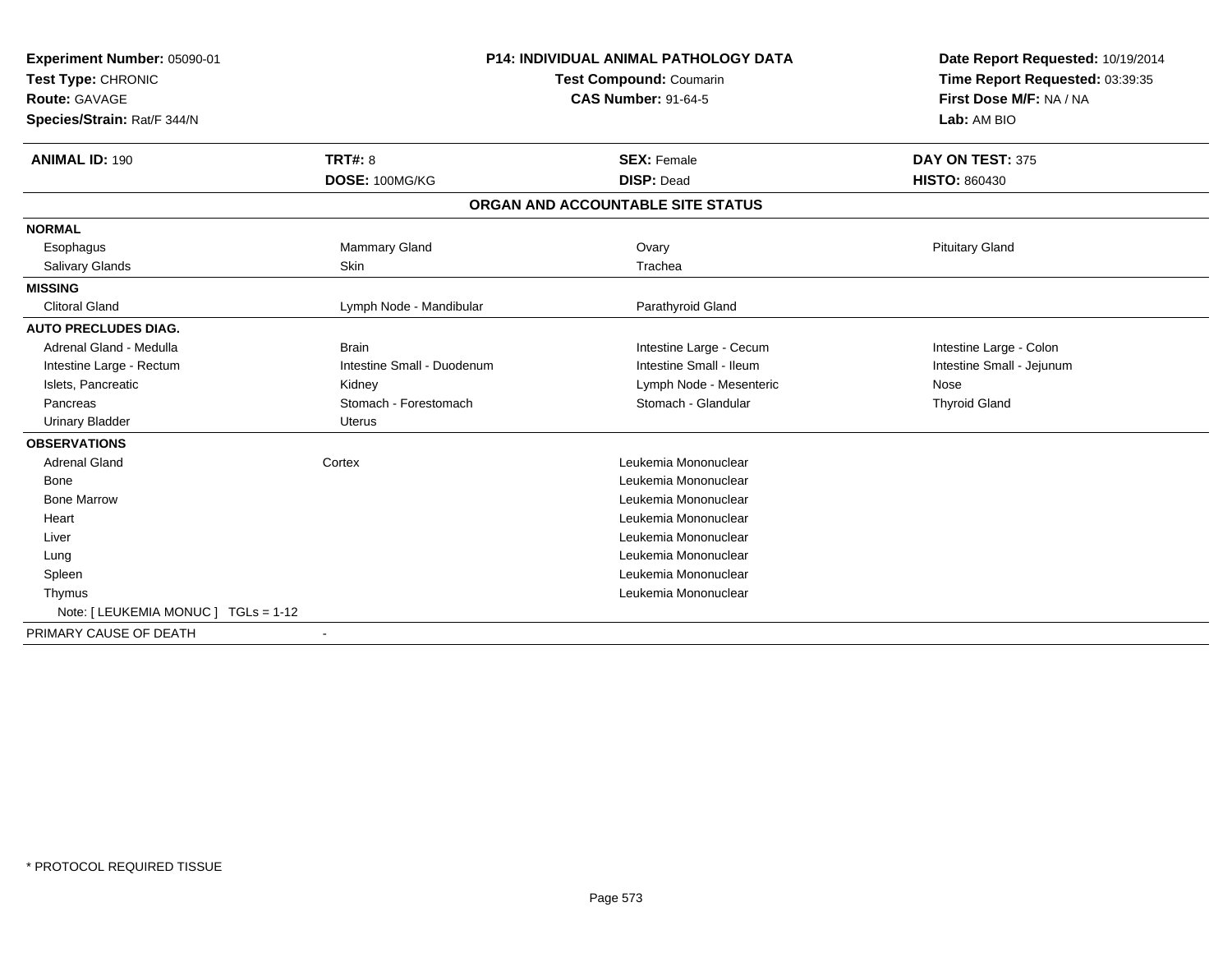**Experiment Number:** 05090-01
**Test Type:** CHRONIC
**Route:** GAVAGE
**Species/Strain:** Rat/F 344/N

**P14: INDIVIDUAL ANIMAL PATHOLOGY DATA**
**Test Compound:** Coumarin
**CAS Number:** 91-64-5

**Date Report Requested:** 10/19/2014
**Time Report Requested:** 03:39:35
**First Dose M/F:** NA / NA
**Lab:** AM BIO

| **ANIMAL ID:** 190 | **TRT#:** 8 | **SEX:** Female | **DAY ON TEST:** 375 |
|---|---|---|---|
| | **DOSE:** 100MG/KG | **DISP:** Dead | **HISTO:** 860430 |

## ORGAN AND ACCOUNTABLE SITE STATUS

| | | | |
|---|---|---|---|
| **NORMAL** | | | |
| Esophagus | Mammary Gland | Ovary | Pituitary Gland |
| Salivary Glands | Skin | Trachea | |
| **MISSING** | | | |
| Clitoral Gland | Lymph Node - Mandibular | Parathyroid Gland | |
| **AUTO PRECLUDES DIAG.** | | | |
| Adrenal Gland - Medulla | Brain | Intestine Large - Cecum | Intestine Large - Colon |
| Intestine Large - Rectum | Intestine Small - Duodenum | Intestine Small - Ileum | Intestine Small - Jejunum |
| Islets, Pancreatic | Kidney | Lymph Node - Mesenteric | Nose |
| Pancreas | Stomach - Forestomach | Stomach - Glandular | Thyroid Gland |
| Urinary Bladder | Uterus | | |
| **OBSERVATIONS** | | | |
| Adrenal Gland | Cortex | Leukemia Mononuclear | |
| Bone | | Leukemia Mononuclear | |
| Bone Marrow | | Leukemia Mononuclear | |
| Heart | | Leukemia Mononuclear | |
| Liver | | Leukemia Mononuclear | |
| Lung | | Leukemia Mononuclear | |
| Spleen | | Leukemia Mononuclear | |
| Thymus | | Leukemia Mononuclear | |
| Note: [ LEUKEMIA MONUC ] TGLs = 1-12 | | | |
| PRIMARY CAUSE OF DEATH | - | | |

* PROTOCOL REQUIRED TISSUE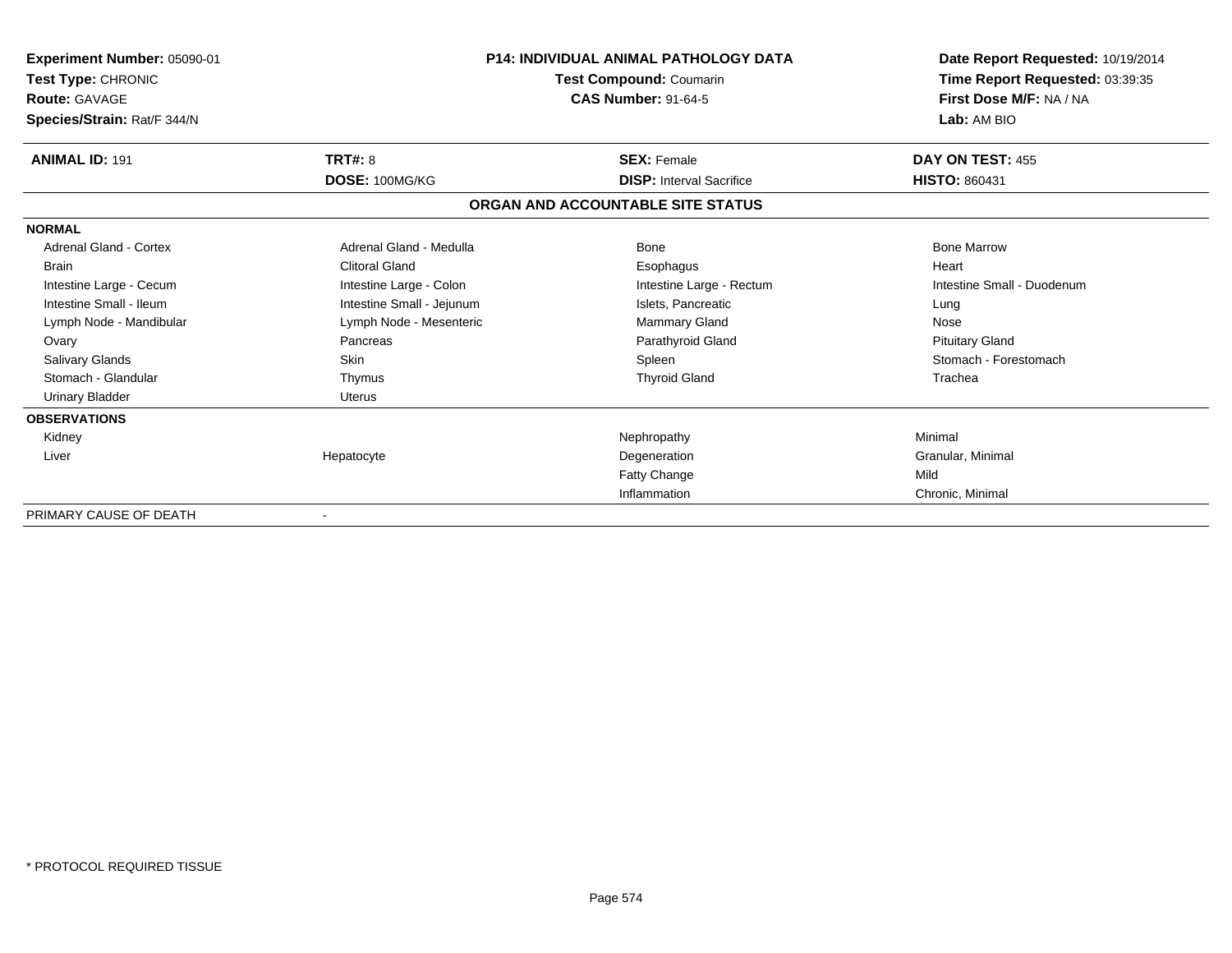**Experiment Number:** 05090-01
**Test Type:** CHRONIC
**Route:** GAVAGE
**Species/Strain:** Rat/F 344/N

**P14: INDIVIDUAL ANIMAL PATHOLOGY DATA**
**Test Compound:** Coumarin
**CAS Number:** 91-64-5

**Date Report Requested:** 10/19/2014
**Time Report Requested:** 03:39:35
**First Dose M/F:** NA / NA
**Lab:** AM BIO

| **ANIMAL ID:** 191 | **TRT#:** 8 | **SEX:** Female | **DAY ON TEST:** 455 |
|---|---|---|---|
| | **DOSE:** 100MG/KG | **DISP:** Interval Sacrifice | **HISTO:** 860431 |

**ORGAN AND ACCOUNTABLE SITE STATUS**

| | | | |
|---|---|---|---|
| **NORMAL** | | | |
| Adrenal Gland - Cortex | Adrenal Gland - Medulla | Bone | Bone Marrow |
| Brain | Clitoral Gland | Esophagus | Heart |
| Intestine Large - Cecum | Intestine Large - Colon | Intestine Large - Rectum | Intestine Small - Duodenum |
| Intestine Small - Ileum | Intestine Small - Jejunum | Islets, Pancreatic | Lung |
| Lymph Node - Mandibular | Lymph Node - Mesenteric | Mammary Gland | Nose |
| Ovary | Pancreas | Parathyroid Gland | Pituitary Gland |
| Salivary Glands | Skin | Spleen | Stomach - Forestomach |
| Stomach - Glandular | Thymus | Thyroid Gland | Trachea |
| Urinary Bladder | Uterus | | |
| **OBSERVATIONS** | | | |
| Kidney | | Nephropathy | Minimal |
| Liver | Hepatocyte | Degeneration | Granular, Minimal |
| | | Fatty Change | Mild |
| | | Inflammation | Chronic, Minimal |
| PRIMARY CAUSE OF DEATH | - | | |

* PROTOCOL REQUIRED TISSUE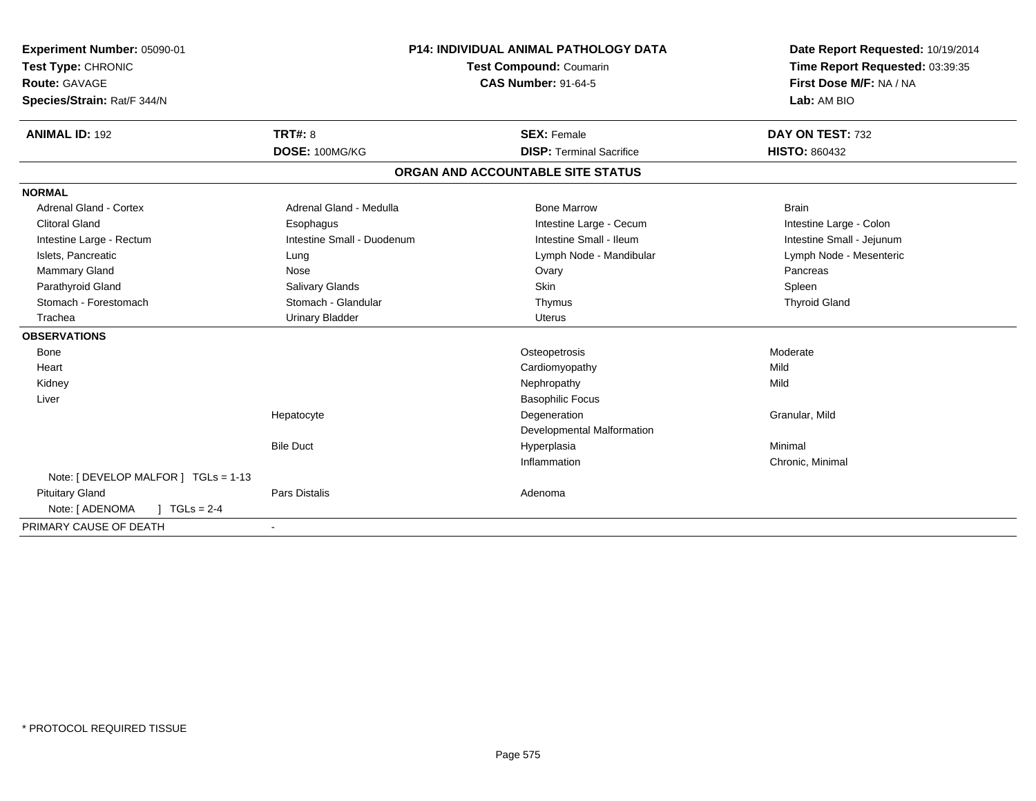**Experiment Number:** 05090-01
**Test Type:** CHRONIC
**Route:** GAVAGE
**Species/Strain:** Rat/F 344/N

## P14: INDIVIDUAL ANIMAL PATHOLOGY DATA

**Test Compound:** Coumarin
**CAS Number:** 91-64-5

**Date Report Requested:** 10/19/2014
**Time Report Requested:** 03:39:35
**First Dose M/F:** NA / NA
**Lab:** AM BIO

| **ANIMAL ID:** 192 | **TRT#:** 8 | **SEX:** Female | **DAY ON TEST:** 732 |
|---|---|---|---|
| | **DOSE:** 100MG/KG | **DISP:** Terminal Sacrifice | **HISTO:** 860432 |

### ORGAN AND ACCOUNTABLE SITE STATUS

**NORMAL**

| | | | |
|---|---|---|---|
| Adrenal Gland - Cortex | Adrenal Gland - Medulla | Bone Marrow | Brain |
| Clitoral Gland | Esophagus | Intestine Large - Cecum | Intestine Large - Colon |
| Intestine Large - Rectum | Intestine Small - Duodenum | Intestine Small - Ileum | Intestine Small - Jejunum |
| Islets, Pancreatic | Lung | Lymph Node - Mandibular | Lymph Node - Mesenteric |
| Mammary Gland | Nose | Ovary | Pancreas |
| Parathyroid Gland | Salivary Glands | Skin | Spleen |
| Stomach - Forestomach | Stomach - Glandular | Thymus | Thyroid Gland |
| Trachea | Urinary Bladder | Uterus | |

**OBSERVATIONS**

| | | | |
|---|---|---|---|
| Bone | | Osteopetrosis | Moderate |
| Heart | | Cardiomyopathy | Mild |
| Kidney | | Nephropathy | Mild |
| Liver | | Basophilic Focus | |
| | Hepatocyte | Degeneration | Granular, Mild |
| | | Developmental Malformation | |
| | Bile Duct | Hyperplasia | Minimal |
| | | Inflammation | Chronic, Minimal |
| Note: [ DEVELOP MALFOR ] TGLs = 1-13 | | | |
| Pituitary Gland | Pars Distalis | Adenoma | |
| Note: [ ADENOMA ] TGLs = 2-4 | | | |

PRIMARY CAUSE OF DEATH -

* PROTOCOL REQUIRED TISSUE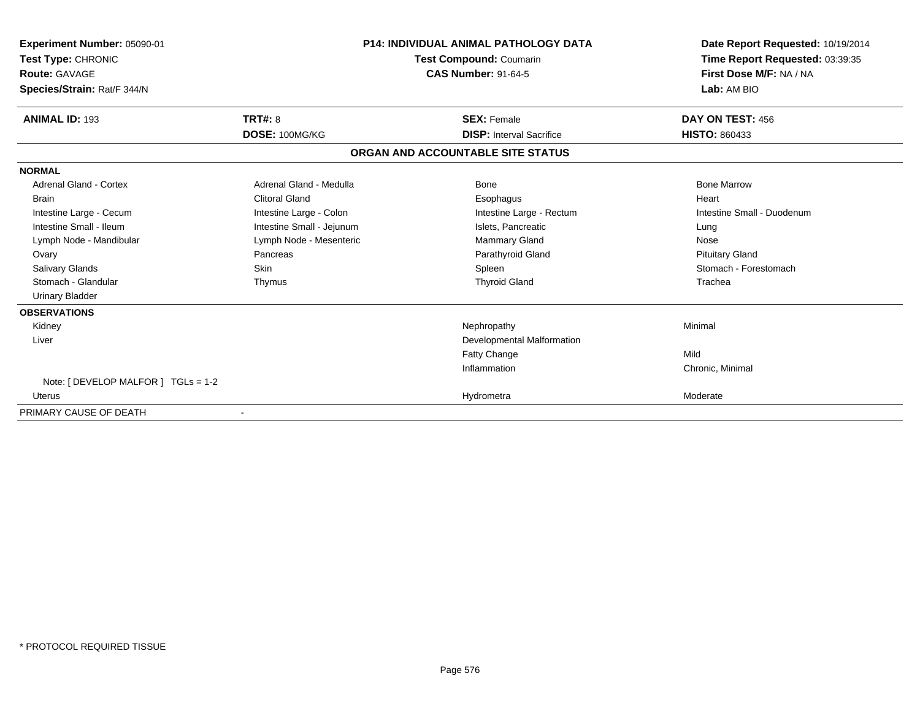**Experiment Number:** 05090-01
**Test Type:** CHRONIC
**Route:** GAVAGE
**Species/Strain:** Rat/F 344/N

**P14: INDIVIDUAL ANIMAL PATHOLOGY DATA**
**Test Compound:** Coumarin
**CAS Number:** 91-64-5

**Date Report Requested:** 10/19/2014
**Time Report Requested:** 03:39:35
**First Dose M/F:** NA / NA
**Lab:** AM BIO

| **ANIMAL ID:** 193 | **TRT#:** 8 | **SEX:** Female | **DAY ON TEST:** 456 |
|---|---|---|---|
| | **DOSE:** 100MG/KG | **DISP:** Interval Sacrifice | **HISTO:** 860433 |

**ORGAN AND ACCOUNTABLE SITE STATUS**

**NORMAL**

| | | | |
|---|---|---|---|
| Adrenal Gland - Cortex | Adrenal Gland - Medulla | Bone | Bone Marrow |
| Brain | Clitoral Gland | Esophagus | Heart |
| Intestine Large - Cecum | Intestine Large - Colon | Intestine Large - Rectum | Intestine Small - Duodenum |
| Intestine Small - Ileum | Intestine Small - Jejunum | Islets, Pancreatic | Lung |
| Lymph Node - Mandibular | Lymph Node - Mesenteric | Mammary Gland | Nose |
| Ovary | Pancreas | Parathyroid Gland | Pituitary Gland |
| Salivary Glands | Skin | Spleen | Stomach - Forestomach |
| Stomach - Glandular | Thymus | Thyroid Gland | Trachea |
| Urinary Bladder | | | |

**OBSERVATIONS**

| | | |
|---|---|---|
| Kidney | Nephropathy | Minimal |
| Liver | Developmental Malformation | |
| | Fatty Change | Mild |
| | Inflammation | Chronic, Minimal |
| Note: [ DEVELOP MALFOR ] TGLs = 1-2 | | |
| Uterus | Hydrometra | Moderate |

PRIMARY CAUSE OF DEATH -

* PROTOCOL REQUIRED TISSUE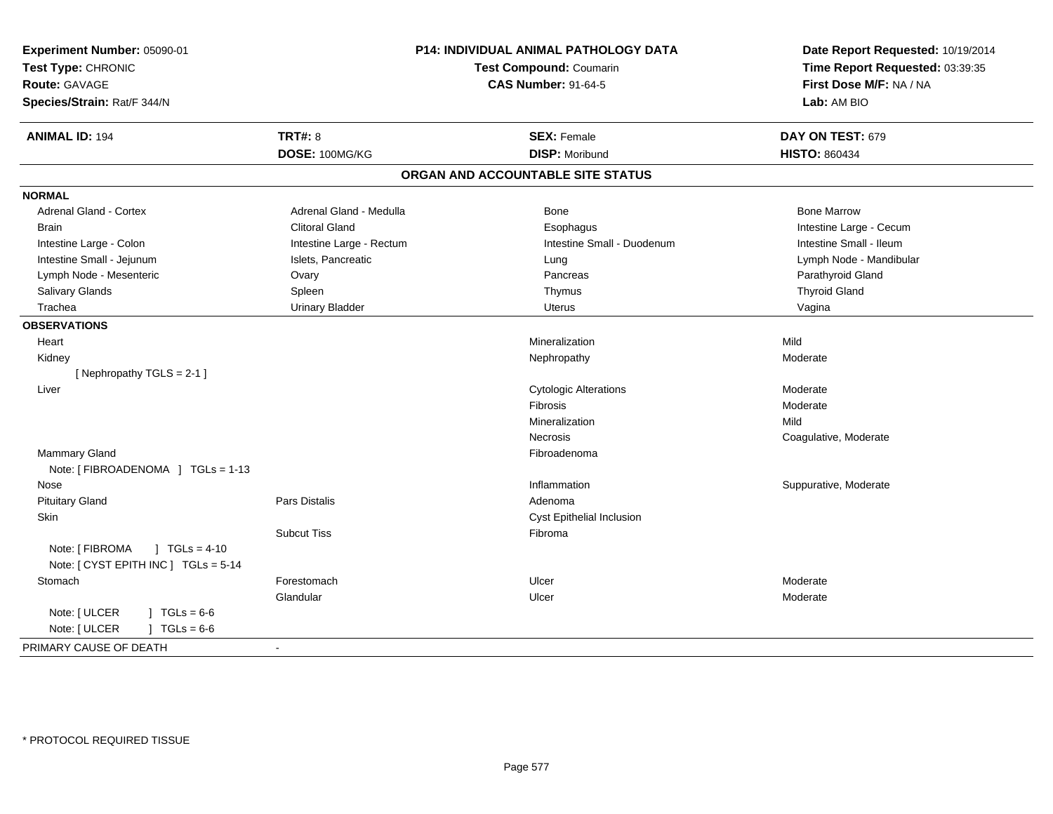**Experiment Number:** 05090-01
**Test Type:** CHRONIC
**Route:** GAVAGE
**Species/Strain:** Rat/F 344/N

**P14: INDIVIDUAL ANIMAL PATHOLOGY DATA**
**Test Compound:** Coumarin
**CAS Number:** 91-64-5

**Date Report Requested:** 10/19/2014
**Time Report Requested:** 03:39:35
**First Dose M/F:** NA / NA
**Lab:** AM BIO

| **ANIMAL ID:** 194 | **TRT#:** 8 | **SEX:** Female | **DAY ON TEST:** 679 |
|---|---|---|---|
| | **DOSE:** 100MG/KG | **DISP:** Moribund | **HISTO:** 860434 |

## ORGAN AND ACCOUNTABLE SITE STATUS

**NORMAL**

| | | | |
|---|---|---|---|
| Adrenal Gland - Cortex | Adrenal Gland - Medulla | Bone | Bone Marrow |
| Brain | Clitoral Gland | Esophagus | Intestine Large - Cecum |
| Intestine Large - Colon | Intestine Large - Rectum | Intestine Small - Duodenum | Intestine Small - Ileum |
| Intestine Small - Jejunum | Islets, Pancreatic | Lung | Lymph Node - Mandibular |
| Lymph Node - Mesenteric | Ovary | Pancreas | Parathyroid Gland |
| Salivary Glands | Spleen | Thymus | Thyroid Gland |
| Trachea | Urinary Bladder | Uterus | Vagina |

**OBSERVATIONS**

| | | | |
|---|---|---|---|
| Heart | | Mineralization | Mild |
| Kidney | | Nephropathy | Moderate |
| [ Nephropathy TGLS = 2-1 ] | | | |
| Liver | | Cytologic Alterations | Moderate |
| | | Fibrosis | Moderate |
| | | Mineralization | Mild |
| | | Necrosis | Coagulative, Moderate |
| Mammary Gland | | Fibroadenoma | |
| Note: [ FIBROADENOMA ] TGLs = 1-13 | | | |
| Nose | | Inflammation | Suppurative, Moderate |
| Pituitary Gland | Pars Distalis | Adenoma | |
| Skin | | Cyst Epithelial Inclusion | |
| | Subcut Tiss | Fibroma | |
| Note: [ FIBROMA ] TGLs = 4-10 | | | |
| Note: [ CYST EPITH INC ] TGLs = 5-14 | | | |
| Stomach | Forestomach | Ulcer | Moderate |
| | Glandular | Ulcer | Moderate |
| Note: [ ULCER ] TGLs = 6-6 | | | |
| Note: [ ULCER ] TGLs = 6-6 | | | |

PRIMARY CAUSE OF DEATH -

* PROTOCOL REQUIRED TISSUE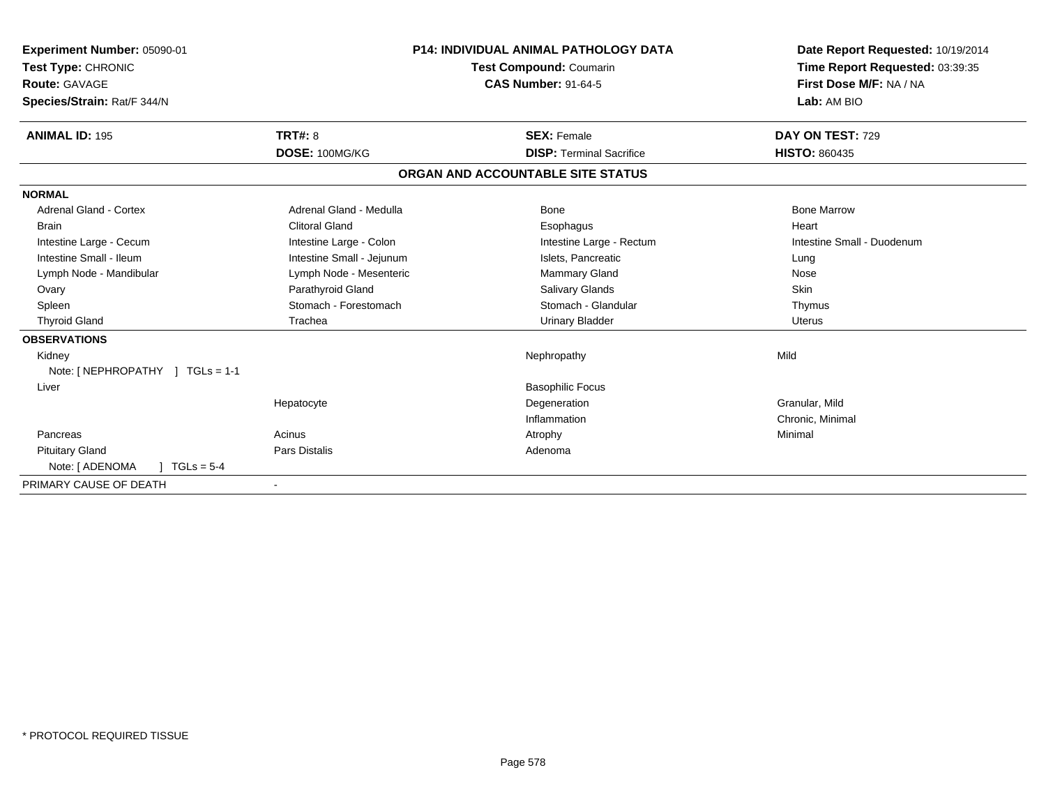**Experiment Number:** 05090-01
**Test Type:** CHRONIC
**Route:** GAVAGE
**Species/Strain:** Rat/F 344/N

**P14: INDIVIDUAL ANIMAL PATHOLOGY DATA**
**Test Compound:** Coumarin
**CAS Number:** 91-64-5

**Date Report Requested:** 10/19/2014
**Time Report Requested:** 03:39:35
**First Dose M/F:** NA / NA
**Lab:** AM BIO

| **ANIMAL ID:** 195 | **TRT#:** 8 | **SEX:** Female | **DAY ON TEST:** 729 |
|---|---|---|---|
| | **DOSE:** 100MG/KG | **DISP:** Terminal Sacrifice | **HISTO:** 860435 |

## ORGAN AND ACCOUNTABLE SITE STATUS

**NORMAL**

| | | | |
|---|---|---|---|
| Adrenal Gland - Cortex | Adrenal Gland - Medulla | Bone | Bone Marrow |
| Brain | Clitoral Gland | Esophagus | Heart |
| Intestine Large - Cecum | Intestine Large - Colon | Intestine Large - Rectum | Intestine Small - Duodenum |
| Intestine Small - Ileum | Intestine Small - Jejunum | Islets, Pancreatic | Lung |
| Lymph Node - Mandibular | Lymph Node - Mesenteric | Mammary Gland | Nose |
| Ovary | Parathyroid Gland | Salivary Glands | Skin |
| Spleen | Stomach - Forestomach | Stomach - Glandular | Thymus |
| Thyroid Gland | Trachea | Urinary Bladder | Uterus |

**OBSERVATIONS**

| | | | |
|---|---|---|---|
| Kidney | | Nephropathy | Mild |
| Note: [ NEPHROPATHY ] TGLs = 1-1 | | | |
| Liver | | Basophilic Focus | |
| | Hepatocyte | Degeneration | Granular, Mild |
| | | Inflammation | Chronic, Minimal |
| Pancreas | Acinus | Atrophy | Minimal |
| Pituitary Gland | Pars Distalis | Adenoma | |
| Note: [ ADENOMA ] TGLs = 5-4 | | | |

PRIMARY CAUSE OF DEATH -

* PROTOCOL REQUIRED TISSUE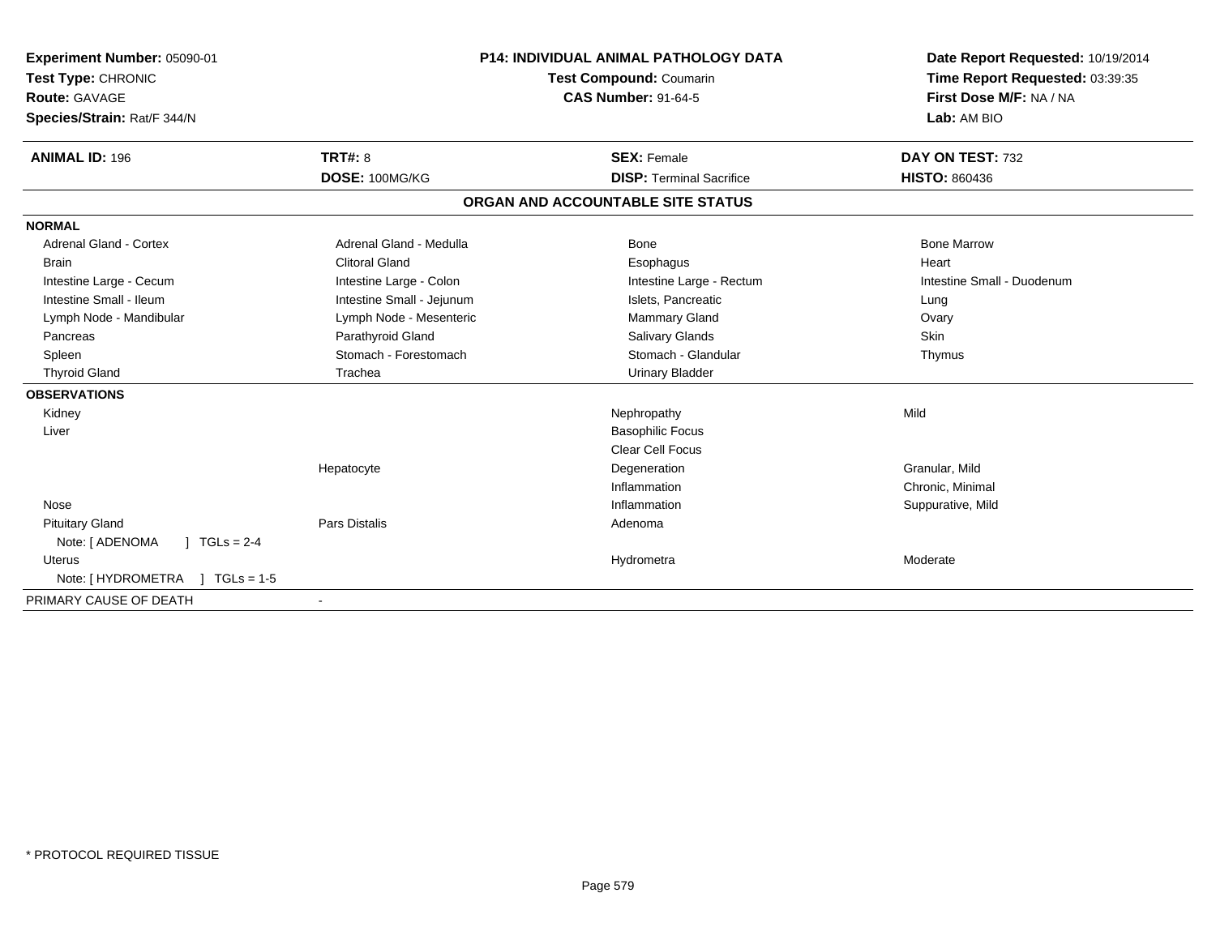**Experiment Number:** 05090-01
**Test Type:** CHRONIC
**Route:** GAVAGE
**Species/Strain:** Rat/F 344/N

**P14: INDIVIDUAL ANIMAL PATHOLOGY DATA**
**Test Compound:** Coumarin
**CAS Number:** 91-64-5

**Date Report Requested:** 10/19/2014
**Time Report Requested:** 03:39:35
**First Dose M/F:** NA / NA
**Lab:** AM BIO

| **ANIMAL ID:** 196 | **TRT#:** 8 | **SEX:** Female | **DAY ON TEST:** 732 |
|---|---|---|---|
| | **DOSE:** 100MG/KG | **DISP:** Terminal Sacrifice | **HISTO:** 860436 |

## ORGAN AND ACCOUNTABLE SITE STATUS

| | | | |
|---|---|---|---|
| **NORMAL** | | | |
| Adrenal Gland - Cortex | Adrenal Gland - Medulla | Bone | Bone Marrow |
| Brain | Clitoral Gland | Esophagus | Heart |
| Intestine Large - Cecum | Intestine Large - Colon | Intestine Large - Rectum | Intestine Small - Duodenum |
| Intestine Small - Ileum | Intestine Small - Jejunum | Islets, Pancreatic | Lung |
| Lymph Node - Mandibular | Lymph Node - Mesenteric | Mammary Gland | Ovary |
| Pancreas | Parathyroid Gland | Salivary Glands | Skin |
| Spleen | Stomach - Forestomach | Stomach - Glandular | Thymus |
| Thyroid Gland | Trachea | Urinary Bladder | |
| **OBSERVATIONS** | | | |
| Kidney | | Nephropathy | Mild |
| Liver | | Basophilic Focus | |
| | | Clear Cell Focus | |
| | Hepatocyte | Degeneration | Granular, Mild |
| | | Inflammation | Chronic, Minimal |
| Nose | | Inflammation | Suppurative, Mild |
| Pituitary Gland | Pars Distalis | Adenoma | |
| Note: [ ADENOMA ] TGLs = 2-4 | | | |
| Uterus | | Hydrometra | Moderate |
| Note: [ HYDROMETRA ] TGLs = 1-5 | | | |
| PRIMARY CAUSE OF DEATH | - | | |

\* PROTOCOL REQUIRED TISSUE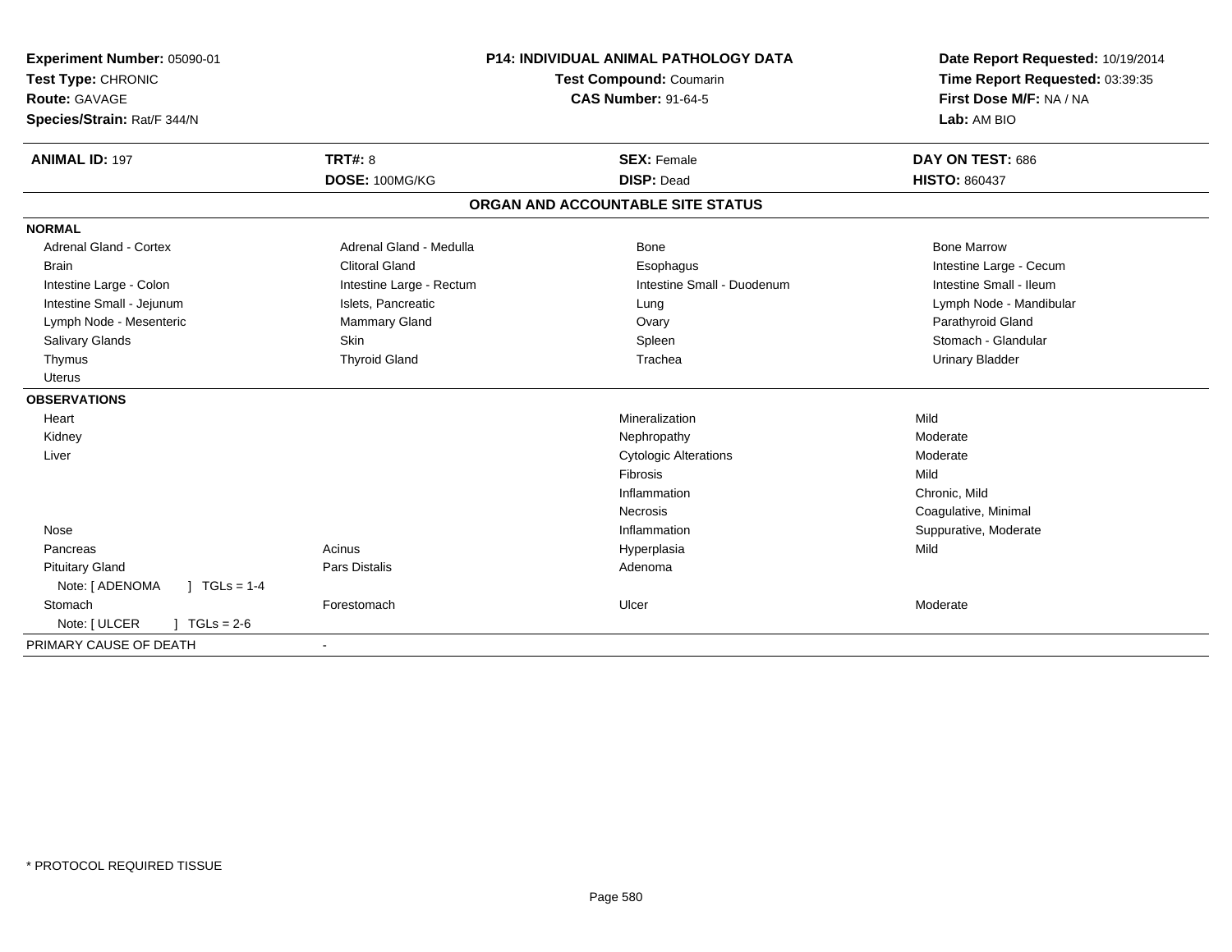**Experiment Number:** 05090-01
**Test Type:** CHRONIC
**Route:** GAVAGE
**Species/Strain:** Rat/F 344/N

**P14: INDIVIDUAL ANIMAL PATHOLOGY DATA**
**Test Compound:** Coumarin
**CAS Number:** 91-64-5

**Date Report Requested:** 10/19/2014
**Time Report Requested:** 03:39:35
**First Dose M/F:** NA / NA
**Lab:** AM BIO

| **ANIMAL ID:** 197 | **TRT#:** 8 | **SEX:** Female | **DAY ON TEST:** 686 |
|---|---|---|---|
| | **DOSE:** 100MG/KG | **DISP:** Dead | **HISTO:** 860437 |

## ORGAN AND ACCOUNTABLE SITE STATUS

**NORMAL**

| | | | |
|---|---|---|---|
| Adrenal Gland - Cortex | Adrenal Gland - Medulla | Bone | Bone Marrow |
| Brain | Clitoral Gland | Esophagus | Intestine Large - Cecum |
| Intestine Large - Colon | Intestine Large - Rectum | Intestine Small - Duodenum | Intestine Small - Ileum |
| Intestine Small - Jejunum | Islets, Pancreatic | Lung | Lymph Node - Mandibular |
| Lymph Node - Mesenteric | Mammary Gland | Ovary | Parathyroid Gland |
| Salivary Glands | Skin | Spleen | Stomach - Glandular |
| Thymus | Thyroid Gland | Trachea | Urinary Bladder |
| Uterus | | | |

**OBSERVATIONS**

| | | | |
|---|---|---|---|
| Heart | | Mineralization | Mild |
| Kidney | | Nephropathy | Moderate |
| Liver | | Cytologic Alterations | Moderate |
| | | Fibrosis | Mild |
| | | Inflammation | Chronic, Mild |
| | | Necrosis | Coagulative, Minimal |
| Nose | | Inflammation | Suppurative, Moderate |
| Pancreas | Acinus | Hyperplasia | Mild |
| Pituitary Gland | Pars Distalis | Adenoma | |
| Note: [ ADENOMA ] TGLs = 1-4 | | | |
| Stomach | Forestomach | Ulcer | Moderate |
| Note: [ ULCER ] TGLs = 2-6 | | | |

PRIMARY CAUSE OF DEATH -

* PROTOCOL REQUIRED TISSUE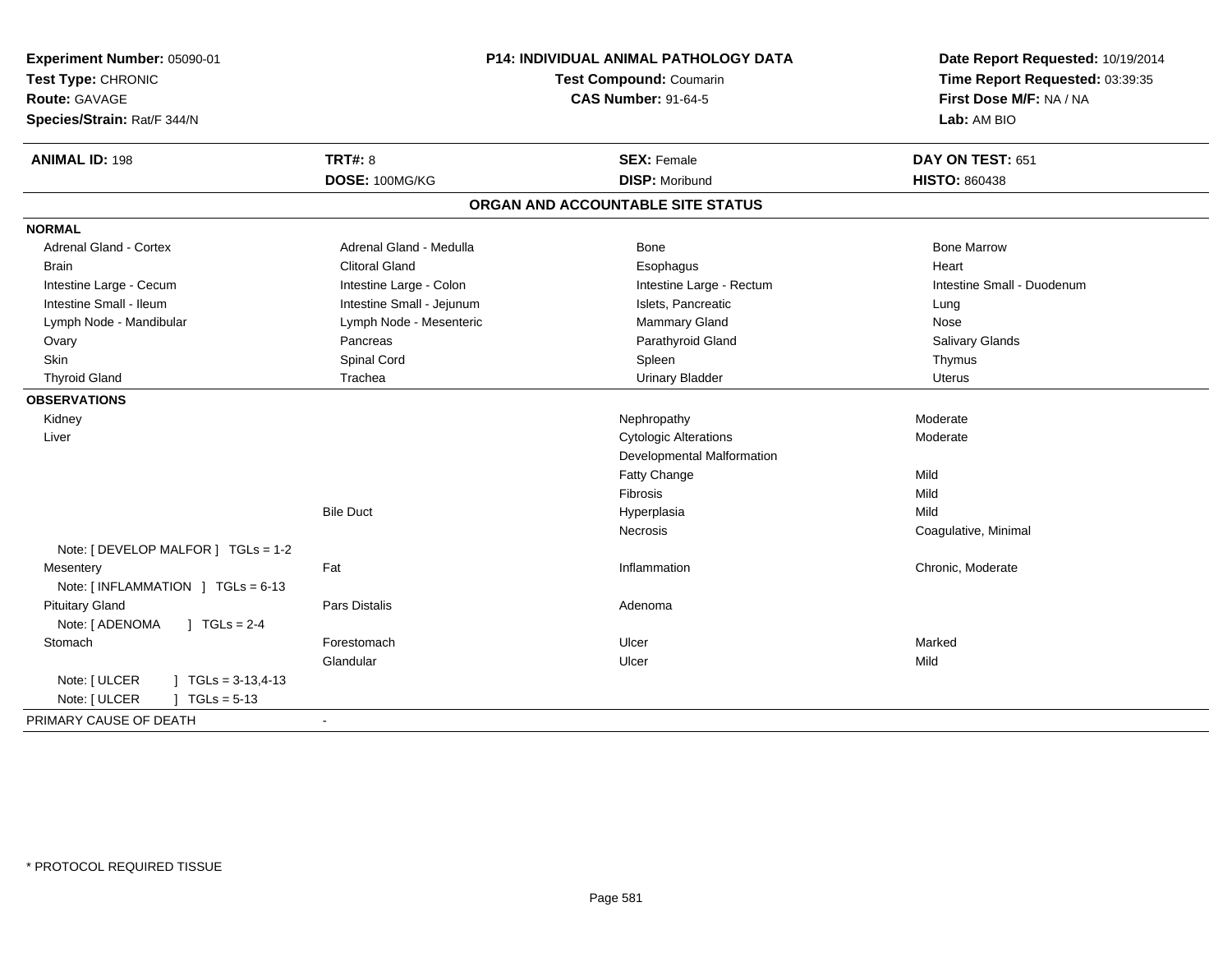**Experiment Number:** 05090-01
**Test Type:** CHRONIC
**Route:** GAVAGE
**Species/Strain:** Rat/F 344/N

**P14: INDIVIDUAL ANIMAL PATHOLOGY DATA**
**Test Compound:** Coumarin
**CAS Number:** 91-64-5

**Date Report Requested:** 10/19/2014
**Time Report Requested:** 03:39:35
**First Dose M/F:** NA / NA
**Lab:** AM BIO

| **ANIMAL ID:** 198 | **TRT#:** 8 | **SEX:** Female | **DAY ON TEST:** 651 |
|---|---|---|---|
| | **DOSE:** 100MG/KG | **DISP:** Moribund | **HISTO:** 860438 |

## ORGAN AND ACCOUNTABLE SITE STATUS

**NORMAL**

| | | | |
|---|---|---|---|
| Adrenal Gland - Cortex | Adrenal Gland - Medulla | Bone | Bone Marrow |
| Brain | Clitoral Gland | Esophagus | Heart |
| Intestine Large - Cecum | Intestine Large - Colon | Intestine Large - Rectum | Intestine Small - Duodenum |
| Intestine Small - Ileum | Intestine Small - Jejunum | Islets, Pancreatic | Lung |
| Lymph Node - Mandibular | Lymph Node - Mesenteric | Mammary Gland | Nose |
| Ovary | Pancreas | Parathyroid Gland | Salivary Glands |
| Skin | Spinal Cord | Spleen | Thymus |
| Thyroid Gland | Trachea | Urinary Bladder | Uterus |

**OBSERVATIONS**

| | | | |
|---|---|---|---|
| Kidney | | Nephropathy | Moderate |
| Liver | | Cytologic Alterations | Moderate |
| | | Developmental Malformation | |
| | | Fatty Change | Mild |
| | | Fibrosis | Mild |
| | Bile Duct | Hyperplasia | Mild |
| | | Necrosis | Coagulative, Minimal |
| Note: [ DEVELOP MALFOR ] TGLs = 1-2 | | | |
| Mesentery | Fat | Inflammation | Chronic, Moderate |
| Note: [ INFLAMMATION ] TGLs = 6-13 | | | |
| Pituitary Gland | Pars Distalis | Adenoma | |
| Note: [ ADENOMA ] TGLs = 2-4 | | | |
| Stomach | Forestomach | Ulcer | Marked |
| | Glandular | Ulcer | Mild |
| Note: [ ULCER ] TGLs = 3-13,4-13 | | | |
| Note: [ ULCER ] TGLs = 5-13 | | | |

PRIMARY CAUSE OF DEATH -

\* PROTOCOL REQUIRED TISSUE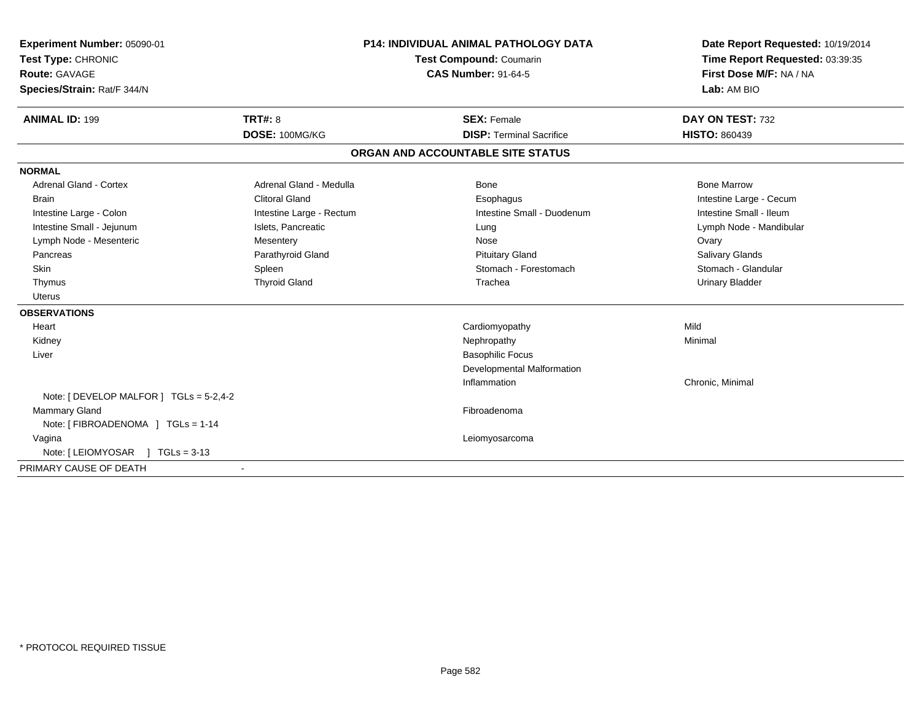**Experiment Number:** 05090-01
**Test Type:** CHRONIC
**Route:** GAVAGE
**Species/Strain:** Rat/F 344/N

**P14: INDIVIDUAL ANIMAL PATHOLOGY DATA**
**Test Compound:** Coumarin
**CAS Number:** 91-64-5

**Date Report Requested:** 10/19/2014
**Time Report Requested:** 03:39:35
**First Dose M/F:** NA / NA
**Lab:** AM BIO

| **ANIMAL ID:** 199 | **TRT#:** 8 | **SEX:** Female | **DAY ON TEST:** 732 |
|---|---|---|---|
| | **DOSE:** 100MG/KG | **DISP:** Terminal Sacrifice | **HISTO:** 860439 |

## ORGAN AND ACCOUNTABLE SITE STATUS

**NORMAL**

| | | | |
|---|---|---|---|
| Adrenal Gland - Cortex | Adrenal Gland - Medulla | Bone | Bone Marrow |
| Brain | Clitoral Gland | Esophagus | Intestine Large - Cecum |
| Intestine Large - Colon | Intestine Large - Rectum | Intestine Small - Duodenum | Intestine Small - Ileum |
| Intestine Small - Jejunum | Islets, Pancreatic | Lung | Lymph Node - Mandibular |
| Lymph Node - Mesenteric | Mesentery | Nose | Ovary |
| Pancreas | Parathyroid Gland | Pituitary Gland | Salivary Glands |
| Skin | Spleen | Stomach - Forestomach | Stomach - Glandular |
| Thymus | Thyroid Gland | Trachea | Urinary Bladder |
| Uterus | | | |

**OBSERVATIONS**

| | | |
|---|---|---|
| Heart | Cardiomyopathy | Mild |
| Kidney | Nephropathy | Minimal |
| Liver | Basophilic Focus | |
| | Developmental Malformation | |
| | Inflammation | Chronic, Minimal |
| Note: [ DEVELOP MALFOR ] TGLs = 5-2,4-2 | | |
| Mammary Gland | Fibroadenoma | |
| Note: [ FIBROADENOMA ] TGLs = 1-14 | | |
| Vagina | Leiomyosarcoma | |
| Note: [ LEIOMYOSAR ] TGLs = 3-13 | | |

PRIMARY CAUSE OF DEATH -

* PROTOCOL REQUIRED TISSUE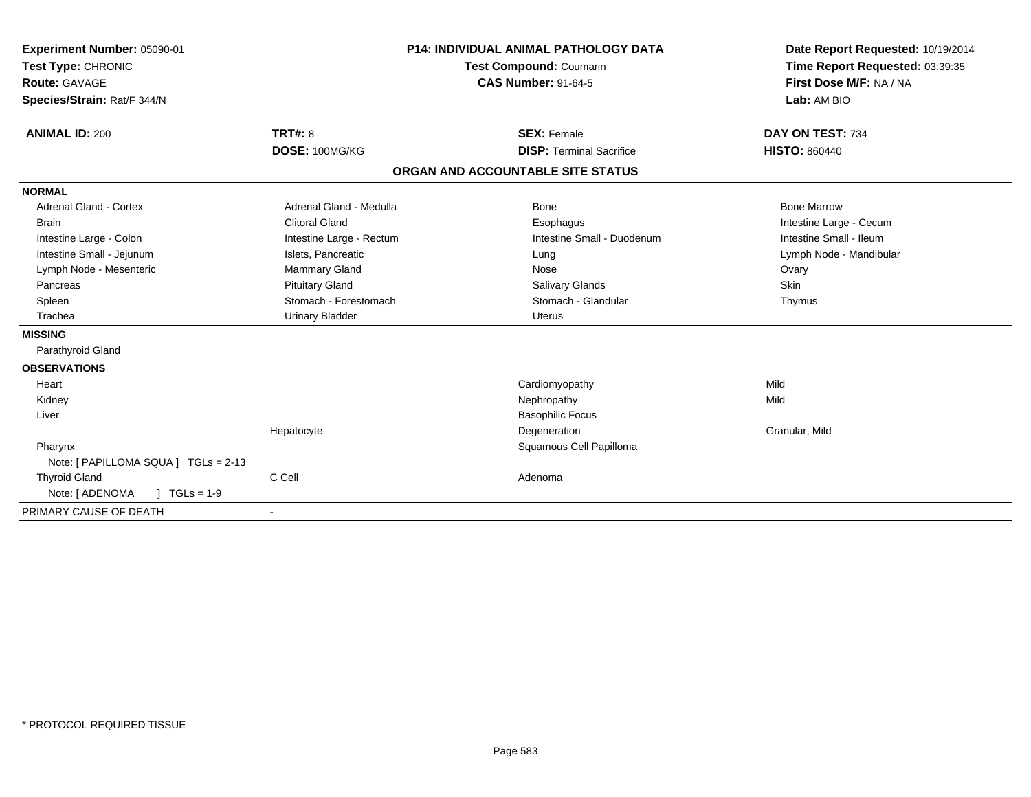**Experiment Number:** 05090-01
**Test Type:** CHRONIC
**Route:** GAVAGE
**Species/Strain:** Rat/F 344/N

**P14: INDIVIDUAL ANIMAL PATHOLOGY DATA**
**Test Compound:** Coumarin
**CAS Number:** 91-64-5

**Date Report Requested:** 10/19/2014
**Time Report Requested:** 03:39:35
**First Dose M/F:** NA / NA
**Lab:** AM BIO

| **ANIMAL ID:** 200 | **TRT#:** 8 | **SEX:** Female | **DAY ON TEST:** 734 |
|---|---|---|---|
| | **DOSE:** 100MG/KG | **DISP:** Terminal Sacrifice | **HISTO:** 860440 |

## ORGAN AND ACCOUNTABLE SITE STATUS

**NORMAL**

| | | | |
|---|---|---|---|
| Adrenal Gland - Cortex | Adrenal Gland - Medulla | Bone | Bone Marrow |
| Brain | Clitoral Gland | Esophagus | Intestine Large - Cecum |
| Intestine Large - Colon | Intestine Large - Rectum | Intestine Small - Duodenum | Intestine Small - Ileum |
| Intestine Small - Jejunum | Islets, Pancreatic | Lung | Lymph Node - Mandibular |
| Lymph Node - Mesenteric | Mammary Gland | Nose | Ovary |
| Pancreas | Pituitary Gland | Salivary Glands | Skin |
| Spleen | Stomach - Forestomach | Stomach - Glandular | Thymus |
| Trachea | Urinary Bladder | Uterus | |

**MISSING**

Parathyroid Gland

**OBSERVATIONS**

| | | | |
|---|---|---|---|
| Heart | | Cardiomyopathy | Mild |
| Kidney | | Nephropathy | Mild |
| Liver | | Basophilic Focus | |
| | Hepatocyte | Degeneration | Granular, Mild |
| Pharynx | | Squamous Cell Papilloma | |
| Note: [ PAPILLOMA SQUA ] TGLs = 2-13 | | | |
| Thyroid Gland | C Cell | Adenoma | |
| Note: [ ADENOMA ] TGLs = 1-9 | | | |

PRIMARY CAUSE OF DEATH -

\* PROTOCOL REQUIRED TISSUE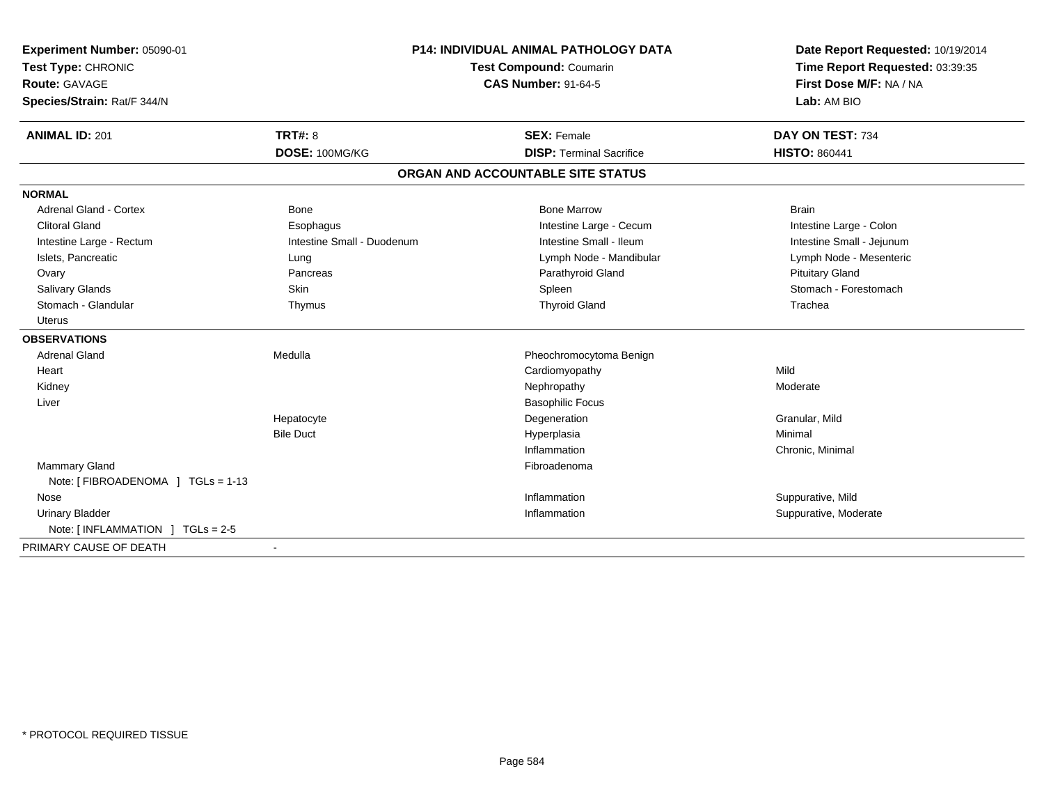**Experiment Number:** 05090-01
**Test Type:** CHRONIC
**Route:** GAVAGE
**Species/Strain:** Rat/F 344/N

**P14: INDIVIDUAL ANIMAL PATHOLOGY DATA**
**Test Compound:** Coumarin
**CAS Number:** 91-64-5

**Date Report Requested:** 10/19/2014
**Time Report Requested:** 03:39:35
**First Dose M/F:** NA / NA
**Lab:** AM BIO

| **ANIMAL ID:** 201 | **TRT#:** 8 | **SEX:** Female | **DAY ON TEST:** 734 |
|---|---|---|---|
| | **DOSE:** 100MG/KG | **DISP:** Terminal Sacrifice | **HISTO:** 860441 |

## ORGAN AND ACCOUNTABLE SITE STATUS

| | | | |
|---|---|---|---|
| **NORMAL** | | | |
| Adrenal Gland - Cortex | Bone | Bone Marrow | Brain |
| Clitoral Gland | Esophagus | Intestine Large - Cecum | Intestine Large - Colon |
| Intestine Large - Rectum | Intestine Small - Duodenum | Intestine Small - Ileum | Intestine Small - Jejunum |
| Islets, Pancreatic | Lung | Lymph Node - Mandibular | Lymph Node - Mesenteric |
| Ovary | Pancreas | Parathyroid Gland | Pituitary Gland |
| Salivary Glands | Skin | Spleen | Stomach - Forestomach |
| Stomach - Glandular | Thymus | Thyroid Gland | Trachea |
| Uterus | | | |
| **OBSERVATIONS** | | | |
| Adrenal Gland | Medulla | Pheochromocytoma Benign | |
| Heart | | Cardiomyopathy | Mild |
| Kidney | | Nephropathy | Moderate |
| Liver | | Basophilic Focus | |
| | Hepatocyte | Degeneration | Granular, Mild |
| | Bile Duct | Hyperplasia | Minimal |
| | | Inflammation | Chronic, Minimal |
| Mammary Gland | | Fibroadenoma | |
| Note: [ FIBROADENOMA ] TGLs = 1-13 | | | |
| Nose | | Inflammation | Suppurative, Mild |
| Urinary Bladder | | Inflammation | Suppurative, Moderate |
| Note: [ INFLAMMATION ] TGLs = 2-5 | | | |
| PRIMARY CAUSE OF DEATH | - | | |

* PROTOCOL REQUIRED TISSUE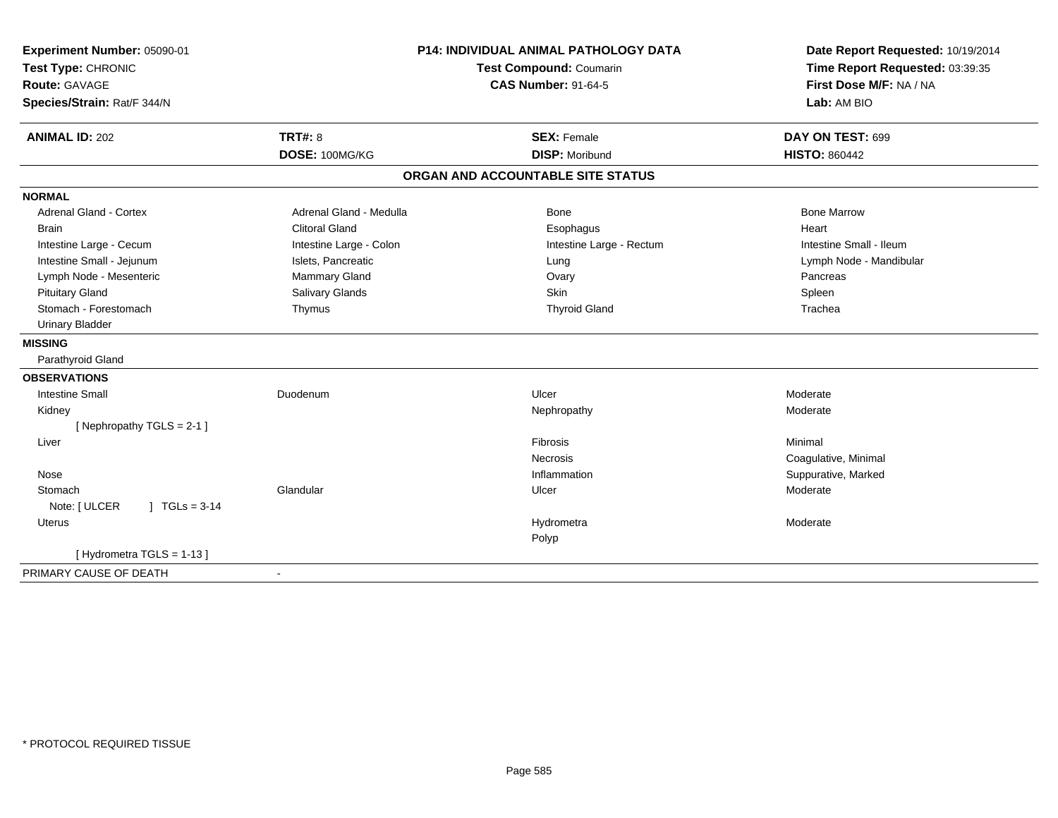**Experiment Number:** 05090-01
**Test Type:** CHRONIC
**Route:** GAVAGE
**Species/Strain:** Rat/F 344/N

**P14: INDIVIDUAL ANIMAL PATHOLOGY DATA**
**Test Compound:** Coumarin
**CAS Number:** 91-64-5

**Date Report Requested:** 10/19/2014
**Time Report Requested:** 03:39:35
**First Dose M/F:** NA / NA
**Lab:** AM BIO

| **ANIMAL ID:** 202 | **TRT#:** 8 | **SEX:** Female | **DAY ON TEST:** 699 |
|---|---|---|---|
| | **DOSE:** 100MG/KG | **DISP:** Moribund | **HISTO:** 860442 |

## ORGAN AND ACCOUNTABLE SITE STATUS

**NORMAL**

| | | | |
|---|---|---|---|
| Adrenal Gland - Cortex | Adrenal Gland - Medulla | Bone | Bone Marrow |
| Brain | Clitoral Gland | Esophagus | Heart |
| Intestine Large - Cecum | Intestine Large - Colon | Intestine Large - Rectum | Intestine Small - Ileum |
| Intestine Small - Jejunum | Islets, Pancreatic | Lung | Lymph Node - Mandibular |
| Lymph Node - Mesenteric | Mammary Gland | Ovary | Pancreas |
| Pituitary Gland | Salivary Glands | Skin | Spleen |
| Stomach - Forestomach | Thymus | Thyroid Gland | Trachea |
| Urinary Bladder | | | |

**MISSING**

Parathyroid Gland

**OBSERVATIONS**

| | | | |
|---|---|---|---|
| Intestine Small | Duodenum | Ulcer | Moderate |
| Kidney | | Nephropathy | Moderate |
| [ Nephropathy TGLS = 2-1 ] | | | |
| Liver | | Fibrosis | Minimal |
| | | Necrosis | Coagulative, Minimal |
| Nose | | Inflammation | Suppurative, Marked |
| Stomach | Glandular | Ulcer | Moderate |
| Note: [ ULCER ] TGLs = 3-14 | | | |
| Uterus | | Hydrometra | Moderate |
| | | Polyp | |
| [ Hydrometra TGLS = 1-13 ] | | | |

PRIMARY CAUSE OF DEATH -

\* PROTOCOL REQUIRED TISSUE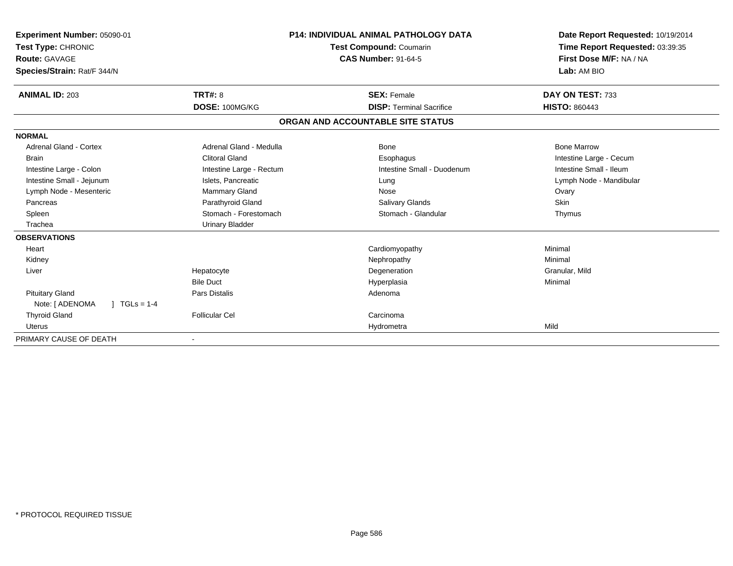**Experiment Number:** 05090-01
**Test Type:** CHRONIC
**Route:** GAVAGE
**Species/Strain:** Rat/F 344/N

**P14: INDIVIDUAL ANIMAL PATHOLOGY DATA**
**Test Compound:** Coumarin
**CAS Number:** 91-64-5

**Date Report Requested:** 10/19/2014
**Time Report Requested:** 03:39:35
**First Dose M/F:** NA / NA
**Lab:** AM BIO

| **ANIMAL ID:** 203 | **TRT#:** 8 | **SEX:** Female | **DAY ON TEST:** 733 |
|---|---|---|---|
| | **DOSE:** 100MG/KG | **DISP:** Terminal Sacrifice | **HISTO:** 860443 |

**ORGAN AND ACCOUNTABLE SITE STATUS**

**NORMAL**

| | | | |
|---|---|---|---|
| Adrenal Gland - Cortex | Adrenal Gland - Medulla | Bone | Bone Marrow |
| Brain | Clitoral Gland | Esophagus | Intestine Large - Cecum |
| Intestine Large - Colon | Intestine Large - Rectum | Intestine Small - Duodenum | Intestine Small - Ileum |
| Intestine Small - Jejunum | Islets, Pancreatic | Lung | Lymph Node - Mandibular |
| Lymph Node - Mesenteric | Mammary Gland | Nose | Ovary |
| Pancreas | Parathyroid Gland | Salivary Glands | Skin |
| Spleen | Stomach - Forestomach | Stomach - Glandular | Thymus |
| Trachea | Urinary Bladder | | |

**OBSERVATIONS**

| | | | |
|---|---|---|---|
| Heart | | Cardiomyopathy | Minimal |
| Kidney | | Nephropathy | Minimal |
| Liver | Hepatocyte | Degeneration | Granular, Mild |
| | Bile Duct | Hyperplasia | Minimal |
| Pituitary Gland | Pars Distalis | Adenoma | |
| Note: [ ADENOMA ] TGLs = 1-4 | | | |
| Thyroid Gland | Follicular Cel | Carcinoma | |
| Uterus | | Hydrometra | Mild |

PRIMARY CAUSE OF DEATH -

* PROTOCOL REQUIRED TISSUE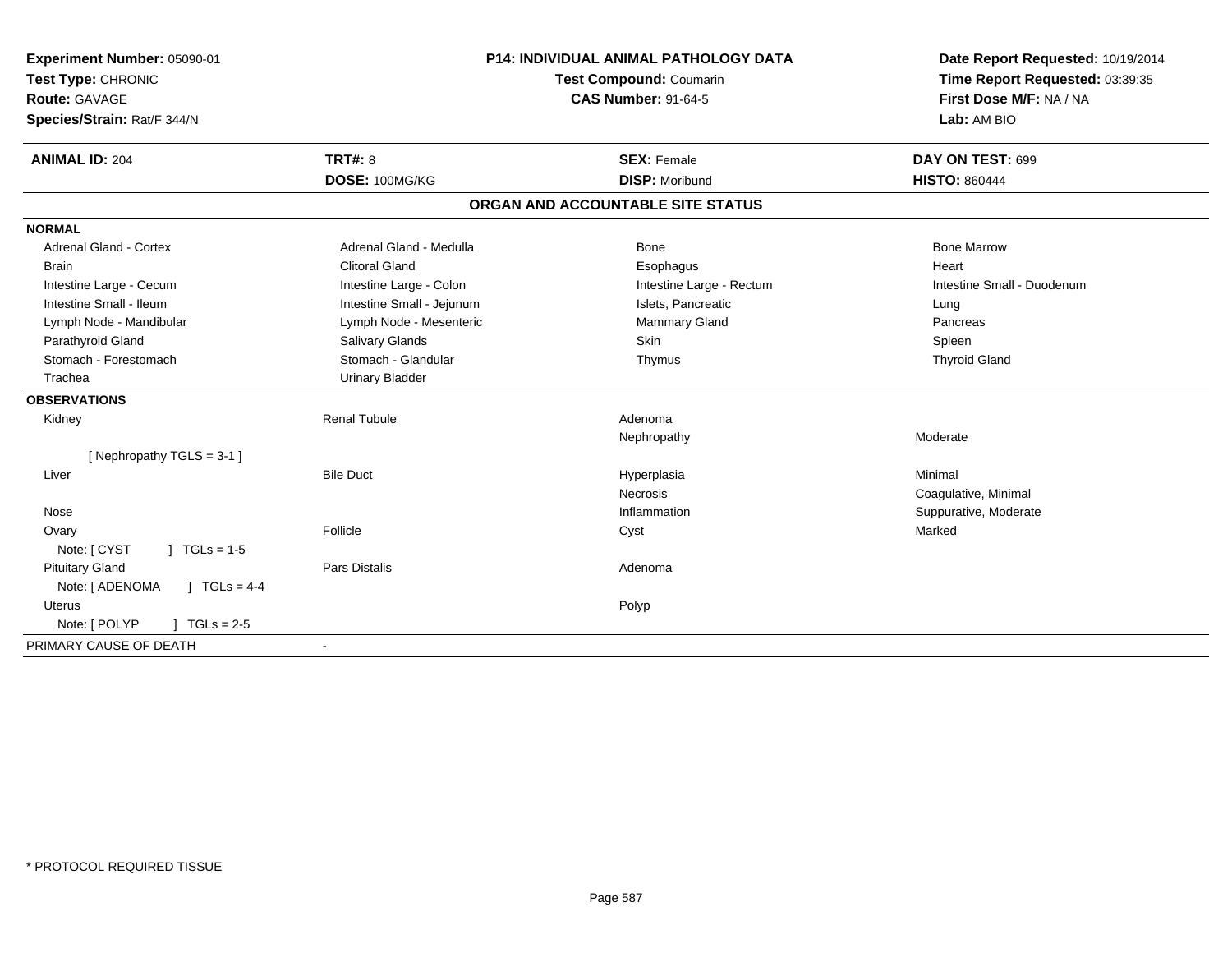**Experiment Number:** 05090-01
**Test Type:** CHRONIC
**Route:** GAVAGE
**Species/Strain:** Rat/F 344/N

**P14: INDIVIDUAL ANIMAL PATHOLOGY DATA**
**Test Compound:** Coumarin
**CAS Number:** 91-64-5

**Date Report Requested:** 10/19/2014
**Time Report Requested:** 03:39:35
**First Dose M/F:** NA / NA
**Lab:** AM BIO

| **ANIMAL ID:** 204 | **TRT#:** 8 | **SEX:** Female | **DAY ON TEST:** 699 |
|---|---|---|---|
| | **DOSE:** 100MG/KG | **DISP:** Moribund | **HISTO:** 860444 |

## ORGAN AND ACCOUNTABLE SITE STATUS

**NORMAL**

| | | | |
|---|---|---|---|
| Adrenal Gland - Cortex | Adrenal Gland - Medulla | Bone | Bone Marrow |
| Brain | Clitoral Gland | Esophagus | Heart |
| Intestine Large - Cecum | Intestine Large - Colon | Intestine Large - Rectum | Intestine Small - Duodenum |
| Intestine Small - Ileum | Intestine Small - Jejunum | Islets, Pancreatic | Lung |
| Lymph Node - Mandibular | Lymph Node - Mesenteric | Mammary Gland | Pancreas |
| Parathyroid Gland | Salivary Glands | Skin | Spleen |
| Stomach - Forestomach | Stomach - Glandular | Thymus | Thyroid Gland |
| Trachea | Urinary Bladder | | |

**OBSERVATIONS**

| | | | |
|---|---|---|---|
| Kidney | Renal Tubule | Adenoma | |
| | | Nephropathy | Moderate |
| [ Nephropathy TGLS = 3-1 ] | | | |
| Liver | Bile Duct | Hyperplasia | Minimal |
| | | Necrosis | Coagulative, Minimal |
| Nose | | Inflammation | Suppurative, Moderate |
| Ovary | Follicle | Cyst | Marked |
| Note: [ CYST ] TGLs = 1-5 | | | |
| Pituitary Gland | Pars Distalis | Adenoma | |
| Note: [ ADENOMA ] TGLs = 4-4 | | | |
| Uterus | | Polyp | |
| Note: [ POLYP ] TGLs = 2-5 | | | |

PRIMARY CAUSE OF DEATH -

\* PROTOCOL REQUIRED TISSUE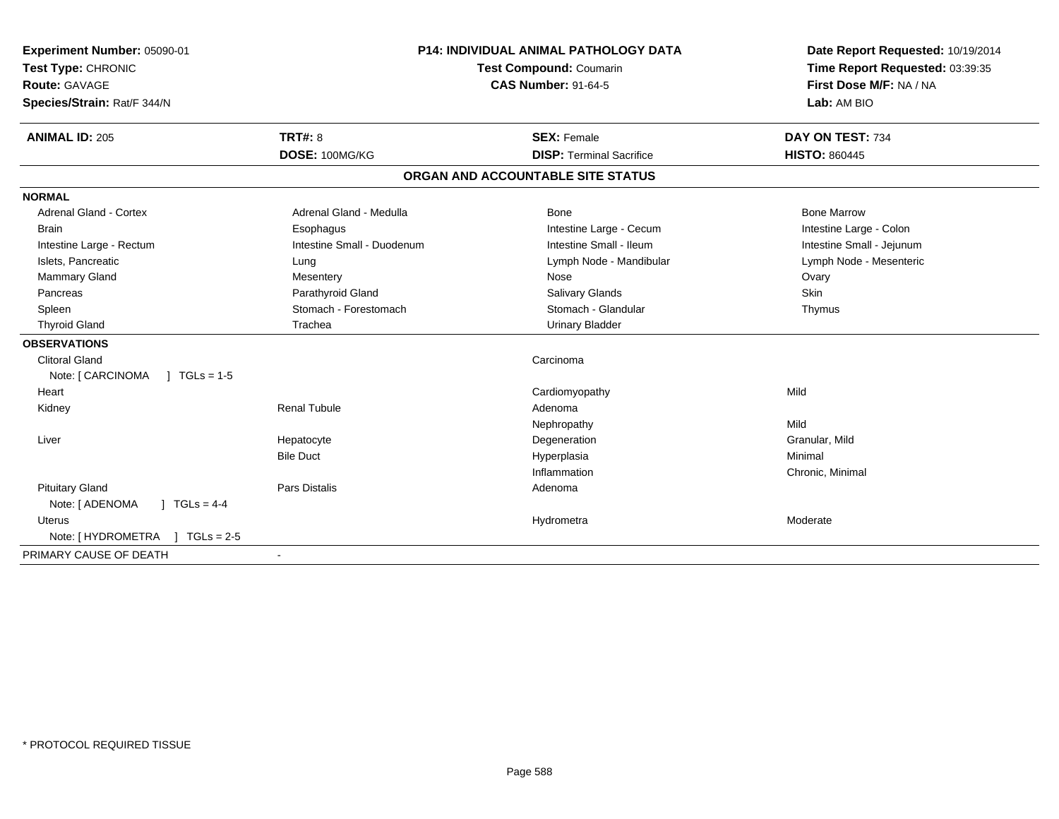**Experiment Number:** 05090-01
**Test Type:** CHRONIC
**Route:** GAVAGE
**Species/Strain:** Rat/F 344/N

**P14: INDIVIDUAL ANIMAL PATHOLOGY DATA**
**Test Compound:** Coumarin
**CAS Number:** 91-64-5

**Date Report Requested:** 10/19/2014
**Time Report Requested:** 03:39:35
**First Dose M/F:** NA / NA
**Lab:** AM BIO

| **ANIMAL ID:** 205 | **TRT#:** 8 | **SEX:** Female | **DAY ON TEST:** 734 |
|---|---|---|---|
| | **DOSE:** 100MG/KG | **DISP:** Terminal Sacrifice | **HISTO:** 860445 |

## ORGAN AND ACCOUNTABLE SITE STATUS

**NORMAL**

| | | | |
|---|---|---|---|
| Adrenal Gland - Cortex | Adrenal Gland - Medulla | Bone | Bone Marrow |
| Brain | Esophagus | Intestine Large - Cecum | Intestine Large - Colon |
| Intestine Large - Rectum | Intestine Small - Duodenum | Intestine Small - Ileum | Intestine Small - Jejunum |
| Islets, Pancreatic | Lung | Lymph Node - Mandibular | Lymph Node - Mesenteric |
| Mammary Gland | Mesentery | Nose | Ovary |
| Pancreas | Parathyroid Gland | Salivary Glands | Skin |
| Spleen | Stomach - Forestomach | Stomach - Glandular | Thymus |
| Thyroid Gland | Trachea | Urinary Bladder | |

**OBSERVATIONS**

| | | | |
|---|---|---|---|
| Clitoral Gland | | Carcinoma | |
| Note: [ CARCINOMA ] TGLs = 1-5 | | | |
| Heart | | Cardiomyopathy | Mild |
| Kidney | Renal Tubule | Adenoma | |
| | | Nephropathy | Mild |
| Liver | Hepatocyte | Degeneration | Granular, Mild |
| | Bile Duct | Hyperplasia | Minimal |
| | | Inflammation | Chronic, Minimal |
| Pituitary Gland | Pars Distalis | Adenoma | |
| Note: [ ADENOMA ] TGLs = 4-4 | | | |
| Uterus | | Hydrometra | Moderate |
| Note: [ HYDROMETRA ] TGLs = 2-5 | | | |

PRIMARY CAUSE OF DEATH -

* PROTOCOL REQUIRED TISSUE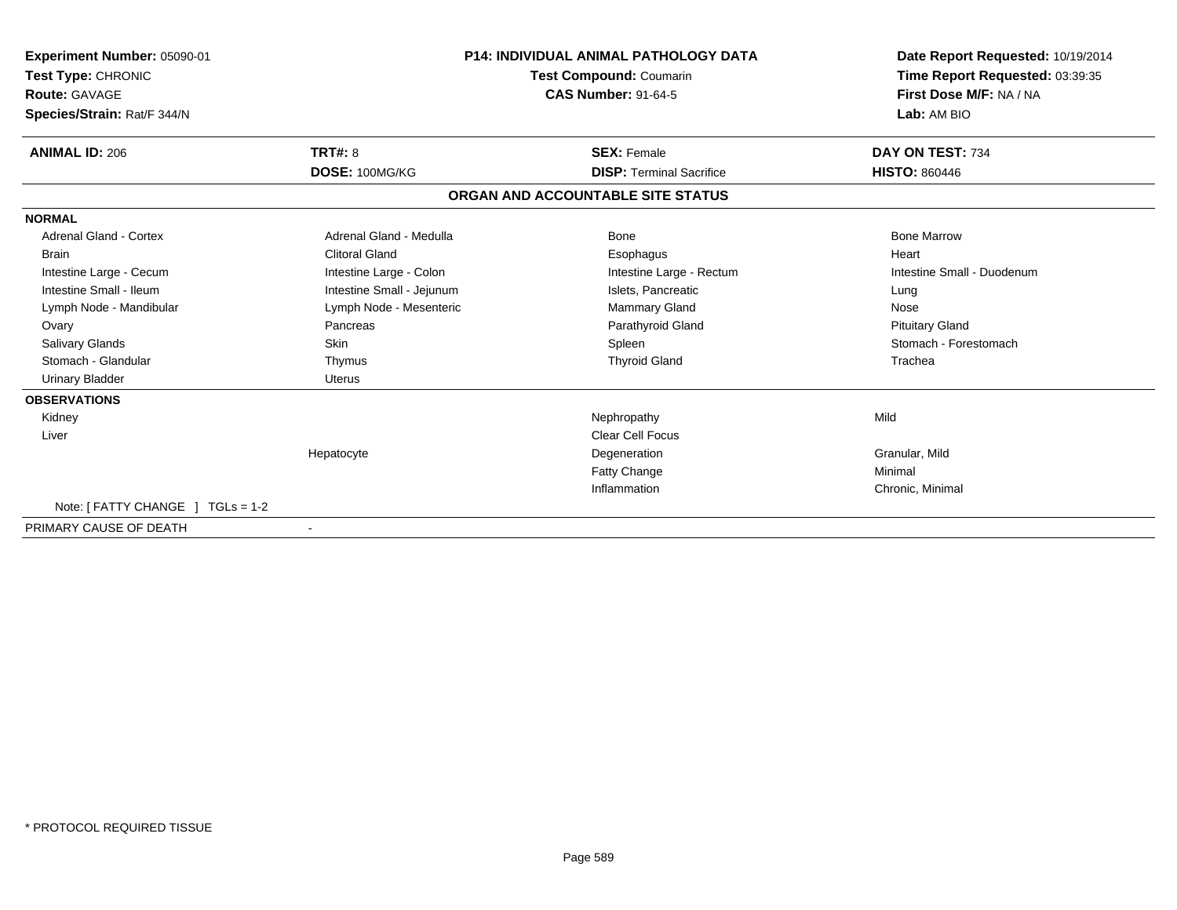**Experiment Number:** 05090-01
**Test Type:** CHRONIC
**Route:** GAVAGE
**Species/Strain:** Rat/F 344/N

**P14: INDIVIDUAL ANIMAL PATHOLOGY DATA**
**Test Compound:** Coumarin
**CAS Number:** 91-64-5

**Date Report Requested:** 10/19/2014
**Time Report Requested:** 03:39:35
**First Dose M/F:** NA / NA
**Lab:** AM BIO

| **ANIMAL ID:** 206 | **TRT#:** 8 | **SEX:** Female | **DAY ON TEST:** 734 |
|---|---|---|---|
| | **DOSE:** 100MG/KG | **DISP:** Terminal Sacrifice | **HISTO:** 860446 |

**ORGAN AND ACCOUNTABLE SITE STATUS**

| | | | |
|---|---|---|---|
| **NORMAL** | | | |
| Adrenal Gland - Cortex | Adrenal Gland - Medulla | Bone | Bone Marrow |
| Brain | Clitoral Gland | Esophagus | Heart |
| Intestine Large - Cecum | Intestine Large - Colon | Intestine Large - Rectum | Intestine Small - Duodenum |
| Intestine Small - Ileum | Intestine Small - Jejunum | Islets, Pancreatic | Lung |
| Lymph Node - Mandibular | Lymph Node - Mesenteric | Mammary Gland | Nose |
| Ovary | Pancreas | Parathyroid Gland | Pituitary Gland |
| Salivary Glands | Skin | Spleen | Stomach - Forestomach |
| Stomach - Glandular | Thymus | Thyroid Gland | Trachea |
| Urinary Bladder | Uterus | | |
| **OBSERVATIONS** | | | |
| Kidney | | Nephropathy | Mild |
| Liver | | Clear Cell Focus | |
| | Hepatocyte | Degeneration | Granular, Mild |
| | | Fatty Change | Minimal |
| | | Inflammation | Chronic, Minimal |
| Note: [ FATTY CHANGE ] TGLs = 1-2 | | | |
| PRIMARY CAUSE OF DEATH | - | | |

* PROTOCOL REQUIRED TISSUE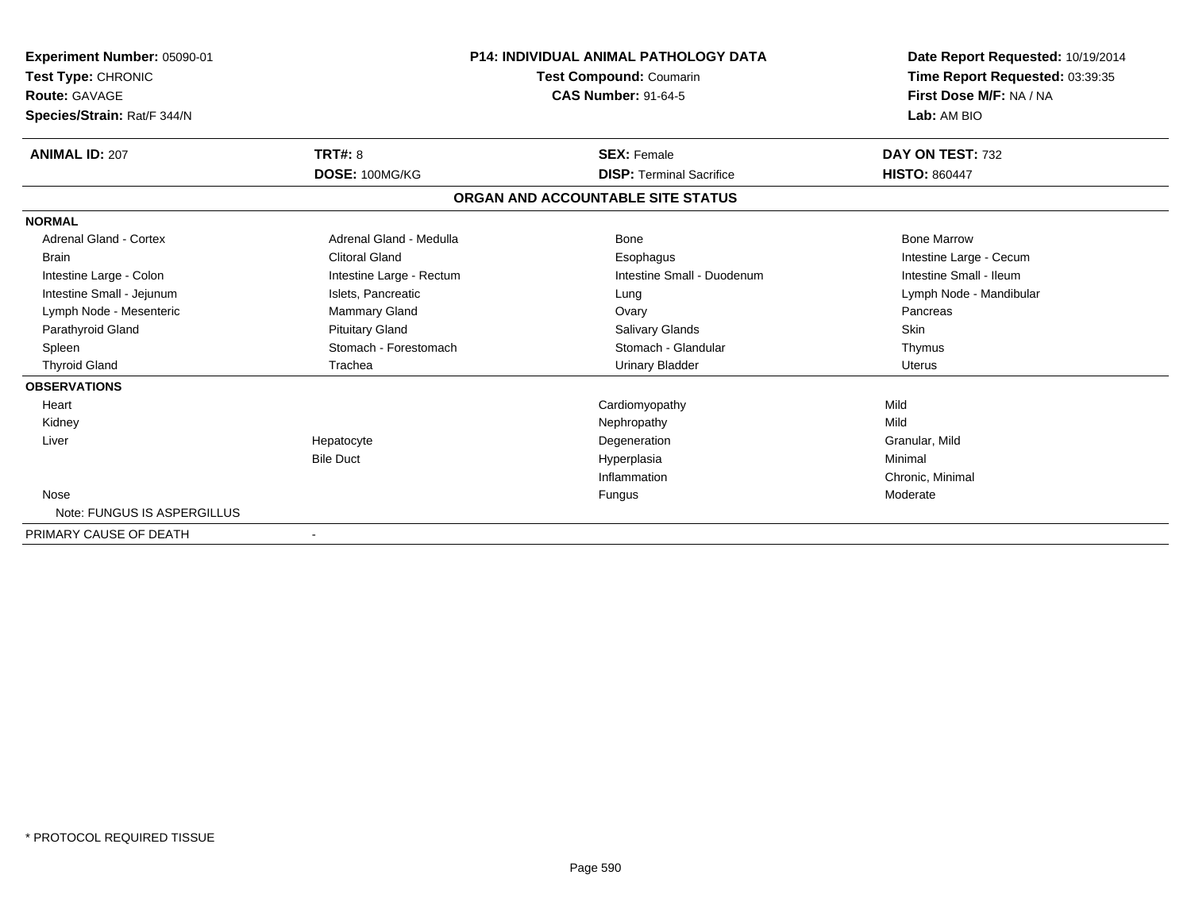**Experiment Number:** 05090-01
**Test Type:** CHRONIC
**Route:** GAVAGE
**Species/Strain:** Rat/F 344/N

**P14: INDIVIDUAL ANIMAL PATHOLOGY DATA**
**Test Compound:** Coumarin
**CAS Number:** 91-64-5

**Date Report Requested:** 10/19/2014
**Time Report Requested:** 03:39:35
**First Dose M/F:** NA / NA
**Lab:** AM BIO

| **ANIMAL ID:** 207 | **TRT#:** 8 | **SEX:** Female | **DAY ON TEST:** 732 |
|---|---|---|---|
| | **DOSE:** 100MG/KG | **DISP:** Terminal Sacrifice | **HISTO:** 860447 |

**ORGAN AND ACCOUNTABLE SITE STATUS**

**NORMAL**

| | | | |
|---|---|---|---|
| Adrenal Gland - Cortex | Adrenal Gland - Medulla | Bone | Bone Marrow |
| Brain | Clitoral Gland | Esophagus | Intestine Large - Cecum |
| Intestine Large - Colon | Intestine Large - Rectum | Intestine Small - Duodenum | Intestine Small - Ileum |
| Intestine Small - Jejunum | Islets, Pancreatic | Lung | Lymph Node - Mandibular |
| Lymph Node - Mesenteric | Mammary Gland | Ovary | Pancreas |
| Parathyroid Gland | Pituitary Gland | Salivary Glands | Skin |
| Spleen | Stomach - Forestomach | Stomach - Glandular | Thymus |
| Thyroid Gland | Trachea | Urinary Bladder | Uterus |

**OBSERVATIONS**

| | | | |
|---|---|---|---|
| Heart | | Cardiomyopathy | Mild |
| Kidney | | Nephropathy | Mild |
| Liver | Hepatocyte | Degeneration | Granular, Mild |
| | Bile Duct | Hyperplasia | Minimal |
| | | Inflammation | Chronic, Minimal |
| Nose | | Fungus | Moderate |
| Note: FUNGUS IS ASPERGILLUS | | | |

PRIMARY CAUSE OF DEATH -

* PROTOCOL REQUIRED TISSUE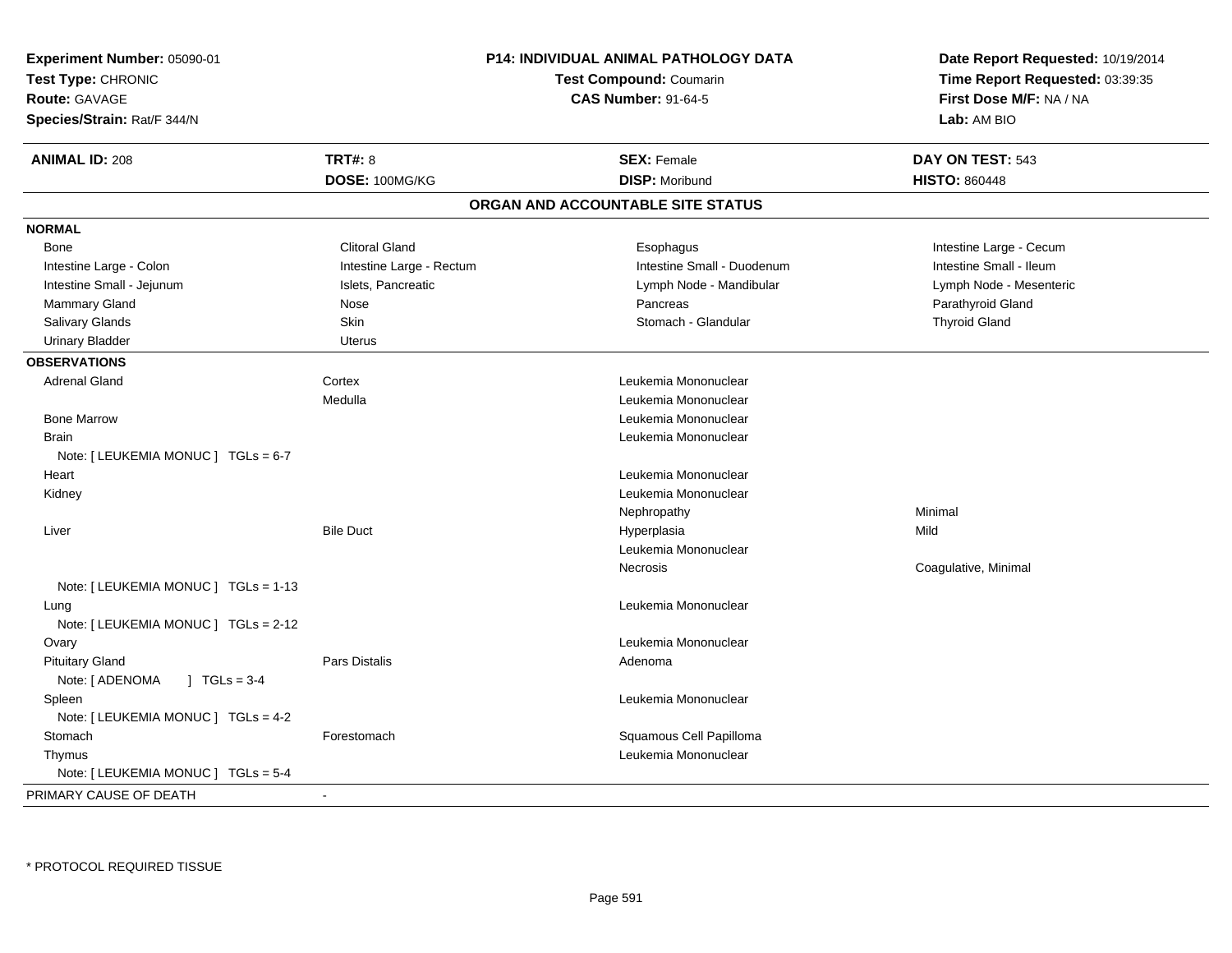**Experiment Number:** 05090-01
**Test Type:** CHRONIC
**Route:** GAVAGE
**Species/Strain:** Rat/F 344/N

**P14: INDIVIDUAL ANIMAL PATHOLOGY DATA**
**Test Compound:** Coumarin
**CAS Number:** 91-64-5

**Date Report Requested:** 10/19/2014
**Time Report Requested:** 03:39:35
**First Dose M/F:** NA / NA
**Lab:** AM BIO

| **ANIMAL ID:** 208 | **TRT#:** 8 | **SEX:** Female | **DAY ON TEST:** 543 |
|---|---|---|---|
| | **DOSE:** 100MG/KG | **DISP:** Moribund | **HISTO:** 860448 |

## ORGAN AND ACCOUNTABLE SITE STATUS

**NORMAL**

| | | | |
|---|---|---|---|
| Bone | Clitoral Gland | Esophagus | Intestine Large - Cecum |
| Intestine Large - Colon | Intestine Large - Rectum | Intestine Small - Duodenum | Intestine Small - Ileum |
| Intestine Small - Jejunum | Islets, Pancreatic | Lymph Node - Mandibular | Lymph Node - Mesenteric |
| Mammary Gland | Nose | Pancreas | Parathyroid Gland |
| Salivary Glands | Skin | Stomach - Glandular | Thyroid Gland |
| Urinary Bladder | Uterus | | |

**OBSERVATIONS**

| | | | |
|---|---|---|---|
| Adrenal Gland | Cortex | Leukemia Mononuclear | |
| | Medulla | Leukemia Mononuclear | |
| Bone Marrow | | Leukemia Mononuclear | |
| Brain | | Leukemia Mononuclear | |
| Note: [ LEUKEMIA MONUC ] TGLs = 6-7 | | | |
| Heart | | Leukemia Mononuclear | |
| Kidney | | Leukemia Mononuclear | |
| | | Nephropathy | Minimal |
| Liver | Bile Duct | Hyperplasia | Mild |
| | | Leukemia Mononuclear | |
| | | Necrosis | Coagulative, Minimal |
| Note: [ LEUKEMIA MONUC ] TGLs = 1-13 | | | |
| Lung | | Leukemia Mononuclear | |
| Note: [ LEUKEMIA MONUC ] TGLs = 2-12 | | | |
| Ovary | | Leukemia Mononuclear | |
| Pituitary Gland | Pars Distalis | Adenoma | |
| Note: [ ADENOMA ] TGLs = 3-4 | | | |
| Spleen | | Leukemia Mononuclear | |
| Note: [ LEUKEMIA MONUC ] TGLs = 4-2 | | | |
| Stomach | Forestomach | Squamous Cell Papilloma | |
| Thymus | | Leukemia Mononuclear | |
| Note: [ LEUKEMIA MONUC ] TGLs = 5-4 | | | |

PRIMARY CAUSE OF DEATH -

\* PROTOCOL REQUIRED TISSUE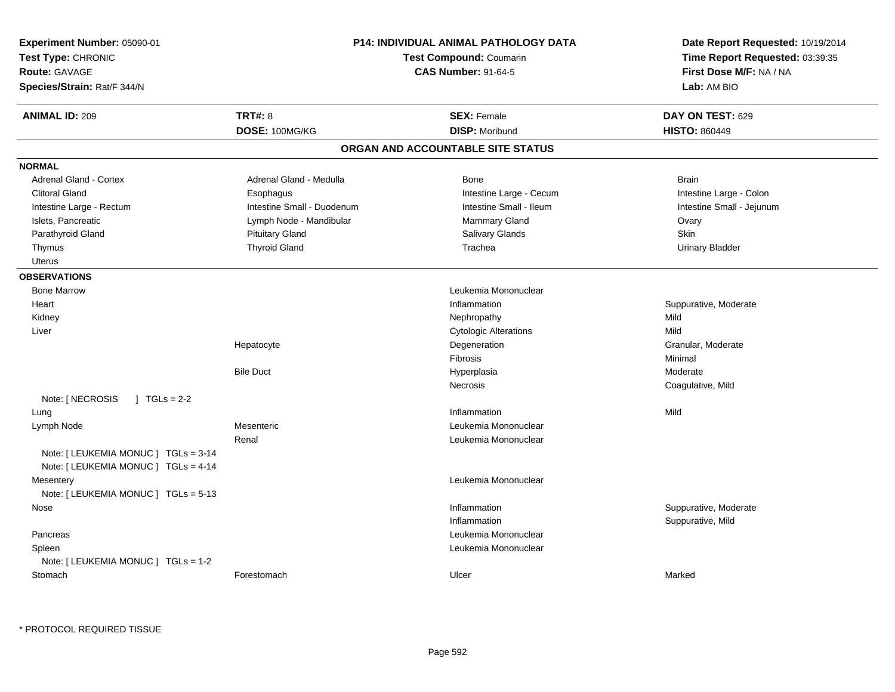**Experiment Number:** 05090-01
**Test Type:** CHRONIC
**Route:** GAVAGE
**Species/Strain:** Rat/F 344/N

**P14: INDIVIDUAL ANIMAL PATHOLOGY DATA**
**Test Compound:** Coumarin
**CAS Number:** 91-64-5

**Date Report Requested:** 10/19/2014
**Time Report Requested:** 03:39:35
**First Dose M/F:** NA / NA
**Lab:** AM BIO

| **ANIMAL ID:** 209 | **TRT#:** 8 | **SEX:** Female | **DAY ON TEST:** 629 |
|---|---|---|---|
| | **DOSE:** 100MG/KG | **DISP:** Moribund | **HISTO:** 860449 |

## ORGAN AND ACCOUNTABLE SITE STATUS

**NORMAL**

| | | | |
|---|---|---|---|
| Adrenal Gland - Cortex | Adrenal Gland - Medulla | Bone | Brain |
| Clitoral Gland | Esophagus | Intestine Large - Cecum | Intestine Large - Colon |
| Intestine Large - Rectum | Intestine Small - Duodenum | Intestine Small - Ileum | Intestine Small - Jejunum |
| Islets, Pancreatic | Lymph Node - Mandibular | Mammary Gland | Ovary |
| Parathyroid Gland | Pituitary Gland | Salivary Glands | Skin |
| Thymus | Thyroid Gland | Trachea | Urinary Bladder |
| Uterus | | | |

**OBSERVATIONS**

| Organ | Site | Observation | Qualifier |
|---|---|---|---|
| Bone Marrow | | Leukemia Mononuclear | |
| Heart | | Inflammation | Suppurative, Moderate |
| Kidney | | Nephropathy | Mild |
| Liver | | Cytologic Alterations | Mild |
| | Hepatocyte | Degeneration | Granular, Moderate |
| | | Fibrosis | Minimal |
| | Bile Duct | Hyperplasia | Moderate |
| | | Necrosis | Coagulative, Mild |
| Note: [ NECROSIS ] TGLs = 2-2 | | | |
| Lung | | Inflammation | Mild |
| Lymph Node | Mesenteric | Leukemia Mononuclear | |
| | Renal | Leukemia Mononuclear | |
| Note: [ LEUKEMIA MONUC ] TGLs = 3-14 | | | |
| Note: [ LEUKEMIA MONUC ] TGLs = 4-14 | | | |
| Mesentery | | Leukemia Mononuclear | |
| Note: [ LEUKEMIA MONUC ] TGLs = 5-13 | | | |
| Nose | | Inflammation | Suppurative, Moderate |
| | | Inflammation | Suppurative, Mild |
| Pancreas | | Leukemia Mononuclear | |
| Spleen | | Leukemia Mononuclear | |
| Note: [ LEUKEMIA MONUC ] TGLs = 1-2 | | | |
| Stomach | Forestomach | Ulcer | Marked |

* PROTOCOL REQUIRED TISSUE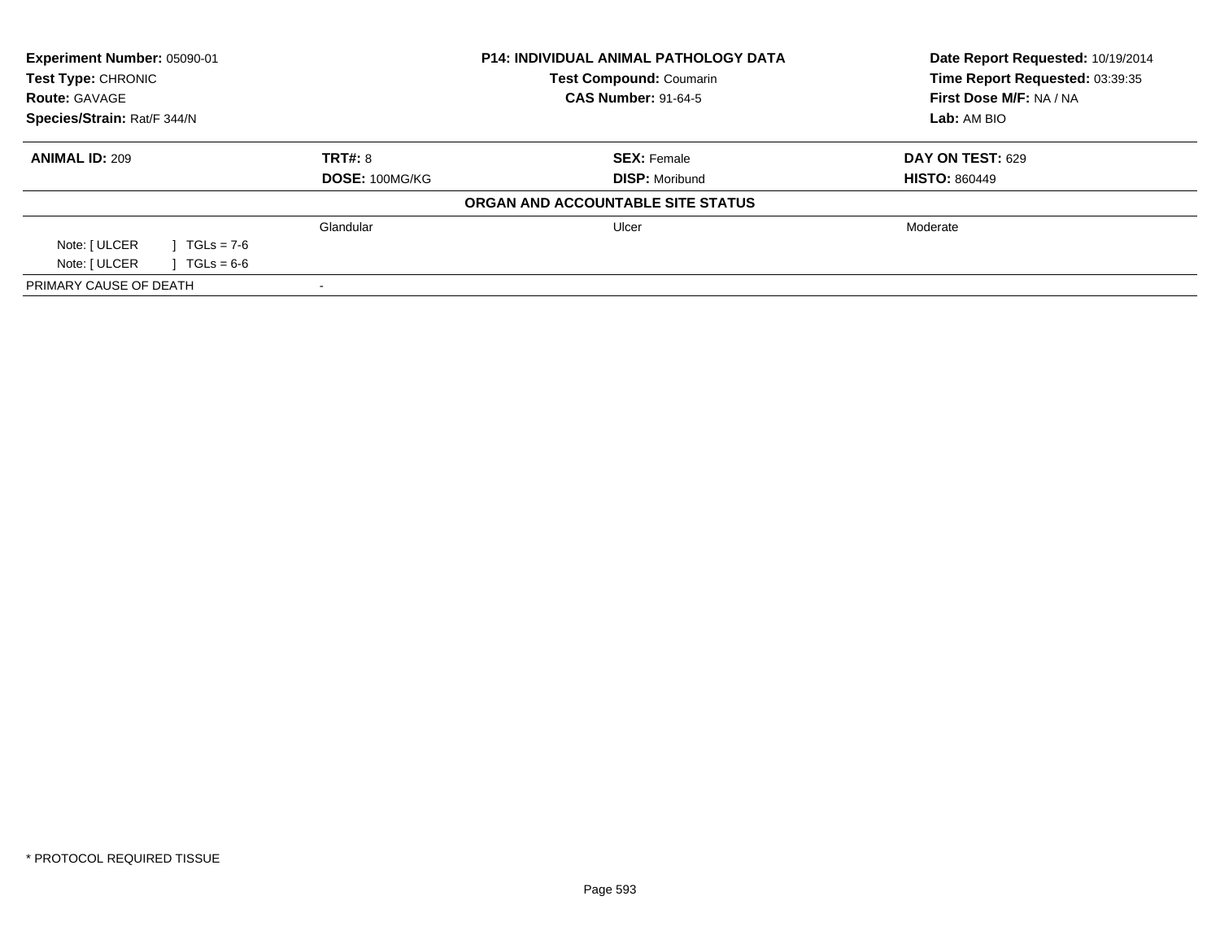| **Experiment Number:** 05090-01 | **P14: INDIVIDUAL ANIMAL PATHOLOGY DATA** | **Date Report Requested:** 10/19/2014 |
|---|---|---|
| **Test Type:** CHRONIC | **Test Compound:** Coumarin | **Time Report Requested:** 03:39:35 |
| **Route:** GAVAGE | **CAS Number:** 91-64-5 | **First Dose M/F:** NA / NA |
| **Species/Strain:** Rat/F 344/N | | **Lab:** AM BIO |

| **ANIMAL ID:** 209 | **TRT#:** 8 | **SEX:** Female | **DAY ON TEST:** 629 |
|---|---|---|---|
| | **DOSE:** 100MG/KG | **DISP:** Moribund | **HISTO:** 860449 |
| | | **ORGAN AND ACCOUNTABLE SITE STATUS** | |
| | Glandular | Ulcer | Moderate |
| Note: [ ULCER ] TGLs = 7-6 | | | |
| Note: [ ULCER ] TGLs = 6-6 | | | |
| PRIMARY CAUSE OF DEATH | - | | |

* PROTOCOL REQUIRED TISSUE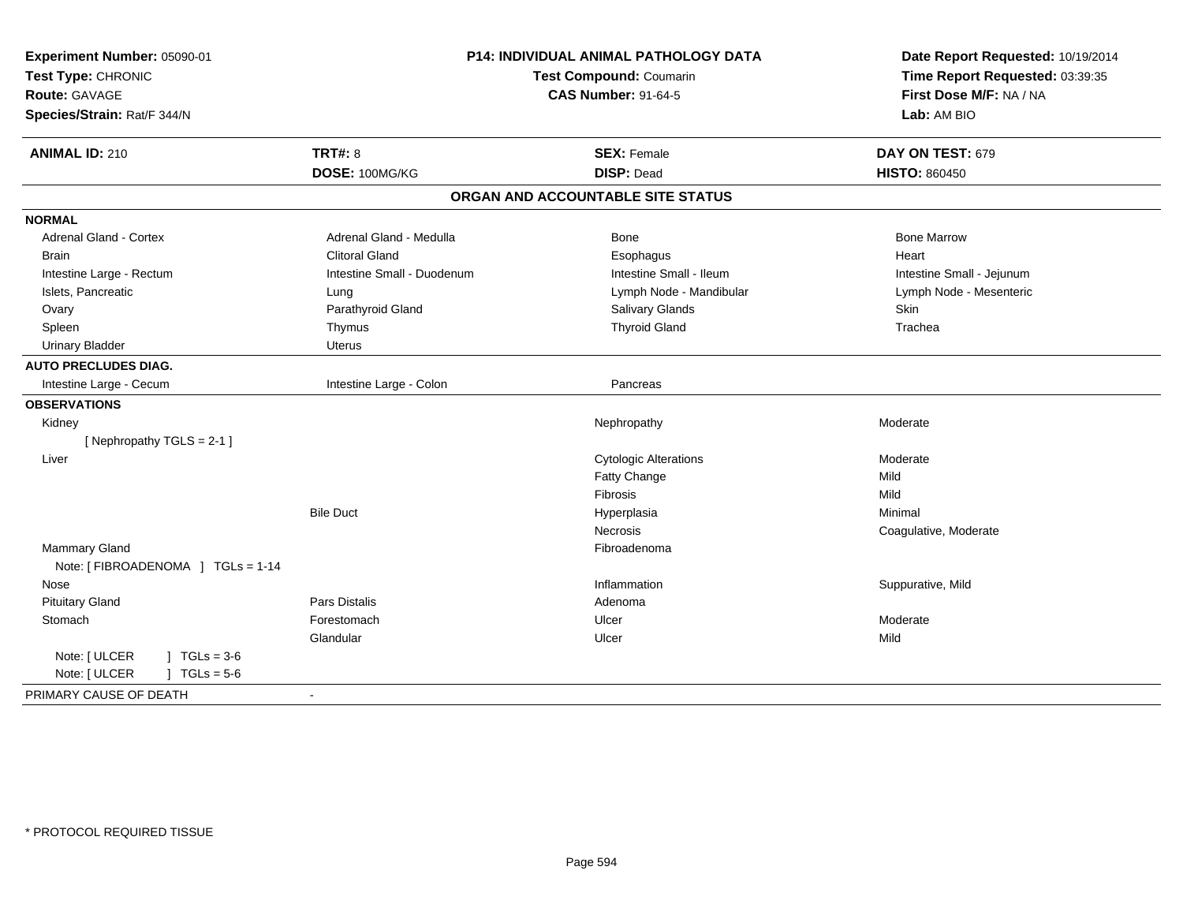**Experiment Number:** 05090-01
**Test Type:** CHRONIC
**Route:** GAVAGE
**Species/Strain:** Rat/F 344/N

**P14: INDIVIDUAL ANIMAL PATHOLOGY DATA**
**Test Compound:** Coumarin
**CAS Number:** 91-64-5

**Date Report Requested:** 10/19/2014
**Time Report Requested:** 03:39:35
**First Dose M/F:** NA / NA
**Lab:** AM BIO

| **ANIMAL ID:** 210 | **TRT#:** 8 | **SEX:** Female | **DAY ON TEST:** 679 |
|---|---|---|---|
| | **DOSE:** 100MG/KG | **DISP:** Dead | **HISTO:** 860450 |

## ORGAN AND ACCOUNTABLE SITE STATUS

**NORMAL**

| | | | |
|---|---|---|---|
| Adrenal Gland - Cortex | Adrenal Gland - Medulla | Bone | Bone Marrow |
| Brain | Clitoral Gland | Esophagus | Heart |
| Intestine Large - Rectum | Intestine Small - Duodenum | Intestine Small - Ileum | Intestine Small - Jejunum |
| Islets, Pancreatic | Lung | Lymph Node - Mandibular | Lymph Node - Mesenteric |
| Ovary | Parathyroid Gland | Salivary Glands | Skin |
| Spleen | Thymus | Thyroid Gland | Trachea |
| Urinary Bladder | Uterus | | |

**AUTO PRECLUDES DIAG.**

| | | | |
|---|---|---|---|
| Intestine Large - Cecum | Intestine Large - Colon | Pancreas | |

**OBSERVATIONS**

| | | | |
|---|---|---|---|
| Kidney | | Nephropathy | Moderate |
| [ Nephropathy TGLS = 2-1 ] | | | |
| Liver | | Cytologic Alterations | Moderate |
| | | Fatty Change | Mild |
| | | Fibrosis | Mild |
| | Bile Duct | Hyperplasia | Minimal |
| | | Necrosis | Coagulative, Moderate |
| Mammary Gland | | Fibroadenoma | |
| Note: [ FIBROADENOMA ] TGLs = 1-14 | | | |
| Nose | | Inflammation | Suppurative, Mild |
| Pituitary Gland | Pars Distalis | Adenoma | |
| Stomach | Forestomach | Ulcer | Moderate |
| | Glandular | Ulcer | Mild |
| Note: [ ULCER ] TGLs = 3-6 | | | |
| Note: [ ULCER ] TGLs = 5-6 | | | |

PRIMARY CAUSE OF DEATH -

* PROTOCOL REQUIRED TISSUE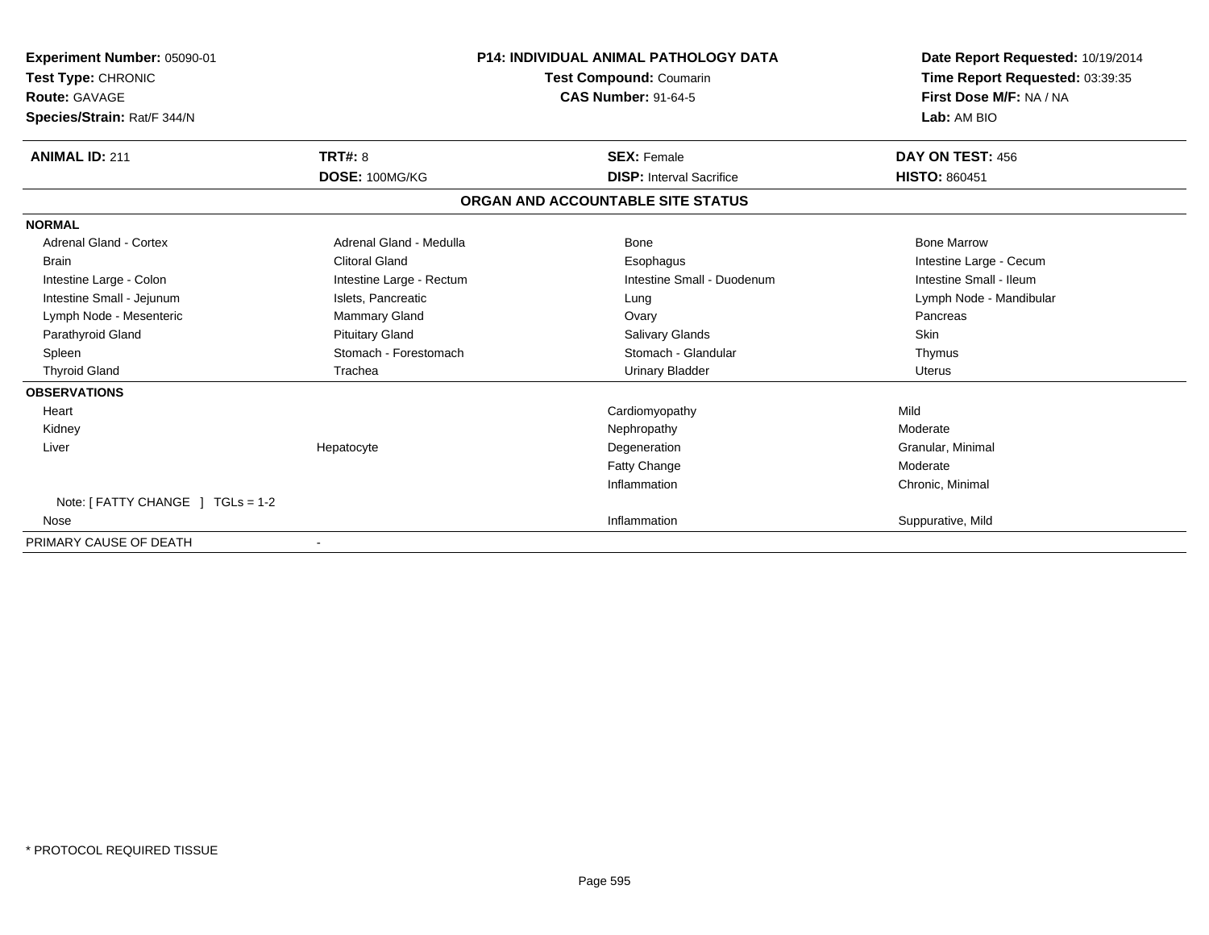**Experiment Number:** 05090-01
**Test Type:** CHRONIC
**Route:** GAVAGE
**Species/Strain:** Rat/F 344/N

**P14: INDIVIDUAL ANIMAL PATHOLOGY DATA**
**Test Compound:** Coumarin
**CAS Number:** 91-64-5

**Date Report Requested:** 10/19/2014
**Time Report Requested:** 03:39:35
**First Dose M/F:** NA / NA
**Lab:** AM BIO

| **ANIMAL ID:** 211 | **TRT#:** 8 | **SEX:** Female | **DAY ON TEST:** 456 |
|---|---|---|---|
| | **DOSE:** 100MG/KG | **DISP:** Interval Sacrifice | **HISTO:** 860451 |

## ORGAN AND ACCOUNTABLE SITE STATUS

| | | | |
|---|---|---|---|
| **NORMAL** | | | |
| Adrenal Gland - Cortex | Adrenal Gland - Medulla | Bone | Bone Marrow |
| Brain | Clitoral Gland | Esophagus | Intestine Large - Cecum |
| Intestine Large - Colon | Intestine Large - Rectum | Intestine Small - Duodenum | Intestine Small - Ileum |
| Intestine Small - Jejunum | Islets, Pancreatic | Lung | Lymph Node - Mandibular |
| Lymph Node - Mesenteric | Mammary Gland | Ovary | Pancreas |
| Parathyroid Gland | Pituitary Gland | Salivary Glands | Skin |
| Spleen | Stomach - Forestomach | Stomach - Glandular | Thymus |
| Thyroid Gland | Trachea | Urinary Bladder | Uterus |
| **OBSERVATIONS** | | | |
| Heart | | Cardiomyopathy | Mild |
| Kidney | | Nephropathy | Moderate |
| Liver | Hepatocyte | Degeneration | Granular, Minimal |
| | | Fatty Change | Moderate |
| | | Inflammation | Chronic, Minimal |
| Note: [ FATTY CHANGE ] TGLs = 1-2 | | | |
| Nose | | Inflammation | Suppurative, Mild |
| PRIMARY CAUSE OF DEATH | - | | |

* PROTOCOL REQUIRED TISSUE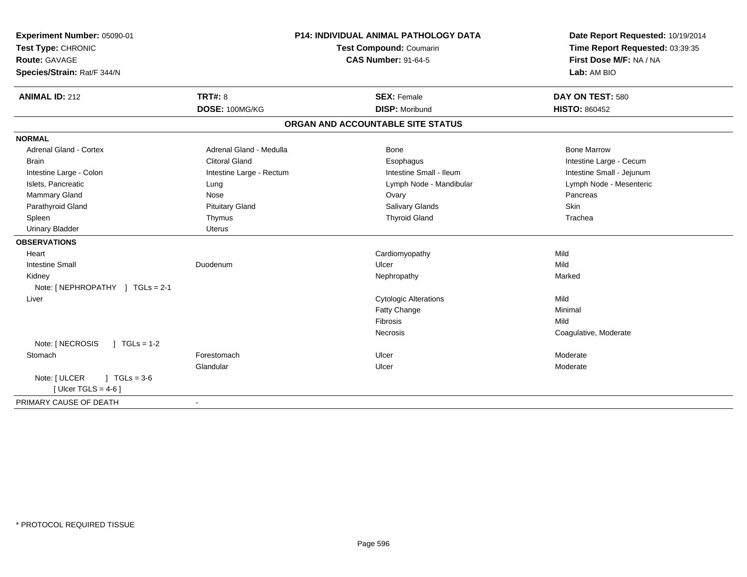**Experiment Number:** 05090-01
**Test Type:** CHRONIC
**Route:** GAVAGE
**Species/Strain:** Rat/F 344/N

**P14: INDIVIDUAL ANIMAL PATHOLOGY DATA**
**Test Compound:** Coumarin
**CAS Number:** 91-64-5

**Date Report Requested:** 10/19/2014
**Time Report Requested:** 03:39:35
**First Dose M/F:** NA / NA
**Lab:** AM BIO

| **ANIMAL ID:** 212 | **TRT#:** 8 | **SEX:** Female | **DAY ON TEST:** 580 |
|---|---|---|---|
| | **DOSE:** 100MG/KG | **DISP:** Moribund | **HISTO:** 860452 |

## ORGAN AND ACCOUNTABLE SITE STATUS

**NORMAL**

| | | | |
|---|---|---|---|
| Adrenal Gland - Cortex | Adrenal Gland - Medulla | Bone | Bone Marrow |
| Brain | Clitoral Gland | Esophagus | Intestine Large - Cecum |
| Intestine Large - Colon | Intestine Large - Rectum | Intestine Small - Ileum | Intestine Small - Jejunum |
| Islets, Pancreatic | Lung | Lymph Node - Mandibular | Lymph Node - Mesenteric |
| Mammary Gland | Nose | Ovary | Pancreas |
| Parathyroid Gland | Pituitary Gland | Salivary Glands | Skin |
| Spleen | Thymus | Thyroid Gland | Trachea |
| Urinary Bladder | Uterus | | |

**OBSERVATIONS**

| | | | |
|---|---|---|---|
| Heart | | Cardiomyopathy | Mild |
| Intestine Small | Duodenum | Ulcer | Mild |
| Kidney | | Nephropathy | Marked |
| Note: [ NEPHROPATHY ] TGLs = 2-1 | | | |
| Liver | | Cytologic Alterations | Mild |
| | | Fatty Change | Minimal |
| | | Fibrosis | Mild |
| | | Necrosis | Coagulative, Moderate |
| Note: [ NECROSIS ] TGLs = 1-2 | | | |
| Stomach | Forestomach | Ulcer | Moderate |
| | Glandular | Ulcer | Moderate |
| Note: [ ULCER ] TGLs = 3-6<br>[ Ulcer TGLS = 4-6 ] | | | |

PRIMARY CAUSE OF DEATH -

* PROTOCOL REQUIRED TISSUE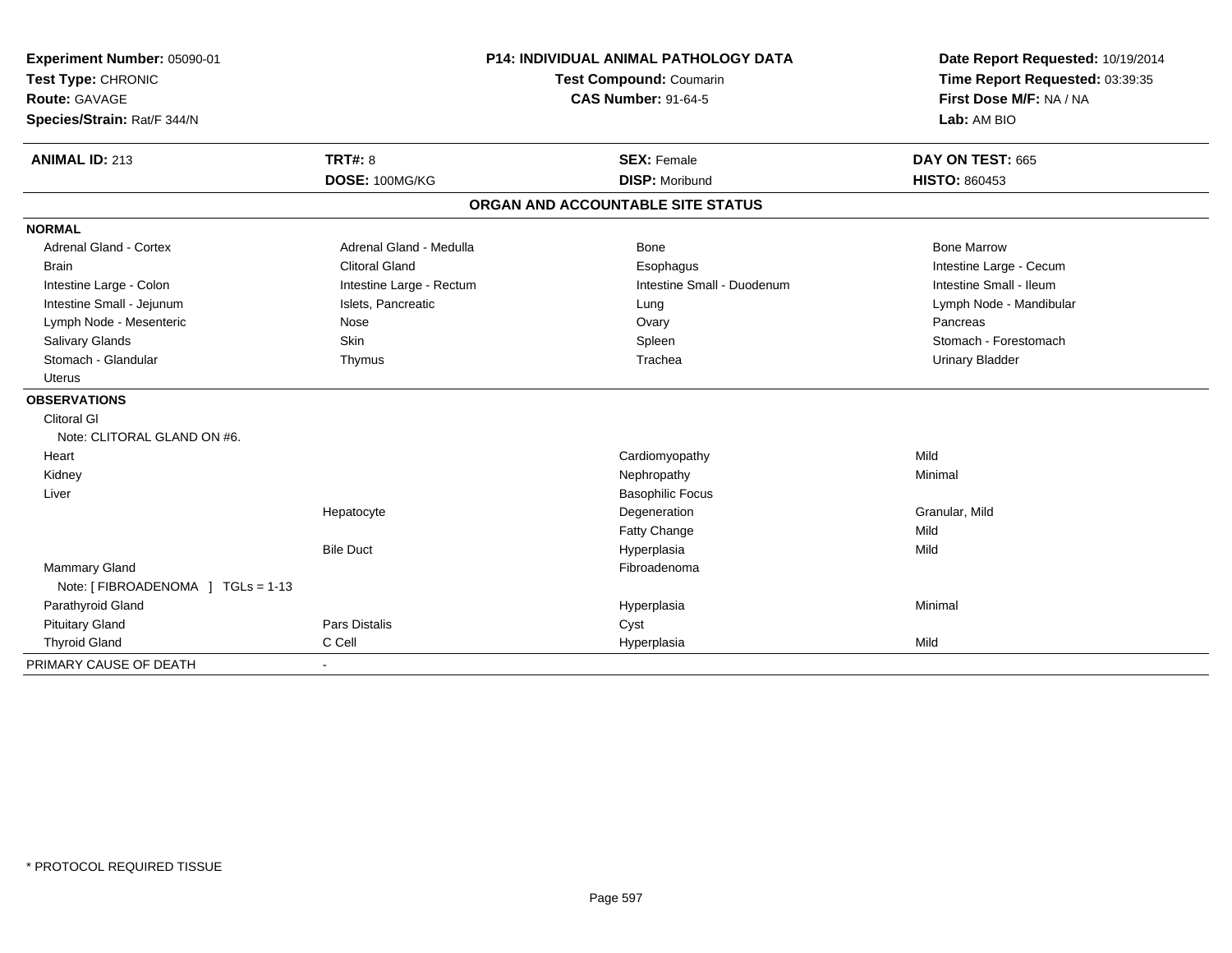**Experiment Number:** 05090-01
**Test Type:** CHRONIC
**Route:** GAVAGE
**Species/Strain:** Rat/F 344/N

**P14: INDIVIDUAL ANIMAL PATHOLOGY DATA**
**Test Compound:** Coumarin
**CAS Number:** 91-64-5

**Date Report Requested:** 10/19/2014
**Time Report Requested:** 03:39:35
**First Dose M/F:** NA / NA
**Lab:** AM BIO

| **ANIMAL ID:** 213 | **TRT#:** 8 | **SEX:** Female | **DAY ON TEST:** 665 |
|---|---|---|---|
| | **DOSE:** 100MG/KG | **DISP:** Moribund | **HISTO:** 860453 |

## ORGAN AND ACCOUNTABLE SITE STATUS

**NORMAL**

| | | | |
|---|---|---|---|
| Adrenal Gland - Cortex | Adrenal Gland - Medulla | Bone | Bone Marrow |
| Brain | Clitoral Gland | Esophagus | Intestine Large - Cecum |
| Intestine Large - Colon | Intestine Large - Rectum | Intestine Small - Duodenum | Intestine Small - Ileum |
| Intestine Small - Jejunum | Islets, Pancreatic | Lung | Lymph Node - Mandibular |
| Lymph Node - Mesenteric | Nose | Ovary | Pancreas |
| Salivary Glands | Skin | Spleen | Stomach - Forestomach |
| Stomach - Glandular | Thymus | Trachea | Urinary Bladder |
| Uterus | | | |

**OBSERVATIONS**

| | | | |
|---|---|---|---|
| Clitoral Gl | | | |
| Note: CLITORAL GLAND ON #6. | | | |
| Heart | | Cardiomyopathy | Mild |
| Kidney | | Nephropathy | Minimal |
| Liver | | Basophilic Focus | |
| | Hepatocyte | Degeneration | Granular, Mild |
| | | Fatty Change | Mild |
| | Bile Duct | Hyperplasia | Mild |
| Mammary Gland | | Fibroadenoma | |
| Note: [ FIBROADENOMA ] TGLs = 1-13 | | | |
| Parathyroid Gland | | Hyperplasia | Minimal |
| Pituitary Gland | Pars Distalis | Cyst | |
| Thyroid Gland | C Cell | Hyperplasia | Mild |

| | |
|---|---|
| PRIMARY CAUSE OF DEATH | - |

* PROTOCOL REQUIRED TISSUE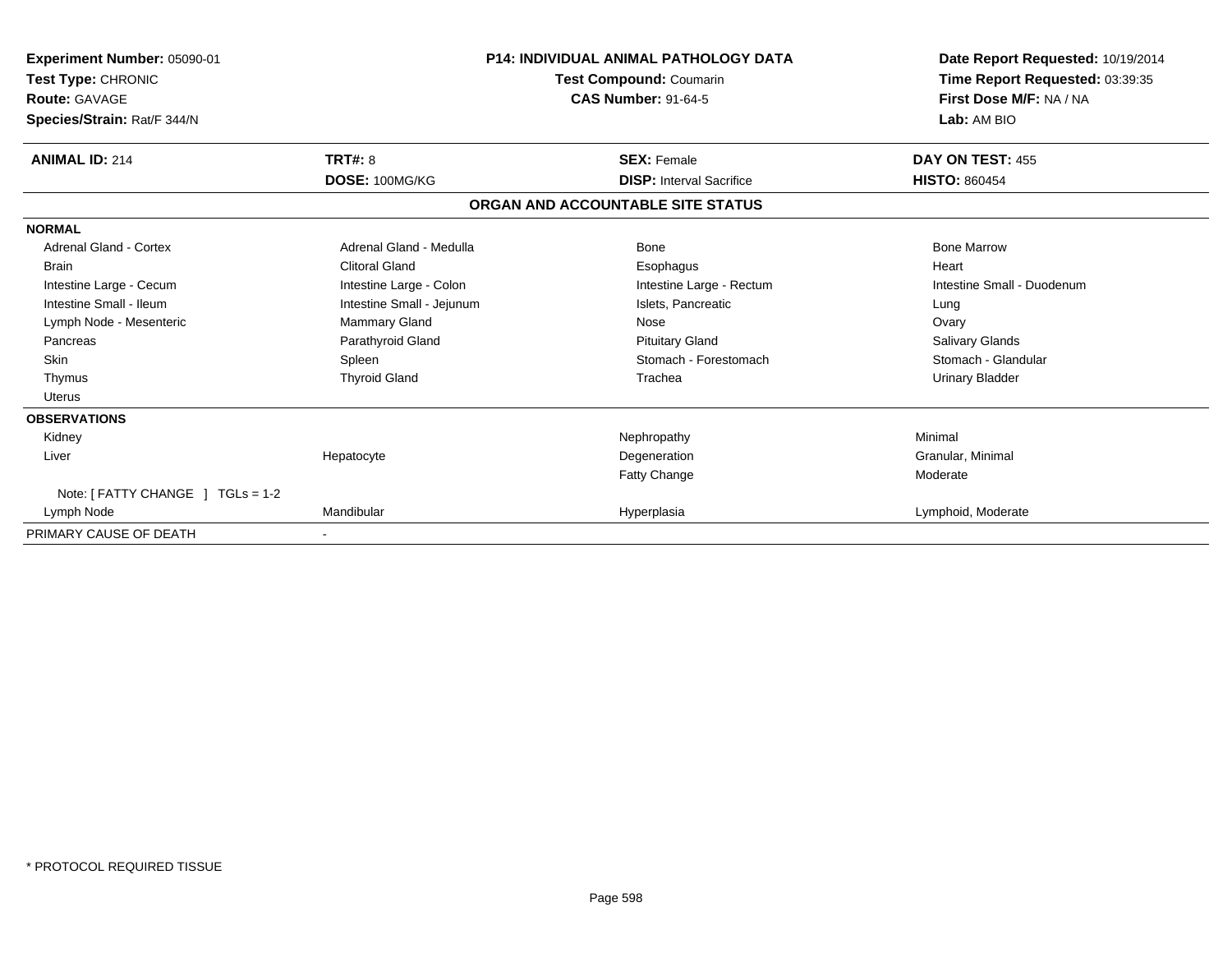**Experiment Number:** 05090-01
**Test Type:** CHRONIC
**Route:** GAVAGE
**Species/Strain:** Rat/F 344/N

**P14: INDIVIDUAL ANIMAL PATHOLOGY DATA**
**Test Compound:** Coumarin
**CAS Number:** 91-64-5

**Date Report Requested:** 10/19/2014
**Time Report Requested:** 03:39:35
**First Dose M/F:** NA / NA
**Lab:** AM BIO

| **ANIMAL ID:** 214 | **TRT#:** 8 | **SEX:** Female | **DAY ON TEST:** 455 |
|---|---|---|---|
| | **DOSE:** 100MG/KG | **DISP:** Interval Sacrifice | **HISTO:** 860454 |

## ORGAN AND ACCOUNTABLE SITE STATUS

| | | | |
|---|---|---|---|
| **NORMAL** | | | |
| Adrenal Gland - Cortex | Adrenal Gland - Medulla | Bone | Bone Marrow |
| Brain | Clitoral Gland | Esophagus | Heart |
| Intestine Large - Cecum | Intestine Large - Colon | Intestine Large - Rectum | Intestine Small - Duodenum |
| Intestine Small - Ileum | Intestine Small - Jejunum | Islets, Pancreatic | Lung |
| Lymph Node - Mesenteric | Mammary Gland | Nose | Ovary |
| Pancreas | Parathyroid Gland | Pituitary Gland | Salivary Glands |
| Skin | Spleen | Stomach - Forestomach | Stomach - Glandular |
| Thymus | Thyroid Gland | Trachea | Urinary Bladder |
| Uterus | | | |
| **OBSERVATIONS** | | | |
| Kidney | | Nephropathy | Minimal |
| Liver | Hepatocyte | Degeneration | Granular, Minimal |
| | | Fatty Change | Moderate |
| Note: [ FATTY CHANGE ] TGLs = 1-2 | | | |
| Lymph Node | Mandibular | Hyperplasia | Lymphoid, Moderate |
| PRIMARY CAUSE OF DEATH | - | | |

* PROTOCOL REQUIRED TISSUE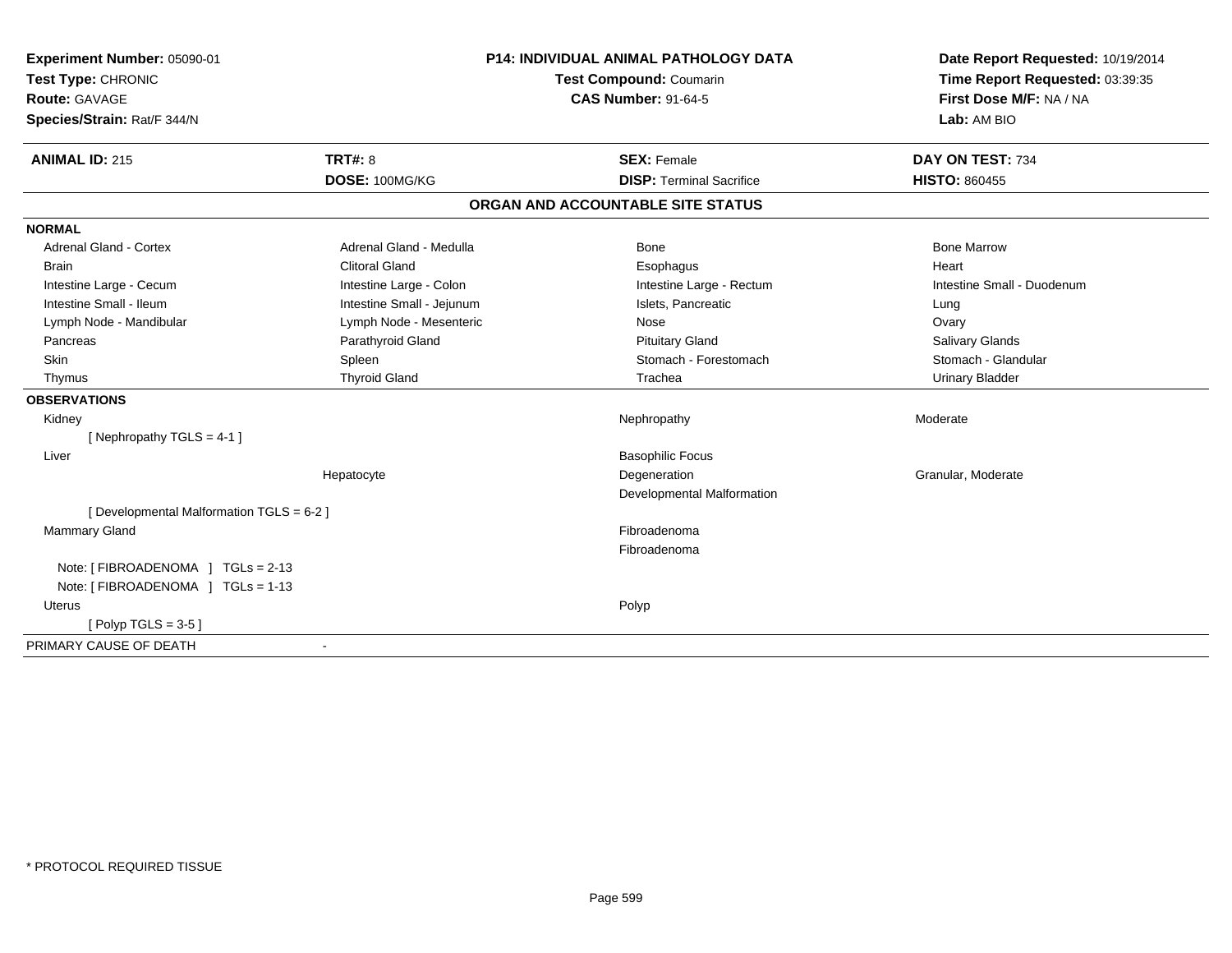**Experiment Number:** 05090-01
**Test Type:** CHRONIC
**Route:** GAVAGE
**Species/Strain:** Rat/F 344/N

**P14: INDIVIDUAL ANIMAL PATHOLOGY DATA**
**Test Compound:** Coumarin
**CAS Number:** 91-64-5

**Date Report Requested:** 10/19/2014
**Time Report Requested:** 03:39:35
**First Dose M/F:** NA / NA
**Lab:** AM BIO

| **ANIMAL ID:** 215 | **TRT#:** 8 | **SEX:** Female | **DAY ON TEST:** 734 |
|---|---|---|---|
| | **DOSE:** 100MG/KG | **DISP:** Terminal Sacrifice | **HISTO:** 860455 |

## ORGAN AND ACCOUNTABLE SITE STATUS

**NORMAL**

| | | | |
|---|---|---|---|
| Adrenal Gland - Cortex | Adrenal Gland - Medulla | Bone | Bone Marrow |
| Brain | Clitoral Gland | Esophagus | Heart |
| Intestine Large - Cecum | Intestine Large - Colon | Intestine Large - Rectum | Intestine Small - Duodenum |
| Intestine Small - Ileum | Intestine Small - Jejunum | Islets, Pancreatic | Lung |
| Lymph Node - Mandibular | Lymph Node - Mesenteric | Nose | Ovary |
| Pancreas | Parathyroid Gland | Pituitary Gland | Salivary Glands |
| Skin | Spleen | Stomach - Forestomach | Stomach - Glandular |
| Thymus | Thyroid Gland | Trachea | Urinary Bladder |

**OBSERVATIONS**

| | | | |
|---|---|---|---|
| Kidney | | Nephropathy | Moderate |
| [ Nephropathy TGLS = 4-1 ] | | | |
| Liver | | Basophilic Focus | |
| | Hepatocyte | Degeneration | Granular, Moderate |
| | | Developmental Malformation | |
| [ Developmental Malformation TGLS = 6-2 ] | | | |
| Mammary Gland | | Fibroadenoma | |
| | | Fibroadenoma | |
| Note: [ FIBROADENOMA ] TGLs = 2-13 | | | |
| Note: [ FIBROADENOMA ] TGLs = 1-13 | | | |
| Uterus | | Polyp | |
| [ Polyp TGLS = 3-5 ] | | | |

PRIMARY CAUSE OF DEATH -

\* PROTOCOL REQUIRED TISSUE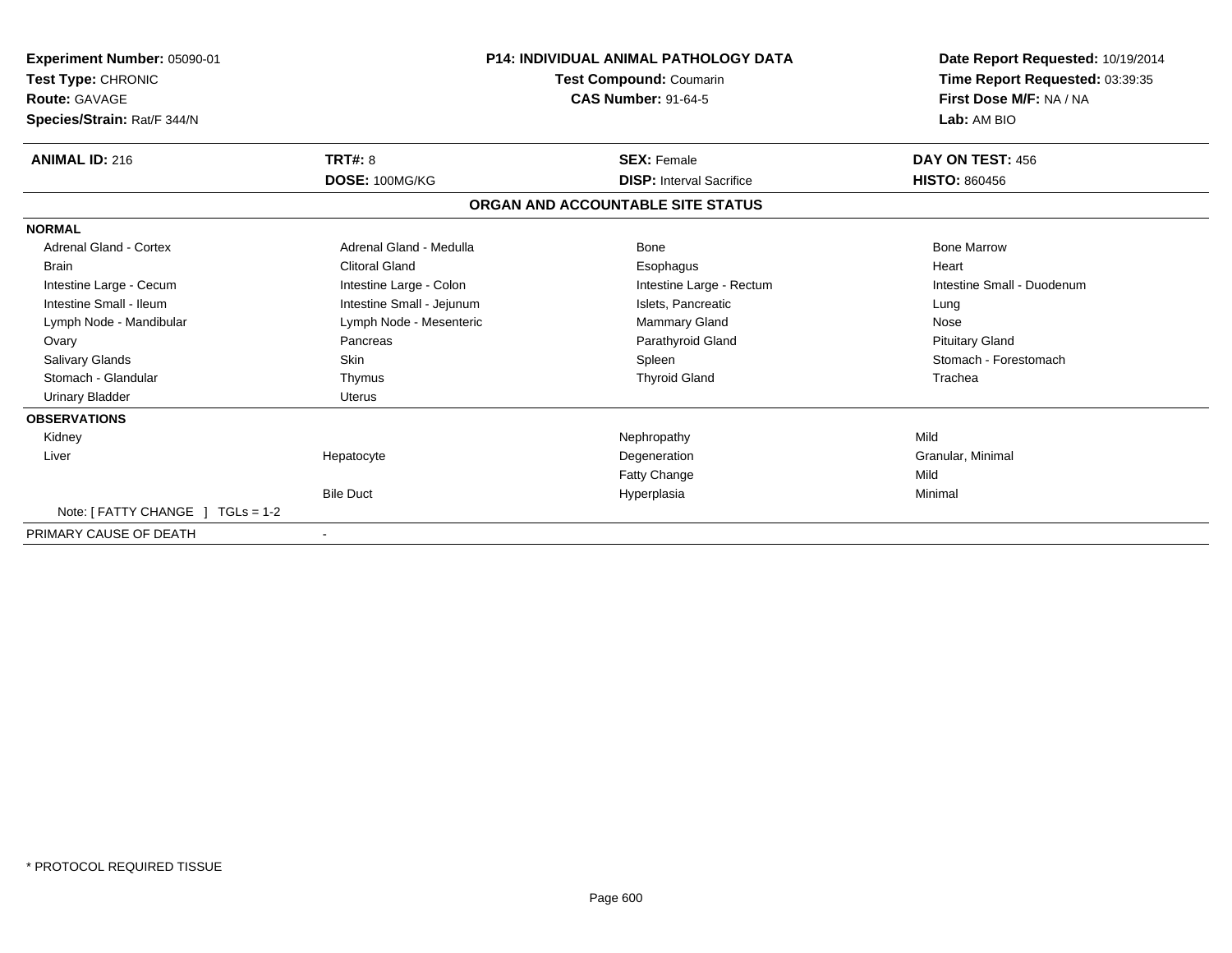**Experiment Number:** 05090-01
**Test Type:** CHRONIC
**Route:** GAVAGE
**Species/Strain:** Rat/F 344/N

**P14: INDIVIDUAL ANIMAL PATHOLOGY DATA**
**Test Compound:** Coumarin
**CAS Number:** 91-64-5

**Date Report Requested:** 10/19/2014
**Time Report Requested:** 03:39:35
**First Dose M/F:** NA / NA
**Lab:** AM BIO

| **ANIMAL ID:** 216 | **TRT#:** 8 | **SEX:** Female | **DAY ON TEST:** 456 |
|---|---|---|---|
| | **DOSE:** 100MG/KG | **DISP:** Interval Sacrifice | **HISTO:** 860456 |

**ORGAN AND ACCOUNTABLE SITE STATUS**

| | | | |
|---|---|---|---|
| **NORMAL** | | | |
| Adrenal Gland - Cortex | Adrenal Gland - Medulla | Bone | Bone Marrow |
| Brain | Clitoral Gland | Esophagus | Heart |
| Intestine Large - Cecum | Intestine Large - Colon | Intestine Large - Rectum | Intestine Small - Duodenum |
| Intestine Small - Ileum | Intestine Small - Jejunum | Islets, Pancreatic | Lung |
| Lymph Node - Mandibular | Lymph Node - Mesenteric | Mammary Gland | Nose |
| Ovary | Pancreas | Parathyroid Gland | Pituitary Gland |
| Salivary Glands | Skin | Spleen | Stomach - Forestomach |
| Stomach - Glandular | Thymus | Thyroid Gland | Trachea |
| Urinary Bladder | Uterus | | |
| **OBSERVATIONS** | | | |
| Kidney | | Nephropathy | Mild |
| Liver | Hepatocyte | Degeneration | Granular, Minimal |
| | | Fatty Change | Mild |
| | Bile Duct | Hyperplasia | Minimal |
| Note: [ FATTY CHANGE ] TGLs = 1-2 | | | |
| PRIMARY CAUSE OF DEATH | - | | |

\* PROTOCOL REQUIRED TISSUE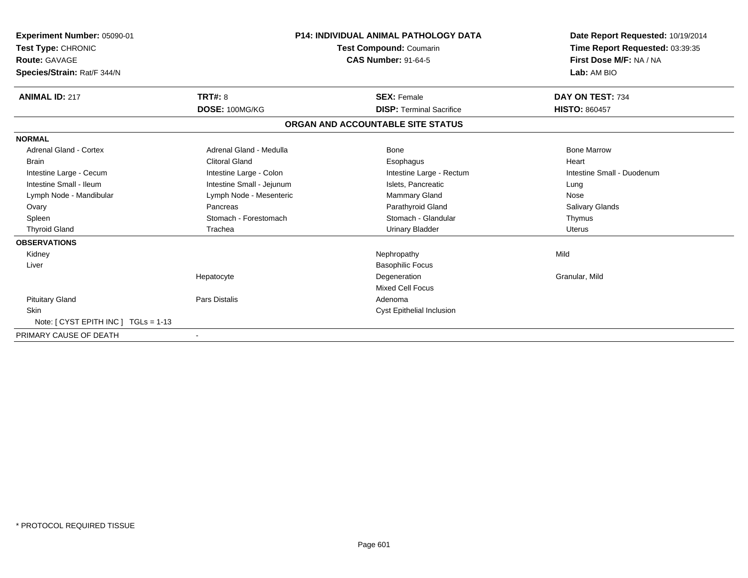**Experiment Number:** 05090-01
**Test Type:** CHRONIC
**Route:** GAVAGE
**Species/Strain:** Rat/F 344/N

**P14: INDIVIDUAL ANIMAL PATHOLOGY DATA**
**Test Compound:** Coumarin
**CAS Number:** 91-64-5

**Date Report Requested:** 10/19/2014
**Time Report Requested:** 03:39:35
**First Dose M/F:** NA / NA
**Lab:** AM BIO

| **ANIMAL ID:** 217 | **TRT#:** 8 | **SEX:** Female | **DAY ON TEST:** 734 |
|---|---|---|---|
| | **DOSE:** 100MG/KG | **DISP:** Terminal Sacrifice | **HISTO:** 860457 |

**ORGAN AND ACCOUNTABLE SITE STATUS**

| | | | |
|---|---|---|---|
| **NORMAL** | | | |
| Adrenal Gland - Cortex | Adrenal Gland - Medulla | Bone | Bone Marrow |
| Brain | Clitoral Gland | Esophagus | Heart |
| Intestine Large - Cecum | Intestine Large - Colon | Intestine Large - Rectum | Intestine Small - Duodenum |
| Intestine Small - Ileum | Intestine Small - Jejunum | Islets, Pancreatic | Lung |
| Lymph Node - Mandibular | Lymph Node - Mesenteric | Mammary Gland | Nose |
| Ovary | Pancreas | Parathyroid Gland | Salivary Glands |
| Spleen | Stomach - Forestomach | Stomach - Glandular | Thymus |
| Thyroid Gland | Trachea | Urinary Bladder | Uterus |
| **OBSERVATIONS** | | | |
| Kidney | | Nephropathy | Mild |
| Liver | | Basophilic Focus | |
| | Hepatocyte | Degeneration | Granular, Mild |
| | | Mixed Cell Focus | |
| Pituitary Gland | Pars Distalis | Adenoma | |
| Skin | | Cyst Epithelial Inclusion | |
| Note: [ CYST EPITH INC ] TGLs = 1-13 | | | |
| PRIMARY CAUSE OF DEATH | - | | |

\* PROTOCOL REQUIRED TISSUE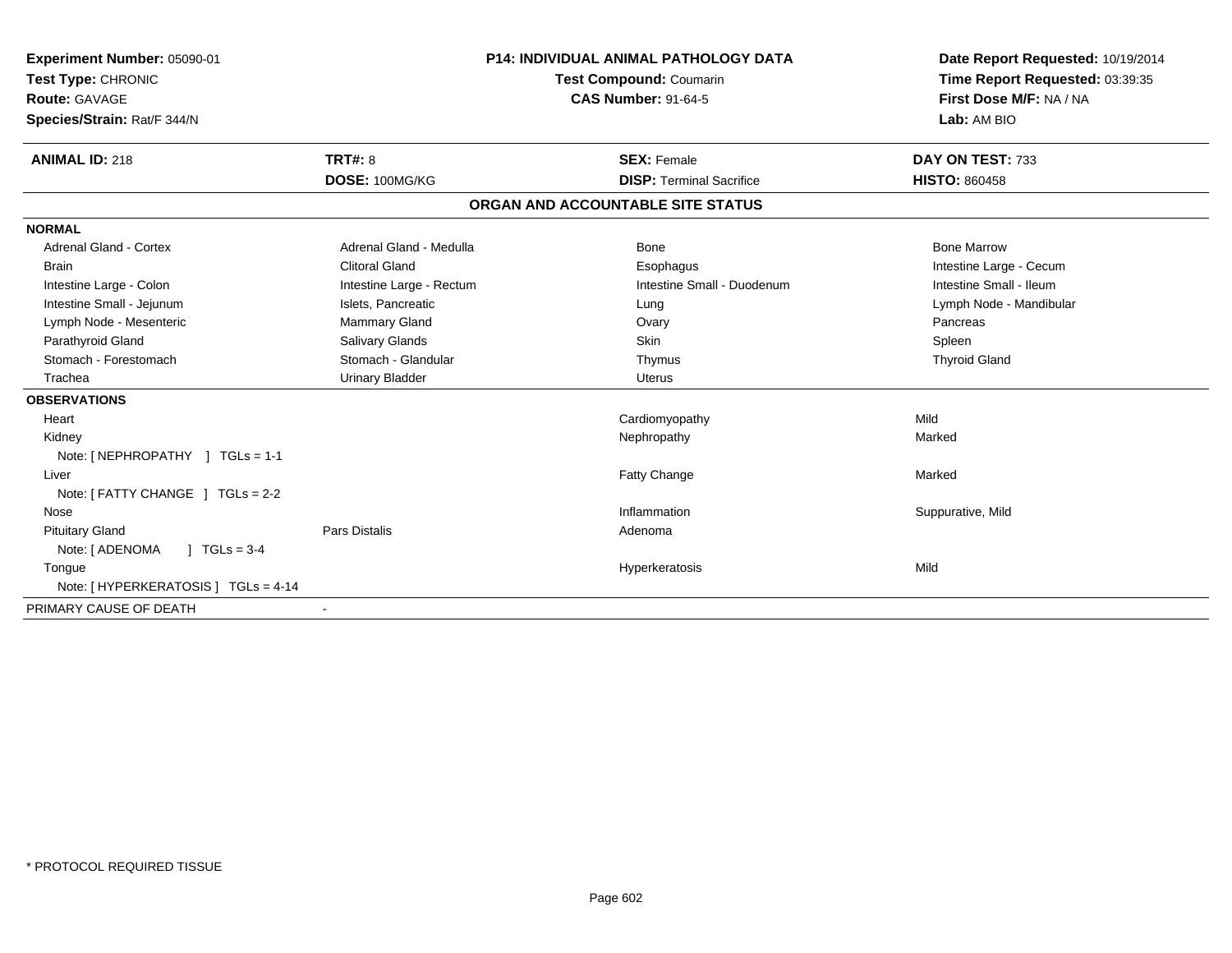**Experiment Number:** 05090-01
**Test Type:** CHRONIC
**Route:** GAVAGE
**Species/Strain:** Rat/F 344/N

**P14: INDIVIDUAL ANIMAL PATHOLOGY DATA**
**Test Compound:** Coumarin
**CAS Number:** 91-64-5

**Date Report Requested:** 10/19/2014
**Time Report Requested:** 03:39:35
**First Dose M/F:** NA / NA
**Lab:** AM BIO

| **ANIMAL ID:** 218 | **TRT#:** 8 | **SEX:** Female | **DAY ON TEST:** 733 |
|---|---|---|---|
| | **DOSE:** 100MG/KG | **DISP:** Terminal Sacrifice | **HISTO:** 860458 |

**ORGAN AND ACCOUNTABLE SITE STATUS**

**NORMAL**

| | | | |
|---|---|---|---|
| Adrenal Gland - Cortex | Adrenal Gland - Medulla | Bone | Bone Marrow |
| Brain | Clitoral Gland | Esophagus | Intestine Large - Cecum |
| Intestine Large - Colon | Intestine Large - Rectum | Intestine Small - Duodenum | Intestine Small - Ileum |
| Intestine Small - Jejunum | Islets, Pancreatic | Lung | Lymph Node - Mandibular |
| Lymph Node - Mesenteric | Mammary Gland | Ovary | Pancreas |
| Parathyroid Gland | Salivary Glands | Skin | Spleen |
| Stomach - Forestomach | Stomach - Glandular | Thymus | Thyroid Gland |
| Trachea | Urinary Bladder | Uterus | |

**OBSERVATIONS**

| | | | |
|---|---|---|---|
| Heart | | Cardiomyopathy | Mild |
| Kidney | | Nephropathy | Marked |
| Note: [ NEPHROPATHY ] TGLs = 1-1 | | | |
| Liver | | Fatty Change | Marked |
| Note: [ FATTY CHANGE ] TGLs = 2-2 | | | |
| Nose | | Inflammation | Suppurative, Mild |
| Pituitary Gland | Pars Distalis | Adenoma | |
| Note: [ ADENOMA ] TGLs = 3-4 | | | |
| Tongue | | Hyperkeratosis | Mild |
| Note: [ HYPERKERATOSIS ] TGLs = 4-14 | | | |

PRIMARY CAUSE OF DEATH -

* PROTOCOL REQUIRED TISSUE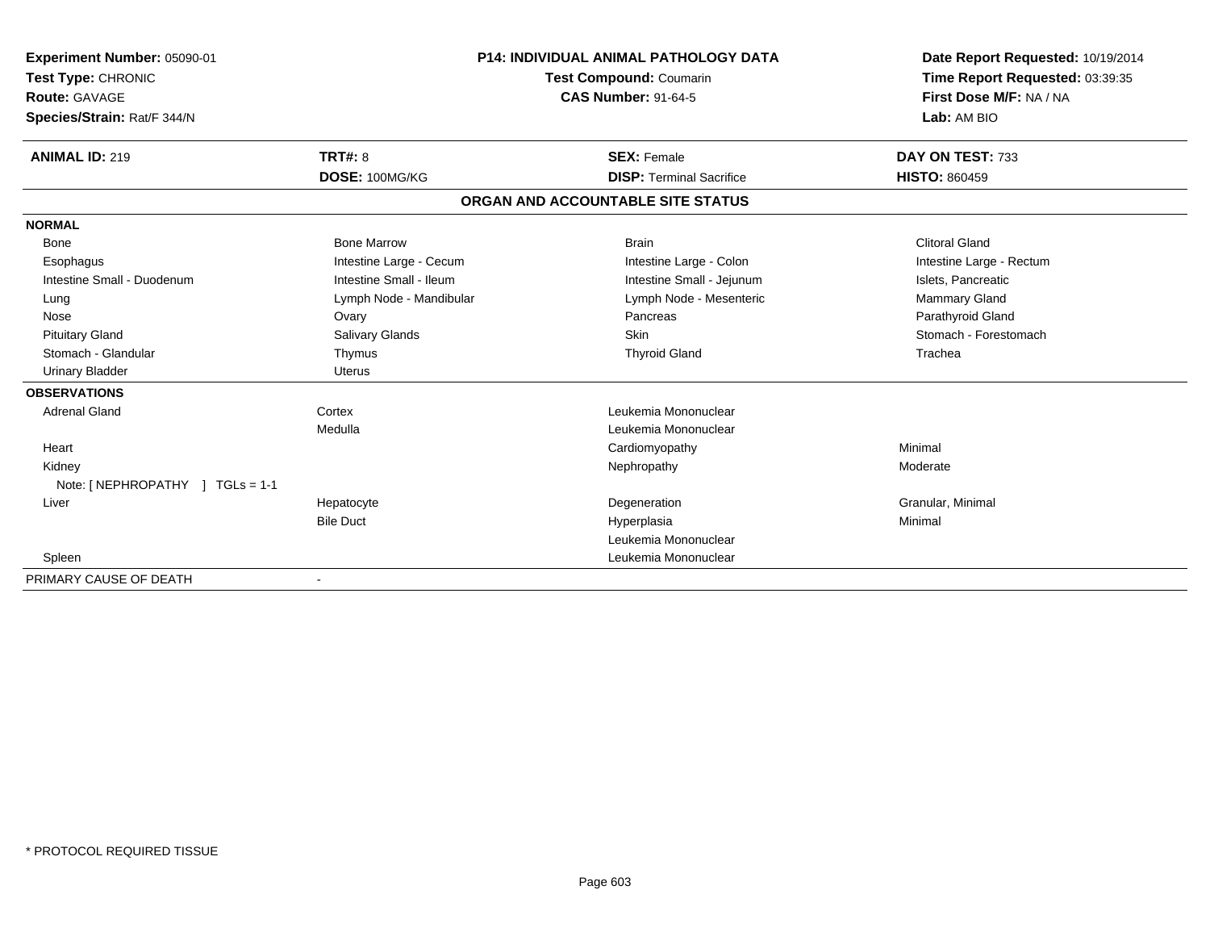**Experiment Number:** 05090-01
**Test Type:** CHRONIC
**Route:** GAVAGE
**Species/Strain:** Rat/F 344/N

**P14: INDIVIDUAL ANIMAL PATHOLOGY DATA**
**Test Compound:** Coumarin
**CAS Number:** 91-64-5

**Date Report Requested:** 10/19/2014
**Time Report Requested:** 03:39:35
**First Dose M/F:** NA / NA
**Lab:** AM BIO

| **ANIMAL ID:** 219 | **TRT#:** 8 | **SEX:** Female | **DAY ON TEST:** 733 |
|---|---|---|---|
| | **DOSE:** 100MG/KG | **DISP:** Terminal Sacrifice | **HISTO:** 860459 |

## ORGAN AND ACCOUNTABLE SITE STATUS

**NORMAL**

| | | | |
|---|---|---|---|
| Bone | Bone Marrow | Brain | Clitoral Gland |
| Esophagus | Intestine Large - Cecum | Intestine Large - Colon | Intestine Large - Rectum |
| Intestine Small - Duodenum | Intestine Small - Ileum | Intestine Small - Jejunum | Islets, Pancreatic |
| Lung | Lymph Node - Mandibular | Lymph Node - Mesenteric | Mammary Gland |
| Nose | Ovary | Pancreas | Parathyroid Gland |
| Pituitary Gland | Salivary Glands | Skin | Stomach - Forestomach |
| Stomach - Glandular | Thymus | Thyroid Gland | Trachea |
| Urinary Bladder | Uterus | | |

**OBSERVATIONS**

| | | | |
|---|---|---|---|
| Adrenal Gland | Cortex | Leukemia Mononuclear | |
| | Medulla | Leukemia Mononuclear | |
| Heart | | Cardiomyopathy | Minimal |
| Kidney | | Nephropathy | Moderate |
| Note: [ NEPHROPATHY ] TGLs = 1-1 | | | |
| Liver | Hepatocyte | Degeneration | Granular, Minimal |
| | Bile Duct | Hyperplasia | Minimal |
| | | Leukemia Mononuclear | |
| Spleen | | Leukemia Mononuclear | |

PRIMARY CAUSE OF DEATH -

\* PROTOCOL REQUIRED TISSUE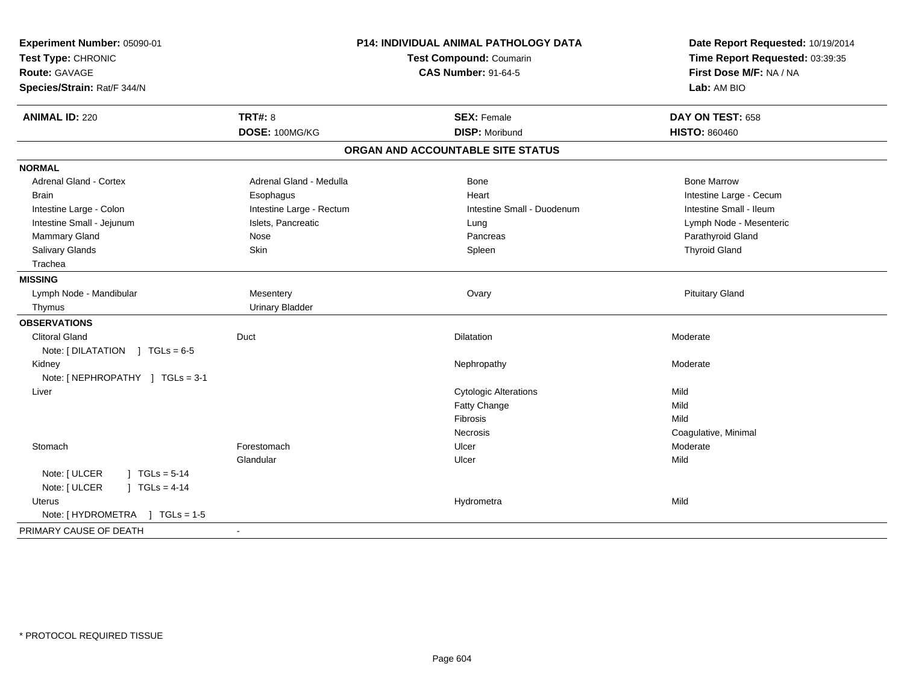**Experiment Number:** 05090-01
**Test Type:** CHRONIC
**Route:** GAVAGE
**Species/Strain:** Rat/F 344/N

**P14: INDIVIDUAL ANIMAL PATHOLOGY DATA**
**Test Compound:** Coumarin
**CAS Number:** 91-64-5

**Date Report Requested:** 10/19/2014
**Time Report Requested:** 03:39:35
**First Dose M/F:** NA / NA
**Lab:** AM BIO

| **ANIMAL ID:** 220 | **TRT#:** 8 | **SEX:** Female | **DAY ON TEST:** 658 |
|---|---|---|---|
| | **DOSE:** 100MG/KG | **DISP:** Moribund | **HISTO:** 860460 |

## ORGAN AND ACCOUNTABLE SITE STATUS

| | | | |
|---|---|---|---|
| **NORMAL** | | | |
| Adrenal Gland - Cortex | Adrenal Gland - Medulla | Bone | Bone Marrow |
| Brain | Esophagus | Heart | Intestine Large - Cecum |
| Intestine Large - Colon | Intestine Large - Rectum | Intestine Small - Duodenum | Intestine Small - Ileum |
| Intestine Small - Jejunum | Islets, Pancreatic | Lung | Lymph Node - Mesenteric |
| Mammary Gland | Nose | Pancreas | Parathyroid Gland |
| Salivary Glands | Skin | Spleen | Thyroid Gland |
| Trachea | | | |
| **MISSING** | | | |
| Lymph Node - Mandibular | Mesentery | Ovary | Pituitary Gland |
| Thymus | Urinary Bladder | | |
| **OBSERVATIONS** | | | |
| Clitoral Gland | Duct | Dilatation | Moderate |
| Note: [ DILATATION ] TGLs = 6-5 | | | |
| Kidney | | Nephropathy | Moderate |
| Note: [ NEPHROPATHY ] TGLs = 3-1 | | | |
| Liver | | Cytologic Alterations | Mild |
| | | Fatty Change | Mild |
| | | Fibrosis | Mild |
| | | Necrosis | Coagulative, Minimal |
| Stomach | Forestomach | Ulcer | Moderate |
| | Glandular | Ulcer | Mild |
| Note: [ ULCER ] TGLs = 5-14 | | | |
| Note: [ ULCER ] TGLs = 4-14 | | | |
| Uterus | | Hydrometra | Mild |
| Note: [ HYDROMETRA ] TGLs = 1-5 | | | |
| PRIMARY CAUSE OF DEATH | - | | |

* PROTOCOL REQUIRED TISSUE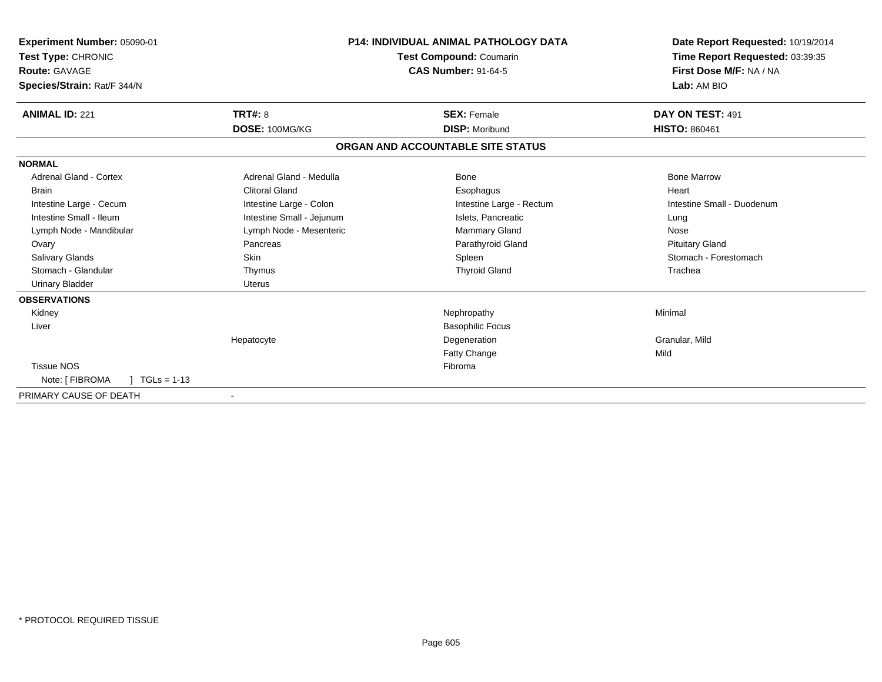**Experiment Number:** 05090-01
**Test Type:** CHRONIC
**Route:** GAVAGE
**Species/Strain:** Rat/F 344/N

**P14: INDIVIDUAL ANIMAL PATHOLOGY DATA**
**Test Compound:** Coumarin
**CAS Number:** 91-64-5

**Date Report Requested:** 10/19/2014
**Time Report Requested:** 03:39:35
**First Dose M/F:** NA / NA
**Lab:** AM BIO

| **ANIMAL ID:** 221 | **TRT#:** 8 | **SEX:** Female | **DAY ON TEST:** 491 |
|---|---|---|---|
| | **DOSE:** 100MG/KG | **DISP:** Moribund | **HISTO:** 860461 |

**ORGAN AND ACCOUNTABLE SITE STATUS**

**NORMAL**

| | | | |
|---|---|---|---|
| Adrenal Gland - Cortex | Adrenal Gland - Medulla | Bone | Bone Marrow |
| Brain | Clitoral Gland | Esophagus | Heart |
| Intestine Large - Cecum | Intestine Large - Colon | Intestine Large - Rectum | Intestine Small - Duodenum |
| Intestine Small - Ileum | Intestine Small - Jejunum | Islets, Pancreatic | Lung |
| Lymph Node - Mandibular | Lymph Node - Mesenteric | Mammary Gland | Nose |
| Ovary | Pancreas | Parathyroid Gland | Pituitary Gland |
| Salivary Glands | Skin | Spleen | Stomach - Forestomach |
| Stomach - Glandular | Thymus | Thyroid Gland | Trachea |
| Urinary Bladder | Uterus | | |

**OBSERVATIONS**

| | | | |
|---|---|---|---|
| Kidney | | Nephropathy | Minimal |
| Liver | | Basophilic Focus | |
| | Hepatocyte | Degeneration | Granular, Mild |
| | | Fatty Change | Mild |
| Tissue NOS | | Fibroma | |
| Note: [ FIBROMA ] TGLs = 1-13 | | | |

PRIMARY CAUSE OF DEATH -

\* PROTOCOL REQUIRED TISSUE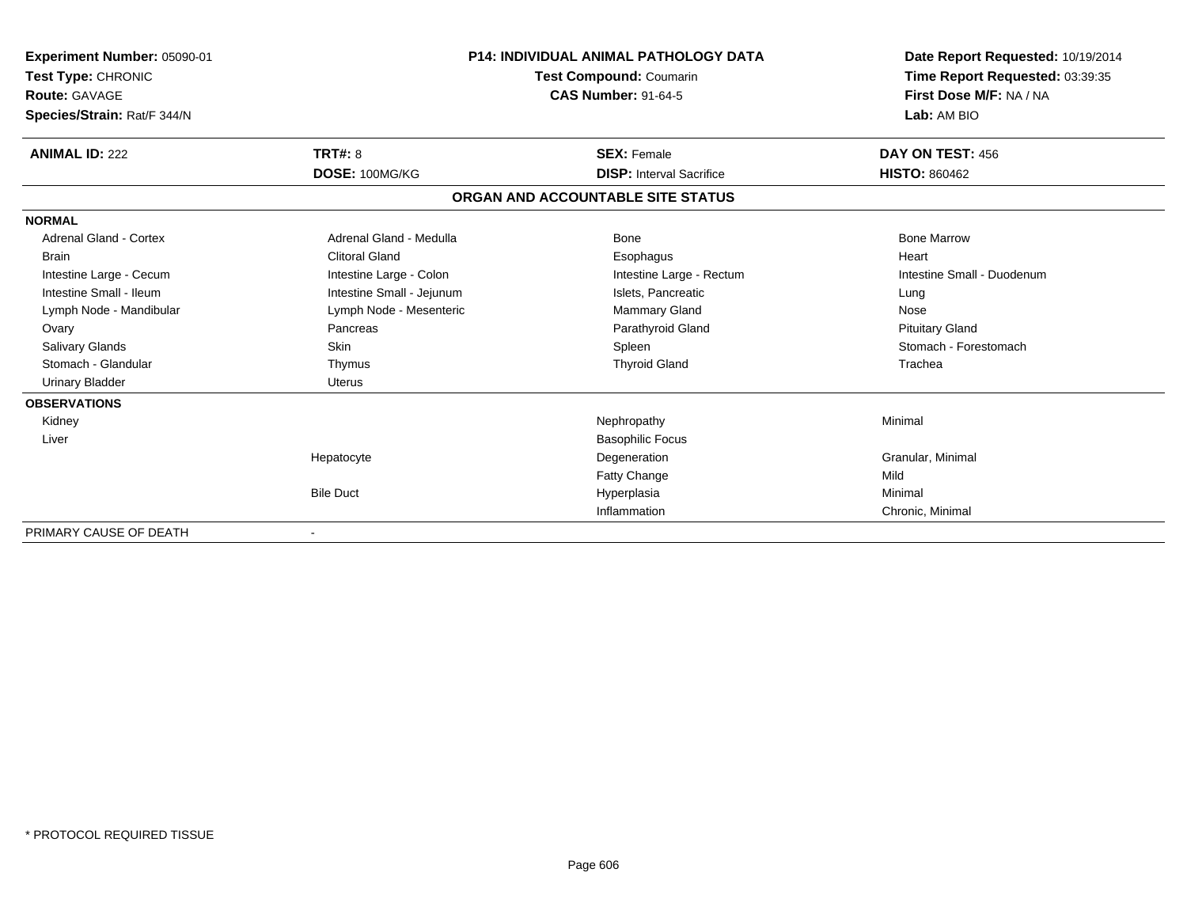**Experiment Number:** 05090-01
**Test Type:** CHRONIC
**Route:** GAVAGE
**Species/Strain:** Rat/F 344/N

**P14: INDIVIDUAL ANIMAL PATHOLOGY DATA**
**Test Compound:** Coumarin
**CAS Number:** 91-64-5

**Date Report Requested:** 10/19/2014
**Time Report Requested:** 03:39:35
**First Dose M/F:** NA / NA
**Lab:** AM BIO

| **ANIMAL ID:** 222 | **TRT#:** 8 | **SEX:** Female | **DAY ON TEST:** 456 |
|---|---|---|---|
| | **DOSE:** 100MG/KG | **DISP:** Interval Sacrifice | **HISTO:** 860462 |

## ORGAN AND ACCOUNTABLE SITE STATUS

**NORMAL**

| | | | |
|---|---|---|---|
| Adrenal Gland - Cortex | Adrenal Gland - Medulla | Bone | Bone Marrow |
| Brain | Clitoral Gland | Esophagus | Heart |
| Intestine Large - Cecum | Intestine Large - Colon | Intestine Large - Rectum | Intestine Small - Duodenum |
| Intestine Small - Ileum | Intestine Small - Jejunum | Islets, Pancreatic | Lung |
| Lymph Node - Mandibular | Lymph Node - Mesenteric | Mammary Gland | Nose |
| Ovary | Pancreas | Parathyroid Gland | Pituitary Gland |
| Salivary Glands | Skin | Spleen | Stomach - Forestomach |
| Stomach - Glandular | Thymus | Thyroid Gland | Trachea |
| Urinary Bladder | Uterus | | |

**OBSERVATIONS**

| | | | |
|---|---|---|---|
| Kidney | | Nephropathy | Minimal |
| Liver | | Basophilic Focus | |
| | Hepatocyte | Degeneration | Granular, Minimal |
| | | Fatty Change | Mild |
| | Bile Duct | Hyperplasia | Minimal |
| | | Inflammation | Chronic, Minimal |

PRIMARY CAUSE OF DEATH -

\* PROTOCOL REQUIRED TISSUE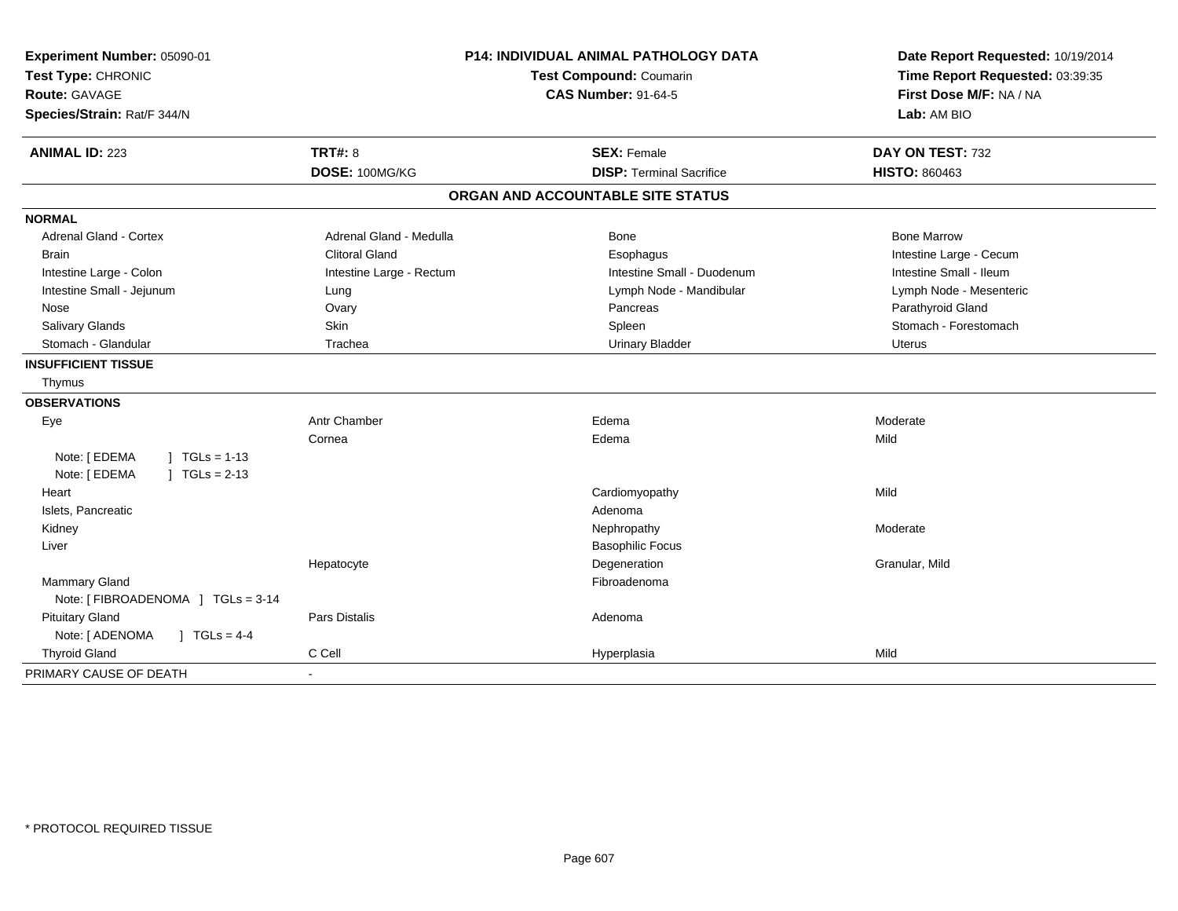**Experiment Number:** 05090-01
**Test Type:** CHRONIC
**Route:** GAVAGE
**Species/Strain:** Rat/F 344/N

**P14: INDIVIDUAL ANIMAL PATHOLOGY DATA**
**Test Compound:** Coumarin
**CAS Number:** 91-64-5

**Date Report Requested:** 10/19/2014
**Time Report Requested:** 03:39:35
**First Dose M/F:** NA / NA
**Lab:** AM BIO

| **ANIMAL ID:** 223 | **TRT#:** 8 | **SEX:** Female | **DAY ON TEST:** 732 |
|---|---|---|---|
| | **DOSE:** 100MG/KG | **DISP:** Terminal Sacrifice | **HISTO:** 860463 |

## ORGAN AND ACCOUNTABLE SITE STATUS

| | | | |
|---|---|---|---|
| **NORMAL** | | | |
| Adrenal Gland - Cortex | Adrenal Gland - Medulla | Bone | Bone Marrow |
| Brain | Clitoral Gland | Esophagus | Intestine Large - Cecum |
| Intestine Large - Colon | Intestine Large - Rectum | Intestine Small - Duodenum | Intestine Small - Ileum |
| Intestine Small - Jejunum | Lung | Lymph Node - Mandibular | Lymph Node - Mesenteric |
| Nose | Ovary | Pancreas | Parathyroid Gland |
| Salivary Glands | Skin | Spleen | Stomach - Forestomach |
| Stomach - Glandular | Trachea | Urinary Bladder | Uterus |
| **INSUFFICIENT TISSUE** | | | |
| Thymus | | | |
| **OBSERVATIONS** | | | |
| Eye | Antr Chamber | Edema | Moderate |
| | Cornea | Edema | Mild |
| Note: [ EDEMA ] TGLs = 1-13 | | | |
| Note: [ EDEMA ] TGLs = 2-13 | | | |
| Heart | | Cardiomyopathy | Mild |
| Islets, Pancreatic | | Adenoma | |
| Kidney | | Nephropathy | Moderate |
| Liver | | Basophilic Focus | |
| | Hepatocyte | Degeneration | Granular, Mild |
| Mammary Gland | | Fibroadenoma | |
| Note: [ FIBROADENOMA ] TGLs = 3-14 | | | |
| Pituitary Gland | Pars Distalis | Adenoma | |
| Note: [ ADENOMA ] TGLs = 4-4 | | | |
| Thyroid Gland | C Cell | Hyperplasia | Mild |
| PRIMARY CAUSE OF DEATH | - | | |

* PROTOCOL REQUIRED TISSUE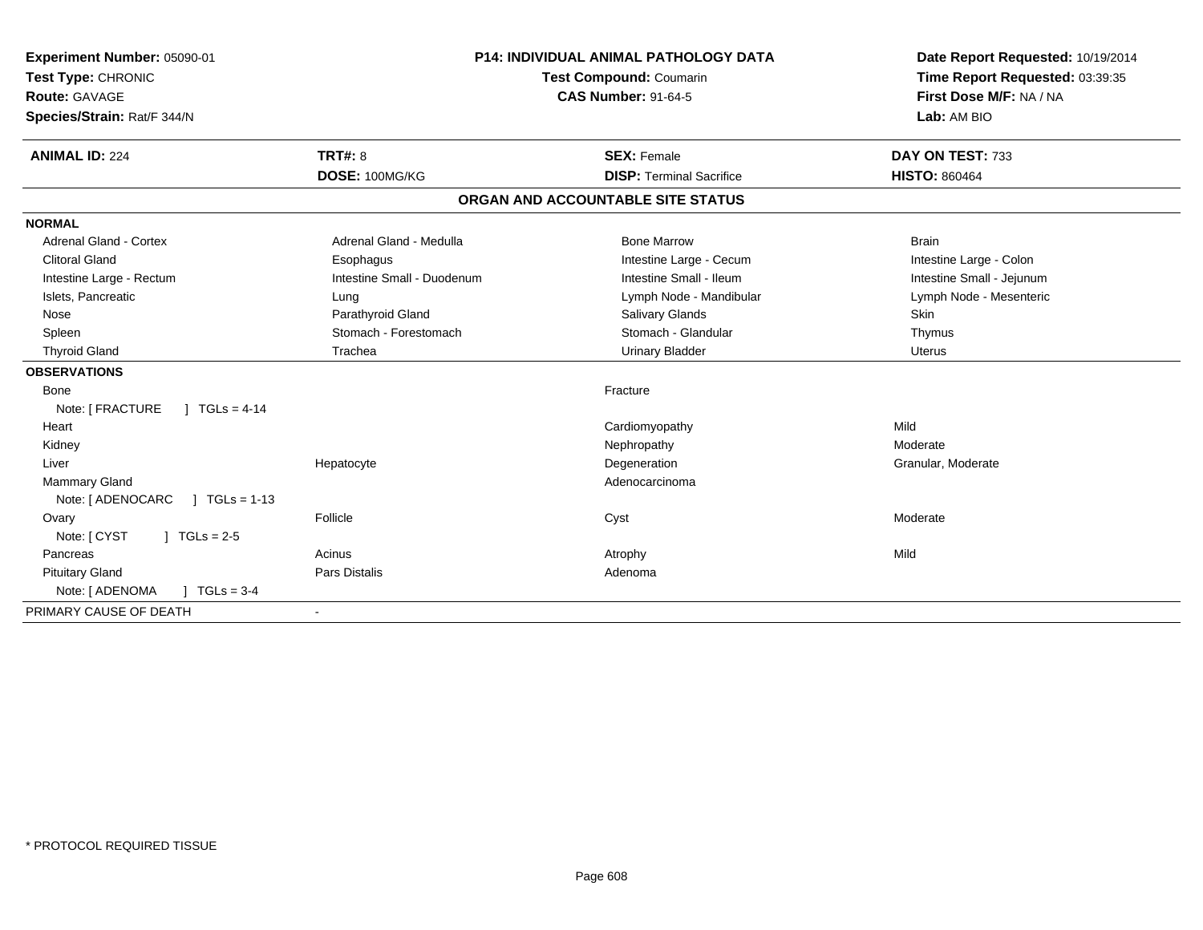**Experiment Number:** 05090-01
**Test Type:** CHRONIC
**Route:** GAVAGE
**Species/Strain:** Rat/F 344/N

**P14: INDIVIDUAL ANIMAL PATHOLOGY DATA**
**Test Compound:** Coumarin
**CAS Number:** 91-64-5

**Date Report Requested:** 10/19/2014
**Time Report Requested:** 03:39:35
**First Dose M/F:** NA / NA
**Lab:** AM BIO

| **ANIMAL ID:** 224 | **TRT#:** 8 | **SEX:** Female | **DAY ON TEST:** 733 |
|---|---|---|---|
| | **DOSE:** 100MG/KG | **DISP:** Terminal Sacrifice | **HISTO:** 860464 |

## ORGAN AND ACCOUNTABLE SITE STATUS

| | | | |
|---|---|---|---|
| **NORMAL** | | | |
| Adrenal Gland - Cortex | Adrenal Gland - Medulla | Bone Marrow | Brain |
| Clitoral Gland | Esophagus | Intestine Large - Cecum | Intestine Large - Colon |
| Intestine Large - Rectum | Intestine Small - Duodenum | Intestine Small - Ileum | Intestine Small - Jejunum |
| Islets, Pancreatic | Lung | Lymph Node - Mandibular | Lymph Node - Mesenteric |
| Nose | Parathyroid Gland | Salivary Glands | Skin |
| Spleen | Stomach - Forestomach | Stomach - Glandular | Thymus |
| Thyroid Gland | Trachea | Urinary Bladder | Uterus |
| **OBSERVATIONS** | | | |
| Bone | | Fracture | |
| Note: [ FRACTURE ] TGLs = 4-14 | | | |
| Heart | | Cardiomyopathy | Mild |
| Kidney | | Nephropathy | Moderate |
| Liver | Hepatocyte | Degeneration | Granular, Moderate |
| Mammary Gland | | Adenocarcinoma | |
| Note: [ ADENOCARC ] TGLs = 1-13 | | | |
| Ovary | Follicle | Cyst | Moderate |
| Note: [ CYST ] TGLs = 2-5 | | | |
| Pancreas | Acinus | Atrophy | Mild |
| Pituitary Gland | Pars Distalis | Adenoma | |
| Note: [ ADENOMA ] TGLs = 3-4 | | | |
| PRIMARY CAUSE OF DEATH | - | | |

* PROTOCOL REQUIRED TISSUE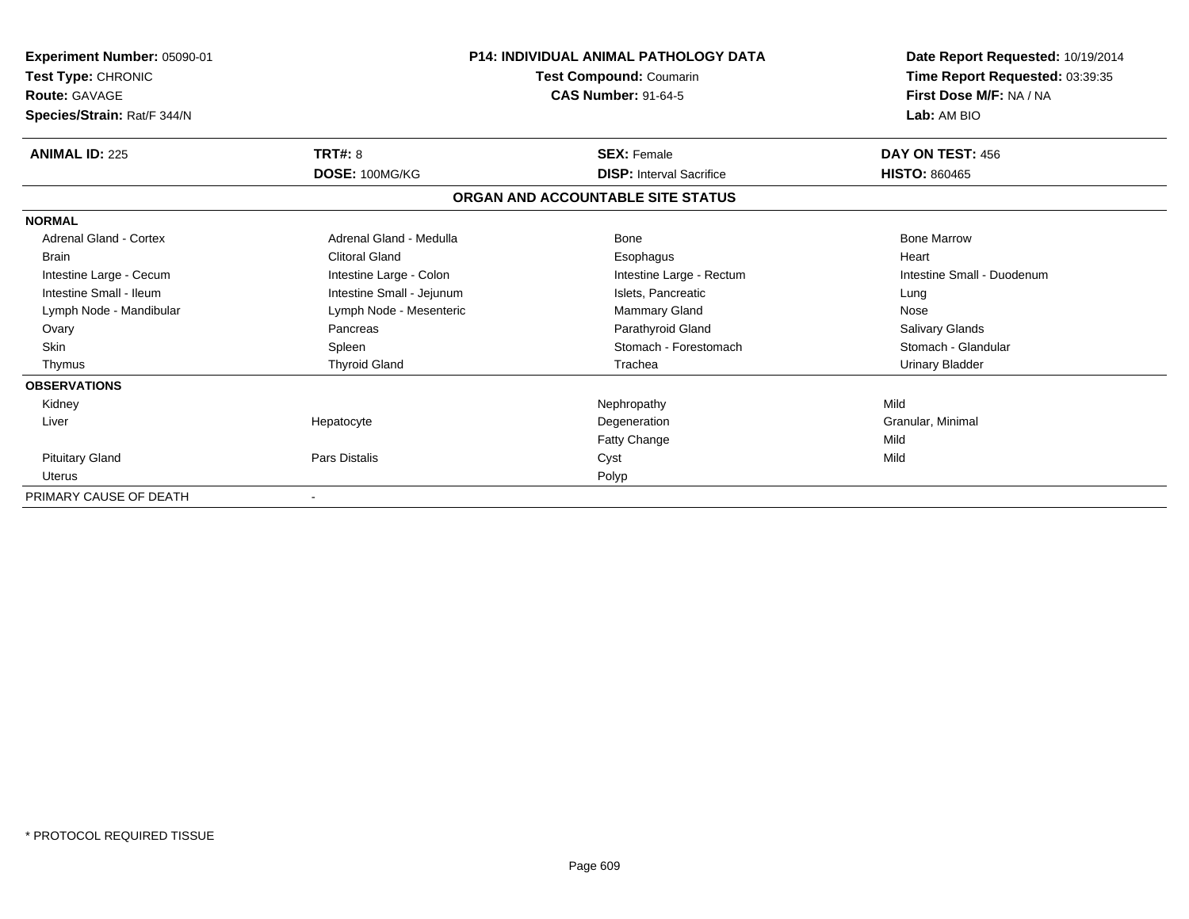**Experiment Number:** 05090-01
**Test Type:** CHRONIC
**Route:** GAVAGE
**Species/Strain:** Rat/F 344/N

**P14: INDIVIDUAL ANIMAL PATHOLOGY DATA**
**Test Compound:** Coumarin
**CAS Number:** 91-64-5

**Date Report Requested:** 10/19/2014
**Time Report Requested:** 03:39:35
**First Dose M/F:** NA / NA
**Lab:** AM BIO

| **ANIMAL ID:** 225 | **TRT#:** 8 | **SEX:** Female | **DAY ON TEST:** 456 |
|---|---|---|---|
| | **DOSE:** 100MG/KG | **DISP:** Interval Sacrifice | **HISTO:** 860465 |

**ORGAN AND ACCOUNTABLE SITE STATUS**

| | | | |
|---|---|---|---|
| **NORMAL** | | | |
| Adrenal Gland - Cortex | Adrenal Gland - Medulla | Bone | Bone Marrow |
| Brain | Clitoral Gland | Esophagus | Heart |
| Intestine Large - Cecum | Intestine Large - Colon | Intestine Large - Rectum | Intestine Small - Duodenum |
| Intestine Small - Ileum | Intestine Small - Jejunum | Islets, Pancreatic | Lung |
| Lymph Node - Mandibular | Lymph Node - Mesenteric | Mammary Gland | Nose |
| Ovary | Pancreas | Parathyroid Gland | Salivary Glands |
| Skin | Spleen | Stomach - Forestomach | Stomach - Glandular |
| Thymus | Thyroid Gland | Trachea | Urinary Bladder |
| **OBSERVATIONS** | | | |
| Kidney | | Nephropathy | Mild |
| Liver | Hepatocyte | Degeneration | Granular, Minimal |
| | | Fatty Change | Mild |
| Pituitary Gland | Pars Distalis | Cyst | Mild |
| Uterus | | Polyp | |
| PRIMARY CAUSE OF DEATH | - | | |

* PROTOCOL REQUIRED TISSUE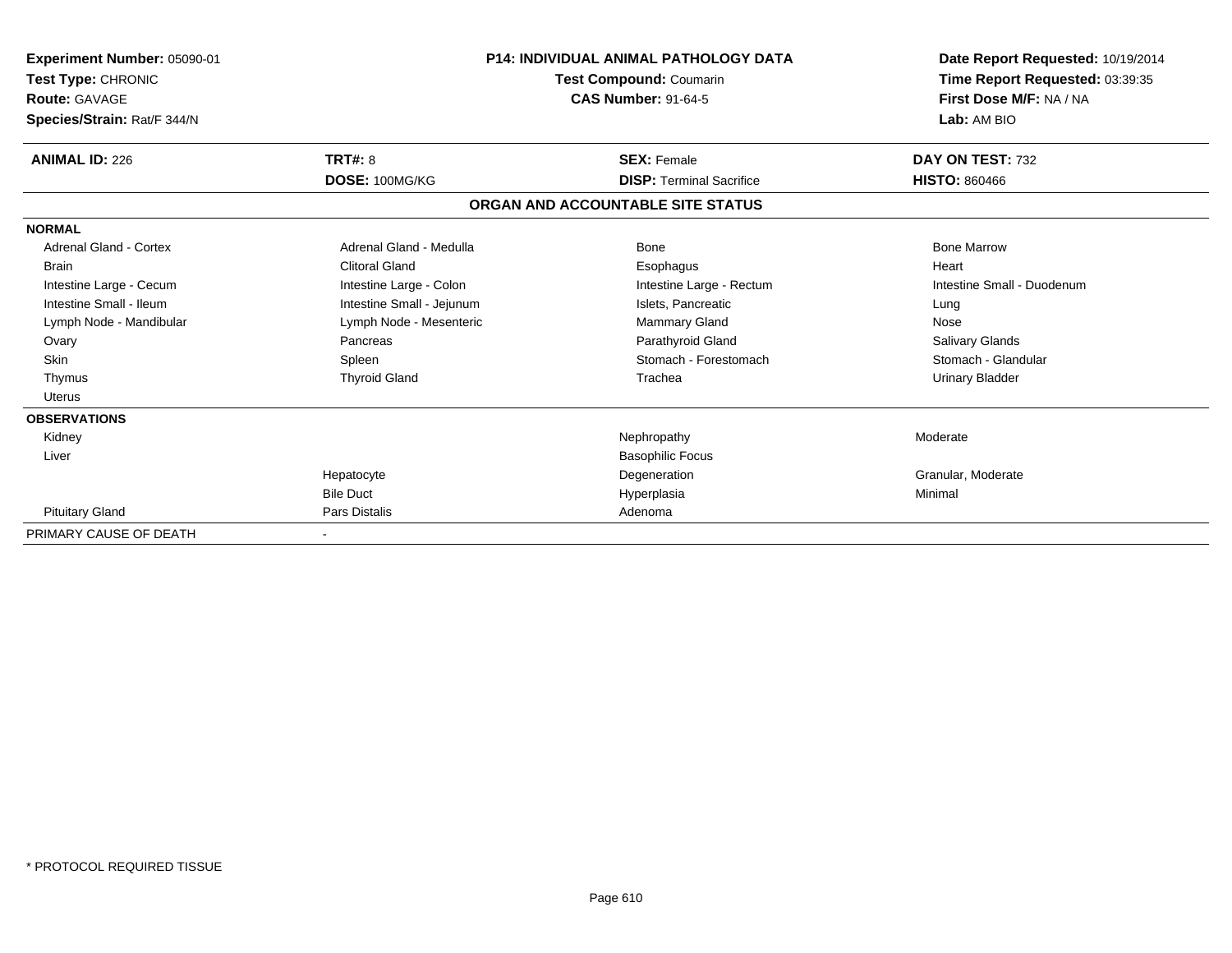**Experiment Number:** 05090-01
**Test Type:** CHRONIC
**Route:** GAVAGE
**Species/Strain:** Rat/F 344/N

**P14: INDIVIDUAL ANIMAL PATHOLOGY DATA**
**Test Compound:** Coumarin
**CAS Number:** 91-64-5

**Date Report Requested:** 10/19/2014
**Time Report Requested:** 03:39:35
**First Dose M/F:** NA / NA
**Lab:** AM BIO

| **ANIMAL ID:** 226 | **TRT#:** 8 | **SEX:** Female | **DAY ON TEST:** 732 |
|---|---|---|---|
| | **DOSE:** 100MG/KG | **DISP:** Terminal Sacrifice | **HISTO:** 860466 |

## ORGAN AND ACCOUNTABLE SITE STATUS

| | | | |
|---|---|---|---|
| **NORMAL** | | | |
| Adrenal Gland - Cortex | Adrenal Gland - Medulla | Bone | Bone Marrow |
| Brain | Clitoral Gland | Esophagus | Heart |
| Intestine Large - Cecum | Intestine Large - Colon | Intestine Large - Rectum | Intestine Small - Duodenum |
| Intestine Small - Ileum | Intestine Small - Jejunum | Islets, Pancreatic | Lung |
| Lymph Node - Mandibular | Lymph Node - Mesenteric | Mammary Gland | Nose |
| Ovary | Pancreas | Parathyroid Gland | Salivary Glands |
| Skin | Spleen | Stomach - Forestomach | Stomach - Glandular |
| Thymus | Thyroid Gland | Trachea | Urinary Bladder |
| Uterus | | | |
| **OBSERVATIONS** | | | |
| Kidney | | Nephropathy | Moderate |
| Liver | | Basophilic Focus | |
| | Hepatocyte | Degeneration | Granular, Moderate |
| | Bile Duct | Hyperplasia | Minimal |
| Pituitary Gland | Pars Distalis | Adenoma | |
| PRIMARY CAUSE OF DEATH | - | | |

* PROTOCOL REQUIRED TISSUE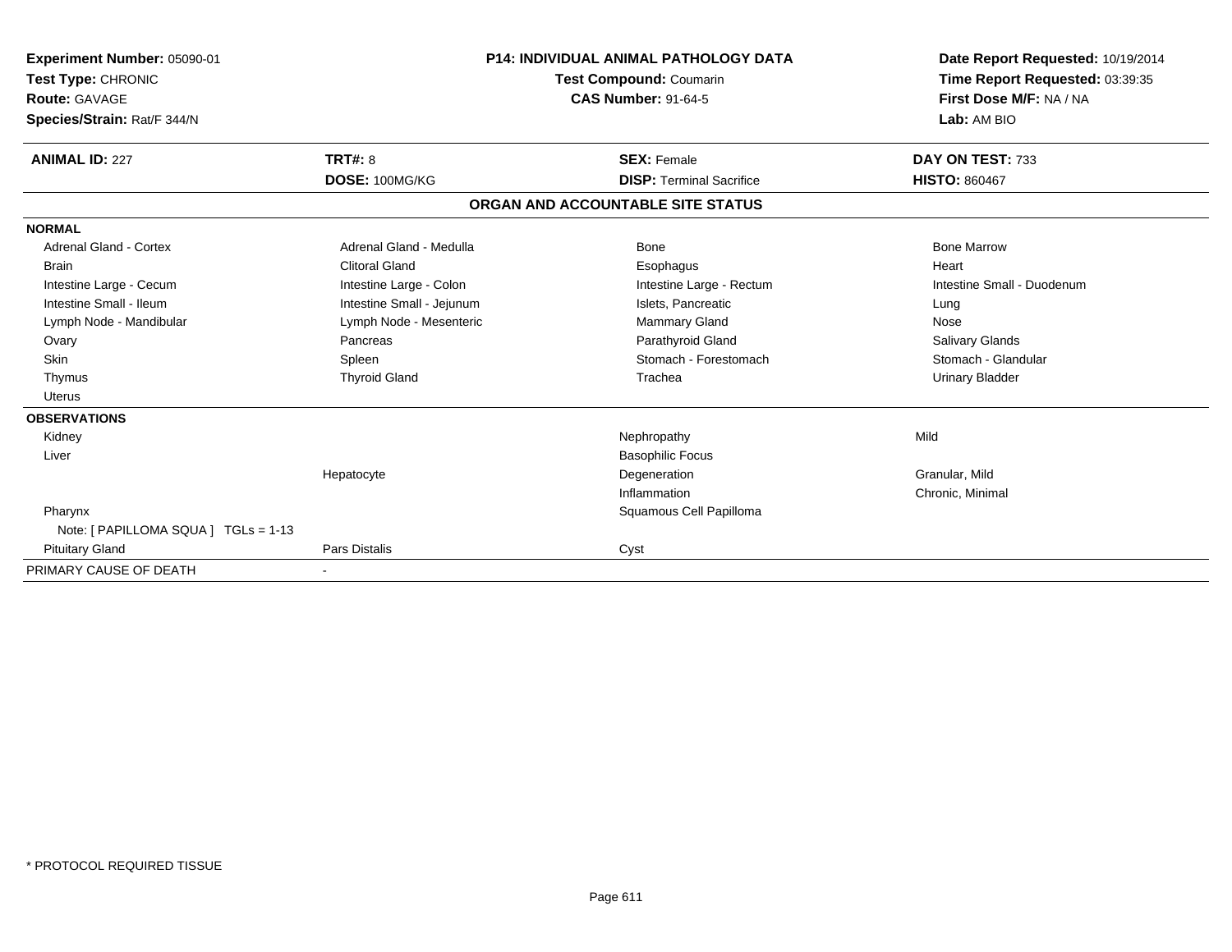**Experiment Number:** 05090-01
**Test Type:** CHRONIC
**Route:** GAVAGE
**Species/Strain:** Rat/F 344/N

**P14: INDIVIDUAL ANIMAL PATHOLOGY DATA**
**Test Compound:** Coumarin
**CAS Number:** 91-64-5

**Date Report Requested:** 10/19/2014
**Time Report Requested:** 03:39:35
**First Dose M/F:** NA / NA
**Lab:** AM BIO

| **ANIMAL ID:** 227 | **TRT#:** 8 | **SEX:** Female | **DAY ON TEST:** 733 |
|---|---|---|---|
| | **DOSE:** 100MG/KG | **DISP:** Terminal Sacrifice | **HISTO:** 860467 |

## ORGAN AND ACCOUNTABLE SITE STATUS

| | | | |
|---|---|---|---|
| **NORMAL** | | | |
| Adrenal Gland - Cortex | Adrenal Gland - Medulla | Bone | Bone Marrow |
| Brain | Clitoral Gland | Esophagus | Heart |
| Intestine Large - Cecum | Intestine Large - Colon | Intestine Large - Rectum | Intestine Small - Duodenum |
| Intestine Small - Ileum | Intestine Small - Jejunum | Islets, Pancreatic | Lung |
| Lymph Node - Mandibular | Lymph Node - Mesenteric | Mammary Gland | Nose |
| Ovary | Pancreas | Parathyroid Gland | Salivary Glands |
| Skin | Spleen | Stomach - Forestomach | Stomach - Glandular |
| Thymus | Thyroid Gland | Trachea | Urinary Bladder |
| Uterus | | | |
| **OBSERVATIONS** | | | |
| Kidney | | Nephropathy | Mild |
| Liver | | Basophilic Focus | |
| | Hepatocyte | Degeneration | Granular, Mild |
| | | Inflammation | Chronic, Minimal |
| Pharynx | | Squamous Cell Papilloma | |
| Note: [ PAPILLOMA SQUA ] TGLs = 1-13 | | | |
| Pituitary Gland | Pars Distalis | Cyst | |
| PRIMARY CAUSE OF DEATH | - | | |

* PROTOCOL REQUIRED TISSUE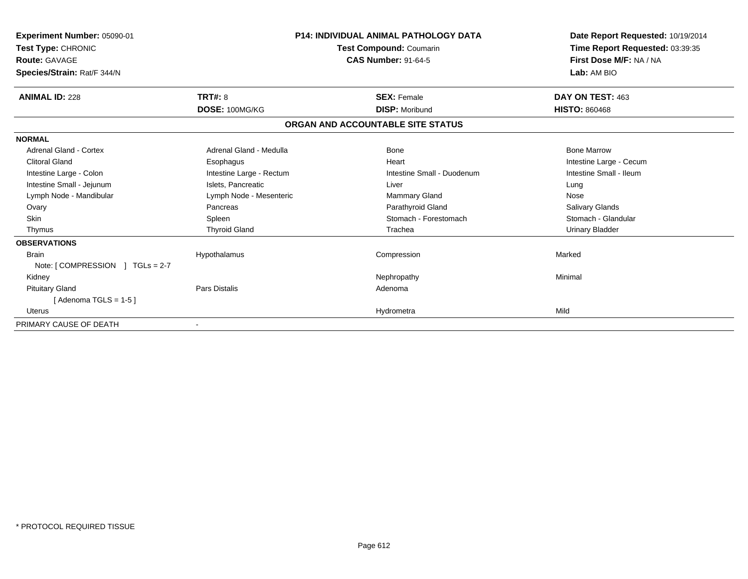**Experiment Number:** 05090-01
**Test Type:** CHRONIC
**Route:** GAVAGE
**Species/Strain:** Rat/F 344/N

**P14: INDIVIDUAL ANIMAL PATHOLOGY DATA**
**Test Compound:** Coumarin
**CAS Number:** 91-64-5

**Date Report Requested:** 10/19/2014
**Time Report Requested:** 03:39:35
**First Dose M/F:** NA / NA
**Lab:** AM BIO

| **ANIMAL ID:** 228 | **TRT#:** 8 | **SEX:** Female | **DAY ON TEST:** 463 |
|---|---|---|---|
| | **DOSE:** 100MG/KG | **DISP:** Moribund | **HISTO:** 860468 |

**ORGAN AND ACCOUNTABLE SITE STATUS**

**NORMAL**

| | | | |
|---|---|---|---|
| Adrenal Gland - Cortex | Adrenal Gland - Medulla | Bone | Bone Marrow |
| Clitoral Gland | Esophagus | Heart | Intestine Large - Cecum |
| Intestine Large - Colon | Intestine Large - Rectum | Intestine Small - Duodenum | Intestine Small - Ileum |
| Intestine Small - Jejunum | Islets, Pancreatic | Liver | Lung |
| Lymph Node - Mandibular | Lymph Node - Mesenteric | Mammary Gland | Nose |
| Ovary | Pancreas | Parathyroid Gland | Salivary Glands |
| Skin | Spleen | Stomach - Forestomach | Stomach - Glandular |
| Thymus | Thyroid Gland | Trachea | Urinary Bladder |

**OBSERVATIONS**

| | | | |
|---|---|---|---|
| Brain | Hypothalamus | Compression | Marked |
| Note: [ COMPRESSION ] TGLs = 2-7 | | | |
| Kidney | | Nephropathy | Minimal |
| Pituitary Gland | Pars Distalis | Adenoma | |
| [ Adenoma TGLS = 1-5 ] | | | |
| Uterus | | Hydrometra | Mild |

PRIMARY CAUSE OF DEATH -

\* PROTOCOL REQUIRED TISSUE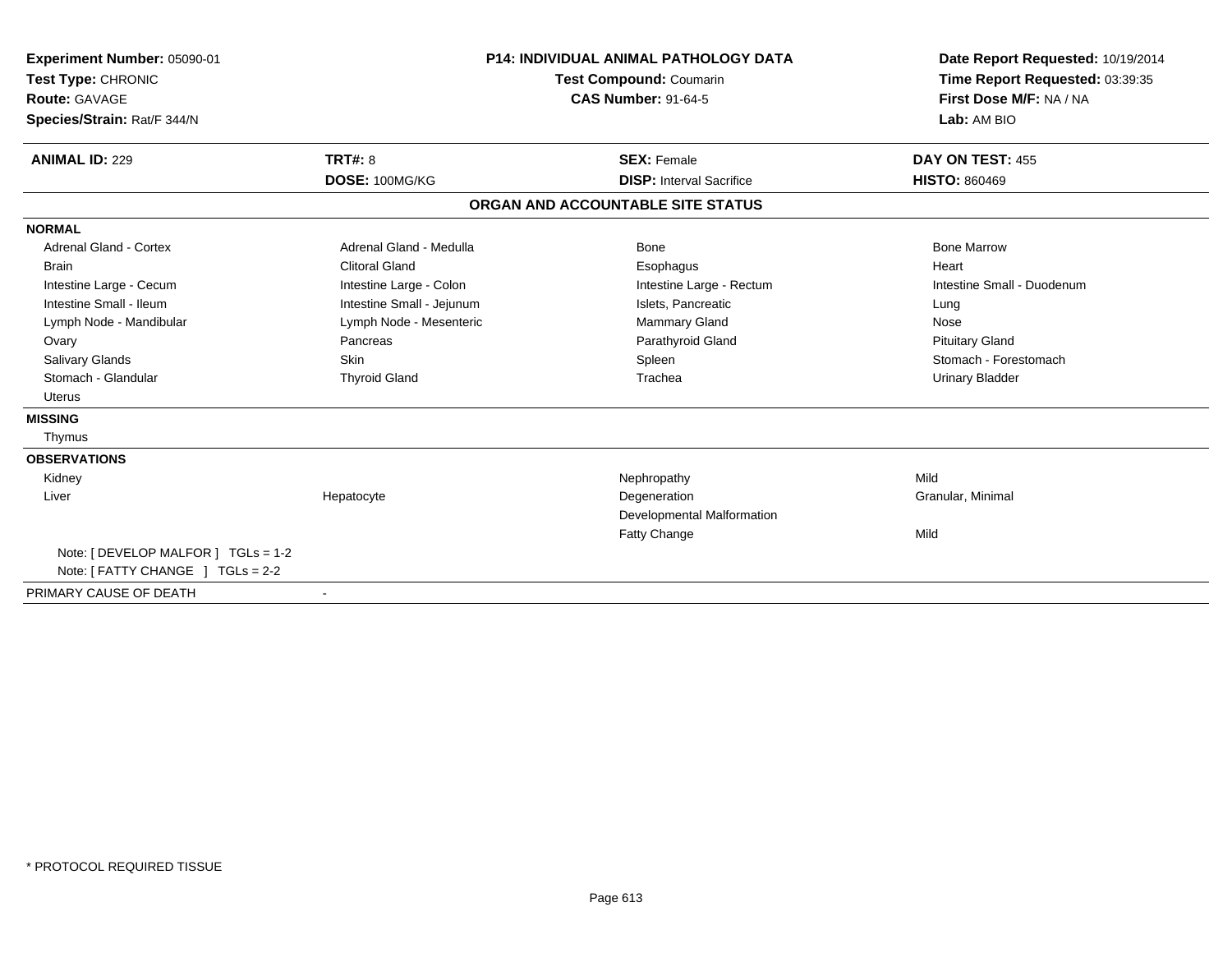| | | | |
|---|---|---|---|
| **Experiment Number:** 05090-01 | **P14: INDIVIDUAL ANIMAL PATHOLOGY DATA** | | **Date Report Requested:** 10/19/2014 |
| **Test Type:** CHRONIC | **Test Compound:** Coumarin | | **Time Report Requested:** 03:39:35 |
| **Route:** GAVAGE | **CAS Number:** 91-64-5 | | **First Dose M/F:** NA / NA |
| **Species/Strain:** Rat/F 344/N | | | **Lab:** AM BIO |

| | | | |
|---|---|---|---|
| **ANIMAL ID:** 229 | **TRT#:** 8 | **SEX:** Female | **DAY ON TEST:** 455 |
| | **DOSE:** 100MG/KG | **DISP:** Interval Sacrifice | **HISTO:** 860469 |

## ORGAN AND ACCOUNTABLE SITE STATUS

**NORMAL**

| | | | |
|---|---|---|---|
| Adrenal Gland - Cortex | Adrenal Gland - Medulla | Bone | Bone Marrow |
| Brain | Clitoral Gland | Esophagus | Heart |
| Intestine Large - Cecum | Intestine Large - Colon | Intestine Large - Rectum | Intestine Small - Duodenum |
| Intestine Small - Ileum | Intestine Small - Jejunum | Islets, Pancreatic | Lung |
| Lymph Node - Mandibular | Lymph Node - Mesenteric | Mammary Gland | Nose |
| Ovary | Pancreas | Parathyroid Gland | Pituitary Gland |
| Salivary Glands | Skin | Spleen | Stomach - Forestomach |
| Stomach - Glandular | Thyroid Gland | Trachea | Urinary Bladder |
| Uterus | | | |

**MISSING**

Thymus

**OBSERVATIONS**

| | | | |
|---|---|---|---|
| Kidney | | Nephropathy | Mild |
| Liver | Hepatocyte | Degeneration | Granular, Minimal |
| | | Developmental Malformation | |
| | | Fatty Change | Mild |

Note: [ DEVELOP MALFOR ] TGLs = 1-2
Note: [ FATTY CHANGE ] TGLs = 2-2

PRIMARY CAUSE OF DEATH -

* PROTOCOL REQUIRED TISSUE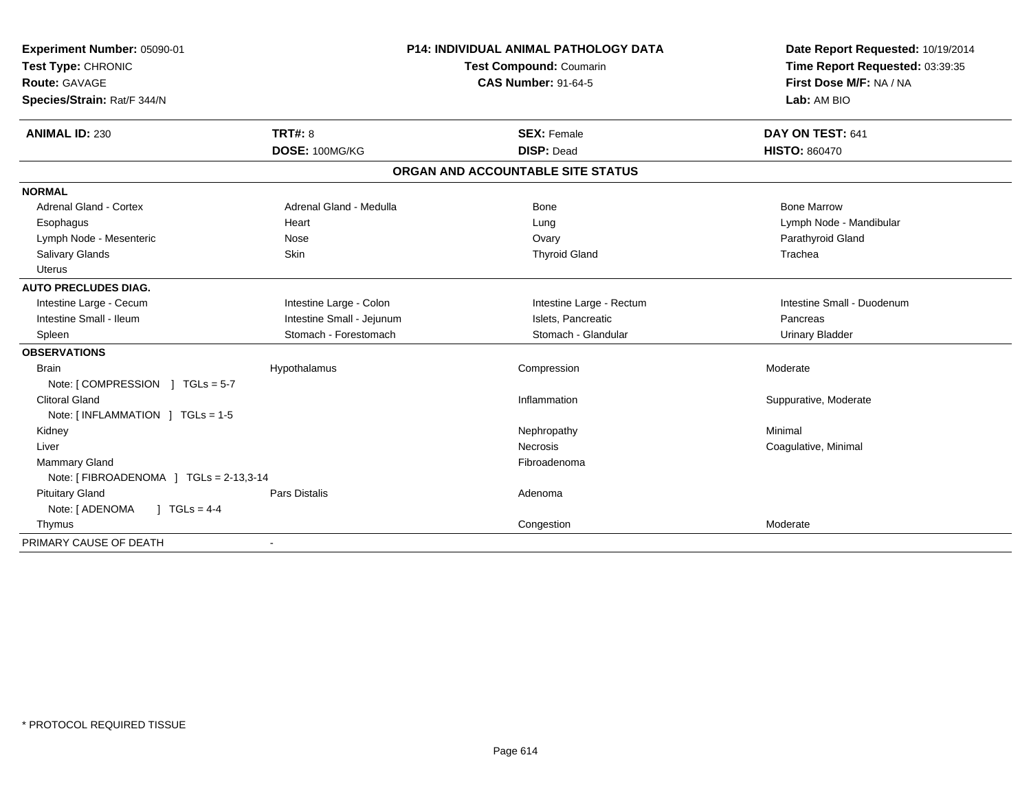**Experiment Number:** 05090-01
**Test Type:** CHRONIC
**Route:** GAVAGE
**Species/Strain:** Rat/F 344/N

**P14: INDIVIDUAL ANIMAL PATHOLOGY DATA**
**Test Compound:** Coumarin
**CAS Number:** 91-64-5

**Date Report Requested:** 10/19/2014
**Time Report Requested:** 03:39:35
**First Dose M/F:** NA / NA
**Lab:** AM BIO

| **ANIMAL ID:** 230 | **TRT#:** 8 | **SEX:** Female | **DAY ON TEST:** 641 |
|---|---|---|---|
| | **DOSE:** 100MG/KG | **DISP:** Dead | **HISTO:** 860470 |

## ORGAN AND ACCOUNTABLE SITE STATUS

| | | | |
|---|---|---|---|
| **NORMAL** | | | |
| Adrenal Gland - Cortex | Adrenal Gland - Medulla | Bone | Bone Marrow |
| Esophagus | Heart | Lung | Lymph Node - Mandibular |
| Lymph Node - Mesenteric | Nose | Ovary | Parathyroid Gland |
| Salivary Glands | Skin | Thyroid Gland | Trachea |
| Uterus | | | |
| **AUTO PRECLUDES DIAG.** | | | |
| Intestine Large - Cecum | Intestine Large - Colon | Intestine Large - Rectum | Intestine Small - Duodenum |
| Intestine Small - Ileum | Intestine Small - Jejunum | Islets, Pancreatic | Pancreas |
| Spleen | Stomach - Forestomach | Stomach - Glandular | Urinary Bladder |
| **OBSERVATIONS** | | | |
| Brain | Hypothalamus | Compression | Moderate |
| Note: [ COMPRESSION ] TGLs = 5-7 | | | |
| Clitoral Gland | | Inflammation | Suppurative, Moderate |
| Note: [ INFLAMMATION ] TGLs = 1-5 | | | |
| Kidney | | Nephropathy | Minimal |
| Liver | | Necrosis | Coagulative, Minimal |
| Mammary Gland | | Fibroadenoma | |
| Note: [ FIBROADENOMA ] TGLs = 2-13,3-14 | | | |
| Pituitary Gland | Pars Distalis | Adenoma | |
| Note: [ ADENOMA ] TGLs = 4-4 | | | |
| Thymus | | Congestion | Moderate |
| PRIMARY CAUSE OF DEATH | - | | |

\* PROTOCOL REQUIRED TISSUE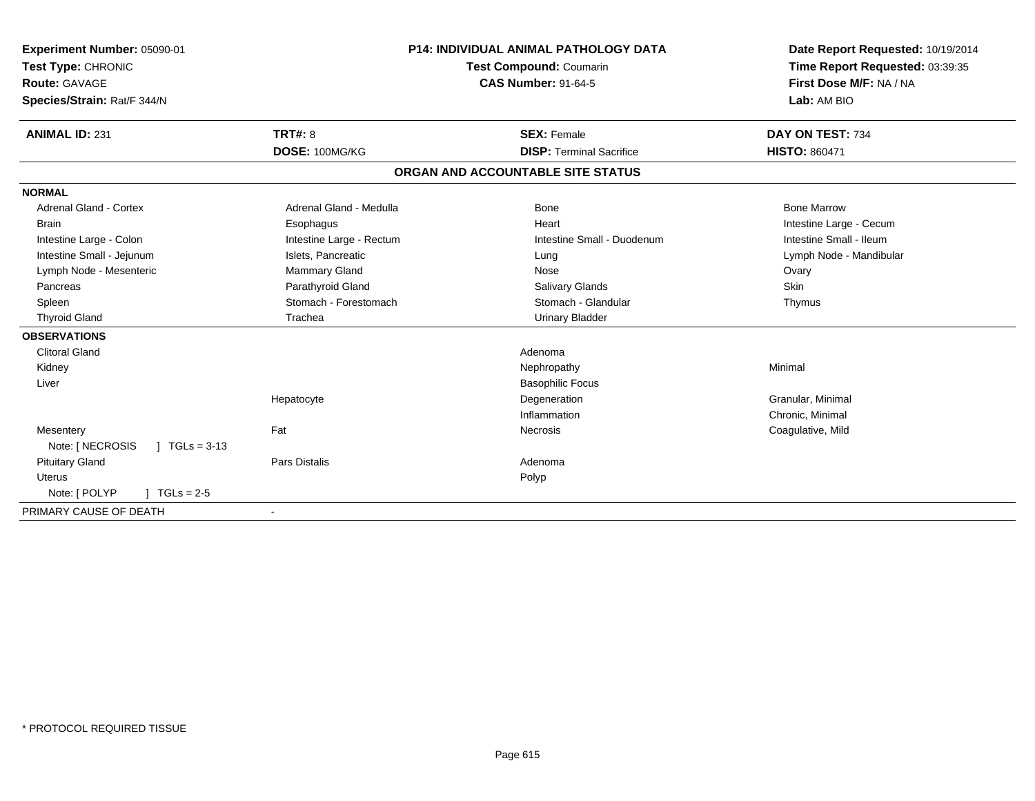**Experiment Number:** 05090-01
**Test Type:** CHRONIC
**Route:** GAVAGE
**Species/Strain:** Rat/F 344/N

**P14: INDIVIDUAL ANIMAL PATHOLOGY DATA**
**Test Compound:** Coumarin
**CAS Number:** 91-64-5

**Date Report Requested:** 10/19/2014
**Time Report Requested:** 03:39:35
**First Dose M/F:** NA / NA
**Lab:** AM BIO

| **ANIMAL ID:** 231 | **TRT#:** 8 | **SEX:** Female | **DAY ON TEST:** 734 |
|---|---|---|---|
| | **DOSE:** 100MG/KG | **DISP:** Terminal Sacrifice | **HISTO:** 860471 |

## ORGAN AND ACCOUNTABLE SITE STATUS

| | | | |
|---|---|---|---|
| **NORMAL** | | | |
| Adrenal Gland - Cortex | Adrenal Gland - Medulla | Bone | Bone Marrow |
| Brain | Esophagus | Heart | Intestine Large - Cecum |
| Intestine Large - Colon | Intestine Large - Rectum | Intestine Small - Duodenum | Intestine Small - Ileum |
| Intestine Small - Jejunum | Islets, Pancreatic | Lung | Lymph Node - Mandibular |
| Lymph Node - Mesenteric | Mammary Gland | Nose | Ovary |
| Pancreas | Parathyroid Gland | Salivary Glands | Skin |
| Spleen | Stomach - Forestomach | Stomach - Glandular | Thymus |
| Thyroid Gland | Trachea | Urinary Bladder | |
| **OBSERVATIONS** | | | |
| Clitoral Gland | | Adenoma | |
| Kidney | | Nephropathy | Minimal |
| Liver | | Basophilic Focus | |
| | Hepatocyte | Degeneration | Granular, Minimal |
| | | Inflammation | Chronic, Minimal |
| Mesentery | Fat | Necrosis | Coagulative, Mild |
| Note: [ NECROSIS ] TGLs = 3-13 | | | |
| Pituitary Gland | Pars Distalis | Adenoma | |
| Uterus | | Polyp | |
| Note: [ POLYP ] TGLs = 2-5 | | | |
| PRIMARY CAUSE OF DEATH | - | | |

* PROTOCOL REQUIRED TISSUE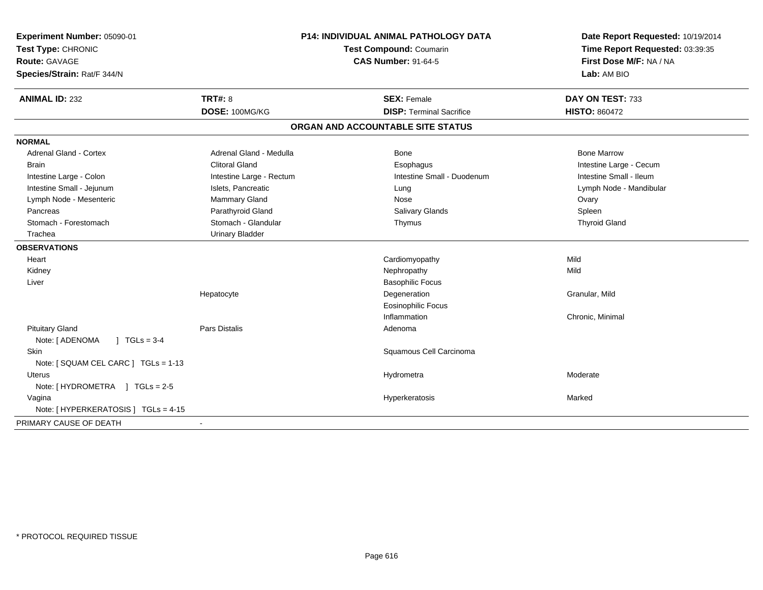**Experiment Number:** 05090-01
**Test Type:** CHRONIC
**Route:** GAVAGE
**Species/Strain:** Rat/F 344/N

**P14: INDIVIDUAL ANIMAL PATHOLOGY DATA**
**Test Compound:** Coumarin
**CAS Number:** 91-64-5

**Date Report Requested:** 10/19/2014
**Time Report Requested:** 03:39:35
**First Dose M/F:** NA / NA
**Lab:** AM BIO

| **ANIMAL ID:** 232 | **TRT#:** 8 | **SEX:** Female | **DAY ON TEST:** 733 |
|---|---|---|---|
| | **DOSE:** 100MG/KG | **DISP:** Terminal Sacrifice | **HISTO:** 860472 |

## ORGAN AND ACCOUNTABLE SITE STATUS

**NORMAL**

| | | | |
|---|---|---|---|
| Adrenal Gland - Cortex | Adrenal Gland - Medulla | Bone | Bone Marrow |
| Brain | Clitoral Gland | Esophagus | Intestine Large - Cecum |
| Intestine Large - Colon | Intestine Large - Rectum | Intestine Small - Duodenum | Intestine Small - Ileum |
| Intestine Small - Jejunum | Islets, Pancreatic | Lung | Lymph Node - Mandibular |
| Lymph Node - Mesenteric | Mammary Gland | Nose | Ovary |
| Pancreas | Parathyroid Gland | Salivary Glands | Spleen |
| Stomach - Forestomach | Stomach - Glandular | Thymus | Thyroid Gland |
| Trachea | Urinary Bladder | | |

**OBSERVATIONS**

| | | | |
|---|---|---|---|
| Heart | | Cardiomyopathy | Mild |
| Kidney | | Nephropathy | Mild |
| Liver | | Basophilic Focus | |
| | Hepatocyte | Degeneration | Granular, Mild |
| | | Eosinophilic Focus | |
| | | Inflammation | Chronic, Minimal |
| Pituitary Gland | Pars Distalis | Adenoma | |
| Note: [ ADENOMA ] TGLs = 3-4 | | | |
| Skin | | Squamous Cell Carcinoma | |
| Note: [ SQUAM CEL CARC ] TGLs = 1-13 | | | |
| Uterus | | Hydrometra | Moderate |
| Note: [ HYDROMETRA ] TGLs = 2-5 | | | |
| Vagina | | Hyperkeratosis | Marked |
| Note: [ HYPERKERATOSIS ] TGLs = 4-15 | | | |

PRIMARY CAUSE OF DEATH -

* PROTOCOL REQUIRED TISSUE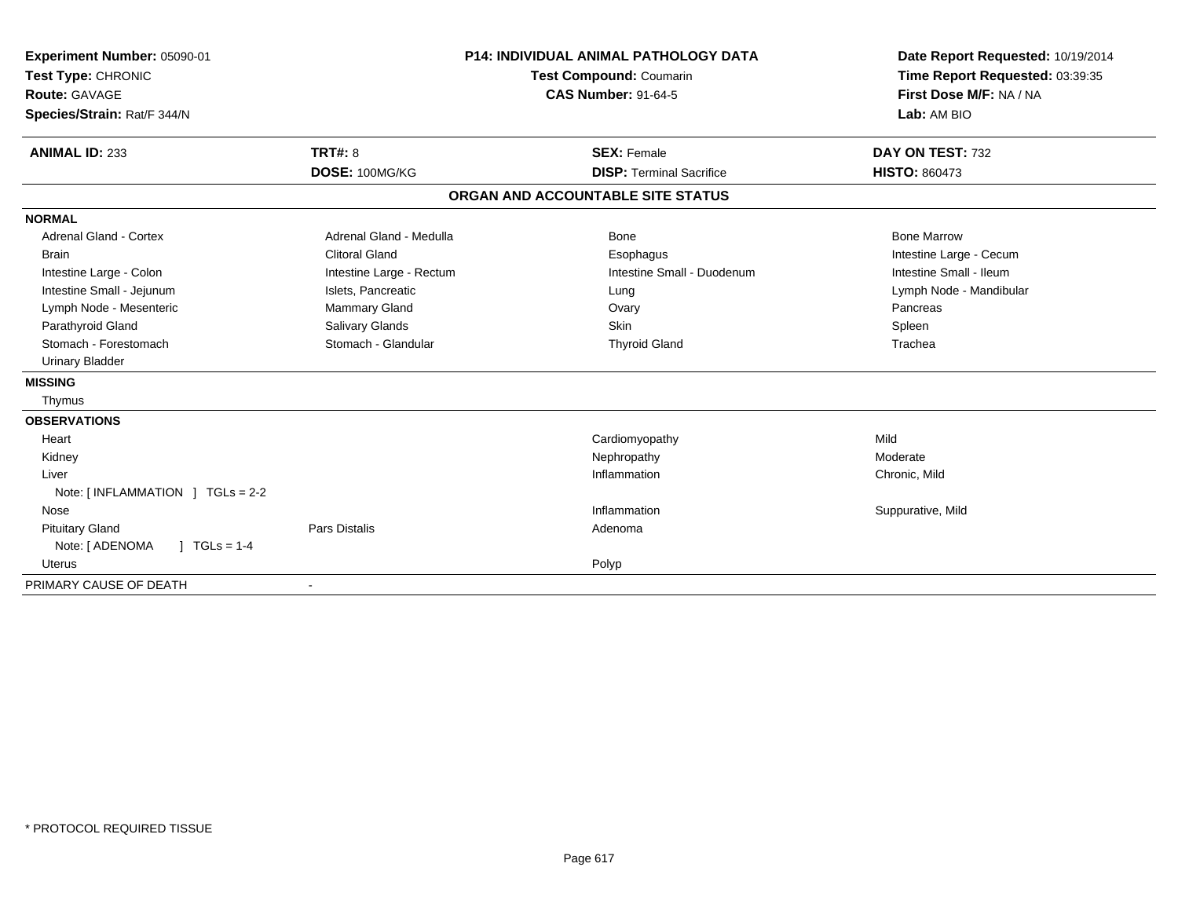**Experiment Number:** 05090-01
**Test Type:** CHRONIC
**Route:** GAVAGE
**Species/Strain:** Rat/F 344/N

**P14: INDIVIDUAL ANIMAL PATHOLOGY DATA**
**Test Compound:** Coumarin
**CAS Number:** 91-64-5

**Date Report Requested:** 10/19/2014
**Time Report Requested:** 03:39:35
**First Dose M/F:** NA / NA
**Lab:** AM BIO

| **ANIMAL ID:** 233 | **TRT#:** 8 | **SEX:** Female | **DAY ON TEST:** 732 |
|---|---|---|---|
| | **DOSE:** 100MG/KG | **DISP:** Terminal Sacrifice | **HISTO:** 860473 |

## ORGAN AND ACCOUNTABLE SITE STATUS

| | | | |
|---|---|---|---|
| **NORMAL** | | | |
| Adrenal Gland - Cortex | Adrenal Gland - Medulla | Bone | Bone Marrow |
| Brain | Clitoral Gland | Esophagus | Intestine Large - Cecum |
| Intestine Large - Colon | Intestine Large - Rectum | Intestine Small - Duodenum | Intestine Small - Ileum |
| Intestine Small - Jejunum | Islets, Pancreatic | Lung | Lymph Node - Mandibular |
| Lymph Node - Mesenteric | Mammary Gland | Ovary | Pancreas |
| Parathyroid Gland | Salivary Glands | Skin | Spleen |
| Stomach - Forestomach | Stomach - Glandular | Thyroid Gland | Trachea |
| Urinary Bladder | | | |
| **MISSING** | | | |
| Thymus | | | |
| **OBSERVATIONS** | | | |
| Heart | | Cardiomyopathy | Mild |
| Kidney | | Nephropathy | Moderate |
| Liver | | Inflammation | Chronic, Mild |
| Note: [ INFLAMMATION ] TGLs = 2-2 | | | |
| Nose | | Inflammation | Suppurative, Mild |
| Pituitary Gland | Pars Distalis | Adenoma | |
| Note: [ ADENOMA ] TGLs = 1-4 | | | |
| Uterus | | Polyp | |
| PRIMARY CAUSE OF DEATH | - | | |

\* PROTOCOL REQUIRED TISSUE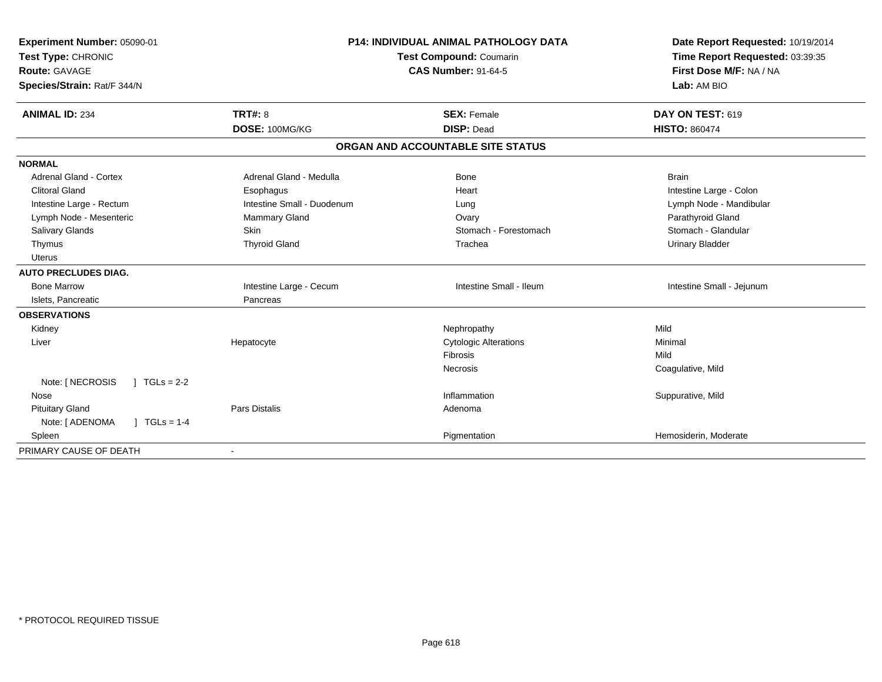**Experiment Number:** 05090-01
**Test Type:** CHRONIC
**Route:** GAVAGE
**Species/Strain:** Rat/F 344/N

**P14: INDIVIDUAL ANIMAL PATHOLOGY DATA**
**Test Compound:** Coumarin
**CAS Number:** 91-64-5

**Date Report Requested:** 10/19/2014
**Time Report Requested:** 03:39:35
**First Dose M/F:** NA / NA
**Lab:** AM BIO

| **ANIMAL ID:** 234 | **TRT#:** 8 | **SEX:** Female | **DAY ON TEST:** 619 |
|---|---|---|---|
| | **DOSE:** 100MG/KG | **DISP:** Dead | **HISTO:** 860474 |

## ORGAN AND ACCOUNTABLE SITE STATUS

| | | | |
|---|---|---|---|
| **NORMAL** | | | |
| Adrenal Gland - Cortex | Adrenal Gland - Medulla | Bone | Brain |
| Clitoral Gland | Esophagus | Heart | Intestine Large - Colon |
| Intestine Large - Rectum | Intestine Small - Duodenum | Lung | Lymph Node - Mandibular |
| Lymph Node - Mesenteric | Mammary Gland | Ovary | Parathyroid Gland |
| Salivary Glands | Skin | Stomach - Forestomach | Stomach - Glandular |
| Thymus | Thyroid Gland | Trachea | Urinary Bladder |
| Uterus | | | |
| **AUTO PRECLUDES DIAG.** | | | |
| Bone Marrow | Intestine Large - Cecum | Intestine Small - Ileum | Intestine Small - Jejunum |
| Islets, Pancreatic | Pancreas | | |
| **OBSERVATIONS** | | | |
| Kidney | | Nephropathy | Mild |
| Liver | Hepatocyte | Cytologic Alterations | Minimal |
| | | Fibrosis | Mild |
| | | Necrosis | Coagulative, Mild |
| Note: [ NECROSIS ] TGLs = 2-2 | | | |
| Nose | | Inflammation | Suppurative, Mild |
| Pituitary Gland | Pars Distalis | Adenoma | |
| Note: [ ADENOMA ] TGLs = 1-4 | | | |
| Spleen | | Pigmentation | Hemosiderin, Moderate |
| PRIMARY CAUSE OF DEATH | - | | |

* PROTOCOL REQUIRED TISSUE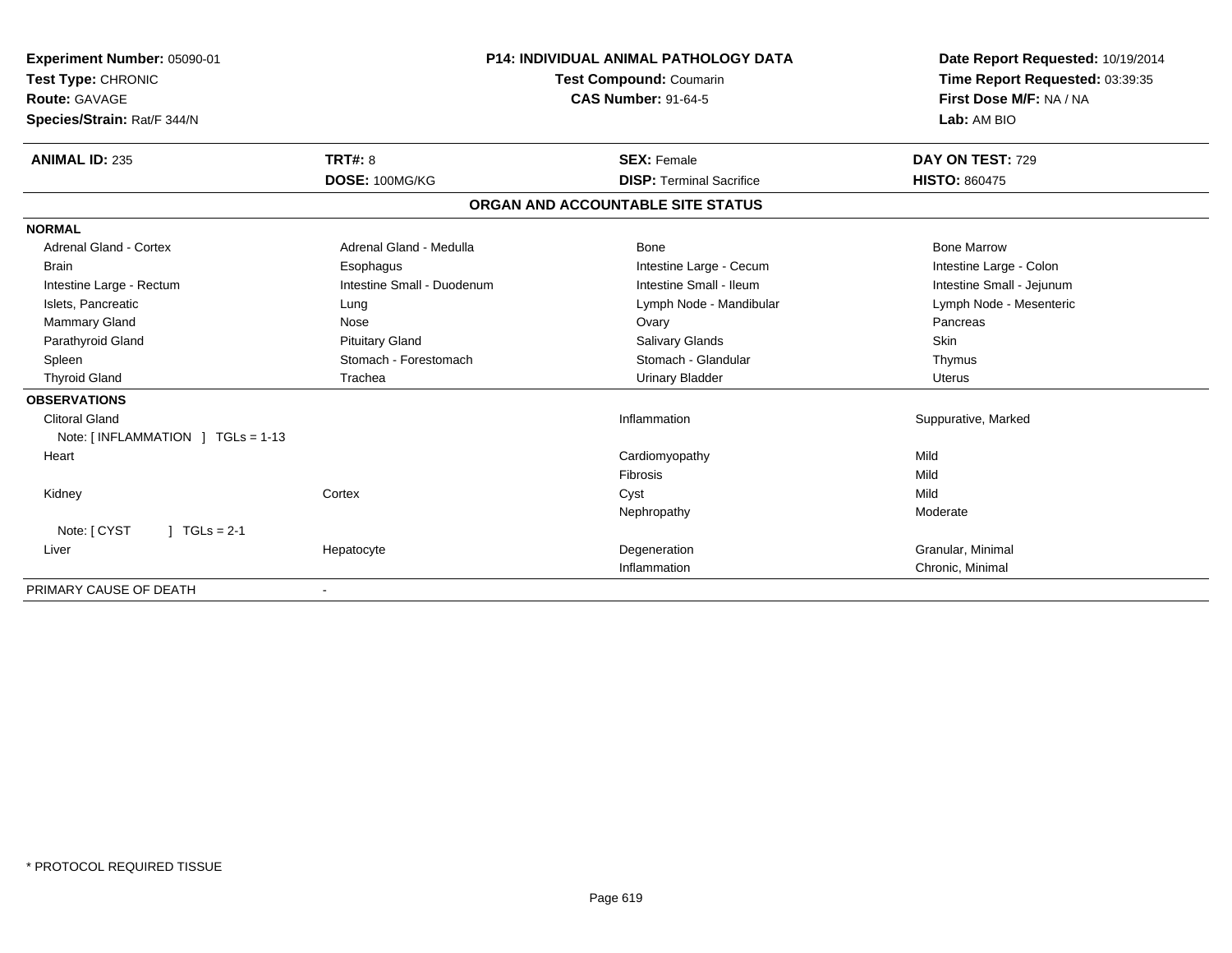**Experiment Number:** 05090-01
**Test Type:** CHRONIC
**Route:** GAVAGE
**Species/Strain:** Rat/F 344/N

**P14: INDIVIDUAL ANIMAL PATHOLOGY DATA**
**Test Compound:** Coumarin
**CAS Number:** 91-64-5

**Date Report Requested:** 10/19/2014
**Time Report Requested:** 03:39:35
**First Dose M/F:** NA / NA
**Lab:** AM BIO

| **ANIMAL ID:** 235 | **TRT#:** 8 | **SEX:** Female | **DAY ON TEST:** 729 |
|---|---|---|---|
| | **DOSE:** 100MG/KG | **DISP:** Terminal Sacrifice | **HISTO:** 860475 |

## ORGAN AND ACCOUNTABLE SITE STATUS

| | | | |
|---|---|---|---|
| **NORMAL** | | | |
| Adrenal Gland - Cortex | Adrenal Gland - Medulla | Bone | Bone Marrow |
| Brain | Esophagus | Intestine Large - Cecum | Intestine Large - Colon |
| Intestine Large - Rectum | Intestine Small - Duodenum | Intestine Small - Ileum | Intestine Small - Jejunum |
| Islets, Pancreatic | Lung | Lymph Node - Mandibular | Lymph Node - Mesenteric |
| Mammary Gland | Nose | Ovary | Pancreas |
| Parathyroid Gland | Pituitary Gland | Salivary Glands | Skin |
| Spleen | Stomach - Forestomach | Stomach - Glandular | Thymus |
| Thyroid Gland | Trachea | Urinary Bladder | Uterus |
| **OBSERVATIONS** | | | |
| Clitoral Gland | | Inflammation | Suppurative, Marked |
| Note: [ INFLAMMATION ] TGLs = 1-13 | | | |
| Heart | | Cardiomyopathy | Mild |
| | | Fibrosis | Mild |
| Kidney | Cortex | Cyst | Mild |
| | | Nephropathy | Moderate |
| Note: [ CYST ] TGLs = 2-1 | | | |
| Liver | Hepatocyte | Degeneration | Granular, Minimal |
| | | Inflammation | Chronic, Minimal |
| PRIMARY CAUSE OF DEATH | - | | |

\* PROTOCOL REQUIRED TISSUE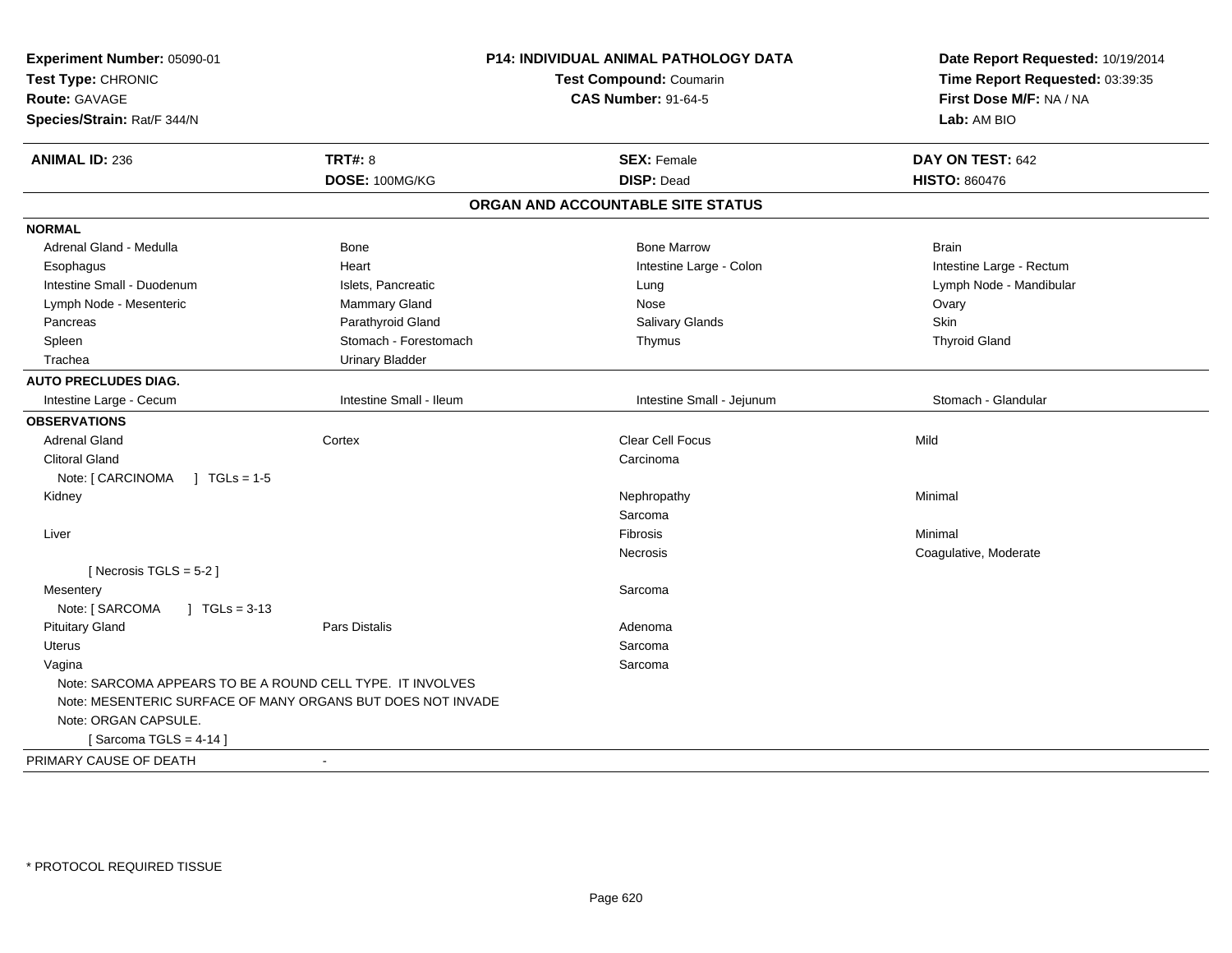**Experiment Number:** 05090-01
**Test Type:** CHRONIC
**Route:** GAVAGE
**Species/Strain:** Rat/F 344/N

**P14: INDIVIDUAL ANIMAL PATHOLOGY DATA**
**Test Compound:** Coumarin
**CAS Number:** 91-64-5

**Date Report Requested:** 10/19/2014
**Time Report Requested:** 03:39:35
**First Dose M/F:** NA / NA
**Lab:** AM BIO

| **ANIMAL ID:** 236 | **TRT#:** 8 | **SEX:** Female | **DAY ON TEST:** 642 |
|---|---|---|---|
| | **DOSE:** 100MG/KG | **DISP:** Dead | **HISTO:** 860476 |

## ORGAN AND ACCOUNTABLE SITE STATUS

**NORMAL**

| | | | |
|---|---|---|---|
| Adrenal Gland - Medulla | Bone | Bone Marrow | Brain |
| Esophagus | Heart | Intestine Large - Colon | Intestine Large - Rectum |
| Intestine Small - Duodenum | Islets, Pancreatic | Lung | Lymph Node - Mandibular |
| Lymph Node - Mesenteric | Mammary Gland | Nose | Ovary |
| Pancreas | Parathyroid Gland | Salivary Glands | Skin |
| Spleen | Stomach - Forestomach | Thymus | Thyroid Gland |
| Trachea | Urinary Bladder | | |

**AUTO PRECLUDES DIAG.**

| | | | |
|---|---|---|---|
| Intestine Large - Cecum | Intestine Small - Ileum | Intestine Small - Jejunum | Stomach - Glandular |

**OBSERVATIONS**

| | | | |
|---|---|---|---|
| Adrenal Gland | Cortex | Clear Cell Focus | Mild |
| Clitoral Gland | | Carcinoma | |
| Note: [ CARCINOMA ] TGLs = 1-5 | | | |
| Kidney | | Nephropathy | Minimal |
| | | Sarcoma | |
| Liver | | Fibrosis | Minimal |
| | | Necrosis | Coagulative, Moderate |
| [ Necrosis TGLS = 5-2 ] | | | |
| Mesentery | | Sarcoma | |
| Note: [ SARCOMA ] TGLs = 3-13 | | | |
| Pituitary Gland | Pars Distalis | Adenoma | |
| Uterus | | Sarcoma | |
| Vagina | | Sarcoma | |

Note: SARCOMA APPEARS TO BE A ROUND CELL TYPE. IT INVOLVES
Note: MESENTERIC SURFACE OF MANY ORGANS BUT DOES NOT INVADE
Note: ORGAN CAPSULE.
[ Sarcoma TGLS = 4-14 ]

PRIMARY CAUSE OF DEATH -

* PROTOCOL REQUIRED TISSUE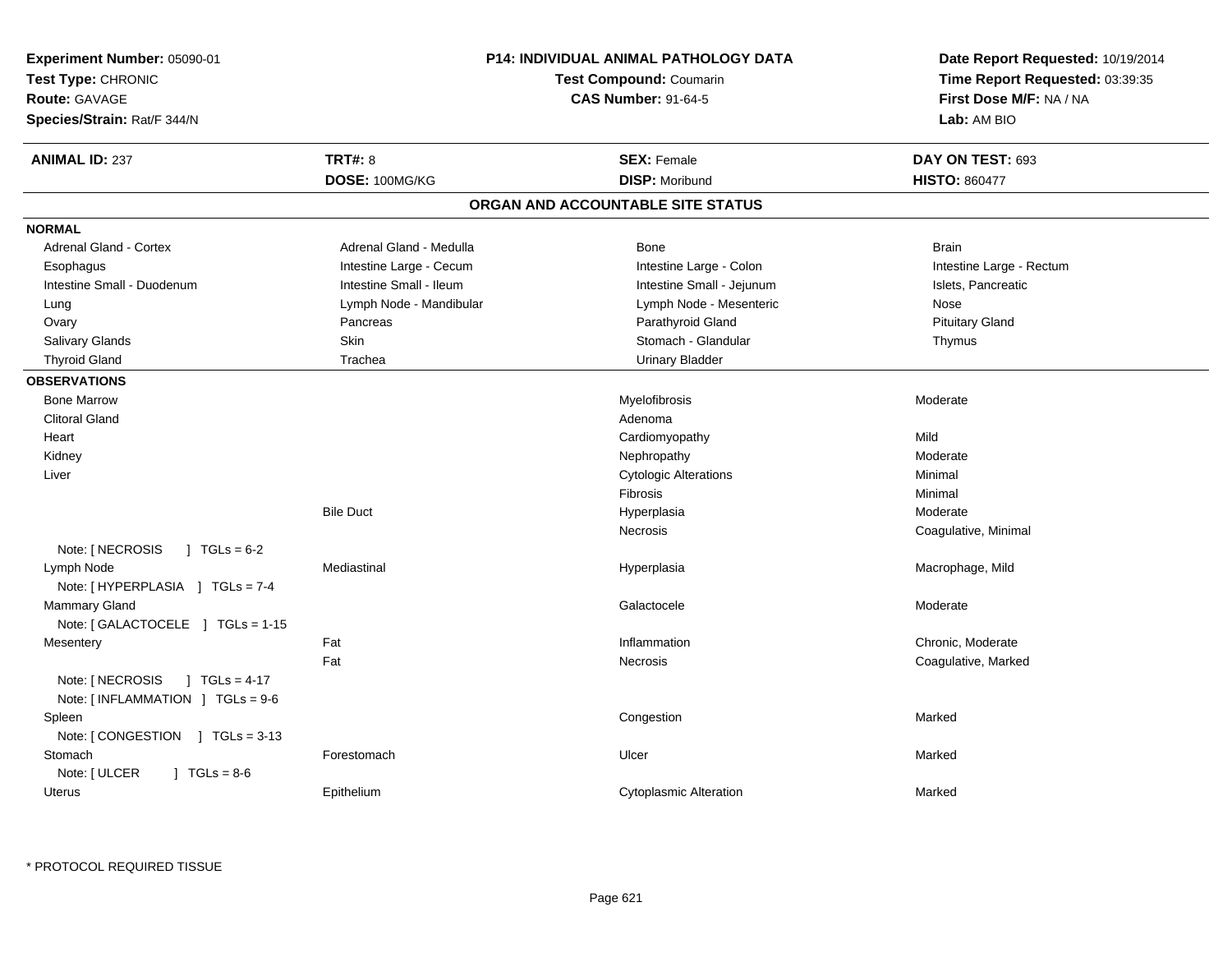**Experiment Number:** 05090-01
**Test Type:** CHRONIC
**Route:** GAVAGE
**Species/Strain:** Rat/F 344/N

**P14: INDIVIDUAL ANIMAL PATHOLOGY DATA**
**Test Compound:** Coumarin
**CAS Number:** 91-64-5

**Date Report Requested:** 10/19/2014
**Time Report Requested:** 03:39:35
**First Dose M/F:** NA / NA
**Lab:** AM BIO

| **ANIMAL ID:** 237 | **TRT#:** 8 | **SEX:** Female | **DAY ON TEST:** 693 |
|---|---|---|---|
| | **DOSE:** 100MG/KG | **DISP:** Moribund | **HISTO:** 860477 |

## ORGAN AND ACCOUNTABLE SITE STATUS

**NORMAL**

| | | | |
|---|---|---|---|
| Adrenal Gland - Cortex | Adrenal Gland - Medulla | Bone | Brain |
| Esophagus | Intestine Large - Cecum | Intestine Large - Colon | Intestine Large - Rectum |
| Intestine Small - Duodenum | Intestine Small - Ileum | Intestine Small - Jejunum | Islets, Pancreatic |
| Lung | Lymph Node - Mandibular | Lymph Node - Mesenteric | Nose |
| Ovary | Pancreas | Parathyroid Gland | Pituitary Gland |
| Salivary Glands | Skin | Stomach - Glandular | Thymus |
| Thyroid Gland | Trachea | Urinary Bladder | |

**OBSERVATIONS**

| | | | |
|---|---|---|---|
| Bone Marrow | | Myelofibrosis | Moderate |
| Clitoral Gland | | Adenoma | |
| Heart | | Cardiomyopathy | Mild |
| Kidney | | Nephropathy | Moderate |
| Liver | | Cytologic Alterations | Minimal |
| | | Fibrosis | Minimal |
| | Bile Duct | Hyperplasia | Moderate |
| | | Necrosis | Coagulative, Minimal |
| Note: [ NECROSIS ] TGLs = 6-2 | | | |
| Lymph Node | Mediastinal | Hyperplasia | Macrophage, Mild |
| Note: [ HYPERPLASIA ] TGLs = 7-4 | | | |
| Mammary Gland | | Galactocele | Moderate |
| Note: [ GALACTOCELE ] TGLs = 1-15 | | | |
| Mesentery | Fat | Inflammation | Chronic, Moderate |
| | Fat | Necrosis | Coagulative, Marked |
| Note: [ NECROSIS ] TGLs = 4-17 | | | |
| Note: [ INFLAMMATION ] TGLs = 9-6 | | | |
| Spleen | | Congestion | Marked |
| Note: [ CONGESTION ] TGLs = 3-13 | | | |
| Stomach | Forestomach | Ulcer | Marked |
| Note: [ ULCER ] TGLs = 8-6 | | | |
| Uterus | Epithelium | Cytoplasmic Alteration | Marked |

* PROTOCOL REQUIRED TISSUE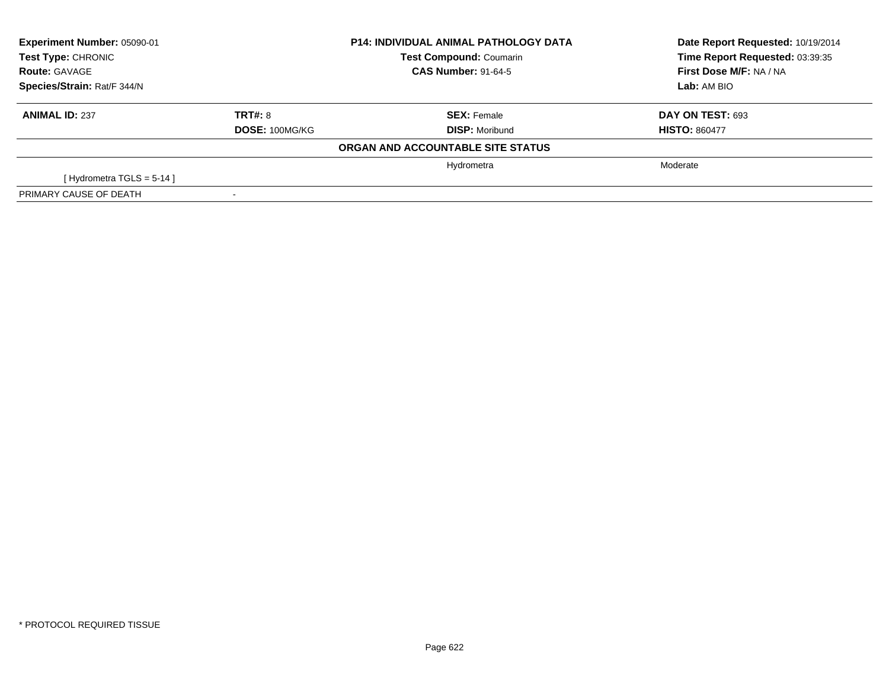| Experiment Number: 05090-01 | P14: INDIVIDUAL ANIMAL PATHOLOGY DATA | Date Report Requested: 10/19/2014 |
|---|---|---|
| Test Type: CHRONIC | Test Compound: Coumarin | Time Report Requested: 03:39:35 |
| Route: GAVAGE | CAS Number: 91-64-5 | First Dose M/F: NA / NA |
| Species/Strain: Rat/F 344/N | | Lab: AM BIO |

| ANIMAL ID: 237 | TRT#: 8 | SEX: Female | DAY ON TEST: 693 |
|---|---|---|---|
| | DOSE: 100MG/KG | DISP: Moribund | HISTO: 860477 |

**ORGAN AND ACCOUNTABLE SITE STATUS**

| | | | |
|---|---|---|---|
| | | Hydrometra | Moderate |
| [ Hydrometra TGLS = 5-14 ] | | | |
| PRIMARY CAUSE OF DEATH | - | | |

* PROTOCOL REQUIRED TISSUE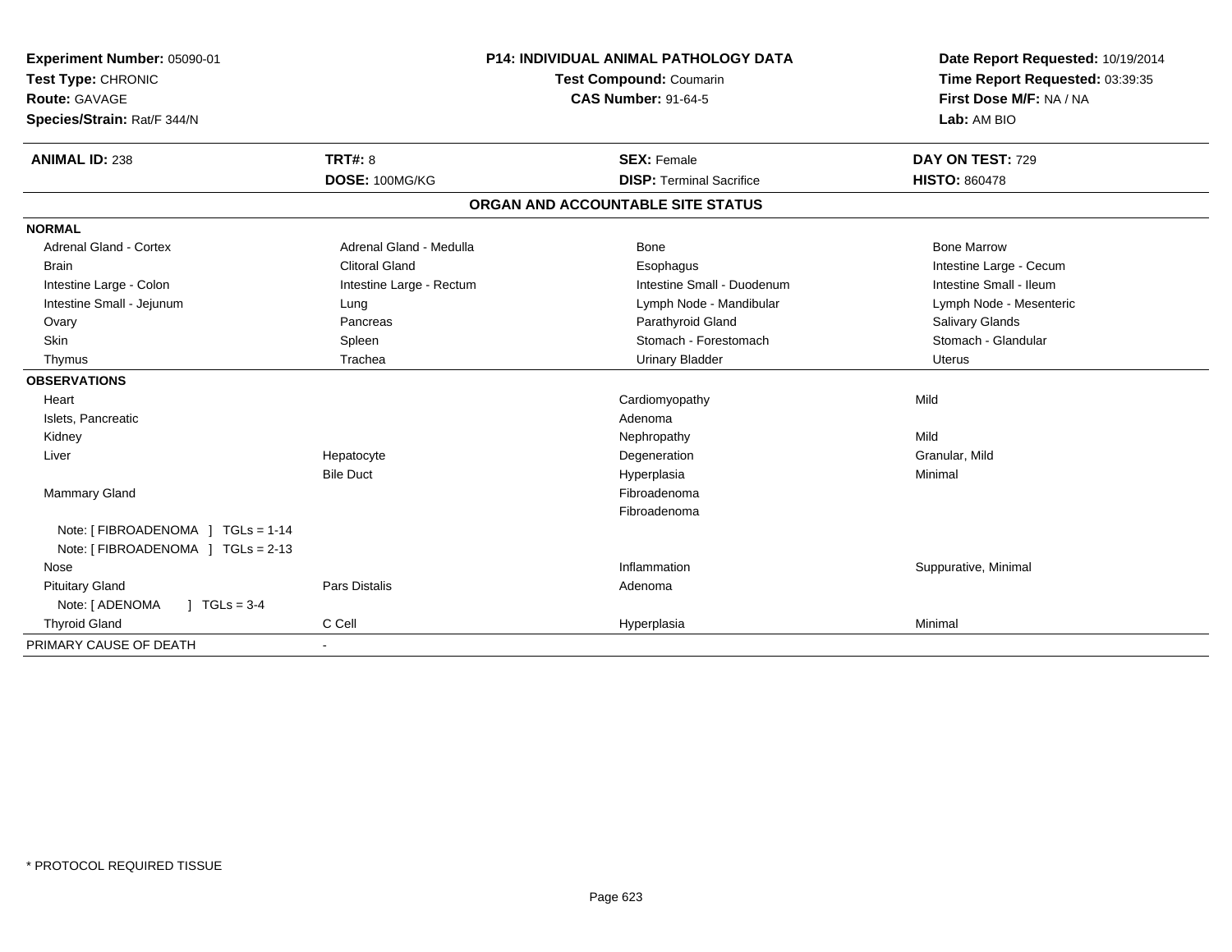**Experiment Number:** 05090-01
**Test Type:** CHRONIC
**Route:** GAVAGE
**Species/Strain:** Rat/F 344/N

**P14: INDIVIDUAL ANIMAL PATHOLOGY DATA**
**Test Compound:** Coumarin
**CAS Number:** 91-64-5

**Date Report Requested:** 10/19/2014
**Time Report Requested:** 03:39:35
**First Dose M/F:** NA / NA
**Lab:** AM BIO

| **ANIMAL ID:** 238 | **TRT#:** 8 | **SEX:** Female | **DAY ON TEST:** 729 |
|---|---|---|---|
| | **DOSE:** 100MG/KG | **DISP:** Terminal Sacrifice | **HISTO:** 860478 |

## ORGAN AND ACCOUNTABLE SITE STATUS

**NORMAL**

| | | | |
|---|---|---|---|
| Adrenal Gland - Cortex | Adrenal Gland - Medulla | Bone | Bone Marrow |
| Brain | Clitoral Gland | Esophagus | Intestine Large - Cecum |
| Intestine Large - Colon | Intestine Large - Rectum | Intestine Small - Duodenum | Intestine Small - Ileum |
| Intestine Small - Jejunum | Lung | Lymph Node - Mandibular | Lymph Node - Mesenteric |
| Ovary | Pancreas | Parathyroid Gland | Salivary Glands |
| Skin | Spleen | Stomach - Forestomach | Stomach - Glandular |
| Thymus | Trachea | Urinary Bladder | Uterus |

**OBSERVATIONS**

| | | | |
|---|---|---|---|
| Heart | | Cardiomyopathy | Mild |
| Islets, Pancreatic | | Adenoma | |
| Kidney | | Nephropathy | Mild |
| Liver | Hepatocyte | Degeneration | Granular, Mild |
| | Bile Duct | Hyperplasia | Minimal |
| Mammary Gland | | Fibroadenoma | |
| | | Fibroadenoma | |
| Note: [ FIBROADENOMA ] TGLs = 1-14 | | | |
| Note: [ FIBROADENOMA ] TGLs = 2-13 | | | |
| Nose | | Inflammation | Suppurative, Minimal |
| Pituitary Gland | Pars Distalis | Adenoma | |
| Note: [ ADENOMA ] TGLs = 3-4 | | | |
| Thyroid Gland | C Cell | Hyperplasia | Minimal |

| | |
|---|---|
| PRIMARY CAUSE OF DEATH | - |

* PROTOCOL REQUIRED TISSUE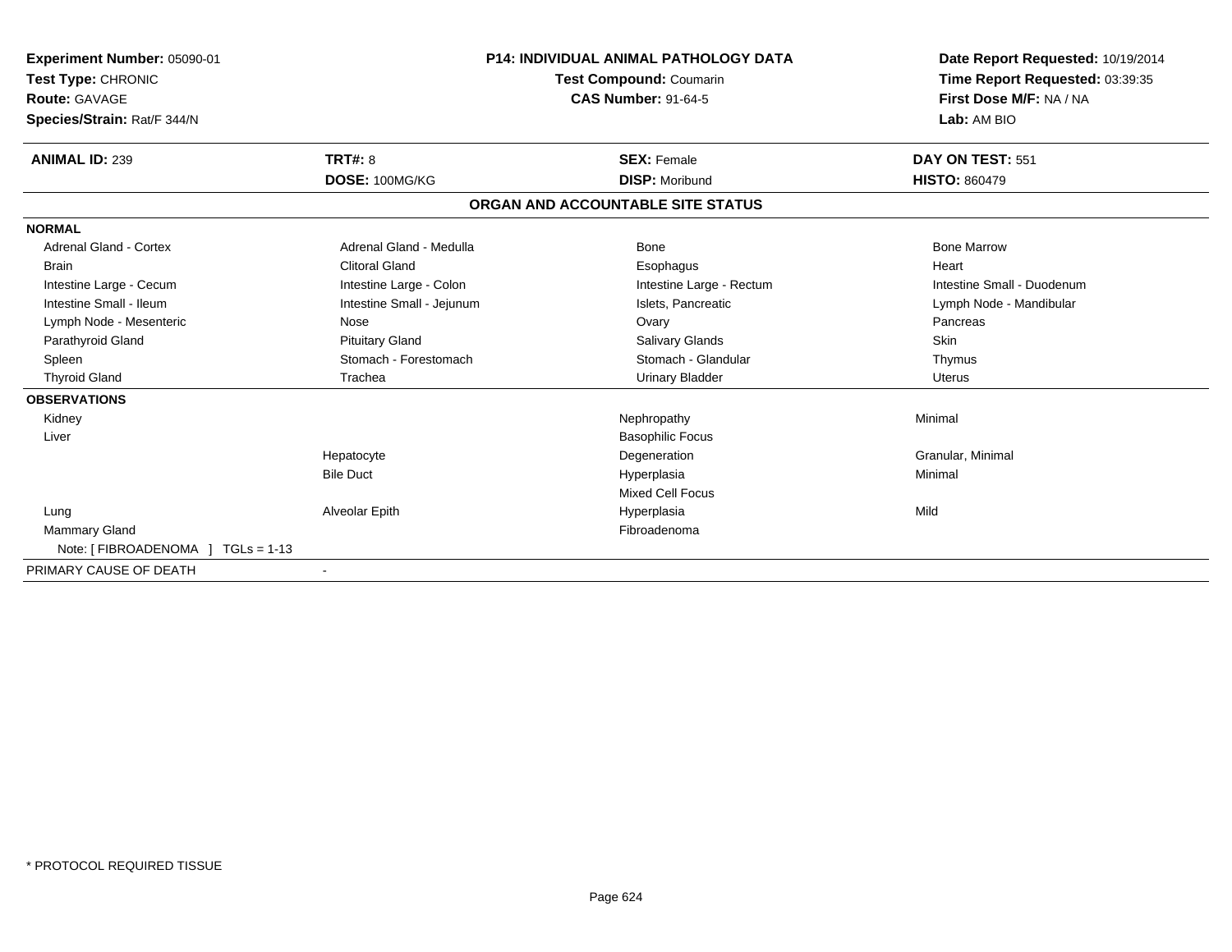**Experiment Number:** 05090-01
**Test Type:** CHRONIC
**Route:** GAVAGE
**Species/Strain:** Rat/F 344/N

**P14: INDIVIDUAL ANIMAL PATHOLOGY DATA**
**Test Compound:** Coumarin
**CAS Number:** 91-64-5

**Date Report Requested:** 10/19/2014
**Time Report Requested:** 03:39:35
**First Dose M/F:** NA / NA
**Lab:** AM BIO

| **ANIMAL ID:** 239 | **TRT#:** 8 | **SEX:** Female | **DAY ON TEST:** 551 |
|---|---|---|---|
| | **DOSE:** 100MG/KG | **DISP:** Moribund | **HISTO:** 860479 |

## ORGAN AND ACCOUNTABLE SITE STATUS

**NORMAL**

| | | | |
|---|---|---|---|
| Adrenal Gland - Cortex | Adrenal Gland - Medulla | Bone | Bone Marrow |
| Brain | Clitoral Gland | Esophagus | Heart |
| Intestine Large - Cecum | Intestine Large - Colon | Intestine Large - Rectum | Intestine Small - Duodenum |
| Intestine Small - Ileum | Intestine Small - Jejunum | Islets, Pancreatic | Lymph Node - Mandibular |
| Lymph Node - Mesenteric | Nose | Ovary | Pancreas |
| Parathyroid Gland | Pituitary Gland | Salivary Glands | Skin |
| Spleen | Stomach - Forestomach | Stomach - Glandular | Thymus |
| Thyroid Gland | Trachea | Urinary Bladder | Uterus |

**OBSERVATIONS**

| | | | |
|---|---|---|---|
| Kidney | | Nephropathy | Minimal |
| Liver | | Basophilic Focus | |
| | Hepatocyte | Degeneration | Granular, Minimal |
| | Bile Duct | Hyperplasia | Minimal |
| | | Mixed Cell Focus | |
| Lung | Alveolar Epith | Hyperplasia | Mild |
| Mammary Gland | | Fibroadenoma | |
| Note: [ FIBROADENOMA ] TGLs = 1-13 | | | |

PRIMARY CAUSE OF DEATH -

* PROTOCOL REQUIRED TISSUE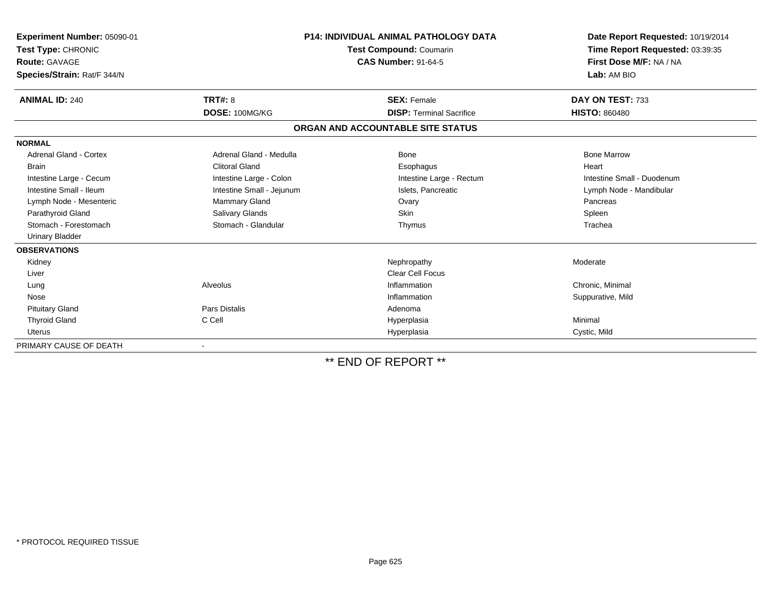**Experiment Number:** 05090-01
**Test Type:** CHRONIC
**Route:** GAVAGE
**Species/Strain:** Rat/F 344/N

**P14: INDIVIDUAL ANIMAL PATHOLOGY DATA**
**Test Compound:** Coumarin
**CAS Number:** 91-64-5

**Date Report Requested:** 10/19/2014
**Time Report Requested:** 03:39:35
**First Dose M/F:** NA / NA
**Lab:** AM BIO

| | | | |
|---|---|---|---|
| **ANIMAL ID:** 240 | **TRT#:** 8 | **SEX:** Female | **DAY ON TEST:** 733 |
| | **DOSE:** 100MG/KG | **DISP:** Terminal Sacrifice | **HISTO:** 860480 |

**ORGAN AND ACCOUNTABLE SITE STATUS**

| | | | |
|---|---|---|---|
| **NORMAL** | | | |
| Adrenal Gland - Cortex | Adrenal Gland - Medulla | Bone | Bone Marrow |
| Brain | Clitoral Gland | Esophagus | Heart |
| Intestine Large - Cecum | Intestine Large - Colon | Intestine Large - Rectum | Intestine Small - Duodenum |
| Intestine Small - Ileum | Intestine Small - Jejunum | Islets, Pancreatic | Lymph Node - Mandibular |
| Lymph Node - Mesenteric | Mammary Gland | Ovary | Pancreas |
| Parathyroid Gland | Salivary Glands | Skin | Spleen |
| Stomach - Forestomach | Stomach - Glandular | Thymus | Trachea |
| Urinary Bladder | | | |
| **OBSERVATIONS** | | | |
| Kidney | | Nephropathy | Moderate |
| Liver | | Clear Cell Focus | |
| Lung | Alveolus | Inflammation | Chronic, Minimal |
| Nose | | Inflammation | Suppurative, Mild |
| Pituitary Gland | Pars Distalis | Adenoma | |
| Thyroid Gland | C Cell | Hyperplasia | Minimal |
| Uterus | | Hyperplasia | Cystic, Mild |
| PRIMARY CAUSE OF DEATH | - | | |

** END OF REPORT **

* PROTOCOL REQUIRED TISSUE